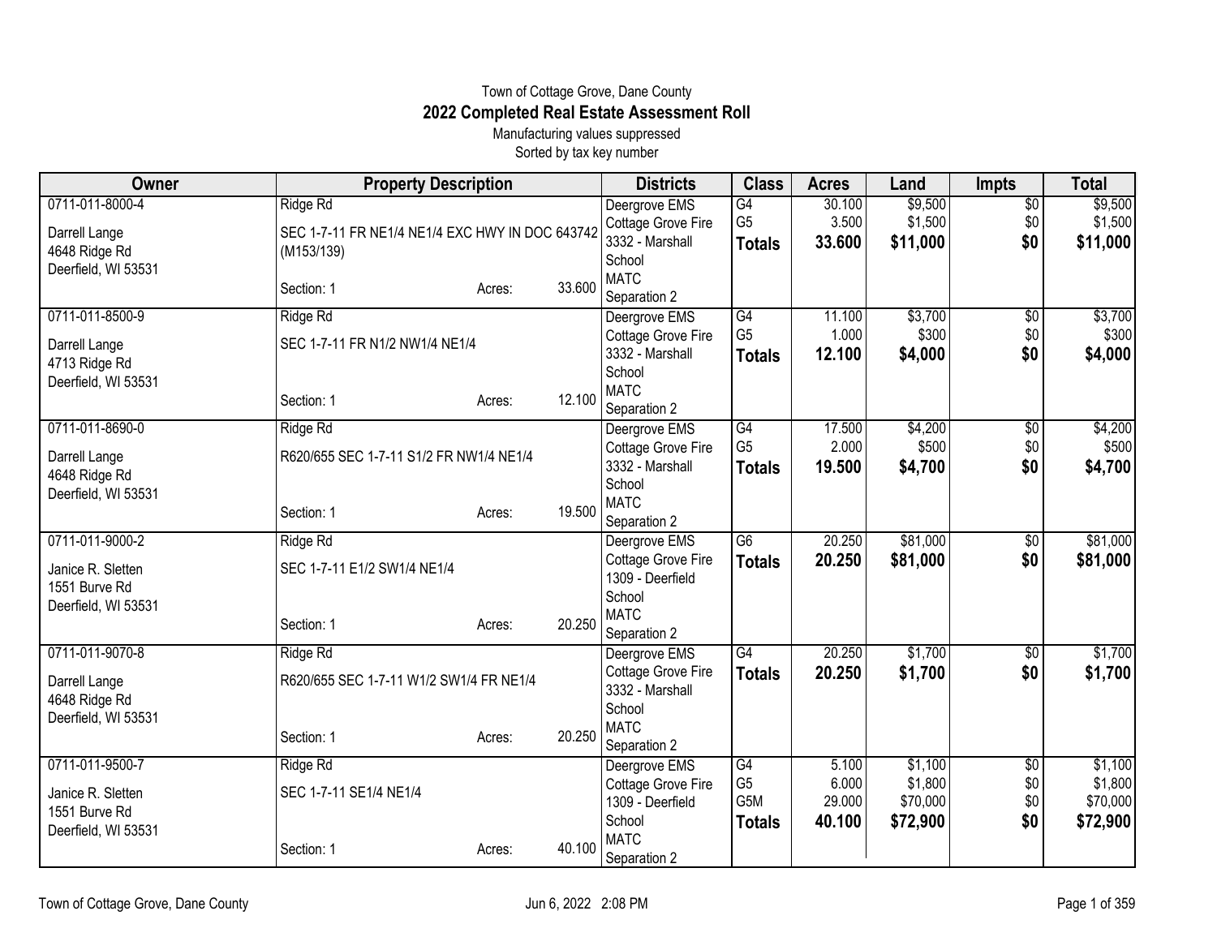Town of Cottage Grove, Dane County

# 2022 Completed Real Estate Assessment Roll

Manufacturing values suppressed

Sorted by tax key number

| Owner | Property Description | Districts | Class | Acres | Land | Impts | Total |
|---|---|---|---|---|---|---|---|
| 0711-011-8000-4<br>Darrell Lange<br>4648 Ridge Rd<br>Deerfield, WI 53531 | Ridge Rd<br>SEC 1-7-11 FR NE1/4 NE1/4 EXC HWY IN DOC 643742 (M153/139)<br>Section: 1 Acres: 33.600 | Deergrove EMS<br>Cottage Grove Fire<br>3332 - Marshall School<br>MATC<br>Separation 2 | G4<br>G5<br>**Totals** | 30.100<br>3.500<br>**33.600** | $9,500<br>$1,500<br>**$11,000** | $0<br>$0<br>**$0** | $9,500<br>$1,500<br>**$11,000** |
| 0711-011-8500-9<br>Darrell Lange<br>4713 Ridge Rd<br>Deerfield, WI 53531 | Ridge Rd<br>SEC 1-7-11 FR N1/2 NW1/4 NE1/4<br>Section: 1 Acres: 12.100 | Deergrove EMS<br>Cottage Grove Fire<br>3332 - Marshall School<br>MATC<br>Separation 2 | G4<br>G5<br>**Totals** | 11.100<br>1.000<br>**12.100** | $3,700<br>$300<br>**$4,000** | $0<br>$0<br>**$0** | $3,700<br>$300<br>**$4,000** |
| 0711-011-8690-0<br>Darrell Lange<br>4648 Ridge Rd<br>Deerfield, WI 53531 | Ridge Rd<br>R620/655 SEC 1-7-11 S1/2 FR NW1/4 NE1/4<br>Section: 1 Acres: 19.500 | Deergrove EMS<br>Cottage Grove Fire<br>3332 - Marshall School<br>MATC<br>Separation 2 | G4<br>G5<br>**Totals** | 17.500<br>2.000<br>**19.500** | $4,200<br>$500<br>**$4,700** | $0<br>$0<br>**$0** | $4,200<br>$500<br>**$4,700** |
| 0711-011-9000-2<br>Janice R. Sletten<br>1551 Burve Rd<br>Deerfield, WI 53531 | Ridge Rd<br>SEC 1-7-11 E1/2 SW1/4 NE1/4<br>Section: 1 Acres: 20.250 | Deergrove EMS<br>Cottage Grove Fire<br>1309 - Deerfield School<br>MATC<br>Separation 2 | G6<br>**Totals** | 20.250<br>**20.250** | $81,000<br>**$81,000** | $0<br>**$0** | $81,000<br>**$81,000** |
| 0711-011-9070-8<br>Darrell Lange<br>4648 Ridge Rd<br>Deerfield, WI 53531 | Ridge Rd<br>R620/655 SEC 1-7-11 W1/2 SW1/4 FR NE1/4<br>Section: 1 Acres: 20.250 | Deergrove EMS<br>Cottage Grove Fire<br>3332 - Marshall School<br>MATC<br>Separation 2 | G4<br>**Totals** | 20.250<br>**20.250** | $1,700<br>**$1,700** | $0<br>**$0** | $1,700<br>**$1,700** |
| 0711-011-9500-7<br>Janice R. Sletten<br>1551 Burve Rd<br>Deerfield, WI 53531 | Ridge Rd<br>SEC 1-7-11 SE1/4 NE1/4<br>Section: 1 Acres: 40.100 | Deergrove EMS<br>Cottage Grove Fire<br>1309 - Deerfield School<br>MATC<br>Separation 2 | G4<br>G5<br>G5M<br>**Totals** | 5.100<br>6.000<br>29.000<br>**40.100** | $1,100<br>$1,800<br>$70,000<br>**$72,900** | $0<br>$0<br>$0<br>**$0** | $1,100<br>$1,800<br>$70,000<br>**$72,900** |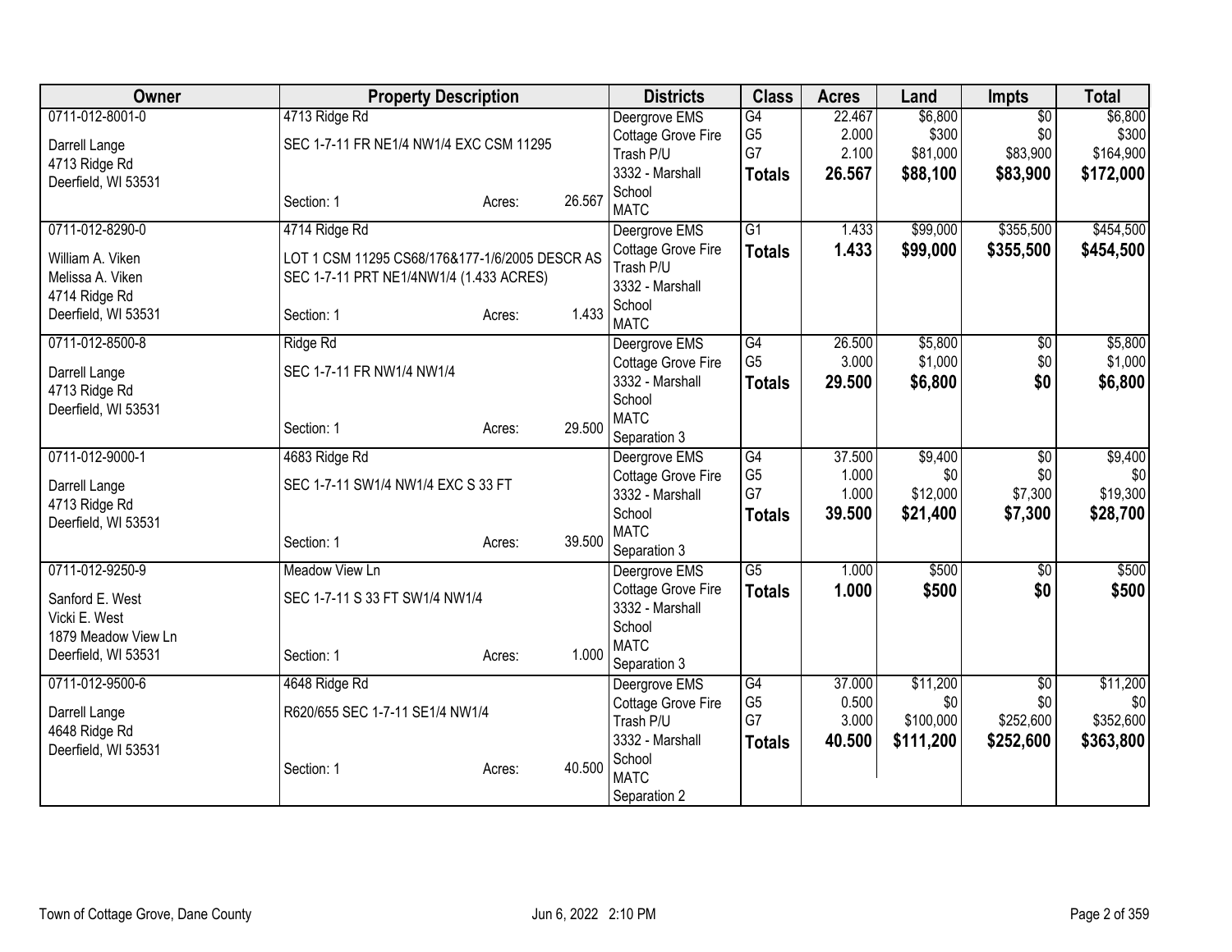| Owner | Property Description | | | Districts | Class | Acres | Land | Impts | Total |
|---|---|---|---|---|---|---|---|---|---|
| 0711-012-8001-0<br>Darrell Lange<br>4713 Ridge Rd<br>Deerfield, WI 53531 | 4713 Ridge Rd<br>SEC 1-7-11 FR NE1/4 NW1/4 EXC CSM 11295<br>Section: 1 | Acres: | 26.567 | Deergrove EMS<br>Cottage Grove Fire<br>Trash P/U<br>3332 - Marshall School<br>MATC | G4<br>G5<br>G7<br>**Totals** | 22.467<br>2.000<br>2.100<br>**26.567** | $6,800<br>$300<br>$81,000<br>**$88,100** | $0<br>$0<br>$83,900<br>**$83,900** | $6,800<br>$300<br>$164,900<br>**$172,000** |
| 0711-012-8290-0<br>William A. Viken<br>Melissa A. Viken<br>4714 Ridge Rd<br>Deerfield, WI 53531 | 4714 Ridge Rd<br>LOT 1 CSM 11295 CS68/176&177-1/6/2005 DESCR AS SEC 1-7-11 PRT NE1/4NW1/4 (1.433 ACRES)<br>Section: 1 | Acres: | 1.433 | Deergrove EMS<br>Cottage Grove Fire<br>Trash P/U<br>3332 - Marshall School<br>MATC | G1<br>**Totals** | 1.433<br>**1.433** | $99,000<br>**$99,000** | $355,500<br>**$355,500** | $454,500<br>**$454,500** |
| 0711-012-8500-8<br>Darrell Lange<br>4713 Ridge Rd<br>Deerfield, WI 53531 | Ridge Rd<br>SEC 1-7-11 FR NW1/4 NW1/4<br>Section: 1 | Acres: | 29.500 | Deergrove EMS<br>Cottage Grove Fire<br>3332 - Marshall School<br>MATC<br>Separation 3 | G4<br>G5<br>**Totals** | 26.500<br>3.000<br>**29.500** | $5,800<br>$1,000<br>**$6,800** | $0<br>$0<br>**$0** | $5,800<br>$1,000<br>**$6,800** |
| 0711-012-9000-1<br>Darrell Lange<br>4713 Ridge Rd<br>Deerfield, WI 53531 | 4683 Ridge Rd<br>SEC 1-7-11 SW1/4 NW1/4 EXC S 33 FT<br>Section: 1 | Acres: | 39.500 | Deergrove EMS<br>Cottage Grove Fire<br>3332 - Marshall School<br>MATC<br>Separation 3 | G4<br>G5<br>G7<br>**Totals** | 37.500<br>1.000<br>1.000<br>**39.500** | $9,400<br>$0<br>$12,000<br>**$21,400** | $0<br>$0<br>$7,300<br>**$7,300** | $9,400<br>$0<br>$19,300<br>**$28,700** |
| 0711-012-9250-9<br>Sanford E. West<br>Vicki E. West<br>1879 Meadow View Ln<br>Deerfield, WI 53531 | Meadow View Ln<br>SEC 1-7-11 S 33 FT SW1/4 NW1/4<br>Section: 1 | Acres: | 1.000 | Deergrove EMS<br>Cottage Grove Fire<br>3332 - Marshall School<br>MATC<br>Separation 3 | G5<br>**Totals** | 1.000<br>**1.000** | $500<br>**$500** | $0<br>**$0** | $500<br>**$500** |
| 0711-012-9500-6<br>Darrell Lange<br>4648 Ridge Rd<br>Deerfield, WI 53531 | 4648 Ridge Rd<br>R620/655 SEC 1-7-11 SE1/4 NW1/4<br>Section: 1 | Acres: | 40.500 | Deergrove EMS<br>Cottage Grove Fire<br>Trash P/U<br>3332 - Marshall School<br>MATC<br>Separation 2 | G4<br>G5<br>G7<br>**Totals** | 37.000<br>0.500<br>3.000<br>**40.500** | $11,200<br>$0<br>$100,000<br>**$111,200** | $0<br>$0<br>$252,600<br>**$252,600** | $11,200<br>$0<br>$352,600<br>**$363,800** |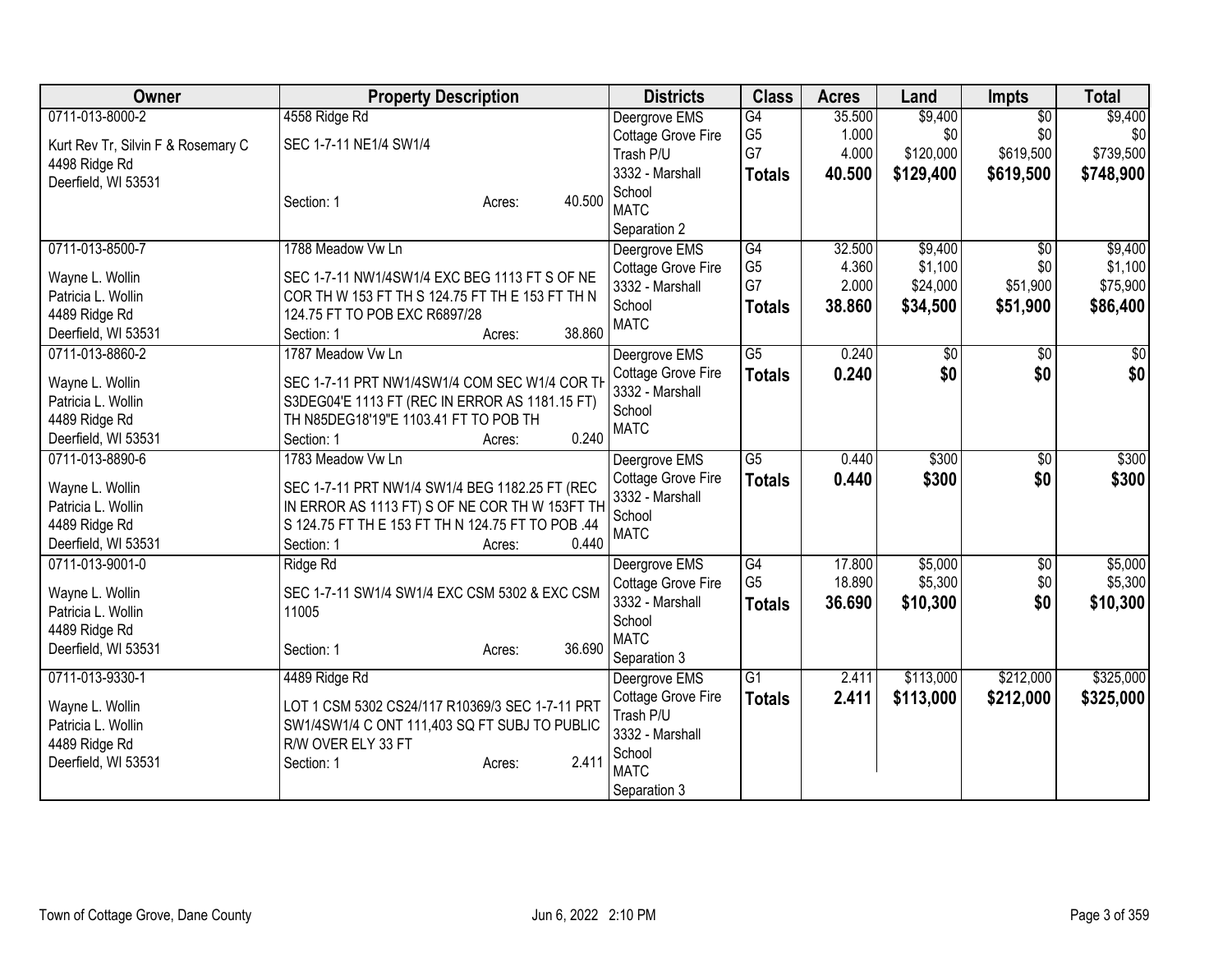| Owner | Property Description | Districts | Class | Acres | Land | Impts | Total |
|---|---|---|---|---|---|---|---|
| 0711-013-8000-2<br>Kurt Rev Tr, Silvin F & Rosemary C<br>4498 Ridge Rd<br>Deerfield, WI 53531 | 4558 Ridge Rd<br>SEC 1-7-11 NE1/4 SW1/4<br>Section: 1 Acres: 40.500 | Deergrove EMS<br>Cottage Grove Fire<br>Trash P/U<br>3332 - Marshall School<br>MATC<br>Separation 2 | G4<br>G5<br>G7<br>**Totals** | 35.500<br>1.000<br>4.000<br>**40.500** | $9,400<br>$0<br>$120,000<br>**$129,400** | $0<br>$0<br>$619,500<br>**$619,500** | $9,400<br>$0<br>$739,500<br>**$748,900** |
| 0711-013-8500-7<br>Wayne L. Wollin<br>Patricia L. Wollin<br>4489 Ridge Rd<br>Deerfield, WI 53531 | 1788 Meadow Vw Ln<br>SEC 1-7-11 NW1/4SW1/4 EXC BEG 1113 FT S OF NE COR TH W 153 FT TH S 124.75 FT TH E 153 FT TH N 124.75 FT TO POB EXC R6897/28<br>Section: 1 Acres: 38.860 | Deergrove EMS<br>Cottage Grove Fire<br>3332 - Marshall School<br>MATC | G4<br>G5<br>G7<br>**Totals** | 32.500<br>4.360<br>2.000<br>**38.860** | $9,400<br>$1,100<br>$24,000<br>**$34,500** | $0<br>$0<br>$51,900<br>**$51,900** | $9,400<br>$1,100<br>$75,900<br>**$86,400** |
| 0711-013-8860-2<br>Wayne L. Wollin<br>Patricia L. Wollin<br>4489 Ridge Rd<br>Deerfield, WI 53531 | 1787 Meadow Vw Ln<br>SEC 1-7-11 PRT NW1/4SW1/4 COM SEC W1/4 COR TH S3DEG04'E 1113 FT (REC IN ERROR AS 1181.15 FT) TH N85DEG18'19"E 1103.41 FT TO POB TH<br>Section: 1 Acres: 0.240 | Deergrove EMS<br>Cottage Grove Fire<br>3332 - Marshall School<br>MATC | G5<br>**Totals** | 0.240<br>**0.240** | $0<br>**$0** | $0<br>**$0** | $0<br>**$0** |
| 0711-013-8890-6<br>Wayne L. Wollin<br>Patricia L. Wollin<br>4489 Ridge Rd<br>Deerfield, WI 53531 | 1783 Meadow Vw Ln<br>SEC 1-7-11 PRT NW1/4 SW1/4 BEG 1182.25 FT (REC IN ERROR AS 1113 FT) S OF NE COR TH W 153FT TH S 124.75 FT TH E 153 FT TH N 124.75 FT TO POB .44<br>Section: 1 Acres: 0.440 | Deergrove EMS<br>Cottage Grove Fire<br>3332 - Marshall School<br>MATC | G5<br>**Totals** | 0.440<br>**0.440** | $300<br>**$300** | $0<br>**$0** | $300<br>**$300** |
| 0711-013-9001-0<br>Wayne L. Wollin<br>Patricia L. Wollin<br>4489 Ridge Rd<br>Deerfield, WI 53531 | Ridge Rd<br>SEC 1-7-11 SW1/4 SW1/4 EXC CSM 5302 & EXC CSM 11005<br>Section: 1 Acres: 36.690 | Deergrove EMS<br>Cottage Grove Fire<br>3332 - Marshall School<br>MATC<br>Separation 3 | G4<br>G5<br>**Totals** | 17.800<br>18.890<br>**36.690** | $5,000<br>$5,300<br>**$10,300** | $0<br>$0<br>**$0** | $5,000<br>$5,300<br>**$10,300** |
| 0711-013-9330-1<br>Wayne L. Wollin<br>Patricia L. Wollin<br>4489 Ridge Rd<br>Deerfield, WI 53531 | 4489 Ridge Rd<br>LOT 1 CSM 5302 CS24/117 R10369/3 SEC 1-7-11 PRT SW1/4SW1/4 C ONT 111,403 SQ FT SUBJ TO PUBLIC R/W OVER ELY 33 FT<br>Section: 1 Acres: 2.411 | Deergrove EMS<br>Cottage Grove Fire<br>Trash P/U<br>3332 - Marshall School<br>MATC<br>Separation 3 | G1<br>**Totals** | 2.411<br>**2.411** | $113,000<br>**$113,000** | $212,000<br>**$212,000** | $325,000<br>**$325,000** |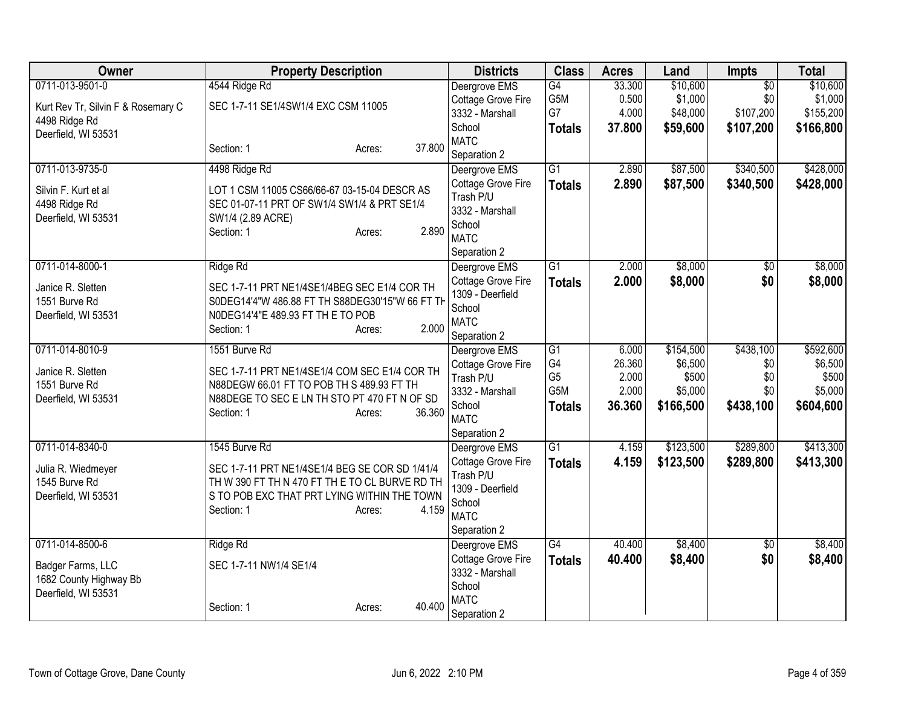| Owner | Property Description | Districts | Class | Acres | Land | Impts | Total |
|---|---|---|---|---|---|---|---|
| 0711-013-9501-0<br><br>Kurt Rev Tr, Silvin F & Rosemary C<br>4498 Ridge Rd<br>Deerfield, WI 53531 | 4544 Ridge Rd<br><br>SEC 1-7-11 SE1/4SW1/4 EXC CSM 11005<br><br>Section: 1 Acres: 37.800 | Deergrove EMS<br>Cottage Grove Fire<br>3332 - Marshall School<br>MATC<br>Separation 2 | G4<br>G5M<br>G7<br>**Totals** | 33.300<br>0.500<br>4.000<br>**37.800** | $10,600<br>$1,000<br>$48,000<br>**$59,600** | $0<br>$0<br>$107,200<br>**$107,200** | $10,600<br>$1,000<br>$155,200<br>**$166,800** |
| 0711-013-9735-0<br><br>Silvin F. Kurt et al<br>4498 Ridge Rd<br>Deerfield, WI 53531 | 4498 Ridge Rd<br><br>LOT 1 CSM 11005 CS66/66-67 03-15-04 DESCR AS SEC 01-07-11 PRT OF SW1/4 SW1/4 & PRT SE1/4 SW1/4 (2.89 ACRE)<br>Section: 1 Acres: 2.890 | Deergrove EMS<br>Cottage Grove Fire<br>Trash P/U<br>3332 - Marshall School<br>MATC<br>Separation 2 | G1<br>**Totals** | 2.890<br>**2.890** | $87,500<br>**$87,500** | $340,500<br>**$340,500** | $428,000<br>**$428,000** |
| 0711-014-8000-1<br><br>Janice R. Sletten<br>1551 Burve Rd<br>Deerfield, WI 53531 | Ridge Rd<br><br>SEC 1-7-11 PRT NE1/4SE1/4BEG SEC E1/4 COR TH S0DEG14'4"W 486.88 FT TH S88DEG30'15"W 66 FT TH N0DEG14'4"E 489.93 FT TH E TO POB<br>Section: 1 Acres: 2.000 | Deergrove EMS<br>Cottage Grove Fire<br>1309 - Deerfield School<br>MATC<br>Separation 2 | G1<br>**Totals** | 2.000<br>**2.000** | $8,000<br>**$8,000** | $0<br>**$0** | $8,000<br>**$8,000** |
| 0711-014-8010-9<br><br>Janice R. Sletten<br>1551 Burve Rd<br>Deerfield, WI 53531 | 1551 Burve Rd<br><br>SEC 1-7-11 PRT NE1/4SE1/4 COM SEC E1/4 COR TH N88DEGW 66.01 FT TO POB TH S 489.93 FT TH N88DEGE TO SEC E LN TH STO PT 470 FT N OF SD<br>Section: 1 Acres: 36.360 | Deergrove EMS<br>Cottage Grove Fire<br>Trash P/U<br>3332 - Marshall School<br>MATC<br>Separation 2 | G1<br>G4<br>G5<br>G5M<br>**Totals** | 6.000<br>26.360<br>2.000<br>2.000<br>**36.360** | $154,500<br>$6,500<br>$500<br>$5,000<br>**$166,500** | $438,100<br>$0<br>$0<br>$0<br>**$438,100** | $592,600<br>$6,500<br>$500<br>$5,000<br>**$604,600** |
| 0711-014-8340-0<br><br>Julia R. Wiedmeyer<br>1545 Burve Rd<br>Deerfield, WI 53531 | 1545 Burve Rd<br><br>SEC 1-7-11 PRT NE1/4SE1/4 BEG SE COR SD 1/41/4 TH W 390 FT TH N 470 FT TH E TO CL BURVE RD TH S TO POB EXC THAT PRT LYING WITHIN THE TOWN<br>Section: 1 Acres: 4.159 | Deergrove EMS<br>Cottage Grove Fire<br>Trash P/U<br>1309 - Deerfield School<br>MATC<br>Separation 2 | G1<br>**Totals** | 4.159<br>**4.159** | $123,500<br>**$123,500** | $289,800<br>**$289,800** | $413,300<br>**$413,300** |
| 0711-014-8500-6<br><br>Badger Farms, LLC<br>1682 County Highway Bb<br>Deerfield, WI 53531 | Ridge Rd<br><br>SEC 1-7-11 NW1/4 SE1/4<br><br>Section: 1 Acres: 40.400 | Deergrove EMS<br>Cottage Grove Fire<br>3332 - Marshall School<br>MATC<br>Separation 2 | G4<br>**Totals** | 40.400<br>**40.400** | $8,400<br>**$8,400** | $0<br>**$0** | $8,400<br>**$8,400** |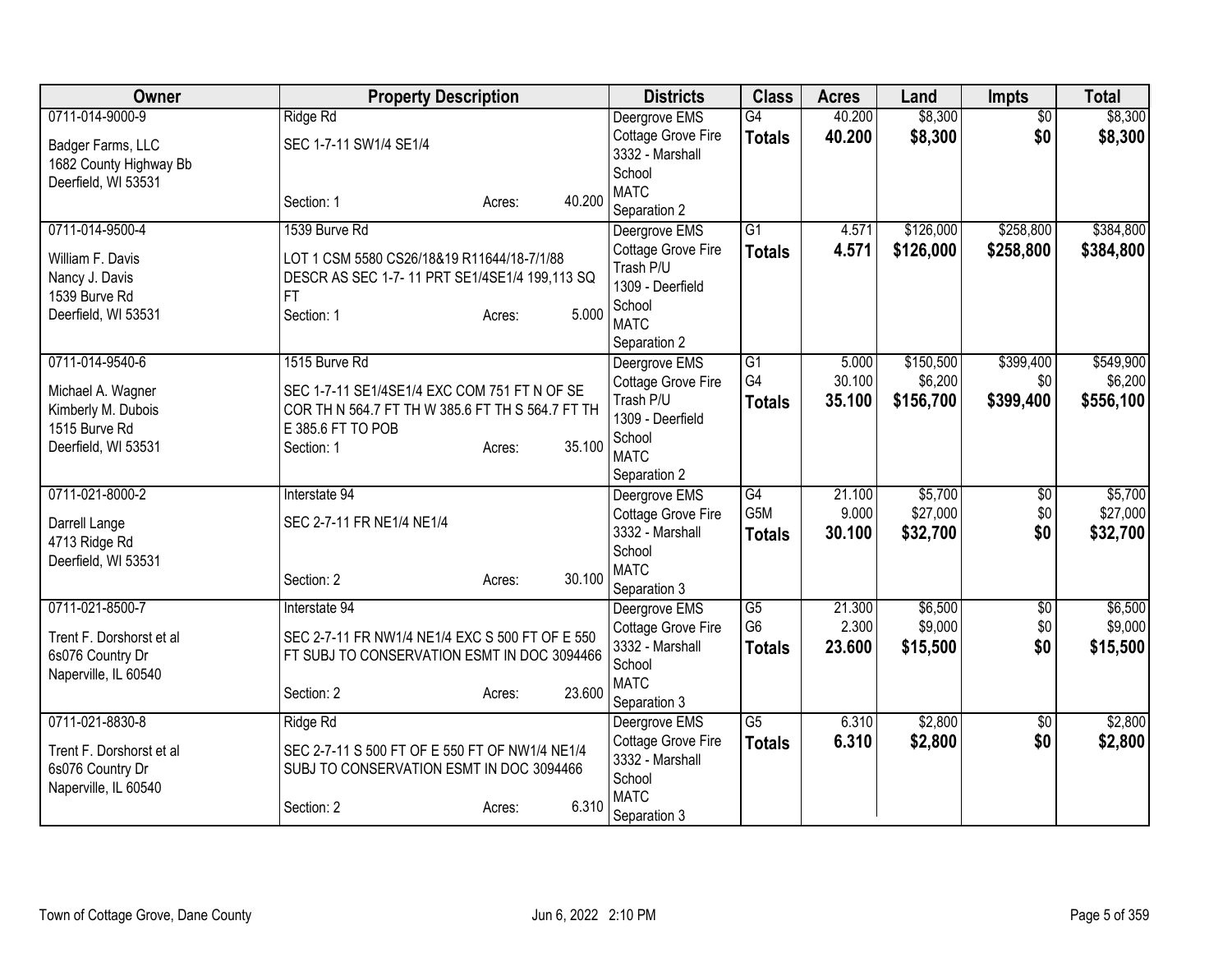| Owner | Property Description | Districts | Class | Acres | Land | Impts | Total |
|---|---|---|---|---|---|---|---|
| 0711-014-9000-9<br><br>Badger Farms, LLC<br>1682 County Highway Bb<br>Deerfield, WI 53531 | Ridge Rd<br><br>SEC 1-7-11 SW1/4 SE1/4<br><br>Section: 1 Acres: 40.200 | Deergrove EMS<br>Cottage Grove Fire<br>3332 - Marshall School<br>MATC<br>Separation 2 | G4<br>**Totals** | 40.200<br>**40.200** | $8,300<br>**$8,300** | $0<br>**$0** | $8,300<br>**$8,300** |
| 0711-014-9500-4<br><br>William F. Davis<br>Nancy J. Davis<br>1539 Burve Rd<br>Deerfield, WI 53531 | 1539 Burve Rd<br><br>LOT 1 CSM 5580 CS26/18&19 R11644/18-7/1/88 DESCR AS SEC 1-7- 11 PRT SE1/4SE1/4 199,113 SQ FT<br>Section: 1 Acres: 5.000 | Deergrove EMS<br>Cottage Grove Fire<br>Trash P/U<br>1309 - Deerfield School<br>MATC<br>Separation 2 | G1<br>**Totals** | 4.571<br>**4.571** | $126,000<br>**$126,000** | $258,800<br>**$258,800** | $384,800<br>**$384,800** |
| 0711-014-9540-6<br><br>Michael A. Wagner<br>Kimberly M. Dubois<br>1515 Burve Rd<br>Deerfield, WI 53531 | 1515 Burve Rd<br><br>SEC 1-7-11 SE1/4SE1/4 EXC COM 751 FT N OF SE COR TH N 564.7 FT TH W 385.6 FT TH S 564.7 FT TH E 385.6 FT TO POB<br>Section: 1 Acres: 35.100 | Deergrove EMS<br>Cottage Grove Fire<br>Trash P/U<br>1309 - Deerfield School<br>MATC<br>Separation 2 | G1<br>G4<br>**Totals** | 5.000<br>30.100<br>**35.100** | $150,500<br>$6,200<br>**$156,700** | $399,400<br>$0<br>**$399,400** | $549,900<br>$6,200<br>**$556,100** |
| 0711-021-8000-2<br><br>Darrell Lange<br>4713 Ridge Rd<br>Deerfield, WI 53531 | Interstate 94<br><br>SEC 2-7-11 FR NE1/4 NE1/4<br><br>Section: 2 Acres: 30.100 | Deergrove EMS<br>Cottage Grove Fire<br>3332 - Marshall School<br>MATC<br>Separation 3 | G4<br>G5M<br>**Totals** | 21.100<br>9.000<br>**30.100** | $5,700<br>$27,000<br>**$32,700** | $0<br>$0<br>**$0** | $5,700<br>$27,000<br>**$32,700** |
| 0711-021-8500-7<br><br>Trent F. Dorshorst et al<br>6s076 Country Dr<br>Naperville, IL 60540 | Interstate 94<br><br>SEC 2-7-11 FR NW1/4 NE1/4 EXC S 500 FT OF E 550 FT SUBJ TO CONSERVATION ESMT IN DOC 3094466<br><br>Section: 2 Acres: 23.600 | Deergrove EMS<br>Cottage Grove Fire<br>3332 - Marshall School<br>MATC<br>Separation 3 | G5<br>G6<br>**Totals** | 21.300<br>2.300<br>**23.600** | $6,500<br>$9,000<br>**$15,500** | $0<br>$0<br>**$0** | $6,500<br>$9,000<br>**$15,500** |
| 0711-021-8830-8<br><br>Trent F. Dorshorst et al<br>6s076 Country Dr<br>Naperville, IL 60540 | Ridge Rd<br><br>SEC 2-7-11 S 500 FT OF E 550 FT OF NW1/4 NE1/4 SUBJ TO CONSERVATION ESMT IN DOC 3094466<br><br>Section: 2 Acres: 6.310 | Deergrove EMS<br>Cottage Grove Fire<br>3332 - Marshall School<br>MATC<br>Separation 3 | G5<br>**Totals** | 6.310<br>**6.310** | $2,800<br>**$2,800** | $0<br>**$0** | $2,800<br>**$2,800** |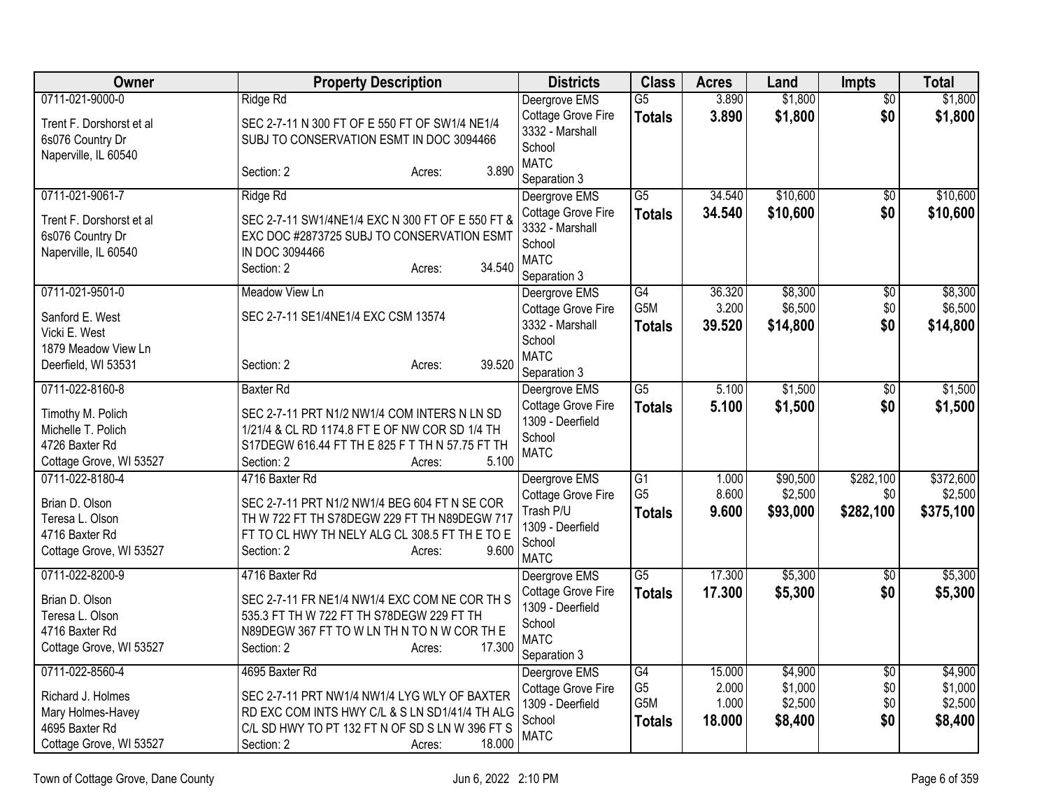| Owner | Property Description | Districts | Class | Acres | Land | Impts | Total |
|---|---|---|---|---|---|---|---|
| 0711-021-9000-0<br>Trent F. Dorshorst et al<br>6s076 Country Dr<br>Naperville, IL 60540 | Ridge Rd<br>SEC 2-7-11 N 300 FT OF E 550 FT OF SW1/4 NE1/4 SUBJ TO CONSERVATION ESMT IN DOC 3094466<br>Section: 2 Acres: 3.890 | Deergrove EMS<br>Cottage Grove Fire<br>3332 - Marshall School<br>MATC<br>Separation 3 | G5<br>**Totals** | 3.890<br>**3.890** | $1,800<br>**$1,800** | $0<br>**$0** | $1,800<br>**$1,800** |
| 0711-021-9061-7<br>Trent F. Dorshorst et al<br>6s076 Country Dr<br>Naperville, IL 60540 | Ridge Rd<br>SEC 2-7-11 SW1/4NE1/4 EXC N 300 FT OF E 550 FT & EXC DOC #2873725 SUBJ TO CONSERVATION ESMT IN DOC 3094466<br>Section: 2 Acres: 34.540 | Deergrove EMS<br>Cottage Grove Fire<br>3332 - Marshall School<br>MATC<br>Separation 3 | G5<br>**Totals** | 34.540<br>**34.540** | $10,600<br>**$10,600** | $0<br>**$0** | $10,600<br>**$10,600** |
| 0711-021-9501-0<br>Sanford E. West<br>Vicki E. West<br>1879 Meadow View Ln<br>Deerfield, WI 53531 | Meadow View Ln<br>SEC 2-7-11 SE1/4NE1/4 EXC CSM 13574<br>Section: 2 Acres: 39.520 | Deergrove EMS<br>Cottage Grove Fire<br>3332 - Marshall School<br>MATC<br>Separation 3 | G4<br>G5M<br>**Totals** | 36.320<br>3.200<br>**39.520** | $8,300<br>$6,500<br>**$14,800** | $0<br>$0<br>**$0** | $8,300<br>$6,500<br>**$14,800** |
| 0711-022-8160-8<br>Timothy M. Polich<br>Michelle T. Polich<br>4726 Baxter Rd<br>Cottage Grove, WI 53527 | Baxter Rd<br>SEC 2-7-11 PRT N1/2 NW1/4 COM INTERS N LN SD 1/21/4 & CL RD 1174.8 FT E OF NW COR SD 1/4 TH S17DEGW 616.44 FT TH E 825 F T TH N 57.75 FT TH<br>Section: 2 Acres: 5.100 | Deergrove EMS<br>Cottage Grove Fire<br>1309 - Deerfield School<br>MATC | G5<br>**Totals** | 5.100<br>**5.100** | $1,500<br>**$1,500** | $0<br>**$0** | $1,500<br>**$1,500** |
| 0711-022-8180-4<br>Brian D. Olson<br>Teresa L. Olson<br>4716 Baxter Rd<br>Cottage Grove, WI 53527 | 4716 Baxter Rd<br>SEC 2-7-11 PRT N1/2 NW1/4 BEG 604 FT N SE COR TH W 722 FT TH S78DEGW 229 FT TH N89DEGW 717 FT TO CL HWY TH NELY ALG CL 308.5 FT TH E TO E<br>Section: 2 Acres: 9.600 | Deergrove EMS<br>Cottage Grove Fire<br>Trash P/U<br>1309 - Deerfield School<br>MATC | G1<br>G5<br>**Totals** | 1.000<br>8.600<br>**9.600** | $90,500<br>$2,500<br>**$93,000** | $282,100<br>$0<br>**$282,100** | $372,600<br>$2,500<br>**$375,100** |
| 0711-022-8200-9<br>Brian D. Olson<br>Teresa L. Olson<br>4716 Baxter Rd<br>Cottage Grove, WI 53527 | 4716 Baxter Rd<br>SEC 2-7-11 FR NE1/4 NW1/4 EXC COM NE COR TH S 535.3 FT TH W 722 FT TH S78DEGW 229 FT TH N89DEGW 367 FT TO W LN TH N TO N W COR TH E<br>Section: 2 Acres: 17.300 | Deergrove EMS<br>Cottage Grove Fire<br>1309 - Deerfield School<br>MATC<br>Separation 3 | G5<br>**Totals** | 17.300<br>**17.300** | $5,300<br>**$5,300** | $0<br>**$0** | $5,300<br>**$5,300** |
| 0711-022-8560-4<br>Richard J. Holmes<br>Mary Holmes-Havey<br>4695 Baxter Rd<br>Cottage Grove, WI 53527 | 4695 Baxter Rd<br>SEC 2-7-11 PRT NW1/4 NW1/4 LYG WLY OF BAXTER RD EXC COM INTS HWY C/L & S LN SD1/41/4 TH ALG C/L SD HWY TO PT 132 FT N OF SD S LN W 396 FT S<br>Section: 2 Acres: 18.000 | Deergrove EMS<br>Cottage Grove Fire<br>1309 - Deerfield School<br>MATC | G4<br>G5<br>G5M<br>**Totals** | 15.000<br>2.000<br>1.000<br>**18.000** | $4,900<br>$1,000<br>$2,500<br>**$8,400** | $0<br>$0<br>$0<br>**$0** | $4,900<br>$1,000<br>$2,500<br>**$8,400** |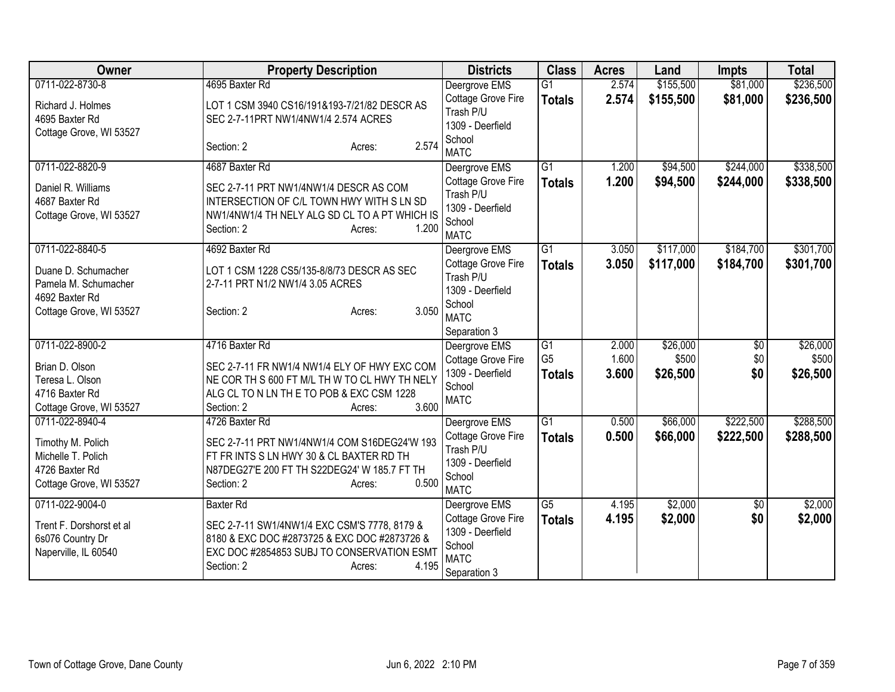| Owner | Property Description | Districts | Class | Acres | Land | Impts | Total |
|---|---|---|---|---|---|---|---|
| 0711-022-8730-8<br>Richard J. Holmes<br>4695 Baxter Rd<br>Cottage Grove, WI 53527 | 4695 Baxter Rd<br>LOT 1 CSM 3940 CS16/191&193-7/21/82 DESCR AS SEC 2-7-11PRT NW1/4NW1/4 2.574 ACRES<br>Section: 2 Acres: 2.574 | Deergrove EMS<br>Cottage Grove Fire<br>Trash P/U<br>1309 - Deerfield School<br>MATC | G1<br>**Totals** | 2.574<br>**2.574** | \$155,500<br>**\$155,500** | \$81,000<br>**\$81,000** | \$236,500<br>**\$236,500** |
| 0711-022-8820-9<br>Daniel R. Williams<br>4687 Baxter Rd<br>Cottage Grove, WI 53527 | 4687 Baxter Rd<br>SEC 2-7-11 PRT NW1/4NW1/4 DESCR AS COM INTERSECTION OF C/L TOWN HWY WITH S LN SD NW1/4NW1/4 TH NELY ALG SD CL TO A PT WHICH IS<br>Section: 2 Acres: 1.200 | Deergrove EMS<br>Cottage Grove Fire<br>Trash P/U<br>1309 - Deerfield School<br>MATC | G1<br>**Totals** | 1.200<br>**1.200** | \$94,500<br>**\$94,500** | \$244,000<br>**\$244,000** | \$338,500<br>**\$338,500** |
| 0711-022-8840-5<br>Duane D. Schumacher<br>Pamela M. Schumacher<br>4692 Baxter Rd<br>Cottage Grove, WI 53527 | 4692 Baxter Rd<br>LOT 1 CSM 1228 CS5/135-8/8/73 DESCR AS SEC 2-7-11 PRT N1/2 NW1/4 3.05 ACRES<br>Section: 2 Acres: 3.050 | Deergrove EMS<br>Cottage Grove Fire<br>Trash P/U<br>1309 - Deerfield School<br>MATC<br>Separation 3 | G1<br>**Totals** | 3.050<br>**3.050** | \$117,000<br>**\$117,000** | \$184,700<br>**\$184,700** | \$301,700<br>**\$301,700** |
| 0711-022-8900-2<br>Brian D. Olson<br>Teresa L. Olson<br>4716 Baxter Rd<br>Cottage Grove, WI 53527 | 4716 Baxter Rd<br>SEC 2-7-11 FR NW1/4 NW1/4 ELY OF HWY EXC COM NE COR TH S 600 FT M/L TH W TO CL HWY TH NELY ALG CL TO N LN TH E TO POB & EXC CSM 1228<br>Section: 2 Acres: 3.600 | Deergrove EMS<br>Cottage Grove Fire<br>1309 - Deerfield School<br>MATC | G1<br>G5<br>**Totals** | 2.000<br>1.600<br>**3.600** | \$26,000<br>\$500<br>**\$26,500** | \$0<br>\$0<br>**\$0** | \$26,000<br>\$500<br>**\$26,500** |
| 0711-022-8940-4<br>Timothy M. Polich<br>Michelle T. Polich<br>4726 Baxter Rd<br>Cottage Grove, WI 53527 | 4726 Baxter Rd<br>SEC 2-7-11 PRT NW1/4NW1/4 COM S16DEG24'W 193 FT FR INTS S LN HWY 30 & CL BAXTER RD TH N87DEG27'E 200 FT TH S22DEG24' W 185.7 FT TH<br>Section: 2 Acres: 0.500 | Deergrove EMS<br>Cottage Grove Fire<br>Trash P/U<br>1309 - Deerfield School<br>MATC | G1<br>**Totals** | 0.500<br>**0.500** | \$66,000<br>**\$66,000** | \$222,500<br>**\$222,500** | \$288,500<br>**\$288,500** |
| 0711-022-9004-0<br>Trent F. Dorshorst et al<br>6s076 Country Dr<br>Naperville, IL 60540 | Baxter Rd<br>SEC 2-7-11 SW1/4NW1/4 EXC CSM'S 7778, 8179 & 8180 & EXC DOC #2873725 & EXC DOC #2873726 & EXC DOC #2854853 SUBJ TO CONSERVATION ESMT<br>Section: 2 Acres: 4.195 | Deergrove EMS<br>Cottage Grove Fire<br>1309 - Deerfield School<br>MATC<br>Separation 3 | G5<br>**Totals** | 4.195<br>**4.195** | \$2,000<br>**\$2,000** | \$0<br>**\$0** | \$2,000<br>**\$2,000** |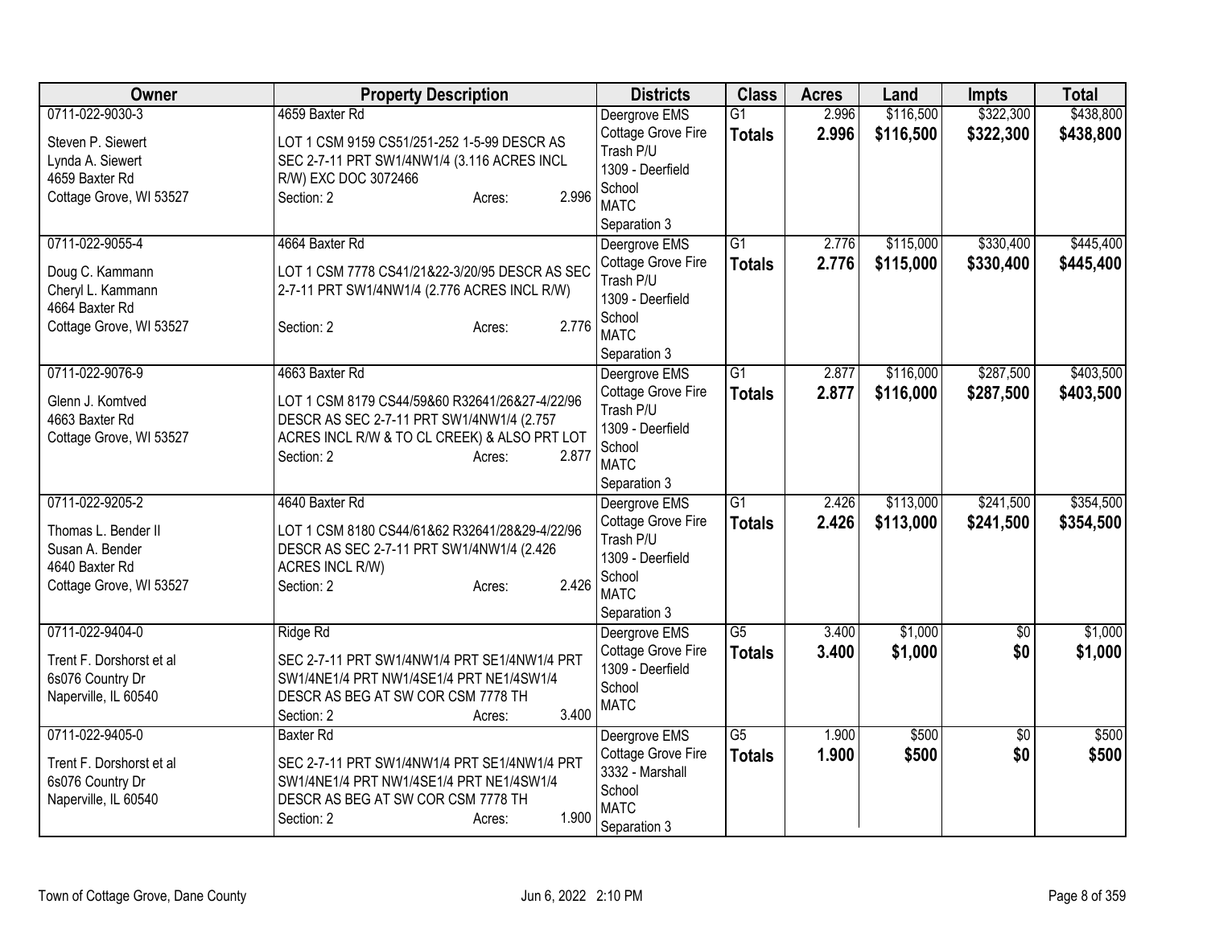| Owner | Property Description | Districts | Class | Acres | Land | Impts | Total |
|---|---|---|---|---|---|---|---|
| 0711-022-9030-3<br>Steven P. Siewert<br>Lynda A. Siewert<br>4659 Baxter Rd<br>Cottage Grove, WI 53527 | 4659 Baxter Rd<br>LOT 1 CSM 9159 CS51/251-252 1-5-99 DESCR AS SEC 2-7-11 PRT SW1/4NW1/4 (3.116 ACRES INCL R/W) EXC DOC 3072466<br>Section: 2 Acres: 2.996 | Deergrove EMS<br>Cottage Grove Fire<br>Trash P/U<br>1309 - Deerfield School<br>MATC<br>Separation 3 | G1<br>**Totals** | 2.996<br>**2.996** | $116,500<br>**$116,500** | $322,300<br>**$322,300** | $438,800<br>**$438,800** |
| 0711-022-9055-4<br>Doug C. Kammann<br>Cheryl L. Kammann<br>4664 Baxter Rd<br>Cottage Grove, WI 53527 | 4664 Baxter Rd<br>LOT 1 CSM 7778 CS41/21&22-3/20/95 DESCR AS SEC 2-7-11 PRT SW1/4NW1/4 (2.776 ACRES INCL R/W)<br>Section: 2 Acres: 2.776 | Deergrove EMS<br>Cottage Grove Fire<br>Trash P/U<br>1309 - Deerfield School<br>MATC<br>Separation 3 | G1<br>**Totals** | 2.776<br>**2.776** | $115,000<br>**$115,000** | $330,400<br>**$330,400** | $445,400<br>**$445,400** |
| 0711-022-9076-9<br>Glenn J. Komtved<br>4663 Baxter Rd<br>Cottage Grove, WI 53527 | 4663 Baxter Rd<br>LOT 1 CSM 8179 CS44/59&60 R32641/26&27-4/22/96 DESCR AS SEC 2-7-11 PRT SW1/4NW1/4 (2.757 ACRES INCL R/W & TO CL CREEK) & ALSO PRT LOT<br>Section: 2 Acres: 2.877 | Deergrove EMS<br>Cottage Grove Fire<br>Trash P/U<br>1309 - Deerfield School<br>MATC<br>Separation 3 | G1<br>**Totals** | 2.877<br>**2.877** | $116,000<br>**$116,000** | $287,500<br>**$287,500** | $403,500<br>**$403,500** |
| 0711-022-9205-2<br>Thomas L. Bender II<br>Susan A. Bender<br>4640 Baxter Rd<br>Cottage Grove, WI 53527 | 4640 Baxter Rd<br>LOT 1 CSM 8180 CS44/61&62 R32641/28&29-4/22/96 DESCR AS SEC 2-7-11 PRT SW1/4NW1/4 (2.426 ACRES INCL R/W)<br>Section: 2 Acres: 2.426 | Deergrove EMS<br>Cottage Grove Fire<br>Trash P/U<br>1309 - Deerfield School<br>MATC<br>Separation 3 | G1<br>**Totals** | 2.426<br>**2.426** | $113,000<br>**$113,000** | $241,500<br>**$241,500** | $354,500<br>**$354,500** |
| 0711-022-9404-0<br>Trent F. Dorshorst et al<br>6s076 Country Dr<br>Naperville, IL 60540 | Ridge Rd<br>SEC 2-7-11 PRT SW1/4NW1/4 PRT SE1/4NW1/4 PRT SW1/4NE1/4 PRT NW1/4SE1/4 PRT NE1/4SW1/4 DESCR AS BEG AT SW COR CSM 7778 TH<br>Section: 2 Acres: 3.400 | Deergrove EMS<br>Cottage Grove Fire<br>1309 - Deerfield School<br>MATC | G5<br>**Totals** | 3.400<br>**3.400** | $1,000<br>**$1,000** | $0<br>**$0** | $1,000<br>**$1,000** |
| 0711-022-9405-0<br>Trent F. Dorshorst et al<br>6s076 Country Dr<br>Naperville, IL 60540 | Baxter Rd<br>SEC 2-7-11 PRT SW1/4NW1/4 PRT SE1/4NW1/4 PRT SW1/4NE1/4 PRT NW1/4SE1/4 PRT NE1/4SW1/4 DESCR AS BEG AT SW COR CSM 7778 TH<br>Section: 2 Acres: 1.900 | Deergrove EMS<br>Cottage Grove Fire<br>3332 - Marshall School<br>MATC<br>Separation 3 | G5<br>**Totals** | 1.900<br>**1.900** | $500<br>**$500** | $0<br>**$0** | $500<br>**$500** |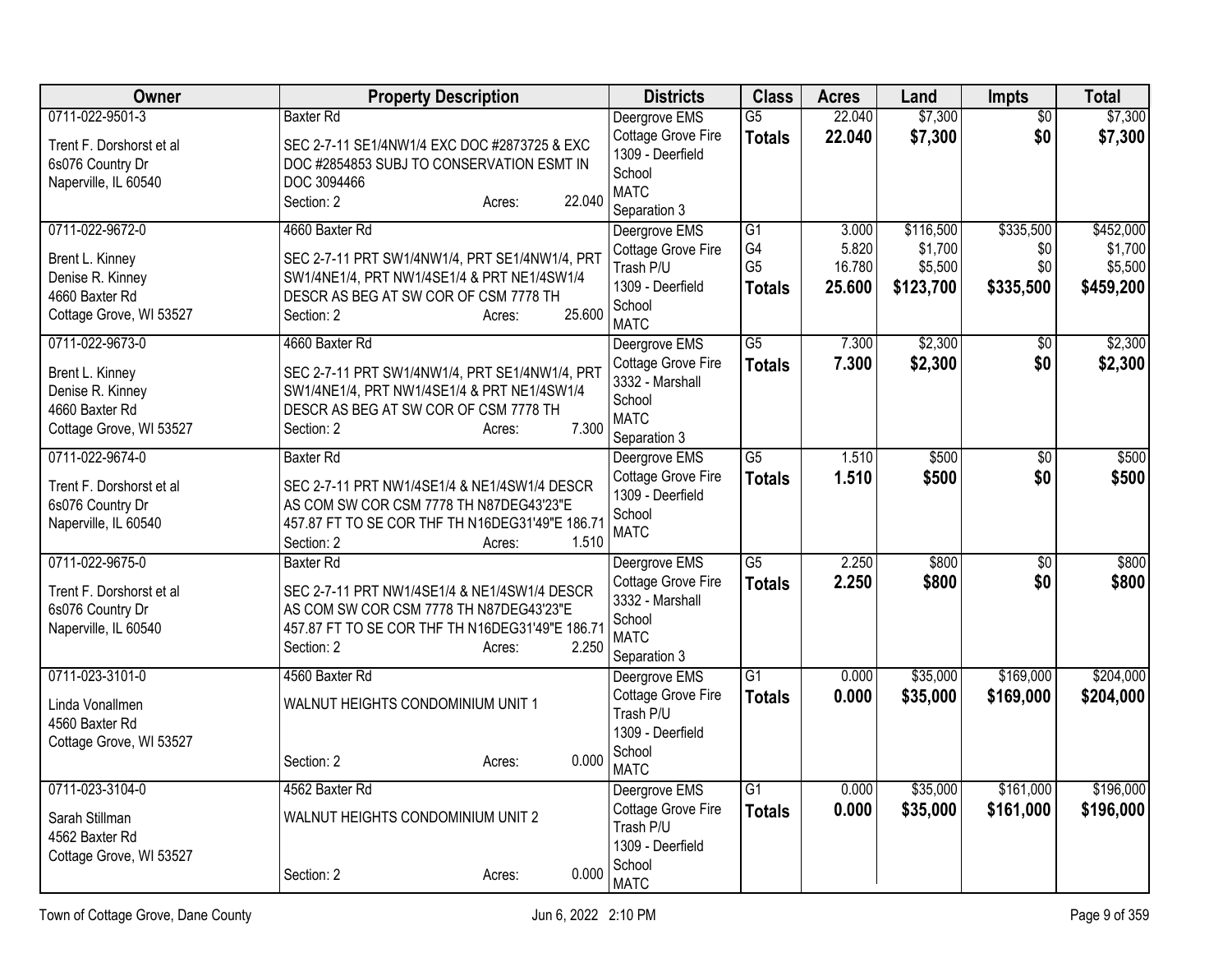| Owner | Property Description | Districts | Class | Acres | Land | Impts | Total |
|---|---|---|---|---|---|---|---|
| 0711-022-9501-3<br>Trent F. Dorshorst et al<br>6s076 Country Dr<br>Naperville, IL 60540 | Baxter Rd<br>SEC 2-7-11 SE1/4NW1/4 EXC DOC #2873725 & EXC DOC #2854853 SUBJ TO CONSERVATION ESMT IN DOC 3094466<br>Section: 2 Acres: 22.040 | Deergrove EMS<br>Cottage Grove Fire<br>1309 - Deerfield School<br>MATC<br>Separation 3 | G5<br>**Totals** | 22.040<br>**22.040** | $7,300<br>**$7,300** | $0<br>**$0** | $7,300<br>**$7,300** |
| 0711-022-9672-0<br>Brent L. Kinney<br>Denise R. Kinney<br>4660 Baxter Rd<br>Cottage Grove, WI 53527 | 4660 Baxter Rd<br>SEC 2-7-11 PRT SW1/4NW1/4, PRT SE1/4NW1/4, PRT SW1/4NE1/4, PRT NW1/4SE1/4 & PRT NE1/4SW1/4 DESCR AS BEG AT SW COR OF CSM 7778 TH<br>Section: 2 Acres: 25.600 | Deergrove EMS<br>Cottage Grove Fire<br>Trash P/U<br>1309 - Deerfield School<br>MATC | G1<br>G4<br>G5<br>**Totals** | 3.000<br>5.820<br>16.780<br>**25.600** | $116,500<br>$1,700<br>$5,500<br>**$123,700** | $335,500<br>$0<br>$0<br>**$335,500** | $452,000<br>$1,700<br>$5,500<br>**$459,200** |
| 0711-022-9673-0<br>Brent L. Kinney<br>Denise R. Kinney<br>4660 Baxter Rd<br>Cottage Grove, WI 53527 | 4660 Baxter Rd<br>SEC 2-7-11 PRT SW1/4NW1/4, PRT SE1/4NW1/4, PRT SW1/4NE1/4, PRT NW1/4SE1/4 & PRT NE1/4SW1/4 DESCR AS BEG AT SW COR OF CSM 7778 TH<br>Section: 2 Acres: 7.300 | Deergrove EMS<br>Cottage Grove Fire<br>3332 - Marshall School<br>MATC<br>Separation 3 | G5<br>**Totals** | 7.300<br>**7.300** | $2,300<br>**$2,300** | $0<br>**$0** | $2,300<br>**$2,300** |
| 0711-022-9674-0<br>Trent F. Dorshorst et al<br>6s076 Country Dr<br>Naperville, IL 60540 | Baxter Rd<br>SEC 2-7-11 PRT NW1/4SE1/4 & NE1/4SW1/4 DESCR AS COM SW COR CSM 7778 TH N87DEG43'23"E 457.87 FT TO SE COR THF TH N16DEG31'49"E 186.71<br>Section: 2 Acres: 1.510 | Deergrove EMS<br>Cottage Grove Fire<br>1309 - Deerfield School<br>MATC | G5<br>**Totals** | 1.510<br>**1.510** | $500<br>**$500** | $0<br>**$0** | $500<br>**$500** |
| 0711-022-9675-0<br>Trent F. Dorshorst et al<br>6s076 Country Dr<br>Naperville, IL 60540 | Baxter Rd<br>SEC 2-7-11 PRT NW1/4SE1/4 & NE1/4SW1/4 DESCR AS COM SW COR CSM 7778 TH N87DEG43'23"E 457.87 FT TO SE COR THF TH N16DEG31'49"E 186.71<br>Section: 2 Acres: 2.250 | Deergrove EMS<br>Cottage Grove Fire<br>3332 - Marshall School<br>MATC<br>Separation 3 | G5<br>**Totals** | 2.250<br>**2.250** | $800<br>**$800** | $0<br>**$0** | $800<br>**$800** |
| 0711-023-3101-0<br>Linda Vonallmen<br>4560 Baxter Rd<br>Cottage Grove, WI 53527 | 4560 Baxter Rd<br>WALNUT HEIGHTS CONDOMINIUM UNIT 1<br>Section: 2 Acres: 0.000 | Deergrove EMS<br>Cottage Grove Fire<br>Trash P/U<br>1309 - Deerfield School<br>MATC | G1<br>**Totals** | 0.000<br>**0.000** | $35,000<br>**$35,000** | $169,000<br>**$169,000** | $204,000<br>**$204,000** |
| 0711-023-3104-0<br>Sarah Stillman<br>4562 Baxter Rd<br>Cottage Grove, WI 53527 | 4562 Baxter Rd<br>WALNUT HEIGHTS CONDOMINIUM UNIT 2<br>Section: 2 Acres: 0.000 | Deergrove EMS<br>Cottage Grove Fire<br>Trash P/U<br>1309 - Deerfield School<br>MATC | G1<br>**Totals** | 0.000<br>**0.000** | $35,000<br>**$35,000** | $161,000<br>**$161,000** | $196,000<br>**$196,000** |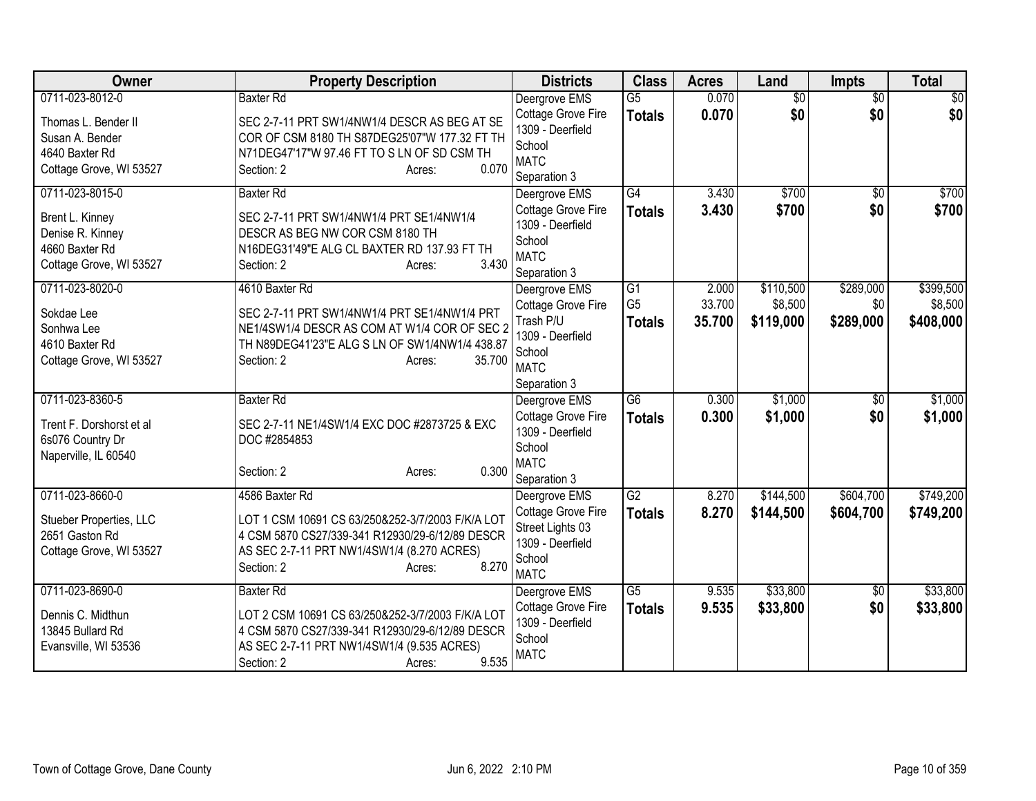| Owner | Property Description | Districts | Class | Acres | Land | Impts | Total |
|---|---|---|---|---|---|---|---|
| 0711-023-8012-0<br>Thomas L. Bender II<br>Susan A. Bender<br>4640 Baxter Rd<br>Cottage Grove, WI 53527 | Baxter Rd<br>SEC 2-7-11 PRT SW1/4NW1/4 DESCR AS BEG AT SE COR OF CSM 8180 TH S87DEG25'07"W 177.32 FT TH N71DEG47'17"W 97.46 FT TO S LN OF SD CSM TH<br>Section: 2 Acres: 0.070 | Deergrove EMS<br>Cottage Grove Fire<br>1309 - Deerfield School<br>MATC<br>Separation 3 | G5<br>**Totals** | 0.070<br>**0.070** | $0<br>**$0** | $0<br>**$0** | $0<br>**$0** |
| 0711-023-8015-0<br>Brent L. Kinney<br>Denise R. Kinney<br>4660 Baxter Rd<br>Cottage Grove, WI 53527 | Baxter Rd<br>SEC 2-7-11 PRT SW1/4NW1/4 PRT SE1/4NW1/4 DESCR AS BEG NW COR CSM 8180 TH N16DEG31'49"E ALG CL BAXTER RD 137.93 FT TH<br>Section: 2 Acres: 3.430 | Deergrove EMS<br>Cottage Grove Fire<br>1309 - Deerfield School<br>MATC<br>Separation 3 | G4<br>**Totals** | 3.430<br>**3.430** | $700<br>**$700** | $0<br>**$0** | $700<br>**$700** |
| 0711-023-8020-0<br>Sokdae Lee<br>Sonhwa Lee<br>4610 Baxter Rd<br>Cottage Grove, WI 53527 | 4610 Baxter Rd<br>SEC 2-7-11 PRT SW1/4NW1/4 PRT SE1/4NW1/4 PRT NE1/4SW1/4 DESCR AS COM AT W1/4 COR OF SEC 2 TH N89DEG41'23"E ALG S LN OF SW1/4NW1/4 438.87<br>Section: 2 Acres: 35.700 | Deergrove EMS<br>Cottage Grove Fire<br>Trash P/U<br>1309 - Deerfield School<br>MATC<br>Separation 3 | G1<br>G5<br>**Totals** | 2.000<br>33.700<br>**35.700** | $110,500<br>$8,500<br>**$119,000** | $289,000<br>$0<br>**$289,000** | $399,500<br>$8,500<br>**$408,000** |
| 0711-023-8360-5<br>Trent F. Dorshorst et al<br>6s076 Country Dr<br>Naperville, IL 60540 | Baxter Rd<br>SEC 2-7-11 NE1/4SW1/4 EXC DOC #2873725 & EXC DOC #2854853<br>Section: 2 Acres: 0.300 | Deergrove EMS<br>Cottage Grove Fire<br>1309 - Deerfield School<br>MATC<br>Separation 3 | G6<br>**Totals** | 0.300<br>**0.300** | $1,000<br>**$1,000** | $0<br>**$0** | $1,000<br>**$1,000** |
| 0711-023-8660-0<br>Stueber Properties, LLC<br>2651 Gaston Rd<br>Cottage Grove, WI 53527 | 4586 Baxter Rd<br>LOT 1 CSM 10691 CS 63/250&252-3/7/2003 F/K/A LOT 4 CSM 5870 CS27/339-341 R12930/29-6/12/89 DESCR AS SEC 2-7-11 PRT NW1/4SW1/4 (8.270 ACRES)<br>Section: 2 Acres: 8.270 | Deergrove EMS<br>Cottage Grove Fire<br>Street Lights 03<br>1309 - Deerfield School<br>MATC | G2<br>**Totals** | 8.270<br>**8.270** | $144,500<br>**$144,500** | $604,700<br>**$604,700** | $749,200<br>**$749,200** |
| 0711-023-8690-0<br>Dennis C. Midthun<br>13845 Bullard Rd<br>Evansville, WI 53536 | Baxter Rd<br>LOT 2 CSM 10691 CS 63/250&252-3/7/2003 F/K/A LOT 4 CSM 5870 CS27/339-341 R12930/29-6/12/89 DESCR AS SEC 2-7-11 PRT NW1/4SW1/4 (9.535 ACRES)<br>Section: 2 Acres: 9.535 | Deergrove EMS<br>Cottage Grove Fire<br>1309 - Deerfield School<br>MATC | G5<br>**Totals** | 9.535<br>**9.535** | $33,800<br>**$33,800** | $0<br>**$0** | $33,800<br>**$33,800** |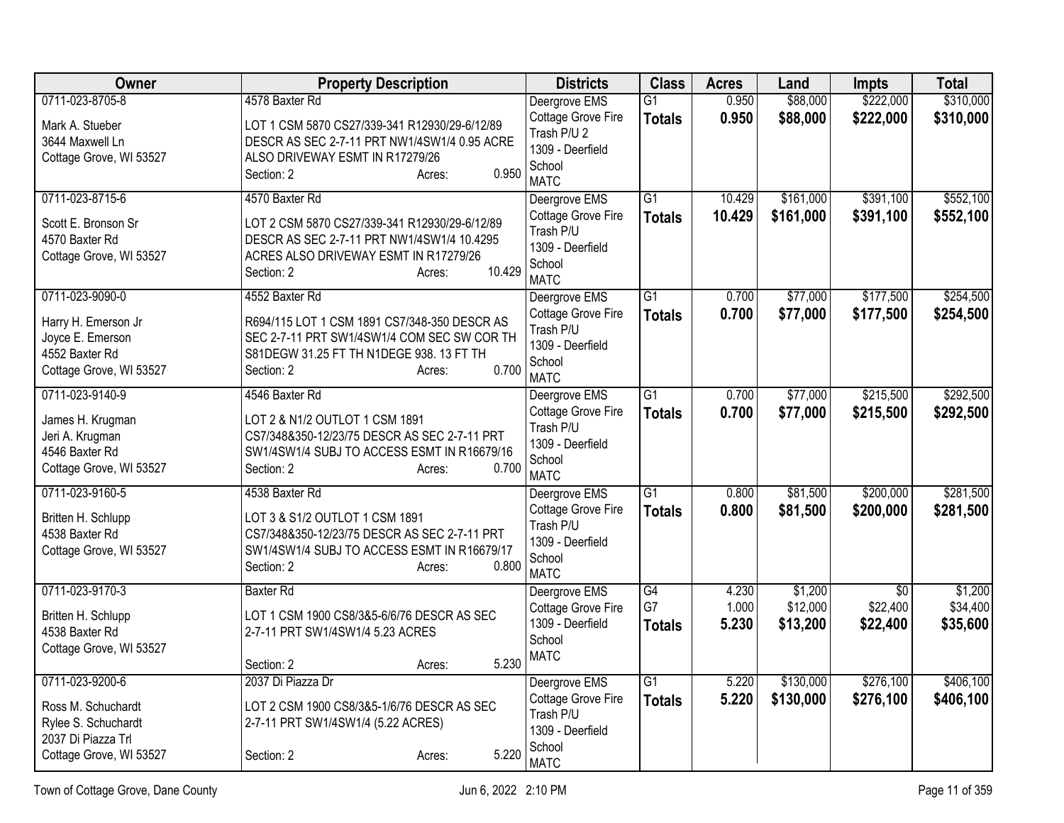| Owner | Property Description | Districts | Class | Acres | Land | Impts | Total |
|---|---|---|---|---|---|---|---|
| 0711-023-8705-8<br>Mark A. Stueber<br>3644 Maxwell Ln<br>Cottage Grove, WI 53527 | 4578 Baxter Rd<br>LOT 1 CSM 5870 CS27/339-341 R12930/29-6/12/89 DESCR AS SEC 2-7-11 PRT NW1/4SW1/4 0.95 ACRE ALSO DRIVEWAY ESMT IN R17279/26<br>Section: 2 Acres: 0.950 | Deergrove EMS<br>Cottage Grove Fire<br>Trash P/U 2<br>1309 - Deerfield School<br>MATC | G1<br>**Totals** | 0.950<br>**0.950** | \$88,000<br>**\$88,000** | \$222,000<br>**\$222,000** | \$310,000<br>**\$310,000** |
| 0711-023-8715-6<br>Scott E. Bronson Sr<br>4570 Baxter Rd<br>Cottage Grove, WI 53527 | 4570 Baxter Rd<br>LOT 2 CSM 5870 CS27/339-341 R12930/29-6/12/89 DESCR AS SEC 2-7-11 PRT NW1/4SW1/4 10.4295 ACRES ALSO DRIVEWAY ESMT IN R17279/26<br>Section: 2 Acres: 10.429 | Deergrove EMS<br>Cottage Grove Fire<br>Trash P/U<br>1309 - Deerfield School<br>MATC | G1<br>**Totals** | 10.429<br>**10.429** | \$161,000<br>**\$161,000** | \$391,100<br>**\$391,100** | \$552,100<br>**\$552,100** |
| 0711-023-9090-0<br>Harry H. Emerson Jr<br>Joyce E. Emerson<br>4552 Baxter Rd<br>Cottage Grove, WI 53527 | 4552 Baxter Rd<br>R694/115 LOT 1 CSM 1891 CS7/348-350 DESCR AS SEC 2-7-11 PRT SW1/4SW1/4 COM SEC SW COR TH S81DEGW 31.25 FT TH N1DEGE 938. 13 FT TH<br>Section: 2 Acres: 0.700 | Deergrove EMS<br>Cottage Grove Fire<br>Trash P/U<br>1309 - Deerfield School<br>MATC | G1<br>**Totals** | 0.700<br>**0.700** | \$77,000<br>**\$77,000** | \$177,500<br>**\$177,500** | \$254,500<br>**\$254,500** |
| 0711-023-9140-9<br>James H. Krugman<br>Jeri A. Krugman<br>4546 Baxter Rd<br>Cottage Grove, WI 53527 | 4546 Baxter Rd<br>LOT 2 & N1/2 OUTLOT 1 CSM 1891 CS7/348&350-12/23/75 DESCR AS SEC 2-7-11 PRT SW1/4SW1/4 SUBJ TO ACCESS ESMT IN R16679/16<br>Section: 2 Acres: 0.700 | Deergrove EMS<br>Cottage Grove Fire<br>Trash P/U<br>1309 - Deerfield School<br>MATC | G1<br>**Totals** | 0.700<br>**0.700** | \$77,000<br>**\$77,000** | \$215,500<br>**\$215,500** | \$292,500<br>**\$292,500** |
| 0711-023-9160-5<br>Britten H. Schlupp<br>4538 Baxter Rd<br>Cottage Grove, WI 53527 | 4538 Baxter Rd<br>LOT 3 & S1/2 OUTLOT 1 CSM 1891 CS7/348&350-12/23/75 DESCR AS SEC 2-7-11 PRT SW1/4SW1/4 SUBJ TO ACCESS ESMT IN R16679/17<br>Section: 2 Acres: 0.800 | Deergrove EMS<br>Cottage Grove Fire<br>Trash P/U<br>1309 - Deerfield School<br>MATC | G1<br>**Totals** | 0.800<br>**0.800** | \$81,500<br>**\$81,500** | \$200,000<br>**\$200,000** | \$281,500<br>**\$281,500** |
| 0711-023-9170-3<br>Britten H. Schlupp<br>4538 Baxter Rd<br>Cottage Grove, WI 53527 | Baxter Rd<br>LOT 1 CSM 1900 CS8/3&5-6/6/76 DESCR AS SEC 2-7-11 PRT SW1/4SW1/4 5.23 ACRES<br>Section: 2 Acres: 5.230 | Deergrove EMS<br>Cottage Grove Fire<br>1309 - Deerfield School<br>MATC | G4<br>G7<br>**Totals** | 4.230<br>1.000<br>**5.230** | \$1,200<br>\$12,000<br>**\$13,200** | \$0<br>\$22,400<br>**\$22,400** | \$1,200<br>\$34,400<br>**\$35,600** |
| 0711-023-9200-6<br>Ross M. Schuchardt<br>Rylee S. Schuchardt<br>2037 Di Piazza Trl<br>Cottage Grove, WI 53527 | 2037 Di Piazza Dr<br>LOT 2 CSM 1900 CS8/3&5-1/6/76 DESCR AS SEC 2-7-11 PRT SW1/4SW1/4 (5.22 ACRES)<br>Section: 2 Acres: 5.220 | Deergrove EMS<br>Cottage Grove Fire<br>Trash P/U<br>1309 - Deerfield School<br>MATC | G1<br>**Totals** | 5.220<br>**5.220** | \$130,000<br>**\$130,000** | \$276,100<br>**\$276,100** | \$406,100<br>**\$406,100** |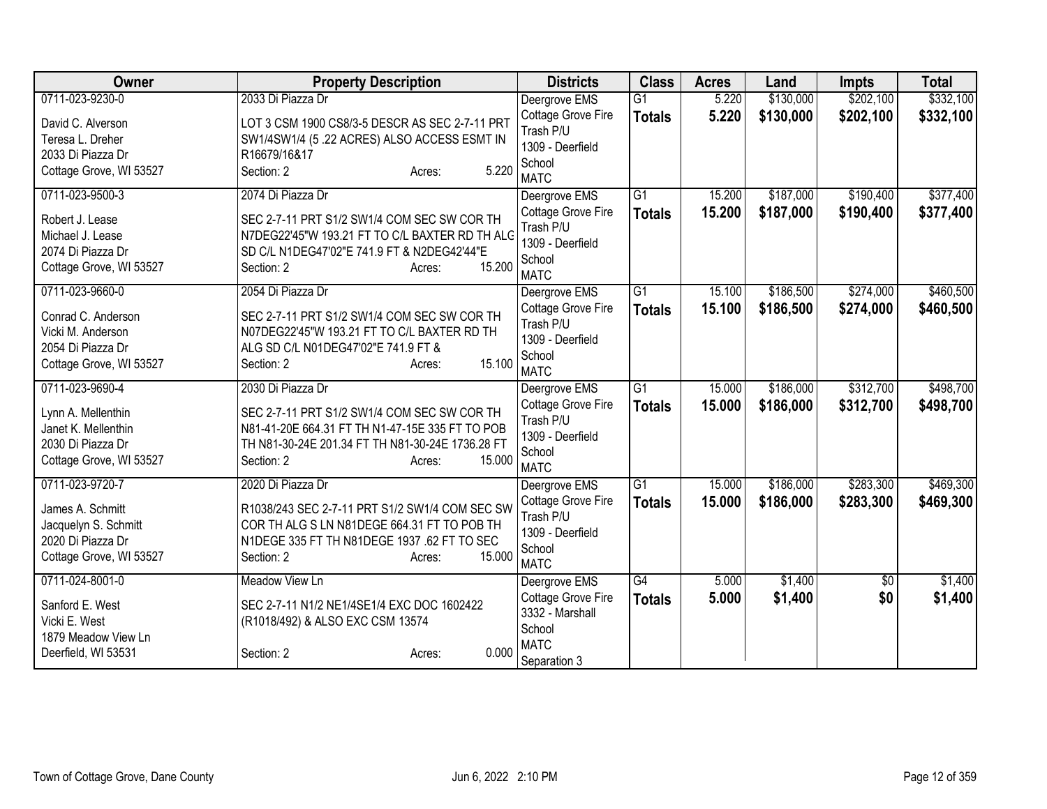| Owner | Property Description | Districts | Class | Acres | Land | Impts | Total |
|---|---|---|---|---|---|---|---|
| 0711-023-9230-0<br>David C. Alverson<br>Teresa L. Dreher<br>2033 Di Piazza Dr<br>Cottage Grove, WI 53527 | 2033 Di Piazza Dr<br>LOT 3 CSM 1900 CS8/3-5 DESCR AS SEC 2-7-11 PRT SW1/4SW1/4 (5 .22 ACRES) ALSO ACCESS ESMT IN R16679/16&17<br>Section: 2 Acres: 5.220 | Deergrove EMS<br>Cottage Grove Fire<br>Trash P/U<br>1309 - Deerfield School<br>MATC | G1<br>**Totals** | 5.220<br>**5.220** | \$130,000<br>**\$130,000** | \$202,100<br>**\$202,100** | \$332,100<br>**\$332,100** |
| 0711-023-9500-3<br>Robert J. Lease<br>Michael J. Lease<br>2074 Di Piazza Dr<br>Cottage Grove, WI 53527 | 2074 Di Piazza Dr<br>SEC 2-7-11 PRT S1/2 SW1/4 COM SEC SW COR TH N7DEG22'45"W 193.21 FT TO C/L BAXTER RD TH ALG SD C/L N1DEG47'02"E 741.9 FT & N2DEG42'44"E<br>Section: 2 Acres: 15.200 | Deergrove EMS<br>Cottage Grove Fire<br>Trash P/U<br>1309 - Deerfield School<br>MATC | G1<br>**Totals** | 15.200<br>**15.200** | \$187,000<br>**\$187,000** | \$190,400<br>**\$190,400** | \$377,400<br>**\$377,400** |
| 0711-023-9660-0<br>Conrad C. Anderson<br>Vicki M. Anderson<br>2054 Di Piazza Dr<br>Cottage Grove, WI 53527 | 2054 Di Piazza Dr<br>SEC 2-7-11 PRT S1/2 SW1/4 COM SEC SW COR TH N07DEG22'45"W 193.21 FT TO C/L BAXTER RD TH ALG SD C/L N01DEG47'02"E 741.9 FT &<br>Section: 2 Acres: 15.100 | Deergrove EMS<br>Cottage Grove Fire<br>Trash P/U<br>1309 - Deerfield School<br>MATC | G1<br>**Totals** | 15.100<br>**15.100** | \$186,500<br>**\$186,500** | \$274,000<br>**\$274,000** | \$460,500<br>**\$460,500** |
| 0711-023-9690-4<br>Lynn A. Mellenthin<br>Janet K. Mellenthin<br>2030 Di Piazza Dr<br>Cottage Grove, WI 53527 | 2030 Di Piazza Dr<br>SEC 2-7-11 PRT S1/2 SW1/4 COM SEC SW COR TH N81-41-20E 664.31 FT TH N1-47-15E 335 FT TO POB TH N81-30-24E 201.34 FT TH N81-30-24E 1736.28 FT<br>Section: 2 Acres: 15.000 | Deergrove EMS<br>Cottage Grove Fire<br>Trash P/U<br>1309 - Deerfield School<br>MATC | G1<br>**Totals** | 15.000<br>**15.000** | \$186,000<br>**\$186,000** | \$312,700<br>**\$312,700** | \$498,700<br>**\$498,700** |
| 0711-023-9720-7<br>James A. Schmitt<br>Jacquelyn S. Schmitt<br>2020 Di Piazza Dr<br>Cottage Grove, WI 53527 | 2020 Di Piazza Dr<br>R1038/243 SEC 2-7-11 PRT S1/2 SW1/4 COM SEC SW COR TH ALG S LN N81DEGE 664.31 FT TO POB TH N1DEGE 335 FT TH N81DEGE 1937 .62 FT TO SEC<br>Section: 2 Acres: 15.000 | Deergrove EMS<br>Cottage Grove Fire<br>Trash P/U<br>1309 - Deerfield School<br>MATC | G1<br>**Totals** | 15.000<br>**15.000** | \$186,000<br>**\$186,000** | \$283,300<br>**\$283,300** | \$469,300<br>**\$469,300** |
| 0711-024-8001-0<br>Sanford E. West<br>Vicki E. West<br>1879 Meadow View Ln<br>Deerfield, WI 53531 | Meadow View Ln<br>SEC 2-7-11 N1/2 NE1/4SE1/4 EXC DOC 1602422 (R1018/492) & ALSO EXC CSM 13574<br>Section: 2 Acres: 0.000 | Deergrove EMS<br>Cottage Grove Fire<br>3332 - Marshall School<br>MATC<br>Separation 3 | G4<br>**Totals** | 5.000<br>**5.000** | \$1,400<br>**\$1,400** | \$0<br>**\$0** | \$1,400<br>**\$1,400** |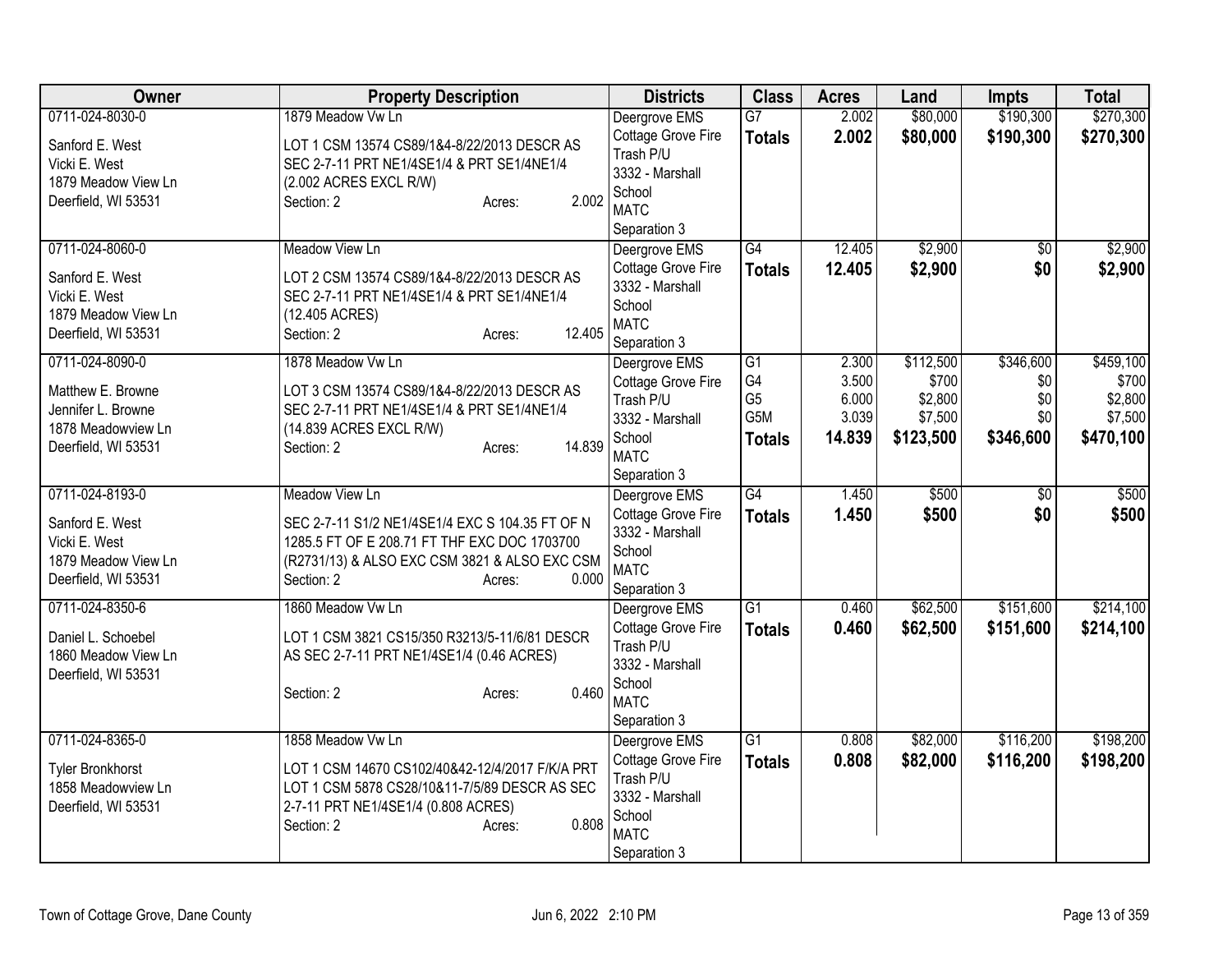| Owner | Property Description | Districts | Class | Acres | Land | Impts | Total |
|---|---|---|---|---|---|---|---|
| 0711-024-8030-0<br>Sanford E. West<br>Vicki E. West<br>1879 Meadow View Ln<br>Deerfield, WI 53531 | 1879 Meadow Vw Ln<br>LOT 1 CSM 13574 CS89/1&4-8/22/2013 DESCR AS SEC 2-7-11 PRT NE1/4SE1/4 & PRT SE1/4NE1/4 (2.002 ACRES EXCL R/W)<br>Section: 2 Acres: 2.002 | Deergrove EMS<br>Cottage Grove Fire<br>Trash P/U<br>3332 - Marshall School<br>MATC<br>Separation 3 | G7<br>**Totals** | 2.002<br>**2.002** | $80,000<br>**$80,000** | $190,300<br>**$190,300** | $270,300<br>**$270,300** |
| 0711-024-8060-0<br>Sanford E. West<br>Vicki E. West<br>1879 Meadow View Ln<br>Deerfield, WI 53531 | Meadow View Ln<br>LOT 2 CSM 13574 CS89/1&4-8/22/2013 DESCR AS SEC 2-7-11 PRT NE1/4SE1/4 & PRT SE1/4NE1/4 (12.405 ACRES)<br>Section: 2 Acres: 12.405 | Deergrove EMS<br>Cottage Grove Fire<br>3332 - Marshall School<br>MATC<br>Separation 3 | G4<br>**Totals** | 12.405<br>**12.405** | $2,900<br>**$2,900** | $0<br>**$0** | $2,900<br>**$2,900** |
| 0711-024-8090-0<br>Matthew E. Browne<br>Jennifer L. Browne<br>1878 Meadowview Ln<br>Deerfield, WI 53531 | 1878 Meadow Vw Ln<br>LOT 3 CSM 13574 CS89/1&4-8/22/2013 DESCR AS SEC 2-7-11 PRT NE1/4SE1/4 & PRT SE1/4NE1/4 (14.839 ACRES EXCL R/W)<br>Section: 2 Acres: 14.839 | Deergrove EMS<br>Cottage Grove Fire<br>Trash P/U<br>3332 - Marshall School<br>MATC<br>Separation 3 | G1<br>G4<br>G5<br>G5M<br>**Totals** | 2.300<br>3.500<br>6.000<br>3.039<br>**14.839** | $112,500<br>$700<br>$2,800<br>$7,500<br>**$123,500** | $346,600<br>$0<br>$0<br>$0<br>**$346,600** | $459,100<br>$700<br>$2,800<br>$7,500<br>**$470,100** |
| 0711-024-8193-0<br>Sanford E. West<br>Vicki E. West<br>1879 Meadow View Ln<br>Deerfield, WI 53531 | Meadow View Ln<br>SEC 2-7-11 S1/2 NE1/4SE1/4 EXC S 104.35 FT OF N 1285.5 FT OF E 208.71 FT THF EXC DOC 1703700 (R2731/13) & ALSO EXC CSM 3821 & ALSO EXC CSM<br>Section: 2 Acres: 0.000 | Deergrove EMS<br>Cottage Grove Fire<br>3332 - Marshall School<br>MATC<br>Separation 3 | G4<br>**Totals** | 1.450<br>**1.450** | $500<br>**$500** | $0<br>**$0** | $500<br>**$500** |
| 0711-024-8350-6<br>Daniel L. Schoebel<br>1860 Meadow View Ln<br>Deerfield, WI 53531 | 1860 Meadow Vw Ln<br>LOT 1 CSM 3821 CS15/350 R3213/5-11/6/81 DESCR AS SEC 2-7-11 PRT NE1/4SE1/4 (0.46 ACRES)<br>Section: 2 Acres: 0.460 | Deergrove EMS<br>Cottage Grove Fire<br>Trash P/U<br>3332 - Marshall School<br>MATC<br>Separation 3 | G1<br>**Totals** | 0.460<br>**0.460** | $62,500<br>**$62,500** | $151,600<br>**$151,600** | $214,100<br>**$214,100** |
| 0711-024-8365-0<br>Tyler Bronkhorst<br>1858 Meadowview Ln<br>Deerfield, WI 53531 | 1858 Meadow Vw Ln<br>LOT 1 CSM 14670 CS102/40&42-12/4/2017 F/K/A PRT LOT 1 CSM 5878 CS28/10&11-7/5/89 DESCR AS SEC 2-7-11 PRT NE1/4SE1/4 (0.808 ACRES)<br>Section: 2 Acres: 0.808 | Deergrove EMS<br>Cottage Grove Fire<br>Trash P/U<br>3332 - Marshall School<br>MATC<br>Separation 3 | G1<br>**Totals** | 0.808<br>**0.808** | $82,000<br>**$82,000** | $116,200<br>**$116,200** | $198,200<br>**$198,200** |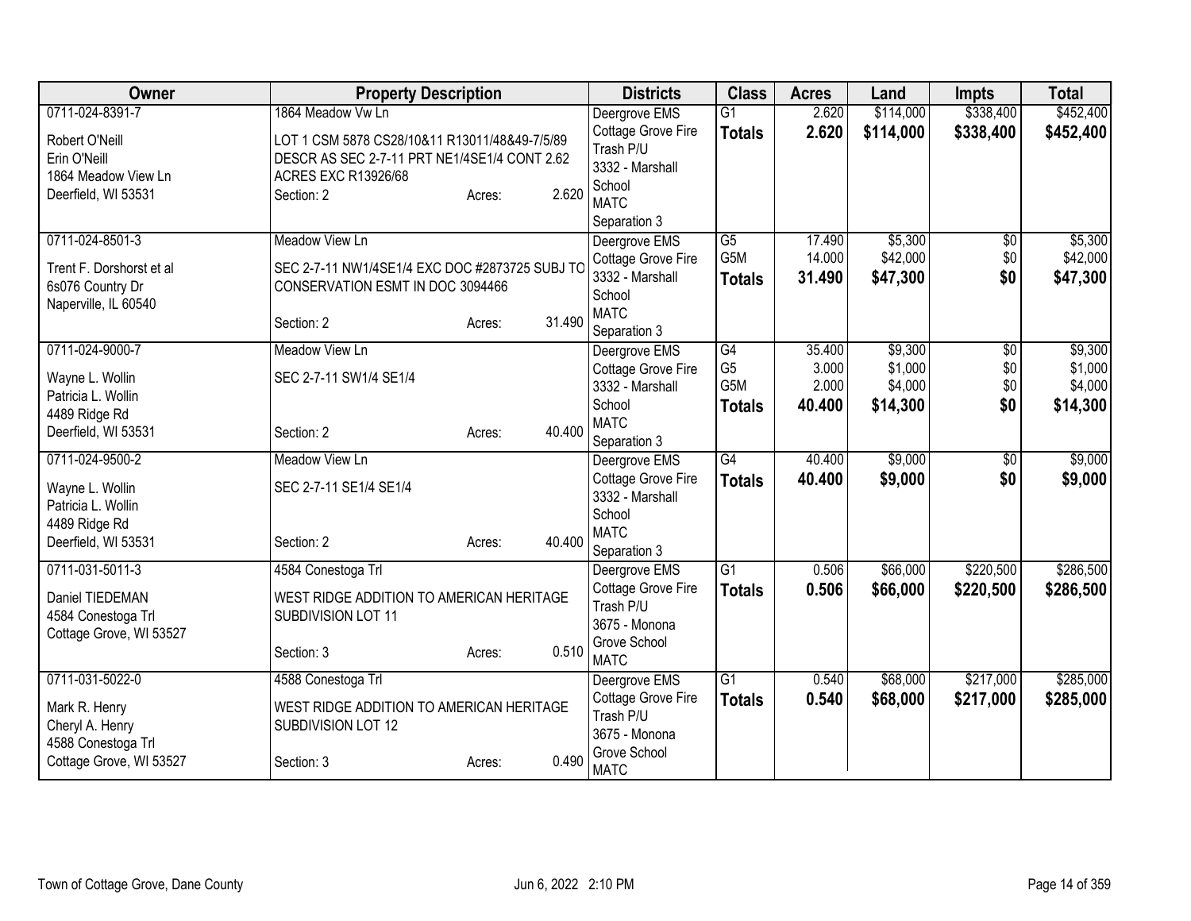| Owner | Property Description | | | Districts | Class | Acres | Land | Impts | Total |
|---|---|---|---|---|---|---|---|---|---|
| 0711-024-8391-7<br>Robert O'Neill<br>Erin O'Neill<br>1864 Meadow View Ln<br>Deerfield, WI 53531 | 1864 Meadow Vw Ln<br>LOT 1 CSM 5878 CS28/10&11 R13011/48&49-7/5/89 DESCR AS SEC 2-7-11 PRT NE1/4SE1/4 CONT 2.62 ACRES EXC R13926/68<br>Section: 2 | Acres: | 2.620 | Deergrove EMS<br>Cottage Grove Fire<br>Trash P/U<br>3332 - Marshall School<br>MATC<br>Separation 3 | G1<br>**Totals** | 2.620<br>**2.620** | $114,000<br>**$114,000** | $338,400<br>**$338,400** | $452,400<br>**$452,400** |
| 0711-024-8501-3<br>Trent F. Dorshorst et al<br>6s076 Country Dr<br>Naperville, IL 60540 | Meadow View Ln<br>SEC 2-7-11 NW1/4SE1/4 EXC DOC #2873725 SUBJ TO CONSERVATION ESMT IN DOC 3094466<br>Section: 2 | Acres: | 31.490 | Deergrove EMS<br>Cottage Grove Fire<br>3332 - Marshall School<br>MATC<br>Separation 3 | G5<br>G5M<br>**Totals** | 17.490<br>14.000<br>**31.490** | $5,300<br>$42,000<br>**$47,300** | $0<br>$0<br>**$0** | $5,300<br>$42,000<br>**$47,300** |
| 0711-024-9000-7<br>Wayne L. Wollin<br>Patricia L. Wollin<br>4489 Ridge Rd<br>Deerfield, WI 53531 | Meadow View Ln<br>SEC 2-7-11 SW1/4 SE1/4<br>Section: 2 | Acres: | 40.400 | Deergrove EMS<br>Cottage Grove Fire<br>3332 - Marshall School<br>MATC<br>Separation 3 | G4<br>G5<br>G5M<br>**Totals** | 35.400<br>3.000<br>2.000<br>**40.400** | $9,300<br>$1,000<br>$4,000<br>**$14,300** | $0<br>$0<br>$0<br>**$0** | $9,300<br>$1,000<br>$4,000<br>**$14,300** |
| 0711-024-9500-2<br>Wayne L. Wollin<br>Patricia L. Wollin<br>4489 Ridge Rd<br>Deerfield, WI 53531 | Meadow View Ln<br>SEC 2-7-11 SE1/4 SE1/4<br>Section: 2 | Acres: | 40.400 | Deergrove EMS<br>Cottage Grove Fire<br>3332 - Marshall School<br>MATC<br>Separation 3 | G4<br>**Totals** | 40.400<br>**40.400** | $9,000<br>**$9,000** | $0<br>**$0** | $9,000<br>**$9,000** |
| 0711-031-5011-3<br>Daniel TIEDEMAN<br>4584 Conestoga Trl<br>Cottage Grove, WI 53527 | 4584 Conestoga Trl<br>WEST RIDGE ADDITION TO AMERICAN HERITAGE SUBDIVISION LOT 11<br>Section: 3 | Acres: | 0.510 | Deergrove EMS<br>Cottage Grove Fire<br>Trash P/U<br>3675 - Monona Grove School<br>MATC | G1<br>**Totals** | 0.506<br>**0.506** | $66,000<br>**$66,000** | $220,500<br>**$220,500** | $286,500<br>**$286,500** |
| 0711-031-5022-0<br>Mark R. Henry<br>Cheryl A. Henry<br>4588 Conestoga Trl<br>Cottage Grove, WI 53527 | 4588 Conestoga Trl<br>WEST RIDGE ADDITION TO AMERICAN HERITAGE SUBDIVISION LOT 12<br>Section: 3 | Acres: | 0.490 | Deergrove EMS<br>Cottage Grove Fire<br>Trash P/U<br>3675 - Monona Grove School<br>MATC | G1<br>**Totals** | 0.540<br>**0.540** | $68,000<br>**$68,000** | $217,000<br>**$217,000** | $285,000<br>**$285,000** |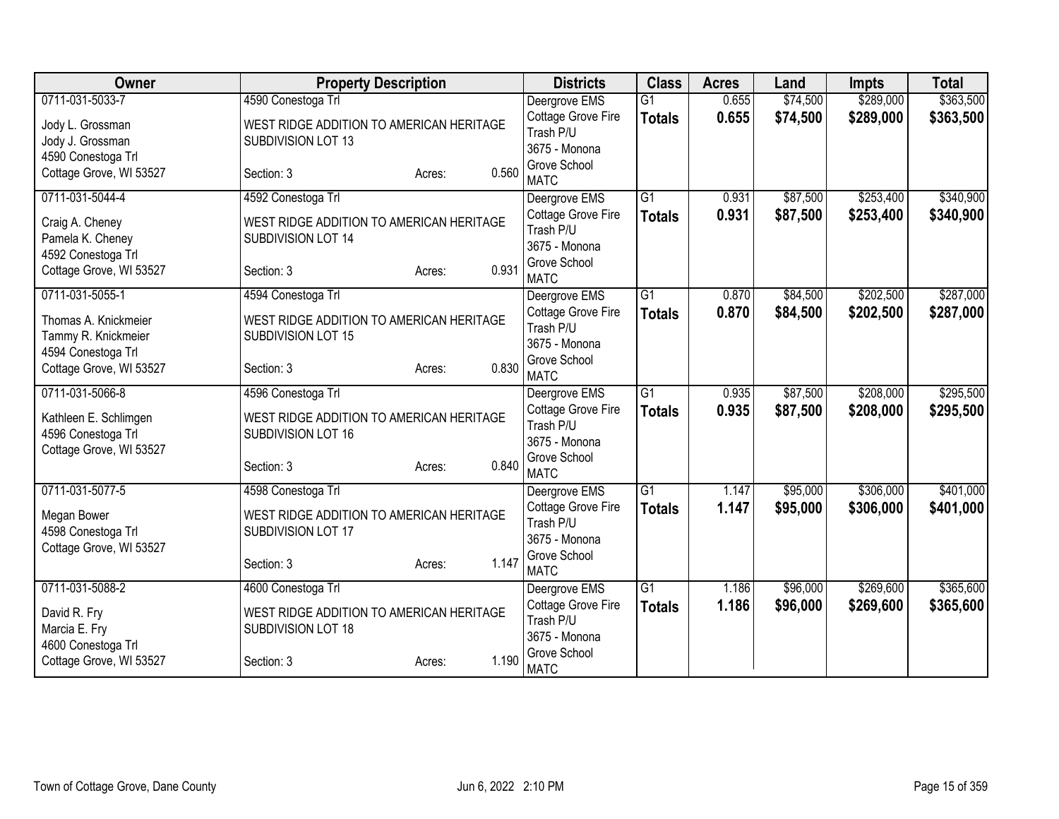| Owner | Property Description | Districts | Class | Acres | Land | Impts | Total |
|---|---|---|---|---|---|---|---|
| 0711-031-5033-7<br>Jody L. Grossman<br>Jody J. Grossman<br>4590 Conestoga Trl<br>Cottage Grove, WI 53527 | 4590 Conestoga Trl<br>WEST RIDGE ADDITION TO AMERICAN HERITAGE SUBDIVISION LOT 13<br>Section: 3 Acres: 0.560 | Deergrove EMS<br>Cottage Grove Fire<br>Trash P/U<br>3675 - Monona Grove School<br>MATC | G1<br>**Totals** | 0.655<br>**0.655** | $74,500<br>**$74,500** | $289,000<br>**$289,000** | $363,500<br>**$363,500** |
| 0711-031-5044-4<br>Craig A. Cheney<br>Pamela K. Cheney<br>4592 Conestoga Trl<br>Cottage Grove, WI 53527 | 4592 Conestoga Trl<br>WEST RIDGE ADDITION TO AMERICAN HERITAGE SUBDIVISION LOT 14<br>Section: 3 Acres: 0.931 | Deergrove EMS<br>Cottage Grove Fire<br>Trash P/U<br>3675 - Monona Grove School<br>MATC | G1<br>**Totals** | 0.931<br>**0.931** | $87,500<br>**$87,500** | $253,400<br>**$253,400** | $340,900<br>**$340,900** |
| 0711-031-5055-1<br>Thomas A. Knickmeier<br>Tammy R. Knickmeier<br>4594 Conestoga Trl<br>Cottage Grove, WI 53527 | 4594 Conestoga Trl<br>WEST RIDGE ADDITION TO AMERICAN HERITAGE SUBDIVISION LOT 15<br>Section: 3 Acres: 0.830 | Deergrove EMS<br>Cottage Grove Fire<br>Trash P/U<br>3675 - Monona Grove School<br>MATC | G1<br>**Totals** | 0.870<br>**0.870** | $84,500<br>**$84,500** | $202,500<br>**$202,500** | $287,000<br>**$287,000** |
| 0711-031-5066-8<br>Kathleen E. Schlimgen<br>4596 Conestoga Trl<br>Cottage Grove, WI 53527 | 4596 Conestoga Trl<br>WEST RIDGE ADDITION TO AMERICAN HERITAGE SUBDIVISION LOT 16<br>Section: 3 Acres: 0.840 | Deergrove EMS<br>Cottage Grove Fire<br>Trash P/U<br>3675 - Monona Grove School<br>MATC | G1<br>**Totals** | 0.935<br>**0.935** | $87,500<br>**$87,500** | $208,000<br>**$208,000** | $295,500<br>**$295,500** |
| 0711-031-5077-5<br>Megan Bower<br>4598 Conestoga Trl<br>Cottage Grove, WI 53527 | 4598 Conestoga Trl<br>WEST RIDGE ADDITION TO AMERICAN HERITAGE SUBDIVISION LOT 17<br>Section: 3 Acres: 1.147 | Deergrove EMS<br>Cottage Grove Fire<br>Trash P/U<br>3675 - Monona Grove School<br>MATC | G1<br>**Totals** | 1.147<br>**1.147** | $95,000<br>**$95,000** | $306,000<br>**$306,000** | $401,000<br>**$401,000** |
| 0711-031-5088-2<br>David R. Fry<br>Marcia E. Fry<br>4600 Conestoga Trl<br>Cottage Grove, WI 53527 | 4600 Conestoga Trl<br>WEST RIDGE ADDITION TO AMERICAN HERITAGE SUBDIVISION LOT 18<br>Section: 3 Acres: 1.190 | Deergrove EMS<br>Cottage Grove Fire<br>Trash P/U<br>3675 - Monona Grove School<br>MATC | G1<br>**Totals** | 1.186<br>**1.186** | $96,000<br>**$96,000** | $269,600<br>**$269,600** | $365,600<br>**$365,600** |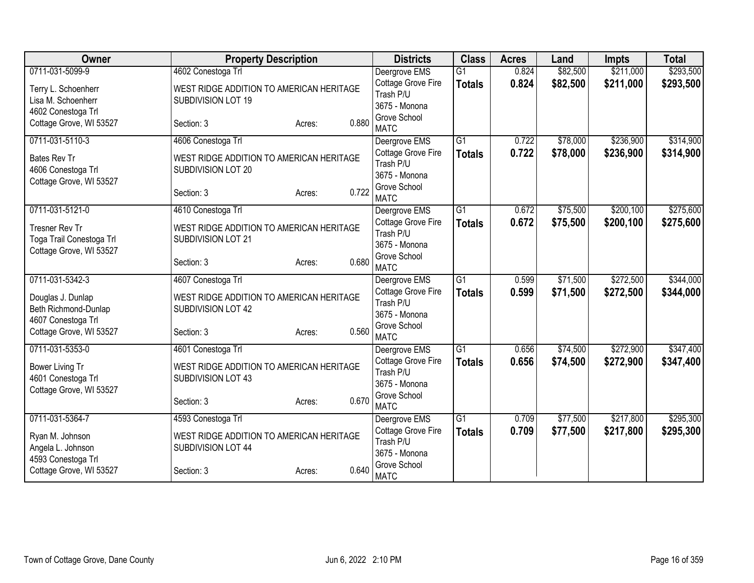| Owner | Property Description | Districts | Class | Acres | Land | Impts | Total |
|---|---|---|---|---|---|---|---|
| 0711-031-5099-9<br>Terry L. Schoenherr<br>Lisa M. Schoenherr<br>4602 Conestoga Trl<br>Cottage Grove, WI 53527 | 4602 Conestoga Trl<br>WEST RIDGE ADDITION TO AMERICAN HERITAGE SUBDIVISION LOT 19<br>Section: 3 Acres: 0.880 | Deergrove EMS<br>Cottage Grove Fire<br>Trash P/U<br>3675 - Monona Grove School<br>MATC | G1<br>**Totals** | 0.824<br>**0.824** | $82,500<br>**$82,500** | $211,000<br>**$211,000** | $293,500<br>**$293,500** |
| 0711-031-5110-3<br>Bates Rev Tr<br>4606 Conestoga Trl<br>Cottage Grove, WI 53527 | 4606 Conestoga Trl<br>WEST RIDGE ADDITION TO AMERICAN HERITAGE SUBDIVISION LOT 20<br>Section: 3 Acres: 0.722 | Deergrove EMS<br>Cottage Grove Fire<br>Trash P/U<br>3675 - Monona Grove School<br>MATC | G1<br>**Totals** | 0.722<br>**0.722** | $78,000<br>**$78,000** | $236,900<br>**$236,900** | $314,900<br>**$314,900** |
| 0711-031-5121-0<br>Tresner Rev Tr<br>Toga Trail Conestoga Trl<br>Cottage Grove, WI 53527 | 4610 Conestoga Trl<br>WEST RIDGE ADDITION TO AMERICAN HERITAGE SUBDIVISION LOT 21<br>Section: 3 Acres: 0.680 | Deergrove EMS<br>Cottage Grove Fire<br>Trash P/U<br>3675 - Monona Grove School<br>MATC | G1<br>**Totals** | 0.672<br>**0.672** | $75,500<br>**$75,500** | $200,100<br>**$200,100** | $275,600<br>**$275,600** |
| 0711-031-5342-3<br>Douglas J. Dunlap<br>Beth Richmond-Dunlap<br>4607 Conestoga Trl<br>Cottage Grove, WI 53527 | 4607 Conestoga Trl<br>WEST RIDGE ADDITION TO AMERICAN HERITAGE SUBDIVISION LOT 42<br>Section: 3 Acres: 0.560 | Deergrove EMS<br>Cottage Grove Fire<br>Trash P/U<br>3675 - Monona Grove School<br>MATC | G1<br>**Totals** | 0.599<br>**0.599** | $71,500<br>**$71,500** | $272,500<br>**$272,500** | $344,000<br>**$344,000** |
| 0711-031-5353-0<br>Bower Living Tr<br>4601 Conestoga Trl<br>Cottage Grove, WI 53527 | 4601 Conestoga Trl<br>WEST RIDGE ADDITION TO AMERICAN HERITAGE SUBDIVISION LOT 43<br>Section: 3 Acres: 0.670 | Deergrove EMS<br>Cottage Grove Fire<br>Trash P/U<br>3675 - Monona Grove School<br>MATC | G1<br>**Totals** | 0.656<br>**0.656** | $74,500<br>**$74,500** | $272,900<br>**$272,900** | $347,400<br>**$347,400** |
| 0711-031-5364-7<br>Ryan M. Johnson<br>Angela L. Johnson<br>4593 Conestoga Trl<br>Cottage Grove, WI 53527 | 4593 Conestoga Trl<br>WEST RIDGE ADDITION TO AMERICAN HERITAGE SUBDIVISION LOT 44<br>Section: 3 Acres: 0.640 | Deergrove EMS<br>Cottage Grove Fire<br>Trash P/U<br>3675 - Monona Grove School<br>MATC | G1<br>**Totals** | 0.709<br>**0.709** | $77,500<br>**$77,500** | $217,800<br>**$217,800** | $295,300<br>**$295,300** |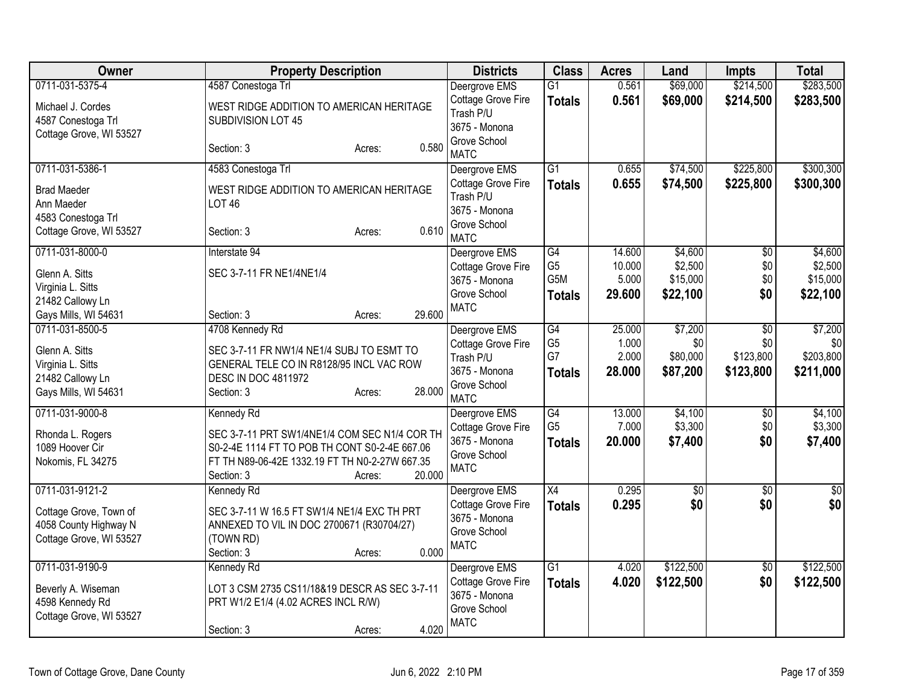| Owner | Property Description | Districts | Class | Acres | Land | Impts | Total |
|---|---|---|---|---|---|---|---|
| 0711-031-5375-4<br>Michael J. Cordes<br>4587 Conestoga Trl<br>Cottage Grove, WI 53527 | 4587 Conestoga Trl<br>WEST RIDGE ADDITION TO AMERICAN HERITAGE SUBDIVISION LOT 45<br>Section: 3 Acres: 0.580 | Deergrove EMS<br>Cottage Grove Fire<br>Trash P/U<br>3675 - Monona Grove School<br>MATC | G1<br>**Totals** | 0.561<br>**0.561** | $69,000<br>**$69,000** | $214,500<br>**$214,500** | $283,500<br>**$283,500** |
| 0711-031-5386-1<br>Brad Maeder<br>Ann Maeder<br>4583 Conestoga Trl<br>Cottage Grove, WI 53527 | 4583 Conestoga Trl<br>WEST RIDGE ADDITION TO AMERICAN HERITAGE LOT 46<br>Section: 3 Acres: 0.610 | Deergrove EMS<br>Cottage Grove Fire<br>Trash P/U<br>3675 - Monona Grove School<br>MATC | G1<br>**Totals** | 0.655<br>**0.655** | $74,500<br>**$74,500** | $225,800<br>**$225,800** | $300,300<br>**$300,300** |
| 0711-031-8000-0<br>Glenn A. Sitts<br>Virginia L. Sitts<br>21482 Callowy Ln<br>Gays Mills, WI 54631 | Interstate 94<br>SEC 3-7-11 FR NE1/4NE1/4<br>Section: 3 Acres: 29.600 | Deergrove EMS<br>Cottage Grove Fire<br>3675 - Monona Grove School<br>MATC | G4<br>G5<br>G5M<br>**Totals** | 14.600<br>10.000<br>5.000<br>**29.600** | $4,600<br>$2,500<br>$15,000<br>**$22,100** | $0<br>$0<br>$0<br>**$0** | $4,600<br>$2,500<br>$15,000<br>**$22,100** |
| 0711-031-8500-5<br>Glenn A. Sitts<br>Virginia L. Sitts<br>21482 Callowy Ln<br>Gays Mills, WI 54631 | 4708 Kennedy Rd<br>SEC 3-7-11 FR NW1/4 NE1/4 SUBJ TO ESMT TO GENERAL TELE CO IN R8128/95 INCL VAC ROW DESC IN DOC 4811972<br>Section: 3 Acres: 28.000 | Deergrove EMS<br>Cottage Grove Fire<br>Trash P/U<br>3675 - Monona Grove School<br>MATC | G4<br>G5<br>G7<br>**Totals** | 25.000<br>1.000<br>2.000<br>**28.000** | $7,200<br>$0<br>$80,000<br>**$87,200** | $0<br>$0<br>$123,800<br>**$123,800** | $7,200<br>$0<br>$203,800<br>**$211,000** |
| 0711-031-9000-8<br>Rhonda L. Rogers<br>1089 Hoover Cir<br>Nokomis, FL 34275 | Kennedy Rd<br>SEC 3-7-11 PRT SW1/4NE1/4 COM SEC N1/4 COR TH S0-2-4E 1114 FT TO POB TH CONT S0-2-4E 667.06 FT TH N89-06-42E 1332.19 FT TH N0-2-27W 667.35<br>Section: 3 Acres: 20.000 | Deergrove EMS<br>Cottage Grove Fire<br>3675 - Monona Grove School<br>MATC | G4<br>G5<br>**Totals** | 13.000<br>7.000<br>**20.000** | $4,100<br>$3,300<br>**$7,400** | $0<br>$0<br>**$0** | $4,100<br>$3,300<br>**$7,400** |
| 0711-031-9121-2<br>Cottage Grove, Town of<br>4058 County Highway N<br>Cottage Grove, WI 53527 | Kennedy Rd<br>SEC 3-7-11 W 16.5 FT SW1/4 NE1/4 EXC TH PRT ANNEXED TO VIL IN DOC 2700671 (R30704/27) (TOWN RD)<br>Section: 3 Acres: 0.000 | Deergrove EMS<br>Cottage Grove Fire<br>3675 - Monona Grove School<br>MATC | X4<br>**Totals** | 0.295<br>**0.295** | $0<br>**$0** | $0<br>**$0** | $0<br>**$0** |
| 0711-031-9190-9<br>Beverly A. Wiseman<br>4598 Kennedy Rd<br>Cottage Grove, WI 53527 | Kennedy Rd<br>LOT 3 CSM 2735 CS11/18&19 DESCR AS SEC 3-7-11 PRT W1/2 E1/4 (4.02 ACRES INCL R/W)<br>Section: 3 Acres: 4.020 | Deergrove EMS<br>Cottage Grove Fire<br>3675 - Monona Grove School<br>MATC | G1<br>**Totals** | 4.020<br>**4.020** | $122,500<br>**$122,500** | $0<br>**$0** | $122,500<br>**$122,500** |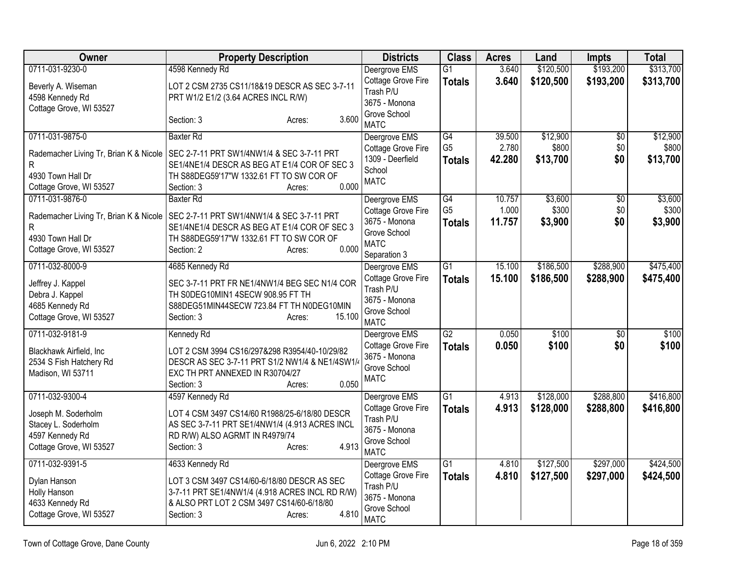| Owner | Property Description | Districts | Class | Acres | Land | Impts | Total |
|---|---|---|---|---|---|---|---|
| 0711-031-9230-0<br><br>Beverly A. Wiseman<br>4598 Kennedy Rd<br>Cottage Grove, WI 53527 | 4598 Kennedy Rd<br><br>LOT 2 CSM 2735 CS11/18&19 DESCR AS SEC 3-7-11 PRT W1/2 E1/2 (3.64 ACRES INCL R/W)<br><br>Section: 3 Acres: 3.600 | Deergrove EMS<br>Cottage Grove Fire<br>Trash P/U<br>3675 - Monona Grove School<br>MATC | G1<br>**Totals** | 3.640<br>**3.640** | $120,500<br>**$120,500** | $193,200<br>**$193,200** | $313,700<br>**$313,700** |
| 0711-031-9875-0<br><br>Rademacher Living Tr, Brian K & Nicole R<br>4930 Town Hall Dr<br>Cottage Grove, WI 53527 | Baxter Rd<br><br>SEC 2-7-11 PRT SW1/4NW1/4 & SEC 3-7-11 PRT SE1/4NE1/4 DESCR AS BEG AT E1/4 COR OF SEC 3 TH S88DEG59'17"W 1332.61 FT TO SW COR OF<br>Section: 3 Acres: 0.000 | Deergrove EMS<br>Cottage Grove Fire<br>1309 - Deerfield School<br>MATC | G4<br>G5<br>**Totals** | 39.500<br>2.780<br>**42.280** | $12,900<br>$800<br>**$13,700** | $0<br>$0<br>**$0** | $12,900<br>$800<br>**$13,700** |
| 0711-031-9876-0<br><br>Rademacher Living Tr, Brian K & Nicole R<br>4930 Town Hall Dr<br>Cottage Grove, WI 53527 | Baxter Rd<br><br>SEC 2-7-11 PRT SW1/4NW1/4 & SEC 3-7-11 PRT SE1/4NE1/4 DESCR AS BEG AT E1/4 COR OF SEC 3 TH S88DEG59'17"W 1332.61 FT TO SW COR OF<br>Section: 2 Acres: 0.000 | Deergrove EMS<br>Cottage Grove Fire<br>3675 - Monona Grove School<br>MATC<br>Separation 3 | G4<br>G5<br>**Totals** | 10.757<br>1.000<br>**11.757** | $3,600<br>$300<br>**$3,900** | $0<br>$0<br>**$0** | $3,600<br>$300<br>**$3,900** |
| 0711-032-8000-9<br><br>Jeffrey J. Kappel<br>Debra J. Kappel<br>4685 Kennedy Rd<br>Cottage Grove, WI 53527 | 4685 Kennedy Rd<br><br>SEC 3-7-11 PRT FR NE1/4NW1/4 BEG SEC N1/4 COR TH S0DEG10MIN1 4SECW 908.95 FT TH S88DEG51MIN44SECW 723.84 FT TH N0DEG10MIN<br>Section: 3 Acres: 15.100 | Deergrove EMS<br>Cottage Grove Fire<br>Trash P/U<br>3675 - Monona Grove School<br>MATC | G1<br>**Totals** | 15.100<br>**15.100** | $186,500<br>**$186,500** | $288,900<br>**$288,900** | $475,400<br>**$475,400** |
| 0711-032-9181-9<br><br>Blackhawk Airfield, Inc<br>2534 S Fish Hatchery Rd<br>Madison, WI 53711 | Kennedy Rd<br><br>LOT 2 CSM 3994 CS16/297&298 R3954/40-10/29/82 DESCR AS SEC 3-7-11 PRT S1/2 NW1/4 & NE1/4SW1/4 EXC TH PRT ANNEXED IN R30704/27<br>Section: 3 Acres: 0.050 | Deergrove EMS<br>Cottage Grove Fire<br>3675 - Monona Grove School<br>MATC | G2<br>**Totals** | 0.050<br>**0.050** | $100<br>**$100** | $0<br>**$0** | $100<br>**$100** |
| 0711-032-9300-4<br><br>Joseph M. Soderholm<br>Stacey L. Soderholm<br>4597 Kennedy Rd<br>Cottage Grove, WI 53527 | 4597 Kennedy Rd<br><br>LOT 4 CSM 3497 CS14/60 R1988/25-6/18/80 DESCR AS SEC 3-7-11 PRT SE1/4NW1/4 (4.913 ACRES INCL RD R/W) ALSO AGRMT IN R4979/74<br>Section: 3 Acres: 4.913 | Deergrove EMS<br>Cottage Grove Fire<br>Trash P/U<br>3675 - Monona Grove School<br>MATC | G1<br>**Totals** | 4.913<br>**4.913** | $128,000<br>**$128,000** | $288,800<br>**$288,800** | $416,800<br>**$416,800** |
| 0711-032-9391-5<br><br>Dylan Hanson<br>Holly Hanson<br>4633 Kennedy Rd<br>Cottage Grove, WI 53527 | 4633 Kennedy Rd<br><br>LOT 3 CSM 3497 CS14/60-6/18/80 DESCR AS SEC 3-7-11 PRT SE1/4NW1/4 (4.918 ACRES INCL RD R/W) & ALSO PRT LOT 2 CSM 3497 CS14/60-6/18/80<br>Section: 3 Acres: 4.810 | Deergrove EMS<br>Cottage Grove Fire<br>Trash P/U<br>3675 - Monona Grove School<br>MATC | G1<br>**Totals** | 4.810<br>**4.810** | $127,500<br>**$127,500** | $297,000<br>**$297,000** | $424,500<br>**$424,500** |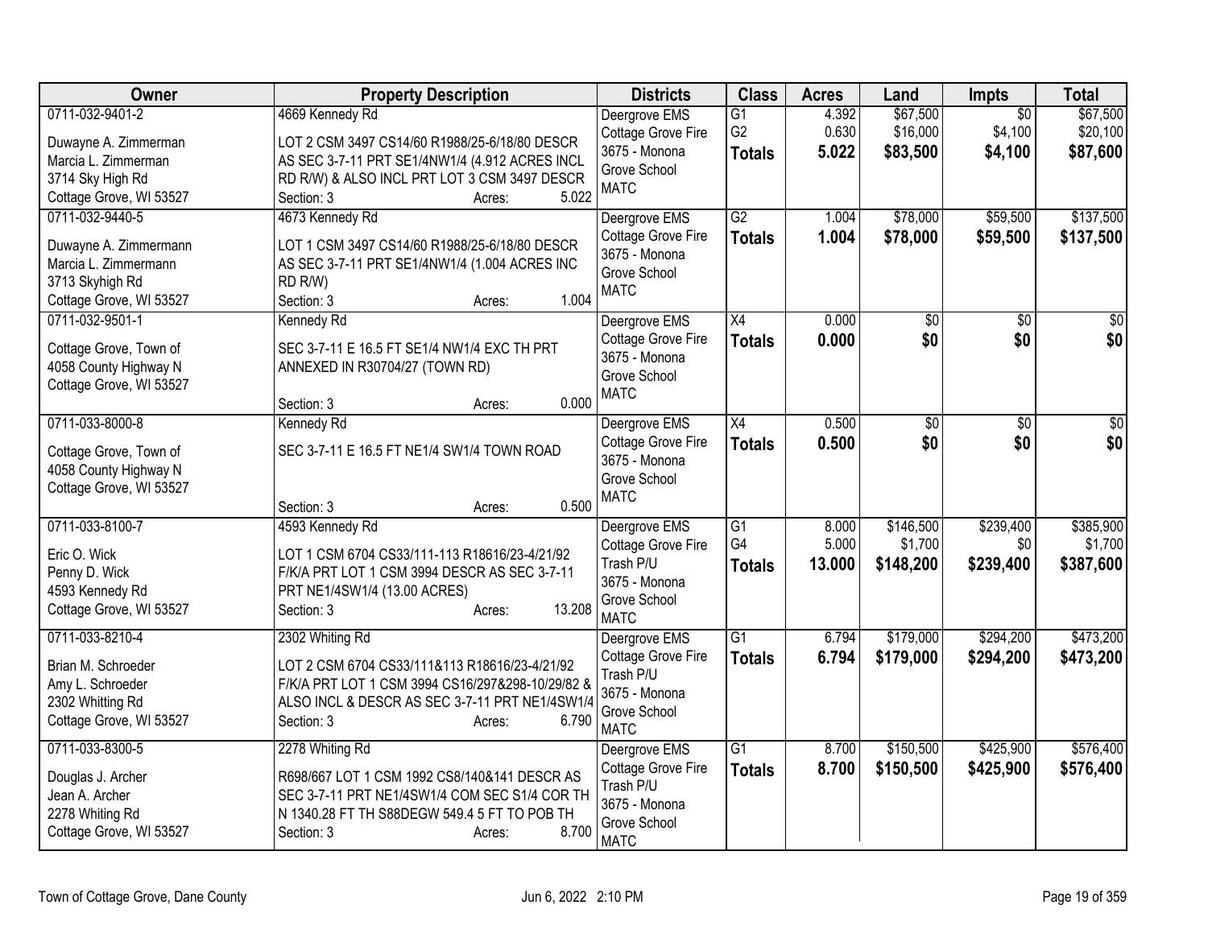| Owner | Property Description | Districts | Class | Acres | Land | Impts | Total |
|---|---|---|---|---|---|---|---|
| 0711-032-9401-2<br>Duwayne A. Zimmerman<br>Marcia L. Zimmerman<br>3714 Sky High Rd<br>Cottage Grove, WI 53527 | 4669 Kennedy Rd<br>LOT 2 CSM 3497 CS14/60 R1988/25-6/18/80 DESCR AS SEC 3-7-11 PRT SE1/4NW1/4 (4.912 ACRES INCL RD R/W) & ALSO INCL PRT LOT 3 CSM 3497 DESCR<br>Section: 3 Acres: 5.022 | Deergrove EMS<br>Cottage Grove Fire<br>3675 - Monona Grove School<br>MATC | G1<br>G2<br>**Totals** | 4.392<br>0.630<br>**5.022** | $67,500<br>$16,000<br>**$83,500** | $0<br>$4,100<br>**$4,100** | $67,500<br>$20,100<br>**$87,600** |
| 0711-032-9440-5<br>Duwayne A. Zimmermann<br>Marcia L. Zimmermann<br>3713 Skyhigh Rd<br>Cottage Grove, WI 53527 | 4673 Kennedy Rd<br>LOT 1 CSM 3497 CS14/60 R1988/25-6/18/80 DESCR AS SEC 3-7-11 PRT SE1/4NW1/4 (1.004 ACRES INC RD R/W)<br>Section: 3 Acres: 1.004 | Deergrove EMS<br>Cottage Grove Fire<br>3675 - Monona Grove School<br>MATC | G2<br>**Totals** | 1.004<br>**1.004** | $78,000<br>**$78,000** | $59,500<br>**$59,500** | $137,500<br>**$137,500** |
| 0711-032-9501-1<br>Cottage Grove, Town of<br>4058 County Highway N<br>Cottage Grove, WI 53527 | Kennedy Rd<br>SEC 3-7-11 E 16.5 FT SE1/4 NW1/4 EXC TH PRT ANNEXED IN R30704/27 (TOWN RD)<br>Section: 3 Acres: 0.000 | Deergrove EMS<br>Cottage Grove Fire<br>3675 - Monona Grove School<br>MATC | X4<br>**Totals** | 0.000<br>**0.000** | $0<br>**$0** | $0<br>**$0** | $0<br>**$0** |
| 0711-033-8000-8<br>Cottage Grove, Town of<br>4058 County Highway N<br>Cottage Grove, WI 53527 | Kennedy Rd<br>SEC 3-7-11 E 16.5 FT NE1/4 SW1/4 TOWN ROAD<br>Section: 3 Acres: 0.500 | Deergrove EMS<br>Cottage Grove Fire<br>3675 - Monona Grove School<br>MATC | X4<br>**Totals** | 0.500<br>**0.500** | $0<br>**$0** | $0<br>**$0** | $0<br>**$0** |
| 0711-033-8100-7<br>Eric O. Wick<br>Penny D. Wick<br>4593 Kennedy Rd<br>Cottage Grove, WI 53527 | 4593 Kennedy Rd<br>LOT 1 CSM 6704 CS33/111-113 R18616/23-4/21/92 F/K/A PRT LOT 1 CSM 3994 DESCR AS SEC 3-7-11 PRT NE1/4SW1/4 (13.00 ACRES)<br>Section: 3 Acres: 13.208 | Deergrove EMS<br>Cottage Grove Fire<br>Trash P/U<br>3675 - Monona Grove School<br>MATC | G1<br>G4<br>**Totals** | 8.000<br>5.000<br>**13.000** | $146,500<br>$1,700<br>**$148,200** | $239,400<br>$0<br>**$239,400** | $385,900<br>$1,700<br>**$387,600** |
| 0711-033-8210-4<br>Brian M. Schroeder<br>Amy L. Schroeder<br>2302 Whitting Rd<br>Cottage Grove, WI 53527 | 2302 Whiting Rd<br>LOT 2 CSM 6704 CS33/111&113 R18616/23-4/21/92 F/K/A PRT LOT 1 CSM 3994 CS16/297&298-10/29/82 & ALSO INCL & DESCR AS SEC 3-7-11 PRT NE1/4SW1/4<br>Section: 3 Acres: 6.790 | Deergrove EMS<br>Cottage Grove Fire<br>Trash P/U<br>3675 - Monona Grove School<br>MATC | G1<br>**Totals** | 6.794<br>**6.794** | $179,000<br>**$179,000** | $294,200<br>**$294,200** | $473,200<br>**$473,200** |
| 0711-033-8300-5<br>Douglas J. Archer<br>Jean A. Archer<br>2278 Whiting Rd<br>Cottage Grove, WI 53527 | 2278 Whiting Rd<br>R698/667 LOT 1 CSM 1992 CS8/140&141 DESCR AS SEC 3-7-11 PRT NE1/4SW1/4 COM SEC S1/4 COR TH N 1340.28 FT TH S88DEGW 549.4 5 FT TO POB TH<br>Section: 3 Acres: 8.700 | Deergrove EMS<br>Cottage Grove Fire<br>Trash P/U<br>3675 - Monona Grove School<br>MATC | G1<br>**Totals** | 8.700<br>**8.700** | $150,500<br>**$150,500** | $425,900<br>**$425,900** | $576,400<br>**$576,400** |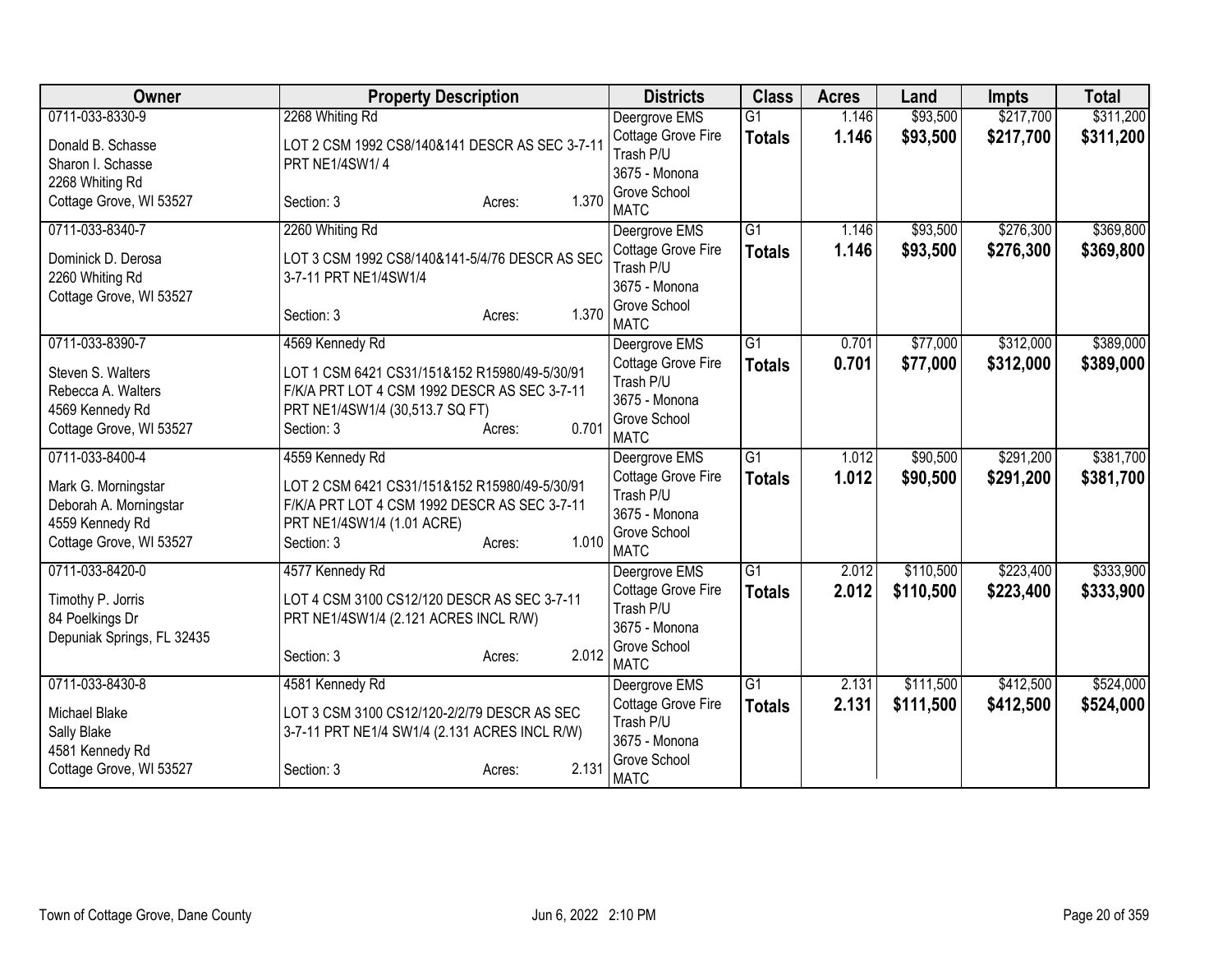| Owner | Property Description | Districts | Class | Acres | Land | Impts | Total |
|---|---|---|---|---|---|---|---|
| 0711-033-8330-9<br>Donald B. Schasse<br>Sharon I. Schasse<br>2268 Whiting Rd<br>Cottage Grove, WI 53527 | 2268 Whiting Rd<br>LOT 2 CSM 1992 CS8/140&141 DESCR AS SEC 3-7-11 PRT NE1/4SW1/ 4<br>Section: 3 Acres: 1.370 | Deergrove EMS<br>Cottage Grove Fire<br>Trash P/U<br>3675 - Monona Grove School<br>MATC | G1<br>**Totals** | 1.146<br>**1.146** | \$93,500<br>**\$93,500** | \$217,700<br>**\$217,700** | \$311,200<br>**\$311,200** |
| 0711-033-8340-7<br>Dominick D. Derosa<br>2260 Whiting Rd<br>Cottage Grove, WI 53527 | 2260 Whiting Rd<br>LOT 3 CSM 1992 CS8/140&141-5/4/76 DESCR AS SEC 3-7-11 PRT NE1/4SW1/4<br>Section: 3 Acres: 1.370 | Deergrove EMS<br>Cottage Grove Fire<br>Trash P/U<br>3675 - Monona Grove School<br>MATC | G1<br>**Totals** | 1.146<br>**1.146** | \$93,500<br>**\$93,500** | \$276,300<br>**\$276,300** | \$369,800<br>**\$369,800** |
| 0711-033-8390-7<br>Steven S. Walters<br>Rebecca A. Walters<br>4569 Kennedy Rd<br>Cottage Grove, WI 53527 | 4569 Kennedy Rd<br>LOT 1 CSM 6421 CS31/151&152 R15980/49-5/30/91 F/K/A PRT LOT 4 CSM 1992 DESCR AS SEC 3-7-11 PRT NE1/4SW1/4 (30,513.7 SQ FT)<br>Section: 3 Acres: 0.701 | Deergrove EMS<br>Cottage Grove Fire<br>Trash P/U<br>3675 - Monona Grove School<br>MATC | G1<br>**Totals** | 0.701<br>**0.701** | \$77,000<br>**\$77,000** | \$312,000<br>**\$312,000** | \$389,000<br>**\$389,000** |
| 0711-033-8400-4<br>Mark G. Morningstar<br>Deborah A. Morningstar<br>4559 Kennedy Rd<br>Cottage Grove, WI 53527 | 4559 Kennedy Rd<br>LOT 2 CSM 6421 CS31/151&152 R15980/49-5/30/91 F/K/A PRT LOT 4 CSM 1992 DESCR AS SEC 3-7-11 PRT NE1/4SW1/4 (1.01 ACRE)<br>Section: 3 Acres: 1.010 | Deergrove EMS<br>Cottage Grove Fire<br>Trash P/U<br>3675 - Monona Grove School<br>MATC | G1<br>**Totals** | 1.012<br>**1.012** | \$90,500<br>**\$90,500** | \$291,200<br>**\$291,200** | \$381,700<br>**\$381,700** |
| 0711-033-8420-0<br>Timothy P. Jorris<br>84 Poelkings Dr<br>Depuniak Springs, FL 32435 | 4577 Kennedy Rd<br>LOT 4 CSM 3100 CS12/120 DESCR AS SEC 3-7-11 PRT NE1/4SW1/4 (2.121 ACRES INCL R/W)<br>Section: 3 Acres: 2.012 | Deergrove EMS<br>Cottage Grove Fire<br>Trash P/U<br>3675 - Monona Grove School<br>MATC | G1<br>**Totals** | 2.012<br>**2.012** | \$110,500<br>**\$110,500** | \$223,400<br>**\$223,400** | \$333,900<br>**\$333,900** |
| 0711-033-8430-8<br>Michael Blake<br>Sally Blake<br>4581 Kennedy Rd<br>Cottage Grove, WI 53527 | 4581 Kennedy Rd<br>LOT 3 CSM 3100 CS12/120-2/2/79 DESCR AS SEC 3-7-11 PRT NE1/4 SW1/4 (2.131 ACRES INCL R/W)<br>Section: 3 Acres: 2.131 | Deergrove EMS<br>Cottage Grove Fire<br>Trash P/U<br>3675 - Monona Grove School<br>MATC | G1<br>**Totals** | 2.131<br>**2.131** | \$111,500<br>**\$111,500** | \$412,500<br>**\$412,500** | \$524,000<br>**\$524,000** |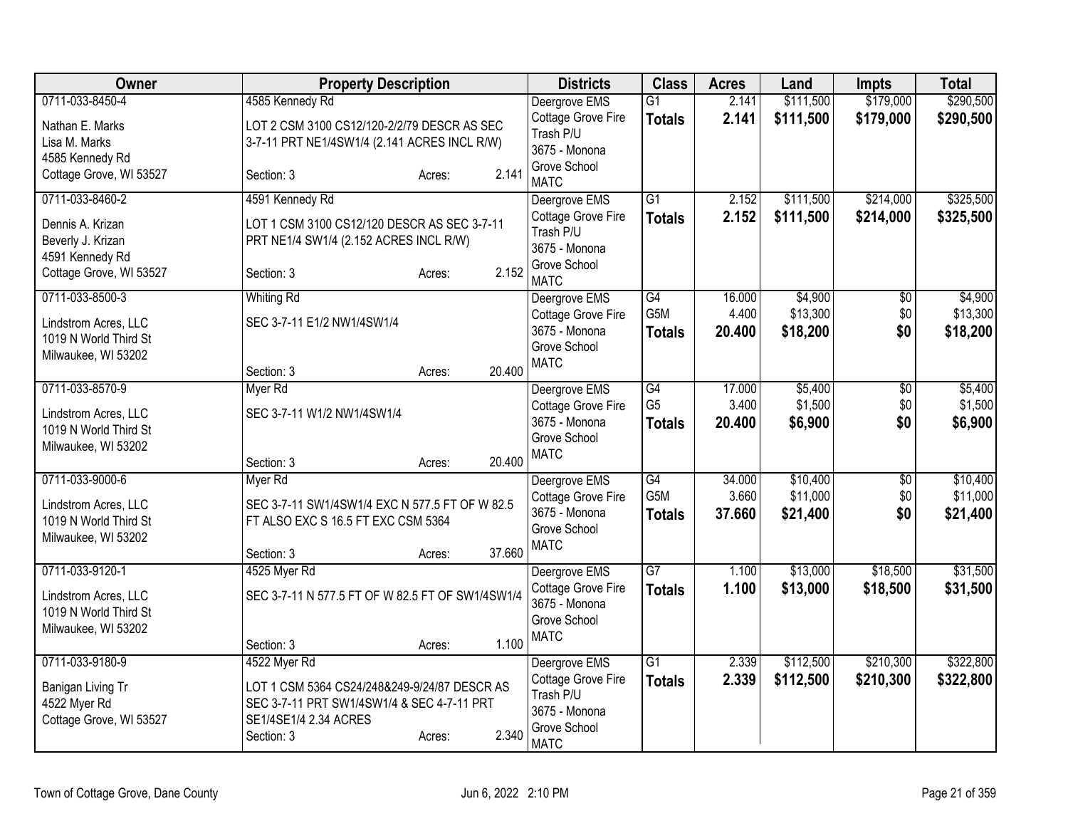| Owner | Property Description | Districts | Class | Acres | Land | Impts | Total |
|---|---|---|---|---|---|---|---|
| 0711-033-8450-4<br>Nathan E. Marks<br>Lisa M. Marks<br>4585 Kennedy Rd<br>Cottage Grove, WI 53527 | 4585 Kennedy Rd<br>LOT 2 CSM 3100 CS12/120-2/2/79 DESCR AS SEC 3-7-11 PRT NE1/4SW1/4 (2.141 ACRES INCL R/W)<br>Section: 3 Acres: 2.141 | Deergrove EMS<br>Cottage Grove Fire<br>Trash P/U<br>3675 - Monona Grove School<br>MATC | G1<br>**Totals** | 2.141<br>**2.141** | $111,500<br>**$111,500** | $179,000<br>**$179,000** | $290,500<br>**$290,500** |
| 0711-033-8460-2<br>Dennis A. Krizan<br>Beverly J. Krizan<br>4591 Kennedy Rd<br>Cottage Grove, WI 53527 | 4591 Kennedy Rd<br>LOT 1 CSM 3100 CS12/120 DESCR AS SEC 3-7-11 PRT NE1/4 SW1/4 (2.152 ACRES INCL R/W)<br>Section: 3 Acres: 2.152 | Deergrove EMS<br>Cottage Grove Fire<br>Trash P/U<br>3675 - Monona Grove School<br>MATC | G1<br>**Totals** | 2.152<br>**2.152** | $111,500<br>**$111,500** | $214,000<br>**$214,000** | $325,500<br>**$325,500** |
| 0711-033-8500-3<br>Lindstrom Acres, LLC<br>1019 N World Third St<br>Milwaukee, WI 53202 | Whiting Rd<br>SEC 3-7-11 E1/2 NW1/4SW1/4<br>Section: 3 Acres: 20.400 | Deergrove EMS<br>Cottage Grove Fire<br>3675 - Monona Grove School<br>MATC | G4<br>G5M<br>**Totals** | 16.000<br>4.400<br>**20.400** | $4,900<br>$13,300<br>**$18,200** | $0<br>$0<br>**$0** | $4,900<br>$13,300<br>**$18,200** |
| 0711-033-8570-9<br>Lindstrom Acres, LLC<br>1019 N World Third St<br>Milwaukee, WI 53202 | Myer Rd<br>SEC 3-7-11 W1/2 NW1/4SW1/4<br>Section: 3 Acres: 20.400 | Deergrove EMS<br>Cottage Grove Fire<br>3675 - Monona Grove School<br>MATC | G4<br>G5<br>**Totals** | 17.000<br>3.400<br>**20.400** | $5,400<br>$1,500<br>**$6,900** | $0<br>$0<br>**$0** | $5,400<br>$1,500<br>**$6,900** |
| 0711-033-9000-6<br>Lindstrom Acres, LLC<br>1019 N World Third St<br>Milwaukee, WI 53202 | Myer Rd<br>SEC 3-7-11 SW1/4SW1/4 EXC N 577.5 FT OF W 82.5 FT ALSO EXC S 16.5 FT EXC CSM 5364<br>Section: 3 Acres: 37.660 | Deergrove EMS<br>Cottage Grove Fire<br>3675 - Monona Grove School<br>MATC | G4<br>G5M<br>**Totals** | 34.000<br>3.660<br>**37.660** | $10,400<br>$11,000<br>**$21,400** | $0<br>$0<br>**$0** | $10,400<br>$11,000<br>**$21,400** |
| 0711-033-9120-1<br>Lindstrom Acres, LLC<br>1019 N World Third St<br>Milwaukee, WI 53202 | 4525 Myer Rd<br>SEC 3-7-11 N 577.5 FT OF W 82.5 FT OF SW1/4SW1/4<br>Section: 3 Acres: 1.100 | Deergrove EMS<br>Cottage Grove Fire<br>3675 - Monona Grove School<br>MATC | G7<br>**Totals** | 1.100<br>**1.100** | $13,000<br>**$13,000** | $18,500<br>**$18,500** | $31,500<br>**$31,500** |
| 0711-033-9180-9<br>Banigan Living Tr<br>4522 Myer Rd<br>Cottage Grove, WI 53527 | 4522 Myer Rd<br>LOT 1 CSM 5364 CS24/248&249-9/24/87 DESCR AS SEC 3-7-11 PRT SW1/4SW1/4 & SEC 4-7-11 PRT SE1/4SE1/4 2.34 ACRES<br>Section: 3 Acres: 2.340 | Deergrove EMS<br>Cottage Grove Fire<br>Trash P/U<br>3675 - Monona Grove School<br>MATC | G1<br>**Totals** | 2.339<br>**2.339** | $112,500<br>**$112,500** | $210,300<br>**$210,300** | $322,800<br>**$322,800** |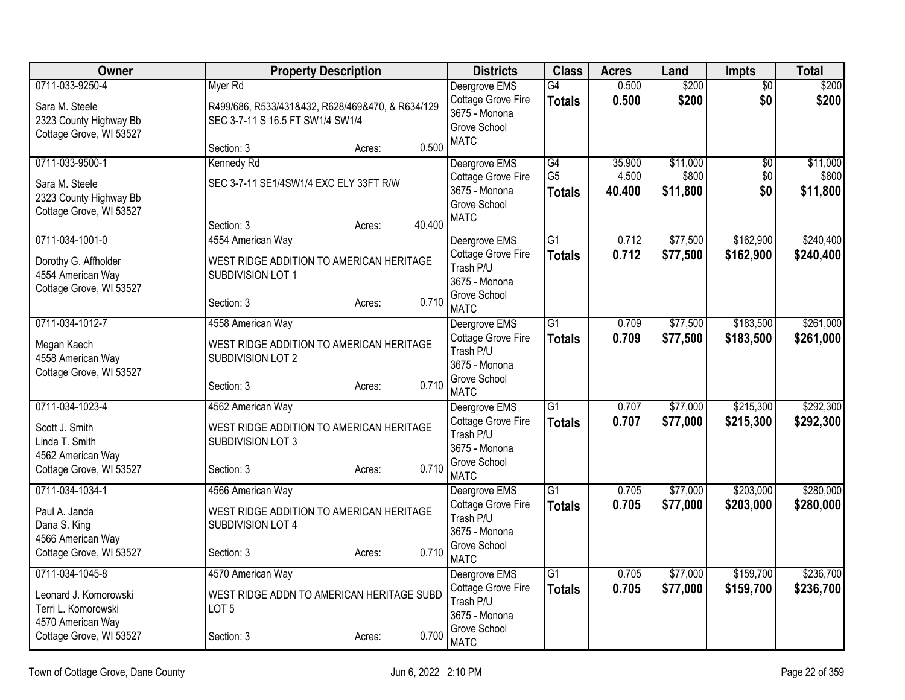| Owner | Property Description | Districts | Class | Acres | Land | Impts | Total |
|---|---|---|---|---|---|---|---|
| 0711-033-9250-4<br>Sara M. Steele<br>2323 County Highway Bb<br>Cottage Grove, WI 53527 | Myer Rd<br>R499/686, R533/431&432, R628/469&470, & R634/129 SEC 3-7-11 S 16.5 FT SW1/4 SW1/4<br>Section: 3 Acres: 0.500 | Deergrove EMS<br>Cottage Grove Fire<br>3675 - Monona Grove School<br>MATC | G4<br>**Totals** | 0.500<br>**0.500** | $200<br>**$200** | $0<br>**$0** | $200<br>**$200** |
| 0711-033-9500-1<br>Sara M. Steele<br>2323 County Highway Bb<br>Cottage Grove, WI 53527 | Kennedy Rd<br>SEC 3-7-11 SE1/4SW1/4 EXC ELY 33FT R/W<br>Section: 3 Acres: 40.400 | Deergrove EMS<br>Cottage Grove Fire<br>3675 - Monona Grove School<br>MATC | G4<br>G5<br>**Totals** | 35.900<br>4.500<br>**40.400** | $11,000<br>$800<br>**$11,800** | $0<br>$0<br>**$0** | $11,000<br>$800<br>**$11,800** |
| 0711-034-1001-0<br>Dorothy G. Affholder<br>4554 American Way<br>Cottage Grove, WI 53527 | 4554 American Way<br>WEST RIDGE ADDITION TO AMERICAN HERITAGE SUBDIVISION LOT 1<br>Section: 3 Acres: 0.710 | Deergrove EMS<br>Cottage Grove Fire<br>Trash P/U<br>3675 - Monona Grove School<br>MATC | G1<br>**Totals** | 0.712<br>**0.712** | $77,500<br>**$77,500** | $162,900<br>**$162,900** | $240,400<br>**$240,400** |
| 0711-034-1012-7<br>Megan Kaech<br>4558 American Way<br>Cottage Grove, WI 53527 | 4558 American Way<br>WEST RIDGE ADDITION TO AMERICAN HERITAGE SUBDIVISION LOT 2<br>Section: 3 Acres: 0.710 | Deergrove EMS<br>Cottage Grove Fire<br>Trash P/U<br>3675 - Monona Grove School<br>MATC | G1<br>**Totals** | 0.709<br>**0.709** | $77,500<br>**$77,500** | $183,500<br>**$183,500** | $261,000<br>**$261,000** |
| 0711-034-1023-4<br>Scott J. Smith<br>Linda T. Smith<br>4562 American Way<br>Cottage Grove, WI 53527 | 4562 American Way<br>WEST RIDGE ADDITION TO AMERICAN HERITAGE SUBDIVISION LOT 3<br>Section: 3 Acres: 0.710 | Deergrove EMS<br>Cottage Grove Fire<br>Trash P/U<br>3675 - Monona Grove School<br>MATC | G1<br>**Totals** | 0.707<br>**0.707** | $77,000<br>**$77,000** | $215,300<br>**$215,300** | $292,300<br>**$292,300** |
| 0711-034-1034-1<br>Paul A. Janda<br>Dana S. King<br>4566 American Way<br>Cottage Grove, WI 53527 | 4566 American Way<br>WEST RIDGE ADDITION TO AMERICAN HERITAGE SUBDIVISION LOT 4<br>Section: 3 Acres: 0.710 | Deergrove EMS<br>Cottage Grove Fire<br>Trash P/U<br>3675 - Monona Grove School<br>MATC | G1<br>**Totals** | 0.705<br>**0.705** | $77,000<br>**$77,000** | $203,000<br>**$203,000** | $280,000<br>**$280,000** |
| 0711-034-1045-8<br>Leonard J. Komorowski<br>Terri L. Komorowski<br>4570 American Way<br>Cottage Grove, WI 53527 | 4570 American Way<br>WEST RIDGE ADDN TO AMERICAN HERITAGE SUBD LOT 5<br>Section: 3 Acres: 0.700 | Deergrove EMS<br>Cottage Grove Fire<br>Trash P/U<br>3675 - Monona Grove School<br>MATC | G1<br>**Totals** | 0.705<br>**0.705** | $77,000<br>**$77,000** | $159,700<br>**$159,700** | $236,700<br>**$236,700** |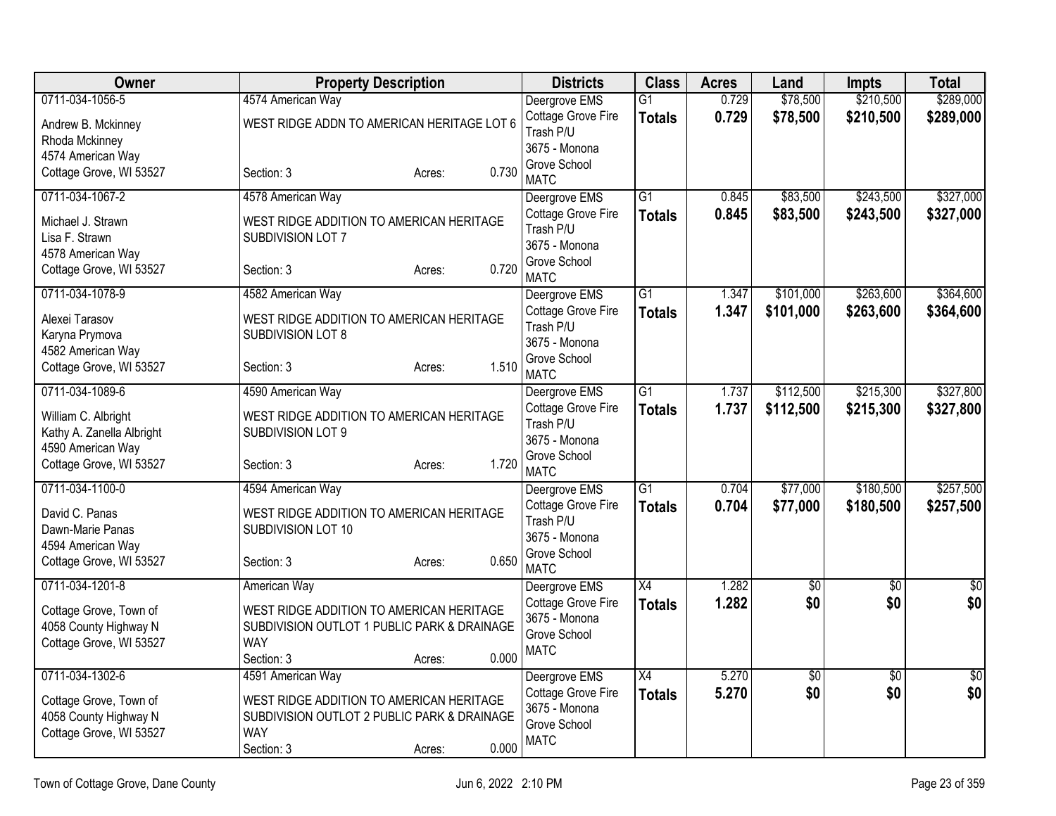| Owner | Property Description | Districts | Class | Acres | Land | Impts | Total |
|---|---|---|---|---|---|---|---|
| 0711-034-1056-5<br>Andrew B. Mckinney<br>Rhoda Mckinney<br>4574 American Way<br>Cottage Grove, WI 53527 | 4574 American Way<br>WEST RIDGE ADDN TO AMERICAN HERITAGE LOT 6<br>Section: 3 Acres: 0.730 | Deergrove EMS<br>Cottage Grove Fire<br>Trash P/U<br>3675 - Monona Grove School<br>MATC | G1<br>**Totals** | 0.729<br>**0.729** | $78,500<br>**$78,500** | $210,500<br>**$210,500** | $289,000<br>**$289,000** |
| 0711-034-1067-2<br>Michael J. Strawn<br>Lisa F. Strawn<br>4578 American Way<br>Cottage Grove, WI 53527 | 4578 American Way<br>WEST RIDGE ADDITION TO AMERICAN HERITAGE SUBDIVISION LOT 7<br>Section: 3 Acres: 0.720 | Deergrove EMS<br>Cottage Grove Fire<br>Trash P/U<br>3675 - Monona Grove School<br>MATC | G1<br>**Totals** | 0.845<br>**0.845** | $83,500<br>**$83,500** | $243,500<br>**$243,500** | $327,000<br>**$327,000** |
| 0711-034-1078-9<br>Alexei Tarasov<br>Karyna Prymova<br>4582 American Way<br>Cottage Grove, WI 53527 | 4582 American Way<br>WEST RIDGE ADDITION TO AMERICAN HERITAGE SUBDIVISION LOT 8<br>Section: 3 Acres: 1.510 | Deergrove EMS<br>Cottage Grove Fire<br>Trash P/U<br>3675 - Monona Grove School<br>MATC | G1<br>**Totals** | 1.347<br>**1.347** | $101,000<br>**$101,000** | $263,600<br>**$263,600** | $364,600<br>**$364,600** |
| 0711-034-1089-6<br>William C. Albright<br>Kathy A. Zanella Albright<br>4590 American Way<br>Cottage Grove, WI 53527 | 4590 American Way<br>WEST RIDGE ADDITION TO AMERICAN HERITAGE SUBDIVISION LOT 9<br>Section: 3 Acres: 1.720 | Deergrove EMS<br>Cottage Grove Fire<br>Trash P/U<br>3675 - Monona Grove School<br>MATC | G1<br>**Totals** | 1.737<br>**1.737** | $112,500<br>**$112,500** | $215,300<br>**$215,300** | $327,800<br>**$327,800** |
| 0711-034-1100-0<br>David C. Panas<br>Dawn-Marie Panas<br>4594 American Way<br>Cottage Grove, WI 53527 | 4594 American Way<br>WEST RIDGE ADDITION TO AMERICAN HERITAGE SUBDIVISION LOT 10<br>Section: 3 Acres: 0.650 | Deergrove EMS<br>Cottage Grove Fire<br>Trash P/U<br>3675 - Monona Grove School<br>MATC | G1<br>**Totals** | 0.704<br>**0.704** | $77,000<br>**$77,000** | $180,500<br>**$180,500** | $257,500<br>**$257,500** |
| 0711-034-1201-8<br>Cottage Grove, Town of<br>4058 County Highway N<br>Cottage Grove, WI 53527 | American Way<br>WEST RIDGE ADDITION TO AMERICAN HERITAGE SUBDIVISION OUTLOT 1 PUBLIC PARK & DRAINAGE WAY<br>Section: 3 Acres: 0.000 | Deergrove EMS<br>Cottage Grove Fire<br>3675 - Monona Grove School<br>MATC | X4<br>**Totals** | 1.282<br>**1.282** | $0<br>**$0** | $0<br>**$0** | $0<br>**$0** |
| 0711-034-1302-6<br>Cottage Grove, Town of<br>4058 County Highway N<br>Cottage Grove, WI 53527 | 4591 American Way<br>WEST RIDGE ADDITION TO AMERICAN HERITAGE SUBDIVISION OUTLOT 2 PUBLIC PARK & DRAINAGE WAY<br>Section: 3 Acres: 0.000 | Deergrove EMS<br>Cottage Grove Fire<br>3675 - Monona Grove School<br>MATC | X4<br>**Totals** | 5.270<br>**5.270** | $0<br>**$0** | $0<br>**$0** | $0<br>**$0** |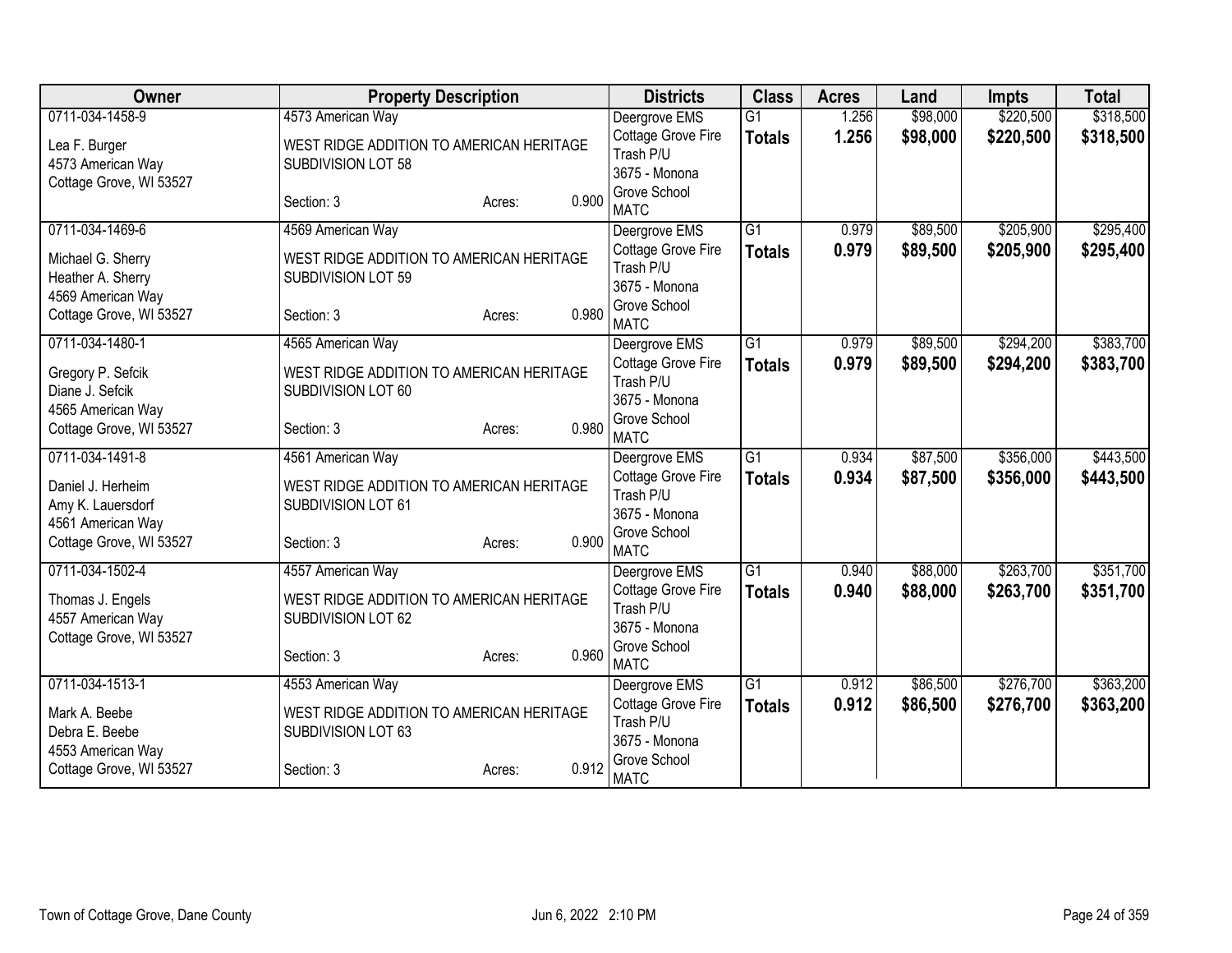| Owner | Property Description | Districts | Class | Acres | Land | Impts | Total |
|---|---|---|---|---|---|---|---|
| 0711-034-1458-9<br>Lea F. Burger<br>4573 American Way<br>Cottage Grove, WI 53527 | 4573 American Way<br>WEST RIDGE ADDITION TO AMERICAN HERITAGE SUBDIVISION LOT 58<br>Section: 3 Acres: 0.900 | Deergrove EMS<br>Cottage Grove Fire<br>Trash P/U<br>3675 - Monona Grove School<br>MATC | G1<br>**Totals** | 1.256<br>**1.256** | \$98,000<br>**\$98,000** | \$220,500<br>**\$220,500** | \$318,500<br>**\$318,500** |
| 0711-034-1469-6<br>Michael G. Sherry<br>Heather A. Sherry<br>4569 American Way<br>Cottage Grove, WI 53527 | 4569 American Way<br>WEST RIDGE ADDITION TO AMERICAN HERITAGE SUBDIVISION LOT 59<br>Section: 3 Acres: 0.980 | Deergrove EMS<br>Cottage Grove Fire<br>Trash P/U<br>3675 - Monona Grove School<br>MATC | G1<br>**Totals** | 0.979<br>**0.979** | \$89,500<br>**\$89,500** | \$205,900<br>**\$205,900** | \$295,400<br>**\$295,400** |
| 0711-034-1480-1<br>Gregory P. Sefcik<br>Diane J. Sefcik<br>4565 American Way<br>Cottage Grove, WI 53527 | 4565 American Way<br>WEST RIDGE ADDITION TO AMERICAN HERITAGE SUBDIVISION LOT 60<br>Section: 3 Acres: 0.980 | Deergrove EMS<br>Cottage Grove Fire<br>Trash P/U<br>3675 - Monona Grove School<br>MATC | G1<br>**Totals** | 0.979<br>**0.979** | \$89,500<br>**\$89,500** | \$294,200<br>**\$294,200** | \$383,700<br>**\$383,700** |
| 0711-034-1491-8<br>Daniel J. Herheim<br>Amy K. Lauersdorf<br>4561 American Way<br>Cottage Grove, WI 53527 | 4561 American Way<br>WEST RIDGE ADDITION TO AMERICAN HERITAGE SUBDIVISION LOT 61<br>Section: 3 Acres: 0.900 | Deergrove EMS<br>Cottage Grove Fire<br>Trash P/U<br>3675 - Monona Grove School<br>MATC | G1<br>**Totals** | 0.934<br>**0.934** | \$87,500<br>**\$87,500** | \$356,000<br>**\$356,000** | \$443,500<br>**\$443,500** |
| 0711-034-1502-4<br>Thomas J. Engels<br>4557 American Way<br>Cottage Grove, WI 53527 | 4557 American Way<br>WEST RIDGE ADDITION TO AMERICAN HERITAGE SUBDIVISION LOT 62<br>Section: 3 Acres: 0.960 | Deergrove EMS<br>Cottage Grove Fire<br>Trash P/U<br>3675 - Monona Grove School<br>MATC | G1<br>**Totals** | 0.940<br>**0.940** | \$88,000<br>**\$88,000** | \$263,700<br>**\$263,700** | \$351,700<br>**\$351,700** |
| 0711-034-1513-1<br>Mark A. Beebe<br>Debra E. Beebe<br>4553 American Way<br>Cottage Grove, WI 53527 | 4553 American Way<br>WEST RIDGE ADDITION TO AMERICAN HERITAGE SUBDIVISION LOT 63<br>Section: 3 Acres: 0.912 | Deergrove EMS<br>Cottage Grove Fire<br>Trash P/U<br>3675 - Monona Grove School<br>MATC | G1<br>**Totals** | 0.912<br>**0.912** | \$86,500<br>**\$86,500** | \$276,700<br>**\$276,700** | \$363,200<br>**\$363,200** |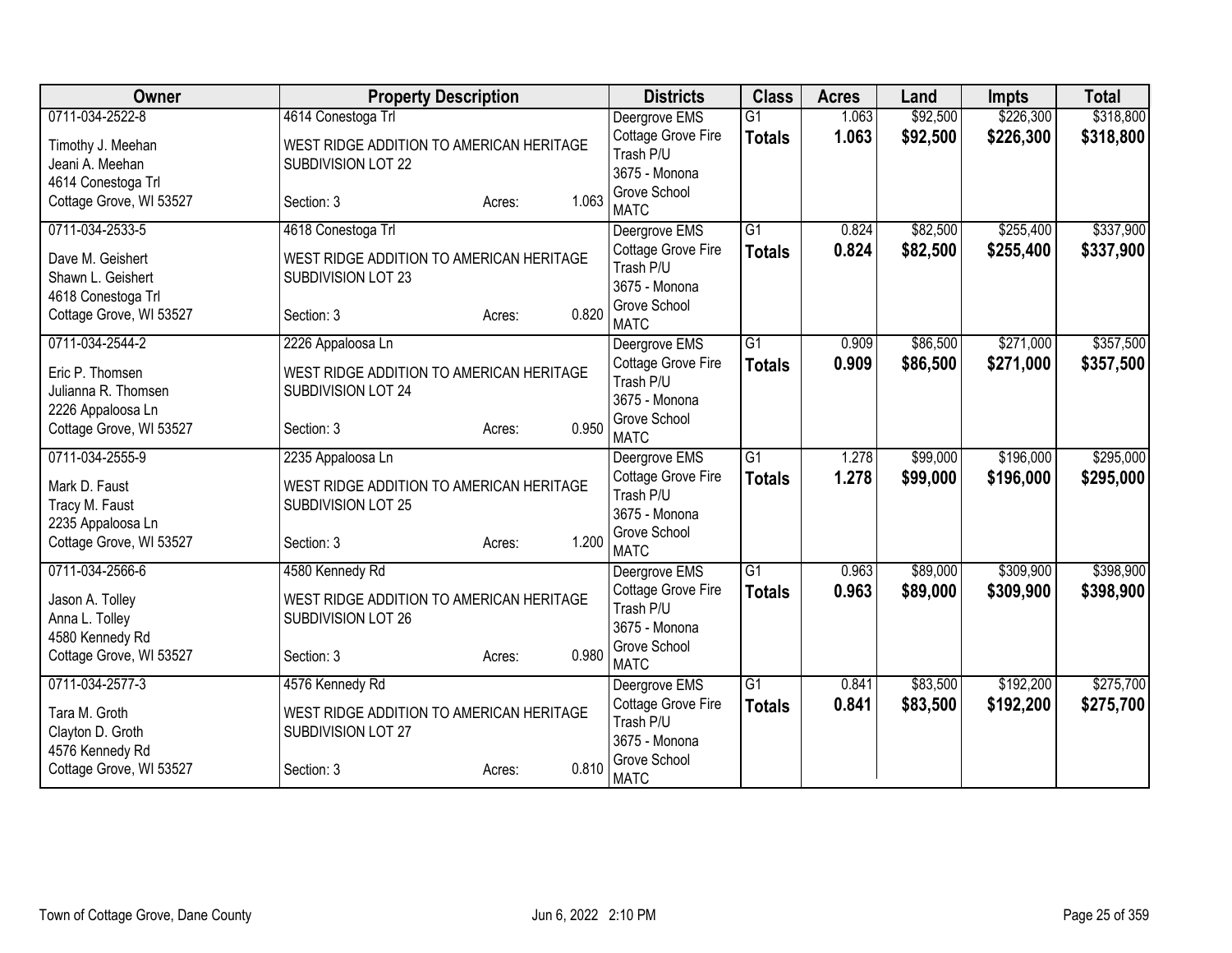| Owner | Property Description | | | Districts | Class | Acres | Land | Impts | Total |
|---|---|---|---|---|---|---|---|---|---|
| 0711-034-2522-8<br>Timothy J. Meehan<br>Jeani A. Meehan<br>4614 Conestoga Trl<br>Cottage Grove, WI 53527 | 4614 Conestoga Trl<br>WEST RIDGE ADDITION TO AMERICAN HERITAGE SUBDIVISION LOT 22<br>Section: 3 | Acres: | 1.063 | Deergrove EMS<br>Cottage Grove Fire<br>Trash P/U<br>3675 - Monona Grove School<br>MATC | G1<br>**Totals** | 1.063<br>**1.063** | \$92,500<br>**\$92,500** | \$226,300<br>**\$226,300** | \$318,800<br>**\$318,800** |
| 0711-034-2533-5<br>Dave M. Geishert<br>Shawn L. Geishert<br>4618 Conestoga Trl<br>Cottage Grove, WI 53527 | 4618 Conestoga Trl<br>WEST RIDGE ADDITION TO AMERICAN HERITAGE SUBDIVISION LOT 23<br>Section: 3 | Acres: | 0.820 | Deergrove EMS<br>Cottage Grove Fire<br>Trash P/U<br>3675 - Monona Grove School<br>MATC | G1<br>**Totals** | 0.824<br>**0.824** | \$82,500<br>**\$82,500** | \$255,400<br>**\$255,400** | \$337,900<br>**\$337,900** |
| 0711-034-2544-2<br>Eric P. Thomsen<br>Julianna R. Thomsen<br>2226 Appaloosa Ln<br>Cottage Grove, WI 53527 | 2226 Appaloosa Ln<br>WEST RIDGE ADDITION TO AMERICAN HERITAGE SUBDIVISION LOT 24<br>Section: 3 | Acres: | 0.950 | Deergrove EMS<br>Cottage Grove Fire<br>Trash P/U<br>3675 - Monona Grove School<br>MATC | G1<br>**Totals** | 0.909<br>**0.909** | \$86,500<br>**\$86,500** | \$271,000<br>**\$271,000** | \$357,500<br>**\$357,500** |
| 0711-034-2555-9<br>Mark D. Faust<br>Tracy M. Faust<br>2235 Appaloosa Ln<br>Cottage Grove, WI 53527 | 2235 Appaloosa Ln<br>WEST RIDGE ADDITION TO AMERICAN HERITAGE SUBDIVISION LOT 25<br>Section: 3 | Acres: | 1.200 | Deergrove EMS<br>Cottage Grove Fire<br>Trash P/U<br>3675 - Monona Grove School<br>MATC | G1<br>**Totals** | 1.278<br>**1.278** | \$99,000<br>**\$99,000** | \$196,000<br>**\$196,000** | \$295,000<br>**\$295,000** |
| 0711-034-2566-6<br>Jason A. Tolley<br>Anna L. Tolley<br>4580 Kennedy Rd<br>Cottage Grove, WI 53527 | 4580 Kennedy Rd<br>WEST RIDGE ADDITION TO AMERICAN HERITAGE SUBDIVISION LOT 26<br>Section: 3 | Acres: | 0.980 | Deergrove EMS<br>Cottage Grove Fire<br>Trash P/U<br>3675 - Monona Grove School<br>MATC | G1<br>**Totals** | 0.963<br>**0.963** | \$89,000<br>**\$89,000** | \$309,900<br>**\$309,900** | \$398,900<br>**\$398,900** |
| 0711-034-2577-3<br>Tara M. Groth<br>Clayton D. Groth<br>4576 Kennedy Rd<br>Cottage Grove, WI 53527 | 4576 Kennedy Rd<br>WEST RIDGE ADDITION TO AMERICAN HERITAGE SUBDIVISION LOT 27<br>Section: 3 | Acres: | 0.810 | Deergrove EMS<br>Cottage Grove Fire<br>Trash P/U<br>3675 - Monona Grove School<br>MATC | G1<br>**Totals** | 0.841<br>**0.841** | \$83,500<br>**\$83,500** | \$192,200<br>**\$192,200** | \$275,700<br>**\$275,700** |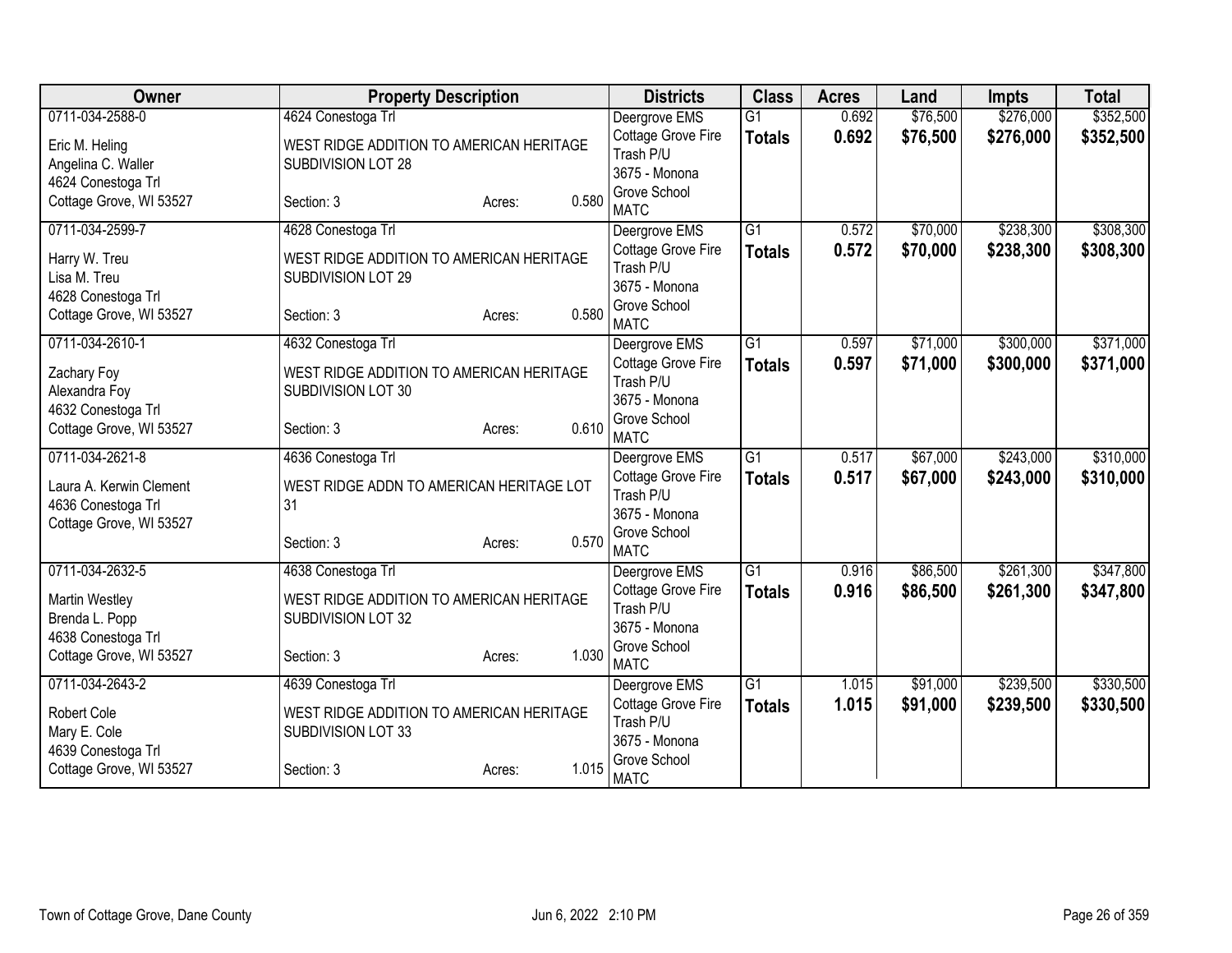| Owner | Property Description | | | Districts | Class | Acres | Land | Impts | Total |
|---|---|---|---|---|---|---|---|---|---|
| 0711-034-2588-0 | 4624 Conestoga Trl | | | Deergrove EMS | G1 | 0.692 | $76,500 | $276,000 | $352,500 |
| Eric M. Heling<br>Angelina C. Waller<br>4624 Conestoga Trl<br>Cottage Grove, WI 53527 | WEST RIDGE ADDITION TO AMERICAN HERITAGE SUBDIVISION LOT 28<br>Section: 3 | Acres: | 0.580 | Cottage Grove Fire<br>Trash P/U<br>3675 - Monona Grove School<br>MATC | **Totals** | **0.692** | **$76,500** | **$276,000** | **$352,500** |
| 0711-034-2599-7 | 4628 Conestoga Trl | | | Deergrove EMS | G1 | 0.572 | $70,000 | $238,300 | $308,300 |
| Harry W. Treu<br>Lisa M. Treu<br>4628 Conestoga Trl<br>Cottage Grove, WI 53527 | WEST RIDGE ADDITION TO AMERICAN HERITAGE SUBDIVISION LOT 29<br>Section: 3 | Acres: | 0.580 | Cottage Grove Fire<br>Trash P/U<br>3675 - Monona Grove School<br>MATC | **Totals** | **0.572** | **$70,000** | **$238,300** | **$308,300** |
| 0711-034-2610-1 | 4632 Conestoga Trl | | | Deergrove EMS | G1 | 0.597 | $71,000 | $300,000 | $371,000 |
| Zachary Foy<br>Alexandra Foy<br>4632 Conestoga Trl<br>Cottage Grove, WI 53527 | WEST RIDGE ADDITION TO AMERICAN HERITAGE SUBDIVISION LOT 30<br>Section: 3 | Acres: | 0.610 | Cottage Grove Fire<br>Trash P/U<br>3675 - Monona Grove School<br>MATC | **Totals** | **0.597** | **$71,000** | **$300,000** | **$371,000** |
| 0711-034-2621-8 | 4636 Conestoga Trl | | | Deergrove EMS | G1 | 0.517 | $67,000 | $243,000 | $310,000 |
| Laura A. Kerwin Clement<br>4636 Conestoga Trl<br>Cottage Grove, WI 53527 | WEST RIDGE ADDN TO AMERICAN HERITAGE LOT 31<br>Section: 3 | Acres: | 0.570 | Cottage Grove Fire<br>Trash P/U<br>3675 - Monona Grove School<br>MATC | **Totals** | **0.517** | **$67,000** | **$243,000** | **$310,000** |
| 0711-034-2632-5 | 4638 Conestoga Trl | | | Deergrove EMS | G1 | 0.916 | $86,500 | $261,300 | $347,800 |
| Martin Westley<br>Brenda L. Popp<br>4638 Conestoga Trl<br>Cottage Grove, WI 53527 | WEST RIDGE ADDITION TO AMERICAN HERITAGE SUBDIVISION LOT 32<br>Section: 3 | Acres: | 1.030 | Cottage Grove Fire<br>Trash P/U<br>3675 - Monona Grove School<br>MATC | **Totals** | **0.916** | **$86,500** | **$261,300** | **$347,800** |
| 0711-034-2643-2 | 4639 Conestoga Trl | | | Deergrove EMS | G1 | 1.015 | $91,000 | $239,500 | $330,500 |
| Robert Cole<br>Mary E. Cole<br>4639 Conestoga Trl<br>Cottage Grove, WI 53527 | WEST RIDGE ADDITION TO AMERICAN HERITAGE SUBDIVISION LOT 33<br>Section: 3 | Acres: | 1.015 | Cottage Grove Fire<br>Trash P/U<br>3675 - Monona Grove School<br>MATC | **Totals** | **1.015** | **$91,000** | **$239,500** | **$330,500** |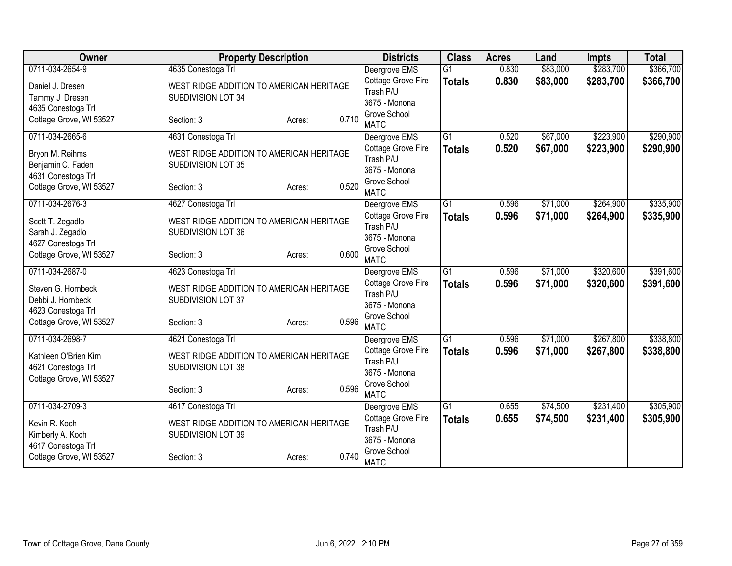| Owner | Property Description | Districts | Class | Acres | Land | Impts | Total |
|---|---|---|---|---|---|---|---|
| 0711-034-2654-9<br>Daniel J. Dresen<br>Tammy J. Dresen<br>4635 Conestoga Trl<br>Cottage Grove, WI 53527 | 4635 Conestoga Trl<br>WEST RIDGE ADDITION TO AMERICAN HERITAGE SUBDIVISION LOT 34<br>Section: 3 Acres: 0.710 | Deergrove EMS<br>Cottage Grove Fire<br>Trash P/U<br>3675 - Monona Grove School<br>MATC | G1<br>**Totals** | 0.830<br>**0.830** | \$83,000<br>**\$83,000** | \$283,700<br>**\$283,700** | \$366,700<br>**\$366,700** |
| 0711-034-2665-6<br>Bryon M. Reihms<br>Benjamin C. Faden<br>4631 Conestoga Trl<br>Cottage Grove, WI 53527 | 4631 Conestoga Trl<br>WEST RIDGE ADDITION TO AMERICAN HERITAGE SUBDIVISION LOT 35<br>Section: 3 Acres: 0.520 | Deergrove EMS<br>Cottage Grove Fire<br>Trash P/U<br>3675 - Monona Grove School<br>MATC | G1<br>**Totals** | 0.520<br>**0.520** | \$67,000<br>**\$67,000** | \$223,900<br>**\$223,900** | \$290,900<br>**\$290,900** |
| 0711-034-2676-3<br>Scott T. Zegadlo<br>Sarah J. Zegadlo<br>4627 Conestoga Trl<br>Cottage Grove, WI 53527 | 4627 Conestoga Trl<br>WEST RIDGE ADDITION TO AMERICAN HERITAGE SUBDIVISION LOT 36<br>Section: 3 Acres: 0.600 | Deergrove EMS<br>Cottage Grove Fire<br>Trash P/U<br>3675 - Monona Grove School<br>MATC | G1<br>**Totals** | 0.596<br>**0.596** | \$71,000<br>**\$71,000** | \$264,900<br>**\$264,900** | \$335,900<br>**\$335,900** |
| 0711-034-2687-0<br>Steven G. Hornbeck<br>Debbi J. Hornbeck<br>4623 Conestoga Trl<br>Cottage Grove, WI 53527 | 4623 Conestoga Trl<br>WEST RIDGE ADDITION TO AMERICAN HERITAGE SUBDIVISION LOT 37<br>Section: 3 Acres: 0.596 | Deergrove EMS<br>Cottage Grove Fire<br>Trash P/U<br>3675 - Monona Grove School<br>MATC | G1<br>**Totals** | 0.596<br>**0.596** | \$71,000<br>**\$71,000** | \$320,600<br>**\$320,600** | \$391,600<br>**\$391,600** |
| 0711-034-2698-7<br>Kathleen O'Brien Kim<br>4621 Conestoga Trl<br>Cottage Grove, WI 53527 | 4621 Conestoga Trl<br>WEST RIDGE ADDITION TO AMERICAN HERITAGE SUBDIVISION LOT 38<br>Section: 3 Acres: 0.596 | Deergrove EMS<br>Cottage Grove Fire<br>Trash P/U<br>3675 - Monona Grove School<br>MATC | G1<br>**Totals** | 0.596<br>**0.596** | \$71,000<br>**\$71,000** | \$267,800<br>**\$267,800** | \$338,800<br>**\$338,800** |
| 0711-034-2709-3<br>Kevin R. Koch<br>Kimberly A. Koch<br>4617 Conestoga Trl<br>Cottage Grove, WI 53527 | 4617 Conestoga Trl<br>WEST RIDGE ADDITION TO AMERICAN HERITAGE SUBDIVISION LOT 39<br>Section: 3 Acres: 0.740 | Deergrove EMS<br>Cottage Grove Fire<br>Trash P/U<br>3675 - Monona Grove School<br>MATC | G1<br>**Totals** | 0.655<br>**0.655** | \$74,500<br>**\$74,500** | \$231,400<br>**\$231,400** | \$305,900<br>**\$305,900** |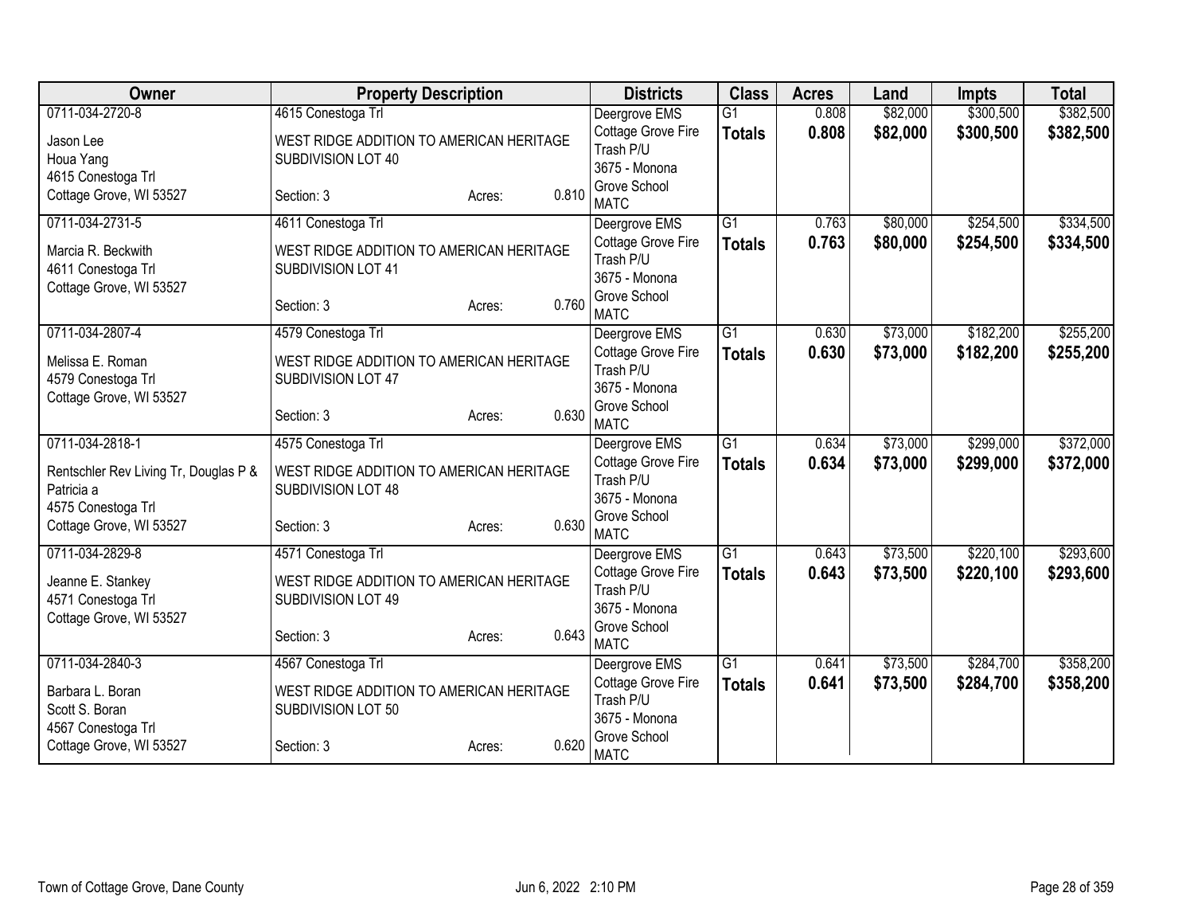| Owner | Property Description | Districts | Class | Acres | Land | Impts | Total |
|---|---|---|---|---|---|---|---|
| 0711-034-2720-8<br>Jason Lee<br>Houa Yang<br>4615 Conestoga Trl<br>Cottage Grove, WI 53527 | 4615 Conestoga Trl<br>WEST RIDGE ADDITION TO AMERICAN HERITAGE SUBDIVISION LOT 40<br>Section: 3 Acres: 0.810 | Deergrove EMS<br>Cottage Grove Fire<br>Trash P/U<br>3675 - Monona Grove School<br>MATC | G1<br>**Totals** | 0.808<br>**0.808** | $82,000<br>**$82,000** | $300,500<br>**$300,500** | $382,500<br>**$382,500** |
| 0711-034-2731-5<br>Marcia R. Beckwith<br>4611 Conestoga Trl<br>Cottage Grove, WI 53527 | 4611 Conestoga Trl<br>WEST RIDGE ADDITION TO AMERICAN HERITAGE SUBDIVISION LOT 41<br>Section: 3 Acres: 0.760 | Deergrove EMS<br>Cottage Grove Fire<br>Trash P/U<br>3675 - Monona Grove School<br>MATC | G1<br>**Totals** | 0.763<br>**0.763** | $80,000<br>**$80,000** | $254,500<br>**$254,500** | $334,500<br>**$334,500** |
| 0711-034-2807-4<br>Melissa E. Roman<br>4579 Conestoga Trl<br>Cottage Grove, WI 53527 | 4579 Conestoga Trl<br>WEST RIDGE ADDITION TO AMERICAN HERITAGE SUBDIVISION LOT 47<br>Section: 3 Acres: 0.630 | Deergrove EMS<br>Cottage Grove Fire<br>Trash P/U<br>3675 - Monona Grove School<br>MATC | G1<br>**Totals** | 0.630<br>**0.630** | $73,000<br>**$73,000** | $182,200<br>**$182,200** | $255,200<br>**$255,200** |
| 0711-034-2818-1<br>Rentschler Rev Living Tr, Douglas P & Patricia a<br>4575 Conestoga Trl<br>Cottage Grove, WI 53527 | 4575 Conestoga Trl<br>WEST RIDGE ADDITION TO AMERICAN HERITAGE SUBDIVISION LOT 48<br>Section: 3 Acres: 0.630 | Deergrove EMS<br>Cottage Grove Fire<br>Trash P/U<br>3675 - Monona Grove School<br>MATC | G1<br>**Totals** | 0.634<br>**0.634** | $73,000<br>**$73,000** | $299,000<br>**$299,000** | $372,000<br>**$372,000** |
| 0711-034-2829-8<br>Jeanne E. Stankey<br>4571 Conestoga Trl<br>Cottage Grove, WI 53527 | 4571 Conestoga Trl<br>WEST RIDGE ADDITION TO AMERICAN HERITAGE SUBDIVISION LOT 49<br>Section: 3 Acres: 0.643 | Deergrove EMS<br>Cottage Grove Fire<br>Trash P/U<br>3675 - Monona Grove School<br>MATC | G1<br>**Totals** | 0.643<br>**0.643** | $73,500<br>**$73,500** | $220,100<br>**$220,100** | $293,600<br>**$293,600** |
| 0711-034-2840-3<br>Barbara L. Boran<br>Scott S. Boran<br>4567 Conestoga Trl<br>Cottage Grove, WI 53527 | 4567 Conestoga Trl<br>WEST RIDGE ADDITION TO AMERICAN HERITAGE SUBDIVISION LOT 50<br>Section: 3 Acres: 0.620 | Deergrove EMS<br>Cottage Grove Fire<br>Trash P/U<br>3675 - Monona Grove School<br>MATC | G1<br>**Totals** | 0.641<br>**0.641** | $73,500<br>**$73,500** | $284,700<br>**$284,700** | $358,200<br>**$358,200** |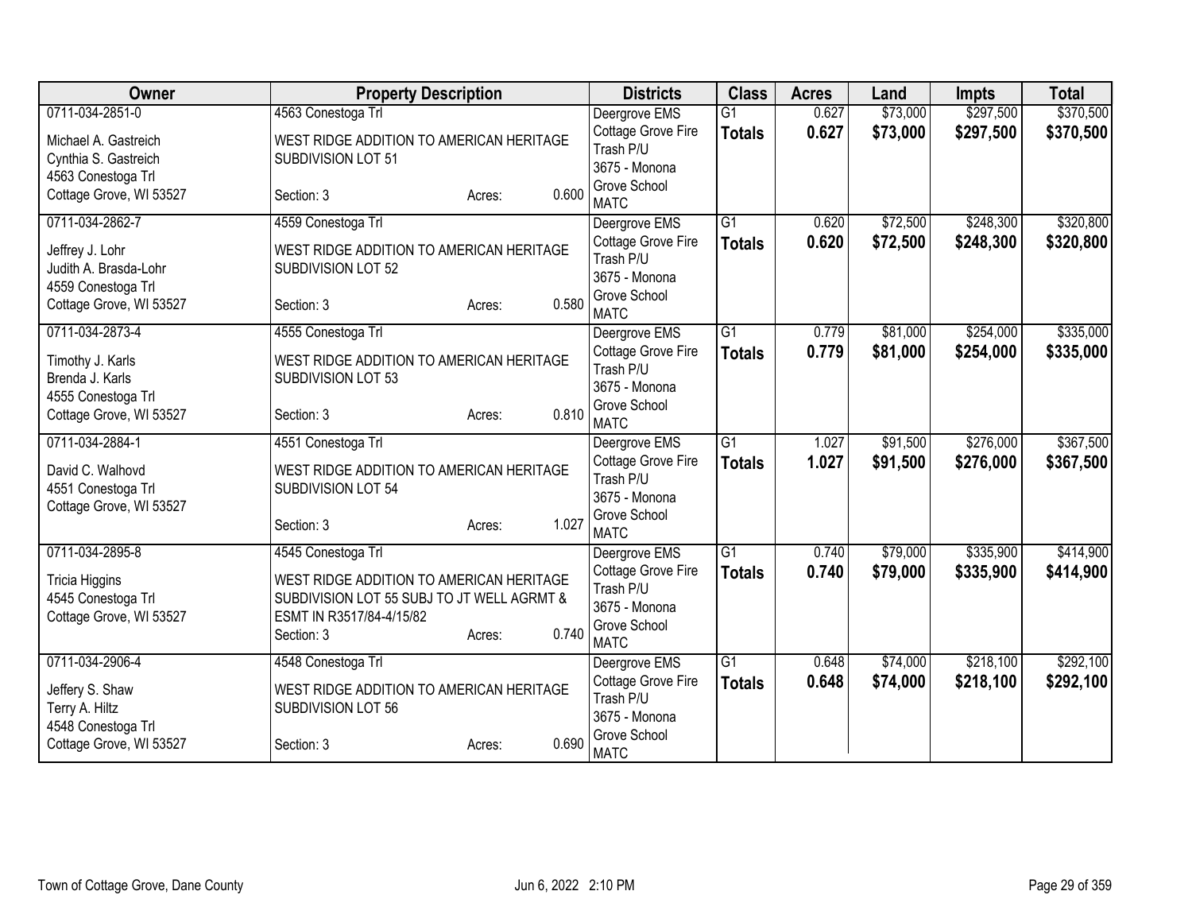| Owner | Property Description | Districts | Class | Acres | Land | Impts | Total |
|---|---|---|---|---|---|---|---|
| 0711-034-2851-0<br>Michael A. Gastreich<br>Cynthia S. Gastreich<br>4563 Conestoga Trl<br>Cottage Grove, WI 53527 | 4563 Conestoga Trl<br>WEST RIDGE ADDITION TO AMERICAN HERITAGE SUBDIVISION LOT 51<br>Section: 3 Acres: 0.600 | Deergrove EMS<br>Cottage Grove Fire<br>Trash P/U<br>3675 - Monona Grove School<br>MATC | G1<br>**Totals** | 0.627<br>**0.627** | $73,000<br>**$73,000** | $297,500<br>**$297,500** | $370,500<br>**$370,500** |
| 0711-034-2862-7<br>Jeffrey J. Lohr<br>Judith A. Brasda-Lohr<br>4559 Conestoga Trl<br>Cottage Grove, WI 53527 | 4559 Conestoga Trl<br>WEST RIDGE ADDITION TO AMERICAN HERITAGE SUBDIVISION LOT 52<br>Section: 3 Acres: 0.580 | Deergrove EMS<br>Cottage Grove Fire<br>Trash P/U<br>3675 - Monona Grove School<br>MATC | G1<br>**Totals** | 0.620<br>**0.620** | $72,500<br>**$72,500** | $248,300<br>**$248,300** | $320,800<br>**$320,800** |
| 0711-034-2873-4<br>Timothy J. Karls<br>Brenda J. Karls<br>4555 Conestoga Trl<br>Cottage Grove, WI 53527 | 4555 Conestoga Trl<br>WEST RIDGE ADDITION TO AMERICAN HERITAGE SUBDIVISION LOT 53<br>Section: 3 Acres: 0.810 | Deergrove EMS<br>Cottage Grove Fire<br>Trash P/U<br>3675 - Monona Grove School<br>MATC | G1<br>**Totals** | 0.779<br>**0.779** | $81,000<br>**$81,000** | $254,000<br>**$254,000** | $335,000<br>**$335,000** |
| 0711-034-2884-1<br>David C. Walhovd<br>4551 Conestoga Trl<br>Cottage Grove, WI 53527 | 4551 Conestoga Trl<br>WEST RIDGE ADDITION TO AMERICAN HERITAGE SUBDIVISION LOT 54<br>Section: 3 Acres: 1.027 | Deergrove EMS<br>Cottage Grove Fire<br>Trash P/U<br>3675 - Monona Grove School<br>MATC | G1<br>**Totals** | 1.027<br>**1.027** | $91,500<br>**$91,500** | $276,000<br>**$276,000** | $367,500<br>**$367,500** |
| 0711-034-2895-8<br>Tricia Higgins<br>4545 Conestoga Trl<br>Cottage Grove, WI 53527 | 4545 Conestoga Trl<br>WEST RIDGE ADDITION TO AMERICAN HERITAGE SUBDIVISION LOT 55 SUBJ TO JT WELL AGRMT & ESMT IN R3517/84-4/15/82<br>Section: 3 Acres: 0.740 | Deergrove EMS<br>Cottage Grove Fire<br>Trash P/U<br>3675 - Monona Grove School<br>MATC | G1<br>**Totals** | 0.740<br>**0.740** | $79,000<br>**$79,000** | $335,900<br>**$335,900** | $414,900<br>**$414,900** |
| 0711-034-2906-4<br>Jeffery S. Shaw<br>Terry A. Hiltz<br>4548 Conestoga Trl<br>Cottage Grove, WI 53527 | 4548 Conestoga Trl<br>WEST RIDGE ADDITION TO AMERICAN HERITAGE SUBDIVISION LOT 56<br>Section: 3 Acres: 0.690 | Deergrove EMS<br>Cottage Grove Fire<br>Trash P/U<br>3675 - Monona Grove School<br>MATC | G1<br>**Totals** | 0.648<br>**0.648** | $74,000<br>**$74,000** | $218,100<br>**$218,100** | $292,100<br>**$292,100** |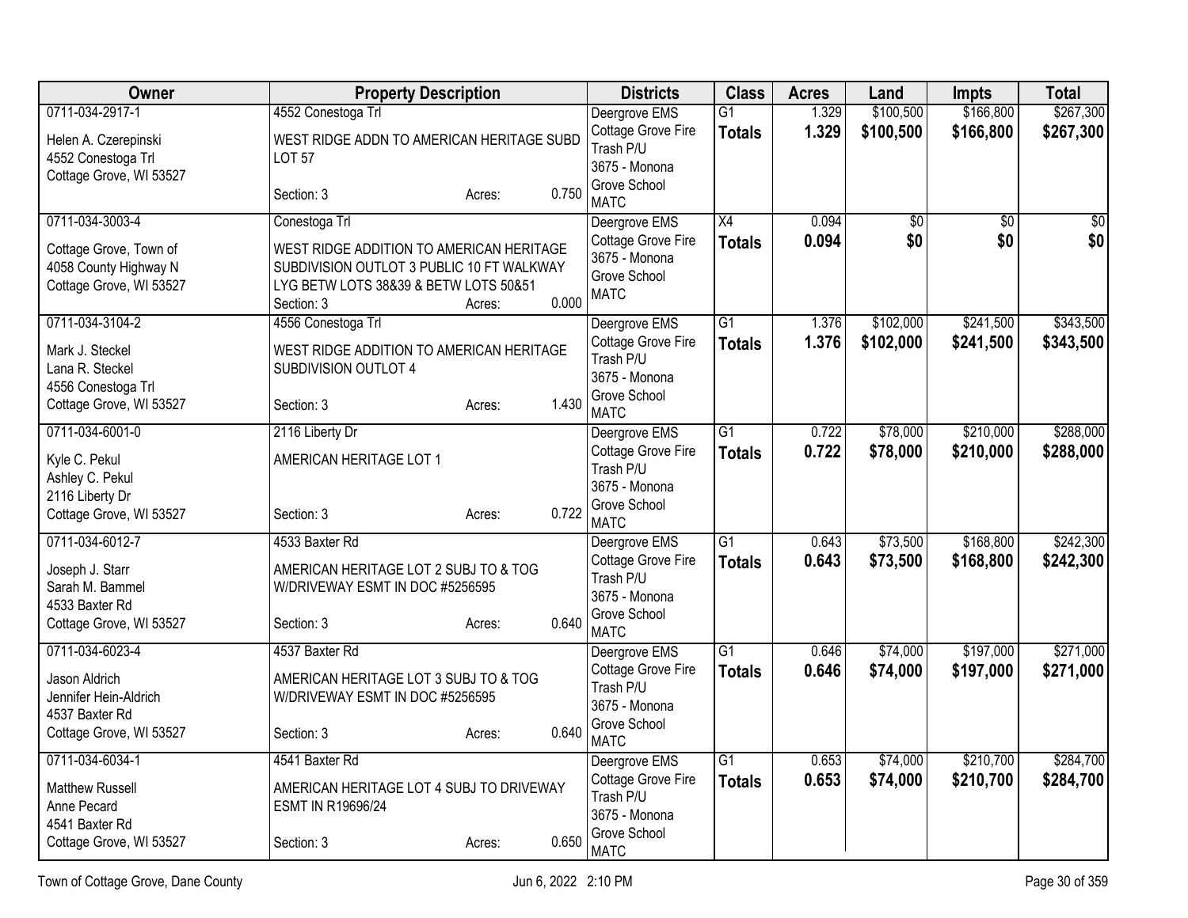| Owner | Property Description | Districts | Class | Acres | Land | Impts | Total |
|---|---|---|---|---|---|---|---|
| 0711-034-2917-1<br>Helen A. Czerepinski<br>4552 Conestoga Trl<br>Cottage Grove, WI 53527 | 4552 Conestoga Trl<br>WEST RIDGE ADDN TO AMERICAN HERITAGE SUBD LOT 57<br>Section: 3 Acres: 0.750 | Deergrove EMS<br>Cottage Grove Fire<br>Trash P/U<br>3675 - Monona Grove School<br>MATC | G1<br>**Totals** | 1.329<br>**1.329** | $100,500<br>**$100,500** | $166,800<br>**$166,800** | $267,300<br>**$267,300** |
| 0711-034-3003-4<br>Cottage Grove, Town of<br>4058 County Highway N<br>Cottage Grove, WI 53527 | Conestoga Trl<br>WEST RIDGE ADDITION TO AMERICAN HERITAGE SUBDIVISION OUTLOT 3 PUBLIC 10 FT WALKWAY LYG BETW LOTS 38&39 & BETW LOTS 50&51<br>Section: 3 Acres: 0.000 | Deergrove EMS<br>Cottage Grove Fire<br>3675 - Monona Grove School<br>MATC | X4<br>**Totals** | 0.094<br>**0.094** | $0<br>**$0** | $0<br>**$0** | $0<br>**$0** |
| 0711-034-3104-2<br>Mark J. Steckel<br>Lana R. Steckel<br>4556 Conestoga Trl<br>Cottage Grove, WI 53527 | 4556 Conestoga Trl<br>WEST RIDGE ADDITION TO AMERICAN HERITAGE SUBDIVISION OUTLOT 4<br>Section: 3 Acres: 1.430 | Deergrove EMS<br>Cottage Grove Fire<br>Trash P/U<br>3675 - Monona Grove School<br>MATC | G1<br>**Totals** | 1.376<br>**1.376** | $102,000<br>**$102,000** | $241,500<br>**$241,500** | $343,500<br>**$343,500** |
| 0711-034-6001-0<br>Kyle C. Pekul<br>Ashley C. Pekul<br>2116 Liberty Dr<br>Cottage Grove, WI 53527 | 2116 Liberty Dr<br>AMERICAN HERITAGE LOT 1<br>Section: 3 Acres: 0.722 | Deergrove EMS<br>Cottage Grove Fire<br>Trash P/U<br>3675 - Monona Grove School<br>MATC | G1<br>**Totals** | 0.722<br>**0.722** | $78,000<br>**$78,000** | $210,000<br>**$210,000** | $288,000<br>**$288,000** |
| 0711-034-6012-7<br>Joseph J. Starr<br>Sarah M. Bammel<br>4533 Baxter Rd<br>Cottage Grove, WI 53527 | 4533 Baxter Rd<br>AMERICAN HERITAGE LOT 2 SUBJ TO & TOG W/DRIVEWAY ESMT IN DOC #5256595<br>Section: 3 Acres: 0.640 | Deergrove EMS<br>Cottage Grove Fire<br>Trash P/U<br>3675 - Monona Grove School<br>MATC | G1<br>**Totals** | 0.643<br>**0.643** | $73,500<br>**$73,500** | $168,800<br>**$168,800** | $242,300<br>**$242,300** |
| 0711-034-6023-4<br>Jason Aldrich<br>Jennifer Hein-Aldrich<br>4537 Baxter Rd<br>Cottage Grove, WI 53527 | 4537 Baxter Rd<br>AMERICAN HERITAGE LOT 3 SUBJ TO & TOG W/DRIVEWAY ESMT IN DOC #5256595<br>Section: 3 Acres: 0.640 | Deergrove EMS<br>Cottage Grove Fire<br>Trash P/U<br>3675 - Monona Grove School<br>MATC | G1<br>**Totals** | 0.646<br>**0.646** | $74,000<br>**$74,000** | $197,000<br>**$197,000** | $271,000<br>**$271,000** |
| 0711-034-6034-1<br>Matthew Russell<br>Anne Pecard<br>4541 Baxter Rd<br>Cottage Grove, WI 53527 | 4541 Baxter Rd<br>AMERICAN HERITAGE LOT 4 SUBJ TO DRIVEWAY ESMT IN R19696/24<br>Section: 3 Acres: 0.650 | Deergrove EMS<br>Cottage Grove Fire<br>Trash P/U<br>3675 - Monona Grove School<br>MATC | G1<br>**Totals** | 0.653<br>**0.653** | $74,000<br>**$74,000** | $210,700<br>**$210,700** | $284,700<br>**$284,700** |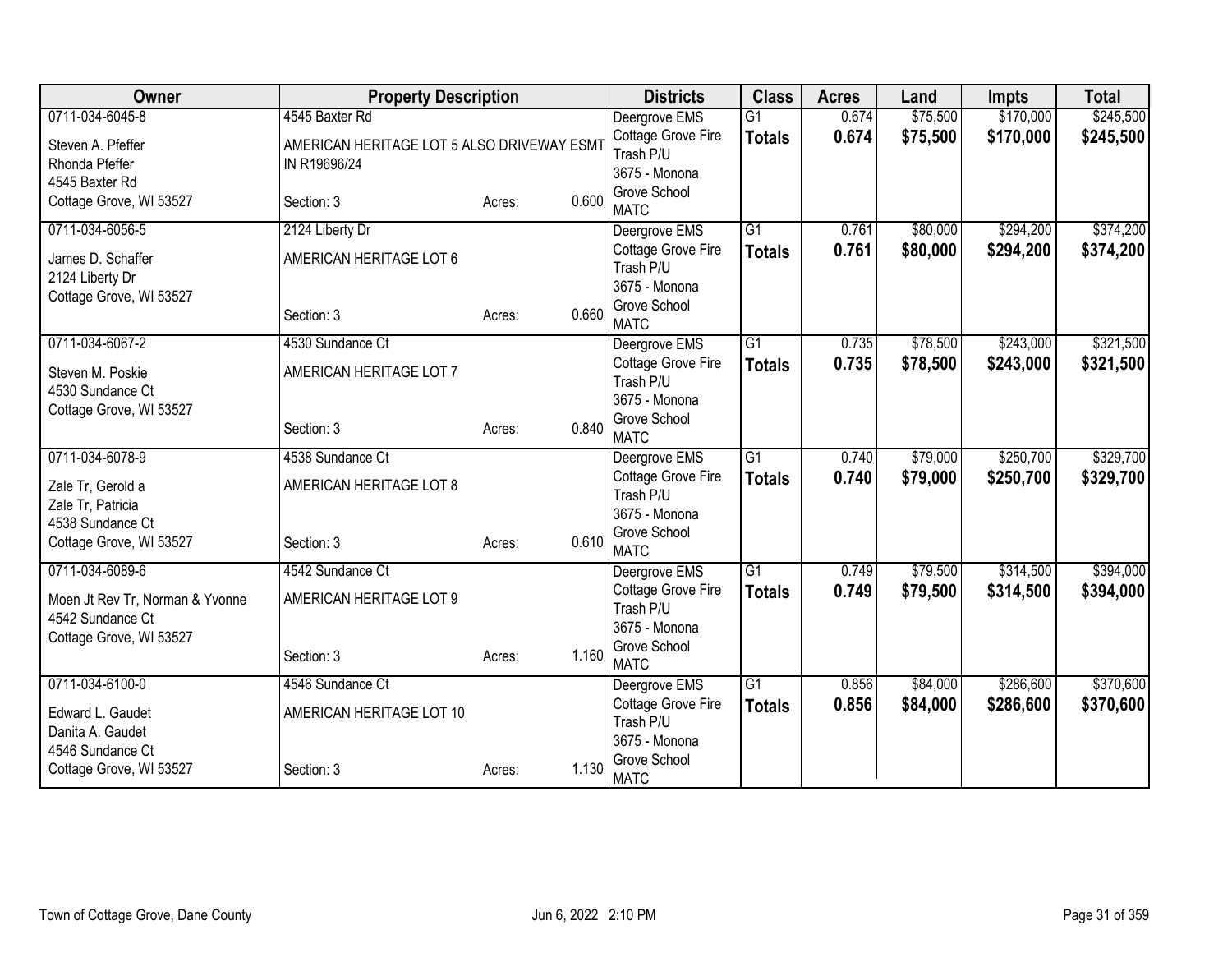| Owner | Property Description | | | Districts | Class | Acres | Land | Impts | Total |
|---|---|---|---|---|---|---|---|---|---|
| 0711-034-6045-8<br>Steven A. Pfeffer<br>Rhonda Pfeffer<br>4545 Baxter Rd<br>Cottage Grove, WI 53527 | 4545 Baxter Rd<br>AMERICAN HERITAGE LOT 5 ALSO DRIVEWAY ESMT IN R19696/24<br>Section: 3 | Acres: | 0.600 | Deergrove EMS<br>Cottage Grove Fire<br>Trash P/U<br>3675 - Monona Grove School<br>MATC | G1<br>**Totals** | 0.674<br>**0.674** | $75,500<br>**$75,500** | $170,000<br>**$170,000** | $245,500<br>**$245,500** |
| 0711-034-6056-5<br>James D. Schaffer<br>2124 Liberty Dr<br>Cottage Grove, WI 53527 | 2124 Liberty Dr<br>AMERICAN HERITAGE LOT 6<br>Section: 3 | Acres: | 0.660 | Deergrove EMS<br>Cottage Grove Fire<br>Trash P/U<br>3675 - Monona Grove School<br>MATC | G1<br>**Totals** | 0.761<br>**0.761** | $80,000<br>**$80,000** | $294,200<br>**$294,200** | $374,200<br>**$374,200** |
| 0711-034-6067-2<br>Steven M. Poskie<br>4530 Sundance Ct<br>Cottage Grove, WI 53527 | 4530 Sundance Ct<br>AMERICAN HERITAGE LOT 7<br>Section: 3 | Acres: | 0.840 | Deergrove EMS<br>Cottage Grove Fire<br>Trash P/U<br>3675 - Monona Grove School<br>MATC | G1<br>**Totals** | 0.735<br>**0.735** | $78,500<br>**$78,500** | $243,000<br>**$243,000** | $321,500<br>**$321,500** |
| 0711-034-6078-9<br>Zale Tr, Gerold a<br>Zale Tr, Patricia<br>4538 Sundance Ct<br>Cottage Grove, WI 53527 | 4538 Sundance Ct<br>AMERICAN HERITAGE LOT 8<br>Section: 3 | Acres: | 0.610 | Deergrove EMS<br>Cottage Grove Fire<br>Trash P/U<br>3675 - Monona Grove School<br>MATC | G1<br>**Totals** | 0.740<br>**0.740** | $79,000<br>**$79,000** | $250,700<br>**$250,700** | $329,700<br>**$329,700** |
| 0711-034-6089-6<br>Moen Jt Rev Tr, Norman & Yvonne<br>4542 Sundance Ct<br>Cottage Grove, WI 53527 | 4542 Sundance Ct<br>AMERICAN HERITAGE LOT 9<br>Section: 3 | Acres: | 1.160 | Deergrove EMS<br>Cottage Grove Fire<br>Trash P/U<br>3675 - Monona Grove School<br>MATC | G1<br>**Totals** | 0.749<br>**0.749** | $79,500<br>**$79,500** | $314,500<br>**$314,500** | $394,000<br>**$394,000** |
| 0711-034-6100-0<br>Edward L. Gaudet<br>Danita A. Gaudet<br>4546 Sundance Ct<br>Cottage Grove, WI 53527 | 4546 Sundance Ct<br>AMERICAN HERITAGE LOT 10<br>Section: 3 | Acres: | 1.130 | Deergrove EMS<br>Cottage Grove Fire<br>Trash P/U<br>3675 - Monona Grove School<br>MATC | G1<br>**Totals** | 0.856<br>**0.856** | $84,000<br>**$84,000** | $286,600<br>**$286,600** | $370,600<br>**$370,600** |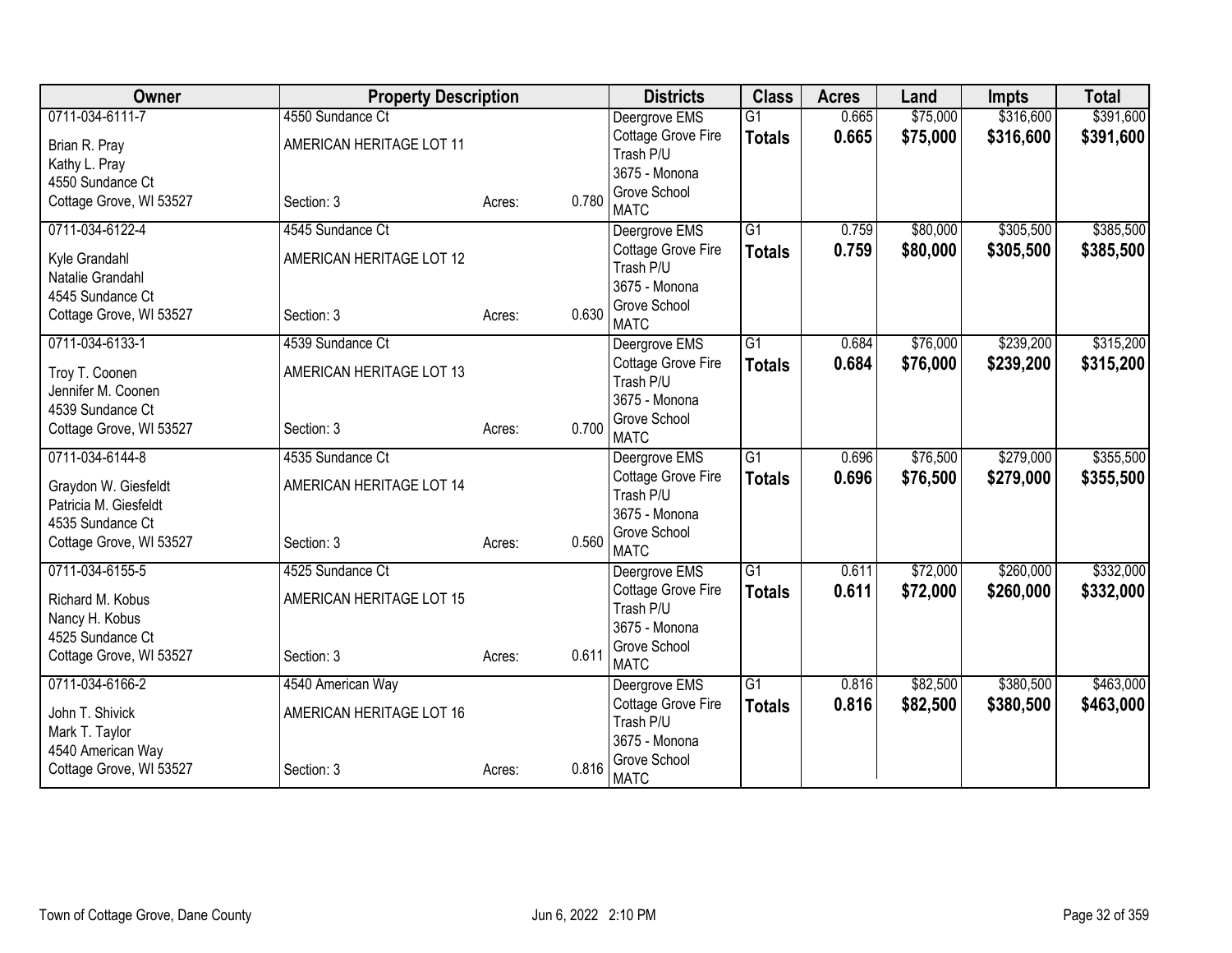| Owner | Property Description | | | Districts | Class | Acres | Land | Impts | Total |
|---|---|---|---|---|---|---|---|---|---|
| 0711-034-6111-7<br>Brian R. Pray<br>Kathy L. Pray<br>4550 Sundance Ct<br>Cottage Grove, WI 53527 | 4550 Sundance Ct<br>AMERICAN HERITAGE LOT 11<br>Section: 3 | Acres: | 0.780 | Deergrove EMS<br>Cottage Grove Fire<br>Trash P/U<br>3675 - Monona Grove School<br>MATC | G1<br>**Totals** | 0.665<br>**0.665** | $75,000<br>**$75,000** | $316,600<br>**$316,600** | $391,600<br>**$391,600** |
| 0711-034-6122-4<br>Kyle Grandahl<br>Natalie Grandahl<br>4545 Sundance Ct<br>Cottage Grove, WI 53527 | 4545 Sundance Ct<br>AMERICAN HERITAGE LOT 12<br>Section: 3 | Acres: | 0.630 | Deergrove EMS<br>Cottage Grove Fire<br>Trash P/U<br>3675 - Monona Grove School<br>MATC | G1<br>**Totals** | 0.759<br>**0.759** | $80,000<br>**$80,000** | $305,500<br>**$305,500** | $385,500<br>**$385,500** |
| 0711-034-6133-1<br>Troy T. Coonen<br>Jennifer M. Coonen<br>4539 Sundance Ct<br>Cottage Grove, WI 53527 | 4539 Sundance Ct<br>AMERICAN HERITAGE LOT 13<br>Section: 3 | Acres: | 0.700 | Deergrove EMS<br>Cottage Grove Fire<br>Trash P/U<br>3675 - Monona Grove School<br>MATC | G1<br>**Totals** | 0.684<br>**0.684** | $76,000<br>**$76,000** | $239,200<br>**$239,200** | $315,200<br>**$315,200** |
| 0711-034-6144-8<br>Graydon W. Giesfeldt<br>Patricia M. Giesfeldt<br>4535 Sundance Ct<br>Cottage Grove, WI 53527 | 4535 Sundance Ct<br>AMERICAN HERITAGE LOT 14<br>Section: 3 | Acres: | 0.560 | Deergrove EMS<br>Cottage Grove Fire<br>Trash P/U<br>3675 - Monona Grove School<br>MATC | G1<br>**Totals** | 0.696<br>**0.696** | $76,500<br>**$76,500** | $279,000<br>**$279,000** | $355,500<br>**$355,500** |
| 0711-034-6155-5<br>Richard M. Kobus<br>Nancy H. Kobus<br>4525 Sundance Ct<br>Cottage Grove, WI 53527 | 4525 Sundance Ct<br>AMERICAN HERITAGE LOT 15<br>Section: 3 | Acres: | 0.611 | Deergrove EMS<br>Cottage Grove Fire<br>Trash P/U<br>3675 - Monona Grove School<br>MATC | G1<br>**Totals** | 0.611<br>**0.611** | $72,000<br>**$72,000** | $260,000<br>**$260,000** | $332,000<br>**$332,000** |
| 0711-034-6166-2<br>John T. Shivick<br>Mark T. Taylor<br>4540 American Way<br>Cottage Grove, WI 53527 | 4540 American Way<br>AMERICAN HERITAGE LOT 16<br>Section: 3 | Acres: | 0.816 | Deergrove EMS<br>Cottage Grove Fire<br>Trash P/U<br>3675 - Monona Grove School<br>MATC | G1<br>**Totals** | 0.816<br>**0.816** | $82,500<br>**$82,500** | $380,500<br>**$380,500** | $463,000<br>**$463,000** |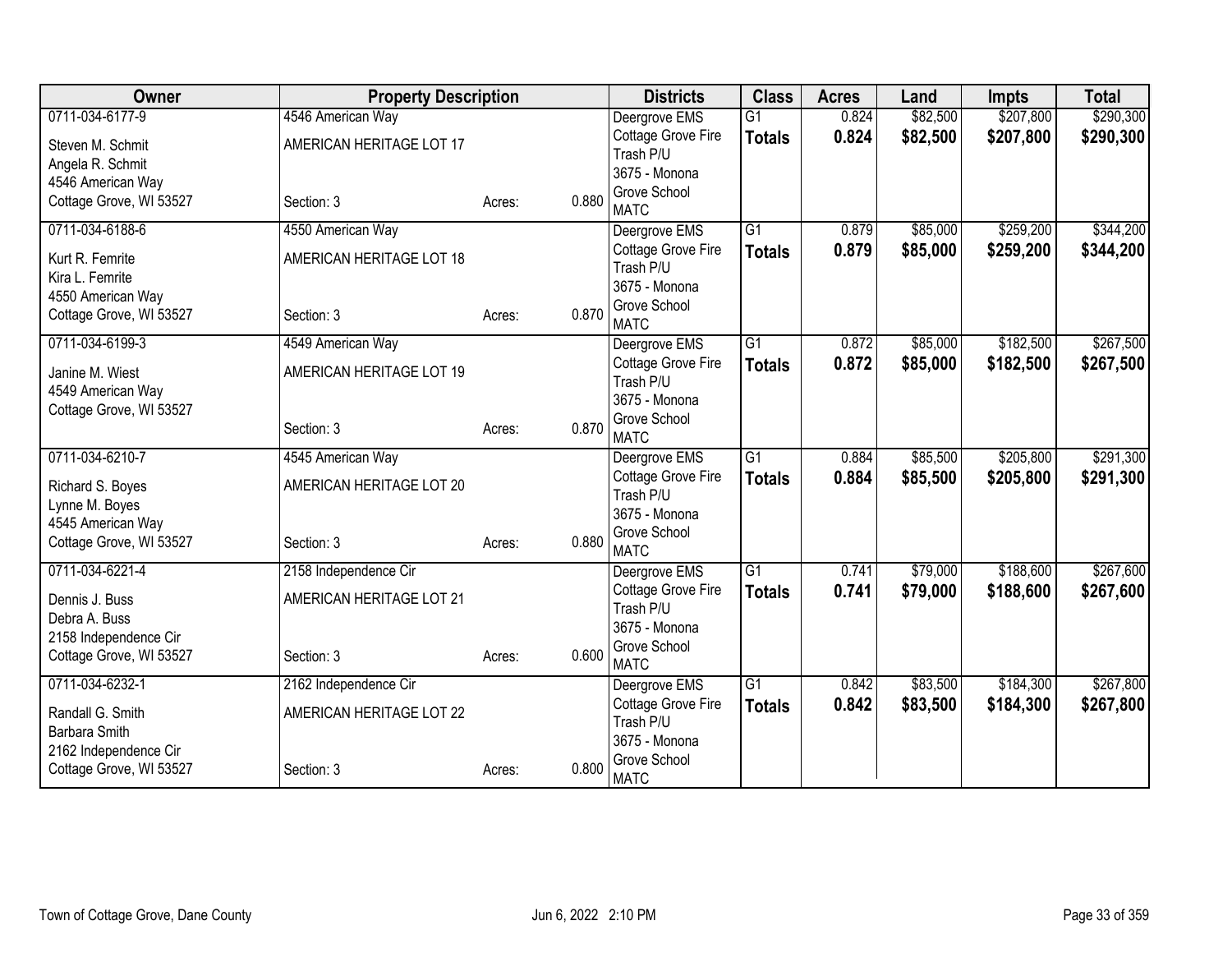| Owner | Property Description | | | Districts | Class | Acres | Land | Impts | Total |
|---|---|---|---|---|---|---|---|---|---|
| 0711-034-6177-9<br>Steven M. Schmit<br>Angela R. Schmit<br>4546 American Way<br>Cottage Grove, WI 53527 | 4546 American Way<br>AMERICAN HERITAGE LOT 17<br><br>Section: 3 | Acres: | 0.880 | Deergrove EMS<br>Cottage Grove Fire<br>Trash P/U<br>3675 - Monona Grove School<br>MATC | G1<br>**Totals** | 0.824<br>**0.824** | $82,500<br>**$82,500** | $207,800<br>**$207,800** | $290,300<br>**$290,300** |
| 0711-034-6188-6<br>Kurt R. Femrite<br>Kira L. Femrite<br>4550 American Way<br>Cottage Grove, WI 53527 | 4550 American Way<br>AMERICAN HERITAGE LOT 18<br><br>Section: 3 | Acres: | 0.870 | Deergrove EMS<br>Cottage Grove Fire<br>Trash P/U<br>3675 - Monona Grove School<br>MATC | G1<br>**Totals** | 0.879<br>**0.879** | $85,000<br>**$85,000** | $259,200<br>**$259,200** | $344,200<br>**$344,200** |
| 0711-034-6199-3<br>Janine M. Wiest<br>4549 American Way<br>Cottage Grove, WI 53527 | 4549 American Way<br>AMERICAN HERITAGE LOT 19<br><br>Section: 3 | Acres: | 0.870 | Deergrove EMS<br>Cottage Grove Fire<br>Trash P/U<br>3675 - Monona Grove School<br>MATC | G1<br>**Totals** | 0.872<br>**0.872** | $85,000<br>**$85,000** | $182,500<br>**$182,500** | $267,500<br>**$267,500** |
| 0711-034-6210-7<br>Richard S. Boyes<br>Lynne M. Boyes<br>4545 American Way<br>Cottage Grove, WI 53527 | 4545 American Way<br>AMERICAN HERITAGE LOT 20<br><br>Section: 3 | Acres: | 0.880 | Deergrove EMS<br>Cottage Grove Fire<br>Trash P/U<br>3675 - Monona Grove School<br>MATC | G1<br>**Totals** | 0.884<br>**0.884** | $85,500<br>**$85,500** | $205,800<br>**$205,800** | $291,300<br>**$291,300** |
| 0711-034-6221-4<br>Dennis J. Buss<br>Debra A. Buss<br>2158 Independence Cir<br>Cottage Grove, WI 53527 | 2158 Independence Cir<br>AMERICAN HERITAGE LOT 21<br><br>Section: 3 | Acres: | 0.600 | Deergrove EMS<br>Cottage Grove Fire<br>Trash P/U<br>3675 - Monona Grove School<br>MATC | G1<br>**Totals** | 0.741<br>**0.741** | $79,000<br>**$79,000** | $188,600<br>**$188,600** | $267,600<br>**$267,600** |
| 0711-034-6232-1<br>Randall G. Smith<br>Barbara Smith<br>2162 Independence Cir<br>Cottage Grove, WI 53527 | 2162 Independence Cir<br>AMERICAN HERITAGE LOT 22<br><br>Section: 3 | Acres: | 0.800 | Deergrove EMS<br>Cottage Grove Fire<br>Trash P/U<br>3675 - Monona Grove School<br>MATC | G1<br>**Totals** | 0.842<br>**0.842** | $83,500<br>**$83,500** | $184,300<br>**$184,300** | $267,800<br>**$267,800** |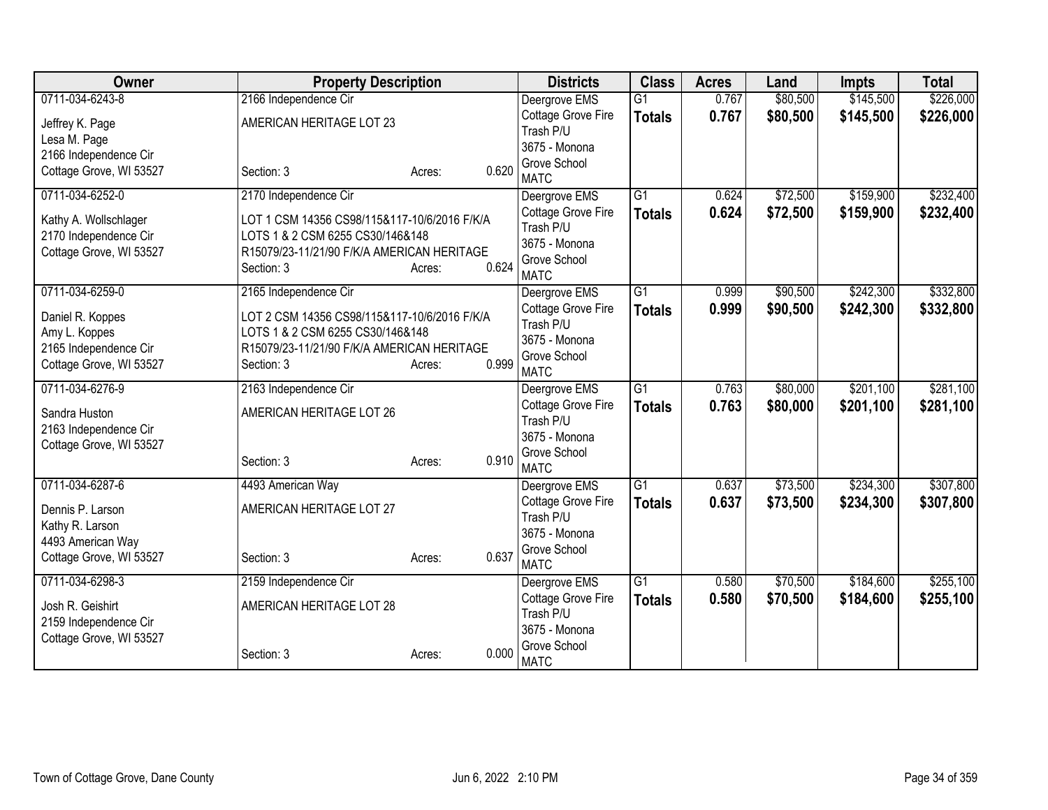| Owner | Property Description | Districts | Class | Acres | Land | Impts | Total |
|---|---|---|---|---|---|---|---|
| 0711-034-6243-8<br>Jeffrey K. Page<br>Lesa M. Page<br>2166 Independence Cir<br>Cottage Grove, WI 53527 | 2166 Independence Cir<br>AMERICAN HERITAGE LOT 23<br>Section: 3 Acres: 0.620 | Deergrove EMS<br>Cottage Grove Fire<br>Trash P/U<br>3675 - Monona Grove School<br>MATC | G1<br>**Totals** | 0.767<br>**0.767** | $80,500<br>**$80,500** | $145,500<br>**$145,500** | $226,000<br>**$226,000** |
| 0711-034-6252-0<br>Kathy A. Wollschlager<br>2170 Independence Cir<br>Cottage Grove, WI 53527 | 2170 Independence Cir<br>LOT 1 CSM 14356 CS98/115&117-10/6/2016 F/K/A LOTS 1 & 2 CSM 6255 CS30/146&148 R15079/23-11/21/90 F/K/A AMERICAN HERITAGE<br>Section: 3 Acres: 0.624 | Deergrove EMS<br>Cottage Grove Fire<br>Trash P/U<br>3675 - Monona Grove School<br>MATC | G1<br>**Totals** | 0.624<br>**0.624** | $72,500<br>**$72,500** | $159,900<br>**$159,900** | $232,400<br>**$232,400** |
| 0711-034-6259-0<br>Daniel R. Koppes<br>Amy L. Koppes<br>2165 Independence Cir<br>Cottage Grove, WI 53527 | 2165 Independence Cir<br>LOT 2 CSM 14356 CS98/115&117-10/6/2016 F/K/A LOTS 1 & 2 CSM 6255 CS30/146&148 R15079/23-11/21/90 F/K/A AMERICAN HERITAGE<br>Section: 3 Acres: 0.999 | Deergrove EMS<br>Cottage Grove Fire<br>Trash P/U<br>3675 - Monona Grove School<br>MATC | G1<br>**Totals** | 0.999<br>**0.999** | $90,500<br>**$90,500** | $242,300<br>**$242,300** | $332,800<br>**$332,800** |
| 0711-034-6276-9<br>Sandra Huston<br>2163 Independence Cir<br>Cottage Grove, WI 53527 | 2163 Independence Cir<br>AMERICAN HERITAGE LOT 26<br>Section: 3 Acres: 0.910 | Deergrove EMS<br>Cottage Grove Fire<br>Trash P/U<br>3675 - Monona Grove School<br>MATC | G1<br>**Totals** | 0.763<br>**0.763** | $80,000<br>**$80,000** | $201,100<br>**$201,100** | $281,100<br>**$281,100** |
| 0711-034-6287-6<br>Dennis P. Larson<br>Kathy R. Larson<br>4493 American Way<br>Cottage Grove, WI 53527 | 4493 American Way<br>AMERICAN HERITAGE LOT 27<br>Section: 3 Acres: 0.637 | Deergrove EMS<br>Cottage Grove Fire<br>Trash P/U<br>3675 - Monona Grove School<br>MATC | G1<br>**Totals** | 0.637<br>**0.637** | $73,500<br>**$73,500** | $234,300<br>**$234,300** | $307,800<br>**$307,800** |
| 0711-034-6298-3<br>Josh R. Geishirt<br>2159 Independence Cir<br>Cottage Grove, WI 53527 | 2159 Independence Cir<br>AMERICAN HERITAGE LOT 28<br>Section: 3 Acres: 0.000 | Deergrove EMS<br>Cottage Grove Fire<br>Trash P/U<br>3675 - Monona Grove School<br>MATC | G1<br>**Totals** | 0.580<br>**0.580** | $70,500<br>**$70,500** | $184,600<br>**$184,600** | $255,100<br>**$255,100** |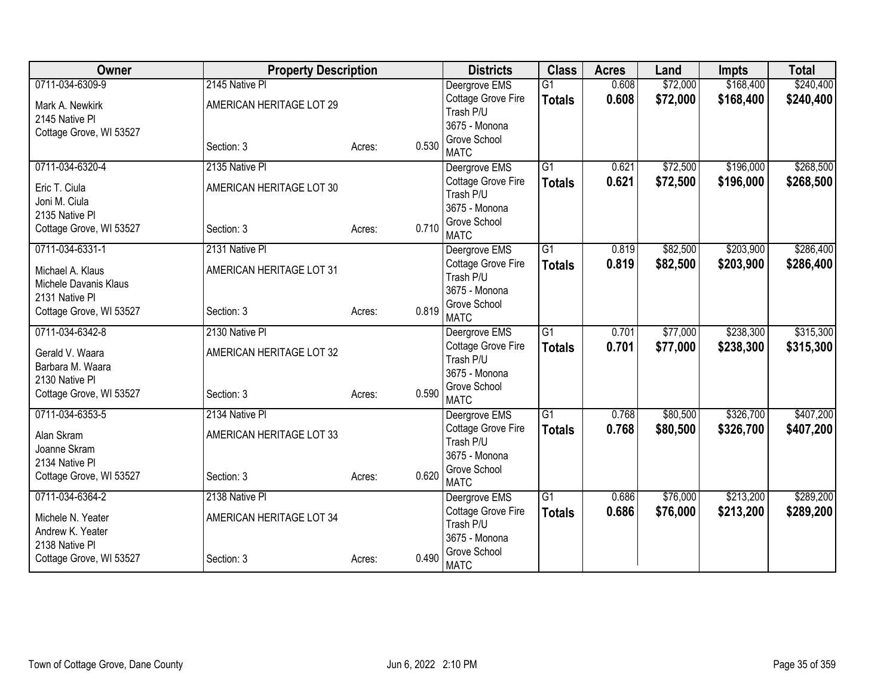| Owner | Property Description | | | Districts | Class | Acres | Land | Impts | Total |
|---|---|---|---|---|---|---|---|---|---|
| 0711-034-6309-9<br>Mark A. Newkirk<br>2145 Native Pl<br>Cottage Grove, WI 53527 | 2145 Native Pl<br>AMERICAN HERITAGE LOT 29<br>Section: 3 | Acres: | 0.530 | Deergrove EMS<br>Cottage Grove Fire<br>Trash P/U<br>3675 - Monona Grove School<br>MATC | G1<br>**Totals** | 0.608<br>**0.608** | $72,000<br>**$72,000** | $168,400<br>**$168,400** | $240,400<br>**$240,400** |
| 0711-034-6320-4<br>Eric T. Ciula<br>Joni M. Ciula<br>2135 Native Pl<br>Cottage Grove, WI 53527 | 2135 Native Pl<br>AMERICAN HERITAGE LOT 30<br>Section: 3 | Acres: | 0.710 | Deergrove EMS<br>Cottage Grove Fire<br>Trash P/U<br>3675 - Monona Grove School<br>MATC | G1<br>**Totals** | 0.621<br>**0.621** | $72,500<br>**$72,500** | $196,000<br>**$196,000** | $268,500<br>**$268,500** |
| 0711-034-6331-1<br>Michael A. Klaus<br>Michele Davanis Klaus<br>2131 Native Pl<br>Cottage Grove, WI 53527 | 2131 Native Pl<br>AMERICAN HERITAGE LOT 31<br>Section: 3 | Acres: | 0.819 | Deergrove EMS<br>Cottage Grove Fire<br>Trash P/U<br>3675 - Monona Grove School<br>MATC | G1<br>**Totals** | 0.819<br>**0.819** | $82,500<br>**$82,500** | $203,900<br>**$203,900** | $286,400<br>**$286,400** |
| 0711-034-6342-8<br>Gerald V. Waara<br>Barbara M. Waara<br>2130 Native Pl<br>Cottage Grove, WI 53527 | 2130 Native Pl<br>AMERICAN HERITAGE LOT 32<br>Section: 3 | Acres: | 0.590 | Deergrove EMS<br>Cottage Grove Fire<br>Trash P/U<br>3675 - Monona Grove School<br>MATC | G1<br>**Totals** | 0.701<br>**0.701** | $77,000<br>**$77,000** | $238,300<br>**$238,300** | $315,300<br>**$315,300** |
| 0711-034-6353-5<br>Alan Skram<br>Joanne Skram<br>2134 Native Pl<br>Cottage Grove, WI 53527 | 2134 Native Pl<br>AMERICAN HERITAGE LOT 33<br>Section: 3 | Acres: | 0.620 | Deergrove EMS<br>Cottage Grove Fire<br>Trash P/U<br>3675 - Monona Grove School<br>MATC | G1<br>**Totals** | 0.768<br>**0.768** | $80,500<br>**$80,500** | $326,700<br>**$326,700** | $407,200<br>**$407,200** |
| 0711-034-6364-2<br>Michele N. Yeater<br>Andrew K. Yeater<br>2138 Native Pl<br>Cottage Grove, WI 53527 | 2138 Native Pl<br>AMERICAN HERITAGE LOT 34<br>Section: 3 | Acres: | 0.490 | Deergrove EMS<br>Cottage Grove Fire<br>Trash P/U<br>3675 - Monona Grove School<br>MATC | G1<br>**Totals** | 0.686<br>**0.686** | $76,000<br>**$76,000** | $213,200<br>**$213,200** | $289,200<br>**$289,200** |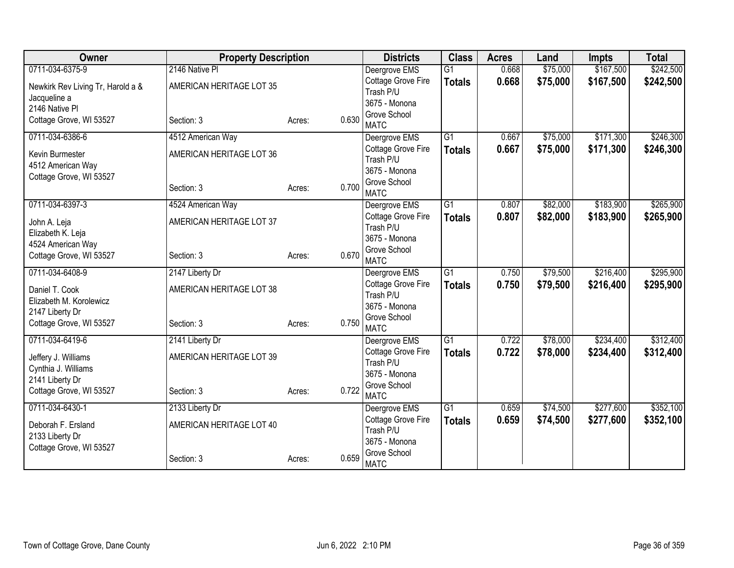| Owner | Property Description | | | Districts | Class | Acres | Land | Impts | Total |
|---|---|---|---|---|---|---|---|---|---|
| 0711-034-6375-9<br>Newkirk Rev Living Tr, Harold a & Jacqueline a<br>2146 Native Pl<br>Cottage Grove, WI 53527 | 2146 Native Pl<br>AMERICAN HERITAGE LOT 35<br>Section: 3 | Acres: | 0.630 | Deergrove EMS<br>Cottage Grove Fire<br>Trash P/U<br>3675 - Monona Grove School<br>MATC | G1<br>**Totals** | 0.668<br>**0.668** | $75,000<br>**$75,000** | $167,500<br>**$167,500** | $242,500<br>**$242,500** |
| 0711-034-6386-6<br>Kevin Burmester<br>4512 American Way<br>Cottage Grove, WI 53527 | 4512 American Way<br>AMERICAN HERITAGE LOT 36<br>Section: 3 | Acres: | 0.700 | Deergrove EMS<br>Cottage Grove Fire<br>Trash P/U<br>3675 - Monona Grove School<br>MATC | G1<br>**Totals** | 0.667<br>**0.667** | $75,000<br>**$75,000** | $171,300<br>**$171,300** | $246,300<br>**$246,300** |
| 0711-034-6397-3<br>John A. Leja<br>Elizabeth K. Leja<br>4524 American Way<br>Cottage Grove, WI 53527 | 4524 American Way<br>AMERICAN HERITAGE LOT 37<br>Section: 3 | Acres: | 0.670 | Deergrove EMS<br>Cottage Grove Fire<br>Trash P/U<br>3675 - Monona Grove School<br>MATC | G1<br>**Totals** | 0.807<br>**0.807** | $82,000<br>**$82,000** | $183,900<br>**$183,900** | $265,900<br>**$265,900** |
| 0711-034-6408-9<br>Daniel T. Cook<br>Elizabeth M. Korolewicz<br>2147 Liberty Dr<br>Cottage Grove, WI 53527 | 2147 Liberty Dr<br>AMERICAN HERITAGE LOT 38<br>Section: 3 | Acres: | 0.750 | Deergrove EMS<br>Cottage Grove Fire<br>Trash P/U<br>3675 - Monona Grove School<br>MATC | G1<br>**Totals** | 0.750<br>**0.750** | $79,500<br>**$79,500** | $216,400<br>**$216,400** | $295,900<br>**$295,900** |
| 0711-034-6419-6<br>Jeffery J. Williams<br>Cynthia J. Williams<br>2141 Liberty Dr<br>Cottage Grove, WI 53527 | 2141 Liberty Dr<br>AMERICAN HERITAGE LOT 39<br>Section: 3 | Acres: | 0.722 | Deergrove EMS<br>Cottage Grove Fire<br>Trash P/U<br>3675 - Monona Grove School<br>MATC | G1<br>**Totals** | 0.722<br>**0.722** | $78,000<br>**$78,000** | $234,400<br>**$234,400** | $312,400<br>**$312,400** |
| 0711-034-6430-1<br>Deborah F. Ersland<br>2133 Liberty Dr<br>Cottage Grove, WI 53527 | 2133 Liberty Dr<br>AMERICAN HERITAGE LOT 40<br>Section: 3 | Acres: | 0.659 | Deergrove EMS<br>Cottage Grove Fire<br>Trash P/U<br>3675 - Monona Grove School<br>MATC | G1<br>**Totals** | 0.659<br>**0.659** | $74,500<br>**$74,500** | $277,600<br>**$277,600** | $352,100<br>**$352,100** |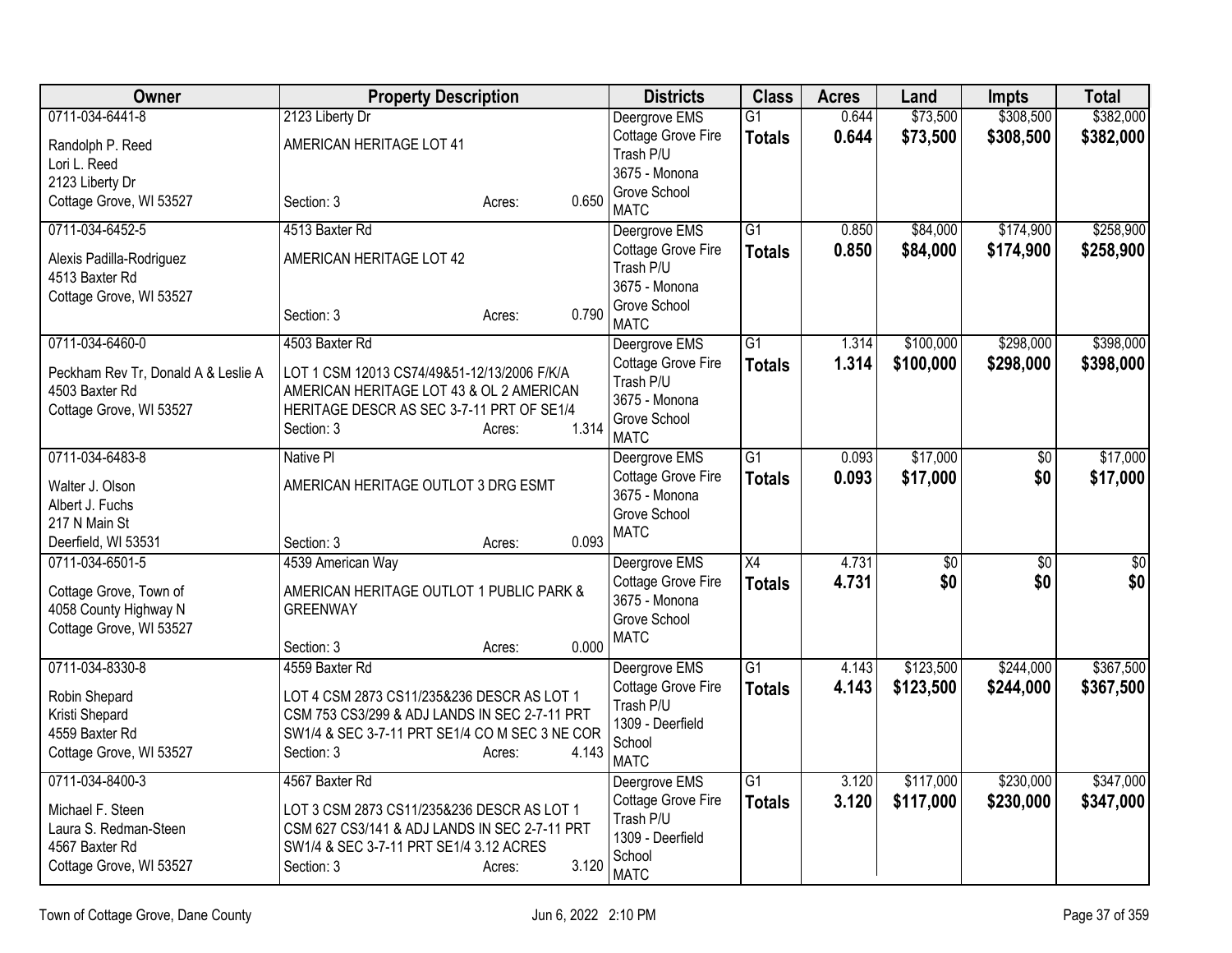| Owner | Property Description | Districts | Class | Acres | Land | Impts | Total |
|---|---|---|---|---|---|---|---|
| 0711-034-6441-8<br>Randolph P. Reed<br>Lori L. Reed<br>2123 Liberty Dr<br>Cottage Grove, WI 53527 | 2123 Liberty Dr<br>AMERICAN HERITAGE LOT 41<br>Section: 3 Acres: 0.650 | Deergrove EMS<br>Cottage Grove Fire<br>Trash P/U<br>3675 - Monona Grove School<br>MATC | G1<br>**Totals** | 0.644<br>**0.644** | $73,500<br>**$73,500** | $308,500<br>**$308,500** | $382,000<br>**$382,000** |
| 0711-034-6452-5<br>Alexis Padilla-Rodriguez<br>4513 Baxter Rd<br>Cottage Grove, WI 53527 | 4513 Baxter Rd<br>AMERICAN HERITAGE LOT 42<br>Section: 3 Acres: 0.790 | Deergrove EMS<br>Cottage Grove Fire<br>Trash P/U<br>3675 - Monona Grove School<br>MATC | G1<br>**Totals** | 0.850<br>**0.850** | $84,000<br>**$84,000** | $174,900<br>**$174,900** | $258,900<br>**$258,900** |
| 0711-034-6460-0<br>Peckham Rev Tr, Donald A & Leslie A<br>4503 Baxter Rd<br>Cottage Grove, WI 53527 | 4503 Baxter Rd<br>LOT 1 CSM 12013 CS74/49&51-12/13/2006 F/K/A AMERICAN HERITAGE LOT 43 & OL 2 AMERICAN HERITAGE DESCR AS SEC 3-7-11 PRT OF SE1/4<br>Section: 3 Acres: 1.314 | Deergrove EMS<br>Cottage Grove Fire<br>Trash P/U<br>3675 - Monona Grove School<br>MATC | G1<br>**Totals** | 1.314<br>**1.314** | $100,000<br>**$100,000** | $298,000<br>**$298,000** | $398,000<br>**$398,000** |
| 0711-034-6483-8<br>Walter J. Olson<br>Albert J. Fuchs<br>217 N Main St<br>Deerfield, WI 53531 | Native Pl<br>AMERICAN HERITAGE OUTLOT 3 DRG ESMT<br>Section: 3 Acres: 0.093 | Deergrove EMS<br>Cottage Grove Fire<br>3675 - Monona Grove School<br>MATC | G1<br>**Totals** | 0.093<br>**0.093** | $17,000<br>**$17,000** | $0<br>**$0** | $17,000<br>**$17,000** |
| 0711-034-6501-5<br>Cottage Grove, Town of<br>4058 County Highway N<br>Cottage Grove, WI 53527 | 4539 American Way<br>AMERICAN HERITAGE OUTLOT 1 PUBLIC PARK & GREENWAY<br>Section: 3 Acres: 0.000 | Deergrove EMS<br>Cottage Grove Fire<br>3675 - Monona Grove School<br>MATC | X4<br>**Totals** | 4.731<br>**4.731** | $0<br>**$0** | $0<br>**$0** | $0<br>**$0** |
| 0711-034-8330-8<br>Robin Shepard<br>Kristi Shepard<br>4559 Baxter Rd<br>Cottage Grove, WI 53527 | 4559 Baxter Rd<br>LOT 4 CSM 2873 CS11/235&236 DESCR AS LOT 1 CSM 753 CS3/299 & ADJ LANDS IN SEC 2-7-11 PRT SW1/4 & SEC 3-7-11 PRT SE1/4 CO M SEC 3 NE COR<br>Section: 3 Acres: 4.143 | Deergrove EMS<br>Cottage Grove Fire<br>Trash P/U<br>1309 - Deerfield School<br>MATC | G1<br>**Totals** | 4.143<br>**4.143** | $123,500<br>**$123,500** | $244,000<br>**$244,000** | $367,500<br>**$367,500** |
| 0711-034-8400-3<br>Michael F. Steen<br>Laura S. Redman-Steen<br>4567 Baxter Rd<br>Cottage Grove, WI 53527 | 4567 Baxter Rd<br>LOT 3 CSM 2873 CS11/235&236 DESCR AS LOT 1 CSM 627 CS3/141 & ADJ LANDS IN SEC 2-7-11 PRT SW1/4 & SEC 3-7-11 PRT SE1/4 3.12 ACRES<br>Section: 3 Acres: 3.120 | Deergrove EMS<br>Cottage Grove Fire<br>Trash P/U<br>1309 - Deerfield School<br>MATC | G1<br>**Totals** | 3.120<br>**3.120** | $117,000<br>**$117,000** | $230,000<br>**$230,000** | $347,000<br>**$347,000** |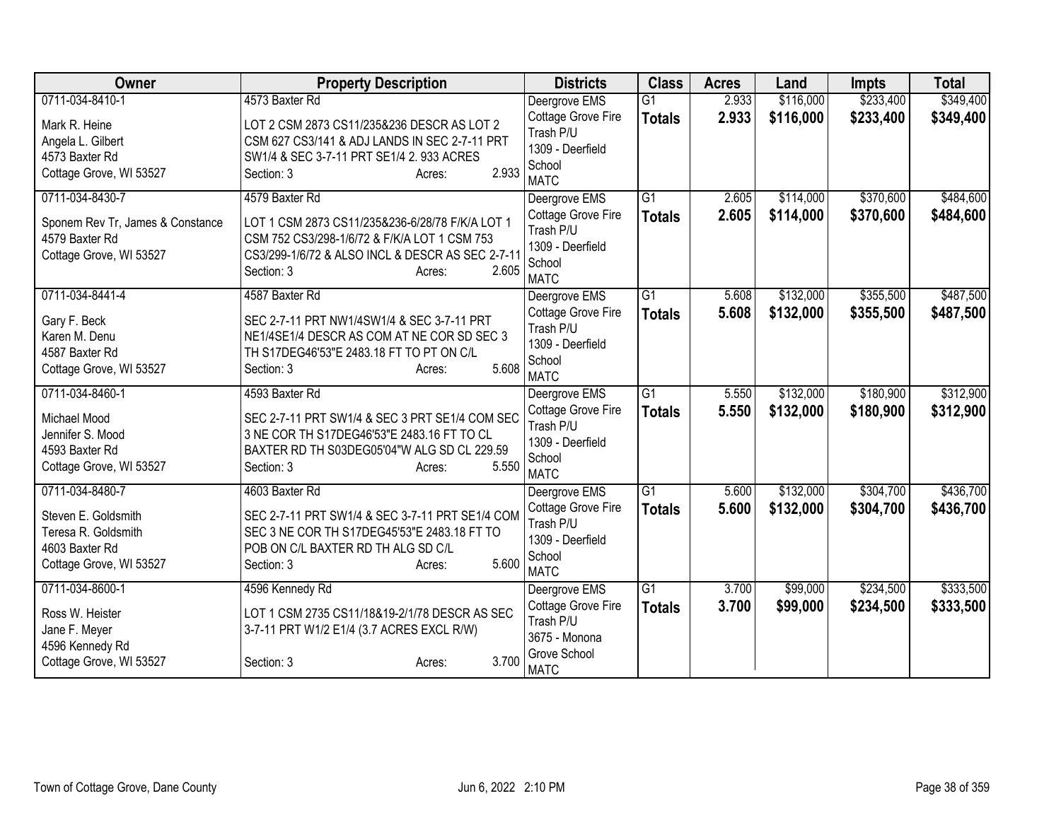| Owner | Property Description | Districts | Class | Acres | Land | Impts | Total |
|---|---|---|---|---|---|---|---|
| 0711-034-8410-1<br>Mark R. Heine<br>Angela L. Gilbert<br>4573 Baxter Rd<br>Cottage Grove, WI 53527 | 4573 Baxter Rd<br>LOT 2 CSM 2873 CS11/235&236 DESCR AS LOT 2 CSM 627 CS3/141 & ADJ LANDS IN SEC 2-7-11 PRT SW1/4 & SEC 3-7-11 PRT SE1/4 2. 933 ACRES<br>Section: 3 Acres: 2.933 | Deergrove EMS<br>Cottage Grove Fire<br>Trash P/U<br>1309 - Deerfield School<br>MATC | G1<br>**Totals** | 2.933<br>**2.933** | $116,000<br>**$116,000** | $233,400<br>**$233,400** | $349,400<br>**$349,400** |
| 0711-034-8430-7<br>Sponem Rev Tr, James & Constance<br>4579 Baxter Rd<br>Cottage Grove, WI 53527 | 4579 Baxter Rd<br>LOT 1 CSM 2873 CS11/235&236-6/28/78 F/K/A LOT 1 CSM 752 CS3/298-1/6/72 & F/K/A LOT 1 CSM 753 CS3/299-1/6/72 & ALSO INCL & DESCR AS SEC 2-7-11<br>Section: 3 Acres: 2.605 | Deergrove EMS<br>Cottage Grove Fire<br>Trash P/U<br>1309 - Deerfield School<br>MATC | G1<br>**Totals** | 2.605<br>**2.605** | $114,000<br>**$114,000** | $370,600<br>**$370,600** | $484,600<br>**$484,600** |
| 0711-034-8441-4<br>Gary F. Beck<br>Karen M. Denu<br>4587 Baxter Rd<br>Cottage Grove, WI 53527 | 4587 Baxter Rd<br>SEC 2-7-11 PRT NW1/4SW1/4 & SEC 3-7-11 PRT NE1/4SE1/4 DESCR AS COM AT NE COR SD SEC 3 TH S17DEG46'53"E 2483.18 FT TO PT ON C/L<br>Section: 3 Acres: 5.608 | Deergrove EMS<br>Cottage Grove Fire<br>Trash P/U<br>1309 - Deerfield School<br>MATC | G1<br>**Totals** | 5.608<br>**5.608** | $132,000<br>**$132,000** | $355,500<br>**$355,500** | $487,500<br>**$487,500** |
| 0711-034-8460-1<br>Michael Mood<br>Jennifer S. Mood<br>4593 Baxter Rd<br>Cottage Grove, WI 53527 | 4593 Baxter Rd<br>SEC 2-7-11 PRT SW1/4 & SEC 3 PRT SE1/4 COM SEC 3 NE COR TH S17DEG46'53"E 2483.16 FT TO CL BAXTER RD TH S03DEG05'04"W ALG SD CL 229.59<br>Section: 3 Acres: 5.550 | Deergrove EMS<br>Cottage Grove Fire<br>Trash P/U<br>1309 - Deerfield School<br>MATC | G1<br>**Totals** | 5.550<br>**5.550** | $132,000<br>**$132,000** | $180,900<br>**$180,900** | $312,900<br>**$312,900** |
| 0711-034-8480-7<br>Steven E. Goldsmith<br>Teresa R. Goldsmith<br>4603 Baxter Rd<br>Cottage Grove, WI 53527 | 4603 Baxter Rd<br>SEC 2-7-11 PRT SW1/4 & SEC 3-7-11 PRT SE1/4 COM SEC 3 NE COR TH S17DEG45'53"E 2483.18 FT TO POB ON C/L BAXTER RD TH ALG SD C/L<br>Section: 3 Acres: 5.600 | Deergrove EMS<br>Cottage Grove Fire<br>Trash P/U<br>1309 - Deerfield School<br>MATC | G1<br>**Totals** | 5.600<br>**5.600** | $132,000<br>**$132,000** | $304,700<br>**$304,700** | $436,700<br>**$436,700** |
| 0711-034-8600-1<br>Ross W. Heister<br>Jane F. Meyer<br>4596 Kennedy Rd<br>Cottage Grove, WI 53527 | 4596 Kennedy Rd<br>LOT 1 CSM 2735 CS11/18&19-2/1/78 DESCR AS SEC 3-7-11 PRT W1/2 E1/4 (3.7 ACRES EXCL R/W)<br>Section: 3 Acres: 3.700 | Deergrove EMS<br>Cottage Grove Fire<br>Trash P/U<br>3675 - Monona Grove School<br>MATC | G1<br>**Totals** | 3.700<br>**3.700** | $99,000<br>**$99,000** | $234,500<br>**$234,500** | $333,500<br>**$333,500** |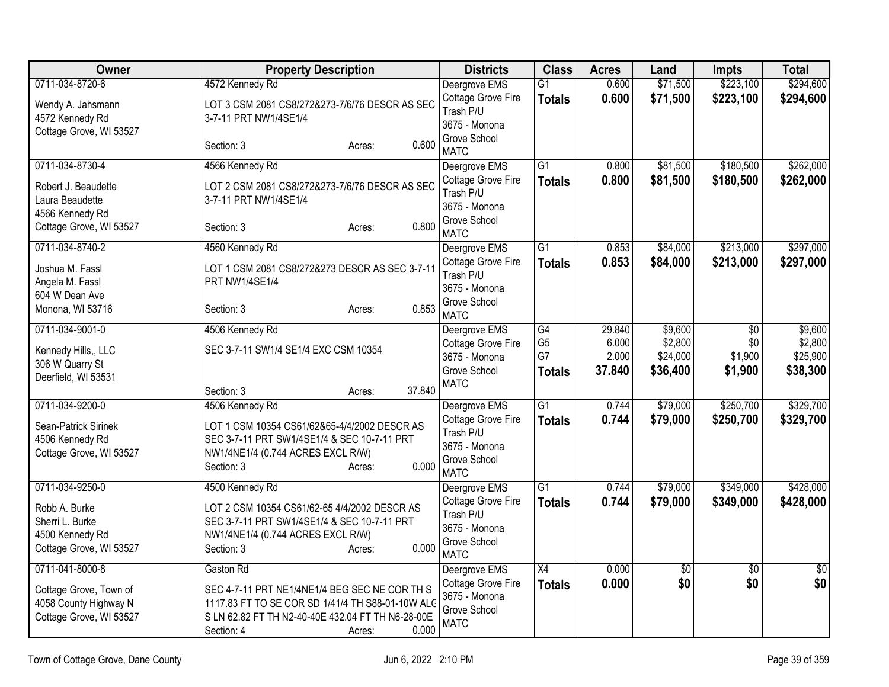| Owner | Property Description | Districts | Class | Acres | Land | Impts | Total |
|---|---|---|---|---|---|---|---|
| 0711-034-8720-6<br><br>Wendy A. Jahsmann<br>4572 Kennedy Rd<br>Cottage Grove, WI 53527 | 4572 Kennedy Rd<br><br>LOT 3 CSM 2081 CS8/272&273-7/6/76 DESCR AS SEC 3-7-11 PRT NW1/4SE1/4<br><br>Section: 3 Acres: 0.600 | Deergrove EMS<br>Cottage Grove Fire<br>Trash P/U<br>3675 - Monona Grove School<br>MATC | G1<br>**Totals** | 0.600<br>**0.600** | $71,500<br>**$71,500** | $223,100<br>**$223,100** | $294,600<br>**$294,600** |
| 0711-034-8730-4<br><br>Robert J. Beaudette<br>Laura Beaudette<br>4566 Kennedy Rd<br>Cottage Grove, WI 53527 | 4566 Kennedy Rd<br><br>LOT 2 CSM 2081 CS8/272&273-7/6/76 DESCR AS SEC 3-7-11 PRT NW1/4SE1/4<br><br>Section: 3 Acres: 0.800 | Deergrove EMS<br>Cottage Grove Fire<br>Trash P/U<br>3675 - Monona Grove School<br>MATC | G1<br>**Totals** | 0.800<br>**0.800** | $81,500<br>**$81,500** | $180,500<br>**$180,500** | $262,000<br>**$262,000** |
| 0711-034-8740-2<br><br>Joshua M. Fassl<br>Angela M. Fassl<br>604 W Dean Ave<br>Monona, WI 53716 | 4560 Kennedy Rd<br><br>LOT 1 CSM 2081 CS8/272&273 DESCR AS SEC 3-7-11 PRT NW1/4SE1/4<br><br>Section: 3 Acres: 0.853 | Deergrove EMS<br>Cottage Grove Fire<br>Trash P/U<br>3675 - Monona Grove School<br>MATC | G1<br>**Totals** | 0.853<br>**0.853** | $84,000<br>**$84,000** | $213,000<br>**$213,000** | $297,000<br>**$297,000** |
| 0711-034-9001-0<br><br>Kennedy Hills,, LLC<br>306 W Quarry St<br>Deerfield, WI 53531 | 4506 Kennedy Rd<br><br>SEC 3-7-11 SW1/4 SE1/4 EXC CSM 10354<br><br>Section: 3 Acres: 37.840 | Deergrove EMS<br>Cottage Grove Fire<br>3675 - Monona Grove School<br>MATC | G4<br>G5<br>G7<br>**Totals** | 29.840<br>6.000<br>2.000<br>**37.840** | $9,600<br>$2,800<br>$24,000<br>**$36,400** | $0<br>$0<br>$1,900<br>**$1,900** | $9,600<br>$2,800<br>$25,900<br>**$38,300** |
| 0711-034-9200-0<br><br>Sean-Patrick Sirinek<br>4506 Kennedy Rd<br>Cottage Grove, WI 53527 | 4506 Kennedy Rd<br><br>LOT 1 CSM 10354 CS61/62&65-4/4/2002 DESCR AS SEC 3-7-11 PRT SW1/4SE1/4 & SEC 10-7-11 PRT NW1/4NE1/4 (0.744 ACRES EXCL R/W)<br>Section: 3 Acres: 0.000 | Deergrove EMS<br>Cottage Grove Fire<br>Trash P/U<br>3675 - Monona Grove School<br>MATC | G1<br>**Totals** | 0.744<br>**0.744** | $79,000<br>**$79,000** | $250,700<br>**$250,700** | $329,700<br>**$329,700** |
| 0711-034-9250-0<br><br>Robb A. Burke<br>Sherri L. Burke<br>4500 Kennedy Rd<br>Cottage Grove, WI 53527 | 4500 Kennedy Rd<br><br>LOT 2 CSM 10354 CS61/62-65 4/4/2002 DESCR AS SEC 3-7-11 PRT SW1/4SE1/4 & SEC 10-7-11 PRT NW1/4NE1/4 (0.744 ACRES EXCL R/W)<br>Section: 3 Acres: 0.000 | Deergrove EMS<br>Cottage Grove Fire<br>Trash P/U<br>3675 - Monona Grove School<br>MATC | G1<br>**Totals** | 0.744<br>**0.744** | $79,000<br>**$79,000** | $349,000<br>**$349,000** | $428,000<br>**$428,000** |
| 0711-041-8000-8<br><br>Cottage Grove, Town of<br>4058 County Highway N<br>Cottage Grove, WI 53527 | Gaston Rd<br><br>SEC 4-7-11 PRT NE1/4NE1/4 BEG SEC NE COR TH S 1117.83 FT TO SE COR SD 1/41/4 TH S88-01-10W ALG S LN 62.82 FT TH N2-40-40E 432.04 FT TH N6-28-00E<br>Section: 4 Acres: 0.000 | Deergrove EMS<br>Cottage Grove Fire<br>3675 - Monona Grove School<br>MATC | X4<br>**Totals** | 0.000<br>**0.000** | $0<br>**$0** | $0<br>**$0** | $0<br>**$0** |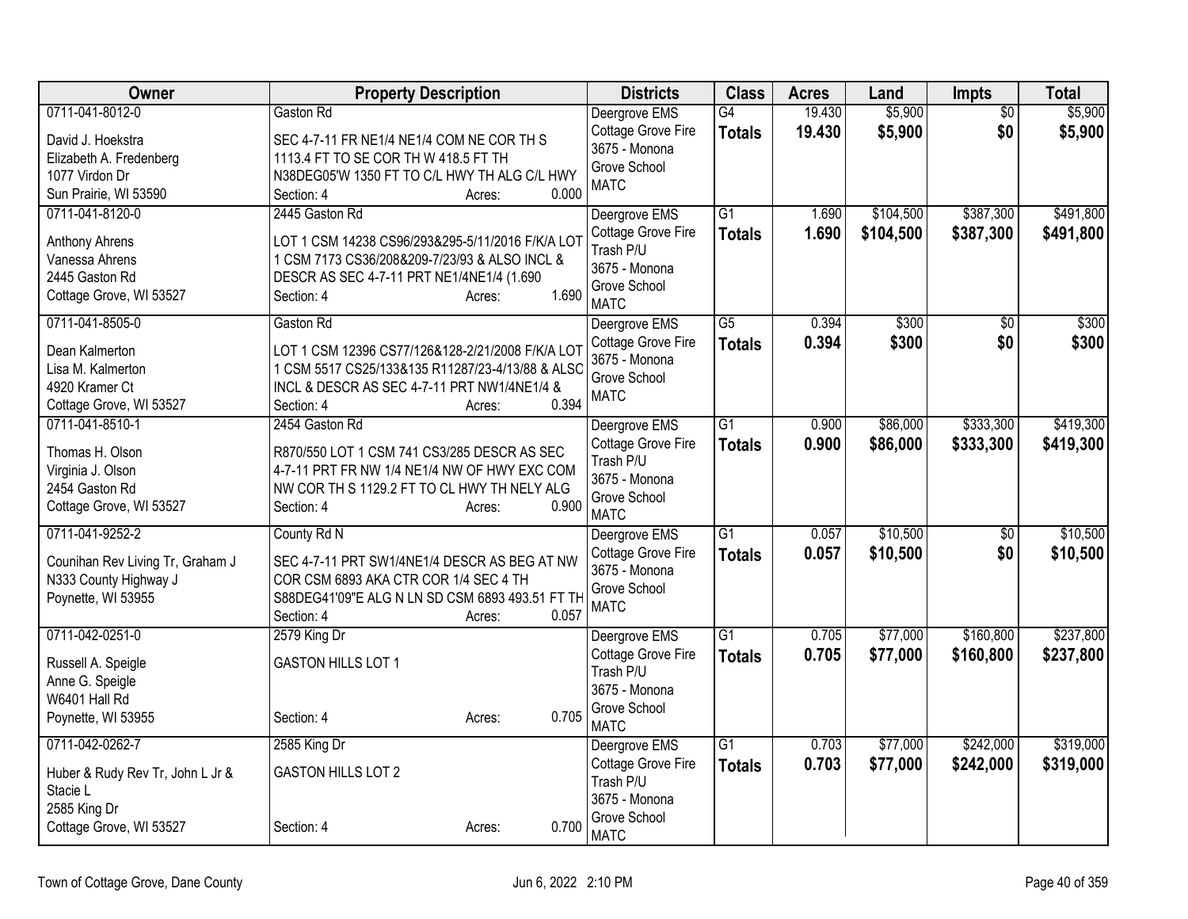| Owner | Property Description | Districts | Class | Acres | Land | Impts | Total |
|---|---|---|---|---|---|---|---|
| 0711-041-8012-0<br>David J. Hoekstra<br>Elizabeth A. Fredenberg<br>1077 Virdon Dr<br>Sun Prairie, WI 53590 | Gaston Rd<br>SEC 4-7-11 FR NE1/4 NE1/4 COM NE COR TH S 1113.4 FT TO SE COR TH W 418.5 FT TH N38DEG05'W 1350 FT TO C/L HWY TH ALG C/L HWY<br>Section: 4 Acres: 0.000 | Deergrove EMS<br>Cottage Grove Fire<br>3675 - Monona Grove School<br>MATC | G4<br>**Totals** | 19.430<br>**19.430** | $5,900<br>**$5,900** | $0<br>**$0** | $5,900<br>**$5,900** |
| 0711-041-8120-0<br>Anthony Ahrens<br>Vanessa Ahrens<br>2445 Gaston Rd<br>Cottage Grove, WI 53527 | 2445 Gaston Rd<br>LOT 1 CSM 14238 CS96/293&295-5/11/2016 F/K/A LOT 1 CSM 7173 CS36/208&209-7/23/93 & ALSO INCL & DESCR AS SEC 4-7-11 PRT NE1/4NE1/4 (1.690<br>Section: 4 Acres: 1.690 | Deergrove EMS<br>Cottage Grove Fire<br>Trash P/U<br>3675 - Monona Grove School<br>MATC | G1<br>**Totals** | 1.690<br>**1.690** | $104,500<br>**$104,500** | $387,300<br>**$387,300** | $491,800<br>**$491,800** |
| 0711-041-8505-0<br>Dean Kalmerton<br>Lisa M. Kalmerton<br>4920 Kramer Ct<br>Cottage Grove, WI 53527 | Gaston Rd<br>LOT 1 CSM 12396 CS77/126&128-2/21/2008 F/K/A LOT 1 CSM 5517 CS25/133&135 R11287/23-4/13/88 & ALSO INCL & DESCR AS SEC 4-7-11 PRT NW1/4NE1/4 &<br>Section: 4 Acres: 0.394 | Deergrove EMS<br>Cottage Grove Fire<br>3675 - Monona Grove School<br>MATC | G5<br>**Totals** | 0.394<br>**0.394** | $300<br>**$300** | $0<br>**$0** | $300<br>**$300** |
| 0711-041-8510-1<br>Thomas H. Olson<br>Virginia J. Olson<br>2454 Gaston Rd<br>Cottage Grove, WI 53527 | 2454 Gaston Rd<br>R870/550 LOT 1 CSM 741 CS3/285 DESCR AS SEC 4-7-11 PRT FR NW 1/4 NE1/4 NW OF HWY EXC COM NW COR TH S 1129.2 FT TO CL HWY TH NELY ALG<br>Section: 4 Acres: 0.900 | Deergrove EMS<br>Cottage Grove Fire<br>Trash P/U<br>3675 - Monona Grove School<br>MATC | G1<br>**Totals** | 0.900<br>**0.900** | $86,000<br>**$86,000** | $333,300<br>**$333,300** | $419,300<br>**$419,300** |
| 0711-041-9252-2<br>Counihan Rev Living Tr, Graham J<br>N333 County Highway J<br>Poynette, WI 53955 | County Rd N<br>SEC 4-7-11 PRT SW1/4NE1/4 DESCR AS BEG AT NW COR CSM 6893 AKA CTR COR 1/4 SEC 4 TH S88DEG41'09"E ALG N LN SD CSM 6893 493.51 FT TH<br>Section: 4 Acres: 0.057 | Deergrove EMS<br>Cottage Grove Fire<br>3675 - Monona Grove School<br>MATC | G1<br>**Totals** | 0.057<br>**0.057** | $10,500<br>**$10,500** | $0<br>**$0** | $10,500<br>**$10,500** |
| 0711-042-0251-0<br>Russell A. Speigle<br>Anne G. Speigle<br>W6401 Hall Rd<br>Poynette, WI 53955 | 2579 King Dr<br>GASTON HILLS LOT 1<br>Section: 4 Acres: 0.705 | Deergrove EMS<br>Cottage Grove Fire<br>Trash P/U<br>3675 - Monona Grove School<br>MATC | G1<br>**Totals** | 0.705<br>**0.705** | $77,000<br>**$77,000** | $160,800<br>**$160,800** | $237,800<br>**$237,800** |
| 0711-042-0262-7<br>Huber & Rudy Rev Tr, John L Jr & Stacie L<br>2585 King Dr<br>Cottage Grove, WI 53527 | 2585 King Dr<br>GASTON HILLS LOT 2<br>Section: 4 Acres: 0.700 | Deergrove EMS<br>Cottage Grove Fire<br>Trash P/U<br>3675 - Monona Grove School<br>MATC | G1<br>**Totals** | 0.703<br>**0.703** | $77,000<br>**$77,000** | $242,000<br>**$242,000** | $319,000<br>**$319,000** |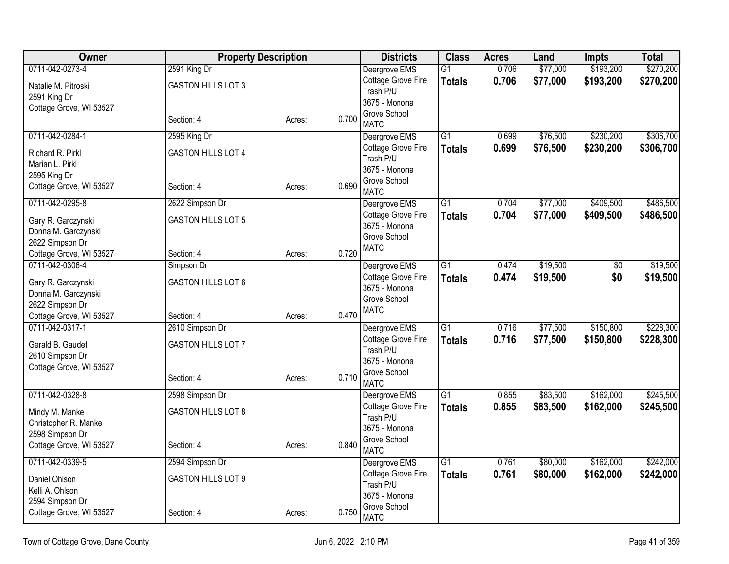| Owner | Property Description | | | Districts | Class | Acres | Land | Impts | Total |
|---|---|---|---|---|---|---|---|---|---|
| 0711-042-0273-4<br>Natalie M. Pitroski<br>2591 King Dr<br>Cottage Grove, WI 53527 | 2591 King Dr<br>GASTON HILLS LOT 3<br>Section: 4 | Acres: | 0.700 | Deergrove EMS<br>Cottage Grove Fire<br>Trash P/U<br>3675 - Monona Grove School<br>MATC | G1<br>**Totals** | 0.706<br>**0.706** | $77,000<br>**$77,000** | $193,200<br>**$193,200** | $270,200<br>**$270,200** |
| 0711-042-0284-1<br>Richard R. Pirkl<br>Marian L. Pirkl<br>2595 King Dr<br>Cottage Grove, WI 53527 | 2595 King Dr<br>GASTON HILLS LOT 4<br>Section: 4 | Acres: | 0.690 | Deergrove EMS<br>Cottage Grove Fire<br>Trash P/U<br>3675 - Monona Grove School<br>MATC | G1<br>**Totals** | 0.699<br>**0.699** | $76,500<br>**$76,500** | $230,200<br>**$230,200** | $306,700<br>**$306,700** |
| 0711-042-0295-8<br>Gary R. Garczynski<br>Donna M. Garczynski<br>2622 Simpson Dr<br>Cottage Grove, WI 53527 | 2622 Simpson Dr<br>GASTON HILLS LOT 5<br>Section: 4 | Acres: | 0.720 | Deergrove EMS<br>Cottage Grove Fire<br>3675 - Monona Grove School<br>MATC | G1<br>**Totals** | 0.704<br>**0.704** | $77,000<br>**$77,000** | $409,500<br>**$409,500** | $486,500<br>**$486,500** |
| 0711-042-0306-4<br>Gary R. Garczynski<br>Donna M. Garczynski<br>2622 Simpson Dr<br>Cottage Grove, WI 53527 | Simpson Dr<br>GASTON HILLS LOT 6<br>Section: 4 | Acres: | 0.470 | Deergrove EMS<br>Cottage Grove Fire<br>3675 - Monona Grove School<br>MATC | G1<br>**Totals** | 0.474<br>**0.474** | $19,500<br>**$19,500** | $0<br>**$0** | $19,500<br>**$19,500** |
| 0711-042-0317-1<br>Gerald B. Gaudet<br>2610 Simpson Dr<br>Cottage Grove, WI 53527 | 2610 Simpson Dr<br>GASTON HILLS LOT 7<br>Section: 4 | Acres: | 0.710 | Deergrove EMS<br>Cottage Grove Fire<br>Trash P/U<br>3675 - Monona Grove School<br>MATC | G1<br>**Totals** | 0.716<br>**0.716** | $77,500<br>**$77,500** | $150,800<br>**$150,800** | $228,300<br>**$228,300** |
| 0711-042-0328-8<br>Mindy M. Manke<br>Christopher R. Manke<br>2598 Simpson Dr<br>Cottage Grove, WI 53527 | 2598 Simpson Dr<br>GASTON HILLS LOT 8<br>Section: 4 | Acres: | 0.840 | Deergrove EMS<br>Cottage Grove Fire<br>Trash P/U<br>3675 - Monona Grove School<br>MATC | G1<br>**Totals** | 0.855<br>**0.855** | $83,500<br>**$83,500** | $162,000<br>**$162,000** | $245,500<br>**$245,500** |
| 0711-042-0339-5<br>Daniel Ohlson<br>Kelli A. Ohlson<br>2594 Simpson Dr<br>Cottage Grove, WI 53527 | 2594 Simpson Dr<br>GASTON HILLS LOT 9<br>Section: 4 | Acres: | 0.750 | Deergrove EMS<br>Cottage Grove Fire<br>Trash P/U<br>3675 - Monona Grove School<br>MATC | G1<br>**Totals** | 0.761<br>**0.761** | $80,000<br>**$80,000** | $162,000<br>**$162,000** | $242,000<br>**$242,000** |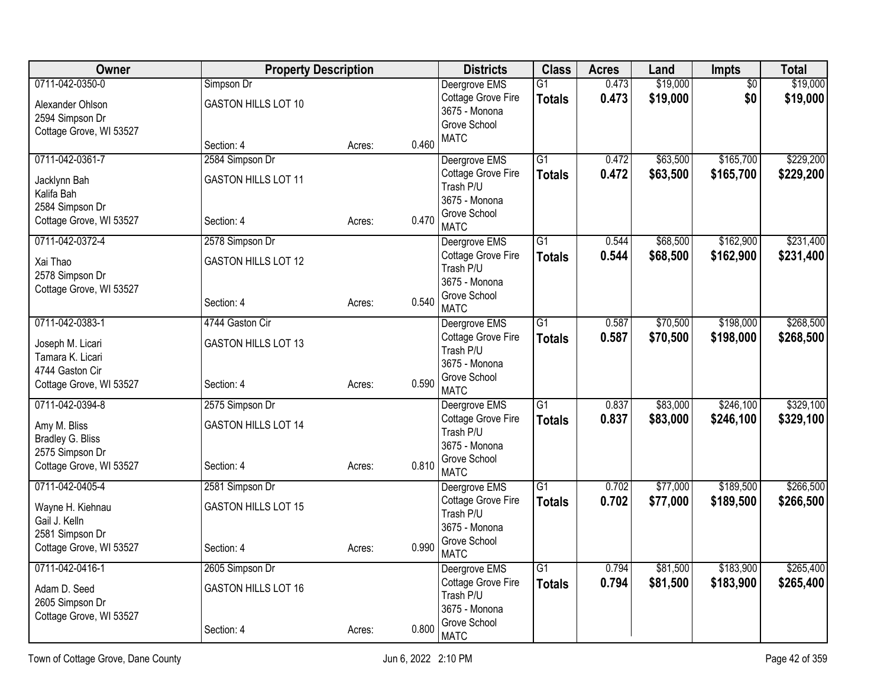| Owner | Property Description | | | Districts | Class | Acres | Land | Impts | Total |
|---|---|---|---|---|---|---|---|---|---|
| 0711-042-0350-0<br>Alexander Ohlson<br>2594 Simpson Dr<br>Cottage Grove, WI 53527 | Simpson Dr<br>GASTON HILLS LOT 10<br>Section: 4 | Acres: | 0.460 | Deergrove EMS<br>Cottage Grove Fire<br>3675 - Monona Grove School<br>MATC | G1<br>**Totals** | 0.473<br>**0.473** | $19,000<br>**$19,000** | $0<br>**$0** | $19,000<br>**$19,000** |
| 0711-042-0361-7<br>Jacklynn Bah<br>Kalifa Bah<br>2584 Simpson Dr<br>Cottage Grove, WI 53527 | 2584 Simpson Dr<br>GASTON HILLS LOT 11<br>Section: 4 | Acres: | 0.470 | Deergrove EMS<br>Cottage Grove Fire<br>Trash P/U<br>3675 - Monona Grove School<br>MATC | G1<br>**Totals** | 0.472<br>**0.472** | $63,500<br>**$63,500** | $165,700<br>**$165,700** | $229,200<br>**$229,200** |
| 0711-042-0372-4<br>Xai Thao<br>2578 Simpson Dr<br>Cottage Grove, WI 53527 | 2578 Simpson Dr<br>GASTON HILLS LOT 12<br>Section: 4 | Acres: | 0.540 | Deergrove EMS<br>Cottage Grove Fire<br>Trash P/U<br>3675 - Monona Grove School<br>MATC | G1<br>**Totals** | 0.544<br>**0.544** | $68,500<br>**$68,500** | $162,900<br>**$162,900** | $231,400<br>**$231,400** |
| 0711-042-0383-1<br>Joseph M. Licari<br>Tamara K. Licari<br>4744 Gaston Cir<br>Cottage Grove, WI 53527 | 4744 Gaston Cir<br>GASTON HILLS LOT 13<br>Section: 4 | Acres: | 0.590 | Deergrove EMS<br>Cottage Grove Fire<br>Trash P/U<br>3675 - Monona Grove School<br>MATC | G1<br>**Totals** | 0.587<br>**0.587** | $70,500<br>**$70,500** | $198,000<br>**$198,000** | $268,500<br>**$268,500** |
| 0711-042-0394-8<br>Amy M. Bliss<br>Bradley G. Bliss<br>2575 Simpson Dr<br>Cottage Grove, WI 53527 | 2575 Simpson Dr<br>GASTON HILLS LOT 14<br>Section: 4 | Acres: | 0.810 | Deergrove EMS<br>Cottage Grove Fire<br>Trash P/U<br>3675 - Monona Grove School<br>MATC | G1<br>**Totals** | 0.837<br>**0.837** | $83,000<br>**$83,000** | $246,100<br>**$246,100** | $329,100<br>**$329,100** |
| 0711-042-0405-4<br>Wayne H. Kiehnau<br>Gail J. Kelln<br>2581 Simpson Dr<br>Cottage Grove, WI 53527 | 2581 Simpson Dr<br>GASTON HILLS LOT 15<br>Section: 4 | Acres: | 0.990 | Deergrove EMS<br>Cottage Grove Fire<br>Trash P/U<br>3675 - Monona Grove School<br>MATC | G1<br>**Totals** | 0.702<br>**0.702** | $77,000<br>**$77,000** | $189,500<br>**$189,500** | $266,500<br>**$266,500** |
| 0711-042-0416-1<br>Adam D. Seed<br>2605 Simpson Dr<br>Cottage Grove, WI 53527 | 2605 Simpson Dr<br>GASTON HILLS LOT 16<br>Section: 4 | Acres: | 0.800 | Deergrove EMS<br>Cottage Grove Fire<br>Trash P/U<br>3675 - Monona Grove School<br>MATC | G1<br>**Totals** | 0.794<br>**0.794** | $81,500<br>**$81,500** | $183,900<br>**$183,900** | $265,400<br>**$265,400** |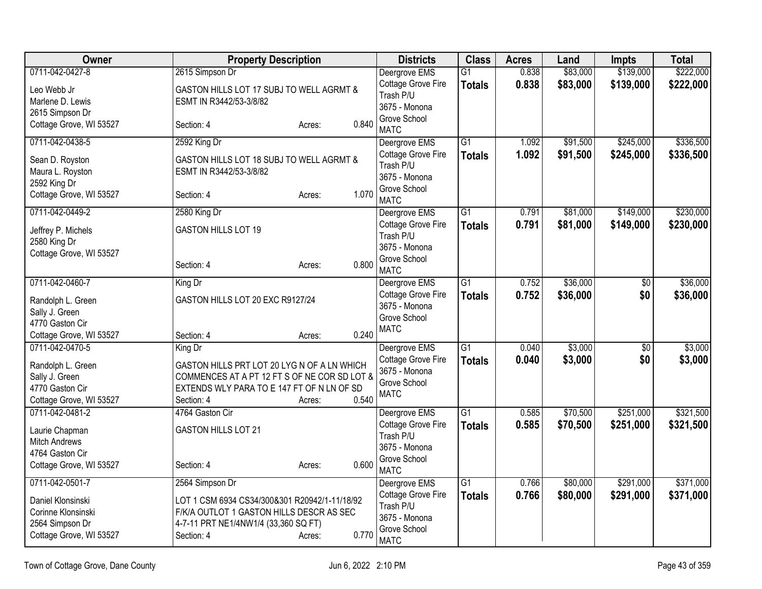| Owner | Property Description | Districts | Class | Acres | Land | Impts | Total |
|---|---|---|---|---|---|---|---|
| 0711-042-0427-8<br>Leo Webb Jr<br>Marlene D. Lewis<br>2615 Simpson Dr<br>Cottage Grove, WI 53527 | 2615 Simpson Dr<br>GASTON HILLS LOT 17 SUBJ TO WELL AGRMT & ESMT IN R3442/53-3/8/82<br>Section: 4 Acres: 0.840 | Deergrove EMS<br>Cottage Grove Fire<br>Trash P/U<br>3675 - Monona Grove School<br>MATC | G1<br>**Totals** | 0.838<br>**0.838** | \$83,000<br>**\$83,000** | \$139,000<br>**\$139,000** | \$222,000<br>**\$222,000** |
| 0711-042-0438-5<br>Sean D. Royston<br>Maura L. Royston<br>2592 King Dr<br>Cottage Grove, WI 53527 | 2592 King Dr<br>GASTON HILLS LOT 18 SUBJ TO WELL AGRMT & ESMT IN R3442/53-3/8/82<br>Section: 4 Acres: 1.070 | Deergrove EMS<br>Cottage Grove Fire<br>Trash P/U<br>3675 - Monona Grove School<br>MATC | G1<br>**Totals** | 1.092<br>**1.092** | \$91,500<br>**\$91,500** | \$245,000<br>**\$245,000** | \$336,500<br>**\$336,500** |
| 0711-042-0449-2<br>Jeffrey P. Michels<br>2580 King Dr<br>Cottage Grove, WI 53527 | 2580 King Dr<br>GASTON HILLS LOT 19<br>Section: 4 Acres: 0.800 | Deergrove EMS<br>Cottage Grove Fire<br>Trash P/U<br>3675 - Monona Grove School<br>MATC | G1<br>**Totals** | 0.791<br>**0.791** | \$81,000<br>**\$81,000** | \$149,000<br>**\$149,000** | \$230,000<br>**\$230,000** |
| 0711-042-0460-7<br>Randolph L. Green<br>Sally J. Green<br>4770 Gaston Cir<br>Cottage Grove, WI 53527 | King Dr<br>GASTON HILLS LOT 20 EXC R9127/24<br>Section: 4 Acres: 0.240 | Deergrove EMS<br>Cottage Grove Fire<br>3675 - Monona Grove School<br>MATC | G1<br>**Totals** | 0.752<br>**0.752** | \$36,000<br>**\$36,000** | \$0<br>**\$0** | \$36,000<br>**\$36,000** |
| 0711-042-0470-5<br>Randolph L. Green<br>Sally J. Green<br>4770 Gaston Cir<br>Cottage Grove, WI 53527 | King Dr<br>GASTON HILLS PRT LOT 20 LYG N OF A LN WHICH COMMENCES AT A PT 12 FT S OF NE COR SD LOT & EXTENDS WLY PARA TO E 147 FT OF N LN OF SD<br>Section: 4 Acres: 0.540 | Deergrove EMS<br>Cottage Grove Fire<br>3675 - Monona Grove School<br>MATC | G1<br>**Totals** | 0.040<br>**0.040** | \$3,000<br>**\$3,000** | \$0<br>**\$0** | \$3,000<br>**\$3,000** |
| 0711-042-0481-2<br>Laurie Chapman<br>Mitch Andrews<br>4764 Gaston Cir<br>Cottage Grove, WI 53527 | 4764 Gaston Cir<br>GASTON HILLS LOT 21<br>Section: 4 Acres: 0.600 | Deergrove EMS<br>Cottage Grove Fire<br>Trash P/U<br>3675 - Monona Grove School<br>MATC | G1<br>**Totals** | 0.585<br>**0.585** | \$70,500<br>**\$70,500** | \$251,000<br>**\$251,000** | \$321,500<br>**\$321,500** |
| 0711-042-0501-7<br>Daniel Klonsinski<br>Corinne Klonsinski<br>2564 Simpson Dr<br>Cottage Grove, WI 53527 | 2564 Simpson Dr<br>LOT 1 CSM 6934 CS34/300&301 R20942/1-11/18/92 F/K/A OUTLOT 1 GASTON HILLS DESCR AS SEC 4-7-11 PRT NE1/4NW1/4 (33,360 SQ FT)<br>Section: 4 Acres: 0.770 | Deergrove EMS<br>Cottage Grove Fire<br>Trash P/U<br>3675 - Monona Grove School<br>MATC | G1<br>**Totals** | 0.766<br>**0.766** | \$80,000<br>**\$80,000** | \$291,000<br>**\$291,000** | \$371,000<br>**\$371,000** |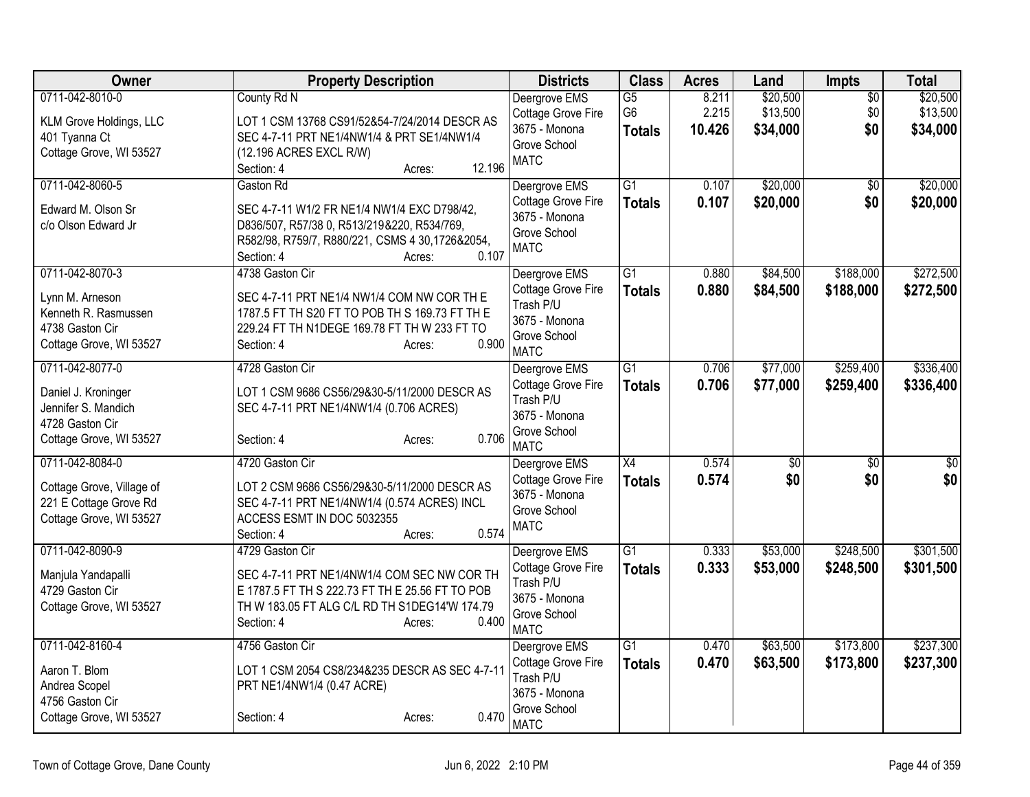| Owner | Property Description | Districts | Class | Acres | Land | Impts | Total |
|---|---|---|---|---|---|---|---|
| 0711-042-8010-0<br><br>KLM Grove Holdings, LLC<br>401 Tyanna Ct<br>Cottage Grove, WI 53527 | County Rd N<br><br>LOT 1 CSM 13768 CS91/52&54-7/24/2014 DESCR AS SEC 4-7-11 PRT NE1/4NW1/4 & PRT SE1/4NW1/4 (12.196 ACRES EXCL R/W)<br>Section: 4 Acres: 12.196 | Deergrove EMS<br>Cottage Grove Fire<br>3675 - Monona Grove School<br>MATC | G5<br>G6<br>**Totals** | 8.211<br>2.215<br>**10.426** | $20,500<br>$13,500<br>**$34,000** | $0<br>$0<br>**$0** | $20,500<br>$13,500<br>**$34,000** |
| 0711-042-8060-5<br><br>Edward M. Olson Sr<br>c/o Olson Edward Jr | Gaston Rd<br><br>SEC 4-7-11 W1/2 FR NE1/4 NW1/4 EXC D798/42, D836/507, R57/38 0, R513/219&220, R534/769, R582/98, R759/7, R880/221, CSMS 4 30,1726&2054,<br>Section: 4 Acres: 0.107 | Deergrove EMS<br>Cottage Grove Fire<br>3675 - Monona Grove School<br>MATC | G1<br>**Totals** | 0.107<br>**0.107** | $20,000<br>**$20,000** | $0<br>**$0** | $20,000<br>**$20,000** |
| 0711-042-8070-3<br><br>Lynn M. Arneson<br>Kenneth R. Rasmussen<br>4738 Gaston Cir<br>Cottage Grove, WI 53527 | 4738 Gaston Cir<br><br>SEC 4-7-11 PRT NE1/4 NW1/4 COM NW COR TH E 1787.5 FT TH S20 FT TO POB TH S 169.73 FT TH E 229.24 FT TH N1DEGE 169.78 FT TH W 233 FT TO<br>Section: 4 Acres: 0.900 | Deergrove EMS<br>Cottage Grove Fire<br>Trash P/U<br>3675 - Monona Grove School<br>MATC | G1<br>**Totals** | 0.880<br>**0.880** | $84,500<br>**$84,500** | $188,000<br>**$188,000** | $272,500<br>**$272,500** |
| 0711-042-8077-0<br><br>Daniel J. Kroninger<br>Jennifer S. Mandich<br>4728 Gaston Cir<br>Cottage Grove, WI 53527 | 4728 Gaston Cir<br><br>LOT 1 CSM 9686 CS56/29&30-5/11/2000 DESCR AS SEC 4-7-11 PRT NE1/4NW1/4 (0.706 ACRES)<br><br>Section: 4 Acres: 0.706 | Deergrove EMS<br>Cottage Grove Fire<br>Trash P/U<br>3675 - Monona Grove School<br>MATC | G1<br>**Totals** | 0.706<br>**0.706** | $77,000<br>**$77,000** | $259,400<br>**$259,400** | $336,400<br>**$336,400** |
| 0711-042-8084-0<br><br>Cottage Grove, Village of<br>221 E Cottage Grove Rd<br>Cottage Grove, WI 53527 | 4720 Gaston Cir<br><br>LOT 2 CSM 9686 CS56/29&30-5/11/2000 DESCR AS SEC 4-7-11 PRT NE1/4NW1/4 (0.574 ACRES) INCL ACCESS ESMT IN DOC 5032355<br>Section: 4 Acres: 0.574 | Deergrove EMS<br>Cottage Grove Fire<br>3675 - Monona Grove School<br>MATC | X4<br>**Totals** | 0.574<br>**0.574** | $0<br>**$0** | $0<br>**$0** | $0<br>**$0** |
| 0711-042-8090-9<br><br>Manjula Yandapalli<br>4729 Gaston Cir<br>Cottage Grove, WI 53527 | 4729 Gaston Cir<br><br>SEC 4-7-11 PRT NE1/4NW1/4 COM SEC NW COR TH E 1787.5 FT TH S 222.73 FT TH E 25.56 FT TO POB TH W 183.05 FT ALG C/L RD TH S1DEG14'W 174.79<br>Section: 4 Acres: 0.400 | Deergrove EMS<br>Cottage Grove Fire<br>Trash P/U<br>3675 - Monona Grove School<br>MATC | G1<br>**Totals** | 0.333<br>**0.333** | $53,000<br>**$53,000** | $248,500<br>**$248,500** | $301,500<br>**$301,500** |
| 0711-042-8160-4<br><br>Aaron T. Blom<br>Andrea Scopel<br>4756 Gaston Cir<br>Cottage Grove, WI 53527 | 4756 Gaston Cir<br><br>LOT 1 CSM 2054 CS8/234&235 DESCR AS SEC 4-7-11 PRT NE1/4NW1/4 (0.47 ACRE)<br><br>Section: 4 Acres: 0.470 | Deergrove EMS<br>Cottage Grove Fire<br>Trash P/U<br>3675 - Monona Grove School<br>MATC | G1<br>**Totals** | 0.470<br>**0.470** | $63,500<br>**$63,500** | $173,800<br>**$173,800** | $237,300<br>**$237,300** |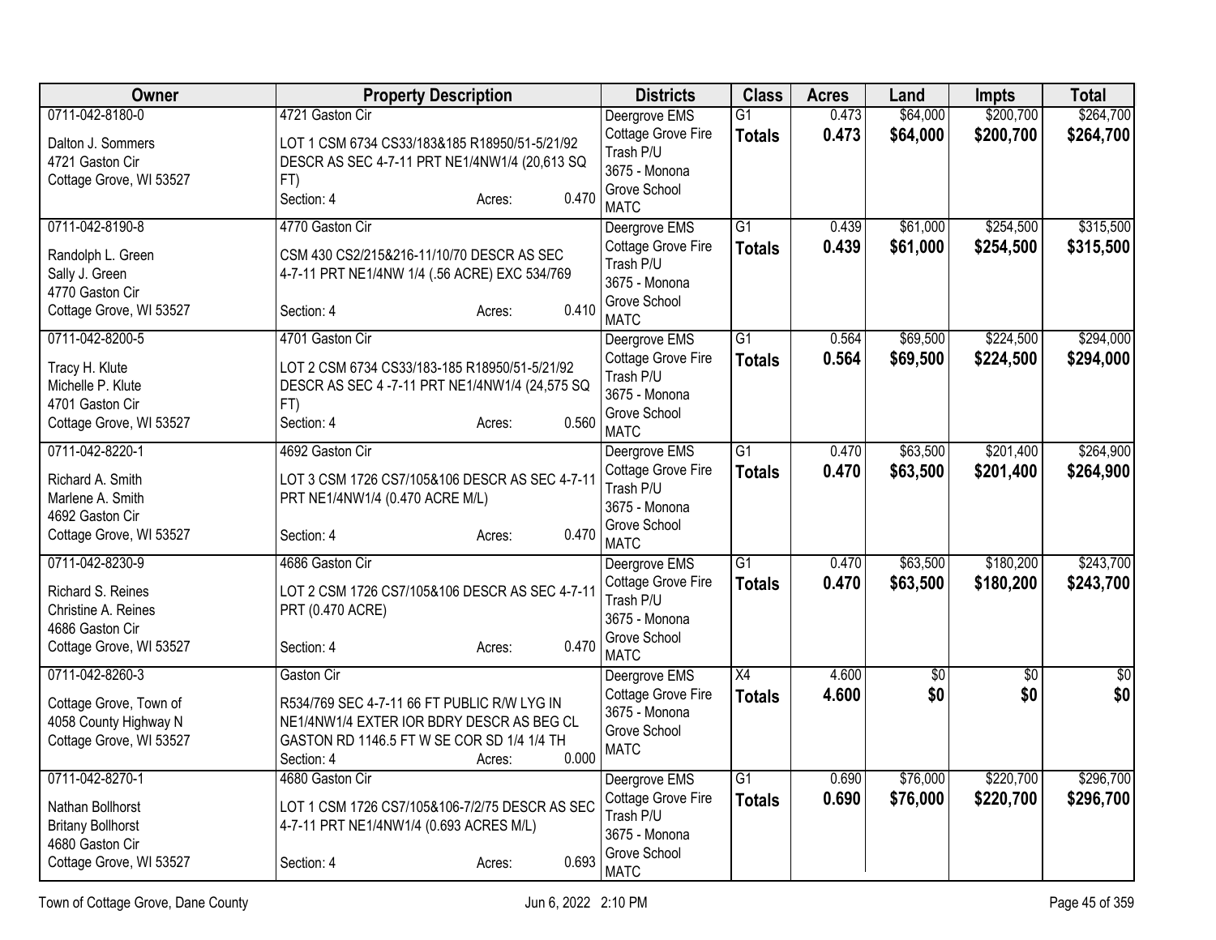| Owner | Property Description | Districts | Class | Acres | Land | Impts | Total |
|---|---|---|---|---|---|---|---|
| 0711-042-8180-0<br>Dalton J. Sommers<br>4721 Gaston Cir<br>Cottage Grove, WI 53527 | 4721 Gaston Cir<br>LOT 1 CSM 6734 CS33/183&185 R18950/51-5/21/92 DESCR AS SEC 4-7-11 PRT NE1/4NW1/4 (20,613 SQ FT)<br>Section: 4 Acres: 0.470 | Deergrove EMS<br>Cottage Grove Fire<br>Trash P/U<br>3675 - Monona Grove School<br>MATC | G1<br>**Totals** | 0.473<br>**0.473** | $64,000<br>**$64,000** | $200,700<br>**$200,700** | $264,700<br>**$264,700** |
| 0711-042-8190-8<br>Randolph L. Green<br>Sally J. Green<br>4770 Gaston Cir<br>Cottage Grove, WI 53527 | 4770 Gaston Cir<br>CSM 430 CS2/215&216-11/10/70 DESCR AS SEC 4-7-11 PRT NE1/4NW 1/4 (.56 ACRE) EXC 534/769<br>Section: 4 Acres: 0.410 | Deergrove EMS<br>Cottage Grove Fire<br>Trash P/U<br>3675 - Monona Grove School<br>MATC | G1<br>**Totals** | 0.439<br>**0.439** | $61,000<br>**$61,000** | $254,500<br>**$254,500** | $315,500<br>**$315,500** |
| 0711-042-8200-5<br>Tracy H. Klute<br>Michelle P. Klute<br>4701 Gaston Cir<br>Cottage Grove, WI 53527 | 4701 Gaston Cir<br>LOT 2 CSM 6734 CS33/183-185 R18950/51-5/21/92 DESCR AS SEC 4 -7-11 PRT NE1/4NW1/4 (24,575 SQ FT)<br>Section: 4 Acres: 0.560 | Deergrove EMS<br>Cottage Grove Fire<br>Trash P/U<br>3675 - Monona Grove School<br>MATC | G1<br>**Totals** | 0.564<br>**0.564** | $69,500<br>**$69,500** | $224,500<br>**$224,500** | $294,000<br>**$294,000** |
| 0711-042-8220-1<br>Richard A. Smith<br>Marlene A. Smith<br>4692 Gaston Cir<br>Cottage Grove, WI 53527 | 4692 Gaston Cir<br>LOT 3 CSM 1726 CS7/105&106 DESCR AS SEC 4-7-11 PRT NE1/4NW1/4 (0.470 ACRE M/L)<br>Section: 4 Acres: 0.470 | Deergrove EMS<br>Cottage Grove Fire<br>Trash P/U<br>3675 - Monona Grove School<br>MATC | G1<br>**Totals** | 0.470<br>**0.470** | $63,500<br>**$63,500** | $201,400<br>**$201,400** | $264,900<br>**$264,900** |
| 0711-042-8230-9<br>Richard S. Reines<br>Christine A. Reines<br>4686 Gaston Cir<br>Cottage Grove, WI 53527 | 4686 Gaston Cir<br>LOT 2 CSM 1726 CS7/105&106 DESCR AS SEC 4-7-11 PRT (0.470 ACRE)<br>Section: 4 Acres: 0.470 | Deergrove EMS<br>Cottage Grove Fire<br>Trash P/U<br>3675 - Monona Grove School<br>MATC | G1<br>**Totals** | 0.470<br>**0.470** | $63,500<br>**$63,500** | $180,200<br>**$180,200** | $243,700<br>**$243,700** |
| 0711-042-8260-3<br>Cottage Grove, Town of<br>4058 County Highway N<br>Cottage Grove, WI 53527 | Gaston Cir<br>R534/769 SEC 4-7-11 66 FT PUBLIC R/W LYG IN NE1/4NW1/4 EXTER IOR BDRY DESCR AS BEG CL GASTON RD 1146.5 FT W SE COR SD 1/4 1/4 TH<br>Section: 4 Acres: 0.000 | Deergrove EMS<br>Cottage Grove Fire<br>3675 - Monona Grove School<br>MATC | X4<br>**Totals** | 4.600<br>**4.600** | $0<br>**$0** | $0<br>**$0** | $0<br>**$0** |
| 0711-042-8270-1<br>Nathan Bollhorst<br>Britany Bollhorst<br>4680 Gaston Cir<br>Cottage Grove, WI 53527 | 4680 Gaston Cir<br>LOT 1 CSM 1726 CS7/105&106-7/2/75 DESCR AS SEC 4-7-11 PRT NE1/4NW1/4 (0.693 ACRES M/L)<br>Section: 4 Acres: 0.693 | Deergrove EMS<br>Cottage Grove Fire<br>Trash P/U<br>3675 - Monona Grove School<br>MATC | G1<br>**Totals** | 0.690<br>**0.690** | $76,000<br>**$76,000** | $220,700<br>**$220,700** | $296,700<br>**$296,700** |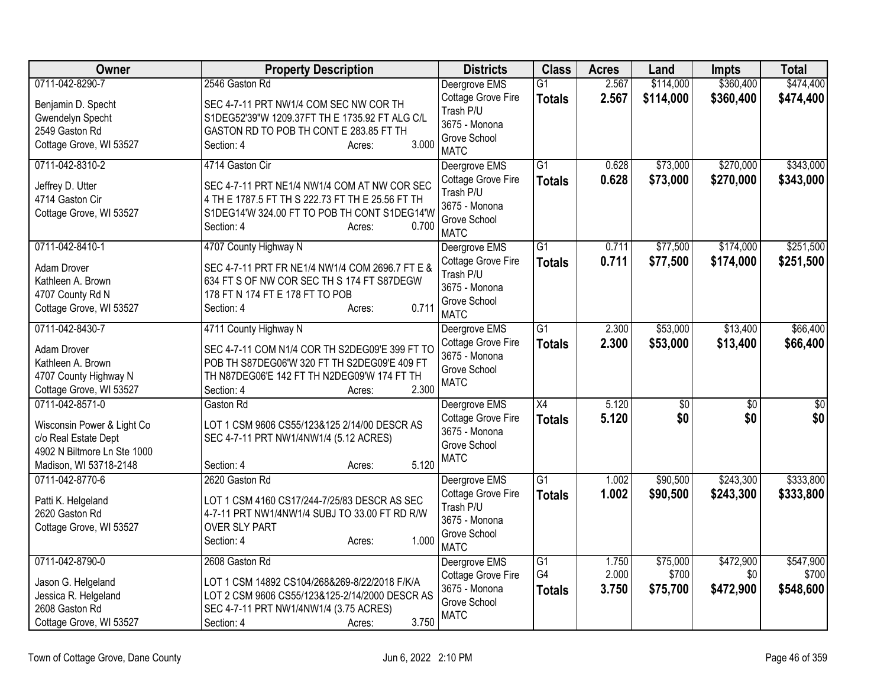| Owner | Property Description | Districts | Class | Acres | Land | Impts | Total |
|---|---|---|---|---|---|---|---|
| 0711-042-8290-7<br><br>Benjamin D. Specht<br>Gwendelyn Specht<br>2549 Gaston Rd<br>Cottage Grove, WI 53527 | 2546 Gaston Rd<br><br>SEC 4-7-11 PRT NW1/4 COM SEC NW COR TH S1DEG52'39"W 1209.37FT TH E 1735.92 FT ALG C/L GASTON RD TO POB TH CONT E 283.85 FT TH<br>Section: 4 Acres: 3.000 | Deergrove EMS<br>Cottage Grove Fire<br>Trash P/U<br>3675 - Monona Grove School<br>MATC | G1<br>**Totals** | 2.567<br>**2.567** | \$114,000<br>**\$114,000** | \$360,400<br>**\$360,400** | \$474,400<br>**\$474,400** |
| 0711-042-8310-2<br><br>Jeffrey D. Utter<br>4714 Gaston Cir<br>Cottage Grove, WI 53527 | 4714 Gaston Cir<br><br>SEC 4-7-11 PRT NE1/4 NW1/4 COM AT NW COR SEC 4 TH E 1787.5 FT TH S 222.73 FT TH E 25.56 FT TH S1DEG14'W 324.00 FT TO POB TH CONT S1DEG14'W<br>Section: 4 Acres: 0.700 | Deergrove EMS<br>Cottage Grove Fire<br>Trash P/U<br>3675 - Monona Grove School<br>MATC | G1<br>**Totals** | 0.628<br>**0.628** | \$73,000<br>**\$73,000** | \$270,000<br>**\$270,000** | \$343,000<br>**\$343,000** |
| 0711-042-8410-1<br><br>Adam Drover<br>Kathleen A. Brown<br>4707 County Rd N<br>Cottage Grove, WI 53527 | 4707 County Highway N<br><br>SEC 4-7-11 PRT FR NE1/4 NW1/4 COM 2696.7 FT E & 634 FT S OF NW COR SEC TH S 174 FT S87DEGW 178 FT N 174 FT E 178 FT TO POB<br>Section: 4 Acres: 0.711 | Deergrove EMS<br>Cottage Grove Fire<br>Trash P/U<br>3675 - Monona Grove School<br>MATC | G1<br>**Totals** | 0.711<br>**0.711** | \$77,500<br>**\$77,500** | \$174,000<br>**\$174,000** | \$251,500<br>**\$251,500** |
| 0711-042-8430-7<br><br>Adam Drover<br>Kathleen A. Brown<br>4707 County Highway N<br>Cottage Grove, WI 53527 | 4711 County Highway N<br><br>SEC 4-7-11 COM N1/4 COR TH S2DEG09'E 399 FT TO POB TH S87DEG06'W 320 FT TH S2DEG09'E 409 FT TH N87DEG06'E 142 FT TH N2DEG09'W 174 FT TH<br>Section: 4 Acres: 2.300 | Deergrove EMS<br>Cottage Grove Fire<br>3675 - Monona Grove School<br>MATC | G1<br>**Totals** | 2.300<br>**2.300** | \$53,000<br>**\$53,000** | \$13,400<br>**\$13,400** | \$66,400<br>**\$66,400** |
| 0711-042-8571-0<br><br>Wisconsin Power & Light Co<br>c/o Real Estate Dept<br>4902 N Biltmore Ln Ste 1000<br>Madison, WI 53718-2148 | Gaston Rd<br><br>LOT 1 CSM 9606 CS55/123&125 2/14/00 DESCR AS SEC 4-7-11 PRT NW1/4NW1/4 (5.12 ACRES)<br>Section: 4 Acres: 5.120 | Deergrove EMS<br>Cottage Grove Fire<br>3675 - Monona Grove School<br>MATC | X4<br>**Totals** | 5.120<br>**5.120** | \$0<br>**\$0** | \$0<br>**\$0** | \$0<br>**\$0** |
| 0711-042-8770-6<br><br>Patti K. Helgeland<br>2620 Gaston Rd<br>Cottage Grove, WI 53527 | 2620 Gaston Rd<br><br>LOT 1 CSM 4160 CS17/244-7/25/83 DESCR AS SEC 4-7-11 PRT NW1/4NW1/4 SUBJ TO 33.00 FT RD R/W OVER SLY PART<br>Section: 4 Acres: 1.000 | Deergrove EMS<br>Cottage Grove Fire<br>Trash P/U<br>3675 - Monona Grove School<br>MATC | G1<br>**Totals** | 1.002<br>**1.002** | \$90,500<br>**\$90,500** | \$243,300<br>**\$243,300** | \$333,800<br>**\$333,800** |
| 0711-042-8790-0<br><br>Jason G. Helgeland<br>Jessica R. Helgeland<br>2608 Gaston Rd<br>Cottage Grove, WI 53527 | 2608 Gaston Rd<br><br>LOT 1 CSM 14892 CS104/268&269-8/22/2018 F/K/A LOT 2 CSM 9606 CS55/123&125-2/14/2000 DESCR AS SEC 4-7-11 PRT NW1/4NW1/4 (3.75 ACRES)<br>Section: 4 Acres: 3.750 | Deergrove EMS<br>Cottage Grove Fire<br>3675 - Monona Grove School<br>MATC | G1<br>G4<br>**Totals** | 1.750<br>2.000<br>**3.750** | \$75,000<br>\$700<br>**\$75,700** | \$472,900<br>\$0<br>**\$472,900** | \$547,900<br>\$700<br>**\$548,600** |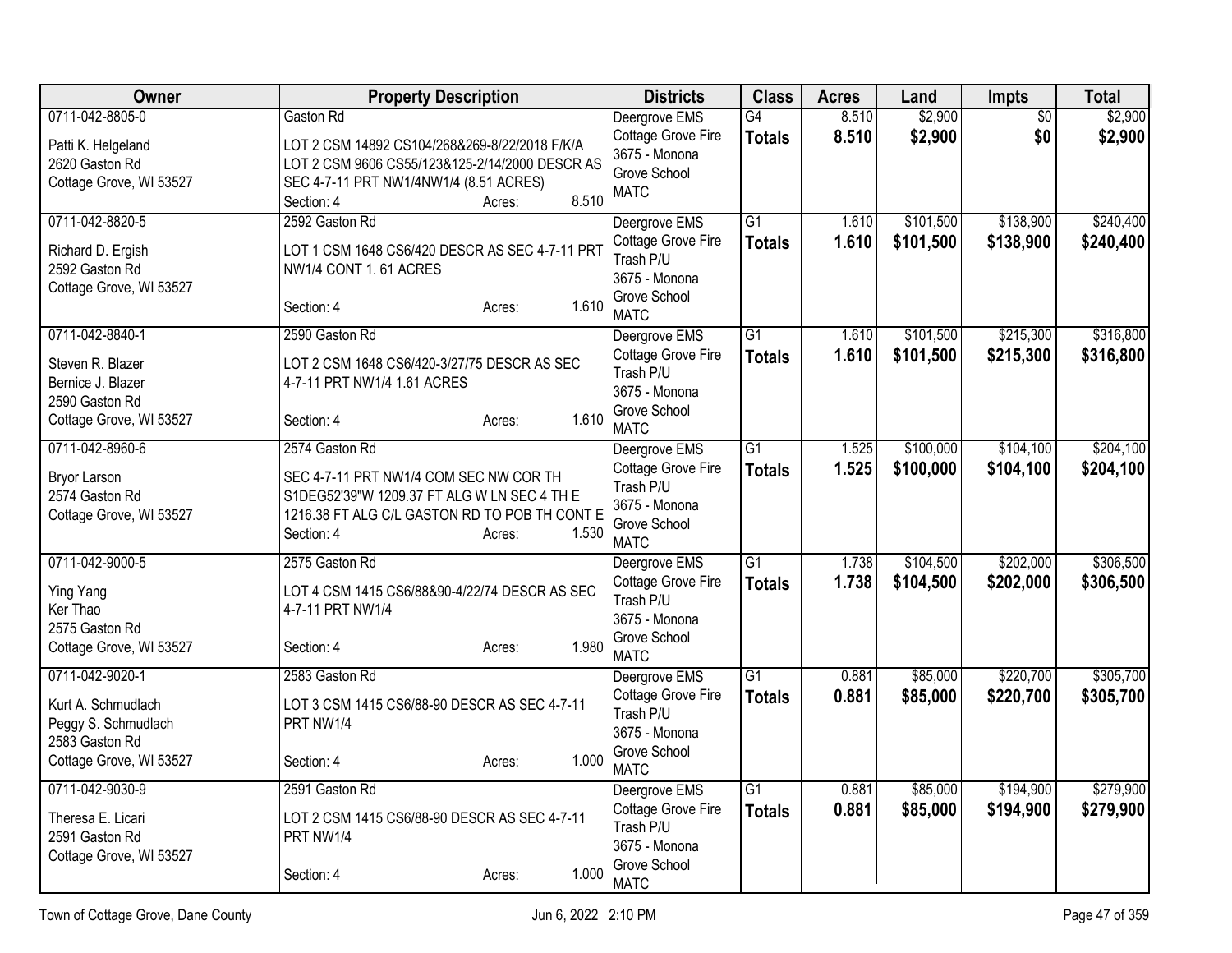| Owner | Property Description | Districts | Class | Acres | Land | Impts | Total |
|---|---|---|---|---|---|---|---|
| 0711-042-8805-0<br><br>Patti K. Helgeland<br>2620 Gaston Rd<br>Cottage Grove, WI 53527 | Gaston Rd<br><br>LOT 2 CSM 14892 CS104/268&269-8/22/2018 F/K/A LOT 2 CSM 9606 CS55/123&125-2/14/2000 DESCR AS SEC 4-7-11 PRT NW1/4NW1/4 (8.51 ACRES)<br>Section: 4 Acres: 8.510 | Deergrove EMS<br>Cottage Grove Fire<br>3675 - Monona Grove School<br>MATC | G4<br>**Totals** | 8.510<br>**8.510** | $2,900<br>**$2,900** | $0<br>**$0** | $2,900<br>**$2,900** |
| 0711-042-8820-5<br><br>Richard D. Ergish<br>2592 Gaston Rd<br>Cottage Grove, WI 53527 | 2592 Gaston Rd<br><br>LOT 1 CSM 1648 CS6/420 DESCR AS SEC 4-7-11 PRT NW1/4 CONT 1. 61 ACRES<br><br>Section: 4 Acres: 1.610 | Deergrove EMS<br>Cottage Grove Fire<br>Trash P/U<br>3675 - Monona Grove School<br>MATC | G1<br>**Totals** | 1.610<br>**1.610** | $101,500<br>**$101,500** | $138,900<br>**$138,900** | $240,400<br>**$240,400** |
| 0711-042-8840-1<br><br>Steven R. Blazer<br>Bernice J. Blazer<br>2590 Gaston Rd<br>Cottage Grove, WI 53527 | 2590 Gaston Rd<br><br>LOT 2 CSM 1648 CS6/420-3/27/75 DESCR AS SEC 4-7-11 PRT NW1/4 1.61 ACRES<br><br>Section: 4 Acres: 1.610 | Deergrove EMS<br>Cottage Grove Fire<br>Trash P/U<br>3675 - Monona Grove School<br>MATC | G1<br>**Totals** | 1.610<br>**1.610** | $101,500<br>**$101,500** | $215,300<br>**$215,300** | $316,800<br>**$316,800** |
| 0711-042-8960-6<br><br>Bryor Larson<br>2574 Gaston Rd<br>Cottage Grove, WI 53527 | 2574 Gaston Rd<br><br>SEC 4-7-11 PRT NW1/4 COM SEC NW COR TH S1DEG52'39"W 1209.37 FT ALG W LN SEC 4 TH E 1216.38 FT ALG C/L GASTON RD TO POB TH CONT E<br>Section: 4 Acres: 1.530 | Deergrove EMS<br>Cottage Grove Fire<br>Trash P/U<br>3675 - Monona Grove School<br>MATC | G1<br>**Totals** | 1.525<br>**1.525** | $100,000<br>**$100,000** | $104,100<br>**$104,100** | $204,100<br>**$204,100** |
| 0711-042-9000-5<br><br>Ying Yang<br>Ker Thao<br>2575 Gaston Rd<br>Cottage Grove, WI 53527 | 2575 Gaston Rd<br><br>LOT 4 CSM 1415 CS6/88&90-4/22/74 DESCR AS SEC 4-7-11 PRT NW1/4<br><br>Section: 4 Acres: 1.980 | Deergrove EMS<br>Cottage Grove Fire<br>Trash P/U<br>3675 - Monona Grove School<br>MATC | G1<br>**Totals** | 1.738<br>**1.738** | $104,500<br>**$104,500** | $202,000<br>**$202,000** | $306,500<br>**$306,500** |
| 0711-042-9020-1<br><br>Kurt A. Schmudlach<br>Peggy S. Schmudlach<br>2583 Gaston Rd<br>Cottage Grove, WI 53527 | 2583 Gaston Rd<br><br>LOT 3 CSM 1415 CS6/88-90 DESCR AS SEC 4-7-11 PRT NW1/4<br><br>Section: 4 Acres: 1.000 | Deergrove EMS<br>Cottage Grove Fire<br>Trash P/U<br>3675 - Monona Grove School<br>MATC | G1<br>**Totals** | 0.881<br>**0.881** | $85,000<br>**$85,000** | $220,700<br>**$220,700** | $305,700<br>**$305,700** |
| 0711-042-9030-9<br><br>Theresa E. Licari<br>2591 Gaston Rd<br>Cottage Grove, WI 53527 | 2591 Gaston Rd<br><br>LOT 2 CSM 1415 CS6/88-90 DESCR AS SEC 4-7-11 PRT NW1/4<br><br>Section: 4 Acres: 1.000 | Deergrove EMS<br>Cottage Grove Fire<br>Trash P/U<br>3675 - Monona Grove School<br>MATC | G1<br>**Totals** | 0.881<br>**0.881** | $85,000<br>**$85,000** | $194,900<br>**$194,900** | $279,900<br>**$279,900** |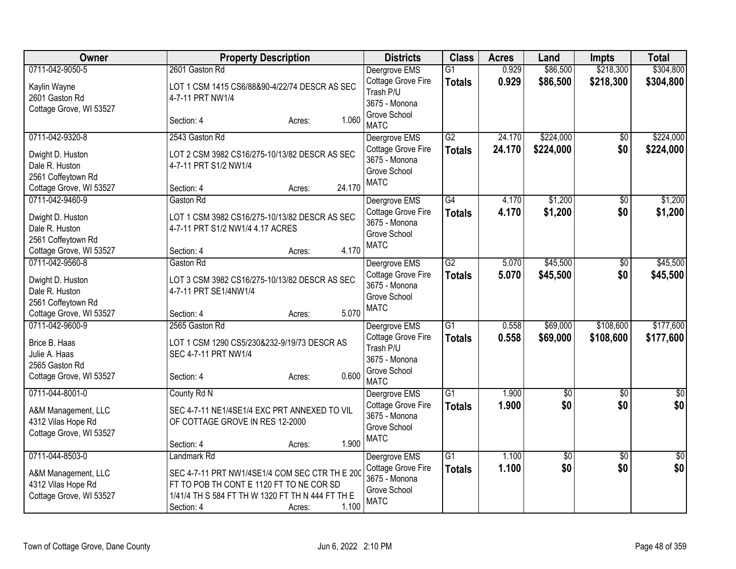| Owner | Property Description | Districts | Class | Acres | Land | Impts | Total |
|---|---|---|---|---|---|---|---|
| 0711-042-9050-5<br>Kaylin Wayne<br>2601 Gaston Rd<br>Cottage Grove, WI 53527 | 2601 Gaston Rd<br>LOT 1 CSM 1415 CS6/88&90-4/22/74 DESCR AS SEC 4-7-11 PRT NW1/4<br>Section: 4 Acres: 1.060 | Deergrove EMS<br>Cottage Grove Fire<br>Trash P/U<br>3675 - Monona Grove School<br>MATC | G1<br>**Totals** | 0.929<br>**0.929** | $86,500<br>**$86,500** | $218,300<br>**$218,300** | $304,800<br>**$304,800** |
| 0711-042-9320-8<br>Dwight D. Huston<br>Dale R. Huston<br>2561 Coffeytown Rd<br>Cottage Grove, WI 53527 | 2543 Gaston Rd<br>LOT 2 CSM 3982 CS16/275-10/13/82 DESCR AS SEC 4-7-11 PRT S1/2 NW1/4<br>Section: 4 Acres: 24.170 | Deergrove EMS<br>Cottage Grove Fire<br>3675 - Monona Grove School<br>MATC | G2<br>**Totals** | 24.170<br>**24.170** | $224,000<br>**$224,000** | $0<br>**$0** | $224,000<br>**$224,000** |
| 0711-042-9460-9<br>Dwight D. Huston<br>Dale R. Huston<br>2561 Coffeytown Rd<br>Cottage Grove, WI 53527 | Gaston Rd<br>LOT 1 CSM 3982 CS16/275-10/13/82 DESCR AS SEC 4-7-11 PRT S1/2 NW1/4 4.17 ACRES<br>Section: 4 Acres: 4.170 | Deergrove EMS<br>Cottage Grove Fire<br>3675 - Monona Grove School<br>MATC | G4<br>**Totals** | 4.170<br>**4.170** | $1,200<br>**$1,200** | $0<br>**$0** | $1,200<br>**$1,200** |
| 0711-042-9560-8<br>Dwight D. Huston<br>Dale R. Huston<br>2561 Coffeytown Rd<br>Cottage Grove, WI 53527 | Gaston Rd<br>LOT 3 CSM 3982 CS16/275-10/13/82 DESCR AS SEC 4-7-11 PRT SE1/4NW1/4<br>Section: 4 Acres: 5.070 | Deergrove EMS<br>Cottage Grove Fire<br>3675 - Monona Grove School<br>MATC | G2<br>**Totals** | 5.070<br>**5.070** | $45,500<br>**$45,500** | $0<br>**$0** | $45,500<br>**$45,500** |
| 0711-042-9600-9<br>Brice B. Haas<br>Julie A. Haas<br>2565 Gaston Rd<br>Cottage Grove, WI 53527 | 2565 Gaston Rd<br>LOT 1 CSM 1290 CS5/230&232-9/19/73 DESCR AS SEC 4-7-11 PRT NW1/4<br>Section: 4 Acres: 0.600 | Deergrove EMS<br>Cottage Grove Fire<br>Trash P/U<br>3675 - Monona Grove School<br>MATC | G1<br>**Totals** | 0.558<br>**0.558** | $69,000<br>**$69,000** | $108,600<br>**$108,600** | $177,600<br>**$177,600** |
| 0711-044-8001-0<br>A&M Management, LLC<br>4312 Vilas Hope Rd<br>Cottage Grove, WI 53527 | County Rd N<br>SEC 4-7-11 NE1/4SE1/4 EXC PRT ANNEXED TO VIL OF COTTAGE GROVE IN RES 12-2000<br>Section: 4 Acres: 1.900 | Deergrove EMS<br>Cottage Grove Fire<br>3675 - Monona Grove School<br>MATC | G1<br>**Totals** | 1.900<br>**1.900** | $0<br>**$0** | $0<br>**$0** | $0<br>**$0** |
| 0711-044-8503-0<br>A&M Management, LLC<br>4312 Vilas Hope Rd<br>Cottage Grove, WI 53527 | Landmark Rd<br>SEC 4-7-11 PRT NW1/4SE1/4 COM SEC CTR TH E 200 FT TO POB TH CONT E 1120 FT TO NE COR SD 1/41/4 TH S 584 FT TH W 1320 FT TH N 444 FT TH E<br>Section: 4 Acres: 1.100 | Deergrove EMS<br>Cottage Grove Fire<br>3675 - Monona Grove School<br>MATC | G1<br>**Totals** | 1.100<br>**1.100** | $0<br>**$0** | $0<br>**$0** | $0<br>**$0** |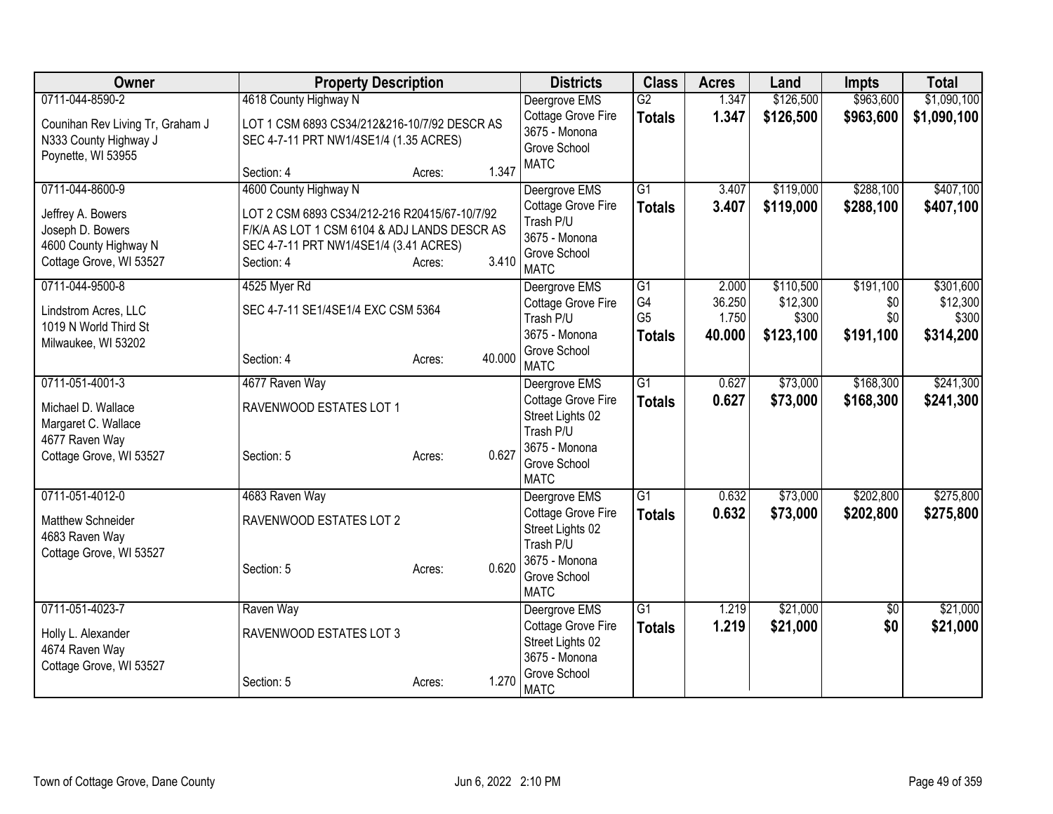| Owner | Property Description | Districts | Class | Acres | Land | Impts | Total |
|---|---|---|---|---|---|---|---|
| 0711-044-8590-2<br>Counihan Rev Living Tr, Graham J<br>N333 County Highway J<br>Poynette, WI 53955 | 4618 County Highway N<br>LOT 1 CSM 6893 CS34/212&216-10/7/92 DESCR AS SEC 4-7-11 PRT NW1/4SE1/4 (1.35 ACRES)<br>Section: 4 Acres: 1.347 | Deergrove EMS<br>Cottage Grove Fire<br>3675 - Monona Grove School<br>MATC | G2<br>**Totals** | 1.347<br>**1.347** | $126,500<br>**$126,500** | $963,600<br>**$963,600** | $1,090,100<br>**$1,090,100** |
| 0711-044-8600-9<br>Jeffrey A. Bowers<br>Joseph D. Bowers<br>4600 County Highway N<br>Cottage Grove, WI 53527 | 4600 County Highway N<br>LOT 2 CSM 6893 CS34/212-216 R20415/67-10/7/92 F/K/A AS LOT 1 CSM 6104 & ADJ LANDS DESCR AS SEC 4-7-11 PRT NW1/4SE1/4 (3.41 ACRES)<br>Section: 4 Acres: 3.410 | Deergrove EMS<br>Cottage Grove Fire<br>Trash P/U<br>3675 - Monona Grove School<br>MATC | G1<br>**Totals** | 3.407<br>**3.407** | $119,000<br>**$119,000** | $288,100<br>**$288,100** | $407,100<br>**$407,100** |
| 0711-044-9500-8<br>Lindstrom Acres, LLC<br>1019 N World Third St<br>Milwaukee, WI 53202 | 4525 Myer Rd<br>SEC 4-7-11 SE1/4SE1/4 EXC CSM 5364<br>Section: 4 Acres: 40.000 | Deergrove EMS<br>Cottage Grove Fire<br>Trash P/U<br>3675 - Monona Grove School<br>MATC | G1<br>G4<br>G5<br>**Totals** | 2.000<br>36.250<br>1.750<br>**40.000** | $110,500<br>$12,300<br>$300<br>**$123,100** | $191,100<br>$0<br>$0<br>**$191,100** | $301,600<br>$12,300<br>$300<br>**$314,200** |
| 0711-051-4001-3<br>Michael D. Wallace<br>Margaret C. Wallace<br>4677 Raven Way<br>Cottage Grove, WI 53527 | 4677 Raven Way<br>RAVENWOOD ESTATES LOT 1<br>Section: 5 Acres: 0.627 | Deergrove EMS<br>Cottage Grove Fire<br>Street Lights 02<br>Trash P/U<br>3675 - Monona Grove School<br>MATC | G1<br>**Totals** | 0.627<br>**0.627** | $73,000<br>**$73,000** | $168,300<br>**$168,300** | $241,300<br>**$241,300** |
| 0711-051-4012-0<br>Matthew Schneider<br>4683 Raven Way<br>Cottage Grove, WI 53527 | 4683 Raven Way<br>RAVENWOOD ESTATES LOT 2<br>Section: 5 Acres: 0.620 | Deergrove EMS<br>Cottage Grove Fire<br>Street Lights 02<br>Trash P/U<br>3675 - Monona Grove School<br>MATC | G1<br>**Totals** | 0.632<br>**0.632** | $73,000<br>**$73,000** | $202,800<br>**$202,800** | $275,800<br>**$275,800** |
| 0711-051-4023-7<br>Holly L. Alexander<br>4674 Raven Way<br>Cottage Grove, WI 53527 | Raven Way<br>RAVENWOOD ESTATES LOT 3<br>Section: 5 Acres: 1.270 | Deergrove EMS<br>Cottage Grove Fire<br>Street Lights 02<br>3675 - Monona Grove School<br>MATC | G1<br>**Totals** | 1.219<br>**1.219** | $21,000<br>**$21,000** | $0<br>**$0** | $21,000<br>**$21,000** |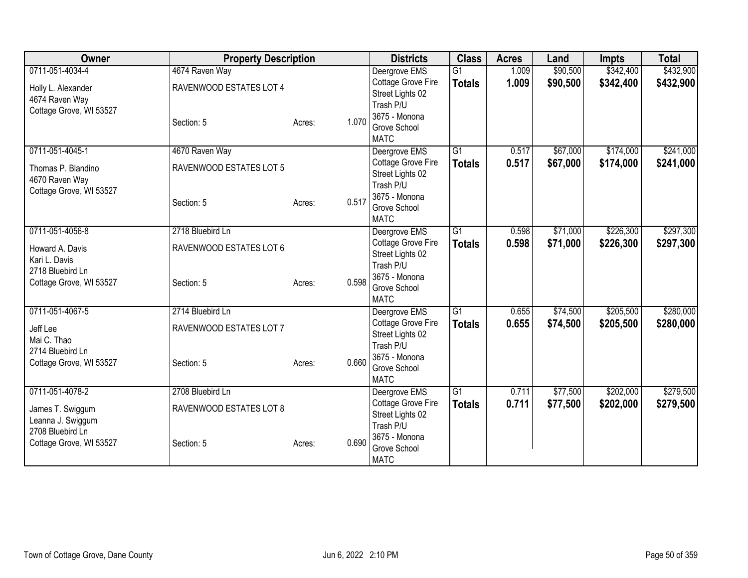| Owner | Property Description | | | Districts | Class | Acres | Land | Impts | Total |
|---|---|---|---|---|---|---|---|---|---|
| 0711-051-4034-4<br>Holly L. Alexander<br>4674 Raven Way<br>Cottage Grove, WI 53527 | 4674 Raven Way<br>RAVENWOOD ESTATES LOT 4<br>Section: 5 | Acres: | 1.070 | Deergrove EMS<br>Cottage Grove Fire<br>Street Lights 02<br>Trash P/U<br>3675 - Monona Grove School<br>MATC | G1<br>**Totals** | 1.009<br>**1.009** | $90,500<br>**$90,500** | $342,400<br>**$342,400** | $432,900<br>**$432,900** |
| 0711-051-4045-1<br>Thomas P. Blandino<br>4670 Raven Way<br>Cottage Grove, WI 53527 | 4670 Raven Way<br>RAVENWOOD ESTATES LOT 5<br>Section: 5 | Acres: | 0.517 | Deergrove EMS<br>Cottage Grove Fire<br>Street Lights 02<br>Trash P/U<br>3675 - Monona Grove School<br>MATC | G1<br>**Totals** | 0.517<br>**0.517** | $67,000<br>**$67,000** | $174,000<br>**$174,000** | $241,000<br>**$241,000** |
| 0711-051-4056-8<br>Howard A. Davis<br>Kari L. Davis<br>2718 Bluebird Ln<br>Cottage Grove, WI 53527 | 2718 Bluebird Ln<br>RAVENWOOD ESTATES LOT 6<br>Section: 5 | Acres: | 0.598 | Deergrove EMS<br>Cottage Grove Fire<br>Street Lights 02<br>Trash P/U<br>3675 - Monona Grove School<br>MATC | G1<br>**Totals** | 0.598<br>**0.598** | $71,000<br>**$71,000** | $226,300<br>**$226,300** | $297,300<br>**$297,300** |
| 0711-051-4067-5<br>Jeff Lee<br>Mai C. Thao<br>2714 Bluebird Ln<br>Cottage Grove, WI 53527 | 2714 Bluebird Ln<br>RAVENWOOD ESTATES LOT 7<br>Section: 5 | Acres: | 0.660 | Deergrove EMS<br>Cottage Grove Fire<br>Street Lights 02<br>Trash P/U<br>3675 - Monona Grove School<br>MATC | G1<br>**Totals** | 0.655<br>**0.655** | $74,500<br>**$74,500** | $205,500<br>**$205,500** | $280,000<br>**$280,000** |
| 0711-051-4078-2<br>James T. Swiggum<br>Leanna J. Swiggum<br>2708 Bluebird Ln<br>Cottage Grove, WI 53527 | 2708 Bluebird Ln<br>RAVENWOOD ESTATES LOT 8<br>Section: 5 | Acres: | 0.690 | Deergrove EMS<br>Cottage Grove Fire<br>Street Lights 02<br>Trash P/U<br>3675 - Monona Grove School<br>MATC | G1<br>**Totals** | 0.711<br>**0.711** | $77,500<br>**$77,500** | $202,000<br>**$202,000** | $279,500<br>**$279,500** |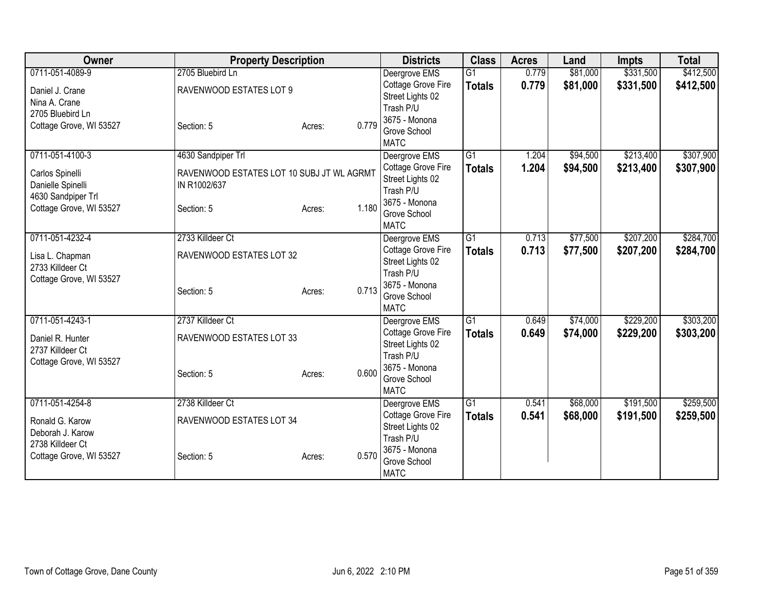| Owner | Property Description | | | Districts | Class | Acres | Land | Impts | Total |
|---|---|---|---|---|---|---|---|---|---|
| 0711-051-4089-9<br>Daniel J. Crane<br>Nina A. Crane<br>2705 Bluebird Ln<br>Cottage Grove, WI 53527 | 2705 Bluebird Ln<br>RAVENWOOD ESTATES LOT 9<br>Section: 5 | Acres: | 0.779 | Deergrove EMS<br>Cottage Grove Fire<br>Street Lights 02<br>Trash P/U<br>3675 - Monona Grove School<br>MATC | G1<br>**Totals** | 0.779<br>**0.779** | $81,000<br>**$81,000** | $331,500<br>**$331,500** | $412,500<br>**$412,500** |
| 0711-051-4100-3<br>Carlos Spinelli<br>Danielle Spinelli<br>4630 Sandpiper Trl<br>Cottage Grove, WI 53527 | 4630 Sandpiper Trl<br>RAVENWOOD ESTATES LOT 10 SUBJ JT WL AGRMT IN R1002/637<br>Section: 5 | Acres: | 1.180 | Deergrove EMS<br>Cottage Grove Fire<br>Street Lights 02<br>Trash P/U<br>3675 - Monona Grove School<br>MATC | G1<br>**Totals** | 1.204<br>**1.204** | $94,500<br>**$94,500** | $213,400<br>**$213,400** | $307,900<br>**$307,900** |
| 0711-051-4232-4<br>Lisa L. Chapman<br>2733 Killdeer Ct<br>Cottage Grove, WI 53527 | 2733 Killdeer Ct<br>RAVENWOOD ESTATES LOT 32<br>Section: 5 | Acres: | 0.713 | Deergrove EMS<br>Cottage Grove Fire<br>Street Lights 02<br>Trash P/U<br>3675 - Monona Grove School<br>MATC | G1<br>**Totals** | 0.713<br>**0.713** | $77,500<br>**$77,500** | $207,200<br>**$207,200** | $284,700<br>**$284,700** |
| 0711-051-4243-1<br>Daniel R. Hunter<br>2737 Killdeer Ct<br>Cottage Grove, WI 53527 | 2737 Killdeer Ct<br>RAVENWOOD ESTATES LOT 33<br>Section: 5 | Acres: | 0.600 | Deergrove EMS<br>Cottage Grove Fire<br>Street Lights 02<br>Trash P/U<br>3675 - Monona Grove School<br>MATC | G1<br>**Totals** | 0.649<br>**0.649** | $74,000<br>**$74,000** | $229,200<br>**$229,200** | $303,200<br>**$303,200** |
| 0711-051-4254-8<br>Ronald G. Karow<br>Deborah J. Karow<br>2738 Killdeer Ct<br>Cottage Grove, WI 53527 | 2738 Killdeer Ct<br>RAVENWOOD ESTATES LOT 34<br>Section: 5 | Acres: | 0.570 | Deergrove EMS<br>Cottage Grove Fire<br>Street Lights 02<br>Trash P/U<br>3675 - Monona Grove School<br>MATC | G1<br>**Totals** | 0.541<br>**0.541** | $68,000<br>**$68,000** | $191,500<br>**$191,500** | $259,500<br>**$259,500** |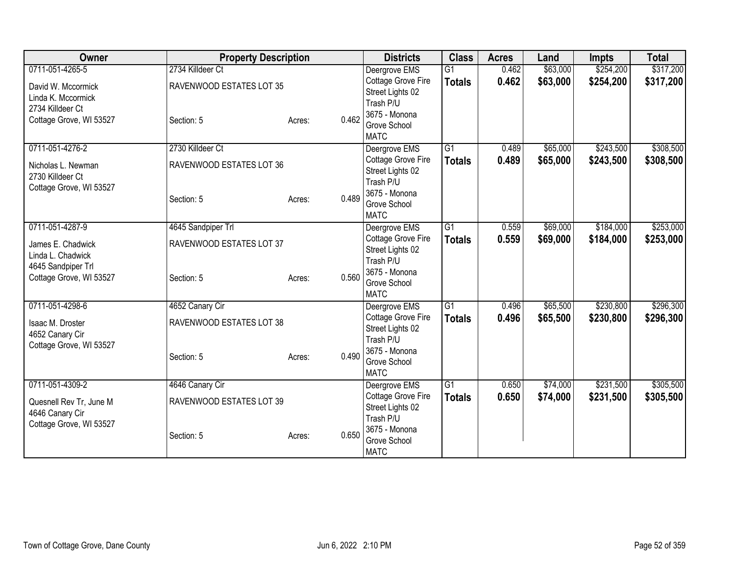| Owner | Property Description | | | Districts | Class | Acres | Land | Impts | Total |
|---|---|---|---|---|---|---|---|---|---|
| 0711-051-4265-5<br>David W. Mccormick<br>Linda K. Mccormick<br>2734 Killdeer Ct<br>Cottage Grove, WI 53527 | 2734 Killdeer Ct<br>RAVENWOOD ESTATES LOT 35<br>Section: 5 | Acres: | 0.462 | Deergrove EMS<br>Cottage Grove Fire<br>Street Lights 02<br>Trash P/U<br>3675 - Monona Grove School<br>MATC | G1<br>**Totals** | 0.462<br>**0.462** | $63,000<br>**$63,000** | $254,200<br>**$254,200** | $317,200<br>**$317,200** |
| 0711-051-4276-2<br>Nicholas L. Newman<br>2730 Killdeer Ct<br>Cottage Grove, WI 53527 | 2730 Killdeer Ct<br>RAVENWOOD ESTATES LOT 36<br>Section: 5 | Acres: | 0.489 | Deergrove EMS<br>Cottage Grove Fire<br>Street Lights 02<br>Trash P/U<br>3675 - Monona Grove School<br>MATC | G1<br>**Totals** | 0.489<br>**0.489** | $65,000<br>**$65,000** | $243,500<br>**$243,500** | $308,500<br>**$308,500** |
| 0711-051-4287-9<br>James E. Chadwick<br>Linda L. Chadwick<br>4645 Sandpiper Trl<br>Cottage Grove, WI 53527 | 4645 Sandpiper Trl<br>RAVENWOOD ESTATES LOT 37<br>Section: 5 | Acres: | 0.560 | Deergrove EMS<br>Cottage Grove Fire<br>Street Lights 02<br>Trash P/U<br>3675 - Monona Grove School<br>MATC | G1<br>**Totals** | 0.559<br>**0.559** | $69,000<br>**$69,000** | $184,000<br>**$184,000** | $253,000<br>**$253,000** |
| 0711-051-4298-6<br>Isaac M. Droster<br>4652 Canary Cir<br>Cottage Grove, WI 53527 | 4652 Canary Cir<br>RAVENWOOD ESTATES LOT 38<br>Section: 5 | Acres: | 0.490 | Deergrove EMS<br>Cottage Grove Fire<br>Street Lights 02<br>Trash P/U<br>3675 - Monona Grove School<br>MATC | G1<br>**Totals** | 0.496<br>**0.496** | $65,500<br>**$65,500** | $230,800<br>**$230,800** | $296,300<br>**$296,300** |
| 0711-051-4309-2<br>Quesnell Rev Tr, June M<br>4646 Canary Cir<br>Cottage Grove, WI 53527 | 4646 Canary Cir<br>RAVENWOOD ESTATES LOT 39<br>Section: 5 | Acres: | 0.650 | Deergrove EMS<br>Cottage Grove Fire<br>Street Lights 02<br>Trash P/U<br>3675 - Monona Grove School<br>MATC | G1<br>**Totals** | 0.650<br>**0.650** | $74,000<br>**$74,000** | $231,500<br>**$231,500** | $305,500<br>**$305,500** |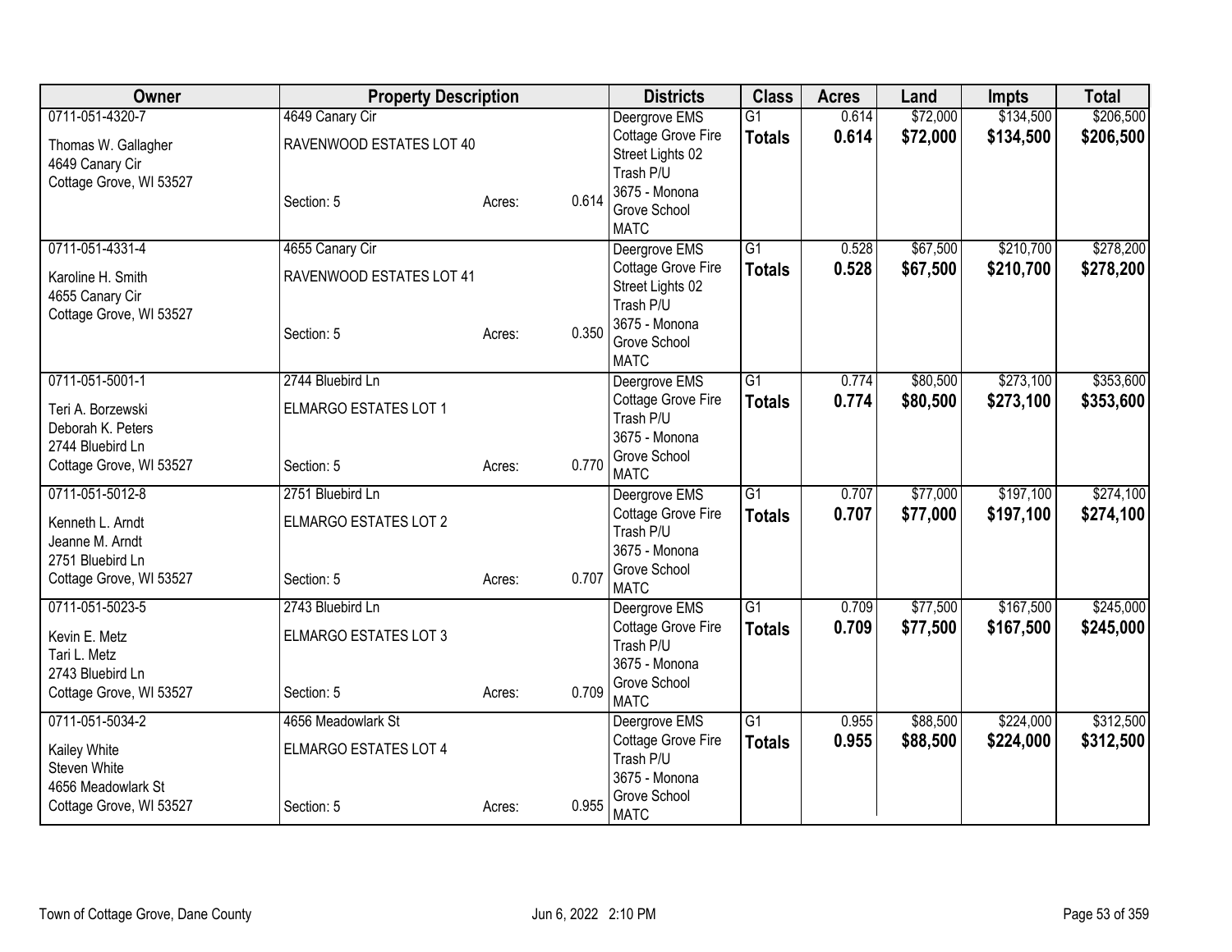| Owner | Property Description | | | Districts | Class | Acres | Land | Impts | Total |
|---|---|---|---|---|---|---|---|---|---|
| 0711-051-4320-7<br>Thomas W. Gallagher<br>4649 Canary Cir<br>Cottage Grove, WI 53527 | 4649 Canary Cir<br>RAVENWOOD ESTATES LOT 40<br>Section: 5 | Acres: | 0.614 | Deergrove EMS<br>Cottage Grove Fire<br>Street Lights 02<br>Trash P/U<br>3675 - Monona Grove School<br>MATC | G1<br>**Totals** | 0.614<br>**0.614** | $72,000<br>**$72,000** | $134,500<br>**$134,500** | $206,500<br>**$206,500** |
| 0711-051-4331-4<br>Karoline H. Smith<br>4655 Canary Cir<br>Cottage Grove, WI 53527 | 4655 Canary Cir<br>RAVENWOOD ESTATES LOT 41<br>Section: 5 | Acres: | 0.350 | Deergrove EMS<br>Cottage Grove Fire<br>Street Lights 02<br>Trash P/U<br>3675 - Monona Grove School<br>MATC | G1<br>**Totals** | 0.528<br>**0.528** | $67,500<br>**$67,500** | $210,700<br>**$210,700** | $278,200<br>**$278,200** |
| 0711-051-5001-1<br>Teri A. Borzewski<br>Deborah K. Peters<br>2744 Bluebird Ln<br>Cottage Grove, WI 53527 | 2744 Bluebird Ln<br>ELMARGO ESTATES LOT 1<br>Section: 5 | Acres: | 0.770 | Deergrove EMS<br>Cottage Grove Fire<br>Trash P/U<br>3675 - Monona Grove School<br>MATC | G1<br>**Totals** | 0.774<br>**0.774** | $80,500<br>**$80,500** | $273,100<br>**$273,100** | $353,600<br>**$353,600** |
| 0711-051-5012-8<br>Kenneth L. Arndt<br>Jeanne M. Arndt<br>2751 Bluebird Ln<br>Cottage Grove, WI 53527 | 2751 Bluebird Ln<br>ELMARGO ESTATES LOT 2<br>Section: 5 | Acres: | 0.707 | Deergrove EMS<br>Cottage Grove Fire<br>Trash P/U<br>3675 - Monona Grove School<br>MATC | G1<br>**Totals** | 0.707<br>**0.707** | $77,000<br>**$77,000** | $197,100<br>**$197,100** | $274,100<br>**$274,100** |
| 0711-051-5023-5<br>Kevin E. Metz<br>Tari L. Metz<br>2743 Bluebird Ln<br>Cottage Grove, WI 53527 | 2743 Bluebird Ln<br>ELMARGO ESTATES LOT 3<br>Section: 5 | Acres: | 0.709 | Deergrove EMS<br>Cottage Grove Fire<br>Trash P/U<br>3675 - Monona Grove School<br>MATC | G1<br>**Totals** | 0.709<br>**0.709** | $77,500<br>**$77,500** | $167,500<br>**$167,500** | $245,000<br>**$245,000** |
| 0711-051-5034-2<br>Kailey White<br>Steven White<br>4656 Meadowlark St<br>Cottage Grove, WI 53527 | 4656 Meadowlark St<br>ELMARGO ESTATES LOT 4<br>Section: 5 | Acres: | 0.955 | Deergrove EMS<br>Cottage Grove Fire<br>Trash P/U<br>3675 - Monona Grove School<br>MATC | G1<br>**Totals** | 0.955<br>**0.955** | $88,500<br>**$88,500** | $224,000<br>**$224,000** | $312,500<br>**$312,500** |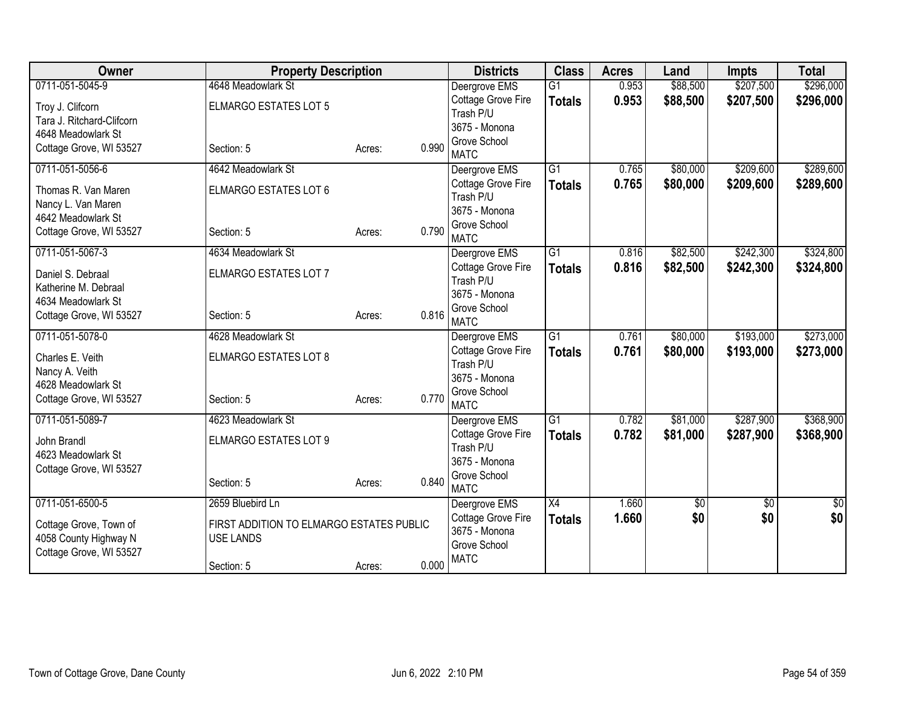| Owner | Property Description | | | Districts | Class | Acres | Land | Impts | Total |
|---|---|---|---|---|---|---|---|---|---|
| 0711-051-5045-9<br>Troy J. Clifcorn<br>Tara J. Ritchard-Clifcorn<br>4648 Meadowlark St<br>Cottage Grove, WI 53527 | 4648 Meadowlark St<br>ELMARGO ESTATES LOT 5<br>Section: 5 | Acres: | 0.990 | Deergrove EMS<br>Cottage Grove Fire<br>Trash P/U<br>3675 - Monona Grove School<br>MATC | G1<br>**Totals** | 0.953<br>**0.953** | $88,500<br>**$88,500** | $207,500<br>**$207,500** | $296,000<br>**$296,000** |
| 0711-051-5056-6<br>Thomas R. Van Maren<br>Nancy L. Van Maren<br>4642 Meadowlark St<br>Cottage Grove, WI 53527 | 4642 Meadowlark St<br>ELMARGO ESTATES LOT 6<br>Section: 5 | Acres: | 0.790 | Deergrove EMS<br>Cottage Grove Fire<br>Trash P/U<br>3675 - Monona Grove School<br>MATC | G1<br>**Totals** | 0.765<br>**0.765** | $80,000<br>**$80,000** | $209,600<br>**$209,600** | $289,600<br>**$289,600** |
| 0711-051-5067-3<br>Daniel S. Debraal<br>Katherine M. Debraal<br>4634 Meadowlark St<br>Cottage Grove, WI 53527 | 4634 Meadowlark St<br>ELMARGO ESTATES LOT 7<br>Section: 5 | Acres: | 0.816 | Deergrove EMS<br>Cottage Grove Fire<br>Trash P/U<br>3675 - Monona Grove School<br>MATC | G1<br>**Totals** | 0.816<br>**0.816** | $82,500<br>**$82,500** | $242,300<br>**$242,300** | $324,800<br>**$324,800** |
| 0711-051-5078-0<br>Charles E. Veith<br>Nancy A. Veith<br>4628 Meadowlark St<br>Cottage Grove, WI 53527 | 4628 Meadowlark St<br>ELMARGO ESTATES LOT 8<br>Section: 5 | Acres: | 0.770 | Deergrove EMS<br>Cottage Grove Fire<br>Trash P/U<br>3675 - Monona Grove School<br>MATC | G1<br>**Totals** | 0.761<br>**0.761** | $80,000<br>**$80,000** | $193,000<br>**$193,000** | $273,000<br>**$273,000** |
| 0711-051-5089-7<br>John Brandl<br>4623 Meadowlark St<br>Cottage Grove, WI 53527 | 4623 Meadowlark St<br>ELMARGO ESTATES LOT 9<br>Section: 5 | Acres: | 0.840 | Deergrove EMS<br>Cottage Grove Fire<br>Trash P/U<br>3675 - Monona Grove School<br>MATC | G1<br>**Totals** | 0.782<br>**0.782** | $81,000<br>**$81,000** | $287,900<br>**$287,900** | $368,900<br>**$368,900** |
| 0711-051-6500-5<br>Cottage Grove, Town of<br>4058 County Highway N<br>Cottage Grove, WI 53527 | 2659 Bluebird Ln<br>FIRST ADDITION TO ELMARGO ESTATES PUBLIC USE LANDS<br>Section: 5 | Acres: | 0.000 | Deergrove EMS<br>Cottage Grove Fire<br>3675 - Monona Grove School<br>MATC | X4<br>**Totals** | 1.660<br>**1.660** | $0<br>**$0** | $0<br>**$0** | $0<br>**$0** |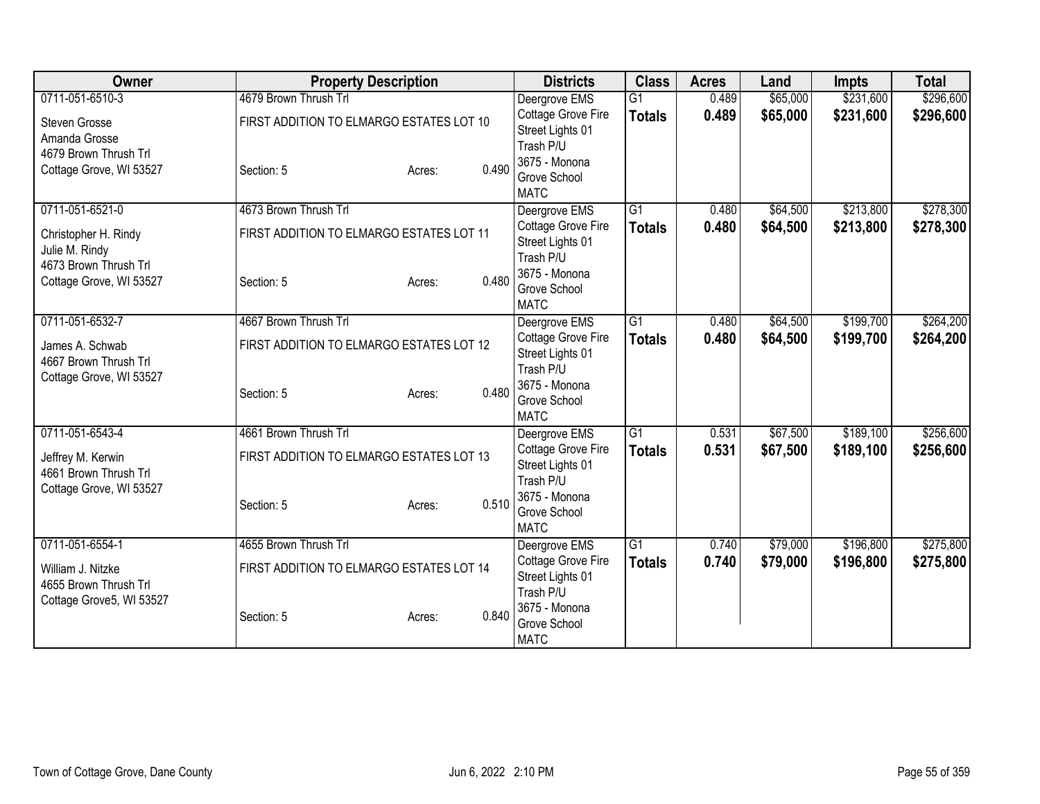| Owner | Property Description | | | Districts | Class | Acres | Land | Impts | Total |
|---|---|---|---|---|---|---|---|---|---|
| 0711-051-6510-3 | 4679 Brown Thrush Trl | | | Deergrove EMS | G1 | 0.489 | $65,000 | $231,600 | $296,600 |
| Steven Grosse<br>Amanda Grosse<br>4679 Brown Thrush Trl<br>Cottage Grove, WI 53527 | FIRST ADDITION TO ELMARGO ESTATES LOT 10<br><br>Section: 5 | Acres: | 0.490 | Cottage Grove Fire<br>Street Lights 01<br>Trash P/U<br>3675 - Monona Grove School<br>MATC | **Totals** | **0.489** | **$65,000** | **$231,600** | **$296,600** |
| 0711-051-6521-0 | 4673 Brown Thrush Trl | | | Deergrove EMS | G1 | 0.480 | $64,500 | $213,800 | $278,300 |
| Christopher H. Rindy<br>Julie M. Rindy<br>4673 Brown Thrush Trl<br>Cottage Grove, WI 53527 | FIRST ADDITION TO ELMARGO ESTATES LOT 11<br><br>Section: 5 | Acres: | 0.480 | Cottage Grove Fire<br>Street Lights 01<br>Trash P/U<br>3675 - Monona Grove School<br>MATC | **Totals** | **0.480** | **$64,500** | **$213,800** | **$278,300** |
| 0711-051-6532-7 | 4667 Brown Thrush Trl | | | Deergrove EMS | G1 | 0.480 | $64,500 | $199,700 | $264,200 |
| James A. Schwab<br>4667 Brown Thrush Trl<br>Cottage Grove, WI 53527 | FIRST ADDITION TO ELMARGO ESTATES LOT 12<br><br>Section: 5 | Acres: | 0.480 | Cottage Grove Fire<br>Street Lights 01<br>Trash P/U<br>3675 - Monona Grove School<br>MATC | **Totals** | **0.480** | **$64,500** | **$199,700** | **$264,200** |
| 0711-051-6543-4 | 4661 Brown Thrush Trl | | | Deergrove EMS | G1 | 0.531 | $67,500 | $189,100 | $256,600 |
| Jeffrey M. Kerwin<br>4661 Brown Thrush Trl<br>Cottage Grove, WI 53527 | FIRST ADDITION TO ELMARGO ESTATES LOT 13<br><br>Section: 5 | Acres: | 0.510 | Cottage Grove Fire<br>Street Lights 01<br>Trash P/U<br>3675 - Monona Grove School<br>MATC | **Totals** | **0.531** | **$67,500** | **$189,100** | **$256,600** |
| 0711-051-6554-1 | 4655 Brown Thrush Trl | | | Deergrove EMS | G1 | 0.740 | $79,000 | $196,800 | $275,800 |
| William J. Nitzke<br>4655 Brown Thrush Trl<br>Cottage Grove5, WI 53527 | FIRST ADDITION TO ELMARGO ESTATES LOT 14<br><br>Section: 5 | Acres: | 0.840 | Cottage Grove Fire<br>Street Lights 01<br>Trash P/U<br>3675 - Monona Grove School<br>MATC | **Totals** | **0.740** | **$79,000** | **$196,800** | **$275,800** |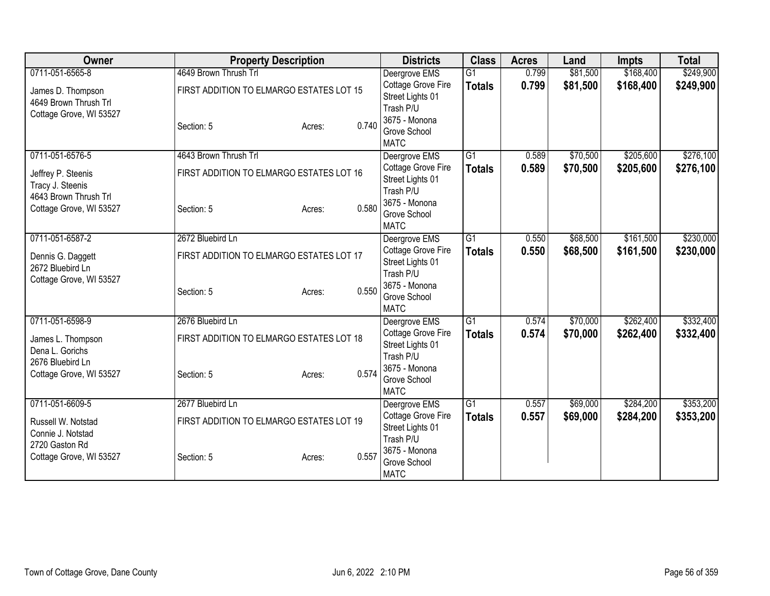| Owner | Property Description | | | Districts | Class | Acres | Land | Impts | Total |
|---|---|---|---|---|---|---|---|---|---|
| 0711-051-6565-8<br>James D. Thompson<br>4649 Brown Thrush Trl<br>Cottage Grove, WI 53527 | 4649 Brown Thrush Trl<br>FIRST ADDITION TO ELMARGO ESTATES LOT 15<br>Section: 5 | Acres: | 0.740 | Deergrove EMS<br>Cottage Grove Fire<br>Street Lights 01<br>Trash P/U<br>3675 - Monona Grove School<br>MATC | G1<br>**Totals** | 0.799<br>**0.799** | $81,500<br>**$81,500** | $168,400<br>**$168,400** | $249,900<br>**$249,900** |
| 0711-051-6576-5<br>Jeffrey P. Steenis<br>Tracy J. Steenis<br>4643 Brown Thrush Trl<br>Cottage Grove, WI 53527 | 4643 Brown Thrush Trl<br>FIRST ADDITION TO ELMARGO ESTATES LOT 16<br>Section: 5 | Acres: | 0.580 | Deergrove EMS<br>Cottage Grove Fire<br>Street Lights 01<br>Trash P/U<br>3675 - Monona Grove School<br>MATC | G1<br>**Totals** | 0.589<br>**0.589** | $70,500<br>**$70,500** | $205,600<br>**$205,600** | $276,100<br>**$276,100** |
| 0711-051-6587-2<br>Dennis G. Daggett<br>2672 Bluebird Ln<br>Cottage Grove, WI 53527 | 2672 Bluebird Ln<br>FIRST ADDITION TO ELMARGO ESTATES LOT 17<br>Section: 5 | Acres: | 0.550 | Deergrove EMS<br>Cottage Grove Fire<br>Street Lights 01<br>Trash P/U<br>3675 - Monona Grove School<br>MATC | G1<br>**Totals** | 0.550<br>**0.550** | $68,500<br>**$68,500** | $161,500<br>**$161,500** | $230,000<br>**$230,000** |
| 0711-051-6598-9<br>James L. Thompson<br>Dena L. Gorichs<br>2676 Bluebird Ln<br>Cottage Grove, WI 53527 | 2676 Bluebird Ln<br>FIRST ADDITION TO ELMARGO ESTATES LOT 18<br>Section: 5 | Acres: | 0.574 | Deergrove EMS<br>Cottage Grove Fire<br>Street Lights 01<br>Trash P/U<br>3675 - Monona Grove School<br>MATC | G1<br>**Totals** | 0.574<br>**0.574** | $70,000<br>**$70,000** | $262,400<br>**$262,400** | $332,400<br>**$332,400** |
| 0711-051-6609-5<br>Russell W. Notstad<br>Connie J. Notstad<br>2720 Gaston Rd<br>Cottage Grove, WI 53527 | 2677 Bluebird Ln<br>FIRST ADDITION TO ELMARGO ESTATES LOT 19<br>Section: 5 | Acres: | 0.557 | Deergrove EMS<br>Cottage Grove Fire<br>Street Lights 01<br>Trash P/U<br>3675 - Monona Grove School<br>MATC | G1<br>**Totals** | 0.557<br>**0.557** | $69,000<br>**$69,000** | $284,200<br>**$284,200** | $353,200<br>**$353,200** |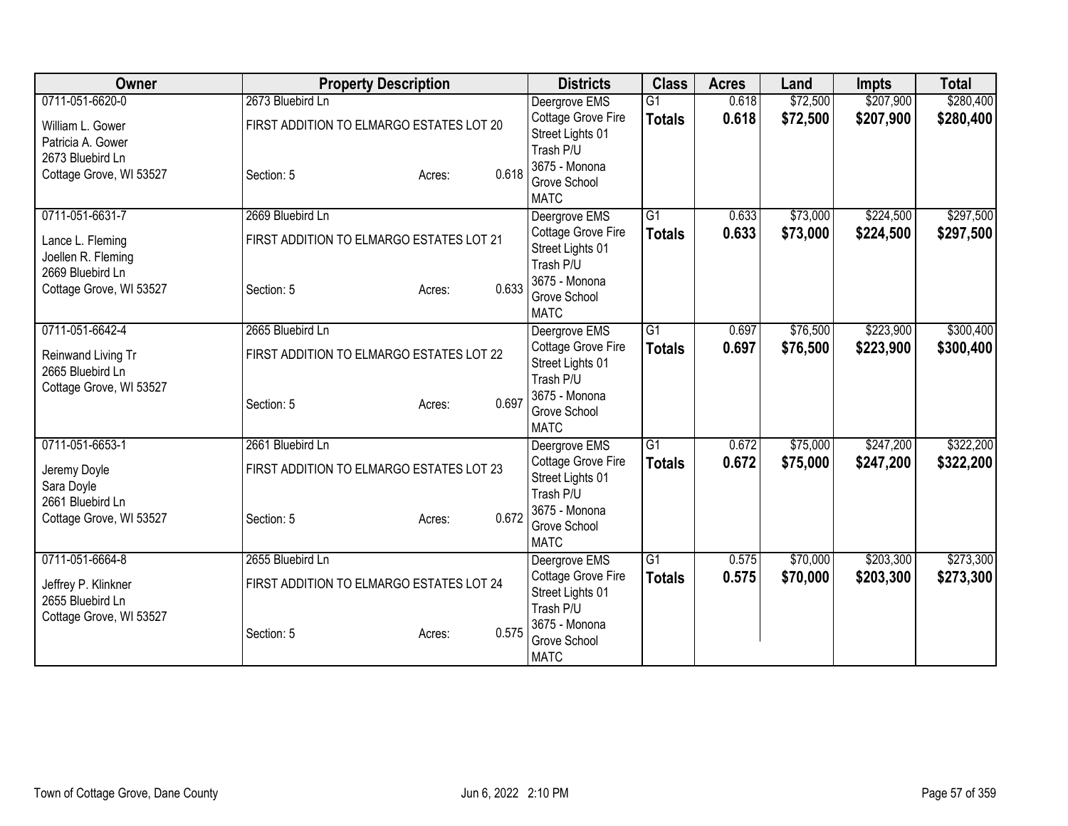| Owner | Property Description | | | Districts | Class | Acres | Land | Impts | Total |
|---|---|---|---|---|---|---|---|---|---|
| 0711-051-6620-0<br>William L. Gower<br>Patricia A. Gower<br>2673 Bluebird Ln<br>Cottage Grove, WI 53527 | 2673 Bluebird Ln<br>FIRST ADDITION TO ELMARGO ESTATES LOT 20<br>Section: 5 | Acres: | 0.618 | Deergrove EMS<br>Cottage Grove Fire<br>Street Lights 01<br>Trash P/U<br>3675 - Monona Grove School<br>MATC | G1<br>**Totals** | 0.618<br>**0.618** | $72,500<br>**$72,500** | $207,900<br>**$207,900** | $280,400<br>**$280,400** |
| 0711-051-6631-7<br>Lance L. Fleming<br>Joellen R. Fleming<br>2669 Bluebird Ln<br>Cottage Grove, WI 53527 | 2669 Bluebird Ln<br>FIRST ADDITION TO ELMARGO ESTATES LOT 21<br>Section: 5 | Acres: | 0.633 | Deergrove EMS<br>Cottage Grove Fire<br>Street Lights 01<br>Trash P/U<br>3675 - Monona Grove School<br>MATC | G1<br>**Totals** | 0.633<br>**0.633** | $73,000<br>**$73,000** | $224,500<br>**$224,500** | $297,500<br>**$297,500** |
| 0711-051-6642-4<br>Reinwand Living Tr<br>2665 Bluebird Ln<br>Cottage Grove, WI 53527 | 2665 Bluebird Ln<br>FIRST ADDITION TO ELMARGO ESTATES LOT 22<br>Section: 5 | Acres: | 0.697 | Deergrove EMS<br>Cottage Grove Fire<br>Street Lights 01<br>Trash P/U<br>3675 - Monona Grove School<br>MATC | G1<br>**Totals** | 0.697<br>**0.697** | $76,500<br>**$76,500** | $223,900<br>**$223,900** | $300,400<br>**$300,400** |
| 0711-051-6653-1<br>Jeremy Doyle<br>Sara Doyle<br>2661 Bluebird Ln<br>Cottage Grove, WI 53527 | 2661 Bluebird Ln<br>FIRST ADDITION TO ELMARGO ESTATES LOT 23<br>Section: 5 | Acres: | 0.672 | Deergrove EMS<br>Cottage Grove Fire<br>Street Lights 01<br>Trash P/U<br>3675 - Monona Grove School<br>MATC | G1<br>**Totals** | 0.672<br>**0.672** | $75,000<br>**$75,000** | $247,200<br>**$247,200** | $322,200<br>**$322,200** |
| 0711-051-6664-8<br>Jeffrey P. Klinkner<br>2655 Bluebird Ln<br>Cottage Grove, WI 53527 | 2655 Bluebird Ln<br>FIRST ADDITION TO ELMARGO ESTATES LOT 24<br>Section: 5 | Acres: | 0.575 | Deergrove EMS<br>Cottage Grove Fire<br>Street Lights 01<br>Trash P/U<br>3675 - Monona Grove School<br>MATC | G1<br>**Totals** | 0.575<br>**0.575** | $70,000<br>**$70,000** | $203,300<br>**$203,300** | $273,300<br>**$273,300** |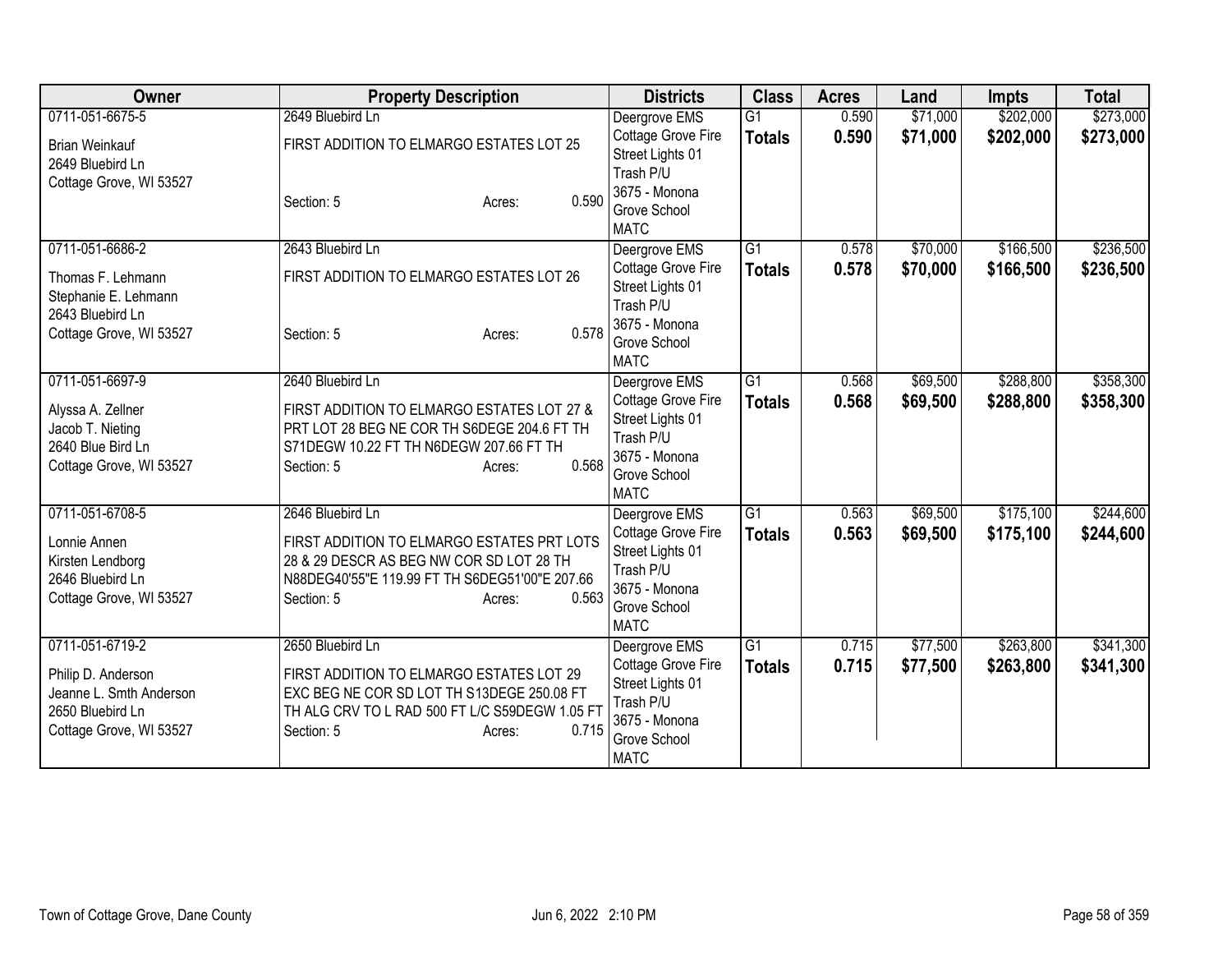| Owner | Property Description | Districts | Class | Acres | Land | Impts | Total |
|---|---|---|---|---|---|---|---|
| 0711-051-6675-5<br>Brian Weinkauf<br>2649 Bluebird Ln<br>Cottage Grove, WI 53527 | 2649 Bluebird Ln<br>FIRST ADDITION TO ELMARGO ESTATES LOT 25<br>Section: 5 Acres: 0.590 | Deergrove EMS<br>Cottage Grove Fire<br>Street Lights 01<br>Trash P/U<br>3675 - Monona Grove School<br>MATC | G1<br>**Totals** | 0.590<br>**0.590** | $71,000<br>**$71,000** | $202,000<br>**$202,000** | $273,000<br>**$273,000** |
| 0711-051-6686-2<br>Thomas F. Lehmann<br>Stephanie E. Lehmann<br>2643 Bluebird Ln<br>Cottage Grove, WI 53527 | 2643 Bluebird Ln<br>FIRST ADDITION TO ELMARGO ESTATES LOT 26<br>Section: 5 Acres: 0.578 | Deergrove EMS<br>Cottage Grove Fire<br>Street Lights 01<br>Trash P/U<br>3675 - Monona Grove School<br>MATC | G1<br>**Totals** | 0.578<br>**0.578** | $70,000<br>**$70,000** | $166,500<br>**$166,500** | $236,500<br>**$236,500** |
| 0711-051-6697-9<br>Alyssa A. Zellner<br>Jacob T. Nieting<br>2640 Blue Bird Ln<br>Cottage Grove, WI 53527 | 2640 Bluebird Ln<br>FIRST ADDITION TO ELMARGO ESTATES LOT 27 & PRT LOT 28 BEG NE COR TH S6DEGE 204.6 FT TH S71DEGW 10.22 FT TH N6DEGW 207.66 FT TH<br>Section: 5 Acres: 0.568 | Deergrove EMS<br>Cottage Grove Fire<br>Street Lights 01<br>Trash P/U<br>3675 - Monona Grove School<br>MATC | G1<br>**Totals** | 0.568<br>**0.568** | $69,500<br>**$69,500** | $288,800<br>**$288,800** | $358,300<br>**$358,300** |
| 0711-051-6708-5<br>Lonnie Annen<br>Kirsten Lendborg<br>2646 Bluebird Ln<br>Cottage Grove, WI 53527 | 2646 Bluebird Ln<br>FIRST ADDITION TO ELMARGO ESTATES PRT LOTS 28 & 29 DESCR AS BEG NW COR SD LOT 28 TH N88DEG40'55"E 119.99 FT TH S6DEG51'00"E 207.66<br>Section: 5 Acres: 0.563 | Deergrove EMS<br>Cottage Grove Fire<br>Street Lights 01<br>Trash P/U<br>3675 - Monona Grove School<br>MATC | G1<br>**Totals** | 0.563<br>**0.563** | $69,500<br>**$69,500** | $175,100<br>**$175,100** | $244,600<br>**$244,600** |
| 0711-051-6719-2<br>Philip D. Anderson<br>Jeanne L. Smth Anderson<br>2650 Bluebird Ln<br>Cottage Grove, WI 53527 | 2650 Bluebird Ln<br>FIRST ADDITION TO ELMARGO ESTATES LOT 29 EXC BEG NE COR SD LOT TH S13DEGE 250.08 FT TH ALG CRV TO L RAD 500 FT L/C S59DEGW 1.05 FT<br>Section: 5 Acres: 0.715 | Deergrove EMS<br>Cottage Grove Fire<br>Street Lights 01<br>Trash P/U<br>3675 - Monona Grove School<br>MATC | G1<br>**Totals** | 0.715<br>**0.715** | $77,500<br>**$77,500** | $263,800<br>**$263,800** | $341,300<br>**$341,300** |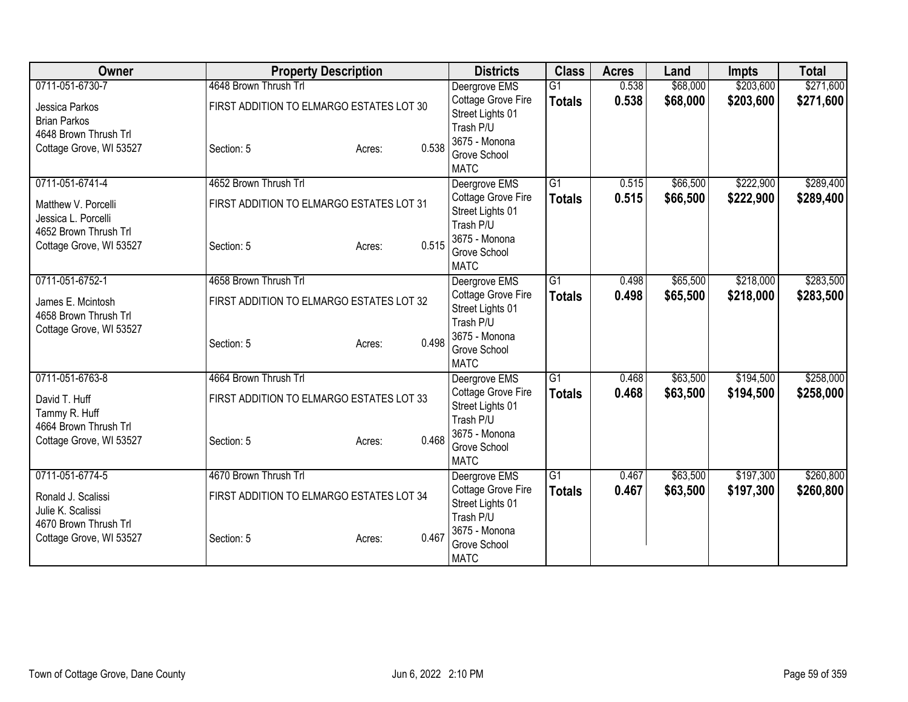| Owner | Property Description | | | | Districts | Class | Acres | Land | Impts | Total |
|---|---|---|---|---|---|---|---|---|---|---|
| 0711-051-6730-7 | 4648 Brown Thrush Trl | | | | Deergrove EMS | G1 | 0.538 | $68,000 | $203,600 | $271,600 |
| Jessica Parkos<br>Brian Parkos<br>4648 Brown Thrush Trl<br>Cottage Grove, WI 53527 | FIRST ADDITION TO ELMARGO ESTATES LOT 30<br><br>Section: 5 | | Acres: | 0.538 | Cottage Grove Fire<br>Street Lights 01<br>Trash P/U<br>3675 - Monona Grove School<br>MATC | **Totals** | **0.538** | **$68,000** | **$203,600** | **$271,600** |
| 0711-051-6741-4 | 4652 Brown Thrush Trl | | | | Deergrove EMS | G1 | 0.515 | $66,500 | $222,900 | $289,400 |
| Matthew V. Porcelli<br>Jessica L. Porcelli<br>4652 Brown Thrush Trl<br>Cottage Grove, WI 53527 | FIRST ADDITION TO ELMARGO ESTATES LOT 31<br><br>Section: 5 | | Acres: | 0.515 | Cottage Grove Fire<br>Street Lights 01<br>Trash P/U<br>3675 - Monona Grove School<br>MATC | **Totals** | **0.515** | **$66,500** | **$222,900** | **$289,400** |
| 0711-051-6752-1 | 4658 Brown Thrush Trl | | | | Deergrove EMS | G1 | 0.498 | $65,500 | $218,000 | $283,500 |
| James E. Mcintosh<br>4658 Brown Thrush Trl<br>Cottage Grove, WI 53527 | FIRST ADDITION TO ELMARGO ESTATES LOT 32<br><br>Section: 5 | | Acres: | 0.498 | Cottage Grove Fire<br>Street Lights 01<br>Trash P/U<br>3675 - Monona Grove School<br>MATC | **Totals** | **0.498** | **$65,500** | **$218,000** | **$283,500** |
| 0711-051-6763-8 | 4664 Brown Thrush Trl | | | | Deergrove EMS | G1 | 0.468 | $63,500 | $194,500 | $258,000 |
| David T. Huff<br>Tammy R. Huff<br>4664 Brown Thrush Trl<br>Cottage Grove, WI 53527 | FIRST ADDITION TO ELMARGO ESTATES LOT 33<br><br>Section: 5 | | Acres: | 0.468 | Cottage Grove Fire<br>Street Lights 01<br>Trash P/U<br>3675 - Monona Grove School<br>MATC | **Totals** | **0.468** | **$63,500** | **$194,500** | **$258,000** |
| 0711-051-6774-5 | 4670 Brown Thrush Trl | | | | Deergrove EMS | G1 | 0.467 | $63,500 | $197,300 | $260,800 |
| Ronald J. Scalissi<br>Julie K. Scalissi<br>4670 Brown Thrush Trl<br>Cottage Grove, WI 53527 | FIRST ADDITION TO ELMARGO ESTATES LOT 34<br><br>Section: 5 | | Acres: | 0.467 | Cottage Grove Fire<br>Street Lights 01<br>Trash P/U<br>3675 - Monona Grove School<br>MATC | **Totals** | **0.467** | **$63,500** | **$197,300** | **$260,800** |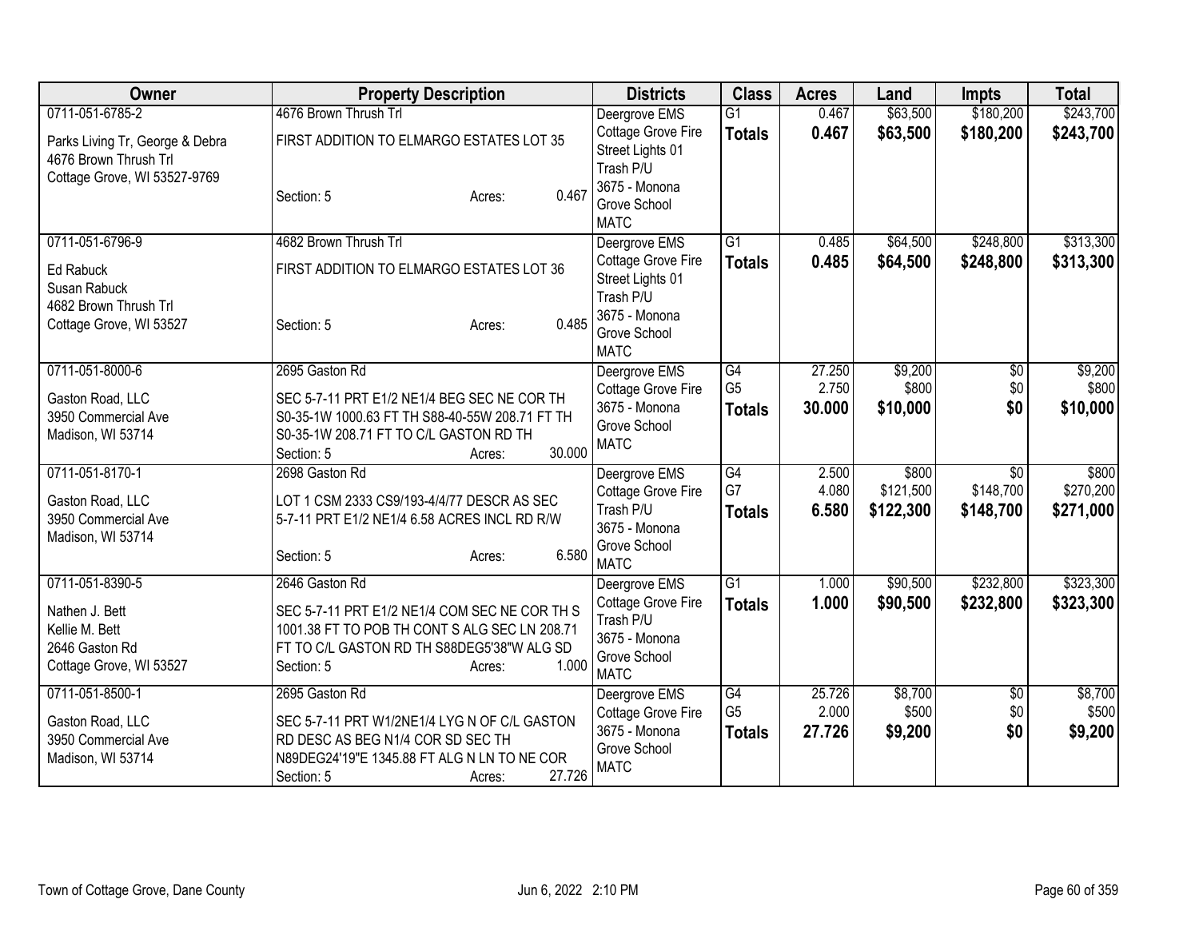| Owner | Property Description | Districts | Class | Acres | Land | Impts | Total |
|---|---|---|---|---|---|---|---|
| 0711-051-6785-2<br>Parks Living Tr, George & Debra<br>4676 Brown Thrush Trl<br>Cottage Grove, WI 53527-9769 | 4676 Brown Thrush Trl<br>FIRST ADDITION TO ELMARGO ESTATES LOT 35<br>Section: 5 Acres: 0.467 | Deergrove EMS<br>Cottage Grove Fire<br>Street Lights 01<br>Trash P/U<br>3675 - Monona Grove School<br>MATC | G1<br>**Totals** | 0.467<br>**0.467** | $63,500<br>**$63,500** | $180,200<br>**$180,200** | $243,700<br>**$243,700** |
| 0711-051-6796-9<br>Ed Rabuck<br>Susan Rabuck<br>4682 Brown Thrush Trl<br>Cottage Grove, WI 53527 | 4682 Brown Thrush Trl<br>FIRST ADDITION TO ELMARGO ESTATES LOT 36<br>Section: 5 Acres: 0.485 | Deergrove EMS<br>Cottage Grove Fire<br>Street Lights 01<br>Trash P/U<br>3675 - Monona Grove School<br>MATC | G1<br>**Totals** | 0.485<br>**0.485** | $64,500<br>**$64,500** | $248,800<br>**$248,800** | $313,300<br>**$313,300** |
| 0711-051-8000-6<br>Gaston Road, LLC<br>3950 Commercial Ave<br>Madison, WI 53714 | 2695 Gaston Rd<br>SEC 5-7-11 PRT E1/2 NE1/4 BEG SEC NE COR TH S0-35-1W 1000.63 FT TH S88-40-55W 208.71 FT TH S0-35-1W 208.71 FT TO C/L GASTON RD TH<br>Section: 5 Acres: 30.000 | Deergrove EMS<br>Cottage Grove Fire<br>3675 - Monona Grove School<br>MATC | G4<br>G5<br>**Totals** | 27.250<br>2.750<br>**30.000** | $9,200<br>$800<br>**$10,000** | $0<br>$0<br>**$0** | $9,200<br>$800<br>**$10,000** |
| 0711-051-8170-1<br>Gaston Road, LLC<br>3950 Commercial Ave<br>Madison, WI 53714 | 2698 Gaston Rd<br>LOT 1 CSM 2333 CS9/193-4/4/77 DESCR AS SEC 5-7-11 PRT E1/2 NE1/4 6.58 ACRES INCL RD R/W<br>Section: 5 Acres: 6.580 | Deergrove EMS<br>Cottage Grove Fire<br>Trash P/U<br>3675 - Monona Grove School<br>MATC | G4<br>G7<br>**Totals** | 2.500<br>4.080<br>**6.580** | $800<br>$121,500<br>**$122,300** | $0<br>$148,700<br>**$148,700** | $800<br>$270,200<br>**$271,000** |
| 0711-051-8390-5<br>Nathen J. Bett<br>Kellie M. Bett<br>2646 Gaston Rd<br>Cottage Grove, WI 53527 | 2646 Gaston Rd<br>SEC 5-7-11 PRT E1/2 NE1/4 COM SEC NE COR TH S 1001.38 FT TO POB TH CONT S ALG SEC LN 208.71 FT TO C/L GASTON RD TH S88DEG5'38"W ALG SD<br>Section: 5 Acres: 1.000 | Deergrove EMS<br>Cottage Grove Fire<br>Trash P/U<br>3675 - Monona Grove School<br>MATC | G1<br>**Totals** | 1.000<br>**1.000** | $90,500<br>**$90,500** | $232,800<br>**$232,800** | $323,300<br>**$323,300** |
| 0711-051-8500-1<br>Gaston Road, LLC<br>3950 Commercial Ave<br>Madison, WI 53714 | 2695 Gaston Rd<br>SEC 5-7-11 PRT W1/2NE1/4 LYG N OF C/L GASTON RD DESC AS BEG N1/4 COR SD SEC TH N89DEG24'19"E 1345.88 FT ALG N LN TO NE COR<br>Section: 5 Acres: 27.726 | Deergrove EMS<br>Cottage Grove Fire<br>3675 - Monona Grove School<br>MATC | G4<br>G5<br>**Totals** | 25.726<br>2.000<br>**27.726** | $8,700<br>$500<br>**$9,200** | $0<br>$0<br>**$0** | $8,700<br>$500<br>**$9,200** |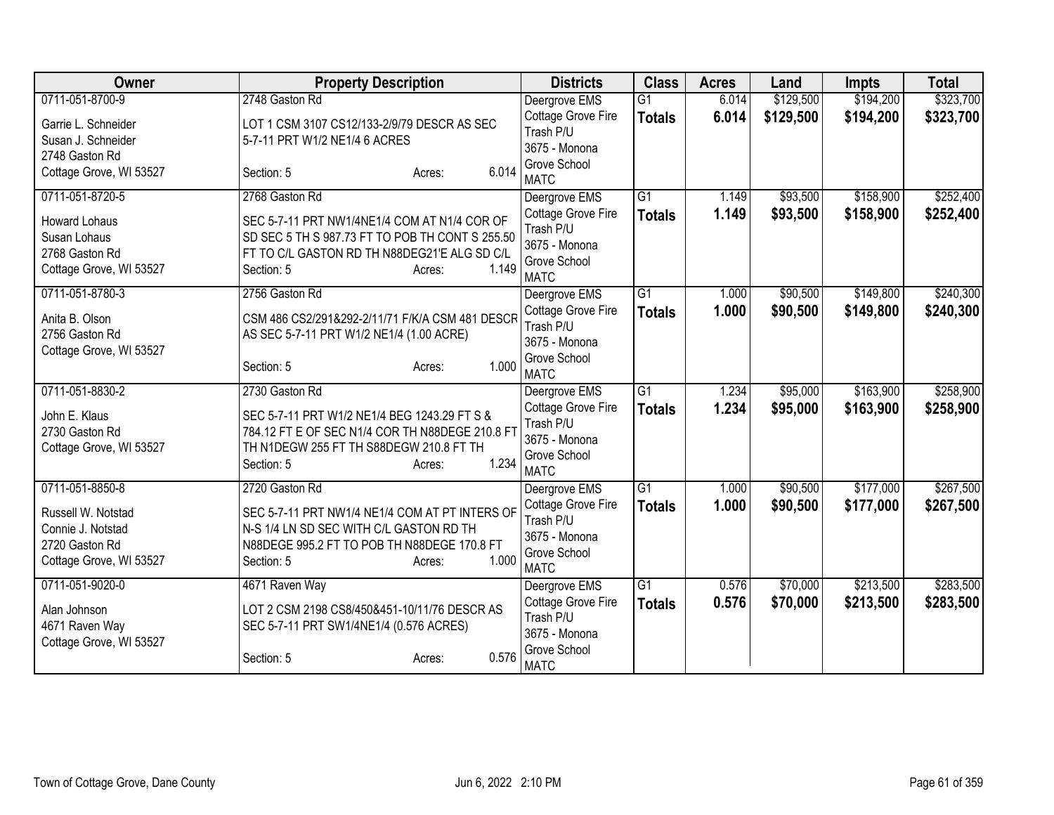| Owner | Property Description | Districts | Class | Acres | Land | Impts | Total |
|---|---|---|---|---|---|---|---|
| 0711-051-8700-9<br>Garrie L. Schneider<br>Susan J. Schneider<br>2748 Gaston Rd<br>Cottage Grove, WI 53527 | 2748 Gaston Rd<br>LOT 1 CSM 3107 CS12/133-2/9/79 DESCR AS SEC 5-7-11 PRT W1/2 NE1/4 6 ACRES<br>Section: 5 Acres: 6.014 | Deergrove EMS<br>Cottage Grove Fire<br>Trash P/U<br>3675 - Monona Grove School<br>MATC | G1<br>**Totals** | 6.014<br>**6.014** | $129,500<br>**$129,500** | $194,200<br>**$194,200** | $323,700<br>**$323,700** |
| 0711-051-8720-5<br>Howard Lohaus<br>Susan Lohaus<br>2768 Gaston Rd<br>Cottage Grove, WI 53527 | 2768 Gaston Rd<br>SEC 5-7-11 PRT NW1/4NE1/4 COM AT N1/4 COR OF SD SEC 5 TH S 987.73 FT TO POB TH CONT S 255.50 FT TO C/L GASTON RD TH N88DEG21'E ALG SD C/L<br>Section: 5 Acres: 1.149 | Deergrove EMS<br>Cottage Grove Fire<br>Trash P/U<br>3675 - Monona Grove School<br>MATC | G1<br>**Totals** | 1.149<br>**1.149** | $93,500<br>**$93,500** | $158,900<br>**$158,900** | $252,400<br>**$252,400** |
| 0711-051-8780-3<br>Anita B. Olson<br>2756 Gaston Rd<br>Cottage Grove, WI 53527 | 2756 Gaston Rd<br>CSM 486 CS2/291&292-2/11/71 F/K/A CSM 481 DESCR AS SEC 5-7-11 PRT W1/2 NE1/4 (1.00 ACRE)<br>Section: 5 Acres: 1.000 | Deergrove EMS<br>Cottage Grove Fire<br>Trash P/U<br>3675 - Monona Grove School<br>MATC | G1<br>**Totals** | 1.000<br>**1.000** | $90,500<br>**$90,500** | $149,800<br>**$149,800** | $240,300<br>**$240,300** |
| 0711-051-8830-2<br>John E. Klaus<br>2730 Gaston Rd<br>Cottage Grove, WI 53527 | 2730 Gaston Rd<br>SEC 5-7-11 PRT W1/2 NE1/4 BEG 1243.29 FT S & 784.12 FT E OF SEC N1/4 COR TH N88DEGE 210.8 FT TH N1DEGW 255 FT TH S88DEGW 210.8 FT TH<br>Section: 5 Acres: 1.234 | Deergrove EMS<br>Cottage Grove Fire<br>Trash P/U<br>3675 - Monona Grove School<br>MATC | G1<br>**Totals** | 1.234<br>**1.234** | $95,000<br>**$95,000** | $163,900<br>**$163,900** | $258,900<br>**$258,900** |
| 0711-051-8850-8<br>Russell W. Notstad<br>Connie J. Notstad<br>2720 Gaston Rd<br>Cottage Grove, WI 53527 | 2720 Gaston Rd<br>SEC 5-7-11 PRT NW1/4 NE1/4 COM AT PT INTERS OF N-S 1/4 LN SD SEC WITH C/L GASTON RD TH N88DEGE 995.2 FT TO POB TH N88DEGE 170.8 FT<br>Section: 5 Acres: 1.000 | Deergrove EMS<br>Cottage Grove Fire<br>Trash P/U<br>3675 - Monona Grove School<br>MATC | G1<br>**Totals** | 1.000<br>**1.000** | $90,500<br>**$90,500** | $177,000<br>**$177,000** | $267,500<br>**$267,500** |
| 0711-051-9020-0<br>Alan Johnson<br>4671 Raven Way<br>Cottage Grove, WI 53527 | 4671 Raven Way<br>LOT 2 CSM 2198 CS8/450&451-10/11/76 DESCR AS SEC 5-7-11 PRT SW1/4NE1/4 (0.576 ACRES)<br>Section: 5 Acres: 0.576 | Deergrove EMS<br>Cottage Grove Fire<br>Trash P/U<br>3675 - Monona Grove School<br>MATC | G1<br>**Totals** | 0.576<br>**0.576** | $70,000<br>**$70,000** | $213,500<br>**$213,500** | $283,500<br>**$283,500** |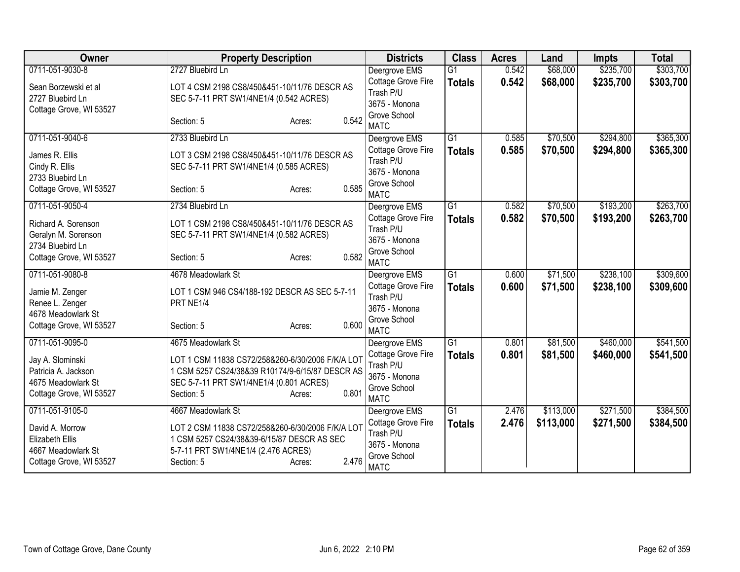| Owner | Property Description | Districts | Class | Acres | Land | Impts | Total |
|---|---|---|---|---|---|---|---|
| 0711-051-9030-8<br><br>Sean Borzewski et al<br>2727 Bluebird Ln<br>Cottage Grove, WI 53527 | 2727 Bluebird Ln<br><br>LOT 4 CSM 2198 CS8/450&451-10/11/76 DESCR AS SEC 5-7-11 PRT SW1/4NE1/4 (0.542 ACRES)<br><br>Section: 5 Acres: 0.542 | Deergrove EMS<br>Cottage Grove Fire<br>Trash P/U<br>3675 - Monona Grove School<br>MATC | G1<br>**Totals** | 0.542<br>**0.542** | $68,000<br>**$68,000** | $235,700<br>**$235,700** | $303,700<br>**$303,700** |
| 0711-051-9040-6<br><br>James R. Ellis<br>Cindy R. Ellis<br>2733 Bluebird Ln<br>Cottage Grove, WI 53527 | 2733 Bluebird Ln<br><br>LOT 3 CSM 2198 CS8/450&451-10/11/76 DESCR AS SEC 5-7-11 PRT SW1/4NE1/4 (0.585 ACRES)<br><br>Section: 5 Acres: 0.585 | Deergrove EMS<br>Cottage Grove Fire<br>Trash P/U<br>3675 - Monona Grove School<br>MATC | G1<br>**Totals** | 0.585<br>**0.585** | $70,500<br>**$70,500** | $294,800<br>**$294,800** | $365,300<br>**$365,300** |
| 0711-051-9050-4<br><br>Richard A. Sorenson<br>Geralyn M. Sorenson<br>2734 Bluebird Ln<br>Cottage Grove, WI 53527 | 2734 Bluebird Ln<br><br>LOT 1 CSM 2198 CS8/450&451-10/11/76 DESCR AS SEC 5-7-11 PRT SW1/4NE1/4 (0.582 ACRES)<br><br>Section: 5 Acres: 0.582 | Deergrove EMS<br>Cottage Grove Fire<br>Trash P/U<br>3675 - Monona Grove School<br>MATC | G1<br>**Totals** | 0.582<br>**0.582** | $70,500<br>**$70,500** | $193,200<br>**$193,200** | $263,700<br>**$263,700** |
| 0711-051-9080-8<br><br>Jamie M. Zenger<br>Renee L. Zenger<br>4678 Meadowlark St<br>Cottage Grove, WI 53527 | 4678 Meadowlark St<br><br>LOT 1 CSM 946 CS4/188-192 DESCR AS SEC 5-7-11 PRT NE1/4<br><br>Section: 5 Acres: 0.600 | Deergrove EMS<br>Cottage Grove Fire<br>Trash P/U<br>3675 - Monona Grove School<br>MATC | G1<br>**Totals** | 0.600<br>**0.600** | $71,500<br>**$71,500** | $238,100<br>**$238,100** | $309,600<br>**$309,600** |
| 0711-051-9095-0<br><br>Jay A. Slominski<br>Patricia A. Jackson<br>4675 Meadowlark St<br>Cottage Grove, WI 53527 | 4675 Meadowlark St<br><br>LOT 1 CSM 11838 CS72/258&260-6/30/2006 F/K/A LOT 1 CSM 5257 CS24/38&39 R10174/9-6/15/87 DESCR AS SEC 5-7-11 PRT SW1/4NE1/4 (0.801 ACRES)<br>Section: 5 Acres: 0.801 | Deergrove EMS<br>Cottage Grove Fire<br>Trash P/U<br>3675 - Monona Grove School<br>MATC | G1<br>**Totals** | 0.801<br>**0.801** | $81,500<br>**$81,500** | $460,000<br>**$460,000** | $541,500<br>**$541,500** |
| 0711-051-9105-0<br><br>David A. Morrow<br>Elizabeth Ellis<br>4667 Meadowlark St<br>Cottage Grove, WI 53527 | 4667 Meadowlark St<br><br>LOT 2 CSM 11838 CS72/258&260-6/30/2006 F/K/A LOT 1 CSM 5257 CS24/38&39-6/15/87 DESCR AS SEC 5-7-11 PRT SW1/4NE1/4 (2.476 ACRES)<br>Section: 5 Acres: 2.476 | Deergrove EMS<br>Cottage Grove Fire<br>Trash P/U<br>3675 - Monona Grove School<br>MATC | G1<br>**Totals** | 2.476<br>**2.476** | $113,000<br>**$113,000** | $271,500<br>**$271,500** | $384,500<br>**$384,500** |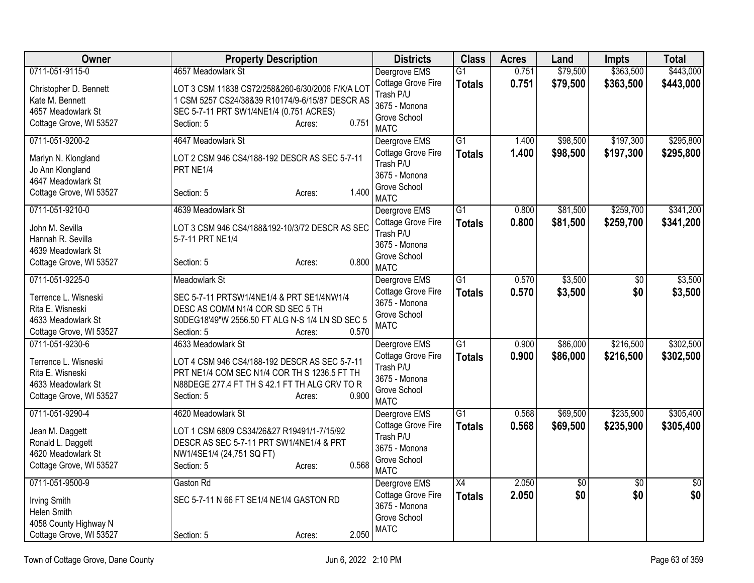| Owner | Property Description | Districts | Class | Acres | Land | Impts | Total |
|---|---|---|---|---|---|---|---|
| 0711-051-9115-0<br>Christopher D. Bennett<br>Kate M. Bennett<br>4657 Meadowlark St<br>Cottage Grove, WI 53527 | 4657 Meadowlark St<br>LOT 3 CSM 11838 CS72/258&260-6/30/2006 F/K/A LOT 1 CSM 5257 CS24/38&39 R10174/9-6/15/87 DESCR AS SEC 5-7-11 PRT SW1/4NE1/4 (0.751 ACRES)<br>Section: 5 Acres: 0.751 | Deergrove EMS<br>Cottage Grove Fire<br>Trash P/U<br>3675 - Monona Grove School<br>MATC | G1<br>**Totals** | 0.751<br>**0.751** | \$79,500<br>**\$79,500** | \$363,500<br>**\$363,500** | \$443,000<br>**\$443,000** |
| 0711-051-9200-2<br>Marlyn N. Klongland<br>Jo Ann Klongland<br>4647 Meadowlark St<br>Cottage Grove, WI 53527 | 4647 Meadowlark St<br>LOT 2 CSM 946 CS4/188-192 DESCR AS SEC 5-7-11 PRT NE1/4<br>Section: 5 Acres: 1.400 | Deergrove EMS<br>Cottage Grove Fire<br>Trash P/U<br>3675 - Monona Grove School<br>MATC | G1<br>**Totals** | 1.400<br>**1.400** | \$98,500<br>**\$98,500** | \$197,300<br>**\$197,300** | \$295,800<br>**\$295,800** |
| 0711-051-9210-0<br>John M. Sevilla<br>Hannah R. Sevilla<br>4639 Meadowlark St<br>Cottage Grove, WI 53527 | 4639 Meadowlark St<br>LOT 3 CSM 946 CS4/188&192-10/3/72 DESCR AS SEC 5-7-11 PRT NE1/4<br>Section: 5 Acres: 0.800 | Deergrove EMS<br>Cottage Grove Fire<br>Trash P/U<br>3675 - Monona Grove School<br>MATC | G1<br>**Totals** | 0.800<br>**0.800** | \$81,500<br>**\$81,500** | \$259,700<br>**\$259,700** | \$341,200<br>**\$341,200** |
| 0711-051-9225-0<br>Terrence L. Wisneski<br>Rita E. Wisneski<br>4633 Meadowlark St<br>Cottage Grove, WI 53527 | Meadowlark St<br>SEC 5-7-11 PRTSW1/4NE1/4 & PRT SE1/4NW1/4 DESC AS COMM N1/4 COR SD SEC 5 TH S0DEG18'49"W 2556.50 FT ALG N-S 1/4 LN SD SEC 5<br>Section: 5 Acres: 0.570 | Deergrove EMS<br>Cottage Grove Fire<br>3675 - Monona Grove School<br>MATC | G1<br>**Totals** | 0.570<br>**0.570** | \$3,500<br>**\$3,500** | \$0<br>**\$0** | \$3,500<br>**\$3,500** |
| 0711-051-9230-6<br>Terrence L. Wisneski<br>Rita E. Wisneski<br>4633 Meadowlark St<br>Cottage Grove, WI 53527 | 4633 Meadowlark St<br>LOT 4 CSM 946 CS4/188-192 DESCR AS SEC 5-7-11 PRT NE1/4 COM SEC N1/4 COR TH S 1236.5 FT TH N88DEGE 277.4 FT TH S 42.1 FT TH ALG CRV TO R<br>Section: 5 Acres: 0.900 | Deergrove EMS<br>Cottage Grove Fire<br>Trash P/U<br>3675 - Monona Grove School<br>MATC | G1<br>**Totals** | 0.900<br>**0.900** | \$86,000<br>**\$86,000** | \$216,500<br>**\$216,500** | \$302,500<br>**\$302,500** |
| 0711-051-9290-4<br>Jean M. Daggett<br>Ronald L. Daggett<br>4620 Meadowlark St<br>Cottage Grove, WI 53527 | 4620 Meadowlark St<br>LOT 1 CSM 6809 CS34/26&27 R19491/1-7/15/92 DESCR AS SEC 5-7-11 PRT SW1/4NE1/4 & PRT NW1/4SE1/4 (24,751 SQ FT)<br>Section: 5 Acres: 0.568 | Deergrove EMS<br>Cottage Grove Fire<br>Trash P/U<br>3675 - Monona Grove School<br>MATC | G1<br>**Totals** | 0.568<br>**0.568** | \$69,500<br>**\$69,500** | \$235,900<br>**\$235,900** | \$305,400<br>**\$305,400** |
| 0711-051-9500-9<br>Irving Smith<br>Helen Smith<br>4058 County Highway N<br>Cottage Grove, WI 53527 | Gaston Rd<br>SEC 5-7-11 N 66 FT SE1/4 NE1/4 GASTON RD<br>Section: 5 Acres: 2.050 | Deergrove EMS<br>Cottage Grove Fire<br>3675 - Monona Grove School<br>MATC | X4<br>**Totals** | 2.050<br>**2.050** | \$0<br>**\$0** | \$0<br>**\$0** | \$0<br>**\$0** |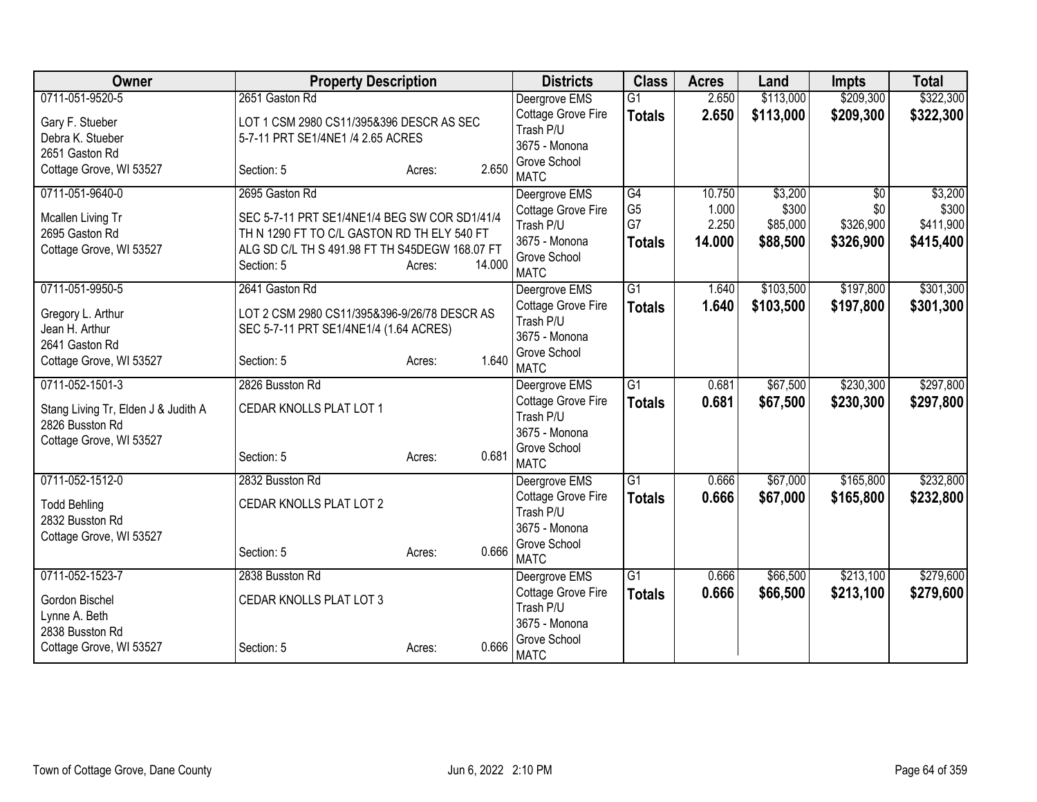| Owner | Property Description | Districts | Class | Acres | Land | Impts | Total |
|---|---|---|---|---|---|---|---|
| 0711-051-9520-5<br>Gary F. Stueber<br>Debra K. Stueber<br>2651 Gaston Rd<br>Cottage Grove, WI 53527 | 2651 Gaston Rd<br>LOT 1 CSM 2980 CS11/395&396 DESCR AS SEC 5-7-11 PRT SE1/4NE1 /4 2.65 ACRES<br>Section: 5 Acres: 2.650 | Deergrove EMS<br>Cottage Grove Fire<br>Trash P/U<br>3675 - Monona Grove School<br>MATC | G1<br>**Totals** | 2.650<br>**2.650** | $113,000<br>**$113,000** | $209,300<br>**$209,300** | $322,300<br>**$322,300** |
| 0711-051-9640-0<br>Mcallen Living Tr<br>2695 Gaston Rd<br>Cottage Grove, WI 53527 | 2695 Gaston Rd<br>SEC 5-7-11 PRT SE1/4NE1/4 BEG SW COR SD1/41/4 TH N 1290 FT TO C/L GASTON RD TH ELY 540 FT ALG SD C/L TH S 491.98 FT TH S45DEGW 168.07 FT<br>Section: 5 Acres: 14.000 | Deergrove EMS<br>Cottage Grove Fire<br>Trash P/U<br>3675 - Monona Grove School<br>MATC | G4<br>G5<br>G7<br>**Totals** | 10.750<br>1.000<br>2.250<br>**14.000** | $3,200<br>$300<br>$85,000<br>**$88,500** | $0<br>$0<br>$326,900<br>**$326,900** | $3,200<br>$300<br>$411,900<br>**$415,400** |
| 0711-051-9950-5<br>Gregory L. Arthur<br>Jean H. Arthur<br>2641 Gaston Rd<br>Cottage Grove, WI 53527 | 2641 Gaston Rd<br>LOT 2 CSM 2980 CS11/395&396-9/26/78 DESCR AS SEC 5-7-11 PRT SE1/4NE1/4 (1.64 ACRES)<br>Section: 5 Acres: 1.640 | Deergrove EMS<br>Cottage Grove Fire<br>Trash P/U<br>3675 - Monona Grove School<br>MATC | G1<br>**Totals** | 1.640<br>**1.640** | $103,500<br>**$103,500** | $197,800<br>**$197,800** | $301,300<br>**$301,300** |
| 0711-052-1501-3<br>Stang Living Tr, Elden J & Judith A<br>2826 Busston Rd<br>Cottage Grove, WI 53527 | 2826 Busston Rd<br>CEDAR KNOLLS PLAT LOT 1<br>Section: 5 Acres: 0.681 | Deergrove EMS<br>Cottage Grove Fire<br>Trash P/U<br>3675 - Monona Grove School<br>MATC | G1<br>**Totals** | 0.681<br>**0.681** | $67,500<br>**$67,500** | $230,300<br>**$230,300** | $297,800<br>**$297,800** |
| 0711-052-1512-0<br>Todd Behling<br>2832 Busston Rd<br>Cottage Grove, WI 53527 | 2832 Busston Rd<br>CEDAR KNOLLS PLAT LOT 2<br>Section: 5 Acres: 0.666 | Deergrove EMS<br>Cottage Grove Fire<br>Trash P/U<br>3675 - Monona Grove School<br>MATC | G1<br>**Totals** | 0.666<br>**0.666** | $67,000<br>**$67,000** | $165,800<br>**$165,800** | $232,800<br>**$232,800** |
| 0711-052-1523-7<br>Gordon Bischel<br>Lynne A. Beth<br>2838 Busston Rd<br>Cottage Grove, WI 53527 | 2838 Busston Rd<br>CEDAR KNOLLS PLAT LOT 3<br>Section: 5 Acres: 0.666 | Deergrove EMS<br>Cottage Grove Fire<br>Trash P/U<br>3675 - Monona Grove School<br>MATC | G1<br>**Totals** | 0.666<br>**0.666** | $66,500<br>**$66,500** | $213,100<br>**$213,100** | $279,600<br>**$279,600** |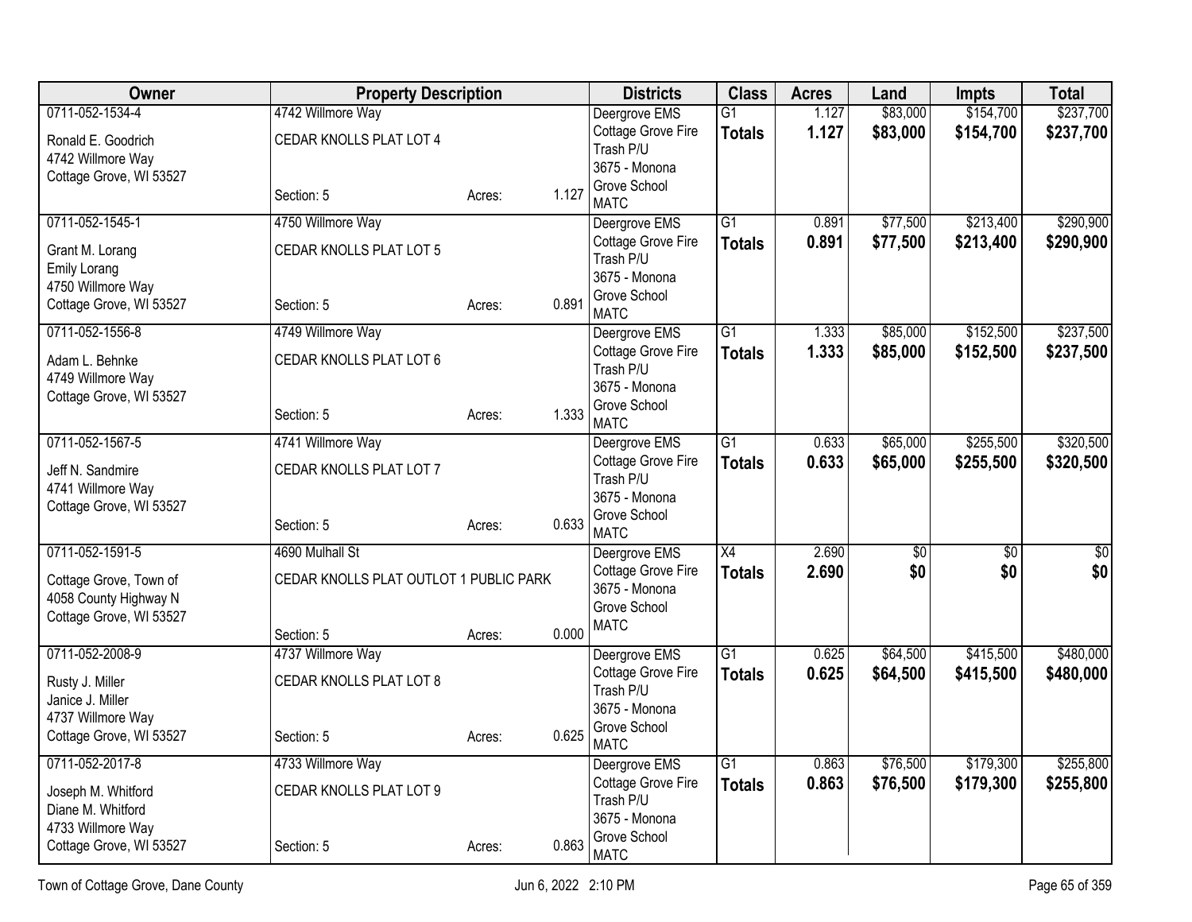| Owner | Property Description | | | Districts | Class | Acres | Land | Impts | Total |
|---|---|---|---|---|---|---|---|---|---|
| 0711-052-1534-4<br>Ronald E. Goodrich<br>4742 Willmore Way<br>Cottage Grove, WI 53527 | 4742 Willmore Way<br>CEDAR KNOLLS PLAT LOT 4<br>Section: 5 | Acres: | 1.127 | Deergrove EMS<br>Cottage Grove Fire<br>Trash P/U<br>3675 - Monona Grove School<br>MATC | G1<br>**Totals** | 1.127<br>**1.127** | $83,000<br>**$83,000** | $154,700<br>**$154,700** | $237,700<br>**$237,700** |
| 0711-052-1545-1<br>Grant M. Lorang<br>Emily Lorang<br>4750 Willmore Way<br>Cottage Grove, WI 53527 | 4750 Willmore Way<br>CEDAR KNOLLS PLAT LOT 5<br>Section: 5 | Acres: | 0.891 | Deergrove EMS<br>Cottage Grove Fire<br>Trash P/U<br>3675 - Monona Grove School<br>MATC | G1<br>**Totals** | 0.891<br>**0.891** | $77,500<br>**$77,500** | $213,400<br>**$213,400** | $290,900<br>**$290,900** |
| 0711-052-1556-8<br>Adam L. Behnke<br>4749 Willmore Way<br>Cottage Grove, WI 53527 | 4749 Willmore Way<br>CEDAR KNOLLS PLAT LOT 6<br>Section: 5 | Acres: | 1.333 | Deergrove EMS<br>Cottage Grove Fire<br>Trash P/U<br>3675 - Monona Grove School<br>MATC | G1<br>**Totals** | 1.333<br>**1.333** | $85,000<br>**$85,000** | $152,500<br>**$152,500** | $237,500<br>**$237,500** |
| 0711-052-1567-5<br>Jeff N. Sandmire<br>4741 Willmore Way<br>Cottage Grove, WI 53527 | 4741 Willmore Way<br>CEDAR KNOLLS PLAT LOT 7<br>Section: 5 | Acres: | 0.633 | Deergrove EMS<br>Cottage Grove Fire<br>Trash P/U<br>3675 - Monona Grove School<br>MATC | G1<br>**Totals** | 0.633<br>**0.633** | $65,000<br>**$65,000** | $255,500<br>**$255,500** | $320,500<br>**$320,500** |
| 0711-052-1591-5<br>Cottage Grove, Town of<br>4058 County Highway N<br>Cottage Grove, WI 53527 | 4690 Mulhall St<br>CEDAR KNOLLS PLAT OUTLOT 1 PUBLIC PARK<br>Section: 5 | Acres: | 0.000 | Deergrove EMS<br>Cottage Grove Fire<br>3675 - Monona Grove School<br>MATC | X4<br>**Totals** | 2.690<br>**2.690** | $0<br>**$0** | $0<br>**$0** | $0<br>**$0** |
| 0711-052-2008-9<br>Rusty J. Miller<br>Janice J. Miller<br>4737 Willmore Way<br>Cottage Grove, WI 53527 | 4737 Willmore Way<br>CEDAR KNOLLS PLAT LOT 8<br>Section: 5 | Acres: | 0.625 | Deergrove EMS<br>Cottage Grove Fire<br>Trash P/U<br>3675 - Monona Grove School<br>MATC | G1<br>**Totals** | 0.625<br>**0.625** | $64,500<br>**$64,500** | $415,500<br>**$415,500** | $480,000<br>**$480,000** |
| 0711-052-2017-8<br>Joseph M. Whitford<br>Diane M. Whitford<br>4733 Willmore Way<br>Cottage Grove, WI 53527 | 4733 Willmore Way<br>CEDAR KNOLLS PLAT LOT 9<br>Section: 5 | Acres: | 0.863 | Deergrove EMS<br>Cottage Grove Fire<br>Trash P/U<br>3675 - Monona Grove School<br>MATC | G1<br>**Totals** | 0.863<br>**0.863** | $76,500<br>**$76,500** | $179,300<br>**$179,300** | $255,800<br>**$255,800** |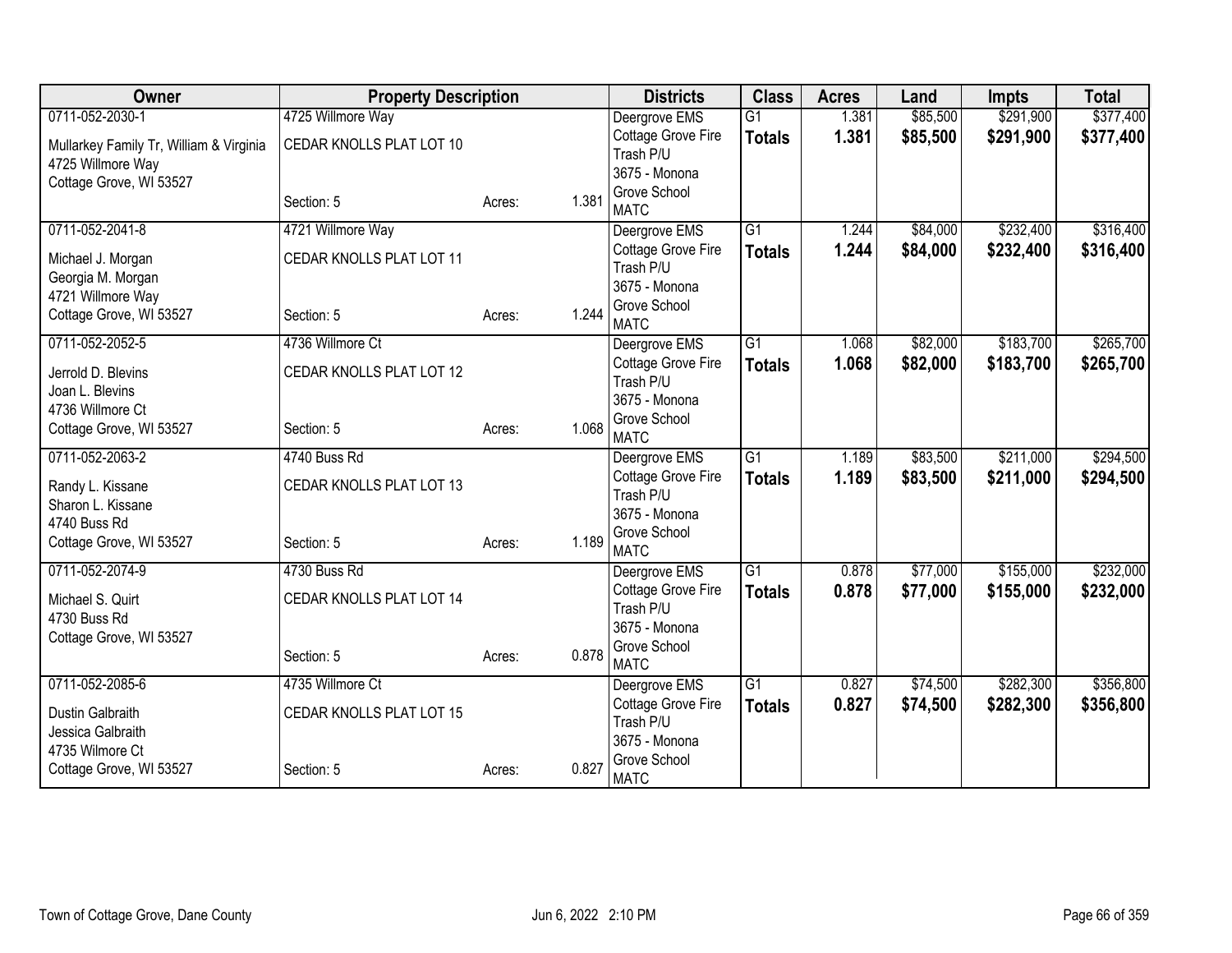| Owner | Property Description | | | Districts | Class | Acres | Land | Impts | Total |
|---|---|---|---|---|---|---|---|---|---|
| 0711-052-2030-1<br>Mullarkey Family Tr, William & Virginia<br>4725 Willmore Way<br>Cottage Grove, WI 53527 | 4725 Willmore Way<br>CEDAR KNOLLS PLAT LOT 10<br>Section: 5 | Acres: | 1.381 | Deergrove EMS<br>Cottage Grove Fire<br>Trash P/U<br>3675 - Monona Grove School<br>MATC | G1<br>**Totals** | 1.381<br>**1.381** | $85,500<br>**$85,500** | $291,900<br>**$291,900** | $377,400<br>**$377,400** |
| 0711-052-2041-8<br>Michael J. Morgan<br>Georgia M. Morgan<br>4721 Willmore Way<br>Cottage Grove, WI 53527 | 4721 Willmore Way<br>CEDAR KNOLLS PLAT LOT 11<br>Section: 5 | Acres: | 1.244 | Deergrove EMS<br>Cottage Grove Fire<br>Trash P/U<br>3675 - Monona Grove School<br>MATC | G1<br>**Totals** | 1.244<br>**1.244** | $84,000<br>**$84,000** | $232,400<br>**$232,400** | $316,400<br>**$316,400** |
| 0711-052-2052-5<br>Jerrold D. Blevins<br>Joan L. Blevins<br>4736 Willmore Ct<br>Cottage Grove, WI 53527 | 4736 Willmore Ct<br>CEDAR KNOLLS PLAT LOT 12<br>Section: 5 | Acres: | 1.068 | Deergrove EMS<br>Cottage Grove Fire<br>Trash P/U<br>3675 - Monona Grove School<br>MATC | G1<br>**Totals** | 1.068<br>**1.068** | $82,000<br>**$82,000** | $183,700<br>**$183,700** | $265,700<br>**$265,700** |
| 0711-052-2063-2<br>Randy L. Kissane<br>Sharon L. Kissane<br>4740 Buss Rd<br>Cottage Grove, WI 53527 | 4740 Buss Rd<br>CEDAR KNOLLS PLAT LOT 13<br>Section: 5 | Acres: | 1.189 | Deergrove EMS<br>Cottage Grove Fire<br>Trash P/U<br>3675 - Monona Grove School<br>MATC | G1<br>**Totals** | 1.189<br>**1.189** | $83,500<br>**$83,500** | $211,000<br>**$211,000** | $294,500<br>**$294,500** |
| 0711-052-2074-9<br>Michael S. Quirt<br>4730 Buss Rd<br>Cottage Grove, WI 53527 | 4730 Buss Rd<br>CEDAR KNOLLS PLAT LOT 14<br>Section: 5 | Acres: | 0.878 | Deergrove EMS<br>Cottage Grove Fire<br>Trash P/U<br>3675 - Monona Grove School<br>MATC | G1<br>**Totals** | 0.878<br>**0.878** | $77,000<br>**$77,000** | $155,000<br>**$155,000** | $232,000<br>**$232,000** |
| 0711-052-2085-6<br>Dustin Galbraith<br>Jessica Galbraith<br>4735 Wilmore Ct<br>Cottage Grove, WI 53527 | 4735 Willmore Ct<br>CEDAR KNOLLS PLAT LOT 15<br>Section: 5 | Acres: | 0.827 | Deergrove EMS<br>Cottage Grove Fire<br>Trash P/U<br>3675 - Monona Grove School<br>MATC | G1<br>**Totals** | 0.827<br>**0.827** | $74,500<br>**$74,500** | $282,300<br>**$282,300** | $356,800<br>**$356,800** |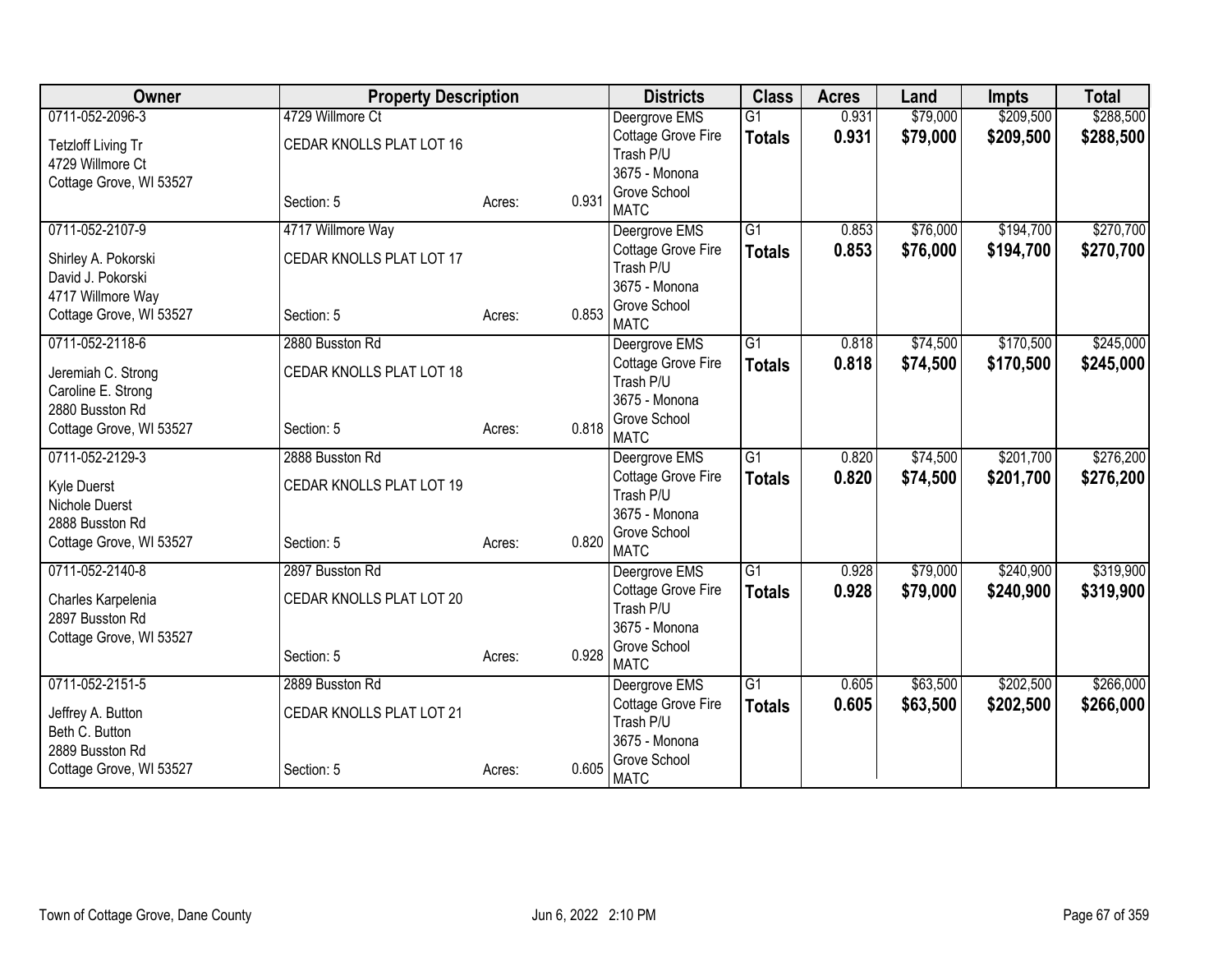| Owner | Property Description | | | Districts | Class | Acres | Land | Impts | Total |
|---|---|---|---|---|---|---|---|---|---|
| 0711-052-2096-3 | 4729 Willmore Ct | | | Deergrove EMS | G1 | 0.931 | \$79,000 | \$209,500 | \$288,500 |
| Tetzloff Living Tr | CEDAR KNOLLS PLAT LOT 16 | | | Cottage Grove Fire | **Totals** | **0.931** | **\$79,000** | **\$209,500** | **\$288,500** |
| 4729 Willmore Ct | | | | Trash P/U | | | | | |
| Cottage Grove, WI 53527 | | | | 3675 - Monona | | | | | |
| | Section: 5 | Acres: | 0.931 | Grove School | | | | | |
| | | | | MATC | | | | | |
| 0711-052-2107-9 | 4717 Willmore Way | | | Deergrove EMS | G1 | 0.853 | \$76,000 | \$194,700 | \$270,700 |
| Shirley A. Pokorski | CEDAR KNOLLS PLAT LOT 17 | | | Cottage Grove Fire | **Totals** | **0.853** | **\$76,000** | **\$194,700** | **\$270,700** |
| David J. Pokorski | | | | Trash P/U | | | | | |
| 4717 Willmore Way | | | | 3675 - Monona | | | | | |
| Cottage Grove, WI 53527 | Section: 5 | Acres: | 0.853 | Grove School | | | | | |
| | | | | MATC | | | | | |
| 0711-052-2118-6 | 2880 Busston Rd | | | Deergrove EMS | G1 | 0.818 | \$74,500 | \$170,500 | \$245,000 |
| Jeremiah C. Strong | CEDAR KNOLLS PLAT LOT 18 | | | Cottage Grove Fire | **Totals** | **0.818** | **\$74,500** | **\$170,500** | **\$245,000** |
| Caroline E. Strong | | | | Trash P/U | | | | | |
| 2880 Busston Rd | | | | 3675 - Monona | | | | | |
| Cottage Grove, WI 53527 | Section: 5 | Acres: | 0.818 | Grove School | | | | | |
| | | | | MATC | | | | | |
| 0711-052-2129-3 | 2888 Busston Rd | | | Deergrove EMS | G1 | 0.820 | \$74,500 | \$201,700 | \$276,200 |
| Kyle Duerst | CEDAR KNOLLS PLAT LOT 19 | | | Cottage Grove Fire | **Totals** | **0.820** | **\$74,500** | **\$201,700** | **\$276,200** |
| Nichole Duerst | | | | Trash P/U | | | | | |
| 2888 Busston Rd | | | | 3675 - Monona | | | | | |
| Cottage Grove, WI 53527 | Section: 5 | Acres: | 0.820 | Grove School | | | | | |
| | | | | MATC | | | | | |
| 0711-052-2140-8 | 2897 Busston Rd | | | Deergrove EMS | G1 | 0.928 | \$79,000 | \$240,900 | \$319,900 |
| Charles Karpelenia | CEDAR KNOLLS PLAT LOT 20 | | | Cottage Grove Fire | **Totals** | **0.928** | **\$79,000** | **\$240,900** | **\$319,900** |
| 2897 Busston Rd | | | | Trash P/U | | | | | |
| Cottage Grove, WI 53527 | | | | 3675 - Monona | | | | | |
| | Section: 5 | Acres: | 0.928 | Grove School | | | | | |
| | | | | MATC | | | | | |
| 0711-052-2151-5 | 2889 Busston Rd | | | Deergrove EMS | G1 | 0.605 | \$63,500 | \$202,500 | \$266,000 |
| Jeffrey A. Button | CEDAR KNOLLS PLAT LOT 21 | | | Cottage Grove Fire | **Totals** | **0.605** | **\$63,500** | **\$202,500** | **\$266,000** |
| Beth C. Button | | | | Trash P/U | | | | | |
| 2889 Busston Rd | | | | 3675 - Monona | | | | | |
| Cottage Grove, WI 53527 | Section: 5 | Acres: | 0.605 | Grove School | | | | | |
| | | | | MATC | | | | | |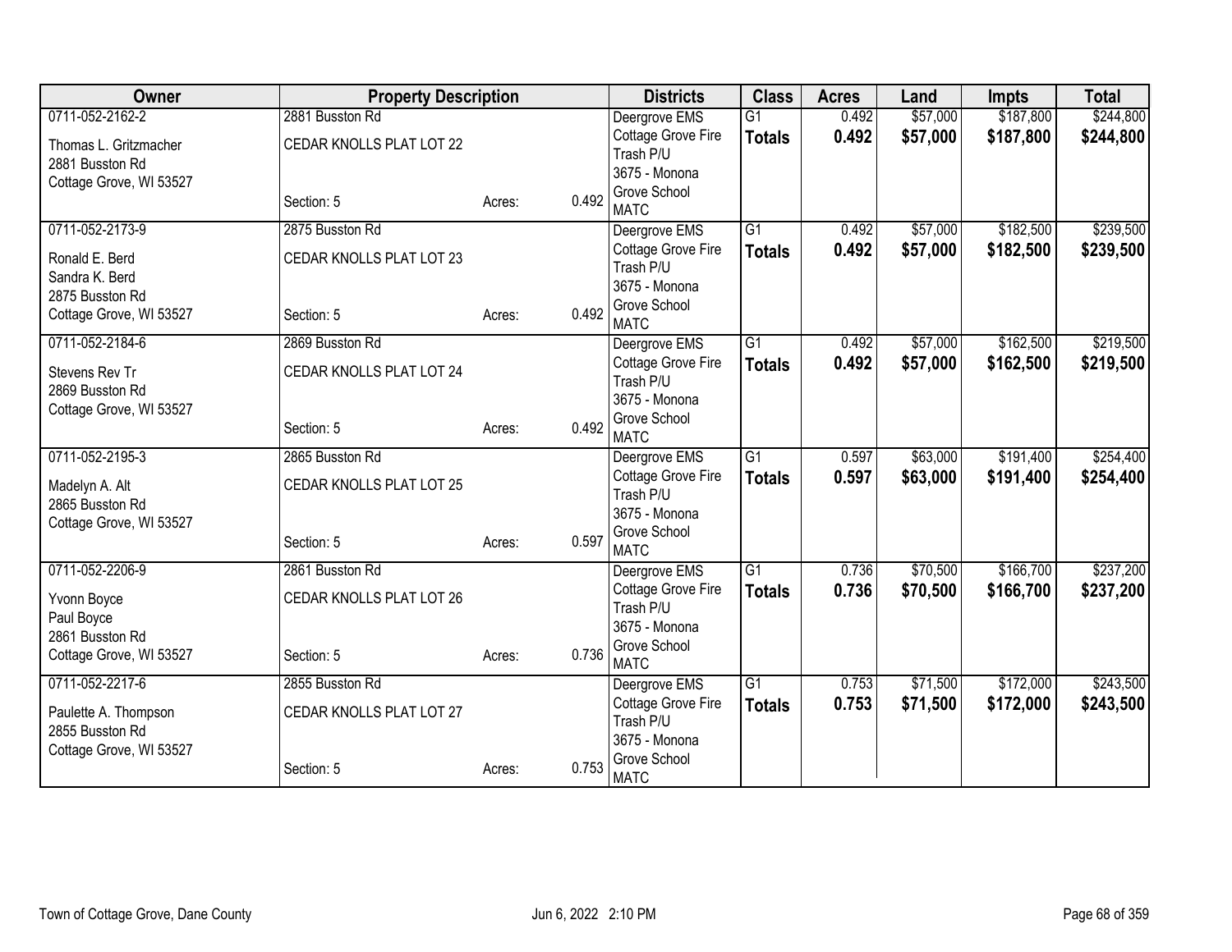| Owner | Property Description | | | Districts | Class | Acres | Land | Impts | Total |
|---|---|---|---|---|---|---|---|---|---|
| 0711-052-2162-2<br>Thomas L. Gritzmacher<br>2881 Busston Rd<br>Cottage Grove, WI 53527 | 2881 Busston Rd<br>CEDAR KNOLLS PLAT LOT 22<br>Section: 5 | Acres: | 0.492 | Deergrove EMS<br>Cottage Grove Fire<br>Trash P/U<br>3675 - Monona Grove School<br>MATC | G1<br>**Totals** | 0.492<br>**0.492** | $57,000<br>**$57,000** | $187,800<br>**$187,800** | $244,800<br>**$244,800** |
| 0711-052-2173-9<br>Ronald E. Berd<br>Sandra K. Berd<br>2875 Busston Rd<br>Cottage Grove, WI 53527 | 2875 Busston Rd<br>CEDAR KNOLLS PLAT LOT 23<br>Section: 5 | Acres: | 0.492 | Deergrove EMS<br>Cottage Grove Fire<br>Trash P/U<br>3675 - Monona Grove School<br>MATC | G1<br>**Totals** | 0.492<br>**0.492** | $57,000<br>**$57,000** | $182,500<br>**$182,500** | $239,500<br>**$239,500** |
| 0711-052-2184-6<br>Stevens Rev Tr<br>2869 Busston Rd<br>Cottage Grove, WI 53527 | 2869 Busston Rd<br>CEDAR KNOLLS PLAT LOT 24<br>Section: 5 | Acres: | 0.492 | Deergrove EMS<br>Cottage Grove Fire<br>Trash P/U<br>3675 - Monona Grove School<br>MATC | G1<br>**Totals** | 0.492<br>**0.492** | $57,000<br>**$57,000** | $162,500<br>**$162,500** | $219,500<br>**$219,500** |
| 0711-052-2195-3<br>Madelyn A. Alt<br>2865 Busston Rd<br>Cottage Grove, WI 53527 | 2865 Busston Rd<br>CEDAR KNOLLS PLAT LOT 25<br>Section: 5 | Acres: | 0.597 | Deergrove EMS<br>Cottage Grove Fire<br>Trash P/U<br>3675 - Monona Grove School<br>MATC | G1<br>**Totals** | 0.597<br>**0.597** | $63,000<br>**$63,000** | $191,400<br>**$191,400** | $254,400<br>**$254,400** |
| 0711-052-2206-9<br>Yvonn Boyce<br>Paul Boyce<br>2861 Busston Rd<br>Cottage Grove, WI 53527 | 2861 Busston Rd<br>CEDAR KNOLLS PLAT LOT 26<br>Section: 5 | Acres: | 0.736 | Deergrove EMS<br>Cottage Grove Fire<br>Trash P/U<br>3675 - Monona Grove School<br>MATC | G1<br>**Totals** | 0.736<br>**0.736** | $70,500<br>**$70,500** | $166,700<br>**$166,700** | $237,200<br>**$237,200** |
| 0711-052-2217-6<br>Paulette A. Thompson<br>2855 Busston Rd<br>Cottage Grove, WI 53527 | 2855 Busston Rd<br>CEDAR KNOLLS PLAT LOT 27<br>Section: 5 | Acres: | 0.753 | Deergrove EMS<br>Cottage Grove Fire<br>Trash P/U<br>3675 - Monona Grove School<br>MATC | G1<br>**Totals** | 0.753<br>**0.753** | $71,500<br>**$71,500** | $172,000<br>**$172,000** | $243,500<br>**$243,500** |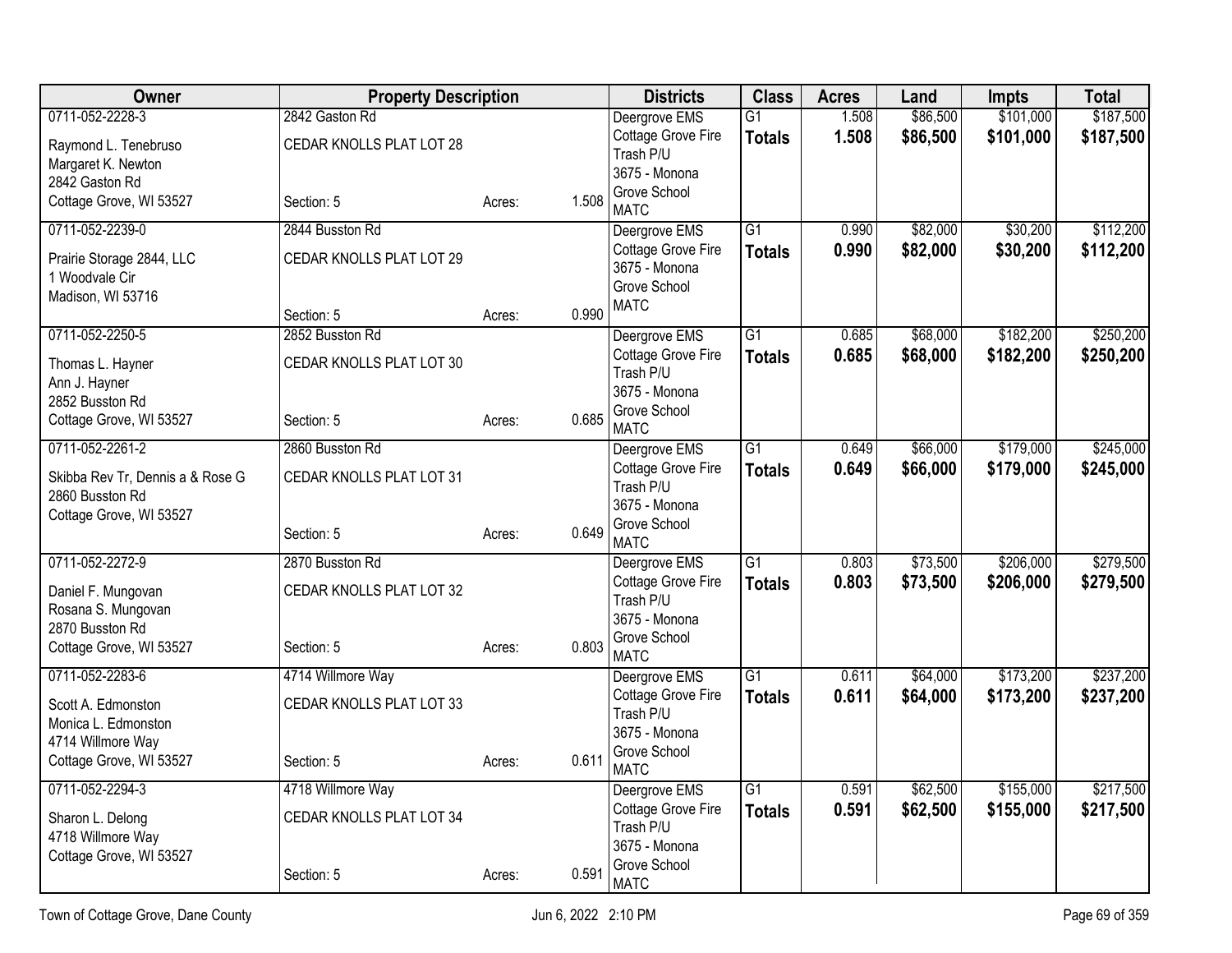| Owner | Property Description | | | Districts | Class | Acres | Land | Impts | Total |
|---|---|---|---|---|---|---|---|---|---|
| 0711-052-2228-3 | 2842 Gaston Rd | | | Deergrove EMS | G1 | 1.508 | $86,500 | $101,000 | $187,500 |
| Raymond L. Tenebruso<br>Margaret K. Newton<br>2842 Gaston Rd<br>Cottage Grove, WI 53527 | CEDAR KNOLLS PLAT LOT 28<br><br>Section: 5 | Acres: | 1.508 | Cottage Grove Fire<br>Trash P/U<br>3675 - Monona Grove School<br>MATC | **Totals** | **1.508** | **$86,500** | **$101,000** | **$187,500** |
| 0711-052-2239-0 | 2844 Busston Rd | | | Deergrove EMS | G1 | 0.990 | $82,000 | $30,200 | $112,200 |
| Prairie Storage 2844, LLC<br>1 Woodvale Cir<br>Madison, WI 53716 | CEDAR KNOLLS PLAT LOT 29<br><br>Section: 5 | Acres: | 0.990 | Cottage Grove Fire<br>3675 - Monona Grove School<br>MATC | **Totals** | **0.990** | **$82,000** | **$30,200** | **$112,200** |
| 0711-052-2250-5 | 2852 Busston Rd | | | Deergrove EMS | G1 | 0.685 | $68,000 | $182,200 | $250,200 |
| Thomas L. Hayner<br>Ann J. Hayner<br>2852 Busston Rd<br>Cottage Grove, WI 53527 | CEDAR KNOLLS PLAT LOT 30<br><br>Section: 5 | Acres: | 0.685 | Cottage Grove Fire<br>Trash P/U<br>3675 - Monona Grove School<br>MATC | **Totals** | **0.685** | **$68,000** | **$182,200** | **$250,200** |
| 0711-052-2261-2 | 2860 Busston Rd | | | Deergrove EMS | G1 | 0.649 | $66,000 | $179,000 | $245,000 |
| Skibba Rev Tr, Dennis a & Rose G<br>2860 Busston Rd<br>Cottage Grove, WI 53527 | CEDAR KNOLLS PLAT LOT 31<br><br>Section: 5 | Acres: | 0.649 | Cottage Grove Fire<br>Trash P/U<br>3675 - Monona Grove School<br>MATC | **Totals** | **0.649** | **$66,000** | **$179,000** | **$245,000** |
| 0711-052-2272-9 | 2870 Busston Rd | | | Deergrove EMS | G1 | 0.803 | $73,500 | $206,000 | $279,500 |
| Daniel F. Mungovan<br>Rosana S. Mungovan<br>2870 Busston Rd<br>Cottage Grove, WI 53527 | CEDAR KNOLLS PLAT LOT 32<br><br>Section: 5 | Acres: | 0.803 | Cottage Grove Fire<br>Trash P/U<br>3675 - Monona Grove School<br>MATC | **Totals** | **0.803** | **$73,500** | **$206,000** | **$279,500** |
| 0711-052-2283-6 | 4714 Willmore Way | | | Deergrove EMS | G1 | 0.611 | $64,000 | $173,200 | $237,200 |
| Scott A. Edmonston<br>Monica L. Edmonston<br>4714 Willmore Way<br>Cottage Grove, WI 53527 | CEDAR KNOLLS PLAT LOT 33<br><br>Section: 5 | Acres: | 0.611 | Cottage Grove Fire<br>Trash P/U<br>3675 - Monona Grove School<br>MATC | **Totals** | **0.611** | **$64,000** | **$173,200** | **$237,200** |
| 0711-052-2294-3 | 4718 Willmore Way | | | Deergrove EMS | G1 | 0.591 | $62,500 | $155,000 | $217,500 |
| Sharon L. Delong<br>4718 Willmore Way<br>Cottage Grove, WI 53527 | CEDAR KNOLLS PLAT LOT 34<br><br>Section: 5 | Acres: | 0.591 | Cottage Grove Fire<br>Trash P/U<br>3675 - Monona Grove School<br>MATC | **Totals** | **0.591** | **$62,500** | **$155,000** | **$217,500** |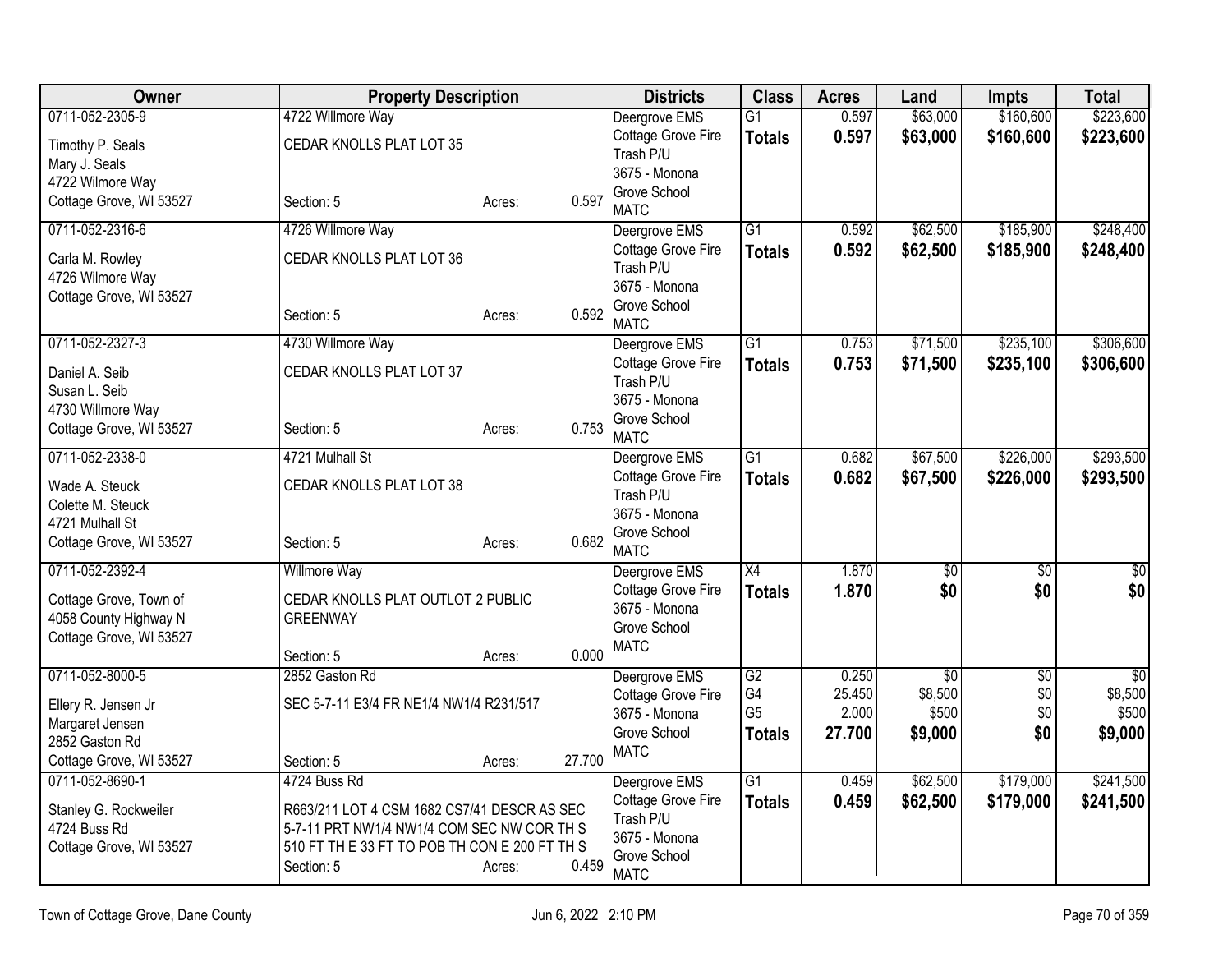| Owner | Property Description | | | Districts | Class | Acres | Land | Impts | Total |
|---|---|---|---|---|---|---|---|---|---|
| 0711-052-2305-9<br>Timothy P. Seals<br>Mary J. Seals<br>4722 Wilmore Way<br>Cottage Grove, WI 53527 | 4722 Willmore Way<br>CEDAR KNOLLS PLAT LOT 35<br>Section: 5 | Acres: | 0.597 | Deergrove EMS<br>Cottage Grove Fire<br>Trash P/U<br>3675 - Monona Grove School<br>MATC | G1<br>**Totals** | 0.597<br>**0.597** | $63,000<br>**$63,000** | $160,600<br>**$160,600** | $223,600<br>**$223,600** |
| 0711-052-2316-6<br>Carla M. Rowley<br>4726 Wilmore Way<br>Cottage Grove, WI 53527 | 4726 Willmore Way<br>CEDAR KNOLLS PLAT LOT 36<br>Section: 5 | Acres: | 0.592 | Deergrove EMS<br>Cottage Grove Fire<br>Trash P/U<br>3675 - Monona Grove School<br>MATC | G1<br>**Totals** | 0.592<br>**0.592** | $62,500<br>**$62,500** | $185,900<br>**$185,900** | $248,400<br>**$248,400** |
| 0711-052-2327-3<br>Daniel A. Seib<br>Susan L. Seib<br>4730 Willmore Way<br>Cottage Grove, WI 53527 | 4730 Willmore Way<br>CEDAR KNOLLS PLAT LOT 37<br>Section: 5 | Acres: | 0.753 | Deergrove EMS<br>Cottage Grove Fire<br>Trash P/U<br>3675 - Monona Grove School<br>MATC | G1<br>**Totals** | 0.753<br>**0.753** | $71,500<br>**$71,500** | $235,100<br>**$235,100** | $306,600<br>**$306,600** |
| 0711-052-2338-0<br>Wade A. Steuck<br>Colette M. Steuck<br>4721 Mulhall St<br>Cottage Grove, WI 53527 | 4721 Mulhall St<br>CEDAR KNOLLS PLAT LOT 38<br>Section: 5 | Acres: | 0.682 | Deergrove EMS<br>Cottage Grove Fire<br>Trash P/U<br>3675 - Monona Grove School<br>MATC | G1<br>**Totals** | 0.682<br>**0.682** | $67,500<br>**$67,500** | $226,000<br>**$226,000** | $293,500<br>**$293,500** |
| 0711-052-2392-4<br>Cottage Grove, Town of<br>4058 County Highway N<br>Cottage Grove, WI 53527 | Willmore Way<br>CEDAR KNOLLS PLAT OUTLOT 2 PUBLIC GREENWAY<br>Section: 5 | Acres: | 0.000 | Deergrove EMS<br>Cottage Grove Fire<br>3675 - Monona Grove School<br>MATC | X4<br>**Totals** | 1.870<br>**1.870** | $0<br>**$0** | $0<br>**$0** | $0<br>**$0** |
| 0711-052-8000-5<br>Ellery R. Jensen Jr<br>Margaret Jensen<br>2852 Gaston Rd<br>Cottage Grove, WI 53527 | 2852 Gaston Rd<br>SEC 5-7-11 E3/4 FR NE1/4 NW1/4 R231/517<br>Section: 5 | Acres: | 27.700 | Deergrove EMS<br>Cottage Grove Fire<br>3675 - Monona Grove School<br>MATC | G2<br>G4<br>G5<br>**Totals** | 0.250<br>25.450<br>2.000<br>**27.700** | $0<br>$8,500<br>$500<br>**$9,000** | $0<br>$0<br>$0<br>**$0** | $0<br>$8,500<br>$500<br>**$9,000** |
| 0711-052-8690-1<br>Stanley G. Rockweiler<br>4724 Buss Rd<br>Cottage Grove, WI 53527 | 4724 Buss Rd<br>R663/211 LOT 4 CSM 1682 CS7/41 DESCR AS SEC 5-7-11 PRT NW1/4 NW1/4 COM SEC NW COR TH S 510 FT TH E 33 FT TO POB TH CON E 200 FT TH S<br>Section: 5 | Acres: | 0.459 | Deergrove EMS<br>Cottage Grove Fire<br>Trash P/U<br>3675 - Monona Grove School<br>MATC | G1<br>**Totals** | 0.459<br>**0.459** | $62,500<br>**$62,500** | $179,000<br>**$179,000** | $241,500<br>**$241,500** |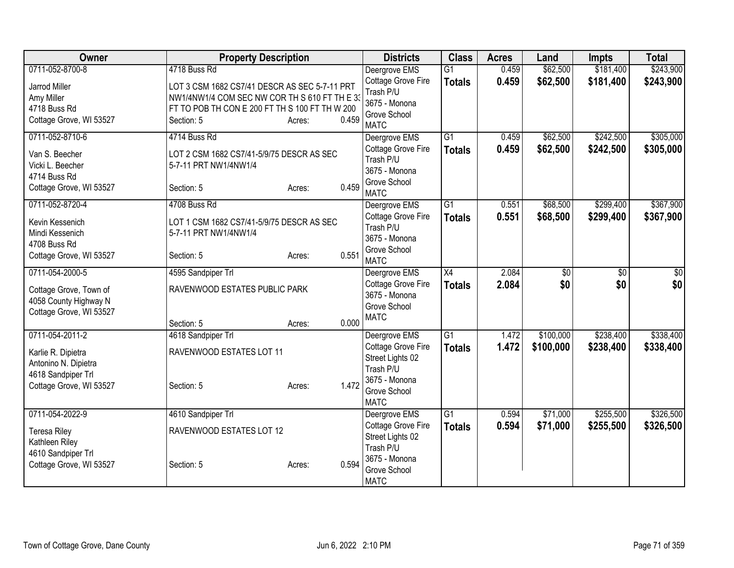| Owner | Property Description | Districts | Class | Acres | Land | Impts | Total |
|---|---|---|---|---|---|---|---|
| 0711-052-8700-8<br>Jarrod Miller<br>Amy Miller<br>4718 Buss Rd<br>Cottage Grove, WI 53527 | 4718 Buss Rd<br>LOT 3 CSM 1682 CS7/41 DESCR AS SEC 5-7-11 PRT NW1/4NW1/4 COM SEC NW COR TH S 610 FT TH E 33 FT TO POB TH CON E 200 FT TH S 100 FT TH W 200<br>Section: 5 Acres: 0.459 | Deergrove EMS<br>Cottage Grove Fire<br>Trash P/U<br>3675 - Monona Grove School<br>MATC | G1<br>**Totals** | 0.459<br>**0.459** | $62,500<br>**$62,500** | $181,400<br>**$181,400** | $243,900<br>**$243,900** |
| 0711-052-8710-6<br>Van S. Beecher<br>Vicki L. Beecher<br>4714 Buss Rd<br>Cottage Grove, WI 53527 | 4714 Buss Rd<br>LOT 2 CSM 1682 CS7/41-5/9/75 DESCR AS SEC 5-7-11 PRT NW1/4NW1/4<br>Section: 5 Acres: 0.459 | Deergrove EMS<br>Cottage Grove Fire<br>Trash P/U<br>3675 - Monona Grove School<br>MATC | G1<br>**Totals** | 0.459<br>**0.459** | $62,500<br>**$62,500** | $242,500<br>**$242,500** | $305,000<br>**$305,000** |
| 0711-052-8720-4<br>Kevin Kessenich<br>Mindi Kessenich<br>4708 Buss Rd<br>Cottage Grove, WI 53527 | 4708 Buss Rd<br>LOT 1 CSM 1682 CS7/41-5/9/75 DESCR AS SEC 5-7-11 PRT NW1/4NW1/4<br>Section: 5 Acres: 0.551 | Deergrove EMS<br>Cottage Grove Fire<br>Trash P/U<br>3675 - Monona Grove School<br>MATC | G1<br>**Totals** | 0.551<br>**0.551** | $68,500<br>**$68,500** | $299,400<br>**$299,400** | $367,900<br>**$367,900** |
| 0711-054-2000-5<br>Cottage Grove, Town of<br>4058 County Highway N<br>Cottage Grove, WI 53527 | 4595 Sandpiper Trl<br>RAVENWOOD ESTATES PUBLIC PARK<br>Section: 5 Acres: 0.000 | Deergrove EMS<br>Cottage Grove Fire<br>3675 - Monona Grove School<br>MATC | X4<br>**Totals** | 2.084<br>**2.084** | $0<br>**$0** | $0<br>**$0** | $0<br>**$0** |
| 0711-054-2011-2<br>Karlie R. Dipietra<br>Antonino N. Dipietra<br>4618 Sandpiper Trl<br>Cottage Grove, WI 53527 | 4618 Sandpiper Trl<br>RAVENWOOD ESTATES LOT 11<br>Section: 5 Acres: 1.472 | Deergrove EMS<br>Cottage Grove Fire<br>Street Lights 02<br>Trash P/U<br>3675 - Monona Grove School<br>MATC | G1<br>**Totals** | 1.472<br>**1.472** | $100,000<br>**$100,000** | $238,400<br>**$238,400** | $338,400<br>**$338,400** |
| 0711-054-2022-9<br>Teresa Riley<br>Kathleen Riley<br>4610 Sandpiper Trl<br>Cottage Grove, WI 53527 | 4610 Sandpiper Trl<br>RAVENWOOD ESTATES LOT 12<br>Section: 5 Acres: 0.594 | Deergrove EMS<br>Cottage Grove Fire<br>Street Lights 02<br>Trash P/U<br>3675 - Monona Grove School<br>MATC | G1<br>**Totals** | 0.594<br>**0.594** | $71,000<br>**$71,000** | $255,500<br>**$255,500** | $326,500<br>**$326,500** |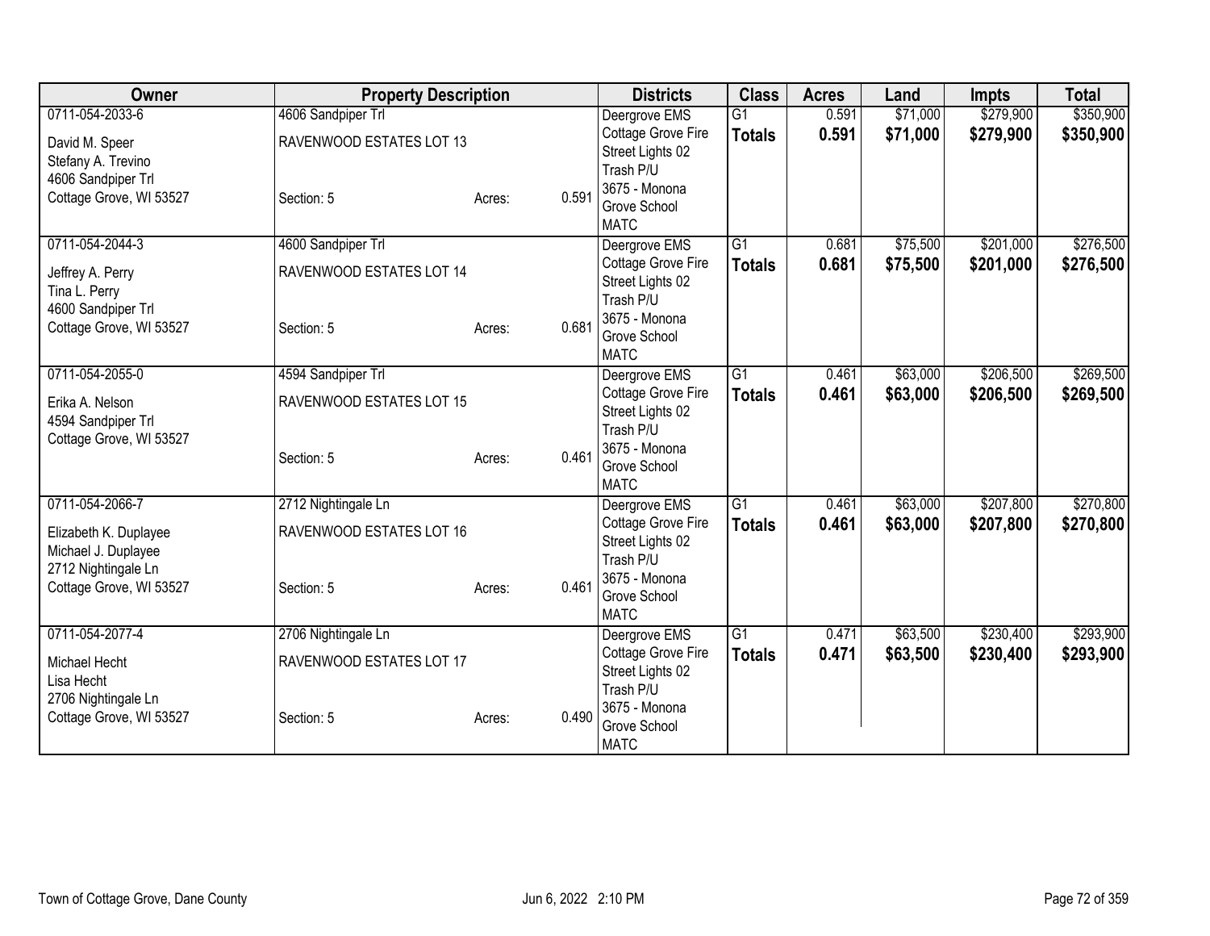| Owner | Property Description | | | Districts | Class | Acres | Land | Impts | Total |
|---|---|---|---|---|---|---|---|---|---|
| 0711-054-2033-6<br>David M. Speer<br>Stefany A. Trevino<br>4606 Sandpiper Trl<br>Cottage Grove, WI 53527 | 4606 Sandpiper Trl<br>RAVENWOOD ESTATES LOT 13<br><br>Section: 5 | Acres: | 0.591 | Deergrove EMS<br>Cottage Grove Fire<br>Street Lights 02<br>Trash P/U<br>3675 - Monona Grove School<br>MATC | G1<br>**Totals** | 0.591<br>**0.591** | $71,000<br>**$71,000** | $279,900<br>**$279,900** | $350,900<br>**$350,900** |
| 0711-054-2044-3<br>Jeffrey A. Perry<br>Tina L. Perry<br>4600 Sandpiper Trl<br>Cottage Grove, WI 53527 | 4600 Sandpiper Trl<br>RAVENWOOD ESTATES LOT 14<br><br>Section: 5 | Acres: | 0.681 | Deergrove EMS<br>Cottage Grove Fire<br>Street Lights 02<br>Trash P/U<br>3675 - Monona Grove School<br>MATC | G1<br>**Totals** | 0.681<br>**0.681** | $75,500<br>**$75,500** | $201,000<br>**$201,000** | $276,500<br>**$276,500** |
| 0711-054-2055-0<br>Erika A. Nelson<br>4594 Sandpiper Trl<br>Cottage Grove, WI 53527 | 4594 Sandpiper Trl<br>RAVENWOOD ESTATES LOT 15<br><br>Section: 5 | Acres: | 0.461 | Deergrove EMS<br>Cottage Grove Fire<br>Street Lights 02<br>Trash P/U<br>3675 - Monona Grove School<br>MATC | G1<br>**Totals** | 0.461<br>**0.461** | $63,000<br>**$63,000** | $206,500<br>**$206,500** | $269,500<br>**$269,500** |
| 0711-054-2066-7<br>Elizabeth K. Duplayee<br>Michael J. Duplayee<br>2712 Nightingale Ln<br>Cottage Grove, WI 53527 | 2712 Nightingale Ln<br>RAVENWOOD ESTATES LOT 16<br><br>Section: 5 | Acres: | 0.461 | Deergrove EMS<br>Cottage Grove Fire<br>Street Lights 02<br>Trash P/U<br>3675 - Monona Grove School<br>MATC | G1<br>**Totals** | 0.461<br>**0.461** | $63,000<br>**$63,000** | $207,800<br>**$207,800** | $270,800<br>**$270,800** |
| 0711-054-2077-4<br>Michael Hecht<br>Lisa Hecht<br>2706 Nightingale Ln<br>Cottage Grove, WI 53527 | 2706 Nightingale Ln<br>RAVENWOOD ESTATES LOT 17<br><br>Section: 5 | Acres: | 0.490 | Deergrove EMS<br>Cottage Grove Fire<br>Street Lights 02<br>Trash P/U<br>3675 - Monona Grove School<br>MATC | G1<br>**Totals** | 0.471<br>**0.471** | $63,500<br>**$63,500** | $230,400<br>**$230,400** | $293,900<br>**$293,900** |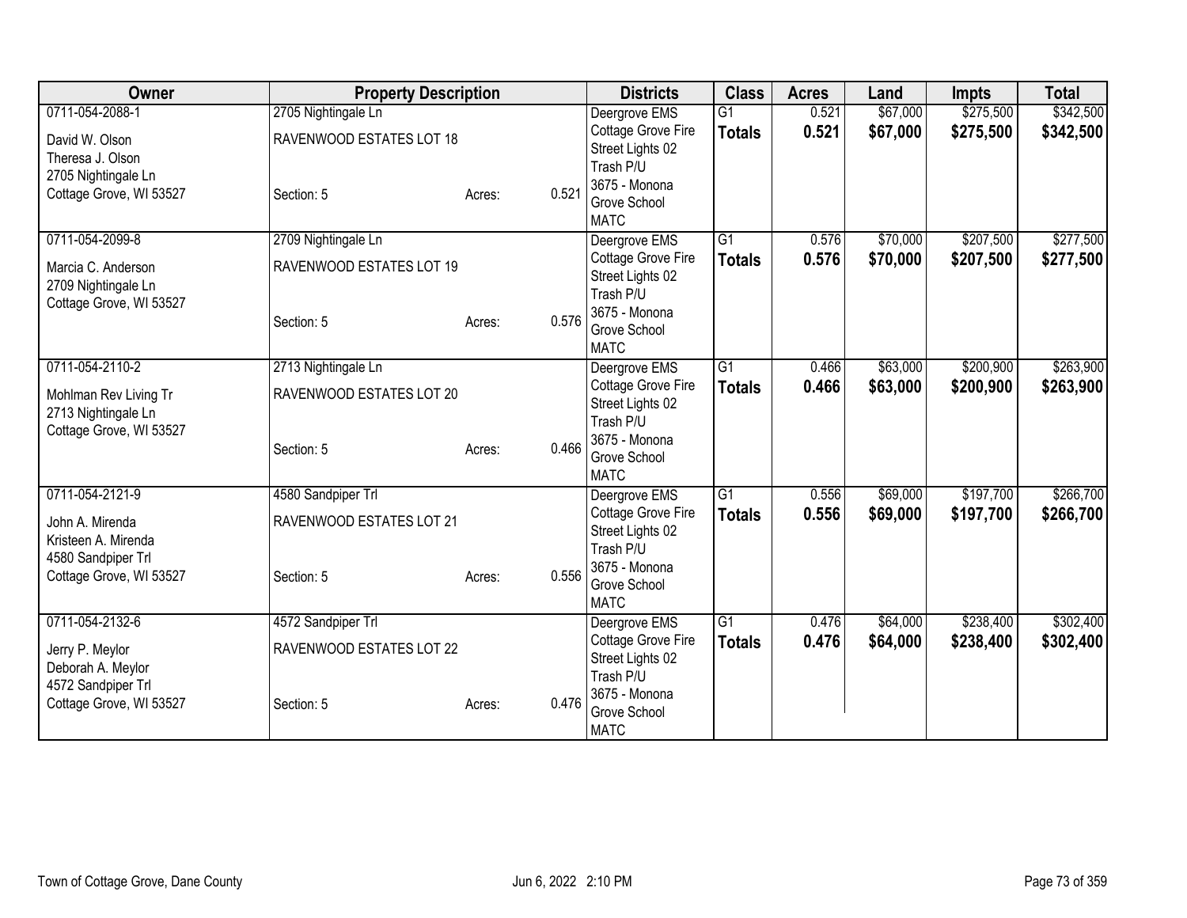| Owner | Property Description | | | Districts | Class | Acres | Land | Impts | Total |
|---|---|---|---|---|---|---|---|---|---|
| 0711-054-2088-1 | 2705 Nightingale Ln | | | Deergrove EMS | G1 | 0.521 | $67,000 | $275,500 | $342,500 |
| David W. Olson<br>Theresa J. Olson<br>2705 Nightingale Ln<br>Cottage Grove, WI 53527 | RAVENWOOD ESTATES LOT 18<br><br>Section: 5 | Acres: | 0.521 | Cottage Grove Fire<br>Street Lights 02<br>Trash P/U<br>3675 - Monona Grove School<br>MATC | **Totals** | **0.521** | **$67,000** | **$275,500** | **$342,500** |
| 0711-054-2099-8 | 2709 Nightingale Ln | | | Deergrove EMS | G1 | 0.576 | $70,000 | $207,500 | $277,500 |
| Marcia C. Anderson<br>2709 Nightingale Ln<br>Cottage Grove, WI 53527 | RAVENWOOD ESTATES LOT 19<br><br>Section: 5 | Acres: | 0.576 | Cottage Grove Fire<br>Street Lights 02<br>Trash P/U<br>3675 - Monona Grove School<br>MATC | **Totals** | **0.576** | **$70,000** | **$207,500** | **$277,500** |
| 0711-054-2110-2 | 2713 Nightingale Ln | | | Deergrove EMS | G1 | 0.466 | $63,000 | $200,900 | $263,900 |
| Mohlman Rev Living Tr<br>2713 Nightingale Ln<br>Cottage Grove, WI 53527 | RAVENWOOD ESTATES LOT 20<br><br>Section: 5 | Acres: | 0.466 | Cottage Grove Fire<br>Street Lights 02<br>Trash P/U<br>3675 - Monona Grove School<br>MATC | **Totals** | **0.466** | **$63,000** | **$200,900** | **$263,900** |
| 0711-054-2121-9 | 4580 Sandpiper Trl | | | Deergrove EMS | G1 | 0.556 | $69,000 | $197,700 | $266,700 |
| John A. Mirenda<br>Kristeen A. Mirenda<br>4580 Sandpiper Trl<br>Cottage Grove, WI 53527 | RAVENWOOD ESTATES LOT 21<br><br>Section: 5 | Acres: | 0.556 | Cottage Grove Fire<br>Street Lights 02<br>Trash P/U<br>3675 - Monona Grove School<br>MATC | **Totals** | **0.556** | **$69,000** | **$197,700** | **$266,700** |
| 0711-054-2132-6 | 4572 Sandpiper Trl | | | Deergrove EMS | G1 | 0.476 | $64,000 | $238,400 | $302,400 |
| Jerry P. Meylor<br>Deborah A. Meylor<br>4572 Sandpiper Trl<br>Cottage Grove, WI 53527 | RAVENWOOD ESTATES LOT 22<br><br>Section: 5 | Acres: | 0.476 | Cottage Grove Fire<br>Street Lights 02<br>Trash P/U<br>3675 - Monona Grove School<br>MATC | **Totals** | **0.476** | **$64,000** | **$238,400** | **$302,400** |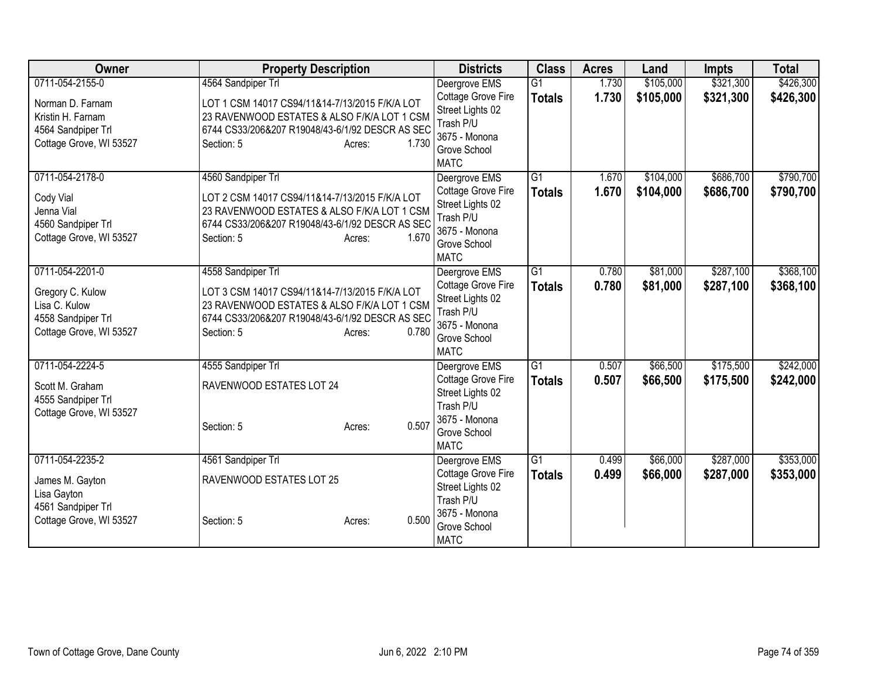| Owner | Property Description | Districts | Class | Acres | Land | Impts | Total |
|---|---|---|---|---|---|---|---|
| 0711-054-2155-0<br>Norman D. Farnam<br>Kristin H. Farnam<br>4564 Sandpiper Trl<br>Cottage Grove, WI 53527 | 4564 Sandpiper Trl<br>LOT 1 CSM 14017 CS94/11&14-7/13/2015 F/K/A LOT 23 RAVENWOOD ESTATES & ALSO F/K/A LOT 1 CSM 6744 CS33/206&207 R19048/43-6/1/92 DESCR AS SEC<br>Section: 5 Acres: 1.730 | Deergrove EMS<br>Cottage Grove Fire<br>Street Lights 02<br>Trash P/U<br>3675 - Monona Grove School<br>MATC | G1<br>**Totals** | 1.730<br>**1.730** | $105,000<br>**$105,000** | $321,300<br>**$321,300** | $426,300<br>**$426,300** |
| 0711-054-2178-0<br>Cody Vial<br>Jenna Vial<br>4560 Sandpiper Trl<br>Cottage Grove, WI 53527 | 4560 Sandpiper Trl<br>LOT 2 CSM 14017 CS94/11&14-7/13/2015 F/K/A LOT 23 RAVENWOOD ESTATES & ALSO F/K/A LOT 1 CSM 6744 CS33/206&207 R19048/43-6/1/92 DESCR AS SEC<br>Section: 5 Acres: 1.670 | Deergrove EMS<br>Cottage Grove Fire<br>Street Lights 02<br>Trash P/U<br>3675 - Monona Grove School<br>MATC | G1<br>**Totals** | 1.670<br>**1.670** | $104,000<br>**$104,000** | $686,700<br>**$686,700** | $790,700<br>**$790,700** |
| 0711-054-2201-0<br>Gregory C. Kulow<br>Lisa C. Kulow<br>4558 Sandpiper Trl<br>Cottage Grove, WI 53527 | 4558 Sandpiper Trl<br>LOT 3 CSM 14017 CS94/11&14-7/13/2015 F/K/A LOT 23 RAVENWOOD ESTATES & ALSO F/K/A LOT 1 CSM 6744 CS33/206&207 R19048/43-6/1/92 DESCR AS SEC<br>Section: 5 Acres: 0.780 | Deergrove EMS<br>Cottage Grove Fire<br>Street Lights 02<br>Trash P/U<br>3675 - Monona Grove School<br>MATC | G1<br>**Totals** | 0.780<br>**0.780** | $81,000<br>**$81,000** | $287,100<br>**$287,100** | $368,100<br>**$368,100** |
| 0711-054-2224-5<br>Scott M. Graham<br>4555 Sandpiper Trl<br>Cottage Grove, WI 53527 | 4555 Sandpiper Trl<br>RAVENWOOD ESTATES LOT 24<br>Section: 5 Acres: 0.507 | Deergrove EMS<br>Cottage Grove Fire<br>Street Lights 02<br>Trash P/U<br>3675 - Monona Grove School<br>MATC | G1<br>**Totals** | 0.507<br>**0.507** | $66,500<br>**$66,500** | $175,500<br>**$175,500** | $242,000<br>**$242,000** |
| 0711-054-2235-2<br>James M. Gayton<br>Lisa Gayton<br>4561 Sandpiper Trl<br>Cottage Grove, WI 53527 | 4561 Sandpiper Trl<br>RAVENWOOD ESTATES LOT 25<br>Section: 5 Acres: 0.500 | Deergrove EMS<br>Cottage Grove Fire<br>Street Lights 02<br>Trash P/U<br>3675 - Monona Grove School<br>MATC | G1<br>**Totals** | 0.499<br>**0.499** | $66,000<br>**$66,000** | $287,000<br>**$287,000** | $353,000<br>**$353,000** |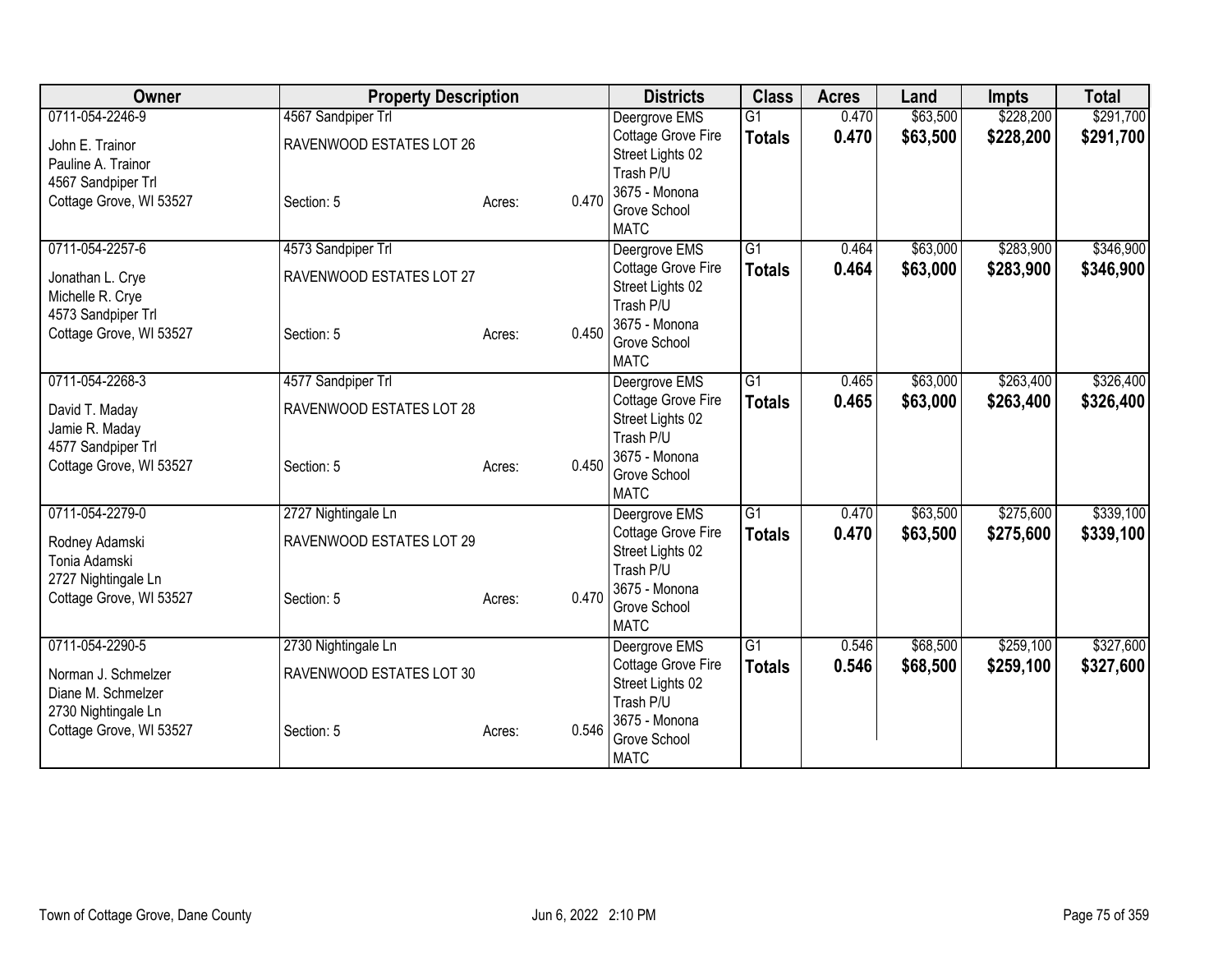| Owner | Property Description | | | Districts | Class | Acres | Land | Impts | Total |
|---|---|---|---|---|---|---|---|---|---|
| 0711-054-2246-9 | 4567 Sandpiper Trl | | | Deergrove EMS | G1 | 0.470 | $63,500 | $228,200 | $291,700 |
| John E. Trainor | RAVENWOOD ESTATES LOT 26 | | | Cottage Grove Fire | **Totals** | **0.470** | **$63,500** | **$228,200** | **$291,700** |
| Pauline A. Trainor | | | | Street Lights 02 | | | | | |
| 4567 Sandpiper Trl | | | | Trash P/U | | | | | |
| Cottage Grove, WI 53527 | Section: 5 | Acres: | 0.470 | 3675 - Monona Grove School | | | | | |
| | | | | MATC | | | | | |
| 0711-054-2257-6 | 4573 Sandpiper Trl | | | Deergrove EMS | G1 | 0.464 | $63,000 | $283,900 | $346,900 |
| Jonathan L. Crye | RAVENWOOD ESTATES LOT 27 | | | Cottage Grove Fire | **Totals** | **0.464** | **$63,000** | **$283,900** | **$346,900** |
| Michelle R. Crye | | | | Street Lights 02 | | | | | |
| 4573 Sandpiper Trl | | | | Trash P/U | | | | | |
| Cottage Grove, WI 53527 | Section: 5 | Acres: | 0.450 | 3675 - Monona Grove School | | | | | |
| | | | | MATC | | | | | |
| 0711-054-2268-3 | 4577 Sandpiper Trl | | | Deergrove EMS | G1 | 0.465 | $63,000 | $263,400 | $326,400 |
| David T. Maday | RAVENWOOD ESTATES LOT 28 | | | Cottage Grove Fire | **Totals** | **0.465** | **$63,000** | **$263,400** | **$326,400** |
| Jamie R. Maday | | | | Street Lights 02 | | | | | |
| 4577 Sandpiper Trl | | | | Trash P/U | | | | | |
| Cottage Grove, WI 53527 | Section: 5 | Acres: | 0.450 | 3675 - Monona Grove School | | | | | |
| | | | | MATC | | | | | |
| 0711-054-2279-0 | 2727 Nightingale Ln | | | Deergrove EMS | G1 | 0.470 | $63,500 | $275,600 | $339,100 |
| Rodney Adamski | RAVENWOOD ESTATES LOT 29 | | | Cottage Grove Fire | **Totals** | **0.470** | **$63,500** | **$275,600** | **$339,100** |
| Tonia Adamski | | | | Street Lights 02 | | | | | |
| 2727 Nightingale Ln | | | | Trash P/U | | | | | |
| Cottage Grove, WI 53527 | Section: 5 | Acres: | 0.470 | 3675 - Monona Grove School | | | | | |
| | | | | MATC | | | | | |
| 0711-054-2290-5 | 2730 Nightingale Ln | | | Deergrove EMS | G1 | 0.546 | $68,500 | $259,100 | $327,600 |
| Norman J. Schmelzer | RAVENWOOD ESTATES LOT 30 | | | Cottage Grove Fire | **Totals** | **0.546** | **$68,500** | **$259,100** | **$327,600** |
| Diane M. Schmelzer | | | | Street Lights 02 | | | | | |
| 2730 Nightingale Ln | | | | Trash P/U | | | | | |
| Cottage Grove, WI 53527 | Section: 5 | Acres: | 0.546 | 3675 - Monona Grove School | | | | | |
| | | | | MATC | | | | | |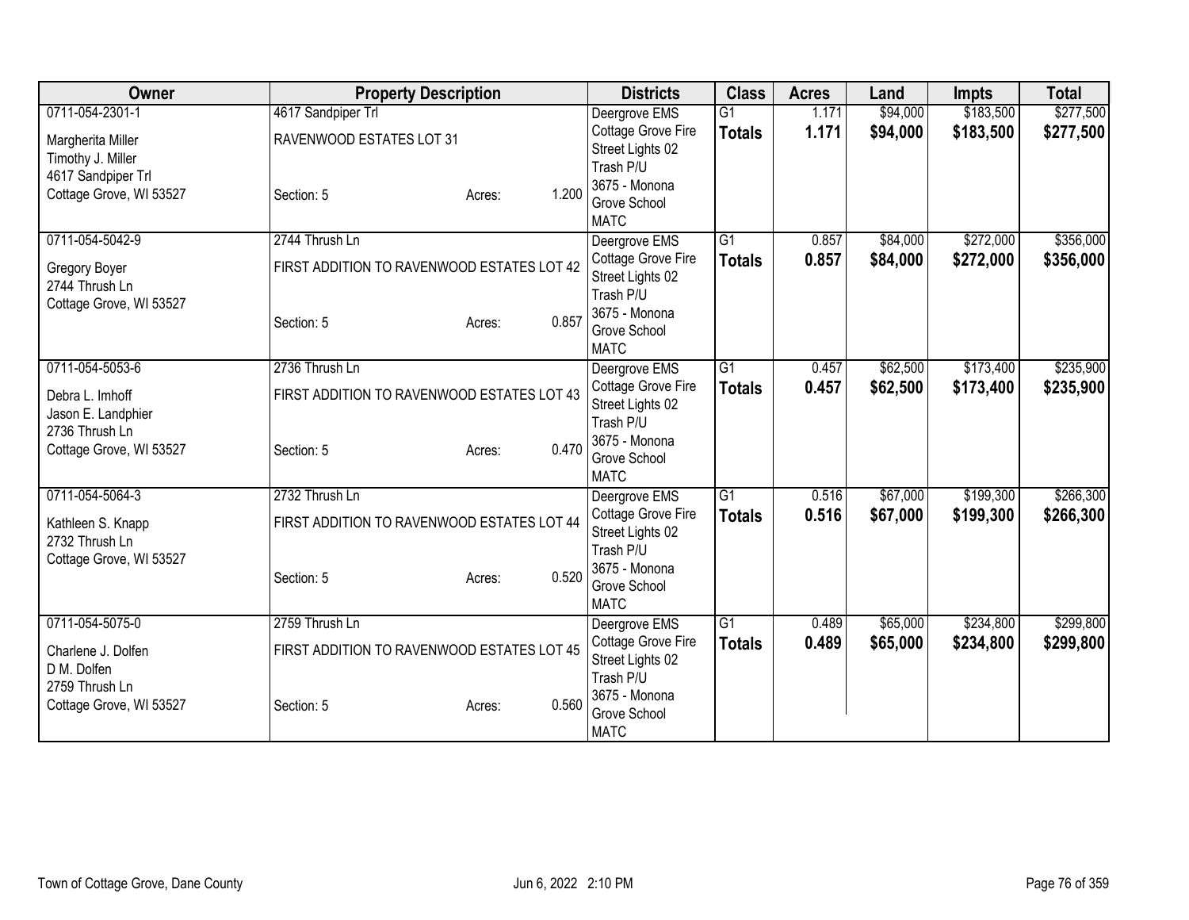| Owner | Property Description | | | Districts | Class | Acres | Land | Impts | Total |
|---|---|---|---|---|---|---|---|---|---|
| 0711-054-2301-1 | 4617 Sandpiper Trl | | | Deergrove EMS | G1 | 1.171 | $94,000 | $183,500 | $277,500 |
| Margherita Miller<br>Timothy J. Miller<br>4617 Sandpiper Trl<br>Cottage Grove, WI 53527 | RAVENWOOD ESTATES LOT 31<br><br>Section: 5 | Acres: | 1.200 | Cottage Grove Fire<br>Street Lights 02<br>Trash P/U<br>3675 - Monona Grove School<br>MATC | **Totals** | **1.171** | **$94,000** | **$183,500** | **$277,500** |
| 0711-054-5042-9 | 2744 Thrush Ln | | | Deergrove EMS | G1 | 0.857 | $84,000 | $272,000 | $356,000 |
| Gregory Boyer<br>2744 Thrush Ln<br>Cottage Grove, WI 53527 | FIRST ADDITION TO RAVENWOOD ESTATES LOT 42<br><br>Section: 5 | Acres: | 0.857 | Cottage Grove Fire<br>Street Lights 02<br>Trash P/U<br>3675 - Monona Grove School<br>MATC | **Totals** | **0.857** | **$84,000** | **$272,000** | **$356,000** |
| 0711-054-5053-6 | 2736 Thrush Ln | | | Deergrove EMS | G1 | 0.457 | $62,500 | $173,400 | $235,900 |
| Debra L. Imhoff<br>Jason E. Landphier<br>2736 Thrush Ln<br>Cottage Grove, WI 53527 | FIRST ADDITION TO RAVENWOOD ESTATES LOT 43<br><br>Section: 5 | Acres: | 0.470 | Cottage Grove Fire<br>Street Lights 02<br>Trash P/U<br>3675 - Monona Grove School<br>MATC | **Totals** | **0.457** | **$62,500** | **$173,400** | **$235,900** |
| 0711-054-5064-3 | 2732 Thrush Ln | | | Deergrove EMS | G1 | 0.516 | $67,000 | $199,300 | $266,300 |
| Kathleen S. Knapp<br>2732 Thrush Ln<br>Cottage Grove, WI 53527 | FIRST ADDITION TO RAVENWOOD ESTATES LOT 44<br><br>Section: 5 | Acres: | 0.520 | Cottage Grove Fire<br>Street Lights 02<br>Trash P/U<br>3675 - Monona Grove School<br>MATC | **Totals** | **0.516** | **$67,000** | **$199,300** | **$266,300** |
| 0711-054-5075-0 | 2759 Thrush Ln | | | Deergrove EMS | G1 | 0.489 | $65,000 | $234,800 | $299,800 |
| Charlene J. Dolfen<br>D M. Dolfen<br>2759 Thrush Ln<br>Cottage Grove, WI 53527 | FIRST ADDITION TO RAVENWOOD ESTATES LOT 45<br><br>Section: 5 | Acres: | 0.560 | Cottage Grove Fire<br>Street Lights 02<br>Trash P/U<br>3675 - Monona Grove School<br>MATC | **Totals** | **0.489** | **$65,000** | **$234,800** | **$299,800** |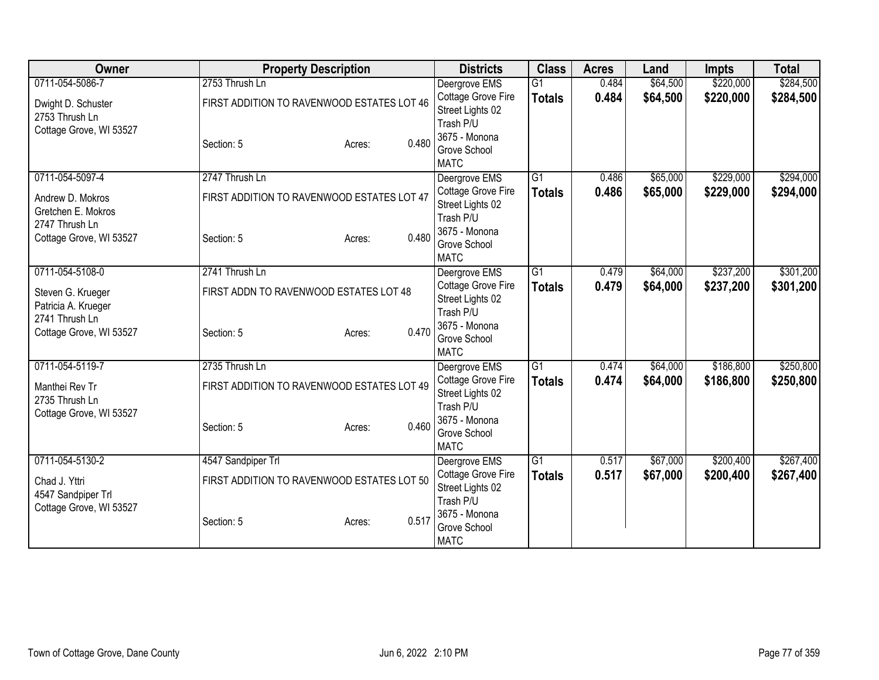| Owner | Property Description | | | Districts | Class | Acres | Land | Impts | Total |
|---|---|---|---|---|---|---|---|---|---|
| 0711-054-5086-7 | 2753 Thrush Ln | | | Deergrove EMS | G1 | 0.484 | $64,500 | $220,000 | $284,500 |
| Dwight D. Schuster<br>2753 Thrush Ln<br>Cottage Grove, WI 53527 | FIRST ADDITION TO RAVENWOOD ESTATES LOT 46 | | | Cottage Grove Fire<br>Street Lights 02<br>Trash P/U | **Totals** | **0.484** | **$64,500** | **$220,000** | **$284,500** |
| | Section: 5 | Acres: | 0.480 | 3675 - Monona Grove School<br>MATC | | | | | |
| 0711-054-5097-4 | 2747 Thrush Ln | | | Deergrove EMS | G1 | 0.486 | $65,000 | $229,000 | $294,000 |
| Andrew D. Mokros<br>Gretchen E. Mokros<br>2747 Thrush Ln<br>Cottage Grove, WI 53527 | FIRST ADDITION TO RAVENWOOD ESTATES LOT 47 | | | Cottage Grove Fire<br>Street Lights 02<br>Trash P/U | **Totals** | **0.486** | **$65,000** | **$229,000** | **$294,000** |
| | Section: 5 | Acres: | 0.480 | 3675 - Monona Grove School<br>MATC | | | | | |
| 0711-054-5108-0 | 2741 Thrush Ln | | | Deergrove EMS | G1 | 0.479 | $64,000 | $237,200 | $301,200 |
| Steven G. Krueger<br>Patricia A. Krueger<br>2741 Thrush Ln<br>Cottage Grove, WI 53527 | FIRST ADDN TO RAVENWOOD ESTATES LOT 48 | | | Cottage Grove Fire<br>Street Lights 02<br>Trash P/U | **Totals** | **0.479** | **$64,000** | **$237,200** | **$301,200** |
| | Section: 5 | Acres: | 0.470 | 3675 - Monona Grove School<br>MATC | | | | | |
| 0711-054-5119-7 | 2735 Thrush Ln | | | Deergrove EMS | G1 | 0.474 | $64,000 | $186,800 | $250,800 |
| Manthei Rev Tr<br>2735 Thrush Ln<br>Cottage Grove, WI 53527 | FIRST ADDITION TO RAVENWOOD ESTATES LOT 49 | | | Cottage Grove Fire<br>Street Lights 02<br>Trash P/U | **Totals** | **0.474** | **$64,000** | **$186,800** | **$250,800** |
| | Section: 5 | Acres: | 0.460 | 3675 - Monona Grove School<br>MATC | | | | | |
| 0711-054-5130-2 | 4547 Sandpiper Trl | | | Deergrove EMS | G1 | 0.517 | $67,000 | $200,400 | $267,400 |
| Chad J. Yttri<br>4547 Sandpiper Trl<br>Cottage Grove, WI 53527 | FIRST ADDITION TO RAVENWOOD ESTATES LOT 50 | | | Cottage Grove Fire<br>Street Lights 02<br>Trash P/U | **Totals** | **0.517** | **$67,000** | **$200,400** | **$267,400** |
| | Section: 5 | Acres: | 0.517 | 3675 - Monona Grove School<br>MATC | | | | | |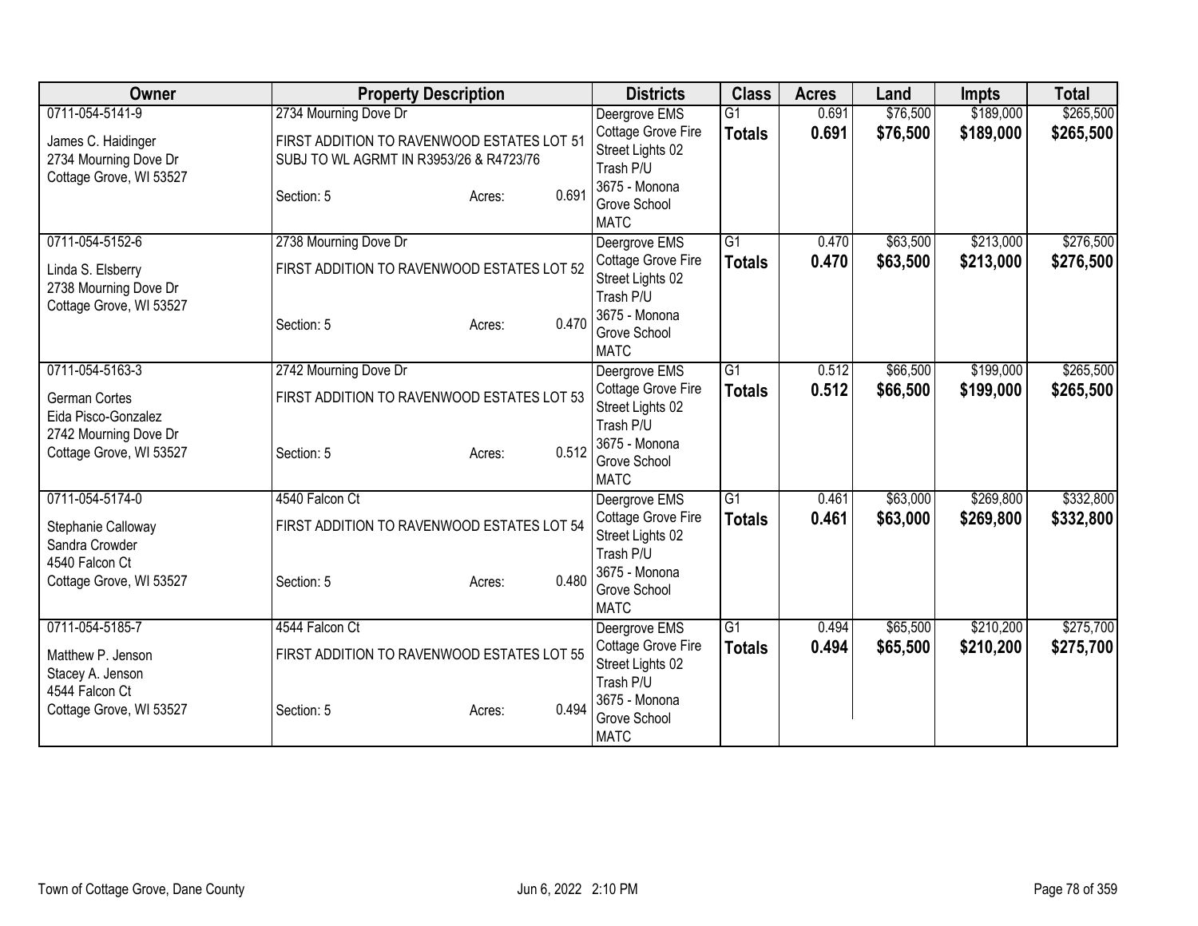| Owner | Property Description | Districts | Class | Acres | Land | Impts | Total |
|---|---|---|---|---|---|---|---|
| 0711-054-5141-9<br>James C. Haidinger<br>2734 Mourning Dove Dr<br>Cottage Grove, WI 53527 | 2734 Mourning Dove Dr<br>FIRST ADDITION TO RAVENWOOD ESTATES LOT 51 SUBJ TO WL AGRMT IN R3953/26 & R4723/76<br>Section: 5 Acres: 0.691 | Deergrove EMS<br>Cottage Grove Fire<br>Street Lights 02<br>Trash P/U<br>3675 - Monona Grove School<br>MATC | G1<br>**Totals** | 0.691<br>**0.691** | $76,500<br>**$76,500** | $189,000<br>**$189,000** | $265,500<br>**$265,500** |
| 0711-054-5152-6<br>Linda S. Elsberry<br>2738 Mourning Dove Dr<br>Cottage Grove, WI 53527 | 2738 Mourning Dove Dr<br>FIRST ADDITION TO RAVENWOOD ESTATES LOT 52<br>Section: 5 Acres: 0.470 | Deergrove EMS<br>Cottage Grove Fire<br>Street Lights 02<br>Trash P/U<br>3675 - Monona Grove School<br>MATC | G1<br>**Totals** | 0.470<br>**0.470** | $63,500<br>**$63,500** | $213,000<br>**$213,000** | $276,500<br>**$276,500** |
| 0711-054-5163-3<br>German Cortes<br>Eida Pisco-Gonzalez<br>2742 Mourning Dove Dr<br>Cottage Grove, WI 53527 | 2742 Mourning Dove Dr<br>FIRST ADDITION TO RAVENWOOD ESTATES LOT 53<br>Section: 5 Acres: 0.512 | Deergrove EMS<br>Cottage Grove Fire<br>Street Lights 02<br>Trash P/U<br>3675 - Monona Grove School<br>MATC | G1<br>**Totals** | 0.512<br>**0.512** | $66,500<br>**$66,500** | $199,000<br>**$199,000** | $265,500<br>**$265,500** |
| 0711-054-5174-0<br>Stephanie Calloway<br>Sandra Crowder<br>4540 Falcon Ct<br>Cottage Grove, WI 53527 | 4540 Falcon Ct<br>FIRST ADDITION TO RAVENWOOD ESTATES LOT 54<br>Section: 5 Acres: 0.480 | Deergrove EMS<br>Cottage Grove Fire<br>Street Lights 02<br>Trash P/U<br>3675 - Monona Grove School<br>MATC | G1<br>**Totals** | 0.461<br>**0.461** | $63,000<br>**$63,000** | $269,800<br>**$269,800** | $332,800<br>**$332,800** |
| 0711-054-5185-7<br>Matthew P. Jenson<br>Stacey A. Jenson<br>4544 Falcon Ct<br>Cottage Grove, WI 53527 | 4544 Falcon Ct<br>FIRST ADDITION TO RAVENWOOD ESTATES LOT 55<br>Section: 5 Acres: 0.494 | Deergrove EMS<br>Cottage Grove Fire<br>Street Lights 02<br>Trash P/U<br>3675 - Monona Grove School<br>MATC | G1<br>**Totals** | 0.494<br>**0.494** | $65,500<br>**$65,500** | $210,200<br>**$210,200** | $275,700<br>**$275,700** |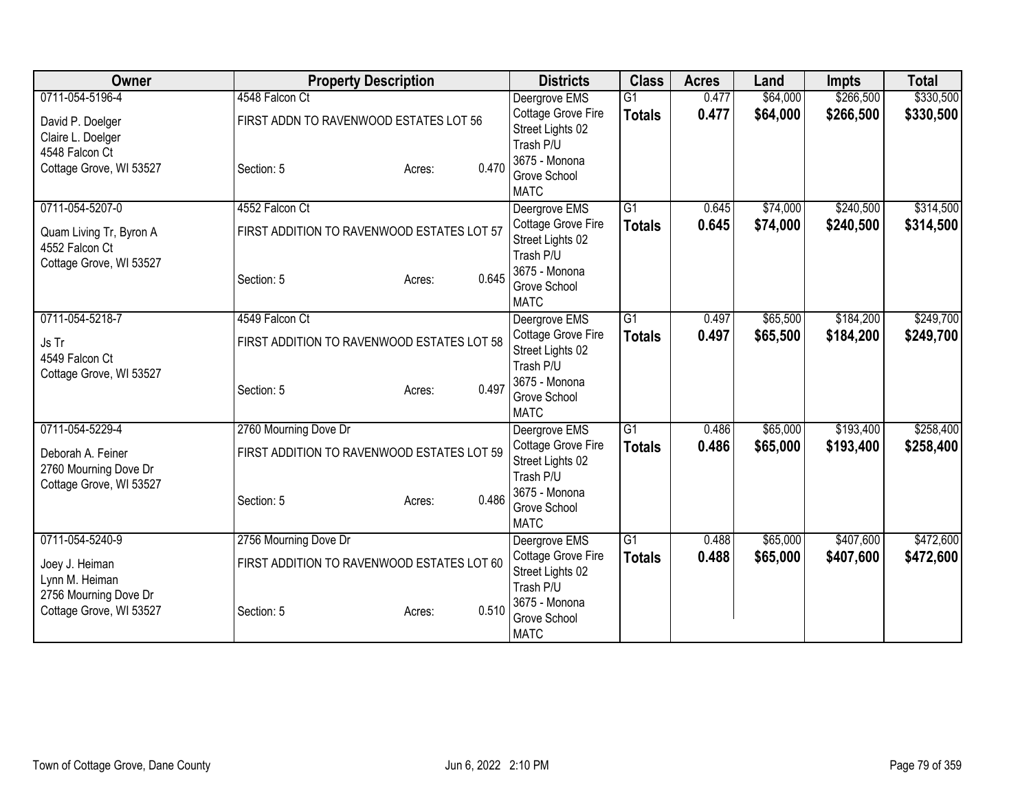| Owner | Property Description | | | Districts | Class | Acres | Land | Impts | Total |
|---|---|---|---|---|---|---|---|---|---|
| 0711-054-5196-4 | 4548 Falcon Ct | | | Deergrove EMS | G1 | 0.477 | $64,000 | $266,500 | $330,500 |
| David P. Doelger<br>Claire L. Doelger<br>4548 Falcon Ct<br>Cottage Grove, WI 53527 | FIRST ADDN TO RAVENWOOD ESTATES LOT 56<br><br>Section: 5 | Acres: | 0.470 | Cottage Grove Fire<br>Street Lights 02<br>Trash P/U<br>3675 - Monona Grove School<br>MATC | **Totals** | **0.477** | **$64,000** | **$266,500** | **$330,500** |
| 0711-054-5207-0 | 4552 Falcon Ct | | | Deergrove EMS | G1 | 0.645 | $74,000 | $240,500 | $314,500 |
| Quam Living Tr, Byron A<br>4552 Falcon Ct<br>Cottage Grove, WI 53527 | FIRST ADDITION TO RAVENWOOD ESTATES LOT 57<br><br>Section: 5 | Acres: | 0.645 | Cottage Grove Fire<br>Street Lights 02<br>Trash P/U<br>3675 - Monona Grove School<br>MATC | **Totals** | **0.645** | **$74,000** | **$240,500** | **$314,500** |
| 0711-054-5218-7 | 4549 Falcon Ct | | | Deergrove EMS | G1 | 0.497 | $65,500 | $184,200 | $249,700 |
| Js Tr<br>4549 Falcon Ct<br>Cottage Grove, WI 53527 | FIRST ADDITION TO RAVENWOOD ESTATES LOT 58<br><br>Section: 5 | Acres: | 0.497 | Cottage Grove Fire<br>Street Lights 02<br>Trash P/U<br>3675 - Monona Grove School<br>MATC | **Totals** | **0.497** | **$65,500** | **$184,200** | **$249,700** |
| 0711-054-5229-4 | 2760 Mourning Dove Dr | | | Deergrove EMS | G1 | 0.486 | $65,000 | $193,400 | $258,400 |
| Deborah A. Feiner<br>2760 Mourning Dove Dr<br>Cottage Grove, WI 53527 | FIRST ADDITION TO RAVENWOOD ESTATES LOT 59<br><br>Section: 5 | Acres: | 0.486 | Cottage Grove Fire<br>Street Lights 02<br>Trash P/U<br>3675 - Monona Grove School<br>MATC | **Totals** | **0.486** | **$65,000** | **$193,400** | **$258,400** |
| 0711-054-5240-9 | 2756 Mourning Dove Dr | | | Deergrove EMS | G1 | 0.488 | $65,000 | $407,600 | $472,600 |
| Joey J. Heiman<br>Lynn M. Heiman<br>2756 Mourning Dove Dr<br>Cottage Grove, WI 53527 | FIRST ADDITION TO RAVENWOOD ESTATES LOT 60<br><br>Section: 5 | Acres: | 0.510 | Cottage Grove Fire<br>Street Lights 02<br>Trash P/U<br>3675 - Monona Grove School<br>MATC | **Totals** | **0.488** | **$65,000** | **$407,600** | **$472,600** |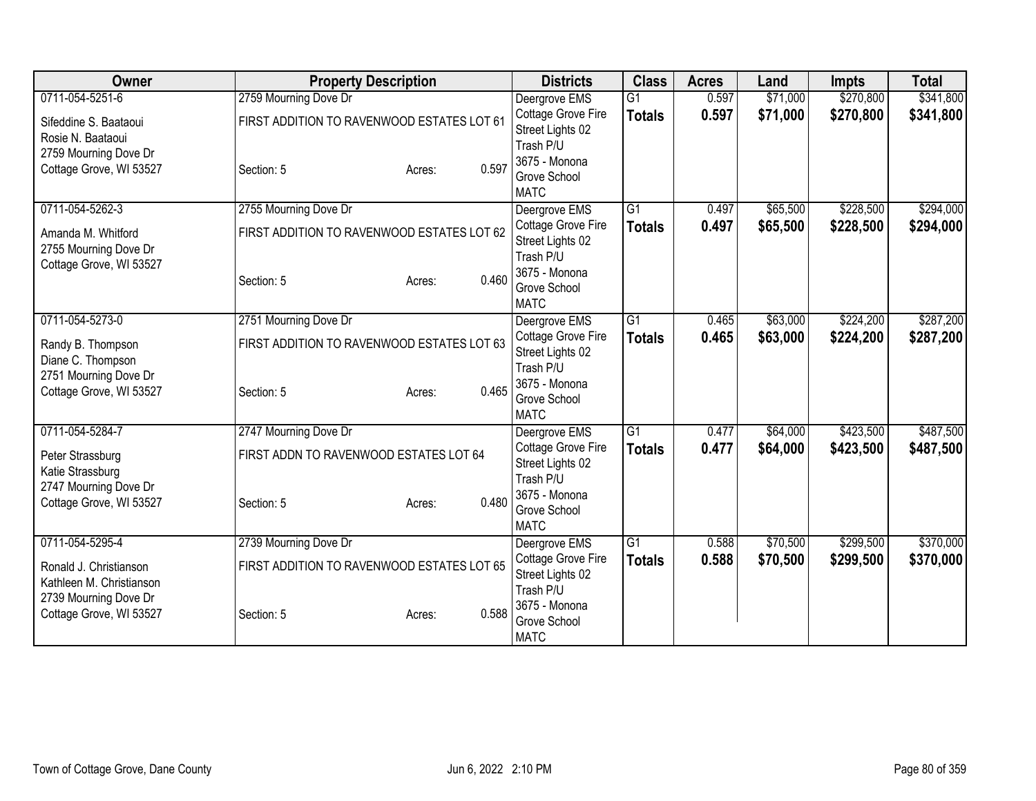| Owner | Property Description | | | Districts | Class | Acres | Land | Impts | Total |
|---|---|---|---|---|---|---|---|---|---|
| 0711-054-5251-6 | 2759 Mourning Dove Dr | | | Deergrove EMS | G1 | 0.597 | $71,000 | $270,800 | $341,800 |
| Sifeddine S. Baataoui<br>Rosie N. Baataoui<br>2759 Mourning Dove Dr<br>Cottage Grove, WI 53527 | FIRST ADDITION TO RAVENWOOD ESTATES LOT 61 | | | Cottage Grove Fire<br>Street Lights 02<br>Trash P/U | **Totals** | **0.597** | **$71,000** | **$270,800** | **$341,800** |
| | Section: 5 | Acres: | 0.597 | 3675 - Monona Grove School<br>MATC | | | | | |
| 0711-054-5262-3 | 2755 Mourning Dove Dr | | | Deergrove EMS | G1 | 0.497 | $65,500 | $228,500 | $294,000 |
| Amanda M. Whitford<br>2755 Mourning Dove Dr<br>Cottage Grove, WI 53527 | FIRST ADDITION TO RAVENWOOD ESTATES LOT 62 | | | Cottage Grove Fire<br>Street Lights 02<br>Trash P/U | **Totals** | **0.497** | **$65,500** | **$228,500** | **$294,000** |
| | Section: 5 | Acres: | 0.460 | 3675 - Monona Grove School<br>MATC | | | | | |
| 0711-054-5273-0 | 2751 Mourning Dove Dr | | | Deergrove EMS | G1 | 0.465 | $63,000 | $224,200 | $287,200 |
| Randy B. Thompson<br>Diane C. Thompson<br>2751 Mourning Dove Dr<br>Cottage Grove, WI 53527 | FIRST ADDITION TO RAVENWOOD ESTATES LOT 63 | | | Cottage Grove Fire<br>Street Lights 02<br>Trash P/U | **Totals** | **0.465** | **$63,000** | **$224,200** | **$287,200** |
| | Section: 5 | Acres: | 0.465 | 3675 - Monona Grove School<br>MATC | | | | | |
| 0711-054-5284-7 | 2747 Mourning Dove Dr | | | Deergrove EMS | G1 | 0.477 | $64,000 | $423,500 | $487,500 |
| Peter Strassburg<br>Katie Strassburg<br>2747 Mourning Dove Dr<br>Cottage Grove, WI 53527 | FIRST ADDN TO RAVENWOOD ESTATES LOT 64 | | | Cottage Grove Fire<br>Street Lights 02<br>Trash P/U | **Totals** | **0.477** | **$64,000** | **$423,500** | **$487,500** |
| | Section: 5 | Acres: | 0.480 | 3675 - Monona Grove School<br>MATC | | | | | |
| 0711-054-5295-4 | 2739 Mourning Dove Dr | | | Deergrove EMS | G1 | 0.588 | $70,500 | $299,500 | $370,000 |
| Ronald J. Christianson<br>Kathleen M. Christianson<br>2739 Mourning Dove Dr<br>Cottage Grove, WI 53527 | FIRST ADDITION TO RAVENWOOD ESTATES LOT 65 | | | Cottage Grove Fire<br>Street Lights 02<br>Trash P/U | **Totals** | **0.588** | **$70,500** | **$299,500** | **$370,000** |
| | Section: 5 | Acres: | 0.588 | 3675 - Monona Grove School<br>MATC | | | | | |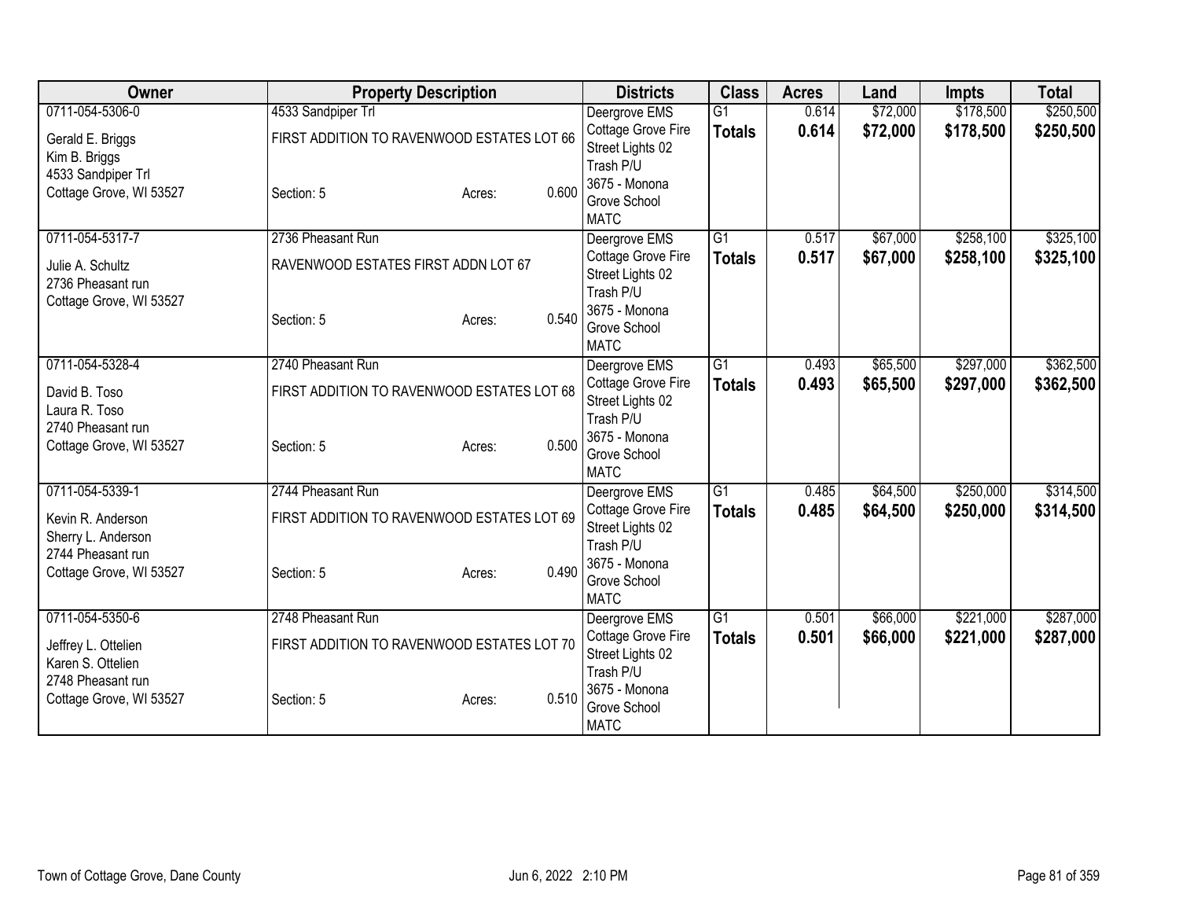| Owner | Property Description | | | Districts | Class | Acres | Land | Impts | Total |
|---|---|---|---|---|---|---|---|---|---|
| 0711-054-5306-0 | 4533 Sandpiper Trl | | | Deergrove EMS | G1 | 0.614 | $72,000 | $178,500 | $250,500 |
| Gerald E. Briggs<br>Kim B. Briggs<br>4533 Sandpiper Trl<br>Cottage Grove, WI 53527 | FIRST ADDITION TO RAVENWOOD ESTATES LOT 66<br><br>Section: 5 | Acres: | 0.600 | Cottage Grove Fire<br>Street Lights 02<br>Trash P/U<br>3675 - Monona Grove School<br>MATC | **Totals** | **0.614** | **$72,000** | **$178,500** | **$250,500** |
| 0711-054-5317-7 | 2736 Pheasant Run | | | Deergrove EMS | G1 | 0.517 | $67,000 | $258,100 | $325,100 |
| Julie A. Schultz<br>2736 Pheasant run<br>Cottage Grove, WI 53527 | RAVENWOOD ESTATES FIRST ADDN LOT 67<br><br>Section: 5 | Acres: | 0.540 | Cottage Grove Fire<br>Street Lights 02<br>Trash P/U<br>3675 - Monona Grove School<br>MATC | **Totals** | **0.517** | **$67,000** | **$258,100** | **$325,100** |
| 0711-054-5328-4 | 2740 Pheasant Run | | | Deergrove EMS | G1 | 0.493 | $65,500 | $297,000 | $362,500 |
| David B. Toso<br>Laura R. Toso<br>2740 Pheasant run<br>Cottage Grove, WI 53527 | FIRST ADDITION TO RAVENWOOD ESTATES LOT 68<br><br>Section: 5 | Acres: | 0.500 | Cottage Grove Fire<br>Street Lights 02<br>Trash P/U<br>3675 - Monona Grove School<br>MATC | **Totals** | **0.493** | **$65,500** | **$297,000** | **$362,500** |
| 0711-054-5339-1 | 2744 Pheasant Run | | | Deergrove EMS | G1 | 0.485 | $64,500 | $250,000 | $314,500 |
| Kevin R. Anderson<br>Sherry L. Anderson<br>2744 Pheasant run<br>Cottage Grove, WI 53527 | FIRST ADDITION TO RAVENWOOD ESTATES LOT 69<br><br>Section: 5 | Acres: | 0.490 | Cottage Grove Fire<br>Street Lights 02<br>Trash P/U<br>3675 - Monona Grove School<br>MATC | **Totals** | **0.485** | **$64,500** | **$250,000** | **$314,500** |
| 0711-054-5350-6 | 2748 Pheasant Run | | | Deergrove EMS | G1 | 0.501 | $66,000 | $221,000 | $287,000 |
| Jeffrey L. Ottelien<br>Karen S. Ottelien<br>2748 Pheasant run<br>Cottage Grove, WI 53527 | FIRST ADDITION TO RAVENWOOD ESTATES LOT 70<br><br>Section: 5 | Acres: | 0.510 | Cottage Grove Fire<br>Street Lights 02<br>Trash P/U<br>3675 - Monona Grove School<br>MATC | **Totals** | **0.501** | **$66,000** | **$221,000** | **$287,000** |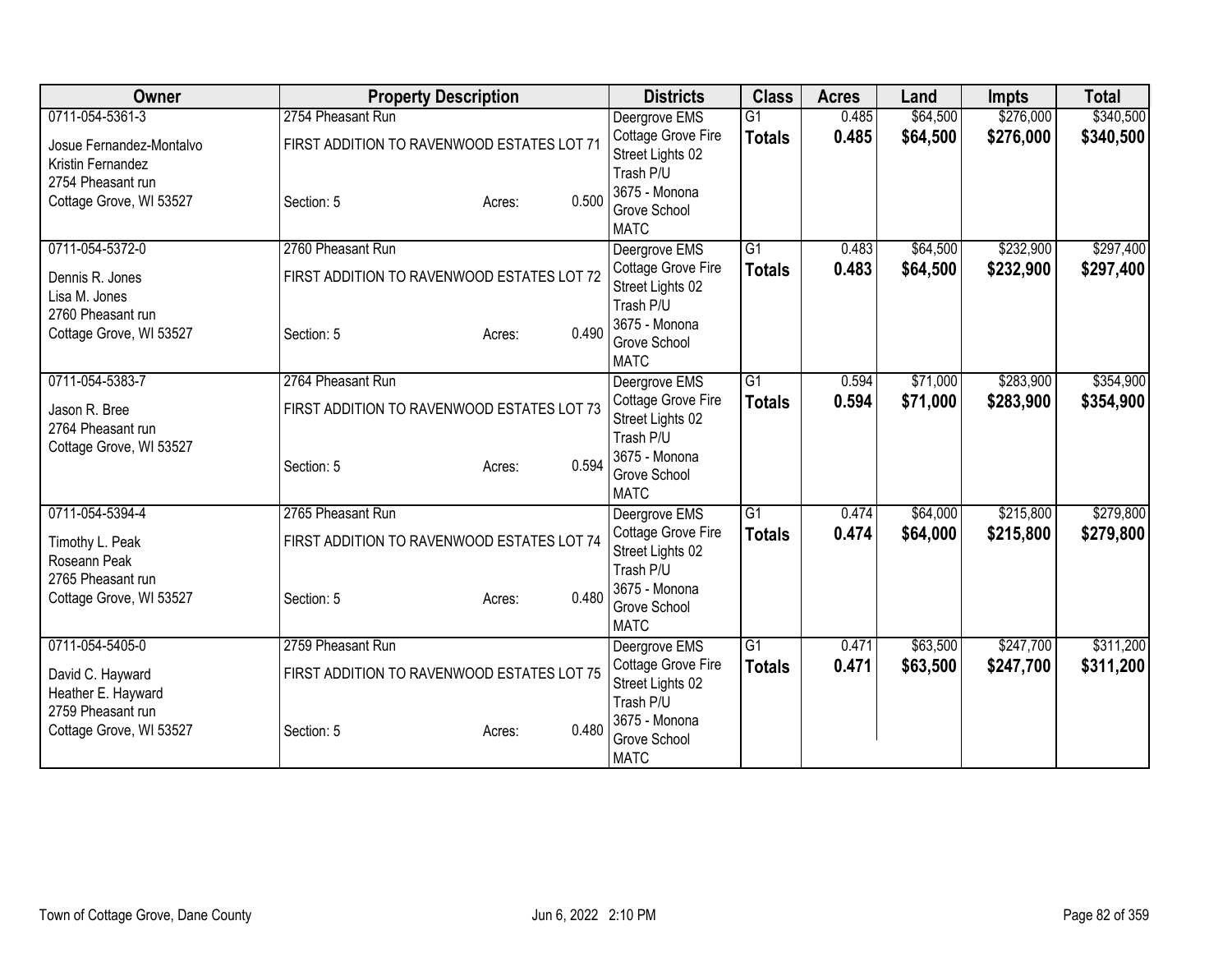| Owner | Property Description | Districts | Class | Acres | Land | Impts | Total |
|---|---|---|---|---|---|---|---|
| 0711-054-5361-3<br>Josue Fernandez-Montalvo<br>Kristin Fernandez<br>2754 Pheasant run<br>Cottage Grove, WI 53527 | 2754 Pheasant Run<br>FIRST ADDITION TO RAVENWOOD ESTATES LOT 71<br>Section: 5 Acres: 0.500 | Deergrove EMS<br>Cottage Grove Fire<br>Street Lights 02<br>Trash P/U<br>3675 - Monona Grove School<br>MATC | G1<br>**Totals** | 0.485<br>**0.485** | $64,500<br>**$64,500** | $276,000<br>**$276,000** | $340,500<br>**$340,500** |
| 0711-054-5372-0<br>Dennis R. Jones<br>Lisa M. Jones<br>2760 Pheasant run<br>Cottage Grove, WI 53527 | 2760 Pheasant Run<br>FIRST ADDITION TO RAVENWOOD ESTATES LOT 72<br>Section: 5 Acres: 0.490 | Deergrove EMS<br>Cottage Grove Fire<br>Street Lights 02<br>Trash P/U<br>3675 - Monona Grove School<br>MATC | G1<br>**Totals** | 0.483<br>**0.483** | $64,500<br>**$64,500** | $232,900<br>**$232,900** | $297,400<br>**$297,400** |
| 0711-054-5383-7<br>Jason R. Bree<br>2764 Pheasant run<br>Cottage Grove, WI 53527 | 2764 Pheasant Run<br>FIRST ADDITION TO RAVENWOOD ESTATES LOT 73<br>Section: 5 Acres: 0.594 | Deergrove EMS<br>Cottage Grove Fire<br>Street Lights 02<br>Trash P/U<br>3675 - Monona Grove School<br>MATC | G1<br>**Totals** | 0.594<br>**0.594** | $71,000<br>**$71,000** | $283,900<br>**$283,900** | $354,900<br>**$354,900** |
| 0711-054-5394-4<br>Timothy L. Peak<br>Roseann Peak<br>2765 Pheasant run<br>Cottage Grove, WI 53527 | 2765 Pheasant Run<br>FIRST ADDITION TO RAVENWOOD ESTATES LOT 74<br>Section: 5 Acres: 0.480 | Deergrove EMS<br>Cottage Grove Fire<br>Street Lights 02<br>Trash P/U<br>3675 - Monona Grove School<br>MATC | G1<br>**Totals** | 0.474<br>**0.474** | $64,000<br>**$64,000** | $215,800<br>**$215,800** | $279,800<br>**$279,800** |
| 0711-054-5405-0<br>David C. Hayward<br>Heather E. Hayward<br>2759 Pheasant run<br>Cottage Grove, WI 53527 | 2759 Pheasant Run<br>FIRST ADDITION TO RAVENWOOD ESTATES LOT 75<br>Section: 5 Acres: 0.480 | Deergrove EMS<br>Cottage Grove Fire<br>Street Lights 02<br>Trash P/U<br>3675 - Monona Grove School<br>MATC | G1<br>**Totals** | 0.471<br>**0.471** | $63,500<br>**$63,500** | $247,700<br>**$247,700** | $311,200<br>**$311,200** |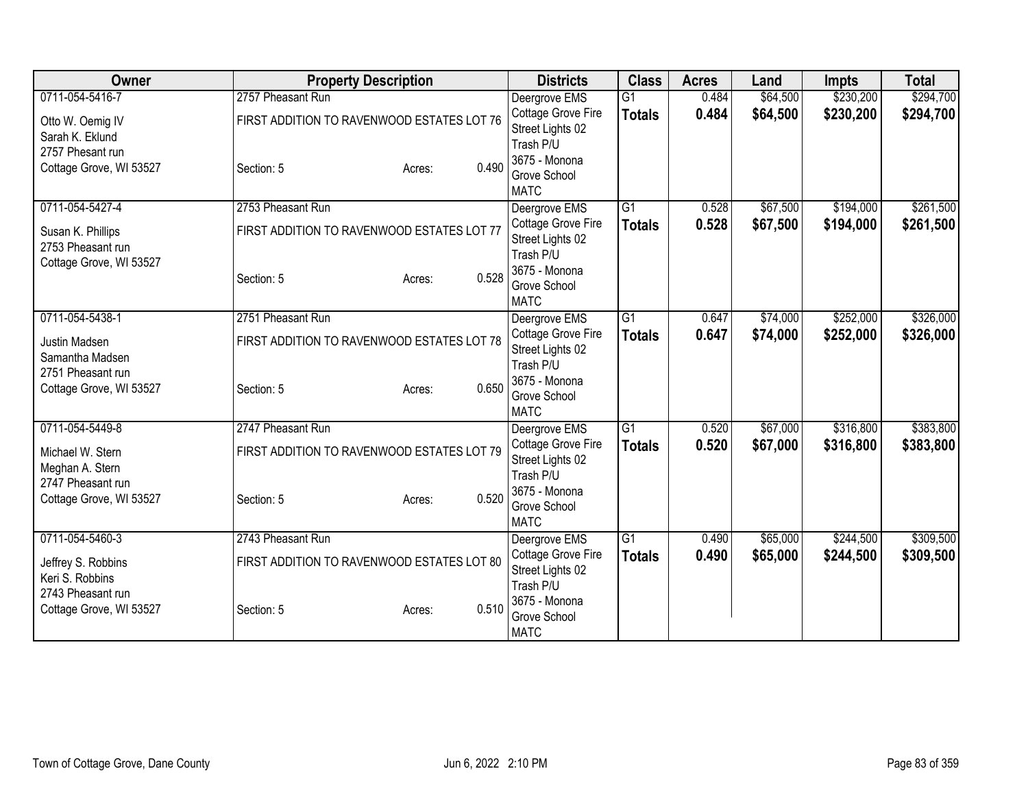| Owner | Property Description | | | Districts | Class | Acres | Land | Impts | Total |
|---|---|---|---|---|---|---|---|---|---|
| 0711-054-5416-7<br>Otto W. Oemig IV<br>Sarah K. Eklund<br>2757 Phesant run<br>Cottage Grove, WI 53527 | 2757 Pheasant Run<br>FIRST ADDITION TO RAVENWOOD ESTATES LOT 76<br>Section: 5 | Acres: | 0.490 | Deergrove EMS<br>Cottage Grove Fire<br>Street Lights 02<br>Trash P/U<br>3675 - Monona Grove School<br>MATC | G1<br>**Totals** | 0.484<br>**0.484** | $64,500<br>**$64,500** | $230,200<br>**$230,200** | $294,700<br>**$294,700** |
| 0711-054-5427-4<br>Susan K. Phillips<br>2753 Pheasant run<br>Cottage Grove, WI 53527 | 2753 Pheasant Run<br>FIRST ADDITION TO RAVENWOOD ESTATES LOT 77<br>Section: 5 | Acres: | 0.528 | Deergrove EMS<br>Cottage Grove Fire<br>Street Lights 02<br>Trash P/U<br>3675 - Monona Grove School<br>MATC | G1<br>**Totals** | 0.528<br>**0.528** | $67,500<br>**$67,500** | $194,000<br>**$194,000** | $261,500<br>**$261,500** |
| 0711-054-5438-1<br>Justin Madsen<br>Samantha Madsen<br>2751 Pheasant run<br>Cottage Grove, WI 53527 | 2751 Pheasant Run<br>FIRST ADDITION TO RAVENWOOD ESTATES LOT 78<br>Section: 5 | Acres: | 0.650 | Deergrove EMS<br>Cottage Grove Fire<br>Street Lights 02<br>Trash P/U<br>3675 - Monona Grove School<br>MATC | G1<br>**Totals** | 0.647<br>**0.647** | $74,000<br>**$74,000** | $252,000<br>**$252,000** | $326,000<br>**$326,000** |
| 0711-054-5449-8<br>Michael W. Stern<br>Meghan A. Stern<br>2747 Pheasant run<br>Cottage Grove, WI 53527 | 2747 Pheasant Run<br>FIRST ADDITION TO RAVENWOOD ESTATES LOT 79<br>Section: 5 | Acres: | 0.520 | Deergrove EMS<br>Cottage Grove Fire<br>Street Lights 02<br>Trash P/U<br>3675 - Monona Grove School<br>MATC | G1<br>**Totals** | 0.520<br>**0.520** | $67,000<br>**$67,000** | $316,800<br>**$316,800** | $383,800<br>**$383,800** |
| 0711-054-5460-3<br>Jeffrey S. Robbins<br>Keri S. Robbins<br>2743 Pheasant run<br>Cottage Grove, WI 53527 | 2743 Pheasant Run<br>FIRST ADDITION TO RAVENWOOD ESTATES LOT 80<br>Section: 5 | Acres: | 0.510 | Deergrove EMS<br>Cottage Grove Fire<br>Street Lights 02<br>Trash P/U<br>3675 - Monona Grove School<br>MATC | G1<br>**Totals** | 0.490<br>**0.490** | $65,000<br>**$65,000** | $244,500<br>**$244,500** | $309,500<br>**$309,500** |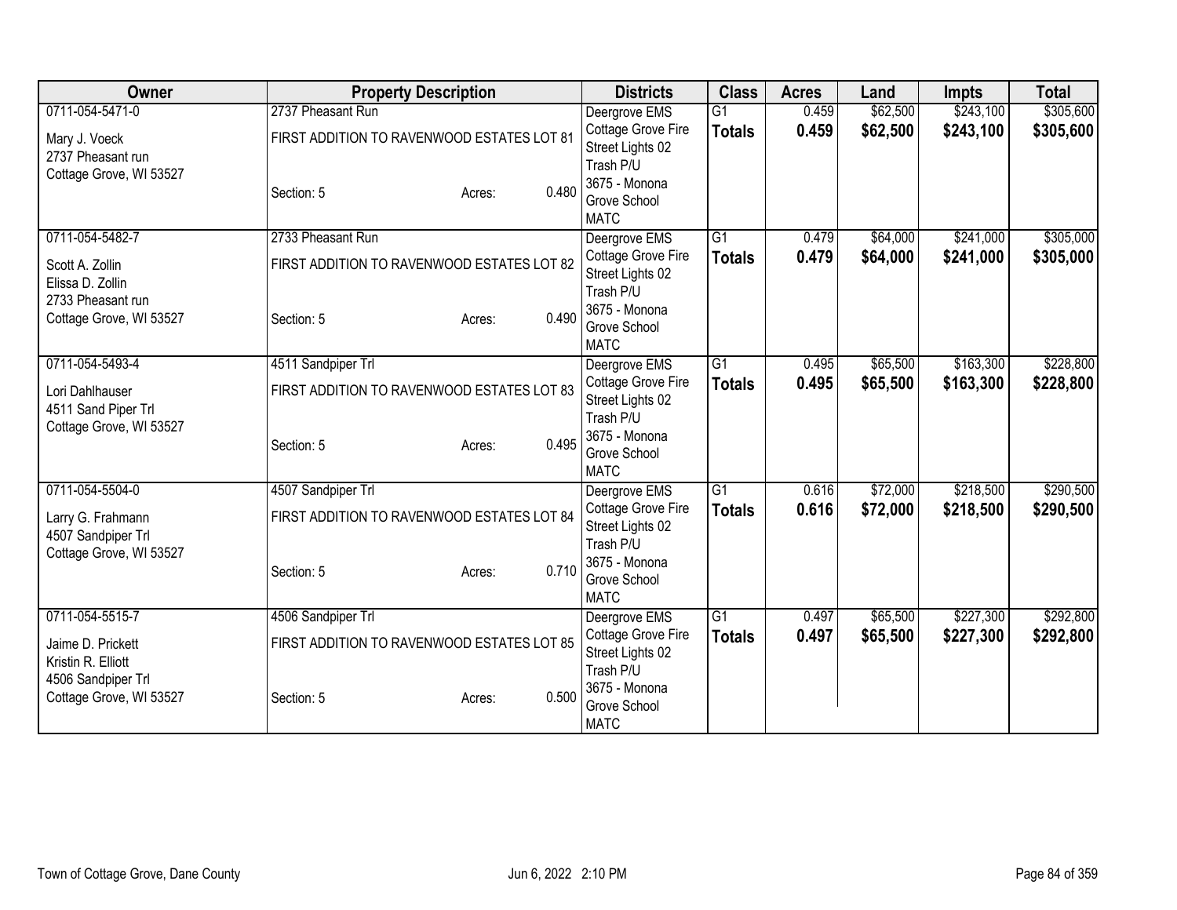| Owner | Property Description | | | Districts | Class | Acres | Land | Impts | Total |
|---|---|---|---|---|---|---|---|---|---|
| 0711-054-5471-0<br><br>Mary J. Voeck<br>2737 Pheasant run<br>Cottage Grove, WI 53527 | 2737 Pheasant Run<br><br>FIRST ADDITION TO RAVENWOOD ESTATES LOT 81<br><br>Section: 5 | Acres: | 0.480 | Deergrove EMS<br>Cottage Grove Fire<br>Street Lights 02<br>Trash P/U<br>3675 - Monona Grove School<br>MATC | G1<br>**Totals** | 0.459<br>**0.459** | $62,500<br>**$62,500** | $243,100<br>**$243,100** | $305,600<br>**$305,600** |
| 0711-054-5482-7<br><br>Scott A. Zollin<br>Elissa D. Zollin<br>2733 Pheasant run<br>Cottage Grove, WI 53527 | 2733 Pheasant Run<br><br>FIRST ADDITION TO RAVENWOOD ESTATES LOT 82<br><br>Section: 5 | Acres: | 0.490 | Deergrove EMS<br>Cottage Grove Fire<br>Street Lights 02<br>Trash P/U<br>3675 - Monona Grove School<br>MATC | G1<br>**Totals** | 0.479<br>**0.479** | $64,000<br>**$64,000** | $241,000<br>**$241,000** | $305,000<br>**$305,000** |
| 0711-054-5493-4<br><br>Lori Dahlhauser<br>4511 Sand Piper Trl<br>Cottage Grove, WI 53527 | 4511 Sandpiper Trl<br><br>FIRST ADDITION TO RAVENWOOD ESTATES LOT 83<br><br>Section: 5 | Acres: | 0.495 | Deergrove EMS<br>Cottage Grove Fire<br>Street Lights 02<br>Trash P/U<br>3675 - Monona Grove School<br>MATC | G1<br>**Totals** | 0.495<br>**0.495** | $65,500<br>**$65,500** | $163,300<br>**$163,300** | $228,800<br>**$228,800** |
| 0711-054-5504-0<br><br>Larry G. Frahmann<br>4507 Sandpiper Trl<br>Cottage Grove, WI 53527 | 4507 Sandpiper Trl<br><br>FIRST ADDITION TO RAVENWOOD ESTATES LOT 84<br><br>Section: 5 | Acres: | 0.710 | Deergrove EMS<br>Cottage Grove Fire<br>Street Lights 02<br>Trash P/U<br>3675 - Monona Grove School<br>MATC | G1<br>**Totals** | 0.616<br>**0.616** | $72,000<br>**$72,000** | $218,500<br>**$218,500** | $290,500<br>**$290,500** |
| 0711-054-5515-7<br><br>Jaime D. Prickett<br>Kristin R. Elliott<br>4506 Sandpiper Trl<br>Cottage Grove, WI 53527 | 4506 Sandpiper Trl<br><br>FIRST ADDITION TO RAVENWOOD ESTATES LOT 85<br><br>Section: 5 | Acres: | 0.500 | Deergrove EMS<br>Cottage Grove Fire<br>Street Lights 02<br>Trash P/U<br>3675 - Monona Grove School<br>MATC | G1<br>**Totals** | 0.497<br>**0.497** | $65,500<br>**$65,500** | $227,300<br>**$227,300** | $292,800<br>**$292,800** |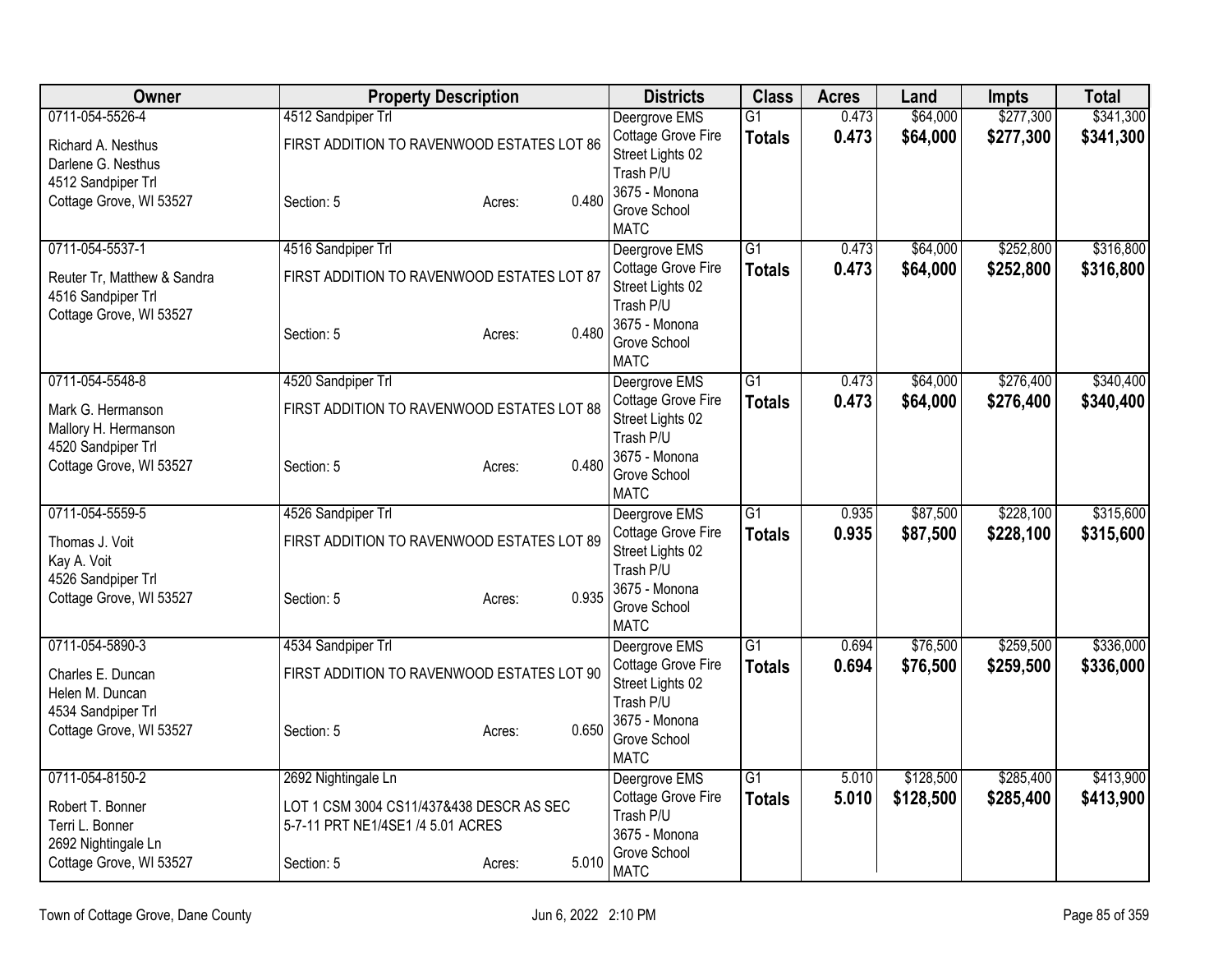| Owner | Property Description | Districts | Class | Acres | Land | Impts | Total |
|---|---|---|---|---|---|---|---|
| 0711-054-5526-4<br>Richard A. Nesthus<br>Darlene G. Nesthus<br>4512 Sandpiper Trl<br>Cottage Grove, WI 53527 | 4512 Sandpiper Trl<br>FIRST ADDITION TO RAVENWOOD ESTATES LOT 86<br>Section: 5 Acres: 0.480 | Deergrove EMS<br>Cottage Grove Fire<br>Street Lights 02<br>Trash P/U<br>3675 - Monona Grove School<br>MATC | G1<br>**Totals** | 0.473<br>**0.473** | $64,000<br>**$64,000** | $277,300<br>**$277,300** | $341,300<br>**$341,300** |
| 0711-054-5537-1<br>Reuter Tr, Matthew & Sandra<br>4516 Sandpiper Trl<br>Cottage Grove, WI 53527 | 4516 Sandpiper Trl<br>FIRST ADDITION TO RAVENWOOD ESTATES LOT 87<br>Section: 5 Acres: 0.480 | Deergrove EMS<br>Cottage Grove Fire<br>Street Lights 02<br>Trash P/U<br>3675 - Monona Grove School<br>MATC | G1<br>**Totals** | 0.473<br>**0.473** | $64,000<br>**$64,000** | $252,800<br>**$252,800** | $316,800<br>**$316,800** |
| 0711-054-5548-8<br>Mark G. Hermanson<br>Mallory H. Hermanson<br>4520 Sandpiper Trl<br>Cottage Grove, WI 53527 | 4520 Sandpiper Trl<br>FIRST ADDITION TO RAVENWOOD ESTATES LOT 88<br>Section: 5 Acres: 0.480 | Deergrove EMS<br>Cottage Grove Fire<br>Street Lights 02<br>Trash P/U<br>3675 - Monona Grove School<br>MATC | G1<br>**Totals** | 0.473<br>**0.473** | $64,000<br>**$64,000** | $276,400<br>**$276,400** | $340,400<br>**$340,400** |
| 0711-054-5559-5<br>Thomas J. Voit<br>Kay A. Voit<br>4526 Sandpiper Trl<br>Cottage Grove, WI 53527 | 4526 Sandpiper Trl<br>FIRST ADDITION TO RAVENWOOD ESTATES LOT 89<br>Section: 5 Acres: 0.935 | Deergrove EMS<br>Cottage Grove Fire<br>Street Lights 02<br>Trash P/U<br>3675 - Monona Grove School<br>MATC | G1<br>**Totals** | 0.935<br>**0.935** | $87,500<br>**$87,500** | $228,100<br>**$228,100** | $315,600<br>**$315,600** |
| 0711-054-5890-3<br>Charles E. Duncan<br>Helen M. Duncan<br>4534 Sandpiper Trl<br>Cottage Grove, WI 53527 | 4534 Sandpiper Trl<br>FIRST ADDITION TO RAVENWOOD ESTATES LOT 90<br>Section: 5 Acres: 0.650 | Deergrove EMS<br>Cottage Grove Fire<br>Street Lights 02<br>Trash P/U<br>3675 - Monona Grove School<br>MATC | G1<br>**Totals** | 0.694<br>**0.694** | $76,500<br>**$76,500** | $259,500<br>**$259,500** | $336,000<br>**$336,000** |
| 0711-054-8150-2<br>Robert T. Bonner<br>Terri L. Bonner<br>2692 Nightingale Ln<br>Cottage Grove, WI 53527 | 2692 Nightingale Ln<br>LOT 1 CSM 3004 CS11/437&438 DESCR AS SEC 5-7-11 PRT NE1/4SE1 /4 5.01 ACRES<br>Section: 5 Acres: 5.010 | Deergrove EMS<br>Cottage Grove Fire<br>Trash P/U<br>3675 - Monona Grove School<br>MATC | G1<br>**Totals** | 5.010<br>**5.010** | $128,500<br>**$128,500** | $285,400<br>**$285,400** | $413,900<br>**$413,900** |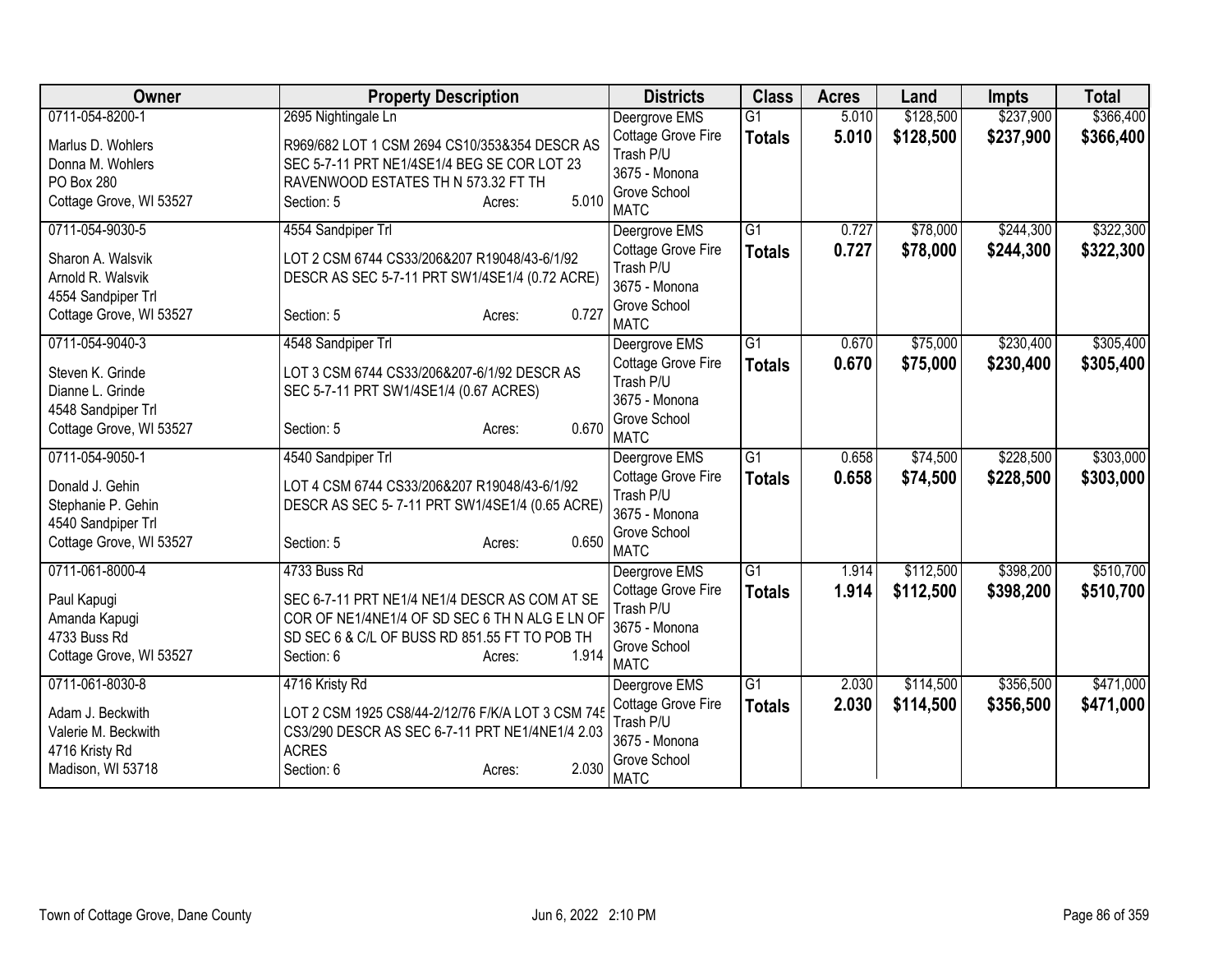| Owner | Property Description | Districts | Class | Acres | Land | Impts | Total |
|---|---|---|---|---|---|---|---|
| 0711-054-8200-1<br>Marlus D. Wohlers<br>Donna M. Wohlers<br>PO Box 280<br>Cottage Grove, WI 53527 | 2695 Nightingale Ln<br>R969/682 LOT 1 CSM 2694 CS10/353&354 DESCR AS SEC 5-7-11 PRT NE1/4SE1/4 BEG SE COR LOT 23 RAVENWOOD ESTATES TH N 573.32 FT TH<br>Section: 5 Acres: 5.010 | Deergrove EMS<br>Cottage Grove Fire<br>Trash P/U<br>3675 - Monona Grove School<br>MATC | G1<br>**Totals** | 5.010<br>**5.010** | $128,500<br>**$128,500** | $237,900<br>**$237,900** | $366,400<br>**$366,400** |
| 0711-054-9030-5<br>Sharon A. Walsvik<br>Arnold R. Walsvik<br>4554 Sandpiper Trl<br>Cottage Grove, WI 53527 | 4554 Sandpiper Trl<br>LOT 2 CSM 6744 CS33/206&207 R19048/43-6/1/92 DESCR AS SEC 5-7-11 PRT SW1/4SE1/4 (0.72 ACRE)<br>Section: 5 Acres: 0.727 | Deergrove EMS<br>Cottage Grove Fire<br>Trash P/U<br>3675 - Monona Grove School<br>MATC | G1<br>**Totals** | 0.727<br>**0.727** | $78,000<br>**$78,000** | $244,300<br>**$244,300** | $322,300<br>**$322,300** |
| 0711-054-9040-3<br>Steven K. Grinde<br>Dianne L. Grinde<br>4548 Sandpiper Trl<br>Cottage Grove, WI 53527 | 4548 Sandpiper Trl<br>LOT 3 CSM 6744 CS33/206&207-6/1/92 DESCR AS SEC 5-7-11 PRT SW1/4SE1/4 (0.67 ACRES)<br>Section: 5 Acres: 0.670 | Deergrove EMS<br>Cottage Grove Fire<br>Trash P/U<br>3675 - Monona Grove School<br>MATC | G1<br>**Totals** | 0.670<br>**0.670** | $75,000<br>**$75,000** | $230,400<br>**$230,400** | $305,400<br>**$305,400** |
| 0711-054-9050-1<br>Donald J. Gehin<br>Stephanie P. Gehin<br>4540 Sandpiper Trl<br>Cottage Grove, WI 53527 | 4540 Sandpiper Trl<br>LOT 4 CSM 6744 CS33/206&207 R19048/43-6/1/92 DESCR AS SEC 5- 7-11 PRT SW1/4SE1/4 (0.65 ACRE)<br>Section: 5 Acres: 0.650 | Deergrove EMS<br>Cottage Grove Fire<br>Trash P/U<br>3675 - Monona Grove School<br>MATC | G1<br>**Totals** | 0.658<br>**0.658** | $74,500<br>**$74,500** | $228,500<br>**$228,500** | $303,000<br>**$303,000** |
| 0711-061-8000-4<br>Paul Kapugi<br>Amanda Kapugi<br>4733 Buss Rd<br>Cottage Grove, WI 53527 | 4733 Buss Rd<br>SEC 6-7-11 PRT NE1/4 NE1/4 DESCR AS COM AT SE COR OF NE1/4NE1/4 OF SD SEC 6 TH N ALG E LN OF SD SEC 6 & C/L OF BUSS RD 851.55 FT TO POB TH<br>Section: 6 Acres: 1.914 | Deergrove EMS<br>Cottage Grove Fire<br>Trash P/U<br>3675 - Monona Grove School<br>MATC | G1<br>**Totals** | 1.914<br>**1.914** | $112,500<br>**$112,500** | $398,200<br>**$398,200** | $510,700<br>**$510,700** |
| 0711-061-8030-8<br>Adam J. Beckwith<br>Valerie M. Beckwith<br>4716 Kristy Rd<br>Madison, WI 53718 | 4716 Kristy Rd<br>LOT 2 CSM 1925 CS8/44-2/12/76 F/K/A LOT 3 CSM 745 CS3/290 DESCR AS SEC 6-7-11 PRT NE1/4NE1/4 2.03 ACRES<br>Section: 6 Acres: 2.030 | Deergrove EMS<br>Cottage Grove Fire<br>Trash P/U<br>3675 - Monona Grove School<br>MATC | G1<br>**Totals** | 2.030<br>**2.030** | $114,500<br>**$114,500** | $356,500<br>**$356,500** | $471,000<br>**$471,000** |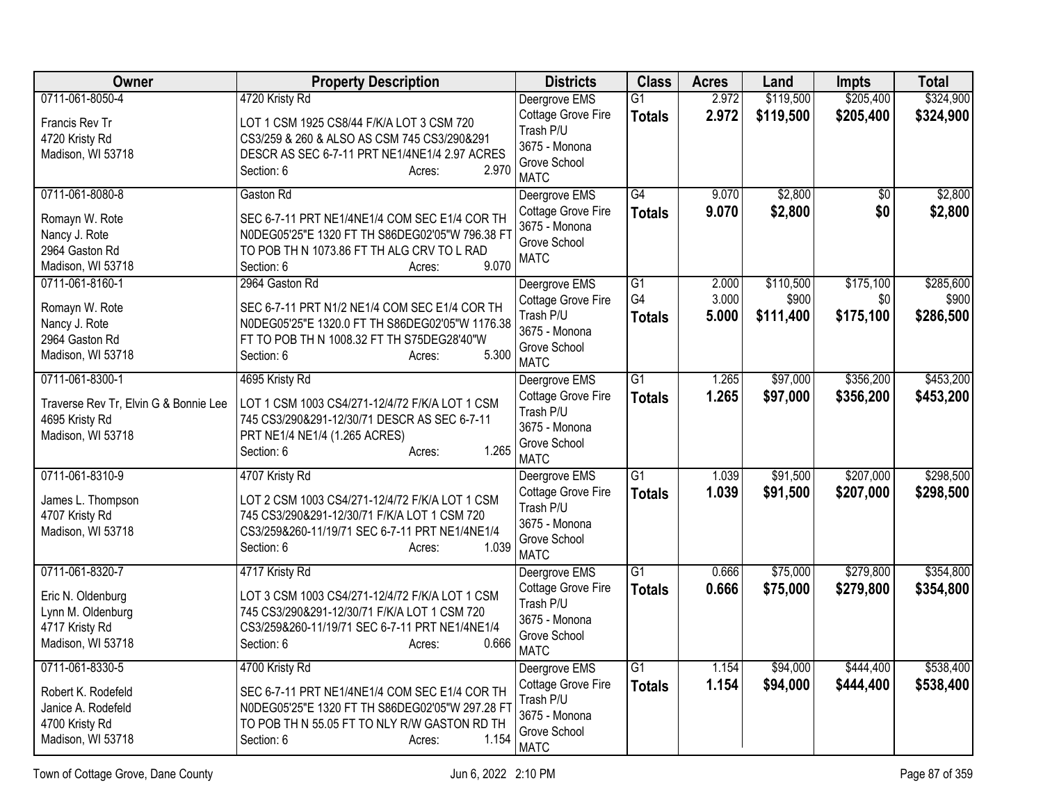| Owner | Property Description | Districts | Class | Acres | Land | Impts | Total |
|---|---|---|---|---|---|---|---|
| 0711-061-8050-4<br><br>Francis Rev Tr<br>4720 Kristy Rd<br>Madison, WI 53718 | 4720 Kristy Rd<br><br>LOT 1 CSM 1925 CS8/44 F/K/A LOT 3 CSM 720 CS3/259 & 260 & ALSO AS CSM 745 CS3/290&291 DESCR AS SEC 6-7-11 PRT NE1/4NE1/4 2.97 ACRES<br>Section: 6 Acres: 2.970 | Deergrove EMS<br>Cottage Grove Fire<br>Trash P/U<br>3675 - Monona Grove School<br>MATC | G1<br>**Totals** | 2.972<br>**2.972** | \$119,500<br>**\$119,500** | \$205,400<br>**\$205,400** | \$324,900<br>**\$324,900** |
| 0711-061-8080-8<br><br>Romayn W. Rote<br>Nancy J. Rote<br>2964 Gaston Rd<br>Madison, WI 53718 | Gaston Rd<br><br>SEC 6-7-11 PRT NE1/4NE1/4 COM SEC E1/4 COR TH N0DEG05'25"E 1320 FT TH S86DEG02'05"W 796.38 FT TO POB TH N 1073.86 FT TH ALG CRV TO L RAD<br>Section: 6 Acres: 9.070 | Deergrove EMS<br>Cottage Grove Fire<br>3675 - Monona Grove School<br>MATC | G4<br>**Totals** | 9.070<br>**9.070** | \$2,800<br>**\$2,800** | \$0<br>**\$0** | \$2,800<br>**\$2,800** |
| 0711-061-8160-1<br><br>Romayn W. Rote<br>Nancy J. Rote<br>2964 Gaston Rd<br>Madison, WI 53718 | 2964 Gaston Rd<br><br>SEC 6-7-11 PRT N1/2 NE1/4 COM SEC E1/4 COR TH N0DEG05'25"E 1320.0 FT TH S86DEG02'05"W 1176.38 FT TO POB TH N 1008.32 FT TH S75DEG28'40"W<br>Section: 6 Acres: 5.300 | Deergrove EMS<br>Cottage Grove Fire<br>Trash P/U<br>3675 - Monona Grove School<br>MATC | G1<br>G4<br>**Totals** | 2.000<br>3.000<br>**5.000** | \$110,500<br>\$900<br>**\$111,400** | \$175,100<br>\$0<br>**\$175,100** | \$285,600<br>\$900<br>**\$286,500** |
| 0711-061-8300-1<br><br>Traverse Rev Tr, Elvin G & Bonnie Lee<br>4695 Kristy Rd<br>Madison, WI 53718 | 4695 Kristy Rd<br><br>LOT 1 CSM 1003 CS4/271-12/4/72 F/K/A LOT 1 CSM 745 CS3/290&291-12/30/71 DESCR AS SEC 6-7-11 PRT NE1/4 NE1/4 (1.265 ACRES)<br>Section: 6 Acres: 1.265 | Deergrove EMS<br>Cottage Grove Fire<br>Trash P/U<br>3675 - Monona Grove School<br>MATC | G1<br>**Totals** | 1.265<br>**1.265** | \$97,000<br>**\$97,000** | \$356,200<br>**\$356,200** | \$453,200<br>**\$453,200** |
| 0711-061-8310-9<br><br>James L. Thompson<br>4707 Kristy Rd<br>Madison, WI 53718 | 4707 Kristy Rd<br><br>LOT 2 CSM 1003 CS4/271-12/4/72 F/K/A LOT 1 CSM 745 CS3/290&291-12/30/71 F/K/A LOT 1 CSM 720 CS3/259&260-11/19/71 SEC 6-7-11 PRT NE1/4NE1/4<br>Section: 6 Acres: 1.039 | Deergrove EMS<br>Cottage Grove Fire<br>Trash P/U<br>3675 - Monona Grove School<br>MATC | G1<br>**Totals** | 1.039<br>**1.039** | \$91,500<br>**\$91,500** | \$207,000<br>**\$207,000** | \$298,500<br>**\$298,500** |
| 0711-061-8320-7<br><br>Eric N. Oldenburg<br>Lynn M. Oldenburg<br>4717 Kristy Rd<br>Madison, WI 53718 | 4717 Kristy Rd<br><br>LOT 3 CSM 1003 CS4/271-12/4/72 F/K/A LOT 1 CSM 745 CS3/290&291-12/30/71 F/K/A LOT 1 CSM 720 CS3/259&260-11/19/71 SEC 6-7-11 PRT NE1/4NE1/4<br>Section: 6 Acres: 0.666 | Deergrove EMS<br>Cottage Grove Fire<br>Trash P/U<br>3675 - Monona Grove School<br>MATC | G1<br>**Totals** | 0.666<br>**0.666** | \$75,000<br>**\$75,000** | \$279,800<br>**\$279,800** | \$354,800<br>**\$354,800** |
| 0711-061-8330-5<br><br>Robert K. Rodefeld<br>Janice A. Rodefeld<br>4700 Kristy Rd<br>Madison, WI 53718 | 4700 Kristy Rd<br><br>SEC 6-7-11 PRT NE1/4NE1/4 COM SEC E1/4 COR TH N0DEG05'25"E 1320 FT TH S86DEG02'05"W 297.28 FT TO POB TH N 55.05 FT TO NLY R/W GASTON RD TH<br>Section: 6 Acres: 1.154 | Deergrove EMS<br>Cottage Grove Fire<br>Trash P/U<br>3675 - Monona Grove School<br>MATC | G1<br>**Totals** | 1.154<br>**1.154** | \$94,000<br>**\$94,000** | \$444,400<br>**\$444,400** | \$538,400<br>**\$538,400** |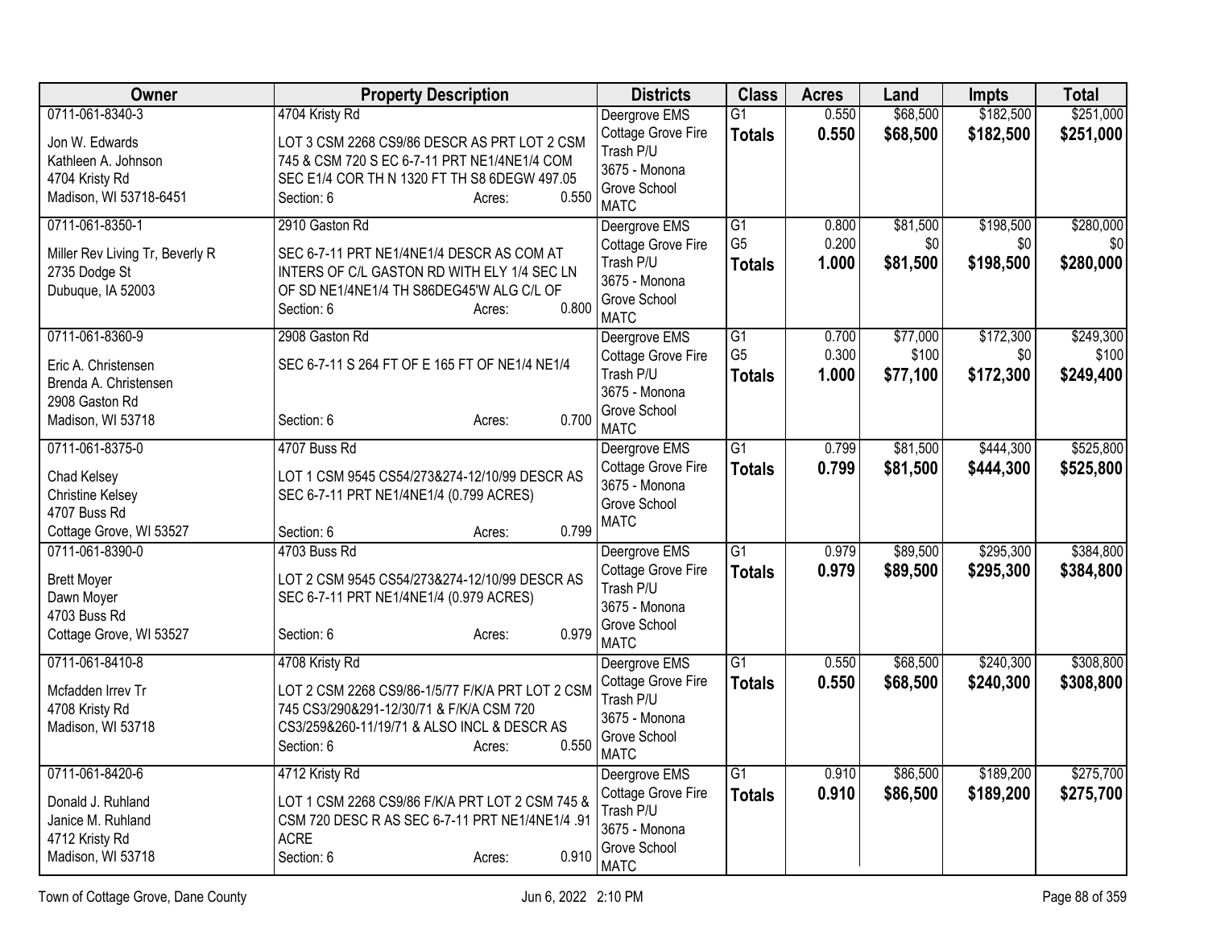| Owner | Property Description | Districts | Class | Acres | Land | Impts | Total |
|---|---|---|---|---|---|---|---|
| 0711-061-8340-3<br>Jon W. Edwards<br>Kathleen A. Johnson<br>4704 Kristy Rd<br>Madison, WI 53718-6451 | 4704 Kristy Rd<br>LOT 3 CSM 2268 CS9/86 DESCR AS PRT LOT 2 CSM 745 & CSM 720 S EC 6-7-11 PRT NE1/4NE1/4 COM SEC E1/4 COR TH N 1320 FT TH S8 6DEGW 497.05<br>Section: 6 Acres: 0.550 | Deergrove EMS<br>Cottage Grove Fire<br>Trash P/U<br>3675 - Monona Grove School<br>MATC | G1<br>**Totals** | 0.550<br>**0.550** | $68,500<br>**$68,500** | $182,500<br>**$182,500** | $251,000<br>**$251,000** |
| 0711-061-8350-1<br>Miller Rev Living Tr, Beverly R<br>2735 Dodge St<br>Dubuque, IA 52003 | 2910 Gaston Rd<br>SEC 6-7-11 PRT NE1/4NE1/4 DESCR AS COM AT INTERS OF C/L GASTON RD WITH ELY 1/4 SEC LN OF SD NE1/4NE1/4 TH S86DEG45'W ALG C/L OF<br>Section: 6 Acres: 0.800 | Deergrove EMS<br>Cottage Grove Fire<br>Trash P/U<br>3675 - Monona Grove School<br>MATC | G1<br>G5<br>**Totals** | 0.800<br>0.200<br>**1.000** | $81,500<br>$0<br>**$81,500** | $198,500<br>$0<br>**$198,500** | $280,000<br>$0<br>**$280,000** |
| 0711-061-8360-9<br>Eric A. Christensen<br>Brenda A. Christensen<br>2908 Gaston Rd<br>Madison, WI 53718 | 2908 Gaston Rd<br>SEC 6-7-11 S 264 FT OF E 165 FT OF NE1/4 NE1/4<br>Section: 6 Acres: 0.700 | Deergrove EMS<br>Cottage Grove Fire<br>Trash P/U<br>3675 - Monona Grove School<br>MATC | G1<br>G5<br>**Totals** | 0.700<br>0.300<br>**1.000** | $77,000<br>$100<br>**$77,100** | $172,300<br>$0<br>**$172,300** | $249,300<br>$100<br>**$249,400** |
| 0711-061-8375-0<br>Chad Kelsey<br>Christine Kelsey<br>4707 Buss Rd<br>Cottage Grove, WI 53527 | 4707 Buss Rd<br>LOT 1 CSM 9545 CS54/273&274-12/10/99 DESCR AS SEC 6-7-11 PRT NE1/4NE1/4 (0.799 ACRES)<br>Section: 6 Acres: 0.799 | Deergrove EMS<br>Cottage Grove Fire<br>3675 - Monona Grove School<br>MATC | G1<br>**Totals** | 0.799<br>**0.799** | $81,500<br>**$81,500** | $444,300<br>**$444,300** | $525,800<br>**$525,800** |
| 0711-061-8390-0<br>Brett Moyer<br>Dawn Moyer<br>4703 Buss Rd<br>Cottage Grove, WI 53527 | 4703 Buss Rd<br>LOT 2 CSM 9545 CS54/273&274-12/10/99 DESCR AS SEC 6-7-11 PRT NE1/4NE1/4 (0.979 ACRES)<br>Section: 6 Acres: 0.979 | Deergrove EMS<br>Cottage Grove Fire<br>Trash P/U<br>3675 - Monona Grove School<br>MATC | G1<br>**Totals** | 0.979<br>**0.979** | $89,500<br>**$89,500** | $295,300<br>**$295,300** | $384,800<br>**$384,800** |
| 0711-061-8410-8<br>Mcfadden Irrev Tr<br>4708 Kristy Rd<br>Madison, WI 53718 | 4708 Kristy Rd<br>LOT 2 CSM 2268 CS9/86-1/5/77 F/K/A PRT LOT 2 CSM 745 CS3/290&291-12/30/71 & F/K/A CSM 720 CS3/259&260-11/19/71 & ALSO INCL & DESCR AS<br>Section: 6 Acres: 0.550 | Deergrove EMS<br>Cottage Grove Fire<br>Trash P/U<br>3675 - Monona Grove School<br>MATC | G1<br>**Totals** | 0.550<br>**0.550** | $68,500<br>**$68,500** | $240,300<br>**$240,300** | $308,800<br>**$308,800** |
| 0711-061-8420-6<br>Donald J. Ruhland<br>Janice M. Ruhland<br>4712 Kristy Rd<br>Madison, WI 53718 | 4712 Kristy Rd<br>LOT 1 CSM 2268 CS9/86 F/K/A PRT LOT 2 CSM 745 & CSM 720 DESC R AS SEC 6-7-11 PRT NE1/4NE1/4 .91 ACRE<br>Section: 6 Acres: 0.910 | Deergrove EMS<br>Cottage Grove Fire<br>Trash P/U<br>3675 - Monona Grove School<br>MATC | G1<br>**Totals** | 0.910<br>**0.910** | $86,500<br>**$86,500** | $189,200<br>**$189,200** | $275,700<br>**$275,700** |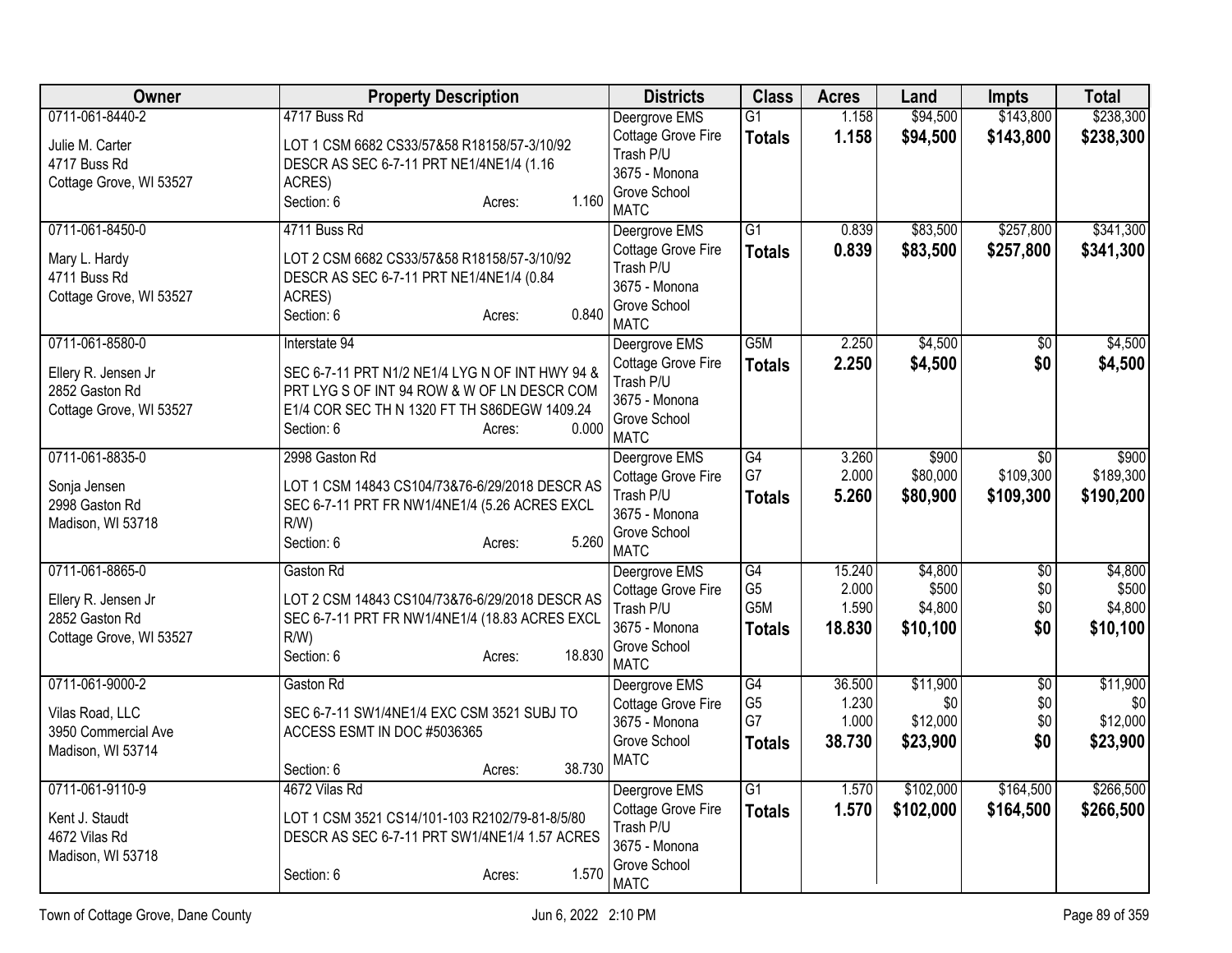| Owner | Property Description | Districts | Class | Acres | Land | Impts | Total |
|---|---|---|---|---|---|---|---|
| 0711-061-8440-2<br>Julie M. Carter<br>4717 Buss Rd<br>Cottage Grove, WI 53527 | 4717 Buss Rd<br>LOT 1 CSM 6682 CS33/57&58 R18158/57-3/10/92 DESCR AS SEC 6-7-11 PRT NE1/4NE1/4 (1.16 ACRES)<br>Section: 6 Acres: 1.160 | Deergrove EMS<br>Cottage Grove Fire<br>Trash P/U<br>3675 - Monona Grove School<br>MATC | G1<br>**Totals** | 1.158<br>**1.158** | $94,500<br>**$94,500** | $143,800<br>**$143,800** | $238,300<br>**$238,300** |
| 0711-061-8450-0<br>Mary L. Hardy<br>4711 Buss Rd<br>Cottage Grove, WI 53527 | 4711 Buss Rd<br>LOT 2 CSM 6682 CS33/57&58 R18158/57-3/10/92 DESCR AS SEC 6-7-11 PRT NE1/4NE1/4 (0.84 ACRES)<br>Section: 6 Acres: 0.840 | Deergrove EMS<br>Cottage Grove Fire<br>Trash P/U<br>3675 - Monona Grove School<br>MATC | G1<br>**Totals** | 0.839<br>**0.839** | $83,500<br>**$83,500** | $257,800<br>**$257,800** | $341,300<br>**$341,300** |
| 0711-061-8580-0<br>Ellery R. Jensen Jr<br>2852 Gaston Rd<br>Cottage Grove, WI 53527 | Interstate 94<br>SEC 6-7-11 PRT N1/2 NE1/4 LYG N OF INT HWY 94 & PRT LYG S OF INT 94 ROW & W OF LN DESCR COM E1/4 COR SEC TH N 1320 FT TH S86DEGW 1409.24<br>Section: 6 Acres: 0.000 | Deergrove EMS<br>Cottage Grove Fire<br>Trash P/U<br>3675 - Monona Grove School<br>MATC | G5M<br>**Totals** | 2.250<br>**2.250** | $4,500<br>**$4,500** | $0<br>**$0** | $4,500<br>**$4,500** |
| 0711-061-8835-0<br>Sonja Jensen<br>2998 Gaston Rd<br>Madison, WI 53718 | 2998 Gaston Rd<br>LOT 1 CSM 14843 CS104/73&76-6/29/2018 DESCR AS SEC 6-7-11 PRT FR NW1/4NE1/4 (5.26 ACRES EXCL R/W)<br>Section: 6 Acres: 5.260 | Deergrove EMS<br>Cottage Grove Fire<br>Trash P/U<br>3675 - Monona Grove School<br>MATC | G4<br>G7<br>**Totals** | 3.260<br>2.000<br>**5.260** | $900<br>$80,000<br>**$80,900** | $0<br>$109,300<br>**$109,300** | $900<br>$189,300<br>**$190,200** |
| 0711-061-8865-0<br>Ellery R. Jensen Jr<br>2852 Gaston Rd<br>Cottage Grove, WI 53527 | Gaston Rd<br>LOT 2 CSM 14843 CS104/73&76-6/29/2018 DESCR AS SEC 6-7-11 PRT FR NW1/4NE1/4 (18.83 ACRES EXCL R/W)<br>Section: 6 Acres: 18.830 | Deergrove EMS<br>Cottage Grove Fire<br>Trash P/U<br>3675 - Monona Grove School<br>MATC | G4<br>G5<br>G5M<br>**Totals** | 15.240<br>2.000<br>1.590<br>**18.830** | $4,800<br>$500<br>$4,800<br>**$10,100** | $0<br>$0<br>$0<br>**$0** | $4,800<br>$500<br>$4,800<br>**$10,100** |
| 0711-061-9000-2<br>Vilas Road, LLC<br>3950 Commercial Ave<br>Madison, WI 53714 | Gaston Rd<br>SEC 6-7-11 SW1/4NE1/4 EXC CSM 3521 SUBJ TO ACCESS ESMT IN DOC #5036365<br>Section: 6 Acres: 38.730 | Deergrove EMS<br>Cottage Grove Fire<br>3675 - Monona Grove School<br>MATC | G4<br>G5<br>G7<br>**Totals** | 36.500<br>1.230<br>1.000<br>**38.730** | $11,900<br>$0<br>$12,000<br>**$23,900** | $0<br>$0<br>$0<br>**$0** | $11,900<br>$0<br>$12,000<br>**$23,900** |
| 0711-061-9110-9<br>Kent J. Staudt<br>4672 Vilas Rd<br>Madison, WI 53718 | 4672 Vilas Rd<br>LOT 1 CSM 3521 CS14/101-103 R2102/79-81-8/5/80 DESCR AS SEC 6-7-11 PRT SW1/4NE1/4 1.57 ACRES<br>Section: 6 Acres: 1.570 | Deergrove EMS<br>Cottage Grove Fire<br>Trash P/U<br>3675 - Monona Grove School<br>MATC | G1<br>**Totals** | 1.570<br>**1.570** | $102,000<br>**$102,000** | $164,500<br>**$164,500** | $266,500<br>**$266,500** |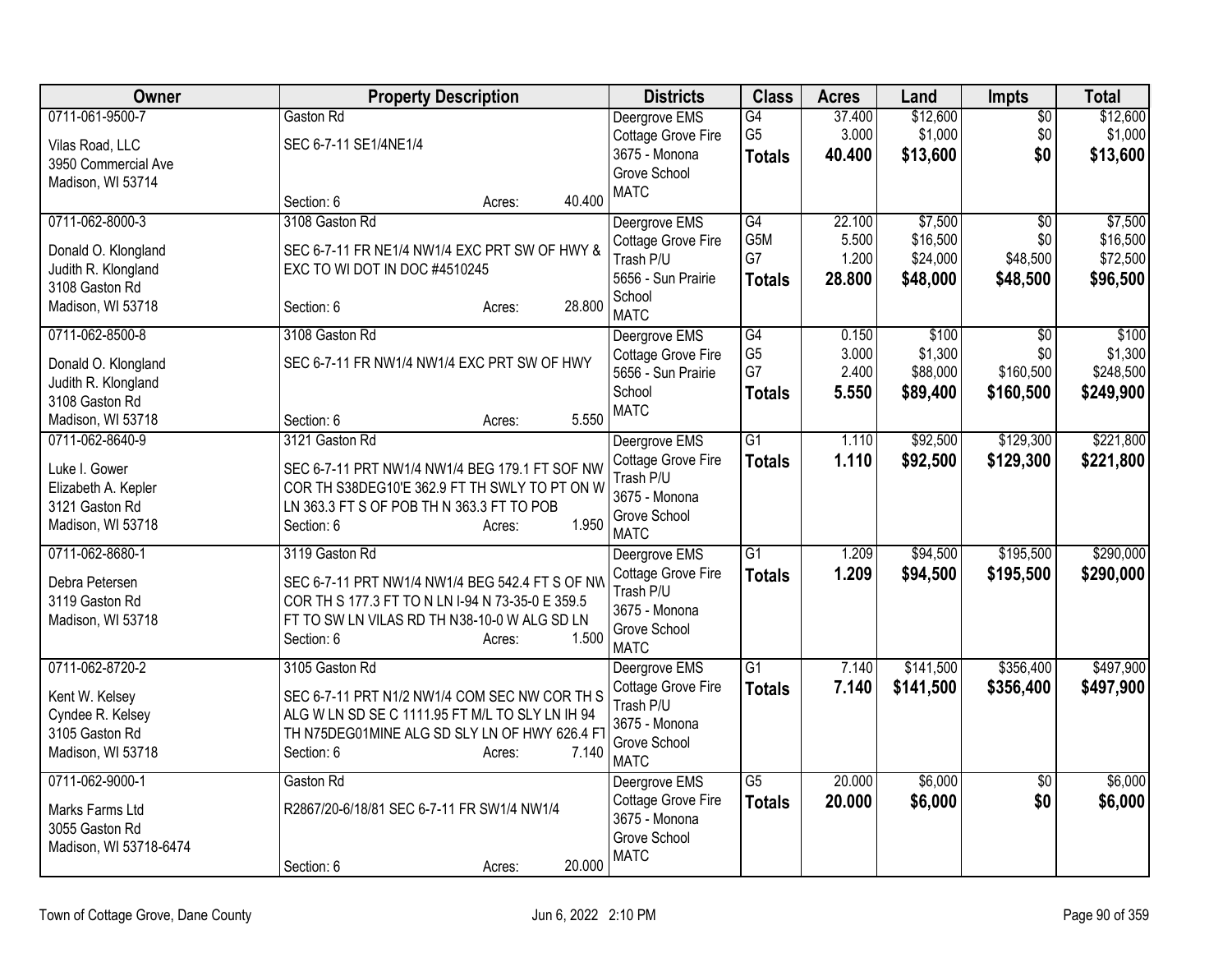| Owner | Property Description | Districts | Class | Acres | Land | Impts | Total |
|---|---|---|---|---|---|---|---|
| 0711-061-9500-7<br><br>Vilas Road, LLC<br>3950 Commercial Ave<br>Madison, WI 53714 | Gaston Rd<br><br>SEC 6-7-11 SE1/4NE1/4<br><br>Section: 6 Acres: 40.400 | Deergrove EMS<br>Cottage Grove Fire<br>3675 - Monona Grove School<br>MATC | G4<br>G5<br>**Totals** | 37.400<br>3.000<br>**40.400** | $12,600<br>$1,000<br>**$13,600** | $0<br>$0<br>**$0** | $12,600<br>$1,000<br>**$13,600** |
| 0711-062-8000-3<br><br>Donald O. Klongland<br>Judith R. Klongland<br>3108 Gaston Rd<br>Madison, WI 53718 | 3108 Gaston Rd<br><br>SEC 6-7-11 FR NE1/4 NW1/4 EXC PRT SW OF HWY & EXC TO WI DOT IN DOC #4510245<br><br>Section: 6 Acres: 28.800 | Deergrove EMS<br>Cottage Grove Fire<br>Trash P/U<br>5656 - Sun Prairie School<br>MATC | G4<br>G5M<br>G7<br>**Totals** | 22.100<br>5.500<br>1.200<br>**28.800** | $7,500<br>$16,500<br>$24,000<br>**$48,000** | $0<br>$0<br>$48,500<br>**$48,500** | $7,500<br>$16,500<br>$72,500<br>**$96,500** |
| 0711-062-8500-8<br><br>Donald O. Klongland<br>Judith R. Klongland<br>3108 Gaston Rd<br>Madison, WI 53718 | 3108 Gaston Rd<br><br>SEC 6-7-11 FR NW1/4 NW1/4 EXC PRT SW OF HWY<br><br>Section: 6 Acres: 5.550 | Deergrove EMS<br>Cottage Grove Fire<br>5656 - Sun Prairie School<br>MATC | G4<br>G5<br>G7<br>**Totals** | 0.150<br>3.000<br>2.400<br>**5.550** | $100<br>$1,300<br>$88,000<br>**$89,400** | $0<br>$0<br>$160,500<br>**$160,500** | $100<br>$1,300<br>$248,500<br>**$249,900** |
| 0711-062-8640-9<br><br>Luke I. Gower<br>Elizabeth A. Kepler<br>3121 Gaston Rd<br>Madison, WI 53718 | 3121 Gaston Rd<br><br>SEC 6-7-11 PRT NW1/4 NW1/4 BEG 179.1 FT SOF NW COR TH S38DEG10'E 362.9 FT TH SWLY TO PT ON W LN 363.3 FT S OF POB TH N 363.3 FT TO POB<br>Section: 6 Acres: 1.950 | Deergrove EMS<br>Cottage Grove Fire<br>Trash P/U<br>3675 - Monona Grove School<br>MATC | G1<br>**Totals** | 1.110<br>**1.110** | $92,500<br>**$92,500** | $129,300<br>**$129,300** | $221,800<br>**$221,800** |
| 0711-062-8680-1<br><br>Debra Petersen<br>3119 Gaston Rd<br>Madison, WI 53718 | 3119 Gaston Rd<br><br>SEC 6-7-11 PRT NW1/4 NW1/4 BEG 542.4 FT S OF NW COR TH S 177.3 FT TO N LN I-94 N 73-35-0 E 359.5 FT TO SW LN VILAS RD TH N38-10-0 W ALG SD LN<br>Section: 6 Acres: 1.500 | Deergrove EMS<br>Cottage Grove Fire<br>Trash P/U<br>3675 - Monona Grove School<br>MATC | G1<br>**Totals** | 1.209<br>**1.209** | $94,500<br>**$94,500** | $195,500<br>**$195,500** | $290,000<br>**$290,000** |
| 0711-062-8720-2<br><br>Kent W. Kelsey<br>Cyndee R. Kelsey<br>3105 Gaston Rd<br>Madison, WI 53718 | 3105 Gaston Rd<br><br>SEC 6-7-11 PRT N1/2 NW1/4 COM SEC NW COR TH S ALG W LN SD SE C 1111.95 FT M/L TO SLY LN IH 94 TH N75DEG01MINE ALG SD SLY LN OF HWY 626.4 FT<br>Section: 6 Acres: 7.140 | Deergrove EMS<br>Cottage Grove Fire<br>Trash P/U<br>3675 - Monona Grove School<br>MATC | G1<br>**Totals** | 7.140<br>**7.140** | $141,500<br>**$141,500** | $356,400<br>**$356,400** | $497,900<br>**$497,900** |
| 0711-062-9000-1<br><br>Marks Farms Ltd<br>3055 Gaston Rd<br>Madison, WI 53718-6474 | Gaston Rd<br><br>R2867/20-6/18/81 SEC 6-7-11 FR SW1/4 NW1/4<br><br>Section: 6 Acres: 20.000 | Deergrove EMS<br>Cottage Grove Fire<br>3675 - Monona Grove School<br>MATC | G5<br>**Totals** | 20.000<br>**20.000** | $6,000<br>**$6,000** | $0<br>**$0** | $6,000<br>**$6,000** |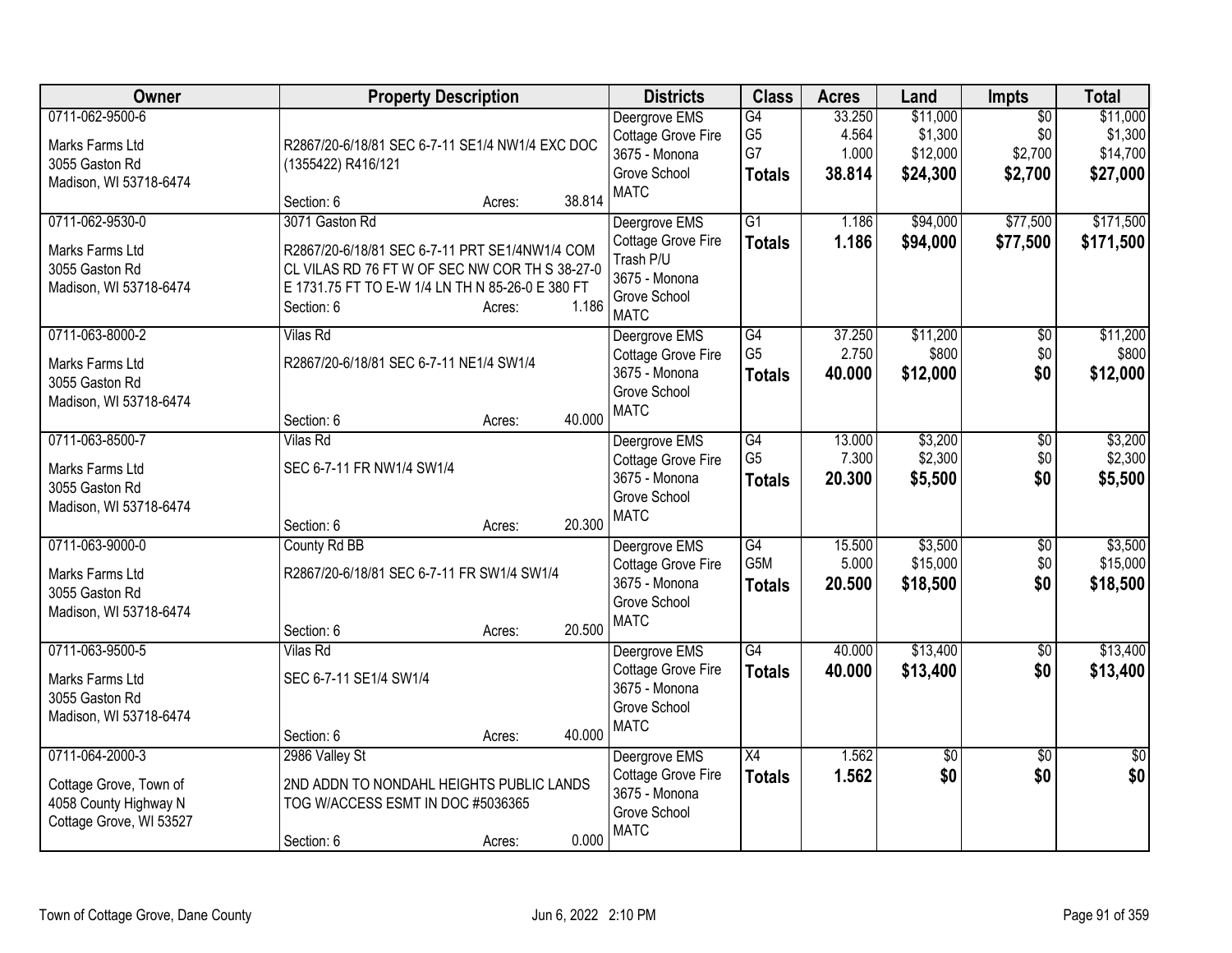| Owner | Property Description | Districts | Class | Acres | Land | Impts | Total |
|---|---|---|---|---|---|---|---|
| 0711-062-9500-6<br>Marks Farms Ltd<br>3055 Gaston Rd<br>Madison, WI 53718-6474 | R2867/20-6/18/81 SEC 6-7-11 SE1/4 NW1/4 EXC DOC (1355422) R416/121<br>Section: 6 Acres: 38.814 | Deergrove EMS<br>Cottage Grove Fire<br>3675 - Monona Grove School<br>MATC | G4<br>G5<br>G7<br>**Totals** | 33.250<br>4.564<br>1.000<br>**38.814** | $11,000<br>$1,300<br>$12,000<br>**$24,300** | $0<br>$0<br>$2,700<br>**$2,700** | $11,000<br>$1,300<br>$14,700<br>**$27,000** |
| 0711-062-9530-0<br>Marks Farms Ltd<br>3055 Gaston Rd<br>Madison, WI 53718-6474 | 3071 Gaston Rd<br>R2867/20-6/18/81 SEC 6-7-11 PRT SE1/4NW1/4 COM CL VILAS RD 76 FT W OF SEC NW COR TH S 38-27-0 E 1731.75 FT TO E-W 1/4 LN TH N 85-26-0 E 380 FT<br>Section: 6 Acres: 1.186 | Deergrove EMS<br>Cottage Grove Fire<br>Trash P/U<br>3675 - Monona Grove School<br>MATC | G1<br>**Totals** | 1.186<br>**1.186** | $94,000<br>**$94,000** | $77,500<br>**$77,500** | $171,500<br>**$171,500** |
| 0711-063-8000-2<br>Marks Farms Ltd<br>3055 Gaston Rd<br>Madison, WI 53718-6474 | Vilas Rd<br>R2867/20-6/18/81 SEC 6-7-11 NE1/4 SW1/4<br>Section: 6 Acres: 40.000 | Deergrove EMS<br>Cottage Grove Fire<br>3675 - Monona Grove School<br>MATC | G4<br>G5<br>**Totals** | 37.250<br>2.750<br>**40.000** | $11,200<br>$800<br>**$12,000** | $0<br>$0<br>**$0** | $11,200<br>$800<br>**$12,000** |
| 0711-063-8500-7<br>Marks Farms Ltd<br>3055 Gaston Rd<br>Madison, WI 53718-6474 | Vilas Rd<br>SEC 6-7-11 FR NW1/4 SW1/4<br>Section: 6 Acres: 20.300 | Deergrove EMS<br>Cottage Grove Fire<br>3675 - Monona Grove School<br>MATC | G4<br>G5<br>**Totals** | 13.000<br>7.300<br>**20.300** | $3,200<br>$2,300<br>**$5,500** | $0<br>$0<br>**$0** | $3,200<br>$2,300<br>**$5,500** |
| 0711-063-9000-0<br>Marks Farms Ltd<br>3055 Gaston Rd<br>Madison, WI 53718-6474 | County Rd BB<br>R2867/20-6/18/81 SEC 6-7-11 FR SW1/4 SW1/4<br>Section: 6 Acres: 20.500 | Deergrove EMS<br>Cottage Grove Fire<br>3675 - Monona Grove School<br>MATC | G4<br>G5M<br>**Totals** | 15.500<br>5.000<br>**20.500** | $3,500<br>$15,000<br>**$18,500** | $0<br>$0<br>**$0** | $3,500<br>$15,000<br>**$18,500** |
| 0711-063-9500-5<br>Marks Farms Ltd<br>3055 Gaston Rd<br>Madison, WI 53718-6474 | Vilas Rd<br>SEC 6-7-11 SE1/4 SW1/4<br>Section: 6 Acres: 40.000 | Deergrove EMS<br>Cottage Grove Fire<br>3675 - Monona Grove School<br>MATC | G4<br>**Totals** | 40.000<br>**40.000** | $13,400<br>**$13,400** | $0<br>**$0** | $13,400<br>**$13,400** |
| 0711-064-2000-3<br>Cottage Grove, Town of<br>4058 County Highway N<br>Cottage Grove, WI 53527 | 2986 Valley St<br>2ND ADDN TO NONDAHL HEIGHTS PUBLIC LANDS TOG W/ACCESS ESMT IN DOC #5036365<br>Section: 6 Acres: 0.000 | Deergrove EMS<br>Cottage Grove Fire<br>3675 - Monona Grove School<br>MATC | X4<br>**Totals** | 1.562<br>**1.562** | $0<br>**$0** | $0<br>**$0** | $0<br>**$0** |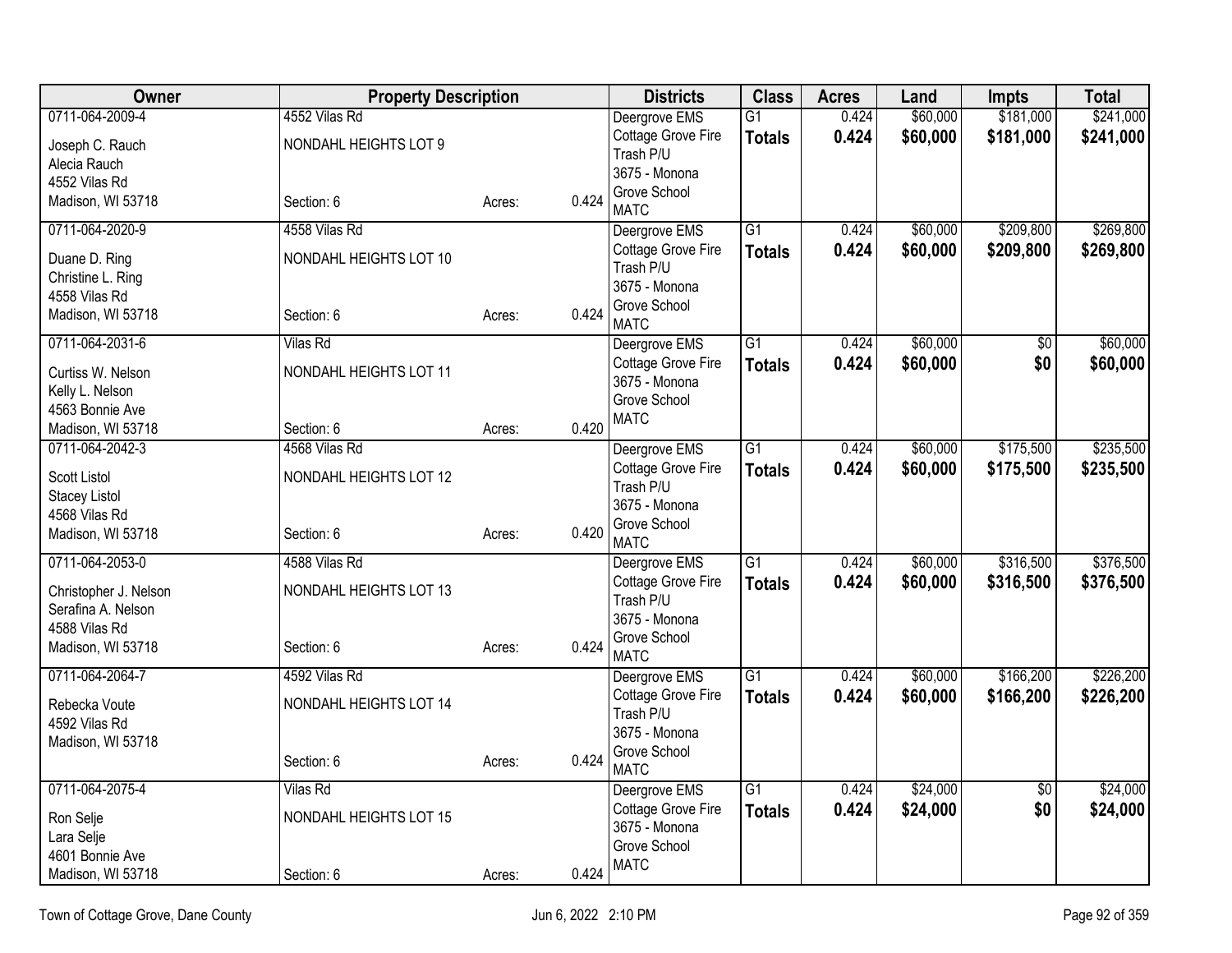| Owner | Property Description | | | Districts | Class | Acres | Land | Impts | Total |
|---|---|---|---|---|---|---|---|---|---|
| 0711-064-2009-4<br>Joseph C. Rauch<br>Alecia Rauch<br>4552 Vilas Rd<br>Madison, WI 53718 | 4552 Vilas Rd<br>NONDAHL HEIGHTS LOT 9<br><br><br>Section: 6 | Acres: | 0.424 | Deergrove EMS<br>Cottage Grove Fire<br>Trash P/U<br>3675 - Monona Grove School<br>MATC | G1<br>**Totals** | 0.424<br>**0.424** | $60,000<br>**$60,000** | $181,000<br>**$181,000** | $241,000<br>**$241,000** |
| 0711-064-2020-9<br>Duane D. Ring<br>Christine L. Ring<br>4558 Vilas Rd<br>Madison, WI 53718 | 4558 Vilas Rd<br>NONDAHL HEIGHTS LOT 10<br><br><br>Section: 6 | Acres: | 0.424 | Deergrove EMS<br>Cottage Grove Fire<br>Trash P/U<br>3675 - Monona Grove School<br>MATC | G1<br>**Totals** | 0.424<br>**0.424** | $60,000<br>**$60,000** | $209,800<br>**$209,800** | $269,800<br>**$269,800** |
| 0711-064-2031-6<br>Curtiss W. Nelson<br>Kelly L. Nelson<br>4563 Bonnie Ave<br>Madison, WI 53718 | Vilas Rd<br>NONDAHL HEIGHTS LOT 11<br><br><br>Section: 6 | Acres: | 0.420 | Deergrove EMS<br>Cottage Grove Fire<br>3675 - Monona Grove School<br>MATC | G1<br>**Totals** | 0.424<br>**0.424** | $60,000<br>**$60,000** | $0<br>**$0** | $60,000<br>**$60,000** |
| 0711-064-2042-3<br>Scott Listol<br>Stacey Listol<br>4568 Vilas Rd<br>Madison, WI 53718 | 4568 Vilas Rd<br>NONDAHL HEIGHTS LOT 12<br><br><br>Section: 6 | Acres: | 0.420 | Deergrove EMS<br>Cottage Grove Fire<br>Trash P/U<br>3675 - Monona Grove School<br>MATC | G1<br>**Totals** | 0.424<br>**0.424** | $60,000<br>**$60,000** | $175,500<br>**$175,500** | $235,500<br>**$235,500** |
| 0711-064-2053-0<br>Christopher J. Nelson<br>Serafina A. Nelson<br>4588 Vilas Rd<br>Madison, WI 53718 | 4588 Vilas Rd<br>NONDAHL HEIGHTS LOT 13<br><br><br>Section: 6 | Acres: | 0.424 | Deergrove EMS<br>Cottage Grove Fire<br>Trash P/U<br>3675 - Monona Grove School<br>MATC | G1<br>**Totals** | 0.424<br>**0.424** | $60,000<br>**$60,000** | $316,500<br>**$316,500** | $376,500<br>**$376,500** |
| 0711-064-2064-7<br>Rebecka Voute<br>4592 Vilas Rd<br>Madison, WI 53718 | 4592 Vilas Rd<br>NONDAHL HEIGHTS LOT 14<br><br><br>Section: 6 | Acres: | 0.424 | Deergrove EMS<br>Cottage Grove Fire<br>Trash P/U<br>3675 - Monona Grove School<br>MATC | G1<br>**Totals** | 0.424<br>**0.424** | $60,000<br>**$60,000** | $166,200<br>**$166,200** | $226,200<br>**$226,200** |
| 0711-064-2075-4<br>Ron Selje<br>Lara Selje<br>4601 Bonnie Ave<br>Madison, WI 53718 | Vilas Rd<br>NONDAHL HEIGHTS LOT 15<br><br><br>Section: 6 | Acres: | 0.424 | Deergrove EMS<br>Cottage Grove Fire<br>3675 - Monona Grove School<br>MATC | G1<br>**Totals** | 0.424<br>**0.424** | $24,000<br>**$24,000** | $0<br>**$0** | $24,000<br>**$24,000** |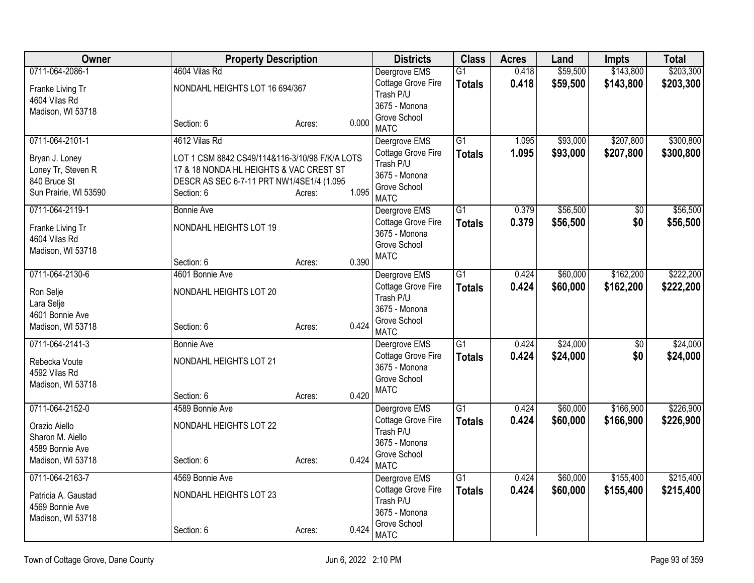| Owner | Property Description | | | Districts | Class | Acres | Land | Impts | Total |
|---|---|---|---|---|---|---|---|---|---|
| 0711-064-2086-1<br>Franke Living Tr<br>4604 Vilas Rd<br>Madison, WI 53718 | 4604 Vilas Rd<br>NONDAHL HEIGHTS LOT 16 694/367<br>Section: 6 | Acres: | 0.000 | Deergrove EMS<br>Cottage Grove Fire<br>Trash P/U<br>3675 - Monona Grove School<br>MATC | G1<br>**Totals** | 0.418<br>**0.418** | $59,500<br>**$59,500** | $143,800<br>**$143,800** | $203,300<br>**$203,300** |
| 0711-064-2101-1<br>Bryan J. Loney<br>Loney Tr, Steven R<br>840 Bruce St<br>Sun Prairie, WI 53590 | 4612 Vilas Rd<br>LOT 1 CSM 8842 CS49/114&116-3/10/98 F/K/A LOTS 17 & 18 NONDA HL HEIGHTS & VAC CREST ST DESCR AS SEC 6-7-11 PRT NW1/4SE1/4 (1.095<br>Section: 6 | Acres: | 1.095 | Deergrove EMS<br>Cottage Grove Fire<br>Trash P/U<br>3675 - Monona Grove School<br>MATC | G1<br>**Totals** | 1.095<br>**1.095** | $93,000<br>**$93,000** | $207,800<br>**$207,800** | $300,800<br>**$300,800** |
| 0711-064-2119-1<br>Franke Living Tr<br>4604 Vilas Rd<br>Madison, WI 53718 | Bonnie Ave<br>NONDAHL HEIGHTS LOT 19<br>Section: 6 | Acres: | 0.390 | Deergrove EMS<br>Cottage Grove Fire<br>3675 - Monona Grove School<br>MATC | G1<br>**Totals** | 0.379<br>**0.379** | $56,500<br>**$56,500** | $0<br>**$0** | $56,500<br>**$56,500** |
| 0711-064-2130-6<br>Ron Selje<br>Lara Selje<br>4601 Bonnie Ave<br>Madison, WI 53718 | 4601 Bonnie Ave<br>NONDAHL HEIGHTS LOT 20<br>Section: 6 | Acres: | 0.424 | Deergrove EMS<br>Cottage Grove Fire<br>Trash P/U<br>3675 - Monona Grove School<br>MATC | G1<br>**Totals** | 0.424<br>**0.424** | $60,000<br>**$60,000** | $162,200<br>**$162,200** | $222,200<br>**$222,200** |
| 0711-064-2141-3<br>Rebecka Voute<br>4592 Vilas Rd<br>Madison, WI 53718 | Bonnie Ave<br>NONDAHL HEIGHTS LOT 21<br>Section: 6 | Acres: | 0.420 | Deergrove EMS<br>Cottage Grove Fire<br>3675 - Monona Grove School<br>MATC | G1<br>**Totals** | 0.424<br>**0.424** | $24,000<br>**$24,000** | $0<br>**$0** | $24,000<br>**$24,000** |
| 0711-064-2152-0<br>Orazio Aiello<br>Sharon M. Aiello<br>4589 Bonnie Ave<br>Madison, WI 53718 | 4589 Bonnie Ave<br>NONDAHL HEIGHTS LOT 22<br>Section: 6 | Acres: | 0.424 | Deergrove EMS<br>Cottage Grove Fire<br>Trash P/U<br>3675 - Monona Grove School<br>MATC | G1<br>**Totals** | 0.424<br>**0.424** | $60,000<br>**$60,000** | $166,900<br>**$166,900** | $226,900<br>**$226,900** |
| 0711-064-2163-7<br>Patricia A. Gaustad<br>4569 Bonnie Ave<br>Madison, WI 53718 | 4569 Bonnie Ave<br>NONDAHL HEIGHTS LOT 23<br>Section: 6 | Acres: | 0.424 | Deergrove EMS<br>Cottage Grove Fire<br>Trash P/U<br>3675 - Monona Grove School<br>MATC | G1<br>**Totals** | 0.424<br>**0.424** | $60,000<br>**$60,000** | $155,400<br>**$155,400** | $215,400<br>**$215,400** |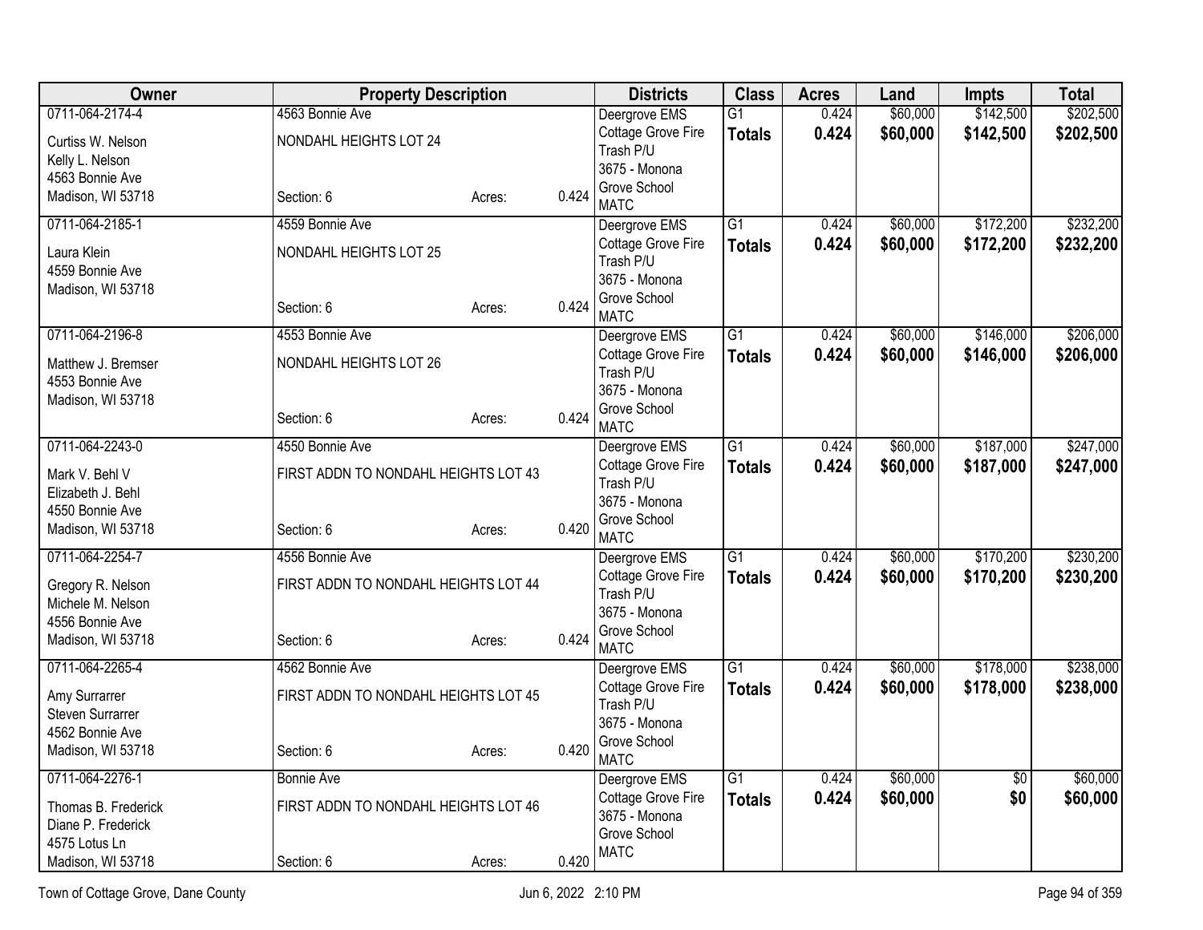| Owner | Property Description | | | Districts | Class | Acres | Land | Impts | Total |
|---|---|---|---|---|---|---|---|---|---|
| 0711-064-2174-4<br>Curtiss W. Nelson<br>Kelly L. Nelson<br>4563 Bonnie Ave<br>Madison, WI 53718 | 4563 Bonnie Ave<br>NONDAHL HEIGHTS LOT 24<br>Section: 6 | Acres: | 0.424 | Deergrove EMS<br>Cottage Grove Fire<br>Trash P/U<br>3675 - Monona Grove School<br>MATC | G1<br>**Totals** | 0.424<br>**0.424** | $60,000<br>**$60,000** | $142,500<br>**$142,500** | $202,500<br>**$202,500** |
| 0711-064-2185-1<br>Laura Klein<br>4559 Bonnie Ave<br>Madison, WI 53718 | 4559 Bonnie Ave<br>NONDAHL HEIGHTS LOT 25<br>Section: 6 | Acres: | 0.424 | Deergrove EMS<br>Cottage Grove Fire<br>Trash P/U<br>3675 - Monona Grove School<br>MATC | G1<br>**Totals** | 0.424<br>**0.424** | $60,000<br>**$60,000** | $172,200<br>**$172,200** | $232,200<br>**$232,200** |
| 0711-064-2196-8<br>Matthew J. Bremser<br>4553 Bonnie Ave<br>Madison, WI 53718 | 4553 Bonnie Ave<br>NONDAHL HEIGHTS LOT 26<br>Section: 6 | Acres: | 0.424 | Deergrove EMS<br>Cottage Grove Fire<br>Trash P/U<br>3675 - Monona Grove School<br>MATC | G1<br>**Totals** | 0.424<br>**0.424** | $60,000<br>**$60,000** | $146,000<br>**$146,000** | $206,000<br>**$206,000** |
| 0711-064-2243-0<br>Mark V. Behl V<br>Elizabeth J. Behl<br>4550 Bonnie Ave<br>Madison, WI 53718 | 4550 Bonnie Ave<br>FIRST ADDN TO NONDAHL HEIGHTS LOT 43<br>Section: 6 | Acres: | 0.420 | Deergrove EMS<br>Cottage Grove Fire<br>Trash P/U<br>3675 - Monona Grove School<br>MATC | G1<br>**Totals** | 0.424<br>**0.424** | $60,000<br>**$60,000** | $187,000<br>**$187,000** | $247,000<br>**$247,000** |
| 0711-064-2254-7<br>Gregory R. Nelson<br>Michele M. Nelson<br>4556 Bonnie Ave<br>Madison, WI 53718 | 4556 Bonnie Ave<br>FIRST ADDN TO NONDAHL HEIGHTS LOT 44<br>Section: 6 | Acres: | 0.424 | Deergrove EMS<br>Cottage Grove Fire<br>Trash P/U<br>3675 - Monona Grove School<br>MATC | G1<br>**Totals** | 0.424<br>**0.424** | $60,000<br>**$60,000** | $170,200<br>**$170,200** | $230,200<br>**$230,200** |
| 0711-064-2265-4<br>Amy Surrarrer<br>Steven Surrarrer<br>4562 Bonnie Ave<br>Madison, WI 53718 | 4562 Bonnie Ave<br>FIRST ADDN TO NONDAHL HEIGHTS LOT 45<br>Section: 6 | Acres: | 0.420 | Deergrove EMS<br>Cottage Grove Fire<br>Trash P/U<br>3675 - Monona Grove School<br>MATC | G1<br>**Totals** | 0.424<br>**0.424** | $60,000<br>**$60,000** | $178,000<br>**$178,000** | $238,000<br>**$238,000** |
| 0711-064-2276-1<br>Thomas B. Frederick<br>Diane P. Frederick<br>4575 Lotus Ln<br>Madison, WI 53718 | Bonnie Ave<br>FIRST ADDN TO NONDAHL HEIGHTS LOT 46<br>Section: 6 | Acres: | 0.420 | Deergrove EMS<br>Cottage Grove Fire<br>3675 - Monona Grove School<br>MATC | G1<br>**Totals** | 0.424<br>**0.424** | $60,000<br>**$60,000** | $0<br>**$0** | $60,000<br>**$60,000** |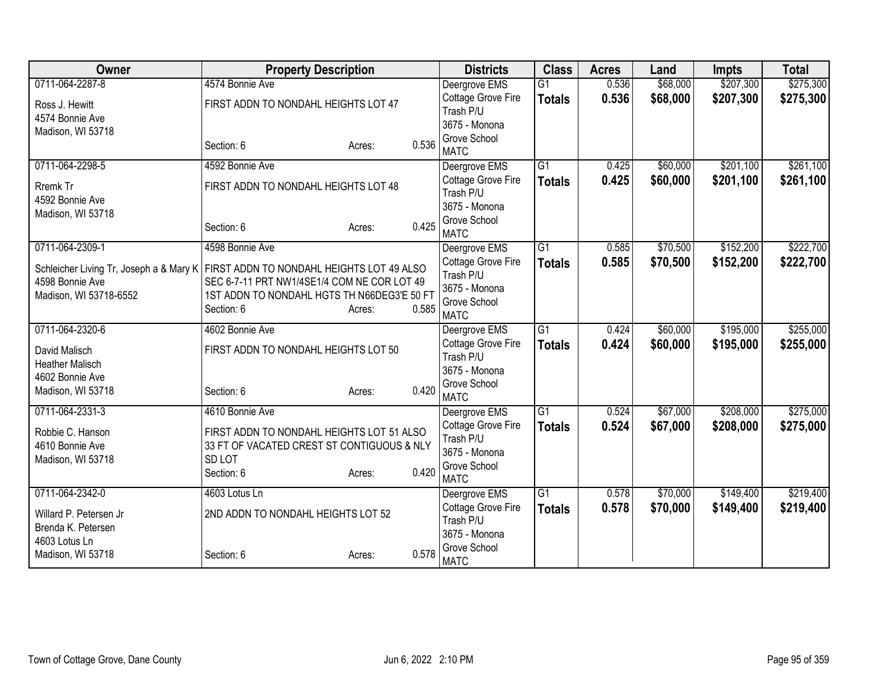| Owner | Property Description | Districts | Class | Acres | Land | Impts | Total |
|---|---|---|---|---|---|---|---|
| 0711-064-2287-8<br>Ross J. Hewitt<br>4574 Bonnie Ave<br>Madison, WI 53718 | 4574 Bonnie Ave<br>FIRST ADDN TO NONDAHL HEIGHTS LOT 47<br>Section: 6 Acres: 0.536 | Deergrove EMS<br>Cottage Grove Fire<br>Trash P/U<br>3675 - Monona Grove School<br>MATC | G1<br>**Totals** | 0.536<br>**0.536** | $68,000<br>**$68,000** | $207,300<br>**$207,300** | $275,300<br>**$275,300** |
| 0711-064-2298-5<br>Rremk Tr<br>4592 Bonnie Ave<br>Madison, WI 53718 | 4592 Bonnie Ave<br>FIRST ADDN TO NONDAHL HEIGHTS LOT 48<br>Section: 6 Acres: 0.425 | Deergrove EMS<br>Cottage Grove Fire<br>Trash P/U<br>3675 - Monona Grove School<br>MATC | G1<br>**Totals** | 0.425<br>**0.425** | $60,000<br>**$60,000** | $201,100<br>**$201,100** | $261,100<br>**$261,100** |
| 0711-064-2309-1<br>Schleicher Living Tr, Joseph a & Mary K<br>4598 Bonnie Ave<br>Madison, WI 53718-6552 | 4598 Bonnie Ave<br>FIRST ADDN TO NONDAHL HEIGHTS LOT 49 ALSO SEC 6-7-11 PRT NW1/4SE1/4 COM NE COR LOT 49 1ST ADDN TO NONDAHL HGTS TH N66DEG3'E 50 FT<br>Section: 6 Acres: 0.585 | Deergrove EMS<br>Cottage Grove Fire<br>Trash P/U<br>3675 - Monona Grove School<br>MATC | G1<br>**Totals** | 0.585<br>**0.585** | $70,500<br>**$70,500** | $152,200<br>**$152,200** | $222,700<br>**$222,700** |
| 0711-064-2320-6<br>David Malisch<br>Heather Malisch<br>4602 Bonnie Ave<br>Madison, WI 53718 | 4602 Bonnie Ave<br>FIRST ADDN TO NONDAHL HEIGHTS LOT 50<br>Section: 6 Acres: 0.420 | Deergrove EMS<br>Cottage Grove Fire<br>Trash P/U<br>3675 - Monona Grove School<br>MATC | G1<br>**Totals** | 0.424<br>**0.424** | $60,000<br>**$60,000** | $195,000<br>**$195,000** | $255,000<br>**$255,000** |
| 0711-064-2331-3<br>Robbie C. Hanson<br>4610 Bonnie Ave<br>Madison, WI 53718 | 4610 Bonnie Ave<br>FIRST ADDN TO NONDAHL HEIGHTS LOT 51 ALSO 33 FT OF VACATED CREST ST CONTIGUOUS & NLY SD LOT<br>Section: 6 Acres: 0.420 | Deergrove EMS<br>Cottage Grove Fire<br>Trash P/U<br>3675 - Monona Grove School<br>MATC | G1<br>**Totals** | 0.524<br>**0.524** | $67,000<br>**$67,000** | $208,000<br>**$208,000** | $275,000<br>**$275,000** |
| 0711-064-2342-0<br>Willard P. Petersen Jr<br>Brenda K. Petersen<br>4603 Lotus Ln<br>Madison, WI 53718 | 4603 Lotus Ln<br>2ND ADDN TO NONDAHL HEIGHTS LOT 52<br>Section: 6 Acres: 0.578 | Deergrove EMS<br>Cottage Grove Fire<br>Trash P/U<br>3675 - Monona Grove School<br>MATC | G1<br>**Totals** | 0.578<br>**0.578** | $70,000<br>**$70,000** | $149,400<br>**$149,400** | $219,400<br>**$219,400** |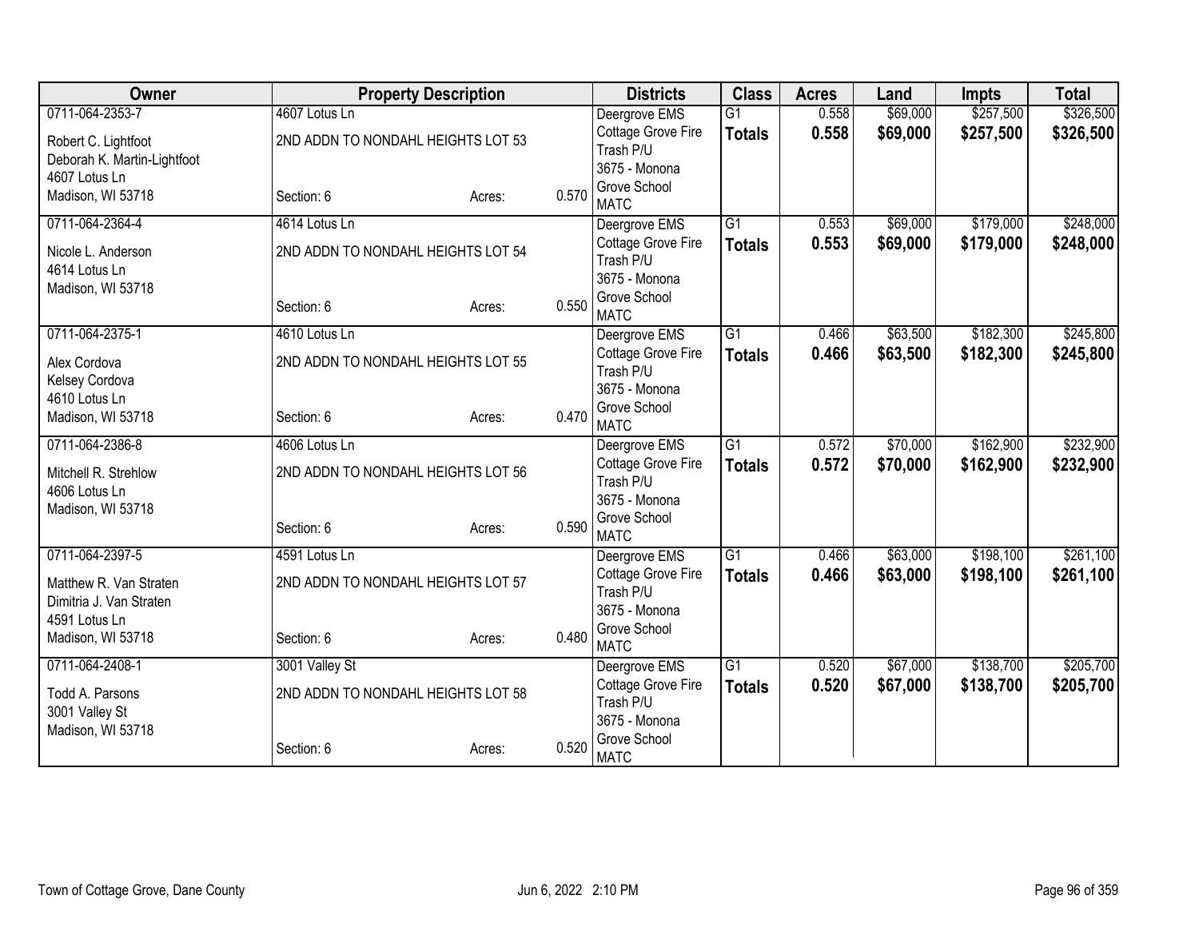| Owner | Property Description | | | Districts | Class | Acres | Land | Impts | Total |
|---|---|---|---|---|---|---|---|---|---|
| 0711-064-2353-7<br>Robert C. Lightfoot<br>Deborah K. Martin-Lightfoot<br>4607 Lotus Ln<br>Madison, WI 53718 | 4607 Lotus Ln<br>2ND ADDN TO NONDAHL HEIGHTS LOT 53<br>Section: 6 | Acres: | 0.570 | Deergrove EMS<br>Cottage Grove Fire<br>Trash P/U<br>3675 - Monona Grove School<br>MATC | G1<br>**Totals** | 0.558<br>**0.558** | $69,000<br>**$69,000** | $257,500<br>**$257,500** | $326,500<br>**$326,500** |
| 0711-064-2364-4<br>Nicole L. Anderson<br>4614 Lotus Ln<br>Madison, WI 53718 | 4614 Lotus Ln<br>2ND ADDN TO NONDAHL HEIGHTS LOT 54<br>Section: 6 | Acres: | 0.550 | Deergrove EMS<br>Cottage Grove Fire<br>Trash P/U<br>3675 - Monona Grove School<br>MATC | G1<br>**Totals** | 0.553<br>**0.553** | $69,000<br>**$69,000** | $179,000<br>**$179,000** | $248,000<br>**$248,000** |
| 0711-064-2375-1<br>Alex Cordova<br>Kelsey Cordova<br>4610 Lotus Ln<br>Madison, WI 53718 | 4610 Lotus Ln<br>2ND ADDN TO NONDAHL HEIGHTS LOT 55<br>Section: 6 | Acres: | 0.470 | Deergrove EMS<br>Cottage Grove Fire<br>Trash P/U<br>3675 - Monona Grove School<br>MATC | G1<br>**Totals** | 0.466<br>**0.466** | $63,500<br>**$63,500** | $182,300<br>**$182,300** | $245,800<br>**$245,800** |
| 0711-064-2386-8<br>Mitchell R. Strehlow<br>4606 Lotus Ln<br>Madison, WI 53718 | 4606 Lotus Ln<br>2ND ADDN TO NONDAHL HEIGHTS LOT 56<br>Section: 6 | Acres: | 0.590 | Deergrove EMS<br>Cottage Grove Fire<br>Trash P/U<br>3675 - Monona Grove School<br>MATC | G1<br>**Totals** | 0.572<br>**0.572** | $70,000<br>**$70,000** | $162,900<br>**$162,900** | $232,900<br>**$232,900** |
| 0711-064-2397-5<br>Matthew R. Van Straten<br>Dimitria J. Van Straten<br>4591 Lotus Ln<br>Madison, WI 53718 | 4591 Lotus Ln<br>2ND ADDN TO NONDAHL HEIGHTS LOT 57<br>Section: 6 | Acres: | 0.480 | Deergrove EMS<br>Cottage Grove Fire<br>Trash P/U<br>3675 - Monona Grove School<br>MATC | G1<br>**Totals** | 0.466<br>**0.466** | $63,000<br>**$63,000** | $198,100<br>**$198,100** | $261,100<br>**$261,100** |
| 0711-064-2408-1<br>Todd A. Parsons<br>3001 Valley St<br>Madison, WI 53718 | 3001 Valley St<br>2ND ADDN TO NONDAHL HEIGHTS LOT 58<br>Section: 6 | Acres: | 0.520 | Deergrove EMS<br>Cottage Grove Fire<br>Trash P/U<br>3675 - Monona Grove School<br>MATC | G1<br>**Totals** | 0.520<br>**0.520** | $67,000<br>**$67,000** | $138,700<br>**$138,700** | $205,700<br>**$205,700** |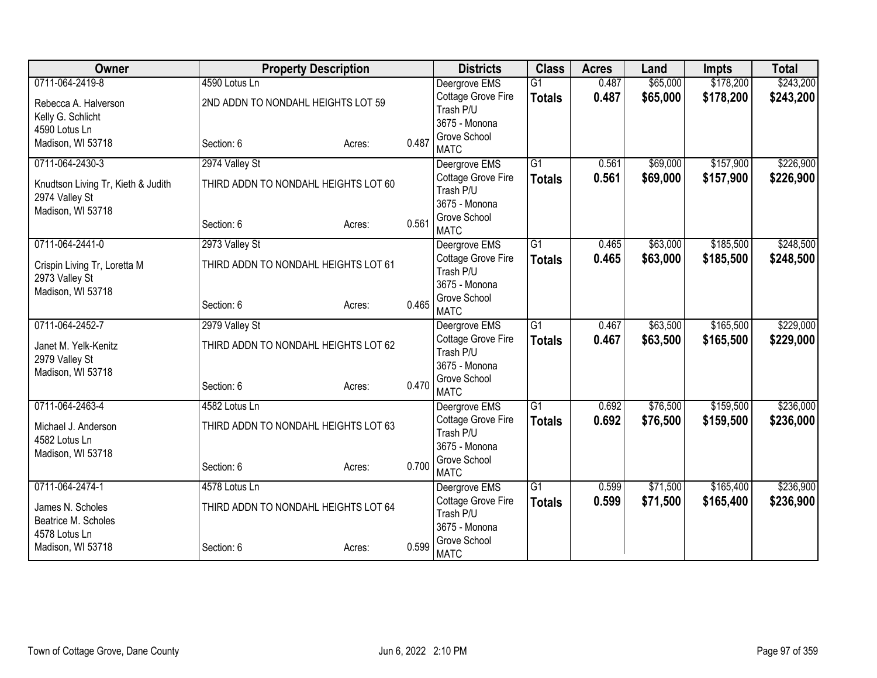| Owner | Property Description | | | Districts | Class | Acres | Land | Impts | Total |
|---|---|---|---|---|---|---|---|---|---|
| 0711-064-2419-8<br>Rebecca A. Halverson<br>Kelly G. Schlicht<br>4590 Lotus Ln<br>Madison, WI 53718 | 4590 Lotus Ln<br>2ND ADDN TO NONDAHL HEIGHTS LOT 59<br>Section: 6 | Acres: | 0.487 | Deergrove EMS<br>Cottage Grove Fire<br>Trash P/U<br>3675 - Monona Grove School<br>MATC | G1<br>**Totals** | 0.487<br>**0.487** | $65,000<br>**$65,000** | $178,200<br>**$178,200** | $243,200<br>**$243,200** |
| 0711-064-2430-3<br>Knudtson Living Tr, Kieth & Judith<br>2974 Valley St<br>Madison, WI 53718 | 2974 Valley St<br>THIRD ADDN TO NONDAHL HEIGHTS LOT 60<br>Section: 6 | Acres: | 0.561 | Deergrove EMS<br>Cottage Grove Fire<br>Trash P/U<br>3675 - Monona Grove School<br>MATC | G1<br>**Totals** | 0.561<br>**0.561** | $69,000<br>**$69,000** | $157,900<br>**$157,900** | $226,900<br>**$226,900** |
| 0711-064-2441-0<br>Crispin Living Tr, Loretta M<br>2973 Valley St<br>Madison, WI 53718 | 2973 Valley St<br>THIRD ADDN TO NONDAHL HEIGHTS LOT 61<br>Section: 6 | Acres: | 0.465 | Deergrove EMS<br>Cottage Grove Fire<br>Trash P/U<br>3675 - Monona Grove School<br>MATC | G1<br>**Totals** | 0.465<br>**0.465** | $63,000<br>**$63,000** | $185,500<br>**$185,500** | $248,500<br>**$248,500** |
| 0711-064-2452-7<br>Janet M. Yelk-Kenitz<br>2979 Valley St<br>Madison, WI 53718 | 2979 Valley St<br>THIRD ADDN TO NONDAHL HEIGHTS LOT 62<br>Section: 6 | Acres: | 0.470 | Deergrove EMS<br>Cottage Grove Fire<br>Trash P/U<br>3675 - Monona Grove School<br>MATC | G1<br>**Totals** | 0.467<br>**0.467** | $63,500<br>**$63,500** | $165,500<br>**$165,500** | $229,000<br>**$229,000** |
| 0711-064-2463-4<br>Michael J. Anderson<br>4582 Lotus Ln<br>Madison, WI 53718 | 4582 Lotus Ln<br>THIRD ADDN TO NONDAHL HEIGHTS LOT 63<br>Section: 6 | Acres: | 0.700 | Deergrove EMS<br>Cottage Grove Fire<br>Trash P/U<br>3675 - Monona Grove School<br>MATC | G1<br>**Totals** | 0.692<br>**0.692** | $76,500<br>**$76,500** | $159,500<br>**$159,500** | $236,000<br>**$236,000** |
| 0711-064-2474-1<br>James N. Scholes<br>Beatrice M. Scholes<br>4578 Lotus Ln<br>Madison, WI 53718 | 4578 Lotus Ln<br>THIRD ADDN TO NONDAHL HEIGHTS LOT 64<br>Section: 6 | Acres: | 0.599 | Deergrove EMS<br>Cottage Grove Fire<br>Trash P/U<br>3675 - Monona Grove School<br>MATC | G1<br>**Totals** | 0.599<br>**0.599** | $71,500<br>**$71,500** | $165,400<br>**$165,400** | $236,900<br>**$236,900** |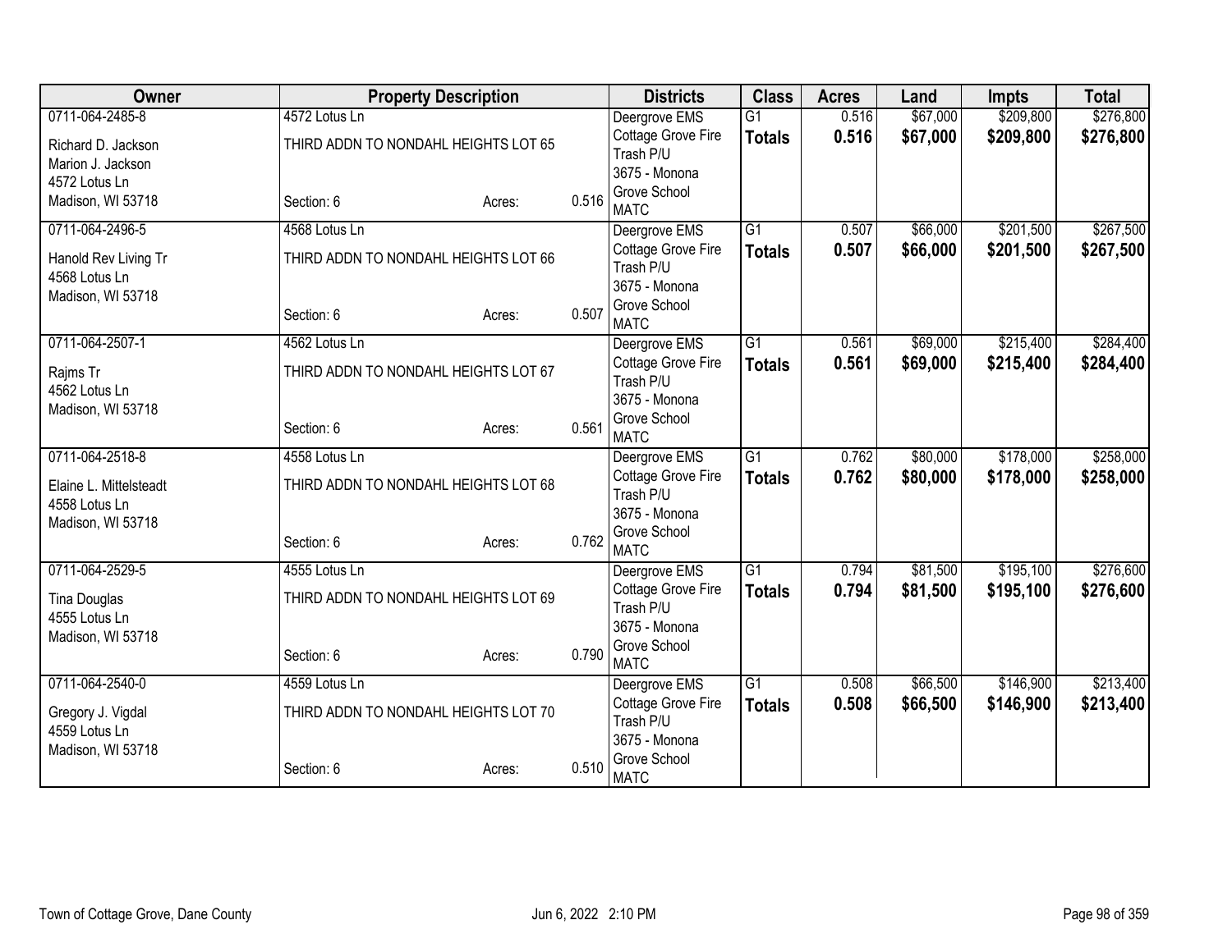| Owner | Property Description | | | Districts | Class | Acres | Land | Impts | Total |
|---|---|---|---|---|---|---|---|---|---|
| 0711-064-2485-8 | 4572 Lotus Ln | | | Deergrove EMS | G1 | 0.516 | $67,000 | $209,800 | $276,800 |
| Richard D. Jackson<br>Marion J. Jackson<br>4572 Lotus Ln<br>Madison, WI 53718 | THIRD ADDN TO NONDAHL HEIGHTS LOT 65 | | | Cottage Grove Fire<br>Trash P/U<br>3675 - Monona Grove School<br>MATC | **Totals** | **0.516** | **$67,000** | **$209,800** | **$276,800** |
| | Section: 6 | Acres: | 0.516 | | | | | | |
| 0711-064-2496-5 | 4568 Lotus Ln | | | Deergrove EMS | G1 | 0.507 | $66,000 | $201,500 | $267,500 |
| Hanold Rev Living Tr<br>4568 Lotus Ln<br>Madison, WI 53718 | THIRD ADDN TO NONDAHL HEIGHTS LOT 66 | | | Cottage Grove Fire<br>Trash P/U<br>3675 - Monona Grove School<br>MATC | **Totals** | **0.507** | **$66,000** | **$201,500** | **$267,500** |
| | Section: 6 | Acres: | 0.507 | | | | | | |
| 0711-064-2507-1 | 4562 Lotus Ln | | | Deergrove EMS | G1 | 0.561 | $69,000 | $215,400 | $284,400 |
| Rajms Tr<br>4562 Lotus Ln<br>Madison, WI 53718 | THIRD ADDN TO NONDAHL HEIGHTS LOT 67 | | | Cottage Grove Fire<br>Trash P/U<br>3675 - Monona Grove School<br>MATC | **Totals** | **0.561** | **$69,000** | **$215,400** | **$284,400** |
| | Section: 6 | Acres: | 0.561 | | | | | | |
| 0711-064-2518-8 | 4558 Lotus Ln | | | Deergrove EMS | G1 | 0.762 | $80,000 | $178,000 | $258,000 |
| Elaine L. Mittelsteadt<br>4558 Lotus Ln<br>Madison, WI 53718 | THIRD ADDN TO NONDAHL HEIGHTS LOT 68 | | | Cottage Grove Fire<br>Trash P/U<br>3675 - Monona Grove School<br>MATC | **Totals** | **0.762** | **$80,000** | **$178,000** | **$258,000** |
| | Section: 6 | Acres: | 0.762 | | | | | | |
| 0711-064-2529-5 | 4555 Lotus Ln | | | Deergrove EMS | G1 | 0.794 | $81,500 | $195,100 | $276,600 |
| Tina Douglas<br>4555 Lotus Ln<br>Madison, WI 53718 | THIRD ADDN TO NONDAHL HEIGHTS LOT 69 | | | Cottage Grove Fire<br>Trash P/U<br>3675 - Monona Grove School<br>MATC | **Totals** | **0.794** | **$81,500** | **$195,100** | **$276,600** |
| | Section: 6 | Acres: | 0.790 | | | | | | |
| 0711-064-2540-0 | 4559 Lotus Ln | | | Deergrove EMS | G1 | 0.508 | $66,500 | $146,900 | $213,400 |
| Gregory J. Vigdal<br>4559 Lotus Ln<br>Madison, WI 53718 | THIRD ADDN TO NONDAHL HEIGHTS LOT 70 | | | Cottage Grove Fire<br>Trash P/U<br>3675 - Monona Grove School<br>MATC | **Totals** | **0.508** | **$66,500** | **$146,900** | **$213,400** |
| | Section: 6 | Acres: | 0.510 | | | | | | |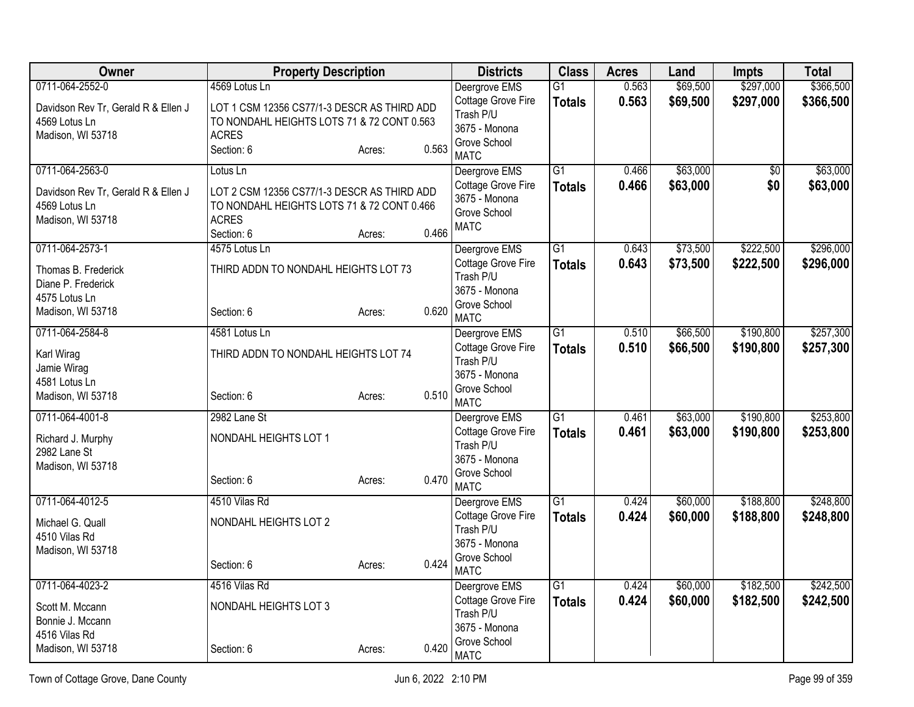| Owner | Property Description | Districts | Class | Acres | Land | Impts | Total |
|---|---|---|---|---|---|---|---|
| 0711-064-2552-0<br>Davidson Rev Tr, Gerald R & Ellen J<br>4569 Lotus Ln<br>Madison, WI 53718 | 4569 Lotus Ln<br>LOT 1 CSM 12356 CS77/1-3 DESCR AS THIRD ADD TO NONDAHL HEIGHTS LOTS 71 & 72 CONT 0.563 ACRES<br>Section: 6 Acres: 0.563 | Deergrove EMS<br>Cottage Grove Fire<br>Trash P/U<br>3675 - Monona Grove School<br>MATC | G1<br>**Totals** | 0.563<br>**0.563** | $69,500<br>**$69,500** | $297,000<br>**$297,000** | $366,500<br>**$366,500** |
| 0711-064-2563-0<br>Davidson Rev Tr, Gerald R & Ellen J<br>4569 Lotus Ln<br>Madison, WI 53718 | Lotus Ln<br>LOT 2 CSM 12356 CS77/1-3 DESCR AS THIRD ADD TO NONDAHL HEIGHTS LOTS 71 & 72 CONT 0.466 ACRES<br>Section: 6 Acres: 0.466 | Deergrove EMS<br>Cottage Grove Fire<br>3675 - Monona Grove School<br>MATC | G1<br>**Totals** | 0.466<br>**0.466** | $63,000<br>**$63,000** | $0<br>**$0** | $63,000<br>**$63,000** |
| 0711-064-2573-1<br>Thomas B. Frederick<br>Diane P. Frederick<br>4575 Lotus Ln<br>Madison, WI 53718 | 4575 Lotus Ln<br>THIRD ADDN TO NONDAHL HEIGHTS LOT 73<br>Section: 6 Acres: 0.620 | Deergrove EMS<br>Cottage Grove Fire<br>Trash P/U<br>3675 - Monona Grove School<br>MATC | G1<br>**Totals** | 0.643<br>**0.643** | $73,500<br>**$73,500** | $222,500<br>**$222,500** | $296,000<br>**$296,000** |
| 0711-064-2584-8<br>Karl Wirag<br>Jamie Wirag<br>4581 Lotus Ln<br>Madison, WI 53718 | 4581 Lotus Ln<br>THIRD ADDN TO NONDAHL HEIGHTS LOT 74<br>Section: 6 Acres: 0.510 | Deergrove EMS<br>Cottage Grove Fire<br>Trash P/U<br>3675 - Monona Grove School<br>MATC | G1<br>**Totals** | 0.510<br>**0.510** | $66,500<br>**$66,500** | $190,800<br>**$190,800** | $257,300<br>**$257,300** |
| 0711-064-4001-8<br>Richard J. Murphy<br>2982 Lane St<br>Madison, WI 53718 | 2982 Lane St<br>NONDAHL HEIGHTS LOT 1<br>Section: 6 Acres: 0.470 | Deergrove EMS<br>Cottage Grove Fire<br>Trash P/U<br>3675 - Monona Grove School<br>MATC | G1<br>**Totals** | 0.461<br>**0.461** | $63,000<br>**$63,000** | $190,800<br>**$190,800** | $253,800<br>**$253,800** |
| 0711-064-4012-5<br>Michael G. Quall<br>4510 Vilas Rd<br>Madison, WI 53718 | 4510 Vilas Rd<br>NONDAHL HEIGHTS LOT 2<br>Section: 6 Acres: 0.424 | Deergrove EMS<br>Cottage Grove Fire<br>Trash P/U<br>3675 - Monona Grove School<br>MATC | G1<br>**Totals** | 0.424<br>**0.424** | $60,000<br>**$60,000** | $188,800<br>**$188,800** | $248,800<br>**$248,800** |
| 0711-064-4023-2<br>Scott M. Mccann<br>Bonnie J. Mccann<br>4516 Vilas Rd<br>Madison, WI 53718 | 4516 Vilas Rd<br>NONDAHL HEIGHTS LOT 3<br>Section: 6 Acres: 0.420 | Deergrove EMS<br>Cottage Grove Fire<br>Trash P/U<br>3675 - Monona Grove School<br>MATC | G1<br>**Totals** | 0.424<br>**0.424** | $60,000<br>**$60,000** | $182,500<br>**$182,500** | $242,500<br>**$242,500** |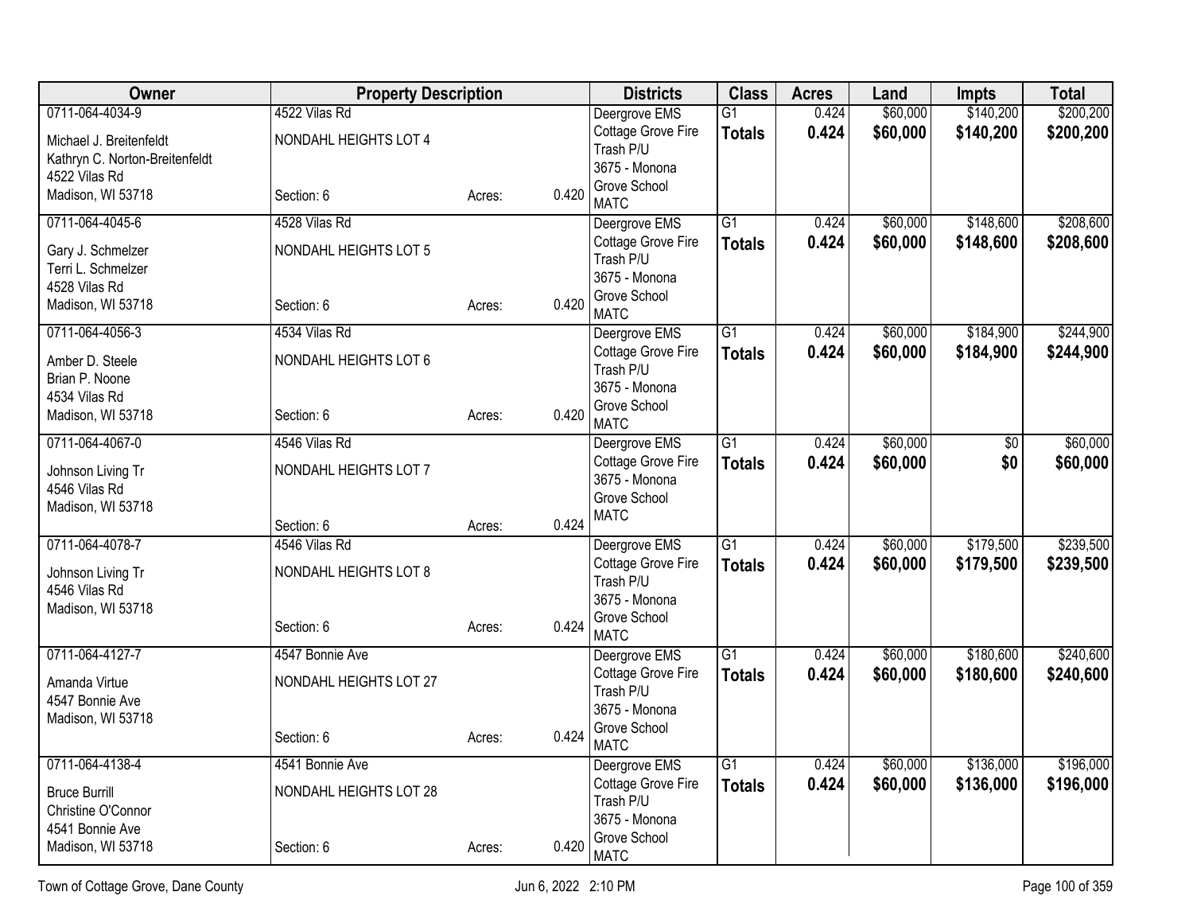| Owner | Property Description | | | Districts | Class | Acres | Land | Impts | Total |
|---|---|---|---|---|---|---|---|---|---|
| 0711-064-4034-9<br>Michael J. Breitenfeldt<br>Kathryn C. Norton-Breitenfeldt<br>4522 Vilas Rd<br>Madison, WI 53718 | 4522 Vilas Rd<br>NONDAHL HEIGHTS LOT 4<br>Section: 6 | Acres: | 0.420 | Deergrove EMS<br>Cottage Grove Fire<br>Trash P/U<br>3675 - Monona Grove School<br>MATC | G1<br>**Totals** | 0.424<br>**0.424** | $60,000<br>**$60,000** | $140,200<br>**$140,200** | $200,200<br>**$200,200** |
| 0711-064-4045-6<br>Gary J. Schmelzer<br>Terri L. Schmelzer<br>4528 Vilas Rd<br>Madison, WI 53718 | 4528 Vilas Rd<br>NONDAHL HEIGHTS LOT 5<br>Section: 6 | Acres: | 0.420 | Deergrove EMS<br>Cottage Grove Fire<br>Trash P/U<br>3675 - Monona Grove School<br>MATC | G1<br>**Totals** | 0.424<br>**0.424** | $60,000<br>**$60,000** | $148,600<br>**$148,600** | $208,600<br>**$208,600** |
| 0711-064-4056-3<br>Amber D. Steele<br>Brian P. Noone<br>4534 Vilas Rd<br>Madison, WI 53718 | 4534 Vilas Rd<br>NONDAHL HEIGHTS LOT 6<br>Section: 6 | Acres: | 0.420 | Deergrove EMS<br>Cottage Grove Fire<br>Trash P/U<br>3675 - Monona Grove School<br>MATC | G1<br>**Totals** | 0.424<br>**0.424** | $60,000<br>**$60,000** | $184,900<br>**$184,900** | $244,900<br>**$244,900** |
| 0711-064-4067-0<br>Johnson Living Tr<br>4546 Vilas Rd<br>Madison, WI 53718 | 4546 Vilas Rd<br>NONDAHL HEIGHTS LOT 7<br>Section: 6 | Acres: | 0.424 | Deergrove EMS<br>Cottage Grove Fire<br>3675 - Monona Grove School<br>MATC | G1<br>**Totals** | 0.424<br>**0.424** | $60,000<br>**$60,000** | $0<br>**$0** | $60,000<br>**$60,000** |
| 0711-064-4078-7<br>Johnson Living Tr<br>4546 Vilas Rd<br>Madison, WI 53718 | 4546 Vilas Rd<br>NONDAHL HEIGHTS LOT 8<br>Section: 6 | Acres: | 0.424 | Deergrove EMS<br>Cottage Grove Fire<br>Trash P/U<br>3675 - Monona Grove School<br>MATC | G1<br>**Totals** | 0.424<br>**0.424** | $60,000<br>**$60,000** | $179,500<br>**$179,500** | $239,500<br>**$239,500** |
| 0711-064-4127-7<br>Amanda Virtue<br>4547 Bonnie Ave<br>Madison, WI 53718 | 4547 Bonnie Ave<br>NONDAHL HEIGHTS LOT 27<br>Section: 6 | Acres: | 0.424 | Deergrove EMS<br>Cottage Grove Fire<br>Trash P/U<br>3675 - Monona Grove School<br>MATC | G1<br>**Totals** | 0.424<br>**0.424** | $60,000<br>**$60,000** | $180,600<br>**$180,600** | $240,600<br>**$240,600** |
| 0711-064-4138-4<br>Bruce Burrill<br>Christine O'Connor<br>4541 Bonnie Ave<br>Madison, WI 53718 | 4541 Bonnie Ave<br>NONDAHL HEIGHTS LOT 28<br>Section: 6 | Acres: | 0.420 | Deergrove EMS<br>Cottage Grove Fire<br>Trash P/U<br>3675 - Monona Grove School<br>MATC | G1<br>**Totals** | 0.424<br>**0.424** | $60,000<br>**$60,000** | $136,000<br>**$136,000** | $196,000<br>**$196,000** |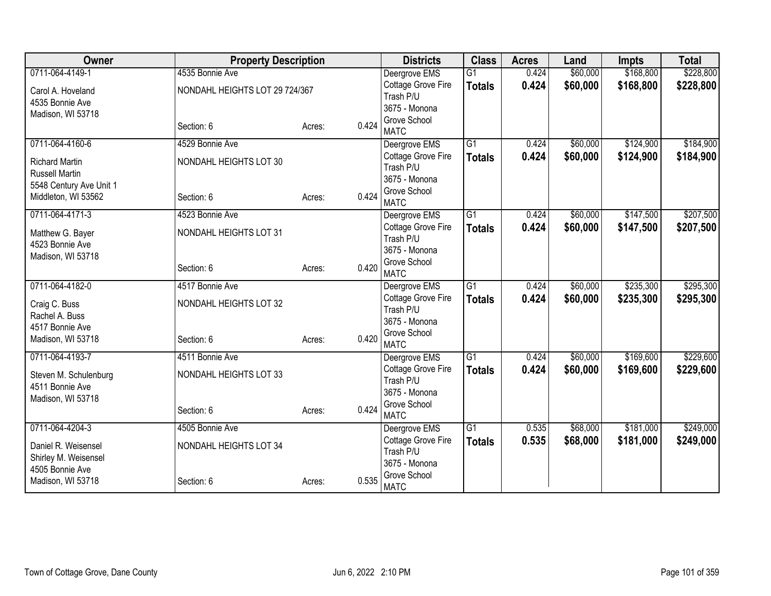| Owner | Property Description | | | Districts | Class | Acres | Land | Impts | Total |
|---|---|---|---|---|---|---|---|---|---|
| 0711-064-4149-1<br>Carol A. Hoveland<br>4535 Bonnie Ave<br>Madison, WI 53718 | 4535 Bonnie Ave<br>NONDAHL HEIGHTS LOT 29 724/367<br>Section: 6 | Acres: | 0.424 | Deergrove EMS<br>Cottage Grove Fire<br>Trash P/U<br>3675 - Monona Grove School<br>MATC | G1<br>**Totals** | 0.424<br>**0.424** | $60,000<br>**$60,000** | $168,800<br>**$168,800** | $228,800<br>**$228,800** |
| 0711-064-4160-6<br>Richard Martin<br>Russell Martin<br>5548 Century Ave Unit 1<br>Middleton, WI 53562 | 4529 Bonnie Ave<br>NONDAHL HEIGHTS LOT 30<br>Section: 6 | Acres: | 0.424 | Deergrove EMS<br>Cottage Grove Fire<br>Trash P/U<br>3675 - Monona Grove School<br>MATC | G1<br>**Totals** | 0.424<br>**0.424** | $60,000<br>**$60,000** | $124,900<br>**$124,900** | $184,900<br>**$184,900** |
| 0711-064-4171-3<br>Matthew G. Bayer<br>4523 Bonnie Ave<br>Madison, WI 53718 | 4523 Bonnie Ave<br>NONDAHL HEIGHTS LOT 31<br>Section: 6 | Acres: | 0.420 | Deergrove EMS<br>Cottage Grove Fire<br>Trash P/U<br>3675 - Monona Grove School<br>MATC | G1<br>**Totals** | 0.424<br>**0.424** | $60,000<br>**$60,000** | $147,500<br>**$147,500** | $207,500<br>**$207,500** |
| 0711-064-4182-0<br>Craig C. Buss<br>Rachel A. Buss<br>4517 Bonnie Ave<br>Madison, WI 53718 | 4517 Bonnie Ave<br>NONDAHL HEIGHTS LOT 32<br>Section: 6 | Acres: | 0.420 | Deergrove EMS<br>Cottage Grove Fire<br>Trash P/U<br>3675 - Monona Grove School<br>MATC | G1<br>**Totals** | 0.424<br>**0.424** | $60,000<br>**$60,000** | $235,300<br>**$235,300** | $295,300<br>**$295,300** |
| 0711-064-4193-7<br>Steven M. Schulenburg<br>4511 Bonnie Ave<br>Madison, WI 53718 | 4511 Bonnie Ave<br>NONDAHL HEIGHTS LOT 33<br>Section: 6 | Acres: | 0.424 | Deergrove EMS<br>Cottage Grove Fire<br>Trash P/U<br>3675 - Monona Grove School<br>MATC | G1<br>**Totals** | 0.424<br>**0.424** | $60,000<br>**$60,000** | $169,600<br>**$169,600** | $229,600<br>**$229,600** |
| 0711-064-4204-3<br>Daniel R. Weisensel<br>Shirley M. Weisensel<br>4505 Bonnie Ave<br>Madison, WI 53718 | 4505 Bonnie Ave<br>NONDAHL HEIGHTS LOT 34<br>Section: 6 | Acres: | 0.535 | Deergrove EMS<br>Cottage Grove Fire<br>Trash P/U<br>3675 - Monona Grove School<br>MATC | G1<br>**Totals** | 0.535<br>**0.535** | $68,000<br>**$68,000** | $181,000<br>**$181,000** | $249,000<br>**$249,000** |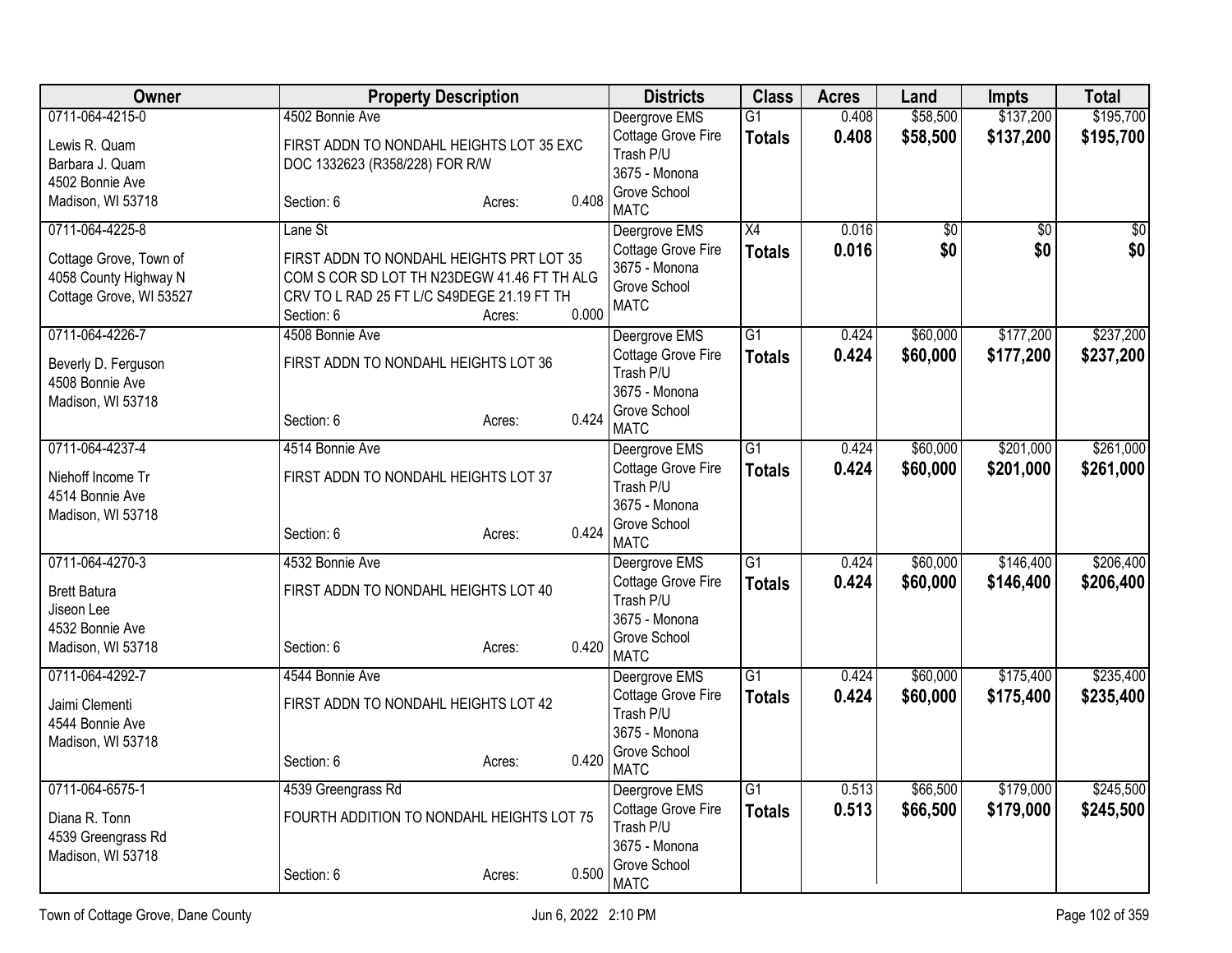| Owner | Property Description | Districts | Class | Acres | Land | Impts | Total |
|---|---|---|---|---|---|---|---|
| 0711-064-4215-0<br>Lewis R. Quam<br>Barbara J. Quam<br>4502 Bonnie Ave<br>Madison, WI 53718 | 4502 Bonnie Ave<br>FIRST ADDN TO NONDAHL HEIGHTS LOT 35 EXC DOC 1332623 (R358/228) FOR R/W<br>Section: 6 Acres: 0.408 | Deergrove EMS<br>Cottage Grove Fire<br>Trash P/U<br>3675 - Monona Grove School<br>MATC | G1<br>**Totals** | 0.408<br>**0.408** | $58,500<br>**$58,500** | $137,200<br>**$137,200** | $195,700<br>**$195,700** |
| 0711-064-4225-8<br>Cottage Grove, Town of<br>4058 County Highway N<br>Cottage Grove, WI 53527 | Lane St<br>FIRST ADDN TO NONDAHL HEIGHTS PRT LOT 35 COM S COR SD LOT TH N23DEGW 41.46 FT TH ALG CRV TO L RAD 25 FT L/C S49DEGE 21.19 FT TH<br>Section: 6 Acres: 0.000 | Deergrove EMS<br>Cottage Grove Fire<br>3675 - Monona Grove School<br>MATC | X4<br>**Totals** | 0.016<br>**0.016** | $0<br>**$0** | $0<br>**$0** | $0<br>**$0** |
| 0711-064-4226-7<br>Beverly D. Ferguson<br>4508 Bonnie Ave<br>Madison, WI 53718 | 4508 Bonnie Ave<br>FIRST ADDN TO NONDAHL HEIGHTS LOT 36<br>Section: 6 Acres: 0.424 | Deergrove EMS<br>Cottage Grove Fire<br>Trash P/U<br>3675 - Monona Grove School<br>MATC | G1<br>**Totals** | 0.424<br>**0.424** | $60,000<br>**$60,000** | $177,200<br>**$177,200** | $237,200<br>**$237,200** |
| 0711-064-4237-4<br>Niehoff Income Tr<br>4514 Bonnie Ave<br>Madison, WI 53718 | 4514 Bonnie Ave<br>FIRST ADDN TO NONDAHL HEIGHTS LOT 37<br>Section: 6 Acres: 0.424 | Deergrove EMS<br>Cottage Grove Fire<br>Trash P/U<br>3675 - Monona Grove School<br>MATC | G1<br>**Totals** | 0.424<br>**0.424** | $60,000<br>**$60,000** | $201,000<br>**$201,000** | $261,000<br>**$261,000** |
| 0711-064-4270-3<br>Brett Batura<br>Jiseon Lee<br>4532 Bonnie Ave<br>Madison, WI 53718 | 4532 Bonnie Ave<br>FIRST ADDN TO NONDAHL HEIGHTS LOT 40<br>Section: 6 Acres: 0.420 | Deergrove EMS<br>Cottage Grove Fire<br>Trash P/U<br>3675 - Monona Grove School<br>MATC | G1<br>**Totals** | 0.424<br>**0.424** | $60,000<br>**$60,000** | $146,400<br>**$146,400** | $206,400<br>**$206,400** |
| 0711-064-4292-7<br>Jaimi Clementi<br>4544 Bonnie Ave<br>Madison, WI 53718 | 4544 Bonnie Ave<br>FIRST ADDN TO NONDAHL HEIGHTS LOT 42<br>Section: 6 Acres: 0.420 | Deergrove EMS<br>Cottage Grove Fire<br>Trash P/U<br>3675 - Monona Grove School<br>MATC | G1<br>**Totals** | 0.424<br>**0.424** | $60,000<br>**$60,000** | $175,400<br>**$175,400** | $235,400<br>**$235,400** |
| 0711-064-6575-1<br>Diana R. Tonn<br>4539 Greengrass Rd<br>Madison, WI 53718 | 4539 Greengrass Rd<br>FOURTH ADDITION TO NONDAHL HEIGHTS LOT 75<br>Section: 6 Acres: 0.500 | Deergrove EMS<br>Cottage Grove Fire<br>Trash P/U<br>3675 - Monona Grove School<br>MATC | G1<br>**Totals** | 0.513<br>**0.513** | $66,500<br>**$66,500** | $179,000<br>**$179,000** | $245,500<br>**$245,500** |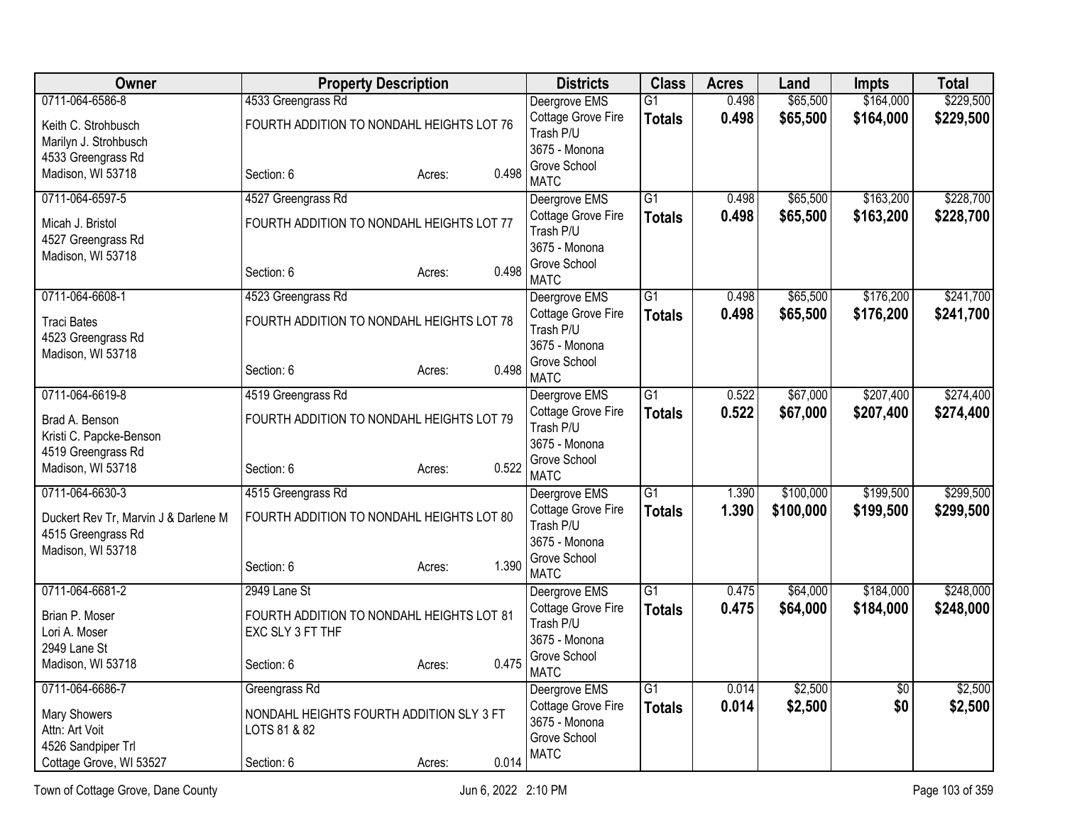| Owner | Property Description | Districts | Class | Acres | Land | Impts | Total |
|---|---|---|---|---|---|---|---|
| 0711-064-6586-8<br>Keith C. Strohbusch<br>Marilyn J. Strohbusch<br>4533 Greengrass Rd<br>Madison, WI 53718 | 4533 Greengrass Rd<br>FOURTH ADDITION TO NONDAHL HEIGHTS LOT 76<br>Section: 6 Acres: 0.498 | Deergrove EMS<br>Cottage Grove Fire<br>Trash P/U<br>3675 - Monona Grove School<br>MATC | G1<br>**Totals** | 0.498<br>**0.498** | $65,500<br>**$65,500** | $164,000<br>**$164,000** | $229,500<br>**$229,500** |
| 0711-064-6597-5<br>Micah J. Bristol<br>4527 Greengrass Rd<br>Madison, WI 53718 | 4527 Greengrass Rd<br>FOURTH ADDITION TO NONDAHL HEIGHTS LOT 77<br>Section: 6 Acres: 0.498 | Deergrove EMS<br>Cottage Grove Fire<br>Trash P/U<br>3675 - Monona Grove School<br>MATC | G1<br>**Totals** | 0.498<br>**0.498** | $65,500<br>**$65,500** | $163,200<br>**$163,200** | $228,700<br>**$228,700** |
| 0711-064-6608-1<br>Traci Bates<br>4523 Greengrass Rd<br>Madison, WI 53718 | 4523 Greengrass Rd<br>FOURTH ADDITION TO NONDAHL HEIGHTS LOT 78<br>Section: 6 Acres: 0.498 | Deergrove EMS<br>Cottage Grove Fire<br>Trash P/U<br>3675 - Monona Grove School<br>MATC | G1<br>**Totals** | 0.498<br>**0.498** | $65,500<br>**$65,500** | $176,200<br>**$176,200** | $241,700<br>**$241,700** |
| 0711-064-6619-8<br>Brad A. Benson<br>Kristi C. Papcke-Benson<br>4519 Greengrass Rd<br>Madison, WI 53718 | 4519 Greengrass Rd<br>FOURTH ADDITION TO NONDAHL HEIGHTS LOT 79<br>Section: 6 Acres: 0.522 | Deergrove EMS<br>Cottage Grove Fire<br>Trash P/U<br>3675 - Monona Grove School<br>MATC | G1<br>**Totals** | 0.522<br>**0.522** | $67,000<br>**$67,000** | $207,400<br>**$207,400** | $274,400<br>**$274,400** |
| 0711-064-6630-3<br>Duckert Rev Tr, Marvin J & Darlene M<br>4515 Greengrass Rd<br>Madison, WI 53718 | 4515 Greengrass Rd<br>FOURTH ADDITION TO NONDAHL HEIGHTS LOT 80<br>Section: 6 Acres: 1.390 | Deergrove EMS<br>Cottage Grove Fire<br>Trash P/U<br>3675 - Monona Grove School<br>MATC | G1<br>**Totals** | 1.390<br>**1.390** | $100,000<br>**$100,000** | $199,500<br>**$199,500** | $299,500<br>**$299,500** |
| 0711-064-6681-2<br>Brian P. Moser<br>Lori A. Moser<br>2949 Lane St<br>Madison, WI 53718 | 2949 Lane St<br>FOURTH ADDITION TO NONDAHL HEIGHTS LOT 81 EXC SLY 3 FT THF<br>Section: 6 Acres: 0.475 | Deergrove EMS<br>Cottage Grove Fire<br>Trash P/U<br>3675 - Monona Grove School<br>MATC | G1<br>**Totals** | 0.475<br>**0.475** | $64,000<br>**$64,000** | $184,000<br>**$184,000** | $248,000<br>**$248,000** |
| 0711-064-6686-7<br>Mary Showers<br>Attn: Art Voit<br>4526 Sandpiper Trl<br>Cottage Grove, WI 53527 | Greengrass Rd<br>NONDAHL HEIGHTS FOURTH ADDITION SLY 3 FT LOTS 81 & 82<br>Section: 6 Acres: 0.014 | Deergrove EMS<br>Cottage Grove Fire<br>3675 - Monona Grove School<br>MATC | G1<br>**Totals** | 0.014<br>**0.014** | $2,500<br>**$2,500** | $0<br>**$0** | $2,500<br>**$2,500** |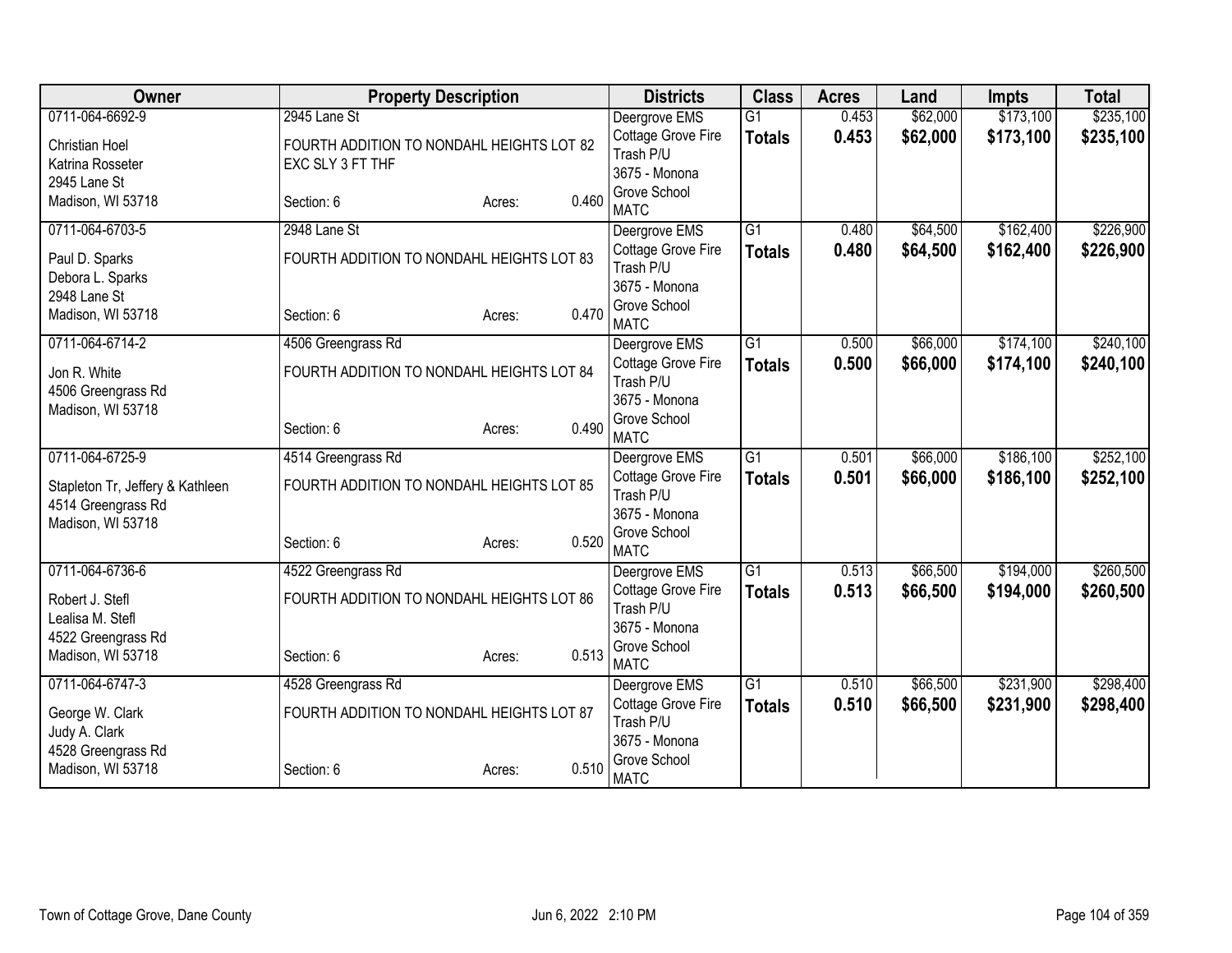| Owner | Property Description | Districts | Class | Acres | Land | Impts | Total |
|---|---|---|---|---|---|---|---|
| 0711-064-6692-9<br>Christian Hoel<br>Katrina Rosseter<br>2945 Lane St<br>Madison, WI 53718 | 2945 Lane St<br>FOURTH ADDITION TO NONDAHL HEIGHTS LOT 82 EXC SLY 3 FT THF<br>Section: 6 Acres: 0.460 | Deergrove EMS<br>Cottage Grove Fire<br>Trash P/U<br>3675 - Monona Grove School<br>MATC | G1<br>**Totals** | 0.453<br>**0.453** | $62,000<br>**$62,000** | $173,100<br>**$173,100** | $235,100<br>**$235,100** |
| 0711-064-6703-5<br>Paul D. Sparks<br>Debora L. Sparks<br>2948 Lane St<br>Madison, WI 53718 | 2948 Lane St<br>FOURTH ADDITION TO NONDAHL HEIGHTS LOT 83<br>Section: 6 Acres: 0.470 | Deergrove EMS<br>Cottage Grove Fire<br>Trash P/U<br>3675 - Monona Grove School<br>MATC | G1<br>**Totals** | 0.480<br>**0.480** | $64,500<br>**$64,500** | $162,400<br>**$162,400** | $226,900<br>**$226,900** |
| 0711-064-6714-2<br>Jon R. White<br>4506 Greengrass Rd<br>Madison, WI 53718 | 4506 Greengrass Rd<br>FOURTH ADDITION TO NONDAHL HEIGHTS LOT 84<br>Section: 6 Acres: 0.490 | Deergrove EMS<br>Cottage Grove Fire<br>Trash P/U<br>3675 - Monona Grove School<br>MATC | G1<br>**Totals** | 0.500<br>**0.500** | $66,000<br>**$66,000** | $174,100<br>**$174,100** | $240,100<br>**$240,100** |
| 0711-064-6725-9<br>Stapleton Tr, Jeffery & Kathleen<br>4514 Greengrass Rd<br>Madison, WI 53718 | 4514 Greengrass Rd<br>FOURTH ADDITION TO NONDAHL HEIGHTS LOT 85<br>Section: 6 Acres: 0.520 | Deergrove EMS<br>Cottage Grove Fire<br>Trash P/U<br>3675 - Monona Grove School<br>MATC | G1<br>**Totals** | 0.501<br>**0.501** | $66,000<br>**$66,000** | $186,100<br>**$186,100** | $252,100<br>**$252,100** |
| 0711-064-6736-6<br>Robert J. Stefl<br>Lealisa M. Stefl<br>4522 Greengrass Rd<br>Madison, WI 53718 | 4522 Greengrass Rd<br>FOURTH ADDITION TO NONDAHL HEIGHTS LOT 86<br>Section: 6 Acres: 0.513 | Deergrove EMS<br>Cottage Grove Fire<br>Trash P/U<br>3675 - Monona Grove School<br>MATC | G1<br>**Totals** | 0.513<br>**0.513** | $66,500<br>**$66,500** | $194,000<br>**$194,000** | $260,500<br>**$260,500** |
| 0711-064-6747-3<br>George W. Clark<br>Judy A. Clark<br>4528 Greengrass Rd<br>Madison, WI 53718 | 4528 Greengrass Rd<br>FOURTH ADDITION TO NONDAHL HEIGHTS LOT 87<br>Section: 6 Acres: 0.510 | Deergrove EMS<br>Cottage Grove Fire<br>Trash P/U<br>3675 - Monona Grove School<br>MATC | G1<br>**Totals** | 0.510<br>**0.510** | $66,500<br>**$66,500** | $231,900<br>**$231,900** | $298,400<br>**$298,400** |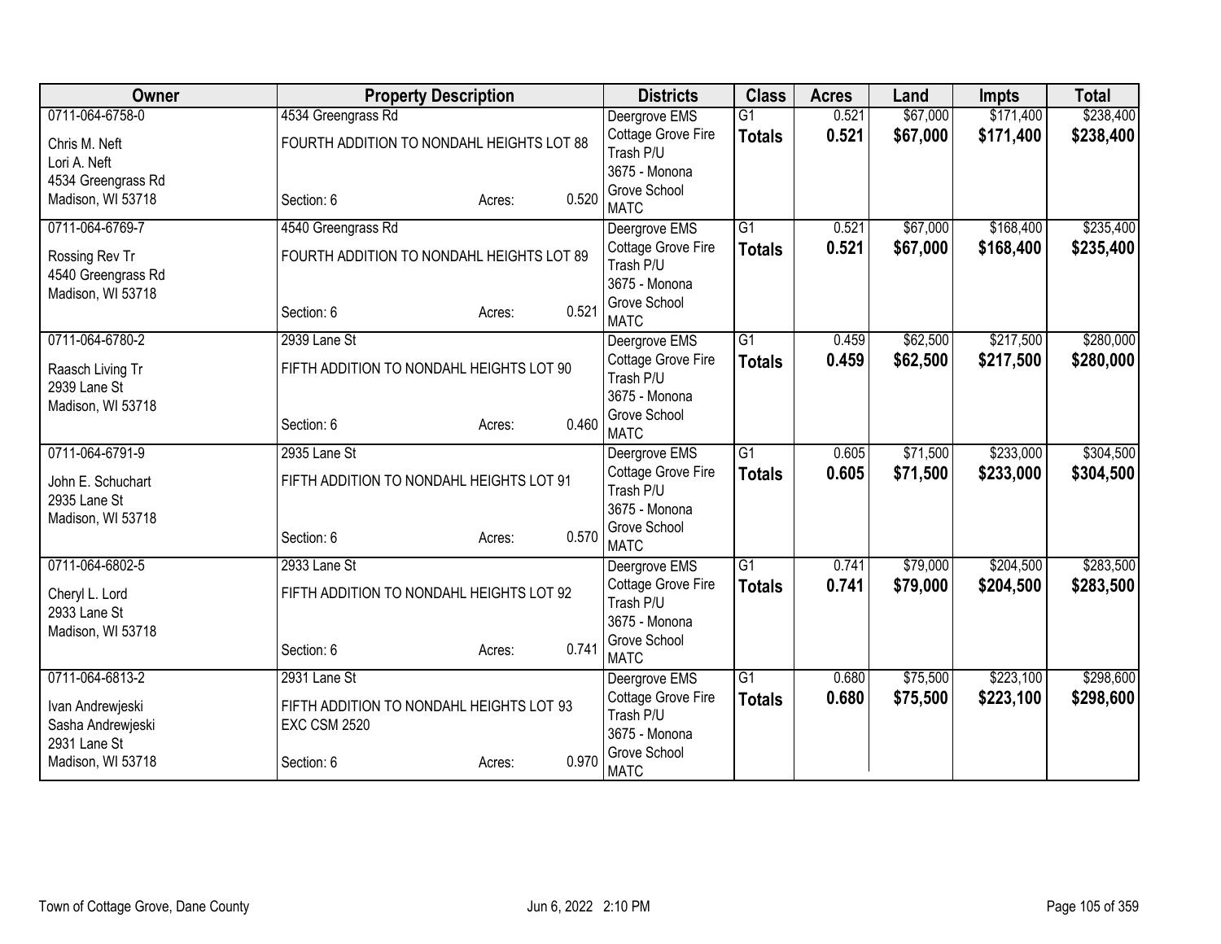| Owner | Property Description | | | Districts | Class | Acres | Land | Impts | Total |
|---|---|---|---|---|---|---|---|---|---|
| 0711-064-6758-0 | 4534 Greengrass Rd | | | Deergrove EMS | G1 | 0.521 | $67,000 | $171,400 | $238,400 |
| Chris M. Neft<br>Lori A. Neft<br>4534 Greengrass Rd<br>Madison, WI 53718 | FOURTH ADDITION TO NONDAHL HEIGHTS LOT 88 | | | Cottage Grove Fire<br>Trash P/U<br>3675 - Monona Grove School<br>MATC | **Totals** | **0.521** | **$67,000** | **$171,400** | **$238,400** |
| | Section: 6 | Acres: | 0.520 | | | | | | |
| 0711-064-6769-7 | 4540 Greengrass Rd | | | Deergrove EMS | G1 | 0.521 | $67,000 | $168,400 | $235,400 |
| Rossing Rev Tr<br>4540 Greengrass Rd<br>Madison, WI 53718 | FOURTH ADDITION TO NONDAHL HEIGHTS LOT 89 | | | Cottage Grove Fire<br>Trash P/U<br>3675 - Monona Grove School<br>MATC | **Totals** | **0.521** | **$67,000** | **$168,400** | **$235,400** |
| | Section: 6 | Acres: | 0.521 | | | | | | |
| 0711-064-6780-2 | 2939 Lane St | | | Deergrove EMS | G1 | 0.459 | $62,500 | $217,500 | $280,000 |
| Raasch Living Tr<br>2939 Lane St<br>Madison, WI 53718 | FIFTH ADDITION TO NONDAHL HEIGHTS LOT 90 | | | Cottage Grove Fire<br>Trash P/U<br>3675 - Monona Grove School<br>MATC | **Totals** | **0.459** | **$62,500** | **$217,500** | **$280,000** |
| | Section: 6 | Acres: | 0.460 | | | | | | |
| 0711-064-6791-9 | 2935 Lane St | | | Deergrove EMS | G1 | 0.605 | $71,500 | $233,000 | $304,500 |
| John E. Schuchart<br>2935 Lane St<br>Madison, WI 53718 | FIFTH ADDITION TO NONDAHL HEIGHTS LOT 91 | | | Cottage Grove Fire<br>Trash P/U<br>3675 - Monona Grove School<br>MATC | **Totals** | **0.605** | **$71,500** | **$233,000** | **$304,500** |
| | Section: 6 | Acres: | 0.570 | | | | | | |
| 0711-064-6802-5 | 2933 Lane St | | | Deergrove EMS | G1 | 0.741 | $79,000 | $204,500 | $283,500 |
| Cheryl L. Lord<br>2933 Lane St<br>Madison, WI 53718 | FIFTH ADDITION TO NONDAHL HEIGHTS LOT 92 | | | Cottage Grove Fire<br>Trash P/U<br>3675 - Monona Grove School<br>MATC | **Totals** | **0.741** | **$79,000** | **$204,500** | **$283,500** |
| | Section: 6 | Acres: | 0.741 | | | | | | |
| 0711-064-6813-2 | 2931 Lane St | | | Deergrove EMS | G1 | 0.680 | $75,500 | $223,100 | $298,600 |
| Ivan Andrewjeski<br>Sasha Andrewjeski<br>2931 Lane St<br>Madison, WI 53718 | FIFTH ADDITION TO NONDAHL HEIGHTS LOT 93 EXC CSM 2520 | | | Cottage Grove Fire<br>Trash P/U<br>3675 - Monona Grove School<br>MATC | **Totals** | **0.680** | **$75,500** | **$223,100** | **$298,600** |
| | Section: 6 | Acres: | 0.970 | | | | | | |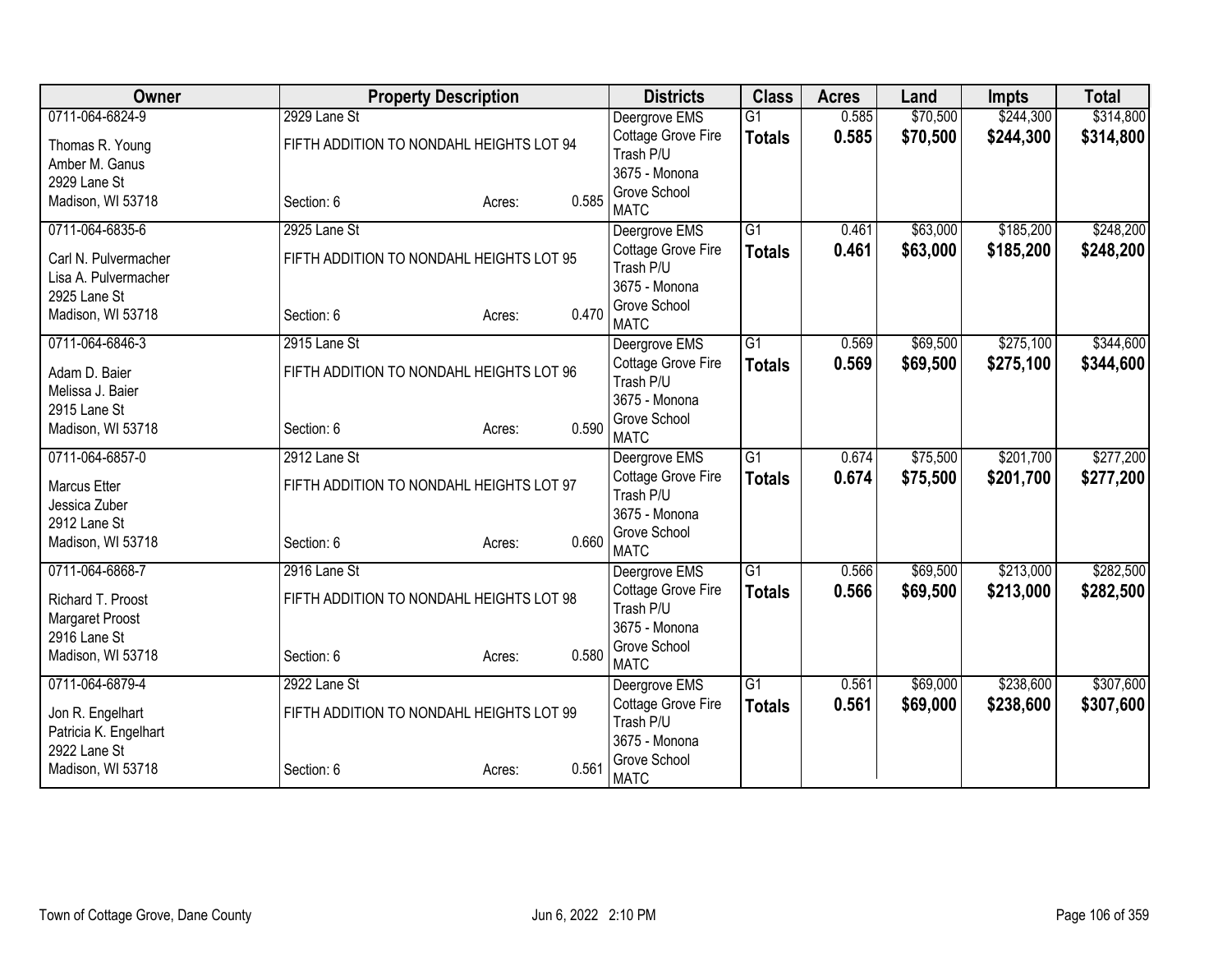| Owner | Property Description | Districts | Class | Acres | Land | Impts | Total |
|---|---|---|---|---|---|---|---|
| 0711-064-6824-9<br>Thomas R. Young<br>Amber M. Ganus<br>2929 Lane St<br>Madison, WI 53718 | 2929 Lane St<br>FIFTH ADDITION TO NONDAHL HEIGHTS LOT 94<br>Section: 6 Acres: 0.585 | Deergrove EMS<br>Cottage Grove Fire<br>Trash P/U<br>3675 - Monona Grove School<br>MATC | G1<br>**Totals** | 0.585<br>**0.585** | $70,500<br>**$70,500** | $244,300<br>**$244,300** | $314,800<br>**$314,800** |
| 0711-064-6835-6<br>Carl N. Pulvermacher<br>Lisa A. Pulvermacher<br>2925 Lane St<br>Madison, WI 53718 | 2925 Lane St<br>FIFTH ADDITION TO NONDAHL HEIGHTS LOT 95<br>Section: 6 Acres: 0.470 | Deergrove EMS<br>Cottage Grove Fire<br>Trash P/U<br>3675 - Monona Grove School<br>MATC | G1<br>**Totals** | 0.461<br>**0.461** | $63,000<br>**$63,000** | $185,200<br>**$185,200** | $248,200<br>**$248,200** |
| 0711-064-6846-3<br>Adam D. Baier<br>Melissa J. Baier<br>2915 Lane St<br>Madison, WI 53718 | 2915 Lane St<br>FIFTH ADDITION TO NONDAHL HEIGHTS LOT 96<br>Section: 6 Acres: 0.590 | Deergrove EMS<br>Cottage Grove Fire<br>Trash P/U<br>3675 - Monona Grove School<br>MATC | G1<br>**Totals** | 0.569<br>**0.569** | $69,500<br>**$69,500** | $275,100<br>**$275,100** | $344,600<br>**$344,600** |
| 0711-064-6857-0<br>Marcus Etter<br>Jessica Zuber<br>2912 Lane St<br>Madison, WI 53718 | 2912 Lane St<br>FIFTH ADDITION TO NONDAHL HEIGHTS LOT 97<br>Section: 6 Acres: 0.660 | Deergrove EMS<br>Cottage Grove Fire<br>Trash P/U<br>3675 - Monona Grove School<br>MATC | G1<br>**Totals** | 0.674<br>**0.674** | $75,500<br>**$75,500** | $201,700<br>**$201,700** | $277,200<br>**$277,200** |
| 0711-064-6868-7<br>Richard T. Proost<br>Margaret Proost<br>2916 Lane St<br>Madison, WI 53718 | 2916 Lane St<br>FIFTH ADDITION TO NONDAHL HEIGHTS LOT 98<br>Section: 6 Acres: 0.580 | Deergrove EMS<br>Cottage Grove Fire<br>Trash P/U<br>3675 - Monona Grove School<br>MATC | G1<br>**Totals** | 0.566<br>**0.566** | $69,500<br>**$69,500** | $213,000<br>**$213,000** | $282,500<br>**$282,500** |
| 0711-064-6879-4<br>Jon R. Engelhart<br>Patricia K. Engelhart<br>2922 Lane St<br>Madison, WI 53718 | 2922 Lane St<br>FIFTH ADDITION TO NONDAHL HEIGHTS LOT 99<br>Section: 6 Acres: 0.561 | Deergrove EMS<br>Cottage Grove Fire<br>Trash P/U<br>3675 - Monona Grove School<br>MATC | G1<br>**Totals** | 0.561<br>**0.561** | $69,000<br>**$69,000** | $238,600<br>**$238,600** | $307,600<br>**$307,600** |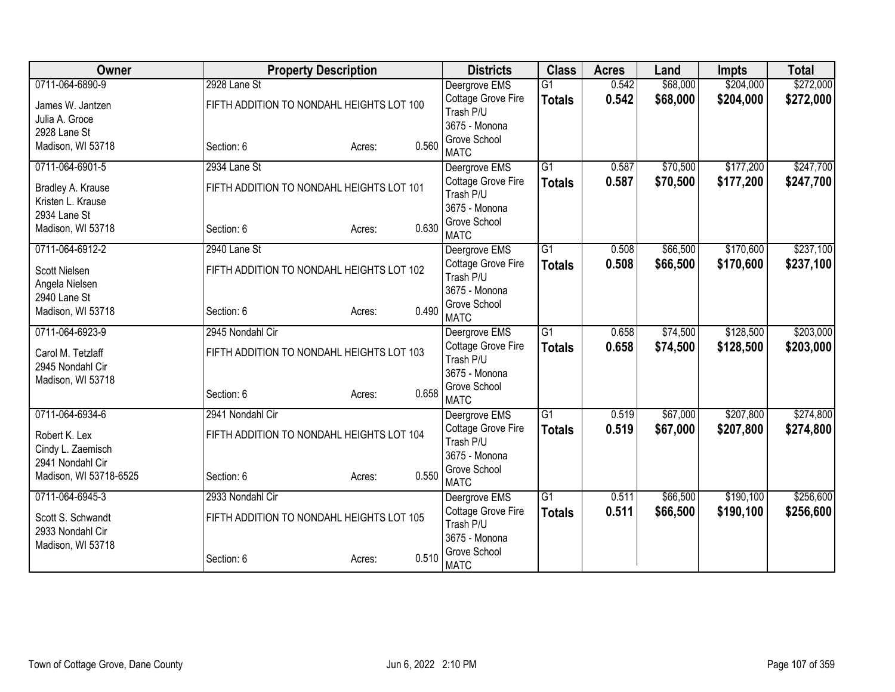| Owner | Property Description | | | Districts | Class | Acres | Land | Impts | Total |
|---|---|---|---|---|---|---|---|---|---|
| 0711-064-6890-9<br>James W. Jantzen<br>Julia A. Groce<br>2928 Lane St<br>Madison, WI 53718 | 2928 Lane St<br>FIFTH ADDITION TO NONDAHL HEIGHTS LOT 100<br>Section: 6 | Acres: | 0.560 | Deergrove EMS<br>Cottage Grove Fire<br>Trash P/U<br>3675 - Monona Grove School<br>MATC | G1<br>**Totals** | 0.542<br>**0.542** | $68,000<br>**$68,000** | $204,000<br>**$204,000** | $272,000<br>**$272,000** |
| 0711-064-6901-5<br>Bradley A. Krause<br>Kristen L. Krause<br>2934 Lane St<br>Madison, WI 53718 | 2934 Lane St<br>FIFTH ADDITION TO NONDAHL HEIGHTS LOT 101<br>Section: 6 | Acres: | 0.630 | Deergrove EMS<br>Cottage Grove Fire<br>Trash P/U<br>3675 - Monona Grove School<br>MATC | G1<br>**Totals** | 0.587<br>**0.587** | $70,500<br>**$70,500** | $177,200<br>**$177,200** | $247,700<br>**$247,700** |
| 0711-064-6912-2<br>Scott Nielsen<br>Angela Nielsen<br>2940 Lane St<br>Madison, WI 53718 | 2940 Lane St<br>FIFTH ADDITION TO NONDAHL HEIGHTS LOT 102<br>Section: 6 | Acres: | 0.490 | Deergrove EMS<br>Cottage Grove Fire<br>Trash P/U<br>3675 - Monona Grove School<br>MATC | G1<br>**Totals** | 0.508<br>**0.508** | $66,500<br>**$66,500** | $170,600<br>**$170,600** | $237,100<br>**$237,100** |
| 0711-064-6923-9<br>Carol M. Tetzlaff<br>2945 Nondahl Cir<br>Madison, WI 53718 | 2945 Nondahl Cir<br>FIFTH ADDITION TO NONDAHL HEIGHTS LOT 103<br>Section: 6 | Acres: | 0.658 | Deergrove EMS<br>Cottage Grove Fire<br>Trash P/U<br>3675 - Monona Grove School<br>MATC | G1<br>**Totals** | 0.658<br>**0.658** | $74,500<br>**$74,500** | $128,500<br>**$128,500** | $203,000<br>**$203,000** |
| 0711-064-6934-6<br>Robert K. Lex<br>Cindy L. Zaemisch<br>2941 Nondahl Cir<br>Madison, WI 53718-6525 | 2941 Nondahl Cir<br>FIFTH ADDITION TO NONDAHL HEIGHTS LOT 104<br>Section: 6 | Acres: | 0.550 | Deergrove EMS<br>Cottage Grove Fire<br>Trash P/U<br>3675 - Monona Grove School<br>MATC | G1<br>**Totals** | 0.519<br>**0.519** | $67,000<br>**$67,000** | $207,800<br>**$207,800** | $274,800<br>**$274,800** |
| 0711-064-6945-3<br>Scott S. Schwandt<br>2933 Nondahl Cir<br>Madison, WI 53718 | 2933 Nondahl Cir<br>FIFTH ADDITION TO NONDAHL HEIGHTS LOT 105<br>Section: 6 | Acres: | 0.510 | Deergrove EMS<br>Cottage Grove Fire<br>Trash P/U<br>3675 - Monona Grove School<br>MATC | G1<br>**Totals** | 0.511<br>**0.511** | $66,500<br>**$66,500** | $190,100<br>**$190,100** | $256,600<br>**$256,600** |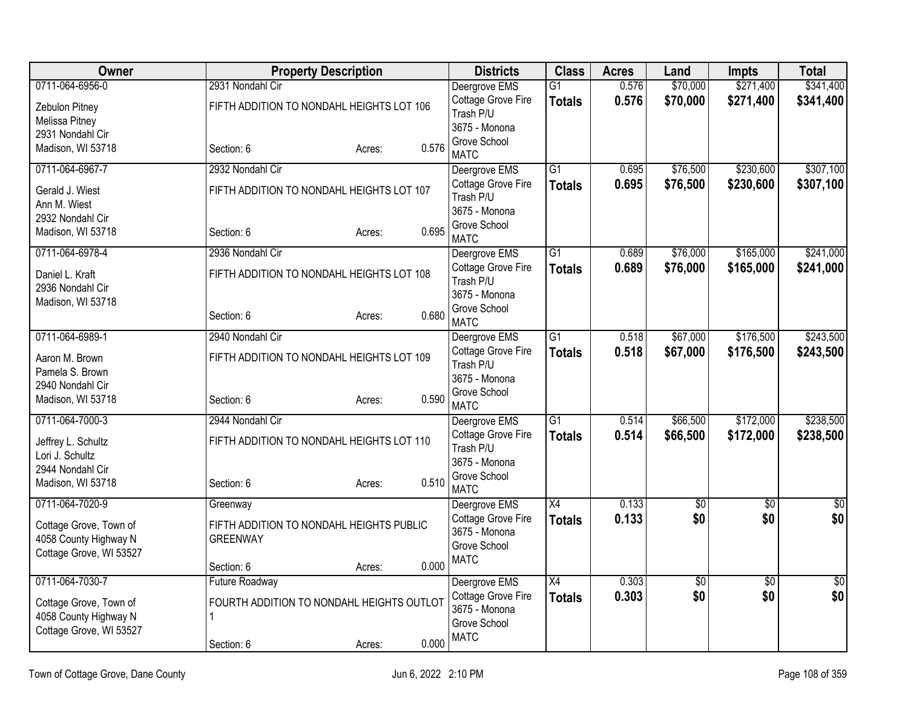| Owner | Property Description | Districts | Class | Acres | Land | Impts | Total |
|---|---|---|---|---|---|---|---|
| 0711-064-6956-0<br>Zebulon Pitney<br>Melissa Pitney<br>2931 Nondahl Cir<br>Madison, WI 53718 | 2931 Nondahl Cir<br>FIFTH ADDITION TO NONDAHL HEIGHTS LOT 106<br>Section: 6 Acres: 0.576 | Deergrove EMS<br>Cottage Grove Fire<br>Trash P/U<br>3675 - Monona Grove School<br>MATC | G1<br>**Totals** | 0.576<br>**0.576** | $70,000<br>**$70,000** | $271,400<br>**$271,400** | $341,400<br>**$341,400** |
| 0711-064-6967-7<br>Gerald J. Wiest<br>Ann M. Wiest<br>2932 Nondahl Cir<br>Madison, WI 53718 | 2932 Nondahl Cir<br>FIFTH ADDITION TO NONDAHL HEIGHTS LOT 107<br>Section: 6 Acres: 0.695 | Deergrove EMS<br>Cottage Grove Fire<br>Trash P/U<br>3675 - Monona Grove School<br>MATC | G1<br>**Totals** | 0.695<br>**0.695** | $76,500<br>**$76,500** | $230,600<br>**$230,600** | $307,100<br>**$307,100** |
| 0711-064-6978-4<br>Daniel L. Kraft<br>2936 Nondahl Cir<br>Madison, WI 53718 | 2936 Nondahl Cir<br>FIFTH ADDITION TO NONDAHL HEIGHTS LOT 108<br>Section: 6 Acres: 0.680 | Deergrove EMS<br>Cottage Grove Fire<br>Trash P/U<br>3675 - Monona Grove School<br>MATC | G1<br>**Totals** | 0.689<br>**0.689** | $76,000<br>**$76,000** | $165,000<br>**$165,000** | $241,000<br>**$241,000** |
| 0711-064-6989-1<br>Aaron M. Brown<br>Pamela S. Brown<br>2940 Nondahl Cir<br>Madison, WI 53718 | 2940 Nondahl Cir<br>FIFTH ADDITION TO NONDAHL HEIGHTS LOT 109<br>Section: 6 Acres: 0.590 | Deergrove EMS<br>Cottage Grove Fire<br>Trash P/U<br>3675 - Monona Grove School<br>MATC | G1<br>**Totals** | 0.518<br>**0.518** | $67,000<br>**$67,000** | $176,500<br>**$176,500** | $243,500<br>**$243,500** |
| 0711-064-7000-3<br>Jeffrey L. Schultz<br>Lori J. Schultz<br>2944 Nondahl Cir<br>Madison, WI 53718 | 2944 Nondahl Cir<br>FIFTH ADDITION TO NONDAHL HEIGHTS LOT 110<br>Section: 6 Acres: 0.510 | Deergrove EMS<br>Cottage Grove Fire<br>Trash P/U<br>3675 - Monona Grove School<br>MATC | G1<br>**Totals** | 0.514<br>**0.514** | $66,500<br>**$66,500** | $172,000<br>**$172,000** | $238,500<br>**$238,500** |
| 0711-064-7020-9<br>Cottage Grove, Town of<br>4058 County Highway N<br>Cottage Grove, WI 53527 | Greenway<br>FIFTH ADDITION TO NONDAHL HEIGHTS PUBLIC GREENWAY<br>Section: 6 Acres: 0.000 | Deergrove EMS<br>Cottage Grove Fire<br>3675 - Monona Grove School<br>MATC | X4<br>**Totals** | 0.133<br>**0.133** | $0<br>**$0** | $0<br>**$0** | $0<br>**$0** |
| 0711-064-7030-7<br>Cottage Grove, Town of<br>4058 County Highway N<br>Cottage Grove, WI 53527 | Future Roadway<br>FOURTH ADDITION TO NONDAHL HEIGHTS OUTLOT 1<br>Section: 6 Acres: 0.000 | Deergrove EMS<br>Cottage Grove Fire<br>3675 - Monona Grove School<br>MATC | X4<br>**Totals** | 0.303<br>**0.303** | $0<br>**$0** | $0<br>**$0** | $0<br>**$0** |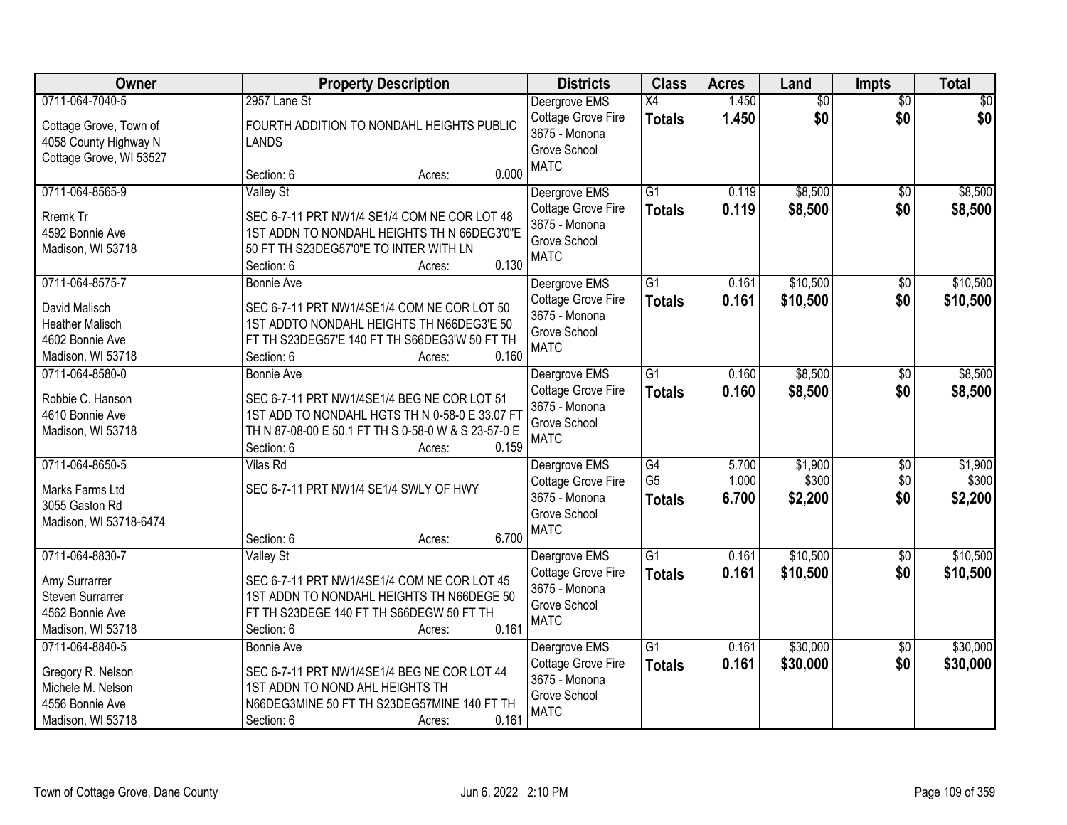| Owner | Property Description | Districts | Class | Acres | Land | Impts | Total |
|---|---|---|---|---|---|---|---|
| 0711-064-7040-5<br>Cottage Grove, Town of<br>4058 County Highway N<br>Cottage Grove, WI 53527 | 2957 Lane St<br>FOURTH ADDITION TO NONDAHL HEIGHTS PUBLIC LANDS<br>Section: 6 Acres: 0.000 | Deergrove EMS<br>Cottage Grove Fire<br>3675 - Monona Grove School<br>MATC | X4<br>**Totals** | 1.450<br>**1.450** | $0<br>**$0** | $0<br>**$0** | $0<br>**$0** |
| 0711-064-8565-9<br>Rremk Tr<br>4592 Bonnie Ave<br>Madison, WI 53718 | Valley St<br>SEC 6-7-11 PRT NW1/4 SE1/4 COM NE COR LOT 48 1ST ADDN TO NONDAHL HEIGHTS TH N 66DEG3'0"E 50 FT TH S23DEG57'0"E TO INTER WITH LN<br>Section: 6 Acres: 0.130 | Deergrove EMS<br>Cottage Grove Fire<br>3675 - Monona Grove School<br>MATC | G1<br>**Totals** | 0.119<br>**0.119** | $8,500<br>**$8,500** | $0<br>**$0** | $8,500<br>**$8,500** |
| 0711-064-8575-7<br>David Malisch<br>Heather Malisch<br>4602 Bonnie Ave<br>Madison, WI 53718 | Bonnie Ave<br>SEC 6-7-11 PRT NW1/4SE1/4 COM NE COR LOT 50 1ST ADDTO NONDAHL HEIGHTS TH N66DEG3'E 50 FT TH S23DEG57'E 140 FT TH S66DEG3'W 50 FT TH<br>Section: 6 Acres: 0.160 | Deergrove EMS<br>Cottage Grove Fire<br>3675 - Monona Grove School<br>MATC | G1<br>**Totals** | 0.161<br>**0.161** | $10,500<br>**$10,500** | $0<br>**$0** | $10,500<br>**$10,500** |
| 0711-064-8580-0<br>Robbie C. Hanson<br>4610 Bonnie Ave<br>Madison, WI 53718 | Bonnie Ave<br>SEC 6-7-11 PRT NW1/4SE1/4 BEG NE COR LOT 51 1ST ADD TO NONDAHL HGTS TH N 0-58-0 E 33.07 FT TH N 87-08-00 E 50.1 FT TH S 0-58-0 W & S 23-57-0 E<br>Section: 6 Acres: 0.159 | Deergrove EMS<br>Cottage Grove Fire<br>3675 - Monona Grove School<br>MATC | G1<br>**Totals** | 0.160<br>**0.160** | $8,500<br>**$8,500** | $0<br>**$0** | $8,500<br>**$8,500** |
| 0711-064-8650-5<br>Marks Farms Ltd<br>3055 Gaston Rd<br>Madison, WI 53718-6474 | Vilas Rd<br>SEC 6-7-11 PRT NW1/4 SE1/4 SWLY OF HWY<br>Section: 6 Acres: 6.700 | Deergrove EMS<br>Cottage Grove Fire<br>3675 - Monona Grove School<br>MATC | G4<br>G5<br>**Totals** | 5.700<br>1.000<br>**6.700** | $1,900<br>$300<br>**$2,200** | $0<br>$0<br>**$0** | $1,900<br>$300<br>**$2,200** |
| 0711-064-8830-7<br>Amy Surrarrer<br>Steven Surrarrer<br>4562 Bonnie Ave<br>Madison, WI 53718 | Valley St<br>SEC 6-7-11 PRT NW1/4SE1/4 COM NE COR LOT 45 1ST ADDN TO NONDAHL HEIGHTS TH N66DEGE 50 FT TH S23DEGE 140 FT TH S66DEGW 50 FT TH<br>Section: 6 Acres: 0.161 | Deergrove EMS<br>Cottage Grove Fire<br>3675 - Monona Grove School<br>MATC | G1<br>**Totals** | 0.161<br>**0.161** | $10,500<br>**$10,500** | $0<br>**$0** | $10,500<br>**$10,500** |
| 0711-064-8840-5<br>Gregory R. Nelson<br>Michele M. Nelson<br>4556 Bonnie Ave<br>Madison, WI 53718 | Bonnie Ave<br>SEC 6-7-11 PRT NW1/4SE1/4 BEG NE COR LOT 44 1ST ADDN TO NOND AHL HEIGHTS TH N66DEG3MINE 50 FT TH S23DEG57MINE 140 FT TH<br>Section: 6 Acres: 0.161 | Deergrove EMS<br>Cottage Grove Fire<br>3675 - Monona Grove School<br>MATC | G1<br>**Totals** | 0.161<br>**0.161** | $30,000<br>**$30,000** | $0<br>**$0** | $30,000<br>**$30,000** |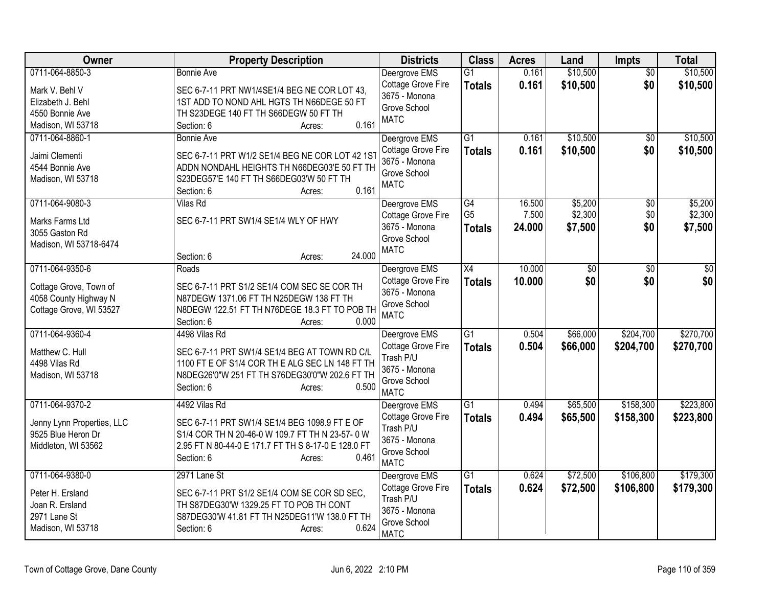| Owner | Property Description | Districts | Class | Acres | Land | Impts | Total |
|---|---|---|---|---|---|---|---|
| 0711-064-8850-3<br><br>Mark V. Behl V<br>Elizabeth J. Behl<br>4550 Bonnie Ave<br>Madison, WI 53718 | Bonnie Ave<br><br>SEC 6-7-11 PRT NW1/4SE1/4 BEG NE COR LOT 43, 1ST ADD TO NOND AHL HGTS TH N66DEGE 50 FT TH S23DEGE 140 FT TH S66DEGW 50 FT TH<br>Section: 6 Acres: 0.161 | Deergrove EMS<br>Cottage Grove Fire<br>3675 - Monona Grove School<br>MATC | G1<br>**Totals** | 0.161<br>**0.161** | $10,500<br>**$10,500** | $0<br>**$0** | $10,500<br>**$10,500** |
| 0711-064-8860-1<br><br>Jaimi Clementi<br>4544 Bonnie Ave<br>Madison, WI 53718 | Bonnie Ave<br><br>SEC 6-7-11 PRT W1/2 SE1/4 BEG NE COR LOT 42 1ST ADDN NONDAHL HEIGHTS TH N66DEG03'E 50 FT TH S23DEG57'E 140 FT TH S66DEG03'W 50 FT TH<br>Section: 6 Acres: 0.161 | Deergrove EMS<br>Cottage Grove Fire<br>3675 - Monona Grove School<br>MATC | G1<br>**Totals** | 0.161<br>**0.161** | $10,500<br>**$10,500** | $0<br>**$0** | $10,500<br>**$10,500** |
| 0711-064-9080-3<br><br>Marks Farms Ltd<br>3055 Gaston Rd<br>Madison, WI 53718-6474 | Vilas Rd<br><br>SEC 6-7-11 PRT SW1/4 SE1/4 WLY OF HWY<br><br>Section: 6 Acres: 24.000 | Deergrove EMS<br>Cottage Grove Fire<br>3675 - Monona Grove School<br>MATC | G4<br>G5<br>**Totals** | 16.500<br>7.500<br>**24.000** | $5,200<br>$2,300<br>**$7,500** | $0<br>$0<br>**$0** | $5,200<br>$2,300<br>**$7,500** |
| 0711-064-9350-6<br><br>Cottage Grove, Town of<br>4058 County Highway N<br>Cottage Grove, WI 53527 | Roads<br><br>SEC 6-7-11 PRT S1/2 SE1/4 COM SEC SE COR TH N87DEGW 1371.06 FT TH N25DEGW 138 FT TH N8DEGW 122.51 FT TH N76DEGE 18.3 FT TO POB TH<br>Section: 6 Acres: 0.000 | Deergrove EMS<br>Cottage Grove Fire<br>3675 - Monona Grove School<br>MATC | X4<br>**Totals** | 10.000<br>**10.000** | $0<br>**$0** | $0<br>**$0** | $0<br>**$0** |
| 0711-064-9360-4<br><br>Matthew C. Hull<br>4498 Vilas Rd<br>Madison, WI 53718 | 4498 Vilas Rd<br><br>SEC 6-7-11 PRT SW1/4 SE1/4 BEG AT TOWN RD C/L 1100 FT E OF S1/4 COR TH E ALG SEC LN 148 FT TH N8DEG26'0"W 251 FT TH S76DEG30'0"W 202.6 FT TH<br>Section: 6 Acres: 0.500 | Deergrove EMS<br>Cottage Grove Fire<br>Trash P/U<br>3675 - Monona Grove School<br>MATC | G1<br>**Totals** | 0.504<br>**0.504** | $66,000<br>**$66,000** | $204,700<br>**$204,700** | $270,700<br>**$270,700** |
| 0711-064-9370-2<br><br>Jenny Lynn Properties, LLC<br>9525 Blue Heron Dr<br>Middleton, WI 53562 | 4492 Vilas Rd<br><br>SEC 6-7-11 PRT SW1/4 SE1/4 BEG 1098.9 FT E OF S1/4 COR TH N 20-46-0 W 109.7 FT TH N 23-57- 0 W 2.95 FT N 80-44-0 E 171.7 FT TH S 8-17-0 E 128.0 FT<br>Section: 6 Acres: 0.461 | Deergrove EMS<br>Cottage Grove Fire<br>Trash P/U<br>3675 - Monona Grove School<br>MATC | G1<br>**Totals** | 0.494<br>**0.494** | $65,500<br>**$65,500** | $158,300<br>**$158,300** | $223,800<br>**$223,800** |
| 0711-064-9380-0<br><br>Peter H. Ersland<br>Joan R. Ersland<br>2971 Lane St<br>Madison, WI 53718 | 2971 Lane St<br><br>SEC 6-7-11 PRT S1/2 SE1/4 COM SE COR SD SEC, TH S87DEG30'W 1329.25 FT TO POB TH CONT S87DEG30'W 41.81 FT TH N25DEG11'W 138.0 FT TH<br>Section: 6 Acres: 0.624 | Deergrove EMS<br>Cottage Grove Fire<br>Trash P/U<br>3675 - Monona Grove School<br>MATC | G1<br>**Totals** | 0.624<br>**0.624** | $72,500<br>**$72,500** | $106,800<br>**$106,800** | $179,300<br>**$179,300** |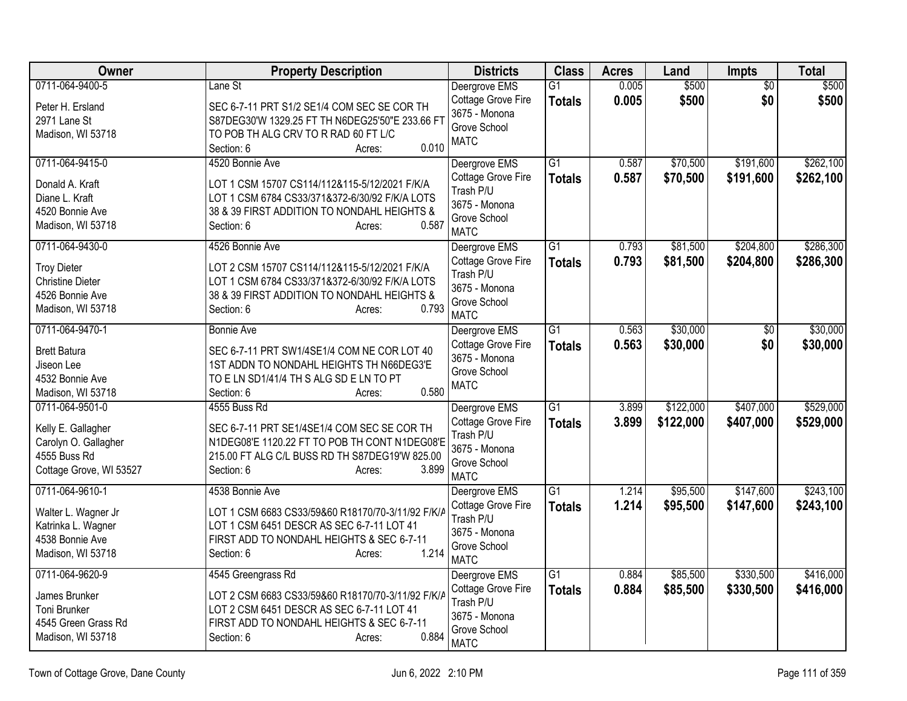| Owner | Property Description | Districts | Class | Acres | Land | Impts | Total |
|---|---|---|---|---|---|---|---|
| 0711-064-9400-5<br><br>Peter H. Ersland<br>2971 Lane St<br>Madison, WI 53718 | Lane St<br><br>SEC 6-7-11 PRT S1/2 SE1/4 COM SEC SE COR TH S87DEG30'W 1329.25 FT TH N6DEG25'50"E 233.66 FT TO POB TH ALG CRV TO R RAD 60 FT L/C<br>Section: 6 Acres: 0.010 | Deergrove EMS<br>Cottage Grove Fire<br>3675 - Monona Grove School<br>MATC | G1<br>**Totals** | 0.005<br>**0.005** | $500<br>**$500** | $0<br>**$0** | $500<br>**$500** |
| 0711-064-9415-0<br><br>Donald A. Kraft<br>Diane L. Kraft<br>4520 Bonnie Ave<br>Madison, WI 53718 | 4520 Bonnie Ave<br><br>LOT 1 CSM 15707 CS114/112&115-5/12/2021 F/K/A LOT 1 CSM 6784 CS33/371&372-6/30/92 F/K/A LOTS 38 & 39 FIRST ADDITION TO NONDAHL HEIGHTS &<br>Section: 6 Acres: 0.587 | Deergrove EMS<br>Cottage Grove Fire<br>Trash P/U<br>3675 - Monona Grove School<br>MATC | G1<br>**Totals** | 0.587<br>**0.587** | $70,500<br>**$70,500** | $191,600<br>**$191,600** | $262,100<br>**$262,100** |
| 0711-064-9430-0<br><br>Troy Dieter<br>Christine Dieter<br>4526 Bonnie Ave<br>Madison, WI 53718 | 4526 Bonnie Ave<br><br>LOT 2 CSM 15707 CS114/112&115-5/12/2021 F/K/A LOT 1 CSM 6784 CS33/371&372-6/30/92 F/K/A LOTS 38 & 39 FIRST ADDITION TO NONDAHL HEIGHTS &<br>Section: 6 Acres: 0.793 | Deergrove EMS<br>Cottage Grove Fire<br>Trash P/U<br>3675 - Monona Grove School<br>MATC | G1<br>**Totals** | 0.793<br>**0.793** | $81,500<br>**$81,500** | $204,800<br>**$204,800** | $286,300<br>**$286,300** |
| 0711-064-9470-1<br><br>Brett Batura<br>Jiseon Lee<br>4532 Bonnie Ave<br>Madison, WI 53718 | Bonnie Ave<br><br>SEC 6-7-11 PRT SW1/4SE1/4 COM NE COR LOT 40 1ST ADDN TO NONDAHL HEIGHTS TH N66DEG3'E TO E LN SD1/41/4 TH S ALG SD E LN TO PT<br>Section: 6 Acres: 0.580 | Deergrove EMS<br>Cottage Grove Fire<br>3675 - Monona Grove School<br>MATC | G1<br>**Totals** | 0.563<br>**0.563** | $30,000<br>**$30,000** | $0<br>**$0** | $30,000<br>**$30,000** |
| 0711-064-9501-0<br><br>Kelly E. Gallagher<br>Carolyn O. Gallagher<br>4555 Buss Rd<br>Cottage Grove, WI 53527 | 4555 Buss Rd<br><br>SEC 6-7-11 PRT SE1/4SE1/4 COM SEC SE COR TH N1DEG08'E 1120.22 FT TO POB TH CONT N1DEG08'E 215.00 FT ALG C/L BUSS RD TH S87DEG19'W 825.00<br>Section: 6 Acres: 3.899 | Deergrove EMS<br>Cottage Grove Fire<br>Trash P/U<br>3675 - Monona Grove School<br>MATC | G1<br>**Totals** | 3.899<br>**3.899** | $122,000<br>**$122,000** | $407,000<br>**$407,000** | $529,000<br>**$529,000** |
| 0711-064-9610-1<br><br>Walter L. Wagner Jr<br>Katrinka L. Wagner<br>4538 Bonnie Ave<br>Madison, WI 53718 | 4538 Bonnie Ave<br><br>LOT 1 CSM 6683 CS33/59&60 R18170/70-3/11/92 F/K/A LOT 1 CSM 6451 DESCR AS SEC 6-7-11 LOT 41 FIRST ADD TO NONDAHL HEIGHTS & SEC 6-7-11<br>Section: 6 Acres: 1.214 | Deergrove EMS<br>Cottage Grove Fire<br>Trash P/U<br>3675 - Monona Grove School<br>MATC | G1<br>**Totals** | 1.214<br>**1.214** | $95,500<br>**$95,500** | $147,600<br>**$147,600** | $243,100<br>**$243,100** |
| 0711-064-9620-9<br><br>James Brunker<br>Toni Brunker<br>4545 Green Grass Rd<br>Madison, WI 53718 | 4545 Greengrass Rd<br><br>LOT 2 CSM 6683 CS33/59&60 R18170/70-3/11/92 F/K/A LOT 2 CSM 6451 DESCR AS SEC 6-7-11 LOT 41 FIRST ADD TO NONDAHL HEIGHTS & SEC 6-7-11<br>Section: 6 Acres: 0.884 | Deergrove EMS<br>Cottage Grove Fire<br>Trash P/U<br>3675 - Monona Grove School<br>MATC | G1<br>**Totals** | 0.884<br>**0.884** | $85,500<br>**$85,500** | $330,500<br>**$330,500** | $416,000<br>**$416,000** |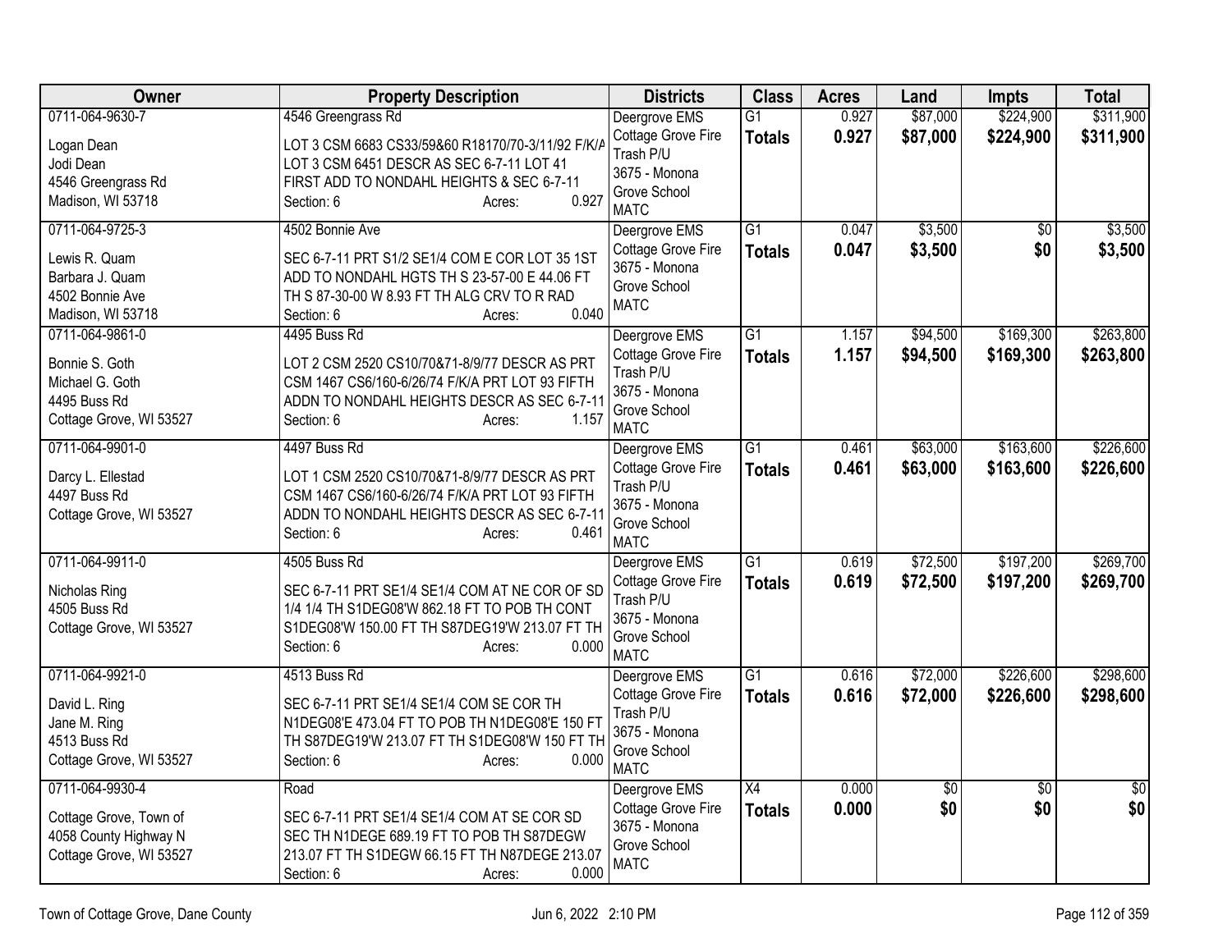| Owner | Property Description | Districts | Class | Acres | Land | Impts | Total |
|---|---|---|---|---|---|---|---|
| 0711-064-9630-7<br><br>Logan Dean<br>Jodi Dean<br>4546 Greengrass Rd<br>Madison, WI 53718 | 4546 Greengrass Rd<br><br>LOT 3 CSM 6683 CS33/59&60 R18170/70-3/11/92 F/K/A LOT 3 CSM 6451 DESCR AS SEC 6-7-11 LOT 41 FIRST ADD TO NONDAHL HEIGHTS & SEC 6-7-11<br>Section: 6 Acres: 0.927 | Deergrove EMS<br>Cottage Grove Fire<br>Trash P/U<br>3675 - Monona Grove School<br>MATC | G1<br>**Totals** | 0.927<br>**0.927** | \$87,000<br>**\$87,000** | \$224,900<br>**\$224,900** | \$311,900<br>**\$311,900** |
| 0711-064-9725-3<br><br>Lewis R. Quam<br>Barbara J. Quam<br>4502 Bonnie Ave<br>Madison, WI 53718 | 4502 Bonnie Ave<br><br>SEC 6-7-11 PRT S1/2 SE1/4 COM E COR LOT 35 1ST ADD TO NONDAHL HGTS TH S 23-57-00 E 44.06 FT TH S 87-30-00 W 8.93 FT TH ALG CRV TO R RAD<br>Section: 6 Acres: 0.040 | Deergrove EMS<br>Cottage Grove Fire<br>3675 - Monona Grove School<br>MATC | G1<br>**Totals** | 0.047<br>**0.047** | \$3,500<br>**\$3,500** | \$0<br>**\$0** | \$3,500<br>**\$3,500** |
| 0711-064-9861-0<br><br>Bonnie S. Goth<br>Michael G. Goth<br>4495 Buss Rd<br>Cottage Grove, WI 53527 | 4495 Buss Rd<br><br>LOT 2 CSM 2520 CS10/70&71-8/9/77 DESCR AS PRT CSM 1467 CS6/160-6/26/74 F/K/A PRT LOT 93 FIFTH ADDN TO NONDAHL HEIGHTS DESCR AS SEC 6-7-11<br>Section: 6 Acres: 1.157 | Deergrove EMS<br>Cottage Grove Fire<br>Trash P/U<br>3675 - Monona Grove School<br>MATC | G1<br>**Totals** | 1.157<br>**1.157** | \$94,500<br>**\$94,500** | \$169,300<br>**\$169,300** | \$263,800<br>**\$263,800** |
| 0711-064-9901-0<br><br>Darcy L. Ellestad<br>4497 Buss Rd<br>Cottage Grove, WI 53527 | 4497 Buss Rd<br><br>LOT 1 CSM 2520 CS10/70&71-8/9/77 DESCR AS PRT CSM 1467 CS6/160-6/26/74 F/K/A PRT LOT 93 FIFTH ADDN TO NONDAHL HEIGHTS DESCR AS SEC 6-7-11<br>Section: 6 Acres: 0.461 | Deergrove EMS<br>Cottage Grove Fire<br>Trash P/U<br>3675 - Monona Grove School<br>MATC | G1<br>**Totals** | 0.461<br>**0.461** | \$63,000<br>**\$63,000** | \$163,600<br>**\$163,600** | \$226,600<br>**\$226,600** |
| 0711-064-9911-0<br><br>Nicholas Ring<br>4505 Buss Rd<br>Cottage Grove, WI 53527 | 4505 Buss Rd<br><br>SEC 6-7-11 PRT SE1/4 SE1/4 COM AT NE COR OF SD 1/4 1/4 TH S1DEG08'W 862.18 FT TO POB TH CONT S1DEG08'W 150.00 FT TH S87DEG19'W 213.07 FT TH<br>Section: 6 Acres: 0.000 | Deergrove EMS<br>Cottage Grove Fire<br>Trash P/U<br>3675 - Monona Grove School<br>MATC | G1<br>**Totals** | 0.619<br>**0.619** | \$72,500<br>**\$72,500** | \$197,200<br>**\$197,200** | \$269,700<br>**\$269,700** |
| 0711-064-9921-0<br><br>David L. Ring<br>Jane M. Ring<br>4513 Buss Rd<br>Cottage Grove, WI 53527 | 4513 Buss Rd<br><br>SEC 6-7-11 PRT SE1/4 SE1/4 COM SE COR TH N1DEG08'E 473.04 FT TO POB TH N1DEG08'E 150 FT TH S87DEG19'W 213.07 FT TH S1DEG08'W 150 FT TH<br>Section: 6 Acres: 0.000 | Deergrove EMS<br>Cottage Grove Fire<br>Trash P/U<br>3675 - Monona Grove School<br>MATC | G1<br>**Totals** | 0.616<br>**0.616** | \$72,000<br>**\$72,000** | \$226,600<br>**\$226,600** | \$298,600<br>**\$298,600** |
| 0711-064-9930-4<br><br>Cottage Grove, Town of<br>4058 County Highway N<br>Cottage Grove, WI 53527 | Road<br><br>SEC 6-7-11 PRT SE1/4 SE1/4 COM AT SE COR SD SEC TH N1DEGE 689.19 FT TO POB TH S87DEGW 213.07 FT TH S1DEGW 66.15 FT TH N87DEGE 213.07<br>Section: 6 Acres: 0.000 | Deergrove EMS<br>Cottage Grove Fire<br>3675 - Monona Grove School<br>MATC | X4<br>**Totals** | 0.000<br>**0.000** | \$0<br>**\$0** | \$0<br>**\$0** | \$0<br>**\$0** |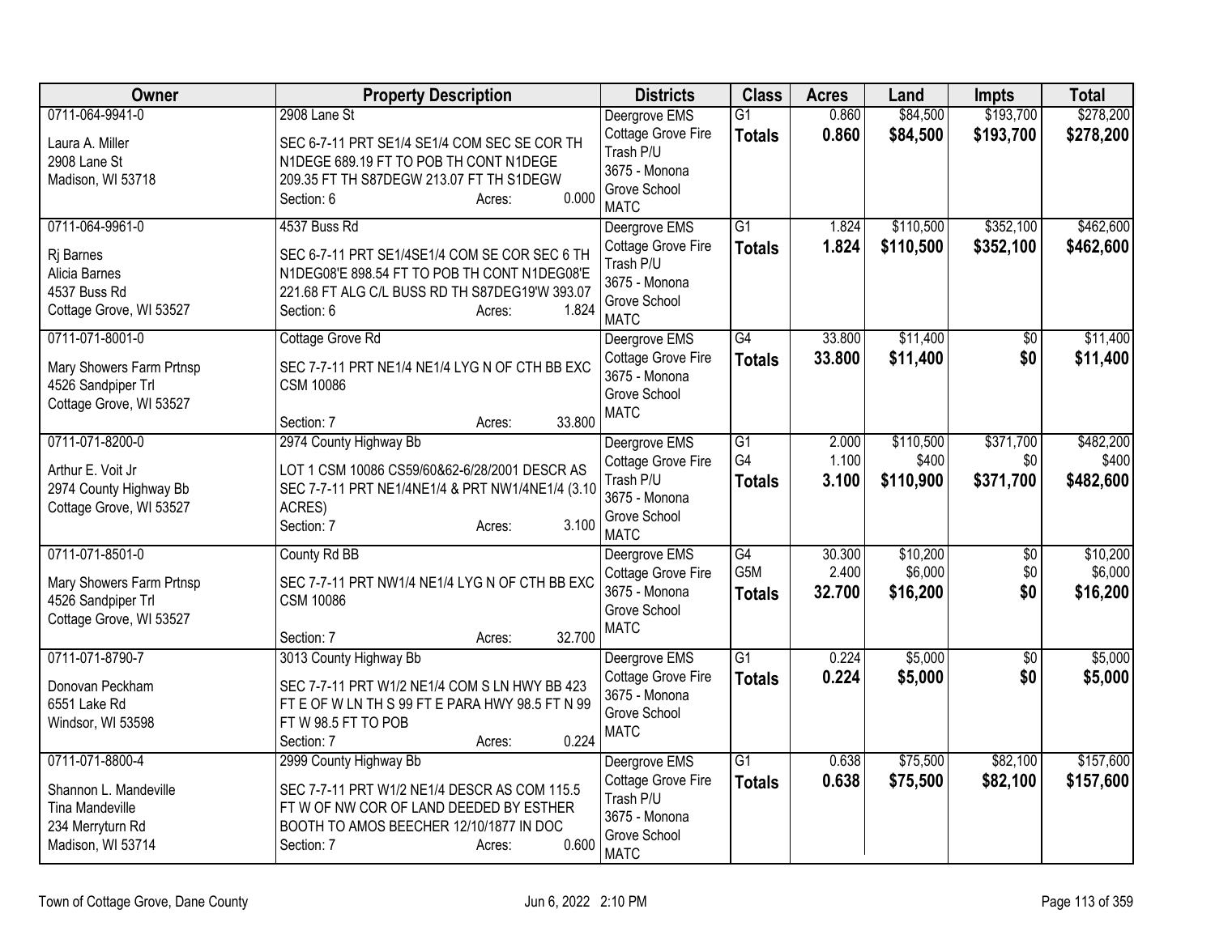| Owner | Property Description | Districts | Class | Acres | Land | Impts | Total |
|---|---|---|---|---|---|---|---|
| 0711-064-9941-0<br><br>Laura A. Miller<br>2908 Lane St<br>Madison, WI 53718 | 2908 Lane St<br><br>SEC 6-7-11 PRT SE1/4 SE1/4 COM SEC SE COR TH N1DEGE 689.19 FT TO POB TH CONT N1DEGE 209.35 FT TH S87DEGW 213.07 FT TH S1DEGW<br>Section: 6 Acres: 0.000 | Deergrove EMS<br>Cottage Grove Fire<br>Trash P/U<br>3675 - Monona Grove School<br>MATC | G1<br>**Totals** | 0.860<br>**0.860** | \$84,500<br>**\$84,500** | \$193,700<br>**\$193,700** | \$278,200<br>**\$278,200** |
| 0711-064-9961-0<br><br>Rj Barnes<br>Alicia Barnes<br>4537 Buss Rd<br>Cottage Grove, WI 53527 | 4537 Buss Rd<br><br>SEC 6-7-11 PRT SE1/4SE1/4 COM SE COR SEC 6 TH N1DEG08'E 898.54 FT TO POB TH CONT N1DEG08'E 221.68 FT ALG C/L BUSS RD TH S87DEG19'W 393.07<br>Section: 6 Acres: 1.824 | Deergrove EMS<br>Cottage Grove Fire<br>Trash P/U<br>3675 - Monona Grove School<br>MATC | G1<br>**Totals** | 1.824<br>**1.824** | \$110,500<br>**\$110,500** | \$352,100<br>**\$352,100** | \$462,600<br>**\$462,600** |
| 0711-071-8001-0<br><br>Mary Showers Farm Prtnsp<br>4526 Sandpiper Trl<br>Cottage Grove, WI 53527 | Cottage Grove Rd<br><br>SEC 7-7-11 PRT NE1/4 NE1/4 LYG N OF CTH BB EXC CSM 10086<br>Section: 7 Acres: 33.800 | Deergrove EMS<br>Cottage Grove Fire<br>3675 - Monona Grove School<br>MATC | G4<br>**Totals** | 33.800<br>**33.800** | \$11,400<br>**\$11,400** | \$0<br>**\$0** | \$11,400<br>**\$11,400** |
| 0711-071-8200-0<br><br>Arthur E. Voit Jr<br>2974 County Highway Bb<br>Cottage Grove, WI 53527 | 2974 County Highway Bb<br><br>LOT 1 CSM 10086 CS59/60&62-6/28/2001 DESCR AS SEC 7-7-11 PRT NE1/4NE1/4 & PRT NW1/4NE1/4 (3.10 ACRES)<br>Section: 7 Acres: 3.100 | Deergrove EMS<br>Cottage Grove Fire<br>Trash P/U<br>3675 - Monona Grove School<br>MATC | G1<br>G4<br>**Totals** | 2.000<br>1.100<br>**3.100** | \$110,500<br>\$400<br>**\$110,900** | \$371,700<br>\$0<br>**\$371,700** | \$482,200<br>\$400<br>**\$482,600** |
| 0711-071-8501-0<br><br>Mary Showers Farm Prtnsp<br>4526 Sandpiper Trl<br>Cottage Grove, WI 53527 | County Rd BB<br><br>SEC 7-7-11 PRT NW1/4 NE1/4 LYG N OF CTH BB EXC CSM 10086<br>Section: 7 Acres: 32.700 | Deergrove EMS<br>Cottage Grove Fire<br>3675 - Monona Grove School<br>MATC | G4<br>G5M<br>**Totals** | 30.300<br>2.400<br>**32.700** | \$10,200<br>\$6,000<br>**\$16,200** | \$0<br>\$0<br>**\$0** | \$10,200<br>\$6,000<br>**\$16,200** |
| 0711-071-8790-7<br><br>Donovan Peckham<br>6551 Lake Rd<br>Windsor, WI 53598 | 3013 County Highway Bb<br><br>SEC 7-7-11 PRT W1/2 NE1/4 COM S LN HWY BB 423 FT E OF W LN TH S 99 FT E PARA HWY 98.5 FT N 99 FT W 98.5 FT TO POB<br>Section: 7 Acres: 0.224 | Deergrove EMS<br>Cottage Grove Fire<br>3675 - Monona Grove School<br>MATC | G1<br>**Totals** | 0.224<br>**0.224** | \$5,000<br>**\$5,000** | \$0<br>**\$0** | \$5,000<br>**\$5,000** |
| 0711-071-8800-4<br><br>Shannon L. Mandeville<br>Tina Mandeville<br>234 Merryturn Rd<br>Madison, WI 53714 | 2999 County Highway Bb<br><br>SEC 7-7-11 PRT W1/2 NE1/4 DESCR AS COM 115.5 FT W OF NW COR OF LAND DEEDED BY ESTHER BOOTH TO AMOS BEECHER 12/10/1877 IN DOC<br>Section: 7 Acres: 0.600 | Deergrove EMS<br>Cottage Grove Fire<br>Trash P/U<br>3675 - Monona Grove School<br>MATC | G1<br>**Totals** | 0.638<br>**0.638** | \$75,500<br>**\$75,500** | \$82,100<br>**\$82,100** | \$157,600<br>**\$157,600** |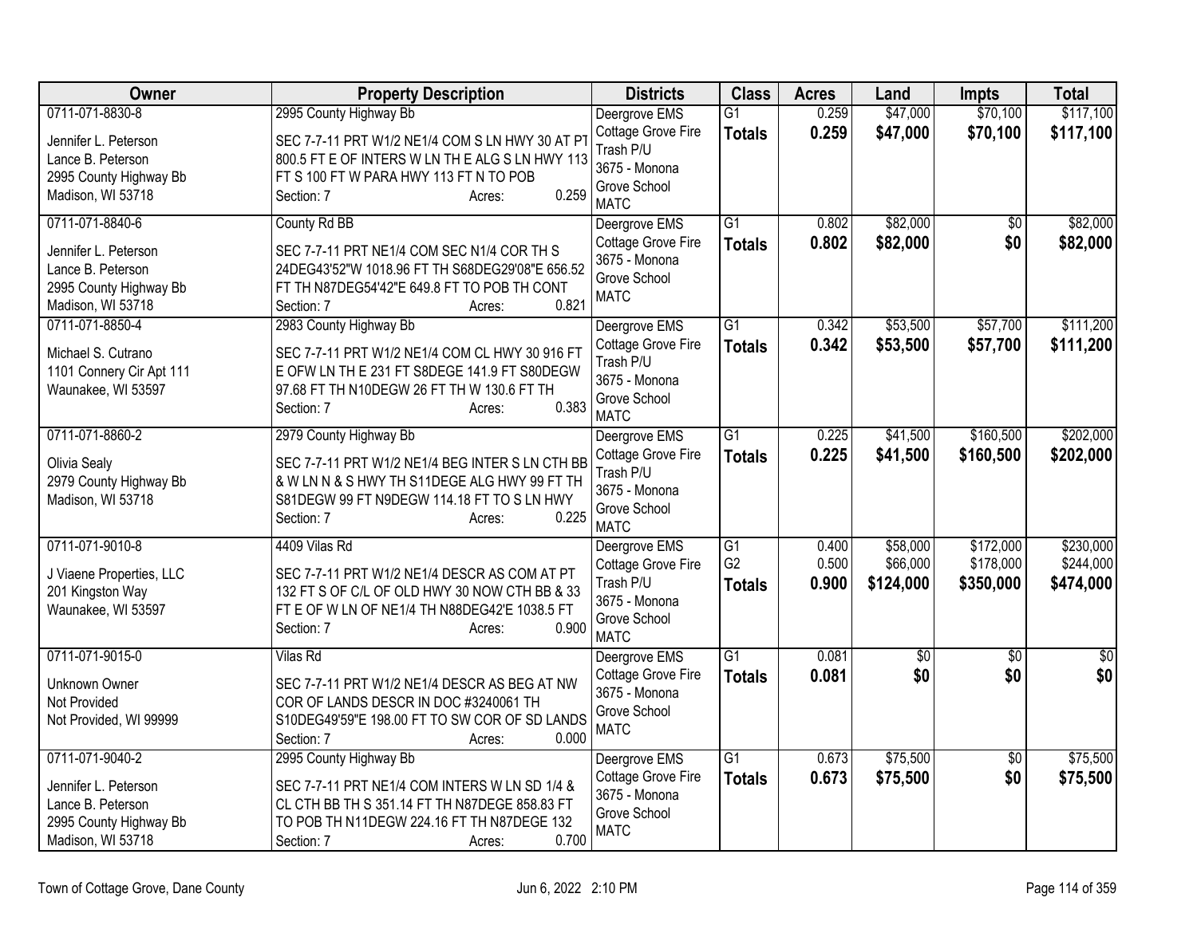| Owner | Property Description | Districts | Class | Acres | Land | Impts | Total |
|---|---|---|---|---|---|---|---|
| 0711-071-8830-8<br>Jennifer L. Peterson<br>Lance B. Peterson<br>2995 County Highway Bb<br>Madison, WI 53718 | 2995 County Highway Bb<br>SEC 7-7-11 PRT W1/2 NE1/4 COM S LN HWY 30 AT PT 800.5 FT E OF INTERS W LN TH E ALG S LN HWY 113 FT S 100 FT W PARA HWY 113 FT N TO POB<br>Section: 7 Acres: 0.259 | Deergrove EMS<br>Cottage Grove Fire<br>Trash P/U<br>3675 - Monona Grove School<br>MATC | G1<br>**Totals** | 0.259<br>**0.259** | $47,000<br>**$47,000** | $70,100<br>**$70,100** | $117,100<br>**$117,100** |
| 0711-071-8840-6<br>Jennifer L. Peterson<br>Lance B. Peterson<br>2995 County Highway Bb<br>Madison, WI 53718 | County Rd BB<br>SEC 7-7-11 PRT NE1/4 COM SEC N1/4 COR TH S 24DEG43'52"W 1018.96 FT TH S68DEG29'08"E 656.52 FT TH N87DEG54'42"E 649.8 FT TO POB TH CONT<br>Section: 7 Acres: 0.821 | Deergrove EMS<br>Cottage Grove Fire<br>3675 - Monona Grove School<br>MATC | G1<br>**Totals** | 0.802<br>**0.802** | $82,000<br>**$82,000** | $0<br>**$0** | $82,000<br>**$82,000** |
| 0711-071-8850-4<br>Michael S. Cutrano<br>1101 Connery Cir Apt 111<br>Waunakee, WI 53597 | 2983 County Highway Bb<br>SEC 7-7-11 PRT W1/2 NE1/4 COM CL HWY 30 916 FT E OFW LN TH E 231 FT S8DEGE 141.9 FT S80DEGW 97.68 FT TH N10DEGW 26 FT TH W 130.6 FT TH<br>Section: 7 Acres: 0.383 | Deergrove EMS<br>Cottage Grove Fire<br>Trash P/U<br>3675 - Monona Grove School<br>MATC | G1<br>**Totals** | 0.342<br>**0.342** | $53,500<br>**$53,500** | $57,700<br>**$57,700** | $111,200<br>**$111,200** |
| 0711-071-8860-2<br>Olivia Sealy<br>2979 County Highway Bb<br>Madison, WI 53718 | 2979 County Highway Bb<br>SEC 7-7-11 PRT W1/2 NE1/4 BEG INTER S LN CTH BB & W LN N & S HWY TH S11DEGE ALG HWY 99 FT TH S81DEGW 99 FT N9DEGW 114.18 FT TO S LN HWY<br>Section: 7 Acres: 0.225 | Deergrove EMS<br>Cottage Grove Fire<br>Trash P/U<br>3675 - Monona Grove School<br>MATC | G1<br>**Totals** | 0.225<br>**0.225** | $41,500<br>**$41,500** | $160,500<br>**$160,500** | $202,000<br>**$202,000** |
| 0711-071-9010-8<br>J Viaene Properties, LLC<br>201 Kingston Way<br>Waunakee, WI 53597 | 4409 Vilas Rd<br>SEC 7-7-11 PRT W1/2 NE1/4 DESCR AS COM AT PT 132 FT S OF C/L OF OLD HWY 30 NOW CTH BB & 33 FT E OF W LN OF NE1/4 TH N88DEG42'E 1038.5 FT<br>Section: 7 Acres: 0.900 | Deergrove EMS<br>Cottage Grove Fire<br>Trash P/U<br>3675 - Monona Grove School<br>MATC | G1<br>G2<br>**Totals** | 0.400<br>0.500<br>**0.900** | $58,000<br>$66,000<br>**$124,000** | $172,000<br>$178,000<br>**$350,000** | $230,000<br>$244,000<br>**$474,000** |
| 0711-071-9015-0<br>Unknown Owner<br>Not Provided<br>Not Provided, WI 99999 | Vilas Rd<br>SEC 7-7-11 PRT W1/2 NE1/4 DESCR AS BEG AT NW COR OF LANDS DESCR IN DOC #3240061 TH S10DEG49'59"E 198.00 FT TO SW COR OF SD LANDS<br>Section: 7 Acres: 0.000 | Deergrove EMS<br>Cottage Grove Fire<br>3675 - Monona Grove School<br>MATC | G1<br>**Totals** | 0.081<br>**0.081** | $0<br>**$0** | $0<br>**$0** | $0<br>**$0** |
| 0711-071-9040-2<br>Jennifer L. Peterson<br>Lance B. Peterson<br>2995 County Highway Bb<br>Madison, WI 53718 | 2995 County Highway Bb<br>SEC 7-7-11 PRT NE1/4 COM INTERS W LN SD 1/4 & CL CTH BB TH S 351.14 FT TH N87DEGE 858.83 FT TO POB TH N11DEGW 224.16 FT TH N87DEGE 132<br>Section: 7 Acres: 0.700 | Deergrove EMS<br>Cottage Grove Fire<br>3675 - Monona Grove School<br>MATC | G1<br>**Totals** | 0.673<br>**0.673** | $75,500<br>**$75,500** | $0<br>**$0** | $75,500<br>**$75,500** |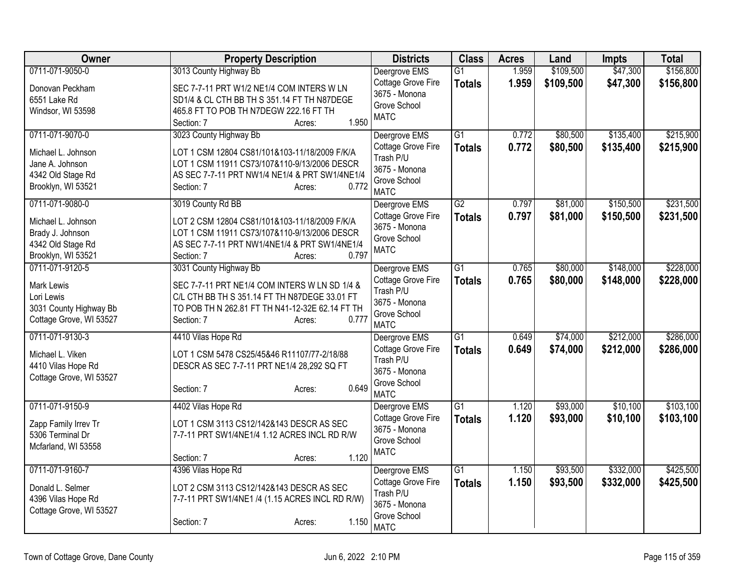| Owner | Property Description | Districts | Class | Acres | Land | Impts | Total |
|---|---|---|---|---|---|---|---|
| 0711-071-9050-0<br>Donovan Peckham<br>6551 Lake Rd<br>Windsor, WI 53598 | 3013 County Highway Bb<br>SEC 7-7-11 PRT W1/2 NE1/4 COM INTERS W LN SD1/4 & CL CTH BB TH S 351.14 FT TH N87DEGE 465.8 FT TO POB TH N7DEGW 222.16 FT TH<br>Section: 7 Acres: 1.950 | Deergrove EMS<br>Cottage Grove Fire<br>3675 - Monona Grove School<br>MATC | G1<br>**Totals** | 1.959<br>**1.959** | $109,500<br>**$109,500** | $47,300<br>**$47,300** | $156,800<br>**$156,800** |
| 0711-071-9070-0<br>Michael L. Johnson<br>Jane A. Johnson<br>4342 Old Stage Rd<br>Brooklyn, WI 53521 | 3023 County Highway Bb<br>LOT 1 CSM 12804 CS81/101&103-11/18/2009 F/K/A LOT 1 CSM 11911 CS73/107&110-9/13/2006 DESCR AS SEC 7-7-11 PRT NW1/4 NE1/4 & PRT SW1/4NE1/4<br>Section: 7 Acres: 0.772 | Deergrove EMS<br>Cottage Grove Fire<br>Trash P/U<br>3675 - Monona Grove School<br>MATC | G1<br>**Totals** | 0.772<br>**0.772** | $80,500<br>**$80,500** | $135,400<br>**$135,400** | $215,900<br>**$215,900** |
| 0711-071-9080-0<br>Michael L. Johnson<br>Brady J. Johnson<br>4342 Old Stage Rd<br>Brooklyn, WI 53521 | 3019 County Rd BB<br>LOT 2 CSM 12804 CS81/101&103-11/18/2009 F/K/A LOT 1 CSM 11911 CS73/107&110-9/13/2006 DESCR AS SEC 7-7-11 PRT NW1/4NE1/4 & PRT SW1/4NE1/4<br>Section: 7 Acres: 0.797 | Deergrove EMS<br>Cottage Grove Fire<br>3675 - Monona Grove School<br>MATC | G2<br>**Totals** | 0.797<br>**0.797** | $81,000<br>**$81,000** | $150,500<br>**$150,500** | $231,500<br>**$231,500** |
| 0711-071-9120-5<br>Mark Lewis<br>Lori Lewis<br>3031 County Highway Bb<br>Cottage Grove, WI 53527 | 3031 County Highway Bb<br>SEC 7-7-11 PRT NE1/4 COM INTERS W LN SD 1/4 & C/L CTH BB TH S 351.14 FT TH N87DEGE 33.01 FT TO POB TH N 262.81 FT TH N41-12-32E 62.14 FT TH<br>Section: 7 Acres: 0.777 | Deergrove EMS<br>Cottage Grove Fire<br>Trash P/U<br>3675 - Monona Grove School<br>MATC | G1<br>**Totals** | 0.765<br>**0.765** | $80,000<br>**$80,000** | $148,000<br>**$148,000** | $228,000<br>**$228,000** |
| 0711-071-9130-3<br>Michael L. Viken<br>4410 Vilas Hope Rd<br>Cottage Grove, WI 53527 | 4410 Vilas Hope Rd<br>LOT 1 CSM 5478 CS25/45&46 R11107/77-2/18/88 DESCR AS SEC 7-7-11 PRT NE1/4 28,292 SQ FT<br>Section: 7 Acres: 0.649 | Deergrove EMS<br>Cottage Grove Fire<br>Trash P/U<br>3675 - Monona Grove School<br>MATC | G1<br>**Totals** | 0.649<br>**0.649** | $74,000<br>**$74,000** | $212,000<br>**$212,000** | $286,000<br>**$286,000** |
| 0711-071-9150-9<br>Zapp Family Irrev Tr<br>5306 Terminal Dr<br>Mcfarland, WI 53558 | 4402 Vilas Hope Rd<br>LOT 1 CSM 3113 CS12/142&143 DESCR AS SEC 7-7-11 PRT SW1/4NE1/4 1.12 ACRES INCL RD R/W<br>Section: 7 Acres: 1.120 | Deergrove EMS<br>Cottage Grove Fire<br>3675 - Monona Grove School<br>MATC | G1<br>**Totals** | 1.120<br>**1.120** | $93,000<br>**$93,000** | $10,100<br>**$10,100** | $103,100<br>**$103,100** |
| 0711-071-9160-7<br>Donald L. Selmer<br>4396 Vilas Hope Rd<br>Cottage Grove, WI 53527 | 4396 Vilas Hope Rd<br>LOT 2 CSM 3113 CS12/142&143 DESCR AS SEC 7-7-11 PRT SW1/4NE1 /4 (1.15 ACRES INCL RD R/W)<br>Section: 7 Acres: 1.150 | Deergrove EMS<br>Cottage Grove Fire<br>Trash P/U<br>3675 - Monona Grove School<br>MATC | G1<br>**Totals** | 1.150<br>**1.150** | $93,500<br>**$93,500** | $332,000<br>**$332,000** | $425,500<br>**$425,500** |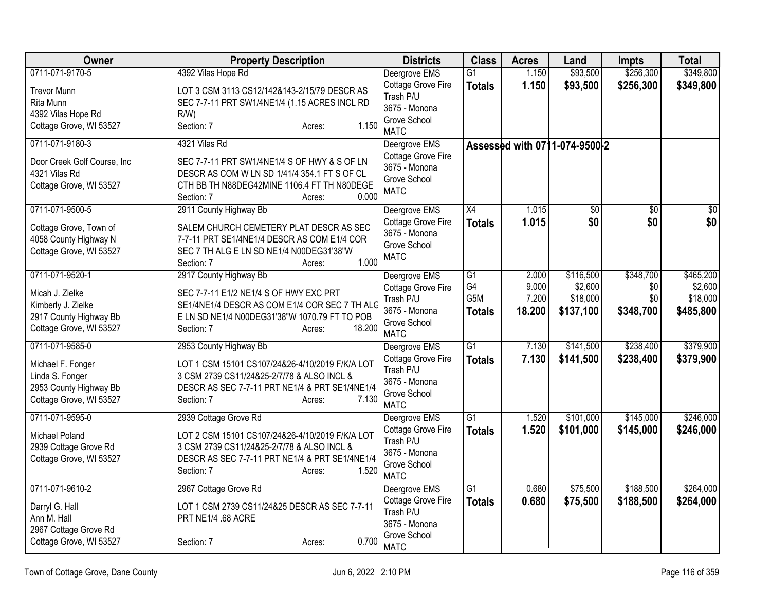| Owner | Property Description | Districts | Class | Acres | Land | Impts | Total |
|---|---|---|---|---|---|---|---|
| 0711-071-9170-5<br><br>Trevor Munn<br>Rita Munn<br>4392 Vilas Hope Rd<br>Cottage Grove, WI 53527 | 4392 Vilas Hope Rd<br><br>LOT 3 CSM 3113 CS12/142&143-2/15/79 DESCR AS SEC 7-7-11 PRT SW1/4NE1/4 (1.15 ACRES INCL RD R/W)<br>Section: 7 Acres: 1.150 | Deergrove EMS<br>Cottage Grove Fire<br>Trash P/U<br>3675 - Monona Grove School<br>MATC | G1<br>**Totals** | 1.150<br>**1.150** | \$93,500<br>**\$93,500** | \$256,300<br>**\$256,300** | \$349,800<br>**\$349,800** |
| 0711-071-9180-3<br><br>Door Creek Golf Course, Inc<br>4321 Vilas Rd<br>Cottage Grove, WI 53527 | 4321 Vilas Rd<br><br>SEC 7-7-11 PRT SW1/4NE1/4 S OF HWY & S OF LN DESCR AS COM W LN SD 1/41/4 354.1 FT S OF CL CTH BB TH N88DEG42MINE 1106.4 FT TH N80DEGE<br>Section: 7 Acres: 0.000 | Deergrove EMS<br>Cottage Grove Fire<br>3675 - Monona Grove School<br>MATC | **Assessed with 0711-074-9500-2** | | | | |
| 0711-071-9500-5<br><br>Cottage Grove, Town of<br>4058 County Highway N<br>Cottage Grove, WI 53527 | 2911 County Highway Bb<br><br>SALEM CHURCH CEMETERY PLAT DESCR AS SEC 7-7-11 PRT SE1/4NE1/4 DESCR AS COM E1/4 COR SEC 7 TH ALG E LN SD NE1/4 N00DEG31'38"W<br>Section: 7 Acres: 1.000 | Deergrove EMS<br>Cottage Grove Fire<br>3675 - Monona Grove School<br>MATC | X4<br>**Totals** | 1.015<br>**1.015** | \$0<br>**\$0** | \$0<br>**\$0** | \$0<br>**\$0** |
| 0711-071-9520-1<br><br>Micah J. Zielke<br>Kimberly J. Zielke<br>2917 County Highway Bb<br>Cottage Grove, WI 53527 | 2917 County Highway Bb<br><br>SEC 7-7-11 E1/2 NE1/4 S OF HWY EXC PRT SE1/4NE1/4 DESCR AS COM E1/4 COR SEC 7 TH ALG E LN SD NE1/4 N00DEG31'38"W 1070.79 FT TO POB<br>Section: 7 Acres: 18.200 | Deergrove EMS<br>Cottage Grove Fire<br>Trash P/U<br>3675 - Monona Grove School<br>MATC | G1<br>G4<br>G5M<br>**Totals** | 2.000<br>9.000<br>7.200<br>**18.200** | \$116,500<br>\$2,600<br>\$18,000<br>**\$137,100** | \$348,700<br>\$0<br>\$0<br>**\$348,700** | \$465,200<br>\$2,600<br>\$18,000<br>**\$485,800** |
| 0711-071-9585-0<br><br>Michael F. Fonger<br>Linda S. Fonger<br>2953 County Highway Bb<br>Cottage Grove, WI 53527 | 2953 County Highway Bb<br><br>LOT 1 CSM 15101 CS107/24&26-4/10/2019 F/K/A LOT 3 CSM 2739 CS11/24&25-2/7/78 & ALSO INCL & DESCR AS SEC 7-7-11 PRT NE1/4 & PRT SE1/4NE1/4<br>Section: 7 Acres: 7.130 | Deergrove EMS<br>Cottage Grove Fire<br>Trash P/U<br>3675 - Monona Grove School<br>MATC | G1<br>**Totals** | 7.130<br>**7.130** | \$141,500<br>**\$141,500** | \$238,400<br>**\$238,400** | \$379,900<br>**\$379,900** |
| 0711-071-9595-0<br><br>Michael Poland<br>2939 Cottage Grove Rd<br>Cottage Grove, WI 53527 | 2939 Cottage Grove Rd<br><br>LOT 2 CSM 15101 CS107/24&26-4/10/2019 F/K/A LOT 3 CSM 2739 CS11/24&25-2/7/78 & ALSO INCL & DESCR AS SEC 7-7-11 PRT NE1/4 & PRT SE1/4NE1/4<br>Section: 7 Acres: 1.520 | Deergrove EMS<br>Cottage Grove Fire<br>Trash P/U<br>3675 - Monona Grove School<br>MATC | G1<br>**Totals** | 1.520<br>**1.520** | \$101,000<br>**\$101,000** | \$145,000<br>**\$145,000** | \$246,000<br>**\$246,000** |
| 0711-071-9610-2<br><br>Darryl G. Hall<br>Ann M. Hall<br>2967 Cottage Grove Rd<br>Cottage Grove, WI 53527 | 2967 Cottage Grove Rd<br><br>LOT 1 CSM 2739 CS11/24&25 DESCR AS SEC 7-7-11 PRT NE1/4 .68 ACRE<br>Section: 7 Acres: 0.700 | Deergrove EMS<br>Cottage Grove Fire<br>Trash P/U<br>3675 - Monona Grove School<br>MATC | G1<br>**Totals** | 0.680<br>**0.680** | \$75,500<br>**\$75,500** | \$188,500<br>**\$188,500** | \$264,000<br>**\$264,000** |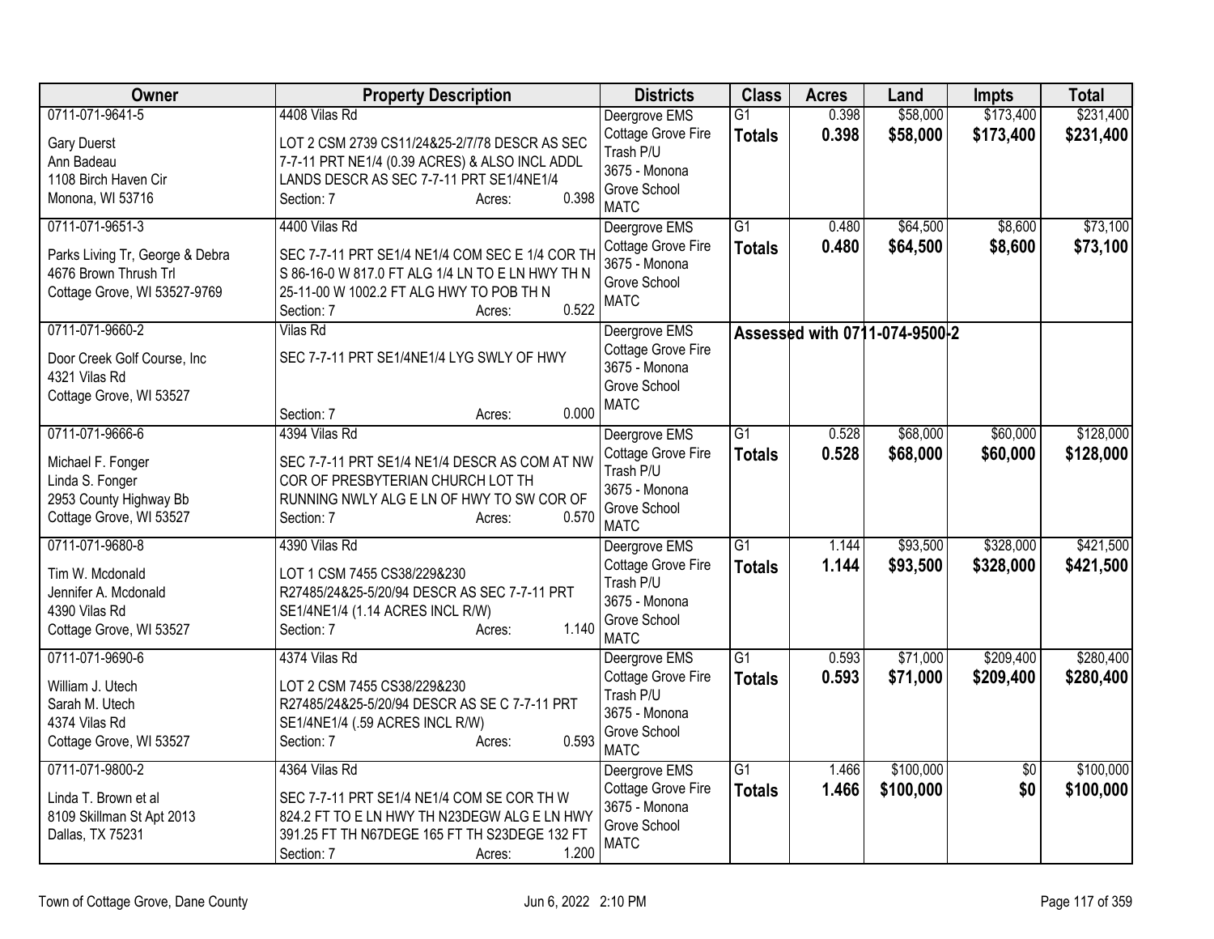| Owner | Property Description | Districts | Class | Acres | Land | Impts | Total |
|---|---|---|---|---|---|---|---|
| 0711-071-9641-5<br>Gary Duerst<br>Ann Badeau<br>1108 Birch Haven Cir<br>Monona, WI 53716 | 4408 Vilas Rd<br>LOT 2 CSM 2739 CS11/24&25-2/7/78 DESCR AS SEC 7-7-11 PRT NE1/4 (0.39 ACRES) & ALSO INCL ADDL LANDS DESCR AS SEC 7-7-11 PRT SE1/4NE1/4<br>Section: 7 Acres: 0.398 | Deergrove EMS<br>Cottage Grove Fire<br>Trash P/U<br>3675 - Monona Grove School<br>MATC | G1<br>**Totals** | 0.398<br>**0.398** | $58,000<br>**$58,000** | $173,400<br>**$173,400** | $231,400<br>**$231,400** |
| 0711-071-9651-3<br>Parks Living Tr, George & Debra<br>4676 Brown Thrush Trl<br>Cottage Grove, WI 53527-9769 | 4400 Vilas Rd<br>SEC 7-7-11 PRT SE1/4 NE1/4 COM SEC E 1/4 COR TH S 86-16-0 W 817.0 FT ALG 1/4 LN TO E LN HWY TH N 25-11-00 W 1002.2 FT ALG HWY TO POB TH N<br>Section: 7 Acres: 0.522 | Deergrove EMS<br>Cottage Grove Fire<br>3675 - Monona Grove School<br>MATC | G1<br>**Totals** | 0.480<br>**0.480** | $64,500<br>**$64,500** | $8,600<br>**$8,600** | $73,100<br>**$73,100** |
| 0711-071-9660-2<br>Door Creek Golf Course, Inc<br>4321 Vilas Rd<br>Cottage Grove, WI 53527 | Vilas Rd<br>SEC 7-7-11 PRT SE1/4NE1/4 LYG SWLY OF HWY<br>Section: 7 Acres: 0.000 | Deergrove EMS<br>Cottage Grove Fire<br>3675 - Monona Grove School<br>MATC | **Assessed with 0711-074-9500-2** | | | | |
| 0711-071-9666-6<br>Michael F. Fonger<br>Linda S. Fonger<br>2953 County Highway Bb<br>Cottage Grove, WI 53527 | 4394 Vilas Rd<br>SEC 7-7-11 PRT SE1/4 NE1/4 DESCR AS COM AT NW COR OF PRESBYTERIAN CHURCH LOT TH RUNNING NWLY ALG E LN OF HWY TO SW COR OF<br>Section: 7 Acres: 0.570 | Deergrove EMS<br>Cottage Grove Fire<br>Trash P/U<br>3675 - Monona Grove School<br>MATC | G1<br>**Totals** | 0.528<br>**0.528** | $68,000<br>**$68,000** | $60,000<br>**$60,000** | $128,000<br>**$128,000** |
| 0711-071-9680-8<br>Tim W. Mcdonald<br>Jennifer A. Mcdonald<br>4390 Vilas Rd<br>Cottage Grove, WI 53527 | 4390 Vilas Rd<br>LOT 1 CSM 7455 CS38/229&230 R27485/24&25-5/20/94 DESCR AS SEC 7-7-11 PRT SE1/4NE1/4 (1.14 ACRES INCL R/W)<br>Section: 7 Acres: 1.140 | Deergrove EMS<br>Cottage Grove Fire<br>Trash P/U<br>3675 - Monona Grove School<br>MATC | G1<br>**Totals** | 1.144<br>**1.144** | $93,500<br>**$93,500** | $328,000<br>**$328,000** | $421,500<br>**$421,500** |
| 0711-071-9690-6<br>William J. Utech<br>Sarah M. Utech<br>4374 Vilas Rd<br>Cottage Grove, WI 53527 | 4374 Vilas Rd<br>LOT 2 CSM 7455 CS38/229&230 R27485/24&25-5/20/94 DESCR AS SE C 7-7-11 PRT SE1/4NE1/4 (.59 ACRES INCL R/W)<br>Section: 7 Acres: 0.593 | Deergrove EMS<br>Cottage Grove Fire<br>Trash P/U<br>3675 - Monona Grove School<br>MATC | G1<br>**Totals** | 0.593<br>**0.593** | $71,000<br>**$71,000** | $209,400<br>**$209,400** | $280,400<br>**$280,400** |
| 0711-071-9800-2<br>Linda T. Brown et al<br>8109 Skillman St Apt 2013<br>Dallas, TX 75231 | 4364 Vilas Rd<br>SEC 7-7-11 PRT SE1/4 NE1/4 COM SE COR TH W 824.2 FT TO E LN HWY TH N23DEGW ALG E LN HWY 391.25 FT TH N67DEGE 165 FT TH S23DEGE 132 FT<br>Section: 7 Acres: 1.200 | Deergrove EMS<br>Cottage Grove Fire<br>3675 - Monona Grove School<br>MATC | G1<br>**Totals** | 1.466<br>**1.466** | $100,000<br>**$100,000** | $0<br>**$0** | $100,000<br>**$100,000** |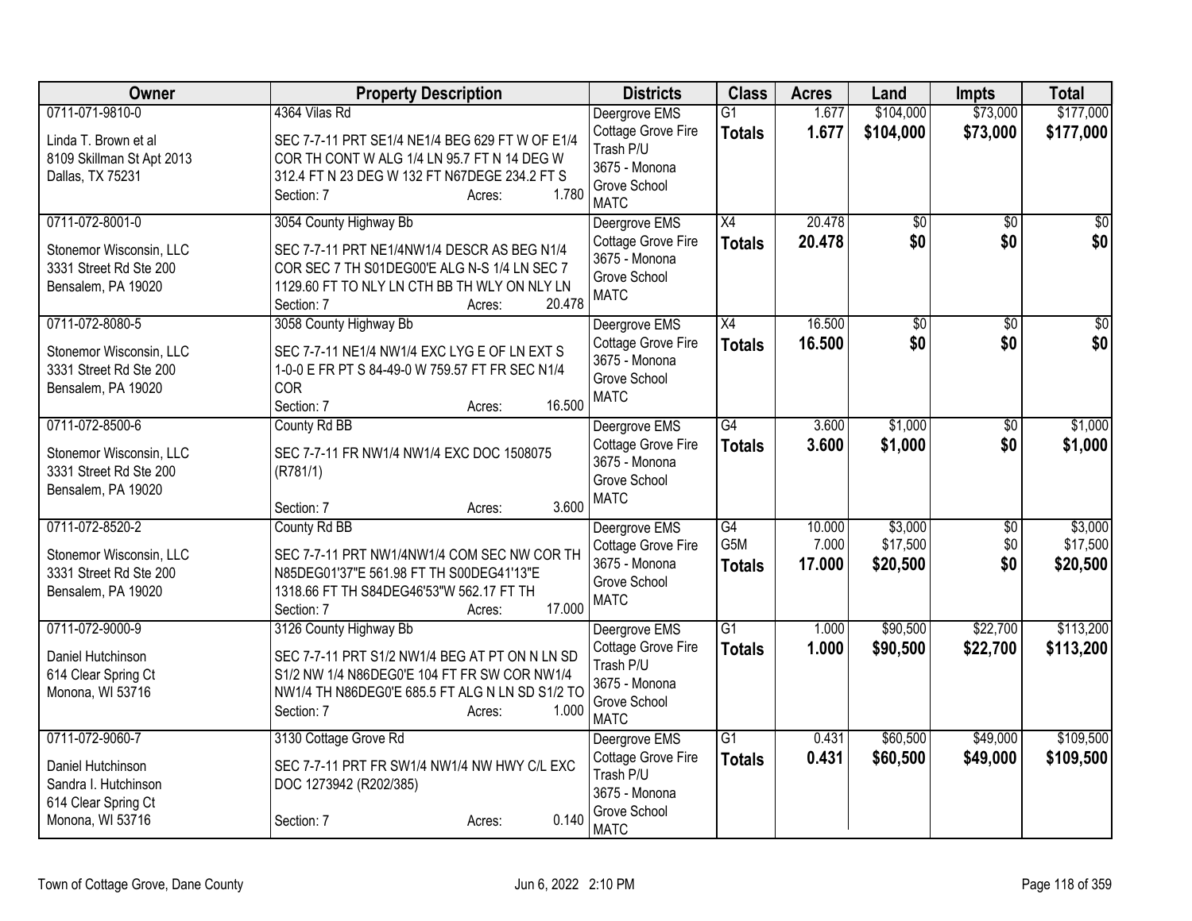| Owner | Property Description | Districts | Class | Acres | Land | Impts | Total |
|---|---|---|---|---|---|---|---|
| 0711-071-9810-0<br><br>Linda T. Brown et al<br>8109 Skillman St Apt 2013<br>Dallas, TX 75231 | 4364 Vilas Rd<br><br>SEC 7-7-11 PRT SE1/4 NE1/4 BEG 629 FT W OF E1/4 COR TH CONT W ALG 1/4 LN 95.7 FT N 14 DEG W 312.4 FT N 23 DEG W 132 FT N67DEGE 234.2 FT S<br>Section: 7 Acres: 1.780 | Deergrove EMS<br>Cottage Grove Fire<br>Trash P/U<br>3675 - Monona Grove School<br>MATC | G1<br>**Totals** | 1.677<br>**1.677** | $104,000<br>**$104,000** | $73,000<br>**$73,000** | $177,000<br>**$177,000** |
| 0711-072-8001-0<br><br>Stonemor Wisconsin, LLC<br>3331 Street Rd Ste 200<br>Bensalem, PA 19020 | 3054 County Highway Bb<br><br>SEC 7-7-11 PRT NE1/4NW1/4 DESCR AS BEG N1/4 COR SEC 7 TH S01DEG00'E ALG N-S 1/4 LN SEC 7 1129.60 FT TO NLY LN CTH BB TH WLY ON NLY LN<br>Section: 7 Acres: 20.478 | Deergrove EMS<br>Cottage Grove Fire<br>3675 - Monona Grove School<br>MATC | X4<br>**Totals** | 20.478<br>**20.478** | $0<br>**$0** | $0<br>**$0** | $0<br>**$0** |
| 0711-072-8080-5<br><br>Stonemor Wisconsin, LLC<br>3331 Street Rd Ste 200<br>Bensalem, PA 19020 | 3058 County Highway Bb<br><br>SEC 7-7-11 NE1/4 NW1/4 EXC LYG E OF LN EXT S 1-0-0 E FR PT S 84-49-0 W 759.57 FT FR SEC N1/4 COR<br>Section: 7 Acres: 16.500 | Deergrove EMS<br>Cottage Grove Fire<br>3675 - Monona Grove School<br>MATC | X4<br>**Totals** | 16.500<br>**16.500** | $0<br>**$0** | $0<br>**$0** | $0<br>**$0** |
| 0711-072-8500-6<br><br>Stonemor Wisconsin, LLC<br>3331 Street Rd Ste 200<br>Bensalem, PA 19020 | County Rd BB<br><br>SEC 7-7-11 FR NW1/4 NW1/4 EXC DOC 1508075 (R781/1)<br>Section: 7 Acres: 3.600 | Deergrove EMS<br>Cottage Grove Fire<br>3675 - Monona Grove School<br>MATC | G4<br>**Totals** | 3.600<br>**3.600** | $1,000<br>**$1,000** | $0<br>**$0** | $1,000<br>**$1,000** |
| 0711-072-8520-2<br><br>Stonemor Wisconsin, LLC<br>3331 Street Rd Ste 200<br>Bensalem, PA 19020 | County Rd BB<br><br>SEC 7-7-11 PRT NW1/4NW1/4 COM SEC NW COR TH N85DEG01'37"E 561.98 FT TH S00DEG41'13"E 1318.66 FT TH S84DEG46'53"W 562.17 FT TH<br>Section: 7 Acres: 17.000 | Deergrove EMS<br>Cottage Grove Fire<br>3675 - Monona Grove School<br>MATC | G4<br>G5M<br>**Totals** | 10.000<br>7.000<br>**17.000** | $3,000<br>$17,500<br>**$20,500** | $0<br>$0<br>**$0** | $3,000<br>$17,500<br>**$20,500** |
| 0711-072-9000-9<br><br>Daniel Hutchinson<br>614 Clear Spring Ct<br>Monona, WI 53716 | 3126 County Highway Bb<br><br>SEC 7-7-11 PRT S1/2 NW1/4 BEG AT PT ON N LN SD S1/2 NW 1/4 N86DEG0'E 104 FT FR SW COR NW1/4 NW1/4 TH N86DEG0'E 685.5 FT ALG N LN SD S1/2 TO<br>Section: 7 Acres: 1.000 | Deergrove EMS<br>Cottage Grove Fire<br>Trash P/U<br>3675 - Monona Grove School<br>MATC | G1<br>**Totals** | 1.000<br>**1.000** | $90,500<br>**$90,500** | $22,700<br>**$22,700** | $113,200<br>**$113,200** |
| 0711-072-9060-7<br><br>Daniel Hutchinson<br>Sandra I. Hutchinson<br>614 Clear Spring Ct<br>Monona, WI 53716 | 3130 Cottage Grove Rd<br><br>SEC 7-7-11 PRT FR SW1/4 NW1/4 NW HWY C/L EXC DOC 1273942 (R202/385)<br>Section: 7 Acres: 0.140 | Deergrove EMS<br>Cottage Grove Fire<br>Trash P/U<br>3675 - Monona Grove School<br>MATC | G1<br>**Totals** | 0.431<br>**0.431** | $60,500<br>**$60,500** | $49,000<br>**$49,000** | $109,500<br>**$109,500** |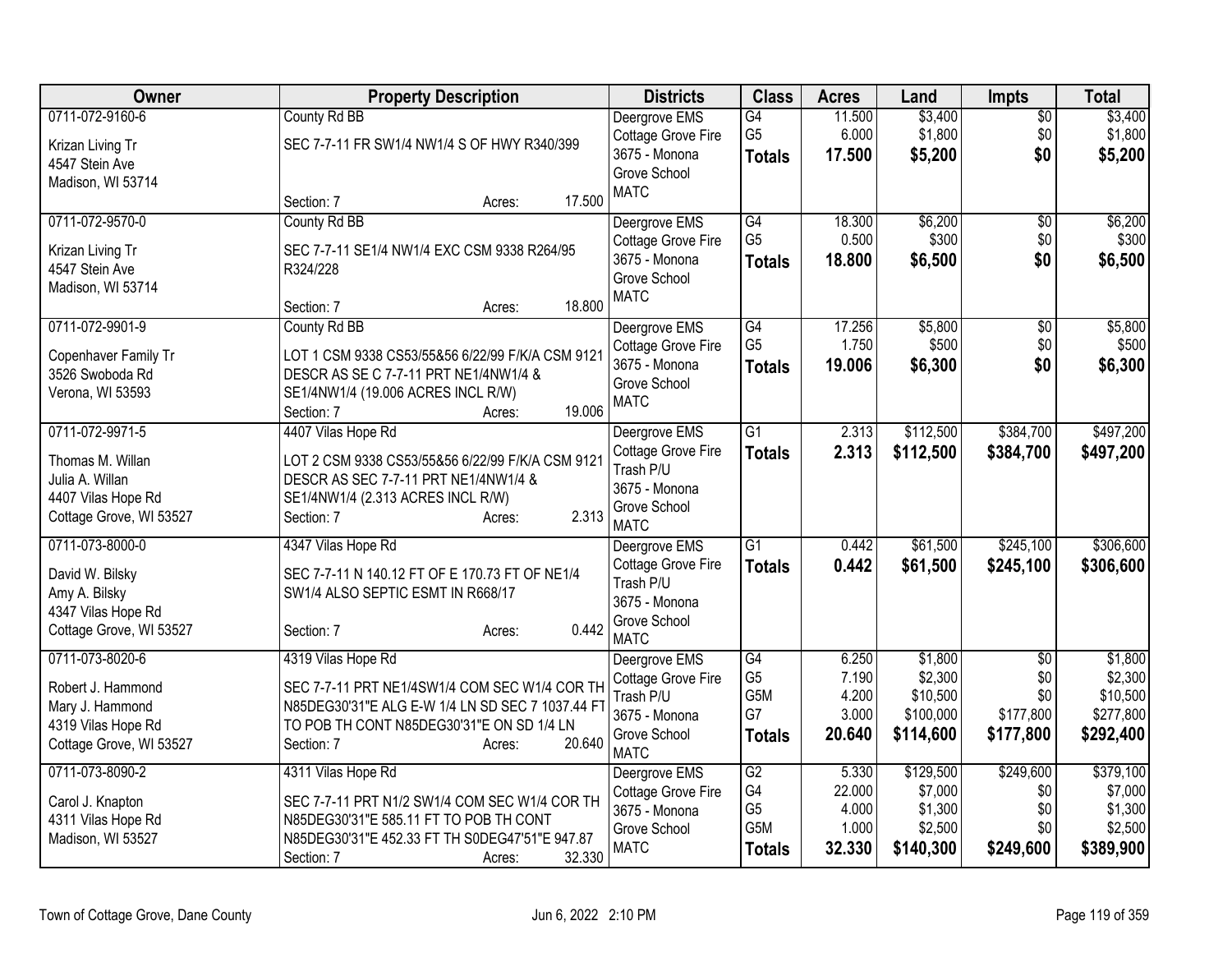| Owner | Property Description | Districts | Class | Acres | Land | Impts | Total |
|---|---|---|---|---|---|---|---|
| 0711-072-9160-6<br>Krizan Living Tr<br>4547 Stein Ave<br>Madison, WI 53714 | County Rd BB<br>SEC 7-7-11 FR SW1/4 NW1/4 S OF HWY R340/399<br>Section: 7 Acres: 17.500 | Deergrove EMS<br>Cottage Grove Fire<br>3675 - Monona Grove School<br>MATC | G4<br>G5<br>**Totals** | 11.500<br>6.000<br>**17.500** | $3,400<br>$1,800<br>**$5,200** | $0<br>$0<br>**$0** | $3,400<br>$1,800<br>**$5,200** |
| 0711-072-9570-0<br>Krizan Living Tr<br>4547 Stein Ave<br>Madison, WI 53714 | County Rd BB<br>SEC 7-7-11 SE1/4 NW1/4 EXC CSM 9338 R264/95 R324/228<br>Section: 7 Acres: 18.800 | Deergrove EMS<br>Cottage Grove Fire<br>3675 - Monona Grove School<br>MATC | G4<br>G5<br>**Totals** | 18.300<br>0.500<br>**18.800** | $6,200<br>$300<br>**$6,500** | $0<br>$0<br>**$0** | $6,200<br>$300<br>**$6,500** |
| 0711-072-9901-9<br>Copenhaver Family Tr<br>3526 Swoboda Rd<br>Verona, WI 53593 | County Rd BB<br>LOT 1 CSM 9338 CS53/55&56 6/22/99 F/K/A CSM 9121 DESCR AS SE C 7-7-11 PRT NE1/4NW1/4 & SE1/4NW1/4 (19.006 ACRES INCL R/W)<br>Section: 7 Acres: 19.006 | Deergrove EMS<br>Cottage Grove Fire<br>3675 - Monona Grove School<br>MATC | G4<br>G5<br>**Totals** | 17.256<br>1.750<br>**19.006** | $5,800<br>$500<br>**$6,300** | $0<br>$0<br>**$0** | $5,800<br>$500<br>**$6,300** |
| 0711-072-9971-5<br>Thomas M. Willan<br>Julia A. Willan<br>4407 Vilas Hope Rd<br>Cottage Grove, WI 53527 | 4407 Vilas Hope Rd<br>LOT 2 CSM 9338 CS53/55&56 6/22/99 F/K/A CSM 9121 DESCR AS SEC 7-7-11 PRT NE1/4NW1/4 & SE1/4NW1/4 (2.313 ACRES INCL R/W)<br>Section: 7 Acres: 2.313 | Deergrove EMS<br>Cottage Grove Fire<br>Trash P/U<br>3675 - Monona Grove School<br>MATC | G1<br>**Totals** | 2.313<br>**2.313** | $112,500<br>**$112,500** | $384,700<br>**$384,700** | $497,200<br>**$497,200** |
| 0711-073-8000-0<br>David W. Bilsky<br>Amy A. Bilsky<br>4347 Vilas Hope Rd<br>Cottage Grove, WI 53527 | 4347 Vilas Hope Rd<br>SEC 7-7-11 N 140.12 FT OF E 170.73 FT OF NE1/4 SW1/4 ALSO SEPTIC ESMT IN R668/17<br>Section: 7 Acres: 0.442 | Deergrove EMS<br>Cottage Grove Fire<br>Trash P/U<br>3675 - Monona Grove School<br>MATC | G1<br>**Totals** | 0.442<br>**0.442** | $61,500<br>**$61,500** | $245,100<br>**$245,100** | $306,600<br>**$306,600** |
| 0711-073-8020-6<br>Robert J. Hammond<br>Mary J. Hammond<br>4319 Vilas Hope Rd<br>Cottage Grove, WI 53527 | 4319 Vilas Hope Rd<br>SEC 7-7-11 PRT NE1/4SW1/4 COM SEC W1/4 COR TH N85DEG30'31"E ALG E-W 1/4 LN SD SEC 7 1037.44 FT TO POB TH CONT N85DEG30'31"E ON SD 1/4 LN<br>Section: 7 Acres: 20.640 | Deergrove EMS<br>Cottage Grove Fire<br>Trash P/U<br>3675 - Monona Grove School<br>MATC | G4<br>G5<br>G5M<br>G7<br>**Totals** | 6.250<br>7.190<br>4.200<br>3.000<br>**20.640** | $1,800<br>$2,300<br>$10,500<br>$100,000<br>**$114,600** | $0<br>$0<br>$0<br>$177,800<br>**$177,800** | $1,800<br>$2,300<br>$10,500<br>$277,800<br>**$292,400** |
| 0711-073-8090-2<br>Carol J. Knapton<br>4311 Vilas Hope Rd<br>Madison, WI 53527 | 4311 Vilas Hope Rd<br>SEC 7-7-11 PRT N1/2 SW1/4 COM SEC W1/4 COR TH N85DEG30'31"E 585.11 FT TO POB TH CONT N85DEG30'31"E 452.33 FT TH S0DEG47'51"E 947.87<br>Section: 7 Acres: 32.330 | Deergrove EMS<br>Cottage Grove Fire<br>3675 - Monona Grove School<br>MATC | G2<br>G4<br>G5<br>G5M<br>**Totals** | 5.330<br>22.000<br>4.000<br>1.000<br>**32.330** | $129,500<br>$7,000<br>$1,300<br>$2,500<br>**$140,300** | $249,600<br>$0<br>$0<br>$0<br>**$249,600** | $379,100<br>$7,000<br>$1,300<br>$2,500<br>**$389,900** |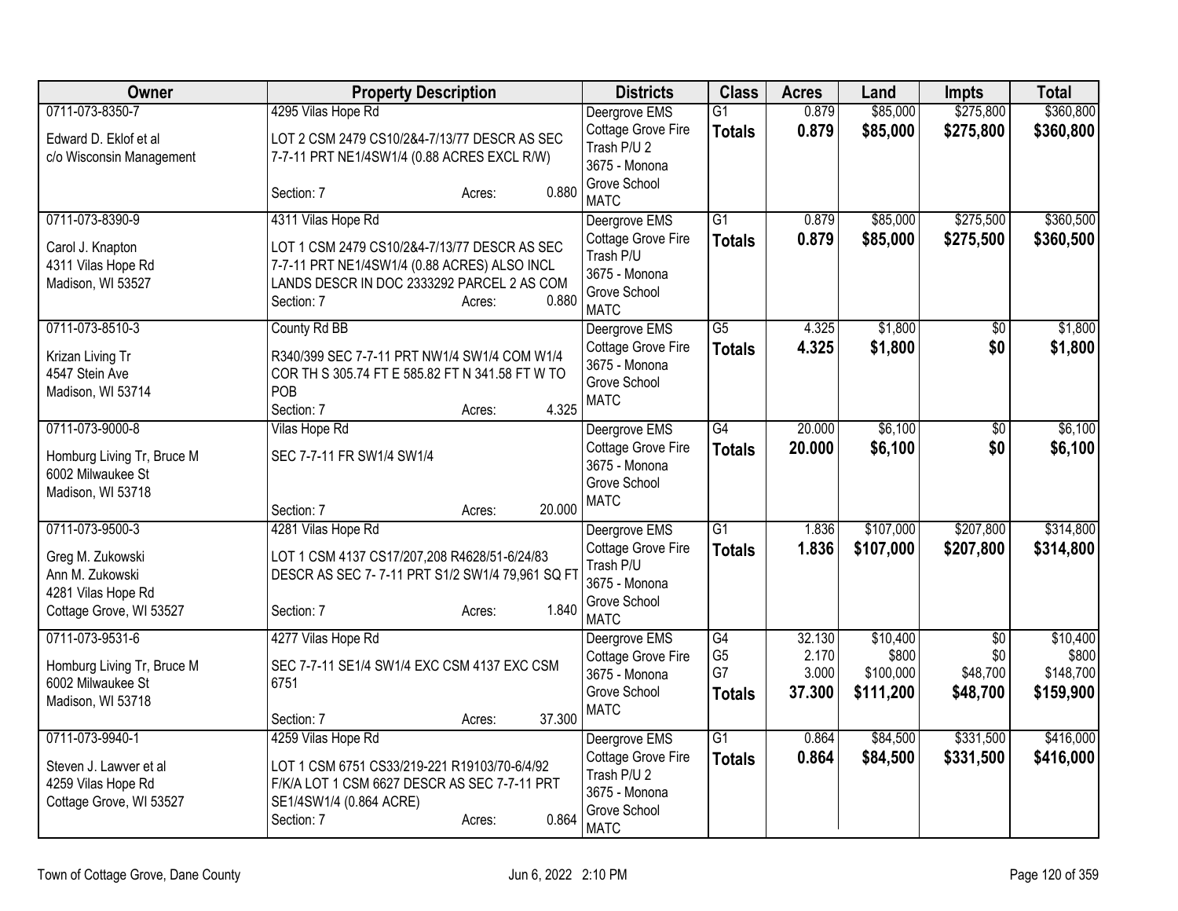| Owner | Property Description | Districts | Class | Acres | Land | Impts | Total |
|---|---|---|---|---|---|---|---|
| 0711-073-8350-7<br>Edward D. Eklof et al<br>c/o Wisconsin Management | 4295 Vilas Hope Rd<br>LOT 2 CSM 2479 CS10/2&4-7/13/77 DESCR AS SEC 7-7-11 PRT NE1/4SW1/4 (0.88 ACRES EXCL R/W)<br>Section: 7 Acres: 0.880 | Deergrove EMS<br>Cottage Grove Fire<br>Trash P/U 2<br>3675 - Monona Grove School<br>MATC | G1<br>**Totals** | 0.879<br>**0.879** | \$85,000<br>**\$85,000** | \$275,800<br>**\$275,800** | \$360,800<br>**\$360,800** |
| 0711-073-8390-9<br>Carol J. Knapton<br>4311 Vilas Hope Rd<br>Madison, WI 53527 | 4311 Vilas Hope Rd<br>LOT 1 CSM 2479 CS10/2&4-7/13/77 DESCR AS SEC 7-7-11 PRT NE1/4SW1/4 (0.88 ACRES) ALSO INCL LANDS DESCR IN DOC 2333292 PARCEL 2 AS COM<br>Section: 7 Acres: 0.880 | Deergrove EMS<br>Cottage Grove Fire<br>Trash P/U<br>3675 - Monona Grove School<br>MATC | G1<br>**Totals** | 0.879<br>**0.879** | \$85,000<br>**\$85,000** | \$275,500<br>**\$275,500** | \$360,500<br>**\$360,500** |
| 0711-073-8510-3<br>Krizan Living Tr<br>4547 Stein Ave<br>Madison, WI 53714 | County Rd BB<br>R340/399 SEC 7-7-11 PRT NW1/4 SW1/4 COM W1/4 COR TH S 305.74 FT E 585.82 FT N 341.58 FT W TO POB<br>Section: 7 Acres: 4.325 | Deergrove EMS<br>Cottage Grove Fire<br>3675 - Monona Grove School<br>MATC | G5<br>**Totals** | 4.325<br>**4.325** | \$1,800<br>**\$1,800** | \$0<br>**\$0** | \$1,800<br>**\$1,800** |
| 0711-073-9000-8<br>Homburg Living Tr, Bruce M<br>6002 Milwaukee St<br>Madison, WI 53718 | Vilas Hope Rd<br>SEC 7-7-11 FR SW1/4 SW1/4<br>Section: 7 Acres: 20.000 | Deergrove EMS<br>Cottage Grove Fire<br>3675 - Monona Grove School<br>MATC | G4<br>**Totals** | 20.000<br>**20.000** | \$6,100<br>**\$6,100** | \$0<br>**\$0** | \$6,100<br>**\$6,100** |
| 0711-073-9500-3<br>Greg M. Zukowski<br>Ann M. Zukowski<br>4281 Vilas Hope Rd<br>Cottage Grove, WI 53527 | 4281 Vilas Hope Rd<br>LOT 1 CSM 4137 CS17/207,208 R4628/51-6/24/83 DESCR AS SEC 7- 7-11 PRT S1/2 SW1/4 79,961 SQ FT<br>Section: 7 Acres: 1.840 | Deergrove EMS<br>Cottage Grove Fire<br>Trash P/U<br>3675 - Monona Grove School<br>MATC | G1<br>**Totals** | 1.836<br>**1.836** | \$107,000<br>**\$107,000** | \$207,800<br>**\$207,800** | \$314,800<br>**\$314,800** |
| 0711-073-9531-6<br>Homburg Living Tr, Bruce M<br>6002 Milwaukee St<br>Madison, WI 53718 | 4277 Vilas Hope Rd<br>SEC 7-7-11 SE1/4 SW1/4 EXC CSM 4137 EXC CSM 6751<br>Section: 7 Acres: 37.300 | Deergrove EMS<br>Cottage Grove Fire<br>3675 - Monona Grove School<br>MATC | G4<br>G5<br>G7<br>**Totals** | 32.130<br>2.170<br>3.000<br>**37.300** | \$10,400<br>\$800<br>\$100,000<br>**\$111,200** | \$0<br>\$0<br>\$48,700<br>**\$48,700** | \$10,400<br>\$800<br>\$148,700<br>**\$159,900** |
| 0711-073-9940-1<br>Steven J. Lawver et al<br>4259 Vilas Hope Rd<br>Cottage Grove, WI 53527 | 4259 Vilas Hope Rd<br>LOT 1 CSM 6751 CS33/219-221 R19103/70-6/4/92 F/K/A LOT 1 CSM 6627 DESCR AS SEC 7-7-11 PRT SE1/4SW1/4 (0.864 ACRE)<br>Section: 7 Acres: 0.864 | Deergrove EMS<br>Cottage Grove Fire<br>Trash P/U 2<br>3675 - Monona Grove School<br>MATC | G1<br>**Totals** | 0.864<br>**0.864** | \$84,500<br>**\$84,500** | \$331,500<br>**\$331,500** | \$416,000<br>**\$416,000** |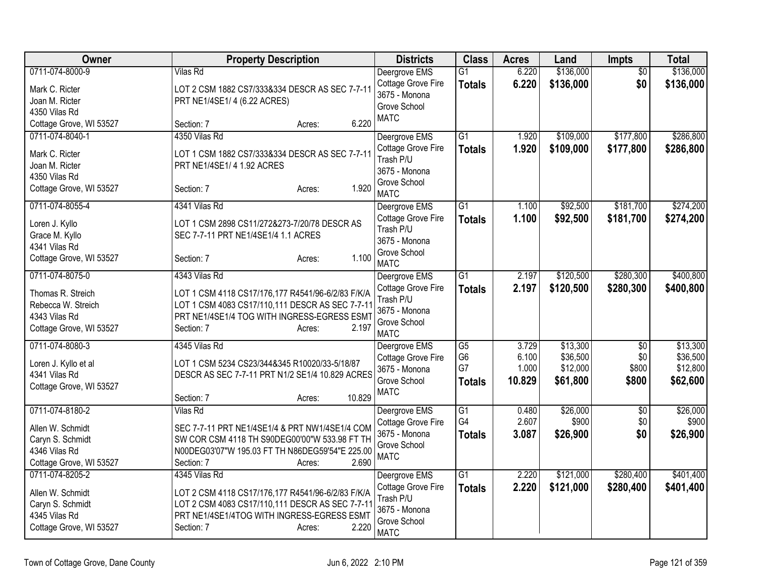| Owner | Property Description | Districts | Class | Acres | Land | Impts | Total |
|---|---|---|---|---|---|---|---|
| 0711-074-8000-9<br>Mark C. Ricter<br>Joan M. Ricter<br>4350 Vilas Rd<br>Cottage Grove, WI 53527 | Vilas Rd<br>LOT 2 CSM 1882 CS7/333&334 DESCR AS SEC 7-7-11 PRT NE1/4SE1/ 4 (6.22 ACRES)<br>Section: 7 Acres: 6.220 | Deergrove EMS<br>Cottage Grove Fire<br>3675 - Monona Grove School<br>MATC | G1<br>**Totals** | 6.220<br>**6.220** | $136,000<br>**$136,000** | $0<br>**$0** | $136,000<br>**$136,000** |
| 0711-074-8040-1<br>Mark C. Ricter<br>Joan M. Ricter<br>4350 Vilas Rd<br>Cottage Grove, WI 53527 | 4350 Vilas Rd<br>LOT 1 CSM 1882 CS7/333&334 DESCR AS SEC 7-7-11 PRT NE1/4SE1/ 4 1.92 ACRES<br>Section: 7 Acres: 1.920 | Deergrove EMS<br>Cottage Grove Fire<br>Trash P/U<br>3675 - Monona Grove School<br>MATC | G1<br>**Totals** | 1.920<br>**1.920** | $109,000<br>**$109,000** | $177,800<br>**$177,800** | $286,800<br>**$286,800** |
| 0711-074-8055-4<br>Loren J. Kyllo<br>Grace M. Kyllo<br>4341 Vilas Rd<br>Cottage Grove, WI 53527 | 4341 Vilas Rd<br>LOT 1 CSM 2898 CS11/272&273-7/20/78 DESCR AS SEC 7-7-11 PRT NE1/4SE1/4 1.1 ACRES<br>Section: 7 Acres: 1.100 | Deergrove EMS<br>Cottage Grove Fire<br>Trash P/U<br>3675 - Monona Grove School<br>MATC | G1<br>**Totals** | 1.100<br>**1.100** | $92,500<br>**$92,500** | $181,700<br>**$181,700** | $274,200<br>**$274,200** |
| 0711-074-8075-0<br>Thomas R. Streich<br>Rebecca W. Streich<br>4343 Vilas Rd<br>Cottage Grove, WI 53527 | 4343 Vilas Rd<br>LOT 1 CSM 4118 CS17/176,177 R4541/96-6/2/83 F/K/A LOT 1 CSM 4083 CS17/110,111 DESCR AS SEC 7-7-11 PRT NE1/4SE1/4 TOG WITH INGRESS-EGRESS ESMT<br>Section: 7 Acres: 2.197 | Deergrove EMS<br>Cottage Grove Fire<br>Trash P/U<br>3675 - Monona Grove School<br>MATC | G1<br>**Totals** | 2.197<br>**2.197** | $120,500<br>**$120,500** | $280,300<br>**$280,300** | $400,800<br>**$400,800** |
| 0711-074-8080-3<br>Loren J. Kyllo et al<br>4341 Vilas Rd<br>Cottage Grove, WI 53527 | 4345 Vilas Rd<br>LOT 1 CSM 5234 CS23/344&345 R10020/33-5/18/87 DESCR AS SEC 7-7-11 PRT N1/2 SE1/4 10.829 ACRES<br>Section: 7 Acres: 10.829 | Deergrove EMS<br>Cottage Grove Fire<br>3675 - Monona Grove School<br>MATC | G5<br>G6<br>G7<br>**Totals** | 3.729<br>6.100<br>1.000<br>**10.829** | $13,300<br>$36,500<br>$12,000<br>**$61,800** | $0<br>$0<br>$800<br>**$800** | $13,300<br>$36,500<br>$12,800<br>**$62,600** |
| 0711-074-8180-2<br>Allen W. Schmidt<br>Caryn S. Schmidt<br>4346 Vilas Rd<br>Cottage Grove, WI 53527 | Vilas Rd<br>SEC 7-7-11 PRT NE1/4SE1/4 & PRT NW1/4SE1/4 COM SW COR CSM 4118 TH S90DEG00'00"W 533.98 FT TH N00DEG03'07"W 195.03 FT TH N86DEG59'54"E 225.00<br>Section: 7 Acres: 2.690 | Deergrove EMS<br>Cottage Grove Fire<br>3675 - Monona Grove School<br>MATC | G1<br>G4<br>**Totals** | 0.480<br>2.607<br>**3.087** | $26,000<br>$900<br>**$26,900** | $0<br>$0<br>**$0** | $26,000<br>$900<br>**$26,900** |
| 0711-074-8205-2<br>Allen W. Schmidt<br>Caryn S. Schmidt<br>4345 Vilas Rd<br>Cottage Grove, WI 53527 | 4345 Vilas Rd<br>LOT 2 CSM 4118 CS17/176,177 R4541/96-6/2/83 F/K/A LOT 2 CSM 4083 CS17/110,111 DESCR AS SEC 7-7-11 PRT NE1/4SE1/4TOG WITH INGRESS-EGRESS ESMT<br>Section: 7 Acres: 2.220 | Deergrove EMS<br>Cottage Grove Fire<br>Trash P/U<br>3675 - Monona Grove School<br>MATC | G1<br>**Totals** | 2.220<br>**2.220** | $121,000<br>**$121,000** | $280,400<br>**$280,400** | $401,400<br>**$401,400** |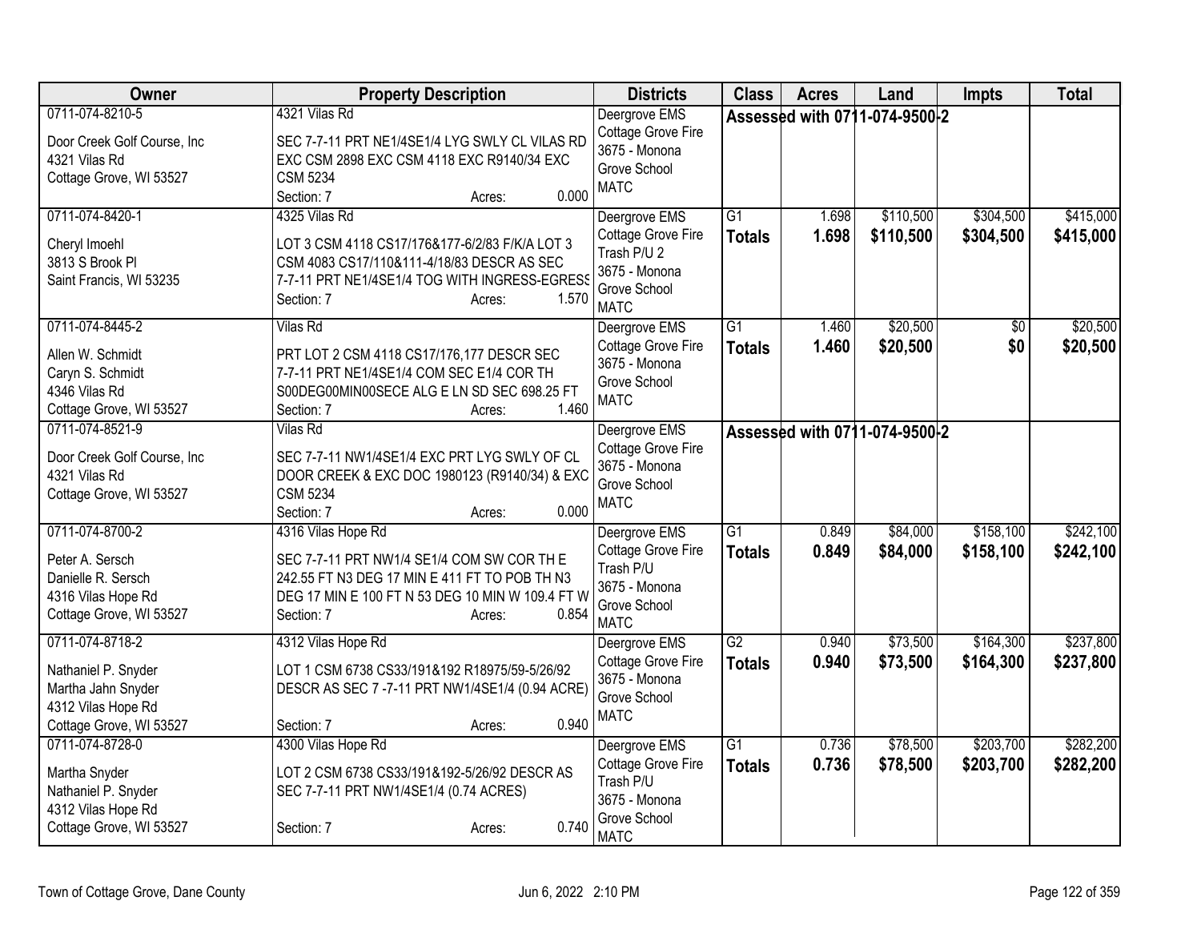| Owner | Property Description | Districts | Class | Acres | Land | Impts | Total |
|---|---|---|---|---|---|---|---|
| 0711-074-8210-5<br>Door Creek Golf Course, Inc<br>4321 Vilas Rd<br>Cottage Grove, WI 53527 | 4321 Vilas Rd<br>SEC 7-7-11 PRT NE1/4SE1/4 LYG SWLY CL VILAS RD EXC CSM 2898 EXC CSM 4118 EXC R9140/34 EXC CSM 5234<br>Section: 7 Acres: 0.000 | Deergrove EMS<br>Cottage Grove Fire<br>3675 - Monona Grove School<br>MATC | Assessed with 0711-074-9500-2 | | | | |
| 0711-074-8420-1<br>Cheryl Imoehl<br>3813 S Brook Pl<br>Saint Francis, WI 53235 | 4325 Vilas Rd<br>LOT 3 CSM 4118 CS17/176&177-6/2/83 F/K/A LOT 3 CSM 4083 CS17/110&111-4/18/83 DESCR AS SEC 7-7-11 PRT NE1/4SE1/4 TOG WITH INGRESS-EGRESS<br>Section: 7 Acres: 1.570 | Deergrove EMS<br>Cottage Grove Fire<br>Trash P/U 2<br>3675 - Monona Grove School<br>MATC | G1<br>**Totals** | 1.698<br>**1.698** | $110,500<br>**$110,500** | $304,500<br>**$304,500** | $415,000<br>**$415,000** |
| 0711-074-8445-2<br>Allen W. Schmidt<br>Caryn S. Schmidt<br>4346 Vilas Rd<br>Cottage Grove, WI 53527 | Vilas Rd<br>PRT LOT 2 CSM 4118 CS17/176,177 DESCR SEC 7-7-11 PRT NE1/4SE1/4 COM SEC E1/4 COR TH S00DEG00MIN00SECE ALG E LN SD SEC 698.25 FT<br>Section: 7 Acres: 1.460 | Deergrove EMS<br>Cottage Grove Fire<br>3675 - Monona Grove School<br>MATC | G1<br>**Totals** | 1.460<br>**1.460** | $20,500<br>**$20,500** | $0<br>**$0** | $20,500<br>**$20,500** |
| 0711-074-8521-9<br>Door Creek Golf Course, Inc<br>4321 Vilas Rd<br>Cottage Grove, WI 53527 | Vilas Rd<br>SEC 7-7-11 NW1/4SE1/4 EXC PRT LYG SWLY OF CL DOOR CREEK & EXC DOC 1980123 (R9140/34) & EXC CSM 5234<br>Section: 7 Acres: 0.000 | Deergrove EMS<br>Cottage Grove Fire<br>3675 - Monona Grove School<br>MATC | Assessed with 0711-074-9500-2 | | | | |
| 0711-074-8700-2<br>Peter A. Sersch<br>Danielle R. Sersch<br>4316 Vilas Hope Rd<br>Cottage Grove, WI 53527 | 4316 Vilas Hope Rd<br>SEC 7-7-11 PRT NW1/4 SE1/4 COM SW COR TH E 242.55 FT N3 DEG 17 MIN E 411 FT TO POB TH N3 DEG 17 MIN E 100 FT N 53 DEG 10 MIN W 109.4 FT W<br>Section: 7 Acres: 0.854 | Deergrove EMS<br>Cottage Grove Fire<br>Trash P/U<br>3675 - Monona Grove School<br>MATC | G1<br>**Totals** | 0.849<br>**0.849** | $84,000<br>**$84,000** | $158,100<br>**$158,100** | $242,100<br>**$242,100** |
| 0711-074-8718-2<br>Nathaniel P. Snyder<br>Martha Jahn Snyder<br>4312 Vilas Hope Rd<br>Cottage Grove, WI 53527 | 4312 Vilas Hope Rd<br>LOT 1 CSM 6738 CS33/191&192 R18975/59-5/26/92 DESCR AS SEC 7 -7-11 PRT NW1/4SE1/4 (0.94 ACRE)<br>Section: 7 Acres: 0.940 | Deergrove EMS<br>Cottage Grove Fire<br>3675 - Monona Grove School<br>MATC | G2<br>**Totals** | 0.940<br>**0.940** | $73,500<br>**$73,500** | $164,300<br>**$164,300** | $237,800<br>**$237,800** |
| 0711-074-8728-0<br>Martha Snyder<br>Nathaniel P. Snyder<br>4312 Vilas Hope Rd<br>Cottage Grove, WI 53527 | 4300 Vilas Hope Rd<br>LOT 2 CSM 6738 CS33/191&192-5/26/92 DESCR AS SEC 7-7-11 PRT NW1/4SE1/4 (0.74 ACRES)<br>Section: 7 Acres: 0.740 | Deergrove EMS<br>Cottage Grove Fire<br>Trash P/U<br>3675 - Monona Grove School<br>MATC | G1<br>**Totals** | 0.736<br>**0.736** | $78,500<br>**$78,500** | $203,700<br>**$203,700** | $282,200<br>**$282,200** |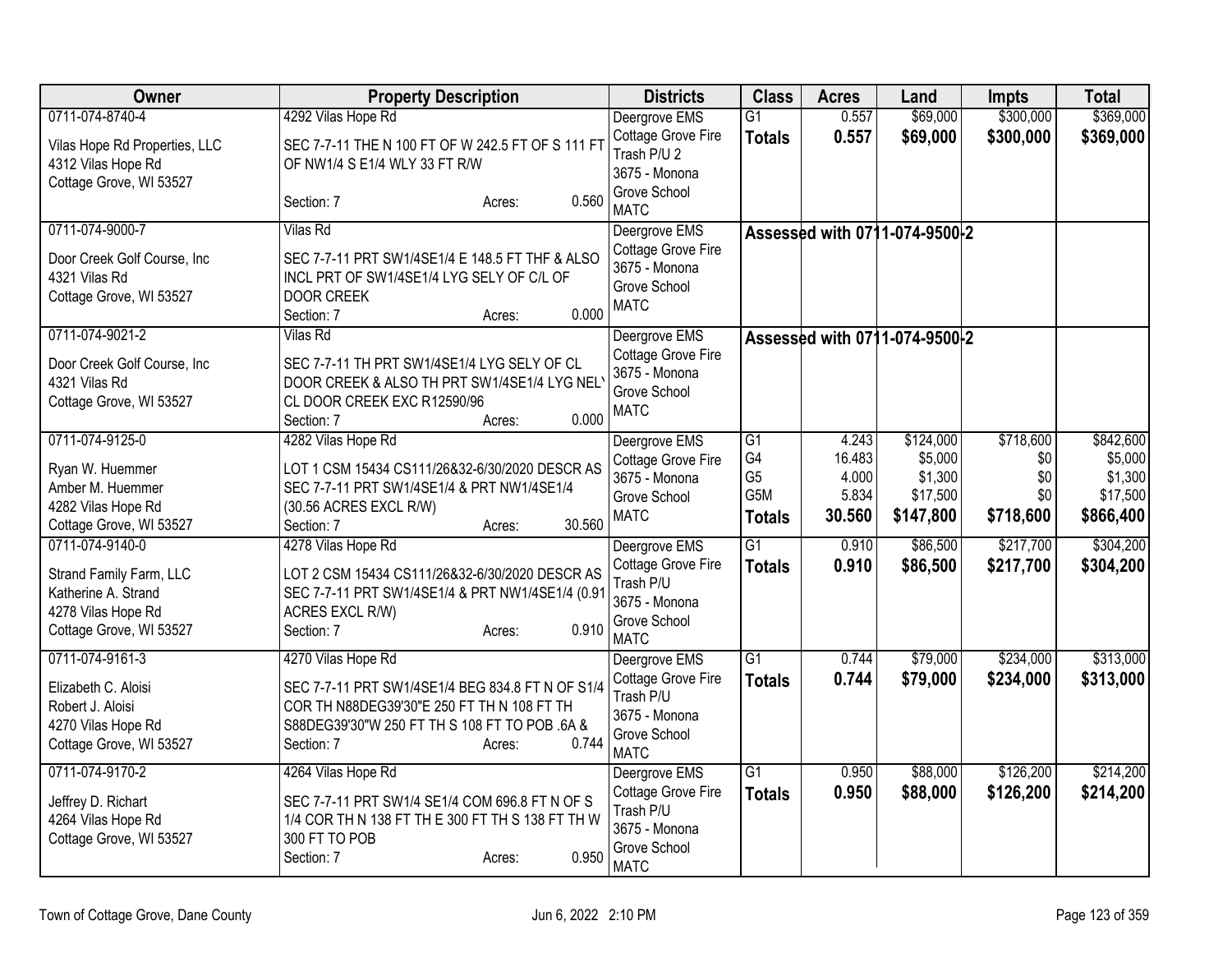| Owner | Property Description | Districts | Class | Acres | Land | Impts | Total |
|---|---|---|---|---|---|---|---|
| 0711-074-8740-4<br><br>Vilas Hope Rd Properties, LLC<br>4312 Vilas Hope Rd<br>Cottage Grove, WI 53527 | 4292 Vilas Hope Rd<br><br>SEC 7-7-11 THE N 100 FT OF W 242.5 FT OF S 111 FT OF NW1/4 S E1/4 WLY 33 FT R/W<br><br>Section: 7 Acres: 0.560 | Deergrove EMS<br>Cottage Grove Fire<br>Trash P/U 2<br>3675 - Monona Grove School<br>MATC | G1<br>**Totals** | 0.557<br>**0.557** | $69,000<br>**$69,000** | $300,000<br>**$300,000** | $369,000<br>**$369,000** |
| 0711-074-9000-7<br><br>Door Creek Golf Course, Inc<br>4321 Vilas Rd<br>Cottage Grove, WI 53527 | Vilas Rd<br><br>SEC 7-7-11 PRT SW1/4SE1/4 E 148.5 FT THF & ALSO INCL PRT OF SW1/4SE1/4 LYG SELY OF C/L OF DOOR CREEK<br>Section: 7 Acres: 0.000 | Deergrove EMS<br>Cottage Grove Fire<br>3675 - Monona Grove School<br>MATC | **Assessed with 0711-074-9500-2** | | | | |
| 0711-074-9021-2<br><br>Door Creek Golf Course, Inc<br>4321 Vilas Rd<br>Cottage Grove, WI 53527 | Vilas Rd<br><br>SEC 7-7-11 TH PRT SW1/4SE1/4 LYG SELY OF CL DOOR CREEK & ALSO TH PRT SW1/4SE1/4 LYG NELY CL DOOR CREEK EXC R12590/96<br>Section: 7 Acres: 0.000 | Deergrove EMS<br>Cottage Grove Fire<br>3675 - Monona Grove School<br>MATC | **Assessed with 0711-074-9500-2** | | | | |
| 0711-074-9125-0<br><br>Ryan W. Huemmer<br>Amber M. Huemmer<br>4282 Vilas Hope Rd<br>Cottage Grove, WI 53527 | 4282 Vilas Hope Rd<br><br>LOT 1 CSM 15434 CS111/26&32-6/30/2020 DESCR AS SEC 7-7-11 PRT SW1/4SE1/4 & PRT NW1/4SE1/4 (30.56 ACRES EXCL R/W)<br>Section: 7 Acres: 30.560 | Deergrove EMS<br>Cottage Grove Fire<br>3675 - Monona Grove School<br>MATC | G1<br>G4<br>G5<br>G5M<br>**Totals** | 4.243<br>16.483<br>4.000<br>5.834<br>**30.560** | $124,000<br>$5,000<br>$1,300<br>$17,500<br>**$147,800** | $718,600<br>$0<br>$0<br>$0<br>**$718,600** | $842,600<br>$5,000<br>$1,300<br>$17,500<br>**$866,400** |
| 0711-074-9140-0<br><br>Strand Family Farm, LLC<br>Katherine A. Strand<br>4278 Vilas Hope Rd<br>Cottage Grove, WI 53527 | 4278 Vilas Hope Rd<br><br>LOT 2 CSM 15434 CS111/26&32-6/30/2020 DESCR AS SEC 7-7-11 PRT SW1/4SE1/4 & PRT NW1/4SE1/4 (0.91 ACRES EXCL R/W)<br>Section: 7 Acres: 0.910 | Deergrove EMS<br>Cottage Grove Fire<br>Trash P/U<br>3675 - Monona Grove School<br>MATC | G1<br>**Totals** | 0.910<br>**0.910** | $86,500<br>**$86,500** | $217,700<br>**$217,700** | $304,200<br>**$304,200** |
| 0711-074-9161-3<br><br>Elizabeth C. Aloisi<br>Robert J. Aloisi<br>4270 Vilas Hope Rd<br>Cottage Grove, WI 53527 | 4270 Vilas Hope Rd<br><br>SEC 7-7-11 PRT SW1/4SE1/4 BEG 834.8 FT N OF S1/4 COR TH N88DEG39'30"E 250 FT TH N 108 FT TH S88DEG39'30"W 250 FT TH S 108 FT TO POB .6A &<br>Section: 7 Acres: 0.744 | Deergrove EMS<br>Cottage Grove Fire<br>Trash P/U<br>3675 - Monona Grove School<br>MATC | G1<br>**Totals** | 0.744<br>**0.744** | $79,000<br>**$79,000** | $234,000<br>**$234,000** | $313,000<br>**$313,000** |
| 0711-074-9170-2<br><br>Jeffrey D. Richart<br>4264 Vilas Hope Rd<br>Cottage Grove, WI 53527 | 4264 Vilas Hope Rd<br><br>SEC 7-7-11 PRT SW1/4 SE1/4 COM 696.8 FT N OF S 1/4 COR TH N 138 FT TH E 300 FT TH S 138 FT TH W 300 FT TO POB<br>Section: 7 Acres: 0.950 | Deergrove EMS<br>Cottage Grove Fire<br>Trash P/U<br>3675 - Monona Grove School<br>MATC | G1<br>**Totals** | 0.950<br>**0.950** | $88,000<br>**$88,000** | $126,200<br>**$126,200** | $214,200<br>**$214,200** |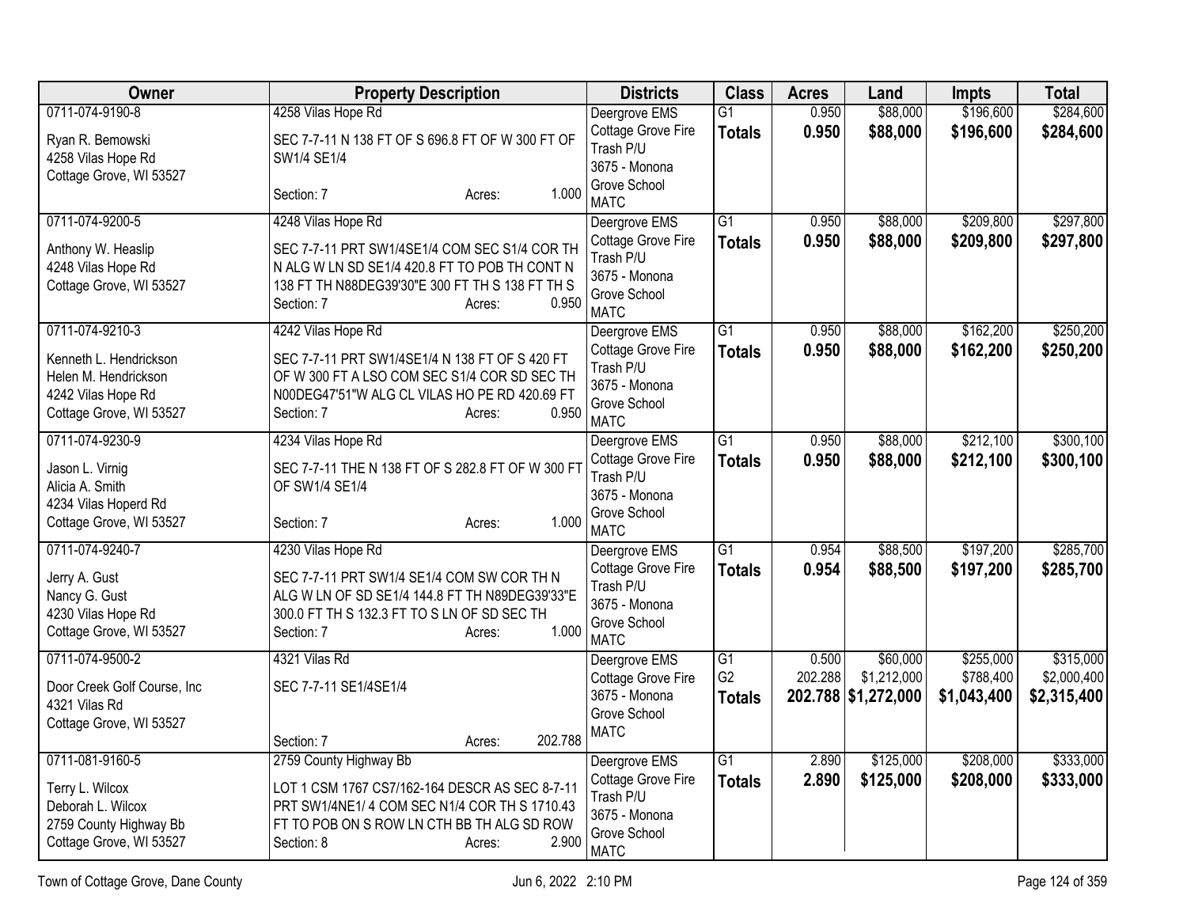| Owner | Property Description | Districts | Class | Acres | Land | Impts | Total |
|---|---|---|---|---|---|---|---|
| 0711-074-9190-8<br><br>Ryan R. Bemowski<br>4258 Vilas Hope Rd<br>Cottage Grove, WI 53527 | 4258 Vilas Hope Rd<br><br>SEC 7-7-11 N 138 FT OF S 696.8 FT OF W 300 FT OF SW1/4 SE1/4<br><br>Section: 7 Acres: 1.000 | Deergrove EMS<br>Cottage Grove Fire<br>Trash P/U<br>3675 - Monona Grove School<br>MATC | G1<br>**Totals** | 0.950<br>**0.950** | $88,000<br>**$88,000** | $196,600<br>**$196,600** | $284,600<br>**$284,600** |
| 0711-074-9200-5<br><br>Anthony W. Heaslip<br>4248 Vilas Hope Rd<br>Cottage Grove, WI 53527 | 4248 Vilas Hope Rd<br><br>SEC 7-7-11 PRT SW1/4SE1/4 COM SEC S1/4 COR TH N ALG W LN SD SE1/4 420.8 FT TO POB TH CONT N 138 FT TH N88DEG39'30"E 300 FT TH S 138 FT TH S<br>Section: 7 Acres: 0.950 | Deergrove EMS<br>Cottage Grove Fire<br>Trash P/U<br>3675 - Monona Grove School<br>MATC | G1<br>**Totals** | 0.950<br>**0.950** | $88,000<br>**$88,000** | $209,800<br>**$209,800** | $297,800<br>**$297,800** |
| 0711-074-9210-3<br><br>Kenneth L. Hendrickson<br>Helen M. Hendrickson<br>4242 Vilas Hope Rd<br>Cottage Grove, WI 53527 | 4242 Vilas Hope Rd<br><br>SEC 7-7-11 PRT SW1/4SE1/4 N 138 FT OF S 420 FT OF W 300 FT A LSO COM SEC S1/4 COR SD SEC TH N00DEG47'51"W ALG CL VILAS HO PE RD 420.69 FT<br>Section: 7 Acres: 0.950 | Deergrove EMS<br>Cottage Grove Fire<br>Trash P/U<br>3675 - Monona Grove School<br>MATC | G1<br>**Totals** | 0.950<br>**0.950** | $88,000<br>**$88,000** | $162,200<br>**$162,200** | $250,200<br>**$250,200** |
| 0711-074-9230-9<br><br>Jason L. Virnig<br>Alicia A. Smith<br>4234 Vilas Hoperd Rd<br>Cottage Grove, WI 53527 | 4234 Vilas Hope Rd<br><br>SEC 7-7-11 THE N 138 FT OF S 282.8 FT OF W 300 FT OF SW1/4 SE1/4<br><br>Section: 7 Acres: 1.000 | Deergrove EMS<br>Cottage Grove Fire<br>Trash P/U<br>3675 - Monona Grove School<br>MATC | G1<br>**Totals** | 0.950<br>**0.950** | $88,000<br>**$88,000** | $212,100<br>**$212,100** | $300,100<br>**$300,100** |
| 0711-074-9240-7<br><br>Jerry A. Gust<br>Nancy G. Gust<br>4230 Vilas Hope Rd<br>Cottage Grove, WI 53527 | 4230 Vilas Hope Rd<br><br>SEC 7-7-11 PRT SW1/4 SE1/4 COM SW COR TH N ALG W LN OF SD SE1/4 144.8 FT TH N89DEG39'33"E 300.0 FT TH S 132.3 FT TO S LN OF SD SEC TH<br>Section: 7 Acres: 1.000 | Deergrove EMS<br>Cottage Grove Fire<br>Trash P/U<br>3675 - Monona Grove School<br>MATC | G1<br>**Totals** | 0.954<br>**0.954** | $88,500<br>**$88,500** | $197,200<br>**$197,200** | $285,700<br>**$285,700** |
| 0711-074-9500-2<br><br>Door Creek Golf Course, Inc<br>4321 Vilas Rd<br>Cottage Grove, WI 53527 | 4321 Vilas Rd<br><br>SEC 7-7-11 SE1/4SE1/4<br><br>Section: 7 Acres: 202.788 | Deergrove EMS<br>Cottage Grove Fire<br>3675 - Monona Grove School<br>MATC | G1<br>G2<br>**Totals** | 0.500<br>202.288<br>**202.788** | $60,000<br>$1,212,000<br>**$1,272,000** | $255,000<br>$788,400<br>**$1,043,400** | $315,000<br>$2,000,400<br>**$2,315,400** |
| 0711-081-9160-5<br><br>Terry L. Wilcox<br>Deborah L. Wilcox<br>2759 County Highway Bb<br>Cottage Grove, WI 53527 | 2759 County Highway Bb<br><br>LOT 1 CSM 1767 CS7/162-164 DESCR AS SEC 8-7-11 PRT SW1/4NE1/ 4 COM SEC N1/4 COR TH S 1710.43 FT TO POB ON S ROW LN CTH BB TH ALG SD ROW<br>Section: 8 Acres: 2.900 | Deergrove EMS<br>Cottage Grove Fire<br>Trash P/U<br>3675 - Monona Grove School<br>MATC | G1<br>**Totals** | 2.890<br>**2.890** | $125,000<br>**$125,000** | $208,000<br>**$208,000** | $333,000<br>**$333,000** |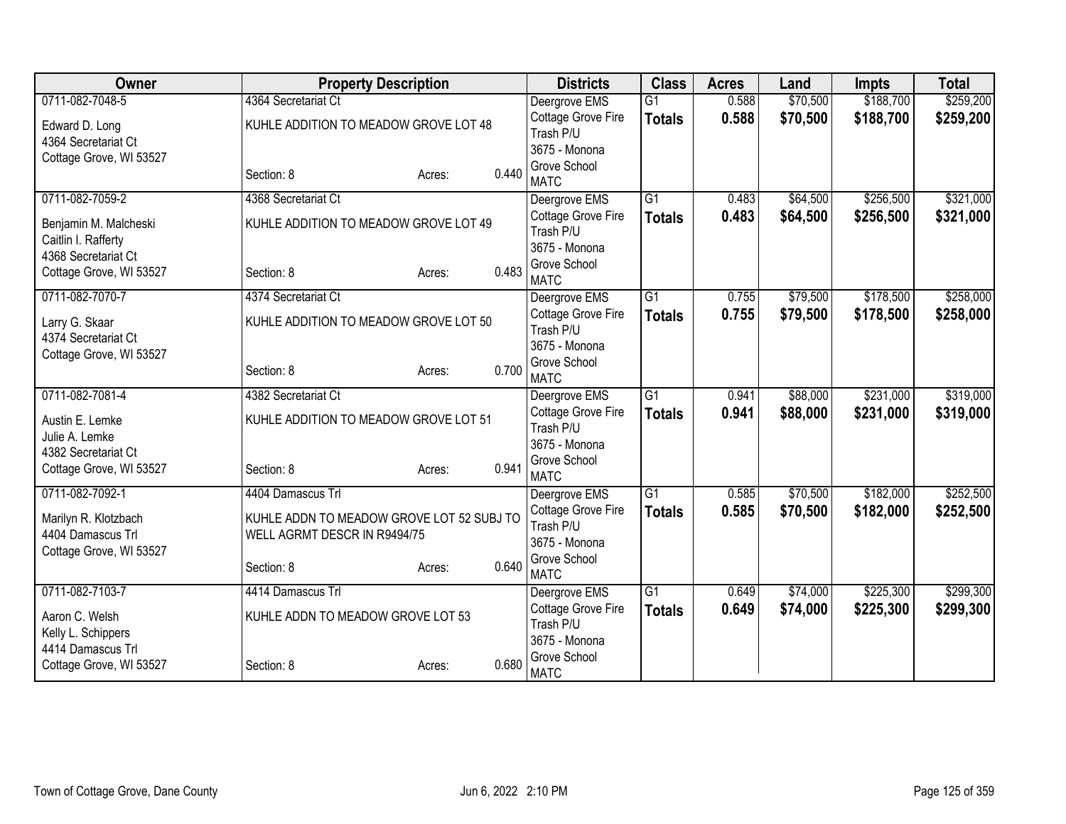| Owner | Property Description | | | Districts | Class | Acres | Land | Impts | Total |
|---|---|---|---|---|---|---|---|---|---|
| 0711-082-7048-5<br>Edward D. Long<br>4364 Secretariat Ct<br>Cottage Grove, WI 53527 | 4364 Secretariat Ct<br>KUHLE ADDITION TO MEADOW GROVE LOT 48<br>Section: 8 | Acres: | 0.440 | Deergrove EMS<br>Cottage Grove Fire<br>Trash P/U<br>3675 - Monona Grove School<br>MATC | G1<br>**Totals** | 0.588<br>**0.588** | $70,500<br>**$70,500** | $188,700<br>**$188,700** | $259,200<br>**$259,200** |
| 0711-082-7059-2<br>Benjamin M. Malcheski<br>Caitlin I. Rafferty<br>4368 Secretariat Ct<br>Cottage Grove, WI 53527 | 4368 Secretariat Ct<br>KUHLE ADDITION TO MEADOW GROVE LOT 49<br>Section: 8 | Acres: | 0.483 | Deergrove EMS<br>Cottage Grove Fire<br>Trash P/U<br>3675 - Monona Grove School<br>MATC | G1<br>**Totals** | 0.483<br>**0.483** | $64,500<br>**$64,500** | $256,500<br>**$256,500** | $321,000<br>**$321,000** |
| 0711-082-7070-7<br>Larry G. Skaar<br>4374 Secretariat Ct<br>Cottage Grove, WI 53527 | 4374 Secretariat Ct<br>KUHLE ADDITION TO MEADOW GROVE LOT 50<br>Section: 8 | Acres: | 0.700 | Deergrove EMS<br>Cottage Grove Fire<br>Trash P/U<br>3675 - Monona Grove School<br>MATC | G1<br>**Totals** | 0.755<br>**0.755** | $79,500<br>**$79,500** | $178,500<br>**$178,500** | $258,000<br>**$258,000** |
| 0711-082-7081-4<br>Austin E. Lemke<br>Julie A. Lemke<br>4382 Secretariat Ct<br>Cottage Grove, WI 53527 | 4382 Secretariat Ct<br>KUHLE ADDITION TO MEADOW GROVE LOT 51<br>Section: 8 | Acres: | 0.941 | Deergrove EMS<br>Cottage Grove Fire<br>Trash P/U<br>3675 - Monona Grove School<br>MATC | G1<br>**Totals** | 0.941<br>**0.941** | $88,000<br>**$88,000** | $231,000<br>**$231,000** | $319,000<br>**$319,000** |
| 0711-082-7092-1<br>Marilyn R. Klotzbach<br>4404 Damascus Trl<br>Cottage Grove, WI 53527 | 4404 Damascus Trl<br>KUHLE ADDN TO MEADOW GROVE LOT 52 SUBJ TO WELL AGRMT DESCR IN R9494/75<br>Section: 8 | Acres: | 0.640 | Deergrove EMS<br>Cottage Grove Fire<br>Trash P/U<br>3675 - Monona Grove School<br>MATC | G1<br>**Totals** | 0.585<br>**0.585** | $70,500<br>**$70,500** | $182,000<br>**$182,000** | $252,500<br>**$252,500** |
| 0711-082-7103-7<br>Aaron C. Welsh<br>Kelly L. Schippers<br>4414 Damascus Trl<br>Cottage Grove, WI 53527 | 4414 Damascus Trl<br>KUHLE ADDN TO MEADOW GROVE LOT 53<br>Section: 8 | Acres: | 0.680 | Deergrove EMS<br>Cottage Grove Fire<br>Trash P/U<br>3675 - Monona Grove School<br>MATC | G1<br>**Totals** | 0.649<br>**0.649** | $74,000<br>**$74,000** | $225,300<br>**$225,300** | $299,300<br>**$299,300** |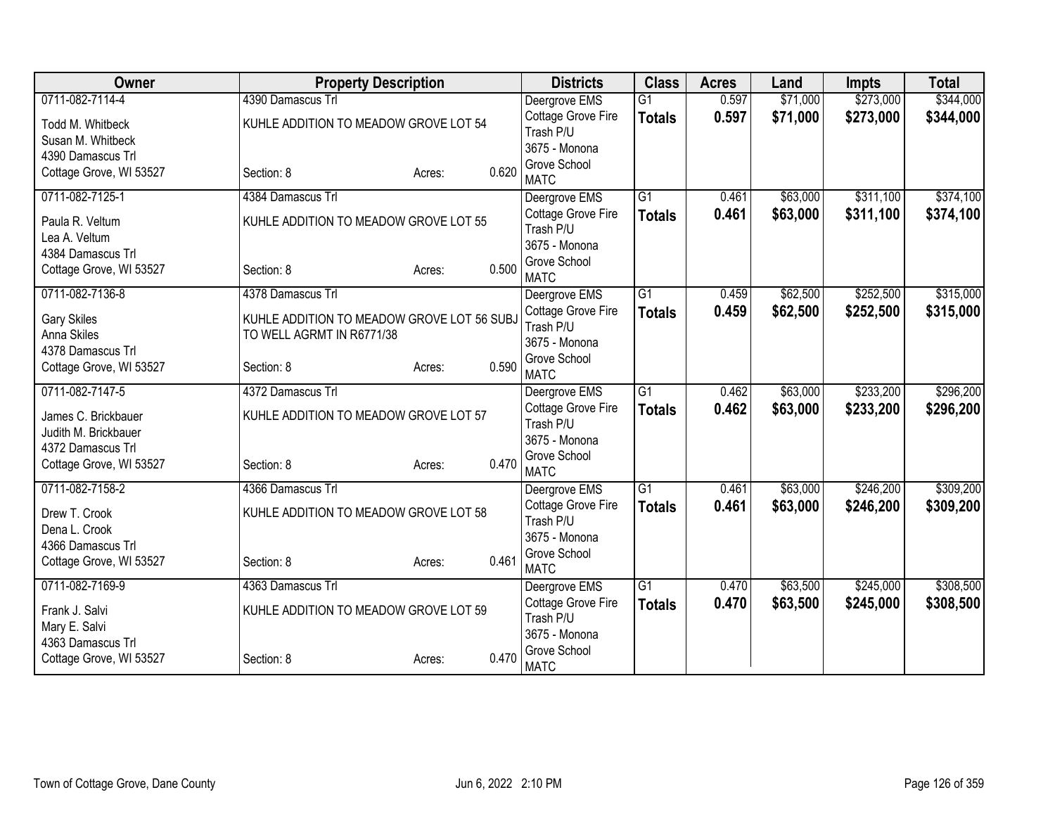| Owner | Property Description | Districts | Class | Acres | Land | Impts | Total |
|---|---|---|---|---|---|---|---|
| 0711-082-7114-4<br>Todd M. Whitbeck<br>Susan M. Whitbeck<br>4390 Damascus Trl<br>Cottage Grove, WI 53527 | 4390 Damascus Trl<br>KUHLE ADDITION TO MEADOW GROVE LOT 54<br><br>Section: 8 Acres: 0.620 | Deergrove EMS<br>Cottage Grove Fire<br>Trash P/U<br>3675 - Monona Grove School<br>MATC | G1<br>**Totals** | 0.597<br>**0.597** | $71,000<br>**$71,000** | $273,000<br>**$273,000** | $344,000<br>**$344,000** |
| 0711-082-7125-1<br>Paula R. Veltum<br>Lea A. Veltum<br>4384 Damascus Trl<br>Cottage Grove, WI 53527 | 4384 Damascus Trl<br>KUHLE ADDITION TO MEADOW GROVE LOT 55<br><br>Section: 8 Acres: 0.500 | Deergrove EMS<br>Cottage Grove Fire<br>Trash P/U<br>3675 - Monona Grove School<br>MATC | G1<br>**Totals** | 0.461<br>**0.461** | $63,000<br>**$63,000** | $311,100<br>**$311,100** | $374,100<br>**$374,100** |
| 0711-082-7136-8<br>Gary Skiles<br>Anna Skiles<br>4378 Damascus Trl<br>Cottage Grove, WI 53527 | 4378 Damascus Trl<br>KUHLE ADDITION TO MEADOW GROVE LOT 56 SUBJ TO WELL AGRMT IN R6771/38<br><br>Section: 8 Acres: 0.590 | Deergrove EMS<br>Cottage Grove Fire<br>Trash P/U<br>3675 - Monona Grove School<br>MATC | G1<br>**Totals** | 0.459<br>**0.459** | $62,500<br>**$62,500** | $252,500<br>**$252,500** | $315,000<br>**$315,000** |
| 0711-082-7147-5<br>James C. Brickbauer<br>Judith M. Brickbauer<br>4372 Damascus Trl<br>Cottage Grove, WI 53527 | 4372 Damascus Trl<br>KUHLE ADDITION TO MEADOW GROVE LOT 57<br><br>Section: 8 Acres: 0.470 | Deergrove EMS<br>Cottage Grove Fire<br>Trash P/U<br>3675 - Monona Grove School<br>MATC | G1<br>**Totals** | 0.462<br>**0.462** | $63,000<br>**$63,000** | $233,200<br>**$233,200** | $296,200<br>**$296,200** |
| 0711-082-7158-2<br>Drew T. Crook<br>Dena L. Crook<br>4366 Damascus Trl<br>Cottage Grove, WI 53527 | 4366 Damascus Trl<br>KUHLE ADDITION TO MEADOW GROVE LOT 58<br><br>Section: 8 Acres: 0.461 | Deergrove EMS<br>Cottage Grove Fire<br>Trash P/U<br>3675 - Monona Grove School<br>MATC | G1<br>**Totals** | 0.461<br>**0.461** | $63,000<br>**$63,000** | $246,200<br>**$246,200** | $309,200<br>**$309,200** |
| 0711-082-7169-9<br>Frank J. Salvi<br>Mary E. Salvi<br>4363 Damascus Trl<br>Cottage Grove, WI 53527 | 4363 Damascus Trl<br>KUHLE ADDITION TO MEADOW GROVE LOT 59<br><br>Section: 8 Acres: 0.470 | Deergrove EMS<br>Cottage Grove Fire<br>Trash P/U<br>3675 - Monona Grove School<br>MATC | G1<br>**Totals** | 0.470<br>**0.470** | $63,500<br>**$63,500** | $245,000<br>**$245,000** | $308,500<br>**$308,500** |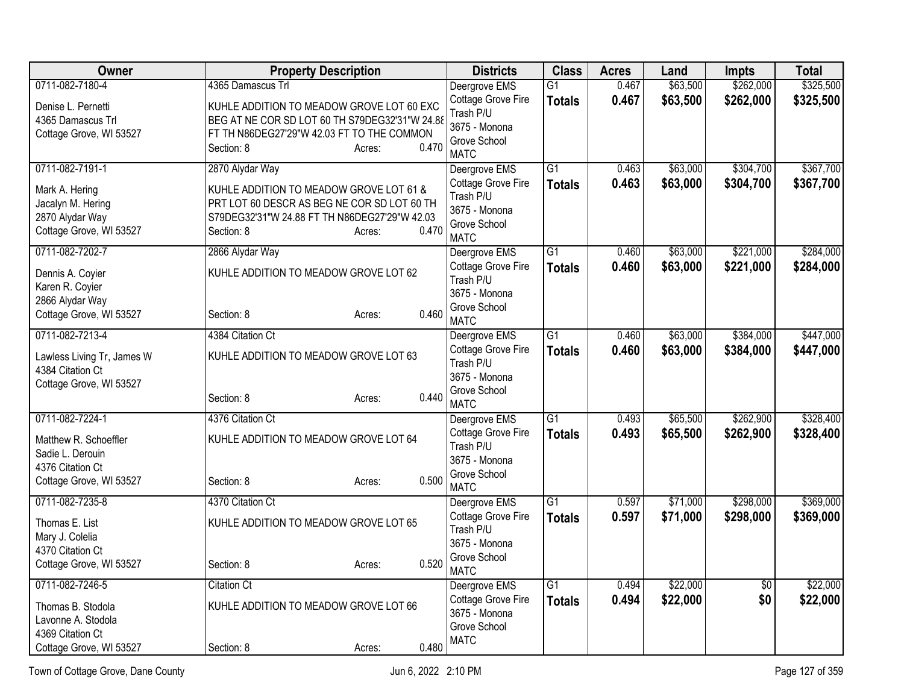| Owner | Property Description | Districts | Class | Acres | Land | Impts | Total |
|---|---|---|---|---|---|---|---|
| 0711-082-7180-4<br>Denise L. Pernetti<br>4365 Damascus Trl<br>Cottage Grove, WI 53527 | 4365 Damascus Trl<br>KUHLE ADDITION TO MEADOW GROVE LOT 60 EXC BEG AT NE COR SD LOT 60 TH S79DEG32'31"W 24.88 FT TH N86DEG27'29"W 42.03 FT TO THE COMMON<br>Section: 8 Acres: 0.470 | Deergrove EMS<br>Cottage Grove Fire<br>Trash P/U<br>3675 - Monona Grove School<br>MATC | G1<br>**Totals** | 0.467<br>**0.467** | $63,500<br>**$63,500** | $262,000<br>**$262,000** | $325,500<br>**$325,500** |
| 0711-082-7191-1<br>Mark A. Hering<br>Jacalyn M. Hering<br>2870 Alydar Way<br>Cottage Grove, WI 53527 | 2870 Alydar Way<br>KUHLE ADDITION TO MEADOW GROVE LOT 61 & PRT LOT 60 DESCR AS BEG NE COR SD LOT 60 TH S79DEG32'31"W 24.88 FT TH N86DEG27'29"W 42.03<br>Section: 8 Acres: 0.470 | Deergrove EMS<br>Cottage Grove Fire<br>Trash P/U<br>3675 - Monona Grove School<br>MATC | G1<br>**Totals** | 0.463<br>**0.463** | $63,000<br>**$63,000** | $304,700<br>**$304,700** | $367,700<br>**$367,700** |
| 0711-082-7202-7<br>Dennis A. Coyier<br>Karen R. Coyier<br>2866 Alydar Way<br>Cottage Grove, WI 53527 | 2866 Alydar Way<br>KUHLE ADDITION TO MEADOW GROVE LOT 62<br>Section: 8 Acres: 0.460 | Deergrove EMS<br>Cottage Grove Fire<br>Trash P/U<br>3675 - Monona Grove School<br>MATC | G1<br>**Totals** | 0.460<br>**0.460** | $63,000<br>**$63,000** | $221,000<br>**$221,000** | $284,000<br>**$284,000** |
| 0711-082-7213-4<br>Lawless Living Tr, James W<br>4384 Citation Ct<br>Cottage Grove, WI 53527 | 4384 Citation Ct<br>KUHLE ADDITION TO MEADOW GROVE LOT 63<br>Section: 8 Acres: 0.440 | Deergrove EMS<br>Cottage Grove Fire<br>Trash P/U<br>3675 - Monona Grove School<br>MATC | G1<br>**Totals** | 0.460<br>**0.460** | $63,000<br>**$63,000** | $384,000<br>**$384,000** | $447,000<br>**$447,000** |
| 0711-082-7224-1<br>Matthew R. Schoeffler<br>Sadie L. Derouin<br>4376 Citation Ct<br>Cottage Grove, WI 53527 | 4376 Citation Ct<br>KUHLE ADDITION TO MEADOW GROVE LOT 64<br>Section: 8 Acres: 0.500 | Deergrove EMS<br>Cottage Grove Fire<br>Trash P/U<br>3675 - Monona Grove School<br>MATC | G1<br>**Totals** | 0.493<br>**0.493** | $65,500<br>**$65,500** | $262,900<br>**$262,900** | $328,400<br>**$328,400** |
| 0711-082-7235-8<br>Thomas E. List<br>Mary J. Colelia<br>4370 Citation Ct<br>Cottage Grove, WI 53527 | 4370 Citation Ct<br>KUHLE ADDITION TO MEADOW GROVE LOT 65<br>Section: 8 Acres: 0.520 | Deergrove EMS<br>Cottage Grove Fire<br>Trash P/U<br>3675 - Monona Grove School<br>MATC | G1<br>**Totals** | 0.597<br>**0.597** | $71,000<br>**$71,000** | $298,000<br>**$298,000** | $369,000<br>**$369,000** |
| 0711-082-7246-5<br>Thomas B. Stodola<br>Lavonne A. Stodola<br>4369 Citation Ct<br>Cottage Grove, WI 53527 | Citation Ct<br>KUHLE ADDITION TO MEADOW GROVE LOT 66<br>Section: 8 Acres: 0.480 | Deergrove EMS<br>Cottage Grove Fire<br>3675 - Monona Grove School<br>MATC | G1<br>**Totals** | 0.494<br>**0.494** | $22,000<br>**$22,000** | $0<br>**$0** | $22,000<br>**$22,000** |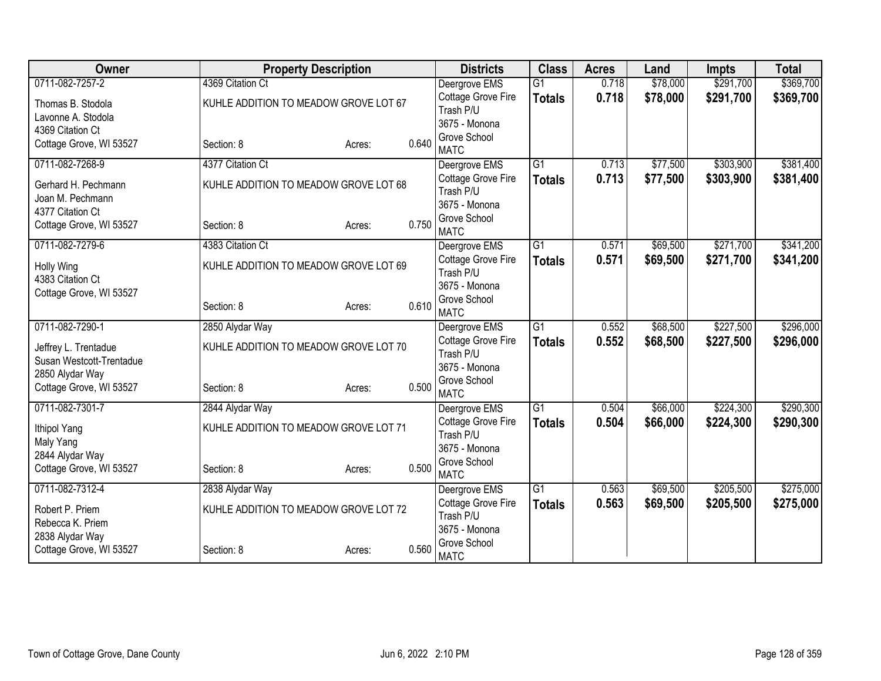| Owner | Property Description | | | Districts | Class | Acres | Land | Impts | Total |
|---|---|---|---|---|---|---|---|---|---|
| 0711-082-7257-2<br>Thomas B. Stodola<br>Lavonne A. Stodola<br>4369 Citation Ct<br>Cottage Grove, WI 53527 | 4369 Citation Ct<br>KUHLE ADDITION TO MEADOW GROVE LOT 67<br>Section: 8 | Acres: | 0.640 | Deergrove EMS<br>Cottage Grove Fire<br>Trash P/U<br>3675 - Monona Grove School<br>MATC | G1<br>**Totals** | 0.718<br>**0.718** | $78,000<br>**$78,000** | $291,700<br>**$291,700** | $369,700<br>**$369,700** |
| 0711-082-7268-9<br>Gerhard H. Pechmann<br>Joan M. Pechmann<br>4377 Citation Ct<br>Cottage Grove, WI 53527 | 4377 Citation Ct<br>KUHLE ADDITION TO MEADOW GROVE LOT 68<br>Section: 8 | Acres: | 0.750 | Deergrove EMS<br>Cottage Grove Fire<br>Trash P/U<br>3675 - Monona Grove School<br>MATC | G1<br>**Totals** | 0.713<br>**0.713** | $77,500<br>**$77,500** | $303,900<br>**$303,900** | $381,400<br>**$381,400** |
| 0711-082-7279-6<br>Holly Wing<br>4383 Citation Ct<br>Cottage Grove, WI 53527 | 4383 Citation Ct<br>KUHLE ADDITION TO MEADOW GROVE LOT 69<br>Section: 8 | Acres: | 0.610 | Deergrove EMS<br>Cottage Grove Fire<br>Trash P/U<br>3675 - Monona Grove School<br>MATC | G1<br>**Totals** | 0.571<br>**0.571** | $69,500<br>**$69,500** | $271,700<br>**$271,700** | $341,200<br>**$341,200** |
| 0711-082-7290-1<br>Jeffrey L. Trentadue<br>Susan Westcott-Trentadue<br>2850 Alydar Way<br>Cottage Grove, WI 53527 | 2850 Alydar Way<br>KUHLE ADDITION TO MEADOW GROVE LOT 70<br>Section: 8 | Acres: | 0.500 | Deergrove EMS<br>Cottage Grove Fire<br>Trash P/U<br>3675 - Monona Grove School<br>MATC | G1<br>**Totals** | 0.552<br>**0.552** | $68,500<br>**$68,500** | $227,500<br>**$227,500** | $296,000<br>**$296,000** |
| 0711-082-7301-7<br>Ithipol Yang<br>Maly Yang<br>2844 Alydar Way<br>Cottage Grove, WI 53527 | 2844 Alydar Way<br>KUHLE ADDITION TO MEADOW GROVE LOT 71<br>Section: 8 | Acres: | 0.500 | Deergrove EMS<br>Cottage Grove Fire<br>Trash P/U<br>3675 - Monona Grove School<br>MATC | G1<br>**Totals** | 0.504<br>**0.504** | $66,000<br>**$66,000** | $224,300<br>**$224,300** | $290,300<br>**$290,300** |
| 0711-082-7312-4<br>Robert P. Priem<br>Rebecca K. Priem<br>2838 Alydar Way<br>Cottage Grove, WI 53527 | 2838 Alydar Way<br>KUHLE ADDITION TO MEADOW GROVE LOT 72<br>Section: 8 | Acres: | 0.560 | Deergrove EMS<br>Cottage Grove Fire<br>Trash P/U<br>3675 - Monona Grove School<br>MATC | G1<br>**Totals** | 0.563<br>**0.563** | $69,500<br>**$69,500** | $205,500<br>**$205,500** | $275,000<br>**$275,000** |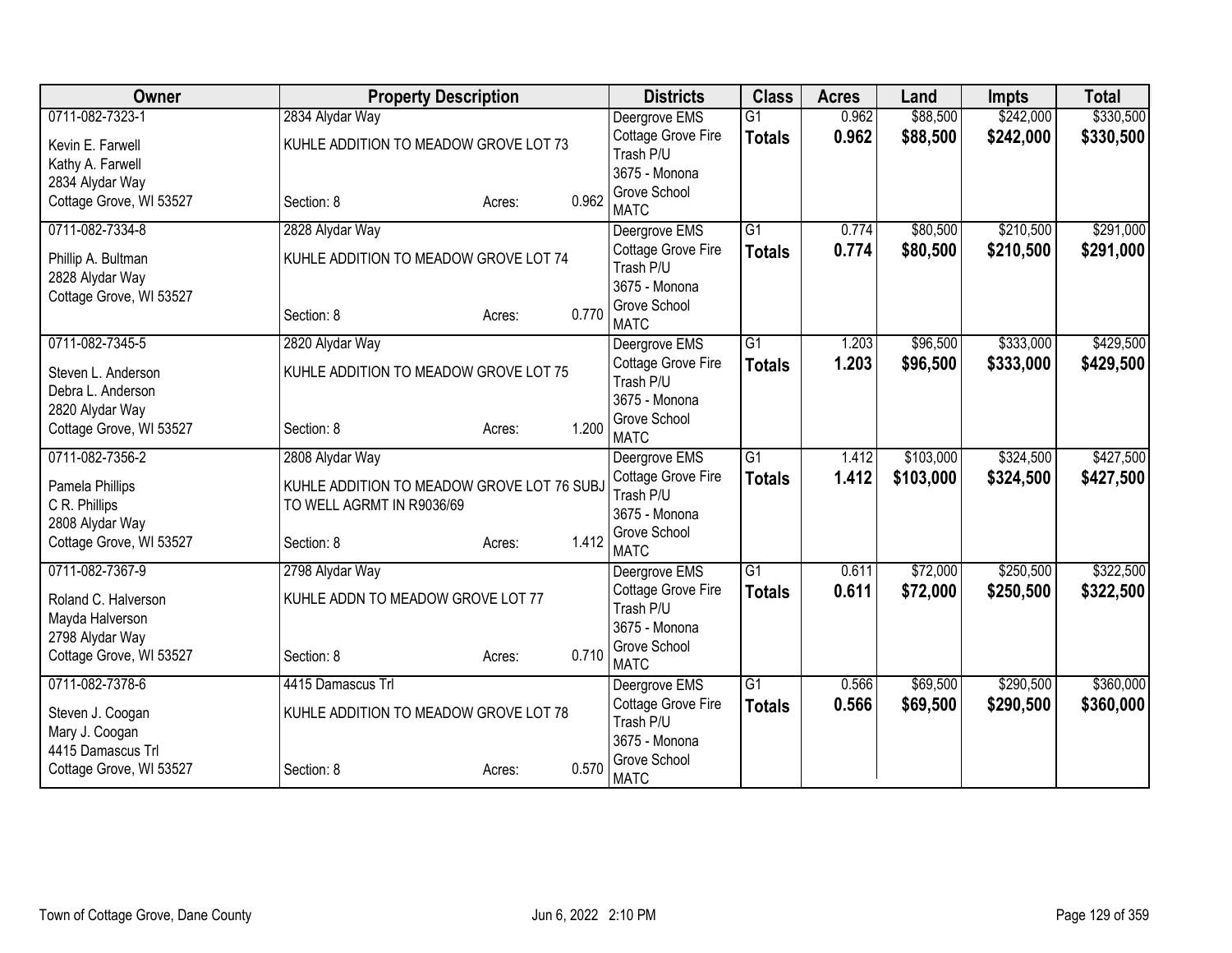| Owner | Property Description | | | Districts | Class | Acres | Land | Impts | Total |
|---|---|---|---|---|---|---|---|---|---|
| 0711-082-7323-1<br>Kevin E. Farwell<br>Kathy A. Farwell<br>2834 Alydar Way<br>Cottage Grove, WI 53527 | 2834 Alydar Way<br>KUHLE ADDITION TO MEADOW GROVE LOT 73<br>Section: 8 | Acres: | 0.962 | Deergrove EMS<br>Cottage Grove Fire<br>Trash P/U<br>3675 - Monona Grove School<br>MATC | G1<br>**Totals** | 0.962<br>**0.962** | $88,500<br>**$88,500** | $242,000<br>**$242,000** | $330,500<br>**$330,500** |
| 0711-082-7334-8<br>Phillip A. Bultman<br>2828 Alydar Way<br>Cottage Grove, WI 53527 | 2828 Alydar Way<br>KUHLE ADDITION TO MEADOW GROVE LOT 74<br>Section: 8 | Acres: | 0.770 | Deergrove EMS<br>Cottage Grove Fire<br>Trash P/U<br>3675 - Monona Grove School<br>MATC | G1<br>**Totals** | 0.774<br>**0.774** | $80,500<br>**$80,500** | $210,500<br>**$210,500** | $291,000<br>**$291,000** |
| 0711-082-7345-5<br>Steven L. Anderson<br>Debra L. Anderson<br>2820 Alydar Way<br>Cottage Grove, WI 53527 | 2820 Alydar Way<br>KUHLE ADDITION TO MEADOW GROVE LOT 75<br>Section: 8 | Acres: | 1.200 | Deergrove EMS<br>Cottage Grove Fire<br>Trash P/U<br>3675 - Monona Grove School<br>MATC | G1<br>**Totals** | 1.203<br>**1.203** | $96,500<br>**$96,500** | $333,000<br>**$333,000** | $429,500<br>**$429,500** |
| 0711-082-7356-2<br>Pamela Phillips<br>C R. Phillips<br>2808 Alydar Way<br>Cottage Grove, WI 53527 | 2808 Alydar Way<br>KUHLE ADDITION TO MEADOW GROVE LOT 76 SUBJ TO WELL AGRMT IN R9036/69<br>Section: 8 | Acres: | 1.412 | Deergrove EMS<br>Cottage Grove Fire<br>Trash P/U<br>3675 - Monona Grove School<br>MATC | G1<br>**Totals** | 1.412<br>**1.412** | $103,000<br>**$103,000** | $324,500<br>**$324,500** | $427,500<br>**$427,500** |
| 0711-082-7367-9<br>Roland C. Halverson<br>Mayda Halverson<br>2798 Alydar Way<br>Cottage Grove, WI 53527 | 2798 Alydar Way<br>KUHLE ADDN TO MEADOW GROVE LOT 77<br>Section: 8 | Acres: | 0.710 | Deergrove EMS<br>Cottage Grove Fire<br>Trash P/U<br>3675 - Monona Grove School<br>MATC | G1<br>**Totals** | 0.611<br>**0.611** | $72,000<br>**$72,000** | $250,500<br>**$250,500** | $322,500<br>**$322,500** |
| 0711-082-7378-6<br>Steven J. Coogan<br>Mary J. Coogan<br>4415 Damascus Trl<br>Cottage Grove, WI 53527 | 4415 Damascus Trl<br>KUHLE ADDITION TO MEADOW GROVE LOT 78<br>Section: 8 | Acres: | 0.570 | Deergrove EMS<br>Cottage Grove Fire<br>Trash P/U<br>3675 - Monona Grove School<br>MATC | G1<br>**Totals** | 0.566<br>**0.566** | $69,500<br>**$69,500** | $290,500<br>**$290,500** | $360,000<br>**$360,000** |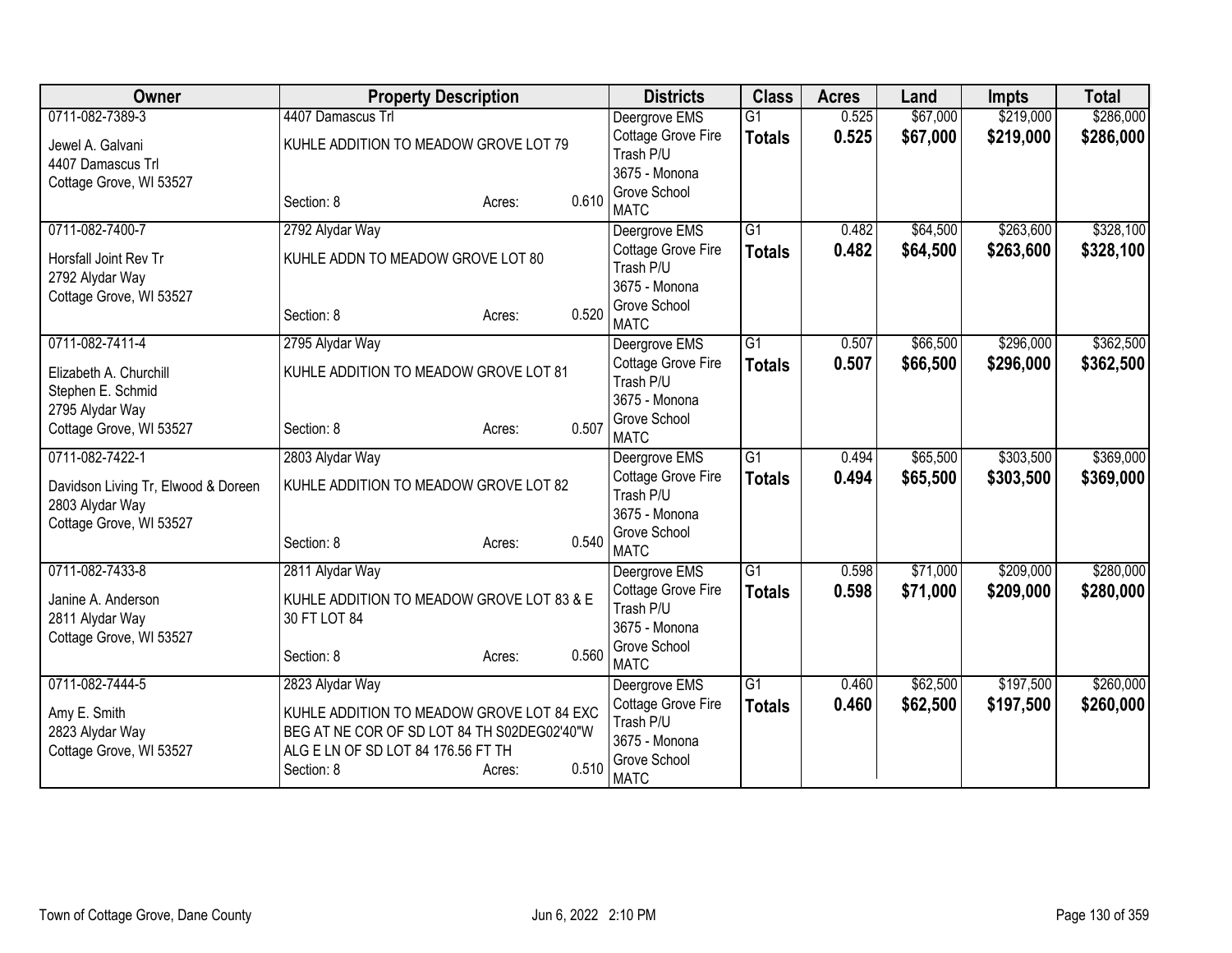| Owner | Property Description | | | Districts | Class | Acres | Land | Impts | Total |
|---|---|---|---|---|---|---|---|---|---|
| 0711-082-7389-3<br>Jewel A. Galvani<br>4407 Damascus Trl<br>Cottage Grove, WI 53527 | 4407 Damascus Trl<br>KUHLE ADDITION TO MEADOW GROVE LOT 79<br>Section: 8 | Acres: | 0.610 | Deergrove EMS<br>Cottage Grove Fire<br>Trash P/U<br>3675 - Monona Grove School<br>MATC | G1<br>**Totals** | 0.525<br>**0.525** | $67,000<br>**$67,000** | $219,000<br>**$219,000** | $286,000<br>**$286,000** |
| 0711-082-7400-7<br>Horsfall Joint Rev Tr<br>2792 Alydar Way<br>Cottage Grove, WI 53527 | 2792 Alydar Way<br>KUHLE ADDN TO MEADOW GROVE LOT 80<br>Section: 8 | Acres: | 0.520 | Deergrove EMS<br>Cottage Grove Fire<br>Trash P/U<br>3675 - Monona Grove School<br>MATC | G1<br>**Totals** | 0.482<br>**0.482** | $64,500<br>**$64,500** | $263,600<br>**$263,600** | $328,100<br>**$328,100** |
| 0711-082-7411-4<br>Elizabeth A. Churchill<br>Stephen E. Schmid<br>2795 Alydar Way<br>Cottage Grove, WI 53527 | 2795 Alydar Way<br>KUHLE ADDITION TO MEADOW GROVE LOT 81<br>Section: 8 | Acres: | 0.507 | Deergrove EMS<br>Cottage Grove Fire<br>Trash P/U<br>3675 - Monona Grove School<br>MATC | G1<br>**Totals** | 0.507<br>**0.507** | $66,500<br>**$66,500** | $296,000<br>**$296,000** | $362,500<br>**$362,500** |
| 0711-082-7422-1<br>Davidson Living Tr, Elwood & Doreen<br>2803 Alydar Way<br>Cottage Grove, WI 53527 | 2803 Alydar Way<br>KUHLE ADDITION TO MEADOW GROVE LOT 82<br>Section: 8 | Acres: | 0.540 | Deergrove EMS<br>Cottage Grove Fire<br>Trash P/U<br>3675 - Monona Grove School<br>MATC | G1<br>**Totals** | 0.494<br>**0.494** | $65,500<br>**$65,500** | $303,500<br>**$303,500** | $369,000<br>**$369,000** |
| 0711-082-7433-8<br>Janine A. Anderson<br>2811 Alydar Way<br>Cottage Grove, WI 53527 | 2811 Alydar Way<br>KUHLE ADDITION TO MEADOW GROVE LOT 83 & E 30 FT LOT 84<br>Section: 8 | Acres: | 0.560 | Deergrove EMS<br>Cottage Grove Fire<br>Trash P/U<br>3675 - Monona Grove School<br>MATC | G1<br>**Totals** | 0.598<br>**0.598** | $71,000<br>**$71,000** | $209,000<br>**$209,000** | $280,000<br>**$280,000** |
| 0711-082-7444-5<br>Amy E. Smith<br>2823 Alydar Way<br>Cottage Grove, WI 53527 | 2823 Alydar Way<br>KUHLE ADDITION TO MEADOW GROVE LOT 84 EXC BEG AT NE COR OF SD LOT 84 TH S02DEG02'40"W ALG E LN OF SD LOT 84 176.56 FT TH<br>Section: 8 | Acres: | 0.510 | Deergrove EMS<br>Cottage Grove Fire<br>Trash P/U<br>3675 - Monona Grove School<br>MATC | G1<br>**Totals** | 0.460<br>**0.460** | $62,500<br>**$62,500** | $197,500<br>**$197,500** | $260,000<br>**$260,000** |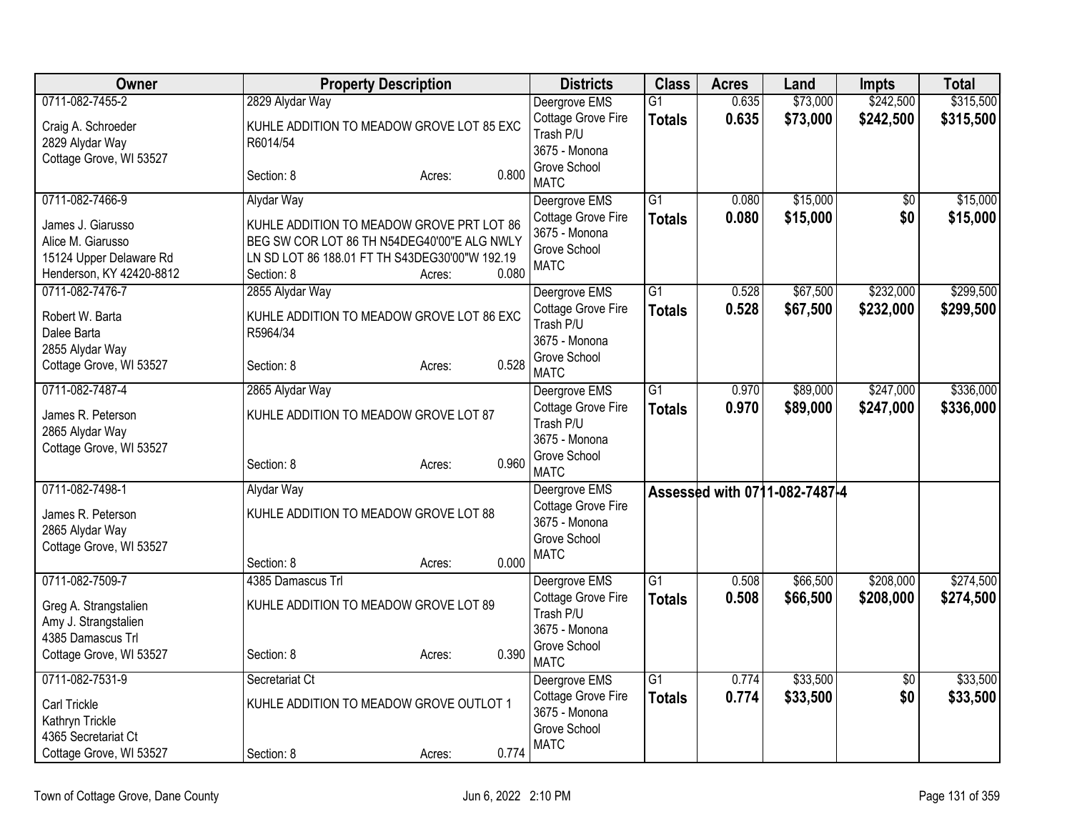| Owner | Property Description | Districts | Class | Acres | Land | Impts | Total |
|---|---|---|---|---|---|---|---|
| 0711-082-7455-2<br>Craig A. Schroeder<br>2829 Alydar Way<br>Cottage Grove, WI 53527 | 2829 Alydar Way<br>KUHLE ADDITION TO MEADOW GROVE LOT 85 EXC R6014/54<br>Section: 8 Acres: 0.800 | Deergrove EMS<br>Cottage Grove Fire<br>Trash P/U<br>3675 - Monona Grove School<br>MATC | G1<br>**Totals** | 0.635<br>**0.635** | $73,000<br>**$73,000** | $242,500<br>**$242,500** | $315,500<br>**$315,500** |
| 0711-082-7466-9<br>James J. Giarusso<br>Alice M. Giarusso<br>15124 Upper Delaware Rd<br>Henderson, KY 42420-8812 | Alydar Way<br>KUHLE ADDITION TO MEADOW GROVE PRT LOT 86 BEG SW COR LOT 86 TH N54DEG40'00"E ALG NWLY LN SD LOT 86 188.01 FT TH S43DEG30'00"W 192.19<br>Section: 8 Acres: 0.080 | Deergrove EMS<br>Cottage Grove Fire<br>3675 - Monona Grove School<br>MATC | G1<br>**Totals** | 0.080<br>**0.080** | $15,000<br>**$15,000** | $0<br>**$0** | $15,000<br>**$15,000** |
| 0711-082-7476-7<br>Robert W. Barta<br>Dalee Barta<br>2855 Alydar Way<br>Cottage Grove, WI 53527 | 2855 Alydar Way<br>KUHLE ADDITION TO MEADOW GROVE LOT 86 EXC R5964/34<br>Section: 8 Acres: 0.528 | Deergrove EMS<br>Cottage Grove Fire<br>Trash P/U<br>3675 - Monona Grove School<br>MATC | G1<br>**Totals** | 0.528<br>**0.528** | $67,500<br>**$67,500** | $232,000<br>**$232,000** | $299,500<br>**$299,500** |
| 0711-082-7487-4<br>James R. Peterson<br>2865 Alydar Way<br>Cottage Grove, WI 53527 | 2865 Alydar Way<br>KUHLE ADDITION TO MEADOW GROVE LOT 87<br>Section: 8 Acres: 0.960 | Deergrove EMS<br>Cottage Grove Fire<br>Trash P/U<br>3675 - Monona Grove School<br>MATC | G1<br>**Totals** | 0.970<br>**0.970** | $89,000<br>**$89,000** | $247,000<br>**$247,000** | $336,000<br>**$336,000** |
| 0711-082-7498-1<br>James R. Peterson<br>2865 Alydar Way<br>Cottage Grove, WI 53527 | Alydar Way<br>KUHLE ADDITION TO MEADOW GROVE LOT 88<br>Section: 8 Acres: 0.000 | Deergrove EMS<br>Cottage Grove Fire<br>3675 - Monona Grove School<br>MATC | **Assessed with 0711-082-7487-4** | | | | |
| 0711-082-7509-7<br>Greg A. Strangstalien<br>Amy J. Strangstalien<br>4385 Damascus Trl<br>Cottage Grove, WI 53527 | 4385 Damascus Trl<br>KUHLE ADDITION TO MEADOW GROVE LOT 89<br>Section: 8 Acres: 0.390 | Deergrove EMS<br>Cottage Grove Fire<br>Trash P/U<br>3675 - Monona Grove School<br>MATC | G1<br>**Totals** | 0.508<br>**0.508** | $66,500<br>**$66,500** | $208,000<br>**$208,000** | $274,500<br>**$274,500** |
| 0711-082-7531-9<br>Carl Trickle<br>Kathryn Trickle<br>4365 Secretariat Ct<br>Cottage Grove, WI 53527 | Secretariat Ct<br>KUHLE ADDITION TO MEADOW GROVE OUTLOT 1<br>Section: 8 Acres: 0.774 | Deergrove EMS<br>Cottage Grove Fire<br>3675 - Monona Grove School<br>MATC | G1<br>**Totals** | 0.774<br>**0.774** | $33,500<br>**$33,500** | $0<br>**$0** | $33,500<br>**$33,500** |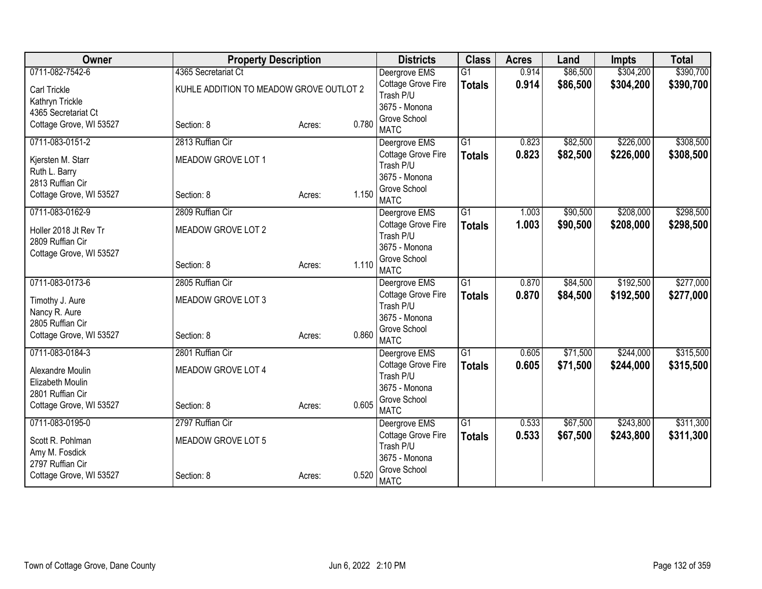| Owner | Property Description | | | Districts | Class | Acres | Land | Impts | Total |
|---|---|---|---|---|---|---|---|---|---|
| 0711-082-7542-6<br>Carl Trickle<br>Kathryn Trickle<br>4365 Secretariat Ct<br>Cottage Grove, WI 53527 | 4365 Secretariat Ct<br>KUHLE ADDITION TO MEADOW GROVE OUTLOT 2<br>Section: 8 | Acres: | 0.780 | Deergrove EMS<br>Cottage Grove Fire<br>Trash P/U<br>3675 - Monona Grove School<br>MATC | G1<br>**Totals** | 0.914<br>**0.914** | $86,500<br>**$86,500** | $304,200<br>**$304,200** | $390,700<br>**$390,700** |
| 0711-083-0151-2<br>Kjersten M. Starr<br>Ruth L. Barry<br>2813 Ruffian Cir<br>Cottage Grove, WI 53527 | 2813 Ruffian Cir<br>MEADOW GROVE LOT 1<br>Section: 8 | Acres: | 1.150 | Deergrove EMS<br>Cottage Grove Fire<br>Trash P/U<br>3675 - Monona Grove School<br>MATC | G1<br>**Totals** | 0.823<br>**0.823** | $82,500<br>**$82,500** | $226,000<br>**$226,000** | $308,500<br>**$308,500** |
| 0711-083-0162-9<br>Holler 2018 Jt Rev Tr<br>2809 Ruffian Cir<br>Cottage Grove, WI 53527 | 2809 Ruffian Cir<br>MEADOW GROVE LOT 2<br>Section: 8 | Acres: | 1.110 | Deergrove EMS<br>Cottage Grove Fire<br>Trash P/U<br>3675 - Monona Grove School<br>MATC | G1<br>**Totals** | 1.003<br>**1.003** | $90,500<br>**$90,500** | $208,000<br>**$208,000** | $298,500<br>**$298,500** |
| 0711-083-0173-6<br>Timothy J. Aure<br>Nancy R. Aure<br>2805 Ruffian Cir<br>Cottage Grove, WI 53527 | 2805 Ruffian Cir<br>MEADOW GROVE LOT 3<br>Section: 8 | Acres: | 0.860 | Deergrove EMS<br>Cottage Grove Fire<br>Trash P/U<br>3675 - Monona Grove School<br>MATC | G1<br>**Totals** | 0.870<br>**0.870** | $84,500<br>**$84,500** | $192,500<br>**$192,500** | $277,000<br>**$277,000** |
| 0711-083-0184-3<br>Alexandre Moulin<br>Elizabeth Moulin<br>2801 Ruffian Cir<br>Cottage Grove, WI 53527 | 2801 Ruffian Cir<br>MEADOW GROVE LOT 4<br>Section: 8 | Acres: | 0.605 | Deergrove EMS<br>Cottage Grove Fire<br>Trash P/U<br>3675 - Monona Grove School<br>MATC | G1<br>**Totals** | 0.605<br>**0.605** | $71,500<br>**$71,500** | $244,000<br>**$244,000** | $315,500<br>**$315,500** |
| 0711-083-0195-0<br>Scott R. Pohlman<br>Amy M. Fosdick<br>2797 Ruffian Cir<br>Cottage Grove, WI 53527 | 2797 Ruffian Cir<br>MEADOW GROVE LOT 5<br>Section: 8 | Acres: | 0.520 | Deergrove EMS<br>Cottage Grove Fire<br>Trash P/U<br>3675 - Monona Grove School<br>MATC | G1<br>**Totals** | 0.533<br>**0.533** | $67,500<br>**$67,500** | $243,800<br>**$243,800** | $311,300<br>**$311,300** |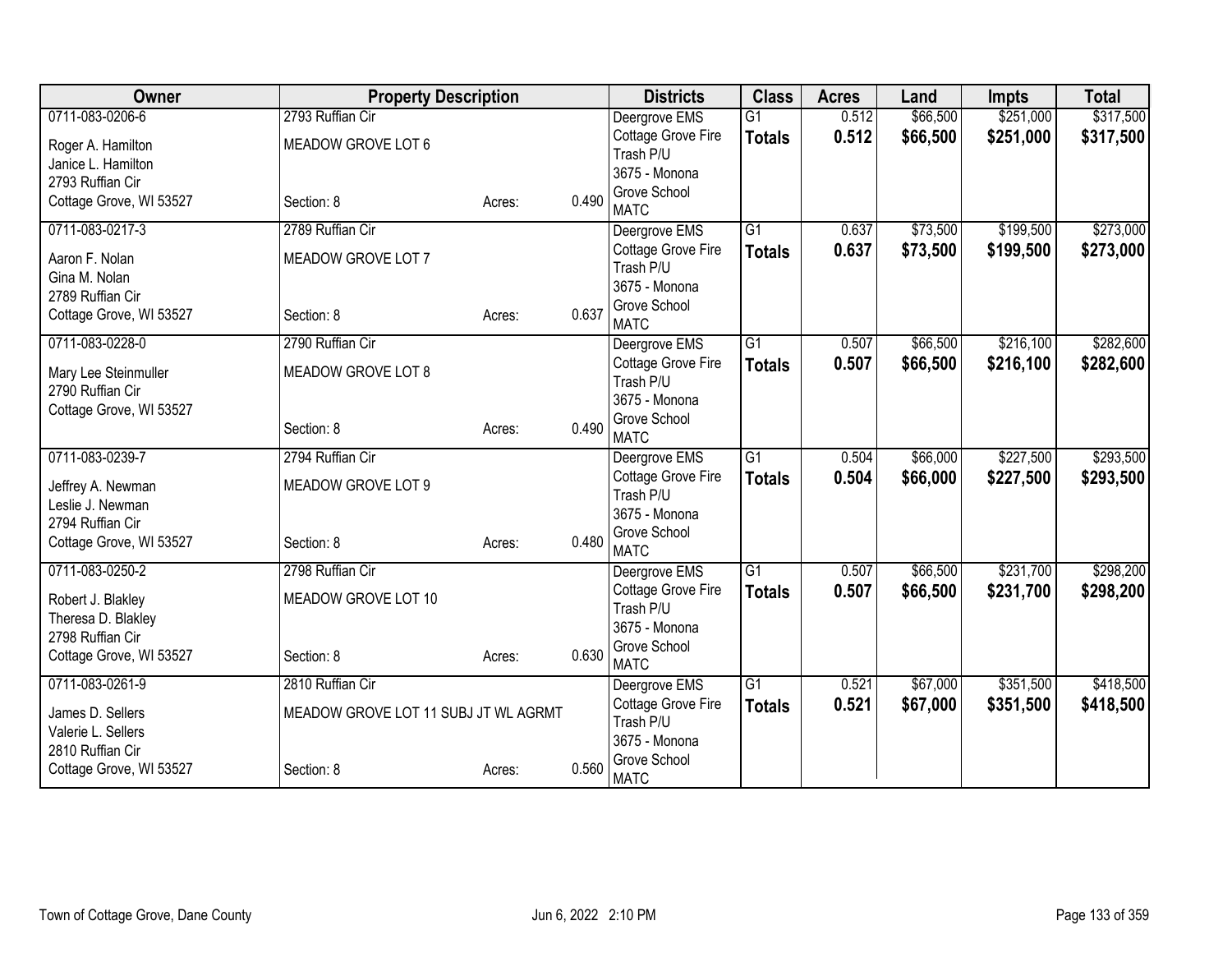| Owner | Property Description | | | Districts | Class | Acres | Land | Impts | Total |
|---|---|---|---|---|---|---|---|---|---|
| 0711-083-0206-6<br>Roger A. Hamilton<br>Janice L. Hamilton<br>2793 Ruffian Cir<br>Cottage Grove, WI 53527 | 2793 Ruffian Cir<br>MEADOW GROVE LOT 6<br><br>Section: 8 | Acres: | 0.490 | Deergrove EMS<br>Cottage Grove Fire<br>Trash P/U<br>3675 - Monona Grove School<br>MATC | G1<br>**Totals** | 0.512<br>**0.512** | $66,500<br>**$66,500** | $251,000<br>**$251,000** | $317,500<br>**$317,500** |
| 0711-083-0217-3<br>Aaron F. Nolan<br>Gina M. Nolan<br>2789 Ruffian Cir<br>Cottage Grove, WI 53527 | 2789 Ruffian Cir<br>MEADOW GROVE LOT 7<br><br>Section: 8 | Acres: | 0.637 | Deergrove EMS<br>Cottage Grove Fire<br>Trash P/U<br>3675 - Monona Grove School<br>MATC | G1<br>**Totals** | 0.637<br>**0.637** | $73,500<br>**$73,500** | $199,500<br>**$199,500** | $273,000<br>**$273,000** |
| 0711-083-0228-0<br>Mary Lee Steinmuller<br>2790 Ruffian Cir<br>Cottage Grove, WI 53527 | 2790 Ruffian Cir<br>MEADOW GROVE LOT 8<br><br>Section: 8 | Acres: | 0.490 | Deergrove EMS<br>Cottage Grove Fire<br>Trash P/U<br>3675 - Monona Grove School<br>MATC | G1<br>**Totals** | 0.507<br>**0.507** | $66,500<br>**$66,500** | $216,100<br>**$216,100** | $282,600<br>**$282,600** |
| 0711-083-0239-7<br>Jeffrey A. Newman<br>Leslie J. Newman<br>2794 Ruffian Cir<br>Cottage Grove, WI 53527 | 2794 Ruffian Cir<br>MEADOW GROVE LOT 9<br><br>Section: 8 | Acres: | 0.480 | Deergrove EMS<br>Cottage Grove Fire<br>Trash P/U<br>3675 - Monona Grove School<br>MATC | G1<br>**Totals** | 0.504<br>**0.504** | $66,000<br>**$66,000** | $227,500<br>**$227,500** | $293,500<br>**$293,500** |
| 0711-083-0250-2<br>Robert J. Blakley<br>Theresa D. Blakley<br>2798 Ruffian Cir<br>Cottage Grove, WI 53527 | 2798 Ruffian Cir<br>MEADOW GROVE LOT 10<br><br>Section: 8 | Acres: | 0.630 | Deergrove EMS<br>Cottage Grove Fire<br>Trash P/U<br>3675 - Monona Grove School<br>MATC | G1<br>**Totals** | 0.507<br>**0.507** | $66,500<br>**$66,500** | $231,700<br>**$231,700** | $298,200<br>**$298,200** |
| 0711-083-0261-9<br>James D. Sellers<br>Valerie L. Sellers<br>2810 Ruffian Cir<br>Cottage Grove, WI 53527 | 2810 Ruffian Cir<br>MEADOW GROVE LOT 11 SUBJ JT WL AGRMT<br><br>Section: 8 | Acres: | 0.560 | Deergrove EMS<br>Cottage Grove Fire<br>Trash P/U<br>3675 - Monona Grove School<br>MATC | G1<br>**Totals** | 0.521<br>**0.521** | $67,000<br>**$67,000** | $351,500<br>**$351,500** | $418,500<br>**$418,500** |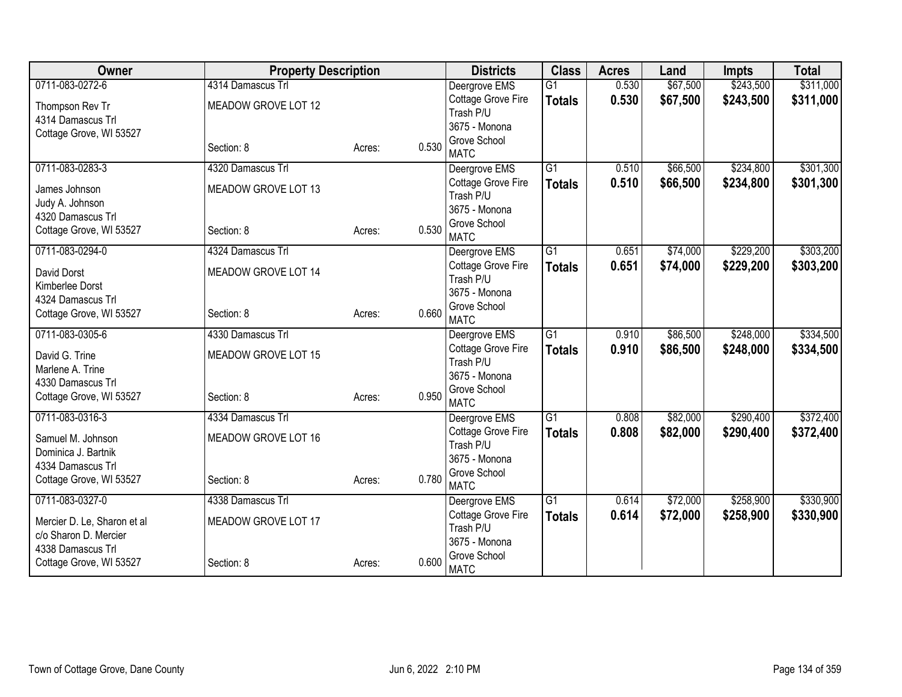| Owner | Property Description | | | Districts | Class | Acres | Land | Impts | Total |
|---|---|---|---|---|---|---|---|---|---|
| 0711-083-0272-6<br>Thompson Rev Tr<br>4314 Damascus Trl<br>Cottage Grove, WI 53527 | 4314 Damascus Trl<br>MEADOW GROVE LOT 12<br>Section: 8 | Acres: | 0.530 | Deergrove EMS<br>Cottage Grove Fire<br>Trash P/U<br>3675 - Monona Grove School<br>MATC | G1<br>**Totals** | 0.530<br>**0.530** | $67,500<br>**$67,500** | $243,500<br>**$243,500** | $311,000<br>**$311,000** |
| 0711-083-0283-3<br>James Johnson<br>Judy A. Johnson<br>4320 Damascus Trl<br>Cottage Grove, WI 53527 | 4320 Damascus Trl<br>MEADOW GROVE LOT 13<br>Section: 8 | Acres: | 0.530 | Deergrove EMS<br>Cottage Grove Fire<br>Trash P/U<br>3675 - Monona Grove School<br>MATC | G1<br>**Totals** | 0.510<br>**0.510** | $66,500<br>**$66,500** | $234,800<br>**$234,800** | $301,300<br>**$301,300** |
| 0711-083-0294-0<br>David Dorst<br>Kimberlee Dorst<br>4324 Damascus Trl<br>Cottage Grove, WI 53527 | 4324 Damascus Trl<br>MEADOW GROVE LOT 14<br>Section: 8 | Acres: | 0.660 | Deergrove EMS<br>Cottage Grove Fire<br>Trash P/U<br>3675 - Monona Grove School<br>MATC | G1<br>**Totals** | 0.651<br>**0.651** | $74,000<br>**$74,000** | $229,200<br>**$229,200** | $303,200<br>**$303,200** |
| 0711-083-0305-6<br>David G. Trine<br>Marlene A. Trine<br>4330 Damascus Trl<br>Cottage Grove, WI 53527 | 4330 Damascus Trl<br>MEADOW GROVE LOT 15<br>Section: 8 | Acres: | 0.950 | Deergrove EMS<br>Cottage Grove Fire<br>Trash P/U<br>3675 - Monona Grove School<br>MATC | G1<br>**Totals** | 0.910<br>**0.910** | $86,500<br>**$86,500** | $248,000<br>**$248,000** | $334,500<br>**$334,500** |
| 0711-083-0316-3<br>Samuel M. Johnson<br>Dominica J. Bartnik<br>4334 Damascus Trl<br>Cottage Grove, WI 53527 | 4334 Damascus Trl<br>MEADOW GROVE LOT 16<br>Section: 8 | Acres: | 0.780 | Deergrove EMS<br>Cottage Grove Fire<br>Trash P/U<br>3675 - Monona Grove School<br>MATC | G1<br>**Totals** | 0.808<br>**0.808** | $82,000<br>**$82,000** | $290,400<br>**$290,400** | $372,400<br>**$372,400** |
| 0711-083-0327-0<br>Mercier D. Le, Sharon et al<br>c/o Sharon D. Mercier<br>4338 Damascus Trl<br>Cottage Grove, WI 53527 | 4338 Damascus Trl<br>MEADOW GROVE LOT 17<br>Section: 8 | Acres: | 0.600 | Deergrove EMS<br>Cottage Grove Fire<br>Trash P/U<br>3675 - Monona Grove School<br>MATC | G1<br>**Totals** | 0.614<br>**0.614** | $72,000<br>**$72,000** | $258,900<br>**$258,900** | $330,900<br>**$330,900** |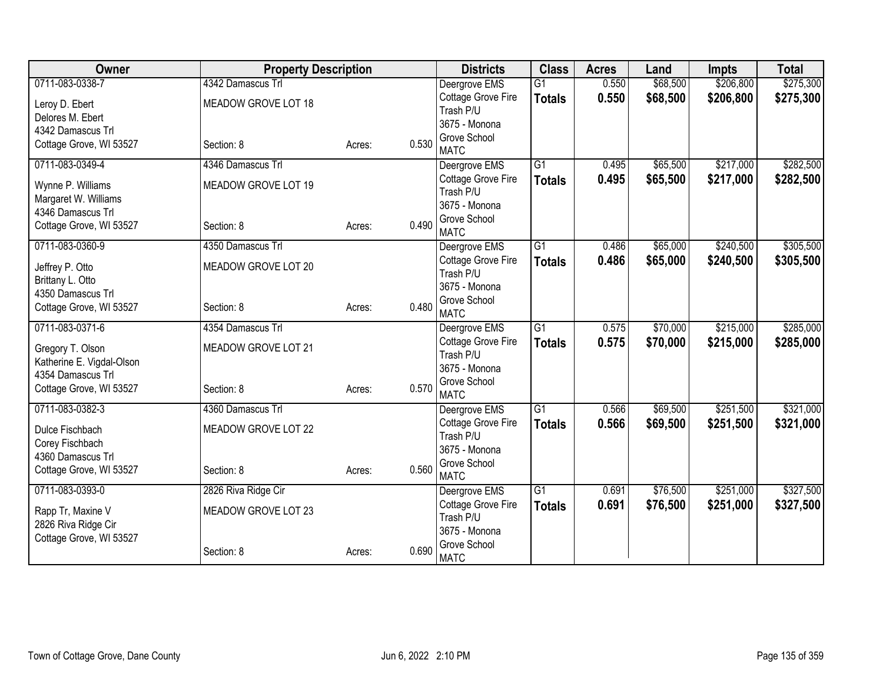| Owner | Property Description | | | Districts | Class | Acres | Land | Impts | Total |
|---|---|---|---|---|---|---|---|---|---|
| 0711-083-0338-7<br>Leroy D. Ebert<br>Delores M. Ebert<br>4342 Damascus Trl<br>Cottage Grove, WI 53527 | 4342 Damascus Trl<br>MEADOW GROVE LOT 18<br>Section: 8 | Acres: | 0.530 | Deergrove EMS<br>Cottage Grove Fire<br>Trash P/U<br>3675 - Monona Grove School<br>MATC | G1<br>**Totals** | 0.550<br>**0.550** | $68,500<br>**$68,500** | $206,800<br>**$206,800** | $275,300<br>**$275,300** |
| 0711-083-0349-4<br>Wynne P. Williams<br>Margaret W. Williams<br>4346 Damascus Trl<br>Cottage Grove, WI 53527 | 4346 Damascus Trl<br>MEADOW GROVE LOT 19<br>Section: 8 | Acres: | 0.490 | Deergrove EMS<br>Cottage Grove Fire<br>Trash P/U<br>3675 - Monona Grove School<br>MATC | G1<br>**Totals** | 0.495<br>**0.495** | $65,500<br>**$65,500** | $217,000<br>**$217,000** | $282,500<br>**$282,500** |
| 0711-083-0360-9<br>Jeffrey P. Otto<br>Brittany L. Otto<br>4350 Damascus Trl<br>Cottage Grove, WI 53527 | 4350 Damascus Trl<br>MEADOW GROVE LOT 20<br>Section: 8 | Acres: | 0.480 | Deergrove EMS<br>Cottage Grove Fire<br>Trash P/U<br>3675 - Monona Grove School<br>MATC | G1<br>**Totals** | 0.486<br>**0.486** | $65,000<br>**$65,000** | $240,500<br>**$240,500** | $305,500<br>**$305,500** |
| 0711-083-0371-6<br>Gregory T. Olson<br>Katherine E. Vigdal-Olson<br>4354 Damascus Trl<br>Cottage Grove, WI 53527 | 4354 Damascus Trl<br>MEADOW GROVE LOT 21<br>Section: 8 | Acres: | 0.570 | Deergrove EMS<br>Cottage Grove Fire<br>Trash P/U<br>3675 - Monona Grove School<br>MATC | G1<br>**Totals** | 0.575<br>**0.575** | $70,000<br>**$70,000** | $215,000<br>**$215,000** | $285,000<br>**$285,000** |
| 0711-083-0382-3<br>Dulce Fischbach<br>Corey Fischbach<br>4360 Damascus Trl<br>Cottage Grove, WI 53527 | 4360 Damascus Trl<br>MEADOW GROVE LOT 22<br>Section: 8 | Acres: | 0.560 | Deergrove EMS<br>Cottage Grove Fire<br>Trash P/U<br>3675 - Monona Grove School<br>MATC | G1<br>**Totals** | 0.566<br>**0.566** | $69,500<br>**$69,500** | $251,500<br>**$251,500** | $321,000<br>**$321,000** |
| 0711-083-0393-0<br>Rapp Tr, Maxine V<br>2826 Riva Ridge Cir<br>Cottage Grove, WI 53527 | 2826 Riva Ridge Cir<br>MEADOW GROVE LOT 23<br>Section: 8 | Acres: | 0.690 | Deergrove EMS<br>Cottage Grove Fire<br>Trash P/U<br>3675 - Monona Grove School<br>MATC | G1<br>**Totals** | 0.691<br>**0.691** | $76,500<br>**$76,500** | $251,000<br>**$251,000** | $327,500<br>**$327,500** |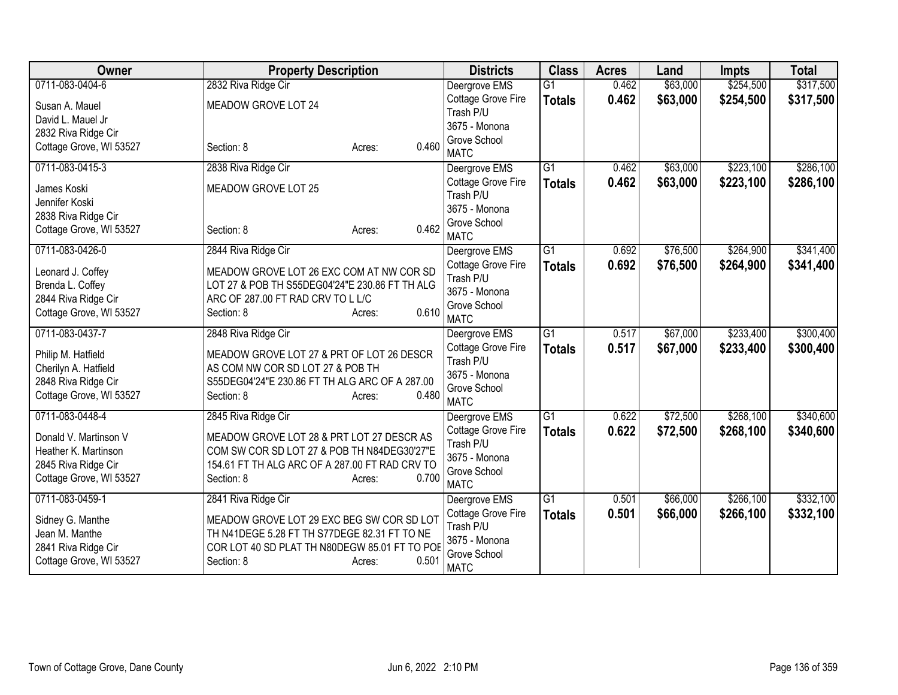| Owner | Property Description | Districts | Class | Acres | Land | Impts | Total |
|---|---|---|---|---|---|---|---|
| 0711-083-0404-6<br>Susan A. Mauel<br>David L. Mauel Jr<br>2832 Riva Ridge Cir<br>Cottage Grove, WI 53527 | 2832 Riva Ridge Cir<br>MEADOW GROVE LOT 24<br>Section: 8 Acres: 0.460 | Deergrove EMS<br>Cottage Grove Fire<br>Trash P/U<br>3675 - Monona Grove School<br>MATC | G1<br>**Totals** | 0.462<br>**0.462** | $63,000<br>**$63,000** | $254,500<br>**$254,500** | $317,500<br>**$317,500** |
| 0711-083-0415-3<br>James Koski<br>Jennifer Koski<br>2838 Riva Ridge Cir<br>Cottage Grove, WI 53527 | 2838 Riva Ridge Cir<br>MEADOW GROVE LOT 25<br>Section: 8 Acres: 0.462 | Deergrove EMS<br>Cottage Grove Fire<br>Trash P/U<br>3675 - Monona Grove School<br>MATC | G1<br>**Totals** | 0.462<br>**0.462** | $63,000<br>**$63,000** | $223,100<br>**$223,100** | $286,100<br>**$286,100** |
| 0711-083-0426-0<br>Leonard J. Coffey<br>Brenda L. Coffey<br>2844 Riva Ridge Cir<br>Cottage Grove, WI 53527 | 2844 Riva Ridge Cir<br>MEADOW GROVE LOT 26 EXC COM AT NW COR SD LOT 27 & POB TH S55DEG04'24"E 230.86 FT TH ALG ARC OF 287.00 FT RAD CRV TO L L/C<br>Section: 8 Acres: 0.610 | Deergrove EMS<br>Cottage Grove Fire<br>Trash P/U<br>3675 - Monona Grove School<br>MATC | G1<br>**Totals** | 0.692<br>**0.692** | $76,500<br>**$76,500** | $264,900<br>**$264,900** | $341,400<br>**$341,400** |
| 0711-083-0437-7<br>Philip M. Hatfield<br>Cherilyn A. Hatfield<br>2848 Riva Ridge Cir<br>Cottage Grove, WI 53527 | 2848 Riva Ridge Cir<br>MEADOW GROVE LOT 27 & PRT OF LOT 26 DESCR AS COM NW COR SD LOT 27 & POB TH S55DEG04'24"E 230.86 FT TH ALG ARC OF A 287.00<br>Section: 8 Acres: 0.480 | Deergrove EMS<br>Cottage Grove Fire<br>Trash P/U<br>3675 - Monona Grove School<br>MATC | G1<br>**Totals** | 0.517<br>**0.517** | $67,000<br>**$67,000** | $233,400<br>**$233,400** | $300,400<br>**$300,400** |
| 0711-083-0448-4<br>Donald V. Martinson V<br>Heather K. Martinson<br>2845 Riva Ridge Cir<br>Cottage Grove, WI 53527 | 2845 Riva Ridge Cir<br>MEADOW GROVE LOT 28 & PRT LOT 27 DESCR AS COM SW COR SD LOT 27 & POB TH N84DEG30'27"E 154.61 FT TH ALG ARC OF A 287.00 FT RAD CRV TO<br>Section: 8 Acres: 0.700 | Deergrove EMS<br>Cottage Grove Fire<br>Trash P/U<br>3675 - Monona Grove School<br>MATC | G1<br>**Totals** | 0.622<br>**0.622** | $72,500<br>**$72,500** | $268,100<br>**$268,100** | $340,600<br>**$340,600** |
| 0711-083-0459-1<br>Sidney G. Manthe<br>Jean M. Manthe<br>2841 Riva Ridge Cir<br>Cottage Grove, WI 53527 | 2841 Riva Ridge Cir<br>MEADOW GROVE LOT 29 EXC BEG SW COR SD LOT TH N41DEGE 5.28 FT TH S77DEGE 82.31 FT TO NE COR LOT 40 SD PLAT TH N80DEGW 85.01 FT TO POE<br>Section: 8 Acres: 0.501 | Deergrove EMS<br>Cottage Grove Fire<br>Trash P/U<br>3675 - Monona Grove School<br>MATC | G1<br>**Totals** | 0.501<br>**0.501** | $66,000<br>**$66,000** | $266,100<br>**$266,100** | $332,100<br>**$332,100** |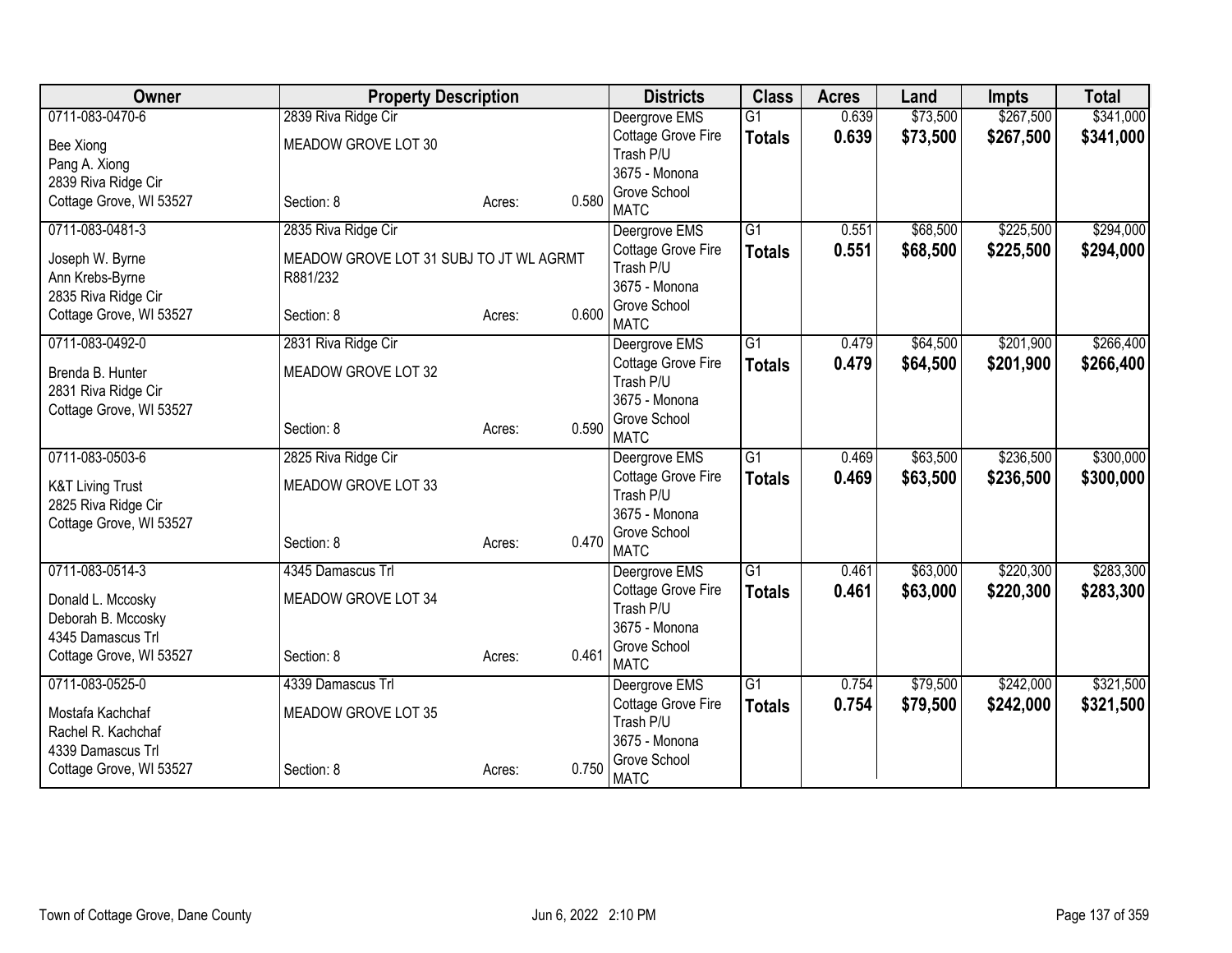| Owner | Property Description | | | Districts | Class | Acres | Land | Impts | Total |
|---|---|---|---|---|---|---|---|---|---|
| 0711-083-0470-6<br>Bee Xiong<br>Pang A. Xiong<br>2839 Riva Ridge Cir<br>Cottage Grove, WI 53527 | 2839 Riva Ridge Cir<br>MEADOW GROVE LOT 30<br><br>Section: 8 | Acres: | 0.580 | Deergrove EMS<br>Cottage Grove Fire<br>Trash P/U<br>3675 - Monona Grove School<br>MATC | G1<br>**Totals** | 0.639<br>**0.639** | $73,500<br>**$73,500** | $267,500<br>**$267,500** | $341,000<br>**$341,000** |
| 0711-083-0481-3<br>Joseph W. Byrne<br>Ann Krebs-Byrne<br>2835 Riva Ridge Cir<br>Cottage Grove, WI 53527 | 2835 Riva Ridge Cir<br>MEADOW GROVE LOT 31 SUBJ TO JT WL AGRMT R881/232<br><br>Section: 8 | Acres: | 0.600 | Deergrove EMS<br>Cottage Grove Fire<br>Trash P/U<br>3675 - Monona Grove School<br>MATC | G1<br>**Totals** | 0.551<br>**0.551** | $68,500<br>**$68,500** | $225,500<br>**$225,500** | $294,000<br>**$294,000** |
| 0711-083-0492-0<br>Brenda B. Hunter<br>2831 Riva Ridge Cir<br>Cottage Grove, WI 53527 | 2831 Riva Ridge Cir<br>MEADOW GROVE LOT 32<br><br>Section: 8 | Acres: | 0.590 | Deergrove EMS<br>Cottage Grove Fire<br>Trash P/U<br>3675 - Monona Grove School<br>MATC | G1<br>**Totals** | 0.479<br>**0.479** | $64,500<br>**$64,500** | $201,900<br>**$201,900** | $266,400<br>**$266,400** |
| 0711-083-0503-6<br>K&T Living Trust<br>2825 Riva Ridge Cir<br>Cottage Grove, WI 53527 | 2825 Riva Ridge Cir<br>MEADOW GROVE LOT 33<br><br>Section: 8 | Acres: | 0.470 | Deergrove EMS<br>Cottage Grove Fire<br>Trash P/U<br>3675 - Monona Grove School<br>MATC | G1<br>**Totals** | 0.469<br>**0.469** | $63,500<br>**$63,500** | $236,500<br>**$236,500** | $300,000<br>**$300,000** |
| 0711-083-0514-3<br>Donald L. Mccosky<br>Deborah B. Mccosky<br>4345 Damascus Trl<br>Cottage Grove, WI 53527 | 4345 Damascus Trl<br>MEADOW GROVE LOT 34<br><br>Section: 8 | Acres: | 0.461 | Deergrove EMS<br>Cottage Grove Fire<br>Trash P/U<br>3675 - Monona Grove School<br>MATC | G1<br>**Totals** | 0.461<br>**0.461** | $63,000<br>**$63,000** | $220,300<br>**$220,300** | $283,300<br>**$283,300** |
| 0711-083-0525-0<br>Mostafa Kachchaf<br>Rachel R. Kachchaf<br>4339 Damascus Trl<br>Cottage Grove, WI 53527 | 4339 Damascus Trl<br>MEADOW GROVE LOT 35<br><br>Section: 8 | Acres: | 0.750 | Deergrove EMS<br>Cottage Grove Fire<br>Trash P/U<br>3675 - Monona Grove School<br>MATC | G1<br>**Totals** | 0.754<br>**0.754** | $79,500<br>**$79,500** | $242,000<br>**$242,000** | $321,500<br>**$321,500** |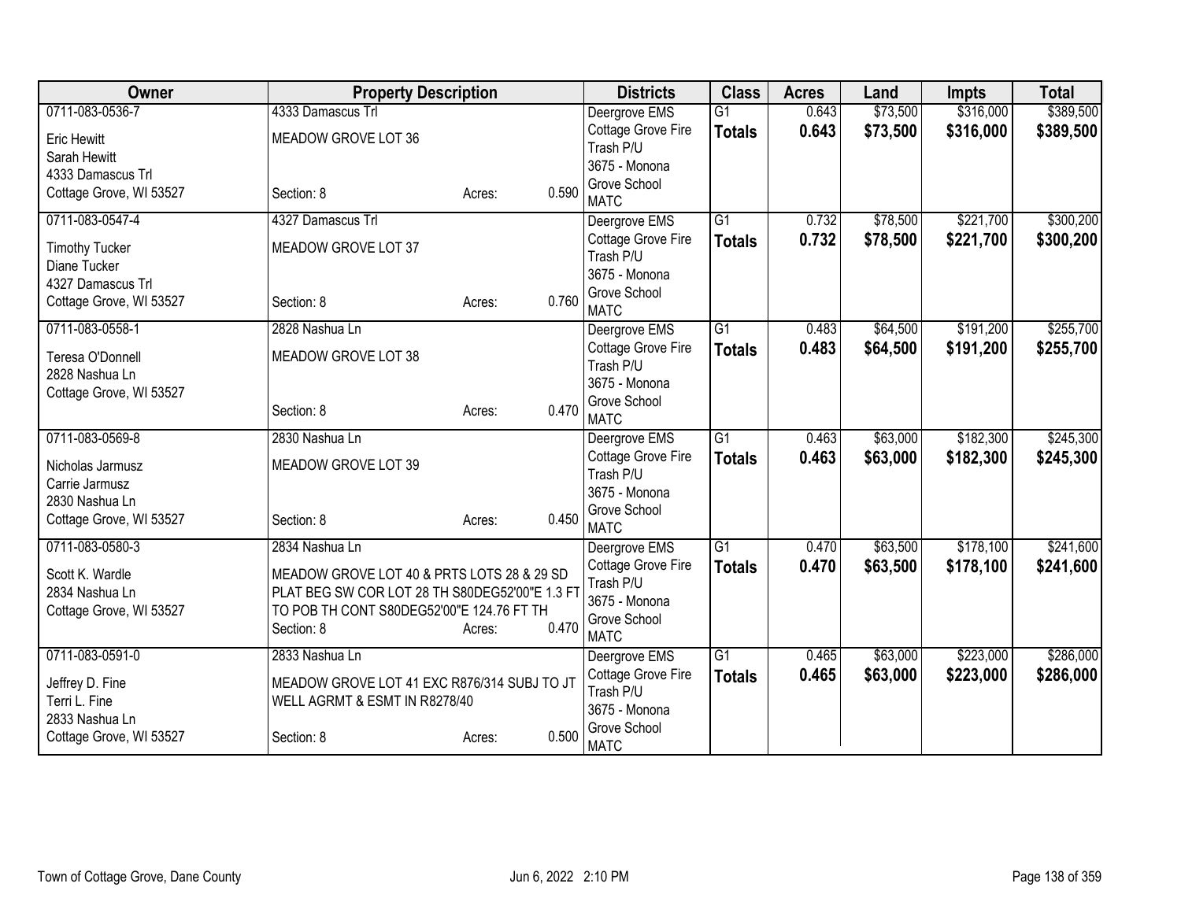| Owner | Property Description | | | Districts | Class | Acres | Land | Impts | Total |
|---|---|---|---|---|---|---|---|---|---|
| 0711-083-0536-7<br>Eric Hewitt<br>Sarah Hewitt<br>4333 Damascus Trl<br>Cottage Grove, WI 53527 | 4333 Damascus Trl<br>MEADOW GROVE LOT 36<br><br>Section: 8 | Acres: | 0.590 | Deergrove EMS<br>Cottage Grove Fire<br>Trash P/U<br>3675 - Monona Grove School<br>MATC | G1<br>**Totals** | 0.643<br>**0.643** | $73,500<br>**$73,500** | $316,000<br>**$316,000** | $389,500<br>**$389,500** |
| 0711-083-0547-4<br>Timothy Tucker<br>Diane Tucker<br>4327 Damascus Trl<br>Cottage Grove, WI 53527 | 4327 Damascus Trl<br>MEADOW GROVE LOT 37<br><br>Section: 8 | Acres: | 0.760 | Deergrove EMS<br>Cottage Grove Fire<br>Trash P/U<br>3675 - Monona Grove School<br>MATC | G1<br>**Totals** | 0.732<br>**0.732** | $78,500<br>**$78,500** | $221,700<br>**$221,700** | $300,200<br>**$300,200** |
| 0711-083-0558-1<br>Teresa O'Donnell<br>2828 Nashua Ln<br>Cottage Grove, WI 53527 | 2828 Nashua Ln<br>MEADOW GROVE LOT 38<br><br>Section: 8 | Acres: | 0.470 | Deergrove EMS<br>Cottage Grove Fire<br>Trash P/U<br>3675 - Monona Grove School<br>MATC | G1<br>**Totals** | 0.483<br>**0.483** | $64,500<br>**$64,500** | $191,200<br>**$191,200** | $255,700<br>**$255,700** |
| 0711-083-0569-8<br>Nicholas Jarmusz<br>Carrie Jarmusz<br>2830 Nashua Ln<br>Cottage Grove, WI 53527 | 2830 Nashua Ln<br>MEADOW GROVE LOT 39<br><br>Section: 8 | Acres: | 0.450 | Deergrove EMS<br>Cottage Grove Fire<br>Trash P/U<br>3675 - Monona Grove School<br>MATC | G1<br>**Totals** | 0.463<br>**0.463** | $63,000<br>**$63,000** | $182,300<br>**$182,300** | $245,300<br>**$245,300** |
| 0711-083-0580-3<br>Scott K. Wardle<br>2834 Nashua Ln<br>Cottage Grove, WI 53527 | 2834 Nashua Ln<br>MEADOW GROVE LOT 40 & PRTS LOTS 28 & 29 SD PLAT BEG SW COR LOT 28 TH S80DEG52'00"E 1.3 FT TO POB TH CONT S80DEG52'00"E 124.76 FT TH<br>Section: 8 | Acres: | 0.470 | Deergrove EMS<br>Cottage Grove Fire<br>Trash P/U<br>3675 - Monona Grove School<br>MATC | G1<br>**Totals** | 0.470<br>**0.470** | $63,500<br>**$63,500** | $178,100<br>**$178,100** | $241,600<br>**$241,600** |
| 0711-083-0591-0<br>Jeffrey D. Fine<br>Terri L. Fine<br>2833 Nashua Ln<br>Cottage Grove, WI 53527 | 2833 Nashua Ln<br>MEADOW GROVE LOT 41 EXC R876/314 SUBJ TO JT WELL AGRMT & ESMT IN R8278/40<br>Section: 8 | Acres: | 0.500 | Deergrove EMS<br>Cottage Grove Fire<br>Trash P/U<br>3675 - Monona Grove School<br>MATC | G1<br>**Totals** | 0.465<br>**0.465** | $63,000<br>**$63,000** | $223,000<br>**$223,000** | $286,000<br>**$286,000** |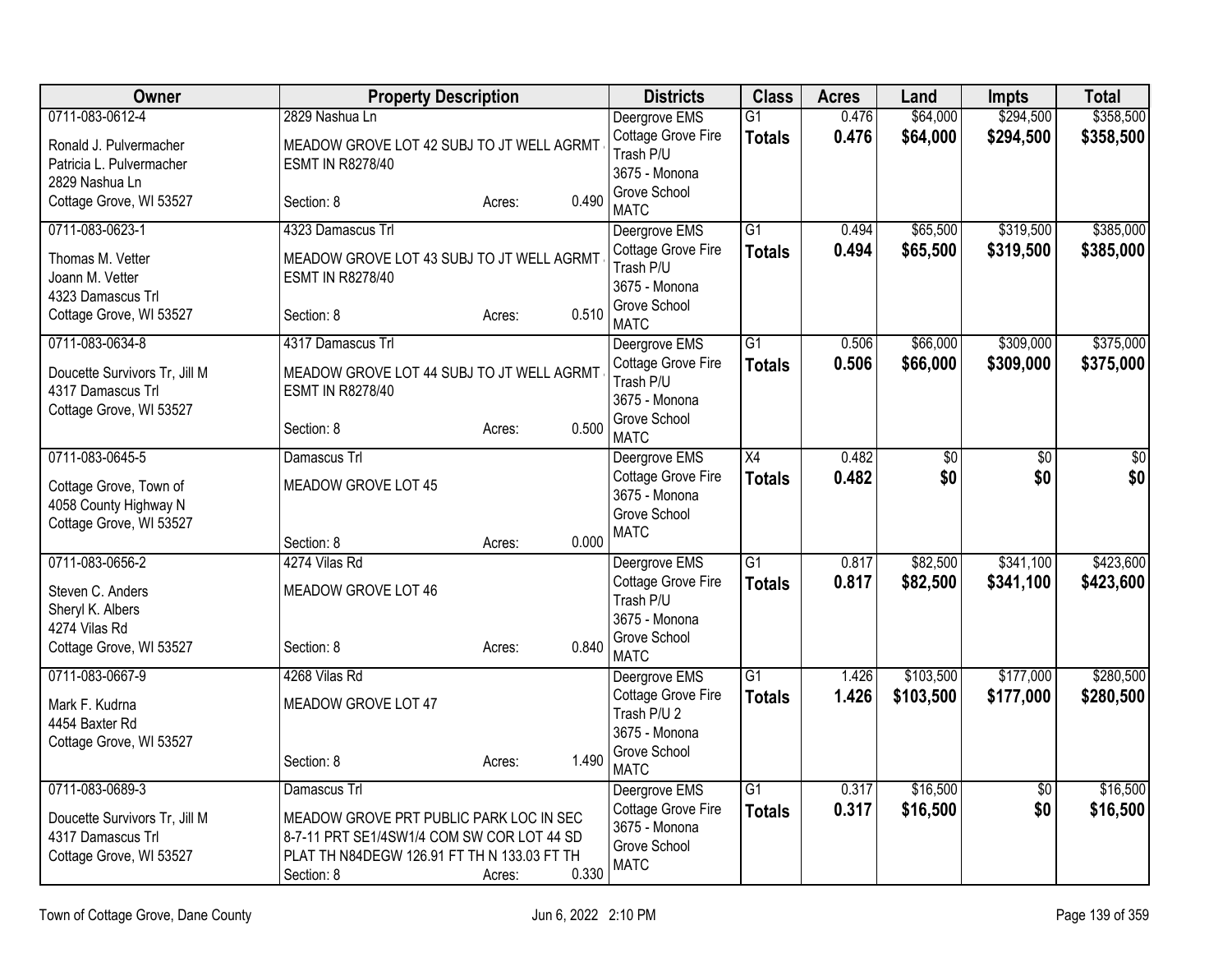| Owner | Property Description | Districts | Class | Acres | Land | Impts | Total |
|---|---|---|---|---|---|---|---|
| 0711-083-0612-4<br>Ronald J. Pulvermacher<br>Patricia L. Pulvermacher<br>2829 Nashua Ln<br>Cottage Grove, WI 53527 | 2829 Nashua Ln<br>MEADOW GROVE LOT 42 SUBJ TO JT WELL AGRMT ESMT IN R8278/40<br>Section: 8 Acres: 0.490 | Deergrove EMS<br>Cottage Grove Fire<br>Trash P/U<br>3675 - Monona Grove School<br>MATC | G1<br>**Totals** | 0.476<br>**0.476** | $64,000<br>**$64,000** | $294,500<br>**$294,500** | $358,500<br>**$358,500** |
| 0711-083-0623-1<br>Thomas M. Vetter<br>Joann M. Vetter<br>4323 Damascus Trl<br>Cottage Grove, WI 53527 | 4323 Damascus Trl<br>MEADOW GROVE LOT 43 SUBJ TO JT WELL AGRMT ESMT IN R8278/40<br>Section: 8 Acres: 0.510 | Deergrove EMS<br>Cottage Grove Fire<br>Trash P/U<br>3675 - Monona Grove School<br>MATC | G1<br>**Totals** | 0.494<br>**0.494** | $65,500<br>**$65,500** | $319,500<br>**$319,500** | $385,000<br>**$385,000** |
| 0711-083-0634-8<br>Doucette Survivors Tr, Jill M<br>4317 Damascus Trl<br>Cottage Grove, WI 53527 | 4317 Damascus Trl<br>MEADOW GROVE LOT 44 SUBJ TO JT WELL AGRMT ESMT IN R8278/40<br>Section: 8 Acres: 0.500 | Deergrove EMS<br>Cottage Grove Fire<br>Trash P/U<br>3675 - Monona Grove School<br>MATC | G1<br>**Totals** | 0.506<br>**0.506** | $66,000<br>**$66,000** | $309,000<br>**$309,000** | $375,000<br>**$375,000** |
| 0711-083-0645-5<br>Cottage Grove, Town of<br>4058 County Highway N<br>Cottage Grove, WI 53527 | Damascus Trl<br>MEADOW GROVE LOT 45<br>Section: 8 Acres: 0.000 | Deergrove EMS<br>Cottage Grove Fire<br>3675 - Monona Grove School<br>MATC | X4<br>**Totals** | 0.482<br>**0.482** | $0<br>**$0** | $0<br>**$0** | $0<br>**$0** |
| 0711-083-0656-2<br>Steven C. Anders<br>Sheryl K. Albers<br>4274 Vilas Rd<br>Cottage Grove, WI 53527 | 4274 Vilas Rd<br>MEADOW GROVE LOT 46<br>Section: 8 Acres: 0.840 | Deergrove EMS<br>Cottage Grove Fire<br>Trash P/U<br>3675 - Monona Grove School<br>MATC | G1<br>**Totals** | 0.817<br>**0.817** | $82,500<br>**$82,500** | $341,100<br>**$341,100** | $423,600<br>**$423,600** |
| 0711-083-0667-9<br>Mark F. Kudrna<br>4454 Baxter Rd<br>Cottage Grove, WI 53527 | 4268 Vilas Rd<br>MEADOW GROVE LOT 47<br>Section: 8 Acres: 1.490 | Deergrove EMS<br>Cottage Grove Fire<br>Trash P/U 2<br>3675 - Monona Grove School<br>MATC | G1<br>**Totals** | 1.426<br>**1.426** | $103,500<br>**$103,500** | $177,000<br>**$177,000** | $280,500<br>**$280,500** |
| 0711-083-0689-3<br>Doucette Survivors Tr, Jill M<br>4317 Damascus Trl<br>Cottage Grove, WI 53527 | Damascus Trl<br>MEADOW GROVE PRT PUBLIC PARK LOC IN SEC 8-7-11 PRT SE1/4SW1/4 COM SW COR LOT 44 SD PLAT TH N84DEGW 126.91 FT TH N 133.03 FT TH<br>Section: 8 Acres: 0.330 | Deergrove EMS<br>Cottage Grove Fire<br>3675 - Monona Grove School<br>MATC | G1<br>**Totals** | 0.317<br>**0.317** | $16,500<br>**$16,500** | $0<br>**$0** | $16,500<br>**$16,500** |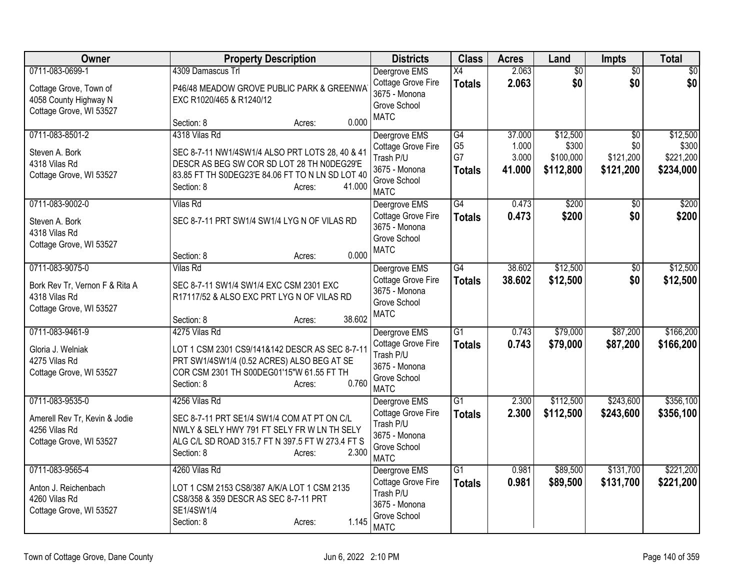| Owner | Property Description | Districts | Class | Acres | Land | Impts | Total |
|---|---|---|---|---|---|---|---|
| 0711-083-0699-1<br><br>Cottage Grove, Town of<br>4058 County Highway N<br>Cottage Grove, WI 53527 | 4309 Damascus Trl<br><br>P46/48 MEADOW GROVE PUBLIC PARK & GREENWA<br>EXC R1020/465 & R1240/12<br><br>Section: 8 Acres: 0.000 | Deergrove EMS<br>Cottage Grove Fire<br>3675 - Monona Grove School<br>MATC | X4<br>**Totals** | 2.063<br>**2.063** | $0<br>**$0** | $0<br>**$0** | $0<br>**$0** |
| 0711-083-8501-2<br><br>Steven A. Bork<br>4318 Vilas Rd<br>Cottage Grove, WI 53527 | 4318 Vilas Rd<br><br>SEC 8-7-11 NW1/4SW1/4 ALSO PRT LOTS 28, 40 & 41 DESCR AS BEG SW COR SD LOT 28 TH N0DEG29'E 83.85 FT TH S0DEG23'E 84.06 FT TO N LN SD LOT 40<br>Section: 8 Acres: 41.000 | Deergrove EMS<br>Cottage Grove Fire<br>Trash P/U<br>3675 - Monona Grove School<br>MATC | G4<br>G5<br>G7<br>**Totals** | 37.000<br>1.000<br>3.000<br>**41.000** | $12,500<br>$300<br>$100,000<br>**$112,800** | $0<br>$0<br>$121,200<br>**$121,200** | $12,500<br>$300<br>$221,200<br>**$234,000** |
| 0711-083-9002-0<br><br>Steven A. Bork<br>4318 Vilas Rd<br>Cottage Grove, WI 53527 | Vilas Rd<br><br>SEC 8-7-11 PRT SW1/4 SW1/4 LYG N OF VILAS RD<br><br>Section: 8 Acres: 0.000 | Deergrove EMS<br>Cottage Grove Fire<br>3675 - Monona Grove School<br>MATC | G4<br>**Totals** | 0.473<br>**0.473** | $200<br>**$200** | $0<br>**$0** | $200<br>**$200** |
| 0711-083-9075-0<br><br>Bork Rev Tr, Vernon F & Rita A<br>4318 Vilas Rd<br>Cottage Grove, WI 53527 | Vilas Rd<br><br>SEC 8-7-11 SW1/4 SW1/4 EXC CSM 2301 EXC R17117/52 & ALSO EXC PRT LYG N OF VILAS RD<br><br>Section: 8 Acres: 38.602 | Deergrove EMS<br>Cottage Grove Fire<br>3675 - Monona Grove School<br>MATC | G4<br>**Totals** | 38.602<br>**38.602** | $12,500<br>**$12,500** | $0<br>**$0** | $12,500<br>**$12,500** |
| 0711-083-9461-9<br><br>Gloria J. Welniak<br>4275 Vilas Rd<br>Cottage Grove, WI 53527 | 4275 Vilas Rd<br><br>LOT 1 CSM 2301 CS9/141&142 DESCR AS SEC 8-7-11 PRT SW1/4SW1/4 (0.52 ACRES) ALSO BEG AT SE COR CSM 2301 TH S00DEG01'15"W 61.55 FT TH<br>Section: 8 Acres: 0.760 | Deergrove EMS<br>Cottage Grove Fire<br>Trash P/U<br>3675 - Monona Grove School<br>MATC | G1<br>**Totals** | 0.743<br>**0.743** | $79,000<br>**$79,000** | $87,200<br>**$87,200** | $166,200<br>**$166,200** |
| 0711-083-9535-0<br><br>Amerell Rev Tr, Kevin & Jodie<br>4256 Vilas Rd<br>Cottage Grove, WI 53527 | 4256 Vilas Rd<br><br>SEC 8-7-11 PRT SE1/4 SW1/4 COM AT PT ON C/L NWLY & SELY HWY 791 FT SELY FR W LN TH SELY ALG C/L SD ROAD 315.7 FT N 397.5 FT W 273.4 FT S<br>Section: 8 Acres: 2.300 | Deergrove EMS<br>Cottage Grove Fire<br>Trash P/U<br>3675 - Monona Grove School<br>MATC | G1<br>**Totals** | 2.300<br>**2.300** | $112,500<br>**$112,500** | $243,600<br>**$243,600** | $356,100<br>**$356,100** |
| 0711-083-9565-4<br><br>Anton J. Reichenbach<br>4260 Vilas Rd<br>Cottage Grove, WI 53527 | 4260 Vilas Rd<br><br>LOT 1 CSM 2153 CS8/387 A/K/A LOT 1 CSM 2135 CS8/358 & 359 DESCR AS SEC 8-7-11 PRT SE1/4SW1/4<br>Section: 8 Acres: 1.145 | Deergrove EMS<br>Cottage Grove Fire<br>Trash P/U<br>3675 - Monona Grove School<br>MATC | G1<br>**Totals** | 0.981<br>**0.981** | $89,500<br>**$89,500** | $131,700<br>**$131,700** | $221,200<br>**$221,200** |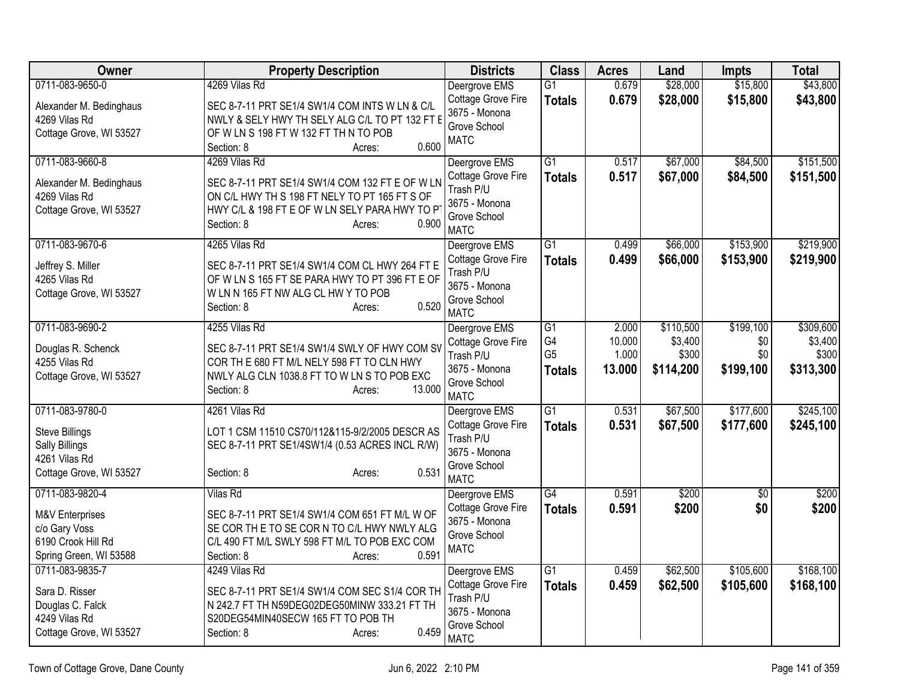| Owner | Property Description | Districts | Class | Acres | Land | Impts | Total |
|---|---|---|---|---|---|---|---|
| 0711-083-9650-0<br>Alexander M. Bedinghaus<br>4269 Vilas Rd<br>Cottage Grove, WI 53527 | 4269 Vilas Rd<br>SEC 8-7-11 PRT SE1/4 SW1/4 COM INTS W LN & C/L NWLY & SELY HWY TH SELY ALG C/L TO PT 132 FT E OF W LN S 198 FT W 132 FT TH N TO POB<br>Section: 8 Acres: 0.600 | Deergrove EMS<br>Cottage Grove Fire<br>3675 - Monona Grove School<br>MATC | G1<br>**Totals** | 0.679<br>**0.679** | \$28,000<br>**\$28,000** | \$15,800<br>**\$15,800** | \$43,800<br>**\$43,800** |
| 0711-083-9660-8<br>Alexander M. Bedinghaus<br>4269 Vilas Rd<br>Cottage Grove, WI 53527 | 4269 Vilas Rd<br>SEC 8-7-11 PRT SE1/4 SW1/4 COM 132 FT E OF W LN ON C/L HWY TH S 198 FT NELY TO PT 165 FT S OF HWY C/L & 198 FT E OF W LN SELY PARA HWY TO PT<br>Section: 8 Acres: 0.900 | Deergrove EMS<br>Cottage Grove Fire<br>Trash P/U<br>3675 - Monona Grove School<br>MATC | G1<br>**Totals** | 0.517<br>**0.517** | \$67,000<br>**\$67,000** | \$84,500<br>**\$84,500** | \$151,500<br>**\$151,500** |
| 0711-083-9670-6<br>Jeffrey S. Miller<br>4265 Vilas Rd<br>Cottage Grove, WI 53527 | 4265 Vilas Rd<br>SEC 8-7-11 PRT SE1/4 SW1/4 COM CL HWY 264 FT E OF W LN S 165 FT SE PARA HWY TO PT 396 FT E OF W LN N 165 FT NW ALG CL HW Y TO POB<br>Section: 8 Acres: 0.520 | Deergrove EMS<br>Cottage Grove Fire<br>Trash P/U<br>3675 - Monona Grove School<br>MATC | G1<br>**Totals** | 0.499<br>**0.499** | \$66,000<br>**\$66,000** | \$153,900<br>**\$153,900** | \$219,900<br>**\$219,900** |
| 0711-083-9690-2<br>Douglas R. Schenck<br>4255 Vilas Rd<br>Cottage Grove, WI 53527 | 4255 Vilas Rd<br>SEC 8-7-11 PRT SE1/4 SW1/4 SWLY OF HWY COM SV COR TH E 680 FT M/L NELY 598 FT TO CLN HWY NWLY ALG CLN 1038.8 FT TO W LN S TO POB EXC<br>Section: 8 Acres: 13.000 | Deergrove EMS<br>Cottage Grove Fire<br>Trash P/U<br>3675 - Monona Grove School<br>MATC | G1<br>G4<br>G5<br>**Totals** | 2.000<br>10.000<br>1.000<br>**13.000** | \$110,500<br>\$3,400<br>\$300<br>**\$114,200** | \$199,100<br>\$0<br>\$0<br>**\$199,100** | \$309,600<br>\$3,400<br>\$300<br>**\$313,300** |
| 0711-083-9780-0<br>Steve Billings<br>Sally Billings<br>4261 Vilas Rd<br>Cottage Grove, WI 53527 | 4261 Vilas Rd<br>LOT 1 CSM 11510 CS70/112&115-9/2/2005 DESCR AS SEC 8-7-11 PRT SE1/4SW1/4 (0.53 ACRES INCL R/W)<br>Section: 8 Acres: 0.531 | Deergrove EMS<br>Cottage Grove Fire<br>Trash P/U<br>3675 - Monona Grove School<br>MATC | G1<br>**Totals** | 0.531<br>**0.531** | \$67,500<br>**\$67,500** | \$177,600<br>**\$177,600** | \$245,100<br>**\$245,100** |
| 0711-083-9820-4<br>M&V Enterprises<br>c/o Gary Voss<br>6190 Crook Hill Rd<br>Spring Green, WI 53588 | Vilas Rd<br>SEC 8-7-11 PRT SE1/4 SW1/4 COM 651 FT M/L W OF SE COR TH E TO SE COR N TO C/L HWY NWLY ALG C/L 490 FT M/L SWLY 598 FT M/L TO POB EXC COM<br>Section: 8 Acres: 0.591 | Deergrove EMS<br>Cottage Grove Fire<br>3675 - Monona Grove School<br>MATC | G4<br>**Totals** | 0.591<br>**0.591** | \$200<br>**\$200** | \$0<br>**\$0** | \$200<br>**\$200** |
| 0711-083-9835-7<br>Sara D. Risser<br>Douglas C. Falck<br>4249 Vilas Rd<br>Cottage Grove, WI 53527 | 4249 Vilas Rd<br>SEC 8-7-11 PRT SE1/4 SW1/4 COM SEC S1/4 COR TH N 242.7 FT TH N59DEG02DEG50MINW 333.21 FT TH S20DEG54MIN40SECW 165 FT TO POB TH<br>Section: 8 Acres: 0.459 | Deergrove EMS<br>Cottage Grove Fire<br>Trash P/U<br>3675 - Monona Grove School<br>MATC | G1<br>**Totals** | 0.459<br>**0.459** | \$62,500<br>**\$62,500** | \$105,600<br>**\$105,600** | \$168,100<br>**\$168,100** |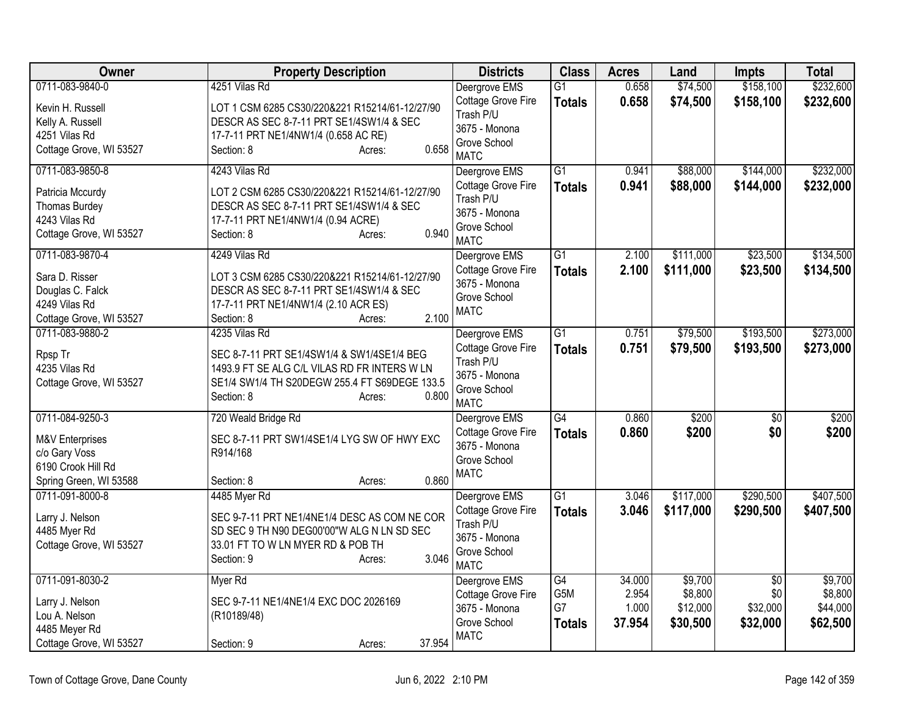| Owner | Property Description | Districts | Class | Acres | Land | Impts | Total |
|---|---|---|---|---|---|---|---|
| 0711-083-9840-0<br>Kevin H. Russell<br>Kelly A. Russell<br>4251 Vilas Rd<br>Cottage Grove, WI 53527 | 4251 Vilas Rd<br>LOT 1 CSM 6285 CS30/220&221 R15214/61-12/27/90 DESCR AS SEC 8-7-11 PRT SE1/4SW1/4 & SEC 17-7-11 PRT NE1/4NW1/4 (0.658 AC RE)<br>Section: 8 Acres: 0.658 | Deergrove EMS<br>Cottage Grove Fire<br>Trash P/U<br>3675 - Monona Grove School<br>MATC | G1<br>**Totals** | 0.658<br>**0.658** | $74,500<br>**$74,500** | $158,100<br>**$158,100** | $232,600<br>**$232,600** |
| 0711-083-9850-8<br>Patricia Mccurdy<br>Thomas Burdey<br>4243 Vilas Rd<br>Cottage Grove, WI 53527 | 4243 Vilas Rd<br>LOT 2 CSM 6285 CS30/220&221 R15214/61-12/27/90 DESCR AS SEC 8-7-11 PRT SE1/4SW1/4 & SEC 17-7-11 PRT NE1/4NW1/4 (0.94 ACRE)<br>Section: 8 Acres: 0.940 | Deergrove EMS<br>Cottage Grove Fire<br>Trash P/U<br>3675 - Monona Grove School<br>MATC | G1<br>**Totals** | 0.941<br>**0.941** | $88,000<br>**$88,000** | $144,000<br>**$144,000** | $232,000<br>**$232,000** |
| 0711-083-9870-4<br>Sara D. Risser<br>Douglas C. Falck<br>4249 Vilas Rd<br>Cottage Grove, WI 53527 | 4249 Vilas Rd<br>LOT 3 CSM 6285 CS30/220&221 R15214/61-12/27/90 DESCR AS SEC 8-7-11 PRT SE1/4SW1/4 & SEC 17-7-11 PRT NE1/4NW1/4 (2.10 ACR ES)<br>Section: 8 Acres: 2.100 | Deergrove EMS<br>Cottage Grove Fire<br>3675 - Monona Grove School<br>MATC | G1<br>**Totals** | 2.100<br>**2.100** | $111,000<br>**$111,000** | $23,500<br>**$23,500** | $134,500<br>**$134,500** |
| 0711-083-9880-2<br>Rpsp Tr<br>4235 Vilas Rd<br>Cottage Grove, WI 53527 | 4235 Vilas Rd<br>SEC 8-7-11 PRT SE1/4SW1/4 & SW1/4SE1/4 BEG 1493.9 FT SE ALG C/L VILAS RD FR INTERS W LN SE1/4 SW1/4 TH S20DEGW 255.4 FT S69DEGE 133.5<br>Section: 8 Acres: 0.800 | Deergrove EMS<br>Cottage Grove Fire<br>Trash P/U<br>3675 - Monona Grove School<br>MATC | G1<br>**Totals** | 0.751<br>**0.751** | $79,500<br>**$79,500** | $193,500<br>**$193,500** | $273,000<br>**$273,000** |
| 0711-084-9250-3<br>M&V Enterprises<br>c/o Gary Voss<br>6190 Crook Hill Rd<br>Spring Green, WI 53588 | 720 Weald Bridge Rd<br>SEC 8-7-11 PRT SW1/4SE1/4 LYG SW OF HWY EXC R914/168<br>Section: 8 Acres: 0.860 | Deergrove EMS<br>Cottage Grove Fire<br>3675 - Monona Grove School<br>MATC | G4<br>**Totals** | 0.860<br>**0.860** | $200<br>**$200** | $0<br>**$0** | $200<br>**$200** |
| 0711-091-8000-8<br>Larry J. Nelson<br>4485 Myer Rd<br>Cottage Grove, WI 53527 | 4485 Myer Rd<br>SEC 9-7-11 PRT NE1/4NE1/4 DESC AS COM NE COR SD SEC 9 TH N90 DEG00'00"W ALG N LN SD SEC 33.01 FT TO W LN MYER RD & POB TH<br>Section: 9 Acres: 3.046 | Deergrove EMS<br>Cottage Grove Fire<br>Trash P/U<br>3675 - Monona Grove School<br>MATC | G1<br>**Totals** | 3.046<br>**3.046** | $117,000<br>**$117,000** | $290,500<br>**$290,500** | $407,500<br>**$407,500** |
| 0711-091-8030-2<br>Larry J. Nelson<br>Lou A. Nelson<br>4485 Meyer Rd<br>Cottage Grove, WI 53527 | Myer Rd<br>SEC 9-7-11 NE1/4NE1/4 EXC DOC 2026169 (R10189/48)<br>Section: 9 Acres: 37.954 | Deergrove EMS<br>Cottage Grove Fire<br>3675 - Monona Grove School<br>MATC | G4<br>G5M<br>G7<br>**Totals** | 34.000<br>2.954<br>1.000<br>**37.954** | $9,700<br>$8,800<br>$12,000<br>**$30,500** | $0<br>$0<br>$32,000<br>**$32,000** | $9,700<br>$8,800<br>$44,000<br>**$62,500** |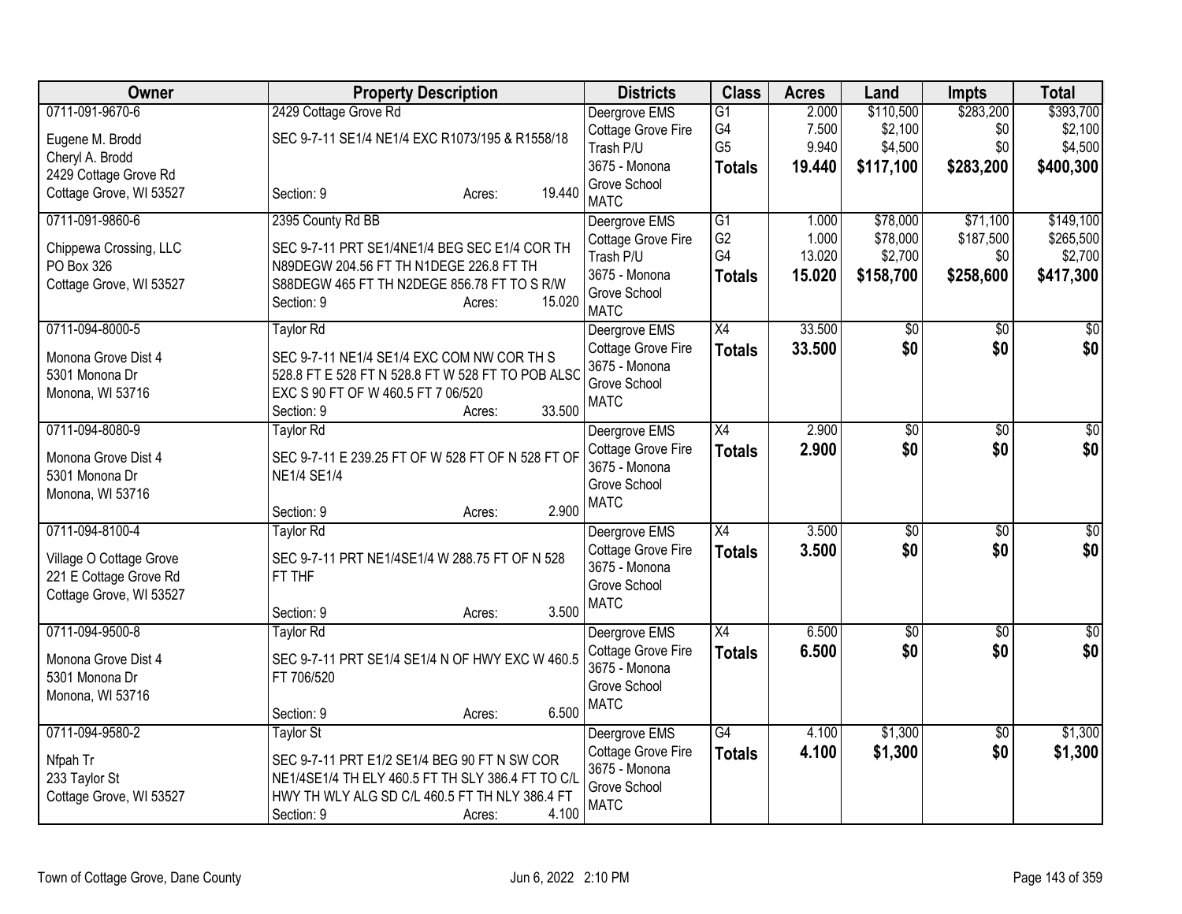| Owner | Property Description | Districts | Class | Acres | Land | Impts | Total |
|---|---|---|---|---|---|---|---|
| 0711-091-9670-6<br><br>Eugene M. Brodd<br>Cheryl A. Brodd<br>2429 Cottage Grove Rd<br>Cottage Grove, WI 53527 | 2429 Cottage Grove Rd<br><br>SEC 9-7-11 SE1/4 NE1/4 EXC R1073/195 & R1558/18<br><br>Section: 9 Acres: 19.440 | Deergrove EMS<br>Cottage Grove Fire<br>Trash P/U<br>3675 - Monona Grove School<br>MATC | G1<br>G4<br>G5<br>**Totals** | 2.000<br>7.500<br>9.940<br>**19.440** | $110,500<br>$2,100<br>$4,500<br>**$117,100** | $283,200<br>$0<br>$0<br>**$283,200** | $393,700<br>$2,100<br>$4,500<br>**$400,300** |
| 0711-091-9860-6<br><br>Chippewa Crossing, LLC<br>PO Box 326<br>Cottage Grove, WI 53527 | 2395 County Rd BB<br><br>SEC 9-7-11 PRT SE1/4NE1/4 BEG SEC E1/4 COR TH N89DEGW 204.56 FT TH N1DEGE 226.8 FT TH S88DEGW 465 FT TH N2DEGE 856.78 FT TO S R/W<br>Section: 9 Acres: 15.020 | Deergrove EMS<br>Cottage Grove Fire<br>Trash P/U<br>3675 - Monona Grove School<br>MATC | G1<br>G2<br>G4<br>**Totals** | 1.000<br>1.000<br>13.020<br>**15.020** | $78,000<br>$78,000<br>$2,700<br>**$158,700** | $71,100<br>$187,500<br>$0<br>**$258,600** | $149,100<br>$265,500<br>$2,700<br>**$417,300** |
| 0711-094-8000-5<br><br>Monona Grove Dist 4<br>5301 Monona Dr<br>Monona, WI 53716 | Taylor Rd<br><br>SEC 9-7-11 NE1/4 SE1/4 EXC COM NW COR TH S 528.8 FT E 528 FT N 528.8 FT W 528 FT TO POB ALSO EXC S 90 FT OF W 460.5 FT 7 06/520<br>Section: 9 Acres: 33.500 | Deergrove EMS<br>Cottage Grove Fire<br>3675 - Monona Grove School<br>MATC | X4<br>**Totals** | 33.500<br>**33.500** | $0<br>**$0** | $0<br>**$0** | $0<br>**$0** |
| 0711-094-8080-9<br><br>Monona Grove Dist 4<br>5301 Monona Dr<br>Monona, WI 53716 | Taylor Rd<br><br>SEC 9-7-11 E 239.25 FT OF W 528 FT OF N 528 FT OF NE1/4 SE1/4<br><br>Section: 9 Acres: 2.900 | Deergrove EMS<br>Cottage Grove Fire<br>3675 - Monona Grove School<br>MATC | X4<br>**Totals** | 2.900<br>**2.900** | $0<br>**$0** | $0<br>**$0** | $0<br>**$0** |
| 0711-094-8100-4<br><br>Village O Cottage Grove<br>221 E Cottage Grove Rd<br>Cottage Grove, WI 53527 | Taylor Rd<br><br>SEC 9-7-11 PRT NE1/4SE1/4 W 288.75 FT OF N 528 FT THF<br><br>Section: 9 Acres: 3.500 | Deergrove EMS<br>Cottage Grove Fire<br>3675 - Monona Grove School<br>MATC | X4<br>**Totals** | 3.500<br>**3.500** | $0<br>**$0** | $0<br>**$0** | $0<br>**$0** |
| 0711-094-9500-8<br><br>Monona Grove Dist 4<br>5301 Monona Dr<br>Monona, WI 53716 | Taylor Rd<br><br>SEC 9-7-11 PRT SE1/4 SE1/4 N OF HWY EXC W 460.5 FT 706/520<br><br>Section: 9 Acres: 6.500 | Deergrove EMS<br>Cottage Grove Fire<br>3675 - Monona Grove School<br>MATC | X4<br>**Totals** | 6.500<br>**6.500** | $0<br>**$0** | $0<br>**$0** | $0<br>**$0** |
| 0711-094-9580-2<br><br>Nfpah Tr<br>233 Taylor St<br>Cottage Grove, WI 53527 | Taylor St<br><br>SEC 9-7-11 PRT E1/2 SE1/4 BEG 90 FT N SW COR NE1/4SE1/4 TH ELY 460.5 FT TH SLY 386.4 FT TO C/L HWY TH WLY ALG SD C/L 460.5 FT TH NLY 386.4 FT<br>Section: 9 Acres: 4.100 | Deergrove EMS<br>Cottage Grove Fire<br>3675 - Monona Grove School<br>MATC | G4<br>**Totals** | 4.100<br>**4.100** | $1,300<br>**$1,300** | $0<br>**$0** | $1,300<br>**$1,300** |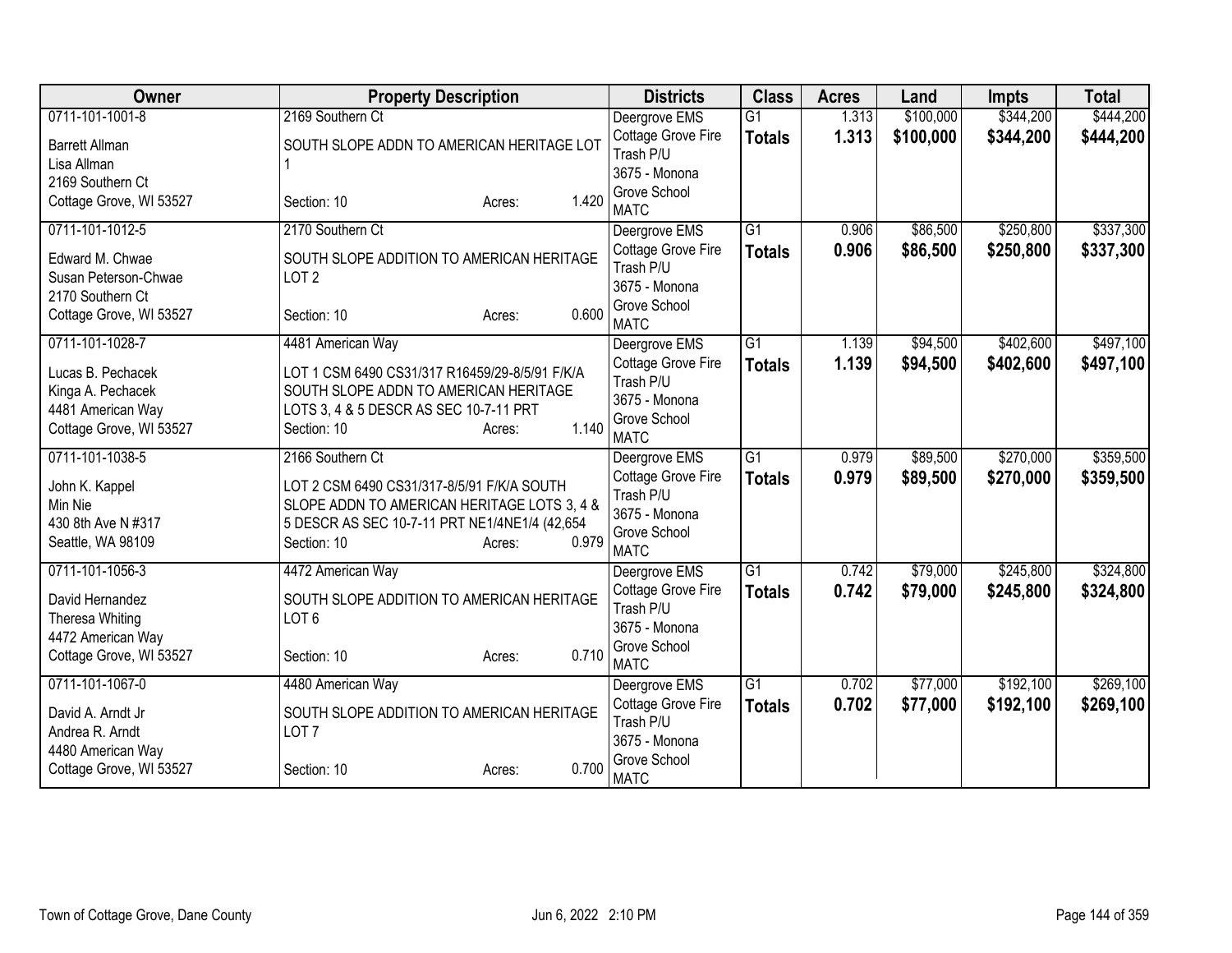| Owner | Property Description | Districts | Class | Acres | Land | Impts | Total |
|---|---|---|---|---|---|---|---|
| 0711-101-1001-8<br>Barrett Allman<br>Lisa Allman<br>2169 Southern Ct<br>Cottage Grove, WI 53527 | 2169 Southern Ct<br>SOUTH SLOPE ADDN TO AMERICAN HERITAGE LOT 1<br>Section: 10 Acres: 1.420 | Deergrove EMS<br>Cottage Grove Fire<br>Trash P/U<br>3675 - Monona Grove School<br>MATC | G1<br>**Totals** | 1.313<br>**1.313** | $100,000<br>**$100,000** | $344,200<br>**$344,200** | $444,200<br>**$444,200** |
| 0711-101-1012-5<br>Edward M. Chwae<br>Susan Peterson-Chwae<br>2170 Southern Ct<br>Cottage Grove, WI 53527 | 2170 Southern Ct<br>SOUTH SLOPE ADDITION TO AMERICAN HERITAGE LOT 2<br>Section: 10 Acres: 0.600 | Deergrove EMS<br>Cottage Grove Fire<br>Trash P/U<br>3675 - Monona Grove School<br>MATC | G1<br>**Totals** | 0.906<br>**0.906** | $86,500<br>**$86,500** | $250,800<br>**$250,800** | $337,300<br>**$337,300** |
| 0711-101-1028-7<br>Lucas B. Pechacek<br>Kinga A. Pechacek<br>4481 American Way<br>Cottage Grove, WI 53527 | 4481 American Way<br>LOT 1 CSM 6490 CS31/317 R16459/29-8/5/91 F/K/A SOUTH SLOPE ADDN TO AMERICAN HERITAGE LOTS 3, 4 & 5 DESCR AS SEC 10-7-11 PRT<br>Section: 10 Acres: 1.140 | Deergrove EMS<br>Cottage Grove Fire<br>Trash P/U<br>3675 - Monona Grove School<br>MATC | G1<br>**Totals** | 1.139<br>**1.139** | $94,500<br>**$94,500** | $402,600<br>**$402,600** | $497,100<br>**$497,100** |
| 0711-101-1038-5<br>John K. Kappel<br>Min Nie<br>430 8th Ave N #317<br>Seattle, WA 98109 | 2166 Southern Ct<br>LOT 2 CSM 6490 CS31/317-8/5/91 F/K/A SOUTH SLOPE ADDN TO AMERICAN HERITAGE LOTS 3, 4 & 5 DESCR AS SEC 10-7-11 PRT NE1/4NE1/4 (42,654<br>Section: 10 Acres: 0.979 | Deergrove EMS<br>Cottage Grove Fire<br>Trash P/U<br>3675 - Monona Grove School<br>MATC | G1<br>**Totals** | 0.979<br>**0.979** | $89,500<br>**$89,500** | $270,000<br>**$270,000** | $359,500<br>**$359,500** |
| 0711-101-1056-3<br>David Hernandez<br>Theresa Whiting<br>4472 American Way<br>Cottage Grove, WI 53527 | 4472 American Way<br>SOUTH SLOPE ADDITION TO AMERICAN HERITAGE LOT 6<br>Section: 10 Acres: 0.710 | Deergrove EMS<br>Cottage Grove Fire<br>Trash P/U<br>3675 - Monona Grove School<br>MATC | G1<br>**Totals** | 0.742<br>**0.742** | $79,000<br>**$79,000** | $245,800<br>**$245,800** | $324,800<br>**$324,800** |
| 0711-101-1067-0<br>David A. Arndt Jr<br>Andrea R. Arndt<br>4480 American Way<br>Cottage Grove, WI 53527 | 4480 American Way<br>SOUTH SLOPE ADDITION TO AMERICAN HERITAGE LOT 7<br>Section: 10 Acres: 0.700 | Deergrove EMS<br>Cottage Grove Fire<br>Trash P/U<br>3675 - Monona Grove School<br>MATC | G1<br>**Totals** | 0.702<br>**0.702** | $77,000<br>**$77,000** | $192,100<br>**$192,100** | $269,100<br>**$269,100** |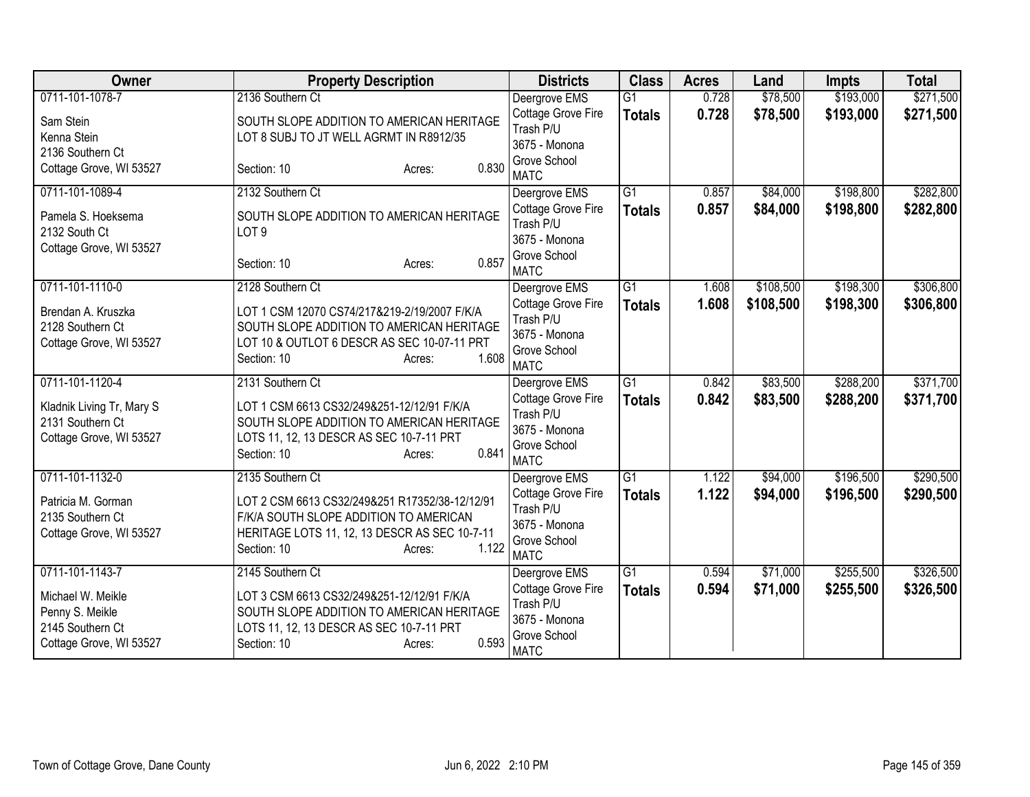| Owner | Property Description | Districts | Class | Acres | Land | Impts | Total |
|---|---|---|---|---|---|---|---|
| 0711-101-1078-7<br><br>Sam Stein<br>Kenna Stein<br>2136 Southern Ct<br>Cottage Grove, WI 53527 | 2136 Southern Ct<br><br>SOUTH SLOPE ADDITION TO AMERICAN HERITAGE LOT 8 SUBJ TO JT WELL AGRMT IN R8912/35<br><br>Section: 10 Acres: 0.830 | Deergrove EMS<br>Cottage Grove Fire<br>Trash P/U<br>3675 - Monona Grove School<br>MATC | G1<br>**Totals** | 0.728<br>**0.728** | $78,500<br>**$78,500** | $193,000<br>**$193,000** | $271,500<br>**$271,500** |
| 0711-101-1089-4<br><br>Pamela S. Hoeksema<br>2132 South Ct<br>Cottage Grove, WI 53527 | 2132 Southern Ct<br><br>SOUTH SLOPE ADDITION TO AMERICAN HERITAGE LOT 9<br><br>Section: 10 Acres: 0.857 | Deergrove EMS<br>Cottage Grove Fire<br>Trash P/U<br>3675 - Monona Grove School<br>MATC | G1<br>**Totals** | 0.857<br>**0.857** | $84,000<br>**$84,000** | $198,800<br>**$198,800** | $282,800<br>**$282,800** |
| 0711-101-1110-0<br><br>Brendan A. Kruszka<br>2128 Southern Ct<br>Cottage Grove, WI 53527 | 2128 Southern Ct<br><br>LOT 1 CSM 12070 CS74/217&219-2/19/2007 F/K/A SOUTH SLOPE ADDITION TO AMERICAN HERITAGE LOT 10 & OUTLOT 6 DESCR AS SEC 10-07-11 PRT<br>Section: 10 Acres: 1.608 | Deergrove EMS<br>Cottage Grove Fire<br>Trash P/U<br>3675 - Monona Grove School<br>MATC | G1<br>**Totals** | 1.608<br>**1.608** | $108,500<br>**$108,500** | $198,300<br>**$198,300** | $306,800<br>**$306,800** |
| 0711-101-1120-4<br><br>Kladnik Living Tr, Mary S<br>2131 Southern Ct<br>Cottage Grove, WI 53527 | 2131 Southern Ct<br><br>LOT 1 CSM 6613 CS32/249&251-12/12/91 F/K/A SOUTH SLOPE ADDITION TO AMERICAN HERITAGE LOTS 11, 12, 13 DESCR AS SEC 10-7-11 PRT<br>Section: 10 Acres: 0.841 | Deergrove EMS<br>Cottage Grove Fire<br>Trash P/U<br>3675 - Monona Grove School<br>MATC | G1<br>**Totals** | 0.842<br>**0.842** | $83,500<br>**$83,500** | $288,200<br>**$288,200** | $371,700<br>**$371,700** |
| 0711-101-1132-0<br><br>Patricia M. Gorman<br>2135 Southern Ct<br>Cottage Grove, WI 53527 | 2135 Southern Ct<br><br>LOT 2 CSM 6613 CS32/249&251 R17352/38-12/12/91 F/K/A SOUTH SLOPE ADDITION TO AMERICAN HERITAGE LOTS 11, 12, 13 DESCR AS SEC 10-7-11<br>Section: 10 Acres: 1.122 | Deergrove EMS<br>Cottage Grove Fire<br>Trash P/U<br>3675 - Monona Grove School<br>MATC | G1<br>**Totals** | 1.122<br>**1.122** | $94,000<br>**$94,000** | $196,500<br>**$196,500** | $290,500<br>**$290,500** |
| 0711-101-1143-7<br><br>Michael W. Meikle<br>Penny S. Meikle<br>2145 Southern Ct<br>Cottage Grove, WI 53527 | 2145 Southern Ct<br><br>LOT 3 CSM 6613 CS32/249&251-12/12/91 F/K/A SOUTH SLOPE ADDITION TO AMERICAN HERITAGE LOTS 11, 12, 13 DESCR AS SEC 10-7-11 PRT<br>Section: 10 Acres: 0.593 | Deergrove EMS<br>Cottage Grove Fire<br>Trash P/U<br>3675 - Monona Grove School<br>MATC | G1<br>**Totals** | 0.594<br>**0.594** | $71,000<br>**$71,000** | $255,500<br>**$255,500** | $326,500<br>**$326,500** |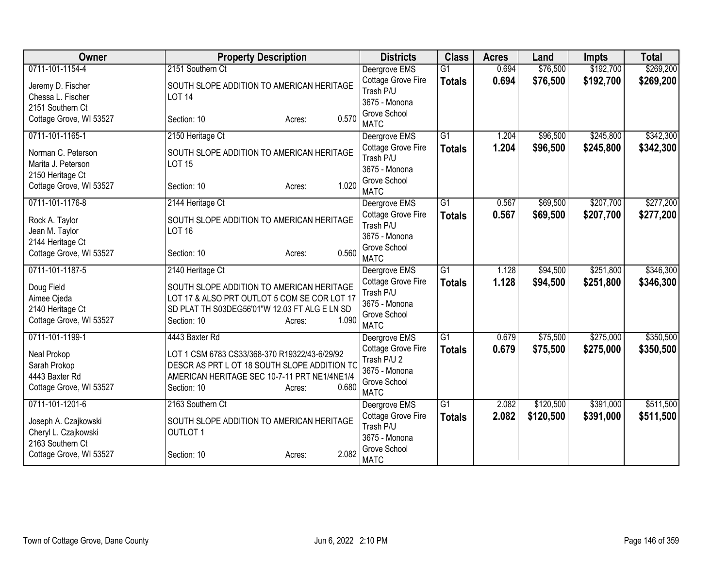| Owner | Property Description | Districts | Class | Acres | Land | Impts | Total |
|---|---|---|---|---|---|---|---|
| 0711-101-1154-4<br>Jeremy D. Fischer<br>Chessa L. Fischer<br>2151 Southern Ct<br>Cottage Grove, WI 53527 | 2151 Southern Ct<br>SOUTH SLOPE ADDITION TO AMERICAN HERITAGE LOT 14<br>Section: 10 Acres: 0.570 | Deergrove EMS<br>Cottage Grove Fire<br>Trash P/U<br>3675 - Monona Grove School<br>MATC | G1<br>**Totals** | 0.694<br>**0.694** | $76,500<br>**$76,500** | $192,700<br>**$192,700** | $269,200<br>**$269,200** |
| 0711-101-1165-1<br>Norman C. Peterson<br>Marita J. Peterson<br>2150 Heritage Ct<br>Cottage Grove, WI 53527 | 2150 Heritage Ct<br>SOUTH SLOPE ADDITION TO AMERICAN HERITAGE LOT 15<br>Section: 10 Acres: 1.020 | Deergrove EMS<br>Cottage Grove Fire<br>Trash P/U<br>3675 - Monona Grove School<br>MATC | G1<br>**Totals** | 1.204<br>**1.204** | $96,500<br>**$96,500** | $245,800<br>**$245,800** | $342,300<br>**$342,300** |
| 0711-101-1176-8<br>Rock A. Taylor<br>Jean M. Taylor<br>2144 Heritage Ct<br>Cottage Grove, WI 53527 | 2144 Heritage Ct<br>SOUTH SLOPE ADDITION TO AMERICAN HERITAGE LOT 16<br>Section: 10 Acres: 0.560 | Deergrove EMS<br>Cottage Grove Fire<br>Trash P/U<br>3675 - Monona Grove School<br>MATC | G1<br>**Totals** | 0.567<br>**0.567** | $69,500<br>**$69,500** | $207,700<br>**$207,700** | $277,200<br>**$277,200** |
| 0711-101-1187-5<br>Doug Field<br>Aimee Ojeda<br>2140 Heritage Ct<br>Cottage Grove, WI 53527 | 2140 Heritage Ct<br>SOUTH SLOPE ADDITION TO AMERICAN HERITAGE LOT 17 & ALSO PRT OUTLOT 5 COM SE COR LOT 17 SD PLAT TH S03DEG56'01"W 12.03 FT ALG E LN SD<br>Section: 10 Acres: 1.090 | Deergrove EMS<br>Cottage Grove Fire<br>Trash P/U<br>3675 - Monona Grove School<br>MATC | G1<br>**Totals** | 1.128<br>**1.128** | $94,500<br>**$94,500** | $251,800<br>**$251,800** | $346,300<br>**$346,300** |
| 0711-101-1199-1<br>Neal Prokop<br>Sarah Prokop<br>4443 Baxter Rd<br>Cottage Grove, WI 53527 | 4443 Baxter Rd<br>LOT 1 CSM 6783 CS33/368-370 R19322/43-6/29/92 DESCR AS PRT L OT 18 SOUTH SLOPE ADDITION TO AMERICAN HERITAGE SEC 10-7-11 PRT NE1/4NE1/4<br>Section: 10 Acres: 0.680 | Deergrove EMS<br>Cottage Grove Fire<br>Trash P/U 2<br>3675 - Monona Grove School<br>MATC | G1<br>**Totals** | 0.679<br>**0.679** | $75,500<br>**$75,500** | $275,000<br>**$275,000** | $350,500<br>**$350,500** |
| 0711-101-1201-6<br>Joseph A. Czajkowski<br>Cheryl L. Czajkowski<br>2163 Southern Ct<br>Cottage Grove, WI 53527 | 2163 Southern Ct<br>SOUTH SLOPE ADDITION TO AMERICAN HERITAGE OUTLOT 1<br>Section: 10 Acres: 2.082 | Deergrove EMS<br>Cottage Grove Fire<br>Trash P/U<br>3675 - Monona Grove School<br>MATC | G1<br>**Totals** | 2.082<br>**2.082** | $120,500<br>**$120,500** | $391,000<br>**$391,000** | $511,500<br>**$511,500** |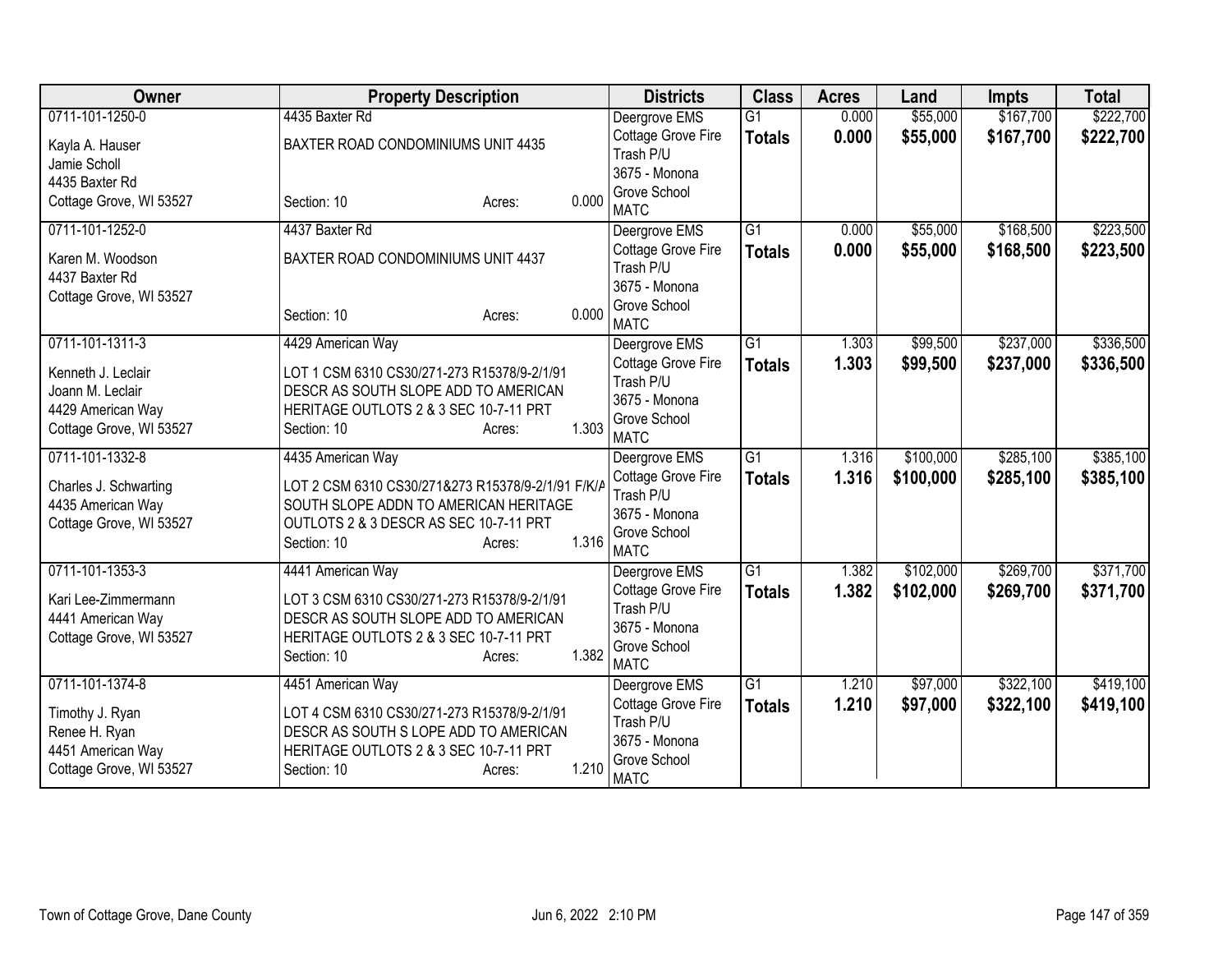| Owner | Property Description | Districts | Class | Acres | Land | Impts | Total |
|---|---|---|---|---|---|---|---|
| 0711-101-1250-0<br>Kayla A. Hauser<br>Jamie Scholl<br>4435 Baxter Rd<br>Cottage Grove, WI 53527 | 4435 Baxter Rd<br>BAXTER ROAD CONDOMINIUMS UNIT 4435<br>Section: 10 Acres: 0.000 | Deergrove EMS<br>Cottage Grove Fire<br>Trash P/U<br>3675 - Monona Grove School<br>MATC | G1<br>**Totals** | 0.000<br>**0.000** | $55,000<br>**$55,000** | $167,700<br>**$167,700** | $222,700<br>**$222,700** |
| 0711-101-1252-0<br>Karen M. Woodson<br>4437 Baxter Rd<br>Cottage Grove, WI 53527 | 4437 Baxter Rd<br>BAXTER ROAD CONDOMINIUMS UNIT 4437<br>Section: 10 Acres: 0.000 | Deergrove EMS<br>Cottage Grove Fire<br>Trash P/U<br>3675 - Monona Grove School<br>MATC | G1<br>**Totals** | 0.000<br>**0.000** | $55,000<br>**$55,000** | $168,500<br>**$168,500** | $223,500<br>**$223,500** |
| 0711-101-1311-3<br>Kenneth J. Leclair<br>Joann M. Leclair<br>4429 American Way<br>Cottage Grove, WI 53527 | 4429 American Way<br>LOT 1 CSM 6310 CS30/271-273 R15378/9-2/1/91 DESCR AS SOUTH SLOPE ADD TO AMERICAN HERITAGE OUTLOTS 2 & 3 SEC 10-7-11 PRT<br>Section: 10 Acres: 1.303 | Deergrove EMS<br>Cottage Grove Fire<br>Trash P/U<br>3675 - Monona Grove School<br>MATC | G1<br>**Totals** | 1.303<br>**1.303** | $99,500<br>**$99,500** | $237,000<br>**$237,000** | $336,500<br>**$336,500** |
| 0711-101-1332-8<br>Charles J. Schwarting<br>4435 American Way<br>Cottage Grove, WI 53527 | 4435 American Way<br>LOT 2 CSM 6310 CS30/271&273 R15378/9-2/1/91 F/K/A SOUTH SLOPE ADDN TO AMERICAN HERITAGE OUTLOTS 2 & 3 DESCR AS SEC 10-7-11 PRT<br>Section: 10 Acres: 1.316 | Deergrove EMS<br>Cottage Grove Fire<br>Trash P/U<br>3675 - Monona Grove School<br>MATC | G1<br>**Totals** | 1.316<br>**1.316** | $100,000<br>**$100,000** | $285,100<br>**$285,100** | $385,100<br>**$385,100** |
| 0711-101-1353-3<br>Kari Lee-Zimmermann<br>4441 American Way<br>Cottage Grove, WI 53527 | 4441 American Way<br>LOT 3 CSM 6310 CS30/271-273 R15378/9-2/1/91 DESCR AS SOUTH SLOPE ADD TO AMERICAN HERITAGE OUTLOTS 2 & 3 SEC 10-7-11 PRT<br>Section: 10 Acres: 1.382 | Deergrove EMS<br>Cottage Grove Fire<br>Trash P/U<br>3675 - Monona Grove School<br>MATC | G1<br>**Totals** | 1.382<br>**1.382** | $102,000<br>**$102,000** | $269,700<br>**$269,700** | $371,700<br>**$371,700** |
| 0711-101-1374-8<br>Timothy J. Ryan<br>Renee H. Ryan<br>4451 American Way<br>Cottage Grove, WI 53527 | 4451 American Way<br>LOT 4 CSM 6310 CS30/271-273 R15378/9-2/1/91 DESCR AS SOUTH S LOPE ADD TO AMERICAN HERITAGE OUTLOTS 2 & 3 SEC 10-7-11 PRT<br>Section: 10 Acres: 1.210 | Deergrove EMS<br>Cottage Grove Fire<br>Trash P/U<br>3675 - Monona Grove School<br>MATC | G1<br>**Totals** | 1.210<br>**1.210** | $97,000<br>**$97,000** | $322,100<br>**$322,100** | $419,100<br>**$419,100** |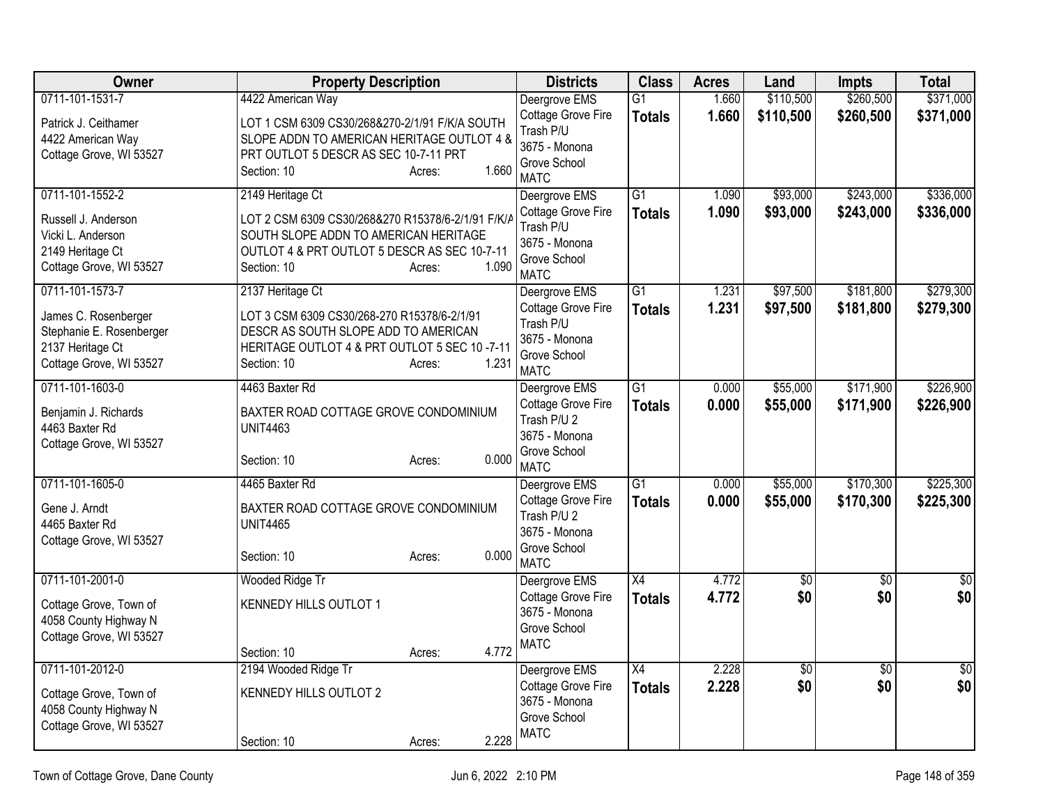| Owner | Property Description | Districts | Class | Acres | Land | Impts | Total |
|---|---|---|---|---|---|---|---|
| 0711-101-1531-7<br>Patrick J. Ceithamer<br>4422 American Way<br>Cottage Grove, WI 53527 | 4422 American Way<br>LOT 1 CSM 6309 CS30/268&270-2/1/91 F/K/A SOUTH SLOPE ADDN TO AMERICAN HERITAGE OUTLOT 4 & PRT OUTLOT 5 DESCR AS SEC 10-7-11 PRT<br>Section: 10 Acres: 1.660 | Deergrove EMS<br>Cottage Grove Fire<br>Trash P/U<br>3675 - Monona Grove School<br>MATC | G1<br>**Totals** | 1.660<br>**1.660** | $110,500<br>**$110,500** | $260,500<br>**$260,500** | $371,000<br>**$371,000** |
| 0711-101-1552-2<br>Russell J. Anderson<br>Vicki L. Anderson<br>2149 Heritage Ct<br>Cottage Grove, WI 53527 | 2149 Heritage Ct<br>LOT 2 CSM 6309 CS30/268&270 R15378/6-2/1/91 F/K/A SOUTH SLOPE ADDN TO AMERICAN HERITAGE OUTLOT 4 & PRT OUTLOT 5 DESCR AS SEC 10-7-11<br>Section: 10 Acres: 1.090 | Deergrove EMS<br>Cottage Grove Fire<br>Trash P/U<br>3675 - Monona Grove School<br>MATC | G1<br>**Totals** | 1.090<br>**1.090** | $93,000<br>**$93,000** | $243,000<br>**$243,000** | $336,000<br>**$336,000** |
| 0711-101-1573-7<br>James C. Rosenberger<br>Stephanie E. Rosenberger<br>2137 Heritage Ct<br>Cottage Grove, WI 53527 | 2137 Heritage Ct<br>LOT 3 CSM 6309 CS30/268-270 R15378/6-2/1/91 DESCR AS SOUTH SLOPE ADD TO AMERICAN HERITAGE OUTLOT 4 & PRT OUTLOT 5 SEC 10 -7-11<br>Section: 10 Acres: 1.231 | Deergrove EMS<br>Cottage Grove Fire<br>Trash P/U<br>3675 - Monona Grove School<br>MATC | G1<br>**Totals** | 1.231<br>**1.231** | $97,500<br>**$97,500** | $181,800<br>**$181,800** | $279,300<br>**$279,300** |
| 0711-101-1603-0<br>Benjamin J. Richards<br>4463 Baxter Rd<br>Cottage Grove, WI 53527 | 4463 Baxter Rd<br>BAXTER ROAD COTTAGE GROVE CONDOMINIUM UNIT4463<br>Section: 10 Acres: 0.000 | Deergrove EMS<br>Cottage Grove Fire<br>Trash P/U 2<br>3675 - Monona Grove School<br>MATC | G1<br>**Totals** | 0.000<br>**0.000** | $55,000<br>**$55,000** | $171,900<br>**$171,900** | $226,900<br>**$226,900** |
| 0711-101-1605-0<br>Gene J. Arndt<br>4465 Baxter Rd<br>Cottage Grove, WI 53527 | 4465 Baxter Rd<br>BAXTER ROAD COTTAGE GROVE CONDOMINIUM UNIT4465<br>Section: 10 Acres: 0.000 | Deergrove EMS<br>Cottage Grove Fire<br>Trash P/U 2<br>3675 - Monona Grove School<br>MATC | G1<br>**Totals** | 0.000<br>**0.000** | $55,000<br>**$55,000** | $170,300<br>**$170,300** | $225,300<br>**$225,300** |
| 0711-101-2001-0<br>Cottage Grove, Town of<br>4058 County Highway N<br>Cottage Grove, WI 53527 | Wooded Ridge Tr<br>KENNEDY HILLS OUTLOT 1<br>Section: 10 Acres: 4.772 | Deergrove EMS<br>Cottage Grove Fire<br>3675 - Monona Grove School<br>MATC | X4<br>**Totals** | 4.772<br>**4.772** | $0<br>**$0** | $0<br>**$0** | $0<br>**$0** |
| 0711-101-2012-0<br>Cottage Grove, Town of<br>4058 County Highway N<br>Cottage Grove, WI 53527 | 2194 Wooded Ridge Tr<br>KENNEDY HILLS OUTLOT 2<br>Section: 10 Acres: 2.228 | Deergrove EMS<br>Cottage Grove Fire<br>3675 - Monona Grove School<br>MATC | X4<br>**Totals** | 2.228<br>**2.228** | $0<br>**$0** | $0<br>**$0** | $0<br>**$0** |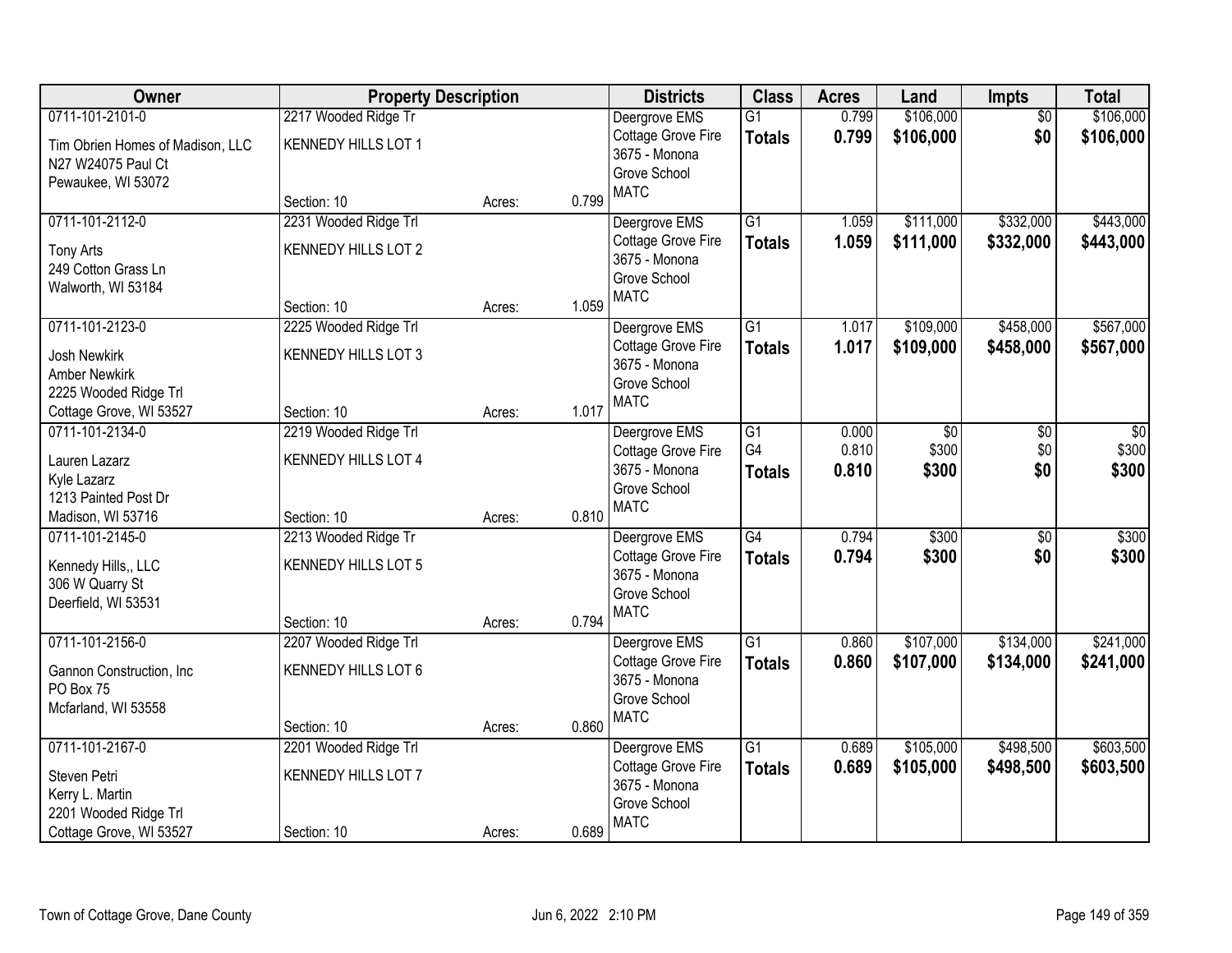| Owner | Property Description | | | Districts | Class | Acres | Land | Impts | Total |
|---|---|---|---|---|---|---|---|---|---|
| 0711-101-2101-0<br>Tim Obrien Homes of Madison, LLC<br>N27 W24075 Paul Ct<br>Pewaukee, WI 53072 | 2217 Wooded Ridge Tr<br>KENNEDY HILLS LOT 1<br>Section: 10 | Acres: | 0.799 | Deergrove EMS<br>Cottage Grove Fire<br>3675 - Monona Grove School<br>MATC | G1<br>**Totals** | 0.799<br>**0.799** | \$106,000<br>**\$106,000** | \$0<br>**\$0** | \$106,000<br>**\$106,000** |
| 0711-101-2112-0<br>Tony Arts<br>249 Cotton Grass Ln<br>Walworth, WI 53184 | 2231 Wooded Ridge Trl<br>KENNEDY HILLS LOT 2<br>Section: 10 | Acres: | 1.059 | Deergrove EMS<br>Cottage Grove Fire<br>3675 - Monona Grove School<br>MATC | G1<br>**Totals** | 1.059<br>**1.059** | \$111,000<br>**\$111,000** | \$332,000<br>**\$332,000** | \$443,000<br>**\$443,000** |
| 0711-101-2123-0<br>Josh Newkirk<br>Amber Newkirk<br>2225 Wooded Ridge Trl<br>Cottage Grove, WI 53527 | 2225 Wooded Ridge Trl<br>KENNEDY HILLS LOT 3<br>Section: 10 | Acres: | 1.017 | Deergrove EMS<br>Cottage Grove Fire<br>3675 - Monona Grove School<br>MATC | G1<br>**Totals** | 1.017<br>**1.017** | \$109,000<br>**\$109,000** | \$458,000<br>**\$458,000** | \$567,000<br>**\$567,000** |
| 0711-101-2134-0<br>Lauren Lazarz<br>Kyle Lazarz<br>1213 Painted Post Dr<br>Madison, WI 53716 | 2219 Wooded Ridge Trl<br>KENNEDY HILLS LOT 4<br>Section: 10 | Acres: | 0.810 | Deergrove EMS<br>Cottage Grove Fire<br>3675 - Monona Grove School<br>MATC | G1<br>G4<br>**Totals** | 0.000<br>0.810<br>**0.810** | \$0<br>\$300<br>**\$300** | \$0<br>\$0<br>**\$0** | \$0<br>\$300<br>**\$300** |
| 0711-101-2145-0<br>Kennedy Hills,, LLC<br>306 W Quarry St<br>Deerfield, WI 53531 | 2213 Wooded Ridge Tr<br>KENNEDY HILLS LOT 5<br>Section: 10 | Acres: | 0.794 | Deergrove EMS<br>Cottage Grove Fire<br>3675 - Monona Grove School<br>MATC | G4<br>**Totals** | 0.794<br>**0.794** | \$300<br>**\$300** | \$0<br>**\$0** | \$300<br>**\$300** |
| 0711-101-2156-0<br>Gannon Construction, Inc<br>PO Box 75<br>Mcfarland, WI 53558 | 2207 Wooded Ridge Trl<br>KENNEDY HILLS LOT 6<br>Section: 10 | Acres: | 0.860 | Deergrove EMS<br>Cottage Grove Fire<br>3675 - Monona Grove School<br>MATC | G1<br>**Totals** | 0.860<br>**0.860** | \$107,000<br>**\$107,000** | \$134,000<br>**\$134,000** | \$241,000<br>**\$241,000** |
| 0711-101-2167-0<br>Steven Petri<br>Kerry L. Martin<br>2201 Wooded Ridge Trl<br>Cottage Grove, WI 53527 | 2201 Wooded Ridge Trl<br>KENNEDY HILLS LOT 7<br>Section: 10 | Acres: | 0.689 | Deergrove EMS<br>Cottage Grove Fire<br>3675 - Monona Grove School<br>MATC | G1<br>**Totals** | 0.689<br>**0.689** | \$105,000<br>**\$105,000** | \$498,500<br>**\$498,500** | \$603,500<br>**\$603,500** |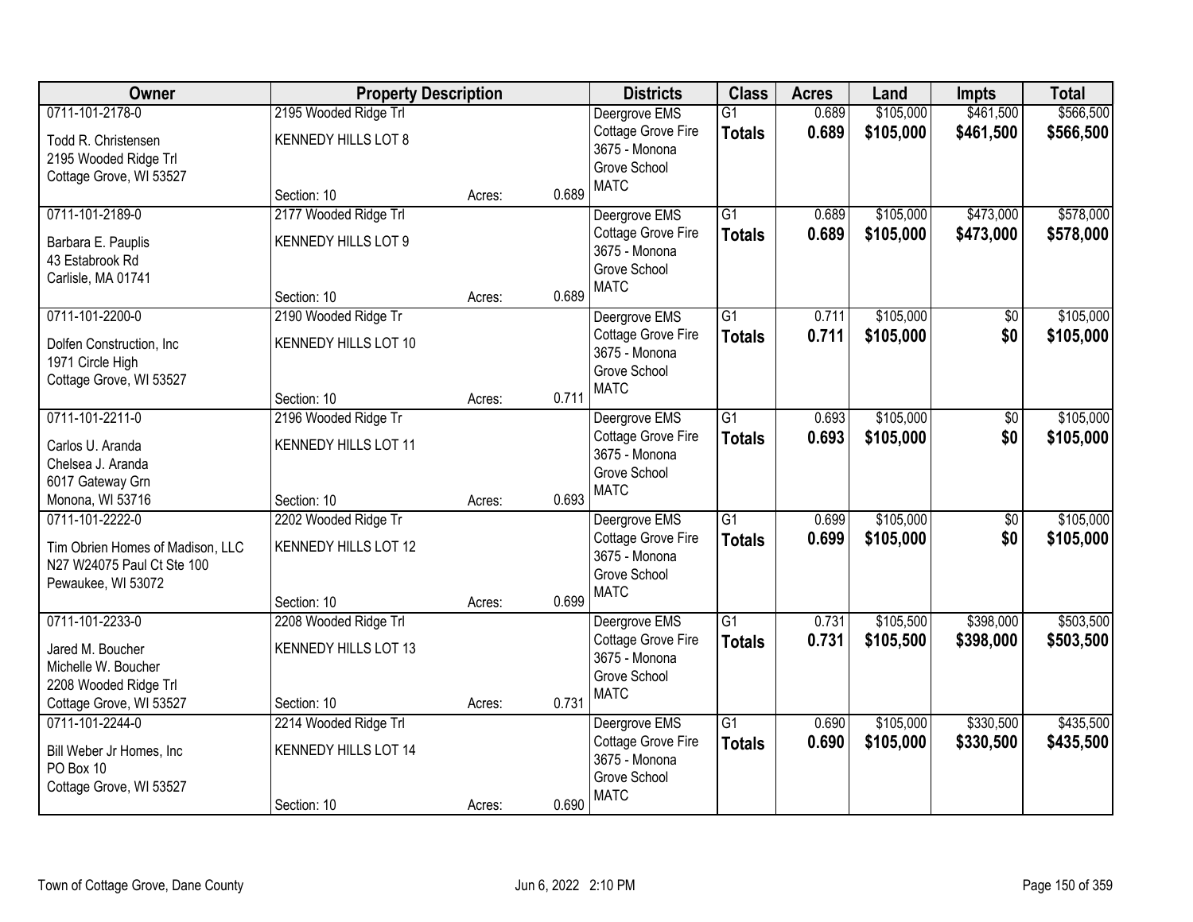| Owner | Property Description | | | Districts | Class | Acres | Land | Impts | Total |
|---|---|---|---|---|---|---|---|---|---|
| 0711-101-2178-0<br>Todd R. Christensen<br>2195 Wooded Ridge Trl<br>Cottage Grove, WI 53527 | 2195 Wooded Ridge Trl<br>KENNEDY HILLS LOT 8<br>Section: 10 | Acres: | 0.689 | Deergrove EMS<br>Cottage Grove Fire<br>3675 - Monona Grove School<br>MATC | G1<br>**Totals** | 0.689<br>**0.689** | $105,000<br>**$105,000** | $461,500<br>**$461,500** | $566,500<br>**$566,500** |
| 0711-101-2189-0<br>Barbara E. Pauplis<br>43 Estabrook Rd<br>Carlisle, MA 01741 | 2177 Wooded Ridge Trl<br>KENNEDY HILLS LOT 9<br>Section: 10 | Acres: | 0.689 | Deergrove EMS<br>Cottage Grove Fire<br>3675 - Monona Grove School<br>MATC | G1<br>**Totals** | 0.689<br>**0.689** | $105,000<br>**$105,000** | $473,000<br>**$473,000** | $578,000<br>**$578,000** |
| 0711-101-2200-0<br>Dolfen Construction, Inc<br>1971 Circle High<br>Cottage Grove, WI 53527 | 2190 Wooded Ridge Tr<br>KENNEDY HILLS LOT 10<br>Section: 10 | Acres: | 0.711 | Deergrove EMS<br>Cottage Grove Fire<br>3675 - Monona Grove School<br>MATC | G1<br>**Totals** | 0.711<br>**0.711** | $105,000<br>**$105,000** | $0<br>**$0** | $105,000<br>**$105,000** |
| 0711-101-2211-0<br>Carlos U. Aranda<br>Chelsea J. Aranda<br>6017 Gateway Grn<br>Monona, WI 53716 | 2196 Wooded Ridge Tr<br>KENNEDY HILLS LOT 11<br>Section: 10 | Acres: | 0.693 | Deergrove EMS<br>Cottage Grove Fire<br>3675 - Monona Grove School<br>MATC | G1<br>**Totals** | 0.693<br>**0.693** | $105,000<br>**$105,000** | $0<br>**$0** | $105,000<br>**$105,000** |
| 0711-101-2222-0<br>Tim Obrien Homes of Madison, LLC<br>N27 W24075 Paul Ct Ste 100<br>Pewaukee, WI 53072 | 2202 Wooded Ridge Tr<br>KENNEDY HILLS LOT 12<br>Section: 10 | Acres: | 0.699 | Deergrove EMS<br>Cottage Grove Fire<br>3675 - Monona Grove School<br>MATC | G1<br>**Totals** | 0.699<br>**0.699** | $105,000<br>**$105,000** | $0<br>**$0** | $105,000<br>**$105,000** |
| 0711-101-2233-0<br>Jared M. Boucher<br>Michelle W. Boucher<br>2208 Wooded Ridge Trl<br>Cottage Grove, WI 53527 | 2208 Wooded Ridge Trl<br>KENNEDY HILLS LOT 13<br>Section: 10 | Acres: | 0.731 | Deergrove EMS<br>Cottage Grove Fire<br>3675 - Monona Grove School<br>MATC | G1<br>**Totals** | 0.731<br>**0.731** | $105,500<br>**$105,500** | $398,000<br>**$398,000** | $503,500<br>**$503,500** |
| 0711-101-2244-0<br>Bill Weber Jr Homes, Inc<br>PO Box 10<br>Cottage Grove, WI 53527 | 2214 Wooded Ridge Trl<br>KENNEDY HILLS LOT 14<br>Section: 10 | Acres: | 0.690 | Deergrove EMS<br>Cottage Grove Fire<br>3675 - Monona Grove School<br>MATC | G1<br>**Totals** | 0.690<br>**0.690** | $105,000<br>**$105,000** | $330,500<br>**$330,500** | $435,500<br>**$435,500** |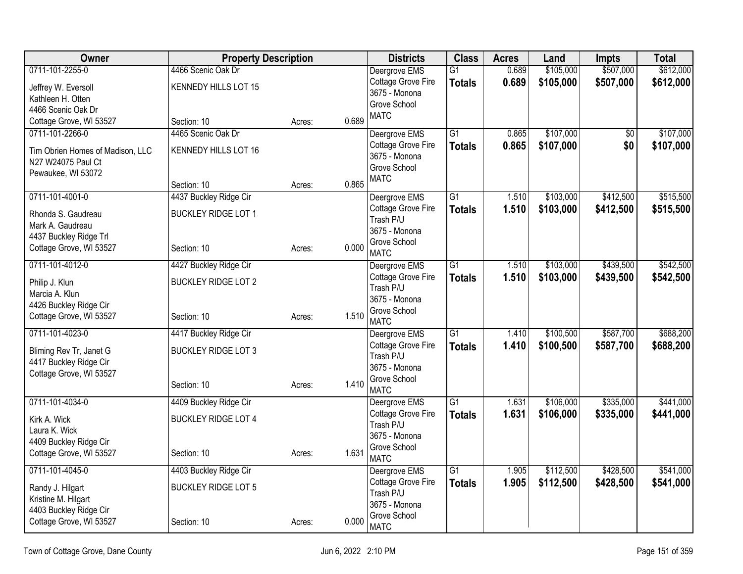| Owner | Property Description | | | Districts | Class | Acres | Land | Impts | Total |
|---|---|---|---|---|---|---|---|---|---|
| 0711-101-2255-0<br>Jeffrey W. Eversoll<br>Kathleen H. Otten<br>4466 Scenic Oak Dr<br>Cottage Grove, WI 53527 | 4466 Scenic Oak Dr<br>KENNEDY HILLS LOT 15<br>Section: 10 | Acres: | 0.689 | Deergrove EMS<br>Cottage Grove Fire<br>3675 - Monona Grove School<br>MATC | G1<br>**Totals** | 0.689<br>**0.689** | $105,000<br>**$105,000** | $507,000<br>**$507,000** | $612,000<br>**$612,000** |
| 0711-101-2266-0<br>Tim Obrien Homes of Madison, LLC<br>N27 W24075 Paul Ct<br>Pewaukee, WI 53072 | 4465 Scenic Oak Dr<br>KENNEDY HILLS LOT 16<br>Section: 10 | Acres: | 0.865 | Deergrove EMS<br>Cottage Grove Fire<br>3675 - Monona Grove School<br>MATC | G1<br>**Totals** | 0.865<br>**0.865** | $107,000<br>**$107,000** | $0<br>**$0** | $107,000<br>**$107,000** |
| 0711-101-4001-0<br>Rhonda S. Gaudreau<br>Mark A. Gaudreau<br>4437 Buckley Ridge Trl<br>Cottage Grove, WI 53527 | 4437 Buckley Ridge Cir<br>BUCKLEY RIDGE LOT 1<br>Section: 10 | Acres: | 0.000 | Deergrove EMS<br>Cottage Grove Fire<br>Trash P/U<br>3675 - Monona Grove School<br>MATC | G1<br>**Totals** | 1.510<br>**1.510** | $103,000<br>**$103,000** | $412,500<br>**$412,500** | $515,500<br>**$515,500** |
| 0711-101-4012-0<br>Philip J. Klun<br>Marcia A. Klun<br>4426 Buckley Ridge Cir<br>Cottage Grove, WI 53527 | 4427 Buckley Ridge Cir<br>BUCKLEY RIDGE LOT 2<br>Section: 10 | Acres: | 1.510 | Deergrove EMS<br>Cottage Grove Fire<br>Trash P/U<br>3675 - Monona Grove School<br>MATC | G1<br>**Totals** | 1.510<br>**1.510** | $103,000<br>**$103,000** | $439,500<br>**$439,500** | $542,500<br>**$542,500** |
| 0711-101-4023-0<br>Bliming Rev Tr, Janet G<br>4417 Buckley Ridge Cir<br>Cottage Grove, WI 53527 | 4417 Buckley Ridge Cir<br>BUCKLEY RIDGE LOT 3<br>Section: 10 | Acres: | 1.410 | Deergrove EMS<br>Cottage Grove Fire<br>Trash P/U<br>3675 - Monona Grove School<br>MATC | G1<br>**Totals** | 1.410<br>**1.410** | $100,500<br>**$100,500** | $587,700<br>**$587,700** | $688,200<br>**$688,200** |
| 0711-101-4034-0<br>Kirk A. Wick<br>Laura K. Wick<br>4409 Buckley Ridge Cir<br>Cottage Grove, WI 53527 | 4409 Buckley Ridge Cir<br>BUCKLEY RIDGE LOT 4<br>Section: 10 | Acres: | 1.631 | Deergrove EMS<br>Cottage Grove Fire<br>Trash P/U<br>3675 - Monona Grove School<br>MATC | G1<br>**Totals** | 1.631<br>**1.631** | $106,000<br>**$106,000** | $335,000<br>**$335,000** | $441,000<br>**$441,000** |
| 0711-101-4045-0<br>Randy J. Hilgart<br>Kristine M. Hilgart<br>4403 Buckley Ridge Cir<br>Cottage Grove, WI 53527 | 4403 Buckley Ridge Cir<br>BUCKLEY RIDGE LOT 5<br>Section: 10 | Acres: | 0.000 | Deergrove EMS<br>Cottage Grove Fire<br>Trash P/U<br>3675 - Monona Grove School<br>MATC | G1<br>**Totals** | 1.905<br>**1.905** | $112,500<br>**$112,500** | $428,500<br>**$428,500** | $541,000<br>**$541,000** |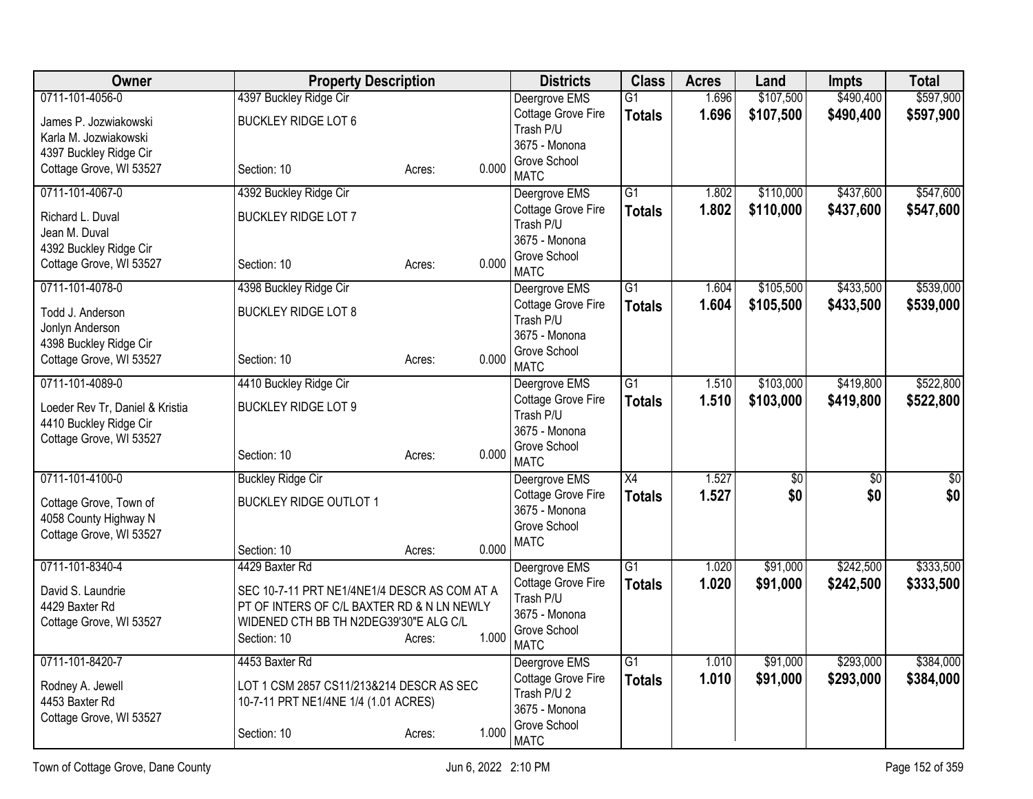| Owner | Property Description | | | Districts | Class | Acres | Land | Impts | Total |
|---|---|---|---|---|---|---|---|---|---|
| 0711-101-4056-0<br>James P. Jozwiakowski<br>Karla M. Jozwiakowski<br>4397 Buckley Ridge Cir<br>Cottage Grove, WI 53527 | 4397 Buckley Ridge Cir<br>BUCKLEY RIDGE LOT 6<br>Section: 10 | Acres: | 0.000 | Deergrove EMS<br>Cottage Grove Fire<br>Trash P/U<br>3675 - Monona Grove School<br>MATC | G1<br>**Totals** | 1.696<br>**1.696** | $107,500<br>**$107,500** | $490,400<br>**$490,400** | $597,900<br>**$597,900** |
| 0711-101-4067-0<br>Richard L. Duval<br>Jean M. Duval<br>4392 Buckley Ridge Cir<br>Cottage Grove, WI 53527 | 4392 Buckley Ridge Cir<br>BUCKLEY RIDGE LOT 7<br>Section: 10 | Acres: | 0.000 | Deergrove EMS<br>Cottage Grove Fire<br>Trash P/U<br>3675 - Monona Grove School<br>MATC | G1<br>**Totals** | 1.802<br>**1.802** | $110,000<br>**$110,000** | $437,600<br>**$437,600** | $547,600<br>**$547,600** |
| 0711-101-4078-0<br>Todd J. Anderson<br>Jonlyn Anderson<br>4398 Buckley Ridge Cir<br>Cottage Grove, WI 53527 | 4398 Buckley Ridge Cir<br>BUCKLEY RIDGE LOT 8<br>Section: 10 | Acres: | 0.000 | Deergrove EMS<br>Cottage Grove Fire<br>Trash P/U<br>3675 - Monona Grove School<br>MATC | G1<br>**Totals** | 1.604<br>**1.604** | $105,500<br>**$105,500** | $433,500<br>**$433,500** | $539,000<br>**$539,000** |
| 0711-101-4089-0<br>Loeder Rev Tr, Daniel & Kristia<br>4410 Buckley Ridge Cir<br>Cottage Grove, WI 53527 | 4410 Buckley Ridge Cir<br>BUCKLEY RIDGE LOT 9<br>Section: 10 | Acres: | 0.000 | Deergrove EMS<br>Cottage Grove Fire<br>Trash P/U<br>3675 - Monona Grove School<br>MATC | G1<br>**Totals** | 1.510<br>**1.510** | $103,000<br>**$103,000** | $419,800<br>**$419,800** | $522,800<br>**$522,800** |
| 0711-101-4100-0<br>Cottage Grove, Town of<br>4058 County Highway N<br>Cottage Grove, WI 53527 | Buckley Ridge Cir<br>BUCKLEY RIDGE OUTLOT 1<br>Section: 10 | Acres: | 0.000 | Deergrove EMS<br>Cottage Grove Fire<br>3675 - Monona Grove School<br>MATC | X4<br>**Totals** | 1.527<br>**1.527** | $0<br>**$0** | $0<br>**$0** | $0<br>**$0** |
| 0711-101-8340-4<br>David S. Laundrie<br>4429 Baxter Rd<br>Cottage Grove, WI 53527 | 4429 Baxter Rd<br>SEC 10-7-11 PRT NE1/4NE1/4 DESCR AS COM AT A PT OF INTERS OF C/L BAXTER RD & N LN NEWLY WIDENED CTH BB TH N2DEG39'30"E ALG C/L<br>Section: 10 | Acres: | 1.000 | Deergrove EMS<br>Cottage Grove Fire<br>Trash P/U<br>3675 - Monona Grove School<br>MATC | G1<br>**Totals** | 1.020<br>**1.020** | $91,000<br>**$91,000** | $242,500<br>**$242,500** | $333,500<br>**$333,500** |
| 0711-101-8420-7<br>Rodney A. Jewell<br>4453 Baxter Rd<br>Cottage Grove, WI 53527 | 4453 Baxter Rd<br>LOT 1 CSM 2857 CS11/213&214 DESCR AS SEC 10-7-11 PRT NE1/4NE 1/4 (1.01 ACRES)<br>Section: 10 | Acres: | 1.000 | Deergrove EMS<br>Cottage Grove Fire<br>Trash P/U 2<br>3675 - Monona Grove School<br>MATC | G1<br>**Totals** | 1.010<br>**1.010** | $91,000<br>**$91,000** | $293,000<br>**$293,000** | $384,000<br>**$384,000** |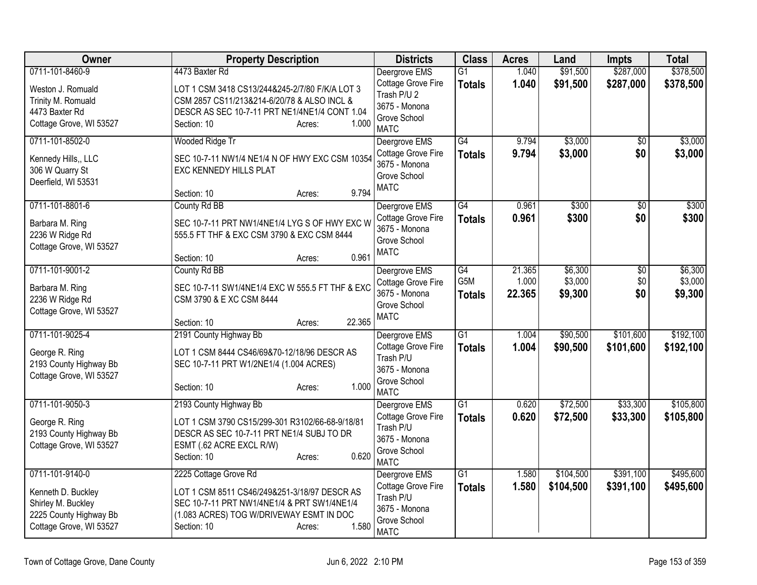| Owner | Property Description | Districts | Class | Acres | Land | Impts | Total |
|---|---|---|---|---|---|---|---|
| 0711-101-8460-9<br>Weston J. Romuald<br>Trinity M. Romuald<br>4473 Baxter Rd<br>Cottage Grove, WI 53527 | 4473 Baxter Rd<br>LOT 1 CSM 3418 CS13/244&245-2/7/80 F/K/A LOT 3 CSM 2857 CS11/213&214-6/20/78 & ALSO INCL & DESCR AS SEC 10-7-11 PRT NE1/4NE1/4 CONT 1.04<br>Section: 10 Acres: 1.000 | Deergrove EMS<br>Cottage Grove Fire<br>Trash P/U 2<br>3675 - Monona Grove School<br>MATC | G1<br>**Totals** | 1.040<br>**1.040** | \$91,500<br>**\$91,500** | \$287,000<br>**\$287,000** | \$378,500<br>**\$378,500** |
| 0711-101-8502-0<br>Kennedy Hills,, LLC<br>306 W Quarry St<br>Deerfield, WI 53531 | Wooded Ridge Tr<br>SEC 10-7-11 NW1/4 NE1/4 N OF HWY EXC CSM 10354 EXC KENNEDY HILLS PLAT<br>Section: 10 Acres: 9.794 | Deergrove EMS<br>Cottage Grove Fire<br>3675 - Monona Grove School<br>MATC | G4<br>**Totals** | 9.794<br>**9.794** | \$3,000<br>**\$3,000** | \$0<br>**\$0** | \$3,000<br>**\$3,000** |
| 0711-101-8801-6<br>Barbara M. Ring<br>2236 W Ridge Rd<br>Cottage Grove, WI 53527 | County Rd BB<br>SEC 10-7-11 PRT NW1/4NE1/4 LYG S OF HWY EXC W 555.5 FT THF & EXC CSM 3790 & EXC CSM 8444<br>Section: 10 Acres: 0.961 | Deergrove EMS<br>Cottage Grove Fire<br>3675 - Monona Grove School<br>MATC | G4<br>**Totals** | 0.961<br>**0.961** | \$300<br>**\$300** | \$0<br>**\$0** | \$300<br>**\$300** |
| 0711-101-9001-2<br>Barbara M. Ring<br>2236 W Ridge Rd<br>Cottage Grove, WI 53527 | County Rd BB<br>SEC 10-7-11 SW1/4NE1/4 EXC W 555.5 FT THF & EXC CSM 3790 & E XC CSM 8444<br>Section: 10 Acres: 22.365 | Deergrove EMS<br>Cottage Grove Fire<br>3675 - Monona Grove School<br>MATC | G4<br>G5M<br>**Totals** | 21.365<br>1.000<br>**22.365** | \$6,300<br>\$3,000<br>**\$9,300** | \$0<br>\$0<br>**\$0** | \$6,300<br>\$3,000<br>**\$9,300** |
| 0711-101-9025-4<br>George R. Ring<br>2193 County Highway Bb<br>Cottage Grove, WI 53527 | 2191 County Highway Bb<br>LOT 1 CSM 8444 CS46/69&70-12/18/96 DESCR AS SEC 10-7-11 PRT W1/2NE1/4 (1.004 ACRES)<br>Section: 10 Acres: 1.000 | Deergrove EMS<br>Cottage Grove Fire<br>Trash P/U<br>3675 - Monona Grove School<br>MATC | G1<br>**Totals** | 1.004<br>**1.004** | \$90,500<br>**\$90,500** | \$101,600<br>**\$101,600** | \$192,100<br>**\$192,100** |
| 0711-101-9050-3<br>George R. Ring<br>2193 County Highway Bb<br>Cottage Grove, WI 53527 | 2193 County Highway Bb<br>LOT 1 CSM 3790 CS15/299-301 R3102/66-68-9/18/81 DESCR AS SEC 10-7-11 PRT NE1/4 SUBJ TO DR ESMT (.62 ACRE EXCL R/W)<br>Section: 10 Acres: 0.620 | Deergrove EMS<br>Cottage Grove Fire<br>Trash P/U<br>3675 - Monona Grove School<br>MATC | G1<br>**Totals** | 0.620<br>**0.620** | \$72,500<br>**\$72,500** | \$33,300<br>**\$33,300** | \$105,800<br>**\$105,800** |
| 0711-101-9140-0<br>Kenneth D. Buckley<br>Shirley M. Buckley<br>2225 County Highway Bb<br>Cottage Grove, WI 53527 | 2225 Cottage Grove Rd<br>LOT 1 CSM 8511 CS46/249&251-3/18/97 DESCR AS SEC 10-7-11 PRT NW1/4NE1/4 & PRT SW1/4NE1/4 (1.083 ACRES) TOG W/DRIVEWAY ESMT IN DOC<br>Section: 10 Acres: 1.580 | Deergrove EMS<br>Cottage Grove Fire<br>Trash P/U<br>3675 - Monona Grove School<br>MATC | G1<br>**Totals** | 1.580<br>**1.580** | \$104,500<br>**\$104,500** | \$391,100<br>**\$391,100** | \$495,600<br>**\$495,600** |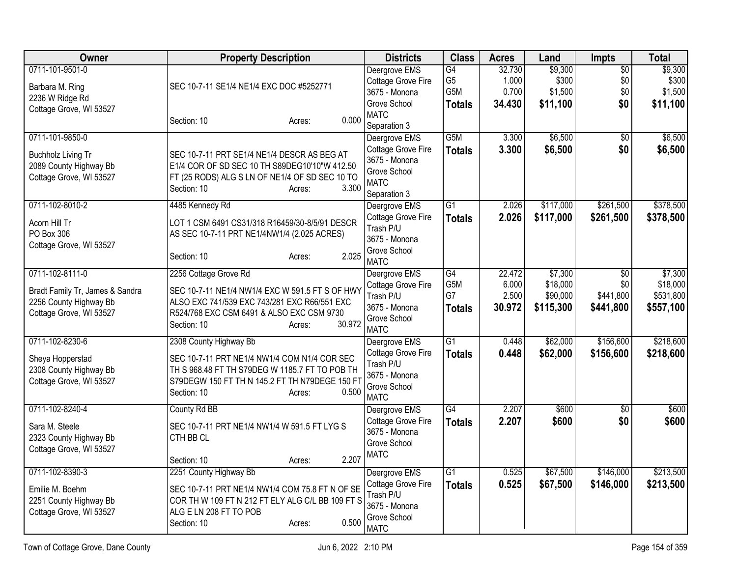| Owner | Property Description | Districts | Class | Acres | Land | Impts | Total |
|---|---|---|---|---|---|---|---|
| 0711-101-9501-0<br><br>Barbara M. Ring<br>2236 W Ridge Rd<br>Cottage Grove, WI 53527 | SEC 10-7-11 SE1/4 NE1/4 EXC DOC #5252771<br><br>Section: 10 Acres: 0.000 | Deergrove EMS<br>Cottage Grove Fire<br>3675 - Monona Grove School<br>MATC<br>Separation 3 | G4<br>G5<br>G5M<br>**Totals** | 32.730<br>1.000<br>0.700<br>**34.430** | $9,300<br>$300<br>$1,500<br>**$11,100** | $0<br>$0<br>$0<br>**$0** | $9,300<br>$300<br>$1,500<br>**$11,100** |
| 0711-101-9850-0<br><br>Buchholz Living Tr<br>2089 County Highway Bb<br>Cottage Grove, WI 53527 | SEC 10-7-11 PRT SE1/4 NE1/4 DESCR AS BEG AT E1/4 COR OF SD SEC 10 TH S89DEG10'10"W 412.50 FT (25 RODS) ALG S LN OF NE1/4 OF SD SEC 10 TO<br>Section: 10 Acres: 3.300 | Deergrove EMS<br>Cottage Grove Fire<br>3675 - Monona Grove School<br>MATC<br>Separation 3 | G5M<br>**Totals** | 3.300<br>**3.300** | $6,500<br>**$6,500** | $0<br>**$0** | $6,500<br>**$6,500** |
| 0711-102-8010-2<br><br>Acorn Hill Tr<br>PO Box 306<br>Cottage Grove, WI 53527 | 4485 Kennedy Rd<br><br>LOT 1 CSM 6491 CS31/318 R16459/30-8/5/91 DESCR AS SEC 10-7-11 PRT NE1/4NW1/4 (2.025 ACRES)<br><br>Section: 10 Acres: 2.025 | Deergrove EMS<br>Cottage Grove Fire<br>Trash P/U<br>3675 - Monona Grove School<br>MATC | G1<br>**Totals** | 2.026<br>**2.026** | $117,000<br>**$117,000** | $261,500<br>**$261,500** | $378,500<br>**$378,500** |
| 0711-102-8111-0<br><br>Bradt Family Tr, James & Sandra<br>2256 County Highway Bb<br>Cottage Grove, WI 53527 | 2256 Cottage Grove Rd<br><br>SEC 10-7-11 NE1/4 NW1/4 EXC W 591.5 FT S OF HWY ALSO EXC 741/539 EXC 743/281 EXC R66/551 EXC R524/768 EXC CSM 6491 & ALSO EXC CSM 9730<br>Section: 10 Acres: 30.972 | Deergrove EMS<br>Cottage Grove Fire<br>Trash P/U<br>3675 - Monona Grove School<br>MATC | G4<br>G5M<br>G7<br>**Totals** | 22.472<br>6.000<br>2.500<br>**30.972** | $7,300<br>$18,000<br>$90,000<br>**$115,300** | $0<br>$0<br>$441,800<br>**$441,800** | $7,300<br>$18,000<br>$531,800<br>**$557,100** |
| 0711-102-8230-6<br><br>Sheya Hopperstad<br>2308 County Highway Bb<br>Cottage Grove, WI 53527 | 2308 County Highway Bb<br><br>SEC 10-7-11 PRT NE1/4 NW1/4 COM N1/4 COR SEC TH S 968.48 FT TH S79DEG W 1185.7 FT TO POB TH S79DEGW 150 FT TH N 145.2 FT TH N79DEGE 150 FT<br>Section: 10 Acres: 0.500 | Deergrove EMS<br>Cottage Grove Fire<br>Trash P/U<br>3675 - Monona Grove School<br>MATC | G1<br>**Totals** | 0.448<br>**0.448** | $62,000<br>**$62,000** | $156,600<br>**$156,600** | $218,600<br>**$218,600** |
| 0711-102-8240-4<br><br>Sara M. Steele<br>2323 County Highway Bb<br>Cottage Grove, WI 53527 | County Rd BB<br><br>SEC 10-7-11 PRT NE1/4 NW1/4 W 591.5 FT LYG S CTH BB CL<br><br>Section: 10 Acres: 2.207 | Deergrove EMS<br>Cottage Grove Fire<br>3675 - Monona Grove School<br>MATC | G4<br>**Totals** | 2.207<br>**2.207** | $600<br>**$600** | $0<br>**$0** | $600<br>**$600** |
| 0711-102-8390-3<br><br>Emilie M. Boehm<br>2251 County Highway Bb<br>Cottage Grove, WI 53527 | 2251 County Highway Bb<br><br>SEC 10-7-11 PRT NE1/4 NW1/4 COM 75.8 FT N OF SE COR TH W 109 FT N 212 FT ELY ALG C/L BB 109 FT S ALG E LN 208 FT TO POB<br>Section: 10 Acres: 0.500 | Deergrove EMS<br>Cottage Grove Fire<br>Trash P/U<br>3675 - Monona Grove School<br>MATC | G1<br>**Totals** | 0.525<br>**0.525** | $67,500<br>**$67,500** | $146,000<br>**$146,000** | $213,500<br>**$213,500** |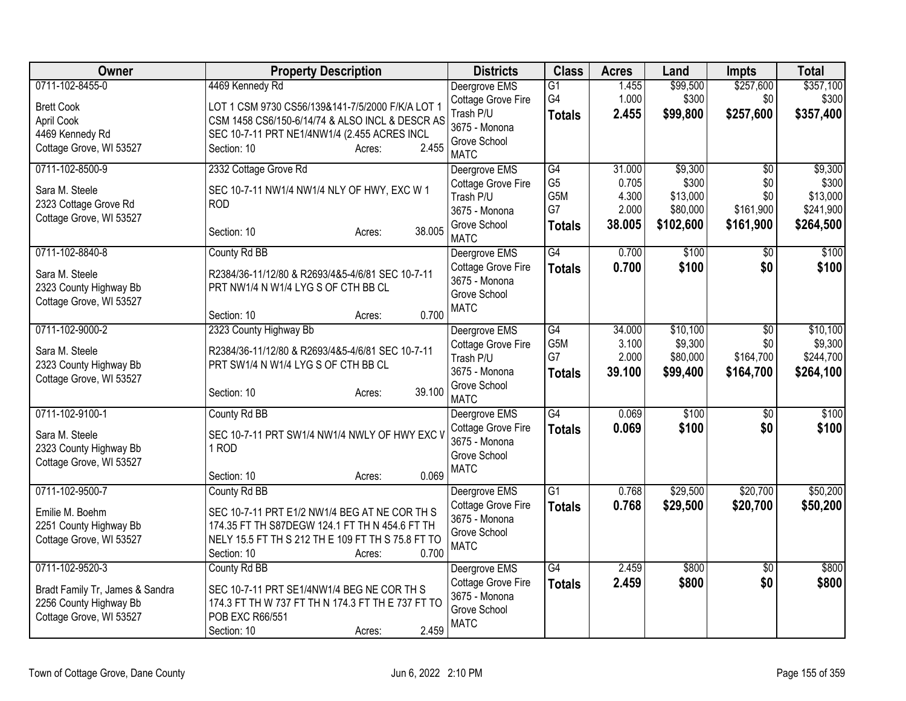| Owner | Property Description | Districts | Class | Acres | Land | Impts | Total |
|---|---|---|---|---|---|---|---|
| 0711-102-8455-0<br><br>Brett Cook<br>April Cook<br>4469 Kennedy Rd<br>Cottage Grove, WI 53527 | 4469 Kennedy Rd<br><br>LOT 1 CSM 9730 CS56/139&141-7/5/2000 F/K/A LOT 1 CSM 1458 CS6/150-6/14/74 & ALSO INCL & DESCR AS SEC 10-7-11 PRT NE1/4NW1/4 (2.455 ACRES INCL<br>Section: 10 Acres: 2.455 | Deergrove EMS<br>Cottage Grove Fire<br>Trash P/U<br>3675 - Monona Grove School<br>MATC | G1<br>G4<br>**Totals** | 1.455<br>1.000<br>**2.455** | $99,500<br>$300<br>**$99,800** | $257,600<br>$0<br>**$257,600** | $357,100<br>$300<br>**$357,400** |
| 0711-102-8500-9<br><br>Sara M. Steele<br>2323 Cottage Grove Rd<br>Cottage Grove, WI 53527 | 2332 Cottage Grove Rd<br><br>SEC 10-7-11 NW1/4 NW1/4 NLY OF HWY, EXC W 1 ROD<br><br>Section: 10 Acres: 38.005 | Deergrove EMS<br>Cottage Grove Fire<br>Trash P/U<br>3675 - Monona Grove School<br>MATC | G4<br>G5<br>G5M<br>G7<br>**Totals** | 31.000<br>0.705<br>4.300<br>2.000<br>**38.005** | $9,300<br>$300<br>$13,000<br>$80,000<br>**$102,600** | $0<br>$0<br>$0<br>$161,900<br>**$161,900** | $9,300<br>$300<br>$13,000<br>$241,900<br>**$264,500** |
| 0711-102-8840-8<br><br>Sara M. Steele<br>2323 County Highway Bb<br>Cottage Grove, WI 53527 | County Rd BB<br><br>R2384/36-11/12/80 & R2693/4&5-4/6/81 SEC 10-7-11 PRT NW1/4 N W1/4 LYG S OF CTH BB CL<br><br>Section: 10 Acres: 0.700 | Deergrove EMS<br>Cottage Grove Fire<br>3675 - Monona Grove School<br>MATC | G4<br>**Totals** | 0.700<br>**0.700** | $100<br>**$100** | $0<br>**$0** | $100<br>**$100** |
| 0711-102-9000-2<br><br>Sara M. Steele<br>2323 County Highway Bb<br>Cottage Grove, WI 53527 | 2323 County Highway Bb<br><br>R2384/36-11/12/80 & R2693/4&5-4/6/81 SEC 10-7-11 PRT SW1/4 N W1/4 LYG S OF CTH BB CL<br><br>Section: 10 Acres: 39.100 | Deergrove EMS<br>Cottage Grove Fire<br>Trash P/U<br>3675 - Monona Grove School<br>MATC | G4<br>G5M<br>G7<br>**Totals** | 34.000<br>3.100<br>2.000<br>**39.100** | $10,100<br>$9,300<br>$80,000<br>**$99,400** | $0<br>$0<br>$164,700<br>**$164,700** | $10,100<br>$9,300<br>$244,700<br>**$264,100** |
| 0711-102-9100-1<br><br>Sara M. Steele<br>2323 County Highway Bb<br>Cottage Grove, WI 53527 | County Rd BB<br><br>SEC 10-7-11 PRT SW1/4 NW1/4 NWLY OF HWY EXC W 1 ROD<br><br>Section: 10 Acres: 0.069 | Deergrove EMS<br>Cottage Grove Fire<br>3675 - Monona Grove School<br>MATC | G4<br>**Totals** | 0.069<br>**0.069** | $100<br>**$100** | $0<br>**$0** | $100<br>**$100** |
| 0711-102-9500-7<br><br>Emilie M. Boehm<br>2251 County Highway Bb<br>Cottage Grove, WI 53527 | County Rd BB<br><br>SEC 10-7-11 PRT E1/2 NW1/4 BEG AT NE COR TH S 174.35 FT TH S87DEGW 124.1 FT TH N 454.6 FT TH NELY 15.5 FT TH S 212 TH E 109 FT TH S 75.8 FT TO<br>Section: 10 Acres: 0.700 | Deergrove EMS<br>Cottage Grove Fire<br>3675 - Monona Grove School<br>MATC | G1<br>**Totals** | 0.768<br>**0.768** | $29,500<br>**$29,500** | $20,700<br>**$20,700** | $50,200<br>**$50,200** |
| 0711-102-9520-3<br><br>Bradt Family Tr, James & Sandra<br>2256 County Highway Bb<br>Cottage Grove, WI 53527 | County Rd BB<br><br>SEC 10-7-11 PRT SE1/4NW1/4 BEG NE COR TH S 174.3 FT TH W 737 FT TH N 174.3 FT TH E 737 FT TO POB EXC R66/551<br>Section: 10 Acres: 2.459 | Deergrove EMS<br>Cottage Grove Fire<br>3675 - Monona Grove School<br>MATC | G4<br>**Totals** | 2.459<br>**2.459** | $800<br>**$800** | $0<br>**$0** | $800<br>**$800** |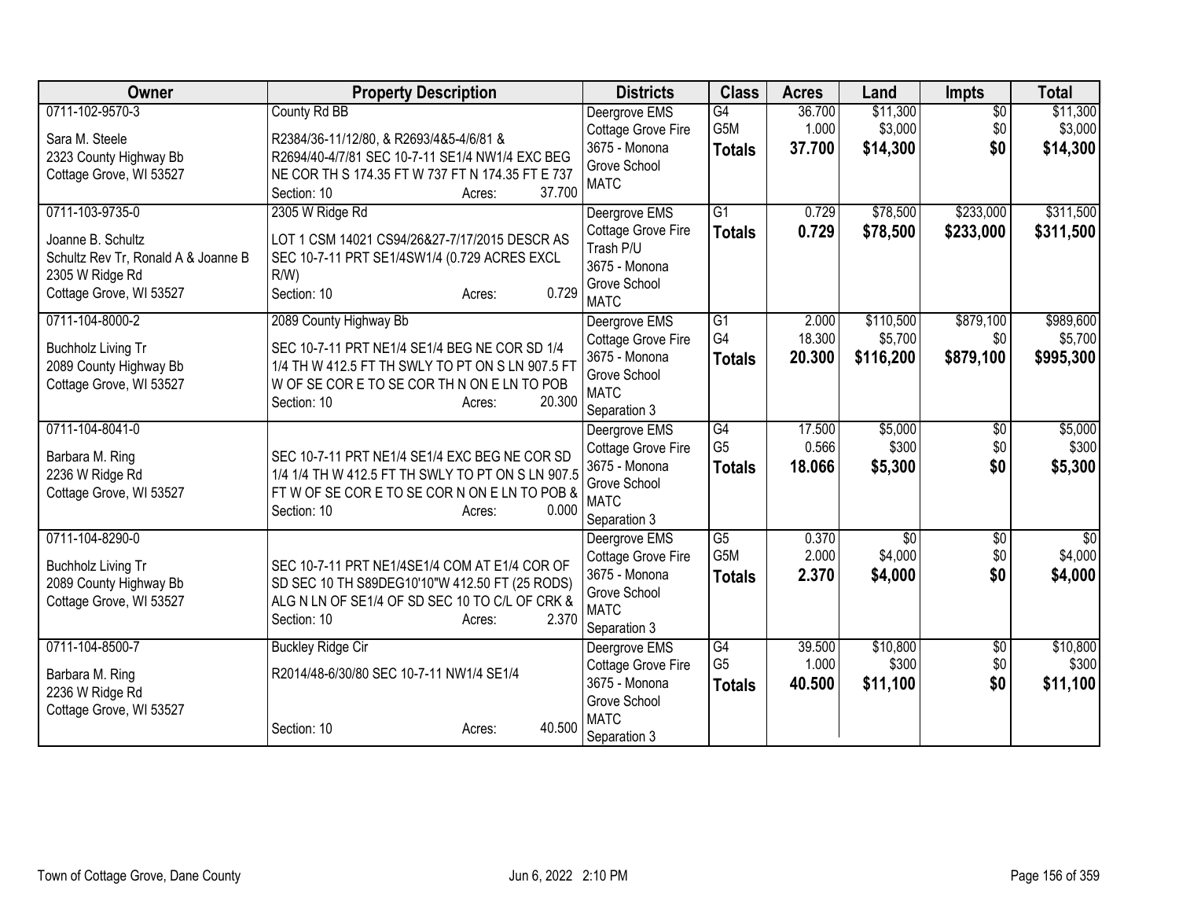| Owner | Property Description | Districts | Class | Acres | Land | Impts | Total |
|---|---|---|---|---|---|---|---|
| 0711-102-9570-3<br>Sara M. Steele<br>2323 County Highway Bb<br>Cottage Grove, WI 53527 | County Rd BB<br>R2384/36-11/12/80, & R2693/4&5-4/6/81 & R2694/40-4/7/81 SEC 10-7-11 SE1/4 NW1/4 EXC BEG NE COR TH S 174.35 FT W 737 FT N 174.35 FT E 737<br>Section: 10 Acres: 37.700 | Deergrove EMS<br>Cottage Grove Fire<br>3675 - Monona Grove School<br>MATC | G4<br>G5M<br>**Totals** | 36.700<br>1.000<br>**37.700** | $11,300<br>$3,000<br>**$14,300** | $0<br>$0<br>**$0** | $11,300<br>$3,000<br>**$14,300** |
| 0711-103-9735-0<br>Joanne B. Schultz<br>Schultz Rev Tr, Ronald A & Joanne B<br>2305 W Ridge Rd<br>Cottage Grove, WI 53527 | 2305 W Ridge Rd<br>LOT 1 CSM 14021 CS94/26&27-7/17/2015 DESCR AS SEC 10-7-11 PRT SE1/4SW1/4 (0.729 ACRES EXCL R/W)<br>Section: 10 Acres: 0.729 | Deergrove EMS<br>Cottage Grove Fire<br>Trash P/U<br>3675 - Monona Grove School<br>MATC | G1<br>**Totals** | 0.729<br>**0.729** | $78,500<br>**$78,500** | $233,000<br>**$233,000** | $311,500<br>**$311,500** |
| 0711-104-8000-2<br>Buchholz Living Tr<br>2089 County Highway Bb<br>Cottage Grove, WI 53527 | 2089 County Highway Bb<br>SEC 10-7-11 PRT NE1/4 SE1/4 BEG NE COR SD 1/4 1/4 TH W 412.5 FT TH SWLY TO PT ON S LN 907.5 FT W OF SE COR E TO SE COR TH N ON E LN TO POB<br>Section: 10 Acres: 20.300 | Deergrove EMS<br>Cottage Grove Fire<br>3675 - Monona Grove School<br>MATC<br>Separation 3 | G1<br>G4<br>**Totals** | 2.000<br>18.300<br>**20.300** | $110,500<br>$5,700<br>**$116,200** | $879,100<br>$0<br>**$879,100** | $989,600<br>$5,700<br>**$995,300** |
| 0711-104-8041-0<br>Barbara M. Ring<br>2236 W Ridge Rd<br>Cottage Grove, WI 53527 | SEC 10-7-11 PRT NE1/4 SE1/4 EXC BEG NE COR SD 1/4 1/4 TH W 412.5 FT TH SWLY TO PT ON S LN 907.5 FT W OF SE COR E TO SE COR N ON E LN TO POB &<br>Section: 10 Acres: 0.000 | Deergrove EMS<br>Cottage Grove Fire<br>3675 - Monona Grove School<br>MATC<br>Separation 3 | G4<br>G5<br>**Totals** | 17.500<br>0.566<br>**18.066** | $5,000<br>$300<br>**$5,300** | $0<br>$0<br>**$0** | $5,000<br>$300<br>**$5,300** |
| 0711-104-8290-0<br>Buchholz Living Tr<br>2089 County Highway Bb<br>Cottage Grove, WI 53527 | SEC 10-7-11 PRT NE1/4SE1/4 COM AT E1/4 COR OF SD SEC 10 TH S89DEG10'10"W 412.50 FT (25 RODS) ALG N LN OF SE1/4 OF SD SEC 10 TO C/L OF CRK &<br>Section: 10 Acres: 2.370 | Deergrove EMS<br>Cottage Grove Fire<br>3675 - Monona Grove School<br>MATC<br>Separation 3 | G5<br>G5M<br>**Totals** | 0.370<br>2.000<br>**2.370** | $0<br>$4,000<br>**$4,000** | $0<br>$0<br>**$0** | $0<br>$4,000<br>**$4,000** |
| 0711-104-8500-7<br>Barbara M. Ring<br>2236 W Ridge Rd<br>Cottage Grove, WI 53527 | Buckley Ridge Cir<br>R2014/48-6/30/80 SEC 10-7-11 NW1/4 SE1/4<br>Section: 10 Acres: 40.500 | Deergrove EMS<br>Cottage Grove Fire<br>3675 - Monona Grove School<br>MATC<br>Separation 3 | G4<br>G5<br>**Totals** | 39.500<br>1.000<br>**40.500** | $10,800<br>$300<br>**$11,100** | $0<br>$0<br>**$0** | $10,800<br>$300<br>**$11,100** |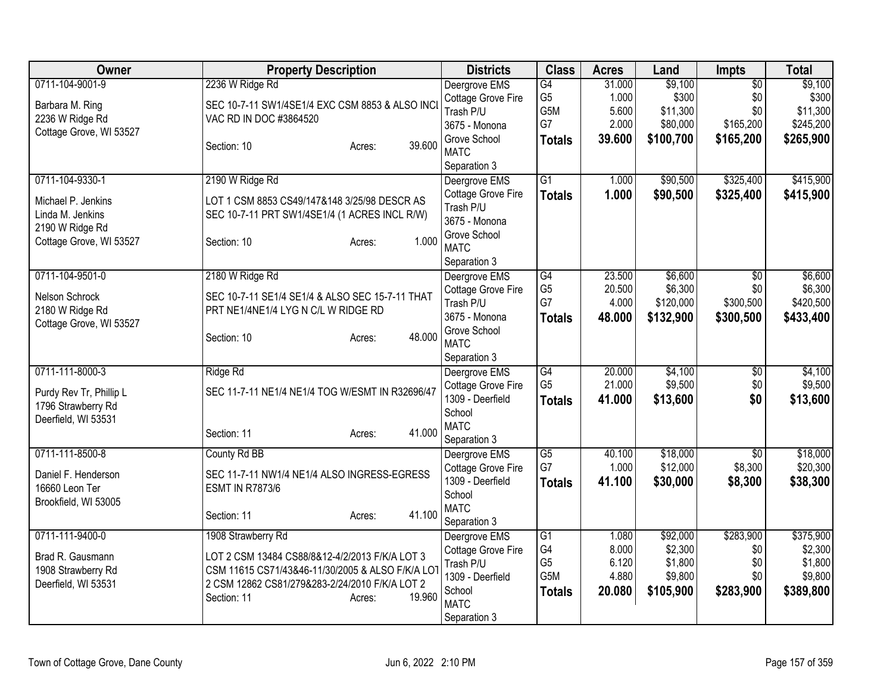| Owner | Property Description | Districts | Class | Acres | Land | Impts | Total |
|---|---|---|---|---|---|---|---|
| 0711-104-9001-9<br>Barbara M. Ring<br>2236 W Ridge Rd<br>Cottage Grove, WI 53527 | 2236 W Ridge Rd<br>SEC 10-7-11 SW1/4SE1/4 EXC CSM 8853 & ALSO INCL VAC RD IN DOC #3864520<br>Section: 10 Acres: 39.600 | Deergrove EMS<br>Cottage Grove Fire<br>Trash P/U<br>3675 - Monona Grove School<br>MATC<br>Separation 3 | G4<br>G5<br>G5M<br>G7<br>**Totals** | 31.000<br>1.000<br>5.600<br>2.000<br>**39.600** | $9,100<br>$300<br>$11,300<br>$80,000<br>**$100,700** | $0<br>$0<br>$0<br>$165,200<br>**$165,200** | $9,100<br>$300<br>$11,300<br>$245,200<br>**$265,900** |
| 0711-104-9330-1<br>Michael P. Jenkins<br>Linda M. Jenkins<br>2190 W Ridge Rd<br>Cottage Grove, WI 53527 | 2190 W Ridge Rd<br>LOT 1 CSM 8853 CS49/147&148 3/25/98 DESCR AS SEC 10-7-11 PRT SW1/4SE1/4 (1 ACRES INCL R/W)<br>Section: 10 Acres: 1.000 | Deergrove EMS<br>Cottage Grove Fire<br>Trash P/U<br>3675 - Monona Grove School<br>MATC<br>Separation 3 | G1<br>**Totals** | 1.000<br>**1.000** | $90,500<br>**$90,500** | $325,400<br>**$325,400** | $415,900<br>**$415,900** |
| 0711-104-9501-0<br>Nelson Schrock<br>2180 W Ridge Rd<br>Cottage Grove, WI 53527 | 2180 W Ridge Rd<br>SEC 10-7-11 SE1/4 SE1/4 & ALSO SEC 15-7-11 THAT PRT NE1/4NE1/4 LYG N C/L W RIDGE RD<br>Section: 10 Acres: 48.000 | Deergrove EMS<br>Cottage Grove Fire<br>Trash P/U<br>3675 - Monona Grove School<br>MATC<br>Separation 3 | G4<br>G5<br>G7<br>**Totals** | 23.500<br>20.500<br>4.000<br>**48.000** | $6,600<br>$6,300<br>$120,000<br>**$132,900** | $0<br>$0<br>$300,500<br>**$300,500** | $6,600<br>$6,300<br>$420,500<br>**$433,400** |
| 0711-111-8000-3<br>Purdy Rev Tr, Phillip L<br>1796 Strawberry Rd<br>Deerfield, WI 53531 | Ridge Rd<br>SEC 11-7-11 NE1/4 NE1/4 TOG W/ESMT IN R32696/47<br>Section: 11 Acres: 41.000 | Deergrove EMS<br>Cottage Grove Fire<br>1309 - Deerfield School<br>MATC<br>Separation 3 | G4<br>G5<br>**Totals** | 20.000<br>21.000<br>**41.000** | $4,100<br>$9,500<br>**$13,600** | $0<br>$0<br>**$0** | $4,100<br>$9,500<br>**$13,600** |
| 0711-111-8500-8<br>Daniel F. Henderson<br>16660 Leon Ter<br>Brookfield, WI 53005 | County Rd BB<br>SEC 11-7-11 NW1/4 NE1/4 ALSO INGRESS-EGRESS ESMT IN R7873/6<br>Section: 11 Acres: 41.100 | Deergrove EMS<br>Cottage Grove Fire<br>1309 - Deerfield School<br>MATC<br>Separation 3 | G5<br>G7<br>**Totals** | 40.100<br>1.000<br>**41.100** | $18,000<br>$12,000<br>**$30,000** | $0<br>$8,300<br>**$8,300** | $18,000<br>$20,300<br>**$38,300** |
| 0711-111-9400-0<br>Brad R. Gausmann<br>1908 Strawberry Rd<br>Deerfield, WI 53531 | 1908 Strawberry Rd<br>LOT 2 CSM 13484 CS88/8&12-4/2/2013 F/K/A LOT 3 CSM 11615 CS71/43&46-11/30/2005 & ALSO F/K/A LOT 2 CSM 12862 CS81/279&283-2/24/2010 F/K/A LOT 2<br>Section: 11 Acres: 19.960 | Deergrove EMS<br>Cottage Grove Fire<br>Trash P/U<br>1309 - Deerfield School<br>MATC<br>Separation 3 | G1<br>G4<br>G5<br>G5M<br>**Totals** | 1.080<br>8.000<br>6.120<br>4.880<br>**20.080** | $92,000<br>$2,300<br>$1,800<br>$9,800<br>**$105,900** | $283,900<br>$0<br>$0<br>$0<br>**$283,900** | $375,900<br>$2,300<br>$1,800<br>$9,800<br>**$389,800** |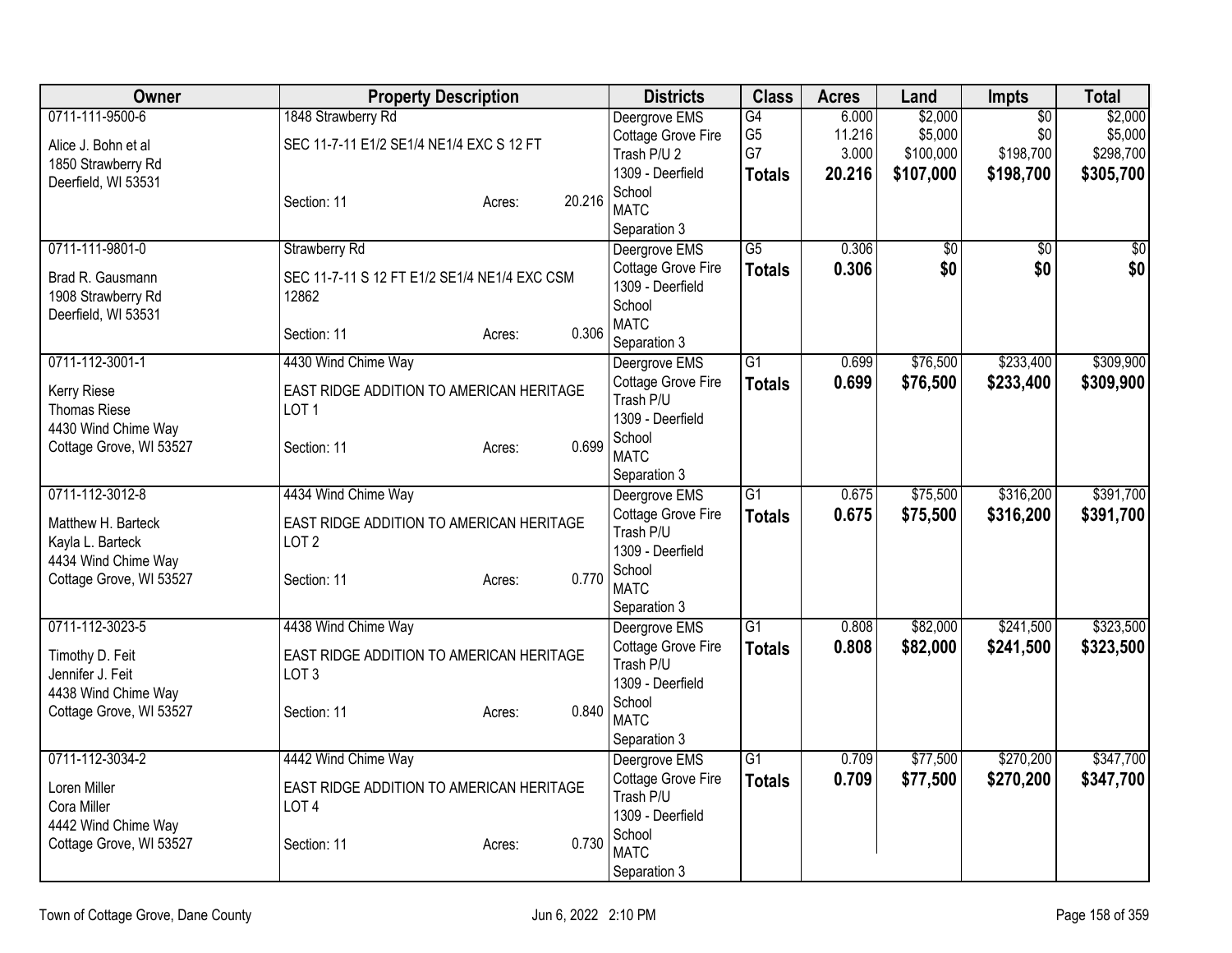| Owner | Property Description | Districts | Class | Acres | Land | Impts | Total |
|---|---|---|---|---|---|---|---|
| 0711-111-9500-6<br>Alice J. Bohn et al<br>1850 Strawberry Rd<br>Deerfield, WI 53531 | 1848 Strawberry Rd<br>SEC 11-7-11 E1/2 SE1/4 NE1/4 EXC S 12 FT<br>Section: 11 Acres: 20.216 | Deergrove EMS<br>Cottage Grove Fire<br>Trash P/U 2<br>1309 - Deerfield School<br>MATC<br>Separation 3 | G4<br>G5<br>G7<br>**Totals** | 6.000<br>11.216<br>3.000<br>**20.216** | $2,000<br>$5,000<br>$100,000<br>**$107,000** | $0<br>$0<br>$198,700<br>**$198,700** | $2,000<br>$5,000<br>$298,700<br>**$305,700** |
| 0711-111-9801-0<br>Brad R. Gausmann<br>1908 Strawberry Rd<br>Deerfield, WI 53531 | Strawberry Rd<br>SEC 11-7-11 S 12 FT E1/2 SE1/4 NE1/4 EXC CSM 12862<br>Section: 11 Acres: 0.306 | Deergrove EMS<br>Cottage Grove Fire<br>1309 - Deerfield School<br>MATC<br>Separation 3 | G5<br>**Totals** | 0.306<br>**0.306** | $0<br>**$0** | $0<br>**$0** | $0<br>**$0** |
| 0711-112-3001-1<br>Kerry Riese<br>Thomas Riese<br>4430 Wind Chime Way<br>Cottage Grove, WI 53527 | 4430 Wind Chime Way<br>EAST RIDGE ADDITION TO AMERICAN HERITAGE LOT 1<br>Section: 11 Acres: 0.699 | Deergrove EMS<br>Cottage Grove Fire<br>Trash P/U<br>1309 - Deerfield School<br>MATC<br>Separation 3 | G1<br>**Totals** | 0.699<br>**0.699** | $76,500<br>**$76,500** | $233,400<br>**$233,400** | $309,900<br>**$309,900** |
| 0711-112-3012-8<br>Matthew H. Barteck<br>Kayla L. Barteck<br>4434 Wind Chime Way<br>Cottage Grove, WI 53527 | 4434 Wind Chime Way<br>EAST RIDGE ADDITION TO AMERICAN HERITAGE LOT 2<br>Section: 11 Acres: 0.770 | Deergrove EMS<br>Cottage Grove Fire<br>Trash P/U<br>1309 - Deerfield School<br>MATC<br>Separation 3 | G1<br>**Totals** | 0.675<br>**0.675** | $75,500<br>**$75,500** | $316,200<br>**$316,200** | $391,700<br>**$391,700** |
| 0711-112-3023-5<br>Timothy D. Feit<br>Jennifer J. Feit<br>4438 Wind Chime Way<br>Cottage Grove, WI 53527 | 4438 Wind Chime Way<br>EAST RIDGE ADDITION TO AMERICAN HERITAGE LOT 3<br>Section: 11 Acres: 0.840 | Deergrove EMS<br>Cottage Grove Fire<br>Trash P/U<br>1309 - Deerfield School<br>MATC<br>Separation 3 | G1<br>**Totals** | 0.808<br>**0.808** | $82,000<br>**$82,000** | $241,500<br>**$241,500** | $323,500<br>**$323,500** |
| 0711-112-3034-2<br>Loren Miller<br>Cora Miller<br>4442 Wind Chime Way<br>Cottage Grove, WI 53527 | 4442 Wind Chime Way<br>EAST RIDGE ADDITION TO AMERICAN HERITAGE LOT 4<br>Section: 11 Acres: 0.730 | Deergrove EMS<br>Cottage Grove Fire<br>Trash P/U<br>1309 - Deerfield School<br>MATC<br>Separation 3 | G1<br>**Totals** | 0.709<br>**0.709** | $77,500<br>**$77,500** | $270,200<br>**$270,200** | $347,700<br>**$347,700** |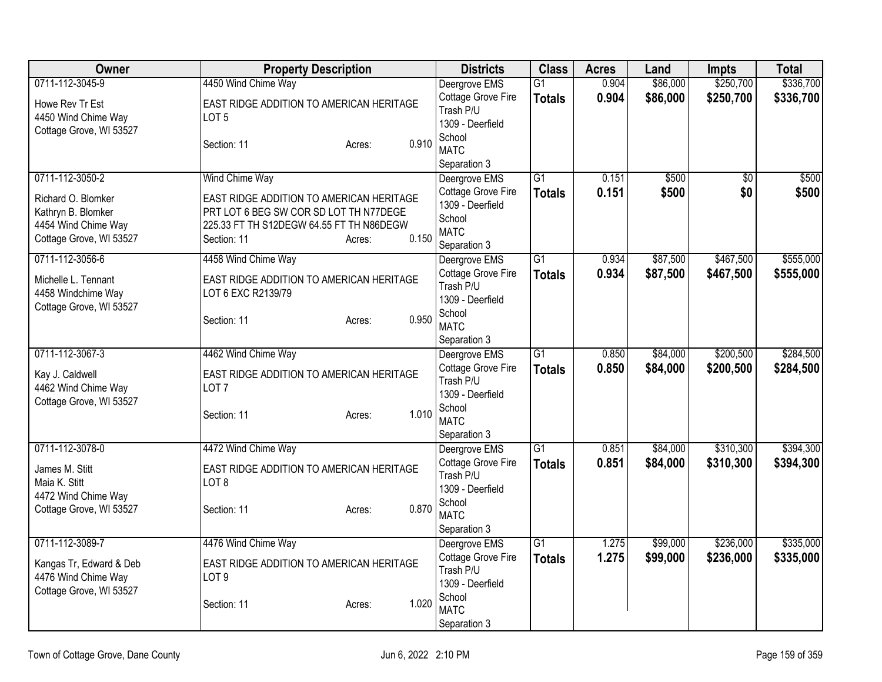| Owner | Property Description | Districts | Class | Acres | Land | Impts | Total |
|---|---|---|---|---|---|---|---|
| 0711-112-3045-9<br>Howe Rev Tr Est<br>4450 Wind Chime Way<br>Cottage Grove, WI 53527 | 4450 Wind Chime Way<br>EAST RIDGE ADDITION TO AMERICAN HERITAGE LOT 5<br>Section: 11 Acres: 0.910 | Deergrove EMS<br>Cottage Grove Fire<br>Trash P/U<br>1309 - Deerfield School<br>MATC<br>Separation 3 | G1<br>**Totals** | 0.904<br>**0.904** | $86,000<br>**$86,000** | $250,700<br>**$250,700** | $336,700<br>**$336,700** |
| 0711-112-3050-2<br>Richard O. Blomker<br>Kathryn B. Blomker<br>4454 Wind Chime Way<br>Cottage Grove, WI 53527 | Wind Chime Way<br>EAST RIDGE ADDITION TO AMERICAN HERITAGE PRT LOT 6 BEG SW COR SD LOT TH N77DEGE 225.33 FT TH S12DEGW 64.55 FT TH N86DEGW<br>Section: 11 Acres: 0.150 | Deergrove EMS<br>Cottage Grove Fire<br>1309 - Deerfield School<br>MATC<br>Separation 3 | G1<br>**Totals** | 0.151<br>**0.151** | $500<br>**$500** | $0<br>**$0** | $500<br>**$500** |
| 0711-112-3056-6<br>Michelle L. Tennant<br>4458 Windchime Way<br>Cottage Grove, WI 53527 | 4458 Wind Chime Way<br>EAST RIDGE ADDITION TO AMERICAN HERITAGE LOT 6 EXC R2139/79<br>Section: 11 Acres: 0.950 | Deergrove EMS<br>Cottage Grove Fire<br>Trash P/U<br>1309 - Deerfield School<br>MATC<br>Separation 3 | G1<br>**Totals** | 0.934<br>**0.934** | $87,500<br>**$87,500** | $467,500<br>**$467,500** | $555,000<br>**$555,000** |
| 0711-112-3067-3<br>Kay J. Caldwell<br>4462 Wind Chime Way<br>Cottage Grove, WI 53527 | 4462 Wind Chime Way<br>EAST RIDGE ADDITION TO AMERICAN HERITAGE LOT 7<br>Section: 11 Acres: 1.010 | Deergrove EMS<br>Cottage Grove Fire<br>Trash P/U<br>1309 - Deerfield School<br>MATC<br>Separation 3 | G1<br>**Totals** | 0.850<br>**0.850** | $84,000<br>**$84,000** | $200,500<br>**$200,500** | $284,500<br>**$284,500** |
| 0711-112-3078-0<br>James M. Stitt<br>Maia K. Stitt<br>4472 Wind Chime Way<br>Cottage Grove, WI 53527 | 4472 Wind Chime Way<br>EAST RIDGE ADDITION TO AMERICAN HERITAGE LOT 8<br>Section: 11 Acres: 0.870 | Deergrove EMS<br>Cottage Grove Fire<br>Trash P/U<br>1309 - Deerfield School<br>MATC<br>Separation 3 | G1<br>**Totals** | 0.851<br>**0.851** | $84,000<br>**$84,000** | $310,300<br>**$310,300** | $394,300<br>**$394,300** |
| 0711-112-3089-7<br>Kangas Tr, Edward & Deb<br>4476 Wind Chime Way<br>Cottage Grove, WI 53527 | 4476 Wind Chime Way<br>EAST RIDGE ADDITION TO AMERICAN HERITAGE LOT 9<br>Section: 11 Acres: 1.020 | Deergrove EMS<br>Cottage Grove Fire<br>Trash P/U<br>1309 - Deerfield School<br>MATC<br>Separation 3 | G1<br>**Totals** | 1.275<br>**1.275** | $99,000<br>**$99,000** | $236,000<br>**$236,000** | $335,000<br>**$335,000** |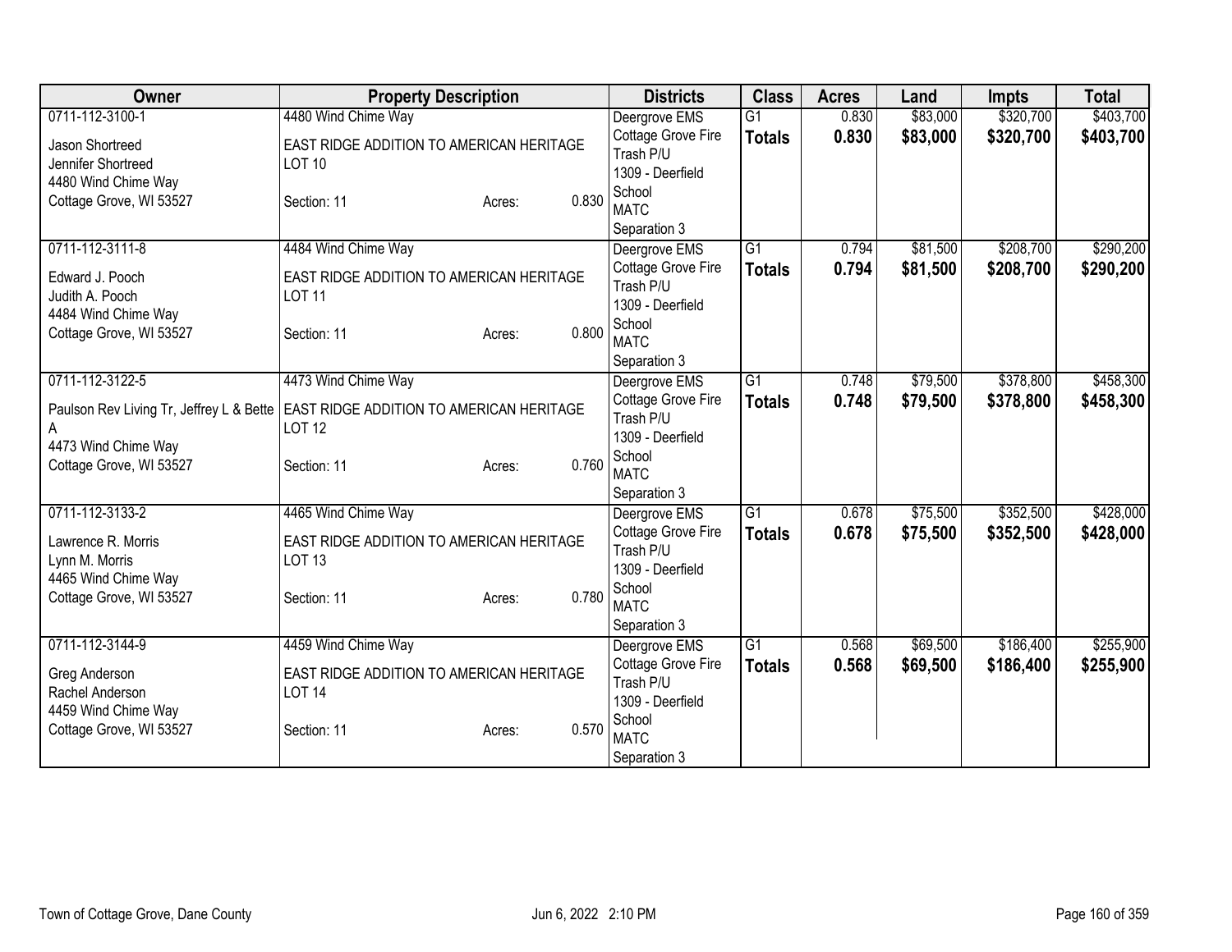| Owner | Property Description | Districts | Class | Acres | Land | Impts | Total |
|---|---|---|---|---|---|---|---|
| 0711-112-3100-1<br>Jason Shortreed<br>Jennifer Shortreed<br>4480 Wind Chime Way<br>Cottage Grove, WI 53527 | 4480 Wind Chime Way<br>EAST RIDGE ADDITION TO AMERICAN HERITAGE LOT 10<br>Section: 11 Acres: 0.830 | Deergrove EMS<br>Cottage Grove Fire<br>Trash P/U<br>1309 - Deerfield School<br>MATC<br>Separation 3 | G1<br>**Totals** | 0.830<br>**0.830** | $83,000<br>**$83,000** | $320,700<br>**$320,700** | $403,700<br>**$403,700** |
| 0711-112-3111-8<br>Edward J. Pooch<br>Judith A. Pooch<br>4484 Wind Chime Way<br>Cottage Grove, WI 53527 | 4484 Wind Chime Way<br>EAST RIDGE ADDITION TO AMERICAN HERITAGE LOT 11<br>Section: 11 Acres: 0.800 | Deergrove EMS<br>Cottage Grove Fire<br>Trash P/U<br>1309 - Deerfield School<br>MATC<br>Separation 3 | G1<br>**Totals** | 0.794<br>**0.794** | $81,500<br>**$81,500** | $208,700<br>**$208,700** | $290,200<br>**$290,200** |
| 0711-112-3122-5<br>Paulson Rev Living Tr, Jeffrey L & Bette A<br>4473 Wind Chime Way<br>Cottage Grove, WI 53527 | 4473 Wind Chime Way<br>EAST RIDGE ADDITION TO AMERICAN HERITAGE LOT 12<br>Section: 11 Acres: 0.760 | Deergrove EMS<br>Cottage Grove Fire<br>Trash P/U<br>1309 - Deerfield School<br>MATC<br>Separation 3 | G1<br>**Totals** | 0.748<br>**0.748** | $79,500<br>**$79,500** | $378,800<br>**$378,800** | $458,300<br>**$458,300** |
| 0711-112-3133-2<br>Lawrence R. Morris<br>Lynn M. Morris<br>4465 Wind Chime Way<br>Cottage Grove, WI 53527 | 4465 Wind Chime Way<br>EAST RIDGE ADDITION TO AMERICAN HERITAGE LOT 13<br>Section: 11 Acres: 0.780 | Deergrove EMS<br>Cottage Grove Fire<br>Trash P/U<br>1309 - Deerfield School<br>MATC<br>Separation 3 | G1<br>**Totals** | 0.678<br>**0.678** | $75,500<br>**$75,500** | $352,500<br>**$352,500** | $428,000<br>**$428,000** |
| 0711-112-3144-9<br>Greg Anderson<br>Rachel Anderson<br>4459 Wind Chime Way<br>Cottage Grove, WI 53527 | 4459 Wind Chime Way<br>EAST RIDGE ADDITION TO AMERICAN HERITAGE LOT 14<br>Section: 11 Acres: 0.570 | Deergrove EMS<br>Cottage Grove Fire<br>Trash P/U<br>1309 - Deerfield School<br>MATC<br>Separation 3 | G1<br>**Totals** | 0.568<br>**0.568** | $69,500<br>**$69,500** | $186,400<br>**$186,400** | $255,900<br>**$255,900** |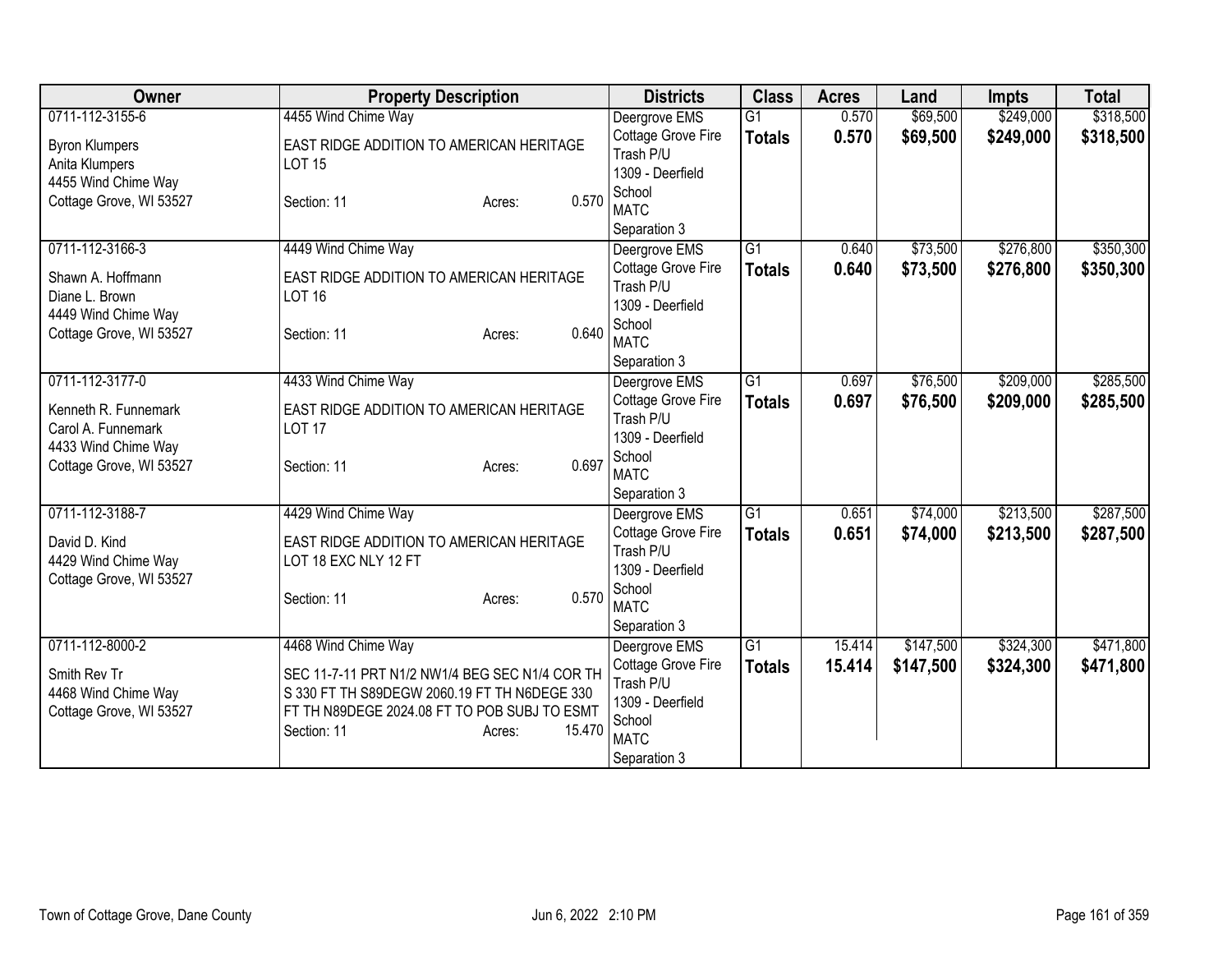| Owner | Property Description | Districts | Class | Acres | Land | Impts | Total |
|---|---|---|---|---|---|---|---|
| 0711-112-3155-6<br><br>Byron Klumpers<br>Anita Klumpers<br>4455 Wind Chime Way<br>Cottage Grove, WI 53527 | 4455 Wind Chime Way<br><br>EAST RIDGE ADDITION TO AMERICAN HERITAGE LOT 15<br><br>Section: 11 Acres: 0.570 | Deergrove EMS<br>Cottage Grove Fire<br>Trash P/U<br>1309 - Deerfield School<br>MATC<br>Separation 3 | G1<br>**Totals** | 0.570<br>**0.570** | $69,500<br>**$69,500** | $249,000<br>**$249,000** | $318,500<br>**$318,500** |
| 0711-112-3166-3<br><br>Shawn A. Hoffmann<br>Diane L. Brown<br>4449 Wind Chime Way<br>Cottage Grove, WI 53527 | 4449 Wind Chime Way<br><br>EAST RIDGE ADDITION TO AMERICAN HERITAGE LOT 16<br><br>Section: 11 Acres: 0.640 | Deergrove EMS<br>Cottage Grove Fire<br>Trash P/U<br>1309 - Deerfield School<br>MATC<br>Separation 3 | G1<br>**Totals** | 0.640<br>**0.640** | $73,500<br>**$73,500** | $276,800<br>**$276,800** | $350,300<br>**$350,300** |
| 0711-112-3177-0<br><br>Kenneth R. Funnemark<br>Carol A. Funnemark<br>4433 Wind Chime Way<br>Cottage Grove, WI 53527 | 4433 Wind Chime Way<br><br>EAST RIDGE ADDITION TO AMERICAN HERITAGE LOT 17<br><br>Section: 11 Acres: 0.697 | Deergrove EMS<br>Cottage Grove Fire<br>Trash P/U<br>1309 - Deerfield School<br>MATC<br>Separation 3 | G1<br>**Totals** | 0.697<br>**0.697** | $76,500<br>**$76,500** | $209,000<br>**$209,000** | $285,500<br>**$285,500** |
| 0711-112-3188-7<br><br>David D. Kind<br>4429 Wind Chime Way<br>Cottage Grove, WI 53527 | 4429 Wind Chime Way<br><br>EAST RIDGE ADDITION TO AMERICAN HERITAGE LOT 18 EXC NLY 12 FT<br><br>Section: 11 Acres: 0.570 | Deergrove EMS<br>Cottage Grove Fire<br>Trash P/U<br>1309 - Deerfield School<br>MATC<br>Separation 3 | G1<br>**Totals** | 0.651<br>**0.651** | $74,000<br>**$74,000** | $213,500<br>**$213,500** | $287,500<br>**$287,500** |
| 0711-112-8000-2<br><br>Smith Rev Tr<br>4468 Wind Chime Way<br>Cottage Grove, WI 53527 | 4468 Wind Chime Way<br><br>SEC 11-7-11 PRT N1/2 NW1/4 BEG SEC N1/4 COR TH S 330 FT TH S89DEGW 2060.19 FT TH N6DEGE 330 FT TH N89DEGE 2024.08 FT TO POB SUBJ TO ESMT<br>Section: 11 Acres: 15.470 | Deergrove EMS<br>Cottage Grove Fire<br>Trash P/U<br>1309 - Deerfield School<br>MATC<br>Separation 3 | G1<br>**Totals** | 15.414<br>**15.414** | $147,500<br>**$147,500** | $324,300<br>**$324,300** | $471,800<br>**$471,800** |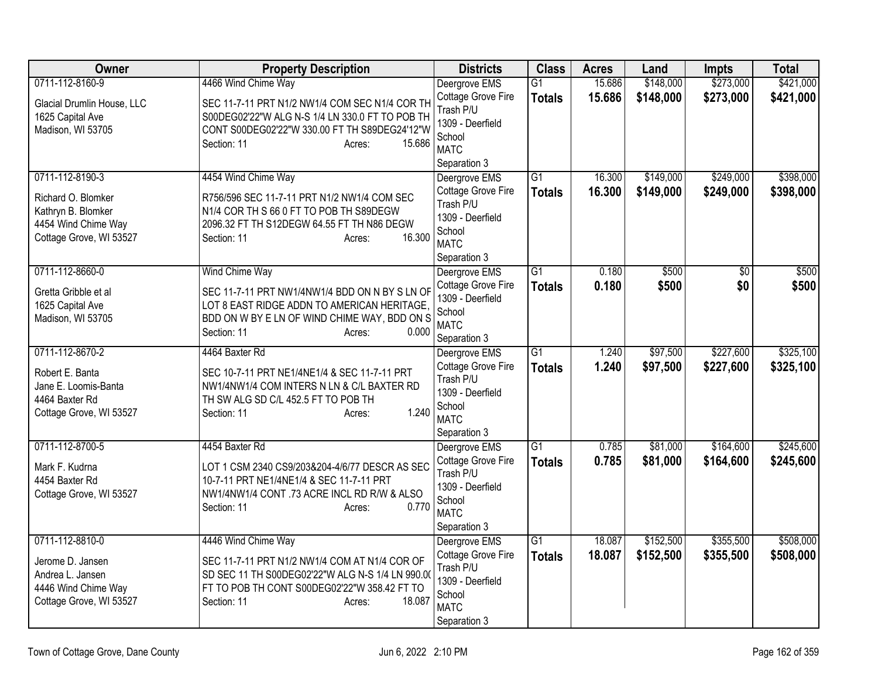| Owner | Property Description | Districts | Class | Acres | Land | Impts | Total |
|---|---|---|---|---|---|---|---|
| 0711-112-8160-9<br><br>Glacial Drumlin House, LLC<br>1625 Capital Ave<br>Madison, WI 53705 | 4466 Wind Chime Way<br><br>SEC 11-7-11 PRT N1/2 NW1/4 COM SEC N1/4 COR TH S00DEG02'22"W ALG N-S 1/4 LN 330.0 FT TO POB TH CONT S00DEG02'22"W 330.00 FT TH S89DEG24'12"W<br>Section: 11 Acres: 15.686 | Deergrove EMS<br>Cottage Grove Fire<br>Trash P/U<br>1309 - Deerfield School<br>MATC<br>Separation 3 | G1<br>**Totals** | 15.686<br>**15.686** | $148,000<br>**$148,000** | $273,000<br>**$273,000** | $421,000<br>**$421,000** |
| 0711-112-8190-3<br><br>Richard O. Blomker<br>Kathryn B. Blomker<br>4454 Wind Chime Way<br>Cottage Grove, WI 53527 | 4454 Wind Chime Way<br><br>R756/596 SEC 11-7-11 PRT N1/2 NW1/4 COM SEC N1/4 COR TH S 66 0 FT TO POB TH S89DEGW 2096.32 FT TH S12DEGW 64.55 FT TH N86 DEGW<br>Section: 11 Acres: 16.300 | Deergrove EMS<br>Cottage Grove Fire<br>Trash P/U<br>1309 - Deerfield School<br>MATC<br>Separation 3 | G1<br>**Totals** | 16.300<br>**16.300** | $149,000<br>**$149,000** | $249,000<br>**$249,000** | $398,000<br>**$398,000** |
| 0711-112-8660-0<br><br>Gretta Gribble et al<br>1625 Capital Ave<br>Madison, WI 53705 | Wind Chime Way<br><br>SEC 11-7-11 PRT NW1/4NW1/4 BDD ON N BY S LN OF LOT 8 EAST RIDGE ADDN TO AMERICAN HERITAGE, BDD ON W BY E LN OF WIND CHIME WAY, BDD ON S<br>Section: 11 Acres: 0.000 | Deergrove EMS<br>Cottage Grove Fire<br>1309 - Deerfield School<br>MATC<br>Separation 3 | G1<br>**Totals** | 0.180<br>**0.180** | $500<br>**$500** | $0<br>**$0** | $500<br>**$500** |
| 0711-112-8670-2<br><br>Robert E. Banta<br>Jane E. Loomis-Banta<br>4464 Baxter Rd<br>Cottage Grove, WI 53527 | 4464 Baxter Rd<br><br>SEC 10-7-11 PRT NE1/4NE1/4 & SEC 11-7-11 PRT NW1/4NW1/4 COM INTERS N LN & C/L BAXTER RD TH SW ALG SD C/L 452.5 FT TO POB TH<br>Section: 11 Acres: 1.240 | Deergrove EMS<br>Cottage Grove Fire<br>Trash P/U<br>1309 - Deerfield School<br>MATC<br>Separation 3 | G1<br>**Totals** | 1.240<br>**1.240** | $97,500<br>**$97,500** | $227,600<br>**$227,600** | $325,100<br>**$325,100** |
| 0711-112-8700-5<br><br>Mark F. Kudrna<br>4454 Baxter Rd<br>Cottage Grove, WI 53527 | 4454 Baxter Rd<br><br>LOT 1 CSM 2340 CS9/203&204-4/6/77 DESCR AS SEC 10-7-11 PRT NE1/4NE1/4 & SEC 11-7-11 PRT NW1/4NW1/4 CONT .73 ACRE INCL RD R/W & ALSO<br>Section: 11 Acres: 0.770 | Deergrove EMS<br>Cottage Grove Fire<br>Trash P/U<br>1309 - Deerfield School<br>MATC<br>Separation 3 | G1<br>**Totals** | 0.785<br>**0.785** | $81,000<br>**$81,000** | $164,600<br>**$164,600** | $245,600<br>**$245,600** |
| 0711-112-8810-0<br><br>Jerome D. Jansen<br>Andrea L. Jansen<br>4446 Wind Chime Way<br>Cottage Grove, WI 53527 | 4446 Wind Chime Way<br><br>SEC 11-7-11 PRT N1/2 NW1/4 COM AT N1/4 COR OF SD SEC 11 TH S00DEG02'22"W ALG N-S 1/4 LN 990.00 FT TO POB TH CONT S00DEG02'22"W 358.42 FT TO<br>Section: 11 Acres: 18.087 | Deergrove EMS<br>Cottage Grove Fire<br>Trash P/U<br>1309 - Deerfield School<br>MATC<br>Separation 3 | G1<br>**Totals** | 18.087<br>**18.087** | $152,500<br>**$152,500** | $355,500<br>**$355,500** | $508,000<br>**$508,000** |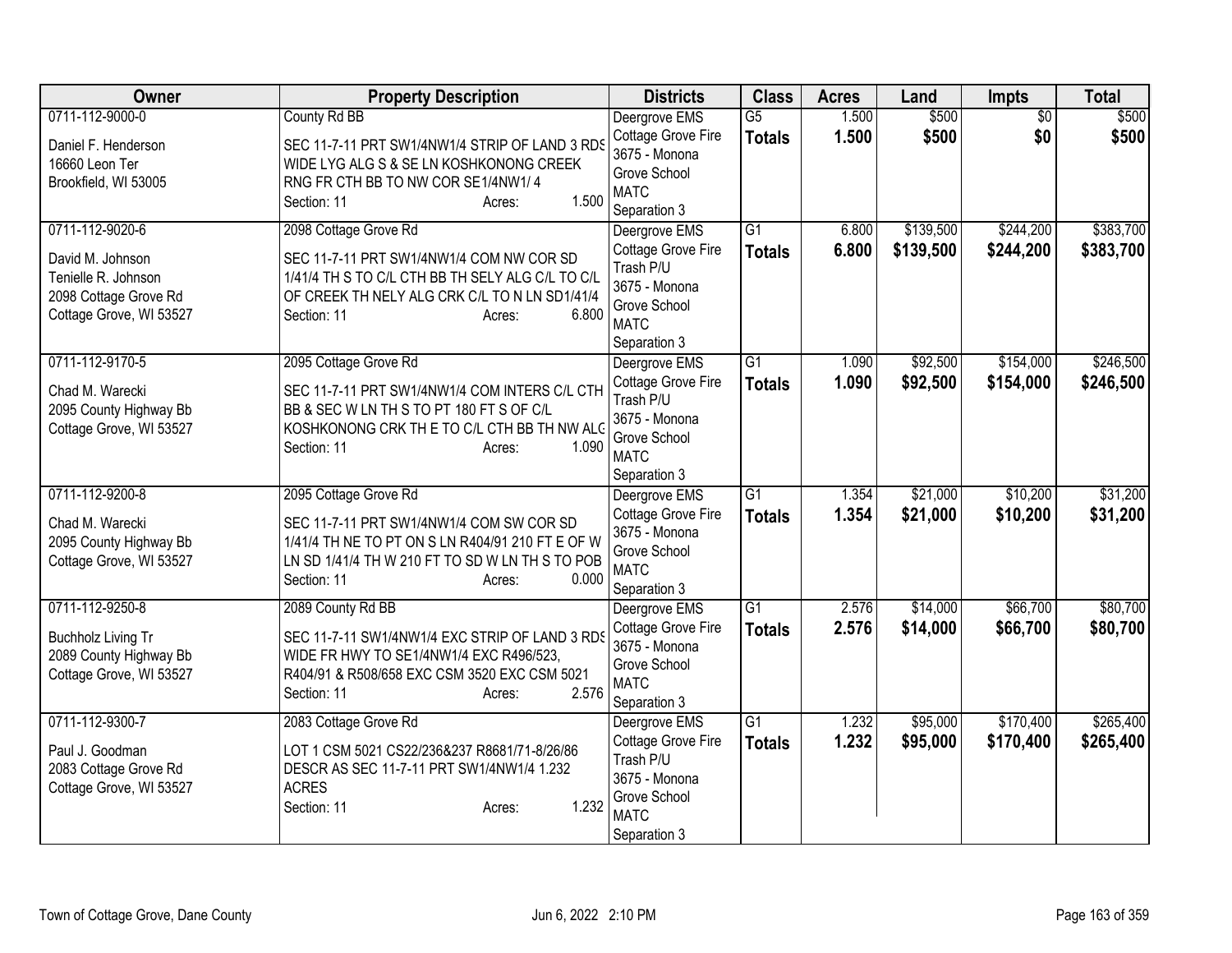| Owner | Property Description | Districts | Class | Acres | Land | Impts | Total |
|---|---|---|---|---|---|---|---|
| 0711-112-9000-0<br>Daniel F. Henderson<br>16660 Leon Ter<br>Brookfield, WI 53005 | County Rd BB<br>SEC 11-7-11 PRT SW1/4NW1/4 STRIP OF LAND 3 RDS WIDE LYG ALG S & SE LN KOSHKONONG CREEK RNG FR CTH BB TO NW COR SE1/4NW1/ 4<br>Section: 11 Acres: 1.500 | Deergrove EMS<br>Cottage Grove Fire<br>3675 - Monona Grove School<br>MATC<br>Separation 3 | G5<br>**Totals** | 1.500<br>**1.500** | $500<br>**$500** | $0<br>**$0** | $500<br>**$500** |
| 0711-112-9020-6<br>David M. Johnson<br>Tenielle R. Johnson<br>2098 Cottage Grove Rd<br>Cottage Grove, WI 53527 | 2098 Cottage Grove Rd<br>SEC 11-7-11 PRT SW1/4NW1/4 COM NW COR SD 1/41/4 TH S TO C/L CTH BB TH SELY ALG C/L TO C/L OF CREEK TH NELY ALG CRK C/L TO N LN SD1/41/4<br>Section: 11 Acres: 6.800 | Deergrove EMS<br>Cottage Grove Fire<br>Trash P/U<br>3675 - Monona Grove School<br>MATC<br>Separation 3 | G1<br>**Totals** | 6.800<br>**6.800** | $139,500<br>**$139,500** | $244,200<br>**$244,200** | $383,700<br>**$383,700** |
| 0711-112-9170-5<br>Chad M. Warecki<br>2095 County Highway Bb<br>Cottage Grove, WI 53527 | 2095 Cottage Grove Rd<br>SEC 11-7-11 PRT SW1/4NW1/4 COM INTERS C/L CTH BB & SEC W LN TH S TO PT 180 FT S OF C/L KOSHKONONG CRK TH E TO C/L CTH BB TH NW ALG<br>Section: 11 Acres: 1.090 | Deergrove EMS<br>Cottage Grove Fire<br>Trash P/U<br>3675 - Monona Grove School<br>MATC<br>Separation 3 | G1<br>**Totals** | 1.090<br>**1.090** | $92,500<br>**$92,500** | $154,000<br>**$154,000** | $246,500<br>**$246,500** |
| 0711-112-9200-8<br>Chad M. Warecki<br>2095 County Highway Bb<br>Cottage Grove, WI 53527 | 2095 Cottage Grove Rd<br>SEC 11-7-11 PRT SW1/4NW1/4 COM SW COR SD 1/41/4 TH NE TO PT ON S LN R404/91 210 FT E OF W LN SD 1/41/4 TH W 210 FT TO SD W LN TH S TO POB<br>Section: 11 Acres: 0.000 | Deergrove EMS<br>Cottage Grove Fire<br>3675 - Monona Grove School<br>MATC<br>Separation 3 | G1<br>**Totals** | 1.354<br>**1.354** | $21,000<br>**$21,000** | $10,200<br>**$10,200** | $31,200<br>**$31,200** |
| 0711-112-9250-8<br>Buchholz Living Tr<br>2089 County Highway Bb<br>Cottage Grove, WI 53527 | 2089 County Rd BB<br>SEC 11-7-11 SW1/4NW1/4 EXC STRIP OF LAND 3 RDS WIDE FR HWY TO SE1/4NW1/4 EXC R496/523, R404/91 & R508/658 EXC CSM 3520 EXC CSM 5021<br>Section: 11 Acres: 2.576 | Deergrove EMS<br>Cottage Grove Fire<br>3675 - Monona Grove School<br>MATC<br>Separation 3 | G1<br>**Totals** | 2.576<br>**2.576** | $14,000<br>**$14,000** | $66,700<br>**$66,700** | $80,700<br>**$80,700** |
| 0711-112-9300-7<br>Paul J. Goodman<br>2083 Cottage Grove Rd<br>Cottage Grove, WI 53527 | 2083 Cottage Grove Rd<br>LOT 1 CSM 5021 CS22/236&237 R8681/71-8/26/86 DESCR AS SEC 11-7-11 PRT SW1/4NW1/4 1.232 ACRES<br>Section: 11 Acres: 1.232 | Deergrove EMS<br>Cottage Grove Fire<br>Trash P/U<br>3675 - Monona Grove School<br>MATC<br>Separation 3 | G1<br>**Totals** | 1.232<br>**1.232** | $95,000<br>**$95,000** | $170,400<br>**$170,400** | $265,400<br>**$265,400** |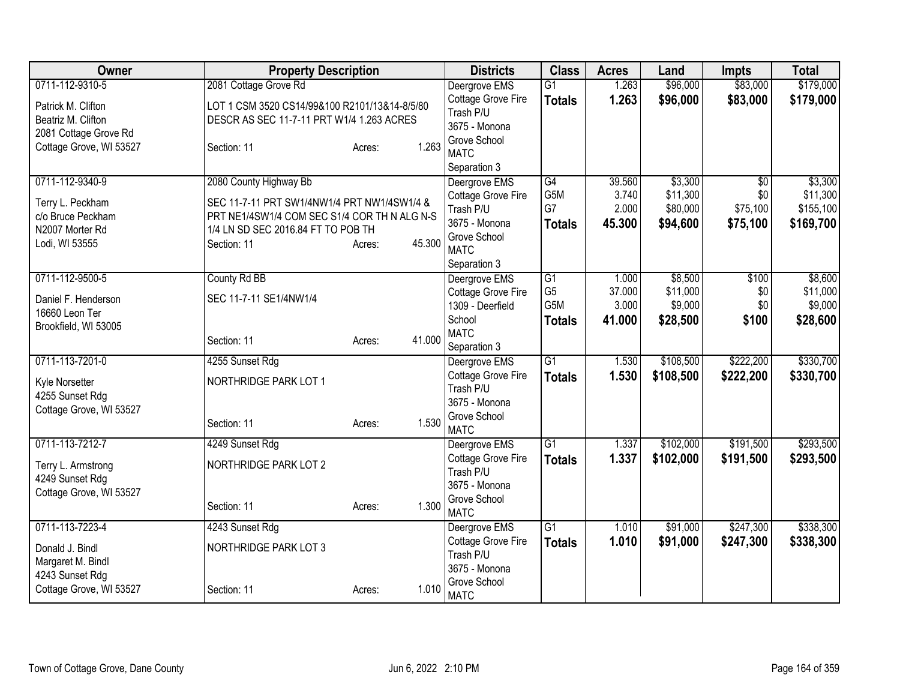| Owner | Property Description | | | Districts | Class | Acres | Land | Impts | Total |
|---|---|---|---|---|---|---|---|---|---|
| 0711-112-9310-5<br>Patrick M. Clifton<br>Beatriz M. Clifton<br>2081 Cottage Grove Rd<br>Cottage Grove, WI 53527 | 2081 Cottage Grove Rd<br>LOT 1 CSM 3520 CS14/99&100 R2101/13&14-8/5/80 DESCR AS SEC 11-7-11 PRT W1/4 1.263 ACRES<br>Section: 11 | Acres: | 1.263 | Deergrove EMS<br>Cottage Grove Fire<br>Trash P/U<br>3675 - Monona Grove School<br>MATC<br>Separation 3 | G1<br>**Totals** | 1.263<br>**1.263** | \$96,000<br>**\$96,000** | \$83,000<br>**\$83,000** | \$179,000<br>**\$179,000** |
| 0711-112-9340-9<br>Terry L. Peckham<br>c/o Bruce Peckham<br>N2007 Morter Rd<br>Lodi, WI 53555 | 2080 County Highway Bb<br>SEC 11-7-11 PRT SW1/4NW1/4 PRT NW1/4SW1/4 & PRT NE1/4SW1/4 COM SEC S1/4 COR TH N ALG N-S 1/4 LN SD SEC 2016.84 FT TO POB TH<br>Section: 11 | Acres: | 45.300 | Deergrove EMS<br>Cottage Grove Fire<br>Trash P/U<br>3675 - Monona Grove School<br>MATC<br>Separation 3 | G4<br>G5M<br>G7<br>**Totals** | 39.560<br>3.740<br>2.000<br>**45.300** | \$3,300<br>\$11,300<br>\$80,000<br>**\$94,600** | \$0<br>\$0<br>\$75,100<br>**\$75,100** | \$3,300<br>\$11,300<br>\$155,100<br>**\$169,700** |
| 0711-112-9500-5<br>Daniel F. Henderson<br>16660 Leon Ter<br>Brookfield, WI 53005 | County Rd BB<br>SEC 11-7-11 SE1/4NW1/4<br>Section: 11 | Acres: | 41.000 | Deergrove EMS<br>Cottage Grove Fire<br>1309 - Deerfield School<br>MATC<br>Separation 3 | G1<br>G5<br>G5M<br>**Totals** | 1.000<br>37.000<br>3.000<br>**41.000** | \$8,500<br>\$11,000<br>\$9,000<br>**\$28,500** | \$100<br>\$0<br>\$0<br>**\$100** | \$8,600<br>\$11,000<br>\$9,000<br>**\$28,600** |
| 0711-113-7201-0<br>Kyle Norsetter<br>4255 Sunset Rdg<br>Cottage Grove, WI 53527 | 4255 Sunset Rdg<br>NORTHRIDGE PARK LOT 1<br>Section: 11 | Acres: | 1.530 | Deergrove EMS<br>Cottage Grove Fire<br>Trash P/U<br>3675 - Monona Grove School<br>MATC | G1<br>**Totals** | 1.530<br>**1.530** | \$108,500<br>**\$108,500** | \$222,200<br>**\$222,200** | \$330,700<br>**\$330,700** |
| 0711-113-7212-7<br>Terry L. Armstrong<br>4249 Sunset Rdg<br>Cottage Grove, WI 53527 | 4249 Sunset Rdg<br>NORTHRIDGE PARK LOT 2<br>Section: 11 | Acres: | 1.300 | Deergrove EMS<br>Cottage Grove Fire<br>Trash P/U<br>3675 - Monona Grove School<br>MATC | G1<br>**Totals** | 1.337<br>**1.337** | \$102,000<br>**\$102,000** | \$191,500<br>**\$191,500** | \$293,500<br>**\$293,500** |
| 0711-113-7223-4<br>Donald J. Bindl<br>Margaret M. Bindl<br>4243 Sunset Rdg<br>Cottage Grove, WI 53527 | 4243 Sunset Rdg<br>NORTHRIDGE PARK LOT 3<br>Section: 11 | Acres: | 1.010 | Deergrove EMS<br>Cottage Grove Fire<br>Trash P/U<br>3675 - Monona Grove School<br>MATC | G1<br>**Totals** | 1.010<br>**1.010** | \$91,000<br>**\$91,000** | \$247,300<br>**\$247,300** | \$338,300<br>**\$338,300** |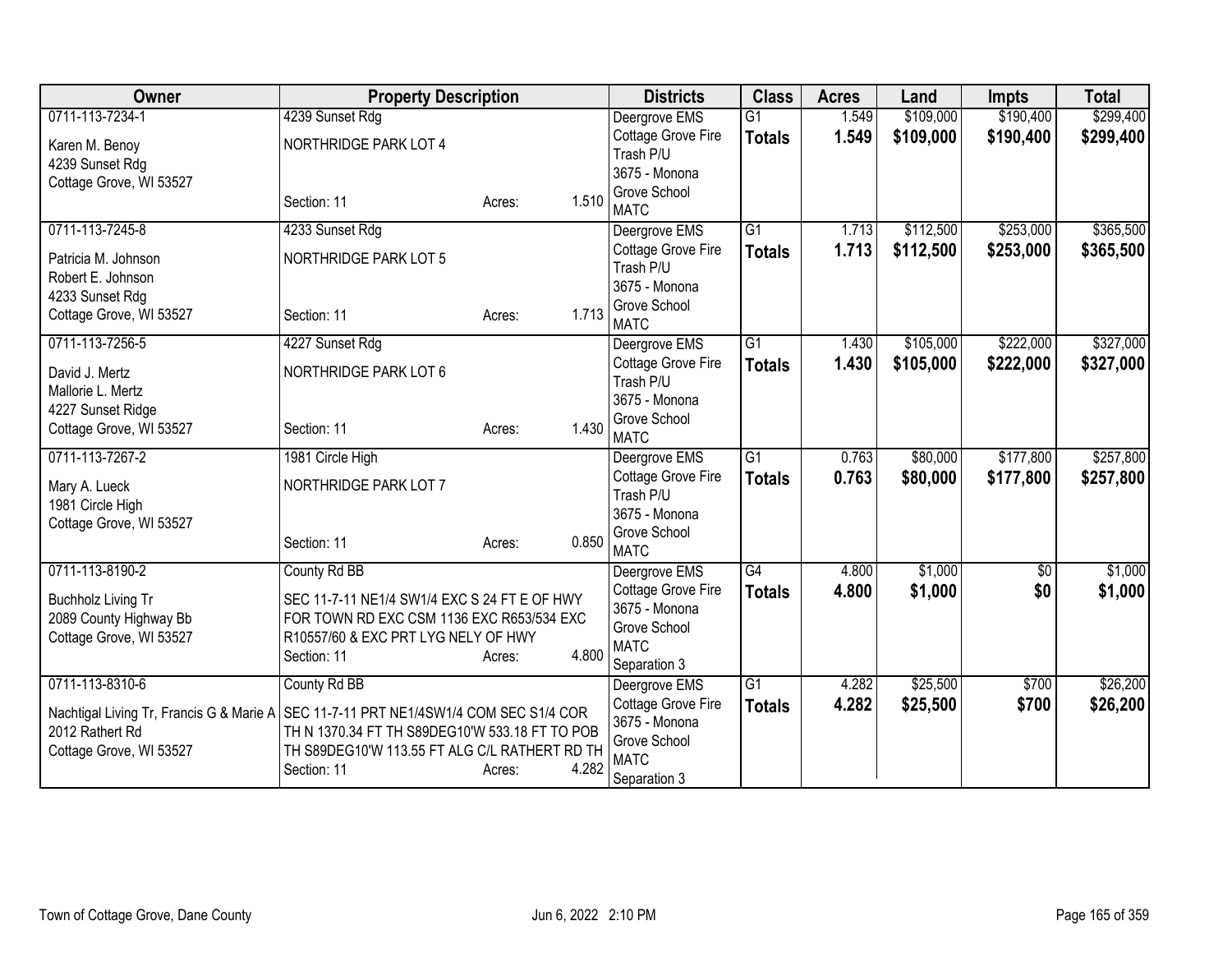| Owner | Property Description | Districts | Class | Acres | Land | Impts | Total |
|---|---|---|---|---|---|---|---|
| 0711-113-7234-1<br>Karen M. Benoy<br>4239 Sunset Rdg<br>Cottage Grove, WI 53527 | 4239 Sunset Rdg<br>NORTHRIDGE PARK LOT 4<br>Section: 11 Acres: 1.510 | Deergrove EMS<br>Cottage Grove Fire<br>Trash P/U<br>3675 - Monona Grove School<br>MATC | G1<br>**Totals** | 1.549<br>**1.549** | $109,000<br>**$109,000** | $190,400<br>**$190,400** | $299,400<br>**$299,400** |
| 0711-113-7245-8<br>Patricia M. Johnson<br>Robert E. Johnson<br>4233 Sunset Rdg<br>Cottage Grove, WI 53527 | 4233 Sunset Rdg<br>NORTHRIDGE PARK LOT 5<br>Section: 11 Acres: 1.713 | Deergrove EMS<br>Cottage Grove Fire<br>Trash P/U<br>3675 - Monona Grove School<br>MATC | G1<br>**Totals** | 1.713<br>**1.713** | $112,500<br>**$112,500** | $253,000<br>**$253,000** | $365,500<br>**$365,500** |
| 0711-113-7256-5<br>David J. Mertz<br>Mallorie L. Mertz<br>4227 Sunset Ridge<br>Cottage Grove, WI 53527 | 4227 Sunset Rdg<br>NORTHRIDGE PARK LOT 6<br>Section: 11 Acres: 1.430 | Deergrove EMS<br>Cottage Grove Fire<br>Trash P/U<br>3675 - Monona Grove School<br>MATC | G1<br>**Totals** | 1.430<br>**1.430** | $105,000<br>**$105,000** | $222,000<br>**$222,000** | $327,000<br>**$327,000** |
| 0711-113-7267-2<br>Mary A. Lueck<br>1981 Circle High<br>Cottage Grove, WI 53527 | 1981 Circle High<br>NORTHRIDGE PARK LOT 7<br>Section: 11 Acres: 0.850 | Deergrove EMS<br>Cottage Grove Fire<br>Trash P/U<br>3675 - Monona Grove School<br>MATC | G1<br>**Totals** | 0.763<br>**0.763** | $80,000<br>**$80,000** | $177,800<br>**$177,800** | $257,800<br>**$257,800** |
| 0711-113-8190-2<br>Buchholz Living Tr<br>2089 County Highway Bb<br>Cottage Grove, WI 53527 | County Rd BB<br>SEC 11-7-11 NE1/4 SW1/4 EXC S 24 FT E OF HWY FOR TOWN RD EXC CSM 1136 EXC R653/534 EXC R10557/60 & EXC PRT LYG NELY OF HWY<br>Section: 11 Acres: 4.800 | Deergrove EMS<br>Cottage Grove Fire<br>3675 - Monona Grove School<br>MATC<br>Separation 3 | G4<br>**Totals** | 4.800<br>**4.800** | $1,000<br>**$1,000** | $0<br>**$0** | $1,000<br>**$1,000** |
| 0711-113-8310-6<br>Nachtigal Living Tr, Francis G & Marie A<br>2012 Rathert Rd<br>Cottage Grove, WI 53527 | County Rd BB<br>SEC 11-7-11 PRT NE1/4SW1/4 COM SEC S1/4 COR TH N 1370.34 FT TH S89DEG10'W 533.18 FT TO POB TH S89DEG10'W 113.55 FT ALG C/L RATHERT RD TH<br>Section: 11 Acres: 4.282 | Deergrove EMS<br>Cottage Grove Fire<br>3675 - Monona Grove School<br>MATC<br>Separation 3 | G1<br>**Totals** | 4.282<br>**4.282** | $25,500<br>**$25,500** | $700<br>**$700** | $26,200<br>**$26,200** |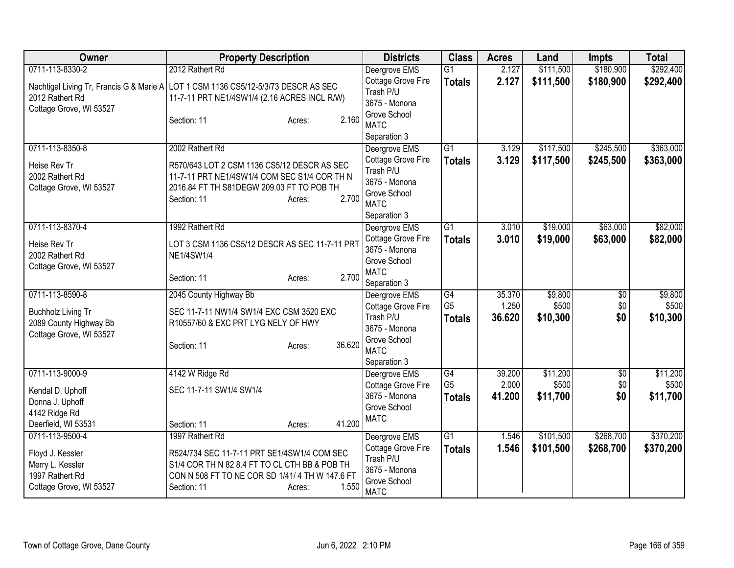| Owner | Property Description | Districts | Class | Acres | Land | Impts | Total |
|---|---|---|---|---|---|---|---|
| 0711-113-8330-2<br>Nachtigal Living Tr, Francis G & Marie A<br>2012 Rathert Rd<br>Cottage Grove, WI 53527 | 2012 Rathert Rd<br>LOT 1 CSM 1136 CS5/12-5/3/73 DESCR AS SEC 11-7-11 PRT NE1/4SW1/4 (2.16 ACRES INCL R/W)<br>Section: 11 Acres: 2.160 | Deergrove EMS<br>Cottage Grove Fire<br>Trash P/U<br>3675 - Monona Grove School<br>MATC<br>Separation 3 | G1<br>**Totals** | 2.127<br>**2.127** | \$111,500<br>**\$111,500** | \$180,900<br>**\$180,900** | \$292,400<br>**\$292,400** |
| 0711-113-8350-8<br>Heise Rev Tr<br>2002 Rathert Rd<br>Cottage Grove, WI 53527 | 2002 Rathert Rd<br>R570/643 LOT 2 CSM 1136 CS5/12 DESCR AS SEC 11-7-11 PRT NE1/4SW1/4 COM SEC S1/4 COR TH N 2016.84 FT TH S81DEGW 209.03 FT TO POB TH<br>Section: 11 Acres: 2.700 | Deergrove EMS<br>Cottage Grove Fire<br>Trash P/U<br>3675 - Monona Grove School<br>MATC<br>Separation 3 | G1<br>**Totals** | 3.129<br>**3.129** | \$117,500<br>**\$117,500** | \$245,500<br>**\$245,500** | \$363,000<br>**\$363,000** |
| 0711-113-8370-4<br>Heise Rev Tr<br>2002 Rathert Rd<br>Cottage Grove, WI 53527 | 1992 Rathert Rd<br>LOT 3 CSM 1136 CS5/12 DESCR AS SEC 11-7-11 PRT NE1/4SW1/4<br>Section: 11 Acres: 2.700 | Deergrove EMS<br>Cottage Grove Fire<br>3675 - Monona Grove School<br>MATC<br>Separation 3 | G1<br>**Totals** | 3.010<br>**3.010** | \$19,000<br>**\$19,000** | \$63,000<br>**\$63,000** | \$82,000<br>**\$82,000** |
| 0711-113-8590-8<br>Buchholz Living Tr<br>2089 County Highway Bb<br>Cottage Grove, WI 53527 | 2045 County Highway Bb<br>SEC 11-7-11 NW1/4 SW1/4 EXC CSM 3520 EXC R10557/60 & EXC PRT LYG NELY OF HWY<br>Section: 11 Acres: 36.620 | Deergrove EMS<br>Cottage Grove Fire<br>Trash P/U<br>3675 - Monona Grove School<br>MATC<br>Separation 3 | G4<br>G5<br>**Totals** | 35.370<br>1.250<br>**36.620** | \$9,800<br>\$500<br>**\$10,300** | \$0<br>\$0<br>**\$0** | \$9,800<br>\$500<br>**\$10,300** |
| 0711-113-9000-9<br>Kendal D. Uphoff<br>Donna J. Uphoff<br>4142 Ridge Rd<br>Deerfield, WI 53531 | 4142 W Ridge Rd<br>SEC 11-7-11 SW1/4 SW1/4<br>Section: 11 Acres: 41.200 | Deergrove EMS<br>Cottage Grove Fire<br>3675 - Monona Grove School<br>MATC | G4<br>G5<br>**Totals** | 39.200<br>2.000<br>**41.200** | \$11,200<br>\$500<br>**\$11,700** | \$0<br>\$0<br>**\$0** | \$11,200<br>\$500<br>**\$11,700** |
| 0711-113-9500-4<br>Floyd J. Kessler<br>Merry L. Kessler<br>1997 Rathert Rd<br>Cottage Grove, WI 53527 | 1997 Rathert Rd<br>R524/734 SEC 11-7-11 PRT SE1/4SW1/4 COM SEC S1/4 COR TH N 82 8.4 FT TO CL CTH BB & POB TH CON N 508 FT TO NE COR SD 1/41/ 4 TH W 147.6 FT<br>Section: 11 Acres: 1.550 | Deergrove EMS<br>Cottage Grove Fire<br>Trash P/U<br>3675 - Monona Grove School<br>MATC | G1<br>**Totals** | 1.546<br>**1.546** | \$101,500<br>**\$101,500** | \$268,700<br>**\$268,700** | \$370,200<br>**\$370,200** |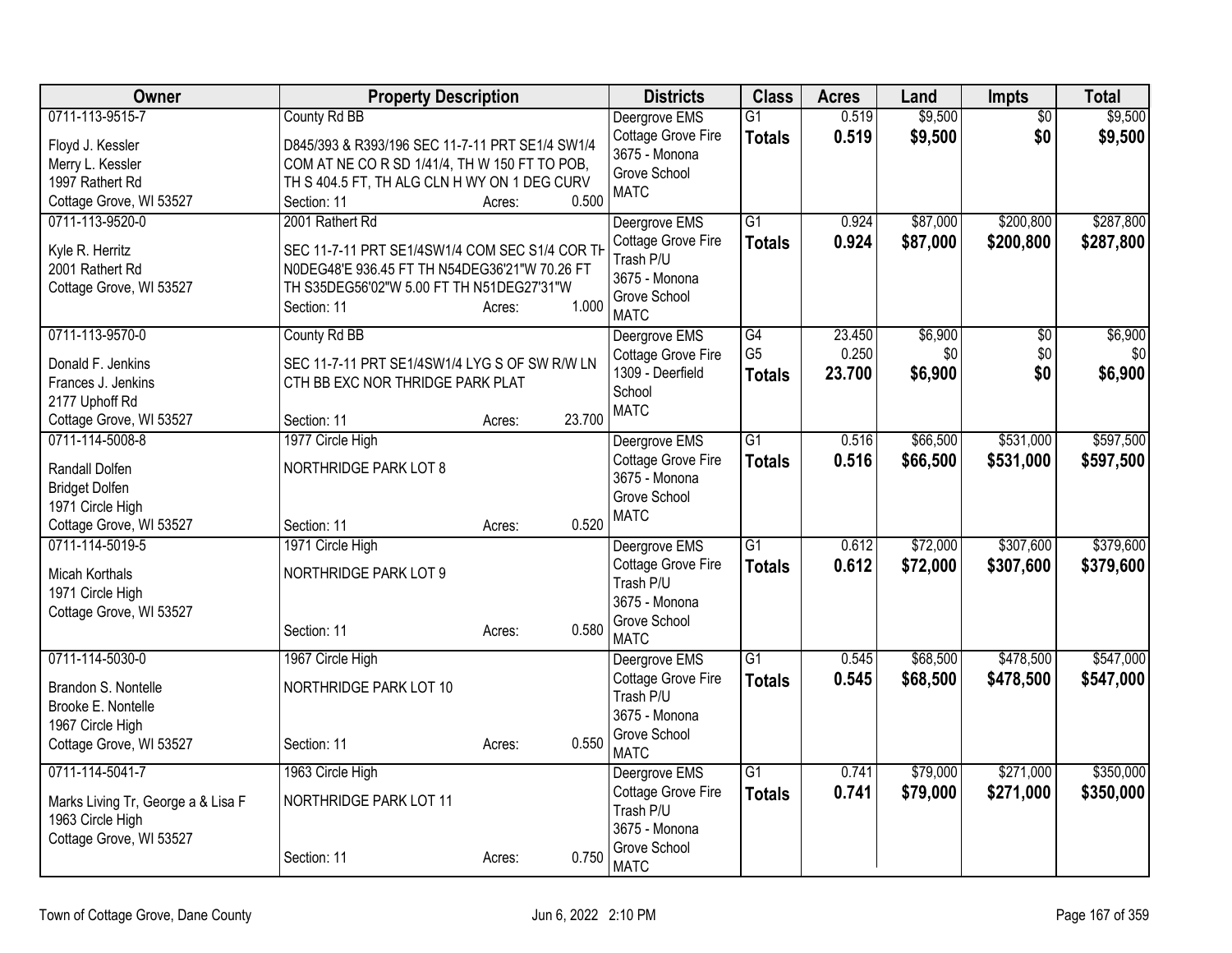| Owner | Property Description | Districts | Class | Acres | Land | Impts | Total |
|---|---|---|---|---|---|---|---|
| 0711-113-9515-7<br>Floyd J. Kessler<br>Merry L. Kessler<br>1997 Rathert Rd<br>Cottage Grove, WI 53527 | County Rd BB<br>D845/393 & R393/196 SEC 11-7-11 PRT SE1/4 SW1/4 COM AT NE CO R SD 1/41/4, TH W 150 FT TO POB, TH S 404.5 FT, TH ALG CLN H WY ON 1 DEG CURV<br>Section: 11 Acres: 0.500 | Deergrove EMS<br>Cottage Grove Fire<br>3675 - Monona Grove School<br>MATC | G1<br>**Totals** | 0.519<br>**0.519** | $9,500<br>**$9,500** | $0<br>**$0** | $9,500<br>**$9,500** |
| 0711-113-9520-0<br>Kyle R. Herritz<br>2001 Rathert Rd<br>Cottage Grove, WI 53527 | 2001 Rathert Rd<br>SEC 11-7-11 PRT SE1/4SW1/4 COM SEC S1/4 COR TH N0DEG48'E 936.45 FT TH N54DEG36'21"W 70.26 FT TH S35DEG56'02"W 5.00 FT TH N51DEG27'31"W<br>Section: 11 Acres: 1.000 | Deergrove EMS<br>Cottage Grove Fire<br>Trash P/U<br>3675 - Monona Grove School<br>MATC | G1<br>**Totals** | 0.924<br>**0.924** | $87,000<br>**$87,000** | $200,800<br>**$200,800** | $287,800<br>**$287,800** |
| 0711-113-9570-0<br>Donald F. Jenkins<br>Frances J. Jenkins<br>2177 Uphoff Rd<br>Cottage Grove, WI 53527 | County Rd BB<br>SEC 11-7-11 PRT SE1/4SW1/4 LYG S OF SW R/W LN CTH BB EXC NOR THRIDGE PARK PLAT<br>Section: 11 Acres: 23.700 | Deergrove EMS<br>Cottage Grove Fire<br>1309 - Deerfield School<br>MATC | G4<br>G5<br>**Totals** | 23.450<br>0.250<br>**23.700** | $6,900<br>$0<br>**$6,900** | $0<br>$0<br>**$0** | $6,900<br>$0<br>**$6,900** |
| 0711-114-5008-8<br>Randall Dolfen<br>Bridget Dolfen<br>1971 Circle High<br>Cottage Grove, WI 53527 | 1977 Circle High<br>NORTHRIDGE PARK LOT 8<br>Section: 11 Acres: 0.520 | Deergrove EMS<br>Cottage Grove Fire<br>3675 - Monona Grove School<br>MATC | G1<br>**Totals** | 0.516<br>**0.516** | $66,500<br>**$66,500** | $531,000<br>**$531,000** | $597,500<br>**$597,500** |
| 0711-114-5019-5<br>Micah Korthals<br>1971 Circle High<br>Cottage Grove, WI 53527 | 1971 Circle High<br>NORTHRIDGE PARK LOT 9<br>Section: 11 Acres: 0.580 | Deergrove EMS<br>Cottage Grove Fire<br>Trash P/U<br>3675 - Monona Grove School<br>MATC | G1<br>**Totals** | 0.612<br>**0.612** | $72,000<br>**$72,000** | $307,600<br>**$307,600** | $379,600<br>**$379,600** |
| 0711-114-5030-0<br>Brandon S. Nontelle<br>Brooke E. Nontelle<br>1967 Circle High<br>Cottage Grove, WI 53527 | 1967 Circle High<br>NORTHRIDGE PARK LOT 10<br>Section: 11 Acres: 0.550 | Deergrove EMS<br>Cottage Grove Fire<br>Trash P/U<br>3675 - Monona Grove School<br>MATC | G1<br>**Totals** | 0.545<br>**0.545** | $68,500<br>**$68,500** | $478,500<br>**$478,500** | $547,000<br>**$547,000** |
| 0711-114-5041-7<br>Marks Living Tr, George a & Lisa F<br>1963 Circle High<br>Cottage Grove, WI 53527 | 1963 Circle High<br>NORTHRIDGE PARK LOT 11<br>Section: 11 Acres: 0.750 | Deergrove EMS<br>Cottage Grove Fire<br>Trash P/U<br>3675 - Monona Grove School<br>MATC | G1<br>**Totals** | 0.741<br>**0.741** | $79,000<br>**$79,000** | $271,000<br>**$271,000** | $350,000<br>**$350,000** |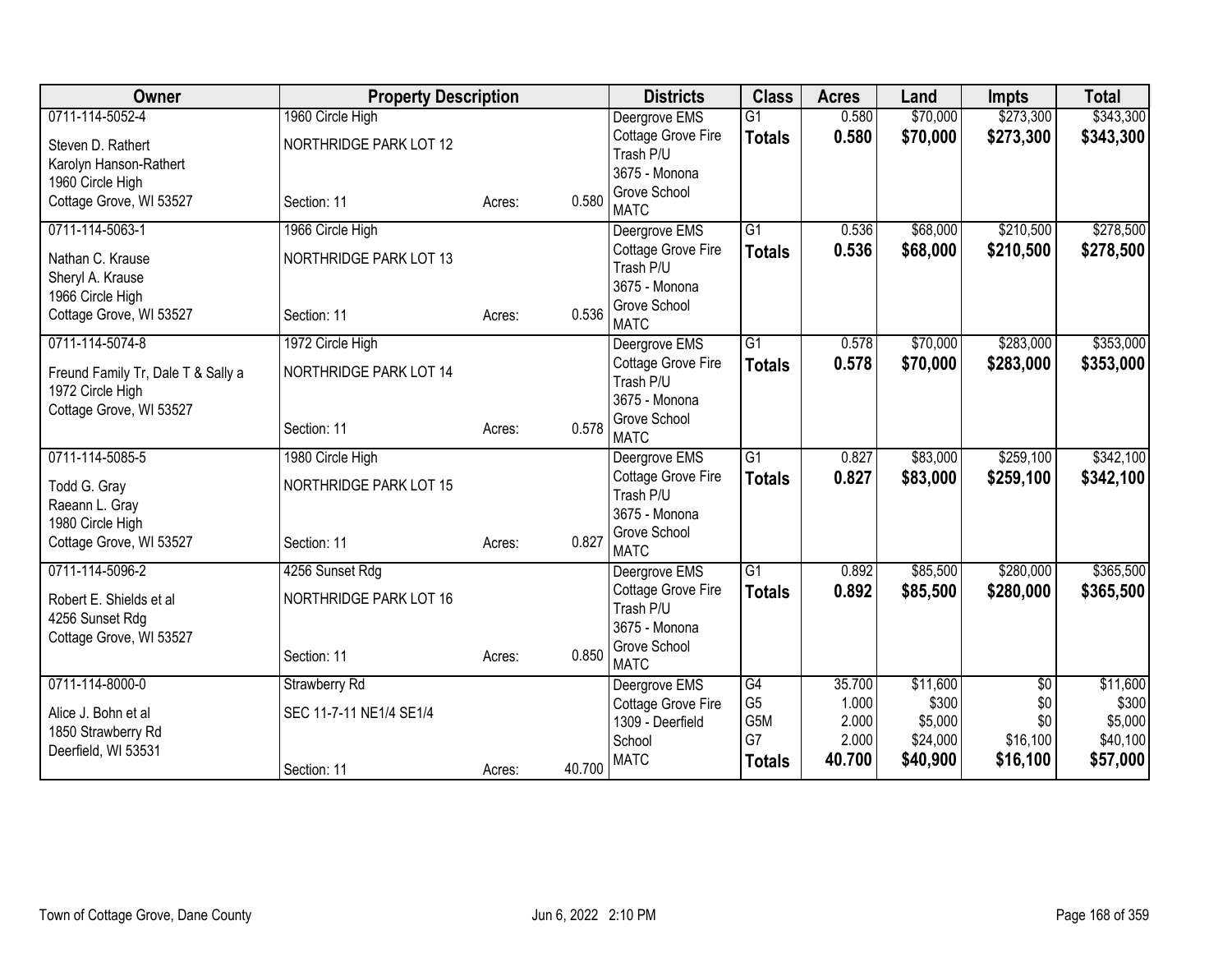| Owner | Property Description | | | Districts | Class | Acres | Land | Impts | Total |
|---|---|---|---|---|---|---|---|---|---|
| 0711-114-5052-4 | 1960 Circle High | | | Deergrove EMS | G1 | 0.580 | $70,000 | $273,300 | $343,300 |
| Steven D. Rathert | NORTHRIDGE PARK LOT 12 | | | Cottage Grove Fire | **Totals** | **0.580** | **$70,000** | **$273,300** | **$343,300** |
| Karolyn Hanson-Rathert | | | | Trash P/U | | | | | |
| 1960 Circle High | | | | 3675 - Monona | | | | | |
| Cottage Grove, WI 53527 | Section: 11 | Acres: | 0.580 | Grove School | | | | | |
| | | | | MATC | | | | | |
| 0711-114-5063-1 | 1966 Circle High | | | Deergrove EMS | G1 | 0.536 | $68,000 | $210,500 | $278,500 |
| Nathan C. Krause | NORTHRIDGE PARK LOT 13 | | | Cottage Grove Fire | **Totals** | **0.536** | **$68,000** | **$210,500** | **$278,500** |
| Sheryl A. Krause | | | | Trash P/U | | | | | |
| 1966 Circle High | | | | 3675 - Monona | | | | | |
| Cottage Grove, WI 53527 | Section: 11 | Acres: | 0.536 | Grove School | | | | | |
| | | | | MATC | | | | | |
| 0711-114-5074-8 | 1972 Circle High | | | Deergrove EMS | G1 | 0.578 | $70,000 | $283,000 | $353,000 |
| Freund Family Tr, Dale T & Sally a | NORTHRIDGE PARK LOT 14 | | | Cottage Grove Fire | **Totals** | **0.578** | **$70,000** | **$283,000** | **$353,000** |
| 1972 Circle High | | | | Trash P/U | | | | | |
| Cottage Grove, WI 53527 | | | | 3675 - Monona | | | | | |
| | Section: 11 | Acres: | 0.578 | Grove School | | | | | |
| | | | | MATC | | | | | |
| 0711-114-5085-5 | 1980 Circle High | | | Deergrove EMS | G1 | 0.827 | $83,000 | $259,100 | $342,100 |
| Todd G. Gray | NORTHRIDGE PARK LOT 15 | | | Cottage Grove Fire | **Totals** | **0.827** | **$83,000** | **$259,100** | **$342,100** |
| Raeann L. Gray | | | | Trash P/U | | | | | |
| 1980 Circle High | | | | 3675 - Monona | | | | | |
| Cottage Grove, WI 53527 | Section: 11 | Acres: | 0.827 | Grove School | | | | | |
| | | | | MATC | | | | | |
| 0711-114-5096-2 | 4256 Sunset Rdg | | | Deergrove EMS | G1 | 0.892 | $85,500 | $280,000 | $365,500 |
| Robert E. Shields et al | NORTHRIDGE PARK LOT 16 | | | Cottage Grove Fire | **Totals** | **0.892** | **$85,500** | **$280,000** | **$365,500** |
| 4256 Sunset Rdg | | | | Trash P/U | | | | | |
| Cottage Grove, WI 53527 | | | | 3675 - Monona | | | | | |
| | Section: 11 | Acres: | 0.850 | Grove School | | | | | |
| | | | | MATC | | | | | |
| 0711-114-8000-0 | Strawberry Rd | | | Deergrove EMS | G4 | 35.700 | $11,600 | $0 | $11,600 |
| Alice J. Bohn et al | SEC 11-7-11 NE1/4 SE1/4 | | | Cottage Grove Fire | G5 | 1.000 | $300 | $0 | $300 |
| 1850 Strawberry Rd | | | | 1309 - Deerfield | G5M | 2.000 | $5,000 | $0 | $5,000 |
| Deerfield, WI 53531 | | | | School | G7 | 2.000 | $24,000 | $16,100 | $40,100 |
| | Section: 11 | Acres: | 40.700 | MATC | **Totals** | **40.700** | **$40,900** | **$16,100** | **$57,000** |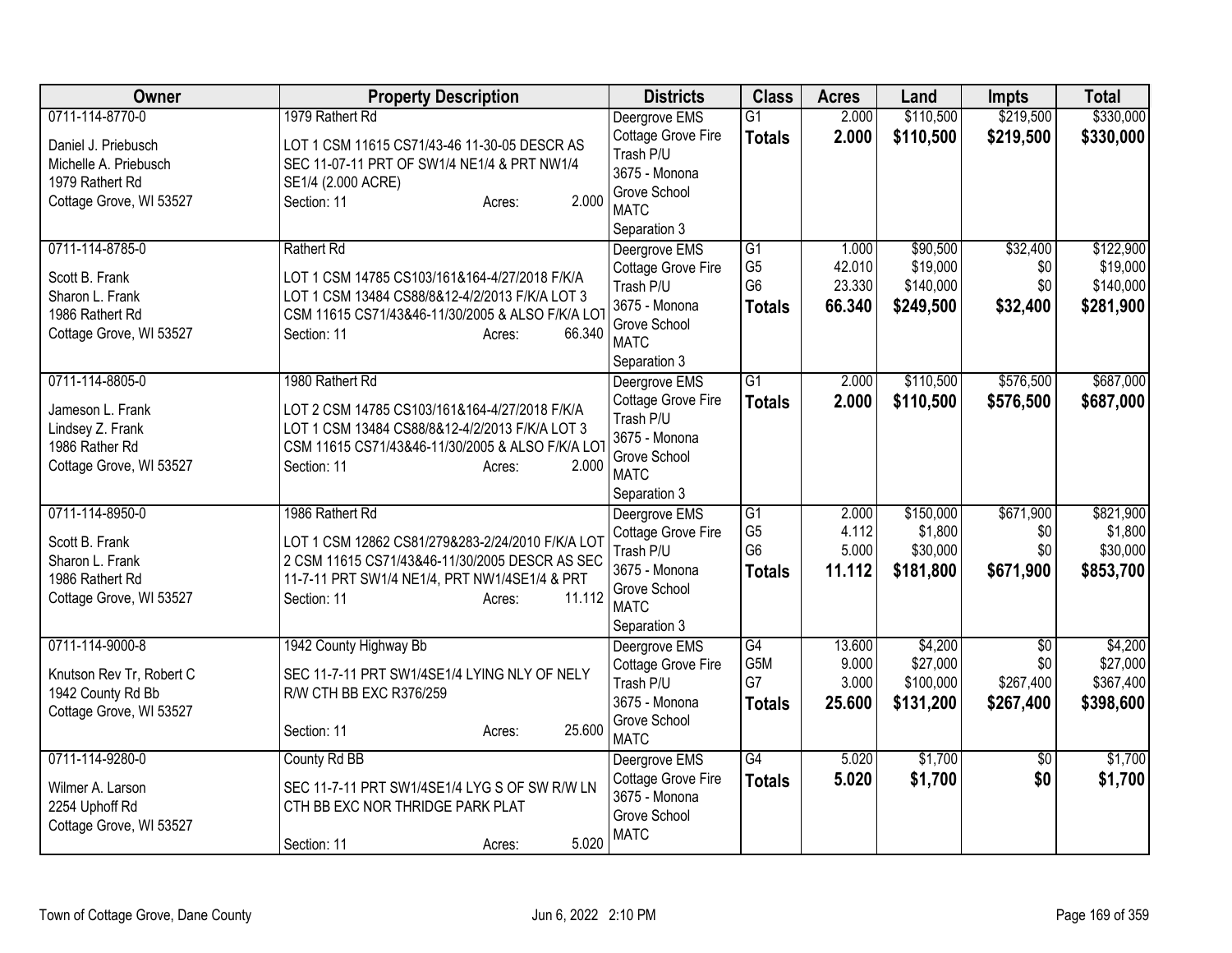| Owner | Property Description | Districts | Class | Acres | Land | Impts | Total |
|---|---|---|---|---|---|---|---|
| 0711-114-8770-0<br>Daniel J. Priebusch<br>Michelle A. Priebusch<br>1979 Rathert Rd<br>Cottage Grove, WI 53527 | 1979 Rathert Rd<br>LOT 1 CSM 11615 CS71/43-46 11-30-05 DESCR AS SEC 11-07-11 PRT OF SW1/4 NE1/4 & PRT NW1/4 SE1/4 (2.000 ACRE)<br>Section: 11 Acres: 2.000 | Deergrove EMS<br>Cottage Grove Fire<br>Trash P/U<br>3675 - Monona Grove School<br>MATC<br>Separation 3 | G1<br>**Totals** | 2.000<br>**2.000** | \$110,500<br>**\$110,500** | \$219,500<br>**\$219,500** | \$330,000<br>**\$330,000** |
| 0711-114-8785-0<br>Scott B. Frank<br>Sharon L. Frank<br>1986 Rathert Rd<br>Cottage Grove, WI 53527 | Rathert Rd<br>LOT 1 CSM 14785 CS103/161&164-4/27/2018 F/K/A LOT 1 CSM 13484 CS88/8&12-4/2/2013 F/K/A LOT 3 CSM 11615 CS71/43&46-11/30/2005 & ALSO F/K/A LOT<br>Section: 11 Acres: 66.340 | Deergrove EMS<br>Cottage Grove Fire<br>Trash P/U<br>3675 - Monona Grove School<br>MATC<br>Separation 3 | G1<br>G5<br>G6<br>**Totals** | 1.000<br>42.010<br>23.330<br>**66.340** | \$90,500<br>\$19,000<br>\$140,000<br>**\$249,500** | \$32,400<br>\$0<br>\$0<br>**\$32,400** | \$122,900<br>\$19,000<br>\$140,000<br>**\$281,900** |
| 0711-114-8805-0<br>Jameson L. Frank<br>Lindsey Z. Frank<br>1986 Rather Rd<br>Cottage Grove, WI 53527 | 1980 Rathert Rd<br>LOT 2 CSM 14785 CS103/161&164-4/27/2018 F/K/A LOT 1 CSM 13484 CS88/8&12-4/2/2013 F/K/A LOT 3 CSM 11615 CS71/43&46-11/30/2005 & ALSO F/K/A LOT<br>Section: 11 Acres: 2.000 | Deergrove EMS<br>Cottage Grove Fire<br>Trash P/U<br>3675 - Monona Grove School<br>MATC<br>Separation 3 | G1<br>**Totals** | 2.000<br>**2.000** | \$110,500<br>**\$110,500** | \$576,500<br>**\$576,500** | \$687,000<br>**\$687,000** |
| 0711-114-8950-0<br>Scott B. Frank<br>Sharon L. Frank<br>1986 Rathert Rd<br>Cottage Grove, WI 53527 | 1986 Rathert Rd<br>LOT 1 CSM 12862 CS81/279&283-2/24/2010 F/K/A LOT 2 CSM 11615 CS71/43&46-11/30/2005 DESCR AS SEC 11-7-11 PRT SW1/4 NE1/4, PRT NW1/4SE1/4 & PRT<br>Section: 11 Acres: 11.112 | Deergrove EMS<br>Cottage Grove Fire<br>Trash P/U<br>3675 - Monona Grove School<br>MATC<br>Separation 3 | G1<br>G5<br>G6<br>**Totals** | 2.000<br>4.112<br>5.000<br>**11.112** | \$150,000<br>\$1,800<br>\$30,000<br>**\$181,800** | \$671,900<br>\$0<br>\$0<br>**\$671,900** | \$821,900<br>\$1,800<br>\$30,000<br>**\$853,700** |
| 0711-114-9000-8<br>Knutson Rev Tr, Robert C<br>1942 County Rd Bb<br>Cottage Grove, WI 53527 | 1942 County Highway Bb<br>SEC 11-7-11 PRT SW1/4SE1/4 LYING NLY OF NELY R/W CTH BB EXC R376/259<br>Section: 11 Acres: 25.600 | Deergrove EMS<br>Cottage Grove Fire<br>Trash P/U<br>3675 - Monona Grove School<br>MATC | G4<br>G5M<br>G7<br>**Totals** | 13.600<br>9.000<br>3.000<br>**25.600** | \$4,200<br>\$27,000<br>\$100,000<br>**\$131,200** | \$0<br>\$0<br>\$267,400<br>**\$267,400** | \$4,200<br>\$27,000<br>\$367,400<br>**\$398,600** |
| 0711-114-9280-0<br>Wilmer A. Larson<br>2254 Uphoff Rd<br>Cottage Grove, WI 53527 | County Rd BB<br>SEC 11-7-11 PRT SW1/4SE1/4 LYG S OF SW R/W LN CTH BB EXC NOR THRIDGE PARK PLAT<br>Section: 11 Acres: 5.020 | Deergrove EMS<br>Cottage Grove Fire<br>3675 - Monona Grove School<br>MATC | G4<br>**Totals** | 5.020<br>**5.020** | \$1,700<br>**\$1,700** | \$0<br>**\$0** | \$1,700<br>**\$1,700** |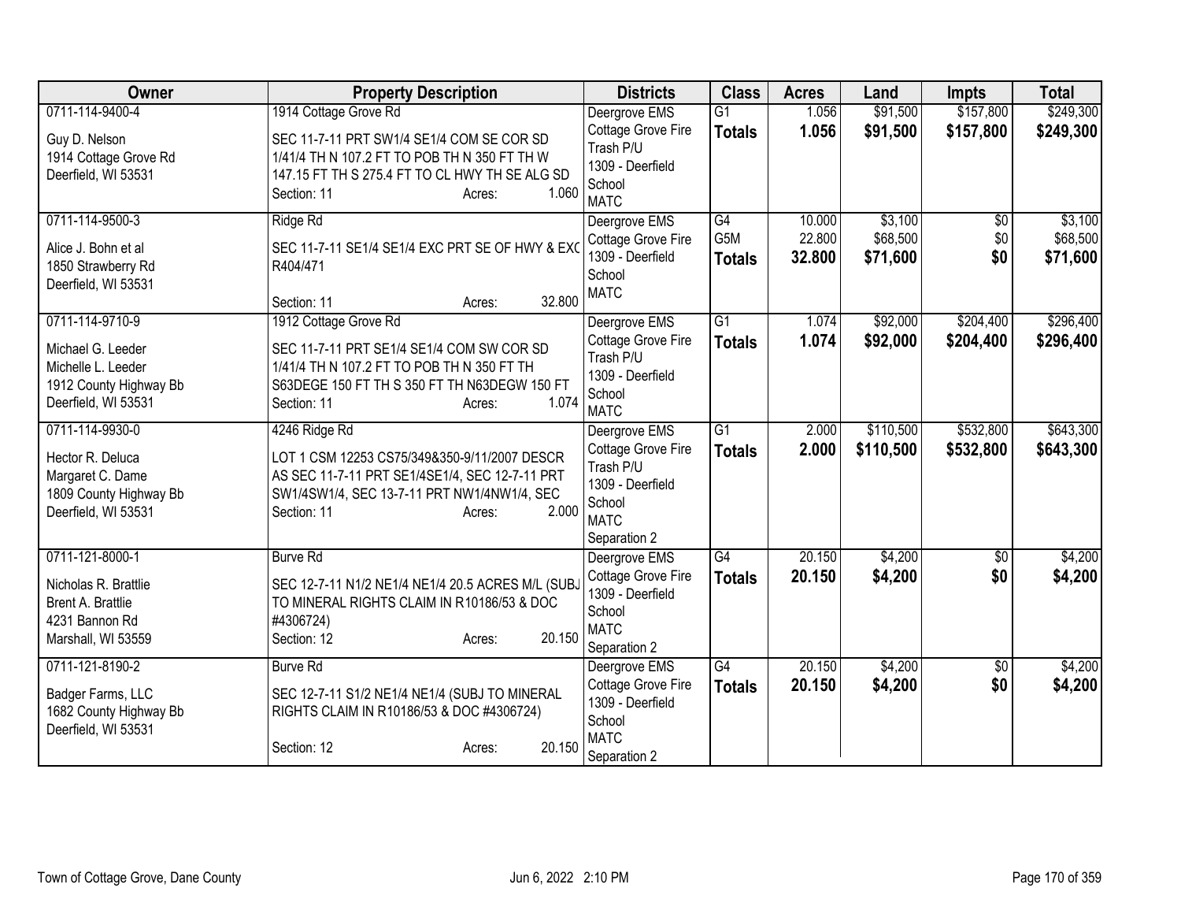| Owner | Property Description | Districts | Class | Acres | Land | Impts | Total |
|---|---|---|---|---|---|---|---|
| 0711-114-9400-4<br><br>Guy D. Nelson<br>1914 Cottage Grove Rd<br>Deerfield, WI 53531 | 1914 Cottage Grove Rd<br><br>SEC 11-7-11 PRT SW1/4 SE1/4 COM SE COR SD 1/41/4 TH N 107.2 FT TO POB TH N 350 FT TH W 147.15 FT TH S 275.4 FT TO CL HWY TH SE ALG SD<br>Section: 11 Acres: 1.060 | Deergrove EMS<br>Cottage Grove Fire<br>Trash P/U<br>1309 - Deerfield School<br>MATC | G1<br>**Totals** | 1.056<br>**1.056** | \$91,500<br>**\$91,500** | \$157,800<br>**\$157,800** | \$249,300<br>**\$249,300** |
| 0711-114-9500-3<br><br>Alice J. Bohn et al<br>1850 Strawberry Rd<br>Deerfield, WI 53531 | Ridge Rd<br><br>SEC 11-7-11 SE1/4 SE1/4 EXC PRT SE OF HWY & EXC R404/471<br><br>Section: 11 Acres: 32.800 | Deergrove EMS<br>Cottage Grove Fire<br>1309 - Deerfield School<br>MATC | G4<br>G5M<br>**Totals** | 10.000<br>22.800<br>**32.800** | \$3,100<br>\$68,500<br>**\$71,600** | \$0<br>\$0<br>**\$0** | \$3,100<br>\$68,500<br>**\$71,600** |
| 0711-114-9710-9<br><br>Michael G. Leeder<br>Michelle L. Leeder<br>1912 County Highway Bb<br>Deerfield, WI 53531 | 1912 Cottage Grove Rd<br><br>SEC 11-7-11 PRT SE1/4 SE1/4 COM SW COR SD 1/41/4 TH N 107.2 FT TO POB TH N 350 FT TH S63DEGE 150 FT TH S 350 FT TH N63DEGW 150 FT<br>Section: 11 Acres: 1.074 | Deergrove EMS<br>Cottage Grove Fire<br>Trash P/U<br>1309 - Deerfield School<br>MATC | G1<br>**Totals** | 1.074<br>**1.074** | \$92,000<br>**\$92,000** | \$204,400<br>**\$204,400** | \$296,400<br>**\$296,400** |
| 0711-114-9930-0<br><br>Hector R. Deluca<br>Margaret C. Dame<br>1809 County Highway Bb<br>Deerfield, WI 53531 | 4246 Ridge Rd<br><br>LOT 1 CSM 12253 CS75/349&350-9/11/2007 DESCR AS SEC 11-7-11 PRT SE1/4SE1/4, SEC 12-7-11 PRT SW1/4SW1/4, SEC 13-7-11 PRT NW1/4NW1/4, SEC<br>Section: 11 Acres: 2.000 | Deergrove EMS<br>Cottage Grove Fire<br>Trash P/U<br>1309 - Deerfield School<br>MATC<br>Separation 2 | G1<br>**Totals** | 2.000<br>**2.000** | \$110,500<br>**\$110,500** | \$532,800<br>**\$532,800** | \$643,300<br>**\$643,300** |
| 0711-121-8000-1<br><br>Nicholas R. Brattlie<br>Brent A. Brattlie<br>4231 Bannon Rd<br>Marshall, WI 53559 | Burve Rd<br><br>SEC 12-7-11 N1/2 NE1/4 NE1/4 20.5 ACRES M/L (SUBJ TO MINERAL RIGHTS CLAIM IN R10186/53 & DOC #4306724)<br>Section: 12 Acres: 20.150 | Deergrove EMS<br>Cottage Grove Fire<br>1309 - Deerfield School<br>MATC<br>Separation 2 | G4<br>**Totals** | 20.150<br>**20.150** | \$4,200<br>**\$4,200** | \$0<br>**\$0** | \$4,200<br>**\$4,200** |
| 0711-121-8190-2<br><br>Badger Farms, LLC<br>1682 County Highway Bb<br>Deerfield, WI 53531 | Burve Rd<br><br>SEC 12-7-11 S1/2 NE1/4 NE1/4 (SUBJ TO MINERAL RIGHTS CLAIM IN R10186/53 & DOC #4306724)<br><br>Section: 12 Acres: 20.150 | Deergrove EMS<br>Cottage Grove Fire<br>1309 - Deerfield School<br>MATC<br>Separation 2 | G4<br>**Totals** | 20.150<br>**20.150** | \$4,200<br>**\$4,200** | \$0<br>**\$0** | \$4,200<br>**\$4,200** |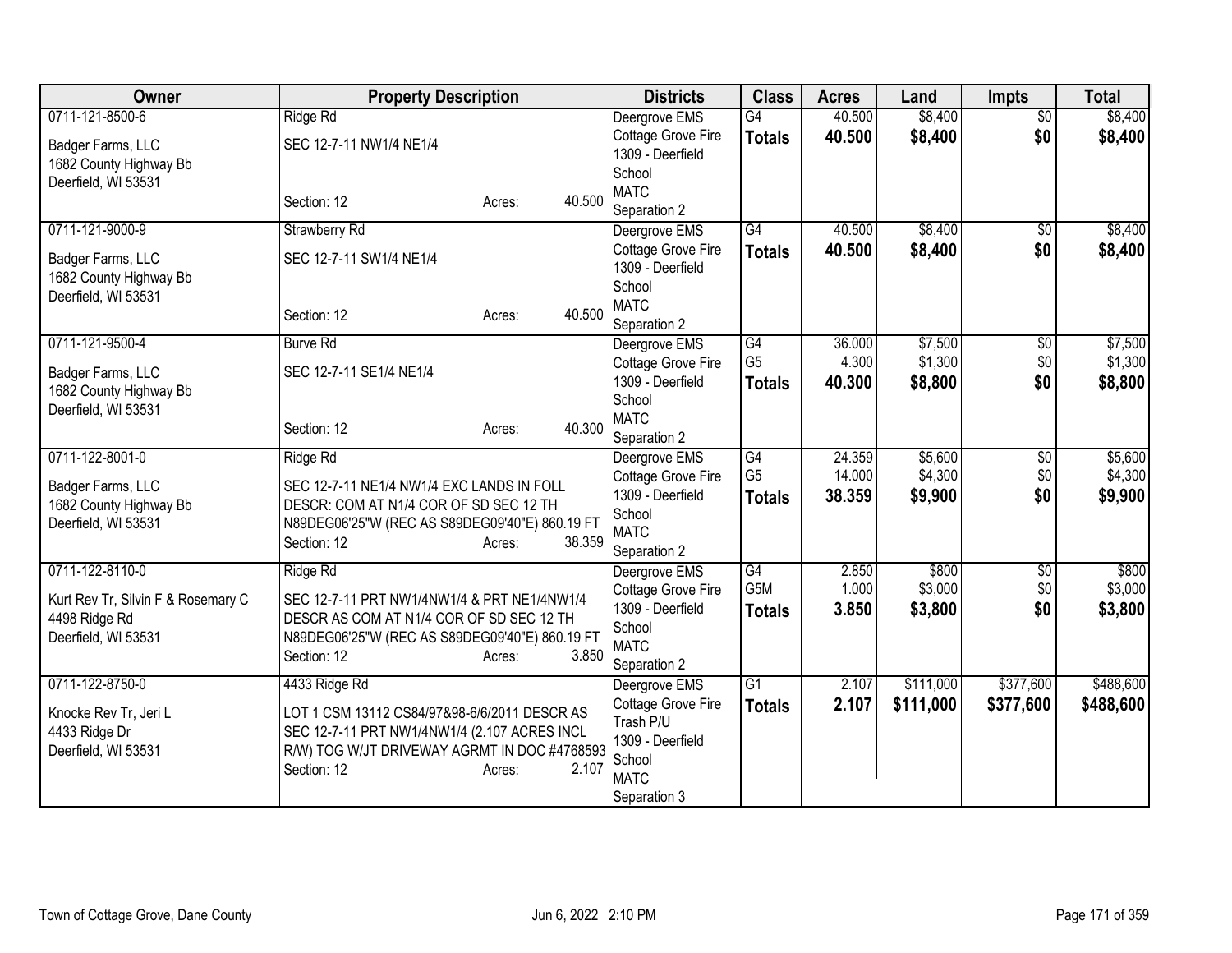| Owner | Property Description | Districts | Class | Acres | Land | Impts | Total |
|---|---|---|---|---|---|---|---|
| 0711-121-8500-6<br>Badger Farms, LLC<br>1682 County Highway Bb<br>Deerfield, WI 53531 | Ridge Rd<br>SEC 12-7-11 NW1/4 NE1/4<br>Section: 12 Acres: 40.500 | Deergrove EMS<br>Cottage Grove Fire<br>1309 - Deerfield School<br>MATC<br>Separation 2 | G4<br>**Totals** | 40.500<br>**40.500** | $8,400<br>**$8,400** | $0<br>**$0** | $8,400<br>**$8,400** |
| 0711-121-9000-9<br>Badger Farms, LLC<br>1682 County Highway Bb<br>Deerfield, WI 53531 | Strawberry Rd<br>SEC 12-7-11 SW1/4 NE1/4<br>Section: 12 Acres: 40.500 | Deergrove EMS<br>Cottage Grove Fire<br>1309 - Deerfield School<br>MATC<br>Separation 2 | G4<br>**Totals** | 40.500<br>**40.500** | $8,400<br>**$8,400** | $0<br>**$0** | $8,400<br>**$8,400** |
| 0711-121-9500-4<br>Badger Farms, LLC<br>1682 County Highway Bb<br>Deerfield, WI 53531 | Burve Rd<br>SEC 12-7-11 SE1/4 NE1/4<br>Section: 12 Acres: 40.300 | Deergrove EMS<br>Cottage Grove Fire<br>1309 - Deerfield School<br>MATC<br>Separation 2 | G4<br>G5<br>**Totals** | 36.000<br>4.300<br>**40.300** | $7,500<br>$1,300<br>**$8,800** | $0<br>$0<br>**$0** | $7,500<br>$1,300<br>**$8,800** |
| 0711-122-8001-0<br>Badger Farms, LLC<br>1682 County Highway Bb<br>Deerfield, WI 53531 | Ridge Rd<br>SEC 12-7-11 NE1/4 NW1/4 EXC LANDS IN FOLL DESCR: COM AT N1/4 COR OF SD SEC 12 TH N89DEG06'25"W (REC AS S89DEG09'40"E) 860.19 FT<br>Section: 12 Acres: 38.359 | Deergrove EMS<br>Cottage Grove Fire<br>1309 - Deerfield School<br>MATC<br>Separation 2 | G4<br>G5<br>**Totals** | 24.359<br>14.000<br>**38.359** | $5,600<br>$4,300<br>**$9,900** | $0<br>$0<br>**$0** | $5,600<br>$4,300<br>**$9,900** |
| 0711-122-8110-0<br>Kurt Rev Tr, Silvin F & Rosemary C<br>4498 Ridge Rd<br>Deerfield, WI 53531 | Ridge Rd<br>SEC 12-7-11 PRT NW1/4NW1/4 & PRT NE1/4NW1/4 DESCR AS COM AT N1/4 COR OF SD SEC 12 TH N89DEG06'25"W (REC AS S89DEG09'40"E) 860.19 FT<br>Section: 12 Acres: 3.850 | Deergrove EMS<br>Cottage Grove Fire<br>1309 - Deerfield School<br>MATC<br>Separation 2 | G4<br>G5M<br>**Totals** | 2.850<br>1.000<br>**3.850** | $800<br>$3,000<br>**$3,800** | $0<br>$0<br>**$0** | $800<br>$3,000<br>**$3,800** |
| 0711-122-8750-0<br>Knocke Rev Tr, Jeri L<br>4433 Ridge Dr<br>Deerfield, WI 53531 | 4433 Ridge Rd<br>LOT 1 CSM 13112 CS84/97&98-6/6/2011 DESCR AS SEC 12-7-11 PRT NW1/4NW1/4 (2.107 ACRES INCL R/W) TOG W/JT DRIVEWAY AGRMT IN DOC #4768593<br>Section: 12 Acres: 2.107 | Deergrove EMS<br>Cottage Grove Fire<br>Trash P/U<br>1309 - Deerfield School<br>MATC<br>Separation 3 | G1<br>**Totals** | 2.107<br>**2.107** | $111,000<br>**$111,000** | $377,600<br>**$377,600** | $488,600<br>**$488,600** |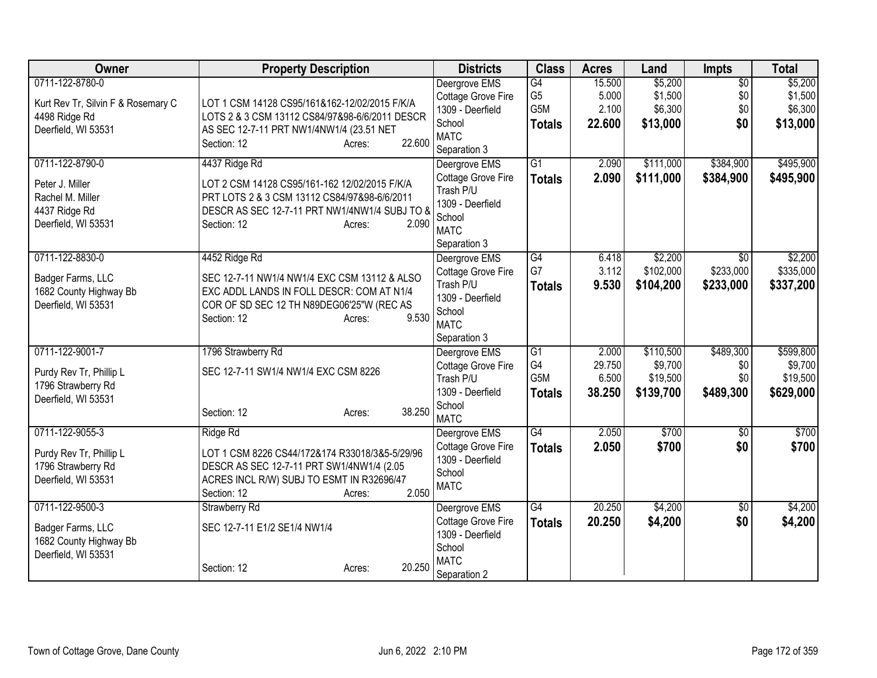| Owner | Property Description | Districts | Class | Acres | Land | Impts | Total |
|---|---|---|---|---|---|---|---|
| 0711-122-8780-0<br><br>Kurt Rev Tr, Silvin F & Rosemary C<br>4498 Ridge Rd<br>Deerfield, WI 53531 | LOT 1 CSM 14128 CS95/161&162-12/02/2015 F/K/A LOTS 2 & 3 CSM 13112 CS84/97&98-6/6/2011 DESCR AS SEC 12-7-11 PRT NW1/4NW1/4 (23.51 NET<br>Section: 12 Acres: 22.600 | Deergrove EMS<br>Cottage Grove Fire<br>1309 - Deerfield School<br>MATC<br>Separation 3 | G4<br>G5<br>G5M<br>**Totals** | 15.500<br>5.000<br>2.100<br>**22.600** | $5,200<br>$1,500<br>$6,300<br>**$13,000** | $0<br>$0<br>$0<br>**$0** | $5,200<br>$1,500<br>$6,300<br>**$13,000** |
| 0711-122-8790-0<br><br>Peter J. Miller<br>Rachel M. Miller<br>4437 Ridge Rd<br>Deerfield, WI 53531 | 4437 Ridge Rd<br><br>LOT 2 CSM 14128 CS95/161-162 12/02/2015 F/K/A PRT LOTS 2 & 3 CSM 13112 CS84/97&98-6/6/2011 DESCR AS SEC 12-7-11 PRT NW1/4NW1/4 SUBJ TO &<br>Section: 12 Acres: 2.090 | Deergrove EMS<br>Cottage Grove Fire<br>Trash P/U<br>1309 - Deerfield School<br>MATC<br>Separation 3 | G1<br>**Totals** | 2.090<br>**2.090** | $111,000<br>**$111,000** | $384,900<br>**$384,900** | $495,900<br>**$495,900** |
| 0711-122-8830-0<br><br>Badger Farms, LLC<br>1682 County Highway Bb<br>Deerfield, WI 53531 | 4452 Ridge Rd<br><br>SEC 12-7-11 NW1/4 NW1/4 EXC CSM 13112 & ALSO EXC ADDL LANDS IN FOLL DESCR: COM AT N1/4 COR OF SD SEC 12 TH N89DEG06'25"W (REC AS<br>Section: 12 Acres: 9.530 | Deergrove EMS<br>Cottage Grove Fire<br>Trash P/U<br>1309 - Deerfield School<br>MATC<br>Separation 3 | G4<br>G7<br>**Totals** | 6.418<br>3.112<br>**9.530** | $2,200<br>$102,000<br>**$104,200** | $0<br>$233,000<br>**$233,000** | $2,200<br>$335,000<br>**$337,200** |
| 0711-122-9001-7<br><br>Purdy Rev Tr, Phillip L<br>1796 Strawberry Rd<br>Deerfield, WI 53531 | 1796 Strawberry Rd<br><br>SEC 12-7-11 SW1/4 NW1/4 EXC CSM 8226<br><br>Section: 12 Acres: 38.250 | Deergrove EMS<br>Cottage Grove Fire<br>Trash P/U<br>1309 - Deerfield School<br>MATC | G1<br>G4<br>G5M<br>**Totals** | 2.000<br>29.750<br>6.500<br>**38.250** | $110,500<br>$9,700<br>$19,500<br>**$139,700** | $489,300<br>$0<br>$0<br>**$489,300** | $599,800<br>$9,700<br>$19,500<br>**$629,000** |
| 0711-122-9055-3<br><br>Purdy Rev Tr, Phillip L<br>1796 Strawberry Rd<br>Deerfield, WI 53531 | Ridge Rd<br><br>LOT 1 CSM 8226 CS44/172&174 R33018/3&5-5/29/96 DESCR AS SEC 12-7-11 PRT SW1/4NW1/4 (2.05 ACRES INCL R/W) SUBJ TO ESMT IN R32696/47<br>Section: 12 Acres: 2.050 | Deergrove EMS<br>Cottage Grove Fire<br>1309 - Deerfield School<br>MATC | G4<br>**Totals** | 2.050<br>**2.050** | $700<br>**$700** | $0<br>**$0** | $700<br>**$700** |
| 0711-122-9500-3<br><br>Badger Farms, LLC<br>1682 County Highway Bb<br>Deerfield, WI 53531 | Strawberry Rd<br><br>SEC 12-7-11 E1/2 SE1/4 NW1/4<br><br>Section: 12 Acres: 20.250 | Deergrove EMS<br>Cottage Grove Fire<br>1309 - Deerfield School<br>MATC<br>Separation 2 | G4<br>**Totals** | 20.250<br>**20.250** | $4,200<br>**$4,200** | $0<br>**$0** | $4,200<br>**$4,200** |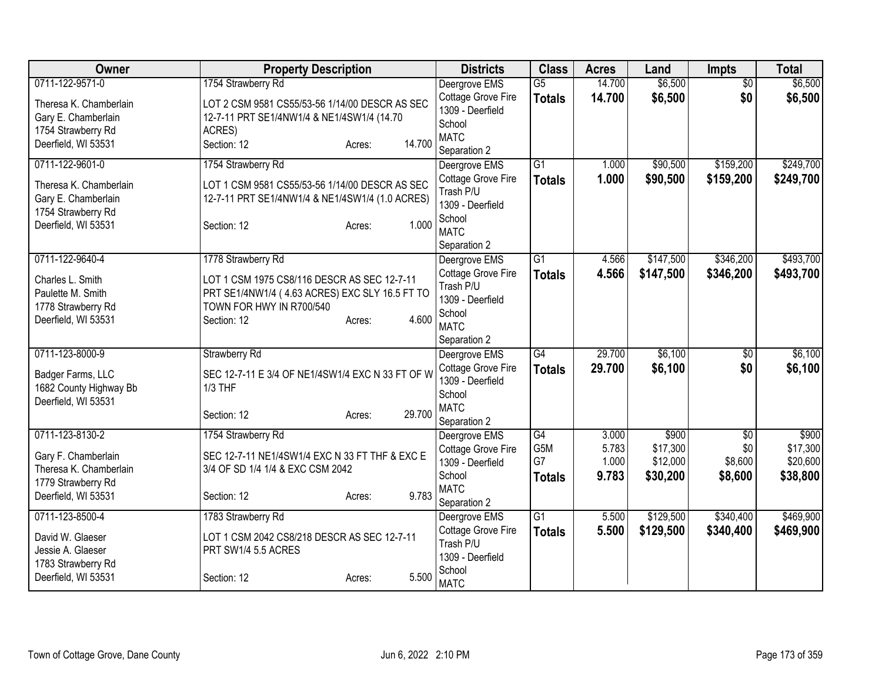| Owner | Property Description | Districts | Class | Acres | Land | Impts | Total |
|---|---|---|---|---|---|---|---|
| 0711-122-9571-0<br>Theresa K. Chamberlain<br>Gary E. Chamberlain<br>1754 Strawberry Rd<br>Deerfield, WI 53531 | 1754 Strawberry Rd<br>LOT 2 CSM 9581 CS55/53-56 1/14/00 DESCR AS SEC 12-7-11 PRT SE1/4NW1/4 & NE1/4SW1/4 (14.70 ACRES)<br>Section: 12 Acres: 14.700 | Deergrove EMS<br>Cottage Grove Fire<br>1309 - Deerfield School<br>MATC<br>Separation 2 | G5<br>**Totals** | 14.700<br>**14.700** | $6,500<br>**$6,500** | $0<br>**$0** | $6,500<br>**$6,500** |
| 0711-122-9601-0<br>Theresa K. Chamberlain<br>Gary E. Chamberlain<br>1754 Strawberry Rd<br>Deerfield, WI 53531 | 1754 Strawberry Rd<br>LOT 1 CSM 9581 CS55/53-56 1/14/00 DESCR AS SEC 12-7-11 PRT SE1/4NW1/4 & NE1/4SW1/4 (1.0 ACRES)<br>Section: 12 Acres: 1.000 | Deergrove EMS<br>Cottage Grove Fire<br>Trash P/U<br>1309 - Deerfield School<br>MATC<br>Separation 2 | G1<br>**Totals** | 1.000<br>**1.000** | $90,500<br>**$90,500** | $159,200<br>**$159,200** | $249,700<br>**$249,700** |
| 0711-122-9640-4<br>Charles L. Smith<br>Paulette M. Smith<br>1778 Strawberry Rd<br>Deerfield, WI 53531 | 1778 Strawberry Rd<br>LOT 1 CSM 1975 CS8/116 DESCR AS SEC 12-7-11 PRT SE1/4NW1/4 ( 4.63 ACRES) EXC SLY 16.5 FT TO TOWN FOR HWY IN R700/540<br>Section: 12 Acres: 4.600 | Deergrove EMS<br>Cottage Grove Fire<br>Trash P/U<br>1309 - Deerfield School<br>MATC<br>Separation 2 | G1<br>**Totals** | 4.566<br>**4.566** | $147,500<br>**$147,500** | $346,200<br>**$346,200** | $493,700<br>**$493,700** |
| 0711-123-8000-9<br>Badger Farms, LLC<br>1682 County Highway Bb<br>Deerfield, WI 53531 | Strawberry Rd<br>SEC 12-7-11 E 3/4 OF NE1/4SW1/4 EXC N 33 FT OF W 1/3 THF<br>Section: 12 Acres: 29.700 | Deergrove EMS<br>Cottage Grove Fire<br>1309 - Deerfield School<br>MATC<br>Separation 2 | G4<br>**Totals** | 29.700<br>**29.700** | $6,100<br>**$6,100** | $0<br>**$0** | $6,100<br>**$6,100** |
| 0711-123-8130-2<br>Gary F. Chamberlain<br>Theresa K. Chamberlain<br>1779 Strawberry Rd<br>Deerfield, WI 53531 | 1754 Strawberry Rd<br>SEC 12-7-11 NE1/4SW1/4 EXC N 33 FT THF & EXC E 3/4 OF SD 1/4 1/4 & EXC CSM 2042<br>Section: 12 Acres: 9.783 | Deergrove EMS<br>Cottage Grove Fire<br>1309 - Deerfield School<br>MATC<br>Separation 2 | G4<br>G5M<br>G7<br>**Totals** | 3.000<br>5.783<br>1.000<br>**9.783** | $900<br>$17,300<br>$12,000<br>**$30,200** | $0<br>$0<br>$8,600<br>**$8,600** | $900<br>$17,300<br>$20,600<br>**$38,800** |
| 0711-123-8500-4<br>David W. Glaeser<br>Jessie A. Glaeser<br>1783 Strawberry Rd<br>Deerfield, WI 53531 | 1783 Strawberry Rd<br>LOT 1 CSM 2042 CS8/218 DESCR AS SEC 12-7-11 PRT SW1/4 5.5 ACRES<br>Section: 12 Acres: 5.500 | Deergrove EMS<br>Cottage Grove Fire<br>Trash P/U<br>1309 - Deerfield School<br>MATC | G1<br>**Totals** | 5.500<br>**5.500** | $129,500<br>**$129,500** | $340,400<br>**$340,400** | $469,900<br>**$469,900** |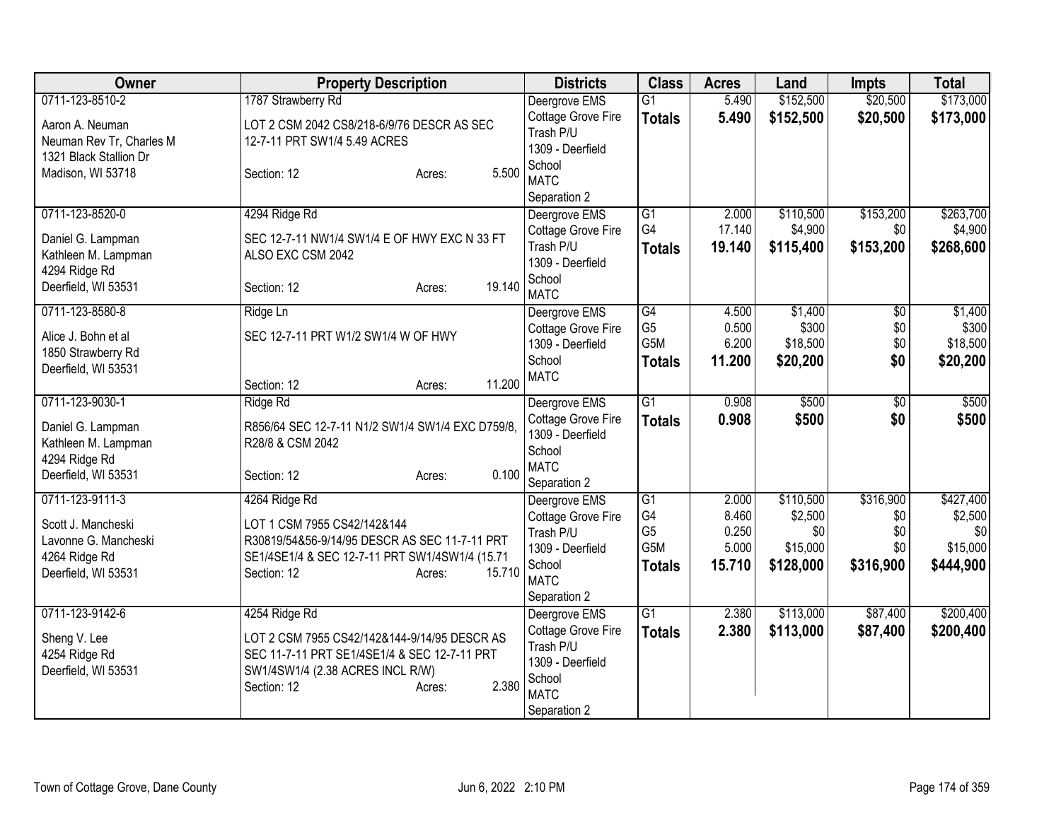| Owner | Property Description | Districts | Class | Acres | Land | Impts | Total |
|---|---|---|---|---|---|---|---|
| 0711-123-8510-2<br>Aaron A. Neuman<br>Neuman Rev Tr, Charles M<br>1321 Black Stallion Dr<br>Madison, WI 53718 | 1787 Strawberry Rd<br>LOT 2 CSM 2042 CS8/218-6/9/76 DESCR AS SEC 12-7-11 PRT SW1/4 5.49 ACRES<br>Section: 12 Acres: 5.500 | Deergrove EMS<br>Cottage Grove Fire<br>Trash P/U<br>1309 - Deerfield School<br>MATC<br>Separation 2 | G1<br>**Totals** | 5.490<br>**5.490** | $152,500<br>**$152,500** | $20,500<br>**$20,500** | $173,000<br>**$173,000** |
| 0711-123-8520-0<br>Daniel G. Lampman<br>Kathleen M. Lampman<br>4294 Ridge Rd<br>Deerfield, WI 53531 | 4294 Ridge Rd<br>SEC 12-7-11 NW1/4 SW1/4 E OF HWY EXC N 33 FT ALSO EXC CSM 2042<br>Section: 12 Acres: 19.140 | Deergrove EMS<br>Cottage Grove Fire<br>Trash P/U<br>1309 - Deerfield School<br>MATC | G1<br>G4<br>**Totals** | 2.000<br>17.140<br>**19.140** | $110,500<br>$4,900<br>**$115,400** | $153,200<br>$0<br>**$153,200** | $263,700<br>$4,900<br>**$268,600** |
| 0711-123-8580-8<br>Alice J. Bohn et al<br>1850 Strawberry Rd<br>Deerfield, WI 53531 | Ridge Ln<br>SEC 12-7-11 PRT W1/2 SW1/4 W OF HWY<br>Section: 12 Acres: 11.200 | Deergrove EMS<br>Cottage Grove Fire<br>1309 - Deerfield School<br>MATC | G4<br>G5<br>G5M<br>**Totals** | 4.500<br>0.500<br>6.200<br>**11.200** | $1,400<br>$300<br>$18,500<br>**$20,200** | $0<br>$0<br>$0<br>**$0** | $1,400<br>$300<br>$18,500<br>**$20,200** |
| 0711-123-9030-1<br>Daniel G. Lampman<br>Kathleen M. Lampman<br>4294 Ridge Rd<br>Deerfield, WI 53531 | Ridge Rd<br>R856/64 SEC 12-7-11 N1/2 SW1/4 SW1/4 EXC D759/8, R28/8 & CSM 2042<br>Section: 12 Acres: 0.100 | Deergrove EMS<br>Cottage Grove Fire<br>1309 - Deerfield School<br>MATC<br>Separation 2 | G1<br>**Totals** | 0.908<br>**0.908** | $500<br>**$500** | $0<br>**$0** | $500<br>**$500** |
| 0711-123-9111-3<br>Scott J. Mancheski<br>Lavonne G. Mancheski<br>4264 Ridge Rd<br>Deerfield, WI 53531 | 4264 Ridge Rd<br>LOT 1 CSM 7955 CS42/142&144 R30819/54&56-9/14/95 DESCR AS SEC 11-7-11 PRT SE1/4SE1/4 & SEC 12-7-11 PRT SW1/4SW1/4 (15.71<br>Section: 12 Acres: 15.710 | Deergrove EMS<br>Cottage Grove Fire<br>Trash P/U<br>1309 - Deerfield School<br>MATC<br>Separation 2 | G1<br>G4<br>G5<br>G5M<br>**Totals** | 2.000<br>8.460<br>0.250<br>5.000<br>**15.710** | $110,500<br>$2,500<br>$0<br>$15,000<br>**$128,000** | $316,900<br>$0<br>$0<br>$0<br>**$316,900** | $427,400<br>$2,500<br>$0<br>$15,000<br>**$444,900** |
| 0711-123-9142-6<br>Sheng V. Lee<br>4254 Ridge Rd<br>Deerfield, WI 53531 | 4254 Ridge Rd<br>LOT 2 CSM 7955 CS42/142&144-9/14/95 DESCR AS SEC 11-7-11 PRT SE1/4SE1/4 & SEC 12-7-11 PRT SW1/4SW1/4 (2.38 ACRES INCL R/W)<br>Section: 12 Acres: 2.380 | Deergrove EMS<br>Cottage Grove Fire<br>Trash P/U<br>1309 - Deerfield School<br>MATC<br>Separation 2 | G1<br>**Totals** | 2.380<br>**2.380** | $113,000<br>**$113,000** | $87,400<br>**$87,400** | $200,400<br>**$200,400** |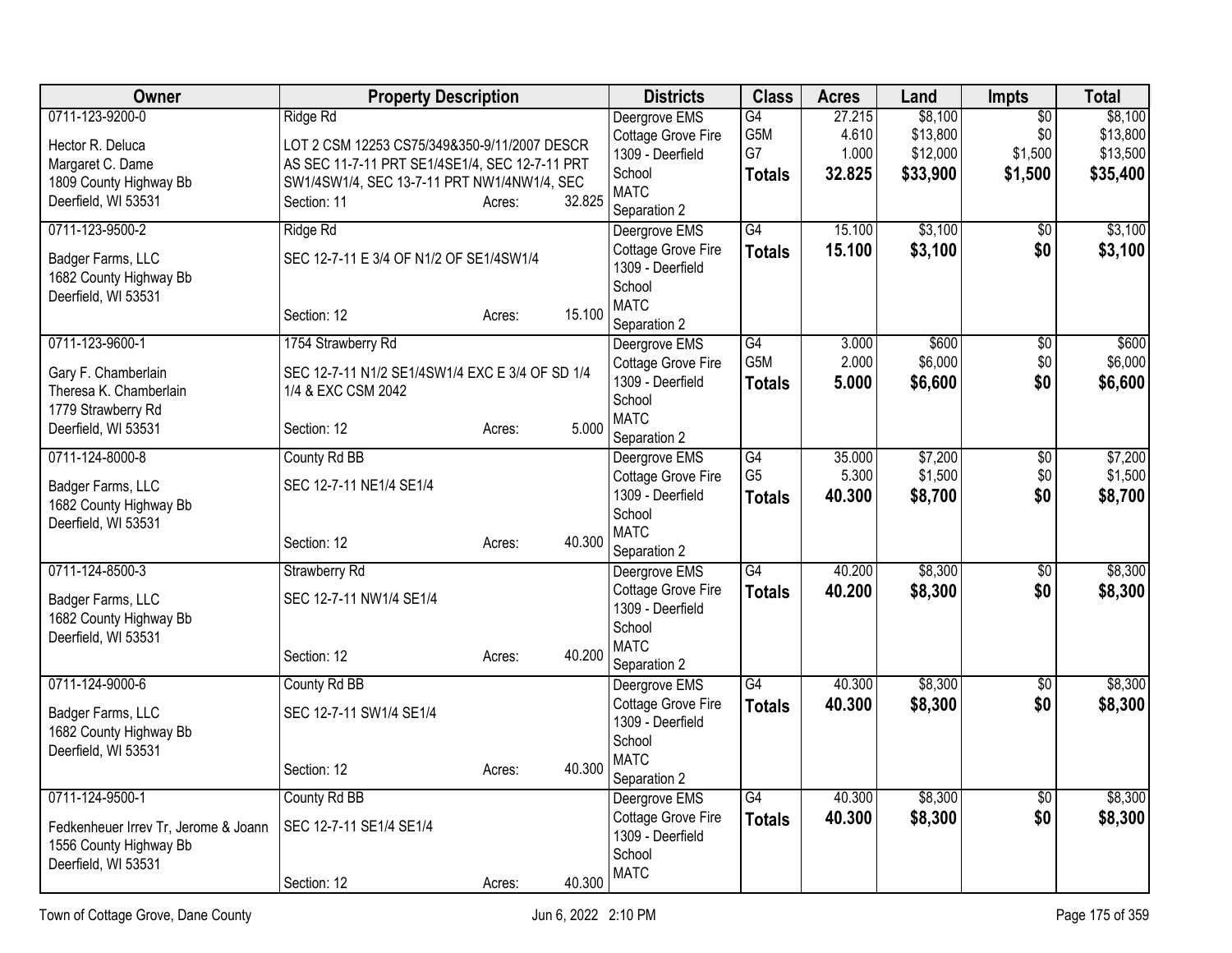| Owner | Property Description | Districts | Class | Acres | Land | Impts | Total |
|---|---|---|---|---|---|---|---|
| 0711-123-9200-0<br>Hector R. Deluca<br>Margaret C. Dame<br>1809 County Highway Bb<br>Deerfield, WI 53531 | Ridge Rd<br>LOT 2 CSM 12253 CS75/349&350-9/11/2007 DESCR AS SEC 11-7-11 PRT SE1/4SE1/4, SEC 12-7-11 PRT SW1/4SW1/4, SEC 13-7-11 PRT NW1/4NW1/4, SEC<br>Section: 11 Acres: 32.825 | Deergrove EMS<br>Cottage Grove Fire<br>1309 - Deerfield School<br>MATC<br>Separation 2 | G4<br>G5M<br>G7<br>**Totals** | 27.215<br>4.610<br>1.000<br>**32.825** | $8,100<br>$13,800<br>$12,000<br>**$33,900** | $0<br>$0<br>$1,500<br>**$1,500** | $8,100<br>$13,800<br>$13,500<br>**$35,400** |
| 0711-123-9500-2<br>Badger Farms, LLC<br>1682 County Highway Bb<br>Deerfield, WI 53531 | Ridge Rd<br>SEC 12-7-11 E 3/4 OF N1/2 OF SE1/4SW1/4<br>Section: 12 Acres: 15.100 | Deergrove EMS<br>Cottage Grove Fire<br>1309 - Deerfield School<br>MATC<br>Separation 2 | G4<br>**Totals** | 15.100<br>**15.100** | $3,100<br>**$3,100** | $0<br>**$0** | $3,100<br>**$3,100** |
| 0711-123-9600-1<br>Gary F. Chamberlain<br>Theresa K. Chamberlain<br>1779 Strawberry Rd<br>Deerfield, WI 53531 | 1754 Strawberry Rd<br>SEC 12-7-11 N1/2 SE1/4SW1/4 EXC E 3/4 OF SD 1/4 1/4 & EXC CSM 2042<br>Section: 12 Acres: 5.000 | Deergrove EMS<br>Cottage Grove Fire<br>1309 - Deerfield School<br>MATC<br>Separation 2 | G4<br>G5M<br>**Totals** | 3.000<br>2.000<br>**5.000** | $600<br>$6,000<br>**$6,600** | $0<br>$0<br>**$0** | $600<br>$6,000<br>**$6,600** |
| 0711-124-8000-8<br>Badger Farms, LLC<br>1682 County Highway Bb<br>Deerfield, WI 53531 | County Rd BB<br>SEC 12-7-11 NE1/4 SE1/4<br>Section: 12 Acres: 40.300 | Deergrove EMS<br>Cottage Grove Fire<br>1309 - Deerfield School<br>MATC<br>Separation 2 | G4<br>G5<br>**Totals** | 35.000<br>5.300<br>**40.300** | $7,200<br>$1,500<br>**$8,700** | $0<br>$0<br>**$0** | $7,200<br>$1,500<br>**$8,700** |
| 0711-124-8500-3<br>Badger Farms, LLC<br>1682 County Highway Bb<br>Deerfield, WI 53531 | Strawberry Rd<br>SEC 12-7-11 NW1/4 SE1/4<br>Section: 12 Acres: 40.200 | Deergrove EMS<br>Cottage Grove Fire<br>1309 - Deerfield School<br>MATC<br>Separation 2 | G4<br>**Totals** | 40.200<br>**40.200** | $8,300<br>**$8,300** | $0<br>**$0** | $8,300<br>**$8,300** |
| 0711-124-9000-6<br>Badger Farms, LLC<br>1682 County Highway Bb<br>Deerfield, WI 53531 | County Rd BB<br>SEC 12-7-11 SW1/4 SE1/4<br>Section: 12 Acres: 40.300 | Deergrove EMS<br>Cottage Grove Fire<br>1309 - Deerfield School<br>MATC<br>Separation 2 | G4<br>**Totals** | 40.300<br>**40.300** | $8,300<br>**$8,300** | $0<br>**$0** | $8,300<br>**$8,300** |
| 0711-124-9500-1<br>Fedkenheuer Irrev Tr, Jerome & Joann<br>1556 County Highway Bb<br>Deerfield, WI 53531 | County Rd BB<br>SEC 12-7-11 SE1/4 SE1/4<br>Section: 12 Acres: 40.300 | Deergrove EMS<br>Cottage Grove Fire<br>1309 - Deerfield School<br>MATC | G4<br>**Totals** | 40.300<br>**40.300** | $8,300<br>**$8,300** | $0<br>**$0** | $8,300<br>**$8,300** |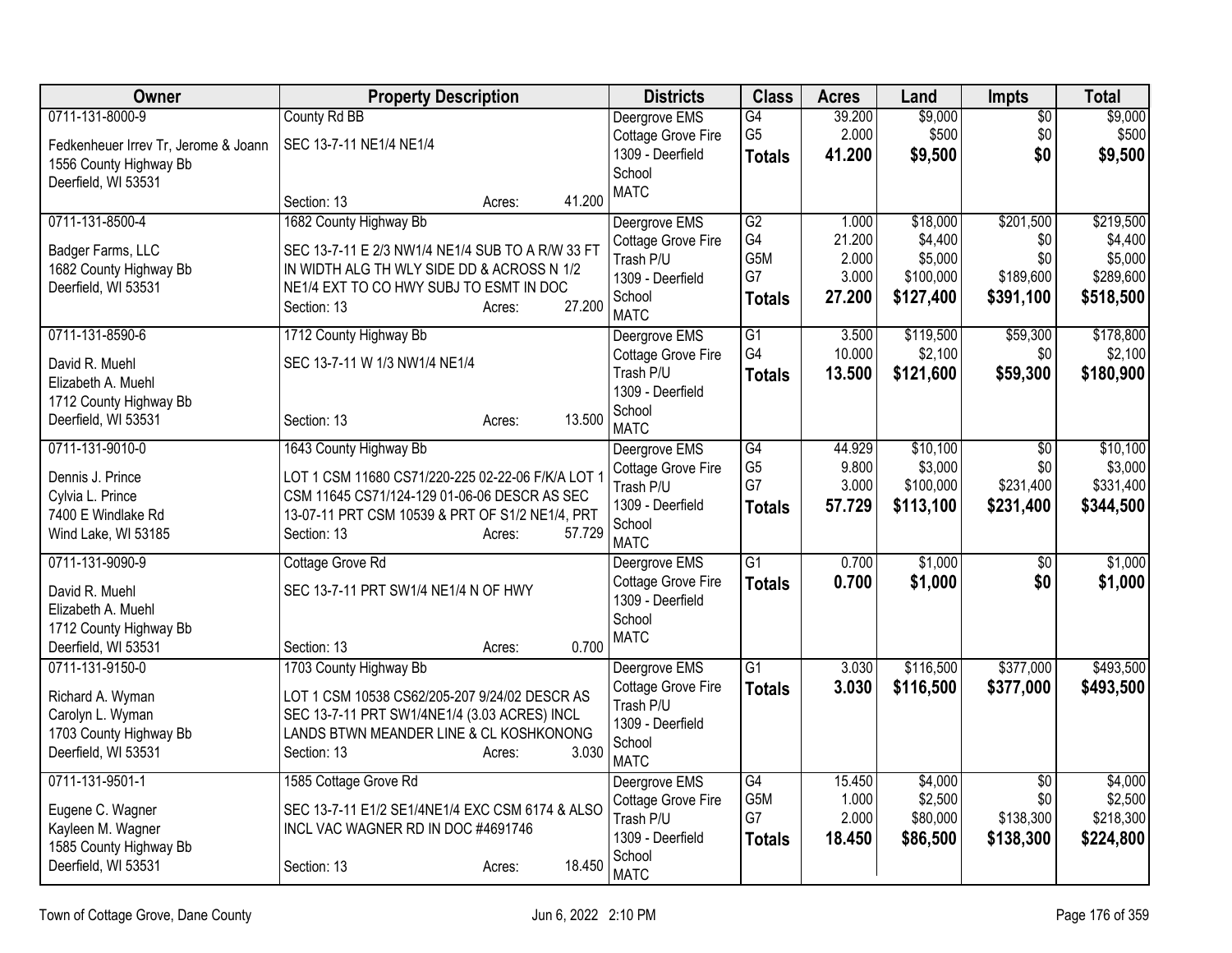| Owner | Property Description | Districts | Class | Acres | Land | Impts | Total |
|---|---|---|---|---|---|---|---|
| 0711-131-8000-9<br>Fedkenheuer Irrev Tr, Jerome & Joann<br>1556 County Highway Bb<br>Deerfield, WI 53531 | County Rd BB<br>SEC 13-7-11 NE1/4 NE1/4<br>Section: 13 Acres: 41.200 | Deergrove EMS<br>Cottage Grove Fire<br>1309 - Deerfield School<br>MATC | G4<br>G5<br>**Totals** | 39.200<br>2.000<br>**41.200** | $9,000<br>$500<br>**$9,500** | $0<br>$0<br>**$0** | $9,000<br>$500<br>**$9,500** |
| 0711-131-8500-4<br>Badger Farms, LLC<br>1682 County Highway Bb<br>Deerfield, WI 53531 | 1682 County Highway Bb<br>SEC 13-7-11 E 2/3 NW1/4 NE1/4 SUB TO A R/W 33 FT IN WIDTH ALG TH WLY SIDE DD & ACROSS N 1/2 NE1/4 EXT TO CO HWY SUBJ TO ESMT IN DOC<br>Section: 13 Acres: 27.200 | Deergrove EMS<br>Cottage Grove Fire<br>Trash P/U<br>1309 - Deerfield School<br>MATC | G2<br>G4<br>G5M<br>G7<br>**Totals** | 1.000<br>21.200<br>2.000<br>3.000<br>**27.200** | $18,000<br>$4,400<br>$5,000<br>$100,000<br>**$127,400** | $201,500<br>$0<br>$0<br>$189,600<br>**$391,100** | $219,500<br>$4,400<br>$5,000<br>$289,600<br>**$518,500** |
| 0711-131-8590-6<br>David R. Muehl<br>Elizabeth A. Muehl<br>1712 County Highway Bb<br>Deerfield, WI 53531 | 1712 County Highway Bb<br>SEC 13-7-11 W 1/3 NW1/4 NE1/4<br>Section: 13 Acres: 13.500 | Deergrove EMS<br>Cottage Grove Fire<br>Trash P/U<br>1309 - Deerfield School<br>MATC | G1<br>G4<br>**Totals** | 3.500<br>10.000<br>**13.500** | $119,500<br>$2,100<br>**$121,600** | $59,300<br>$0<br>**$59,300** | $178,800<br>$2,100<br>**$180,900** |
| 0711-131-9010-0<br>Dennis J. Prince<br>Cylvia L. Prince<br>7400 E Windlake Rd<br>Wind Lake, WI 53185 | 1643 County Highway Bb<br>LOT 1 CSM 11680 CS71/220-225 02-22-06 F/K/A LOT 1 CSM 11645 CS71/124-129 01-06-06 DESCR AS SEC 13-07-11 PRT CSM 10539 & PRT OF S1/2 NE1/4, PRT<br>Section: 13 Acres: 57.729 | Deergrove EMS<br>Cottage Grove Fire<br>Trash P/U<br>1309 - Deerfield School<br>MATC | G4<br>G5<br>G7<br>**Totals** | 44.929<br>9.800<br>3.000<br>**57.729** | $10,100<br>$3,000<br>$100,000<br>**$113,100** | $0<br>$0<br>$231,400<br>**$231,400** | $10,100<br>$3,000<br>$331,400<br>**$344,500** |
| 0711-131-9090-9<br>David R. Muehl<br>Elizabeth A. Muehl<br>1712 County Highway Bb<br>Deerfield, WI 53531 | Cottage Grove Rd<br>SEC 13-7-11 PRT SW1/4 NE1/4 N OF HWY<br>Section: 13 Acres: 0.700 | Deergrove EMS<br>Cottage Grove Fire<br>1309 - Deerfield School<br>MATC | G1<br>**Totals** | 0.700<br>**0.700** | $1,000<br>**$1,000** | $0<br>**$0** | $1,000<br>**$1,000** |
| 0711-131-9150-0<br>Richard A. Wyman<br>Carolyn L. Wyman<br>1703 County Highway Bb<br>Deerfield, WI 53531 | 1703 County Highway Bb<br>LOT 1 CSM 10538 CS62/205-207 9/24/02 DESCR AS SEC 13-7-11 PRT SW1/4NE1/4 (3.03 ACRES) INCL LANDS BTWN MEANDER LINE & CL KOSHKONONG<br>Section: 13 Acres: 3.030 | Deergrove EMS<br>Cottage Grove Fire<br>Trash P/U<br>1309 - Deerfield School<br>MATC | G1<br>**Totals** | 3.030<br>**3.030** | $116,500<br>**$116,500** | $377,000<br>**$377,000** | $493,500<br>**$493,500** |
| 0711-131-9501-1<br>Eugene C. Wagner<br>Kayleen M. Wagner<br>1585 County Highway Bb<br>Deerfield, WI 53531 | 1585 Cottage Grove Rd<br>SEC 13-7-11 E1/2 SE1/4NE1/4 EXC CSM 6174 & ALSO INCL VAC WAGNER RD IN DOC #4691746<br>Section: 13 Acres: 18.450 | Deergrove EMS<br>Cottage Grove Fire<br>Trash P/U<br>1309 - Deerfield School<br>MATC | G4<br>G5M<br>G7<br>**Totals** | 15.450<br>1.000<br>2.000<br>**18.450** | $4,000<br>$2,500<br>$80,000<br>**$86,500** | $0<br>$0<br>$138,300<br>**$138,300** | $4,000<br>$2,500<br>$218,300<br>**$224,800** |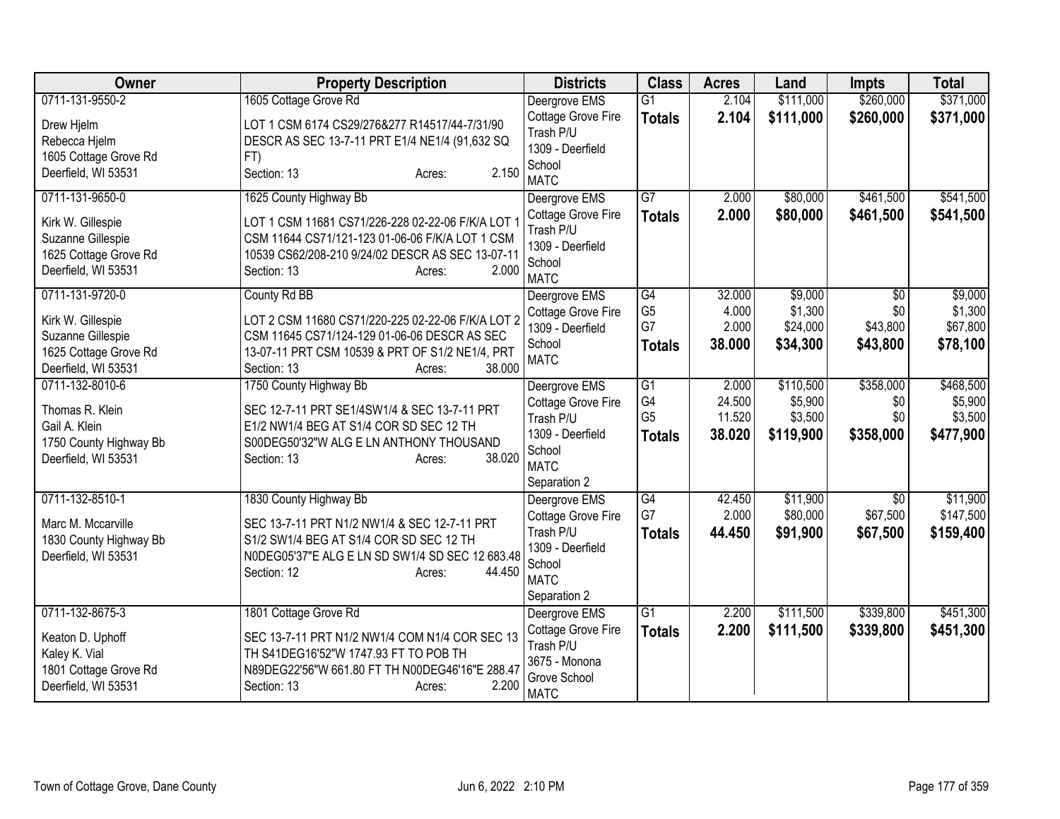| Owner | Property Description | Districts | Class | Acres | Land | Impts | Total |
|---|---|---|---|---|---|---|---|
| 0711-131-9550-2<br>Drew Hjelm<br>Rebecca Hjelm<br>1605 Cottage Grove Rd<br>Deerfield, WI 53531 | 1605 Cottage Grove Rd<br>LOT 1 CSM 6174 CS29/276&277 R14517/44-7/31/90 DESCR AS SEC 13-7-11 PRT E1/4 NE1/4 (91,632 SQ FT)<br>Section: 13 Acres: 2.150 | Deergrove EMS<br>Cottage Grove Fire<br>Trash P/U<br>1309 - Deerfield School<br>MATC | G1<br>**Totals** | 2.104<br>**2.104** | $111,000<br>**$111,000** | $260,000<br>**$260,000** | $371,000<br>**$371,000** |
| 0711-131-9650-0<br>Kirk W. Gillespie<br>Suzanne Gillespie<br>1625 Cottage Grove Rd<br>Deerfield, WI 53531 | 1625 County Highway Bb<br>LOT 1 CSM 11681 CS71/226-228 02-22-06 F/K/A LOT 1 CSM 11644 CS71/121-123 01-06-06 F/K/A LOT 1 CSM 10539 CS62/208-210 9/24/02 DESCR AS SEC 13-07-11<br>Section: 13 Acres: 2.000 | Deergrove EMS<br>Cottage Grove Fire<br>Trash P/U<br>1309 - Deerfield School<br>MATC | G7<br>**Totals** | 2.000<br>**2.000** | $80,000<br>**$80,000** | $461,500<br>**$461,500** | $541,500<br>**$541,500** |
| 0711-131-9720-0<br>Kirk W. Gillespie<br>Suzanne Gillespie<br>1625 Cottage Grove Rd<br>Deerfield, WI 53531 | County Rd BB<br>LOT 2 CSM 11680 CS71/220-225 02-22-06 F/K/A LOT 2 CSM 11645 CS71/124-129 01-06-06 DESCR AS SEC 13-07-11 PRT CSM 10539 & PRT OF S1/2 NE1/4, PRT<br>Section: 13 Acres: 38.000 | Deergrove EMS<br>Cottage Grove Fire<br>1309 - Deerfield School<br>MATC | G4<br>G5<br>G7<br>**Totals** | 32.000<br>4.000<br>2.000<br>**38.000** | $9,000<br>$1,300<br>$24,000<br>**$34,300** | $0<br>$0<br>$43,800<br>**$43,800** | $9,000<br>$1,300<br>$67,800<br>**$78,100** |
| 0711-132-8010-6<br>Thomas R. Klein<br>Gail A. Klein<br>1750 County Highway Bb<br>Deerfield, WI 53531 | 1750 County Highway Bb<br>SEC 12-7-11 PRT SE1/4SW1/4 & SEC 13-7-11 PRT E1/2 NW1/4 BEG AT S1/4 COR SD SEC 12 TH S00DEG50'32"W ALG E LN ANTHONY THOUSAND<br>Section: 13 Acres: 38.020 | Deergrove EMS<br>Cottage Grove Fire<br>Trash P/U<br>1309 - Deerfield School<br>MATC<br>Separation 2 | G1<br>G4<br>G5<br>**Totals** | 2.000<br>24.500<br>11.520<br>**38.020** | $110,500<br>$5,900<br>$3,500<br>**$119,900** | $358,000<br>$0<br>$0<br>**$358,000** | $468,500<br>$5,900<br>$3,500<br>**$477,900** |
| 0711-132-8510-1<br>Marc M. Mccarville<br>1830 County Highway Bb<br>Deerfield, WI 53531 | 1830 County Highway Bb<br>SEC 13-7-11 PRT N1/2 NW1/4 & SEC 12-7-11 PRT S1/2 SW1/4 BEG AT S1/4 COR SD SEC 12 TH N0DEG05'37"E ALG E LN SD SW1/4 SD SEC 12 683.48<br>Section: 12 Acres: 44.450 | Deergrove EMS<br>Cottage Grove Fire<br>Trash P/U<br>1309 - Deerfield School<br>MATC<br>Separation 2 | G4<br>G7<br>**Totals** | 42.450<br>2.000<br>**44.450** | $11,900<br>$80,000<br>**$91,900** | $0<br>$67,500<br>**$67,500** | $11,900<br>$147,500<br>**$159,400** |
| 0711-132-8675-3<br>Keaton D. Uphoff<br>Kaley K. Vial<br>1801 Cottage Grove Rd<br>Deerfield, WI 53531 | 1801 Cottage Grove Rd<br>SEC 13-7-11 PRT N1/2 NW1/4 COM N1/4 COR SEC 13 TH S41DEG16'52"W 1747.93 FT TO POB TH N89DEG22'56"W 661.80 FT TH N00DEG46'16"E 288.47<br>Section: 13 Acres: 2.200 | Deergrove EMS<br>Cottage Grove Fire<br>Trash P/U<br>3675 - Monona Grove School<br>MATC | G1<br>**Totals** | 2.200<br>**2.200** | $111,500<br>**$111,500** | $339,800<br>**$339,800** | $451,300<br>**$451,300** |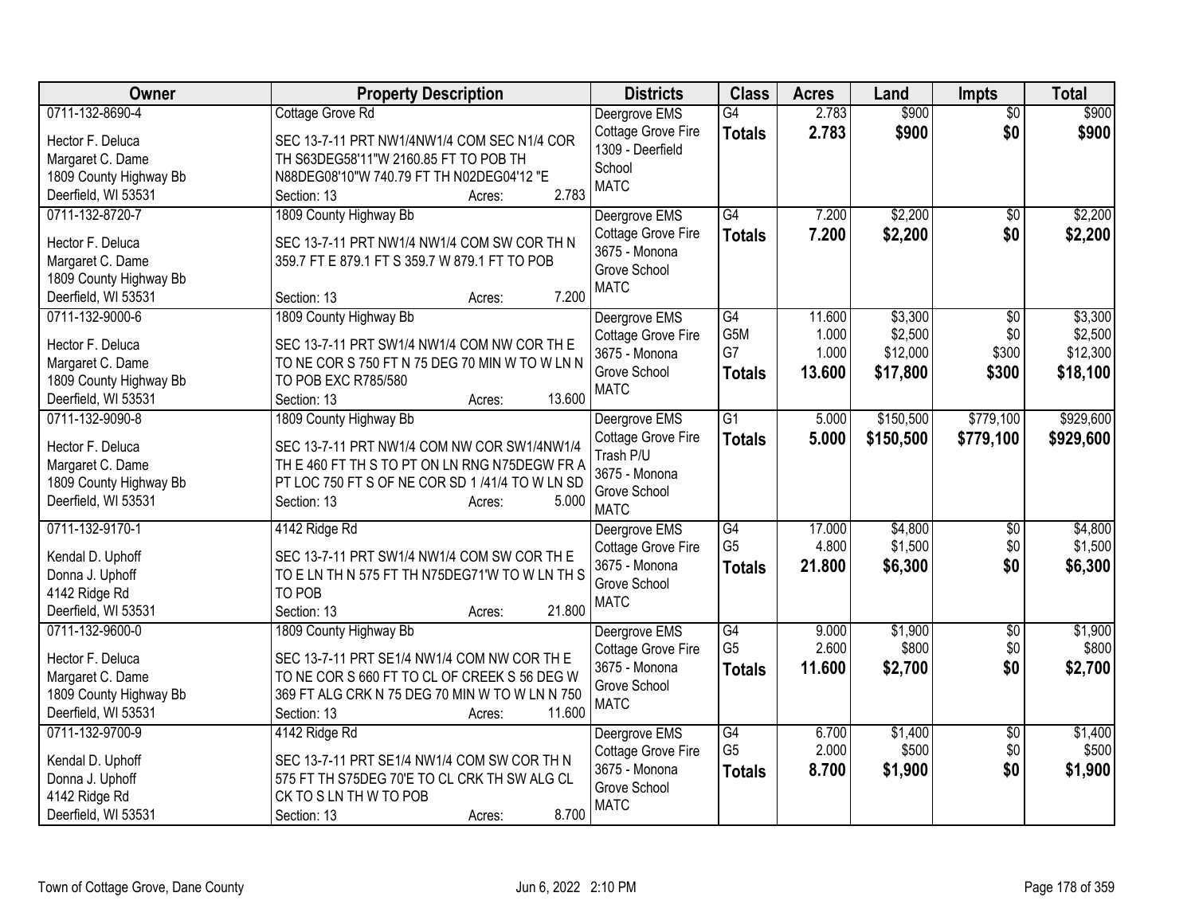| Owner | Property Description | Districts | Class | Acres | Land | Impts | Total |
|---|---|---|---|---|---|---|---|
| 0711-132-8690-4<br>Hector F. Deluca<br>Margaret C. Dame<br>1809 County Highway Bb<br>Deerfield, WI 53531 | Cottage Grove Rd<br>SEC 13-7-11 PRT NW1/4NW1/4 COM SEC N1/4 COR TH S63DEG58'11"W 2160.85 FT TO POB TH N88DEG08'10"W 740.79 FT TH N02DEG04'12 "E<br>Section: 13 Acres: 2.783 | Deergrove EMS<br>Cottage Grove Fire<br>1309 - Deerfield School<br>MATC | G4<br>**Totals** | 2.783<br>**2.783** | $900<br>**$900** | $0<br>**$0** | $900<br>**$900** |
| 0711-132-8720-7<br>Hector F. Deluca<br>Margaret C. Dame<br>1809 County Highway Bb<br>Deerfield, WI 53531 | 1809 County Highway Bb<br>SEC 13-7-11 PRT NW1/4 NW1/4 COM SW COR TH N 359.7 FT E 879.1 FT S 359.7 W 879.1 FT TO POB<br>Section: 13 Acres: 7.200 | Deergrove EMS<br>Cottage Grove Fire<br>3675 - Monona Grove School<br>MATC | G4<br>**Totals** | 7.200<br>**7.200** | $2,200<br>**$2,200** | $0<br>**$0** | $2,200<br>**$2,200** |
| 0711-132-9000-6<br>Hector F. Deluca<br>Margaret C. Dame<br>1809 County Highway Bb<br>Deerfield, WI 53531 | 1809 County Highway Bb<br>SEC 13-7-11 PRT SW1/4 NW1/4 COM NW COR TH E TO NE COR S 750 FT N 75 DEG 70 MIN W TO W LN N TO POB EXC R785/580<br>Section: 13 Acres: 13.600 | Deergrove EMS<br>Cottage Grove Fire<br>3675 - Monona Grove School<br>MATC | G4<br>G5M<br>G7<br>**Totals** | 11.600<br>1.000<br>1.000<br>**13.600** | $3,300<br>$2,500<br>$12,000<br>**$17,800** | $0<br>$0<br>$300<br>**$300** | $3,300<br>$2,500<br>$12,300<br>**$18,100** |
| 0711-132-9090-8<br>Hector F. Deluca<br>Margaret C. Dame<br>1809 County Highway Bb<br>Deerfield, WI 53531 | 1809 County Highway Bb<br>SEC 13-7-11 PRT NW1/4 COM NW COR SW1/4NW1/4 TH E 460 FT TH S TO PT ON LN RNG N75DEGW FR A PT LOC 750 FT S OF NE COR SD 1 /41/4 TO W LN SD<br>Section: 13 Acres: 5.000 | Deergrove EMS<br>Cottage Grove Fire<br>Trash P/U<br>3675 - Monona Grove School<br>MATC | G1<br>**Totals** | 5.000<br>**5.000** | $150,500<br>**$150,500** | $779,100<br>**$779,100** | $929,600<br>**$929,600** |
| 0711-132-9170-1<br>Kendal D. Uphoff<br>Donna J. Uphoff<br>4142 Ridge Rd<br>Deerfield, WI 53531 | 4142 Ridge Rd<br>SEC 13-7-11 PRT SW1/4 NW1/4 COM SW COR TH E TO E LN TH N 575 FT TH N75DEG71'W TO W LN TH S TO POB<br>Section: 13 Acres: 21.800 | Deergrove EMS<br>Cottage Grove Fire<br>3675 - Monona Grove School<br>MATC | G4<br>G5<br>**Totals** | 17.000<br>4.800<br>**21.800** | $4,800<br>$1,500<br>**$6,300** | $0<br>$0<br>**$0** | $4,800<br>$1,500<br>**$6,300** |
| 0711-132-9600-0<br>Hector F. Deluca<br>Margaret C. Dame<br>1809 County Highway Bb<br>Deerfield, WI 53531 | 1809 County Highway Bb<br>SEC 13-7-11 PRT SE1/4 NW1/4 COM NW COR TH E TO NE COR S 660 FT TO CL OF CREEK S 56 DEG W 369 FT ALG CRK N 75 DEG 70 MIN W TO W LN N 750<br>Section: 13 Acres: 11.600 | Deergrove EMS<br>Cottage Grove Fire<br>3675 - Monona Grove School<br>MATC | G4<br>G5<br>**Totals** | 9.000<br>2.600<br>**11.600** | $1,900<br>$800<br>**$2,700** | $0<br>$0<br>**$0** | $1,900<br>$800<br>**$2,700** |
| 0711-132-9700-9<br>Kendal D. Uphoff<br>Donna J. Uphoff<br>4142 Ridge Rd<br>Deerfield, WI 53531 | 4142 Ridge Rd<br>SEC 13-7-11 PRT SE1/4 NW1/4 COM SW COR TH N 575 FT TH S75DEG 70'E TO CL CRK TH SW ALG CL CK TO S LN TH W TO POB<br>Section: 13 Acres: 8.700 | Deergrove EMS<br>Cottage Grove Fire<br>3675 - Monona Grove School<br>MATC | G4<br>G5<br>**Totals** | 6.700<br>2.000<br>**8.700** | $1,400<br>$500<br>**$1,900** | $0<br>$0<br>**$0** | $1,400<br>$500<br>**$1,900** |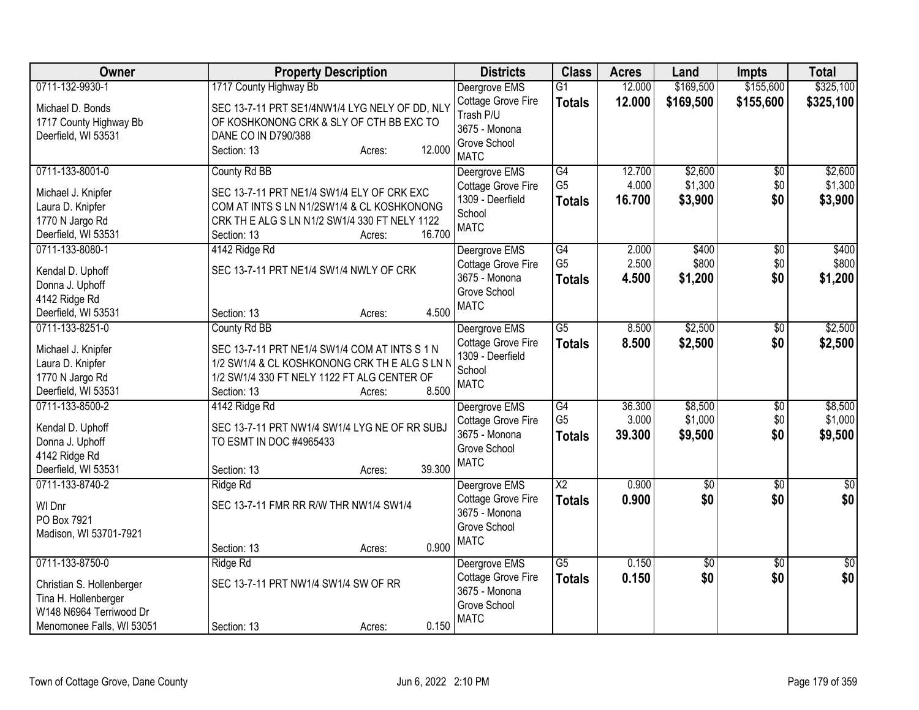| Owner | Property Description | Districts | Class | Acres | Land | Impts | Total |
|---|---|---|---|---|---|---|---|
| 0711-132-9930-1<br>Michael D. Bonds<br>1717 County Highway Bb<br>Deerfield, WI 53531 | 1717 County Highway Bb<br>SEC 13-7-11 PRT SE1/4NW1/4 LYG NELY OF DD, NLY OF KOSHKONONG CRK & SLY OF CTH BB EXC TO DANE CO IN D790/388<br>Section: 13 Acres: 12.000 | Deergrove EMS<br>Cottage Grove Fire<br>Trash P/U<br>3675 - Monona Grove School<br>MATC | G1<br>**Totals** | 12.000<br>**12.000** | $169,500<br>**$169,500** | $155,600<br>**$155,600** | $325,100<br>**$325,100** |
| 0711-133-8001-0<br>Michael J. Knipfer<br>Laura D. Knipfer<br>1770 N Jargo Rd<br>Deerfield, WI 53531 | County Rd BB<br>SEC 13-7-11 PRT NE1/4 SW1/4 ELY OF CRK EXC COM AT INTS S LN N1/2SW1/4 & CL KOSHKONONG CRK TH E ALG S LN N1/2 SW1/4 330 FT NELY 1122<br>Section: 13 Acres: 16.700 | Deergrove EMS<br>Cottage Grove Fire<br>1309 - Deerfield School<br>MATC | G4<br>G5<br>**Totals** | 12.700<br>4.000<br>**16.700** | $2,600<br>$1,300<br>**$3,900** | $0<br>$0<br>**$0** | $2,600<br>$1,300<br>**$3,900** |
| 0711-133-8080-1<br>Kendal D. Uphoff<br>Donna J. Uphoff<br>4142 Ridge Rd<br>Deerfield, WI 53531 | 4142 Ridge Rd<br>SEC 13-7-11 PRT NE1/4 SW1/4 NWLY OF CRK<br>Section: 13 Acres: 4.500 | Deergrove EMS<br>Cottage Grove Fire<br>3675 - Monona Grove School<br>MATC | G4<br>G5<br>**Totals** | 2.000<br>2.500<br>**4.500** | $400<br>$800<br>**$1,200** | $0<br>$0<br>**$0** | $400<br>$800<br>**$1,200** |
| 0711-133-8251-0<br>Michael J. Knipfer<br>Laura D. Knipfer<br>1770 N Jargo Rd<br>Deerfield, WI 53531 | County Rd BB<br>SEC 13-7-11 PRT NE1/4 SW1/4 COM AT INTS S 1 N 1/2 SW1/4 & CL KOSHKONONG CRK TH E ALG S LN N 1/2 SW1/4 330 FT NELY 1122 FT ALG CENTER OF<br>Section: 13 Acres: 8.500 | Deergrove EMS<br>Cottage Grove Fire<br>1309 - Deerfield School<br>MATC | G5<br>**Totals** | 8.500<br>**8.500** | $2,500<br>**$2,500** | $0<br>**$0** | $2,500<br>**$2,500** |
| 0711-133-8500-2<br>Kendal D. Uphoff<br>Donna J. Uphoff<br>4142 Ridge Rd<br>Deerfield, WI 53531 | 4142 Ridge Rd<br>SEC 13-7-11 PRT NW1/4 SW1/4 LYG NE OF RR SUBJ TO ESMT IN DOC #4965433<br>Section: 13 Acres: 39.300 | Deergrove EMS<br>Cottage Grove Fire<br>3675 - Monona Grove School<br>MATC | G4<br>G5<br>**Totals** | 36.300<br>3.000<br>**39.300** | $8,500<br>$1,000<br>**$9,500** | $0<br>$0<br>**$0** | $8,500<br>$1,000<br>**$9,500** |
| 0711-133-8740-2<br>WI Dnr<br>PO Box 7921<br>Madison, WI 53701-7921 | Ridge Rd<br>SEC 13-7-11 FMR RR R/W THR NW1/4 SW1/4<br>Section: 13 Acres: 0.900 | Deergrove EMS<br>Cottage Grove Fire<br>3675 - Monona Grove School<br>MATC | X2<br>**Totals** | 0.900<br>**0.900** | $0<br>**$0** | $0<br>**$0** | $0<br>**$0** |
| 0711-133-8750-0<br>Christian S. Hollenberger<br>Tina H. Hollenberger<br>W148 N6964 Terriwood Dr<br>Menomonee Falls, WI 53051 | Ridge Rd<br>SEC 13-7-11 PRT NW1/4 SW1/4 SW OF RR<br>Section: 13 Acres: 0.150 | Deergrove EMS<br>Cottage Grove Fire<br>3675 - Monona Grove School<br>MATC | G5<br>**Totals** | 0.150<br>**0.150** | $0<br>**$0** | $0<br>**$0** | $0<br>**$0** |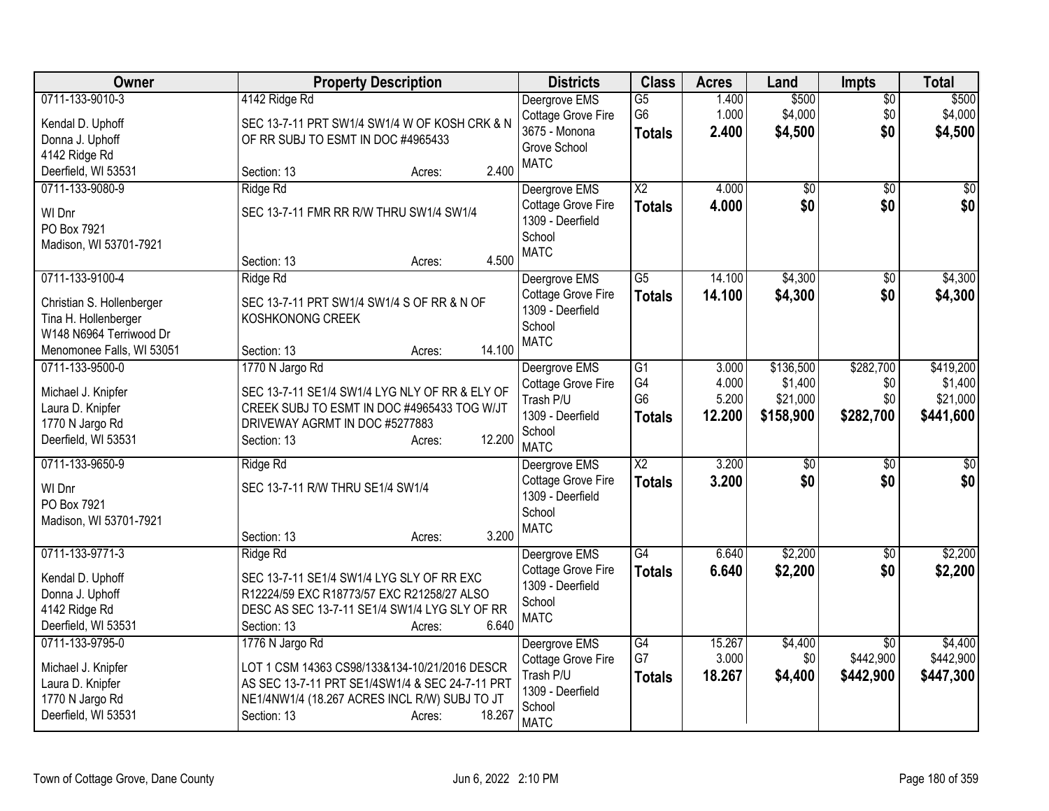| Owner | Property Description | Districts | Class | Acres | Land | Impts | Total |
|---|---|---|---|---|---|---|---|
| 0711-133-9010-3<br>Kendal D. Uphoff<br>Donna J. Uphoff<br>4142 Ridge Rd<br>Deerfield, WI 53531 | 4142 Ridge Rd<br>SEC 13-7-11 PRT SW1/4 SW1/4 W OF KOSH CRK & N OF RR SUBJ TO ESMT IN DOC #4965433<br>Section: 13 Acres: 2.400 | Deergrove EMS<br>Cottage Grove Fire<br>3675 - Monona Grove School<br>MATC | G5<br>G6<br>**Totals** | 1.400<br>1.000<br>**2.400** | $500<br>$4,000<br>**$4,500** | $0<br>$0<br>**$0** | $500<br>$4,000<br>**$4,500** |
| 0711-133-9080-9<br>WI Dnr<br>PO Box 7921<br>Madison, WI 53701-7921 | Ridge Rd<br>SEC 13-7-11 FMR RR R/W THRU SW1/4 SW1/4<br>Section: 13 Acres: 4.500 | Deergrove EMS<br>Cottage Grove Fire<br>1309 - Deerfield School<br>MATC | X2<br>**Totals** | 4.000<br>**4.000** | $0<br>**$0** | $0<br>**$0** | $0<br>**$0** |
| 0711-133-9100-4<br>Christian S. Hollenberger<br>Tina H. Hollenberger<br>W148 N6964 Terriwood Dr<br>Menomonee Falls, WI 53051 | Ridge Rd<br>SEC 13-7-11 PRT SW1/4 SW1/4 S OF RR & N OF KOSHKONONG CREEK<br>Section: 13 Acres: 14.100 | Deergrove EMS<br>Cottage Grove Fire<br>1309 - Deerfield School<br>MATC | G5<br>**Totals** | 14.100<br>**14.100** | $4,300<br>**$4,300** | $0<br>**$0** | $4,300<br>**$4,300** |
| 0711-133-9500-0<br>Michael J. Knipfer<br>Laura D. Knipfer<br>1770 N Jargo Rd<br>Deerfield, WI 53531 | 1770 N Jargo Rd<br>SEC 13-7-11 SE1/4 SW1/4 LYG NLY OF RR & ELY OF CREEK SUBJ TO ESMT IN DOC #4965433 TOG W/JT DRIVEWAY AGRMT IN DOC #5277883<br>Section: 13 Acres: 12.200 | Deergrove EMS<br>Cottage Grove Fire<br>Trash P/U<br>1309 - Deerfield School<br>MATC | G1<br>G4<br>G6<br>**Totals** | 3.000<br>4.000<br>5.200<br>**12.200** | $136,500<br>$1,400<br>$21,000<br>**$158,900** | $282,700<br>$0<br>$0<br>**$282,700** | $419,200<br>$1,400<br>$21,000<br>**$441,600** |
| 0711-133-9650-9<br>WI Dnr<br>PO Box 7921<br>Madison, WI 53701-7921 | Ridge Rd<br>SEC 13-7-11 R/W THRU SE1/4 SW1/4<br>Section: 13 Acres: 3.200 | Deergrove EMS<br>Cottage Grove Fire<br>1309 - Deerfield School<br>MATC | X2<br>**Totals** | 3.200<br>**3.200** | $0<br>**$0** | $0<br>**$0** | $0<br>**$0** |
| 0711-133-9771-3<br>Kendal D. Uphoff<br>Donna J. Uphoff<br>4142 Ridge Rd<br>Deerfield, WI 53531 | Ridge Rd<br>SEC 13-7-11 SE1/4 SW1/4 LYG SLY OF RR EXC R12224/59 EXC R18773/57 EXC R21258/27 ALSO DESC AS SEC 13-7-11 SE1/4 SW1/4 LYG SLY OF RR<br>Section: 13 Acres: 6.640 | Deergrove EMS<br>Cottage Grove Fire<br>1309 - Deerfield School<br>MATC | G4<br>**Totals** | 6.640<br>**6.640** | $2,200<br>**$2,200** | $0<br>**$0** | $2,200<br>**$2,200** |
| 0711-133-9795-0<br>Michael J. Knipfer<br>Laura D. Knipfer<br>1770 N Jargo Rd<br>Deerfield, WI 53531 | 1776 N Jargo Rd<br>LOT 1 CSM 14363 CS98/133&134-10/21/2016 DESCR AS SEC 13-7-11 PRT SE1/4SW1/4 & SEC 24-7-11 PRT NE1/4NW1/4 (18.267 ACRES INCL R/W) SUBJ TO JT<br>Section: 13 Acres: 18.267 | Deergrove EMS<br>Cottage Grove Fire<br>Trash P/U<br>1309 - Deerfield School<br>MATC | G4<br>G7<br>**Totals** | 15.267<br>3.000<br>**18.267** | $4,400<br>$0<br>**$4,400** | $0<br>$442,900<br>**$442,900** | $4,400<br>$442,900<br>**$447,300** |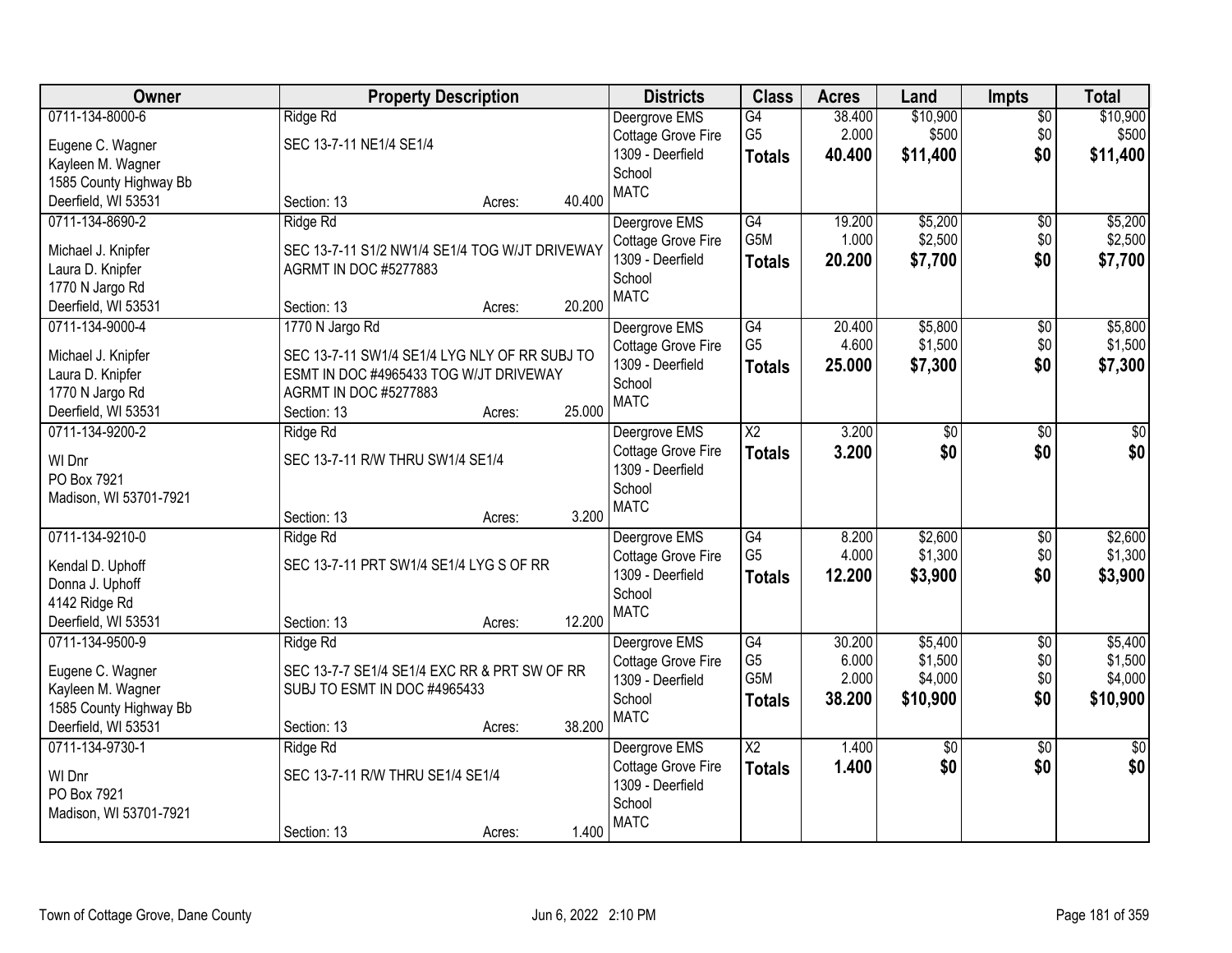| Owner | Property Description | Districts | Class | Acres | Land | Impts | Total |
|---|---|---|---|---|---|---|---|
| 0711-134-8000-6<br><br>Eugene C. Wagner<br>Kayleen M. Wagner<br>1585 County Highway Bb<br>Deerfield, WI 53531 | Ridge Rd<br><br>SEC 13-7-11 NE1/4 SE1/4<br><br>Section: 13 Acres: 40.400 | Deergrove EMS<br>Cottage Grove Fire<br>1309 - Deerfield School<br>MATC | G4<br>G5<br>**Totals** | 38.400<br>2.000<br>**40.400** | $10,900<br>$500<br>**$11,400** | $0<br>$0<br>**$0** | $10,900<br>$500<br>**$11,400** |
| 0711-134-8690-2<br><br>Michael J. Knipfer<br>Laura D. Knipfer<br>1770 N Jargo Rd<br>Deerfield, WI 53531 | Ridge Rd<br><br>SEC 13-7-11 S1/2 NW1/4 SE1/4 TOG W/JT DRIVEWAY AGRMT IN DOC #5277883<br><br>Section: 13 Acres: 20.200 | Deergrove EMS<br>Cottage Grove Fire<br>1309 - Deerfield School<br>MATC | G4<br>G5M<br>**Totals** | 19.200<br>1.000<br>**20.200** | $5,200<br>$2,500<br>**$7,700** | $0<br>$0<br>**$0** | $5,200<br>$2,500<br>**$7,700** |
| 0711-134-9000-4<br><br>Michael J. Knipfer<br>Laura D. Knipfer<br>1770 N Jargo Rd<br>Deerfield, WI 53531 | 1770 N Jargo Rd<br><br>SEC 13-7-11 SW1/4 SE1/4 LYG NLY OF RR SUBJ TO ESMT IN DOC #4965433 TOG W/JT DRIVEWAY AGRMT IN DOC #5277883<br>Section: 13 Acres: 25.000 | Deergrove EMS<br>Cottage Grove Fire<br>1309 - Deerfield School<br>MATC | G4<br>G5<br>**Totals** | 20.400<br>4.600<br>**25.000** | $5,800<br>$1,500<br>**$7,300** | $0<br>$0<br>**$0** | $5,800<br>$1,500<br>**$7,300** |
| 0711-134-9200-2<br><br>WI Dnr<br>PO Box 7921<br>Madison, WI 53701-7921 | Ridge Rd<br><br>SEC 13-7-11 R/W THRU SW1/4 SE1/4<br><br>Section: 13 Acres: 3.200 | Deergrove EMS<br>Cottage Grove Fire<br>1309 - Deerfield School<br>MATC | X2<br>**Totals** | 3.200<br>**3.200** | $0<br>**$0** | $0<br>**$0** | $0<br>**$0** |
| 0711-134-9210-0<br><br>Kendal D. Uphoff<br>Donna J. Uphoff<br>4142 Ridge Rd<br>Deerfield, WI 53531 | Ridge Rd<br><br>SEC 13-7-11 PRT SW1/4 SE1/4 LYG S OF RR<br><br>Section: 13 Acres: 12.200 | Deergrove EMS<br>Cottage Grove Fire<br>1309 - Deerfield School<br>MATC | G4<br>G5<br>**Totals** | 8.200<br>4.000<br>**12.200** | $2,600<br>$1,300<br>**$3,900** | $0<br>$0<br>**$0** | $2,600<br>$1,300<br>**$3,900** |
| 0711-134-9500-9<br><br>Eugene C. Wagner<br>Kayleen M. Wagner<br>1585 County Highway Bb<br>Deerfield, WI 53531 | Ridge Rd<br><br>SEC 13-7-7 SE1/4 SE1/4 EXC RR & PRT SW OF RR SUBJ TO ESMT IN DOC #4965433<br><br>Section: 13 Acres: 38.200 | Deergrove EMS<br>Cottage Grove Fire<br>1309 - Deerfield School<br>MATC | G4<br>G5<br>G5M<br>**Totals** | 30.200<br>6.000<br>2.000<br>**38.200** | $5,400<br>$1,500<br>$4,000<br>**$10,900** | $0<br>$0<br>$0<br>**$0** | $5,400<br>$1,500<br>$4,000<br>**$10,900** |
| 0711-134-9730-1<br><br>WI Dnr<br>PO Box 7921<br>Madison, WI 53701-7921 | Ridge Rd<br><br>SEC 13-7-11 R/W THRU SE1/4 SE1/4<br><br>Section: 13 Acres: 1.400 | Deergrove EMS<br>Cottage Grove Fire<br>1309 - Deerfield School<br>MATC | X2<br>**Totals** | 1.400<br>**1.400** | $0<br>**$0** | $0<br>**$0** | $0<br>**$0** |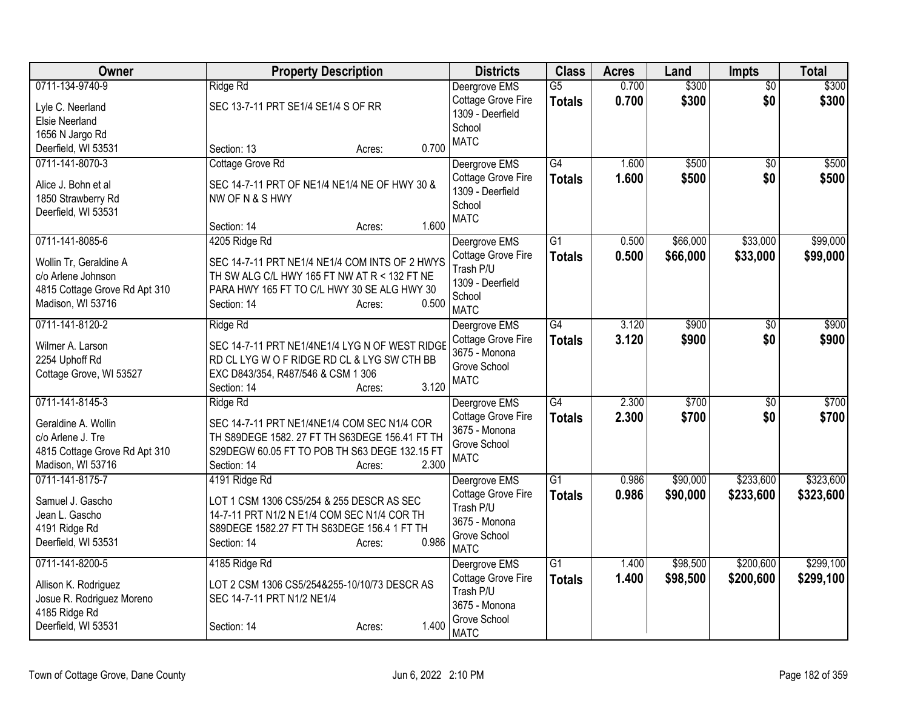| Owner | Property Description | Districts | Class | Acres | Land | Impts | Total |
|---|---|---|---|---|---|---|---|
| 0711-134-9740-9<br>Lyle C. Neerland<br>Elsie Neerland<br>1656 N Jargo Rd<br>Deerfield, WI 53531 | Ridge Rd<br>SEC 13-7-11 PRT SE1/4 SE1/4 S OF RR<br>Section: 13 Acres: 0.700 | Deergrove EMS<br>Cottage Grove Fire<br>1309 - Deerfield School<br>MATC | G5<br>**Totals** | 0.700<br>**0.700** | $300<br>**$300** | $0<br>**$0** | $300<br>**$300** |
| 0711-141-8070-3<br>Alice J. Bohn et al<br>1850 Strawberry Rd<br>Deerfield, WI 53531 | Cottage Grove Rd<br>SEC 14-7-11 PRT OF NE1/4 NE1/4 NE OF HWY 30 & NW OF N & S HWY<br>Section: 14 Acres: 1.600 | Deergrove EMS<br>Cottage Grove Fire<br>1309 - Deerfield School<br>MATC | G4<br>**Totals** | 1.600<br>**1.600** | $500<br>**$500** | $0<br>**$0** | $500<br>**$500** |
| 0711-141-8085-6<br>Wollin Tr, Geraldine A<br>c/o Arlene Johnson<br>4815 Cottage Grove Rd Apt 310<br>Madison, WI 53716 | 4205 Ridge Rd<br>SEC 14-7-11 PRT NE1/4 NE1/4 COM INTS OF 2 HWYS TH SW ALG C/L HWY 165 FT NW AT R < 132 FT NE PARA HWY 165 FT TO C/L HWY 30 SE ALG HWY 30<br>Section: 14 Acres: 0.500 | Deergrove EMS<br>Cottage Grove Fire<br>Trash P/U<br>1309 - Deerfield School<br>MATC | G1<br>**Totals** | 0.500<br>**0.500** | $66,000<br>**$66,000** | $33,000<br>**$33,000** | $99,000<br>**$99,000** |
| 0711-141-8120-2<br>Wilmer A. Larson<br>2254 Uphoff Rd<br>Cottage Grove, WI 53527 | Ridge Rd<br>SEC 14-7-11 PRT NE1/4NE1/4 LYG N OF WEST RIDGE RD CL LYG W O F RIDGE RD CL & LYG SW CTH BB EXC D843/354, R487/546 & CSM 1 306<br>Section: 14 Acres: 3.120 | Deergrove EMS<br>Cottage Grove Fire<br>3675 - Monona Grove School<br>MATC | G4<br>**Totals** | 3.120<br>**3.120** | $900<br>**$900** | $0<br>**$0** | $900<br>**$900** |
| 0711-141-8145-3<br>Geraldine A. Wollin<br>c/o Arlene J. Tre<br>4815 Cottage Grove Rd Apt 310<br>Madison, WI 53716 | Ridge Rd<br>SEC 14-7-11 PRT NE1/4NE1/4 COM SEC N1/4 COR TH S89DEGE 1582. 27 FT TH S63DEGE 156.41 FT TH S29DEGW 60.05 FT TO POB TH S63 DEGE 132.15 FT<br>Section: 14 Acres: 2.300 | Deergrove EMS<br>Cottage Grove Fire<br>3675 - Monona Grove School<br>MATC | G4<br>**Totals** | 2.300<br>**2.300** | $700<br>**$700** | $0<br>**$0** | $700<br>**$700** |
| 0711-141-8175-7<br>Samuel J. Gascho<br>Jean L. Gascho<br>4191 Ridge Rd<br>Deerfield, WI 53531 | 4191 Ridge Rd<br>LOT 1 CSM 1306 CS5/254 & 255 DESCR AS SEC 14-7-11 PRT N1/2 N E1/4 COM SEC N1/4 COR TH S89DEGE 1582.27 FT TH S63DEGE 156.4 1 FT TH<br>Section: 14 Acres: 0.986 | Deergrove EMS<br>Cottage Grove Fire<br>Trash P/U<br>3675 - Monona Grove School<br>MATC | G1<br>**Totals** | 0.986<br>**0.986** | $90,000<br>**$90,000** | $233,600<br>**$233,600** | $323,600<br>**$323,600** |
| 0711-141-8200-5<br>Allison K. Rodriguez<br>Josue R. Rodriguez Moreno<br>4185 Ridge Rd<br>Deerfield, WI 53531 | 4185 Ridge Rd<br>LOT 2 CSM 1306 CS5/254&255-10/10/73 DESCR AS SEC 14-7-11 PRT N1/2 NE1/4<br>Section: 14 Acres: 1.400 | Deergrove EMS<br>Cottage Grove Fire<br>Trash P/U<br>3675 - Monona Grove School<br>MATC | G1<br>**Totals** | 1.400<br>**1.400** | $98,500<br>**$98,500** | $200,600<br>**$200,600** | $299,100<br>**$299,100** |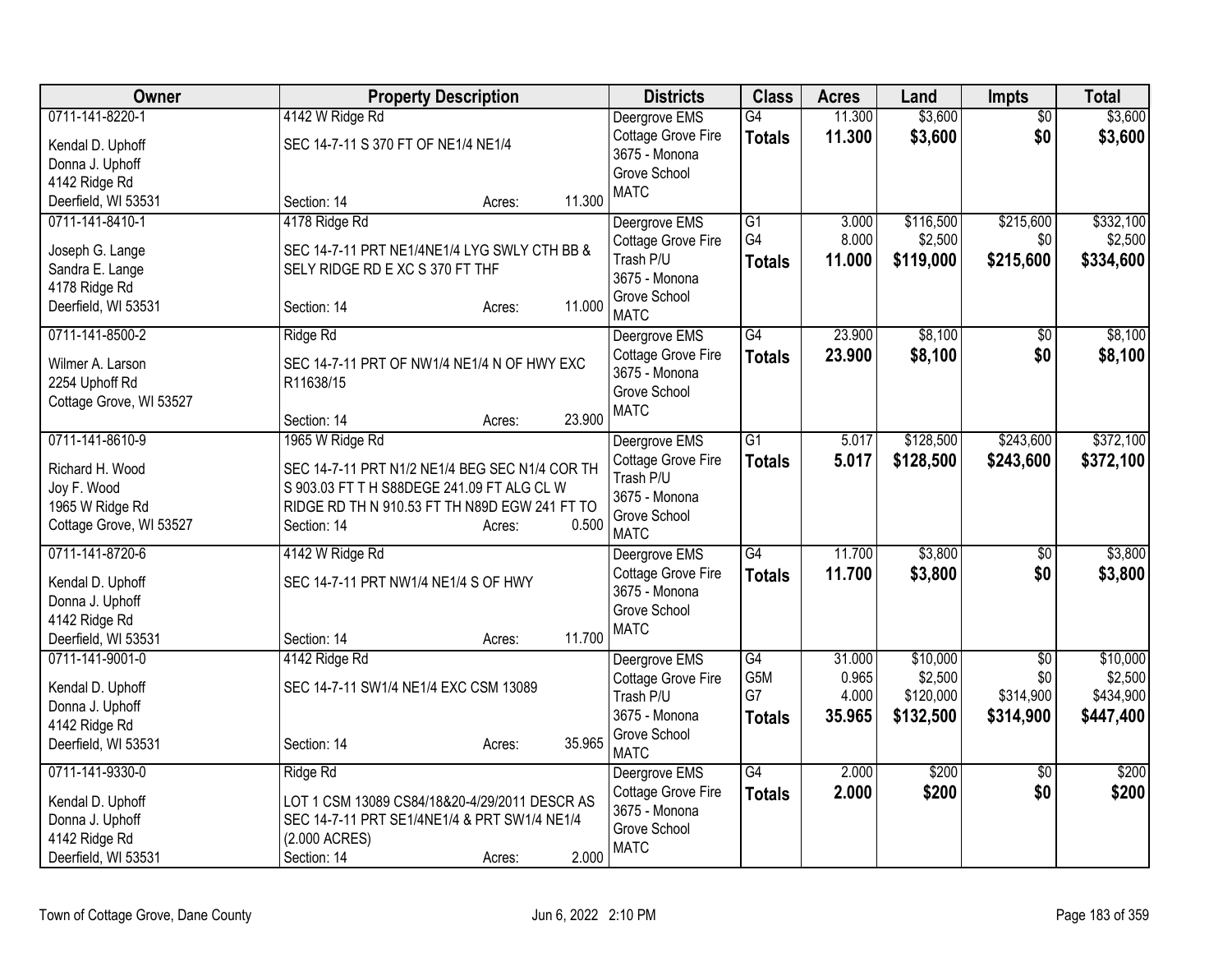| Owner | Property Description | Districts | Class | Acres | Land | Impts | Total |
|---|---|---|---|---|---|---|---|
| 0711-141-8220-1<br>Kendal D. Uphoff<br>Donna J. Uphoff<br>4142 Ridge Rd<br>Deerfield, WI 53531 | 4142 W Ridge Rd<br>SEC 14-7-11 S 370 FT OF NE1/4 NE1/4<br>Section: 14 Acres: 11.300 | Deergrove EMS<br>Cottage Grove Fire<br>3675 - Monona Grove School<br>MATC | G4<br>**Totals** | 11.300<br>**11.300** | $3,600<br>**$3,600** | $0<br>**$0** | $3,600<br>**$3,600** |
| 0711-141-8410-1<br>Joseph G. Lange<br>Sandra E. Lange<br>4178 Ridge Rd<br>Deerfield, WI 53531 | 4178 Ridge Rd<br>SEC 14-7-11 PRT NE1/4NE1/4 LYG SWLY CTH BB & SELY RIDGE RD E XC S 370 FT THF<br>Section: 14 Acres: 11.000 | Deergrove EMS<br>Cottage Grove Fire<br>Trash P/U<br>3675 - Monona Grove School<br>MATC | G1<br>G4<br>**Totals** | 3.000<br>8.000<br>**11.000** | $116,500<br>$2,500<br>**$119,000** | $215,600<br>$0<br>**$215,600** | $332,100<br>$2,500<br>**$334,600** |
| 0711-141-8500-2<br>Wilmer A. Larson<br>2254 Uphoff Rd<br>Cottage Grove, WI 53527 | Ridge Rd<br>SEC 14-7-11 PRT OF NW1/4 NE1/4 N OF HWY EXC R11638/15<br>Section: 14 Acres: 23.900 | Deergrove EMS<br>Cottage Grove Fire<br>3675 - Monona Grove School<br>MATC | G4<br>**Totals** | 23.900<br>**23.900** | $8,100<br>**$8,100** | $0<br>**$0** | $8,100<br>**$8,100** |
| 0711-141-8610-9<br>Richard H. Wood<br>Joy F. Wood<br>1965 W Ridge Rd<br>Cottage Grove, WI 53527 | 1965 W Ridge Rd<br>SEC 14-7-11 PRT N1/2 NE1/4 BEG SEC N1/4 COR TH S 903.03 FT T H S88DEGE 241.09 FT ALG CL W RIDGE RD TH N 910.53 FT TH N89D EGW 241 FT TO<br>Section: 14 Acres: 0.500 | Deergrove EMS<br>Cottage Grove Fire<br>Trash P/U<br>3675 - Monona Grove School<br>MATC | G1<br>**Totals** | 5.017<br>**5.017** | $128,500<br>**$128,500** | $243,600<br>**$243,600** | $372,100<br>**$372,100** |
| 0711-141-8720-6<br>Kendal D. Uphoff<br>Donna J. Uphoff<br>4142 Ridge Rd<br>Deerfield, WI 53531 | 4142 W Ridge Rd<br>SEC 14-7-11 PRT NW1/4 NE1/4 S OF HWY<br>Section: 14 Acres: 11.700 | Deergrove EMS<br>Cottage Grove Fire<br>3675 - Monona Grove School<br>MATC | G4<br>**Totals** | 11.700<br>**11.700** | $3,800<br>**$3,800** | $0<br>**$0** | $3,800<br>**$3,800** |
| 0711-141-9001-0<br>Kendal D. Uphoff<br>Donna J. Uphoff<br>4142 Ridge Rd<br>Deerfield, WI 53531 | 4142 Ridge Rd<br>SEC 14-7-11 SW1/4 NE1/4 EXC CSM 13089<br>Section: 14 Acres: 35.965 | Deergrove EMS<br>Cottage Grove Fire<br>Trash P/U<br>3675 - Monona Grove School<br>MATC | G4<br>G5M<br>G7<br>**Totals** | 31.000<br>0.965<br>4.000<br>**35.965** | $10,000<br>$2,500<br>$120,000<br>**$132,500** | $0<br>$0<br>$314,900<br>**$314,900** | $10,000<br>$2,500<br>$434,900<br>**$447,400** |
| 0711-141-9330-0<br>Kendal D. Uphoff<br>Donna J. Uphoff<br>4142 Ridge Rd<br>Deerfield, WI 53531 | Ridge Rd<br>LOT 1 CSM 13089 CS84/18&20-4/29/2011 DESCR AS SEC 14-7-11 PRT SE1/4NE1/4 & PRT SW1/4 NE1/4 (2.000 ACRES)<br>Section: 14 Acres: 2.000 | Deergrove EMS<br>Cottage Grove Fire<br>3675 - Monona Grove School<br>MATC | G4<br>**Totals** | 2.000<br>**2.000** | $200<br>**$200** | $0<br>**$0** | $200<br>**$200** |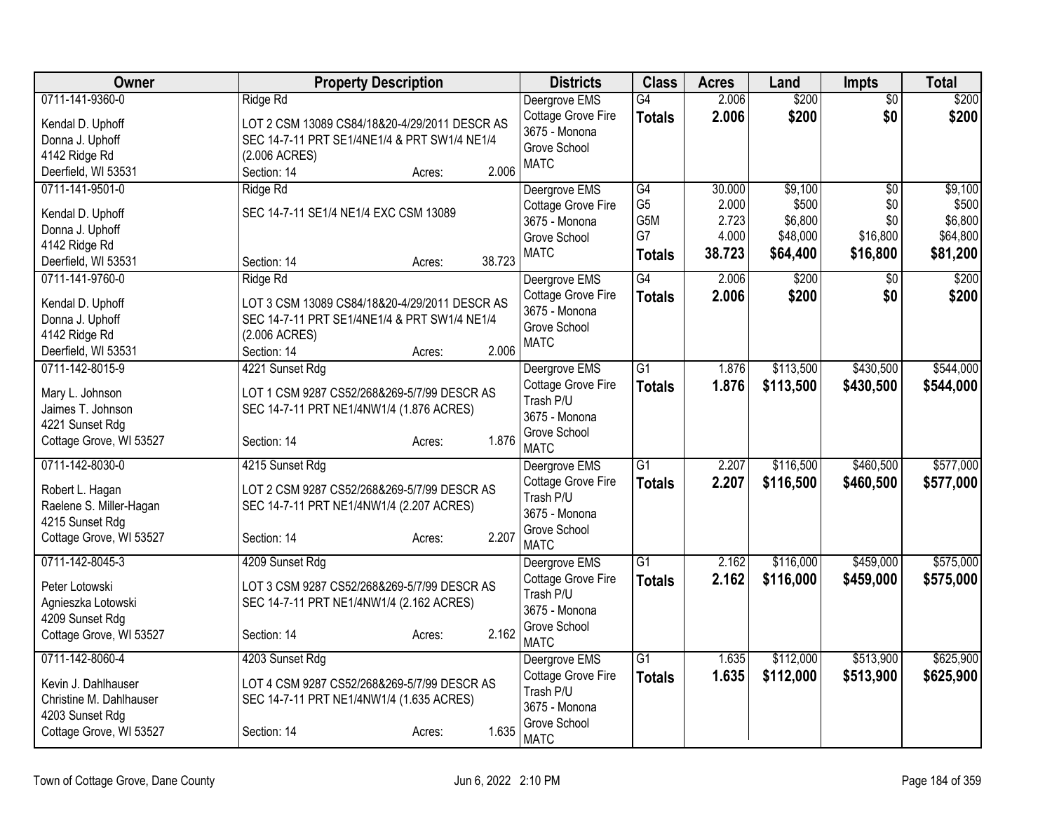| Owner | Property Description | Districts | Class | Acres | Land | Impts | Total |
|---|---|---|---|---|---|---|---|
| 0711-141-9360-0<br>Kendal D. Uphoff<br>Donna J. Uphoff<br>4142 Ridge Rd<br>Deerfield, WI 53531 | Ridge Rd<br>LOT 2 CSM 13089 CS84/18&20-4/29/2011 DESCR AS SEC 14-7-11 PRT SE1/4NE1/4 & PRT SW1/4 NE1/4 (2.006 ACRES)<br>Section: 14 Acres: 2.006 | Deergrove EMS<br>Cottage Grove Fire<br>3675 - Monona Grove School<br>MATC | G4<br>**Totals** | 2.006<br>**2.006** | $200<br>**$200** | $0<br>**$0** | $200<br>**$200** |
| 0711-141-9501-0<br>Kendal D. Uphoff<br>Donna J. Uphoff<br>4142 Ridge Rd<br>Deerfield, WI 53531 | Ridge Rd<br>SEC 14-7-11 SE1/4 NE1/4 EXC CSM 13089<br>Section: 14 Acres: 38.723 | Deergrove EMS<br>Cottage Grove Fire<br>3675 - Monona Grove School<br>MATC | G4<br>G5<br>G5M<br>G7<br>**Totals** | 30.000<br>2.000<br>2.723<br>4.000<br>**38.723** | $9,100<br>$500<br>$6,800<br>$48,000<br>**$64,400** | $0<br>$0<br>$0<br>$16,800<br>**$16,800** | $9,100<br>$500<br>$6,800<br>$64,800<br>**$81,200** |
| 0711-141-9760-0<br>Kendal D. Uphoff<br>Donna J. Uphoff<br>4142 Ridge Rd<br>Deerfield, WI 53531 | Ridge Rd<br>LOT 3 CSM 13089 CS84/18&20-4/29/2011 DESCR AS SEC 14-7-11 PRT SE1/4NE1/4 & PRT SW1/4 NE1/4 (2.006 ACRES)<br>Section: 14 Acres: 2.006 | Deergrove EMS<br>Cottage Grove Fire<br>3675 - Monona Grove School<br>MATC | G4<br>**Totals** | 2.006<br>**2.006** | $200<br>**$200** | $0<br>**$0** | $200<br>**$200** |
| 0711-142-8015-9<br>Mary L. Johnson<br>Jaimes T. Johnson<br>4221 Sunset Rdg<br>Cottage Grove, WI 53527 | 4221 Sunset Rdg<br>LOT 1 CSM 9287 CS52/268&269-5/7/99 DESCR AS SEC 14-7-11 PRT NE1/4NW1/4 (1.876 ACRES)<br>Section: 14 Acres: 1.876 | Deergrove EMS<br>Cottage Grove Fire<br>Trash P/U<br>3675 - Monona Grove School<br>MATC | G1<br>**Totals** | 1.876<br>**1.876** | $113,500<br>**$113,500** | $430,500<br>**$430,500** | $544,000<br>**$544,000** |
| 0711-142-8030-0<br>Robert L. Hagan<br>Raelene S. Miller-Hagan<br>4215 Sunset Rdg<br>Cottage Grove, WI 53527 | 4215 Sunset Rdg<br>LOT 2 CSM 9287 CS52/268&269-5/7/99 DESCR AS SEC 14-7-11 PRT NE1/4NW1/4 (2.207 ACRES)<br>Section: 14 Acres: 2.207 | Deergrove EMS<br>Cottage Grove Fire<br>Trash P/U<br>3675 - Monona Grove School<br>MATC | G1<br>**Totals** | 2.207<br>**2.207** | $116,500<br>**$116,500** | $460,500<br>**$460,500** | $577,000<br>**$577,000** |
| 0711-142-8045-3<br>Peter Lotowski<br>Agnieszka Lotowski<br>4209 Sunset Rdg<br>Cottage Grove, WI 53527 | 4209 Sunset Rdg<br>LOT 3 CSM 9287 CS52/268&269-5/7/99 DESCR AS SEC 14-7-11 PRT NE1/4NW1/4 (2.162 ACRES)<br>Section: 14 Acres: 2.162 | Deergrove EMS<br>Cottage Grove Fire<br>Trash P/U<br>3675 - Monona Grove School<br>MATC | G1<br>**Totals** | 2.162<br>**2.162** | $116,000<br>**$116,000** | $459,000<br>**$459,000** | $575,000<br>**$575,000** |
| 0711-142-8060-4<br>Kevin J. Dahlhauser<br>Christine M. Dahlhauser<br>4203 Sunset Rdg<br>Cottage Grove, WI 53527 | 4203 Sunset Rdg<br>LOT 4 CSM 9287 CS52/268&269-5/7/99 DESCR AS SEC 14-7-11 PRT NE1/4NW1/4 (1.635 ACRES)<br>Section: 14 Acres: 1.635 | Deergrove EMS<br>Cottage Grove Fire<br>Trash P/U<br>3675 - Monona Grove School<br>MATC | G1<br>**Totals** | 1.635<br>**1.635** | $112,000<br>**$112,000** | $513,900<br>**$513,900** | $625,900<br>**$625,900** |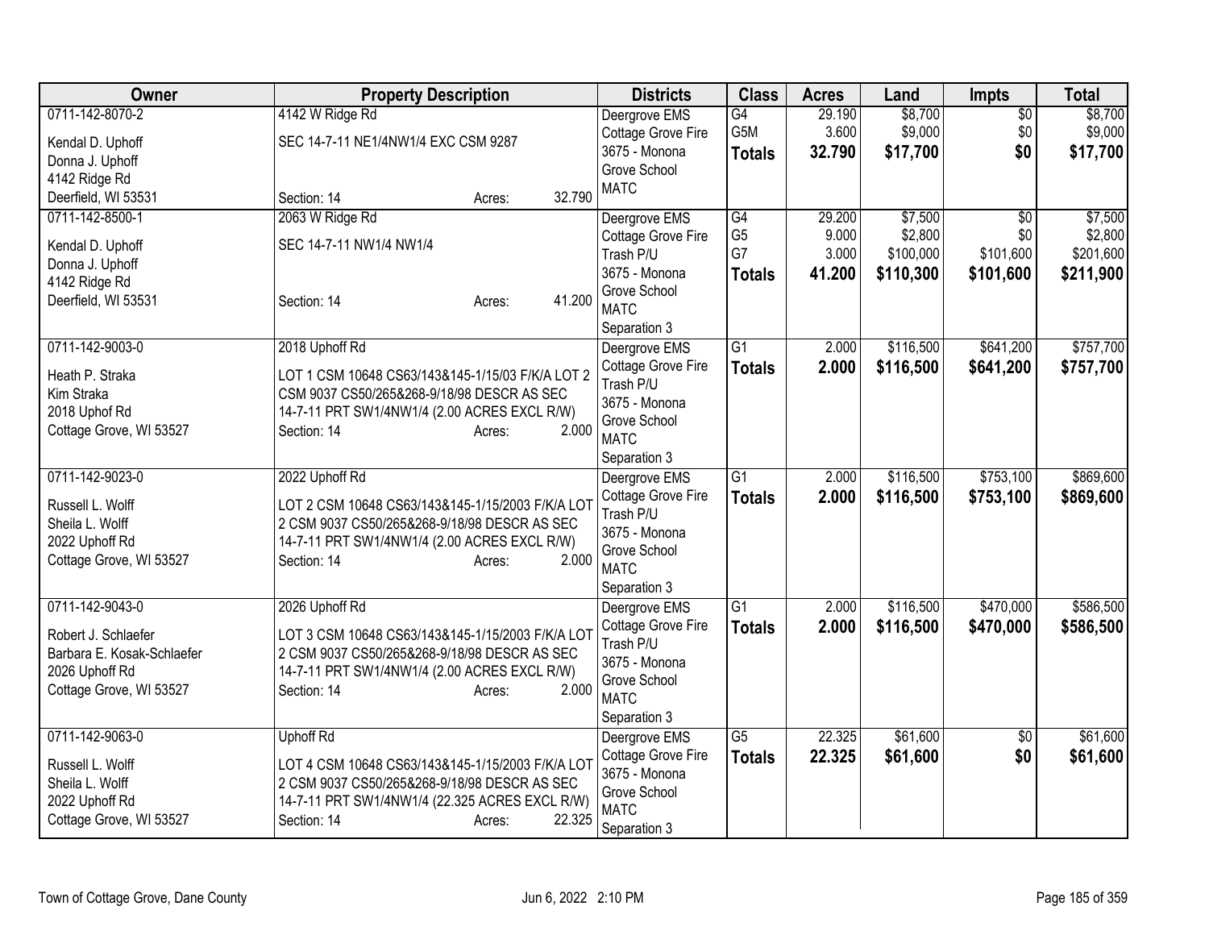| Owner | Property Description | Districts | Class | Acres | Land | Impts | Total |
|---|---|---|---|---|---|---|---|
| 0711-142-8070-2<br>Kendal D. Uphoff<br>Donna J. Uphoff<br>4142 Ridge Rd<br>Deerfield, WI 53531 | 4142 W Ridge Rd<br>SEC 14-7-11 NE1/4NW1/4 EXC CSM 9287<br>Section: 14 Acres: 32.790 | Deergrove EMS<br>Cottage Grove Fire<br>3675 - Monona Grove School<br>MATC | G4<br>G5M<br>**Totals** | 29.190<br>3.600<br>**32.790** | $8,700<br>$9,000<br>**$17,700** | $0<br>$0<br>**$0** | $8,700<br>$9,000<br>**$17,700** |
| 0711-142-8500-1<br>Kendal D. Uphoff<br>Donna J. Uphoff<br>4142 Ridge Rd<br>Deerfield, WI 53531 | 2063 W Ridge Rd<br>SEC 14-7-11 NW1/4 NW1/4<br>Section: 14 Acres: 41.200 | Deergrove EMS<br>Cottage Grove Fire<br>Trash P/U<br>3675 - Monona Grove School<br>MATC<br>Separation 3 | G4<br>G5<br>G7<br>**Totals** | 29.200<br>9.000<br>3.000<br>**41.200** | $7,500<br>$2,800<br>$100,000<br>**$110,300** | $0<br>$0<br>$101,600<br>**$101,600** | $7,500<br>$2,800<br>$201,600<br>**$211,900** |
| 0711-142-9003-0<br>Heath P. Straka<br>Kim Straka<br>2018 Uphof Rd<br>Cottage Grove, WI 53527 | 2018 Uphoff Rd<br>LOT 1 CSM 10648 CS63/143&145-1/15/03 F/K/A LOT 2 CSM 9037 CS50/265&268-9/18/98 DESCR AS SEC 14-7-11 PRT SW1/4NW1/4 (2.00 ACRES EXCL R/W)<br>Section: 14 Acres: 2.000 | Deergrove EMS<br>Cottage Grove Fire<br>Trash P/U<br>3675 - Monona Grove School<br>MATC<br>Separation 3 | G1<br>**Totals** | 2.000<br>**2.000** | $116,500<br>**$116,500** | $641,200<br>**$641,200** | $757,700<br>**$757,700** |
| 0711-142-9023-0<br>Russell L. Wolff<br>Sheila L. Wolff<br>2022 Uphoff Rd<br>Cottage Grove, WI 53527 | 2022 Uphoff Rd<br>LOT 2 CSM 10648 CS63/143&145-1/15/2003 F/K/A LOT 2 CSM 9037 CS50/265&268-9/18/98 DESCR AS SEC 14-7-11 PRT SW1/4NW1/4 (2.00 ACRES EXCL R/W)<br>Section: 14 Acres: 2.000 | Deergrove EMS<br>Cottage Grove Fire<br>Trash P/U<br>3675 - Monona Grove School<br>MATC<br>Separation 3 | G1<br>**Totals** | 2.000<br>**2.000** | $116,500<br>**$116,500** | $753,100<br>**$753,100** | $869,600<br>**$869,600** |
| 0711-142-9043-0<br>Robert J. Schlaefer<br>Barbara E. Kosak-Schlaefer<br>2026 Uphoff Rd<br>Cottage Grove, WI 53527 | 2026 Uphoff Rd<br>LOT 3 CSM 10648 CS63/143&145-1/15/2003 F/K/A LOT 2 CSM 9037 CS50/265&268-9/18/98 DESCR AS SEC 14-7-11 PRT SW1/4NW1/4 (2.00 ACRES EXCL R/W)<br>Section: 14 Acres: 2.000 | Deergrove EMS<br>Cottage Grove Fire<br>Trash P/U<br>3675 - Monona Grove School<br>MATC<br>Separation 3 | G1<br>**Totals** | 2.000<br>**2.000** | $116,500<br>**$116,500** | $470,000<br>**$470,000** | $586,500<br>**$586,500** |
| 0711-142-9063-0<br>Russell L. Wolff<br>Sheila L. Wolff<br>2022 Uphoff Rd<br>Cottage Grove, WI 53527 | Uphoff Rd<br>LOT 4 CSM 10648 CS63/143&145-1/15/2003 F/K/A LOT 2 CSM 9037 CS50/265&268-9/18/98 DESCR AS SEC 14-7-11 PRT SW1/4NW1/4 (22.325 ACRES EXCL R/W)<br>Section: 14 Acres: 22.325 | Deergrove EMS<br>Cottage Grove Fire<br>3675 - Monona Grove School<br>MATC<br>Separation 3 | G5<br>**Totals** | 22.325<br>**22.325** | $61,600<br>**$61,600** | $0<br>**$0** | $61,600<br>**$61,600** |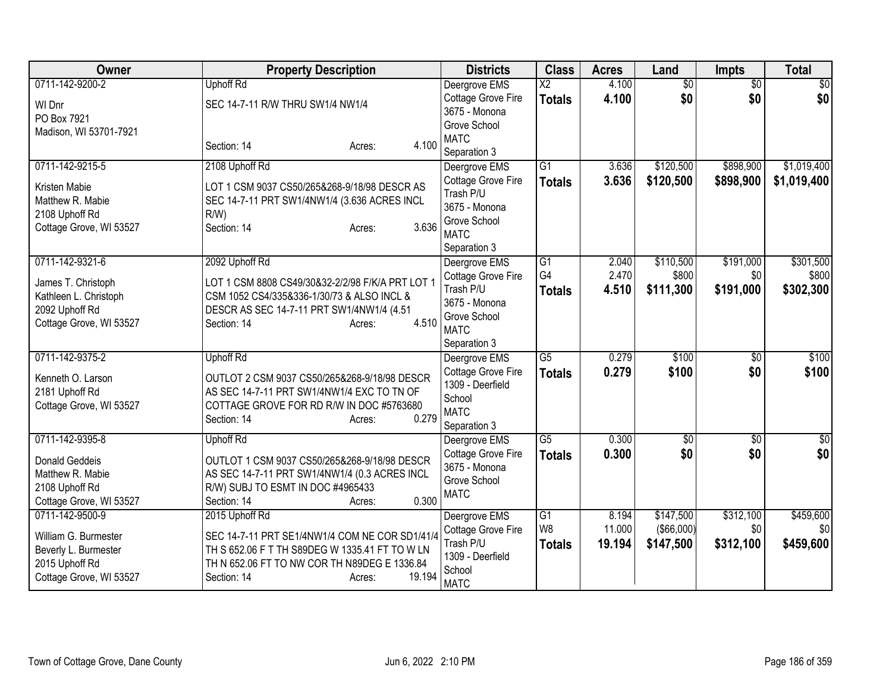| Owner | Property Description | Districts | Class | Acres | Land | Impts | Total |
|---|---|---|---|---|---|---|---|
| 0711-142-9200-2<br>WI Dnr<br>PO Box 7921<br>Madison, WI 53701-7921 | Uphoff Rd<br>SEC 14-7-11 R/W THRU SW1/4 NW1/4<br>Section: 14 Acres: 4.100 | Deergrove EMS<br>Cottage Grove Fire<br>3675 - Monona Grove School<br>MATC<br>Separation 3 | X2<br>**Totals** | 4.100<br>**4.100** | $0<br>**$0** | $0<br>**$0** | $0<br>**$0** |
| 0711-142-9215-5<br>Kristen Mabie<br>Matthew R. Mabie<br>2108 Uphoff Rd<br>Cottage Grove, WI 53527 | 2108 Uphoff Rd<br>LOT 1 CSM 9037 CS50/265&268-9/18/98 DESCR AS SEC 14-7-11 PRT SW1/4NW1/4 (3.636 ACRES INCL R/W)<br>Section: 14 Acres: 3.636 | Deergrove EMS<br>Cottage Grove Fire<br>Trash P/U<br>3675 - Monona Grove School<br>MATC<br>Separation 3 | G1<br>**Totals** | 3.636<br>**3.636** | $120,500<br>**$120,500** | $898,900<br>**$898,900** | $1,019,400<br>**$1,019,400** |
| 0711-142-9321-6<br>James T. Christoph<br>Kathleen L. Christoph<br>2092 Uphoff Rd<br>Cottage Grove, WI 53527 | 2092 Uphoff Rd<br>LOT 1 CSM 8808 CS49/30&32-2/2/98 F/K/A PRT LOT 1 CSM 1052 CS4/335&336-1/30/73 & ALSO INCL & DESCR AS SEC 14-7-11 PRT SW1/4NW1/4 (4.51<br>Section: 14 Acres: 4.510 | Deergrove EMS<br>Cottage Grove Fire<br>Trash P/U<br>3675 - Monona Grove School<br>MATC<br>Separation 3 | G1<br>G4<br>**Totals** | 2.040<br>2.470<br>**4.510** | $110,500<br>$800<br>**$111,300** | $191,000<br>$0<br>**$191,000** | $301,500<br>$800<br>**$302,300** |
| 0711-142-9375-2<br>Kenneth O. Larson<br>2181 Uphoff Rd<br>Cottage Grove, WI 53527 | Uphoff Rd<br>OUTLOT 2 CSM 9037 CS50/265&268-9/18/98 DESCR AS SEC 14-7-11 PRT SW1/4NW1/4 EXC TO TN OF COTTAGE GROVE FOR RD R/W IN DOC #5763680<br>Section: 14 Acres: 0.279 | Deergrove EMS<br>Cottage Grove Fire<br>1309 - Deerfield School<br>MATC<br>Separation 3 | G5<br>**Totals** | 0.279<br>**0.279** | $100<br>**$100** | $0<br>**$0** | $100<br>**$100** |
| 0711-142-9395-8<br>Donald Geddeis<br>Matthew R. Mabie<br>2108 Uphoff Rd<br>Cottage Grove, WI 53527 | Uphoff Rd<br>OUTLOT 1 CSM 9037 CS50/265&268-9/18/98 DESCR AS SEC 14-7-11 PRT SW1/4NW1/4 (0.3 ACRES INCL R/W) SUBJ TO ESMT IN DOC #4965433<br>Section: 14 Acres: 0.300 | Deergrove EMS<br>Cottage Grove Fire<br>3675 - Monona Grove School<br>MATC | G5<br>**Totals** | 0.300<br>**0.300** | $0<br>**$0** | $0<br>**$0** | $0<br>**$0** |
| 0711-142-9500-9<br>William G. Burmester<br>Beverly L. Burmester<br>2015 Uphoff Rd<br>Cottage Grove, WI 53527 | 2015 Uphoff Rd<br>SEC 14-7-11 PRT SE1/4NW1/4 COM NE COR SD1/41/4 TH S 652.06 F T TH S89DEG W 1335.41 FT TO W LN TH N 652.06 FT TO NW COR TH N89DEG E 1336.84<br>Section: 14 Acres: 19.194 | Deergrove EMS<br>Cottage Grove Fire<br>Trash P/U<br>1309 - Deerfield School<br>MATC | G1<br>W8<br>**Totals** | 8.194<br>11.000<br>**19.194** | $147,500<br>($66,000)<br>**$147,500** | $312,100<br>$0<br>**$312,100** | $459,600<br>$0<br>**$459,600** |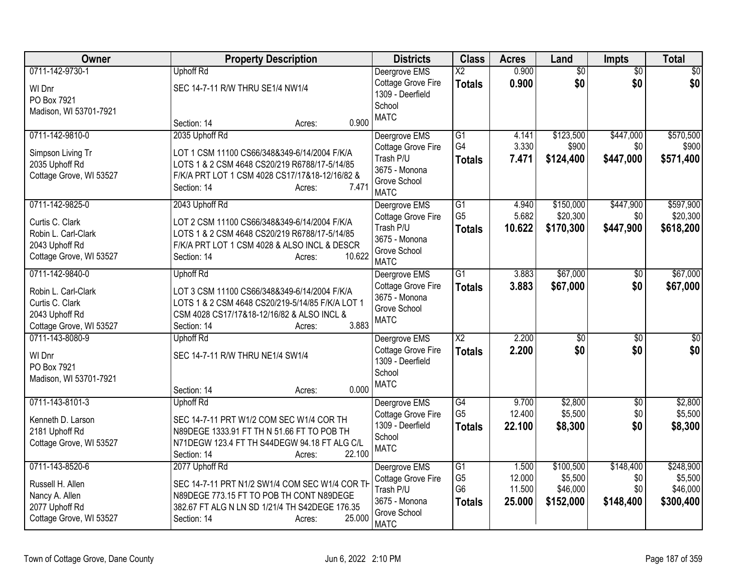| Owner | Property Description | Districts | Class | Acres | Land | Impts | Total |
|---|---|---|---|---|---|---|---|
| 0711-142-9730-1<br>WI Dnr<br>PO Box 7921<br>Madison, WI 53701-7921 | Uphoff Rd<br>SEC 14-7-11 R/W THRU SE1/4 NW1/4<br>Section: 14 Acres: 0.900 | Deergrove EMS<br>Cottage Grove Fire<br>1309 - Deerfield School<br>MATC | X2<br>**Totals** | 0.900<br>**0.900** | $0<br>**$0** | $0<br>**$0** | $0<br>**$0** |
| 0711-142-9810-0<br>Simpson Living Tr<br>2035 Uphoff Rd<br>Cottage Grove, WI 53527 | 2035 Uphoff Rd<br>LOT 1 CSM 11100 CS66/348&349-6/14/2004 F/K/A LOTS 1 & 2 CSM 4648 CS20/219 R6788/17-5/14/85 F/K/A PRT LOT 1 CSM 4028 CS17/17&18-12/16/82 &<br>Section: 14 Acres: 7.471 | Deergrove EMS<br>Cottage Grove Fire<br>Trash P/U<br>3675 - Monona Grove School<br>MATC | G1<br>G4<br>**Totals** | 4.141<br>3.330<br>**7.471** | $123,500<br>$900<br>**$124,400** | $447,000<br>$0<br>**$447,000** | $570,500<br>$900<br>**$571,400** |
| 0711-142-9825-0<br>Curtis C. Clark<br>Robin L. Carl-Clark<br>2043 Uphoff Rd<br>Cottage Grove, WI 53527 | 2043 Uphoff Rd<br>LOT 2 CSM 11100 CS66/348&349-6/14/2004 F/K/A LOTS 1 & 2 CSM 4648 CS20/219 R6788/17-5/14/85 F/K/A PRT LOT 1 CSM 4028 & ALSO INCL & DESCR<br>Section: 14 Acres: 10.622 | Deergrove EMS<br>Cottage Grove Fire<br>Trash P/U<br>3675 - Monona Grove School<br>MATC | G1<br>G5<br>**Totals** | 4.940<br>5.682<br>**10.622** | $150,000<br>$20,300<br>**$170,300** | $447,900<br>$0<br>**$447,900** | $597,900<br>$20,300<br>**$618,200** |
| 0711-142-9840-0<br>Robin L. Carl-Clark<br>Curtis C. Clark<br>2043 Uphoff Rd<br>Cottage Grove, WI 53527 | Uphoff Rd<br>LOT 3 CSM 11100 CS66/348&349-6/14/2004 F/K/A LOTS 1 & 2 CSM 4648 CS20/219-5/14/85 F/K/A LOT 1 CSM 4028 CS17/17&18-12/16/82 & ALSO INCL &<br>Section: 14 Acres: 3.883 | Deergrove EMS<br>Cottage Grove Fire<br>3675 - Monona Grove School<br>MATC | G1<br>**Totals** | 3.883<br>**3.883** | $67,000<br>**$67,000** | $0<br>**$0** | $67,000<br>**$67,000** |
| 0711-143-8080-9<br>WI Dnr<br>PO Box 7921<br>Madison, WI 53701-7921 | Uphoff Rd<br>SEC 14-7-11 R/W THRU NE1/4 SW1/4<br>Section: 14 Acres: 0.000 | Deergrove EMS<br>Cottage Grove Fire<br>1309 - Deerfield School<br>MATC | X2<br>**Totals** | 2.200<br>**2.200** | $0<br>**$0** | $0<br>**$0** | $0<br>**$0** |
| 0711-143-8101-3<br>Kenneth D. Larson<br>2181 Uphoff Rd<br>Cottage Grove, WI 53527 | Uphoff Rd<br>SEC 14-7-11 PRT W1/2 COM SEC W1/4 COR TH N89DEGE 1333.91 FT TH N 51.66 FT TO POB TH N71DEGW 123.4 FT TH S44DEGW 94.18 FT ALG C/L<br>Section: 14 Acres: 22.100 | Deergrove EMS<br>Cottage Grove Fire<br>1309 - Deerfield School<br>MATC | G4<br>G5<br>**Totals** | 9.700<br>12.400<br>**22.100** | $2,800<br>$5,500<br>**$8,300** | $0<br>$0<br>**$0** | $2,800<br>$5,500<br>**$8,300** |
| 0711-143-8520-6<br>Russell H. Allen<br>Nancy A. Allen<br>2077 Uphoff Rd<br>Cottage Grove, WI 53527 | 2077 Uphoff Rd<br>SEC 14-7-11 PRT N1/2 SW1/4 COM SEC W1/4 COR TH N89DEGE 773.15 FT TO POB TH CONT N89DEGE 382.67 FT ALG N LN SD 1/21/4 TH S42DEGE 176.35<br>Section: 14 Acres: 25.000 | Deergrove EMS<br>Cottage Grove Fire<br>Trash P/U<br>3675 - Monona Grove School<br>MATC | G1<br>G5<br>G6<br>**Totals** | 1.500<br>12.000<br>11.500<br>**25.000** | $100,500<br>$5,500<br>$46,000<br>**$152,000** | $148,400<br>$0<br>$0<br>**$148,400** | $248,900<br>$5,500<br>$46,000<br>**$300,400** |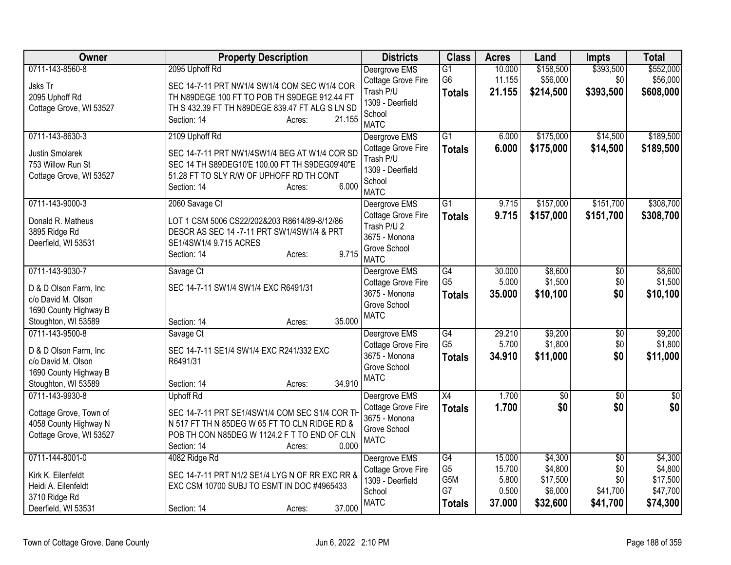| Owner | Property Description | Districts | Class | Acres | Land | Impts | Total |
|---|---|---|---|---|---|---|---|
| 0711-143-8560-8<br><br>Jsks Tr<br>2095 Uphoff Rd<br>Cottage Grove, WI 53527 | 2095 Uphoff Rd<br><br>SEC 14-7-11 PRT NW1/4 SW1/4 COM SEC W1/4 COR TH N89DEGE 100 FT TO POB TH S9DEGE 912.44 FT TH S 432.39 FT TH N89DEGE 839.47 FT ALG S LN SD<br>Section: 14 Acres: 21.155 | Deergrove EMS<br>Cottage Grove Fire<br>Trash P/U<br>1309 - Deerfield School<br>MATC | G1<br>G6<br>**Totals** | 10.000<br>11.155<br>**21.155** | $158,500<br>$56,000<br>**$214,500** | $393,500<br>$0<br>**$393,500** | $552,000<br>$56,000<br>**$608,000** |
| 0711-143-8630-3<br><br>Justin Smolarek<br>753 Willow Run St<br>Cottage Grove, WI 53527 | 2109 Uphoff Rd<br><br>SEC 14-7-11 PRT NW1/4SW1/4 BEG AT W1/4 COR SD SEC 14 TH S89DEG10'E 100.00 FT TH S9DEG09'40"E 51.28 FT TO SLY R/W OF UPHOFF RD TH CONT<br>Section: 14 Acres: 6.000 | Deergrove EMS<br>Cottage Grove Fire<br>Trash P/U<br>1309 - Deerfield School<br>MATC | G1<br>**Totals** | 6.000<br>**6.000** | $175,000<br>**$175,000** | $14,500<br>**$14,500** | $189,500<br>**$189,500** |
| 0711-143-9000-3<br><br>Donald R. Matheus<br>3895 Ridge Rd<br>Deerfield, WI 53531 | 2060 Savage Ct<br><br>LOT 1 CSM 5006 CS22/202&203 R8614/89-8/12/86 DESCR AS SEC 14 -7-11 PRT SW1/4SW1/4 & PRT SE1/4SW1/4 9.715 ACRES<br>Section: 14 Acres: 9.715 | Deergrove EMS<br>Cottage Grove Fire<br>Trash P/U 2<br>3675 - Monona Grove School<br>MATC | G1<br>**Totals** | 9.715<br>**9.715** | $157,000<br>**$157,000** | $151,700<br>**$151,700** | $308,700<br>**$308,700** |
| 0711-143-9030-7<br><br>D & D Olson Farm, Inc<br>c/o David M. Olson<br>1690 County Highway B<br>Stoughton, WI 53589 | Savage Ct<br><br>SEC 14-7-11 SW1/4 SW1/4 EXC R6491/31<br><br>Section: 14 Acres: 35.000 | Deergrove EMS<br>Cottage Grove Fire<br>3675 - Monona Grove School<br>MATC | G4<br>G5<br>**Totals** | 30.000<br>5.000<br>**35.000** | $8,600<br>$1,500<br>**$10,100** | $0<br>$0<br>**$0** | $8,600<br>$1,500<br>**$10,100** |
| 0711-143-9500-8<br><br>D & D Olson Farm, Inc<br>c/o David M. Olson<br>1690 County Highway B<br>Stoughton, WI 53589 | Savage Ct<br><br>SEC 14-7-11 SE1/4 SW1/4 EXC R241/332 EXC R6491/31<br><br>Section: 14 Acres: 34.910 | Deergrove EMS<br>Cottage Grove Fire<br>3675 - Monona Grove School<br>MATC | G4<br>G5<br>**Totals** | 29.210<br>5.700<br>**34.910** | $9,200<br>$1,800<br>**$11,000** | $0<br>$0<br>**$0** | $9,200<br>$1,800<br>**$11,000** |
| 0711-143-9930-8<br><br>Cottage Grove, Town of<br>4058 County Highway N<br>Cottage Grove, WI 53527 | Uphoff Rd<br><br>SEC 14-7-11 PRT SE1/4SW1/4 COM SEC S1/4 COR TH N 517 FT TH N 85DEG W 65 FT TO CLN RIDGE RD & POB TH CON N85DEG W 1124.2 F T TO END OF CLN<br>Section: 14 Acres: 0.000 | Deergrove EMS<br>Cottage Grove Fire<br>3675 - Monona Grove School<br>MATC | X4<br>**Totals** | 1.700<br>**1.700** | $0<br>**$0** | $0<br>**$0** | $0<br>**$0** |
| 0711-144-8001-0<br><br>Kirk K. Eilenfeldt<br>Heidi A. Eilenfeldt<br>3710 Ridge Rd<br>Deerfield, WI 53531 | 4082 Ridge Rd<br><br>SEC 14-7-11 PRT N1/2 SE1/4 LYG N OF RR EXC RR & EXC CSM 10700 SUBJ TO ESMT IN DOC #4965433<br><br>Section: 14 Acres: 37.000 | Deergrove EMS<br>Cottage Grove Fire<br>1309 - Deerfield School<br>MATC | G4<br>G5<br>G5M<br>G7<br>**Totals** | 15.000<br>15.700<br>5.800<br>0.500<br>**37.000** | $4,300<br>$4,800<br>$17,500<br>$6,000<br>**$32,600** | $0<br>$0<br>$0<br>$41,700<br>**$41,700** | $4,300<br>$4,800<br>$17,500<br>$47,700<br>**$74,300** |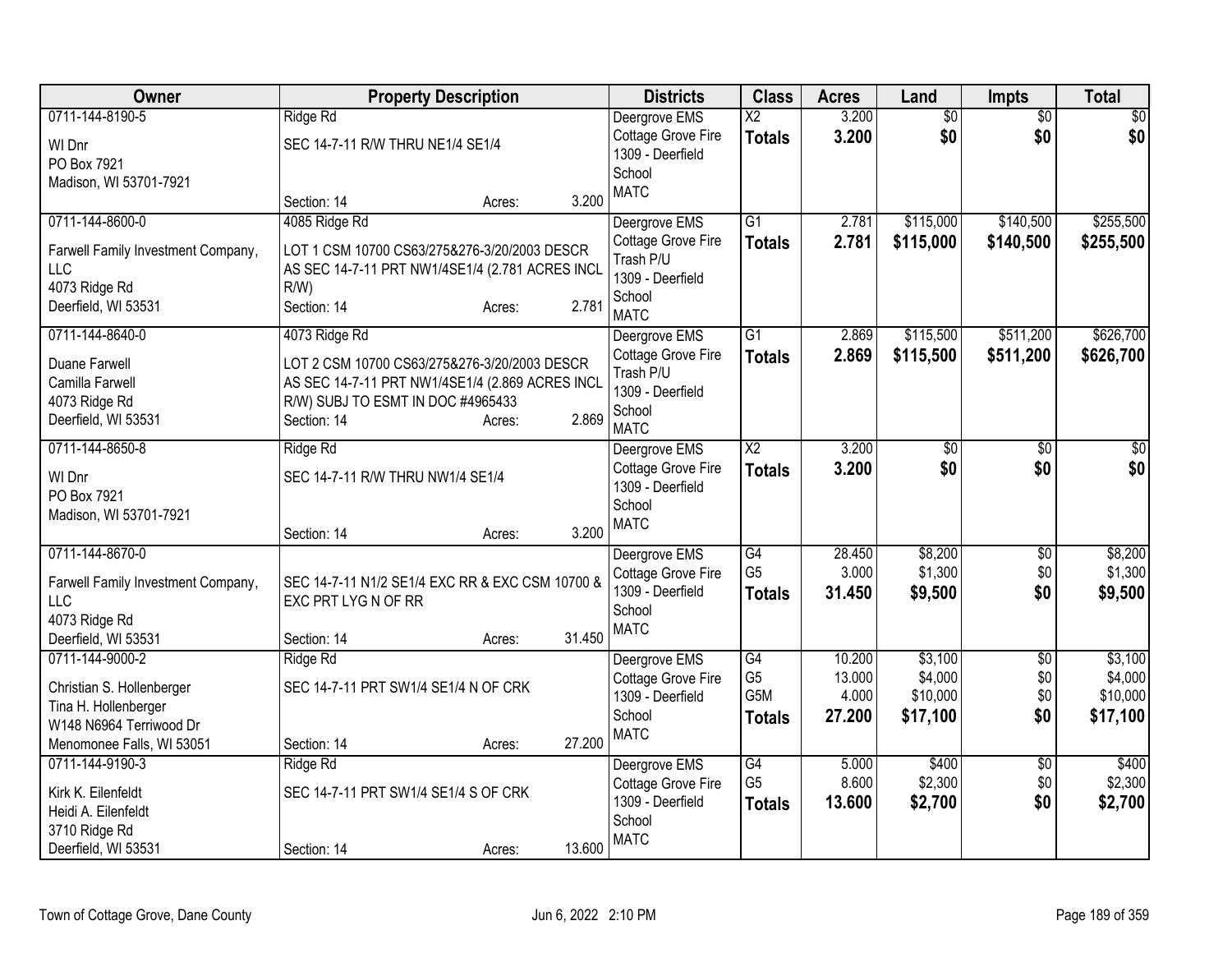| Owner | Property Description | Districts | Class | Acres | Land | Impts | Total |
|---|---|---|---|---|---|---|---|
| 0711-144-8190-5<br>WI Dnr<br>PO Box 7921<br>Madison, WI 53701-7921 | Ridge Rd<br>SEC 14-7-11 R/W THRU NE1/4 SE1/4<br>Section: 14 Acres: 3.200 | Deergrove EMS<br>Cottage Grove Fire<br>1309 - Deerfield School<br>MATC | X2<br>**Totals** | 3.200<br>**3.200** | $0<br>**$0** | $0<br>**$0** | $0<br>**$0** |
| 0711-144-8600-0<br>Farwell Family Investment Company, LLC<br>4073 Ridge Rd<br>Deerfield, WI 53531 | 4085 Ridge Rd<br>LOT 1 CSM 10700 CS63/275&276-3/20/2003 DESCR AS SEC 14-7-11 PRT NW1/4SE1/4 (2.781 ACRES INCL R/W)<br>Section: 14 Acres: 2.781 | Deergrove EMS<br>Cottage Grove Fire<br>Trash P/U<br>1309 - Deerfield School<br>MATC | G1<br>**Totals** | 2.781<br>**2.781** | $115,000<br>**$115,000** | $140,500<br>**$140,500** | $255,500<br>**$255,500** |
| 0711-144-8640-0<br>Duane Farwell<br>Camilla Farwell<br>4073 Ridge Rd<br>Deerfield, WI 53531 | 4073 Ridge Rd<br>LOT 2 CSM 10700 CS63/275&276-3/20/2003 DESCR AS SEC 14-7-11 PRT NW1/4SE1/4 (2.869 ACRES INCL R/W) SUBJ TO ESMT IN DOC #4965433<br>Section: 14 Acres: 2.869 | Deergrove EMS<br>Cottage Grove Fire<br>Trash P/U<br>1309 - Deerfield School<br>MATC | G1<br>**Totals** | 2.869<br>**2.869** | $115,500<br>**$115,500** | $511,200<br>**$511,200** | $626,700<br>**$626,700** |
| 0711-144-8650-8<br>WI Dnr<br>PO Box 7921<br>Madison, WI 53701-7921 | Ridge Rd<br>SEC 14-7-11 R/W THRU NW1/4 SE1/4<br>Section: 14 Acres: 3.200 | Deergrove EMS<br>Cottage Grove Fire<br>1309 - Deerfield School<br>MATC | X2<br>**Totals** | 3.200<br>**3.200** | $0<br>**$0** | $0<br>**$0** | $0<br>**$0** |
| 0711-144-8670-0<br>Farwell Family Investment Company, LLC<br>4073 Ridge Rd<br>Deerfield, WI 53531 | SEC 14-7-11 N1/2 SE1/4 EXC RR & EXC CSM 10700 & EXC PRT LYG N OF RR<br>Section: 14 Acres: 31.450 | Deergrove EMS<br>Cottage Grove Fire<br>1309 - Deerfield School<br>MATC | G4<br>G5<br>**Totals** | 28.450<br>3.000<br>**31.450** | $8,200<br>$1,300<br>**$9,500** | $0<br>$0<br>**$0** | $8,200<br>$1,300<br>**$9,500** |
| 0711-144-9000-2<br>Christian S. Hollenberger<br>Tina H. Hollenberger<br>W148 N6964 Terriwood Dr<br>Menomonee Falls, WI 53051 | Ridge Rd<br>SEC 14-7-11 PRT SW1/4 SE1/4 N OF CRK<br>Section: 14 Acres: 27.200 | Deergrove EMS<br>Cottage Grove Fire<br>1309 - Deerfield School<br>MATC | G4<br>G5<br>G5M<br>**Totals** | 10.200<br>13.000<br>4.000<br>**27.200** | $3,100<br>$4,000<br>$10,000<br>**$17,100** | $0<br>$0<br>$0<br>**$0** | $3,100<br>$4,000<br>$10,000<br>**$17,100** |
| 0711-144-9190-3<br>Kirk K. Eilenfeldt<br>Heidi A. Eilenfeldt<br>3710 Ridge Rd<br>Deerfield, WI 53531 | Ridge Rd<br>SEC 14-7-11 PRT SW1/4 SE1/4 S OF CRK<br>Section: 14 Acres: 13.600 | Deergrove EMS<br>Cottage Grove Fire<br>1309 - Deerfield School<br>MATC | G4<br>G5<br>**Totals** | 5.000<br>8.600<br>**13.600** | $400<br>$2,300<br>**$2,700** | $0<br>$0<br>**$0** | $400<br>$2,300<br>**$2,700** |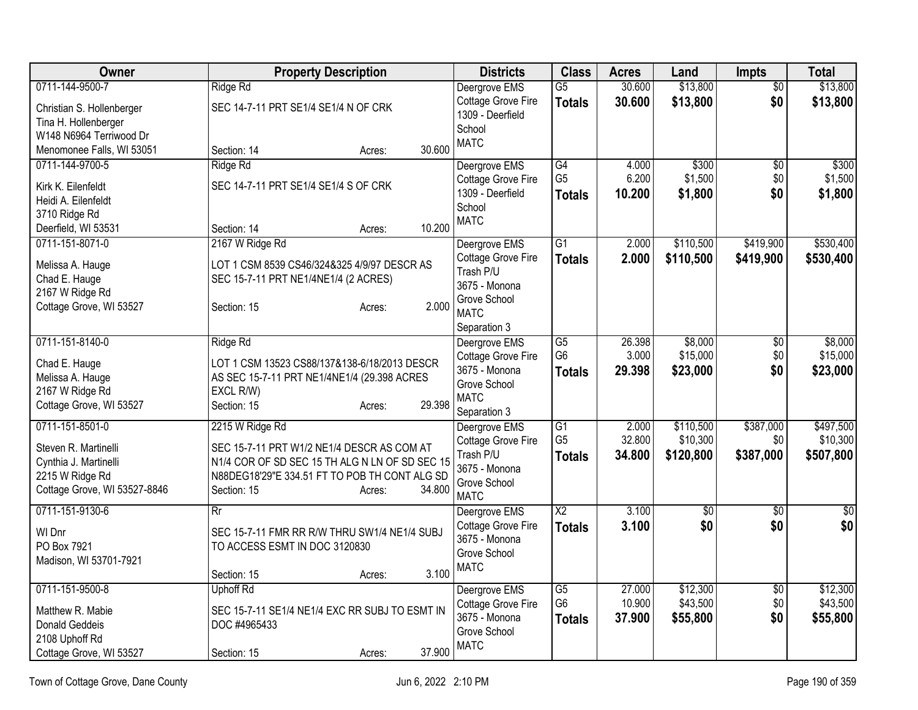| Owner | Property Description | Districts | Class | Acres | Land | Impts | Total |
|---|---|---|---|---|---|---|---|
| 0711-144-9500-7<br>Christian S. Hollenberger<br>Tina H. Hollenberger<br>W148 N6964 Terriwood Dr<br>Menomonee Falls, WI 53051 | Ridge Rd<br>SEC 14-7-11 PRT SE1/4 SE1/4 N OF CRK<br>Section: 14 Acres: 30.600 | Deergrove EMS<br>Cottage Grove Fire<br>1309 - Deerfield School<br>MATC | G5<br>**Totals** | 30.600<br>**30.600** | $13,800<br>**$13,800** | $0<br>**$0** | $13,800<br>**$13,800** |
| 0711-144-9700-5<br>Kirk K. Eilenfeldt<br>Heidi A. Eilenfeldt<br>3710 Ridge Rd<br>Deerfield, WI 53531 | Ridge Rd<br>SEC 14-7-11 PRT SE1/4 SE1/4 S OF CRK<br>Section: 14 Acres: 10.200 | Deergrove EMS<br>Cottage Grove Fire<br>1309 - Deerfield School<br>MATC | G4<br>G5<br>**Totals** | 4.000<br>6.200<br>**10.200** | $300<br>$1,500<br>**$1,800** | $0<br>$0<br>**$0** | $300<br>$1,500<br>**$1,800** |
| 0711-151-8071-0<br>Melissa A. Hauge<br>Chad E. Hauge<br>2167 W Ridge Rd<br>Cottage Grove, WI 53527 | 2167 W Ridge Rd<br>LOT 1 CSM 8539 CS46/324&325 4/9/97 DESCR AS SEC 15-7-11 PRT NE1/4NE1/4 (2 ACRES)<br>Section: 15 Acres: 2.000 | Deergrove EMS<br>Cottage Grove Fire<br>Trash P/U<br>3675 - Monona Grove School<br>MATC<br>Separation 3 | G1<br>**Totals** | 2.000<br>**2.000** | $110,500<br>**$110,500** | $419,900<br>**$419,900** | $530,400<br>**$530,400** |
| 0711-151-8140-0<br>Chad E. Hauge<br>Melissa A. Hauge<br>2167 W Ridge Rd<br>Cottage Grove, WI 53527 | Ridge Rd<br>LOT 1 CSM 13523 CS88/137&138-6/18/2013 DESCR AS SEC 15-7-11 PRT NE1/4NE1/4 (29.398 ACRES EXCL R/W)<br>Section: 15 Acres: 29.398 | Deergrove EMS<br>Cottage Grove Fire<br>3675 - Monona Grove School<br>MATC<br>Separation 3 | G5<br>G6<br>**Totals** | 26.398<br>3.000<br>**29.398** | $8,000<br>$15,000<br>**$23,000** | $0<br>$0<br>**$0** | $8,000<br>$15,000<br>**$23,000** |
| 0711-151-8501-0<br>Steven R. Martinelli<br>Cynthia J. Martinelli<br>2215 W Ridge Rd<br>Cottage Grove, WI 53527-8846 | 2215 W Ridge Rd<br>SEC 15-7-11 PRT W1/2 NE1/4 DESCR AS COM AT N1/4 COR OF SD SEC 15 TH ALG N LN OF SD SEC 15 N88DEG18'29"E 334.51 FT TO POB TH CONT ALG SD<br>Section: 15 Acres: 34.800 | Deergrove EMS<br>Cottage Grove Fire<br>Trash P/U<br>3675 - Monona Grove School<br>MATC | G1<br>G5<br>**Totals** | 2.000<br>32.800<br>**34.800** | $110,500<br>$10,300<br>**$120,800** | $387,000<br>$0<br>**$387,000** | $497,500<br>$10,300<br>**$507,800** |
| 0711-151-9130-6<br>WI Dnr<br>PO Box 7921<br>Madison, WI 53701-7921 | Rr<br>SEC 15-7-11 FMR RR R/W THRU SW1/4 NE1/4 SUBJ TO ACCESS ESMT IN DOC 3120830<br>Section: 15 Acres: 3.100 | Deergrove EMS<br>Cottage Grove Fire<br>3675 - Monona Grove School<br>MATC | X2<br>**Totals** | 3.100<br>**3.100** | $0<br>**$0** | $0<br>**$0** | $0<br>**$0** |
| 0711-151-9500-8<br>Matthew R. Mabie<br>Donald Geddeis<br>2108 Uphoff Rd<br>Cottage Grove, WI 53527 | Uphoff Rd<br>SEC 15-7-11 SE1/4 NE1/4 EXC RR SUBJ TO ESMT IN DOC #4965433<br>Section: 15 Acres: 37.900 | Deergrove EMS<br>Cottage Grove Fire<br>3675 - Monona Grove School<br>MATC | G5<br>G6<br>**Totals** | 27.000<br>10.900<br>**37.900** | $12,300<br>$43,500<br>**$55,800** | $0<br>$0<br>**$0** | $12,300<br>$43,500<br>**$55,800** |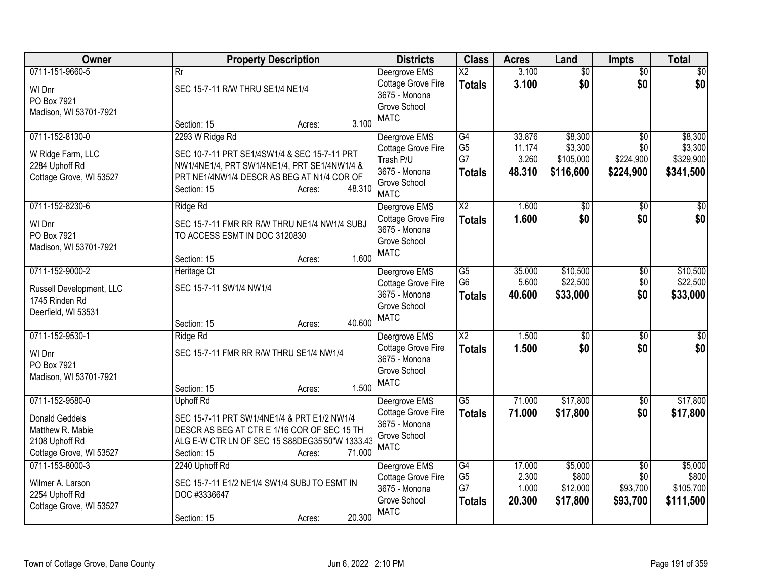| Owner | Property Description | Districts | Class | Acres | Land | Impts | Total |
|---|---|---|---|---|---|---|---|
| 0711-151-9660-5<br>WI Dnr<br>PO Box 7921<br>Madison, WI 53701-7921 | Rr<br>SEC 15-7-11 R/W THRU SE1/4 NE1/4<br>Section: 15 Acres: 3.100 | Deergrove EMS<br>Cottage Grove Fire<br>3675 - Monona Grove School<br>MATC | X2<br>**Totals** | 3.100<br>**3.100** | $0<br>**$0** | $0<br>**$0** | $0<br>**$0** |
| 0711-152-8130-0<br>W Ridge Farm, LLC<br>2284 Uphoff Rd<br>Cottage Grove, WI 53527 | 2293 W Ridge Rd<br>SEC 10-7-11 PRT SE1/4SW1/4 & SEC 15-7-11 PRT NW1/4NE1/4, PRT SW1/4NE1/4, PRT SE1/4NW1/4 & PRT NE1/4NW1/4 DESCR AS BEG AT N1/4 COR OF<br>Section: 15 Acres: 48.310 | Deergrove EMS<br>Cottage Grove Fire<br>Trash P/U<br>3675 - Monona Grove School<br>MATC | G4<br>G5<br>G7<br>**Totals** | 33.876<br>11.174<br>3.260<br>**48.310** | $8,300<br>$3,300<br>$105,000<br>**$116,600** | $0<br>$0<br>$224,900<br>**$224,900** | $8,300<br>$3,300<br>$329,900<br>**$341,500** |
| 0711-152-8230-6<br>WI Dnr<br>PO Box 7921<br>Madison, WI 53701-7921 | Ridge Rd<br>SEC 15-7-11 FMR RR R/W THRU NE1/4 NW1/4 SUBJ TO ACCESS ESMT IN DOC 3120830<br>Section: 15 Acres: 1.600 | Deergrove EMS<br>Cottage Grove Fire<br>3675 - Monona Grove School<br>MATC | X2<br>**Totals** | 1.600<br>**1.600** | $0<br>**$0** | $0<br>**$0** | $0<br>**$0** |
| 0711-152-9000-2<br>Russell Development, LLC<br>1745 Rinden Rd<br>Deerfield, WI 53531 | Heritage Ct<br>SEC 15-7-11 SW1/4 NW1/4<br>Section: 15 Acres: 40.600 | Deergrove EMS<br>Cottage Grove Fire<br>3675 - Monona Grove School<br>MATC | G5<br>G6<br>**Totals** | 35.000<br>5.600<br>**40.600** | $10,500<br>$22,500<br>**$33,000** | $0<br>$0<br>**$0** | $10,500<br>$22,500<br>**$33,000** |
| 0711-152-9530-1<br>WI Dnr<br>PO Box 7921<br>Madison, WI 53701-7921 | Ridge Rd<br>SEC 15-7-11 FMR RR R/W THRU SE1/4 NW1/4<br>Section: 15 Acres: 1.500 | Deergrove EMS<br>Cottage Grove Fire<br>3675 - Monona Grove School<br>MATC | X2<br>**Totals** | 1.500<br>**1.500** | $0<br>**$0** | $0<br>**$0** | $0<br>**$0** |
| 0711-152-9580-0<br>Donald Geddeis<br>Matthew R. Mabie<br>2108 Uphoff Rd<br>Cottage Grove, WI 53527 | Uphoff Rd<br>SEC 15-7-11 PRT SW1/4NE1/4 & PRT E1/2 NW1/4 DESCR AS BEG AT CTR E 1/16 COR OF SEC 15 TH ALG E-W CTR LN OF SEC 15 S88DEG35'50"W 1333.43<br>Section: 15 Acres: 71.000 | Deergrove EMS<br>Cottage Grove Fire<br>3675 - Monona Grove School<br>MATC | G5<br>**Totals** | 71.000<br>**71.000** | $17,800<br>**$17,800** | $0<br>**$0** | $17,800<br>**$17,800** |
| 0711-153-8000-3<br>Wilmer A. Larson<br>2254 Uphoff Rd<br>Cottage Grove, WI 53527 | 2240 Uphoff Rd<br>SEC 15-7-11 E1/2 NE1/4 SW1/4 SUBJ TO ESMT IN DOC #3336647<br>Section: 15 Acres: 20.300 | Deergrove EMS<br>Cottage Grove Fire<br>3675 - Monona Grove School<br>MATC | G4<br>G5<br>G7<br>**Totals** | 17.000<br>2.300<br>1.000<br>**20.300** | $5,000<br>$800<br>$12,000<br>**$17,800** | $0<br>$0<br>$93,700<br>**$93,700** | $5,000<br>$800<br>$105,700<br>**$111,500** |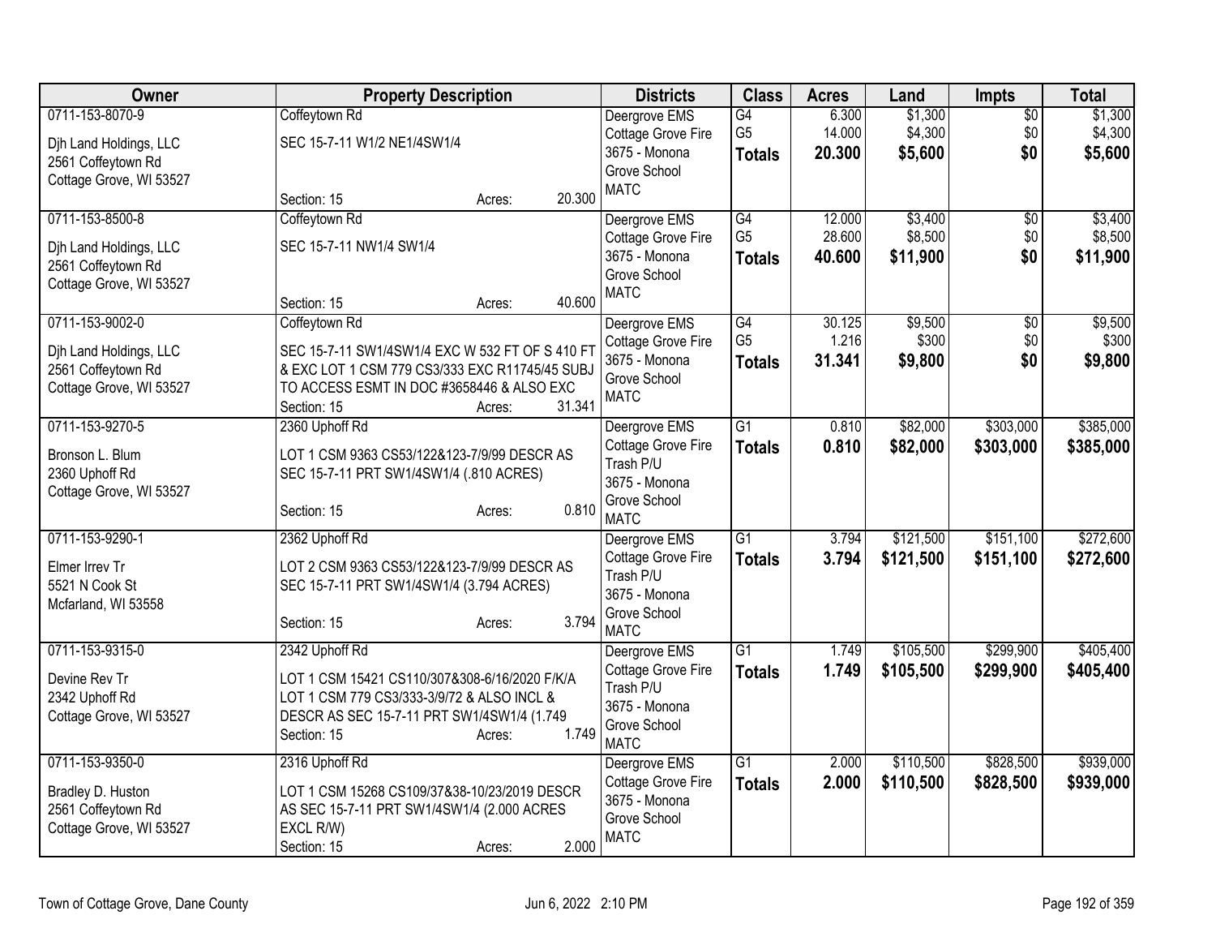| Owner | Property Description | Districts | Class | Acres | Land | Impts | Total |
|---|---|---|---|---|---|---|---|
| 0711-153-8070-9<br>Djh Land Holdings, LLC<br>2561 Coffeytown Rd<br>Cottage Grove, WI 53527 | Coffeytown Rd<br>SEC 15-7-11 W1/2 NE1/4SW1/4<br>Section: 15 Acres: 20.300 | Deergrove EMS<br>Cottage Grove Fire<br>3675 - Monona Grove School<br>MATC | G4<br>G5<br>**Totals** | 6.300<br>14.000<br>**20.300** | $1,300<br>$4,300<br>**$5,600** | $0<br>$0<br>**$0** | $1,300<br>$4,300<br>**$5,600** |
| 0711-153-8500-8<br>Djh Land Holdings, LLC<br>2561 Coffeytown Rd<br>Cottage Grove, WI 53527 | Coffeytown Rd<br>SEC 15-7-11 NW1/4 SW1/4<br>Section: 15 Acres: 40.600 | Deergrove EMS<br>Cottage Grove Fire<br>3675 - Monona Grove School<br>MATC | G4<br>G5<br>**Totals** | 12.000<br>28.600<br>**40.600** | $3,400<br>$8,500<br>**$11,900** | $0<br>$0<br>**$0** | $3,400<br>$8,500<br>**$11,900** |
| 0711-153-9002-0<br>Djh Land Holdings, LLC<br>2561 Coffeytown Rd<br>Cottage Grove, WI 53527 | Coffeytown Rd<br>SEC 15-7-11 SW1/4SW1/4 EXC W 532 FT OF S 410 FT & EXC LOT 1 CSM 779 CS3/333 EXC R11745/45 SUBJ TO ACCESS ESMT IN DOC #3658446 & ALSO EXC<br>Section: 15 Acres: 31.341 | Deergrove EMS<br>Cottage Grove Fire<br>3675 - Monona Grove School<br>MATC | G4<br>G5<br>**Totals** | 30.125<br>1.216<br>**31.341** | $9,500<br>$300<br>**$9,800** | $0<br>$0<br>**$0** | $9,500<br>$300<br>**$9,800** |
| 0711-153-9270-5<br>Bronson L. Blum<br>2360 Uphoff Rd<br>Cottage Grove, WI 53527 | 2360 Uphoff Rd<br>LOT 1 CSM 9363 CS53/122&123-7/9/99 DESCR AS SEC 15-7-11 PRT SW1/4SW1/4 (.810 ACRES)<br>Section: 15 Acres: 0.810 | Deergrove EMS<br>Cottage Grove Fire<br>Trash P/U<br>3675 - Monona Grove School<br>MATC | G1<br>**Totals** | 0.810<br>**0.810** | $82,000<br>**$82,000** | $303,000<br>**$303,000** | $385,000<br>**$385,000** |
| 0711-153-9290-1<br>Elmer Irrev Tr<br>5521 N Cook St<br>Mcfarland, WI 53558 | 2362 Uphoff Rd<br>LOT 2 CSM 9363 CS53/122&123-7/9/99 DESCR AS SEC 15-7-11 PRT SW1/4SW1/4 (3.794 ACRES)<br>Section: 15 Acres: 3.794 | Deergrove EMS<br>Cottage Grove Fire<br>Trash P/U<br>3675 - Monona Grove School<br>MATC | G1<br>**Totals** | 3.794<br>**3.794** | $121,500<br>**$121,500** | $151,100<br>**$151,100** | $272,600<br>**$272,600** |
| 0711-153-9315-0<br>Devine Rev Tr<br>2342 Uphoff Rd<br>Cottage Grove, WI 53527 | 2342 Uphoff Rd<br>LOT 1 CSM 15421 CS110/307&308-6/16/2020 F/K/A LOT 1 CSM 779 CS3/333-3/9/72 & ALSO INCL & DESCR AS SEC 15-7-11 PRT SW1/4SW1/4 (1.749<br>Section: 15 Acres: 1.749 | Deergrove EMS<br>Cottage Grove Fire<br>Trash P/U<br>3675 - Monona Grove School<br>MATC | G1<br>**Totals** | 1.749<br>**1.749** | $105,500<br>**$105,500** | $299,900<br>**$299,900** | $405,400<br>**$405,400** |
| 0711-153-9350-0<br>Bradley D. Huston<br>2561 Coffeytown Rd<br>Cottage Grove, WI 53527 | 2316 Uphoff Rd<br>LOT 1 CSM 15268 CS109/37&38-10/23/2019 DESCR AS SEC 15-7-11 PRT SW1/4SW1/4 (2.000 ACRES EXCL R/W)<br>Section: 15 Acres: 2.000 | Deergrove EMS<br>Cottage Grove Fire<br>3675 - Monona Grove School<br>MATC | G1<br>**Totals** | 2.000<br>**2.000** | $110,500<br>**$110,500** | $828,500<br>**$828,500** | $939,000<br>**$939,000** |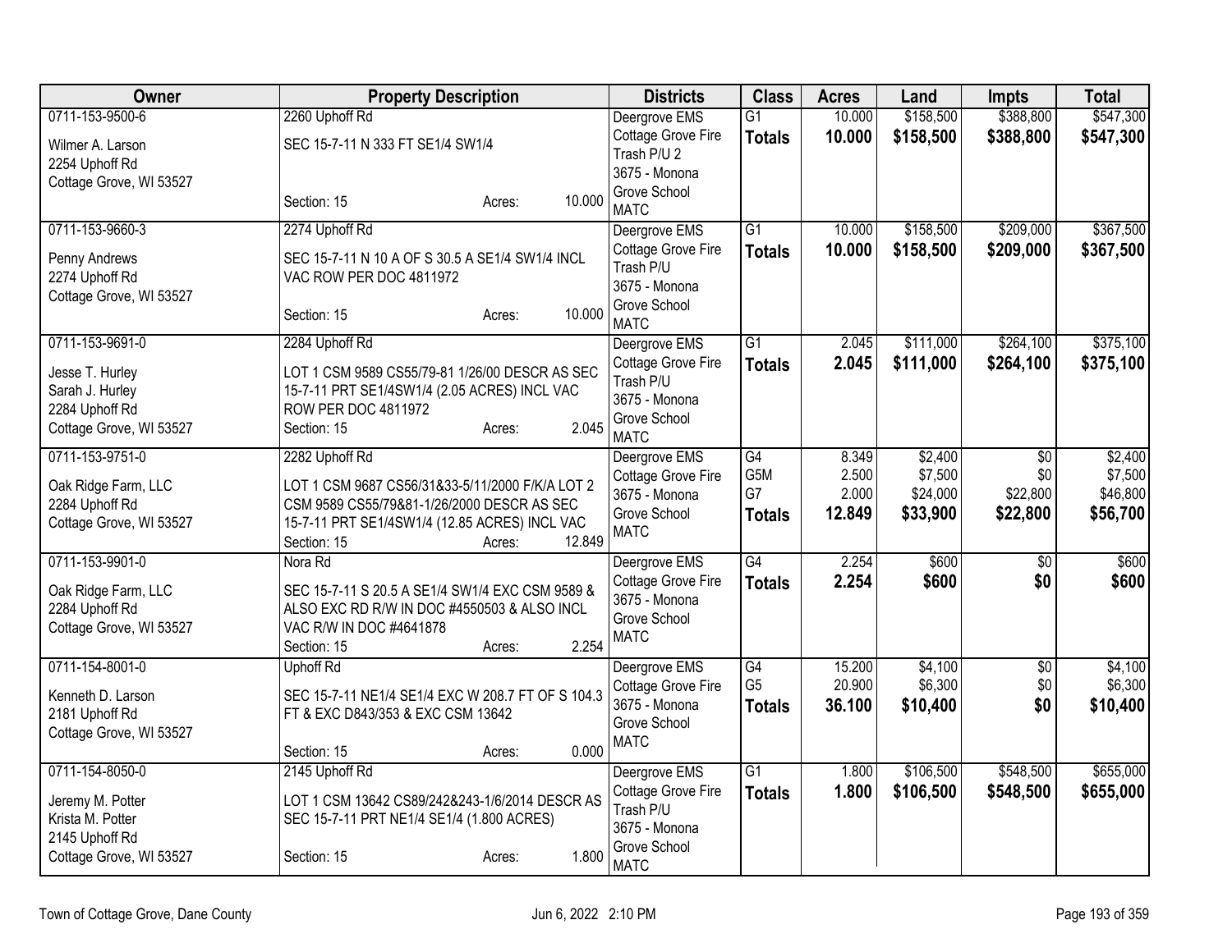| Owner | Property Description | Districts | Class | Acres | Land | Impts | Total |
|---|---|---|---|---|---|---|---|
| 0711-153-9500-6<br>Wilmer A. Larson<br>2254 Uphoff Rd<br>Cottage Grove, WI 53527 | 2260 Uphoff Rd<br>SEC 15-7-11 N 333 FT SE1/4 SW1/4<br>Section: 15 Acres: 10.000 | Deergrove EMS<br>Cottage Grove Fire<br>Trash P/U 2<br>3675 - Monona Grove School<br>MATC | G1<br>**Totals** | 10.000<br>**10.000** | $158,500<br>**$158,500** | $388,800<br>**$388,800** | $547,300<br>**$547,300** |
| 0711-153-9660-3<br>Penny Andrews<br>2274 Uphoff Rd<br>Cottage Grove, WI 53527 | 2274 Uphoff Rd<br>SEC 15-7-11 N 10 A OF S 30.5 A SE1/4 SW1/4 INCL VAC ROW PER DOC 4811972<br>Section: 15 Acres: 10.000 | Deergrove EMS<br>Cottage Grove Fire<br>Trash P/U<br>3675 - Monona Grove School<br>MATC | G1<br>**Totals** | 10.000<br>**10.000** | $158,500<br>**$158,500** | $209,000<br>**$209,000** | $367,500<br>**$367,500** |
| 0711-153-9691-0<br>Jesse T. Hurley<br>Sarah J. Hurley<br>2284 Uphoff Rd<br>Cottage Grove, WI 53527 | 2284 Uphoff Rd<br>LOT 1 CSM 9589 CS55/79-81 1/26/00 DESCR AS SEC 15-7-11 PRT SE1/4SW1/4 (2.05 ACRES) INCL VAC ROW PER DOC 4811972<br>Section: 15 Acres: 2.045 | Deergrove EMS<br>Cottage Grove Fire<br>Trash P/U<br>3675 - Monona Grove School<br>MATC | G1<br>**Totals** | 2.045<br>**2.045** | $111,000<br>**$111,000** | $264,100<br>**$264,100** | $375,100<br>**$375,100** |
| 0711-153-9751-0<br>Oak Ridge Farm, LLC<br>2284 Uphoff Rd<br>Cottage Grove, WI 53527 | 2282 Uphoff Rd<br>LOT 1 CSM 9687 CS56/31&33-5/11/2000 F/K/A LOT 2 CSM 9589 CS55/79&81-1/26/2000 DESCR AS SEC 15-7-11 PRT SE1/4SW1/4 (12.85 ACRES) INCL VAC<br>Section: 15 Acres: 12.849 | Deergrove EMS<br>Cottage Grove Fire<br>3675 - Monona Grove School<br>MATC | G4<br>G5M<br>G7<br>**Totals** | 8.349<br>2.500<br>2.000<br>**12.849** | $2,400<br>$7,500<br>$24,000<br>**$33,900** | $0<br>$0<br>$22,800<br>**$22,800** | $2,400<br>$7,500<br>$46,800<br>**$56,700** |
| 0711-153-9901-0<br>Oak Ridge Farm, LLC<br>2284 Uphoff Rd<br>Cottage Grove, WI 53527 | Nora Rd<br>SEC 15-7-11 S 20.5 A SE1/4 SW1/4 EXC CSM 9589 & ALSO EXC RD R/W IN DOC #4550503 & ALSO INCL VAC R/W IN DOC #4641878<br>Section: 15 Acres: 2.254 | Deergrove EMS<br>Cottage Grove Fire<br>3675 - Monona Grove School<br>MATC | G4<br>**Totals** | 2.254<br>**2.254** | $600<br>**$600** | $0<br>**$0** | $600<br>**$600** |
| 0711-154-8001-0<br>Kenneth D. Larson<br>2181 Uphoff Rd<br>Cottage Grove, WI 53527 | Uphoff Rd<br>SEC 15-7-11 NE1/4 SE1/4 EXC W 208.7 FT OF S 104.3 FT & EXC D843/353 & EXC CSM 13642<br>Section: 15 Acres: 0.000 | Deergrove EMS<br>Cottage Grove Fire<br>3675 - Monona Grove School<br>MATC | G4<br>G5<br>**Totals** | 15.200<br>20.900<br>**36.100** | $4,100<br>$6,300<br>**$10,400** | $0<br>$0<br>**$0** | $4,100<br>$6,300<br>**$10,400** |
| 0711-154-8050-0<br>Jeremy M. Potter<br>Krista M. Potter<br>2145 Uphoff Rd<br>Cottage Grove, WI 53527 | 2145 Uphoff Rd<br>LOT 1 CSM 13642 CS89/242&243-1/6/2014 DESCR AS SEC 15-7-11 PRT NE1/4 SE1/4 (1.800 ACRES)<br>Section: 15 Acres: 1.800 | Deergrove EMS<br>Cottage Grove Fire<br>Trash P/U<br>3675 - Monona Grove School<br>MATC | G1<br>**Totals** | 1.800<br>**1.800** | $106,500<br>**$106,500** | $548,500<br>**$548,500** | $655,000<br>**$655,000** |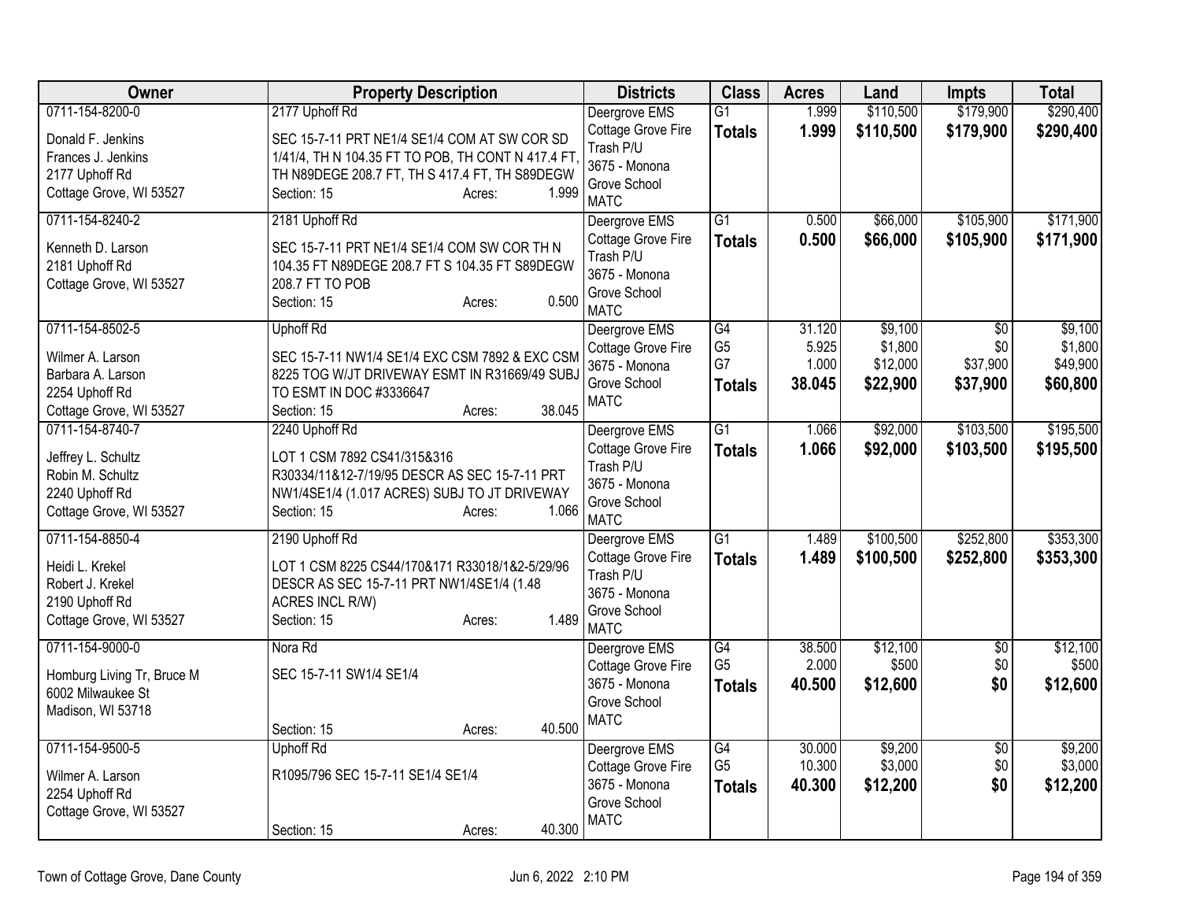| Owner | Property Description | Districts | Class | Acres | Land | Impts | Total |
|---|---|---|---|---|---|---|---|
| 0711-154-8200-0<br>Donald F. Jenkins<br>Frances J. Jenkins<br>2177 Uphoff Rd<br>Cottage Grove, WI 53527 | 2177 Uphoff Rd<br>SEC 15-7-11 PRT NE1/4 SE1/4 COM AT SW COR SD 1/41/4, TH N 104.35 FT TO POB, TH CONT N 417.4 FT, TH N89DEGE 208.7 FT, TH S 417.4 FT, TH S89DEGW<br>Section: 15 Acres: 1.999 | Deergrove EMS<br>Cottage Grove Fire<br>Trash P/U<br>3675 - Monona Grove School<br>MATC | G1<br>**Totals** | 1.999<br>**1.999** | $110,500<br>**$110,500** | $179,900<br>**$179,900** | $290,400<br>**$290,400** |
| 0711-154-8240-2<br>Kenneth D. Larson<br>2181 Uphoff Rd<br>Cottage Grove, WI 53527 | 2181 Uphoff Rd<br>SEC 15-7-11 PRT NE1/4 SE1/4 COM SW COR TH N 104.35 FT N89DEGE 208.7 FT S 104.35 FT S89DEGW 208.7 FT TO POB<br>Section: 15 Acres: 0.500 | Deergrove EMS<br>Cottage Grove Fire<br>Trash P/U<br>3675 - Monona Grove School<br>MATC | G1<br>**Totals** | 0.500<br>**0.500** | $66,000<br>**$66,000** | $105,900<br>**$105,900** | $171,900<br>**$171,900** |
| 0711-154-8502-5<br>Wilmer A. Larson<br>Barbara A. Larson<br>2254 Uphoff Rd<br>Cottage Grove, WI 53527 | Uphoff Rd<br>SEC 15-7-11 NW1/4 SE1/4 EXC CSM 7892 & EXC CSM 8225 TOG W/JT DRIVEWAY ESMT IN R31669/49 SUBJ TO ESMT IN DOC #3336647<br>Section: 15 Acres: 38.045 | Deergrove EMS<br>Cottage Grove Fire<br>3675 - Monona Grove School<br>MATC | G4<br>G5<br>G7<br>**Totals** | 31.120<br>5.925<br>1.000<br>**38.045** | $9,100<br>$1,800<br>$12,000<br>**$22,900** | $0<br>$0<br>$37,900<br>**$37,900** | $9,100<br>$1,800<br>$49,900<br>**$60,800** |
| 0711-154-8740-7<br>Jeffrey L. Schultz<br>Robin M. Schultz<br>2240 Uphoff Rd<br>Cottage Grove, WI 53527 | 2240 Uphoff Rd<br>LOT 1 CSM 7892 CS41/315&316 R30334/11&12-7/19/95 DESCR AS SEC 15-7-11 PRT NW1/4SE1/4 (1.017 ACRES) SUBJ TO JT DRIVEWAY<br>Section: 15 Acres: 1.066 | Deergrove EMS<br>Cottage Grove Fire<br>Trash P/U<br>3675 - Monona Grove School<br>MATC | G1<br>**Totals** | 1.066<br>**1.066** | $92,000<br>**$92,000** | $103,500<br>**$103,500** | $195,500<br>**$195,500** |
| 0711-154-8850-4<br>Heidi L. Krekel<br>Robert J. Krekel<br>2190 Uphoff Rd<br>Cottage Grove, WI 53527 | 2190 Uphoff Rd<br>LOT 1 CSM 8225 CS44/170&171 R33018/1&2-5/29/96 DESCR AS SEC 15-7-11 PRT NW1/4SE1/4 (1.48 ACRES INCL R/W)<br>Section: 15 Acres: 1.489 | Deergrove EMS<br>Cottage Grove Fire<br>Trash P/U<br>3675 - Monona Grove School<br>MATC | G1<br>**Totals** | 1.489<br>**1.489** | $100,500<br>**$100,500** | $252,800<br>**$252,800** | $353,300<br>**$353,300** |
| 0711-154-9000-0<br>Homburg Living Tr, Bruce M<br>6002 Milwaukee St<br>Madison, WI 53718 | Nora Rd<br>SEC 15-7-11 SW1/4 SE1/4<br>Section: 15 Acres: 40.500 | Deergrove EMS<br>Cottage Grove Fire<br>3675 - Monona Grove School<br>MATC | G4<br>G5<br>**Totals** | 38.500<br>2.000<br>**40.500** | $12,100<br>$500<br>**$12,600** | $0<br>$0<br>**$0** | $12,100<br>$500<br>**$12,600** |
| 0711-154-9500-5<br>Wilmer A. Larson<br>2254 Uphoff Rd<br>Cottage Grove, WI 53527 | Uphoff Rd<br>R1095/796 SEC 15-7-11 SE1/4 SE1/4<br>Section: 15 Acres: 40.300 | Deergrove EMS<br>Cottage Grove Fire<br>3675 - Monona Grove School<br>MATC | G4<br>G5<br>**Totals** | 30.000<br>10.300<br>**40.300** | $9,200<br>$3,000<br>**$12,200** | $0<br>$0<br>**$0** | $9,200<br>$3,000<br>**$12,200** |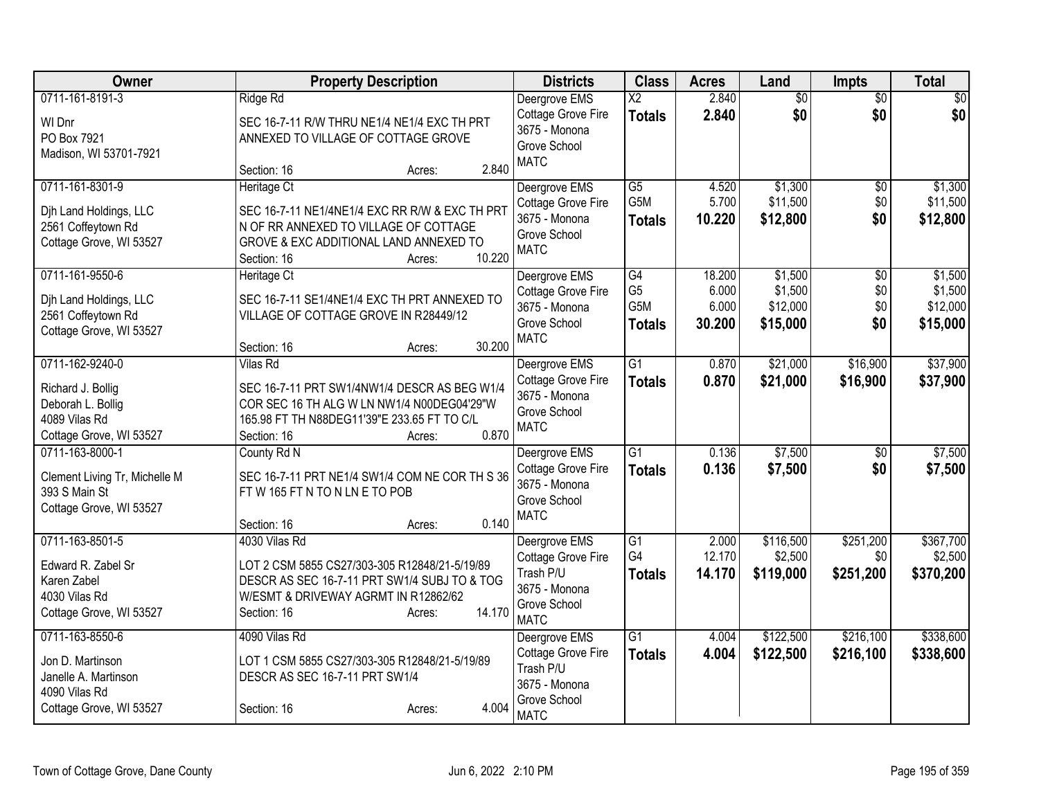| Owner | Property Description | Districts | Class | Acres | Land | Impts | Total |
|---|---|---|---|---|---|---|---|
| 0711-161-8191-3<br>WI Dnr<br>PO Box 7921<br>Madison, WI 53701-7921 | Ridge Rd<br>SEC 16-7-11 R/W THRU NE1/4 NE1/4 EXC TH PRT ANNEXED TO VILLAGE OF COTTAGE GROVE<br>Section: 16 Acres: 2.840 | Deergrove EMS<br>Cottage Grove Fire<br>3675 - Monona Grove School<br>MATC | X2<br>**Totals** | 2.840<br>**2.840** | $0<br>**$0** | $0<br>**$0** | $0<br>**$0** |
| 0711-161-8301-9<br>Djh Land Holdings, LLC<br>2561 Coffeytown Rd<br>Cottage Grove, WI 53527 | Heritage Ct<br>SEC 16-7-11 NE1/4NE1/4 EXC RR R/W & EXC TH PRT N OF RR ANNEXED TO VILLAGE OF COTTAGE GROVE & EXC ADDITIONAL LAND ANNEXED TO<br>Section: 16 Acres: 10.220 | Deergrove EMS<br>Cottage Grove Fire<br>3675 - Monona Grove School<br>MATC | G5<br>G5M<br>**Totals** | 4.520<br>5.700<br>**10.220** | $1,300<br>$11,500<br>**$12,800** | $0<br>$0<br>**$0** | $1,300<br>$11,500<br>**$12,800** |
| 0711-161-9550-6<br>Djh Land Holdings, LLC<br>2561 Coffeytown Rd<br>Cottage Grove, WI 53527 | Heritage Ct<br>SEC 16-7-11 SE1/4NE1/4 EXC TH PRT ANNEXED TO VILLAGE OF COTTAGE GROVE IN R28449/12<br>Section: 16 Acres: 30.200 | Deergrove EMS<br>Cottage Grove Fire<br>3675 - Monona Grove School<br>MATC | G4<br>G5<br>G5M<br>**Totals** | 18.200<br>6.000<br>6.000<br>**30.200** | $1,500<br>$1,500<br>$12,000<br>**$15,000** | $0<br>$0<br>$0<br>**$0** | $1,500<br>$1,500<br>$12,000<br>**$15,000** |
| 0711-162-9240-0<br>Richard J. Bollig<br>Deborah L. Bollig<br>4089 Vilas Rd<br>Cottage Grove, WI 53527 | Vilas Rd<br>SEC 16-7-11 PRT SW1/4NW1/4 DESCR AS BEG W1/4 COR SEC 16 TH ALG W LN NW1/4 N00DEG04'29"W 165.98 FT TH N88DEG11'39"E 233.65 FT TO C/L<br>Section: 16 Acres: 0.870 | Deergrove EMS<br>Cottage Grove Fire<br>3675 - Monona Grove School<br>MATC | G1<br>**Totals** | 0.870<br>**0.870** | $21,000<br>**$21,000** | $16,900<br>**$16,900** | $37,900<br>**$37,900** |
| 0711-163-8000-1<br>Clement Living Tr, Michelle M<br>393 S Main St<br>Cottage Grove, WI 53527 | County Rd N<br>SEC 16-7-11 PRT NE1/4 SW1/4 COM NE COR TH S 36 FT W 165 FT N TO N LN E TO POB<br>Section: 16 Acres: 0.140 | Deergrove EMS<br>Cottage Grove Fire<br>3675 - Monona Grove School<br>MATC | G1<br>**Totals** | 0.136<br>**0.136** | $7,500<br>**$7,500** | $0<br>**$0** | $7,500<br>**$7,500** |
| 0711-163-8501-5<br>Edward R. Zabel Sr<br>Karen Zabel<br>4030 Vilas Rd<br>Cottage Grove, WI 53527 | 4030 Vilas Rd<br>LOT 2 CSM 5855 CS27/303-305 R12848/21-5/19/89 DESCR AS SEC 16-7-11 PRT SW1/4 SUBJ TO & TOG W/ESMT & DRIVEWAY AGRMT IN R12862/62<br>Section: 16 Acres: 14.170 | Deergrove EMS<br>Cottage Grove Fire<br>Trash P/U<br>3675 - Monona Grove School<br>MATC | G1<br>G4<br>**Totals** | 2.000<br>12.170<br>**14.170** | $116,500<br>$2,500<br>**$119,000** | $251,200<br>$0<br>**$251,200** | $367,700<br>$2,500<br>**$370,200** |
| 0711-163-8550-6<br>Jon D. Martinson<br>Janelle A. Martinson<br>4090 Vilas Rd<br>Cottage Grove, WI 53527 | 4090 Vilas Rd<br>LOT 1 CSM 5855 CS27/303-305 R12848/21-5/19/89 DESCR AS SEC 16-7-11 PRT SW1/4<br>Section: 16 Acres: 4.004 | Deergrove EMS<br>Cottage Grove Fire<br>Trash P/U<br>3675 - Monona Grove School<br>MATC | G1<br>**Totals** | 4.004<br>**4.004** | $122,500<br>**$122,500** | $216,100<br>**$216,100** | $338,600<br>**$338,600** |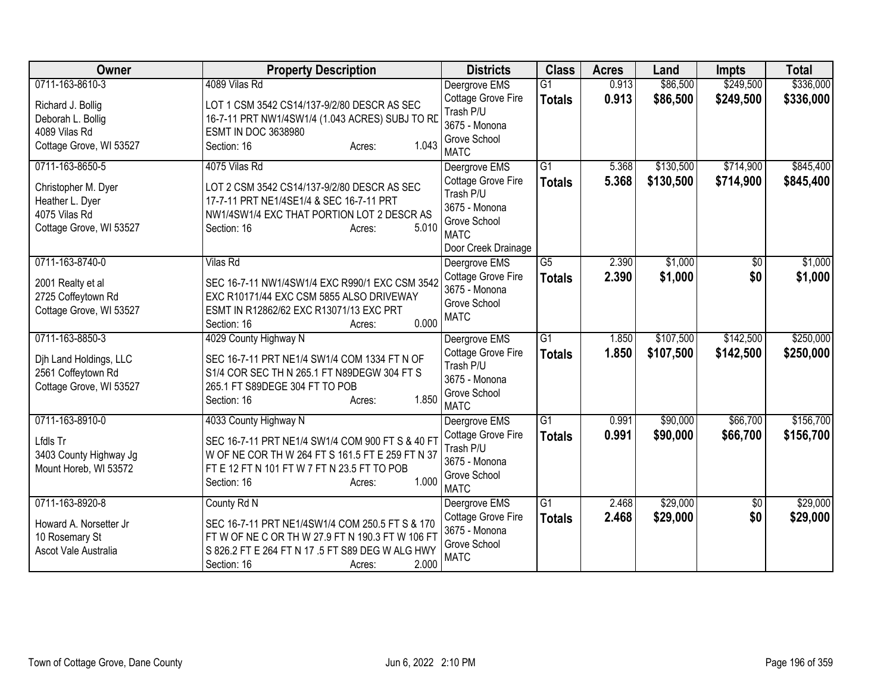| Owner | Property Description | Districts | Class | Acres | Land | Impts | Total |
|---|---|---|---|---|---|---|---|
| 0711-163-8610-3<br><br>Richard J. Bollig<br>Deborah L. Bollig<br>4089 Vilas Rd<br>Cottage Grove, WI 53527 | 4089 Vilas Rd<br><br>LOT 1 CSM 3542 CS14/137-9/2/80 DESCR AS SEC 16-7-11 PRT NW1/4SW1/4 (1.043 ACRES) SUBJ TO RD ESMT IN DOC 3638980<br>Section: 16 Acres: 1.043 | Deergrove EMS<br>Cottage Grove Fire<br>Trash P/U<br>3675 - Monona Grove School<br>MATC | G1<br>**Totals** | 0.913<br>**0.913** | \$86,500<br>**\$86,500** | \$249,500<br>**\$249,500** | \$336,000<br>**\$336,000** |
| 0711-163-8650-5<br><br>Christopher M. Dyer<br>Heather L. Dyer<br>4075 Vilas Rd<br>Cottage Grove, WI 53527 | 4075 Vilas Rd<br><br>LOT 2 CSM 3542 CS14/137-9/2/80 DESCR AS SEC 17-7-11 PRT NE1/4SE1/4 & SEC 16-7-11 PRT NW1/4SW1/4 EXC THAT PORTION LOT 2 DESCR AS<br>Section: 16 Acres: 5.010 | Deergrove EMS<br>Cottage Grove Fire<br>Trash P/U<br>3675 - Monona Grove School<br>MATC<br>Door Creek Drainage | G1<br>**Totals** | 5.368<br>**5.368** | \$130,500<br>**\$130,500** | \$714,900<br>**\$714,900** | \$845,400<br>**\$845,400** |
| 0711-163-8740-0<br><br>2001 Realty et al<br>2725 Coffeytown Rd<br>Cottage Grove, WI 53527 | Vilas Rd<br><br>SEC 16-7-11 NW1/4SW1/4 EXC R990/1 EXC CSM 3542 EXC R10171/44 EXC CSM 5855 ALSO DRIVEWAY ESMT IN R12862/62 EXC R13071/13 EXC PRT<br>Section: 16 Acres: 0.000 | Deergrove EMS<br>Cottage Grove Fire<br>3675 - Monona Grove School<br>MATC | G5<br>**Totals** | 2.390<br>**2.390** | \$1,000<br>**\$1,000** | \$0<br>**\$0** | \$1,000<br>**\$1,000** |
| 0711-163-8850-3<br><br>Djh Land Holdings, LLC<br>2561 Coffeytown Rd<br>Cottage Grove, WI 53527 | 4029 County Highway N<br><br>SEC 16-7-11 PRT NE1/4 SW1/4 COM 1334 FT N OF S1/4 COR SEC TH N 265.1 FT N89DEGW 304 FT S 265.1 FT S89DEGE 304 FT TO POB<br>Section: 16 Acres: 1.850 | Deergrove EMS<br>Cottage Grove Fire<br>Trash P/U<br>3675 - Monona Grove School<br>MATC | G1<br>**Totals** | 1.850<br>**1.850** | \$107,500<br>**\$107,500** | \$142,500<br>**\$142,500** | \$250,000<br>**\$250,000** |
| 0711-163-8910-0<br><br>Lfdls Tr<br>3403 County Highway Jg<br>Mount Horeb, WI 53572 | 4033 County Highway N<br><br>SEC 16-7-11 PRT NE1/4 SW1/4 COM 900 FT S & 40 FT W OF NE COR TH W 264 FT S 161.5 FT E 259 FT N 37 FT E 12 FT N 101 FT W 7 FT N 23.5 FT TO POB<br>Section: 16 Acres: 1.000 | Deergrove EMS<br>Cottage Grove Fire<br>Trash P/U<br>3675 - Monona Grove School<br>MATC | G1<br>**Totals** | 0.991<br>**0.991** | \$90,000<br>**\$90,000** | \$66,700<br>**\$66,700** | \$156,700<br>**\$156,700** |
| 0711-163-8920-8<br><br>Howard A. Norsetter Jr<br>10 Rosemary St<br>Ascot Vale Australia | County Rd N<br><br>SEC 16-7-11 PRT NE1/4SW1/4 COM 250.5 FT S & 170 FT W OF NE C OR TH W 27.9 FT N 190.3 FT W 106 FT S 826.2 FT E 264 FT N 17 .5 FT S89 DEG W ALG HWY<br>Section: 16 Acres: 2.000 | Deergrove EMS<br>Cottage Grove Fire<br>3675 - Monona Grove School<br>MATC | G1<br>**Totals** | 2.468<br>**2.468** | \$29,000<br>**\$29,000** | \$0<br>**\$0** | \$29,000<br>**\$29,000** |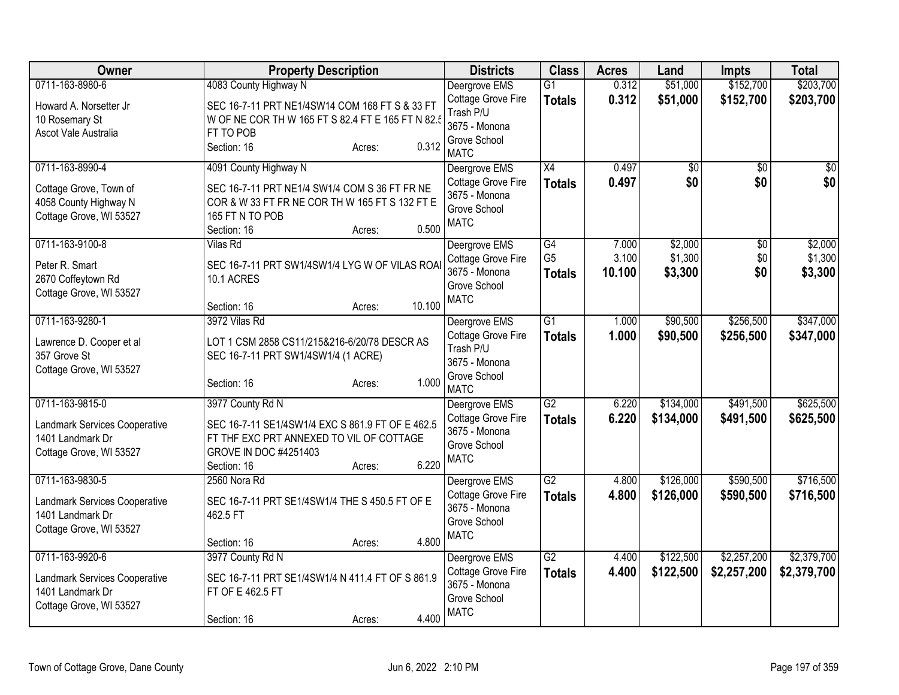| Owner | Property Description | Districts | Class | Acres | Land | Impts | Total |
|---|---|---|---|---|---|---|---|
| 0711-163-8980-6<br>Howard A. Norsetter Jr<br>10 Rosemary St<br>Ascot Vale Australia | 4083 County Highway N<br>SEC 16-7-11 PRT NE1/4SW14 COM 168 FT S & 33 FT W OF NE COR TH W 165 FT S 82.4 FT E 165 FT N 82.5 FT TO POB<br>Section: 16 Acres: 0.312 | Deergrove EMS<br>Cottage Grove Fire<br>Trash P/U<br>3675 - Monona Grove School<br>MATC | G1<br>**Totals** | 0.312<br>**0.312** | $51,000<br>**$51,000** | $152,700<br>**$152,700** | $203,700<br>**$203,700** |
| 0711-163-8990-4<br>Cottage Grove, Town of<br>4058 County Highway N<br>Cottage Grove, WI 53527 | 4091 County Highway N<br>SEC 16-7-11 PRT NE1/4 SW1/4 COM S 36 FT FR NE COR & W 33 FT FR NE COR TH W 165 FT S 132 FT E 165 FT N TO POB<br>Section: 16 Acres: 0.500 | Deergrove EMS<br>Cottage Grove Fire<br>3675 - Monona Grove School<br>MATC | X4<br>**Totals** | 0.497<br>**0.497** | $0<br>**$0** | $0<br>**$0** | $0<br>**$0** |
| 0711-163-9100-8<br>Peter R. Smart<br>2670 Coffeytown Rd<br>Cottage Grove, WI 53527 | Vilas Rd<br>SEC 16-7-11 PRT SW1/4SW1/4 LYG W OF VILAS ROAD 10.1 ACRES<br>Section: 16 Acres: 10.100 | Deergrove EMS<br>Cottage Grove Fire<br>3675 - Monona Grove School<br>MATC | G4<br>G5<br>**Totals** | 7.000<br>3.100<br>**10.100** | $2,000<br>$1,300<br>**$3,300** | $0<br>$0<br>**$0** | $2,000<br>$1,300<br>**$3,300** |
| 0711-163-9280-1<br>Lawrence D. Cooper et al<br>357 Grove St<br>Cottage Grove, WI 53527 | 3972 Vilas Rd<br>LOT 1 CSM 2858 CS11/215&216-6/20/78 DESCR AS SEC 16-7-11 PRT SW1/4SW1/4 (1 ACRE)<br>Section: 16 Acres: 1.000 | Deergrove EMS<br>Cottage Grove Fire<br>Trash P/U<br>3675 - Monona Grove School<br>MATC | G1<br>**Totals** | 1.000<br>**1.000** | $90,500<br>**$90,500** | $256,500<br>**$256,500** | $347,000<br>**$347,000** |
| 0711-163-9815-0<br>Landmark Services Cooperative<br>1401 Landmark Dr<br>Cottage Grove, WI 53527 | 3977 County Rd N<br>SEC 16-7-11 SE1/4SW1/4 EXC S 861.9 FT OF E 462.5 FT THF EXC PRT ANNEXED TO VIL OF COTTAGE GROVE IN DOC #4251403<br>Section: 16 Acres: 6.220 | Deergrove EMS<br>Cottage Grove Fire<br>3675 - Monona Grove School<br>MATC | G2<br>**Totals** | 6.220<br>**6.220** | $134,000<br>**$134,000** | $491,500<br>**$491,500** | $625,500<br>**$625,500** |
| 0711-163-9830-5<br>Landmark Services Cooperative<br>1401 Landmark Dr<br>Cottage Grove, WI 53527 | 2560 Nora Rd<br>SEC 16-7-11 PRT SE1/4SW1/4 THE S 450.5 FT OF E 462.5 FT<br>Section: 16 Acres: 4.800 | Deergrove EMS<br>Cottage Grove Fire<br>3675 - Monona Grove School<br>MATC | G2<br>**Totals** | 4.800<br>**4.800** | $126,000<br>**$126,000** | $590,500<br>**$590,500** | $716,500<br>**$716,500** |
| 0711-163-9920-6<br>Landmark Services Cooperative<br>1401 Landmark Dr<br>Cottage Grove, WI 53527 | 3977 County Rd N<br>SEC 16-7-11 PRT SE1/4SW1/4 N 411.4 FT OF S 861.9 FT OF E 462.5 FT<br>Section: 16 Acres: 4.400 | Deergrove EMS<br>Cottage Grove Fire<br>3675 - Monona Grove School<br>MATC | G2<br>**Totals** | 4.400<br>**4.400** | $122,500<br>**$122,500** | $2,257,200<br>**$2,257,200** | $2,379,700<br>**$2,379,700** |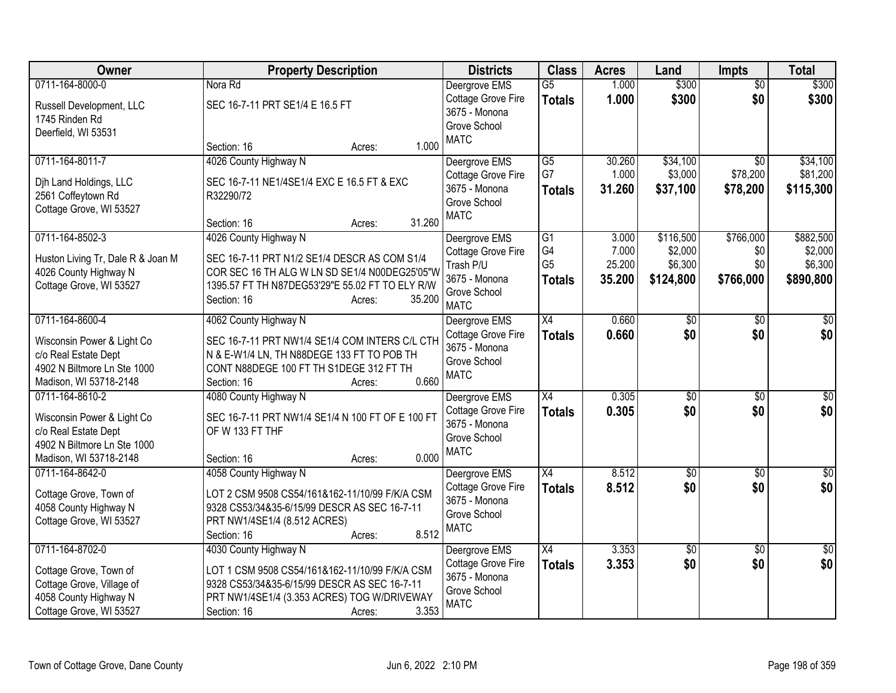| Owner | Property Description | Districts | Class | Acres | Land | Impts | Total |
|---|---|---|---|---|---|---|---|
| 0711-164-8000-0<br>Russell Development, LLC<br>1745 Rinden Rd<br>Deerfield, WI 53531 | Nora Rd<br>SEC 16-7-11 PRT SE1/4 E 16.5 FT<br>Section: 16 Acres: 1.000 | Deergrove EMS<br>Cottage Grove Fire<br>3675 - Monona Grove School<br>MATC | G5<br>**Totals** | 1.000<br>**1.000** | $300<br>**$300** | $0<br>**$0** | $300<br>**$300** |
| 0711-164-8011-7<br>Djh Land Holdings, LLC<br>2561 Coffeytown Rd<br>Cottage Grove, WI 53527 | 4026 County Highway N<br>SEC 16-7-11 NE1/4SE1/4 EXC E 16.5 FT & EXC R32290/72<br>Section: 16 Acres: 31.260 | Deergrove EMS<br>Cottage Grove Fire<br>3675 - Monona Grove School<br>MATC | G5<br>G7<br>**Totals** | 30.260<br>1.000<br>**31.260** | $34,100<br>$3,000<br>**$37,100** | $0<br>$78,200<br>**$78,200** | $34,100<br>$81,200<br>**$115,300** |
| 0711-164-8502-3<br>Huston Living Tr, Dale R & Joan M<br>4026 County Highway N<br>Cottage Grove, WI 53527 | 4026 County Highway N<br>SEC 16-7-11 PRT N1/2 SE1/4 DESCR AS COM S1/4 COR SEC 16 TH ALG W LN SD SE1/4 N00DEG25'05"W 1395.57 FT TH N87DEG53'29"E 55.02 FT TO ELY R/W<br>Section: 16 Acres: 35.200 | Deergrove EMS<br>Cottage Grove Fire<br>Trash P/U<br>3675 - Monona Grove School<br>MATC | G1<br>G4<br>G5<br>**Totals** | 3.000<br>7.000<br>25.200<br>**35.200** | $116,500<br>$2,000<br>$6,300<br>**$124,800** | $766,000<br>$0<br>$0<br>**$766,000** | $882,500<br>$2,000<br>$6,300<br>**$890,800** |
| 0711-164-8600-4<br>Wisconsin Power & Light Co<br>c/o Real Estate Dept<br>4902 N Biltmore Ln Ste 1000<br>Madison, WI 53718-2148 | 4062 County Highway N<br>SEC 16-7-11 PRT NW1/4 SE1/4 COM INTERS C/L CTH N & E-W1/4 LN, TH N88DEGE 133 FT TO POB TH CONT N88DEGE 100 FT TH S1DEGE 312 FT TH<br>Section: 16 Acres: 0.660 | Deergrove EMS<br>Cottage Grove Fire<br>3675 - Monona Grove School<br>MATC | X4<br>**Totals** | 0.660<br>**0.660** | $0<br>**$0** | $0<br>**$0** | $0<br>**$0** |
| 0711-164-8610-2<br>Wisconsin Power & Light Co<br>c/o Real Estate Dept<br>4902 N Biltmore Ln Ste 1000<br>Madison, WI 53718-2148 | 4080 County Highway N<br>SEC 16-7-11 PRT NW1/4 SE1/4 N 100 FT OF E 100 FT OF W 133 FT THF<br>Section: 16 Acres: 0.000 | Deergrove EMS<br>Cottage Grove Fire<br>3675 - Monona Grove School<br>MATC | X4<br>**Totals** | 0.305<br>**0.305** | $0<br>**$0** | $0<br>**$0** | $0<br>**$0** |
| 0711-164-8642-0<br>Cottage Grove, Town of<br>4058 County Highway N<br>Cottage Grove, WI 53527 | 4058 County Highway N<br>LOT 2 CSM 9508 CS54/161&162-11/10/99 F/K/A CSM 9328 CS53/34&35-6/15/99 DESCR AS SEC 16-7-11 PRT NW1/4SE1/4 (8.512 ACRES)<br>Section: 16 Acres: 8.512 | Deergrove EMS<br>Cottage Grove Fire<br>3675 - Monona Grove School<br>MATC | X4<br>**Totals** | 8.512<br>**8.512** | $0<br>**$0** | $0<br>**$0** | $0<br>**$0** |
| 0711-164-8702-0<br>Cottage Grove, Town of<br>Cottage Grove, Village of<br>4058 County Highway N<br>Cottage Grove, WI 53527 | 4030 County Highway N<br>LOT 1 CSM 9508 CS54/161&162-11/10/99 F/K/A CSM 9328 CS53/34&35-6/15/99 DESCR AS SEC 16-7-11 PRT NW1/4SE1/4 (3.353 ACRES) TOG W/DRIVEWAY<br>Section: 16 Acres: 3.353 | Deergrove EMS<br>Cottage Grove Fire<br>3675 - Monona Grove School<br>MATC | X4<br>**Totals** | 3.353<br>**3.353** | $0<br>**$0** | $0<br>**$0** | $0<br>**$0** |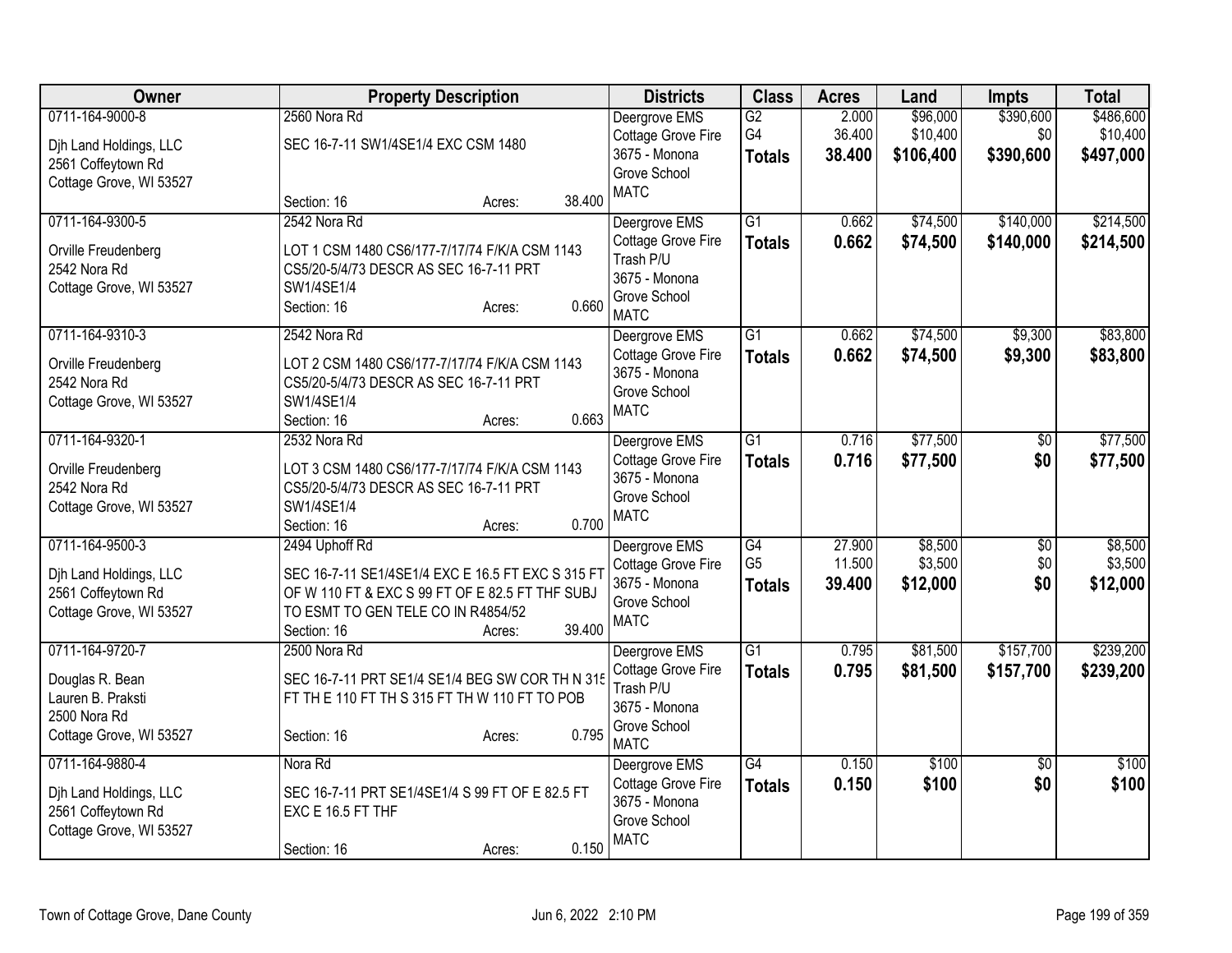| Owner | Property Description | Districts | Class | Acres | Land | Impts | Total |
|---|---|---|---|---|---|---|---|
| 0711-164-9000-8<br>Djh Land Holdings, LLC<br>2561 Coffeytown Rd<br>Cottage Grove, WI 53527 | 2560 Nora Rd<br>SEC 16-7-11 SW1/4SE1/4 EXC CSM 1480<br>Section: 16 Acres: 38.400 | Deergrove EMS<br>Cottage Grove Fire<br>3675 - Monona Grove School<br>MATC | G2<br>G4<br>**Totals** | 2.000<br>36.400<br>**38.400** | $96,000<br>$10,400<br>**$106,400** | $390,600<br>$0<br>**$390,600** | $486,600<br>$10,400<br>**$497,000** |
| 0711-164-9300-5<br>Orville Freudenberg<br>2542 Nora Rd<br>Cottage Grove, WI 53527 | 2542 Nora Rd<br>LOT 1 CSM 1480 CS6/177-7/17/74 F/K/A CSM 1143 CS5/20-5/4/73 DESCR AS SEC 16-7-11 PRT SW1/4SE1/4<br>Section: 16 Acres: 0.660 | Deergrove EMS<br>Cottage Grove Fire<br>Trash P/U<br>3675 - Monona Grove School<br>MATC | G1<br>**Totals** | 0.662<br>**0.662** | $74,500<br>**$74,500** | $140,000<br>**$140,000** | $214,500<br>**$214,500** |
| 0711-164-9310-3<br>Orville Freudenberg<br>2542 Nora Rd<br>Cottage Grove, WI 53527 | 2542 Nora Rd<br>LOT 2 CSM 1480 CS6/177-7/17/74 F/K/A CSM 1143 CS5/20-5/4/73 DESCR AS SEC 16-7-11 PRT SW1/4SE1/4<br>Section: 16 Acres: 0.663 | Deergrove EMS<br>Cottage Grove Fire<br>3675 - Monona Grove School<br>MATC | G1<br>**Totals** | 0.662<br>**0.662** | $74,500<br>**$74,500** | $9,300<br>**$9,300** | $83,800<br>**$83,800** |
| 0711-164-9320-1<br>Orville Freudenberg<br>2542 Nora Rd<br>Cottage Grove, WI 53527 | 2532 Nora Rd<br>LOT 3 CSM 1480 CS6/177-7/17/74 F/K/A CSM 1143 CS5/20-5/4/73 DESCR AS SEC 16-7-11 PRT SW1/4SE1/4<br>Section: 16 Acres: 0.700 | Deergrove EMS<br>Cottage Grove Fire<br>3675 - Monona Grove School<br>MATC | G1<br>**Totals** | 0.716<br>**0.716** | $77,500<br>**$77,500** | $0<br>**$0** | $77,500<br>**$77,500** |
| 0711-164-9500-3<br>Djh Land Holdings, LLC<br>2561 Coffeytown Rd<br>Cottage Grove, WI 53527 | 2494 Uphoff Rd<br>SEC 16-7-11 SE1/4SE1/4 EXC E 16.5 FT EXC S 315 FT OF W 110 FT & EXC S 99 FT OF E 82.5 FT THF SUBJ TO ESMT TO GEN TELE CO IN R4854/52<br>Section: 16 Acres: 39.400 | Deergrove EMS<br>Cottage Grove Fire<br>3675 - Monona Grove School<br>MATC | G4<br>G5<br>**Totals** | 27.900<br>11.500<br>**39.400** | $8,500<br>$3,500<br>**$12,000** | $0<br>$0<br>**$0** | $8,500<br>$3,500<br>**$12,000** |
| 0711-164-9720-7<br>Douglas R. Bean<br>Lauren B. Praksti<br>2500 Nora Rd<br>Cottage Grove, WI 53527 | 2500 Nora Rd<br>SEC 16-7-11 PRT SE1/4 SE1/4 BEG SW COR TH N 315 FT TH E 110 FT TH S 315 FT TH W 110 FT TO POB<br>Section: 16 Acres: 0.795 | Deergrove EMS<br>Cottage Grove Fire<br>Trash P/U<br>3675 - Monona Grove School<br>MATC | G1<br>**Totals** | 0.795<br>**0.795** | $81,500<br>**$81,500** | $157,700<br>**$157,700** | $239,200<br>**$239,200** |
| 0711-164-9880-4<br>Djh Land Holdings, LLC<br>2561 Coffeytown Rd<br>Cottage Grove, WI 53527 | Nora Rd<br>SEC 16-7-11 PRT SE1/4SE1/4 S 99 FT OF E 82.5 FT EXC E 16.5 FT THF<br>Section: 16 Acres: 0.150 | Deergrove EMS<br>Cottage Grove Fire<br>3675 - Monona Grove School<br>MATC | G4<br>**Totals** | 0.150<br>**0.150** | $100<br>**$100** | $0<br>**$0** | $100<br>**$100** |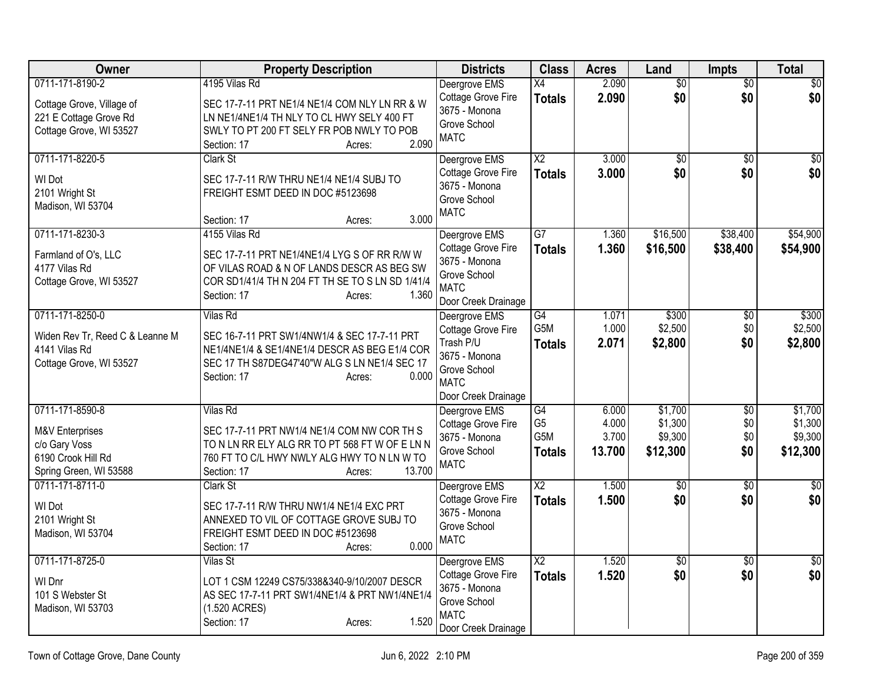| Owner | Property Description | Districts | Class | Acres | Land | Impts | Total |
|---|---|---|---|---|---|---|---|
| 0711-171-8190-2<br>Cottage Grove, Village of<br>221 E Cottage Grove Rd<br>Cottage Grove, WI 53527 | 4195 Vilas Rd<br>SEC 17-7-11 PRT NE1/4 NE1/4 COM NLY LN RR & W LN NE1/4NE1/4 TH NLY TO CL HWY SELY 400 FT SWLY TO PT 200 FT SELY FR POB NWLY TO POB<br>Section: 17 Acres: 2.090 | Deergrove EMS<br>Cottage Grove Fire<br>3675 - Monona Grove School<br>MATC | X4<br>**Totals** | 2.090<br>**2.090** | $0<br>**$0** | $0<br>**$0** | $0<br>**$0** |
| 0711-171-8220-5<br>WI Dot<br>2101 Wright St<br>Madison, WI 53704 | Clark St<br>SEC 17-7-11 R/W THRU NE1/4 NE1/4 SUBJ TO FREIGHT ESMT DEED IN DOC #5123698<br>Section: 17 Acres: 3.000 | Deergrove EMS<br>Cottage Grove Fire<br>3675 - Monona Grove School<br>MATC | X2<br>**Totals** | 3.000<br>**3.000** | $0<br>**$0** | $0<br>**$0** | $0<br>**$0** |
| 0711-171-8230-3<br>Farmland of O's, LLC<br>4177 Vilas Rd<br>Cottage Grove, WI 53527 | 4155 Vilas Rd<br>SEC 17-7-11 PRT NE1/4NE1/4 LYG S OF RR R/W W OF VILAS ROAD & N OF LANDS DESCR AS BEG SW COR SD1/41/4 TH N 204 FT TH SE TO S LN SD 1/41/4<br>Section: 17 Acres: 1.360 | Deergrove EMS<br>Cottage Grove Fire<br>3675 - Monona Grove School<br>MATC<br>Door Creek Drainage | G7<br>**Totals** | 1.360<br>**1.360** | $16,500<br>**$16,500** | $38,400<br>**$38,400** | $54,900<br>**$54,900** |
| 0711-171-8250-0<br>Widen Rev Tr, Reed C & Leanne M<br>4141 Vilas Rd<br>Cottage Grove, WI 53527 | Vilas Rd<br>SEC 16-7-11 PRT SW1/4NW1/4 & SEC 17-7-11 PRT NE1/4NE1/4 & SE1/4NE1/4 DESCR AS BEG E1/4 COR SEC 17 TH S87DEG47'40"W ALG S LN NE1/4 SEC 17<br>Section: 17 Acres: 0.000 | Deergrove EMS<br>Cottage Grove Fire<br>Trash P/U<br>3675 - Monona Grove School<br>MATC<br>Door Creek Drainage | G4<br>G5M<br>**Totals** | 1.071<br>1.000<br>**2.071** | $300<br>$2,500<br>**$2,800** | $0<br>$0<br>**$0** | $300<br>$2,500<br>**$2,800** |
| 0711-171-8590-8<br>M&V Enterprises<br>c/o Gary Voss<br>6190 Crook Hill Rd<br>Spring Green, WI 53588 | Vilas Rd<br>SEC 17-7-11 PRT NW1/4 NE1/4 COM NW COR TH S TO N LN RR ELY ALG RR TO PT 568 FT W OF E LN N 760 FT TO C/L HWY NWLY ALG HWY TO N LN W TO<br>Section: 17 Acres: 13.700 | Deergrove EMS<br>Cottage Grove Fire<br>3675 - Monona Grove School<br>MATC | G4<br>G5<br>G5M<br>**Totals** | 6.000<br>4.000<br>3.700<br>**13.700** | $1,700<br>$1,300<br>$9,300<br>**$12,300** | $0<br>$0<br>$0<br>**$0** | $1,700<br>$1,300<br>$9,300<br>**$12,300** |
| 0711-171-8711-0<br>WI Dot<br>2101 Wright St<br>Madison, WI 53704 | Clark St<br>SEC 17-7-11 R/W THRU NW1/4 NE1/4 EXC PRT ANNEXED TO VIL OF COTTAGE GROVE SUBJ TO FREIGHT ESMT DEED IN DOC #5123698<br>Section: 17 Acres: 0.000 | Deergrove EMS<br>Cottage Grove Fire<br>3675 - Monona Grove School<br>MATC | X2<br>**Totals** | 1.500<br>**1.500** | $0<br>**$0** | $0<br>**$0** | $0<br>**$0** |
| 0711-171-8725-0<br>WI Dnr<br>101 S Webster St<br>Madison, WI 53703 | Vilas St<br>LOT 1 CSM 12249 CS75/338&340-9/10/2007 DESCR AS SEC 17-7-11 PRT SW1/4NE1/4 & PRT NW1/4NE1/4 (1.520 ACRES)<br>Section: 17 Acres: 1.520 | Deergrove EMS<br>Cottage Grove Fire<br>3675 - Monona Grove School<br>MATC<br>Door Creek Drainage | X2<br>**Totals** | 1.520<br>**1.520** | $0<br>**$0** | $0<br>**$0** | $0<br>**$0** |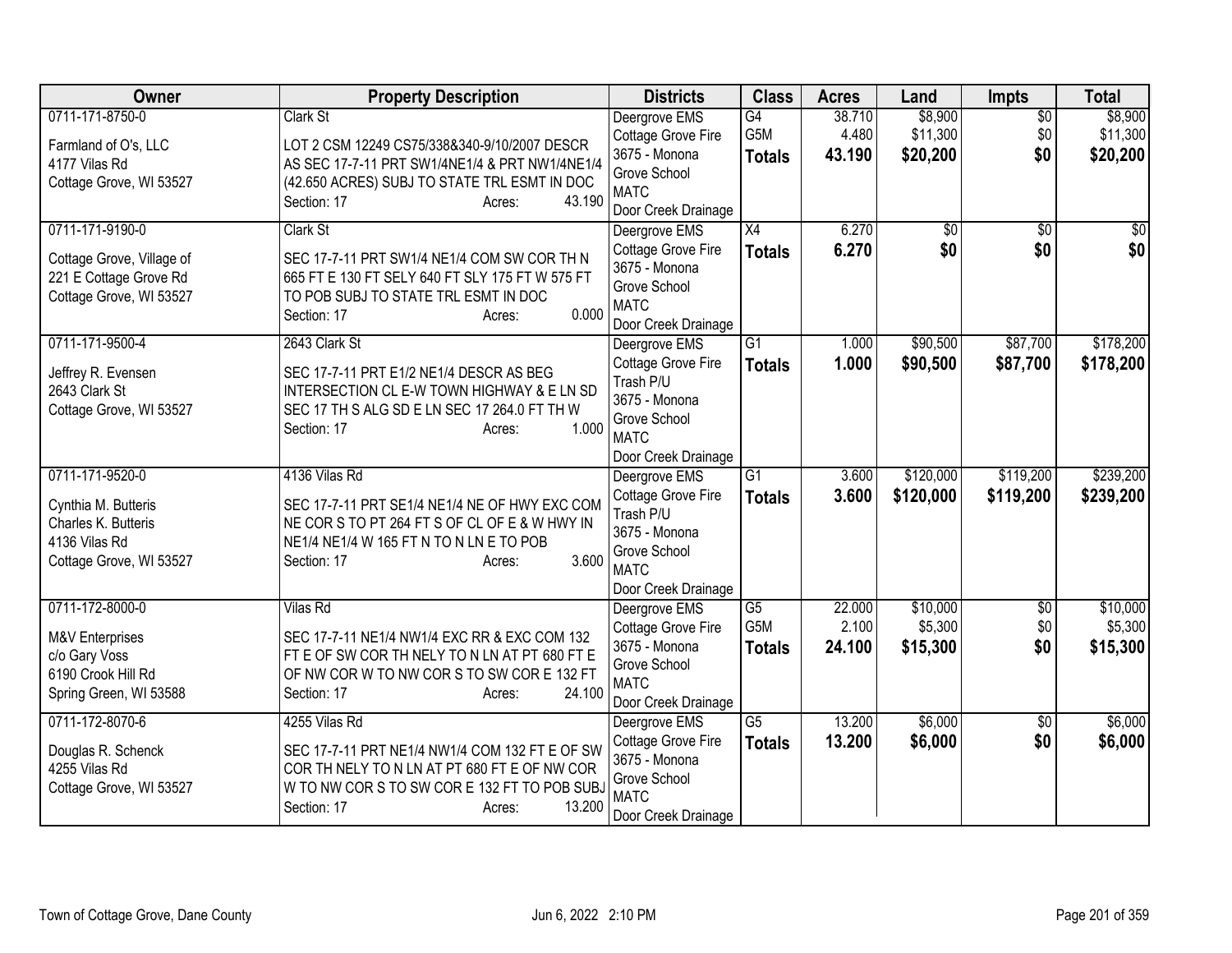| Owner | Property Description | Districts | Class | Acres | Land | Impts | Total |
|---|---|---|---|---|---|---|---|
| 0711-171-8750-0<br><br>Farmland of O's, LLC<br>4177 Vilas Rd<br>Cottage Grove, WI 53527 | Clark St<br><br>LOT 2 CSM 12249 CS75/338&340-9/10/2007 DESCR AS SEC 17-7-11 PRT SW1/4NE1/4 & PRT NW1/4NE1/4 (42.650 ACRES) SUBJ TO STATE TRL ESMT IN DOC<br>Section: 17 Acres: 43.190 | Deergrove EMS<br>Cottage Grove Fire<br>3675 - Monona Grove School<br>MATC<br>Door Creek Drainage | G4<br>G5M<br>**Totals** | 38.710<br>4.480<br>**43.190** | $8,900<br>$11,300<br>**$20,200** | $0<br>$0<br>**$0** | $8,900<br>$11,300<br>**$20,200** |
| 0711-171-9190-0<br><br>Cottage Grove, Village of<br>221 E Cottage Grove Rd<br>Cottage Grove, WI 53527 | Clark St<br><br>SEC 17-7-11 PRT SW1/4 NE1/4 COM SW COR TH N 665 FT E 130 FT SELY 640 FT SLY 175 FT W 575 FT TO POB SUBJ TO STATE TRL ESMT IN DOC<br>Section: 17 Acres: 0.000 | Deergrove EMS<br>Cottage Grove Fire<br>3675 - Monona Grove School<br>MATC<br>Door Creek Drainage | X4<br>**Totals** | 6.270<br>**6.270** | $0<br>**$0** | $0<br>**$0** | $0<br>**$0** |
| 0711-171-9500-4<br><br>Jeffrey R. Evensen<br>2643 Clark St<br>Cottage Grove, WI 53527 | 2643 Clark St<br><br>SEC 17-7-11 PRT E1/2 NE1/4 DESCR AS BEG INTERSECTION CL E-W TOWN HIGHWAY & E LN SD SEC 17 TH S ALG SD E LN SEC 17 264.0 FT TH W<br>Section: 17 Acres: 1.000 | Deergrove EMS<br>Cottage Grove Fire<br>Trash P/U<br>3675 - Monona Grove School<br>MATC<br>Door Creek Drainage | G1<br>**Totals** | 1.000<br>**1.000** | $90,500<br>**$90,500** | $87,700<br>**$87,700** | $178,200<br>**$178,200** |
| 0711-171-9520-0<br><br>Cynthia M. Butteris<br>Charles K. Butteris<br>4136 Vilas Rd<br>Cottage Grove, WI 53527 | 4136 Vilas Rd<br><br>SEC 17-7-11 PRT SE1/4 NE1/4 NE OF HWY EXC COM NE COR S TO PT 264 FT S OF CL OF E & W HWY IN NE1/4 NE1/4 W 165 FT N TO N LN E TO POB<br>Section: 17 Acres: 3.600 | Deergrove EMS<br>Cottage Grove Fire<br>Trash P/U<br>3675 - Monona Grove School<br>MATC<br>Door Creek Drainage | G1<br>**Totals** | 3.600<br>**3.600** | $120,000<br>**$120,000** | $119,200<br>**$119,200** | $239,200<br>**$239,200** |
| 0711-172-8000-0<br><br>M&V Enterprises<br>c/o Gary Voss<br>6190 Crook Hill Rd<br>Spring Green, WI 53588 | Vilas Rd<br><br>SEC 17-7-11 NE1/4 NW1/4 EXC RR & EXC COM 132 FT E OF SW COR TH NELY TO N LN AT PT 680 FT E OF NW COR W TO NW COR S TO SW COR E 132 FT<br>Section: 17 Acres: 24.100 | Deergrove EMS<br>Cottage Grove Fire<br>3675 - Monona Grove School<br>MATC<br>Door Creek Drainage | G5<br>G5M<br>**Totals** | 22.000<br>2.100<br>**24.100** | $10,000<br>$5,300<br>**$15,300** | $0<br>$0<br>**$0** | $10,000<br>$5,300<br>**$15,300** |
| 0711-172-8070-6<br><br>Douglas R. Schenck<br>4255 Vilas Rd<br>Cottage Grove, WI 53527 | 4255 Vilas Rd<br><br>SEC 17-7-11 PRT NE1/4 NW1/4 COM 132 FT E OF SW COR TH NELY TO N LN AT PT 680 FT E OF NW COR W TO NW COR S TO SW COR E 132 FT TO POB SUBJ<br>Section: 17 Acres: 13.200 | Deergrove EMS<br>Cottage Grove Fire<br>3675 - Monona Grove School<br>MATC<br>Door Creek Drainage | G5<br>**Totals** | 13.200<br>**13.200** | $6,000<br>**$6,000** | $0<br>**$0** | $6,000<br>**$6,000** |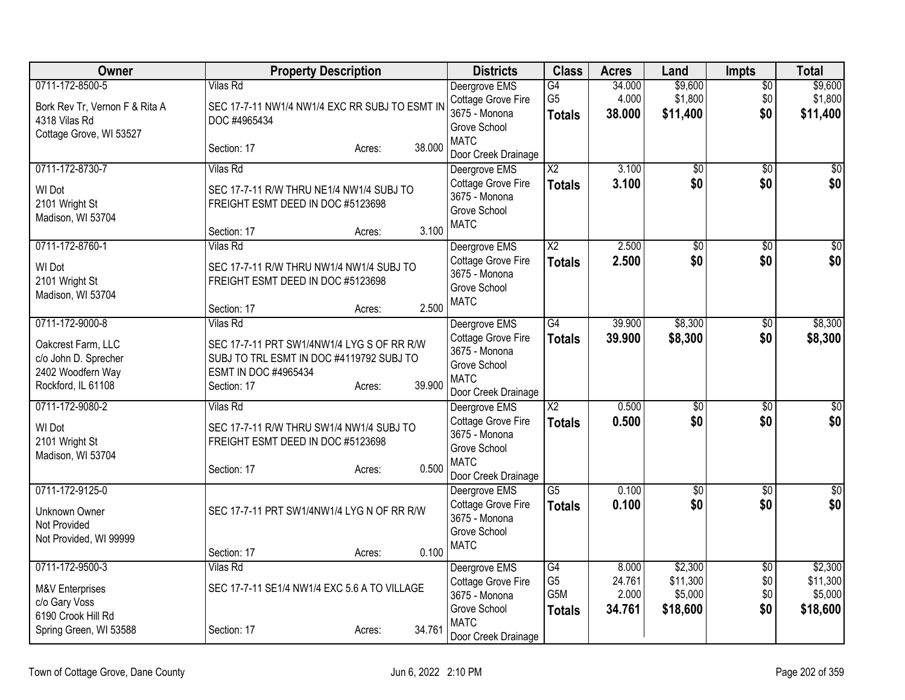| Owner | Property Description | Districts | Class | Acres | Land | Impts | Total |
|---|---|---|---|---|---|---|---|
| 0711-172-8500-5<br>Bork Rev Tr, Vernon F & Rita A<br>4318 Vilas Rd<br>Cottage Grove, WI 53527 | Vilas Rd<br>SEC 17-7-11 NW1/4 NW1/4 EXC RR SUBJ TO ESMT IN DOC #4965434<br>Section: 17 Acres: 38.000 | Deergrove EMS<br>Cottage Grove Fire<br>3675 - Monona Grove School<br>MATC<br>Door Creek Drainage | G4<br>G5<br>**Totals** | 34.000<br>4.000<br>**38.000** | $9,600<br>$1,800<br>**$11,400** | $0<br>$0<br>**$0** | $9,600<br>$1,800<br>**$11,400** |
| 0711-172-8730-7<br>WI Dot<br>2101 Wright St<br>Madison, WI 53704 | Vilas Rd<br>SEC 17-7-11 R/W THRU NE1/4 NW1/4 SUBJ TO FREIGHT ESMT DEED IN DOC #5123698<br>Section: 17 Acres: 3.100 | Deergrove EMS<br>Cottage Grove Fire<br>3675 - Monona Grove School<br>MATC | X2<br>**Totals** | 3.100<br>**3.100** | $0<br>**$0** | $0<br>**$0** | $0<br>**$0** |
| 0711-172-8760-1<br>WI Dot<br>2101 Wright St<br>Madison, WI 53704 | Vilas Rd<br>SEC 17-7-11 R/W THRU NW1/4 NW1/4 SUBJ TO FREIGHT ESMT DEED IN DOC #5123698<br>Section: 17 Acres: 2.500 | Deergrove EMS<br>Cottage Grove Fire<br>3675 - Monona Grove School<br>MATC | X2<br>**Totals** | 2.500<br>**2.500** | $0<br>**$0** | $0<br>**$0** | $0<br>**$0** |
| 0711-172-9000-8<br>Oakcrest Farm, LLC<br>c/o John D. Sprecher<br>2402 Woodfern Way<br>Rockford, IL 61108 | Vilas Rd<br>SEC 17-7-11 PRT SW1/4NW1/4 LYG S OF RR R/W SUBJ TO TRL ESMT IN DOC #4119792 SUBJ TO ESMT IN DOC #4965434<br>Section: 17 Acres: 39.900 | Deergrove EMS<br>Cottage Grove Fire<br>3675 - Monona Grove School<br>MATC<br>Door Creek Drainage | G4<br>**Totals** | 39.900<br>**39.900** | $8,300<br>**$8,300** | $0<br>**$0** | $8,300<br>**$8,300** |
| 0711-172-9080-2<br>WI Dot<br>2101 Wright St<br>Madison, WI 53704 | Vilas Rd<br>SEC 17-7-11 R/W THRU SW1/4 NW1/4 SUBJ TO FREIGHT ESMT DEED IN DOC #5123698<br>Section: 17 Acres: 0.500 | Deergrove EMS<br>Cottage Grove Fire<br>3675 - Monona Grove School<br>MATC<br>Door Creek Drainage | X2<br>**Totals** | 0.500<br>**0.500** | $0<br>**$0** | $0<br>**$0** | $0<br>**$0** |
| 0711-172-9125-0<br>Unknown Owner<br>Not Provided<br>Not Provided, WI 99999 | SEC 17-7-11 PRT SW1/4NW1/4 LYG N OF RR R/W<br>Section: 17 Acres: 0.100 | Deergrove EMS<br>Cottage Grove Fire<br>3675 - Monona Grove School<br>MATC | G5<br>**Totals** | 0.100<br>**0.100** | $0<br>**$0** | $0<br>**$0** | $0<br>**$0** |
| 0711-172-9500-3<br>M&V Enterprises<br>c/o Gary Voss<br>6190 Crook Hill Rd<br>Spring Green, WI 53588 | Vilas Rd<br>SEC 17-7-11 SE1/4 NW1/4 EXC 5.6 A TO VILLAGE<br>Section: 17 Acres: 34.761 | Deergrove EMS<br>Cottage Grove Fire<br>3675 - Monona Grove School<br>MATC<br>Door Creek Drainage | G4<br>G5<br>G5M<br>**Totals** | 8.000<br>24.761<br>2.000<br>**34.761** | $2,300<br>$11,300<br>$5,000<br>**$18,600** | $0<br>$0<br>$0<br>**$0** | $2,300<br>$11,300<br>$5,000<br>**$18,600** |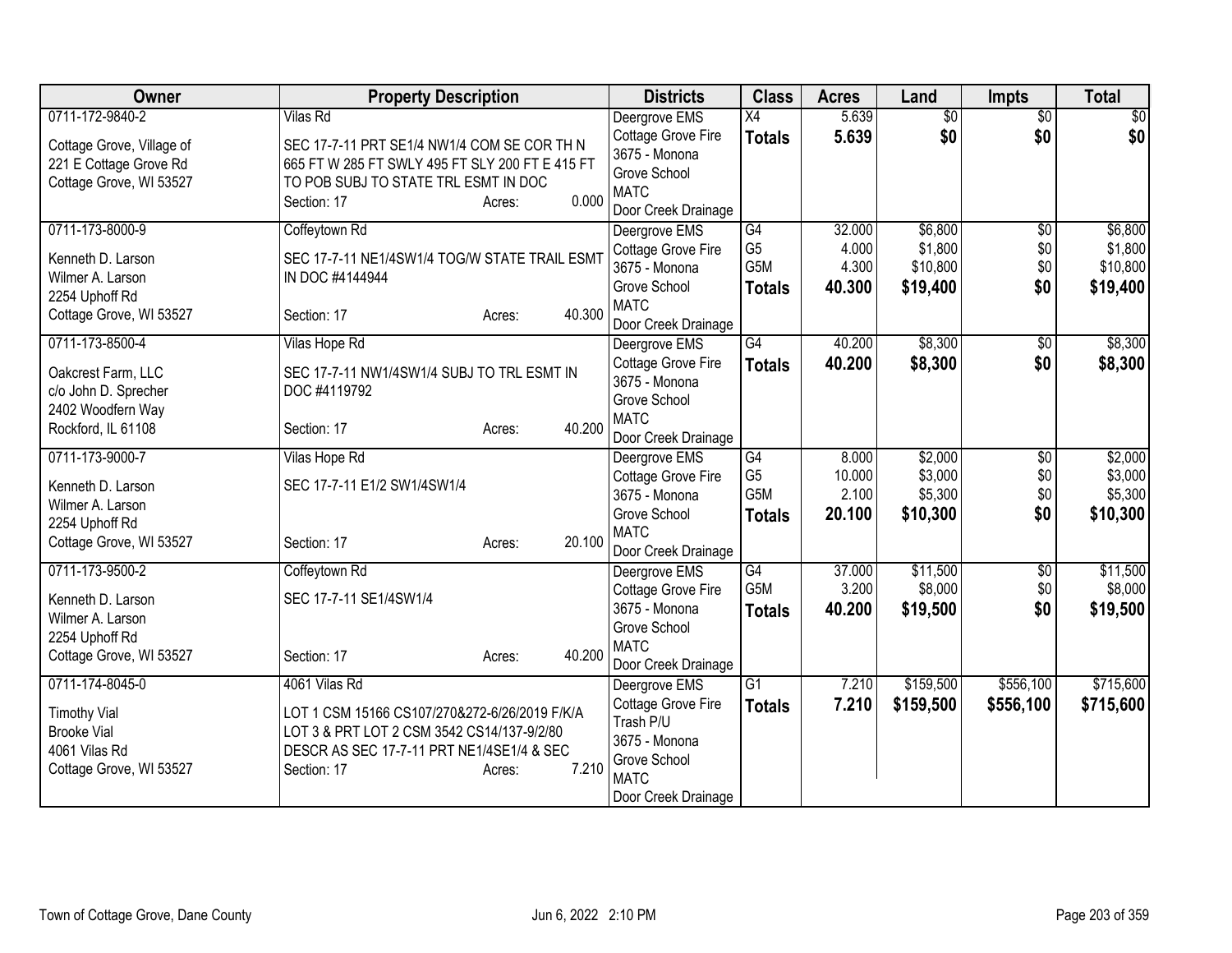| Owner | Property Description | Districts | Class | Acres | Land | Impts | Total |
|---|---|---|---|---|---|---|---|
| 0711-172-9840-2<br><br>Cottage Grove, Village of<br>221 E Cottage Grove Rd<br>Cottage Grove, WI 53527 | Vilas Rd<br><br>SEC 17-7-11 PRT SE1/4 NW1/4 COM SE COR TH N 665 FT W 285 FT SWLY 495 FT SLY 200 FT E 415 FT TO POB SUBJ TO STATE TRL ESMT IN DOC<br>Section: 17 Acres: 0.000 | Deergrove EMS<br>Cottage Grove Fire<br>3675 - Monona Grove School<br>MATC<br>Door Creek Drainage | X4<br>**Totals** | 5.639<br>**5.639** | $0<br>**$0** | $0<br>**$0** | $0<br>**$0** |
| 0711-173-8000-9<br><br>Kenneth D. Larson<br>Wilmer A. Larson<br>2254 Uphoff Rd<br>Cottage Grove, WI 53527 | Coffeytown Rd<br><br>SEC 17-7-11 NE1/4SW1/4 TOG/W STATE TRAIL ESMT IN DOC #4144944<br><br>Section: 17 Acres: 40.300 | Deergrove EMS<br>Cottage Grove Fire<br>3675 - Monona Grove School<br>MATC<br>Door Creek Drainage | G4<br>G5<br>G5M<br>**Totals** | 32.000<br>4.000<br>4.300<br>**40.300** | $6,800<br>$1,800<br>$10,800<br>**$19,400** | $0<br>$0<br>$0<br>**$0** | $6,800<br>$1,800<br>$10,800<br>**$19,400** |
| 0711-173-8500-4<br><br>Oakcrest Farm, LLC<br>c/o John D. Sprecher<br>2402 Woodfern Way<br>Rockford, IL 61108 | Vilas Hope Rd<br><br>SEC 17-7-11 NW1/4SW1/4 SUBJ TO TRL ESMT IN DOC #4119792<br><br>Section: 17 Acres: 40.200 | Deergrove EMS<br>Cottage Grove Fire<br>3675 - Monona Grove School<br>MATC<br>Door Creek Drainage | G4<br>**Totals** | 40.200<br>**40.200** | $8,300<br>**$8,300** | $0<br>**$0** | $8,300<br>**$8,300** |
| 0711-173-9000-7<br><br>Kenneth D. Larson<br>Wilmer A. Larson<br>2254 Uphoff Rd<br>Cottage Grove, WI 53527 | Vilas Hope Rd<br><br>SEC 17-7-11 E1/2 SW1/4SW1/4<br><br>Section: 17 Acres: 20.100 | Deergrove EMS<br>Cottage Grove Fire<br>3675 - Monona Grove School<br>MATC<br>Door Creek Drainage | G4<br>G5<br>G5M<br>**Totals** | 8.000<br>10.000<br>2.100<br>**20.100** | $2,000<br>$3,000<br>$5,300<br>**$10,300** | $0<br>$0<br>$0<br>**$0** | $2,000<br>$3,000<br>$5,300<br>**$10,300** |
| 0711-173-9500-2<br><br>Kenneth D. Larson<br>Wilmer A. Larson<br>2254 Uphoff Rd<br>Cottage Grove, WI 53527 | Coffeytown Rd<br><br>SEC 17-7-11 SE1/4SW1/4<br><br>Section: 17 Acres: 40.200 | Deergrove EMS<br>Cottage Grove Fire<br>3675 - Monona Grove School<br>MATC<br>Door Creek Drainage | G4<br>G5M<br>**Totals** | 37.000<br>3.200<br>**40.200** | $11,500<br>$8,000<br>**$19,500** | $0<br>$0<br>**$0** | $11,500<br>$8,000<br>**$19,500** |
| 0711-174-8045-0<br><br>Timothy Vial<br>Brooke Vial<br>4061 Vilas Rd<br>Cottage Grove, WI 53527 | 4061 Vilas Rd<br><br>LOT 1 CSM 15166 CS107/270&272-6/26/2019 F/K/A LOT 3 & PRT LOT 2 CSM 3542 CS14/137-9/2/80 DESCR AS SEC 17-7-11 PRT NE1/4SE1/4 & SEC<br>Section: 17 Acres: 7.210 | Deergrove EMS<br>Cottage Grove Fire<br>Trash P/U<br>3675 - Monona Grove School<br>MATC<br>Door Creek Drainage | G1<br>**Totals** | 7.210<br>**7.210** | $159,500<br>**$159,500** | $556,100<br>**$556,100** | $715,600<br>**$715,600** |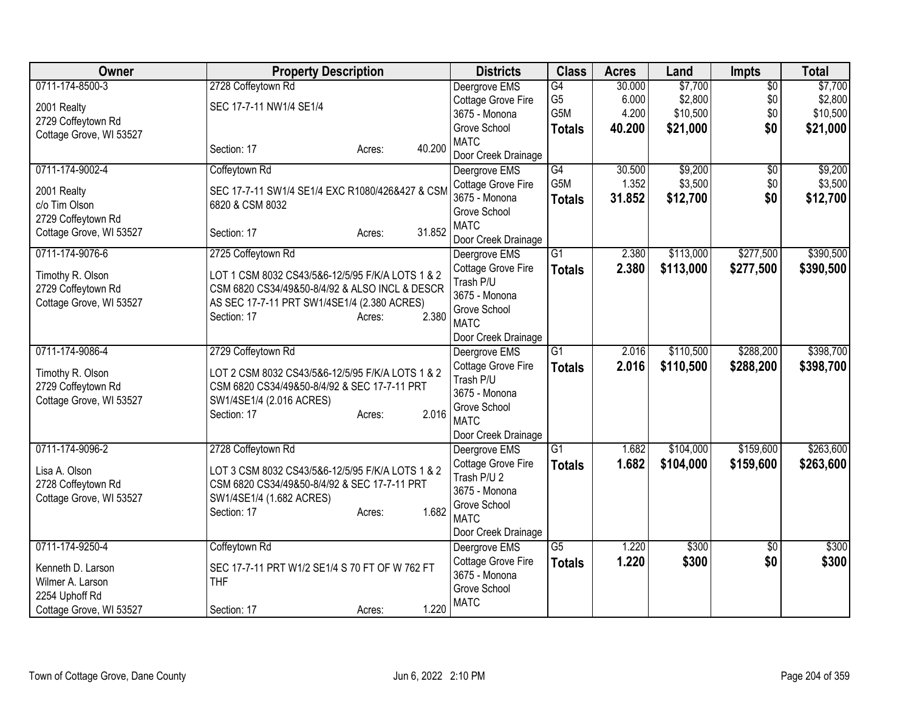| Owner | Property Description | Districts | Class | Acres | Land | Impts | Total |
|---|---|---|---|---|---|---|---|
| 0711-174-8500-3<br><br>2001 Realty<br>2729 Coffeytown Rd<br>Cottage Grove, WI 53527 | 2728 Coffeytown Rd<br><br>SEC 17-7-11 NW1/4 SE1/4<br><br>Section: 17 Acres: 40.200 | Deergrove EMS<br>Cottage Grove Fire<br>3675 - Monona Grove School<br>MATC<br>Door Creek Drainage | G4<br>G5<br>G5M<br>**Totals** | 30.000<br>6.000<br>4.200<br>**40.200** | $7,700<br>$2,800<br>$10,500<br>**$21,000** | $0<br>$0<br>$0<br>**$0** | $7,700<br>$2,800<br>$10,500<br>**$21,000** |
| 0711-174-9002-4<br><br>2001 Realty<br>c/o Tim Olson<br>2729 Coffeytown Rd<br>Cottage Grove, WI 53527 | Coffeytown Rd<br><br>SEC 17-7-11 SW1/4 SE1/4 EXC R1080/426&427 & CSM 6820 & CSM 8032<br><br>Section: 17 Acres: 31.852 | Deergrove EMS<br>Cottage Grove Fire<br>3675 - Monona Grove School<br>MATC<br>Door Creek Drainage | G4<br>G5M<br>**Totals** | 30.500<br>1.352<br>**31.852** | $9,200<br>$3,500<br>**$12,700** | $0<br>$0<br>**$0** | $9,200<br>$3,500<br>**$12,700** |
| 0711-174-9076-6<br><br>Timothy R. Olson<br>2729 Coffeytown Rd<br>Cottage Grove, WI 53527 | 2725 Coffeytown Rd<br><br>LOT 1 CSM 8032 CS43/5&6-12/5/95 F/K/A LOTS 1 & 2 CSM 6820 CS34/49&50-8/4/92 & ALSO INCL & DESCR AS SEC 17-7-11 PRT SW1/4SE1/4 (2.380 ACRES)<br>Section: 17 Acres: 2.380 | Deergrove EMS<br>Cottage Grove Fire<br>Trash P/U<br>3675 - Monona Grove School<br>MATC<br>Door Creek Drainage | G1<br>**Totals** | 2.380<br>**2.380** | $113,000<br>**$113,000** | $277,500<br>**$277,500** | $390,500<br>**$390,500** |
| 0711-174-9086-4<br><br>Timothy R. Olson<br>2729 Coffeytown Rd<br>Cottage Grove, WI 53527 | 2729 Coffeytown Rd<br><br>LOT 2 CSM 8032 CS43/5&6-12/5/95 F/K/A LOTS 1 & 2 CSM 6820 CS34/49&50-8/4/92 & SEC 17-7-11 PRT SW1/4SE1/4 (2.016 ACRES)<br>Section: 17 Acres: 2.016 | Deergrove EMS<br>Cottage Grove Fire<br>Trash P/U<br>3675 - Monona Grove School<br>MATC<br>Door Creek Drainage | G1<br>**Totals** | 2.016<br>**2.016** | $110,500<br>**$110,500** | $288,200<br>**$288,200** | $398,700<br>**$398,700** |
| 0711-174-9096-2<br><br>Lisa A. Olson<br>2728 Coffeytown Rd<br>Cottage Grove, WI 53527 | 2728 Coffeytown Rd<br><br>LOT 3 CSM 8032 CS43/5&6-12/5/95 F/K/A LOTS 1 & 2 CSM 6820 CS34/49&50-8/4/92 & SEC 17-7-11 PRT SW1/4SE1/4 (1.682 ACRES)<br>Section: 17 Acres: 1.682 | Deergrove EMS<br>Cottage Grove Fire<br>Trash P/U 2<br>3675 - Monona Grove School<br>MATC<br>Door Creek Drainage | G1<br>**Totals** | 1.682<br>**1.682** | $104,000<br>**$104,000** | $159,600<br>**$159,600** | $263,600<br>**$263,600** |
| 0711-174-9250-4<br><br>Kenneth D. Larson<br>Wilmer A. Larson<br>2254 Uphoff Rd<br>Cottage Grove, WI 53527 | Coffeytown Rd<br><br>SEC 17-7-11 PRT W1/2 SE1/4 S 70 FT OF W 762 FT THF<br><br>Section: 17 Acres: 1.220 | Deergrove EMS<br>Cottage Grove Fire<br>3675 - Monona Grove School<br>MATC | G5<br>**Totals** | 1.220<br>**1.220** | $300<br>**$300** | $0<br>**$0** | $300<br>**$300** |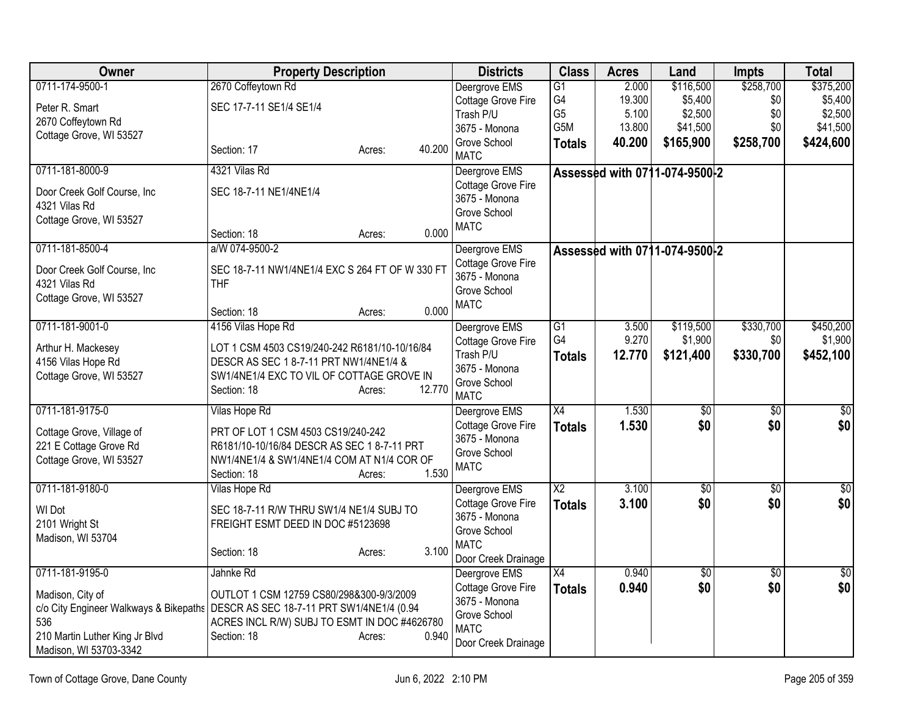| Owner | Property Description | Districts | Class | Acres | Land | Impts | Total |
|---|---|---|---|---|---|---|---|
| 0711-174-9500-1<br>Peter R. Smart<br>2670 Coffeytown Rd<br>Cottage Grove, WI 53527 | 2670 Coffeytown Rd<br>SEC 17-7-11 SE1/4 SE1/4<br>Section: 17 Acres: 40.200 | Deergrove EMS<br>Cottage Grove Fire<br>Trash P/U<br>3675 - Monona Grove School<br>MATC | G1<br>G4<br>G5<br>G5M<br>**Totals** | 2.000<br>19.300<br>5.100<br>13.800<br>**40.200** | $116,500<br>$5,400<br>$2,500<br>$41,500<br>**$165,900** | $258,700<br>$0<br>$0<br>$0<br>**$258,700** | $375,200<br>$5,400<br>$2,500<br>$41,500<br>**$424,600** |
| 0711-181-8000-9<br>Door Creek Golf Course, Inc<br>4321 Vilas Rd<br>Cottage Grove, WI 53527 | 4321 Vilas Rd<br>SEC 18-7-11 NE1/4NE1/4<br>Section: 18 Acres: 0.000 | Deergrove EMS<br>Cottage Grove Fire<br>3675 - Monona Grove School<br>MATC | **Assessed with 0711-074-9500-2** | | | | |
| 0711-181-8500-4<br>Door Creek Golf Course, Inc<br>4321 Vilas Rd<br>Cottage Grove, WI 53527 | a/W 074-9500-2<br>SEC 18-7-11 NW1/4NE1/4 EXC S 264 FT OF W 330 FT THF<br>Section: 18 Acres: 0.000 | Deergrove EMS<br>Cottage Grove Fire<br>3675 - Monona Grove School<br>MATC | **Assessed with 0711-074-9500-2** | | | | |
| 0711-181-9001-0<br>Arthur H. Mackesey<br>4156 Vilas Hope Rd<br>Cottage Grove, WI 53527 | 4156 Vilas Hope Rd<br>LOT 1 CSM 4503 CS19/240-242 R6181/10-10/16/84 DESCR AS SEC 1 8-7-11 PRT NW1/4NE1/4 & SW1/4NE1/4 EXC TO VIL OF COTTAGE GROVE IN<br>Section: 18 Acres: 12.770 | Deergrove EMS<br>Cottage Grove Fire<br>Trash P/U<br>3675 - Monona Grove School<br>MATC | G1<br>G4<br>**Totals** | 3.500<br>9.270<br>**12.770** | $119,500<br>$1,900<br>**$121,400** | $330,700<br>$0<br>**$330,700** | $450,200<br>$1,900<br>**$452,100** |
| 0711-181-9175-0<br>Cottage Grove, Village of<br>221 E Cottage Grove Rd<br>Cottage Grove, WI 53527 | Vilas Hope Rd<br>PRT OF LOT 1 CSM 4503 CS19/240-242 R6181/10-10/16/84 DESCR AS SEC 1 8-7-11 PRT NW1/4NE1/4 & SW1/4NE1/4 COM AT N1/4 COR OF<br>Section: 18 Acres: 1.530 | Deergrove EMS<br>Cottage Grove Fire<br>3675 - Monona Grove School<br>MATC | X4<br>**Totals** | 1.530<br>**1.530** | $0<br>**$0** | $0<br>**$0** | $0<br>**$0** |
| 0711-181-9180-0<br>WI Dot<br>2101 Wright St<br>Madison, WI 53704 | Vilas Hope Rd<br>SEC 18-7-11 R/W THRU SW1/4 NE1/4 SUBJ TO FREIGHT ESMT DEED IN DOC #5123698<br>Section: 18 Acres: 3.100 | Deergrove EMS<br>Cottage Grove Fire<br>3675 - Monona Grove School<br>MATC<br>Door Creek Drainage | X2<br>**Totals** | 3.100<br>**3.100** | $0<br>**$0** | $0<br>**$0** | $0<br>**$0** |
| 0711-181-9195-0<br>Madison, City of<br>c/o City Engineer Walkways & Bikepaths 536<br>210 Martin Luther King Jr Blvd<br>Madison, WI 53703-3342 | Jahnke Rd<br>OUTLOT 1 CSM 12759 CS80/298&300-9/3/2009 DESCR AS SEC 18-7-11 PRT SW1/4NE1/4 (0.94 ACRES INCL R/W) SUBJ TO ESMT IN DOC #4626780<br>Section: 18 Acres: 0.940 | Deergrove EMS<br>Cottage Grove Fire<br>3675 - Monona Grove School<br>MATC<br>Door Creek Drainage | X4<br>**Totals** | 0.940<br>**0.940** | $0<br>**$0** | $0<br>**$0** | $0<br>**$0** |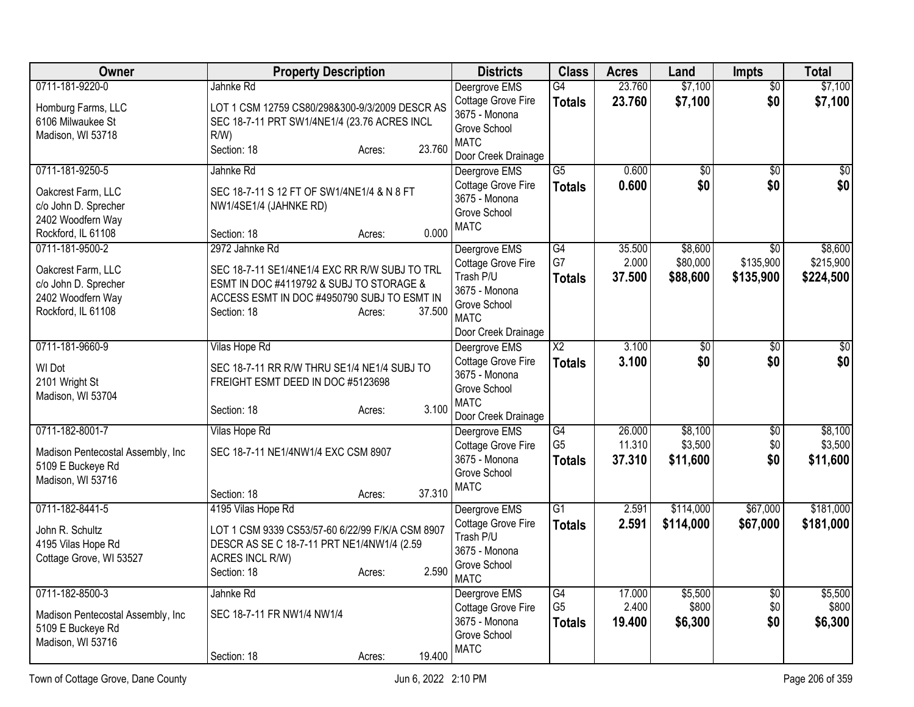| Owner | Property Description | Districts | Class | Acres | Land | Impts | Total |
|---|---|---|---|---|---|---|---|
| 0711-181-9220-0<br>Homburg Farms, LLC<br>6106 Milwaukee St<br>Madison, WI 53718 | Jahnke Rd<br>LOT 1 CSM 12759 CS80/298&300-9/3/2009 DESCR AS SEC 18-7-11 PRT SW1/4NE1/4 (23.76 ACRES INCL R/W)<br>Section: 18 Acres: 23.760 | Deergrove EMS<br>Cottage Grove Fire<br>3675 - Monona Grove School<br>MATC<br>Door Creek Drainage | G4<br>**Totals** | 23.760<br>**23.760** | $7,100<br>**$7,100** | $0<br>**$0** | $7,100<br>**$7,100** |
| 0711-181-9250-5<br>Oakcrest Farm, LLC<br>c/o John D. Sprecher<br>2402 Woodfern Way<br>Rockford, IL 61108 | Jahnke Rd<br>SEC 18-7-11 S 12 FT OF SW1/4NE1/4 & N 8 FT NW1/4SE1/4 (JAHNKE RD)<br>Section: 18 Acres: 0.000 | Deergrove EMS<br>Cottage Grove Fire<br>3675 - Monona Grove School<br>MATC | G5<br>**Totals** | 0.600<br>**0.600** | $0<br>**$0** | $0<br>**$0** | $0<br>**$0** |
| 0711-181-9500-2<br>Oakcrest Farm, LLC<br>c/o John D. Sprecher<br>2402 Woodfern Way<br>Rockford, IL 61108 | 2972 Jahnke Rd<br>SEC 18-7-11 SE1/4NE1/4 EXC RR R/W SUBJ TO TRL ESMT IN DOC #4119792 & SUBJ TO STORAGE & ACCESS ESMT IN DOC #4950790 SUBJ TO ESMT IN<br>Section: 18 Acres: 37.500 | Deergrove EMS<br>Cottage Grove Fire<br>Trash P/U<br>3675 - Monona Grove School<br>MATC<br>Door Creek Drainage | G4<br>G7<br>**Totals** | 35.500<br>2.000<br>**37.500** | $8,600<br>$80,000<br>**$88,600** | $0<br>$135,900<br>**$135,900** | $8,600<br>$215,900<br>**$224,500** |
| 0711-181-9660-9<br>WI Dot<br>2101 Wright St<br>Madison, WI 53704 | Vilas Hope Rd<br>SEC 18-7-11 RR R/W THRU SE1/4 NE1/4 SUBJ TO FREIGHT ESMT DEED IN DOC #5123698<br>Section: 18 Acres: 3.100 | Deergrove EMS<br>Cottage Grove Fire<br>3675 - Monona Grove School<br>MATC<br>Door Creek Drainage | X2<br>**Totals** | 3.100<br>**3.100** | $0<br>**$0** | $0<br>**$0** | $0<br>**$0** |
| 0711-182-8001-7<br>Madison Pentecostal Assembly, Inc<br>5109 E Buckeye Rd<br>Madison, WI 53716 | Vilas Hope Rd<br>SEC 18-7-11 NE1/4NW1/4 EXC CSM 8907<br>Section: 18 Acres: 37.310 | Deergrove EMS<br>Cottage Grove Fire<br>3675 - Monona Grove School<br>MATC | G4<br>G5<br>**Totals** | 26.000<br>11.310<br>**37.310** | $8,100<br>$3,500<br>**$11,600** | $0<br>$0<br>**$0** | $8,100<br>$3,500<br>**$11,600** |
| 0711-182-8441-5<br>John R. Schultz<br>4195 Vilas Hope Rd<br>Cottage Grove, WI 53527 | 4195 Vilas Hope Rd<br>LOT 1 CSM 9339 CS53/57-60 6/22/99 F/K/A CSM 8907 DESCR AS SE C 18-7-11 PRT NE1/4NW1/4 (2.59 ACRES INCL R/W)<br>Section: 18 Acres: 2.590 | Deergrove EMS<br>Cottage Grove Fire<br>Trash P/U<br>3675 - Monona Grove School<br>MATC | G1<br>**Totals** | 2.591<br>**2.591** | $114,000<br>**$114,000** | $67,000<br>**$67,000** | $181,000<br>**$181,000** |
| 0711-182-8500-3<br>Madison Pentecostal Assembly, Inc<br>5109 E Buckeye Rd<br>Madison, WI 53716 | Jahnke Rd<br>SEC 18-7-11 FR NW1/4 NW1/4<br>Section: 18 Acres: 19.400 | Deergrove EMS<br>Cottage Grove Fire<br>3675 - Monona Grove School<br>MATC | G4<br>G5<br>**Totals** | 17.000<br>2.400<br>**19.400** | $5,500<br>$800<br>**$6,300** | $0<br>$0<br>**$0** | $5,500<br>$800<br>**$6,300** |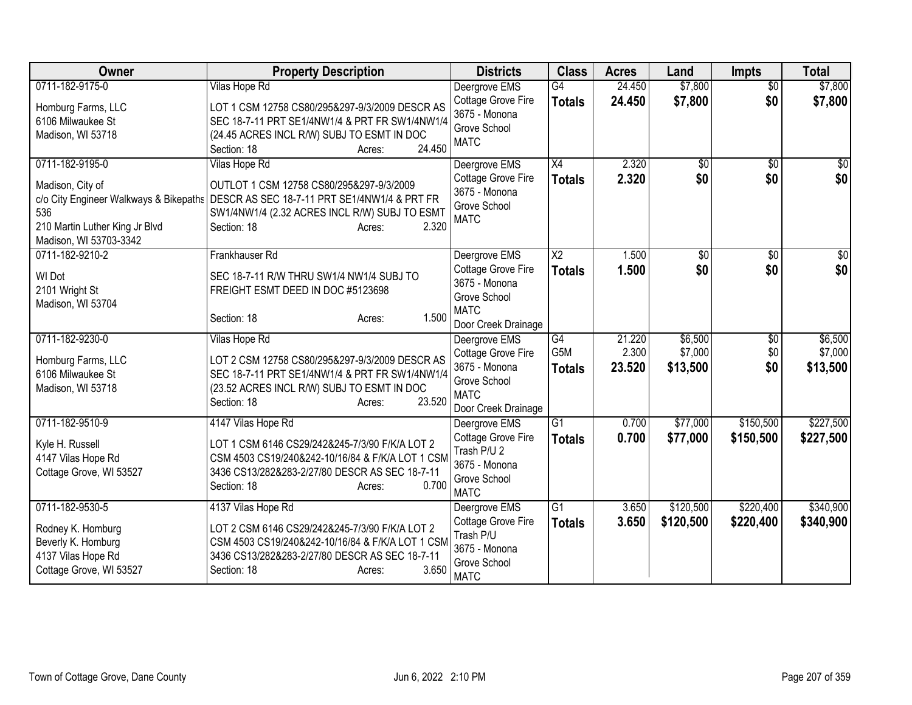| Owner | Property Description | Districts | Class | Acres | Land | Impts | Total |
|---|---|---|---|---|---|---|---|
| 0711-182-9175-0<br><br>Homburg Farms, LLC<br>6106 Milwaukee St<br>Madison, WI 53718 | Vilas Hope Rd<br><br>LOT 1 CSM 12758 CS80/295&297-9/3/2009 DESCR AS SEC 18-7-11 PRT SE1/4NW1/4 & PRT FR SW1/4NW1/4 (24.45 ACRES INCL R/W) SUBJ TO ESMT IN DOC<br>Section: 18 Acres: 24.450 | Deergrove EMS<br>Cottage Grove Fire<br>3675 - Monona Grove School<br>MATC | G4<br>**Totals** | 24.450<br>**24.450** | $7,800<br>**$7,800** | $0<br>**$0** | $7,800<br>**$7,800** |
| 0711-182-9195-0<br><br>Madison, City of<br>c/o City Engineer Walkways & Bikepaths 536<br>210 Martin Luther King Jr Blvd<br>Madison, WI 53703-3342 | Vilas Hope Rd<br><br>OUTLOT 1 CSM 12758 CS80/295&297-9/3/2009 DESCR AS SEC 18-7-11 PRT SE1/4NW1/4 & PRT FR SW1/4NW1/4 (2.32 ACRES INCL R/W) SUBJ TO ESMT<br>Section: 18 Acres: 2.320 | Deergrove EMS<br>Cottage Grove Fire<br>3675 - Monona Grove School<br>MATC | X4<br>**Totals** | 2.320<br>**2.320** | $0<br>**$0** | $0<br>**$0** | $0<br>**$0** |
| 0711-182-9210-2<br><br>WI Dot<br>2101 Wright St<br>Madison, WI 53704 | Frankhauser Rd<br><br>SEC 18-7-11 R/W THRU SW1/4 NW1/4 SUBJ TO FREIGHT ESMT DEED IN DOC #5123698<br><br>Section: 18 Acres: 1.500 | Deergrove EMS<br>Cottage Grove Fire<br>3675 - Monona Grove School<br>MATC<br>Door Creek Drainage | X2<br>**Totals** | 1.500<br>**1.500** | $0<br>**$0** | $0<br>**$0** | $0<br>**$0** |
| 0711-182-9230-0<br><br>Homburg Farms, LLC<br>6106 Milwaukee St<br>Madison, WI 53718 | Vilas Hope Rd<br><br>LOT 2 CSM 12758 CS80/295&297-9/3/2009 DESCR AS SEC 18-7-11 PRT SE1/4NW1/4 & PRT FR SW1/4NW1/4 (23.52 ACRES INCL R/W) SUBJ TO ESMT IN DOC<br>Section: 18 Acres: 23.520 | Deergrove EMS<br>Cottage Grove Fire<br>3675 - Monona Grove School<br>MATC<br>Door Creek Drainage | G4<br>G5M<br>**Totals** | 21.220<br>2.300<br>**23.520** | $6,500<br>$7,000<br>**$13,500** | $0<br>$0<br>**$0** | $6,500<br>$7,000<br>**$13,500** |
| 0711-182-9510-9<br><br>Kyle H. Russell<br>4147 Vilas Hope Rd<br>Cottage Grove, WI 53527 | 4147 Vilas Hope Rd<br><br>LOT 1 CSM 6146 CS29/242&245-7/3/90 F/K/A LOT 2 CSM 4503 CS19/240&242-10/16/84 & F/K/A LOT 1 CSM 3436 CS13/282&283-2/27/80 DESCR AS SEC 18-7-11<br>Section: 18 Acres: 0.700 | Deergrove EMS<br>Cottage Grove Fire<br>Trash P/U 2<br>3675 - Monona Grove School<br>MATC | G1<br>**Totals** | 0.700<br>**0.700** | $77,000<br>**$77,000** | $150,500<br>**$150,500** | $227,500<br>**$227,500** |
| 0711-182-9530-5<br><br>Rodney K. Homburg<br>Beverly K. Homburg<br>4137 Vilas Hope Rd<br>Cottage Grove, WI 53527 | 4137 Vilas Hope Rd<br><br>LOT 2 CSM 6146 CS29/242&245-7/3/90 F/K/A LOT 2 CSM 4503 CS19/240&242-10/16/84 & F/K/A LOT 1 CSM 3436 CS13/282&283-2/27/80 DESCR AS SEC 18-7-11<br>Section: 18 Acres: 3.650 | Deergrove EMS<br>Cottage Grove Fire<br>Trash P/U<br>3675 - Monona Grove School<br>MATC | G1<br>**Totals** | 3.650<br>**3.650** | $120,500<br>**$120,500** | $220,400<br>**$220,400** | $340,900<br>**$340,900** |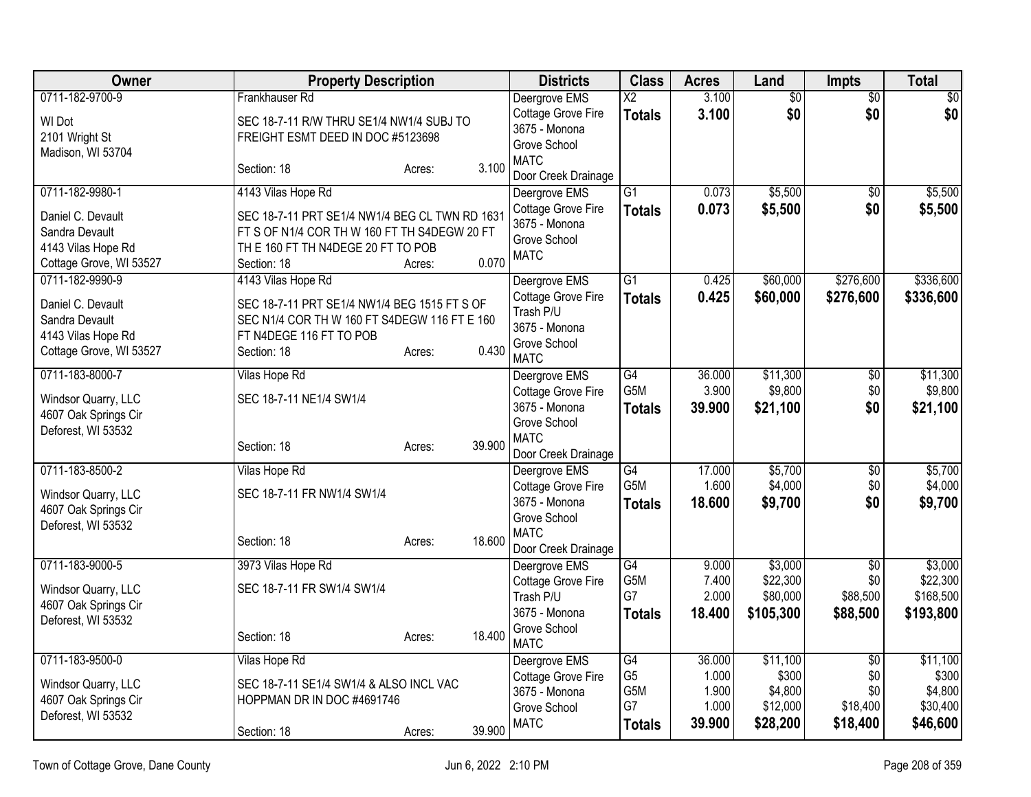| Owner | Property Description | Districts | Class | Acres | Land | Impts | Total |
|---|---|---|---|---|---|---|---|
| 0711-182-9700-9<br>WI Dot<br>2101 Wright St<br>Madison, WI 53704 | Frankhauser Rd<br>SEC 18-7-11 R/W THRU SE1/4 NW1/4 SUBJ TO FREIGHT ESMT DEED IN DOC #5123698<br>Section: 18 Acres: 3.100 | Deergrove EMS<br>Cottage Grove Fire<br>3675 - Monona Grove School<br>MATC<br>Door Creek Drainage | X2<br>**Totals** | 3.100<br>**3.100** | $0<br>**$0** | $0<br>**$0** | $0<br>**$0** |
| 0711-182-9980-1<br>Daniel C. Devault<br>Sandra Devault<br>4143 Vilas Hope Rd<br>Cottage Grove, WI 53527 | 4143 Vilas Hope Rd<br>SEC 18-7-11 PRT SE1/4 NW1/4 BEG CL TWN RD 1631 FT S OF N1/4 COR TH W 160 FT TH S4DEGW 20 FT TH E 160 FT TH N4DEGE 20 FT TO POB<br>Section: 18 Acres: 0.070 | Deergrove EMS<br>Cottage Grove Fire<br>3675 - Monona Grove School<br>MATC | G1<br>**Totals** | 0.073<br>**0.073** | $5,500<br>**$5,500** | $0<br>**$0** | $5,500<br>**$5,500** |
| 0711-182-9990-9<br>Daniel C. Devault<br>Sandra Devault<br>4143 Vilas Hope Rd<br>Cottage Grove, WI 53527 | 4143 Vilas Hope Rd<br>SEC 18-7-11 PRT SE1/4 NW1/4 BEG 1515 FT S OF SEC N1/4 COR TH W 160 FT S4DEGW 116 FT E 160 FT N4DEGE 116 FT TO POB<br>Section: 18 Acres: 0.430 | Deergrove EMS<br>Cottage Grove Fire<br>Trash P/U<br>3675 - Monona Grove School<br>MATC | G1<br>**Totals** | 0.425<br>**0.425** | $60,000<br>**$60,000** | $276,600<br>**$276,600** | $336,600<br>**$336,600** |
| 0711-183-8000-7<br>Windsor Quarry, LLC<br>4607 Oak Springs Cir<br>Deforest, WI 53532 | Vilas Hope Rd<br>SEC 18-7-11 NE1/4 SW1/4<br>Section: 18 Acres: 39.900 | Deergrove EMS<br>Cottage Grove Fire<br>3675 - Monona Grove School<br>MATC<br>Door Creek Drainage | G4<br>G5M<br>**Totals** | 36.000<br>3.900<br>**39.900** | $11,300<br>$9,800<br>**$21,100** | $0<br>$0<br>**$0** | $11,300<br>$9,800<br>**$21,100** |
| 0711-183-8500-2<br>Windsor Quarry, LLC<br>4607 Oak Springs Cir<br>Deforest, WI 53532 | Vilas Hope Rd<br>SEC 18-7-11 FR NW1/4 SW1/4<br>Section: 18 Acres: 18.600 | Deergrove EMS<br>Cottage Grove Fire<br>3675 - Monona Grove School<br>MATC<br>Door Creek Drainage | G4<br>G5M<br>**Totals** | 17.000<br>1.600<br>**18.600** | $5,700<br>$4,000<br>**$9,700** | $0<br>$0<br>**$0** | $5,700<br>$4,000<br>**$9,700** |
| 0711-183-9000-5<br>Windsor Quarry, LLC<br>4607 Oak Springs Cir<br>Deforest, WI 53532 | 3973 Vilas Hope Rd<br>SEC 18-7-11 FR SW1/4 SW1/4<br>Section: 18 Acres: 18.400 | Deergrove EMS<br>Cottage Grove Fire<br>Trash P/U<br>3675 - Monona Grove School<br>MATC | G4<br>G5M<br>G7<br>**Totals** | 9.000<br>7.400<br>2.000<br>**18.400** | $3,000<br>$22,300<br>$80,000<br>**$105,300** | $0<br>$0<br>$88,500<br>**$88,500** | $3,000<br>$22,300<br>$168,500<br>**$193,800** |
| 0711-183-9500-0<br>Windsor Quarry, LLC<br>4607 Oak Springs Cir<br>Deforest, WI 53532 | Vilas Hope Rd<br>SEC 18-7-11 SE1/4 SW1/4 & ALSO INCL VAC HOPPMAN DR IN DOC #4691746<br>Section: 18 Acres: 39.900 | Deergrove EMS<br>Cottage Grove Fire<br>3675 - Monona Grove School<br>MATC | G4<br>G5<br>G5M<br>G7<br>**Totals** | 36.000<br>1.000<br>1.900<br>1.000<br>**39.900** | $11,100<br>$300<br>$4,800<br>$12,000<br>**$28,200** | $0<br>$0<br>$0<br>$18,400<br>**$18,400** | $11,100<br>$300<br>$4,800<br>$30,400<br>**$46,600** |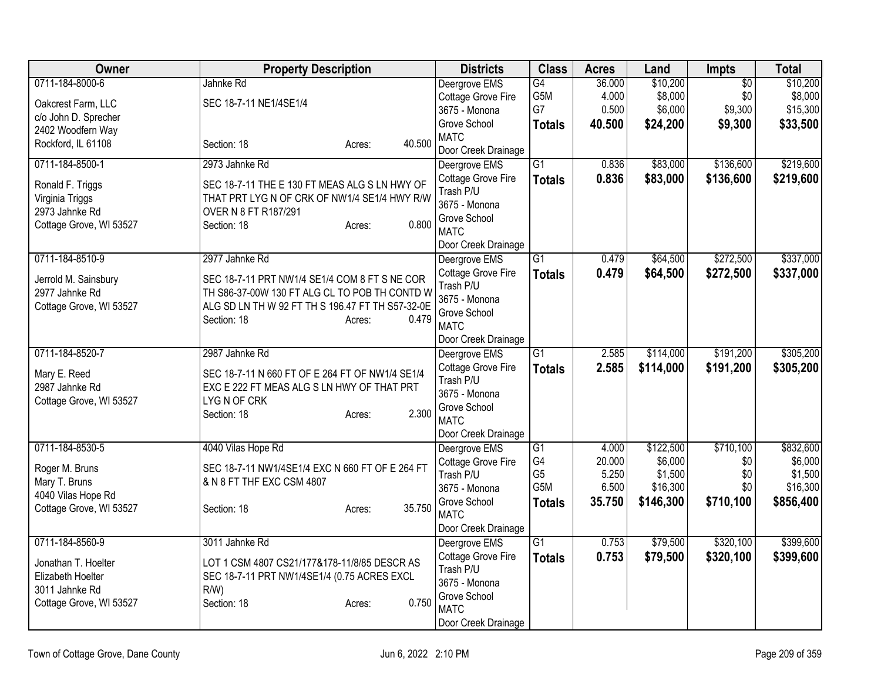| Owner | Property Description | Districts | Class | Acres | Land | Impts | Total |
|---|---|---|---|---|---|---|---|
| 0711-184-8000-6<br><br>Oakcrest Farm, LLC<br>c/o John D. Sprecher<br>2402 Woodfern Way<br>Rockford, IL 61108 | Jahnke Rd<br><br>SEC 18-7-11 NE1/4SE1/4<br><br>Section: 18 Acres: 40.500 | Deergrove EMS<br>Cottage Grove Fire<br>3675 - Monona Grove School<br>MATC<br>Door Creek Drainage | G4<br>G5M<br>G7<br>**Totals** | 36.000<br>4.000<br>0.500<br>**40.500** | $10,200<br>$8,000<br>$6,000<br>**$24,200** | $0<br>$0<br>$9,300<br>**$9,300** | $10,200<br>$8,000<br>$15,300<br>**$33,500** |
| 0711-184-8500-1<br><br>Ronald F. Triggs<br>Virginia Triggs<br>2973 Jahnke Rd<br>Cottage Grove, WI 53527 | 2973 Jahnke Rd<br><br>SEC 18-7-11 THE E 130 FT MEAS ALG S LN HWY OF THAT PRT LYG N OF CRK OF NW1/4 SE1/4 HWY R/W OVER N 8 FT R187/291<br>Section: 18 Acres: 0.800 | Deergrove EMS<br>Cottage Grove Fire<br>Trash P/U<br>3675 - Monona Grove School<br>MATC<br>Door Creek Drainage | G1<br>**Totals** | 0.836<br>**0.836** | $83,000<br>**$83,000** | $136,600<br>**$136,600** | $219,600<br>**$219,600** |
| 0711-184-8510-9<br><br>Jerrold M. Sainsbury<br>2977 Jahnke Rd<br>Cottage Grove, WI 53527 | 2977 Jahnke Rd<br><br>SEC 18-7-11 PRT NW1/4 SE1/4 COM 8 FT S NE COR TH S86-37-00W 130 FT ALG CL TO POB TH CONTD W ALG SD LN TH W 92 FT TH S 196.47 FT TH S57-32-0E<br>Section: 18 Acres: 0.479 | Deergrove EMS<br>Cottage Grove Fire<br>Trash P/U<br>3675 - Monona Grove School<br>MATC<br>Door Creek Drainage | G1<br>**Totals** | 0.479<br>**0.479** | $64,500<br>**$64,500** | $272,500<br>**$272,500** | $337,000<br>**$337,000** |
| 0711-184-8520-7<br><br>Mary E. Reed<br>2987 Jahnke Rd<br>Cottage Grove, WI 53527 | 2987 Jahnke Rd<br><br>SEC 18-7-11 N 660 FT OF E 264 FT OF NW1/4 SE1/4 EXC E 222 FT MEAS ALG S LN HWY OF THAT PRT LYG N OF CRK<br>Section: 18 Acres: 2.300 | Deergrove EMS<br>Cottage Grove Fire<br>Trash P/U<br>3675 - Monona Grove School<br>MATC<br>Door Creek Drainage | G1<br>**Totals** | 2.585<br>**2.585** | $114,000<br>**$114,000** | $191,200<br>**$191,200** | $305,200<br>**$305,200** |
| 0711-184-8530-5<br><br>Roger M. Bruns<br>Mary T. Bruns<br>4040 Vilas Hope Rd<br>Cottage Grove, WI 53527 | 4040 Vilas Hope Rd<br><br>SEC 18-7-11 NW1/4SE1/4 EXC N 660 FT OF E 264 FT & N 8 FT THF EXC CSM 4807<br><br>Section: 18 Acres: 35.750 | Deergrove EMS<br>Cottage Grove Fire<br>Trash P/U<br>3675 - Monona Grove School<br>MATC<br>Door Creek Drainage | G1<br>G4<br>G5<br>G5M<br>**Totals** | 4.000<br>20.000<br>5.250<br>6.500<br>**35.750** | $122,500<br>$6,000<br>$1,500<br>$16,300<br>**$146,300** | $710,100<br>$0<br>$0<br>$0<br>**$710,100** | $832,600<br>$6,000<br>$1,500<br>$16,300<br>**$856,400** |
| 0711-184-8560-9<br><br>Jonathan T. Hoelter<br>Elizabeth Hoelter<br>3011 Jahnke Rd<br>Cottage Grove, WI 53527 | 3011 Jahnke Rd<br><br>LOT 1 CSM 4807 CS21/177&178-11/8/85 DESCR AS SEC 18-7-11 PRT NW1/4SE1/4 (0.75 ACRES EXCL R/W)<br>Section: 18 Acres: 0.750 | Deergrove EMS<br>Cottage Grove Fire<br>Trash P/U<br>3675 - Monona Grove School<br>MATC<br>Door Creek Drainage | G1<br>**Totals** | 0.753<br>**0.753** | $79,500<br>**$79,500** | $320,100<br>**$320,100** | $399,600<br>**$399,600** |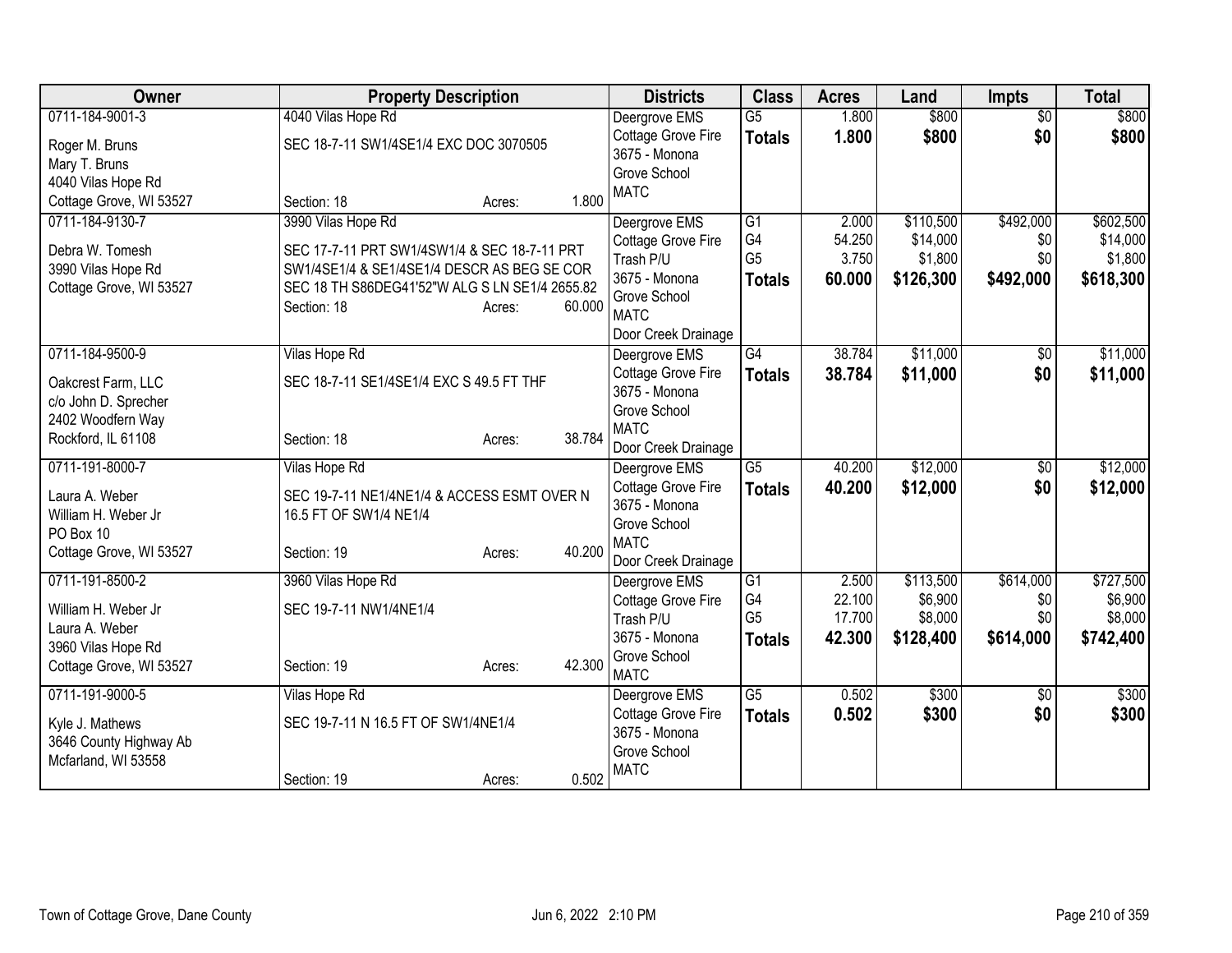| Owner | Property Description | Districts | Class | Acres | Land | Impts | Total |
|---|---|---|---|---|---|---|---|
| 0711-184-9001-3<br>Roger M. Bruns<br>Mary T. Bruns<br>4040 Vilas Hope Rd<br>Cottage Grove, WI 53527 | 4040 Vilas Hope Rd<br>SEC 18-7-11 SW1/4SE1/4 EXC DOC 3070505<br>Section: 18 Acres: 1.800 | Deergrove EMS<br>Cottage Grove Fire<br>3675 - Monona Grove School<br>MATC | G5<br>**Totals** | 1.800<br>**1.800** | $800<br>**$800** | $0<br>**$0** | $800<br>**$800** |
| 0711-184-9130-7<br>Debra W. Tomesh<br>3990 Vilas Hope Rd<br>Cottage Grove, WI 53527 | 3990 Vilas Hope Rd<br>SEC 17-7-11 PRT SW1/4SW1/4 & SEC 18-7-11 PRT SW1/4SE1/4 & SE1/4SE1/4 DESCR AS BEG SE COR SEC 18 TH S86DEG41'52"W ALG S LN SE1/4 2655.82<br>Section: 18 Acres: 60.000 | Deergrove EMS<br>Cottage Grove Fire<br>Trash P/U<br>3675 - Monona Grove School<br>MATC<br>Door Creek Drainage | G1<br>G4<br>G5<br>**Totals** | 2.000<br>54.250<br>3.750<br>**60.000** | $110,500<br>$14,000<br>$1,800<br>**$126,300** | $492,000<br>$0<br>$0<br>**$492,000** | $602,500<br>$14,000<br>$1,800<br>**$618,300** |
| 0711-184-9500-9<br>Oakcrest Farm, LLC<br>c/o John D. Sprecher<br>2402 Woodfern Way<br>Rockford, IL 61108 | Vilas Hope Rd<br>SEC 18-7-11 SE1/4SE1/4 EXC S 49.5 FT THF<br>Section: 18 Acres: 38.784 | Deergrove EMS<br>Cottage Grove Fire<br>3675 - Monona Grove School<br>MATC<br>Door Creek Drainage | G4<br>**Totals** | 38.784<br>**38.784** | $11,000<br>**$11,000** | $0<br>**$0** | $11,000<br>**$11,000** |
| 0711-191-8000-7<br>Laura A. Weber<br>William H. Weber Jr<br>PO Box 10<br>Cottage Grove, WI 53527 | Vilas Hope Rd<br>SEC 19-7-11 NE1/4NE1/4 & ACCESS ESMT OVER N 16.5 FT OF SW1/4 NE1/4<br>Section: 19 Acres: 40.200 | Deergrove EMS<br>Cottage Grove Fire<br>3675 - Monona Grove School<br>MATC<br>Door Creek Drainage | G5<br>**Totals** | 40.200<br>**40.200** | $12,000<br>**$12,000** | $0<br>**$0** | $12,000<br>**$12,000** |
| 0711-191-8500-2<br>William H. Weber Jr<br>Laura A. Weber<br>3960 Vilas Hope Rd<br>Cottage Grove, WI 53527 | 3960 Vilas Hope Rd<br>SEC 19-7-11 NW1/4NE1/4<br>Section: 19 Acres: 42.300 | Deergrove EMS<br>Cottage Grove Fire<br>Trash P/U<br>3675 - Monona Grove School<br>MATC | G1<br>G4<br>G5<br>**Totals** | 2.500<br>22.100<br>17.700<br>**42.300** | $113,500<br>$6,900<br>$8,000<br>**$128,400** | $614,000<br>$0<br>$0<br>**$614,000** | $727,500<br>$6,900<br>$8,000<br>**$742,400** |
| 0711-191-9000-5<br>Kyle J. Mathews<br>3646 County Highway Ab<br>Mcfarland, WI 53558 | Vilas Hope Rd<br>SEC 19-7-11 N 16.5 FT OF SW1/4NE1/4<br>Section: 19 Acres: 0.502 | Deergrove EMS<br>Cottage Grove Fire<br>3675 - Monona Grove School<br>MATC | G5<br>**Totals** | 0.502<br>**0.502** | $300<br>**$300** | $0<br>**$0** | $300<br>**$300** |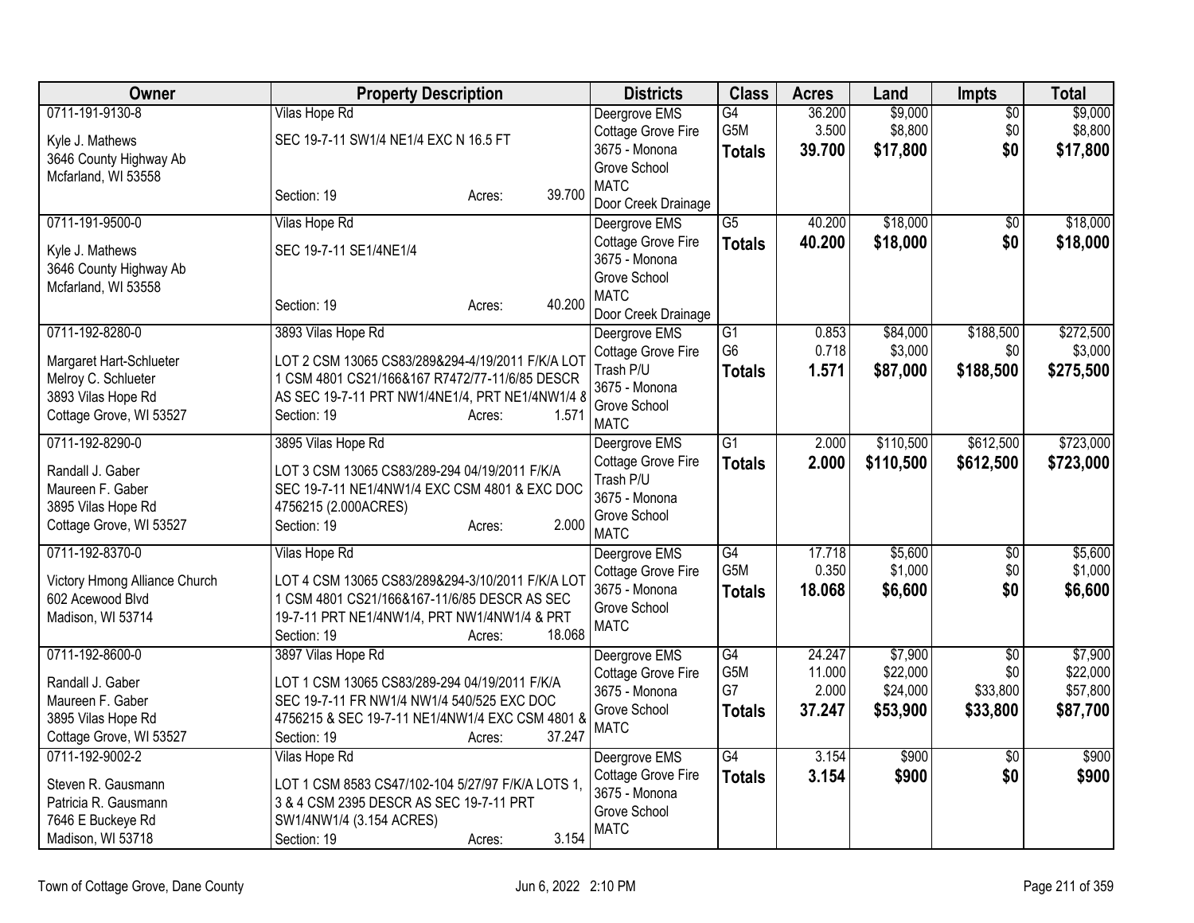| Owner | Property Description | Districts | Class | Acres | Land | Impts | Total |
|---|---|---|---|---|---|---|---|
| 0711-191-9130-8<br><br>Kyle J. Mathews<br>3646 County Highway Ab<br>Mcfarland, WI 53558 | Vilas Hope Rd<br><br>SEC 19-7-11 SW1/4 NE1/4 EXC N 16.5 FT<br><br>Section: 19 Acres: 39.700 | Deergrove EMS<br>Cottage Grove Fire<br>3675 - Monona Grove School<br>MATC<br>Door Creek Drainage | G4<br>G5M<br>**Totals** | 36.200<br>3.500<br>**39.700** | $9,000<br>$8,800<br>**$17,800** | $0<br>$0<br>**$0** | $9,000<br>$8,800<br>**$17,800** |
| 0711-191-9500-0<br><br>Kyle J. Mathews<br>3646 County Highway Ab<br>Mcfarland, WI 53558 | Vilas Hope Rd<br><br>SEC 19-7-11 SE1/4NE1/4<br><br>Section: 19 Acres: 40.200 | Deergrove EMS<br>Cottage Grove Fire<br>3675 - Monona Grove School<br>MATC<br>Door Creek Drainage | G5<br>**Totals** | 40.200<br>**40.200** | $18,000<br>**$18,000** | $0<br>**$0** | $18,000<br>**$18,000** |
| 0711-192-8280-0<br><br>Margaret Hart-Schlueter<br>Melroy C. Schlueter<br>3893 Vilas Hope Rd<br>Cottage Grove, WI 53527 | 3893 Vilas Hope Rd<br><br>LOT 2 CSM 13065 CS83/289&294-4/19/2011 F/K/A LOT 1 CSM 4801 CS21/166&167 R7472/77-11/6/85 DESCR AS SEC 19-7-11 PRT NW1/4NE1/4, PRT NE1/4NW1/4 &<br>Section: 19 Acres: 1.571 | Deergrove EMS<br>Cottage Grove Fire<br>Trash P/U<br>3675 - Monona Grove School<br>MATC | G1<br>G6<br>**Totals** | 0.853<br>0.718<br>**1.571** | $84,000<br>$3,000<br>**$87,000** | $188,500<br>$0<br>**$188,500** | $272,500<br>$3,000<br>**$275,500** |
| 0711-192-8290-0<br><br>Randall J. Gaber<br>Maureen F. Gaber<br>3895 Vilas Hope Rd<br>Cottage Grove, WI 53527 | 3895 Vilas Hope Rd<br><br>LOT 3 CSM 13065 CS83/289-294 04/19/2011 F/K/A SEC 19-7-11 NE1/4NW1/4 EXC CSM 4801 & EXC DOC 4756215 (2.000ACRES)<br>Section: 19 Acres: 2.000 | Deergrove EMS<br>Cottage Grove Fire<br>Trash P/U<br>3675 - Monona Grove School<br>MATC | G1<br>**Totals** | 2.000<br>**2.000** | $110,500<br>**$110,500** | $612,500<br>**$612,500** | $723,000<br>**$723,000** |
| 0711-192-8370-0<br><br>Victory Hmong Alliance Church<br>602 Acewood Blvd<br>Madison, WI 53714 | Vilas Hope Rd<br><br>LOT 4 CSM 13065 CS83/289&294-3/10/2011 F/K/A LOT 1 CSM 4801 CS21/166&167-11/6/85 DESCR AS SEC 19-7-11 PRT NE1/4NW1/4, PRT NW1/4NW1/4 & PRT<br>Section: 19 Acres: 18.068 | Deergrove EMS<br>Cottage Grove Fire<br>3675 - Monona Grove School<br>MATC | G4<br>G5M<br>**Totals** | 17.718<br>0.350<br>**18.068** | $5,600<br>$1,000<br>**$6,600** | $0<br>$0<br>**$0** | $5,600<br>$1,000<br>**$6,600** |
| 0711-192-8600-0<br><br>Randall J. Gaber<br>Maureen F. Gaber<br>3895 Vilas Hope Rd<br>Cottage Grove, WI 53527 | 3897 Vilas Hope Rd<br><br>LOT 1 CSM 13065 CS83/289-294 04/19/2011 F/K/A SEC 19-7-11 FR NW1/4 NW1/4 540/525 EXC DOC 4756215 & SEC 19-7-11 NE1/4NW1/4 EXC CSM 4801 &<br>Section: 19 Acres: 37.247 | Deergrove EMS<br>Cottage Grove Fire<br>3675 - Monona Grove School<br>MATC | G4<br>G5M<br>G7<br>**Totals** | 24.247<br>11.000<br>2.000<br>**37.247** | $7,900<br>$22,000<br>$24,000<br>**$53,900** | $0<br>$0<br>$33,800<br>**$33,800** | $7,900<br>$22,000<br>$57,800<br>**$87,700** |
| 0711-192-9002-2<br><br>Steven R. Gausmann<br>Patricia R. Gausmann<br>7646 E Buckeye Rd<br>Madison, WI 53718 | Vilas Hope Rd<br><br>LOT 1 CSM 8583 CS47/102-104 5/27/97 F/K/A LOTS 1, 3 & 4 CSM 2395 DESCR AS SEC 19-7-11 PRT SW1/4NW1/4 (3.154 ACRES)<br>Section: 19 Acres: 3.154 | Deergrove EMS<br>Cottage Grove Fire<br>3675 - Monona Grove School<br>MATC | G4<br>**Totals** | 3.154<br>**3.154** | $900<br>**$900** | $0<br>**$0** | $900<br>**$900** |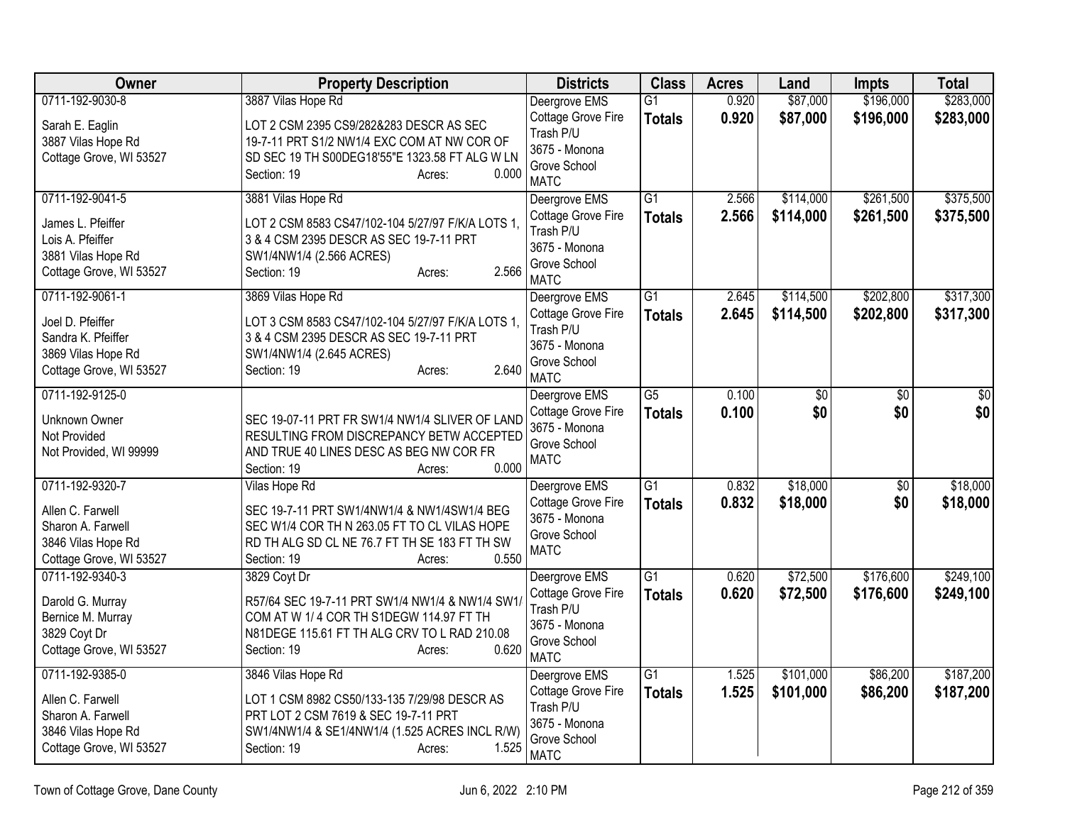| Owner | Property Description | Districts | Class | Acres | Land | Impts | Total |
|---|---|---|---|---|---|---|---|
| 0711-192-9030-8<br><br>Sarah E. Eaglin<br>3887 Vilas Hope Rd<br>Cottage Grove, WI 53527 | 3887 Vilas Hope Rd<br><br>LOT 2 CSM 2395 CS9/282&283 DESCR AS SEC 19-7-11 PRT S1/2 NW1/4 EXC COM AT NW COR OF SD SEC 19 TH S00DEG18'55"E 1323.58 FT ALG W LN<br>Section: 19 Acres: 0.000 | Deergrove EMS<br>Cottage Grove Fire<br>Trash P/U<br>3675 - Monona Grove School<br>MATC | G1<br>**Totals** | 0.920<br>**0.920** | $87,000<br>**$87,000** | $196,000<br>**$196,000** | $283,000<br>**$283,000** |
| 0711-192-9041-5<br><br>James L. Pfeiffer<br>Lois A. Pfeiffer<br>3881 Vilas Hope Rd<br>Cottage Grove, WI 53527 | 3881 Vilas Hope Rd<br><br>LOT 2 CSM 8583 CS47/102-104 5/27/97 F/K/A LOTS 1, 3 & 4 CSM 2395 DESCR AS SEC 19-7-11 PRT SW1/4NW1/4 (2.566 ACRES)<br>Section: 19 Acres: 2.566 | Deergrove EMS<br>Cottage Grove Fire<br>Trash P/U<br>3675 - Monona Grove School<br>MATC | G1<br>**Totals** | 2.566<br>**2.566** | $114,000<br>**$114,000** | $261,500<br>**$261,500** | $375,500<br>**$375,500** |
| 0711-192-9061-1<br><br>Joel D. Pfeiffer<br>Sandra K. Pfeiffer<br>3869 Vilas Hope Rd<br>Cottage Grove, WI 53527 | 3869 Vilas Hope Rd<br><br>LOT 3 CSM 8583 CS47/102-104 5/27/97 F/K/A LOTS 1, 3 & 4 CSM 2395 DESCR AS SEC 19-7-11 PRT SW1/4NW1/4 (2.645 ACRES)<br>Section: 19 Acres: 2.640 | Deergrove EMS<br>Cottage Grove Fire<br>Trash P/U<br>3675 - Monona Grove School<br>MATC | G1<br>**Totals** | 2.645<br>**2.645** | $114,500<br>**$114,500** | $202,800<br>**$202,800** | $317,300<br>**$317,300** |
| 0711-192-9125-0<br><br>Unknown Owner<br>Not Provided<br>Not Provided, WI 99999 | SEC 19-07-11 PRT FR SW1/4 NW1/4 SLIVER OF LAND RESULTING FROM DISCREPANCY BETW ACCEPTED AND TRUE 40 LINES DESC AS BEG NW COR FR<br>Section: 19 Acres: 0.000 | Deergrove EMS<br>Cottage Grove Fire<br>3675 - Monona Grove School<br>MATC | G5<br>**Totals** | 0.100<br>**0.100** | $0<br>**$0** | $0<br>**$0** | $0<br>**$0** |
| 0711-192-9320-7<br><br>Allen C. Farwell<br>Sharon A. Farwell<br>3846 Vilas Hope Rd<br>Cottage Grove, WI 53527 | Vilas Hope Rd<br><br>SEC 19-7-11 PRT SW1/4NW1/4 & NW1/4SW1/4 BEG SEC W1/4 COR TH N 263.05 FT TO CL VILAS HOPE RD TH ALG SD CL NE 76.7 FT TH SE 183 FT TH SW<br>Section: 19 Acres: 0.550 | Deergrove EMS<br>Cottage Grove Fire<br>3675 - Monona Grove School<br>MATC | G1<br>**Totals** | 0.832<br>**0.832** | $18,000<br>**$18,000** | $0<br>**$0** | $18,000<br>**$18,000** |
| 0711-192-9340-3<br><br>Darold G. Murray<br>Bernice M. Murray<br>3829 Coyt Dr<br>Cottage Grove, WI 53527 | 3829 Coyt Dr<br><br>R57/64 SEC 19-7-11 PRT SW1/4 NW1/4 & NW1/4 SW1/ COM AT W 1/ 4 COR TH S1DEGW 114.97 FT TH N81DEGE 115.61 FT TH ALG CRV TO L RAD 210.08<br>Section: 19 Acres: 0.620 | Deergrove EMS<br>Cottage Grove Fire<br>Trash P/U<br>3675 - Monona Grove School<br>MATC | G1<br>**Totals** | 0.620<br>**0.620** | $72,500<br>**$72,500** | $176,600<br>**$176,600** | $249,100<br>**$249,100** |
| 0711-192-9385-0<br><br>Allen C. Farwell<br>Sharon A. Farwell<br>3846 Vilas Hope Rd<br>Cottage Grove, WI 53527 | 3846 Vilas Hope Rd<br><br>LOT 1 CSM 8982 CS50/133-135 7/29/98 DESCR AS PRT LOT 2 CSM 7619 & SEC 19-7-11 PRT SW1/4NW1/4 & SE1/4NW1/4 (1.525 ACRES INCL R/W)<br>Section: 19 Acres: 1.525 | Deergrove EMS<br>Cottage Grove Fire<br>Trash P/U<br>3675 - Monona Grove School<br>MATC | G1<br>**Totals** | 1.525<br>**1.525** | $101,000<br>**$101,000** | $86,200<br>**$86,200** | $187,200<br>**$187,200** |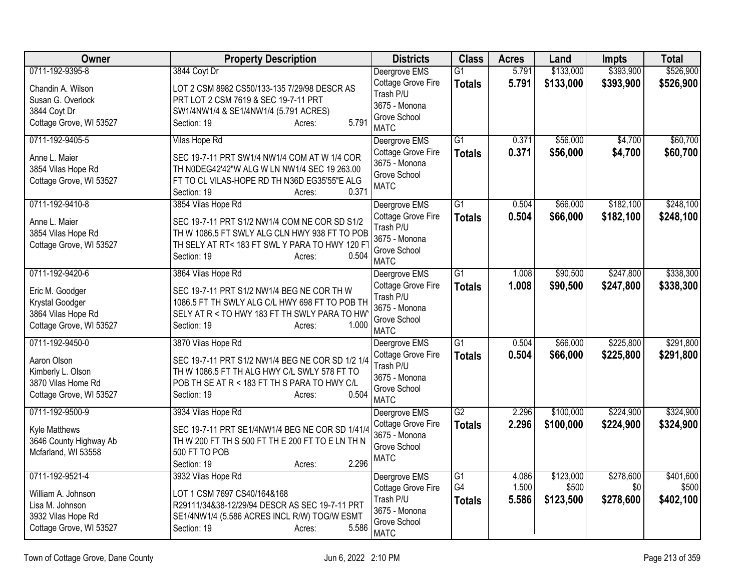| Owner | Property Description | Districts | Class | Acres | Land | Impts | Total |
|---|---|---|---|---|---|---|---|
| 0711-192-9395-8<br>Chandin A. Wilson<br>Susan G. Overlock<br>3844 Coyt Dr<br>Cottage Grove, WI 53527 | 3844 Coyt Dr<br>LOT 2 CSM 8982 CS50/133-135 7/29/98 DESCR AS PRT LOT 2 CSM 7619 & SEC 19-7-11 PRT SW1/4NW1/4 & SE1/4NW1/4 (5.791 ACRES)<br>Section: 19 Acres: 5.791 | Deergrove EMS<br>Cottage Grove Fire<br>Trash P/U<br>3675 - Monona Grove School<br>MATC | G1<br>**Totals** | 5.791<br>**5.791** | \$133,000<br>**\$133,000** | \$393,900<br>**\$393,900** | \$526,900<br>**\$526,900** |
| 0711-192-9405-5<br>Anne L. Maier<br>3854 Vilas Hope Rd<br>Cottage Grove, WI 53527 | Vilas Hope Rd<br>SEC 19-7-11 PRT SW1/4 NW1/4 COM AT W 1/4 COR TH N0DEG42'42"W ALG W LN NW1/4 SEC 19 263.00 FT TO CL VILAS-HOPE RD TH N36D EG35'55"E ALG<br>Section: 19 Acres: 0.371 | Deergrove EMS<br>Cottage Grove Fire<br>3675 - Monona Grove School<br>MATC | G1<br>**Totals** | 0.371<br>**0.371** | \$56,000<br>**\$56,000** | \$4,700<br>**\$4,700** | \$60,700<br>**\$60,700** |
| 0711-192-9410-8<br>Anne L. Maier<br>3854 Vilas Hope Rd<br>Cottage Grove, WI 53527 | 3854 Vilas Hope Rd<br>SEC 19-7-11 PRT S1/2 NW1/4 COM NE COR SD S1/2 TH W 1086.5 FT SWLY ALG CLN HWY 938 FT TO POB TH SELY AT RT< 183 FT SWL Y PARA TO HWY 120 FT<br>Section: 19 Acres: 0.504 | Deergrove EMS<br>Cottage Grove Fire<br>Trash P/U<br>3675 - Monona Grove School<br>MATC | G1<br>**Totals** | 0.504<br>**0.504** | \$66,000<br>**\$66,000** | \$182,100<br>**\$182,100** | \$248,100<br>**\$248,100** |
| 0711-192-9420-6<br>Eric M. Goodger<br>Krystal Goodger<br>3864 Vilas Hope Rd<br>Cottage Grove, WI 53527 | 3864 Vilas Hope Rd<br>SEC 19-7-11 PRT S1/2 NW1/4 BEG NE COR TH W 1086.5 FT TH SWLY ALG C/L HWY 698 FT TO POB TH SELY AT R < TO HWY 183 FT TH SWLY PARA TO HWY<br>Section: 19 Acres: 1.000 | Deergrove EMS<br>Cottage Grove Fire<br>Trash P/U<br>3675 - Monona Grove School<br>MATC | G1<br>**Totals** | 1.008<br>**1.008** | \$90,500<br>**\$90,500** | \$247,800<br>**\$247,800** | \$338,300<br>**\$338,300** |
| 0711-192-9450-0<br>Aaron Olson<br>Kimberly L. Olson<br>3870 Vilas Home Rd<br>Cottage Grove, WI 53527 | 3870 Vilas Hope Rd<br>SEC 19-7-11 PRT S1/2 NW1/4 BEG NE COR SD 1/2 1/4 TH W 1086.5 FT TH ALG HWY C/L SWLY 578 FT TO POB TH SE AT R < 183 FT TH S PARA TO HWY C/L<br>Section: 19 Acres: 0.504 | Deergrove EMS<br>Cottage Grove Fire<br>Trash P/U<br>3675 - Monona Grove School<br>MATC | G1<br>**Totals** | 0.504<br>**0.504** | \$66,000<br>**\$66,000** | \$225,800<br>**\$225,800** | \$291,800<br>**\$291,800** |
| 0711-192-9500-9<br>Kyle Matthews<br>3646 County Highway Ab<br>Mcfarland, WI 53558 | 3934 Vilas Hope Rd<br>SEC 19-7-11 PRT SE1/4NW1/4 BEG NE COR SD 1/41/4 TH W 200 FT TH S 500 FT TH E 200 FT TO E LN TH N 500 FT TO POB<br>Section: 19 Acres: 2.296 | Deergrove EMS<br>Cottage Grove Fire<br>3675 - Monona Grove School<br>MATC | G2<br>**Totals** | 2.296<br>**2.296** | \$100,000<br>**\$100,000** | \$224,900<br>**\$224,900** | \$324,900<br>**\$324,900** |
| 0711-192-9521-4<br>William A. Johnson<br>Lisa M. Johnson<br>3932 Vilas Hope Rd<br>Cottage Grove, WI 53527 | 3932 Vilas Hope Rd<br>LOT 1 CSM 7697 CS40/164&168 R29111/34&38-12/29/94 DESCR AS SEC 19-7-11 PRT SE1/4NW1/4 (5.586 ACRES INCL R/W) TOG/W ESMT<br>Section: 19 Acres: 5.586 | Deergrove EMS<br>Cottage Grove Fire<br>Trash P/U<br>3675 - Monona Grove School<br>MATC | G1<br>G4<br>**Totals** | 4.086<br>1.500<br>**5.586** | \$123,000<br>\$500<br>**\$123,500** | \$278,600<br>\$0<br>**\$278,600** | \$401,600<br>\$500<br>**\$402,100** |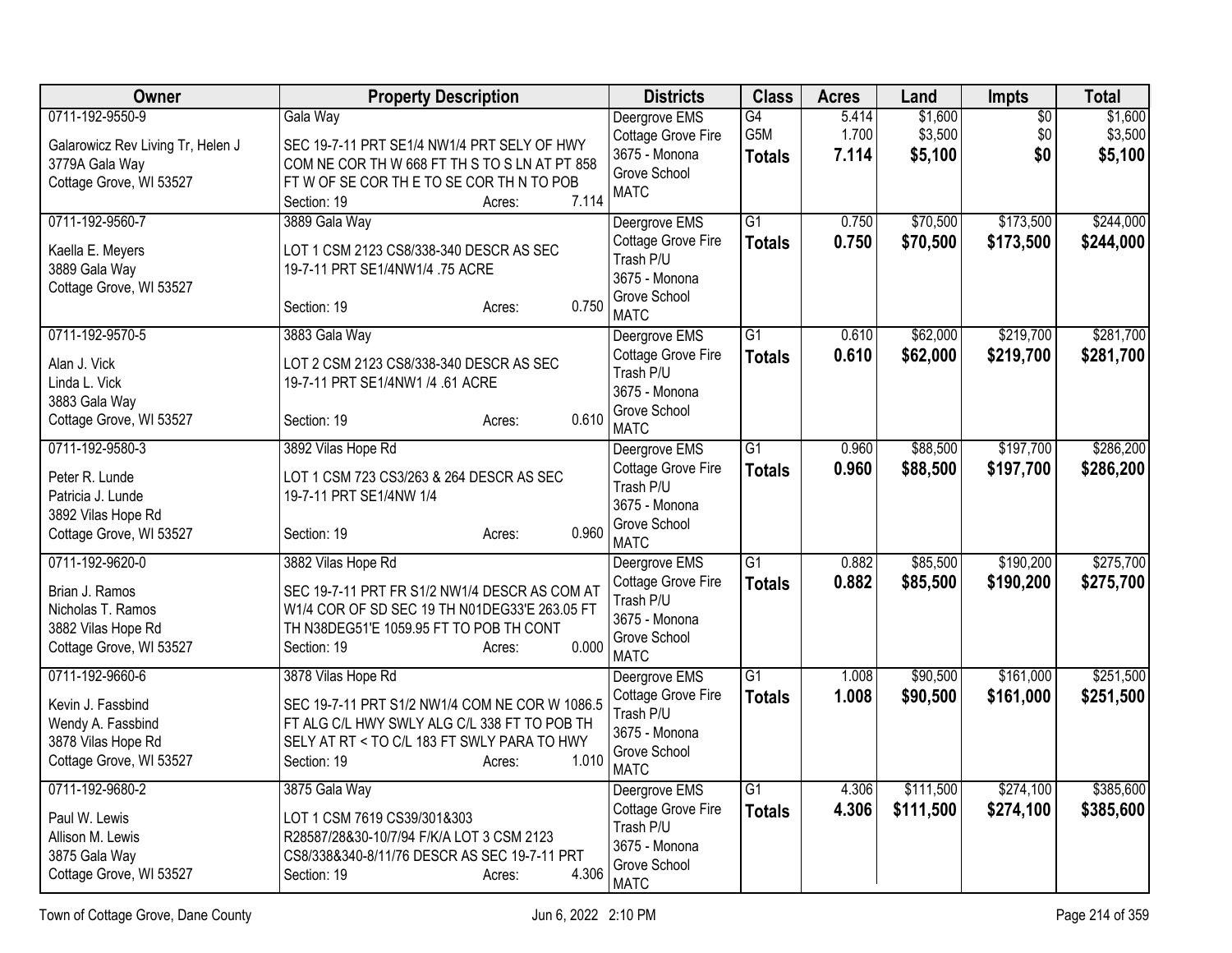| Owner | Property Description | Districts | Class | Acres | Land | Impts | Total |
|---|---|---|---|---|---|---|---|
| 0711-192-9550-9<br>Galarowicz Rev Living Tr, Helen J<br>3779A Gala Way<br>Cottage Grove, WI 53527 | Gala Way<br>SEC 19-7-11 PRT SE1/4 NW1/4 PRT SELY OF HWY COM NE COR TH W 668 FT TH S TO S LN AT PT 858 FT W OF SE COR TH E TO SE COR TH N TO POB<br>Section: 19 Acres: 7.114 | Deergrove EMS<br>Cottage Grove Fire<br>3675 - Monona Grove School<br>MATC | G4<br>G5M<br>**Totals** | 5.414<br>1.700<br>**7.114** | $1,600<br>$3,500<br>**$5,100** | $0<br>$0<br>**$0** | $1,600<br>$3,500<br>**$5,100** |
| 0711-192-9560-7<br>Kaella E. Meyers<br>3889 Gala Way<br>Cottage Grove, WI 53527 | 3889 Gala Way<br>LOT 1 CSM 2123 CS8/338-340 DESCR AS SEC 19-7-11 PRT SE1/4NW1/4 .75 ACRE<br>Section: 19 Acres: 0.750 | Deergrove EMS<br>Cottage Grove Fire<br>Trash P/U<br>3675 - Monona Grove School<br>MATC | G1<br>**Totals** | 0.750<br>**0.750** | $70,500<br>**$70,500** | $173,500<br>**$173,500** | $244,000<br>**$244,000** |
| 0711-192-9570-5<br>Alan J. Vick<br>Linda L. Vick<br>3883 Gala Way<br>Cottage Grove, WI 53527 | 3883 Gala Way<br>LOT 2 CSM 2123 CS8/338-340 DESCR AS SEC 19-7-11 PRT SE1/4NW1 /4 .61 ACRE<br>Section: 19 Acres: 0.610 | Deergrove EMS<br>Cottage Grove Fire<br>Trash P/U<br>3675 - Monona Grove School<br>MATC | G1<br>**Totals** | 0.610<br>**0.610** | $62,000<br>**$62,000** | $219,700<br>**$219,700** | $281,700<br>**$281,700** |
| 0711-192-9580-3<br>Peter R. Lunde<br>Patricia J. Lunde<br>3892 Vilas Hope Rd<br>Cottage Grove, WI 53527 | 3892 Vilas Hope Rd<br>LOT 1 CSM 723 CS3/263 & 264 DESCR AS SEC 19-7-11 PRT SE1/4NW 1/4<br>Section: 19 Acres: 0.960 | Deergrove EMS<br>Cottage Grove Fire<br>Trash P/U<br>3675 - Monona Grove School<br>MATC | G1<br>**Totals** | 0.960<br>**0.960** | $88,500<br>**$88,500** | $197,700<br>**$197,700** | $286,200<br>**$286,200** |
| 0711-192-9620-0<br>Brian J. Ramos<br>Nicholas T. Ramos<br>3882 Vilas Hope Rd<br>Cottage Grove, WI 53527 | 3882 Vilas Hope Rd<br>SEC 19-7-11 PRT FR S1/2 NW1/4 DESCR AS COM AT W1/4 COR OF SD SEC 19 TH N01DEG33'E 263.05 FT TH N38DEG51'E 1059.95 FT TO POB TH CONT<br>Section: 19 Acres: 0.000 | Deergrove EMS<br>Cottage Grove Fire<br>Trash P/U<br>3675 - Monona Grove School<br>MATC | G1<br>**Totals** | 0.882<br>**0.882** | $85,500<br>**$85,500** | $190,200<br>**$190,200** | $275,700<br>**$275,700** |
| 0711-192-9660-6<br>Kevin J. Fassbind<br>Wendy A. Fassbind<br>3878 Vilas Hope Rd<br>Cottage Grove, WI 53527 | 3878 Vilas Hope Rd<br>SEC 19-7-11 PRT S1/2 NW1/4 COM NE COR W 1086.5 FT ALG C/L HWY SWLY ALG C/L 338 FT TO POB TH SELY AT RT < TO C/L 183 FT SWLY PARA TO HWY<br>Section: 19 Acres: 1.010 | Deergrove EMS<br>Cottage Grove Fire<br>Trash P/U<br>3675 - Monona Grove School<br>MATC | G1<br>**Totals** | 1.008<br>**1.008** | $90,500<br>**$90,500** | $161,000<br>**$161,000** | $251,500<br>**$251,500** |
| 0711-192-9680-2<br>Paul W. Lewis<br>Allison M. Lewis<br>3875 Gala Way<br>Cottage Grove, WI 53527 | 3875 Gala Way<br>LOT 1 CSM 7619 CS39/301&303 R28587/28&30-10/7/94 F/K/A LOT 3 CSM 2123 CS8/338&340-8/11/76 DESCR AS SEC 19-7-11 PRT<br>Section: 19 Acres: 4.306 | Deergrove EMS<br>Cottage Grove Fire<br>Trash P/U<br>3675 - Monona Grove School<br>MATC | G1<br>**Totals** | 4.306<br>**4.306** | $111,500<br>**$111,500** | $274,100<br>**$274,100** | $385,600<br>**$385,600** |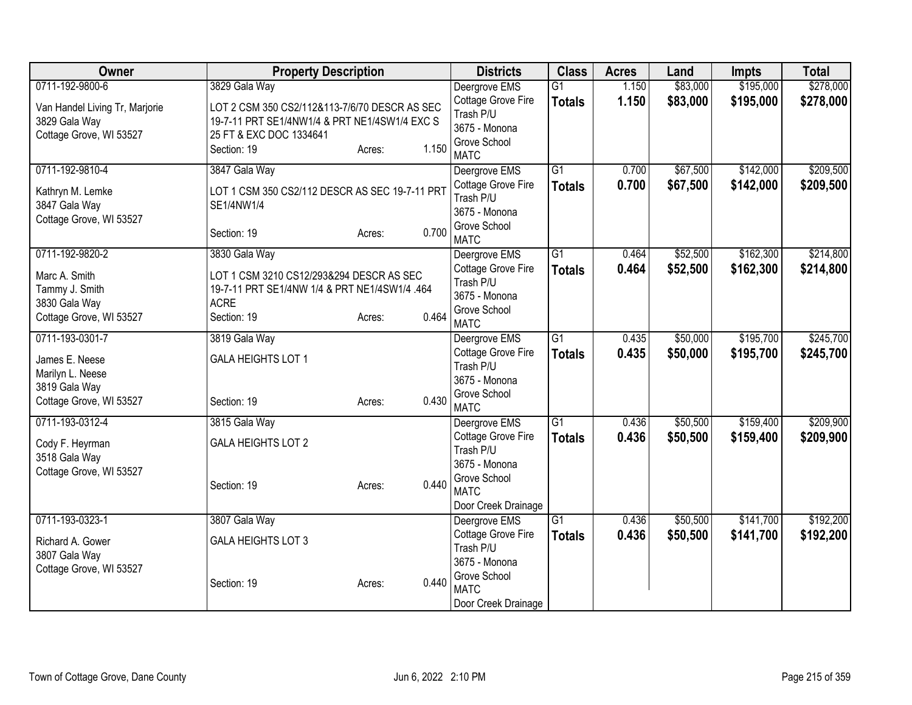| Owner | Property Description | Districts | Class | Acres | Land | Impts | Total |
|---|---|---|---|---|---|---|---|
| 0711-192-9800-6<br><br>Van Handel Living Tr, Marjorie<br>3829 Gala Way<br>Cottage Grove, WI 53527 | 3829 Gala Way<br><br>LOT 2 CSM 350 CS2/112&113-7/6/70 DESCR AS SEC 19-7-11 PRT SE1/4NW1/4 & PRT NE1/4SW1/4 EXC S 25 FT & EXC DOC 1334641<br>Section: 19 Acres: 1.150 | Deergrove EMS<br>Cottage Grove Fire<br>Trash P/U<br>3675 - Monona Grove School<br>MATC | G1<br>**Totals** | 1.150<br>**1.150** | $83,000<br>**$83,000** | $195,000<br>**$195,000** | $278,000<br>**$278,000** |
| 0711-192-9810-4<br><br>Kathryn M. Lemke<br>3847 Gala Way<br>Cottage Grove, WI 53527 | 3847 Gala Way<br><br>LOT 1 CSM 350 CS2/112 DESCR AS SEC 19-7-11 PRT SE1/4NW1/4<br><br>Section: 19 Acres: 0.700 | Deergrove EMS<br>Cottage Grove Fire<br>Trash P/U<br>3675 - Monona Grove School<br>MATC | G1<br>**Totals** | 0.700<br>**0.700** | $67,500<br>**$67,500** | $142,000<br>**$142,000** | $209,500<br>**$209,500** |
| 0711-192-9820-2<br><br>Marc A. Smith<br>Tammy J. Smith<br>3830 Gala Way<br>Cottage Grove, WI 53527 | 3830 Gala Way<br><br>LOT 1 CSM 3210 CS12/293&294 DESCR AS SEC 19-7-11 PRT SE1/4NW 1/4 & PRT NE1/4SW1/4 .464 ACRE<br>Section: 19 Acres: 0.464 | Deergrove EMS<br>Cottage Grove Fire<br>Trash P/U<br>3675 - Monona Grove School<br>MATC | G1<br>**Totals** | 0.464<br>**0.464** | $52,500<br>**$52,500** | $162,300<br>**$162,300** | $214,800<br>**$214,800** |
| 0711-193-0301-7<br><br>James E. Neese<br>Marilyn L. Neese<br>3819 Gala Way<br>Cottage Grove, WI 53527 | 3819 Gala Way<br><br>GALA HEIGHTS LOT 1<br><br>Section: 19 Acres: 0.430 | Deergrove EMS<br>Cottage Grove Fire<br>Trash P/U<br>3675 - Monona Grove School<br>MATC | G1<br>**Totals** | 0.435<br>**0.435** | $50,000<br>**$50,000** | $195,700<br>**$195,700** | $245,700<br>**$245,700** |
| 0711-193-0312-4<br><br>Cody F. Heyrman<br>3518 Gala Way<br>Cottage Grove, WI 53527 | 3815 Gala Way<br><br>GALA HEIGHTS LOT 2<br><br>Section: 19 Acres: 0.440 | Deergrove EMS<br>Cottage Grove Fire<br>Trash P/U<br>3675 - Monona Grove School<br>MATC<br>Door Creek Drainage | G1<br>**Totals** | 0.436<br>**0.436** | $50,500<br>**$50,500** | $159,400<br>**$159,400** | $209,900<br>**$209,900** |
| 0711-193-0323-1<br><br>Richard A. Gower<br>3807 Gala Way<br>Cottage Grove, WI 53527 | 3807 Gala Way<br><br>GALA HEIGHTS LOT 3<br><br>Section: 19 Acres: 0.440 | Deergrove EMS<br>Cottage Grove Fire<br>Trash P/U<br>3675 - Monona Grove School<br>MATC<br>Door Creek Drainage | G1<br>**Totals** | 0.436<br>**0.436** | $50,500<br>**$50,500** | $141,700<br>**$141,700** | $192,200<br>**$192,200** |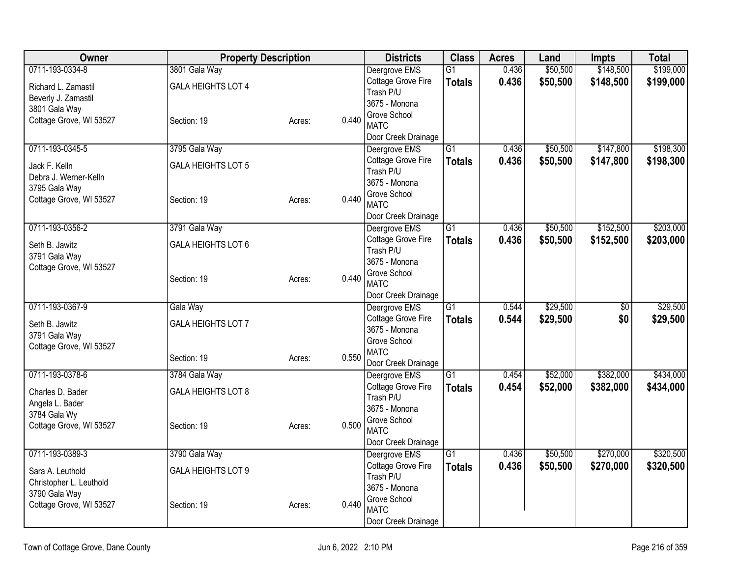| Owner | Property Description | | | Districts | Class | Acres | Land | Impts | Total |
|---|---|---|---|---|---|---|---|---|---|
| 0711-193-0334-8<br>Richard L. Zamastil<br>Beverly J. Zamastil<br>3801 Gala Way<br>Cottage Grove, WI 53527 | 3801 Gala Way<br>GALA HEIGHTS LOT 4<br>Section: 19 | Acres: | 0.440 | Deergrove EMS<br>Cottage Grove Fire<br>Trash P/U<br>3675 - Monona Grove School<br>MATC<br>Door Creek Drainage | G1<br>**Totals** | 0.436<br>**0.436** | $50,500<br>**$50,500** | $148,500<br>**$148,500** | $199,000<br>**$199,000** |
| 0711-193-0345-5<br>Jack F. Kelln<br>Debra J. Werner-Kelln<br>3795 Gala Way<br>Cottage Grove, WI 53527 | 3795 Gala Way<br>GALA HEIGHTS LOT 5<br>Section: 19 | Acres: | 0.440 | Deergrove EMS<br>Cottage Grove Fire<br>Trash P/U<br>3675 - Monona Grove School<br>MATC<br>Door Creek Drainage | G1<br>**Totals** | 0.436<br>**0.436** | $50,500<br>**$50,500** | $147,800<br>**$147,800** | $198,300<br>**$198,300** |
| 0711-193-0356-2<br>Seth B. Jawitz<br>3791 Gala Way<br>Cottage Grove, WI 53527 | 3791 Gala Way<br>GALA HEIGHTS LOT 6<br>Section: 19 | Acres: | 0.440 | Deergrove EMS<br>Cottage Grove Fire<br>Trash P/U<br>3675 - Monona Grove School<br>MATC<br>Door Creek Drainage | G1<br>**Totals** | 0.436<br>**0.436** | $50,500<br>**$50,500** | $152,500<br>**$152,500** | $203,000<br>**$203,000** |
| 0711-193-0367-9<br>Seth B. Jawitz<br>3791 Gala Way<br>Cottage Grove, WI 53527 | Gala Way<br>GALA HEIGHTS LOT 7<br>Section: 19 | Acres: | 0.550 | Deergrove EMS<br>Cottage Grove Fire<br>3675 - Monona Grove School<br>MATC<br>Door Creek Drainage | G1<br>**Totals** | 0.544<br>**0.544** | $29,500<br>**$29,500** | $0<br>**$0** | $29,500<br>**$29,500** |
| 0711-193-0378-6<br>Charles D. Bader<br>Angela L. Bader<br>3784 Gala Wy<br>Cottage Grove, WI 53527 | 3784 Gala Way<br>GALA HEIGHTS LOT 8<br>Section: 19 | Acres: | 0.500 | Deergrove EMS<br>Cottage Grove Fire<br>Trash P/U<br>3675 - Monona Grove School<br>MATC<br>Door Creek Drainage | G1<br>**Totals** | 0.454<br>**0.454** | $52,000<br>**$52,000** | $382,000<br>**$382,000** | $434,000<br>**$434,000** |
| 0711-193-0389-3<br>Sara A. Leuthold<br>Christopher L. Leuthold<br>3790 Gala Way<br>Cottage Grove, WI 53527 | 3790 Gala Way<br>GALA HEIGHTS LOT 9<br>Section: 19 | Acres: | 0.440 | Deergrove EMS<br>Cottage Grove Fire<br>Trash P/U<br>3675 - Monona Grove School<br>MATC<br>Door Creek Drainage | G1<br>**Totals** | 0.436<br>**0.436** | $50,500<br>**$50,500** | $270,000<br>**$270,000** | $320,500<br>**$320,500** |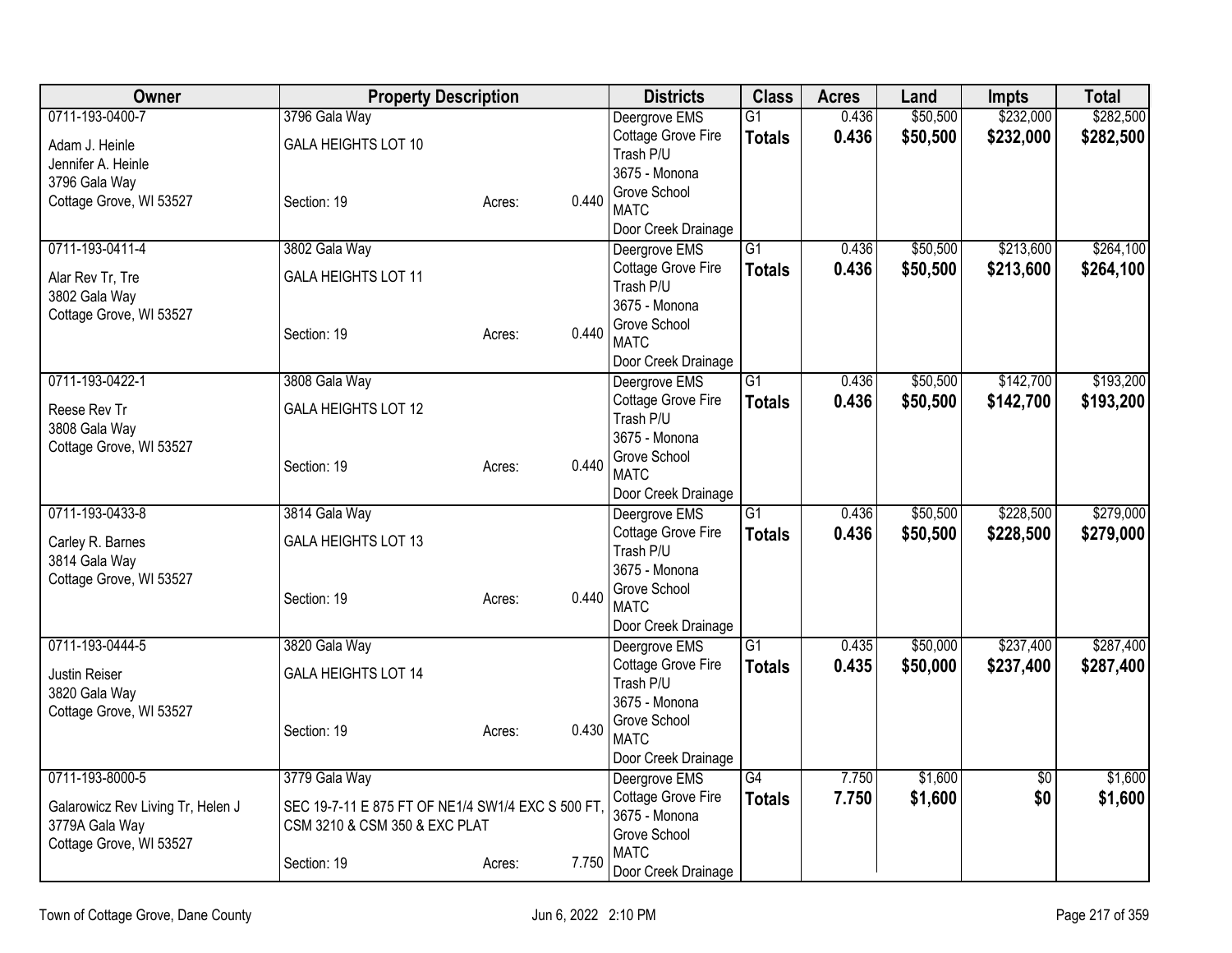| Owner | Property Description | | | Districts | Class | Acres | Land | Impts | Total |
|---|---|---|---|---|---|---|---|---|---|
| 0711-193-0400-7<br>Adam J. Heinle<br>Jennifer A. Heinle<br>3796 Gala Way<br>Cottage Grove, WI 53527 | 3796 Gala Way<br>GALA HEIGHTS LOT 10<br>Section: 19 | Acres: | 0.440 | Deergrove EMS<br>Cottage Grove Fire<br>Trash P/U<br>3675 - Monona Grove School<br>MATC<br>Door Creek Drainage | G1<br>**Totals** | 0.436<br>**0.436** | $50,500<br>**$50,500** | $232,000<br>**$232,000** | $282,500<br>**$282,500** |
| 0711-193-0411-4<br>Alar Rev Tr, Tre<br>3802 Gala Way<br>Cottage Grove, WI 53527 | 3802 Gala Way<br>GALA HEIGHTS LOT 11<br>Section: 19 | Acres: | 0.440 | Deergrove EMS<br>Cottage Grove Fire<br>Trash P/U<br>3675 - Monona Grove School<br>MATC<br>Door Creek Drainage | G1<br>**Totals** | 0.436<br>**0.436** | $50,500<br>**$50,500** | $213,600<br>**$213,600** | $264,100<br>**$264,100** |
| 0711-193-0422-1<br>Reese Rev Tr<br>3808 Gala Way<br>Cottage Grove, WI 53527 | 3808 Gala Way<br>GALA HEIGHTS LOT 12<br>Section: 19 | Acres: | 0.440 | Deergrove EMS<br>Cottage Grove Fire<br>Trash P/U<br>3675 - Monona Grove School<br>MATC<br>Door Creek Drainage | G1<br>**Totals** | 0.436<br>**0.436** | $50,500<br>**$50,500** | $142,700<br>**$142,700** | $193,200<br>**$193,200** |
| 0711-193-0433-8<br>Carley R. Barnes<br>3814 Gala Way<br>Cottage Grove, WI 53527 | 3814 Gala Way<br>GALA HEIGHTS LOT 13<br>Section: 19 | Acres: | 0.440 | Deergrove EMS<br>Cottage Grove Fire<br>Trash P/U<br>3675 - Monona Grove School<br>MATC<br>Door Creek Drainage | G1<br>**Totals** | 0.436<br>**0.436** | $50,500<br>**$50,500** | $228,500<br>**$228,500** | $279,000<br>**$279,000** |
| 0711-193-0444-5<br>Justin Reiser<br>3820 Gala Way<br>Cottage Grove, WI 53527 | 3820 Gala Way<br>GALA HEIGHTS LOT 14<br>Section: 19 | Acres: | 0.430 | Deergrove EMS<br>Cottage Grove Fire<br>Trash P/U<br>3675 - Monona Grove School<br>MATC<br>Door Creek Drainage | G1<br>**Totals** | 0.435<br>**0.435** | $50,000<br>**$50,000** | $237,400<br>**$237,400** | $287,400<br>**$287,400** |
| 0711-193-8000-5<br>Galarowicz Rev Living Tr, Helen J<br>3779A Gala Way<br>Cottage Grove, WI 53527 | 3779 Gala Way<br>SEC 19-7-11 E 875 FT OF NE1/4 SW1/4 EXC S 500 FT, CSM 3210 & CSM 350 & EXC PLAT<br>Section: 19 | Acres: | 7.750 | Deergrove EMS<br>Cottage Grove Fire<br>3675 - Monona Grove School<br>MATC<br>Door Creek Drainage | G4<br>**Totals** | 7.750<br>**7.750** | $1,600<br>**$1,600** | $0<br>**$0** | $1,600<br>**$1,600** |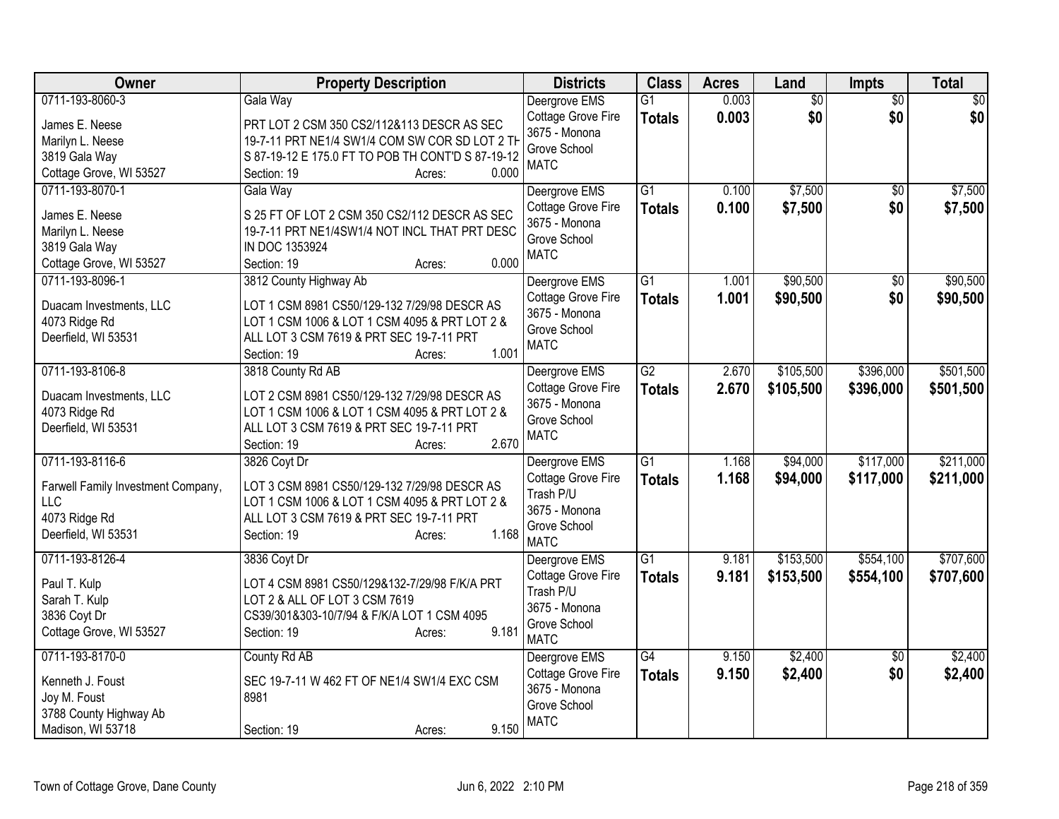| Owner | Property Description | Districts | Class | Acres | Land | Impts | Total |
|---|---|---|---|---|---|---|---|
| 0711-193-8060-3<br>James E. Neese<br>Marilyn L. Neese<br>3819 Gala Way<br>Cottage Grove, WI 53527 | Gala Way<br>PRT LOT 2 CSM 350 CS2/112&113 DESCR AS SEC 19-7-11 PRT NE1/4 SW1/4 COM SW COR SD LOT 2 TH S 87-19-12 E 175.0 FT TO POB TH CONT'D S 87-19-12<br>Section: 19 Acres: 0.000 | Deergrove EMS<br>Cottage Grove Fire<br>3675 - Monona Grove School<br>MATC | G1<br>**Totals** | 0.003<br>**0.003** | $0<br>**$0** | $0<br>**$0** | $0<br>**$0** |
| 0711-193-8070-1<br>James E. Neese<br>Marilyn L. Neese<br>3819 Gala Way<br>Cottage Grove, WI 53527 | Gala Way<br>S 25 FT OF LOT 2 CSM 350 CS2/112 DESCR AS SEC 19-7-11 PRT NE1/4SW1/4 NOT INCL THAT PRT DESC IN DOC 1353924<br>Section: 19 Acres: 0.000 | Deergrove EMS<br>Cottage Grove Fire<br>3675 - Monona Grove School<br>MATC | G1<br>**Totals** | 0.100<br>**0.100** | $7,500<br>**$7,500** | $0<br>**$0** | $7,500<br>**$7,500** |
| 0711-193-8096-1<br>Duacam Investments, LLC<br>4073 Ridge Rd<br>Deerfield, WI 53531 | 3812 County Highway Ab<br>LOT 1 CSM 8981 CS50/129-132 7/29/98 DESCR AS LOT 1 CSM 1006 & LOT 1 CSM 4095 & PRT LOT 2 & ALL LOT 3 CSM 7619 & PRT SEC 19-7-11 PRT<br>Section: 19 Acres: 1.001 | Deergrove EMS<br>Cottage Grove Fire<br>3675 - Monona Grove School<br>MATC | G1<br>**Totals** | 1.001<br>**1.001** | $90,500<br>**$90,500** | $0<br>**$0** | $90,500<br>**$90,500** |
| 0711-193-8106-8<br>Duacam Investments, LLC<br>4073 Ridge Rd<br>Deerfield, WI 53531 | 3818 County Rd AB<br>LOT 2 CSM 8981 CS50/129-132 7/29/98 DESCR AS LOT 1 CSM 1006 & LOT 1 CSM 4095 & PRT LOT 2 & ALL LOT 3 CSM 7619 & PRT SEC 19-7-11 PRT<br>Section: 19 Acres: 2.670 | Deergrove EMS<br>Cottage Grove Fire<br>3675 - Monona Grove School<br>MATC | G2<br>**Totals** | 2.670<br>**2.670** | $105,500<br>**$105,500** | $396,000<br>**$396,000** | $501,500<br>**$501,500** |
| 0711-193-8116-6<br>Farwell Family Investment Company, LLC<br>4073 Ridge Rd<br>Deerfield, WI 53531 | 3826 Coyt Dr<br>LOT 3 CSM 8981 CS50/129-132 7/29/98 DESCR AS LOT 1 CSM 1006 & LOT 1 CSM 4095 & PRT LOT 2 & ALL LOT 3 CSM 7619 & PRT SEC 19-7-11 PRT<br>Section: 19 Acres: 1.168 | Deergrove EMS<br>Cottage Grove Fire<br>Trash P/U<br>3675 - Monona Grove School<br>MATC | G1<br>**Totals** | 1.168<br>**1.168** | $94,000<br>**$94,000** | $117,000<br>**$117,000** | $211,000<br>**$211,000** |
| 0711-193-8126-4<br>Paul T. Kulp<br>Sarah T. Kulp<br>3836 Coyt Dr<br>Cottage Grove, WI 53527 | 3836 Coyt Dr<br>LOT 4 CSM 8981 CS50/129&132-7/29/98 F/K/A PRT LOT 2 & ALL OF LOT 3 CSM 7619 CS39/301&303-10/7/94 & F/K/A LOT 1 CSM 4095<br>Section: 19 Acres: 9.181 | Deergrove EMS<br>Cottage Grove Fire<br>Trash P/U<br>3675 - Monona Grove School<br>MATC | G1<br>**Totals** | 9.181<br>**9.181** | $153,500<br>**$153,500** | $554,100<br>**$554,100** | $707,600<br>**$707,600** |
| 0711-193-8170-0<br>Kenneth J. Foust<br>Joy M. Foust<br>3788 County Highway Ab<br>Madison, WI 53718 | County Rd AB<br>SEC 19-7-11 W 462 FT OF NE1/4 SW1/4 EXC CSM 8981<br>Section: 19 Acres: 9.150 | Deergrove EMS<br>Cottage Grove Fire<br>3675 - Monona Grove School<br>MATC | G4<br>**Totals** | 9.150<br>**9.150** | $2,400<br>**$2,400** | $0<br>**$0** | $2,400<br>**$2,400** |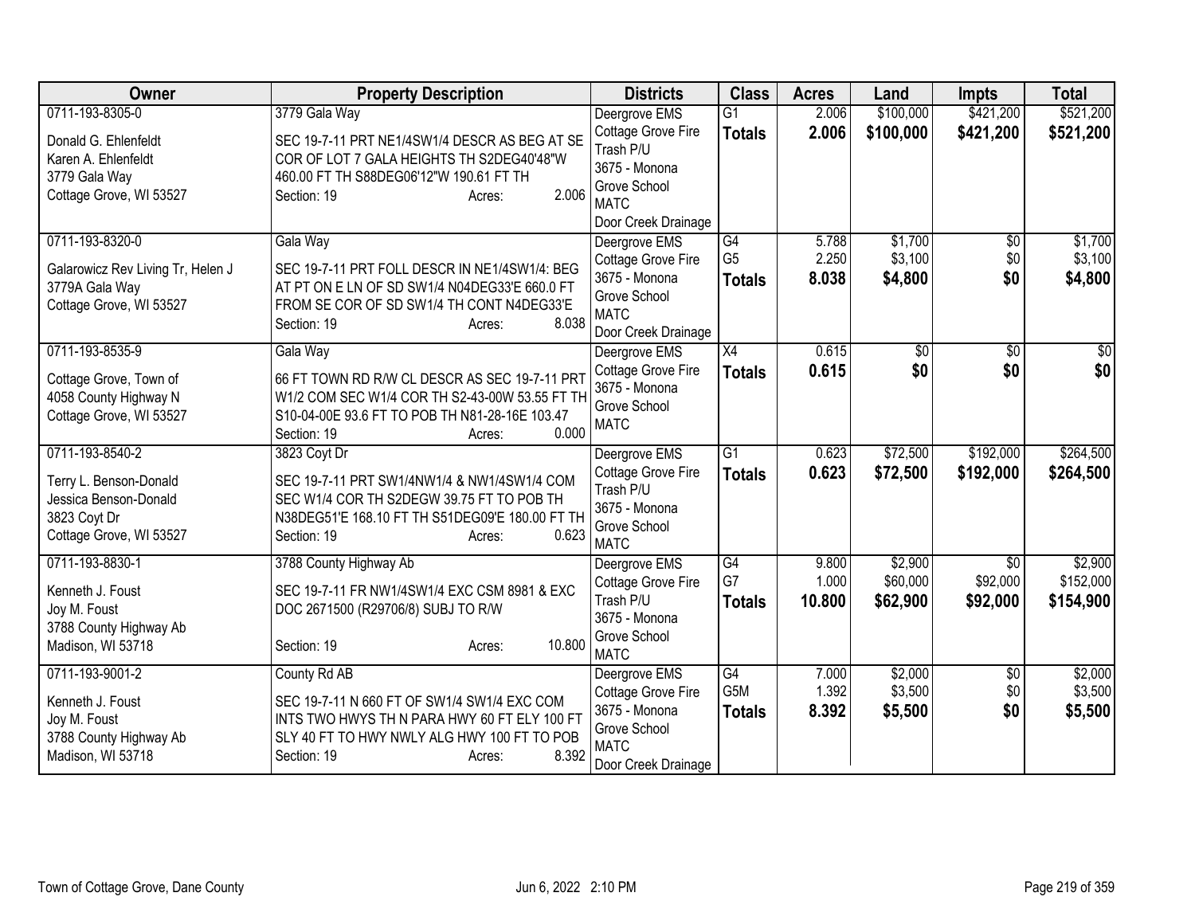| Owner | Property Description | Districts | Class | Acres | Land | Impts | Total |
|---|---|---|---|---|---|---|---|
| 0711-193-8305-0<br><br>Donald G. Ehlenfeldt<br>Karen A. Ehlenfeldt<br>3779 Gala Way<br>Cottage Grove, WI 53527 | 3779 Gala Way<br><br>SEC 19-7-11 PRT NE1/4SW1/4 DESCR AS BEG AT SE COR OF LOT 7 GALA HEIGHTS TH S2DEG40'48"W 460.00 FT TH S88DEG06'12"W 190.61 FT TH<br>Section: 19 Acres: 2.006 | Deergrove EMS<br>Cottage Grove Fire<br>Trash P/U<br>3675 - Monona Grove School<br>MATC<br>Door Creek Drainage | G1<br>**Totals** | 2.006<br>**2.006** | $100,000<br>**$100,000** | $421,200<br>**$421,200** | $521,200<br>**$521,200** |
| 0711-193-8320-0<br><br>Galarowicz Rev Living Tr, Helen J<br>3779A Gala Way<br>Cottage Grove, WI 53527 | Gala Way<br><br>SEC 19-7-11 PRT FOLL DESCR IN NE1/4SW1/4: BEG AT PT ON E LN OF SD SW1/4 N04DEG33'E 660.0 FT FROM SE COR OF SD SW1/4 TH CONT N4DEG33'E<br>Section: 19 Acres: 8.038 | Deergrove EMS<br>Cottage Grove Fire<br>3675 - Monona Grove School<br>MATC<br>Door Creek Drainage | G4<br>G5<br>**Totals** | 5.788<br>2.250<br>**8.038** | $1,700<br>$3,100<br>**$4,800** | $0<br>$0<br>**$0** | $1,700<br>$3,100<br>**$4,800** |
| 0711-193-8535-9<br><br>Cottage Grove, Town of<br>4058 County Highway N<br>Cottage Grove, WI 53527 | Gala Way<br><br>66 FT TOWN RD R/W CL DESCR AS SEC 19-7-11 PRT W1/2 COM SEC W1/4 COR TH S2-43-00W 53.55 FT TH S10-04-00E 93.6 FT TO POB TH N81-28-16E 103.47<br>Section: 19 Acres: 0.000 | Deergrove EMS<br>Cottage Grove Fire<br>3675 - Monona Grove School<br>MATC | X4<br>**Totals** | 0.615<br>**0.615** | $0<br>**$0** | $0<br>**$0** | $0<br>**$0** |
| 0711-193-8540-2<br><br>Terry L. Benson-Donald<br>Jessica Benson-Donald<br>3823 Coyt Dr<br>Cottage Grove, WI 53527 | 3823 Coyt Dr<br><br>SEC 19-7-11 PRT SW1/4NW1/4 & NW1/4SW1/4 COM SEC W1/4 COR TH S2DEGW 39.75 FT TO POB TH N38DEG51'E 168.10 FT TH S51DEG09'E 180.00 FT TH<br>Section: 19 Acres: 0.623 | Deergrove EMS<br>Cottage Grove Fire<br>Trash P/U<br>3675 - Monona Grove School<br>MATC | G1<br>**Totals** | 0.623<br>**0.623** | $72,500<br>**$72,500** | $192,000<br>**$192,000** | $264,500<br>**$264,500** |
| 0711-193-8830-1<br><br>Kenneth J. Foust<br>Joy M. Foust<br>3788 County Highway Ab<br>Madison, WI 53718 | 3788 County Highway Ab<br><br>SEC 19-7-11 FR NW1/4SW1/4 EXC CSM 8981 & EXC DOC 2671500 (R29706/8) SUBJ TO R/W<br>Section: 19 Acres: 10.800 | Deergrove EMS<br>Cottage Grove Fire<br>Trash P/U<br>3675 - Monona Grove School<br>MATC | G4<br>G7<br>**Totals** | 9.800<br>1.000<br>**10.800** | $2,900<br>$60,000<br>**$62,900** | $0<br>$92,000<br>**$92,000** | $2,900<br>$152,000<br>**$154,900** |
| 0711-193-9001-2<br><br>Kenneth J. Foust<br>Joy M. Foust<br>3788 County Highway Ab<br>Madison, WI 53718 | County Rd AB<br><br>SEC 19-7-11 N 660 FT OF SW1/4 SW1/4 EXC COM INTS TWO HWYS TH N PARA HWY 60 FT ELY 100 FT SLY 40 FT TO HWY NWLY ALG HWY 100 FT TO POB<br>Section: 19 Acres: 8.392 | Deergrove EMS<br>Cottage Grove Fire<br>3675 - Monona Grove School<br>MATC<br>Door Creek Drainage | G4<br>G5M<br>**Totals** | 7.000<br>1.392<br>**8.392** | $2,000<br>$3,500<br>**$5,500** | $0<br>$0<br>**$0** | $2,000<br>$3,500<br>**$5,500** |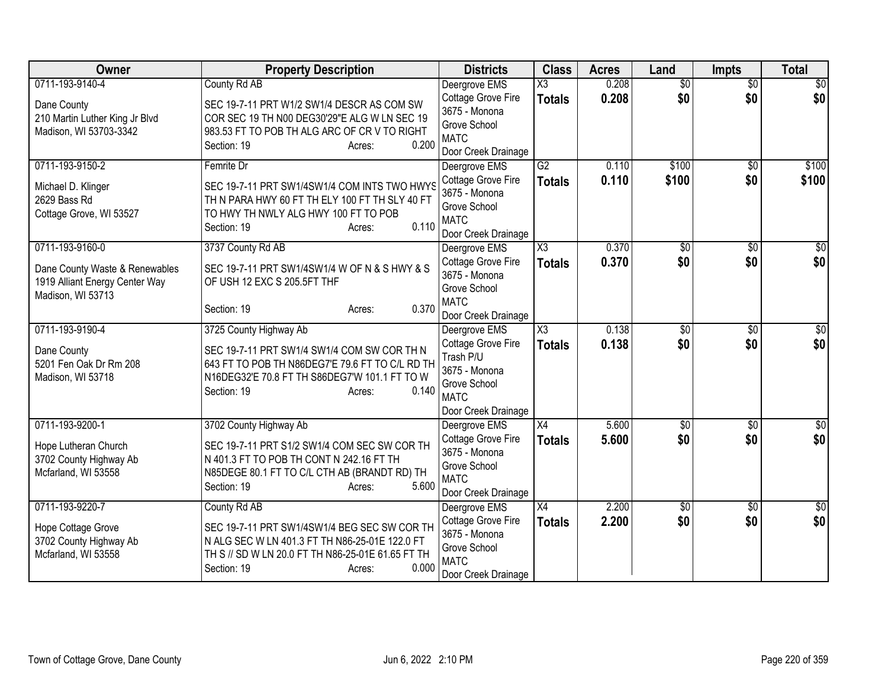| Owner | Property Description | Districts | Class | Acres | Land | Impts | Total |
|---|---|---|---|---|---|---|---|
| 0711-193-9140-4<br>Dane County<br>210 Martin Luther King Jr Blvd<br>Madison, WI 53703-3342 | County Rd AB<br>SEC 19-7-11 PRT W1/2 SW1/4 DESCR AS COM SW COR SEC 19 TH N00 DEG30'29"E ALG W LN SEC 19 983.53 FT TO POB TH ALG ARC OF CR V TO RIGHT<br>Section: 19 Acres: 0.200 | Deergrove EMS<br>Cottage Grove Fire<br>3675 - Monona Grove School<br>MATC<br>Door Creek Drainage | X3<br>**Totals** | 0.208<br>**0.208** | $0<br>**$0** | $0<br>**$0** | $0<br>**$0** |
| 0711-193-9150-2<br>Michael D. Klinger<br>2629 Bass Rd<br>Cottage Grove, WI 53527 | Femrite Dr<br>SEC 19-7-11 PRT SW1/4SW1/4 COM INTS TWO HWYS TH N PARA HWY 60 FT TH ELY 100 FT TH SLY 40 FT TO HWY TH NWLY ALG HWY 100 FT TO POB<br>Section: 19 Acres: 0.110 | Deergrove EMS<br>Cottage Grove Fire<br>3675 - Monona Grove School<br>MATC<br>Door Creek Drainage | G2<br>**Totals** | 0.110<br>**0.110** | $100<br>**$100** | $0<br>**$0** | $100<br>**$100** |
| 0711-193-9160-0<br>Dane County Waste & Renewables<br>1919 Alliant Energy Center Way<br>Madison, WI 53713 | 3737 County Rd AB<br>SEC 19-7-11 PRT SW1/4SW1/4 W OF N & S HWY & S OF USH 12 EXC S 205.5FT THF<br>Section: 19 Acres: 0.370 | Deergrove EMS<br>Cottage Grove Fire<br>3675 - Monona Grove School<br>MATC<br>Door Creek Drainage | X3<br>**Totals** | 0.370<br>**0.370** | $0<br>**$0** | $0<br>**$0** | $0<br>**$0** |
| 0711-193-9190-4<br>Dane County<br>5201 Fen Oak Dr Rm 208<br>Madison, WI 53718 | 3725 County Highway Ab<br>SEC 19-7-11 PRT SW1/4 SW1/4 COM SW COR TH N 643 FT TO POB TH N86DEG7'E 79.6 FT TO C/L RD TH N16DEG32'E 70.8 FT TH S86DEG7'W 101.1 FT TO W<br>Section: 19 Acres: 0.140 | Deergrove EMS<br>Cottage Grove Fire<br>Trash P/U<br>3675 - Monona Grove School<br>MATC<br>Door Creek Drainage | X3<br>**Totals** | 0.138<br>**0.138** | $0<br>**$0** | $0<br>**$0** | $0<br>**$0** |
| 0711-193-9200-1<br>Hope Lutheran Church<br>3702 County Highway Ab<br>Mcfarland, WI 53558 | 3702 County Highway Ab<br>SEC 19-7-11 PRT S1/2 SW1/4 COM SEC SW COR TH N 401.3 FT TO POB TH CONT N 242.16 FT TH N85DEGE 80.1 FT TO C/L CTH AB (BRANDT RD) TH<br>Section: 19 Acres: 5.600 | Deergrove EMS<br>Cottage Grove Fire<br>3675 - Monona Grove School<br>MATC<br>Door Creek Drainage | X4<br>**Totals** | 5.600<br>**5.600** | $0<br>**$0** | $0<br>**$0** | $0<br>**$0** |
| 0711-193-9220-7<br>Hope Cottage Grove<br>3702 County Highway Ab<br>Mcfarland, WI 53558 | County Rd AB<br>SEC 19-7-11 PRT SW1/4SW1/4 BEG SEC SW COR TH N ALG SEC W LN 401.3 FT TH N86-25-01E 122.0 FT TH S // SD W LN 20.0 FT TH N86-25-01E 61.65 FT TH<br>Section: 19 Acres: 0.000 | Deergrove EMS<br>Cottage Grove Fire<br>3675 - Monona Grove School<br>MATC<br>Door Creek Drainage | X4<br>**Totals** | 2.200<br>**2.200** | $0<br>**$0** | $0<br>**$0** | $0<br>**$0** |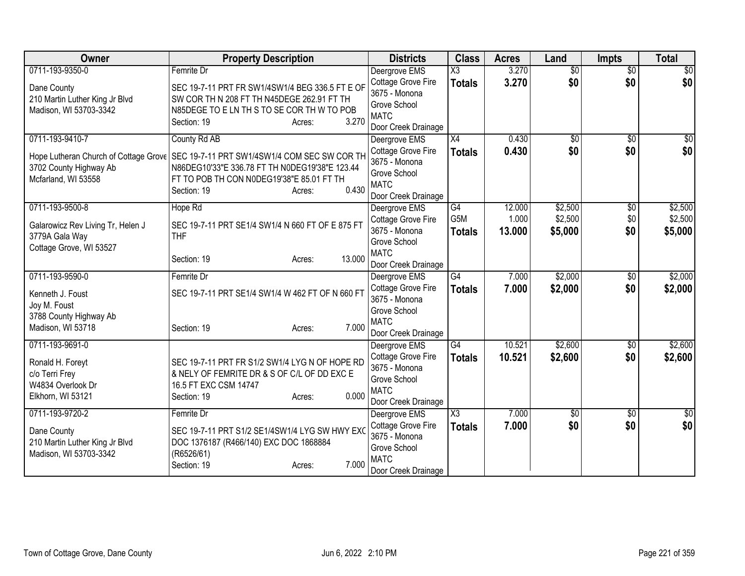| Owner | Property Description | Districts | Class | Acres | Land | Impts | Total |
|---|---|---|---|---|---|---|---|
| 0711-193-9350-0<br><br>Dane County<br>210 Martin Luther King Jr Blvd<br>Madison, WI 53703-3342 | Femrite Dr<br><br>SEC 19-7-11 PRT FR SW1/4SW1/4 BEG 336.5 FT E OF SW COR TH N 208 FT TH N45DEGE 262.91 FT TH N85DEGE TO E LN TH S TO SE COR TH W TO POB<br>Section: 19 Acres: 3.270 | Deergrove EMS<br>Cottage Grove Fire<br>3675 - Monona Grove School<br>MATC<br>Door Creek Drainage | X3<br>**Totals** | 3.270<br>**3.270** | $0<br>**$0** | $0<br>**$0** | $0<br>**$0** |
| 0711-193-9410-7<br><br>Hope Lutheran Church of Cottage Grove<br>3702 County Highway Ab<br>Mcfarland, WI 53558 | County Rd AB<br><br>SEC 19-7-11 PRT SW1/4SW1/4 COM SEC SW COR TH N86DEG10'33"E 336.78 FT TH N0DEG19'38"E 123.44 FT TO POB TH CON N0DEG19'38"E 85.01 FT TH<br>Section: 19 Acres: 0.430 | Deergrove EMS<br>Cottage Grove Fire<br>3675 - Monona Grove School<br>MATC<br>Door Creek Drainage | X4<br>**Totals** | 0.430<br>**0.430** | $0<br>**$0** | $0<br>**$0** | $0<br>**$0** |
| 0711-193-9500-8<br><br>Galarowicz Rev Living Tr, Helen J<br>3779A Gala Way<br>Cottage Grove, WI 53527 | Hope Rd<br><br>SEC 19-7-11 PRT SE1/4 SW1/4 N 660 FT OF E 875 FT THF<br><br>Section: 19 Acres: 13.000 | Deergrove EMS<br>Cottage Grove Fire<br>3675 - Monona Grove School<br>MATC<br>Door Creek Drainage | G4<br>G5M<br>**Totals** | 12.000<br>1.000<br>**13.000** | $2,500<br>$2,500<br>**$5,000** | $0<br>$0<br>**$0** | $2,500<br>$2,500<br>**$5,000** |
| 0711-193-9590-0<br><br>Kenneth J. Foust<br>Joy M. Foust<br>3788 County Highway Ab<br>Madison, WI 53718 | Femrite Dr<br><br>SEC 19-7-11 PRT SE1/4 SW1/4 W 462 FT OF N 660 FT<br><br>Section: 19 Acres: 7.000 | Deergrove EMS<br>Cottage Grove Fire<br>3675 - Monona Grove School<br>MATC<br>Door Creek Drainage | G4<br>**Totals** | 7.000<br>**7.000** | $2,000<br>**$2,000** | $0<br>**$0** | $2,000<br>**$2,000** |
| 0711-193-9691-0<br><br>Ronald H. Foreyt<br>c/o Terri Frey<br>W4834 Overlook Dr<br>Elkhorn, WI 53121 | SEC 19-7-11 PRT FR S1/2 SW1/4 LYG N OF HOPE RD & NELY OF FEMRITE DR & S OF C/L OF DD EXC E 16.5 FT EXC CSM 14747<br>Section: 19 Acres: 0.000 | Deergrove EMS<br>Cottage Grove Fire<br>3675 - Monona Grove School<br>MATC<br>Door Creek Drainage | G4<br>**Totals** | 10.521<br>**10.521** | $2,600<br>**$2,600** | $0<br>**$0** | $2,600<br>**$2,600** |
| 0711-193-9720-2<br><br>Dane County<br>210 Martin Luther King Jr Blvd<br>Madison, WI 53703-3342 | Femrite Dr<br><br>SEC 19-7-11 PRT S1/2 SE1/4SW1/4 LYG SW HWY EXC DOC 1376187 (R466/140) EXC DOC 1868884 (R6526/61)<br>Section: 19 Acres: 7.000 | Deergrove EMS<br>Cottage Grove Fire<br>3675 - Monona Grove School<br>MATC<br>Door Creek Drainage | X3<br>**Totals** | 7.000<br>**7.000** | $0<br>**$0** | $0<br>**$0** | $0<br>**$0** |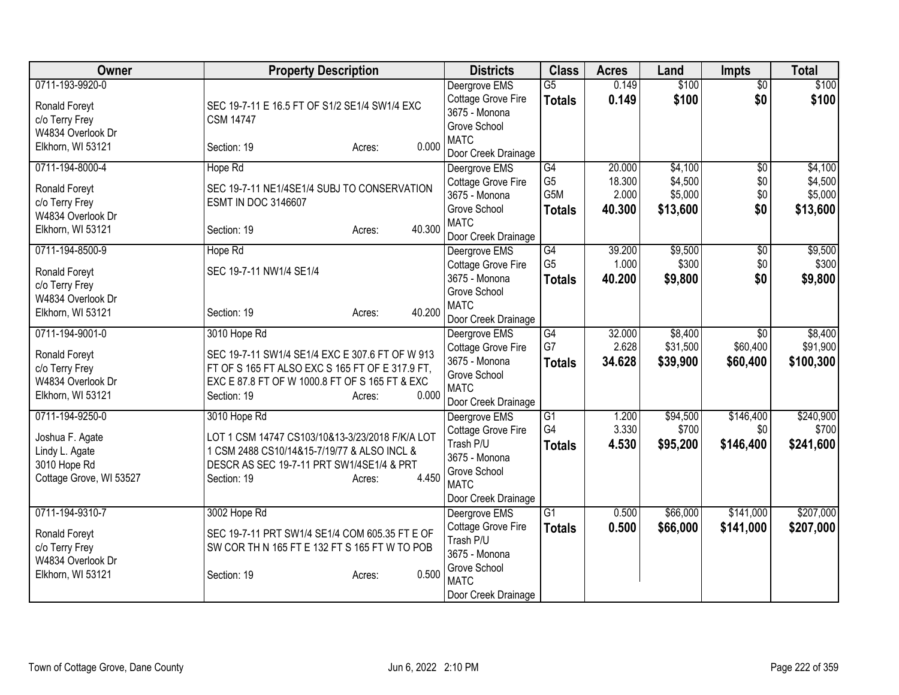| Owner | Property Description | Districts | Class | Acres | Land | Impts | Total |
|---|---|---|---|---|---|---|---|
| 0711-193-9920-0<br><br>Ronald Foreyt<br>c/o Terry Frey<br>W4834 Overlook Dr<br>Elkhorn, WI 53121 | SEC 19-7-11 E 16.5 FT OF S1/2 SE1/4 SW1/4 EXC CSM 14747<br><br>Section: 19 Acres: 0.000 | Deergrove EMS<br>Cottage Grove Fire<br>3675 - Monona Grove School<br>MATC<br>Door Creek Drainage | G5<br>**Totals** | 0.149<br>**0.149** | $100<br>**$100** | $0<br>**$0** | $100<br>**$100** |
| 0711-194-8000-4<br><br>Ronald Foreyt<br>c/o Terry Frey<br>W4834 Overlook Dr<br>Elkhorn, WI 53121 | Hope Rd<br><br>SEC 19-7-11 NE1/4SE1/4 SUBJ TO CONSERVATION ESMT IN DOC 3146607<br><br>Section: 19 Acres: 40.300 | Deergrove EMS<br>Cottage Grove Fire<br>3675 - Monona Grove School<br>MATC<br>Door Creek Drainage | G4<br>G5<br>G5M<br>**Totals** | 20.000<br>18.300<br>2.000<br>**40.300** | $4,100<br>$4,500<br>$5,000<br>**$13,600** | $0<br>$0<br>$0<br>**$0** | $4,100<br>$4,500<br>$5,000<br>**$13,600** |
| 0711-194-8500-9<br><br>Ronald Foreyt<br>c/o Terry Frey<br>W4834 Overlook Dr<br>Elkhorn, WI 53121 | Hope Rd<br><br>SEC 19-7-11 NW1/4 SE1/4<br><br>Section: 19 Acres: 40.200 | Deergrove EMS<br>Cottage Grove Fire<br>3675 - Monona Grove School<br>MATC<br>Door Creek Drainage | G4<br>G5<br>**Totals** | 39.200<br>1.000<br>**40.200** | $9,500<br>$300<br>**$9,800** | $0<br>$0<br>**$0** | $9,500<br>$300<br>**$9,800** |
| 0711-194-9001-0<br><br>Ronald Foreyt<br>c/o Terry Frey<br>W4834 Overlook Dr<br>Elkhorn, WI 53121 | 3010 Hope Rd<br><br>SEC 19-7-11 SW1/4 SE1/4 EXC E 307.6 FT OF W 913 FT OF S 165 FT ALSO EXC S 165 FT OF E 317.9 FT, EXC E 87.8 FT OF W 1000.8 FT OF S 165 FT & EXC<br>Section: 19 Acres: 0.000 | Deergrove EMS<br>Cottage Grove Fire<br>3675 - Monona Grove School<br>MATC<br>Door Creek Drainage | G4<br>G7<br>**Totals** | 32.000<br>2.628<br>**34.628** | $8,400<br>$31,500<br>**$39,900** | $0<br>$60,400<br>**$60,400** | $8,400<br>$91,900<br>**$100,300** |
| 0711-194-9250-0<br><br>Joshua F. Agate<br>Lindy L. Agate<br>3010 Hope Rd<br>Cottage Grove, WI 53527 | 3010 Hope Rd<br><br>LOT 1 CSM 14747 CS103/10&13-3/23/2018 F/K/A LOT 1 CSM 2488 CS10/14&15-7/19/77 & ALSO INCL & DESCR AS SEC 19-7-11 PRT SW1/4SE1/4 & PRT<br>Section: 19 Acres: 4.450 | Deergrove EMS<br>Cottage Grove Fire<br>Trash P/U<br>3675 - Monona Grove School<br>MATC<br>Door Creek Drainage | G1<br>G4<br>**Totals** | 1.200<br>3.330<br>**4.530** | $94,500<br>$700<br>**$95,200** | $146,400<br>$0<br>**$146,400** | $240,900<br>$700<br>**$241,600** |
| 0711-194-9310-7<br><br>Ronald Foreyt<br>c/o Terry Frey<br>W4834 Overlook Dr<br>Elkhorn, WI 53121 | 3002 Hope Rd<br><br>SEC 19-7-11 PRT SW1/4 SE1/4 COM 605.35 FT E OF SW COR TH N 165 FT E 132 FT S 165 FT W TO POB<br><br>Section: 19 Acres: 0.500 | Deergrove EMS<br>Cottage Grove Fire<br>Trash P/U<br>3675 - Monona Grove School<br>MATC<br>Door Creek Drainage | G1<br>**Totals** | 0.500<br>**0.500** | $66,000<br>**$66,000** | $141,000<br>**$141,000** | $207,000<br>**$207,000** |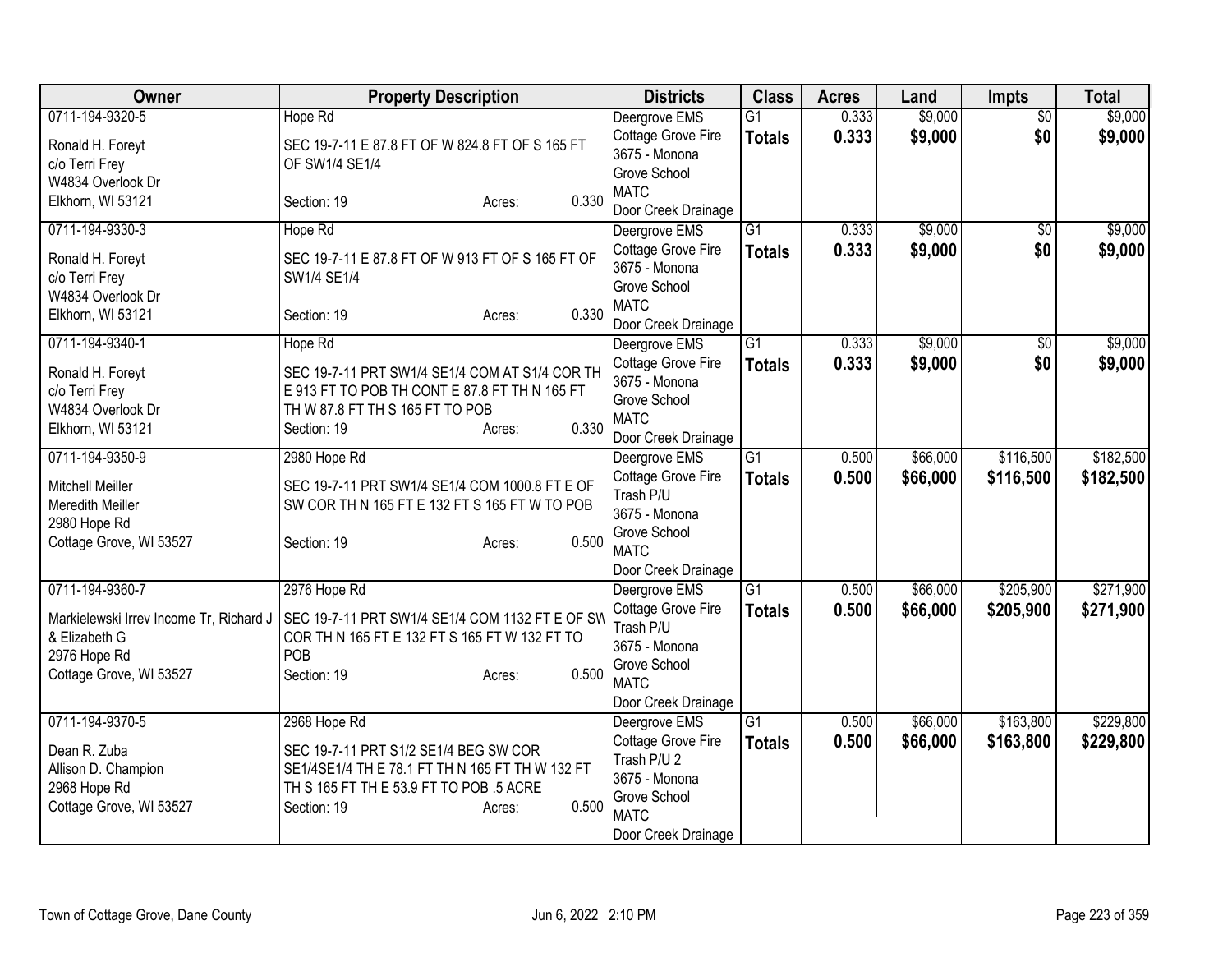| Owner | Property Description | Districts | Class | Acres | Land | Impts | Total |
|---|---|---|---|---|---|---|---|
| 0711-194-9320-5<br>Ronald H. Foreyt<br>c/o Terri Frey<br>W4834 Overlook Dr<br>Elkhorn, WI 53121 | Hope Rd<br>SEC 19-7-11 E 87.8 FT OF W 824.8 FT OF S 165 FT OF SW1/4 SE1/4<br>Section: 19 Acres: 0.330 | Deergrove EMS<br>Cottage Grove Fire<br>3675 - Monona Grove School<br>MATC<br>Door Creek Drainage | G1<br>**Totals** | 0.333<br>**0.333** | $9,000<br>**$9,000** | $0<br>**$0** | $9,000<br>**$9,000** |
| 0711-194-9330-3<br>Ronald H. Foreyt<br>c/o Terri Frey<br>W4834 Overlook Dr<br>Elkhorn, WI 53121 | Hope Rd<br>SEC 19-7-11 E 87.8 FT OF W 913 FT OF S 165 FT OF SW1/4 SE1/4<br>Section: 19 Acres: 0.330 | Deergrove EMS<br>Cottage Grove Fire<br>3675 - Monona Grove School<br>MATC<br>Door Creek Drainage | G1<br>**Totals** | 0.333<br>**0.333** | $9,000<br>**$9,000** | $0<br>**$0** | $9,000<br>**$9,000** |
| 0711-194-9340-1<br>Ronald H. Foreyt<br>c/o Terri Frey<br>W4834 Overlook Dr<br>Elkhorn, WI 53121 | Hope Rd<br>SEC 19-7-11 PRT SW1/4 SE1/4 COM AT S1/4 COR TH E 913 FT TO POB TH CONT E 87.8 FT TH N 165 FT TH W 87.8 FT TH S 165 FT TO POB<br>Section: 19 Acres: 0.330 | Deergrove EMS<br>Cottage Grove Fire<br>3675 - Monona Grove School<br>MATC<br>Door Creek Drainage | G1<br>**Totals** | 0.333<br>**0.333** | $9,000<br>**$9,000** | $0<br>**$0** | $9,000<br>**$9,000** |
| 0711-194-9350-9<br>Mitchell Meiller<br>Meredith Meiller<br>2980 Hope Rd<br>Cottage Grove, WI 53527 | 2980 Hope Rd<br>SEC 19-7-11 PRT SW1/4 SE1/4 COM 1000.8 FT E OF SW COR TH N 165 FT E 132 FT S 165 FT W TO POB<br>Section: 19 Acres: 0.500 | Deergrove EMS<br>Cottage Grove Fire<br>Trash P/U<br>3675 - Monona Grove School<br>MATC<br>Door Creek Drainage | G1<br>**Totals** | 0.500<br>**0.500** | $66,000<br>**$66,000** | $116,500<br>**$116,500** | $182,500<br>**$182,500** |
| 0711-194-9360-7<br>Markielewski Irrev Income Tr, Richard J & Elizabeth G<br>2976 Hope Rd<br>Cottage Grove, WI 53527 | 2976 Hope Rd<br>SEC 19-7-11 PRT SW1/4 SE1/4 COM 1132 FT E OF SW COR TH N 165 FT E 132 FT S 165 FT W 132 FT TO POB<br>Section: 19 Acres: 0.500 | Deergrove EMS<br>Cottage Grove Fire<br>Trash P/U<br>3675 - Monona Grove School<br>MATC<br>Door Creek Drainage | G1<br>**Totals** | 0.500<br>**0.500** | $66,000<br>**$66,000** | $205,900<br>**$205,900** | $271,900<br>**$271,900** |
| 0711-194-9370-5<br>Dean R. Zuba<br>Allison D. Champion<br>2968 Hope Rd<br>Cottage Grove, WI 53527 | 2968 Hope Rd<br>SEC 19-7-11 PRT S1/2 SE1/4 BEG SW COR SE1/4SE1/4 TH E 78.1 FT TH N 165 FT TH W 132 FT TH S 165 FT TH E 53.9 FT TO POB .5 ACRE<br>Section: 19 Acres: 0.500 | Deergrove EMS<br>Cottage Grove Fire<br>Trash P/U 2<br>3675 - Monona Grove School<br>MATC<br>Door Creek Drainage | G1<br>**Totals** | 0.500<br>**0.500** | $66,000<br>**$66,000** | $163,800<br>**$163,800** | $229,800<br>**$229,800** |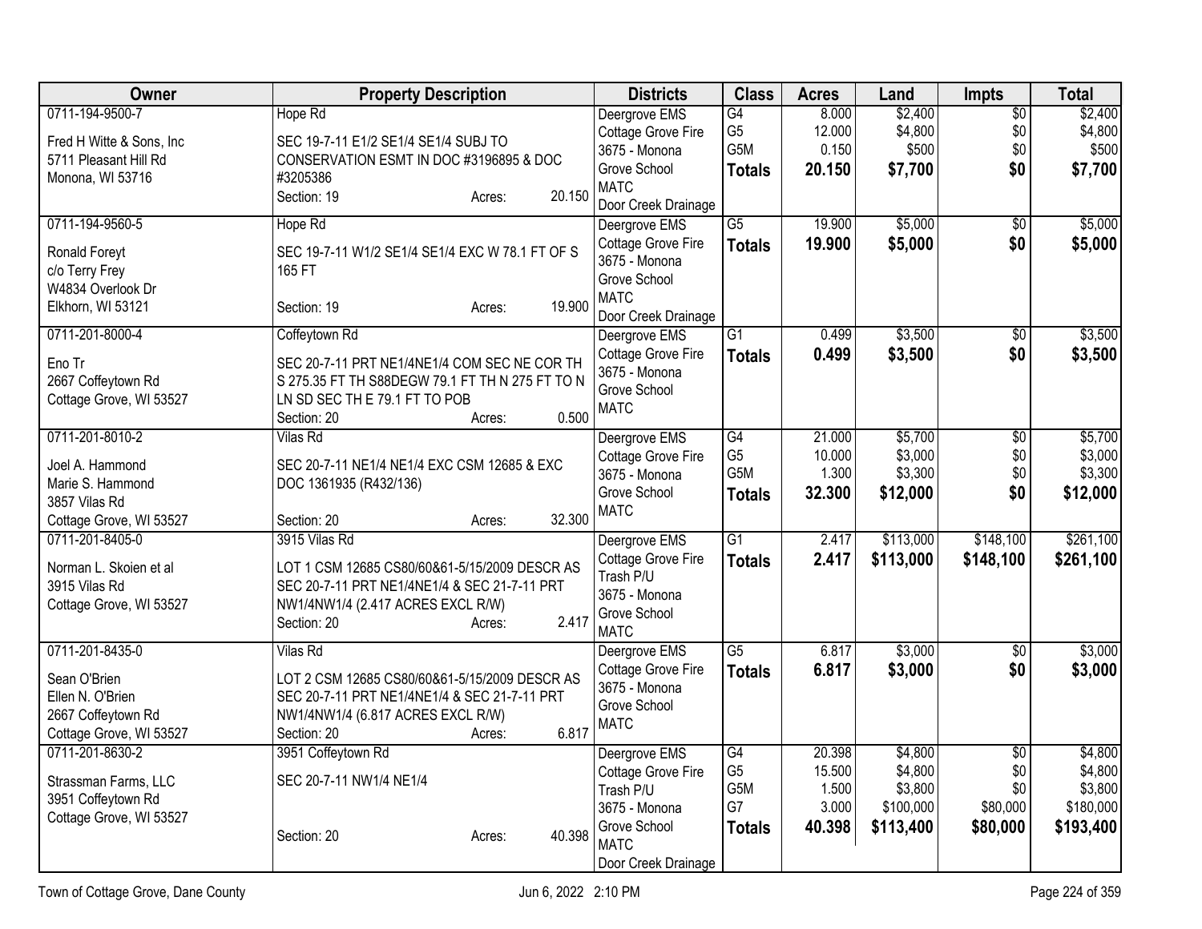| Owner | Property Description | Districts | Class | Acres | Land | Impts | Total |
|---|---|---|---|---|---|---|---|
| 0711-194-9500-7<br><br>Fred H Witte & Sons, Inc<br>5711 Pleasant Hill Rd<br>Monona, WI 53716 | Hope Rd<br><br>SEC 19-7-11 E1/2 SE1/4 SE1/4 SUBJ TO CONSERVATION ESMT IN DOC #3196895 & DOC #3205386<br>Section: 19 Acres: 20.150 | Deergrove EMS<br>Cottage Grove Fire<br>3675 - Monona Grove School<br>MATC<br>Door Creek Drainage | G4<br>G5<br>G5M<br>**Totals** | 8.000<br>12.000<br>0.150<br>**20.150** | $2,400<br>$4,800<br>$500<br>**$7,700** | $0<br>$0<br>$0<br>**$0** | $2,400<br>$4,800<br>$500<br>**$7,700** |
| 0711-194-9560-5<br><br>Ronald Foreyt<br>c/o Terry Frey<br>W4834 Overlook Dr<br>Elkhorn, WI 53121 | Hope Rd<br><br>SEC 19-7-11 W1/2 SE1/4 SE1/4 EXC W 78.1 FT OF S 165 FT<br><br>Section: 19 Acres: 19.900 | Deergrove EMS<br>Cottage Grove Fire<br>3675 - Monona Grove School<br>MATC<br>Door Creek Drainage | G5<br>**Totals** | 19.900<br>**19.900** | $5,000<br>**$5,000** | $0<br>**$0** | $5,000<br>**$5,000** |
| 0711-201-8000-4<br><br>Eno Tr<br>2667 Coffeytown Rd<br>Cottage Grove, WI 53527 | Coffeytown Rd<br><br>SEC 20-7-11 PRT NE1/4NE1/4 COM SEC NE COR TH S 275.35 FT TH S88DEGW 79.1 FT TH N 275 FT TO N LN SD SEC TH E 79.1 FT TO POB<br>Section: 20 Acres: 0.500 | Deergrove EMS<br>Cottage Grove Fire<br>3675 - Monona Grove School<br>MATC | G1<br>**Totals** | 0.499<br>**0.499** | $3,500<br>**$3,500** | $0<br>**$0** | $3,500<br>**$3,500** |
| 0711-201-8010-2<br><br>Joel A. Hammond<br>Marie S. Hammond<br>3857 Vilas Rd<br>Cottage Grove, WI 53527 | Vilas Rd<br><br>SEC 20-7-11 NE1/4 NE1/4 EXC CSM 12685 & EXC DOC 1361935 (R432/136)<br><br>Section: 20 Acres: 32.300 | Deergrove EMS<br>Cottage Grove Fire<br>3675 - Monona Grove School<br>MATC | G4<br>G5<br>G5M<br>**Totals** | 21.000<br>10.000<br>1.300<br>**32.300** | $5,700<br>$3,000<br>$3,300<br>**$12,000** | $0<br>$0<br>$0<br>**$0** | $5,700<br>$3,000<br>$3,300<br>**$12,000** |
| 0711-201-8405-0<br><br>Norman L. Skoien et al<br>3915 Vilas Rd<br>Cottage Grove, WI 53527 | 3915 Vilas Rd<br><br>LOT 1 CSM 12685 CS80/60&61-5/15/2009 DESCR AS SEC 20-7-11 PRT NE1/4NE1/4 & SEC 21-7-11 PRT NW1/4NW1/4 (2.417 ACRES EXCL R/W)<br>Section: 20 Acres: 2.417 | Deergrove EMS<br>Cottage Grove Fire<br>Trash P/U<br>3675 - Monona Grove School<br>MATC | G1<br>**Totals** | 2.417<br>**2.417** | $113,000<br>**$113,000** | $148,100<br>**$148,100** | $261,100<br>**$261,100** |
| 0711-201-8435-0<br><br>Sean O'Brien<br>Ellen N. O'Brien<br>2667 Coffeytown Rd<br>Cottage Grove, WI 53527 | Vilas Rd<br><br>LOT 2 CSM 12685 CS80/60&61-5/15/2009 DESCR AS SEC 20-7-11 PRT NE1/4NE1/4 & SEC 21-7-11 PRT NW1/4NW1/4 (6.817 ACRES EXCL R/W)<br>Section: 20 Acres: 6.817 | Deergrove EMS<br>Cottage Grove Fire<br>3675 - Monona Grove School<br>MATC | G5<br>**Totals** | 6.817<br>**6.817** | $3,000<br>**$3,000** | $0<br>**$0** | $3,000<br>**$3,000** |
| 0711-201-8630-2<br><br>Strassman Farms, LLC<br>3951 Coffeytown Rd<br>Cottage Grove, WI 53527 | 3951 Coffeytown Rd<br><br>SEC 20-7-11 NW1/4 NE1/4<br><br>Section: 20 Acres: 40.398 | Deergrove EMS<br>Cottage Grove Fire<br>Trash P/U<br>3675 - Monona Grove School<br>MATC<br>Door Creek Drainage | G4<br>G5<br>G5M<br>G7<br>**Totals** | 20.398<br>15.500<br>1.500<br>3.000<br>**40.398** | $4,800<br>$4,800<br>$3,800<br>$100,000<br>**$113,400** | $0<br>$0<br>$0<br>$80,000<br>**$80,000** | $4,800<br>$4,800<br>$3,800<br>$180,000<br>**$193,400** |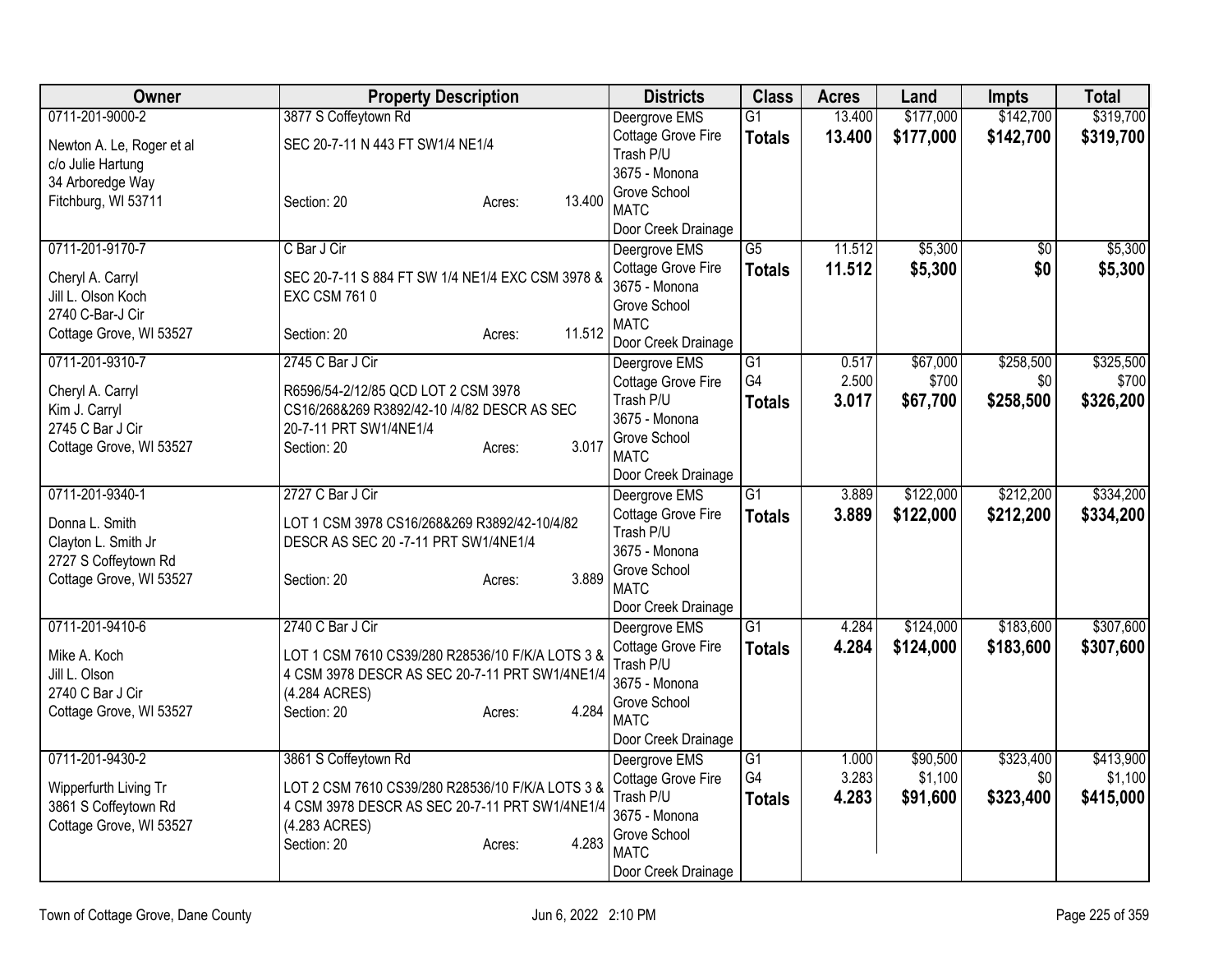| Owner | Property Description | Districts | Class | Acres | Land | Impts | Total |
|---|---|---|---|---|---|---|---|
| 0711-201-9000-2<br>Newton A. Le, Roger et al<br>c/o Julie Hartung<br>34 Arboredge Way<br>Fitchburg, WI 53711 | 3877 S Coffeytown Rd<br>SEC 20-7-11 N 443 FT SW1/4 NE1/4<br>Section: 20 Acres: 13.400 | Deergrove EMS<br>Cottage Grove Fire<br>Trash P/U<br>3675 - Monona Grove School<br>MATC<br>Door Creek Drainage | G1<br>**Totals** | 13.400<br>**13.400** | $177,000<br>**$177,000** | $142,700<br>**$142,700** | $319,700<br>**$319,700** |
| 0711-201-9170-7<br>Cheryl A. Carryl<br>Jill L. Olson Koch<br>2740 C-Bar-J Cir<br>Cottage Grove, WI 53527 | C Bar J Cir<br>SEC 20-7-11 S 884 FT SW 1/4 NE1/4 EXC CSM 3978 & EXC CSM 761 0<br>Section: 20 Acres: 11.512 | Deergrove EMS<br>Cottage Grove Fire<br>3675 - Monona Grove School<br>MATC<br>Door Creek Drainage | G5<br>**Totals** | 11.512<br>**11.512** | $5,300<br>**$5,300** | $0<br>**$0** | $5,300<br>**$5,300** |
| 0711-201-9310-7<br>Cheryl A. Carryl<br>Kim J. Carryl<br>2745 C Bar J Cir<br>Cottage Grove, WI 53527 | 2745 C Bar J Cir<br>R6596/54-2/12/85 QCD LOT 2 CSM 3978 CS16/268&269 R3892/42-10 /4/82 DESCR AS SEC 20-7-11 PRT SW1/4NE1/4<br>Section: 20 Acres: 3.017 | Deergrove EMS<br>Cottage Grove Fire<br>Trash P/U<br>3675 - Monona Grove School<br>MATC<br>Door Creek Drainage | G1<br>G4<br>**Totals** | 0.517<br>2.500<br>**3.017** | $67,000<br>$700<br>**$67,700** | $258,500<br>$0<br>**$258,500** | $325,500<br>$700<br>**$326,200** |
| 0711-201-9340-1<br>Donna L. Smith<br>Clayton L. Smith Jr<br>2727 S Coffeytown Rd<br>Cottage Grove, WI 53527 | 2727 C Bar J Cir<br>LOT 1 CSM 3978 CS16/268&269 R3892/42-10/4/82 DESCR AS SEC 20 -7-11 PRT SW1/4NE1/4<br>Section: 20 Acres: 3.889 | Deergrove EMS<br>Cottage Grove Fire<br>Trash P/U<br>3675 - Monona Grove School<br>MATC<br>Door Creek Drainage | G1<br>**Totals** | 3.889<br>**3.889** | $122,000<br>**$122,000** | $212,200<br>**$212,200** | $334,200<br>**$334,200** |
| 0711-201-9410-6<br>Mike A. Koch<br>Jill L. Olson<br>2740 C Bar J Cir<br>Cottage Grove, WI 53527 | 2740 C Bar J Cir<br>LOT 1 CSM 7610 CS39/280 R28536/10 F/K/A LOTS 3 & 4 CSM 3978 DESCR AS SEC 20-7-11 PRT SW1/4NE1/4 (4.284 ACRES)<br>Section: 20 Acres: 4.284 | Deergrove EMS<br>Cottage Grove Fire<br>Trash P/U<br>3675 - Monona Grove School<br>MATC<br>Door Creek Drainage | G1<br>**Totals** | 4.284<br>**4.284** | $124,000<br>**$124,000** | $183,600<br>**$183,600** | $307,600<br>**$307,600** |
| 0711-201-9430-2<br>Wipperfurth Living Tr<br>3861 S Coffeytown Rd<br>Cottage Grove, WI 53527 | 3861 S Coffeytown Rd<br>LOT 2 CSM 7610 CS39/280 R28536/10 F/K/A LOTS 3 & 4 CSM 3978 DESCR AS SEC 20-7-11 PRT SW1/4NE1/4 (4.283 ACRES)<br>Section: 20 Acres: 4.283 | Deergrove EMS<br>Cottage Grove Fire<br>Trash P/U<br>3675 - Monona Grove School<br>MATC<br>Door Creek Drainage | G1<br>G4<br>**Totals** | 1.000<br>3.283<br>**4.283** | $90,500<br>$1,100<br>**$91,600** | $323,400<br>$0<br>**$323,400** | $413,900<br>$1,100<br>**$415,000** |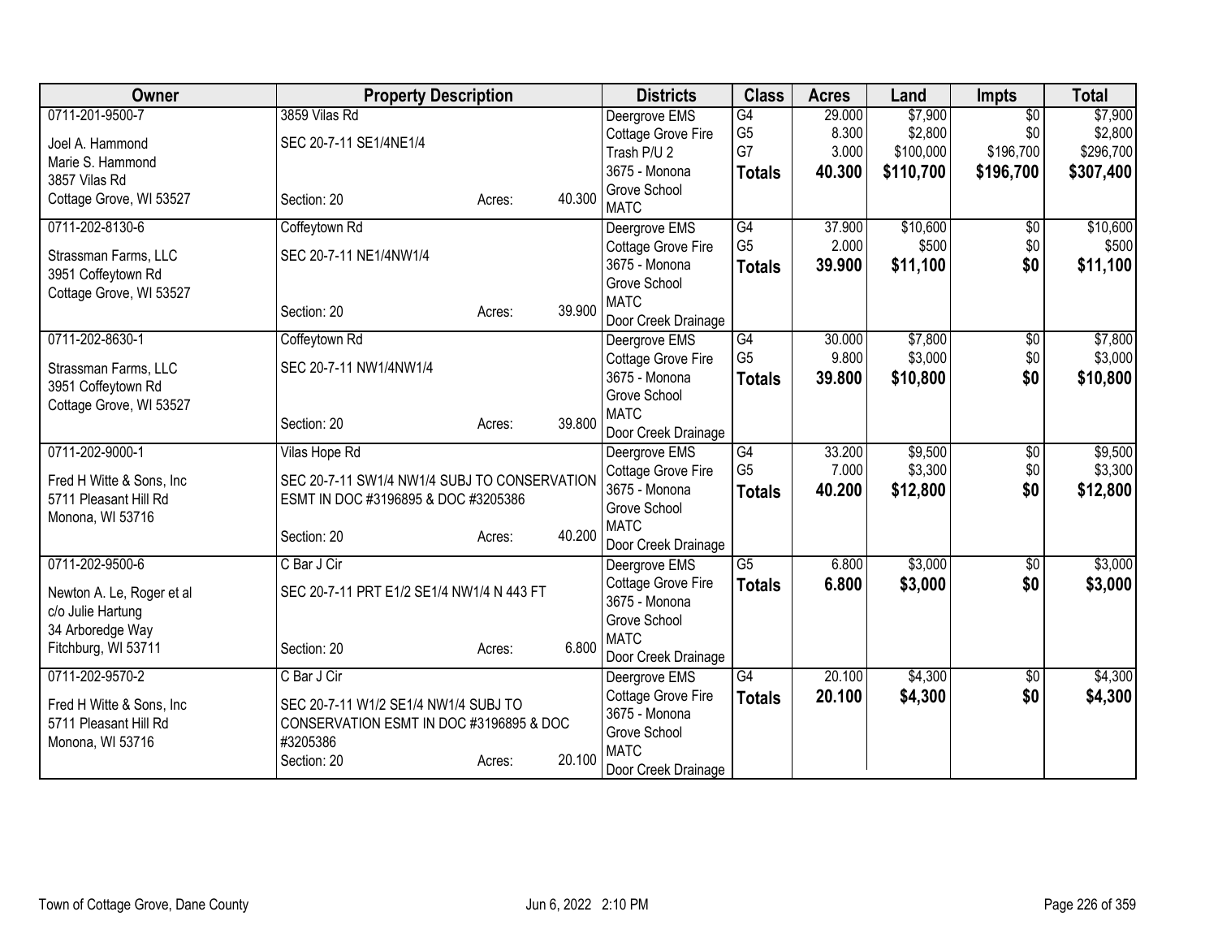| Owner | Property Description | | | Districts | Class | Acres | Land | Impts | Total |
|---|---|---|---|---|---|---|---|---|---|
| 0711-201-9500-7 | 3859 Vilas Rd | | | Deergrove EMS | G4 | 29.000 | $7,900 | $0 | $7,900 |
| Joel A. Hammond | SEC 20-7-11 SE1/4NE1/4 | | | Cottage Grove Fire | G5 | 8.300 | $2,800 | $0 | $2,800 |
| Marie S. Hammond | | | | Trash P/U 2 | G7 | 3.000 | $100,000 | $196,700 | $296,700 |
| 3857 Vilas Rd | | | | 3675 - Monona | **Totals** | **40.300** | **$110,700** | **$196,700** | **$307,400** |
| Cottage Grove, WI 53527 | Section: 20 | Acres: | 40.300 | Grove School | | | | | |
| | | | | MATC | | | | | |
| 0711-202-8130-6 | Coffeytown Rd | | | Deergrove EMS | G4 | 37.900 | $10,600 | $0 | $10,600 |
| Strassman Farms, LLC | SEC 20-7-11 NE1/4NW1/4 | | | Cottage Grove Fire | G5 | 2.000 | $500 | $0 | $500 |
| 3951 Coffeytown Rd | | | | 3675 - Monona | **Totals** | **39.900** | **$11,100** | **$0** | **$11,100** |
| Cottage Grove, WI 53527 | | | | Grove School | | | | | |
| | Section: 20 | Acres: | 39.900 | MATC | | | | | |
| | | | | Door Creek Drainage | | | | | |
| 0711-202-8630-1 | Coffeytown Rd | | | Deergrove EMS | G4 | 30.000 | $7,800 | $0 | $7,800 |
| Strassman Farms, LLC | SEC 20-7-11 NW1/4NW1/4 | | | Cottage Grove Fire | G5 | 9.800 | $3,000 | $0 | $3,000 |
| 3951 Coffeytown Rd | | | | 3675 - Monona | **Totals** | **39.800** | **$10,800** | **$0** | **$10,800** |
| Cottage Grove, WI 53527 | | | | Grove School | | | | | |
| | Section: 20 | Acres: | 39.800 | MATC | | | | | |
| | | | | Door Creek Drainage | | | | | |
| 0711-202-9000-1 | Vilas Hope Rd | | | Deergrove EMS | G4 | 33.200 | $9,500 | $0 | $9,500 |
| Fred H Witte & Sons, Inc | SEC 20-7-11 SW1/4 NW1/4 SUBJ TO CONSERVATION | | | Cottage Grove Fire | G5 | 7.000 | $3,300 | $0 | $3,300 |
| 5711 Pleasant Hill Rd | ESMT IN DOC #3196895 & DOC #3205386 | | | 3675 - Monona | **Totals** | **40.200** | **$12,800** | **$0** | **$12,800** |
| Monona, WI 53716 | | | | Grove School | | | | | |
| | Section: 20 | Acres: | 40.200 | MATC | | | | | |
| | | | | Door Creek Drainage | | | | | |
| 0711-202-9500-6 | C Bar J Cir | | | Deergrove EMS | G5 | 6.800 | $3,000 | $0 | $3,000 |
| Newton A. Le, Roger et al | SEC 20-7-11 PRT E1/2 SE1/4 NW1/4 N 443 FT | | | Cottage Grove Fire | **Totals** | **6.800** | **$3,000** | **$0** | **$3,000** |
| c/o Julie Hartung | | | | 3675 - Monona | | | | | |
| 34 Arboredge Way | | | | Grove School | | | | | |
| Fitchburg, WI 53711 | Section: 20 | Acres: | 6.800 | MATC | | | | | |
| | | | | Door Creek Drainage | | | | | |
| 0711-202-9570-2 | C Bar J Cir | | | Deergrove EMS | G4 | 20.100 | $4,300 | $0 | $4,300 |
| Fred H Witte & Sons, Inc | SEC 20-7-11 W1/2 SE1/4 NW1/4 SUBJ TO | | | Cottage Grove Fire | **Totals** | **20.100** | **$4,300** | **$0** | **$4,300** |
| 5711 Pleasant Hill Rd | CONSERVATION ESMT IN DOC #3196895 & DOC | | | 3675 - Monona | | | | | |
| Monona, WI 53716 | #3205386 | | | Grove School | | | | | |
| | Section: 20 | Acres: | 20.100 | MATC | | | | | |
| | | | | Door Creek Drainage | | | | | |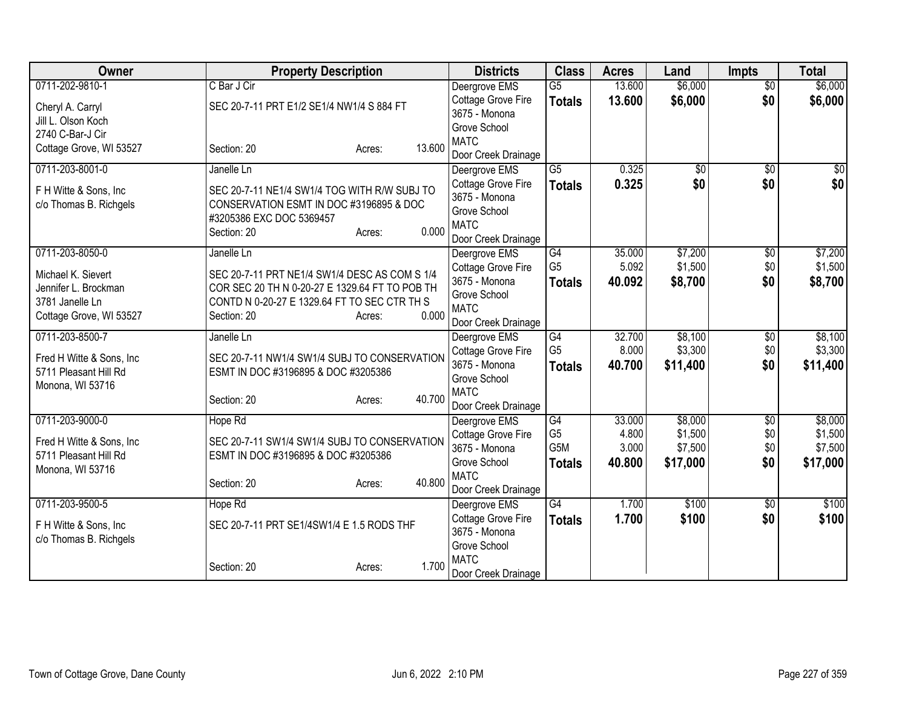| Owner | Property Description | Districts | Class | Acres | Land | Impts | Total |
|---|---|---|---|---|---|---|---|
| 0711-202-9810-1<br>Cheryl A. Carryl<br>Jill L. Olson Koch<br>2740 C-Bar-J Cir<br>Cottage Grove, WI 53527 | C Bar J Cir<br>SEC 20-7-11 PRT E1/2 SE1/4 NW1/4 S 884 FT<br>Section: 20 Acres: 13.600 | Deergrove EMS<br>Cottage Grove Fire<br>3675 - Monona Grove School<br>MATC<br>Door Creek Drainage | G5<br>**Totals** | 13.600<br>**13.600** | $6,000<br>**$6,000** | $0<br>**$0** | $6,000<br>**$6,000** |
| 0711-203-8001-0<br>F H Witte & Sons, Inc<br>c/o Thomas B. Richgels | Janelle Ln<br>SEC 20-7-11 NE1/4 SW1/4 TOG WITH R/W SUBJ TO CONSERVATION ESMT IN DOC #3196895 & DOC #3205386 EXC DOC 5369457<br>Section: 20 Acres: 0.000 | Deergrove EMS<br>Cottage Grove Fire<br>3675 - Monona Grove School<br>MATC<br>Door Creek Drainage | G5<br>**Totals** | 0.325<br>**0.325** | $0<br>**$0** | $0<br>**$0** | $0<br>**$0** |
| 0711-203-8050-0<br>Michael K. Sievert<br>Jennifer L. Brockman<br>3781 Janelle Ln<br>Cottage Grove, WI 53527 | Janelle Ln<br>SEC 20-7-11 PRT NE1/4 SW1/4 DESC AS COM S 1/4 COR SEC 20 TH N 0-20-27 E 1329.64 FT TO POB TH CONTD N 0-20-27 E 1329.64 FT TO SEC CTR TH S<br>Section: 20 Acres: 0.000 | Deergrove EMS<br>Cottage Grove Fire<br>3675 - Monona Grove School<br>MATC<br>Door Creek Drainage | G4<br>G5<br>**Totals** | 35.000<br>5.092<br>**40.092** | $7,200<br>$1,500<br>**$8,700** | $0<br>$0<br>**$0** | $7,200<br>$1,500<br>**$8,700** |
| 0711-203-8500-7<br>Fred H Witte & Sons, Inc<br>5711 Pleasant Hill Rd<br>Monona, WI 53716 | Janelle Ln<br>SEC 20-7-11 NW1/4 SW1/4 SUBJ TO CONSERVATION ESMT IN DOC #3196895 & DOC #3205386<br>Section: 20 Acres: 40.700 | Deergrove EMS<br>Cottage Grove Fire<br>3675 - Monona Grove School<br>MATC<br>Door Creek Drainage | G4<br>G5<br>**Totals** | 32.700<br>8.000<br>**40.700** | $8,100<br>$3,300<br>**$11,400** | $0<br>$0<br>**$0** | $8,100<br>$3,300<br>**$11,400** |
| 0711-203-9000-0<br>Fred H Witte & Sons, Inc<br>5711 Pleasant Hill Rd<br>Monona, WI 53716 | Hope Rd<br>SEC 20-7-11 SW1/4 SW1/4 SUBJ TO CONSERVATION ESMT IN DOC #3196895 & DOC #3205386<br>Section: 20 Acres: 40.800 | Deergrove EMS<br>Cottage Grove Fire<br>3675 - Monona Grove School<br>MATC<br>Door Creek Drainage | G4<br>G5<br>G5M<br>**Totals** | 33.000<br>4.800<br>3.000<br>**40.800** | $8,000<br>$1,500<br>$7,500<br>**$17,000** | $0<br>$0<br>$0<br>**$0** | $8,000<br>$1,500<br>$7,500<br>**$17,000** |
| 0711-203-9500-5<br>F H Witte & Sons, Inc<br>c/o Thomas B. Richgels | Hope Rd<br>SEC 20-7-11 PRT SE1/4SW1/4 E 1.5 RODS THF<br>Section: 20 Acres: 1.700 | Deergrove EMS<br>Cottage Grove Fire<br>3675 - Monona Grove School<br>MATC<br>Door Creek Drainage | G4<br>**Totals** | 1.700<br>**1.700** | $100<br>**$100** | $0<br>**$0** | $100<br>**$100** |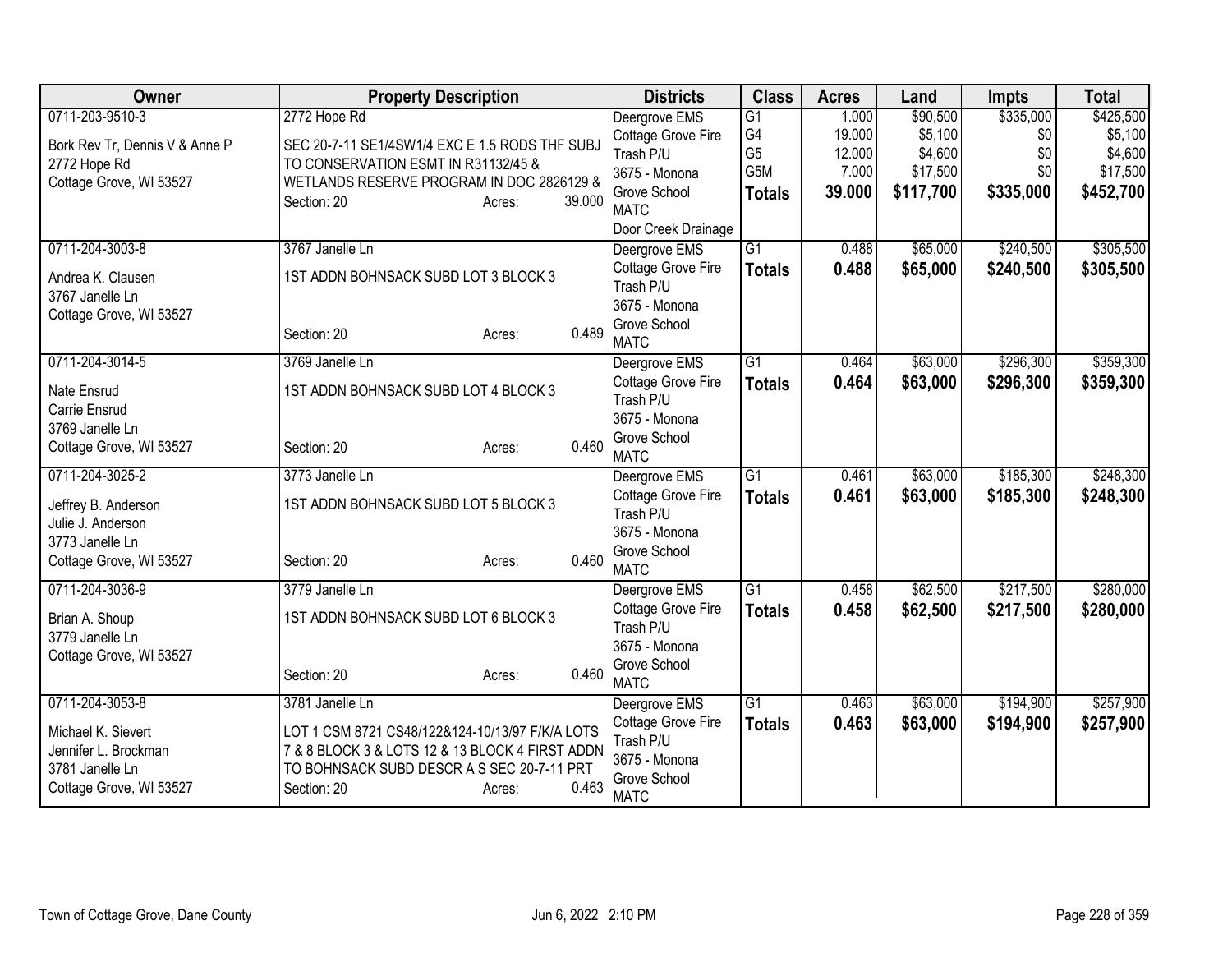| Owner | Property Description | Districts | Class | Acres | Land | Impts | Total |
|---|---|---|---|---|---|---|---|
| 0711-203-9510-3<br>Bork Rev Tr, Dennis V & Anne P<br>2772 Hope Rd<br>Cottage Grove, WI 53527 | 2772 Hope Rd<br>SEC 20-7-11 SE1/4SW1/4 EXC E 1.5 RODS THF SUBJ TO CONSERVATION ESMT IN R31132/45 & WETLANDS RESERVE PROGRAM IN DOC 2826129 &<br>Section: 20 Acres: 39.000 | Deergrove EMS<br>Cottage Grove Fire<br>Trash P/U<br>3675 - Monona Grove School<br>MATC<br>Door Creek Drainage | G1<br>G4<br>G5<br>G5M<br>**Totals** | 1.000<br>19.000<br>12.000<br>7.000<br>**39.000** | $90,500<br>$5,100<br>$4,600<br>$17,500<br>**$117,700** | $335,000<br>$0<br>$0<br>$0<br>**$335,000** | $425,500<br>$5,100<br>$4,600<br>$17,500<br>**$452,700** |
| 0711-204-3003-8<br>Andrea K. Clausen<br>3767 Janelle Ln<br>Cottage Grove, WI 53527 | 3767 Janelle Ln<br>1ST ADDN BOHNSACK SUBD LOT 3 BLOCK 3<br>Section: 20 Acres: 0.489 | Deergrove EMS<br>Cottage Grove Fire<br>Trash P/U<br>3675 - Monona Grove School<br>MATC | G1<br>**Totals** | 0.488<br>**0.488** | $65,000<br>**$65,000** | $240,500<br>**$240,500** | $305,500<br>**$305,500** |
| 0711-204-3014-5<br>Nate Ensrud<br>Carrie Ensrud<br>3769 Janelle Ln<br>Cottage Grove, WI 53527 | 3769 Janelle Ln<br>1ST ADDN BOHNSACK SUBD LOT 4 BLOCK 3<br>Section: 20 Acres: 0.460 | Deergrove EMS<br>Cottage Grove Fire<br>Trash P/U<br>3675 - Monona Grove School<br>MATC | G1<br>**Totals** | 0.464<br>**0.464** | $63,000<br>**$63,000** | $296,300<br>**$296,300** | $359,300<br>**$359,300** |
| 0711-204-3025-2<br>Jeffrey B. Anderson<br>Julie J. Anderson<br>3773 Janelle Ln<br>Cottage Grove, WI 53527 | 3773 Janelle Ln<br>1ST ADDN BOHNSACK SUBD LOT 5 BLOCK 3<br>Section: 20 Acres: 0.460 | Deergrove EMS<br>Cottage Grove Fire<br>Trash P/U<br>3675 - Monona Grove School<br>MATC | G1<br>**Totals** | 0.461<br>**0.461** | $63,000<br>**$63,000** | $185,300<br>**$185,300** | $248,300<br>**$248,300** |
| 0711-204-3036-9<br>Brian A. Shoup<br>3779 Janelle Ln<br>Cottage Grove, WI 53527 | 3779 Janelle Ln<br>1ST ADDN BOHNSACK SUBD LOT 6 BLOCK 3<br>Section: 20 Acres: 0.460 | Deergrove EMS<br>Cottage Grove Fire<br>Trash P/U<br>3675 - Monona Grove School<br>MATC | G1<br>**Totals** | 0.458<br>**0.458** | $62,500<br>**$62,500** | $217,500<br>**$217,500** | $280,000<br>**$280,000** |
| 0711-204-3053-8<br>Michael K. Sievert<br>Jennifer L. Brockman<br>3781 Janelle Ln<br>Cottage Grove, WI 53527 | 3781 Janelle Ln<br>LOT 1 CSM 8721 CS48/122&124-10/13/97 F/K/A LOTS 7 & 8 BLOCK 3 & LOTS 12 & 13 BLOCK 4 FIRST ADDN TO BOHNSACK SUBD DESCR A S SEC 20-7-11 PRT<br>Section: 20 Acres: 0.463 | Deergrove EMS<br>Cottage Grove Fire<br>Trash P/U<br>3675 - Monona Grove School<br>MATC | G1<br>**Totals** | 0.463<br>**0.463** | $63,000<br>**$63,000** | $194,900<br>**$194,900** | $257,900<br>**$257,900** |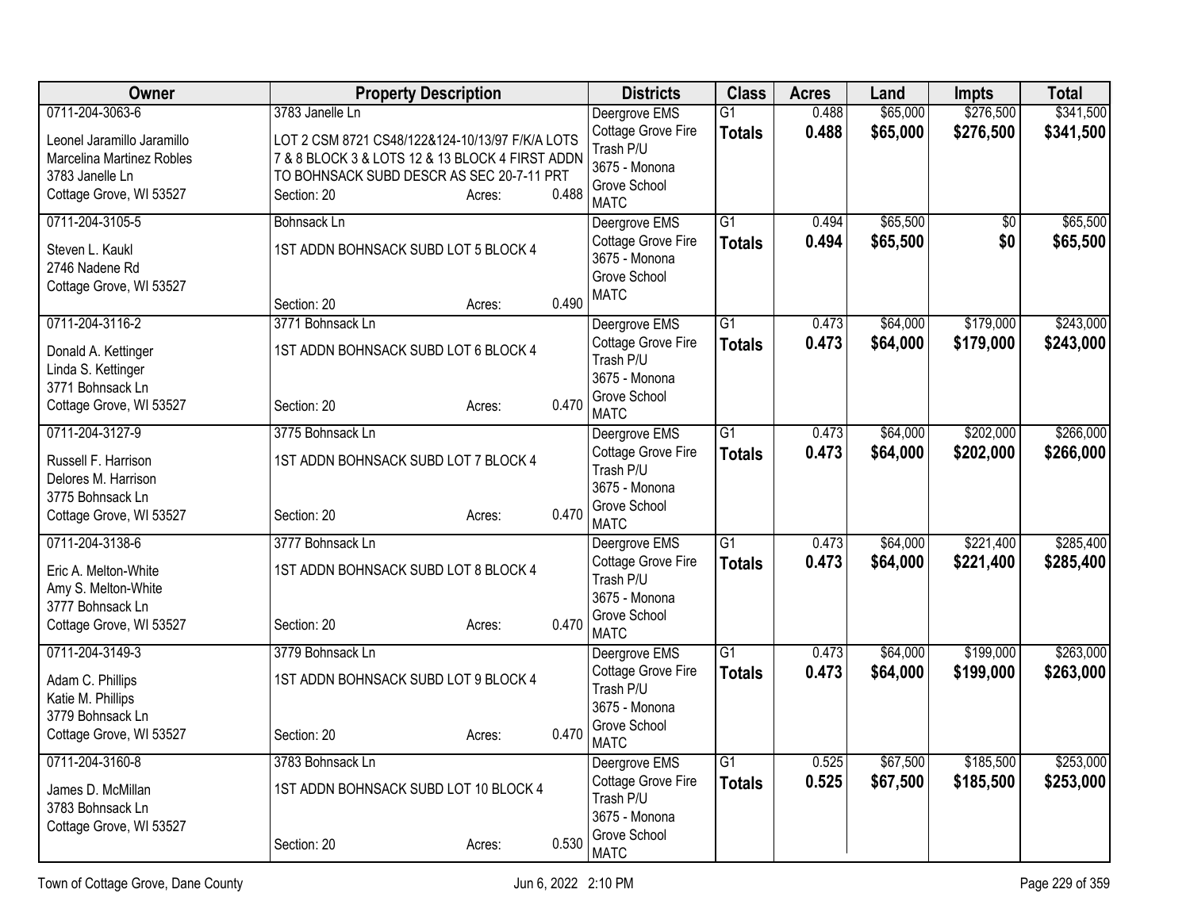| Owner | Property Description | Districts | Class | Acres | Land | Impts | Total |
|---|---|---|---|---|---|---|---|
| 0711-204-3063-6<br>Leonel Jaramillo Jaramillo<br>Marcelina Martinez Robles<br>3783 Janelle Ln<br>Cottage Grove, WI 53527 | 3783 Janelle Ln<br>LOT 2 CSM 8721 CS48/122&124-10/13/97 F/K/A LOTS 7 & 8 BLOCK 3 & LOTS 12 & 13 BLOCK 4 FIRST ADDN TO BOHNSACK SUBD DESCR AS SEC 20-7-11 PRT<br>Section: 20 Acres: 0.488 | Deergrove EMS<br>Cottage Grove Fire<br>Trash P/U<br>3675 - Monona Grove School<br>MATC | G1<br>**Totals** | 0.488<br>**0.488** | $65,000<br>**$65,000** | $276,500<br>**$276,500** | $341,500<br>**$341,500** |
| 0711-204-3105-5<br>Steven L. Kaukl<br>2746 Nadene Rd<br>Cottage Grove, WI 53527 | Bohnsack Ln<br>1ST ADDN BOHNSACK SUBD LOT 5 BLOCK 4<br>Section: 20 Acres: 0.490 | Deergrove EMS<br>Cottage Grove Fire<br>3675 - Monona Grove School<br>MATC | G1<br>**Totals** | 0.494<br>**0.494** | $65,500<br>**$65,500** | $0<br>**$0** | $65,500<br>**$65,500** |
| 0711-204-3116-2<br>Donald A. Kettinger<br>Linda S. Kettinger<br>3771 Bohnsack Ln<br>Cottage Grove, WI 53527 | 3771 Bohnsack Ln<br>1ST ADDN BOHNSACK SUBD LOT 6 BLOCK 4<br>Section: 20 Acres: 0.470 | Deergrove EMS<br>Cottage Grove Fire<br>Trash P/U<br>3675 - Monona Grove School<br>MATC | G1<br>**Totals** | 0.473<br>**0.473** | $64,000<br>**$64,000** | $179,000<br>**$179,000** | $243,000<br>**$243,000** |
| 0711-204-3127-9<br>Russell F. Harrison<br>Delores M. Harrison<br>3775 Bohnsack Ln<br>Cottage Grove, WI 53527 | 3775 Bohnsack Ln<br>1ST ADDN BOHNSACK SUBD LOT 7 BLOCK 4<br>Section: 20 Acres: 0.470 | Deergrove EMS<br>Cottage Grove Fire<br>Trash P/U<br>3675 - Monona Grove School<br>MATC | G1<br>**Totals** | 0.473<br>**0.473** | $64,000<br>**$64,000** | $202,000<br>**$202,000** | $266,000<br>**$266,000** |
| 0711-204-3138-6<br>Eric A. Melton-White<br>Amy S. Melton-White<br>3777 Bohnsack Ln<br>Cottage Grove, WI 53527 | 3777 Bohnsack Ln<br>1ST ADDN BOHNSACK SUBD LOT 8 BLOCK 4<br>Section: 20 Acres: 0.470 | Deergrove EMS<br>Cottage Grove Fire<br>Trash P/U<br>3675 - Monona Grove School<br>MATC | G1<br>**Totals** | 0.473<br>**0.473** | $64,000<br>**$64,000** | $221,400<br>**$221,400** | $285,400<br>**$285,400** |
| 0711-204-3149-3<br>Adam C. Phillips<br>Katie M. Phillips<br>3779 Bohnsack Ln<br>Cottage Grove, WI 53527 | 3779 Bohnsack Ln<br>1ST ADDN BOHNSACK SUBD LOT 9 BLOCK 4<br>Section: 20 Acres: 0.470 | Deergrove EMS<br>Cottage Grove Fire<br>Trash P/U<br>3675 - Monona Grove School<br>MATC | G1<br>**Totals** | 0.473<br>**0.473** | $64,000<br>**$64,000** | $199,000<br>**$199,000** | $263,000<br>**$263,000** |
| 0711-204-3160-8<br>James D. McMillan<br>3783 Bohnsack Ln<br>Cottage Grove, WI 53527 | 3783 Bohnsack Ln<br>1ST ADDN BOHNSACK SUBD LOT 10 BLOCK 4<br>Section: 20 Acres: 0.530 | Deergrove EMS<br>Cottage Grove Fire<br>Trash P/U<br>3675 - Monona Grove School<br>MATC | G1<br>**Totals** | 0.525<br>**0.525** | $67,500<br>**$67,500** | $185,500<br>**$185,500** | $253,000<br>**$253,000** |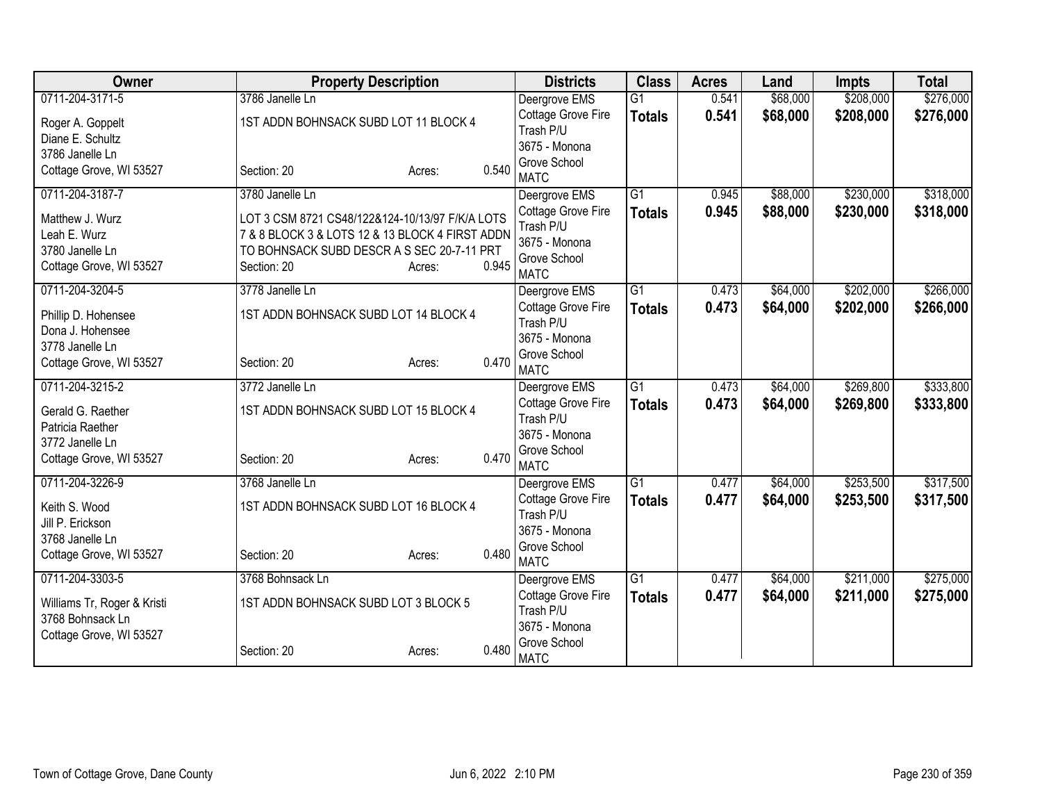| Owner | Property Description | Districts | Class | Acres | Land | Impts | Total |
|---|---|---|---|---|---|---|---|
| 0711-204-3171-5<br>Roger A. Goppelt<br>Diane E. Schultz<br>3786 Janelle Ln<br>Cottage Grove, WI 53527 | 3786 Janelle Ln<br>1ST ADDN BOHNSACK SUBD LOT 11 BLOCK 4<br>Section: 20 Acres: 0.540 | Deergrove EMS<br>Cottage Grove Fire<br>Trash P/U<br>3675 - Monona Grove School<br>MATC | G1<br>**Totals** | 0.541<br>**0.541** | $68,000<br>**$68,000** | $208,000<br>**$208,000** | $276,000<br>**$276,000** |
| 0711-204-3187-7<br>Matthew J. Wurz<br>Leah E. Wurz<br>3780 Janelle Ln<br>Cottage Grove, WI 53527 | 3780 Janelle Ln<br>LOT 3 CSM 8721 CS48/122&124-10/13/97 F/K/A LOTS 7 & 8 BLOCK 3 & LOTS 12 & 13 BLOCK 4 FIRST ADDN TO BOHNSACK SUBD DESCR A S SEC 20-7-11 PRT<br>Section: 20 Acres: 0.945 | Deergrove EMS<br>Cottage Grove Fire<br>Trash P/U<br>3675 - Monona Grove School<br>MATC | G1<br>**Totals** | 0.945<br>**0.945** | $88,000<br>**$88,000** | $230,000<br>**$230,000** | $318,000<br>**$318,000** |
| 0711-204-3204-5<br>Phillip D. Hohensee<br>Dona J. Hohensee<br>3778 Janelle Ln<br>Cottage Grove, WI 53527 | 3778 Janelle Ln<br>1ST ADDN BOHNSACK SUBD LOT 14 BLOCK 4<br>Section: 20 Acres: 0.470 | Deergrove EMS<br>Cottage Grove Fire<br>Trash P/U<br>3675 - Monona Grove School<br>MATC | G1<br>**Totals** | 0.473<br>**0.473** | $64,000<br>**$64,000** | $202,000<br>**$202,000** | $266,000<br>**$266,000** |
| 0711-204-3215-2<br>Gerald G. Raether<br>Patricia Raether<br>3772 Janelle Ln<br>Cottage Grove, WI 53527 | 3772 Janelle Ln<br>1ST ADDN BOHNSACK SUBD LOT 15 BLOCK 4<br>Section: 20 Acres: 0.470 | Deergrove EMS<br>Cottage Grove Fire<br>Trash P/U<br>3675 - Monona Grove School<br>MATC | G1<br>**Totals** | 0.473<br>**0.473** | $64,000<br>**$64,000** | $269,800<br>**$269,800** | $333,800<br>**$333,800** |
| 0711-204-3226-9<br>Keith S. Wood<br>Jill P. Erickson<br>3768 Janelle Ln<br>Cottage Grove, WI 53527 | 3768 Janelle Ln<br>1ST ADDN BOHNSACK SUBD LOT 16 BLOCK 4<br>Section: 20 Acres: 0.480 | Deergrove EMS<br>Cottage Grove Fire<br>Trash P/U<br>3675 - Monona Grove School<br>MATC | G1<br>**Totals** | 0.477<br>**0.477** | $64,000<br>**$64,000** | $253,500<br>**$253,500** | $317,500<br>**$317,500** |
| 0711-204-3303-5<br>Williams Tr, Roger & Kristi<br>3768 Bohnsack Ln<br>Cottage Grove, WI 53527 | 3768 Bohnsack Ln<br>1ST ADDN BOHNSACK SUBD LOT 3 BLOCK 5<br>Section: 20 Acres: 0.480 | Deergrove EMS<br>Cottage Grove Fire<br>Trash P/U<br>3675 - Monona Grove School<br>MATC | G1<br>**Totals** | 0.477<br>**0.477** | $64,000<br>**$64,000** | $211,000<br>**$211,000** | $275,000<br>**$275,000** |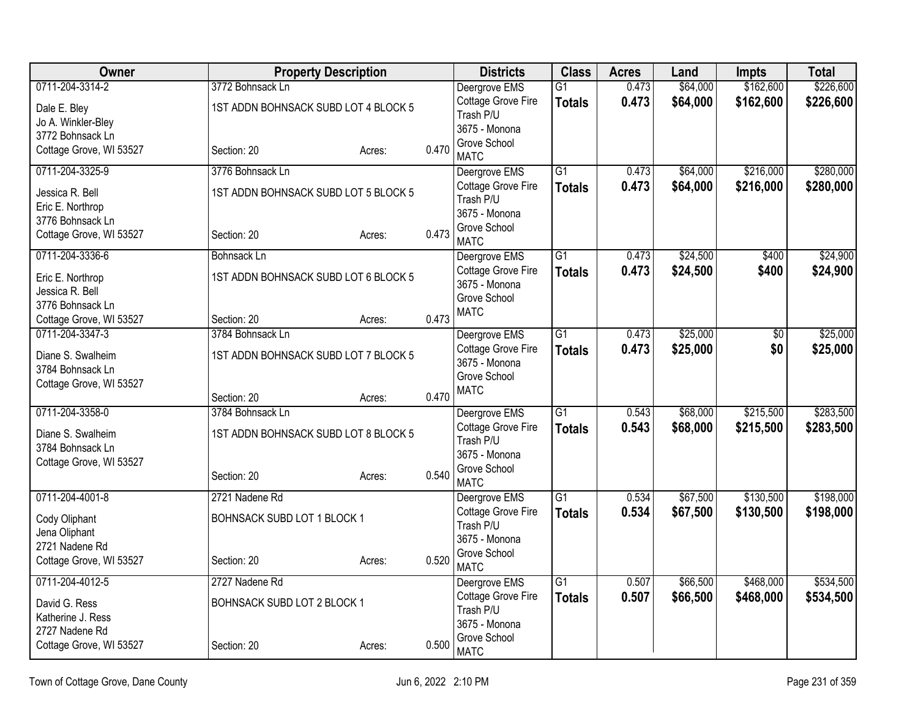| Owner | Property Description | | | Districts | Class | Acres | Land | Impts | Total |
|---|---|---|---|---|---|---|---|---|---|
| 0711-204-3314-2<br>Dale E. Bley<br>Jo A. Winkler-Bley<br>3772 Bohnsack Ln<br>Cottage Grove, WI 53527 | 3772 Bohnsack Ln<br>1ST ADDN BOHNSACK SUBD LOT 4 BLOCK 5<br>Section: 20 | Acres: | 0.470 | Deergrove EMS<br>Cottage Grove Fire<br>Trash P/U<br>3675 - Monona Grove School<br>MATC | G1<br>**Totals** | 0.473<br>**0.473** | $64,000<br>**$64,000** | $162,600<br>**$162,600** | $226,600<br>**$226,600** |
| 0711-204-3325-9<br>Jessica R. Bell<br>Eric E. Northrop<br>3776 Bohnsack Ln<br>Cottage Grove, WI 53527 | 3776 Bohnsack Ln<br>1ST ADDN BOHNSACK SUBD LOT 5 BLOCK 5<br>Section: 20 | Acres: | 0.473 | Deergrove EMS<br>Cottage Grove Fire<br>Trash P/U<br>3675 - Monona Grove School<br>MATC | G1<br>**Totals** | 0.473<br>**0.473** | $64,000<br>**$64,000** | $216,000<br>**$216,000** | $280,000<br>**$280,000** |
| 0711-204-3336-6<br>Eric E. Northrop<br>Jessica R. Bell<br>3776 Bohnsack Ln<br>Cottage Grove, WI 53527 | Bohnsack Ln<br>1ST ADDN BOHNSACK SUBD LOT 6 BLOCK 5<br>Section: 20 | Acres: | 0.473 | Deergrove EMS<br>Cottage Grove Fire<br>3675 - Monona Grove School<br>MATC | G1<br>**Totals** | 0.473<br>**0.473** | $24,500<br>**$24,500** | $400<br>**$400** | $24,900<br>**$24,900** |
| 0711-204-3347-3<br>Diane S. Swalheim<br>3784 Bohnsack Ln<br>Cottage Grove, WI 53527 | 3784 Bohnsack Ln<br>1ST ADDN BOHNSACK SUBD LOT 7 BLOCK 5<br>Section: 20 | Acres: | 0.470 | Deergrove EMS<br>Cottage Grove Fire<br>3675 - Monona Grove School<br>MATC | G1<br>**Totals** | 0.473<br>**0.473** | $25,000<br>**$25,000** | $0<br>**$0** | $25,000<br>**$25,000** |
| 0711-204-3358-0<br>Diane S. Swalheim<br>3784 Bohnsack Ln<br>Cottage Grove, WI 53527 | 3784 Bohnsack Ln<br>1ST ADDN BOHNSACK SUBD LOT 8 BLOCK 5<br>Section: 20 | Acres: | 0.540 | Deergrove EMS<br>Cottage Grove Fire<br>Trash P/U<br>3675 - Monona Grove School<br>MATC | G1<br>**Totals** | 0.543<br>**0.543** | $68,000<br>**$68,000** | $215,500<br>**$215,500** | $283,500<br>**$283,500** |
| 0711-204-4001-8<br>Cody Oliphant<br>Jena Oliphant<br>2721 Nadene Rd<br>Cottage Grove, WI 53527 | 2721 Nadene Rd<br>BOHNSACK SUBD LOT 1 BLOCK 1<br>Section: 20 | Acres: | 0.520 | Deergrove EMS<br>Cottage Grove Fire<br>Trash P/U<br>3675 - Monona Grove School<br>MATC | G1<br>**Totals** | 0.534<br>**0.534** | $67,500<br>**$67,500** | $130,500<br>**$130,500** | $198,000<br>**$198,000** |
| 0711-204-4012-5<br>David G. Ress<br>Katherine J. Ress<br>2727 Nadene Rd<br>Cottage Grove, WI 53527 | 2727 Nadene Rd<br>BOHNSACK SUBD LOT 2 BLOCK 1<br>Section: 20 | Acres: | 0.500 | Deergrove EMS<br>Cottage Grove Fire<br>Trash P/U<br>3675 - Monona Grove School<br>MATC | G1<br>**Totals** | 0.507<br>**0.507** | $66,500<br>**$66,500** | $468,000<br>**$468,000** | $534,500<br>**$534,500** |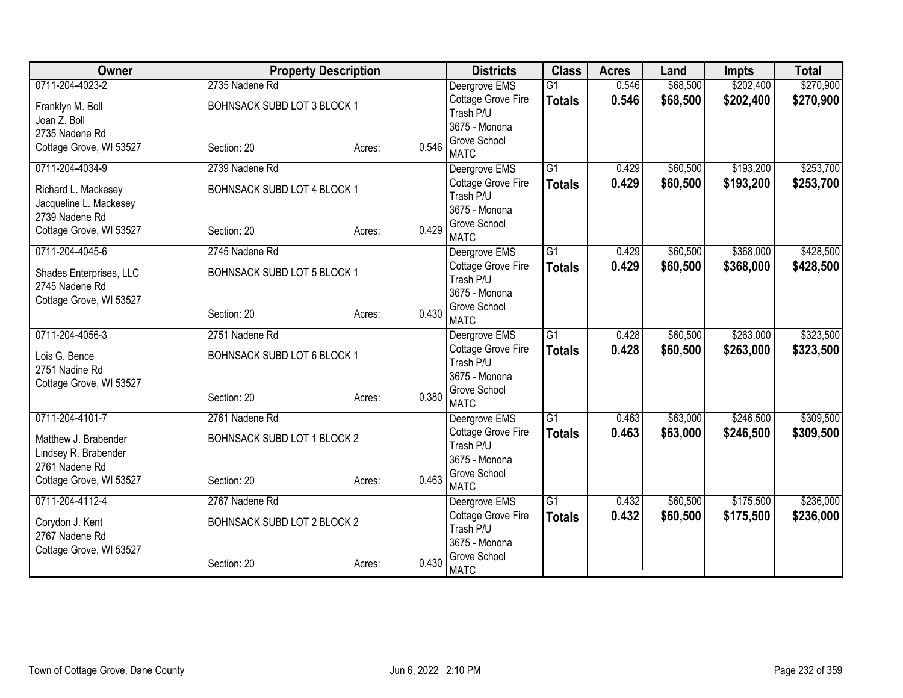| Owner | Property Description | | | Districts | Class | Acres | Land | Impts | Total |
|---|---|---|---|---|---|---|---|---|---|
| 0711-204-4023-2 | 2735 Nadene Rd | | | Deergrove EMS | G1 | 0.546 | $68,500 | $202,400 | $270,900 |
| Franklyn M. Boll<br>Joan Z. Boll<br>2735 Nadene Rd<br>Cottage Grove, WI 53527 | BOHNSACK SUBD LOT 3 BLOCK 1<br><br>Section: 20 | Acres: | 0.546 | Cottage Grove Fire<br>Trash P/U<br>3675 - Monona Grove School<br>MATC | **Totals** | **0.546** | **$68,500** | **$202,400** | **$270,900** |
| 0711-204-4034-9 | 2739 Nadene Rd | | | Deergrove EMS | G1 | 0.429 | $60,500 | $193,200 | $253,700 |
| Richard L. Mackesey<br>Jacqueline L. Mackesey<br>2739 Nadene Rd<br>Cottage Grove, WI 53527 | BOHNSACK SUBD LOT 4 BLOCK 1<br><br>Section: 20 | Acres: | 0.429 | Cottage Grove Fire<br>Trash P/U<br>3675 - Monona Grove School<br>MATC | **Totals** | **0.429** | **$60,500** | **$193,200** | **$253,700** |
| 0711-204-4045-6 | 2745 Nadene Rd | | | Deergrove EMS | G1 | 0.429 | $60,500 | $368,000 | $428,500 |
| Shades Enterprises, LLC<br>2745 Nadene Rd<br>Cottage Grove, WI 53527 | BOHNSACK SUBD LOT 5 BLOCK 1<br><br>Section: 20 | Acres: | 0.430 | Cottage Grove Fire<br>Trash P/U<br>3675 - Monona Grove School<br>MATC | **Totals** | **0.429** | **$60,500** | **$368,000** | **$428,500** |
| 0711-204-4056-3 | 2751 Nadene Rd | | | Deergrove EMS | G1 | 0.428 | $60,500 | $263,000 | $323,500 |
| Lois G. Bence<br>2751 Nadine Rd<br>Cottage Grove, WI 53527 | BOHNSACK SUBD LOT 6 BLOCK 1<br><br>Section: 20 | Acres: | 0.380 | Cottage Grove Fire<br>Trash P/U<br>3675 - Monona Grove School<br>MATC | **Totals** | **0.428** | **$60,500** | **$263,000** | **$323,500** |
| 0711-204-4101-7 | 2761 Nadene Rd | | | Deergrove EMS | G1 | 0.463 | $63,000 | $246,500 | $309,500 |
| Matthew J. Brabender<br>Lindsey R. Brabender<br>2761 Nadene Rd<br>Cottage Grove, WI 53527 | BOHNSACK SUBD LOT 1 BLOCK 2<br><br>Section: 20 | Acres: | 0.463 | Cottage Grove Fire<br>Trash P/U<br>3675 - Monona Grove School<br>MATC | **Totals** | **0.463** | **$63,000** | **$246,500** | **$309,500** |
| 0711-204-4112-4 | 2767 Nadene Rd | | | Deergrove EMS | G1 | 0.432 | $60,500 | $175,500 | $236,000 |
| Corydon J. Kent<br>2767 Nadene Rd<br>Cottage Grove, WI 53527 | BOHNSACK SUBD LOT 2 BLOCK 2<br><br>Section: 20 | Acres: | 0.430 | Cottage Grove Fire<br>Trash P/U<br>3675 - Monona Grove School<br>MATC | **Totals** | **0.432** | **$60,500** | **$175,500** | **$236,000** |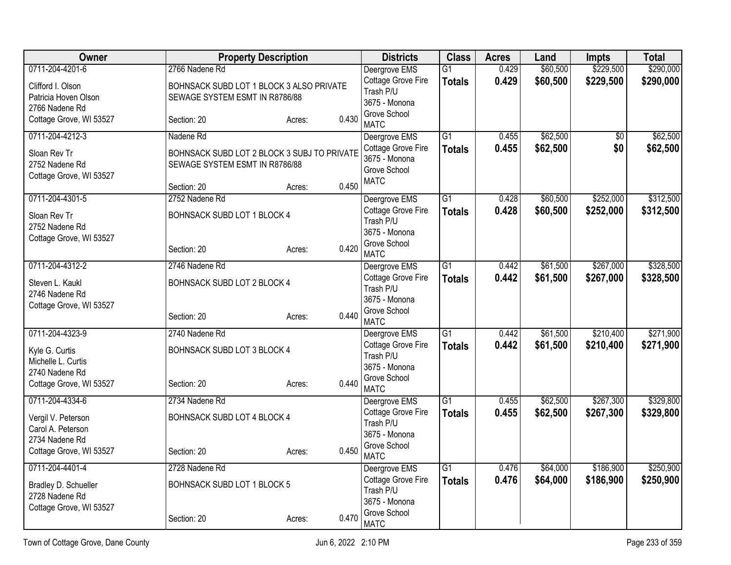| Owner | Property Description | Districts | Class | Acres | Land | Impts | Total |
|---|---|---|---|---|---|---|---|
| 0711-204-4201-6<br>Clifford I. Olson<br>Patricia Hoven Olson<br>2766 Nadene Rd<br>Cottage Grove, WI 53527 | 2766 Nadene Rd<br>BOHNSACK SUBD LOT 1 BLOCK 3 ALSO PRIVATE SEWAGE SYSTEM ESMT IN R8786/88<br>Section: 20 Acres: 0.430 | Deergrove EMS<br>Cottage Grove Fire<br>Trash P/U<br>3675 - Monona Grove School<br>MATC | G1<br>**Totals** | 0.429<br>**0.429** | $60,500<br>**$60,500** | $229,500<br>**$229,500** | $290,000<br>**$290,000** |
| 0711-204-4212-3<br>Sloan Rev Tr<br>2752 Nadene Rd<br>Cottage Grove, WI 53527 | Nadene Rd<br>BOHNSACK SUBD LOT 2 BLOCK 3 SUBJ TO PRIVATE SEWAGE SYSTEM ESMT IN R8786/88<br>Section: 20 Acres: 0.450 | Deergrove EMS<br>Cottage Grove Fire<br>3675 - Monona Grove School<br>MATC | G1<br>**Totals** | 0.455<br>**0.455** | $62,500<br>**$62,500** | $0<br>**$0** | $62,500<br>**$62,500** |
| 0711-204-4301-5<br>Sloan Rev Tr<br>2752 Nadene Rd<br>Cottage Grove, WI 53527 | 2752 Nadene Rd<br>BOHNSACK SUBD LOT 1 BLOCK 4<br>Section: 20 Acres: 0.420 | Deergrove EMS<br>Cottage Grove Fire<br>Trash P/U<br>3675 - Monona Grove School<br>MATC | G1<br>**Totals** | 0.428<br>**0.428** | $60,500<br>**$60,500** | $252,000<br>**$252,000** | $312,500<br>**$312,500** |
| 0711-204-4312-2<br>Steven L. Kaukl<br>2746 Nadene Rd<br>Cottage Grove, WI 53527 | 2746 Nadene Rd<br>BOHNSACK SUBD LOT 2 BLOCK 4<br>Section: 20 Acres: 0.440 | Deergrove EMS<br>Cottage Grove Fire<br>Trash P/U<br>3675 - Monona Grove School<br>MATC | G1<br>**Totals** | 0.442<br>**0.442** | $61,500<br>**$61,500** | $267,000<br>**$267,000** | $328,500<br>**$328,500** |
| 0711-204-4323-9<br>Kyle G. Curtis<br>Michelle L. Curtis<br>2740 Nadene Rd<br>Cottage Grove, WI 53527 | 2740 Nadene Rd<br>BOHNSACK SUBD LOT 3 BLOCK 4<br>Section: 20 Acres: 0.440 | Deergrove EMS<br>Cottage Grove Fire<br>Trash P/U<br>3675 - Monona Grove School<br>MATC | G1<br>**Totals** | 0.442<br>**0.442** | $61,500<br>**$61,500** | $210,400<br>**$210,400** | $271,900<br>**$271,900** |
| 0711-204-4334-6<br>Vergil V. Peterson<br>Carol A. Peterson<br>2734 Nadene Rd<br>Cottage Grove, WI 53527 | 2734 Nadene Rd<br>BOHNSACK SUBD LOT 4 BLOCK 4<br>Section: 20 Acres: 0.450 | Deergrove EMS<br>Cottage Grove Fire<br>Trash P/U<br>3675 - Monona Grove School<br>MATC | G1<br>**Totals** | 0.455<br>**0.455** | $62,500<br>**$62,500** | $267,300<br>**$267,300** | $329,800<br>**$329,800** |
| 0711-204-4401-4<br>Bradley D. Schueller<br>2728 Nadene Rd<br>Cottage Grove, WI 53527 | 2728 Nadene Rd<br>BOHNSACK SUBD LOT 1 BLOCK 5<br>Section: 20 Acres: 0.470 | Deergrove EMS<br>Cottage Grove Fire<br>Trash P/U<br>3675 - Monona Grove School<br>MATC | G1<br>**Totals** | 0.476<br>**0.476** | $64,000<br>**$64,000** | $186,900<br>**$186,900** | $250,900<br>**$250,900** |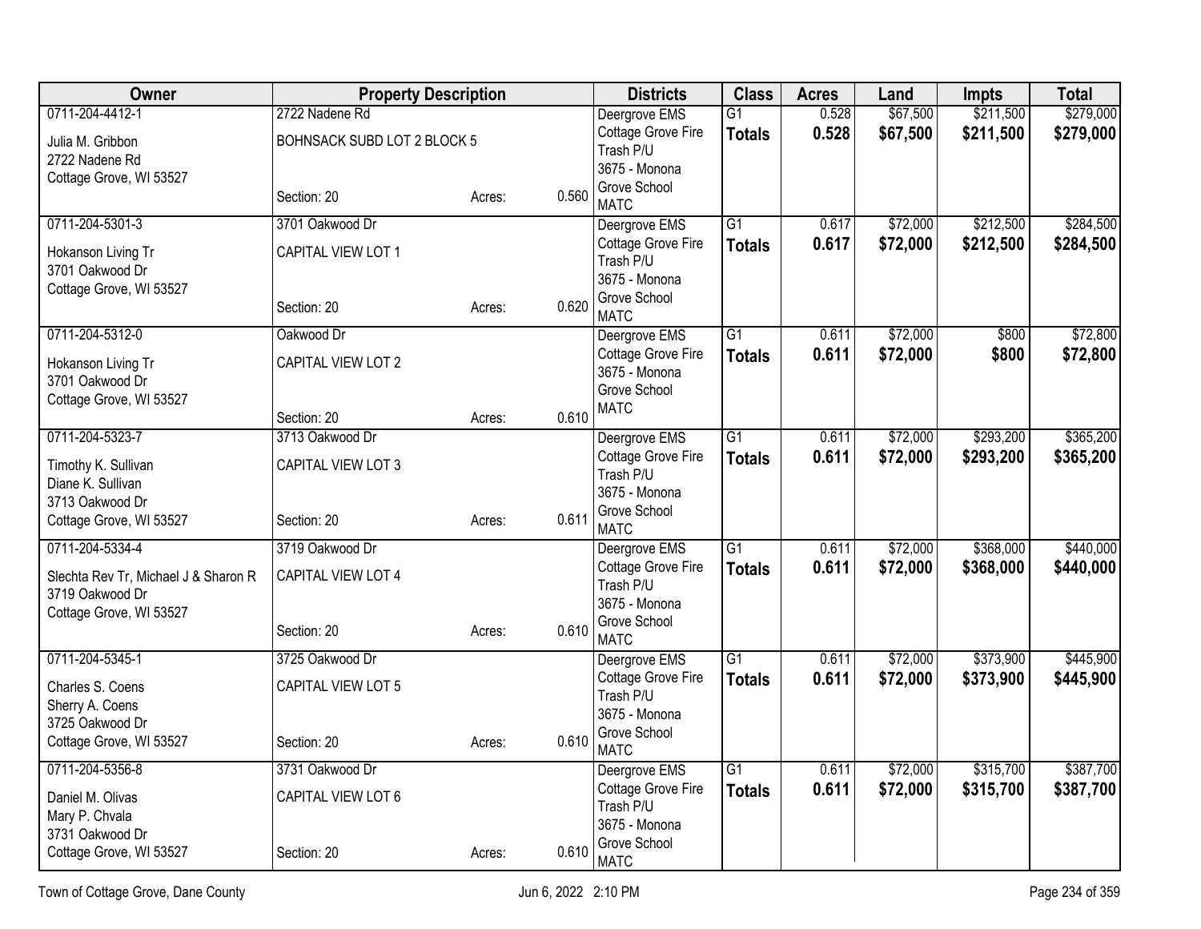| Owner | Property Description | | | Districts | Class | Acres | Land | Impts | Total |
|---|---|---|---|---|---|---|---|---|---|
| 0711-204-4412-1<br>Julia M. Gribbon<br>2722 Nadene Rd<br>Cottage Grove, WI 53527 | 2722 Nadene Rd<br>BOHNSACK SUBD LOT 2 BLOCK 5<br>Section: 20 | Acres: | 0.560 | Deergrove EMS<br>Cottage Grove Fire<br>Trash P/U<br>3675 - Monona Grove School<br>MATC | G1<br>**Totals** | 0.528<br>**0.528** | $67,500<br>**$67,500** | $211,500<br>**$211,500** | $279,000<br>**$279,000** |
| 0711-204-5301-3<br>Hokanson Living Tr<br>3701 Oakwood Dr<br>Cottage Grove, WI 53527 | 3701 Oakwood Dr<br>CAPITAL VIEW LOT 1<br>Section: 20 | Acres: | 0.620 | Deergrove EMS<br>Cottage Grove Fire<br>Trash P/U<br>3675 - Monona Grove School<br>MATC | G1<br>**Totals** | 0.617<br>**0.617** | $72,000<br>**$72,000** | $212,500<br>**$212,500** | $284,500<br>**$284,500** |
| 0711-204-5312-0<br>Hokanson Living Tr<br>3701 Oakwood Dr<br>Cottage Grove, WI 53527 | Oakwood Dr<br>CAPITAL VIEW LOT 2<br>Section: 20 | Acres: | 0.610 | Deergrove EMS<br>Cottage Grove Fire<br>3675 - Monona Grove School<br>MATC | G1<br>**Totals** | 0.611<br>**0.611** | $72,000<br>**$72,000** | $800<br>**$800** | $72,800<br>**$72,800** |
| 0711-204-5323-7<br>Timothy K. Sullivan<br>Diane K. Sullivan<br>3713 Oakwood Dr<br>Cottage Grove, WI 53527 | 3713 Oakwood Dr<br>CAPITAL VIEW LOT 3<br>Section: 20 | Acres: | 0.611 | Deergrove EMS<br>Cottage Grove Fire<br>Trash P/U<br>3675 - Monona Grove School<br>MATC | G1<br>**Totals** | 0.611<br>**0.611** | $72,000<br>**$72,000** | $293,200<br>**$293,200** | $365,200<br>**$365,200** |
| 0711-204-5334-4<br>Slechta Rev Tr, Michael J & Sharon R<br>3719 Oakwood Dr<br>Cottage Grove, WI 53527 | 3719 Oakwood Dr<br>CAPITAL VIEW LOT 4<br>Section: 20 | Acres: | 0.610 | Deergrove EMS<br>Cottage Grove Fire<br>Trash P/U<br>3675 - Monona Grove School<br>MATC | G1<br>**Totals** | 0.611<br>**0.611** | $72,000<br>**$72,000** | $368,000<br>**$368,000** | $440,000<br>**$440,000** |
| 0711-204-5345-1<br>Charles S. Coens<br>Sherry A. Coens<br>3725 Oakwood Dr<br>Cottage Grove, WI 53527 | 3725 Oakwood Dr<br>CAPITAL VIEW LOT 5<br>Section: 20 | Acres: | 0.610 | Deergrove EMS<br>Cottage Grove Fire<br>Trash P/U<br>3675 - Monona Grove School<br>MATC | G1<br>**Totals** | 0.611<br>**0.611** | $72,000<br>**$72,000** | $373,900<br>**$373,900** | $445,900<br>**$445,900** |
| 0711-204-5356-8<br>Daniel M. Olivas<br>Mary P. Chvala<br>3731 Oakwood Dr<br>Cottage Grove, WI 53527 | 3731 Oakwood Dr<br>CAPITAL VIEW LOT 6<br>Section: 20 | Acres: | 0.610 | Deergrove EMS<br>Cottage Grove Fire<br>Trash P/U<br>3675 - Monona Grove School<br>MATC | G1<br>**Totals** | 0.611<br>**0.611** | $72,000<br>**$72,000** | $315,700<br>**$315,700** | $387,700<br>**$387,700** |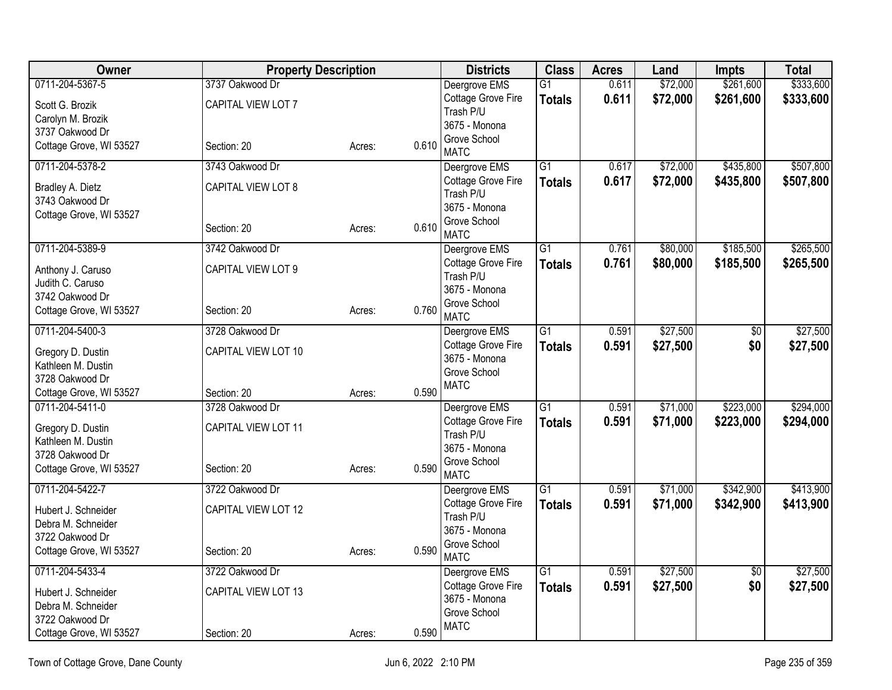| Owner | Property Description | | | Districts | Class | Acres | Land | Impts | Total |
|---|---|---|---|---|---|---|---|---|---|
| 0711-204-5367-5<br>Scott G. Brozik<br>Carolyn M. Brozik<br>3737 Oakwood Dr<br>Cottage Grove, WI 53527 | 3737 Oakwood Dr<br>CAPITAL VIEW LOT 7<br>Section: 20 | Acres: | 0.610 | Deergrove EMS<br>Cottage Grove Fire<br>Trash P/U<br>3675 - Monona Grove School<br>MATC | G1<br>**Totals** | 0.611<br>**0.611** | $72,000<br>**$72,000** | $261,600<br>**$261,600** | $333,600<br>**$333,600** |
| 0711-204-5378-2<br>Bradley A. Dietz<br>3743 Oakwood Dr<br>Cottage Grove, WI 53527 | 3743 Oakwood Dr<br>CAPITAL VIEW LOT 8<br>Section: 20 | Acres: | 0.610 | Deergrove EMS<br>Cottage Grove Fire<br>Trash P/U<br>3675 - Monona Grove School<br>MATC | G1<br>**Totals** | 0.617<br>**0.617** | $72,000<br>**$72,000** | $435,800<br>**$435,800** | $507,800<br>**$507,800** |
| 0711-204-5389-9<br>Anthony J. Caruso<br>Judith C. Caruso<br>3742 Oakwood Dr<br>Cottage Grove, WI 53527 | 3742 Oakwood Dr<br>CAPITAL VIEW LOT 9<br>Section: 20 | Acres: | 0.760 | Deergrove EMS<br>Cottage Grove Fire<br>Trash P/U<br>3675 - Monona Grove School<br>MATC | G1<br>**Totals** | 0.761<br>**0.761** | $80,000<br>**$80,000** | $185,500<br>**$185,500** | $265,500<br>**$265,500** |
| 0711-204-5400-3<br>Gregory D. Dustin<br>Kathleen M. Dustin<br>3728 Oakwood Dr<br>Cottage Grove, WI 53527 | 3728 Oakwood Dr<br>CAPITAL VIEW LOT 10<br>Section: 20 | Acres: | 0.590 | Deergrove EMS<br>Cottage Grove Fire<br>3675 - Monona Grove School<br>MATC | G1<br>**Totals** | 0.591<br>**0.591** | $27,500<br>**$27,500** | $0<br>**$0** | $27,500<br>**$27,500** |
| 0711-204-5411-0<br>Gregory D. Dustin<br>Kathleen M. Dustin<br>3728 Oakwood Dr<br>Cottage Grove, WI 53527 | 3728 Oakwood Dr<br>CAPITAL VIEW LOT 11<br>Section: 20 | Acres: | 0.590 | Deergrove EMS<br>Cottage Grove Fire<br>Trash P/U<br>3675 - Monona Grove School<br>MATC | G1<br>**Totals** | 0.591<br>**0.591** | $71,000<br>**$71,000** | $223,000<br>**$223,000** | $294,000<br>**$294,000** |
| 0711-204-5422-7<br>Hubert J. Schneider<br>Debra M. Schneider<br>3722 Oakwood Dr<br>Cottage Grove, WI 53527 | 3722 Oakwood Dr<br>CAPITAL VIEW LOT 12<br>Section: 20 | Acres: | 0.590 | Deergrove EMS<br>Cottage Grove Fire<br>Trash P/U<br>3675 - Monona Grove School<br>MATC | G1<br>**Totals** | 0.591<br>**0.591** | $71,000<br>**$71,000** | $342,900<br>**$342,900** | $413,900<br>**$413,900** |
| 0711-204-5433-4<br>Hubert J. Schneider<br>Debra M. Schneider<br>3722 Oakwood Dr<br>Cottage Grove, WI 53527 | 3722 Oakwood Dr<br>CAPITAL VIEW LOT 13<br>Section: 20 | Acres: | 0.590 | Deergrove EMS<br>Cottage Grove Fire<br>3675 - Monona Grove School<br>MATC | G1<br>**Totals** | 0.591<br>**0.591** | $27,500<br>**$27,500** | $0<br>**$0** | $27,500<br>**$27,500** |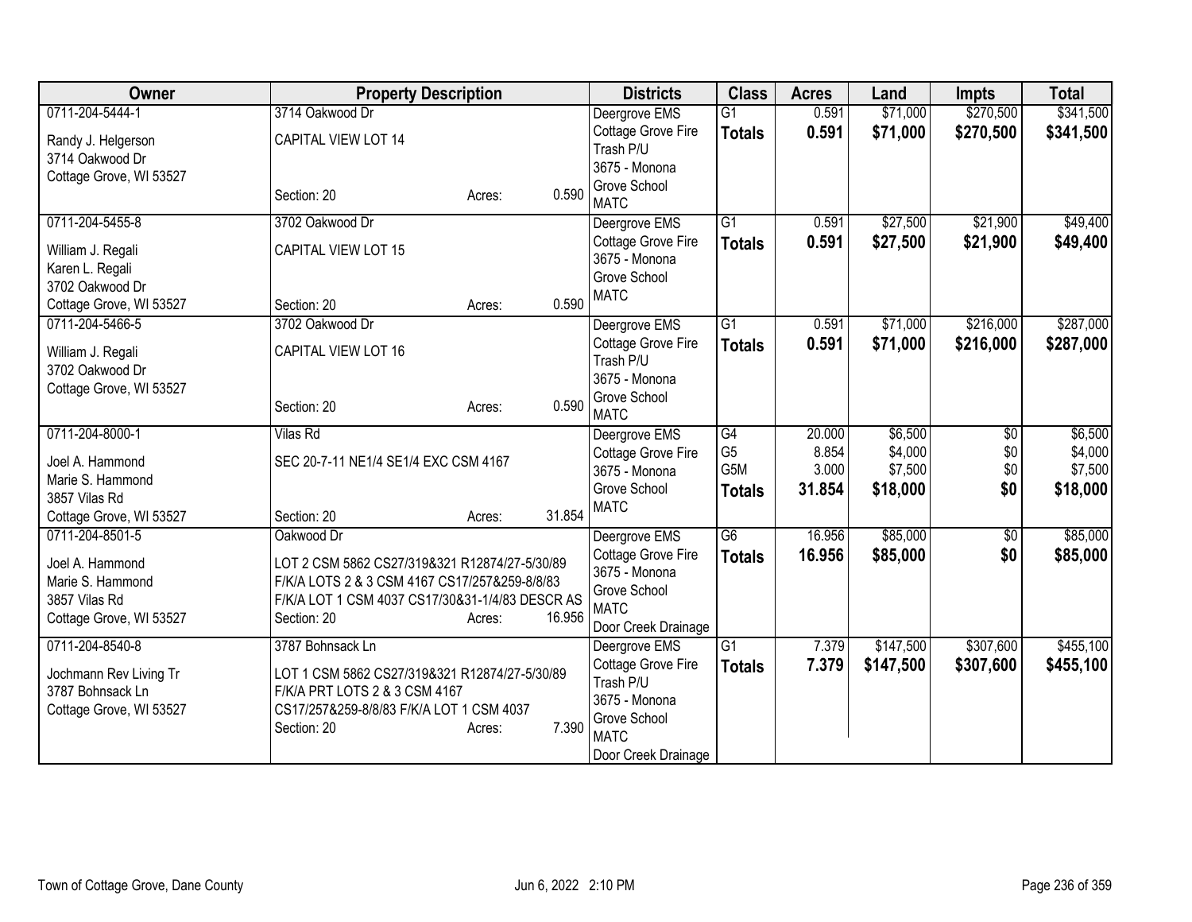| Owner | Property Description | Districts | Class | Acres | Land | Impts | Total |
|---|---|---|---|---|---|---|---|
| 0711-204-5444-1<br>Randy J. Helgerson<br>3714 Oakwood Dr<br>Cottage Grove, WI 53527 | 3714 Oakwood Dr<br>CAPITAL VIEW LOT 14<br>Section: 20 Acres: 0.590 | Deergrove EMS<br>Cottage Grove Fire<br>Trash P/U<br>3675 - Monona Grove School<br>MATC | G1<br>**Totals** | 0.591<br>**0.591** | $71,000<br>**$71,000** | $270,500<br>**$270,500** | $341,500<br>**$341,500** |
| 0711-204-5455-8<br>William J. Regali<br>Karen L. Regali<br>3702 Oakwood Dr<br>Cottage Grove, WI 53527 | 3702 Oakwood Dr<br>CAPITAL VIEW LOT 15<br>Section: 20 Acres: 0.590 | Deergrove EMS<br>Cottage Grove Fire<br>3675 - Monona Grove School<br>MATC | G1<br>**Totals** | 0.591<br>**0.591** | $27,500<br>**$27,500** | $21,900<br>**$21,900** | $49,400<br>**$49,400** |
| 0711-204-5466-5<br>William J. Regali<br>3702 Oakwood Dr<br>Cottage Grove, WI 53527 | 3702 Oakwood Dr<br>CAPITAL VIEW LOT 16<br>Section: 20 Acres: 0.590 | Deergrove EMS<br>Cottage Grove Fire<br>Trash P/U<br>3675 - Monona Grove School<br>MATC | G1<br>**Totals** | 0.591<br>**0.591** | $71,000<br>**$71,000** | $216,000<br>**$216,000** | $287,000<br>**$287,000** |
| 0711-204-8000-1<br>Joel A. Hammond<br>Marie S. Hammond<br>3857 Vilas Rd<br>Cottage Grove, WI 53527 | Vilas Rd<br>SEC 20-7-11 NE1/4 SE1/4 EXC CSM 4167<br>Section: 20 Acres: 31.854 | Deergrove EMS<br>Cottage Grove Fire<br>3675 - Monona Grove School<br>MATC | G4<br>G5<br>G5M<br>**Totals** | 20.000<br>8.854<br>3.000<br>**31.854** | $6,500<br>$4,000<br>$7,500<br>**$18,000** | $0<br>$0<br>$0<br>**$0** | $6,500<br>$4,000<br>$7,500<br>**$18,000** |
| 0711-204-8501-5<br>Joel A. Hammond<br>Marie S. Hammond<br>3857 Vilas Rd<br>Cottage Grove, WI 53527 | Oakwood Dr<br>LOT 2 CSM 5862 CS27/319&321 R12874/27-5/30/89 F/K/A LOTS 2 & 3 CSM 4167 CS17/257&259-8/8/83 F/K/A LOT 1 CSM 4037 CS17/30&31-1/4/83 DESCR AS<br>Section: 20 Acres: 16.956 | Deergrove EMS<br>Cottage Grove Fire<br>3675 - Monona Grove School<br>MATC<br>Door Creek Drainage | G6<br>**Totals** | 16.956<br>**16.956** | $85,000<br>**$85,000** | $0<br>**$0** | $85,000<br>**$85,000** |
| 0711-204-8540-8<br>Jochmann Rev Living Tr<br>3787 Bohnsack Ln<br>Cottage Grove, WI 53527 | 3787 Bohnsack Ln<br>LOT 1 CSM 5862 CS27/319&321 R12874/27-5/30/89 F/K/A PRT LOTS 2 & 3 CSM 4167 CS17/257&259-8/8/83 F/K/A LOT 1 CSM 4037<br>Section: 20 Acres: 7.390 | Deergrove EMS<br>Cottage Grove Fire<br>Trash P/U<br>3675 - Monona Grove School<br>MATC<br>Door Creek Drainage | G1<br>**Totals** | 7.379<br>**7.379** | $147,500<br>**$147,500** | $307,600<br>**$307,600** | $455,100<br>**$455,100** |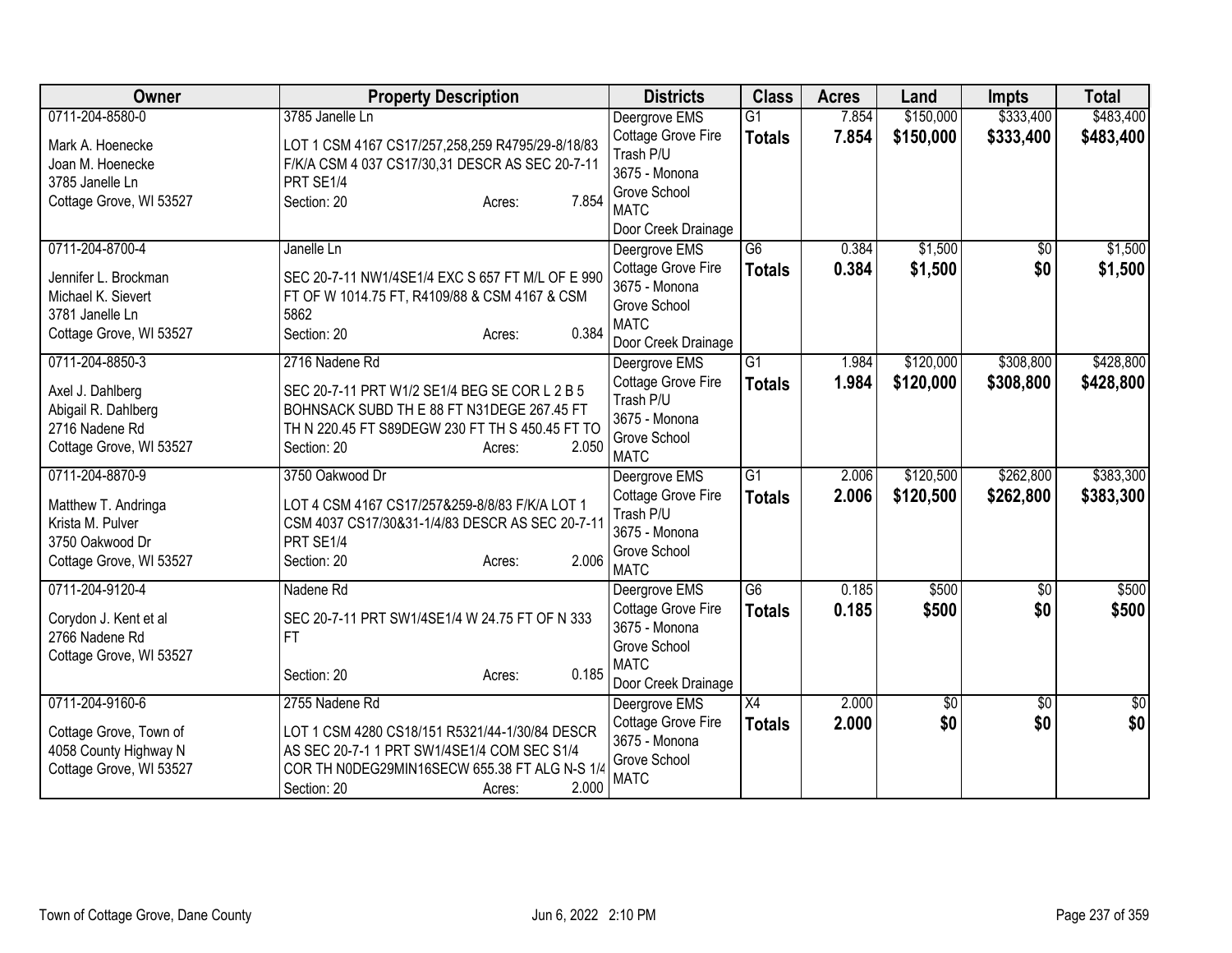| Owner | Property Description | Districts | Class | Acres | Land | Impts | Total |
|---|---|---|---|---|---|---|---|
| 0711-204-8580-0<br><br>Mark A. Hoenecke<br>Joan M. Hoenecke<br>3785 Janelle Ln<br>Cottage Grove, WI 53527 | 3785 Janelle Ln<br><br>LOT 1 CSM 4167 CS17/257,258,259 R4795/29-8/18/83 F/K/A CSM 4 037 CS17/30,31 DESCR AS SEC 20-7-11 PRT SE1/4<br>Section: 20 Acres: 7.854 | Deergrove EMS<br>Cottage Grove Fire<br>Trash P/U<br>3675 - Monona Grove School<br>MATC<br>Door Creek Drainage | G1<br>**Totals** | 7.854<br>**7.854** | $150,000<br>**$150,000** | $333,400<br>**$333,400** | $483,400<br>**$483,400** |
| 0711-204-8700-4<br><br>Jennifer L. Brockman<br>Michael K. Sievert<br>3781 Janelle Ln<br>Cottage Grove, WI 53527 | Janelle Ln<br><br>SEC 20-7-11 NW1/4SE1/4 EXC S 657 FT M/L OF E 990 FT OF W 1014.75 FT, R4109/88 & CSM 4167 & CSM 5862<br>Section: 20 Acres: 0.384 | Deergrove EMS<br>Cottage Grove Fire<br>3675 - Monona Grove School<br>MATC<br>Door Creek Drainage | G6<br>**Totals** | 0.384<br>**0.384** | $1,500<br>**$1,500** | $0<br>**$0** | $1,500<br>**$1,500** |
| 0711-204-8850-3<br><br>Axel J. Dahlberg<br>Abigail R. Dahlberg<br>2716 Nadene Rd<br>Cottage Grove, WI 53527 | 2716 Nadene Rd<br><br>SEC 20-7-11 PRT W1/2 SE1/4 BEG SE COR L 2 B 5 BOHNSACK SUBD TH E 88 FT N31DEGE 267.45 FT TH N 220.45 FT S89DEGW 230 FT TH S 450.45 FT TO<br>Section: 20 Acres: 2.050 | Deergrove EMS<br>Cottage Grove Fire<br>Trash P/U<br>3675 - Monona Grove School<br>MATC | G1<br>**Totals** | 1.984<br>**1.984** | $120,000<br>**$120,000** | $308,800<br>**$308,800** | $428,800<br>**$428,800** |
| 0711-204-8870-9<br><br>Matthew T. Andringa<br>Krista M. Pulver<br>3750 Oakwood Dr<br>Cottage Grove, WI 53527 | 3750 Oakwood Dr<br><br>LOT 4 CSM 4167 CS17/257&259-8/8/83 F/K/A LOT 1 CSM 4037 CS17/30&31-1/4/83 DESCR AS SEC 20-7-11 PRT SE1/4<br>Section: 20 Acres: 2.006 | Deergrove EMS<br>Cottage Grove Fire<br>Trash P/U<br>3675 - Monona Grove School<br>MATC | G1<br>**Totals** | 2.006<br>**2.006** | $120,500<br>**$120,500** | $262,800<br>**$262,800** | $383,300<br>**$383,300** |
| 0711-204-9120-4<br><br>Corydon J. Kent et al<br>2766 Nadene Rd<br>Cottage Grove, WI 53527 | Nadene Rd<br><br>SEC 20-7-11 PRT SW1/4SE1/4 W 24.75 FT OF N 333 FT<br>Section: 20 Acres: 0.185 | Deergrove EMS<br>Cottage Grove Fire<br>3675 - Monona Grove School<br>MATC<br>Door Creek Drainage | G6<br>**Totals** | 0.185<br>**0.185** | $500<br>**$500** | $0<br>**$0** | $500<br>**$500** |
| 0711-204-9160-6<br><br>Cottage Grove, Town of<br>4058 County Highway N<br>Cottage Grove, WI 53527 | 2755 Nadene Rd<br><br>LOT 1 CSM 4280 CS18/151 R5321/44-1/30/84 DESCR AS SEC 20-7-1 1 PRT SW1/4SE1/4 COM SEC S1/4 COR TH N0DEG29MIN16SECW 655.38 FT ALG N-S 1/4<br>Section: 20 Acres: 2.000 | Deergrove EMS<br>Cottage Grove Fire<br>3675 - Monona Grove School<br>MATC | X4<br>**Totals** | 2.000<br>**2.000** | $0<br>**$0** | $0<br>**$0** | $0<br>**$0** |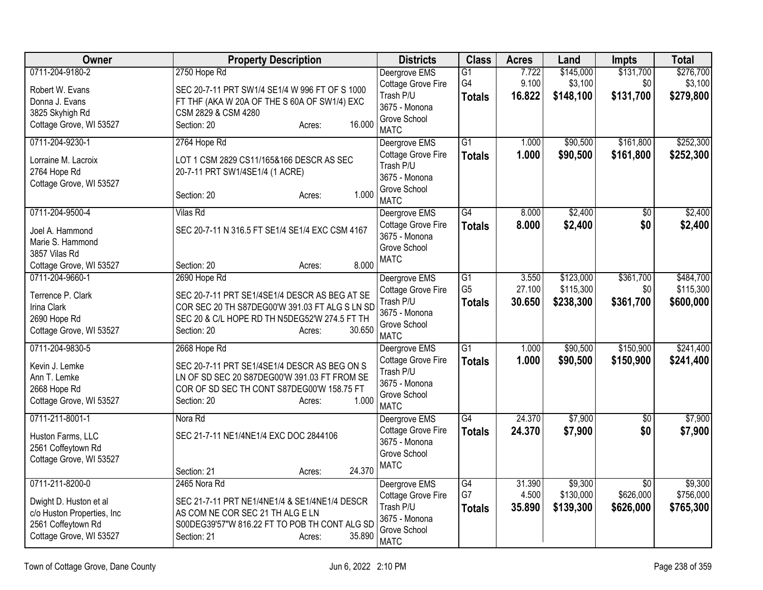| Owner | Property Description | Districts | Class | Acres | Land | Impts | Total |
|---|---|---|---|---|---|---|---|
| 0711-204-9180-2<br>Robert W. Evans<br>Donna J. Evans<br>3825 Skyhigh Rd<br>Cottage Grove, WI 53527 | 2750 Hope Rd<br>SEC 20-7-11 PRT SW1/4 SE1/4 W 996 FT OF S 1000 FT THF (AKA W 20A OF THE S 60A OF SW1/4) EXC CSM 2829 & CSM 4280<br>Section: 20 Acres: 16.000 | Deergrove EMS<br>Cottage Grove Fire<br>Trash P/U<br>3675 - Monona Grove School<br>MATC | G1<br>G4<br>**Totals** | 7.722<br>9.100<br>**16.822** | $145,000<br>$3,100<br>**$148,100** | $131,700<br>$0<br>**$131,700** | $276,700<br>$3,100<br>**$279,800** |
| 0711-204-9230-1<br>Lorraine M. Lacroix<br>2764 Hope Rd<br>Cottage Grove, WI 53527 | 2764 Hope Rd<br>LOT 1 CSM 2829 CS11/165&166 DESCR AS SEC 20-7-11 PRT SW1/4SE1/4 (1 ACRE)<br>Section: 20 Acres: 1.000 | Deergrove EMS<br>Cottage Grove Fire<br>Trash P/U<br>3675 - Monona Grove School<br>MATC | G1<br>**Totals** | 1.000<br>**1.000** | $90,500<br>**$90,500** | $161,800<br>**$161,800** | $252,300<br>**$252,300** |
| 0711-204-9500-4<br>Joel A. Hammond<br>Marie S. Hammond<br>3857 Vilas Rd<br>Cottage Grove, WI 53527 | Vilas Rd<br>SEC 20-7-11 N 316.5 FT SE1/4 SE1/4 EXC CSM 4167<br>Section: 20 Acres: 8.000 | Deergrove EMS<br>Cottage Grove Fire<br>3675 - Monona Grove School<br>MATC | G4<br>**Totals** | 8.000<br>**8.000** | $2,400<br>**$2,400** | $0<br>**$0** | $2,400<br>**$2,400** |
| 0711-204-9660-1<br>Terrence P. Clark<br>Irina Clark<br>2690 Hope Rd<br>Cottage Grove, WI 53527 | 2690 Hope Rd<br>SEC 20-7-11 PRT SE1/4SE1/4 DESCR AS BEG AT SE COR SEC 20 TH S87DEG00'W 391.03 FT ALG S LN SD SEC 20 & C/L HOPE RD TH N5DEG52'W 274.5 FT TH<br>Section: 20 Acres: 30.650 | Deergrove EMS<br>Cottage Grove Fire<br>Trash P/U<br>3675 - Monona Grove School<br>MATC | G1<br>G5<br>**Totals** | 3.550<br>27.100<br>**30.650** | $123,000<br>$115,300<br>**$238,300** | $361,700<br>$0<br>**$361,700** | $484,700<br>$115,300<br>**$600,000** |
| 0711-204-9830-5<br>Kevin J. Lemke<br>Ann T. Lemke<br>2668 Hope Rd<br>Cottage Grove, WI 53527 | 2668 Hope Rd<br>SEC 20-7-11 PRT SE1/4SE1/4 DESCR AS BEG ON S LN OF SD SEC 20 S87DEG00'W 391.03 FT FROM SE COR OF SD SEC TH CONT S87DEG00'W 158.75 FT<br>Section: 20 Acres: 1.000 | Deergrove EMS<br>Cottage Grove Fire<br>Trash P/U<br>3675 - Monona Grove School<br>MATC | G1<br>**Totals** | 1.000<br>**1.000** | $90,500<br>**$90,500** | $150,900<br>**$150,900** | $241,400<br>**$241,400** |
| 0711-211-8001-1<br>Huston Farms, LLC<br>2561 Coffeytown Rd<br>Cottage Grove, WI 53527 | Nora Rd<br>SEC 21-7-11 NE1/4NE1/4 EXC DOC 2844106<br>Section: 21 Acres: 24.370 | Deergrove EMS<br>Cottage Grove Fire<br>3675 - Monona Grove School<br>MATC | G4<br>**Totals** | 24.370<br>**24.370** | $7,900<br>**$7,900** | $0<br>**$0** | $7,900<br>**$7,900** |
| 0711-211-8200-0<br>Dwight D. Huston et al<br>c/o Huston Properties, Inc<br>2561 Coffeytown Rd<br>Cottage Grove, WI 53527 | 2465 Nora Rd<br>SEC 21-7-11 PRT NE1/4NE1/4 & SE1/4NE1/4 DESCR AS COM NE COR SEC 21 TH ALG E LN S00DEG39'57"W 816.22 FT TO POB TH CONT ALG SD<br>Section: 21 Acres: 35.890 | Deergrove EMS<br>Cottage Grove Fire<br>Trash P/U<br>3675 - Monona Grove School<br>MATC | G4<br>G7<br>**Totals** | 31.390<br>4.500<br>**35.890** | $9,300<br>$130,000<br>**$139,300** | $0<br>$626,000<br>**$626,000** | $9,300<br>$756,000<br>**$765,300** |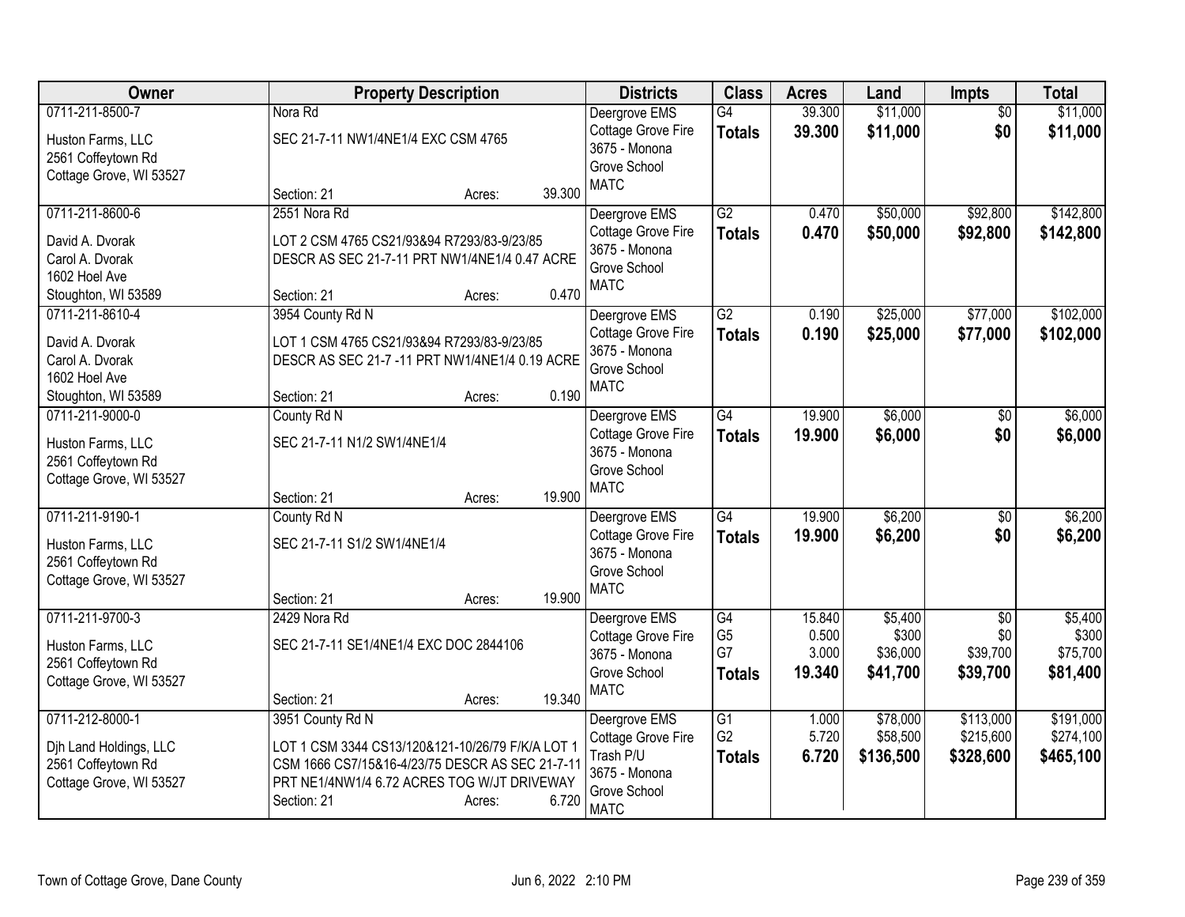| Owner | Property Description | Districts | Class | Acres | Land | Impts | Total |
|---|---|---|---|---|---|---|---|
| 0711-211-8500-7<br>Huston Farms, LLC<br>2561 Coffeytown Rd<br>Cottage Grove, WI 53527 | Nora Rd<br>SEC 21-7-11 NW1/4NE1/4 EXC CSM 4765<br>Section: 21 Acres: 39.300 | Deergrove EMS<br>Cottage Grove Fire<br>3675 - Monona Grove School<br>MATC | G4<br>**Totals** | 39.300<br>**39.300** | $11,000<br>**$11,000** | $0<br>**$0** | $11,000<br>**$11,000** |
| 0711-211-8600-6<br>David A. Dvorak<br>Carol A. Dvorak<br>1602 Hoel Ave<br>Stoughton, WI 53589 | 2551 Nora Rd<br>LOT 2 CSM 4765 CS21/93&94 R7293/83-9/23/85 DESCR AS SEC 21-7-11 PRT NW1/4NE1/4 0.47 ACRE<br>Section: 21 Acres: 0.470 | Deergrove EMS<br>Cottage Grove Fire<br>3675 - Monona Grove School<br>MATC | G2<br>**Totals** | 0.470<br>**0.470** | $50,000<br>**$50,000** | $92,800<br>**$92,800** | $142,800<br>**$142,800** |
| 0711-211-8610-4<br>David A. Dvorak<br>Carol A. Dvorak<br>1602 Hoel Ave<br>Stoughton, WI 53589 | 3954 County Rd N<br>LOT 1 CSM 4765 CS21/93&94 R7293/83-9/23/85 DESCR AS SEC 21-7 -11 PRT NW1/4NE1/4 0.19 ACRE<br>Section: 21 Acres: 0.190 | Deergrove EMS<br>Cottage Grove Fire<br>3675 - Monona Grove School<br>MATC | G2<br>**Totals** | 0.190<br>**0.190** | $25,000<br>**$25,000** | $77,000<br>**$77,000** | $102,000<br>**$102,000** |
| 0711-211-9000-0<br>Huston Farms, LLC<br>2561 Coffeytown Rd<br>Cottage Grove, WI 53527 | County Rd N<br>SEC 21-7-11 N1/2 SW1/4NE1/4<br>Section: 21 Acres: 19.900 | Deergrove EMS<br>Cottage Grove Fire<br>3675 - Monona Grove School<br>MATC | G4<br>**Totals** | 19.900<br>**19.900** | $6,000<br>**$6,000** | $0<br>**$0** | $6,000<br>**$6,000** |
| 0711-211-9190-1<br>Huston Farms, LLC<br>2561 Coffeytown Rd<br>Cottage Grove, WI 53527 | County Rd N<br>SEC 21-7-11 S1/2 SW1/4NE1/4<br>Section: 21 Acres: 19.900 | Deergrove EMS<br>Cottage Grove Fire<br>3675 - Monona Grove School<br>MATC | G4<br>**Totals** | 19.900<br>**19.900** | $6,200<br>**$6,200** | $0<br>**$0** | $6,200<br>**$6,200** |
| 0711-211-9700-3<br>Huston Farms, LLC<br>2561 Coffeytown Rd<br>Cottage Grove, WI 53527 | 2429 Nora Rd<br>SEC 21-7-11 SE1/4NE1/4 EXC DOC 2844106<br>Section: 21 Acres: 19.340 | Deergrove EMS<br>Cottage Grove Fire<br>3675 - Monona Grove School<br>MATC | G4<br>G5<br>G7<br>**Totals** | 15.840<br>0.500<br>3.000<br>**19.340** | $5,400<br>$300<br>$36,000<br>**$41,700** | $0<br>$0<br>$39,700<br>**$39,700** | $5,400<br>$300<br>$75,700<br>**$81,400** |
| 0711-212-8000-1<br>Djh Land Holdings, LLC<br>2561 Coffeytown Rd<br>Cottage Grove, WI 53527 | 3951 County Rd N<br>LOT 1 CSM 3344 CS13/120&121-10/26/79 F/K/A LOT 1 CSM 1666 CS7/15&16-4/23/75 DESCR AS SEC 21-7-11 PRT NE1/4NW1/4 6.72 ACRES TOG W/JT DRIVEWAY<br>Section: 21 Acres: 6.720 | Deergrove EMS<br>Cottage Grove Fire<br>Trash P/U<br>3675 - Monona Grove School<br>MATC | G1<br>G2<br>**Totals** | 1.000<br>5.720<br>**6.720** | $78,000<br>$58,500<br>**$136,500** | $113,000<br>$215,600<br>**$328,600** | $191,000<br>$274,100<br>**$465,100** |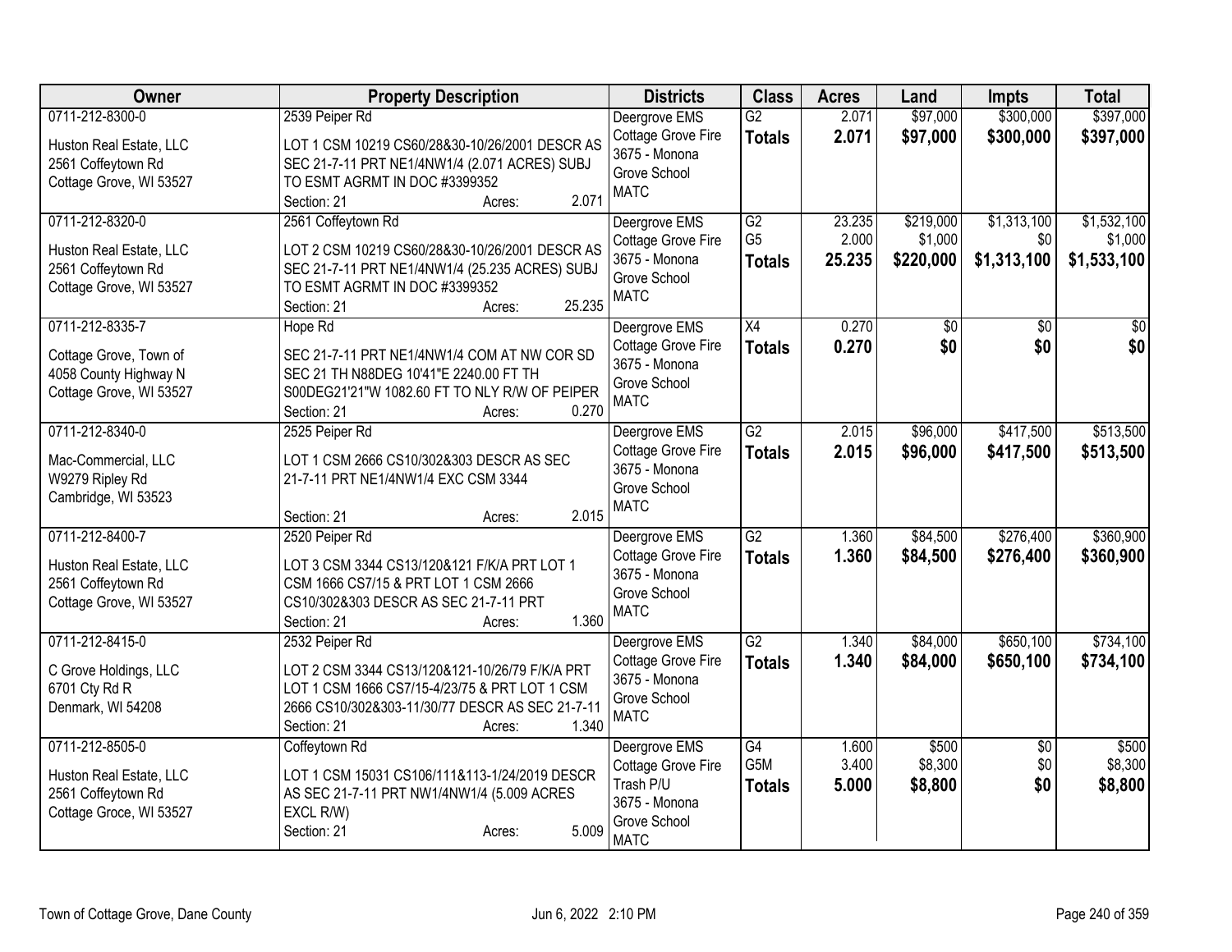| Owner | Property Description | Districts | Class | Acres | Land | Impts | Total |
|---|---|---|---|---|---|---|---|
| 0711-212-8300-0<br>Huston Real Estate, LLC<br>2561 Coffeytown Rd<br>Cottage Grove, WI 53527 | 2539 Peiper Rd<br>LOT 1 CSM 10219 CS60/28&30-10/26/2001 DESCR AS SEC 21-7-11 PRT NE1/4NW1/4 (2.071 ACRES) SUBJ TO ESMT AGRMT IN DOC #3399352<br>Section: 21 Acres: 2.071 | Deergrove EMS<br>Cottage Grove Fire<br>3675 - Monona Grove School<br>MATC | G2<br>**Totals** | 2.071<br>**2.071** | $97,000<br>**$97,000** | $300,000<br>**$300,000** | $397,000<br>**$397,000** |
| 0711-212-8320-0<br>Huston Real Estate, LLC<br>2561 Coffeytown Rd<br>Cottage Grove, WI 53527 | 2561 Coffeytown Rd<br>LOT 2 CSM 10219 CS60/28&30-10/26/2001 DESCR AS SEC 21-7-11 PRT NE1/4NW1/4 (25.235 ACRES) SUBJ TO ESMT AGRMT IN DOC #3399352<br>Section: 21 Acres: 25.235 | Deergrove EMS<br>Cottage Grove Fire<br>3675 - Monona Grove School<br>MATC | G2<br>G5<br>**Totals** | 23.235<br>2.000<br>**25.235** | $219,000<br>$1,000<br>**$220,000** | $1,313,100<br>$0<br>**$1,313,100** | $1,532,100<br>$1,000<br>**$1,533,100** |
| 0711-212-8335-7<br>Cottage Grove, Town of<br>4058 County Highway N<br>Cottage Grove, WI 53527 | Hope Rd<br>SEC 21-7-11 PRT NE1/4NW1/4 COM AT NW COR SD SEC 21 TH N88DEG 10'41"E 2240.00 FT TH S00DEG21'21"W 1082.60 FT TO NLY R/W OF PEIPER<br>Section: 21 Acres: 0.270 | Deergrove EMS<br>Cottage Grove Fire<br>3675 - Monona Grove School<br>MATC | X4<br>**Totals** | 0.270<br>**0.270** | $0<br>**$0** | $0<br>**$0** | $0<br>**$0** |
| 0711-212-8340-0<br>Mac-Commercial, LLC<br>W9279 Ripley Rd<br>Cambridge, WI 53523 | 2525 Peiper Rd<br>LOT 1 CSM 2666 CS10/302&303 DESCR AS SEC 21-7-11 PRT NE1/4NW1/4 EXC CSM 3344<br>Section: 21 Acres: 2.015 | Deergrove EMS<br>Cottage Grove Fire<br>3675 - Monona Grove School<br>MATC | G2<br>**Totals** | 2.015<br>**2.015** | $96,000<br>**$96,000** | $417,500<br>**$417,500** | $513,500<br>**$513,500** |
| 0711-212-8400-7<br>Huston Real Estate, LLC<br>2561 Coffeytown Rd<br>Cottage Grove, WI 53527 | 2520 Peiper Rd<br>LOT 3 CSM 3344 CS13/120&121 F/K/A PRT LOT 1 CSM 1666 CS7/15 & PRT LOT 1 CSM 2666 CS10/302&303 DESCR AS SEC 21-7-11 PRT<br>Section: 21 Acres: 1.360 | Deergrove EMS<br>Cottage Grove Fire<br>3675 - Monona Grove School<br>MATC | G2<br>**Totals** | 1.360<br>**1.360** | $84,500<br>**$84,500** | $276,400<br>**$276,400** | $360,900<br>**$360,900** |
| 0711-212-8415-0<br>C Grove Holdings, LLC<br>6701 Cty Rd R<br>Denmark, WI 54208 | 2532 Peiper Rd<br>LOT 2 CSM 3344 CS13/120&121-10/26/79 F/K/A PRT LOT 1 CSM 1666 CS7/15-4/23/75 & PRT LOT 1 CSM 2666 CS10/302&303-11/30/77 DESCR AS SEC 21-7-11<br>Section: 21 Acres: 1.340 | Deergrove EMS<br>Cottage Grove Fire<br>3675 - Monona Grove School<br>MATC | G2<br>**Totals** | 1.340<br>**1.340** | $84,000<br>**$84,000** | $650,100<br>**$650,100** | $734,100<br>**$734,100** |
| 0711-212-8505-0<br>Huston Real Estate, LLC<br>2561 Coffeytown Rd<br>Cottage Groce, WI 53527 | Coffeytown Rd<br>LOT 1 CSM 15031 CS106/111&113-1/24/2019 DESCR AS SEC 21-7-11 PRT NW1/4NW1/4 (5.009 ACRES EXCL R/W)<br>Section: 21 Acres: 5.009 | Deergrove EMS<br>Cottage Grove Fire<br>Trash P/U<br>3675 - Monona Grove School<br>MATC | G4<br>G5M<br>**Totals** | 1.600<br>3.400<br>**5.000** | $500<br>$8,300<br>**$8,800** | $0<br>$0<br>**$0** | $500<br>$8,300<br>**$8,800** |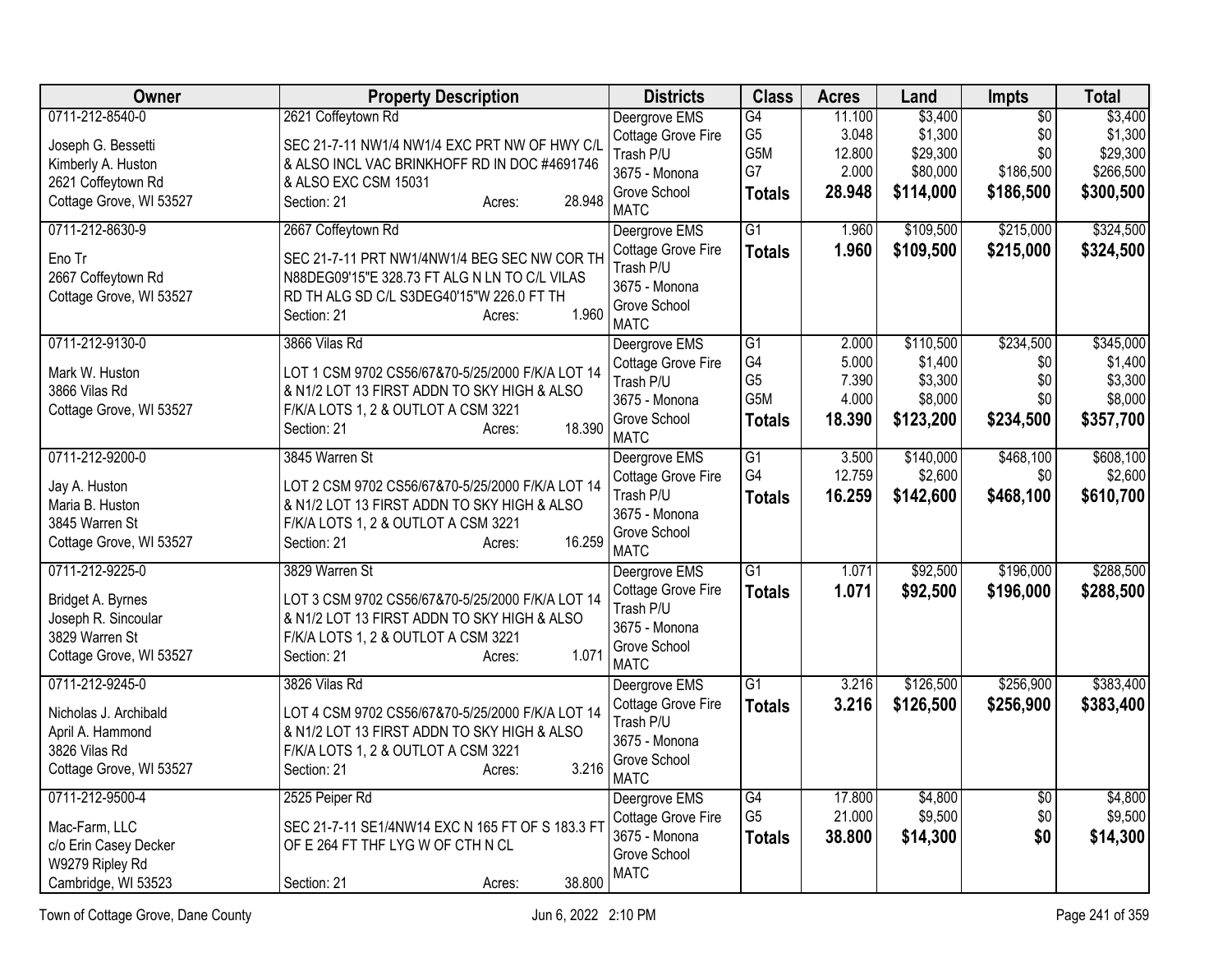| Owner | Property Description | Districts | Class | Acres | Land | Impts | Total |
|---|---|---|---|---|---|---|---|
| 0711-212-8540-0<br>Joseph G. Bessetti<br>Kimberly A. Huston<br>2621 Coffeytown Rd<br>Cottage Grove, WI 53527 | 2621 Coffeytown Rd<br>SEC 21-7-11 NW1/4 NW1/4 EXC PRT NW OF HWY C/L & ALSO INCL VAC BRINKHOFF RD IN DOC #4691746 & ALSO EXC CSM 15031<br>Section: 21 Acres: 28.948 | Deergrove EMS<br>Cottage Grove Fire<br>Trash P/U<br>3675 - Monona Grove School<br>MATC | G4<br>G5<br>G5M<br>G7<br>**Totals** | 11.100<br>3.048<br>12.800<br>2.000<br>**28.948** | $3,400<br>$1,300<br>$29,300<br>$80,000<br>**$114,000** | $0<br>$0<br>$0<br>$186,500<br>**$186,500** | $3,400<br>$1,300<br>$29,300<br>$266,500<br>**$300,500** |
| 0711-212-8630-9<br>Eno Tr<br>2667 Coffeytown Rd<br>Cottage Grove, WI 53527 | 2667 Coffeytown Rd<br>SEC 21-7-11 PRT NW1/4NW1/4 BEG SEC NW COR TH N88DEG09'15"E 328.73 FT ALG N LN TO C/L VILAS RD TH ALG SD C/L S3DEG40'15"W 226.0 FT TH<br>Section: 21 Acres: 1.960 | Deergrove EMS<br>Cottage Grove Fire<br>Trash P/U<br>3675 - Monona Grove School<br>MATC | G1<br>**Totals** | 1.960<br>**1.960** | $109,500<br>**$109,500** | $215,000<br>**$215,000** | $324,500<br>**$324,500** |
| 0711-212-9130-0<br>Mark W. Huston<br>3866 Vilas Rd<br>Cottage Grove, WI 53527 | 3866 Vilas Rd<br>LOT 1 CSM 9702 CS56/67&70-5/25/2000 F/K/A LOT 14 & N1/2 LOT 13 FIRST ADDN TO SKY HIGH & ALSO F/K/A LOTS 1, 2 & OUTLOT A CSM 3221<br>Section: 21 Acres: 18.390 | Deergrove EMS<br>Cottage Grove Fire<br>Trash P/U<br>3675 - Monona Grove School<br>MATC | G1<br>G4<br>G5<br>G5M<br>**Totals** | 2.000<br>5.000<br>7.390<br>4.000<br>**18.390** | $110,500<br>$1,400<br>$3,300<br>$8,000<br>**$123,200** | $234,500<br>$0<br>$0<br>$0<br>**$234,500** | $345,000<br>$1,400<br>$3,300<br>$8,000<br>**$357,700** |
| 0711-212-9200-0<br>Jay A. Huston<br>Maria B. Huston<br>3845 Warren St<br>Cottage Grove, WI 53527 | 3845 Warren St<br>LOT 2 CSM 9702 CS56/67&70-5/25/2000 F/K/A LOT 14 & N1/2 LOT 13 FIRST ADDN TO SKY HIGH & ALSO F/K/A LOTS 1, 2 & OUTLOT A CSM 3221<br>Section: 21 Acres: 16.259 | Deergrove EMS<br>Cottage Grove Fire<br>Trash P/U<br>3675 - Monona Grove School<br>MATC | G1<br>G4<br>**Totals** | 3.500<br>12.759<br>**16.259** | $140,000<br>$2,600<br>**$142,600** | $468,100<br>$0<br>**$468,100** | $608,100<br>$2,600<br>**$610,700** |
| 0711-212-9225-0<br>Bridget A. Byrnes<br>Joseph R. Sincoular<br>3829 Warren St<br>Cottage Grove, WI 53527 | 3829 Warren St<br>LOT 3 CSM 9702 CS56/67&70-5/25/2000 F/K/A LOT 14 & N1/2 LOT 13 FIRST ADDN TO SKY HIGH & ALSO F/K/A LOTS 1, 2 & OUTLOT A CSM 3221<br>Section: 21 Acres: 1.071 | Deergrove EMS<br>Cottage Grove Fire<br>Trash P/U<br>3675 - Monona Grove School<br>MATC | G1<br>**Totals** | 1.071<br>**1.071** | $92,500<br>**$92,500** | $196,000<br>**$196,000** | $288,500<br>**$288,500** |
| 0711-212-9245-0<br>Nicholas J. Archibald<br>April A. Hammond<br>3826 Vilas Rd<br>Cottage Grove, WI 53527 | 3826 Vilas Rd<br>LOT 4 CSM 9702 CS56/67&70-5/25/2000 F/K/A LOT 14 & N1/2 LOT 13 FIRST ADDN TO SKY HIGH & ALSO F/K/A LOTS 1, 2 & OUTLOT A CSM 3221<br>Section: 21 Acres: 3.216 | Deergrove EMS<br>Cottage Grove Fire<br>Trash P/U<br>3675 - Monona Grove School<br>MATC | G1<br>**Totals** | 3.216<br>**3.216** | $126,500<br>**$126,500** | $256,900<br>**$256,900** | $383,400<br>**$383,400** |
| 0711-212-9500-4<br>Mac-Farm, LLC<br>c/o Erin Casey Decker<br>W9279 Ripley Rd<br>Cambridge, WI 53523 | 2525 Peiper Rd<br>SEC 21-7-11 SE1/4NW14 EXC N 165 FT OF S 183.3 FT OF E 264 FT THF LYG W OF CTH N CL<br>Section: 21 Acres: 38.800 | Deergrove EMS<br>Cottage Grove Fire<br>3675 - Monona Grove School<br>MATC | G4<br>G5<br>**Totals** | 17.800<br>21.000<br>**38.800** | $4,800<br>$9,500<br>**$14,300** | $0<br>$0<br>**$0** | $4,800<br>$9,500<br>**$14,300** |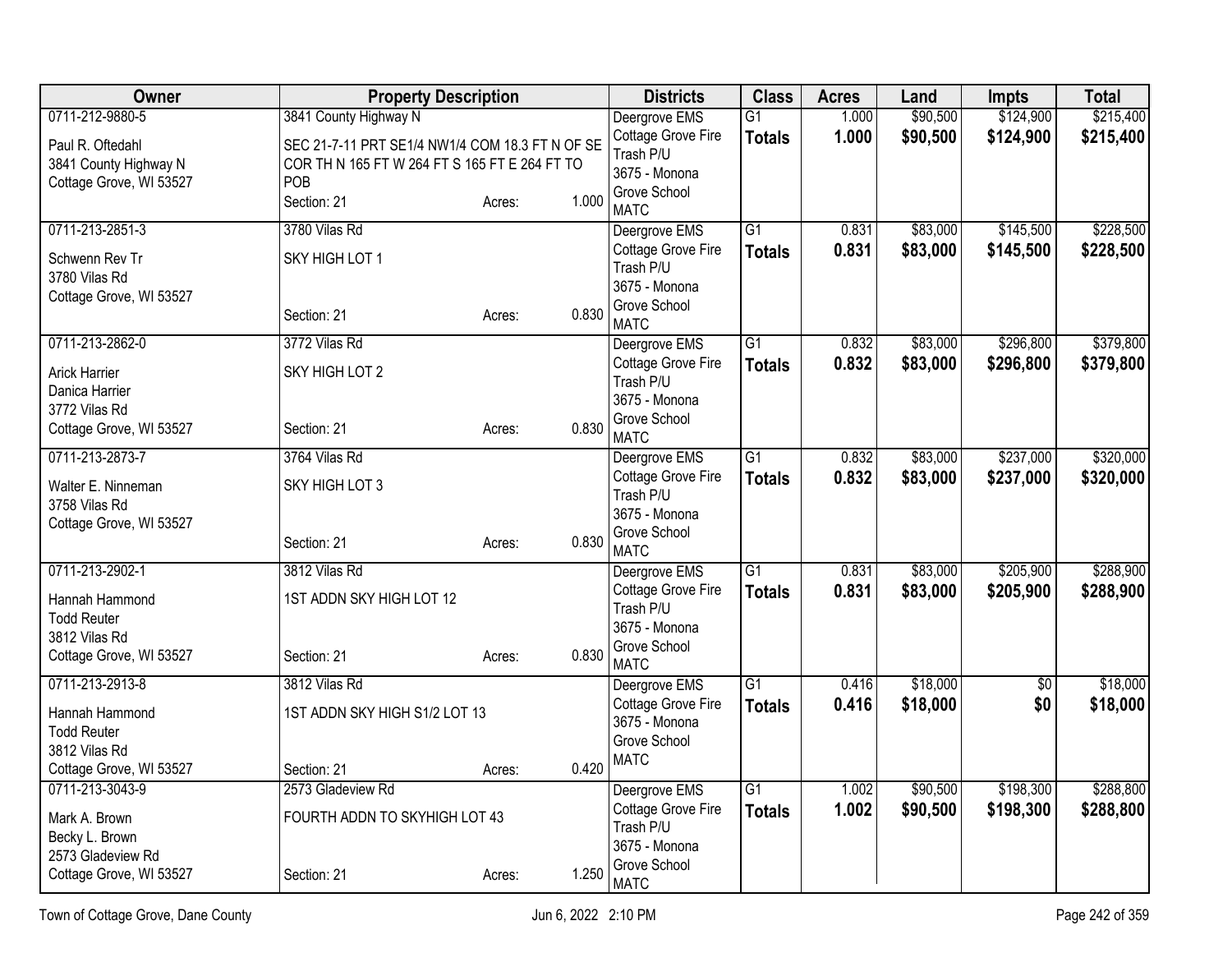| Owner | Property Description | Districts | Class | Acres | Land | Impts | Total |
|---|---|---|---|---|---|---|---|
| 0711-212-9880-5<br>Paul R. Oftedahl<br>3841 County Highway N<br>Cottage Grove, WI 53527 | 3841 County Highway N<br>SEC 21-7-11 PRT SE1/4 NW1/4 COM 18.3 FT N OF SE COR TH N 165 FT W 264 FT S 165 FT E 264 FT TO POB<br>Section: 21 Acres: 1.000 | Deergrove EMS<br>Cottage Grove Fire<br>Trash P/U<br>3675 - Monona Grove School<br>MATC | G1<br>**Totals** | 1.000<br>**1.000** | $90,500<br>**$90,500** | $124,900<br>**$124,900** | $215,400<br>**$215,400** |
| 0711-213-2851-3<br>Schwenn Rev Tr<br>3780 Vilas Rd<br>Cottage Grove, WI 53527 | 3780 Vilas Rd<br>SKY HIGH LOT 1<br>Section: 21 Acres: 0.830 | Deergrove EMS<br>Cottage Grove Fire<br>Trash P/U<br>3675 - Monona Grove School<br>MATC | G1<br>**Totals** | 0.831<br>**0.831** | $83,000<br>**$83,000** | $145,500<br>**$145,500** | $228,500<br>**$228,500** |
| 0711-213-2862-0<br>Arick Harrier<br>Danica Harrier<br>3772 Vilas Rd<br>Cottage Grove, WI 53527 | 3772 Vilas Rd<br>SKY HIGH LOT 2<br>Section: 21 Acres: 0.830 | Deergrove EMS<br>Cottage Grove Fire<br>Trash P/U<br>3675 - Monona Grove School<br>MATC | G1<br>**Totals** | 0.832<br>**0.832** | $83,000<br>**$83,000** | $296,800<br>**$296,800** | $379,800<br>**$379,800** |
| 0711-213-2873-7<br>Walter E. Ninneman<br>3758 Vilas Rd<br>Cottage Grove, WI 53527 | 3764 Vilas Rd<br>SKY HIGH LOT 3<br>Section: 21 Acres: 0.830 | Deergrove EMS<br>Cottage Grove Fire<br>Trash P/U<br>3675 - Monona Grove School<br>MATC | G1<br>**Totals** | 0.832<br>**0.832** | $83,000<br>**$83,000** | $237,000<br>**$237,000** | $320,000<br>**$320,000** |
| 0711-213-2902-1<br>Hannah Hammond<br>Todd Reuter<br>3812 Vilas Rd<br>Cottage Grove, WI 53527 | 3812 Vilas Rd<br>1ST ADDN SKY HIGH LOT 12<br>Section: 21 Acres: 0.830 | Deergrove EMS<br>Cottage Grove Fire<br>Trash P/U<br>3675 - Monona Grove School<br>MATC | G1<br>**Totals** | 0.831<br>**0.831** | $83,000<br>**$83,000** | $205,900<br>**$205,900** | $288,900<br>**$288,900** |
| 0711-213-2913-8<br>Hannah Hammond<br>Todd Reuter<br>3812 Vilas Rd<br>Cottage Grove, WI 53527 | 3812 Vilas Rd<br>1ST ADDN SKY HIGH S1/2 LOT 13<br>Section: 21 Acres: 0.420 | Deergrove EMS<br>Cottage Grove Fire<br>3675 - Monona Grove School<br>MATC | G1<br>**Totals** | 0.416<br>**0.416** | $18,000<br>**$18,000** | $0<br>**$0** | $18,000<br>**$18,000** |
| 0711-213-3043-9<br>Mark A. Brown<br>Becky L. Brown<br>2573 Gladeview Rd<br>Cottage Grove, WI 53527 | 2573 Gladeview Rd<br>FOURTH ADDN TO SKYHIGH LOT 43<br>Section: 21 Acres: 1.250 | Deergrove EMS<br>Cottage Grove Fire<br>Trash P/U<br>3675 - Monona Grove School<br>MATC | G1<br>**Totals** | 1.002<br>**1.002** | $90,500<br>**$90,500** | $198,300<br>**$198,300** | $288,800<br>**$288,800** |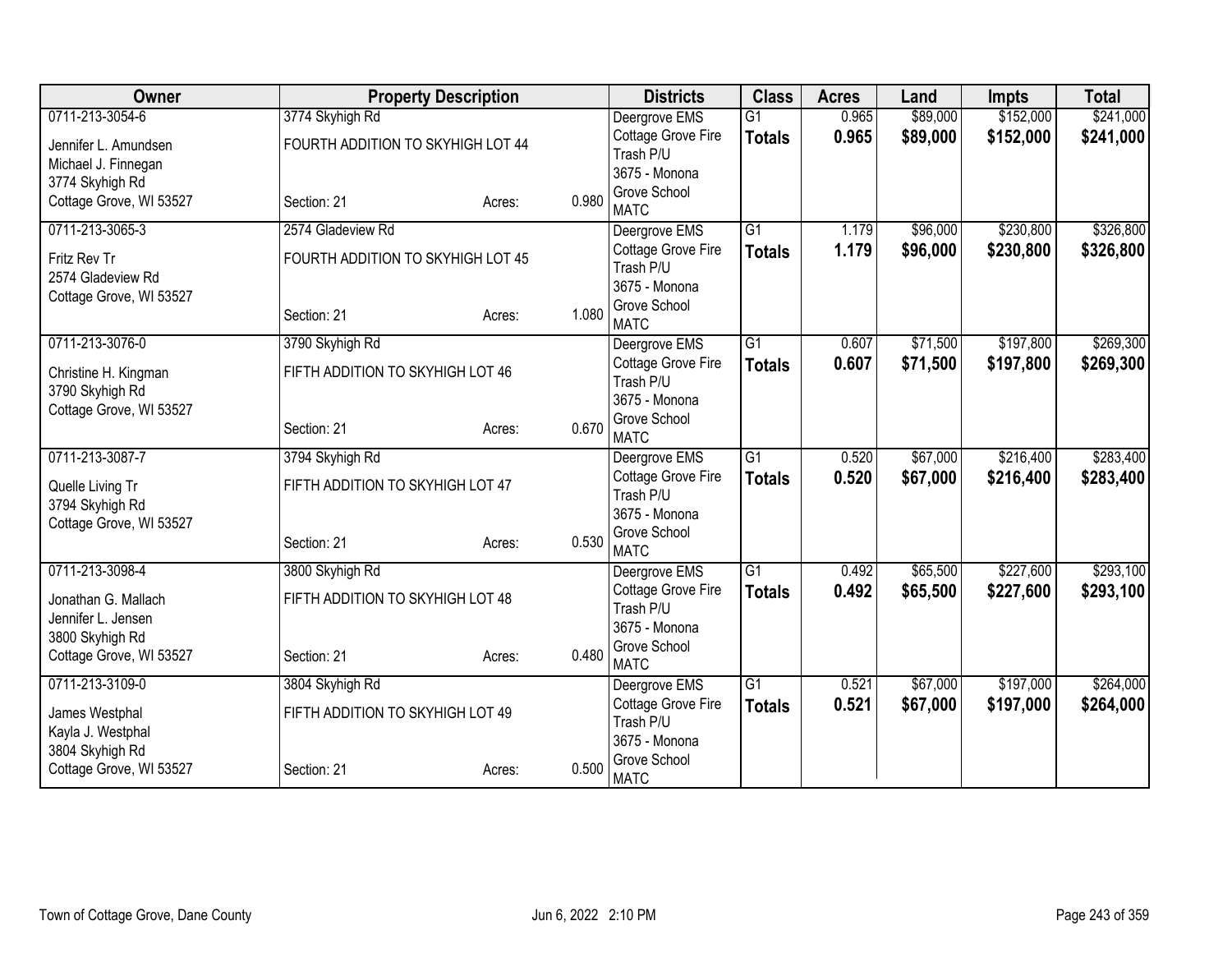| Owner | Property Description | | | Districts | Class | Acres | Land | Impts | Total |
|---|---|---|---|---|---|---|---|---|---|
| 0711-213-3054-6 | 3774 Skyhigh Rd | | | Deergrove EMS | G1 | 0.965 | $89,000 | $152,000 | $241,000 |
| Jennifer L. Amundsen<br>Michael J. Finnegan<br>3774 Skyhigh Rd<br>Cottage Grove, WI 53527 | FOURTH ADDITION TO SKYHIGH LOT 44<br><br>Section: 21 | Acres: | 0.980 | Cottage Grove Fire<br>Trash P/U<br>3675 - Monona Grove School<br>MATC | **Totals** | **0.965** | **$89,000** | **$152,000** | **$241,000** |
| 0711-213-3065-3 | 2574 Gladeview Rd | | | Deergrove EMS | G1 | 1.179 | $96,000 | $230,800 | $326,800 |
| Fritz Rev Tr<br>2574 Gladeview Rd<br>Cottage Grove, WI 53527 | FOURTH ADDITION TO SKYHIGH LOT 45<br><br>Section: 21 | Acres: | 1.080 | Cottage Grove Fire<br>Trash P/U<br>3675 - Monona Grove School<br>MATC | **Totals** | **1.179** | **$96,000** | **$230,800** | **$326,800** |
| 0711-213-3076-0 | 3790 Skyhigh Rd | | | Deergrove EMS | G1 | 0.607 | $71,500 | $197,800 | $269,300 |
| Christine H. Kingman<br>3790 Skyhigh Rd<br>Cottage Grove, WI 53527 | FIFTH ADDITION TO SKYHIGH LOT 46<br><br>Section: 21 | Acres: | 0.670 | Cottage Grove Fire<br>Trash P/U<br>3675 - Monona Grove School<br>MATC | **Totals** | **0.607** | **$71,500** | **$197,800** | **$269,300** |
| 0711-213-3087-7 | 3794 Skyhigh Rd | | | Deergrove EMS | G1 | 0.520 | $67,000 | $216,400 | $283,400 |
| Quelle Living Tr<br>3794 Skyhigh Rd<br>Cottage Grove, WI 53527 | FIFTH ADDITION TO SKYHIGH LOT 47<br><br>Section: 21 | Acres: | 0.530 | Cottage Grove Fire<br>Trash P/U<br>3675 - Monona Grove School<br>MATC | **Totals** | **0.520** | **$67,000** | **$216,400** | **$283,400** |
| 0711-213-3098-4 | 3800 Skyhigh Rd | | | Deergrove EMS | G1 | 0.492 | $65,500 | $227,600 | $293,100 |
| Jonathan G. Mallach<br>Jennifer L. Jensen<br>3800 Skyhigh Rd<br>Cottage Grove, WI 53527 | FIFTH ADDITION TO SKYHIGH LOT 48<br><br>Section: 21 | Acres: | 0.480 | Cottage Grove Fire<br>Trash P/U<br>3675 - Monona Grove School<br>MATC | **Totals** | **0.492** | **$65,500** | **$227,600** | **$293,100** |
| 0711-213-3109-0 | 3804 Skyhigh Rd | | | Deergrove EMS | G1 | 0.521 | $67,000 | $197,000 | $264,000 |
| James Westphal<br>Kayla J. Westphal<br>3804 Skyhigh Rd<br>Cottage Grove, WI 53527 | FIFTH ADDITION TO SKYHIGH LOT 49<br><br>Section: 21 | Acres: | 0.500 | Cottage Grove Fire<br>Trash P/U<br>3675 - Monona Grove School<br>MATC | **Totals** | **0.521** | **$67,000** | **$197,000** | **$264,000** |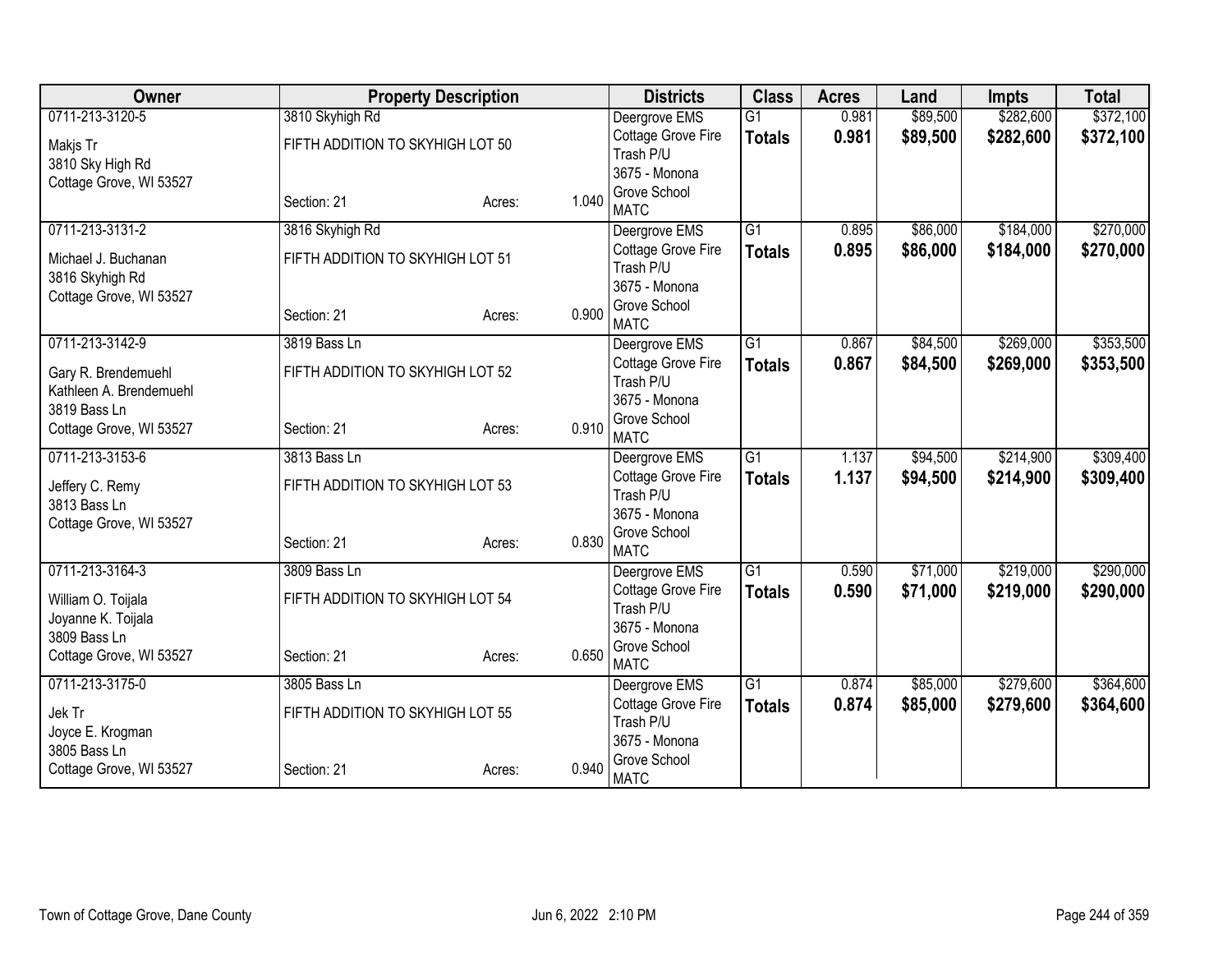| Owner | Property Description | | | Districts | Class | Acres | Land | Impts | Total |
|---|---|---|---|---|---|---|---|---|---|
| 0711-213-3120-5<br>Makjs Tr<br>3810 Sky High Rd<br>Cottage Grove, WI 53527 | 3810 Skyhigh Rd<br>FIFTH ADDITION TO SKYHIGH LOT 50<br>Section: 21 | Acres: | 1.040 | Deergrove EMS<br>Cottage Grove Fire<br>Trash P/U<br>3675 - Monona Grove School<br>MATC | G1<br>**Totals** | 0.981<br>**0.981** | $89,500<br>**$89,500** | $282,600<br>**$282,600** | $372,100<br>**$372,100** |
| 0711-213-3131-2<br>Michael J. Buchanan<br>3816 Skyhigh Rd<br>Cottage Grove, WI 53527 | 3816 Skyhigh Rd<br>FIFTH ADDITION TO SKYHIGH LOT 51<br>Section: 21 | Acres: | 0.900 | Deergrove EMS<br>Cottage Grove Fire<br>Trash P/U<br>3675 - Monona Grove School<br>MATC | G1<br>**Totals** | 0.895<br>**0.895** | $86,000<br>**$86,000** | $184,000<br>**$184,000** | $270,000<br>**$270,000** |
| 0711-213-3142-9<br>Gary R. Brendemuehl<br>Kathleen A. Brendemuehl<br>3819 Bass Ln<br>Cottage Grove, WI 53527 | 3819 Bass Ln<br>FIFTH ADDITION TO SKYHIGH LOT 52<br>Section: 21 | Acres: | 0.910 | Deergrove EMS<br>Cottage Grove Fire<br>Trash P/U<br>3675 - Monona Grove School<br>MATC | G1<br>**Totals** | 0.867<br>**0.867** | $84,500<br>**$84,500** | $269,000<br>**$269,000** | $353,500<br>**$353,500** |
| 0711-213-3153-6<br>Jeffery C. Remy<br>3813 Bass Ln<br>Cottage Grove, WI 53527 | 3813 Bass Ln<br>FIFTH ADDITION TO SKYHIGH LOT 53<br>Section: 21 | Acres: | 0.830 | Deergrove EMS<br>Cottage Grove Fire<br>Trash P/U<br>3675 - Monona Grove School<br>MATC | G1<br>**Totals** | 1.137<br>**1.137** | $94,500<br>**$94,500** | $214,900<br>**$214,900** | $309,400<br>**$309,400** |
| 0711-213-3164-3<br>William O. Toijala<br>Joyanne K. Toijala<br>3809 Bass Ln<br>Cottage Grove, WI 53527 | 3809 Bass Ln<br>FIFTH ADDITION TO SKYHIGH LOT 54<br>Section: 21 | Acres: | 0.650 | Deergrove EMS<br>Cottage Grove Fire<br>Trash P/U<br>3675 - Monona Grove School<br>MATC | G1<br>**Totals** | 0.590<br>**0.590** | $71,000<br>**$71,000** | $219,000<br>**$219,000** | $290,000<br>**$290,000** |
| 0711-213-3175-0<br>Jek Tr<br>Joyce E. Krogman<br>3805 Bass Ln<br>Cottage Grove, WI 53527 | 3805 Bass Ln<br>FIFTH ADDITION TO SKYHIGH LOT 55<br>Section: 21 | Acres: | 0.940 | Deergrove EMS<br>Cottage Grove Fire<br>Trash P/U<br>3675 - Monona Grove School<br>MATC | G1<br>**Totals** | 0.874<br>**0.874** | $85,000<br>**$85,000** | $279,600<br>**$279,600** | $364,600<br>**$364,600** |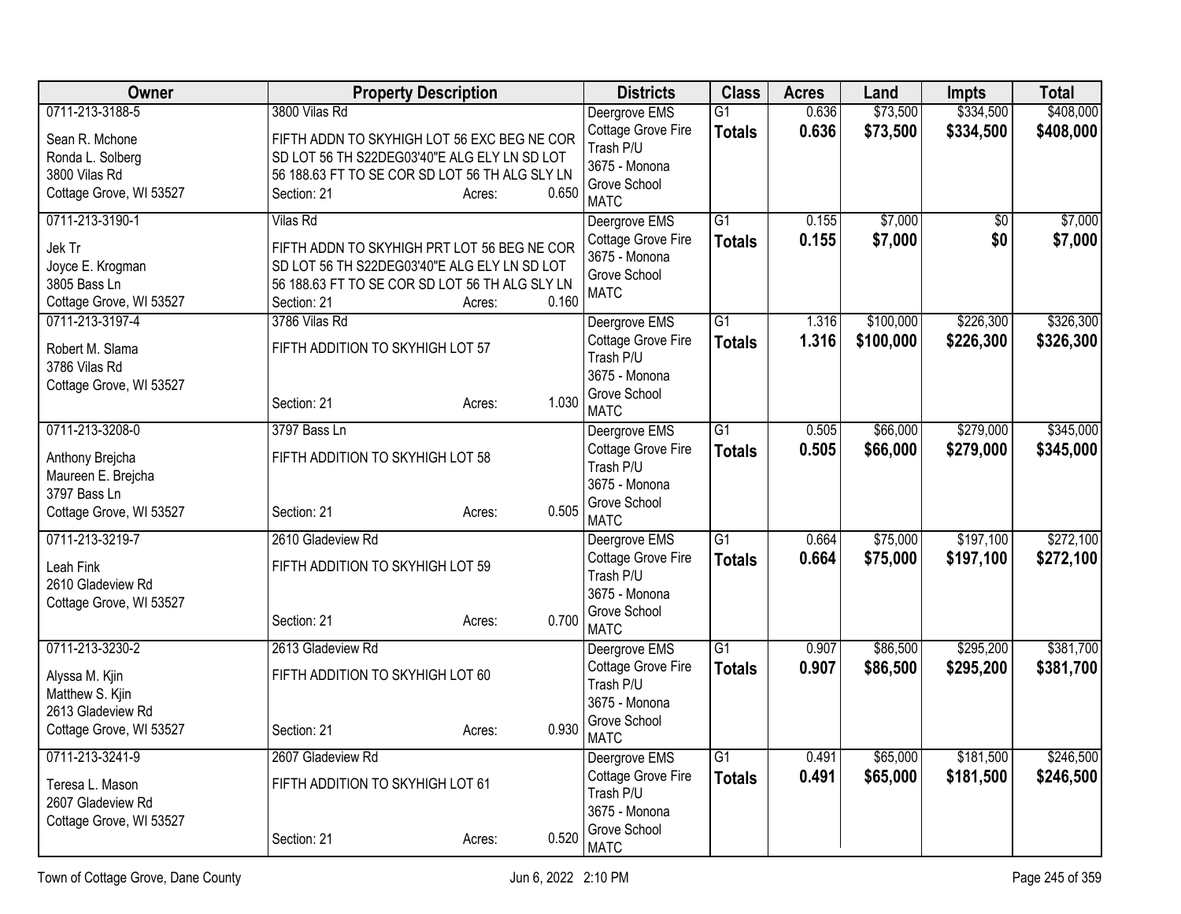| Owner | Property Description | Districts | Class | Acres | Land | Impts | Total |
|---|---|---|---|---|---|---|---|
| 0711-213-3188-5<br>Sean R. Mchone<br>Ronda L. Solberg<br>3800 Vilas Rd<br>Cottage Grove, WI 53527 | 3800 Vilas Rd<br>FIFTH ADDN TO SKYHIGH LOT 56 EXC BEG NE COR SD LOT 56 TH S22DEG03'40"E ALG ELY LN SD LOT 56 188.63 FT TO SE COR SD LOT 56 TH ALG SLY LN<br>Section: 21 Acres: 0.650 | Deergrove EMS<br>Cottage Grove Fire<br>Trash P/U<br>3675 - Monona Grove School<br>MATC | G1<br>**Totals** | 0.636<br>**0.636** | \$73,500<br>**\$73,500** | \$334,500<br>**\$334,500** | \$408,000<br>**\$408,000** |
| 0711-213-3190-1<br>Jek Tr<br>Joyce E. Krogman<br>3805 Bass Ln<br>Cottage Grove, WI 53527 | Vilas Rd<br>FIFTH ADDN TO SKYHIGH PRT LOT 56 BEG NE COR SD LOT 56 TH S22DEG03'40"E ALG ELY LN SD LOT 56 188.63 FT TO SE COR SD LOT 56 TH ALG SLY LN<br>Section: 21 Acres: 0.160 | Deergrove EMS<br>Cottage Grove Fire<br>3675 - Monona Grove School<br>MATC | G1<br>**Totals** | 0.155<br>**0.155** | \$7,000<br>**\$7,000** | \$0<br>**\$0** | \$7,000<br>**\$7,000** |
| 0711-213-3197-4<br>Robert M. Slama<br>3786 Vilas Rd<br>Cottage Grove, WI 53527 | 3786 Vilas Rd<br>FIFTH ADDITION TO SKYHIGH LOT 57<br>Section: 21 Acres: 1.030 | Deergrove EMS<br>Cottage Grove Fire<br>Trash P/U<br>3675 - Monona Grove School<br>MATC | G1<br>**Totals** | 1.316<br>**1.316** | \$100,000<br>**\$100,000** | \$226,300<br>**\$226,300** | \$326,300<br>**\$326,300** |
| 0711-213-3208-0<br>Anthony Brejcha<br>Maureen E. Brejcha<br>3797 Bass Ln<br>Cottage Grove, WI 53527 | 3797 Bass Ln<br>FIFTH ADDITION TO SKYHIGH LOT 58<br>Section: 21 Acres: 0.505 | Deergrove EMS<br>Cottage Grove Fire<br>Trash P/U<br>3675 - Monona Grove School<br>MATC | G1<br>**Totals** | 0.505<br>**0.505** | \$66,000<br>**\$66,000** | \$279,000<br>**\$279,000** | \$345,000<br>**\$345,000** |
| 0711-213-3219-7<br>Leah Fink<br>2610 Gladeview Rd<br>Cottage Grove, WI 53527 | 2610 Gladeview Rd<br>FIFTH ADDITION TO SKYHIGH LOT 59<br>Section: 21 Acres: 0.700 | Deergrove EMS<br>Cottage Grove Fire<br>Trash P/U<br>3675 - Monona Grove School<br>MATC | G1<br>**Totals** | 0.664<br>**0.664** | \$75,000<br>**\$75,000** | \$197,100<br>**\$197,100** | \$272,100<br>**\$272,100** |
| 0711-213-3230-2<br>Alyssa M. Kjin<br>Matthew S. Kjin<br>2613 Gladeview Rd<br>Cottage Grove, WI 53527 | 2613 Gladeview Rd<br>FIFTH ADDITION TO SKYHIGH LOT 60<br>Section: 21 Acres: 0.930 | Deergrove EMS<br>Cottage Grove Fire<br>Trash P/U<br>3675 - Monona Grove School<br>MATC | G1<br>**Totals** | 0.907<br>**0.907** | \$86,500<br>**\$86,500** | \$295,200<br>**\$295,200** | \$381,700<br>**\$381,700** |
| 0711-213-3241-9<br>Teresa L. Mason<br>2607 Gladeview Rd<br>Cottage Grove, WI 53527 | 2607 Gladeview Rd<br>FIFTH ADDITION TO SKYHIGH LOT 61<br>Section: 21 Acres: 0.520 | Deergrove EMS<br>Cottage Grove Fire<br>Trash P/U<br>3675 - Monona Grove School<br>MATC | G1<br>**Totals** | 0.491<br>**0.491** | \$65,000<br>**\$65,000** | \$181,500<br>**\$181,500** | \$246,500<br>**\$246,500** |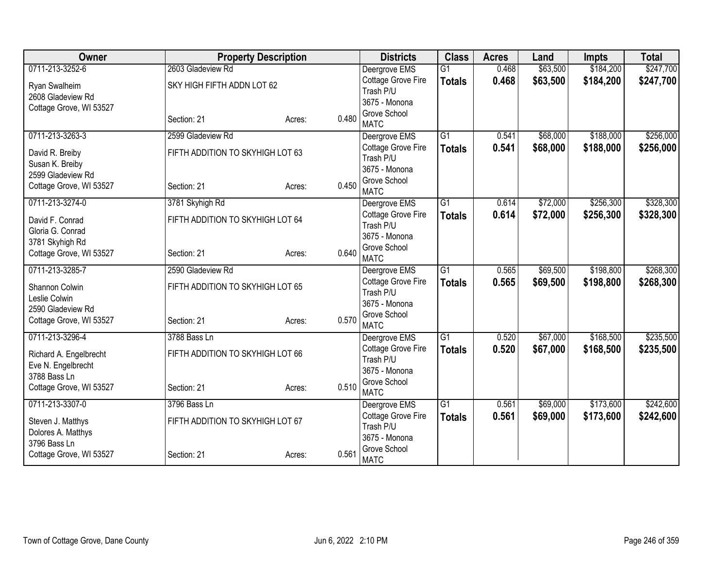| Owner | Property Description | | | Districts | Class | Acres | Land | Impts | Total |
|---|---|---|---|---|---|---|---|---|---|
| 0711-213-3252-6<br>Ryan Swalheim<br>2608 Gladeview Rd<br>Cottage Grove, WI 53527 | 2603 Gladeview Rd<br>SKY HIGH FIFTH ADDN LOT 62<br>Section: 21 | Acres: | 0.480 | Deergrove EMS<br>Cottage Grove Fire<br>Trash P/U<br>3675 - Monona Grove School<br>MATC | G1<br>**Totals** | 0.468<br>**0.468** | $63,500<br>**$63,500** | $184,200<br>**$184,200** | $247,700<br>**$247,700** |
| 0711-213-3263-3<br>David R. Breiby<br>Susan K. Breiby<br>2599 Gladeview Rd<br>Cottage Grove, WI 53527 | 2599 Gladeview Rd<br>FIFTH ADDITION TO SKYHIGH LOT 63<br>Section: 21 | Acres: | 0.450 | Deergrove EMS<br>Cottage Grove Fire<br>Trash P/U<br>3675 - Monona Grove School<br>MATC | G1<br>**Totals** | 0.541<br>**0.541** | $68,000<br>**$68,000** | $188,000<br>**$188,000** | $256,000<br>**$256,000** |
| 0711-213-3274-0<br>David F. Conrad<br>Gloria G. Conrad<br>3781 Skyhigh Rd<br>Cottage Grove, WI 53527 | 3781 Skyhigh Rd<br>FIFTH ADDITION TO SKYHIGH LOT 64<br>Section: 21 | Acres: | 0.640 | Deergrove EMS<br>Cottage Grove Fire<br>Trash P/U<br>3675 - Monona Grove School<br>MATC | G1<br>**Totals** | 0.614<br>**0.614** | $72,000<br>**$72,000** | $256,300<br>**$256,300** | $328,300<br>**$328,300** |
| 0711-213-3285-7<br>Shannon Colwin<br>Leslie Colwin<br>2590 Gladeview Rd<br>Cottage Grove, WI 53527 | 2590 Gladeview Rd<br>FIFTH ADDITION TO SKYHIGH LOT 65<br>Section: 21 | Acres: | 0.570 | Deergrove EMS<br>Cottage Grove Fire<br>Trash P/U<br>3675 - Monona Grove School<br>MATC | G1<br>**Totals** | 0.565<br>**0.565** | $69,500<br>**$69,500** | $198,800<br>**$198,800** | $268,300<br>**$268,300** |
| 0711-213-3296-4<br>Richard A. Engelbrecht<br>Eve N. Engelbrecht<br>3788 Bass Ln<br>Cottage Grove, WI 53527 | 3788 Bass Ln<br>FIFTH ADDITION TO SKYHIGH LOT 66<br>Section: 21 | Acres: | 0.510 | Deergrove EMS<br>Cottage Grove Fire<br>Trash P/U<br>3675 - Monona Grove School<br>MATC | G1<br>**Totals** | 0.520<br>**0.520** | $67,000<br>**$67,000** | $168,500<br>**$168,500** | $235,500<br>**$235,500** |
| 0711-213-3307-0<br>Steven J. Matthys<br>Dolores A. Matthys<br>3796 Bass Ln<br>Cottage Grove, WI 53527 | 3796 Bass Ln<br>FIFTH ADDITION TO SKYHIGH LOT 67<br>Section: 21 | Acres: | 0.561 | Deergrove EMS<br>Cottage Grove Fire<br>Trash P/U<br>3675 - Monona Grove School<br>MATC | G1<br>**Totals** | 0.561<br>**0.561** | $69,000<br>**$69,000** | $173,600<br>**$173,600** | $242,600<br>**$242,600** |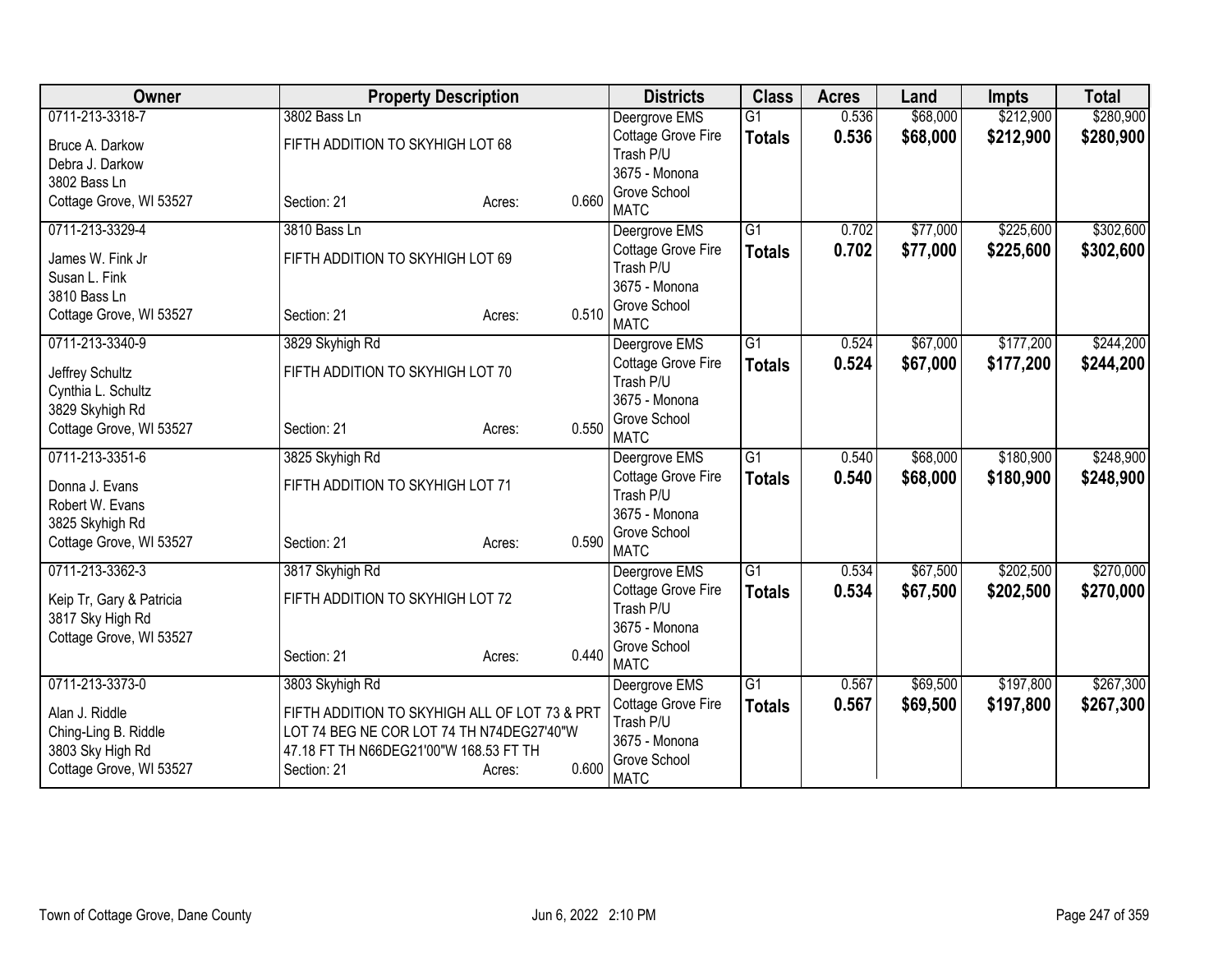| Owner | Property Description | Districts | Class | Acres | Land | Impts | Total |
|---|---|---|---|---|---|---|---|
| 0711-213-3318-7<br>Bruce A. Darkow<br>Debra J. Darkow<br>3802 Bass Ln<br>Cottage Grove, WI 53527 | 3802 Bass Ln<br>FIFTH ADDITION TO SKYHIGH LOT 68<br>Section: 21 Acres: 0.660 | Deergrove EMS<br>Cottage Grove Fire<br>Trash P/U<br>3675 - Monona Grove School<br>MATC | G1<br>**Totals** | 0.536<br>**0.536** | $68,000<br>**$68,000** | $212,900<br>**$212,900** | $280,900<br>**$280,900** |
| 0711-213-3329-4<br>James W. Fink Jr<br>Susan L. Fink<br>3810 Bass Ln<br>Cottage Grove, WI 53527 | 3810 Bass Ln<br>FIFTH ADDITION TO SKYHIGH LOT 69<br>Section: 21 Acres: 0.510 | Deergrove EMS<br>Cottage Grove Fire<br>Trash P/U<br>3675 - Monona Grove School<br>MATC | G1<br>**Totals** | 0.702<br>**0.702** | $77,000<br>**$77,000** | $225,600<br>**$225,600** | $302,600<br>**$302,600** |
| 0711-213-3340-9<br>Jeffrey Schultz<br>Cynthia L. Schultz<br>3829 Skyhigh Rd<br>Cottage Grove, WI 53527 | 3829 Skyhigh Rd<br>FIFTH ADDITION TO SKYHIGH LOT 70<br>Section: 21 Acres: 0.550 | Deergrove EMS<br>Cottage Grove Fire<br>Trash P/U<br>3675 - Monona Grove School<br>MATC | G1<br>**Totals** | 0.524<br>**0.524** | $67,000<br>**$67,000** | $177,200<br>**$177,200** | $244,200<br>**$244,200** |
| 0711-213-3351-6<br>Donna J. Evans<br>Robert W. Evans<br>3825 Skyhigh Rd<br>Cottage Grove, WI 53527 | 3825 Skyhigh Rd<br>FIFTH ADDITION TO SKYHIGH LOT 71<br>Section: 21 Acres: 0.590 | Deergrove EMS<br>Cottage Grove Fire<br>Trash P/U<br>3675 - Monona Grove School<br>MATC | G1<br>**Totals** | 0.540<br>**0.540** | $68,000<br>**$68,000** | $180,900<br>**$180,900** | $248,900<br>**$248,900** |
| 0711-213-3362-3<br>Keip Tr, Gary & Patricia<br>3817 Sky High Rd<br>Cottage Grove, WI 53527 | 3817 Skyhigh Rd<br>FIFTH ADDITION TO SKYHIGH LOT 72<br>Section: 21 Acres: 0.440 | Deergrove EMS<br>Cottage Grove Fire<br>Trash P/U<br>3675 - Monona Grove School<br>MATC | G1<br>**Totals** | 0.534<br>**0.534** | $67,500<br>**$67,500** | $202,500<br>**$202,500** | $270,000<br>**$270,000** |
| 0711-213-3373-0<br>Alan J. Riddle<br>Ching-Ling B. Riddle<br>3803 Sky High Rd<br>Cottage Grove, WI 53527 | 3803 Skyhigh Rd<br>FIFTH ADDITION TO SKYHIGH ALL OF LOT 73 & PRT LOT 74 BEG NE COR LOT 74 TH N74DEG27'40"W 47.18 FT TH N66DEG21'00"W 168.53 FT TH<br>Section: 21 Acres: 0.600 | Deergrove EMS<br>Cottage Grove Fire<br>Trash P/U<br>3675 - Monona Grove School<br>MATC | G1<br>**Totals** | 0.567<br>**0.567** | $69,500<br>**$69,500** | $197,800<br>**$197,800** | $267,300<br>**$267,300** |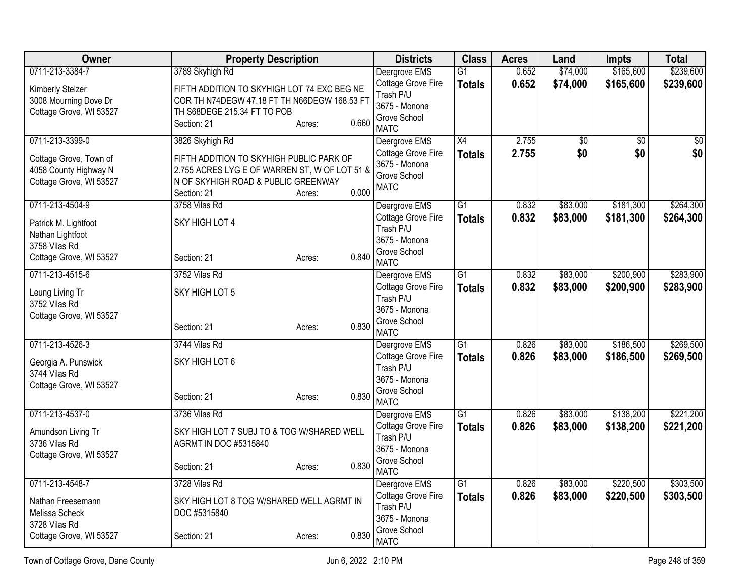| Owner | Property Description | Districts | Class | Acres | Land | Impts | Total |
|---|---|---|---|---|---|---|---|
| 0711-213-3384-7<br>Kimberly Stelzer<br>3008 Mourning Dove Dr<br>Cottage Grove, WI 53527 | 3789 Skyhigh Rd<br>FIFTH ADDITION TO SKYHIGH LOT 74 EXC BEG NE COR TH N74DEGW 47.18 FT TH N66DEGW 168.53 FT TH S68DEGE 215.34 FT TO POB<br>Section: 21 Acres: 0.660 | Deergrove EMS<br>Cottage Grove Fire<br>Trash P/U<br>3675 - Monona Grove School<br>MATC | G1<br>**Totals** | 0.652<br>**0.652** | $74,000<br>**$74,000** | $165,600<br>**$165,600** | $239,600<br>**$239,600** |
| 0711-213-3399-0<br>Cottage Grove, Town of<br>4058 County Highway N<br>Cottage Grove, WI 53527 | 3826 Skyhigh Rd<br>FIFTH ADDITION TO SKYHIGH PUBLIC PARK OF 2.755 ACRES LYG E OF WARREN ST, W OF LOT 51 & N OF SKYHIGH ROAD & PUBLIC GREENWAY<br>Section: 21 Acres: 0.000 | Deergrove EMS<br>Cottage Grove Fire<br>3675 - Monona Grove School<br>MATC | X4<br>**Totals** | 2.755<br>**2.755** | $0<br>**$0** | $0<br>**$0** | $0<br>**$0** |
| 0711-213-4504-9<br>Patrick M. Lightfoot<br>Nathan Lightfoot<br>3758 Vilas Rd<br>Cottage Grove, WI 53527 | 3758 Vilas Rd<br>SKY HIGH LOT 4<br>Section: 21 Acres: 0.840 | Deergrove EMS<br>Cottage Grove Fire<br>Trash P/U<br>3675 - Monona Grove School<br>MATC | G1<br>**Totals** | 0.832<br>**0.832** | $83,000<br>**$83,000** | $181,300<br>**$181,300** | $264,300<br>**$264,300** |
| 0711-213-4515-6<br>Leung Living Tr<br>3752 Vilas Rd<br>Cottage Grove, WI 53527 | 3752 Vilas Rd<br>SKY HIGH LOT 5<br>Section: 21 Acres: 0.830 | Deergrove EMS<br>Cottage Grove Fire<br>Trash P/U<br>3675 - Monona Grove School<br>MATC | G1<br>**Totals** | 0.832<br>**0.832** | $83,000<br>**$83,000** | $200,900<br>**$200,900** | $283,900<br>**$283,900** |
| 0711-213-4526-3<br>Georgia A. Punswick<br>3744 Vilas Rd<br>Cottage Grove, WI 53527 | 3744 Vilas Rd<br>SKY HIGH LOT 6<br>Section: 21 Acres: 0.830 | Deergrove EMS<br>Cottage Grove Fire<br>Trash P/U<br>3675 - Monona Grove School<br>MATC | G1<br>**Totals** | 0.826<br>**0.826** | $83,000<br>**$83,000** | $186,500<br>**$186,500** | $269,500<br>**$269,500** |
| 0711-213-4537-0<br>Amundson Living Tr<br>3736 Vilas Rd<br>Cottage Grove, WI 53527 | 3736 Vilas Rd<br>SKY HIGH LOT 7 SUBJ TO & TOG W/SHARED WELL AGRMT IN DOC #5315840<br>Section: 21 Acres: 0.830 | Deergrove EMS<br>Cottage Grove Fire<br>Trash P/U<br>3675 - Monona Grove School<br>MATC | G1<br>**Totals** | 0.826<br>**0.826** | $83,000<br>**$83,000** | $138,200<br>**$138,200** | $221,200<br>**$221,200** |
| 0711-213-4548-7<br>Nathan Freesemann<br>Melissa Scheck<br>3728 Vilas Rd<br>Cottage Grove, WI 53527 | 3728 Vilas Rd<br>SKY HIGH LOT 8 TOG W/SHARED WELL AGRMT IN DOC #5315840<br>Section: 21 Acres: 0.830 | Deergrove EMS<br>Cottage Grove Fire<br>Trash P/U<br>3675 - Monona Grove School<br>MATC | G1<br>**Totals** | 0.826<br>**0.826** | $83,000<br>**$83,000** | $220,500<br>**$220,500** | $303,500<br>**$303,500** |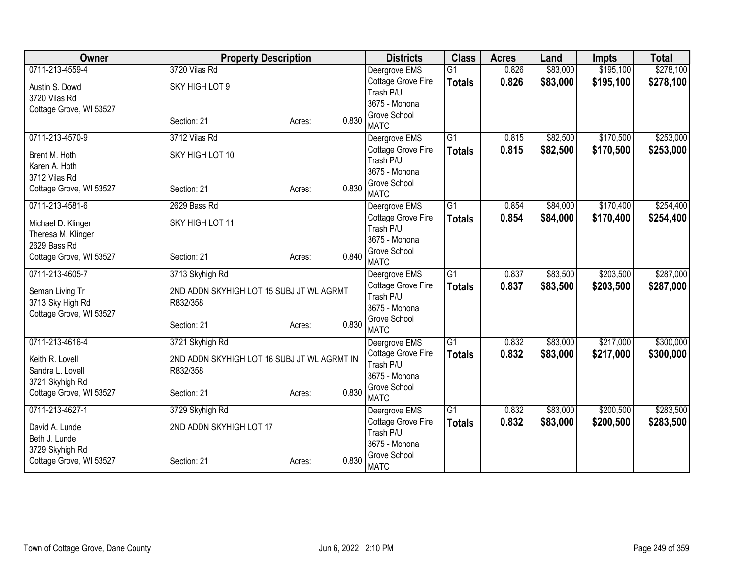| Owner | Property Description | | | Districts | Class | Acres | Land | Impts | Total |
|---|---|---|---|---|---|---|---|---|---|
| 0711-213-4559-4<br>Austin S. Dowd<br>3720 Vilas Rd<br>Cottage Grove, WI 53527 | 3720 Vilas Rd<br>SKY HIGH LOT 9<br>Section: 21 | Acres: | 0.830 | Deergrove EMS<br>Cottage Grove Fire<br>Trash P/U<br>3675 - Monona Grove School<br>MATC | G1<br>**Totals** | 0.826<br>**0.826** | $83,000<br>**$83,000** | $195,100<br>**$195,100** | $278,100<br>**$278,100** |
| 0711-213-4570-9<br>Brent M. Hoth<br>Karen A. Hoth<br>3712 Vilas Rd<br>Cottage Grove, WI 53527 | 3712 Vilas Rd<br>SKY HIGH LOT 10<br>Section: 21 | Acres: | 0.830 | Deergrove EMS<br>Cottage Grove Fire<br>Trash P/U<br>3675 - Monona Grove School<br>MATC | G1<br>**Totals** | 0.815<br>**0.815** | $82,500<br>**$82,500** | $170,500<br>**$170,500** | $253,000<br>**$253,000** |
| 0711-213-4581-6<br>Michael D. Klinger<br>Theresa M. Klinger<br>2629 Bass Rd<br>Cottage Grove, WI 53527 | 2629 Bass Rd<br>SKY HIGH LOT 11<br>Section: 21 | Acres: | 0.840 | Deergrove EMS<br>Cottage Grove Fire<br>Trash P/U<br>3675 - Monona Grove School<br>MATC | G1<br>**Totals** | 0.854<br>**0.854** | $84,000<br>**$84,000** | $170,400<br>**$170,400** | $254,400<br>**$254,400** |
| 0711-213-4605-7<br>Seman Living Tr<br>3713 Sky High Rd<br>Cottage Grove, WI 53527 | 3713 Skyhigh Rd<br>2ND ADDN SKYHIGH LOT 15 SUBJ JT WL AGRMT R832/358<br>Section: 21 | Acres: | 0.830 | Deergrove EMS<br>Cottage Grove Fire<br>Trash P/U<br>3675 - Monona Grove School<br>MATC | G1<br>**Totals** | 0.837<br>**0.837** | $83,500<br>**$83,500** | $203,500<br>**$203,500** | $287,000<br>**$287,000** |
| 0711-213-4616-4<br>Keith R. Lovell<br>Sandra L. Lovell<br>3721 Skyhigh Rd<br>Cottage Grove, WI 53527 | 3721 Skyhigh Rd<br>2ND ADDN SKYHIGH LOT 16 SUBJ JT WL AGRMT IN R832/358<br>Section: 21 | Acres: | 0.830 | Deergrove EMS<br>Cottage Grove Fire<br>Trash P/U<br>3675 - Monona Grove School<br>MATC | G1<br>**Totals** | 0.832<br>**0.832** | $83,000<br>**$83,000** | $217,000<br>**$217,000** | $300,000<br>**$300,000** |
| 0711-213-4627-1<br>David A. Lunde<br>Beth J. Lunde<br>3729 Skyhigh Rd<br>Cottage Grove, WI 53527 | 3729 Skyhigh Rd<br>2ND ADDN SKYHIGH LOT 17<br>Section: 21 | Acres: | 0.830 | Deergrove EMS<br>Cottage Grove Fire<br>Trash P/U<br>3675 - Monona Grove School<br>MATC | G1<br>**Totals** | 0.832<br>**0.832** | $83,000<br>**$83,000** | $200,500<br>**$200,500** | $283,500<br>**$283,500** |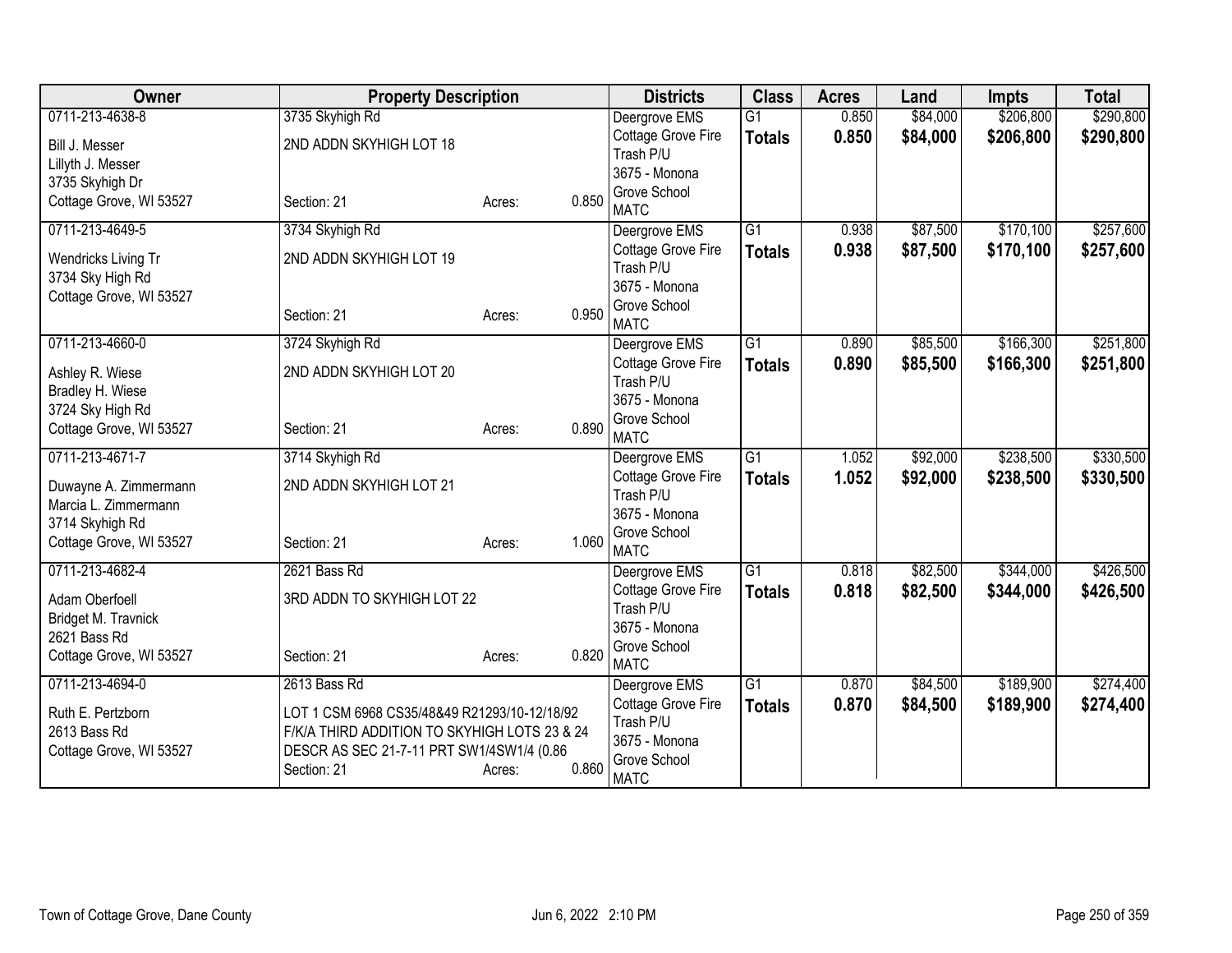| Owner | Property Description | | | Districts | Class | Acres | Land | Impts | Total |
|---|---|---|---|---|---|---|---|---|---|
| 0711-213-4638-8 | 3735 Skyhigh Rd | | | Deergrove EMS | G1 | 0.850 | $84,000 | $206,800 | $290,800 |
| Bill J. Messer<br>Lillyth J. Messer<br>3735 Skyhigh Dr<br>Cottage Grove, WI 53527 | 2ND ADDN SKYHIGH LOT 18<br><br>Section: 21 | Acres: | 0.850 | Cottage Grove Fire<br>Trash P/U<br>3675 - Monona Grove School<br>MATC | **Totals** | **0.850** | **$84,000** | **$206,800** | **$290,800** |
| 0711-213-4649-5 | 3734 Skyhigh Rd | | | Deergrove EMS | G1 | 0.938 | $87,500 | $170,100 | $257,600 |
| Wendricks Living Tr<br>3734 Sky High Rd<br>Cottage Grove, WI 53527 | 2ND ADDN SKYHIGH LOT 19<br><br>Section: 21 | Acres: | 0.950 | Cottage Grove Fire<br>Trash P/U<br>3675 - Monona Grove School<br>MATC | **Totals** | **0.938** | **$87,500** | **$170,100** | **$257,600** |
| 0711-213-4660-0 | 3724 Skyhigh Rd | | | Deergrove EMS | G1 | 0.890 | $85,500 | $166,300 | $251,800 |
| Ashley R. Wiese<br>Bradley H. Wiese<br>3724 Sky High Rd<br>Cottage Grove, WI 53527 | 2ND ADDN SKYHIGH LOT 20<br><br>Section: 21 | Acres: | 0.890 | Cottage Grove Fire<br>Trash P/U<br>3675 - Monona Grove School<br>MATC | **Totals** | **0.890** | **$85,500** | **$166,300** | **$251,800** |
| 0711-213-4671-7 | 3714 Skyhigh Rd | | | Deergrove EMS | G1 | 1.052 | $92,000 | $238,500 | $330,500 |
| Duwayne A. Zimmermann<br>Marcia L. Zimmermann<br>3714 Skyhigh Rd<br>Cottage Grove, WI 53527 | 2ND ADDN SKYHIGH LOT 21<br><br>Section: 21 | Acres: | 1.060 | Cottage Grove Fire<br>Trash P/U<br>3675 - Monona Grove School<br>MATC | **Totals** | **1.052** | **$92,000** | **$238,500** | **$330,500** |
| 0711-213-4682-4 | 2621 Bass Rd | | | Deergrove EMS | G1 | 0.818 | $82,500 | $344,000 | $426,500 |
| Adam Oberfoell<br>Bridget M. Travnick<br>2621 Bass Rd<br>Cottage Grove, WI 53527 | 3RD ADDN TO SKYHIGH LOT 22<br><br>Section: 21 | Acres: | 0.820 | Cottage Grove Fire<br>Trash P/U<br>3675 - Monona Grove School<br>MATC | **Totals** | **0.818** | **$82,500** | **$344,000** | **$426,500** |
| 0711-213-4694-0 | 2613 Bass Rd | | | Deergrove EMS | G1 | 0.870 | $84,500 | $189,900 | $274,400 |
| Ruth E. Pertzborn<br>2613 Bass Rd<br>Cottage Grove, WI 53527 | LOT 1 CSM 6968 CS35/48&49 R21293/10-12/18/92 F/K/A THIRD ADDITION TO SKYHIGH LOTS 23 & 24 DESCR AS SEC 21-7-11 PRT SW1/4SW1/4 (0.86<br>Section: 21 | Acres: | 0.860 | Cottage Grove Fire<br>Trash P/U<br>3675 - Monona Grove School<br>MATC | **Totals** | **0.870** | **$84,500** | **$189,900** | **$274,400** |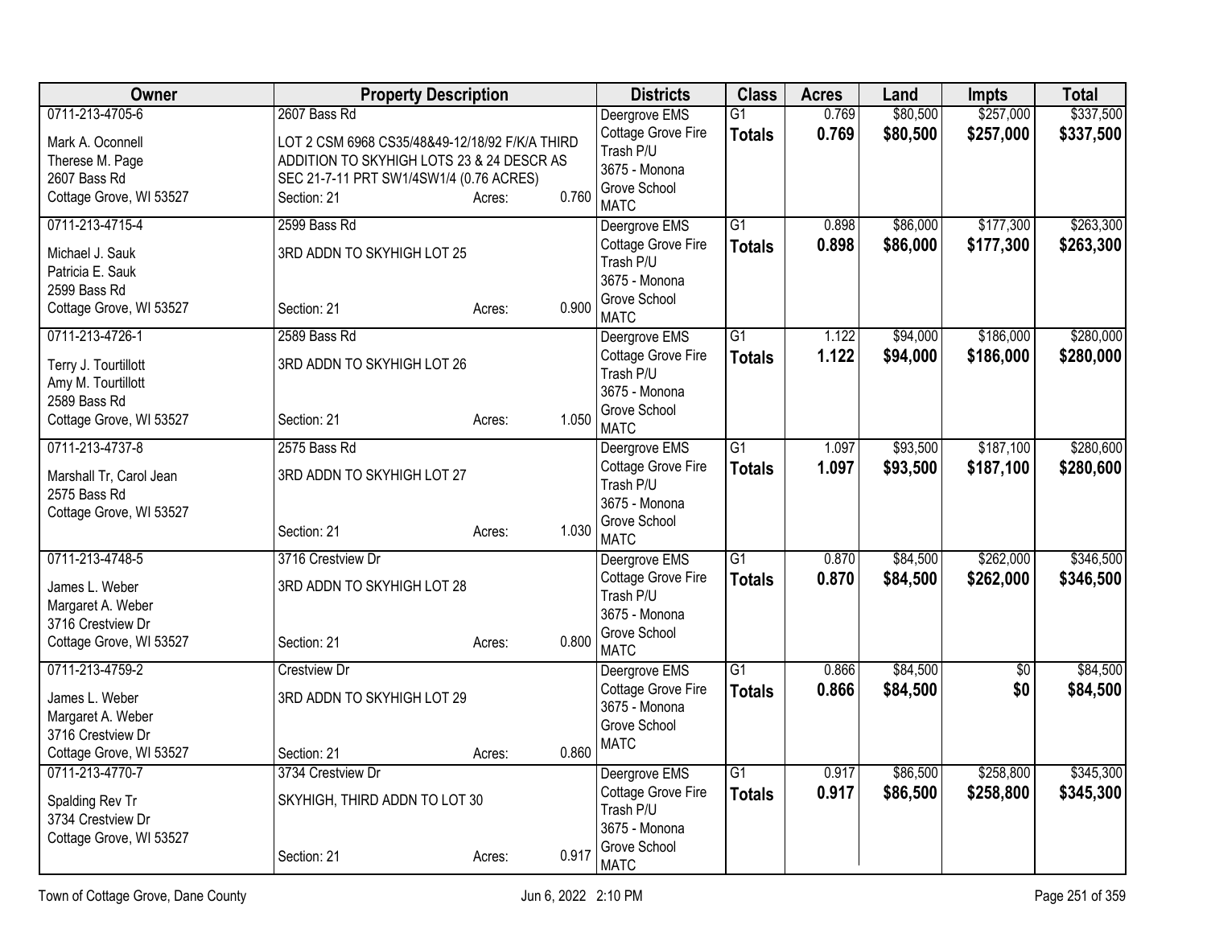| Owner | Property Description | Districts | Class | Acres | Land | Impts | Total |
|---|---|---|---|---|---|---|---|
| 0711-213-4705-6<br>Mark A. Oconnell<br>Therese M. Page<br>2607 Bass Rd<br>Cottage Grove, WI 53527 | 2607 Bass Rd<br>LOT 2 CSM 6968 CS35/48&49-12/18/92 F/K/A THIRD ADDITION TO SKYHIGH LOTS 23 & 24 DESCR AS SEC 21-7-11 PRT SW1/4SW1/4 (0.76 ACRES)<br>Section: 21 Acres: 0.760 | Deergrove EMS<br>Cottage Grove Fire<br>Trash P/U<br>3675 - Monona Grove School<br>MATC | G1<br>**Totals** | 0.769<br>**0.769** | $80,500<br>**$80,500** | $257,000<br>**$257,000** | $337,500<br>**$337,500** |
| 0711-213-4715-4<br>Michael J. Sauk<br>Patricia E. Sauk<br>2599 Bass Rd<br>Cottage Grove, WI 53527 | 2599 Bass Rd<br>3RD ADDN TO SKYHIGH LOT 25<br>Section: 21 Acres: 0.900 | Deergrove EMS<br>Cottage Grove Fire<br>Trash P/U<br>3675 - Monona Grove School<br>MATC | G1<br>**Totals** | 0.898<br>**0.898** | $86,000<br>**$86,000** | $177,300<br>**$177,300** | $263,300<br>**$263,300** |
| 0711-213-4726-1<br>Terry J. Tourtillott<br>Amy M. Tourtillott<br>2589 Bass Rd<br>Cottage Grove, WI 53527 | 2589 Bass Rd<br>3RD ADDN TO SKYHIGH LOT 26<br>Section: 21 Acres: 1.050 | Deergrove EMS<br>Cottage Grove Fire<br>Trash P/U<br>3675 - Monona Grove School<br>MATC | G1<br>**Totals** | 1.122<br>**1.122** | $94,000<br>**$94,000** | $186,000<br>**$186,000** | $280,000<br>**$280,000** |
| 0711-213-4737-8<br>Marshall Tr, Carol Jean<br>2575 Bass Rd<br>Cottage Grove, WI 53527 | 2575 Bass Rd<br>3RD ADDN TO SKYHIGH LOT 27<br>Section: 21 Acres: 1.030 | Deergrove EMS<br>Cottage Grove Fire<br>Trash P/U<br>3675 - Monona Grove School<br>MATC | G1<br>**Totals** | 1.097<br>**1.097** | $93,500<br>**$93,500** | $187,100<br>**$187,100** | $280,600<br>**$280,600** |
| 0711-213-4748-5<br>James L. Weber<br>Margaret A. Weber<br>3716 Crestview Dr<br>Cottage Grove, WI 53527 | 3716 Crestview Dr<br>3RD ADDN TO SKYHIGH LOT 28<br>Section: 21 Acres: 0.800 | Deergrove EMS<br>Cottage Grove Fire<br>Trash P/U<br>3675 - Monona Grove School<br>MATC | G1<br>**Totals** | 0.870<br>**0.870** | $84,500<br>**$84,500** | $262,000<br>**$262,000** | $346,500<br>**$346,500** |
| 0711-213-4759-2<br>James L. Weber<br>Margaret A. Weber<br>3716 Crestview Dr<br>Cottage Grove, WI 53527 | Crestview Dr<br>3RD ADDN TO SKYHIGH LOT 29<br>Section: 21 Acres: 0.860 | Deergrove EMS<br>Cottage Grove Fire<br>3675 - Monona Grove School<br>MATC | G1<br>**Totals** | 0.866<br>**0.866** | $84,500<br>**$84,500** | $0<br>**$0** | $84,500<br>**$84,500** |
| 0711-213-4770-7<br>Spalding Rev Tr<br>3734 Crestview Dr<br>Cottage Grove, WI 53527 | 3734 Crestview Dr<br>SKYHIGH, THIRD ADDN TO LOT 30<br>Section: 21 Acres: 0.917 | Deergrove EMS<br>Cottage Grove Fire<br>Trash P/U<br>3675 - Monona Grove School<br>MATC | G1<br>**Totals** | 0.917<br>**0.917** | $86,500<br>**$86,500** | $258,800<br>**$258,800** | $345,300<br>**$345,300** |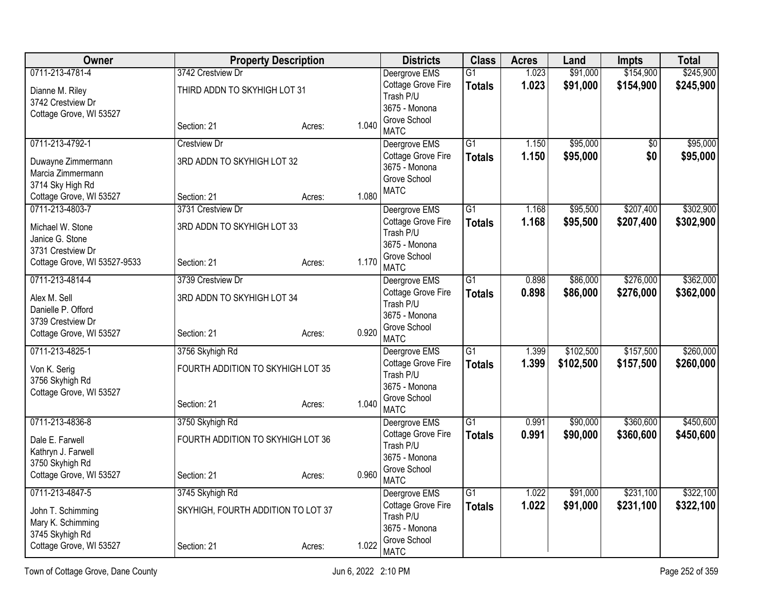| Owner | Property Description | | | Districts | Class | Acres | Land | Impts | Total |
|---|---|---|---|---|---|---|---|---|---|
| 0711-213-4781-4<br>Dianne M. Riley<br>3742 Crestview Dr<br>Cottage Grove, WI 53527 | 3742 Crestview Dr<br>THIRD ADDN TO SKYHIGH LOT 31<br>Section: 21 | Acres: | 1.040 | Deergrove EMS<br>Cottage Grove Fire<br>Trash P/U<br>3675 - Monona Grove School<br>MATC | G1<br>**Totals** | 1.023<br>**1.023** | $91,000<br>**$91,000** | $154,900<br>**$154,900** | $245,900<br>**$245,900** |
| 0711-213-4792-1<br>Duwayne Zimmermann<br>Marcia Zimmermann<br>3714 Sky High Rd<br>Cottage Grove, WI 53527 | Crestview Dr<br>3RD ADDN TO SKYHIGH LOT 32<br>Section: 21 | Acres: | 1.080 | Deergrove EMS<br>Cottage Grove Fire<br>3675 - Monona Grove School<br>MATC | G1<br>**Totals** | 1.150<br>**1.150** | $95,000<br>**$95,000** | $0<br>**$0** | $95,000<br>**$95,000** |
| 0711-213-4803-7<br>Michael W. Stone<br>Janice G. Stone<br>3731 Crestview Dr<br>Cottage Grove, WI 53527-9533 | 3731 Crestview Dr<br>3RD ADDN TO SKYHIGH LOT 33<br>Section: 21 | Acres: | 1.170 | Deergrove EMS<br>Cottage Grove Fire<br>Trash P/U<br>3675 - Monona Grove School<br>MATC | G1<br>**Totals** | 1.168<br>**1.168** | $95,500<br>**$95,500** | $207,400<br>**$207,400** | $302,900<br>**$302,900** |
| 0711-213-4814-4<br>Alex M. Sell<br>Danielle P. Offord<br>3739 Crestview Dr<br>Cottage Grove, WI 53527 | 3739 Crestview Dr<br>3RD ADDN TO SKYHIGH LOT 34<br>Section: 21 | Acres: | 0.920 | Deergrove EMS<br>Cottage Grove Fire<br>Trash P/U<br>3675 - Monona Grove School<br>MATC | G1<br>**Totals** | 0.898<br>**0.898** | $86,000<br>**$86,000** | $276,000<br>**$276,000** | $362,000<br>**$362,000** |
| 0711-213-4825-1<br>Von K. Serig<br>3756 Skyhigh Rd<br>Cottage Grove, WI 53527 | 3756 Skyhigh Rd<br>FOURTH ADDITION TO SKYHIGH LOT 35<br>Section: 21 | Acres: | 1.040 | Deergrove EMS<br>Cottage Grove Fire<br>Trash P/U<br>3675 - Monona Grove School<br>MATC | G1<br>**Totals** | 1.399<br>**1.399** | $102,500<br>**$102,500** | $157,500<br>**$157,500** | $260,000<br>**$260,000** |
| 0711-213-4836-8<br>Dale E. Farwell<br>Kathryn J. Farwell<br>3750 Skyhigh Rd<br>Cottage Grove, WI 53527 | 3750 Skyhigh Rd<br>FOURTH ADDITION TO SKYHIGH LOT 36<br>Section: 21 | Acres: | 0.960 | Deergrove EMS<br>Cottage Grove Fire<br>Trash P/U<br>3675 - Monona Grove School<br>MATC | G1<br>**Totals** | 0.991<br>**0.991** | $90,000<br>**$90,000** | $360,600<br>**$360,600** | $450,600<br>**$450,600** |
| 0711-213-4847-5<br>John T. Schimming<br>Mary K. Schimming<br>3745 Skyhigh Rd<br>Cottage Grove, WI 53527 | 3745 Skyhigh Rd<br>SKYHIGH, FOURTH ADDITION TO LOT 37<br>Section: 21 | Acres: | 1.022 | Deergrove EMS<br>Cottage Grove Fire<br>Trash P/U<br>3675 - Monona Grove School<br>MATC | G1<br>**Totals** | 1.022<br>**1.022** | $91,000<br>**$91,000** | $231,100<br>**$231,100** | $322,100<br>**$322,100** |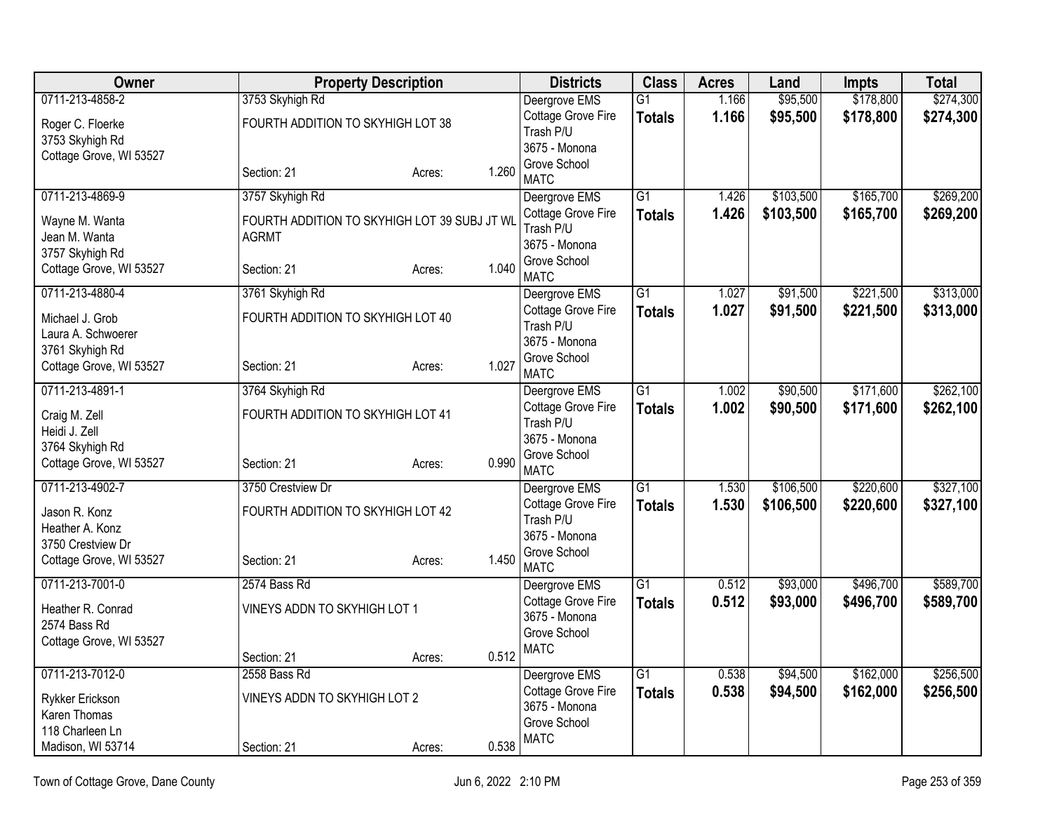| Owner | Property Description | | | Districts | Class | Acres | Land | Impts | Total |
|---|---|---|---|---|---|---|---|---|---|
| 0711-213-4858-2<br>Roger C. Floerke<br>3753 Skyhigh Rd<br>Cottage Grove, WI 53527 | 3753 Skyhigh Rd<br>FOURTH ADDITION TO SKYHIGH LOT 38<br>Section: 21 | Acres: | 1.260 | Deergrove EMS<br>Cottage Grove Fire<br>Trash P/U<br>3675 - Monona Grove School<br>MATC | G1<br>**Totals** | 1.166<br>**1.166** | $95,500<br>**$95,500** | $178,800<br>**$178,800** | $274,300<br>**$274,300** |
| 0711-213-4869-9<br>Wayne M. Wanta<br>Jean M. Wanta<br>3757 Skyhigh Rd<br>Cottage Grove, WI 53527 | 3757 Skyhigh Rd<br>FOURTH ADDITION TO SKYHIGH LOT 39 SUBJ JT WL AGRMT<br>Section: 21 | Acres: | 1.040 | Deergrove EMS<br>Cottage Grove Fire<br>Trash P/U<br>3675 - Monona Grove School<br>MATC | G1<br>**Totals** | 1.426<br>**1.426** | $103,500<br>**$103,500** | $165,700<br>**$165,700** | $269,200<br>**$269,200** |
| 0711-213-4880-4<br>Michael J. Grob<br>Laura A. Schwoerer<br>3761 Skyhigh Rd<br>Cottage Grove, WI 53527 | 3761 Skyhigh Rd<br>FOURTH ADDITION TO SKYHIGH LOT 40<br>Section: 21 | Acres: | 1.027 | Deergrove EMS<br>Cottage Grove Fire<br>Trash P/U<br>3675 - Monona Grove School<br>MATC | G1<br>**Totals** | 1.027<br>**1.027** | $91,500<br>**$91,500** | $221,500<br>**$221,500** | $313,000<br>**$313,000** |
| 0711-213-4891-1<br>Craig M. Zell<br>Heidi J. Zell<br>3764 Skyhigh Rd<br>Cottage Grove, WI 53527 | 3764 Skyhigh Rd<br>FOURTH ADDITION TO SKYHIGH LOT 41<br>Section: 21 | Acres: | 0.990 | Deergrove EMS<br>Cottage Grove Fire<br>Trash P/U<br>3675 - Monona Grove School<br>MATC | G1<br>**Totals** | 1.002<br>**1.002** | $90,500<br>**$90,500** | $171,600<br>**$171,600** | $262,100<br>**$262,100** |
| 0711-213-4902-7<br>Jason R. Konz<br>Heather A. Konz<br>3750 Crestview Dr<br>Cottage Grove, WI 53527 | 3750 Crestview Dr<br>FOURTH ADDITION TO SKYHIGH LOT 42<br>Section: 21 | Acres: | 1.450 | Deergrove EMS<br>Cottage Grove Fire<br>Trash P/U<br>3675 - Monona Grove School<br>MATC | G1<br>**Totals** | 1.530<br>**1.530** | $106,500<br>**$106,500** | $220,600<br>**$220,600** | $327,100<br>**$327,100** |
| 0711-213-7001-0<br>Heather R. Conrad<br>2574 Bass Rd<br>Cottage Grove, WI 53527 | 2574 Bass Rd<br>VINEYS ADDN TO SKYHIGH LOT 1<br>Section: 21 | Acres: | 0.512 | Deergrove EMS<br>Cottage Grove Fire<br>3675 - Monona Grove School<br>MATC | G1<br>**Totals** | 0.512<br>**0.512** | $93,000<br>**$93,000** | $496,700<br>**$496,700** | $589,700<br>**$589,700** |
| 0711-213-7012-0<br>Rykker Erickson<br>Karen Thomas<br>118 Charleen Ln<br>Madison, WI 53714 | 2558 Bass Rd<br>VINEYS ADDN TO SKYHIGH LOT 2<br>Section: 21 | Acres: | 0.538 | Deergrove EMS<br>Cottage Grove Fire<br>3675 - Monona Grove School<br>MATC | G1<br>**Totals** | 0.538<br>**0.538** | $94,500<br>**$94,500** | $162,000<br>**$162,000** | $256,500<br>**$256,500** |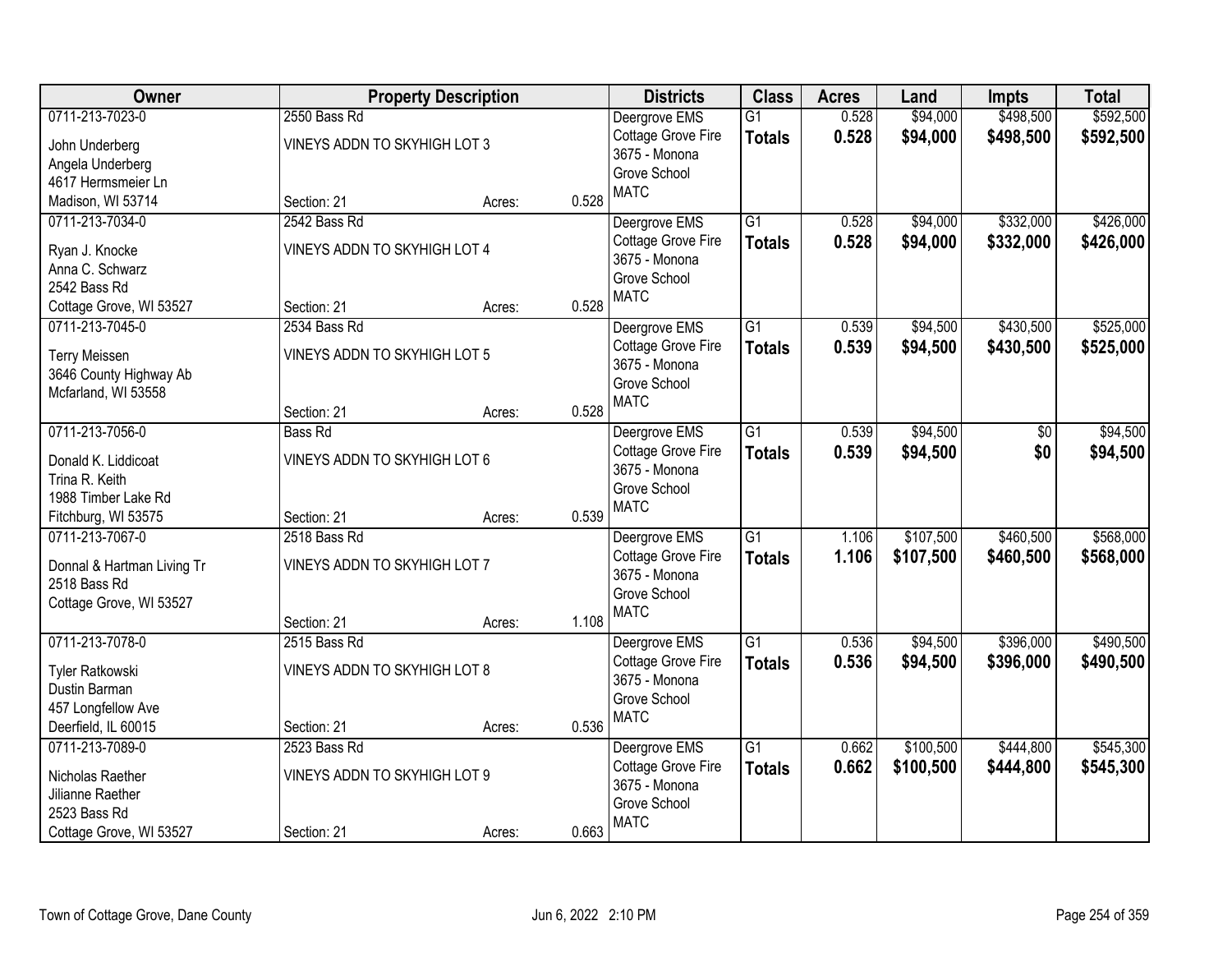| Owner | Property Description | | | Districts | Class | Acres | Land | Impts | Total |
|---|---|---|---|---|---|---|---|---|---|
| 0711-213-7023-0<br>John Underberg<br>Angela Underberg<br>4617 Hermsmeier Ln<br>Madison, WI 53714 | 2550 Bass Rd<br>VINEYS ADDN TO SKYHIGH LOT 3<br>Section: 21 | Acres: | 0.528 | Deergrove EMS<br>Cottage Grove Fire<br>3675 - Monona Grove School<br>MATC | G1<br>**Totals** | 0.528<br>**0.528** | $94,000<br>**$94,000** | $498,500<br>**$498,500** | $592,500<br>**$592,500** |
| 0711-213-7034-0<br>Ryan J. Knocke<br>Anna C. Schwarz<br>2542 Bass Rd<br>Cottage Grove, WI 53527 | 2542 Bass Rd<br>VINEYS ADDN TO SKYHIGH LOT 4<br>Section: 21 | Acres: | 0.528 | Deergrove EMS<br>Cottage Grove Fire<br>3675 - Monona Grove School<br>MATC | G1<br>**Totals** | 0.528<br>**0.528** | $94,000<br>**$94,000** | $332,000<br>**$332,000** | $426,000<br>**$426,000** |
| 0711-213-7045-0<br>Terry Meissen<br>3646 County Highway Ab<br>Mcfarland, WI 53558 | 2534 Bass Rd<br>VINEYS ADDN TO SKYHIGH LOT 5<br>Section: 21 | Acres: | 0.528 | Deergrove EMS<br>Cottage Grove Fire<br>3675 - Monona Grove School<br>MATC | G1<br>**Totals** | 0.539<br>**0.539** | $94,500<br>**$94,500** | $430,500<br>**$430,500** | $525,000<br>**$525,000** |
| 0711-213-7056-0<br>Donald K. Liddicoat<br>Trina R. Keith<br>1988 Timber Lake Rd<br>Fitchburg, WI 53575 | Bass Rd<br>VINEYS ADDN TO SKYHIGH LOT 6<br>Section: 21 | Acres: | 0.539 | Deergrove EMS<br>Cottage Grove Fire<br>3675 - Monona Grove School<br>MATC | G1<br>**Totals** | 0.539<br>**0.539** | $94,500<br>**$94,500** | $0<br>**$0** | $94,500<br>**$94,500** |
| 0711-213-7067-0<br>Donnal & Hartman Living Tr<br>2518 Bass Rd<br>Cottage Grove, WI 53527 | 2518 Bass Rd<br>VINEYS ADDN TO SKYHIGH LOT 7<br>Section: 21 | Acres: | 1.108 | Deergrove EMS<br>Cottage Grove Fire<br>3675 - Monona Grove School<br>MATC | G1<br>**Totals** | 1.106<br>**1.106** | $107,500<br>**$107,500** | $460,500<br>**$460,500** | $568,000<br>**$568,000** |
| 0711-213-7078-0<br>Tyler Ratkowski<br>Dustin Barman<br>457 Longfellow Ave<br>Deerfield, IL 60015 | 2515 Bass Rd<br>VINEYS ADDN TO SKYHIGH LOT 8<br>Section: 21 | Acres: | 0.536 | Deergrove EMS<br>Cottage Grove Fire<br>3675 - Monona Grove School<br>MATC | G1<br>**Totals** | 0.536<br>**0.536** | $94,500<br>**$94,500** | $396,000<br>**$396,000** | $490,500<br>**$490,500** |
| 0711-213-7089-0<br>Nicholas Raether<br>Jilianne Raether<br>2523 Bass Rd<br>Cottage Grove, WI 53527 | 2523 Bass Rd<br>VINEYS ADDN TO SKYHIGH LOT 9<br>Section: 21 | Acres: | 0.663 | Deergrove EMS<br>Cottage Grove Fire<br>3675 - Monona Grove School<br>MATC | G1<br>**Totals** | 0.662<br>**0.662** | $100,500<br>**$100,500** | $444,800<br>**$444,800** | $545,300<br>**$545,300** |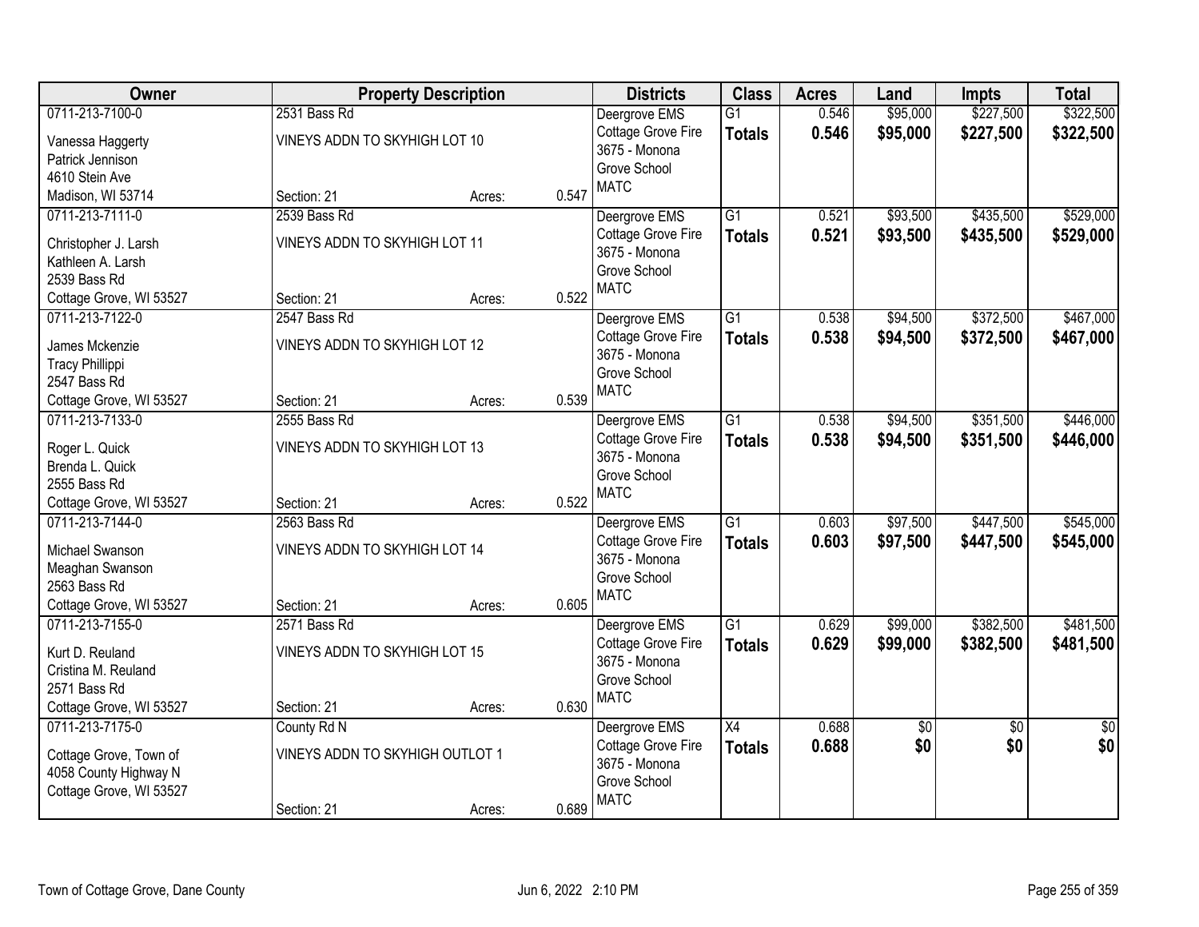| Owner | Property Description | | | Districts | Class | Acres | Land | Impts | Total |
|---|---|---|---|---|---|---|---|---|---|
| 0711-213-7100-0 | 2531 Bass Rd | | | Deergrove EMS | G1 | 0.546 | $95,000 | $227,500 | $322,500 |
| Vanessa Haggerty<br>Patrick Jennison<br>4610 Stein Ave<br>Madison, WI 53714 | VINEYS ADDN TO SKYHIGH LOT 10<br><br>Section: 21 | Acres: | 0.547 | Cottage Grove Fire<br>3675 - Monona Grove School<br>MATC | **Totals** | **0.546** | **$95,000** | **$227,500** | **$322,500** |
| 0711-213-7111-0 | 2539 Bass Rd | | | Deergrove EMS | G1 | 0.521 | $93,500 | $435,500 | $529,000 |
| Christopher J. Larsh<br>Kathleen A. Larsh<br>2539 Bass Rd<br>Cottage Grove, WI 53527 | VINEYS ADDN TO SKYHIGH LOT 11<br><br>Section: 21 | Acres: | 0.522 | Cottage Grove Fire<br>3675 - Monona Grove School<br>MATC | **Totals** | **0.521** | **$93,500** | **$435,500** | **$529,000** |
| 0711-213-7122-0 | 2547 Bass Rd | | | Deergrove EMS | G1 | 0.538 | $94,500 | $372,500 | $467,000 |
| James Mckenzie<br>Tracy Phillippi<br>2547 Bass Rd<br>Cottage Grove, WI 53527 | VINEYS ADDN TO SKYHIGH LOT 12<br><br>Section: 21 | Acres: | 0.539 | Cottage Grove Fire<br>3675 - Monona Grove School<br>MATC | **Totals** | **0.538** | **$94,500** | **$372,500** | **$467,000** |
| 0711-213-7133-0 | 2555 Bass Rd | | | Deergrove EMS | G1 | 0.538 | $94,500 | $351,500 | $446,000 |
| Roger L. Quick<br>Brenda L. Quick<br>2555 Bass Rd<br>Cottage Grove, WI 53527 | VINEYS ADDN TO SKYHIGH LOT 13<br><br>Section: 21 | Acres: | 0.522 | Cottage Grove Fire<br>3675 - Monona Grove School<br>MATC | **Totals** | **0.538** | **$94,500** | **$351,500** | **$446,000** |
| 0711-213-7144-0 | 2563 Bass Rd | | | Deergrove EMS | G1 | 0.603 | $97,500 | $447,500 | $545,000 |
| Michael Swanson<br>Meaghan Swanson<br>2563 Bass Rd<br>Cottage Grove, WI 53527 | VINEYS ADDN TO SKYHIGH LOT 14<br><br>Section: 21 | Acres: | 0.605 | Cottage Grove Fire<br>3675 - Monona Grove School<br>MATC | **Totals** | **0.603** | **$97,500** | **$447,500** | **$545,000** |
| 0711-213-7155-0 | 2571 Bass Rd | | | Deergrove EMS | G1 | 0.629 | $99,000 | $382,500 | $481,500 |
| Kurt D. Reuland<br>Cristina M. Reuland<br>2571 Bass Rd<br>Cottage Grove, WI 53527 | VINEYS ADDN TO SKYHIGH LOT 15<br><br>Section: 21 | Acres: | 0.630 | Cottage Grove Fire<br>3675 - Monona Grove School<br>MATC | **Totals** | **0.629** | **$99,000** | **$382,500** | **$481,500** |
| 0711-213-7175-0 | County Rd N | | | Deergrove EMS | X4 | 0.688 | $0 | $0 | $0 |
| Cottage Grove, Town of<br>4058 County Highway N<br>Cottage Grove, WI 53527 | VINEYS ADDN TO SKYHIGH OUTLOT 1<br><br>Section: 21 | Acres: | 0.689 | Cottage Grove Fire<br>3675 - Monona Grove School<br>MATC | **Totals** | **0.688** | **$0** | **$0** | **$0** |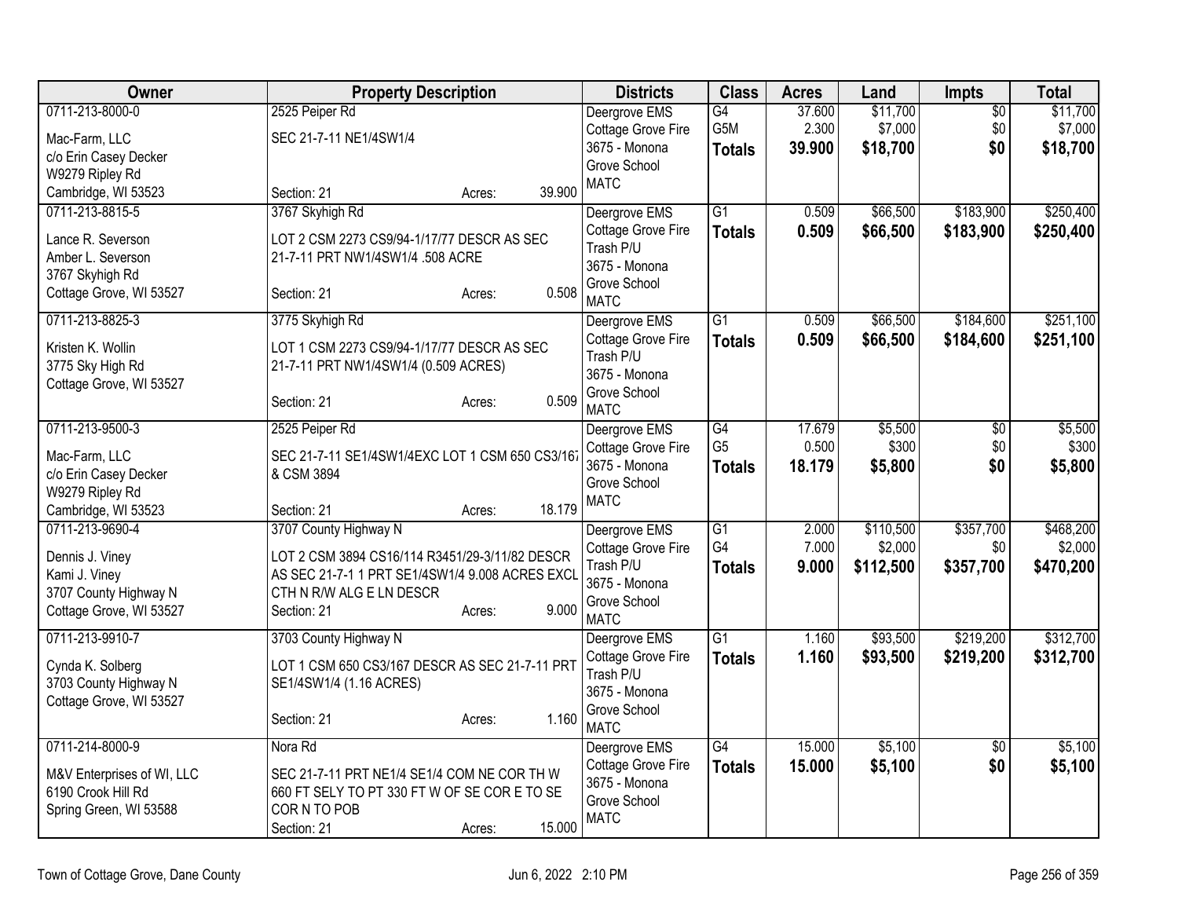| Owner | Property Description | Districts | Class | Acres | Land | Impts | Total |
|---|---|---|---|---|---|---|---|
| 0711-213-8000-0<br>Mac-Farm, LLC<br>c/o Erin Casey Decker<br>W9279 Ripley Rd<br>Cambridge, WI 53523 | 2525 Peiper Rd<br>SEC 21-7-11 NE1/4SW1/4<br>Section: 21 Acres: 39.900 | Deergrove EMS<br>Cottage Grove Fire<br>3675 - Monona Grove School<br>MATC | G4<br>G5M<br>**Totals** | 37.600<br>2.300<br>**39.900** | $11,700<br>$7,000<br>**$18,700** | $0<br>$0<br>**$0** | $11,700<br>$7,000<br>**$18,700** |
| 0711-213-8815-5<br>Lance R. Severson<br>Amber L. Severson<br>3767 Skyhigh Rd<br>Cottage Grove, WI 53527 | 3767 Skyhigh Rd<br>LOT 2 CSM 2273 CS9/94-1/17/77 DESCR AS SEC 21-7-11 PRT NW1/4SW1/4 .508 ACRE<br>Section: 21 Acres: 0.508 | Deergrove EMS<br>Cottage Grove Fire<br>Trash P/U<br>3675 - Monona Grove School<br>MATC | G1<br>**Totals** | 0.509<br>**0.509** | $66,500<br>**$66,500** | $183,900<br>**$183,900** | $250,400<br>**$250,400** |
| 0711-213-8825-3<br>Kristen K. Wollin<br>3775 Sky High Rd<br>Cottage Grove, WI 53527 | 3775 Skyhigh Rd<br>LOT 1 CSM 2273 CS9/94-1/17/77 DESCR AS SEC 21-7-11 PRT NW1/4SW1/4 (0.509 ACRES)<br>Section: 21 Acres: 0.509 | Deergrove EMS<br>Cottage Grove Fire<br>Trash P/U<br>3675 - Monona Grove School<br>MATC | G1<br>**Totals** | 0.509<br>**0.509** | $66,500<br>**$66,500** | $184,600<br>**$184,600** | $251,100<br>**$251,100** |
| 0711-213-9500-3<br>Mac-Farm, LLC<br>c/o Erin Casey Decker<br>W9279 Ripley Rd<br>Cambridge, WI 53523 | 2525 Peiper Rd<br>SEC 21-7-11 SE1/4SW1/4EXC LOT 1 CSM 650 CS3/167 & CSM 3894<br>Section: 21 Acres: 18.179 | Deergrove EMS<br>Cottage Grove Fire<br>3675 - Monona Grove School<br>MATC | G4<br>G5<br>**Totals** | 17.679<br>0.500<br>**18.179** | $5,500<br>$300<br>**$5,800** | $0<br>$0<br>**$0** | $5,500<br>$300<br>**$5,800** |
| 0711-213-9690-4<br>Dennis J. Viney<br>Kami J. Viney<br>3707 County Highway N<br>Cottage Grove, WI 53527 | 3707 County Highway N<br>LOT 2 CSM 3894 CS16/114 R3451/29-3/11/82 DESCR AS SEC 21-7-1 1 PRT SE1/4SW1/4 9.008 ACRES EXCL CTH N R/W ALG E LN DESCR<br>Section: 21 Acres: 9.000 | Deergrove EMS<br>Cottage Grove Fire<br>Trash P/U<br>3675 - Monona Grove School<br>MATC | G1<br>G4<br>**Totals** | 2.000<br>7.000<br>**9.000** | $110,500<br>$2,000<br>**$112,500** | $357,700<br>$0<br>**$357,700** | $468,200<br>$2,000<br>**$470,200** |
| 0711-213-9910-7<br>Cynda K. Solberg<br>3703 County Highway N<br>Cottage Grove, WI 53527 | 3703 County Highway N<br>LOT 1 CSM 650 CS3/167 DESCR AS SEC 21-7-11 PRT SE1/4SW1/4 (1.16 ACRES)<br>Section: 21 Acres: 1.160 | Deergrove EMS<br>Cottage Grove Fire<br>Trash P/U<br>3675 - Monona Grove School<br>MATC | G1<br>**Totals** | 1.160<br>**1.160** | $93,500<br>**$93,500** | $219,200<br>**$219,200** | $312,700<br>**$312,700** |
| 0711-214-8000-9<br>M&V Enterprises of WI, LLC<br>6190 Crook Hill Rd<br>Spring Green, WI 53588 | Nora Rd<br>SEC 21-7-11 PRT NE1/4 SE1/4 COM NE COR TH W 660 FT SELY TO PT 330 FT W OF SE COR E TO SE COR N TO POB<br>Section: 21 Acres: 15.000 | Deergrove EMS<br>Cottage Grove Fire<br>3675 - Monona Grove School<br>MATC | G4<br>**Totals** | 15.000<br>**15.000** | $5,100<br>**$5,100** | $0<br>**$0** | $5,100<br>**$5,100** |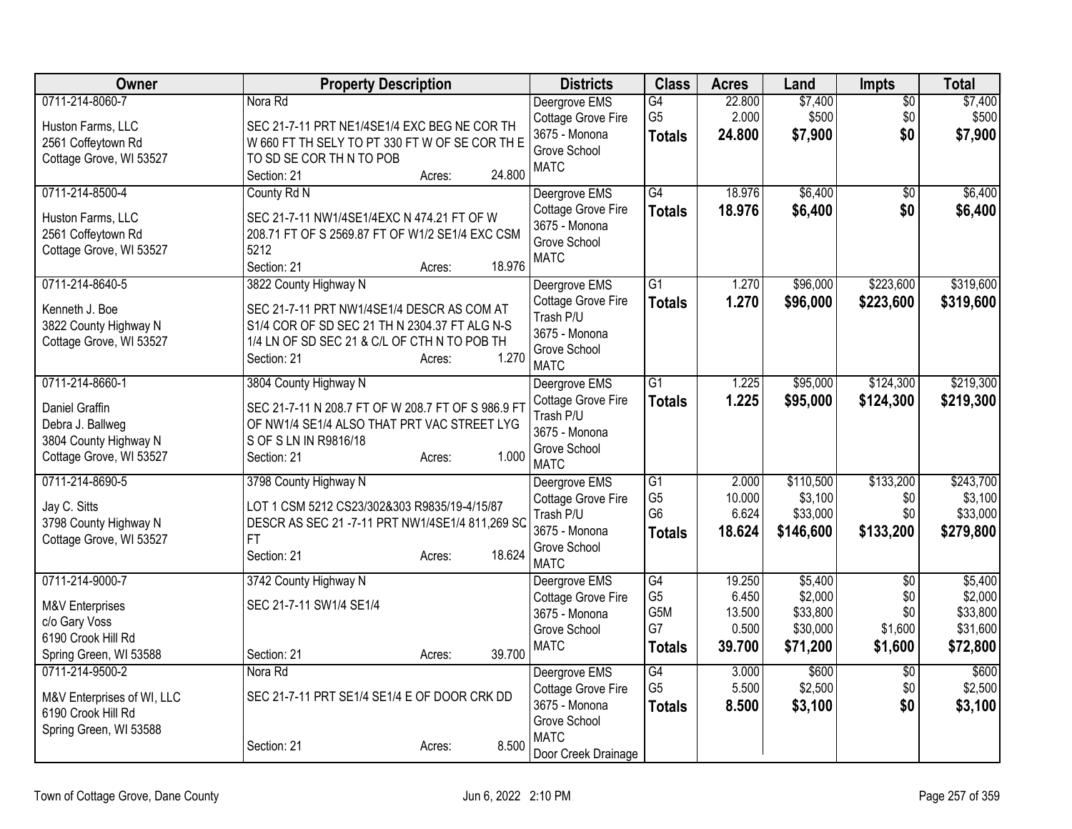| Owner | Property Description | Districts | Class | Acres | Land | Impts | Total |
|---|---|---|---|---|---|---|---|
| 0711-214-8060-7<br>Huston Farms, LLC<br>2561 Coffeytown Rd<br>Cottage Grove, WI 53527 | Nora Rd<br>SEC 21-7-11 PRT NE1/4SE1/4 EXC BEG NE COR TH W 660 FT TH SELY TO PT 330 FT W OF SE COR TH E TO SD SE COR TH N TO POB<br>Section: 21 Acres: 24.800 | Deergrove EMS<br>Cottage Grove Fire<br>3675 - Monona Grove School<br>MATC | G4<br>G5<br>**Totals** | 22.800<br>2.000<br>**24.800** | $7,400<br>$500<br>**$7,900** | $0<br>$0<br>**$0** | $7,400<br>$500<br>**$7,900** |
| 0711-214-8500-4<br>Huston Farms, LLC<br>2561 Coffeytown Rd<br>Cottage Grove, WI 53527 | County Rd N<br>SEC 21-7-11 NW1/4SE1/4EXC N 474.21 FT OF W 208.71 FT OF S 2569.87 FT OF W1/2 SE1/4 EXC CSM 5212<br>Section: 21 Acres: 18.976 | Deergrove EMS<br>Cottage Grove Fire<br>3675 - Monona Grove School<br>MATC | G4<br>**Totals** | 18.976<br>**18.976** | $6,400<br>**$6,400** | $0<br>**$0** | $6,400<br>**$6,400** |
| 0711-214-8640-5<br>Kenneth J. Boe<br>3822 County Highway N<br>Cottage Grove, WI 53527 | 3822 County Highway N<br>SEC 21-7-11 PRT NW1/4SE1/4 DESCR AS COM AT S1/4 COR OF SD SEC 21 TH N 2304.37 FT ALG N-S 1/4 LN OF SD SEC 21 & C/L OF CTH N TO POB TH<br>Section: 21 Acres: 1.270 | Deergrove EMS<br>Cottage Grove Fire<br>Trash P/U<br>3675 - Monona Grove School<br>MATC | G1<br>**Totals** | 1.270<br>**1.270** | $96,000<br>**$96,000** | $223,600<br>**$223,600** | $319,600<br>**$319,600** |
| 0711-214-8660-1<br>Daniel Graffin<br>Debra J. Ballweg<br>3804 County Highway N<br>Cottage Grove, WI 53527 | 3804 County Highway N<br>SEC 21-7-11 N 208.7 FT OF W 208.7 FT OF S 986.9 FT OF NW1/4 SE1/4 ALSO THAT PRT VAC STREET LYG S OF S LN IN R9816/18<br>Section: 21 Acres: 1.000 | Deergrove EMS<br>Cottage Grove Fire<br>Trash P/U<br>3675 - Monona Grove School<br>MATC | G1<br>**Totals** | 1.225<br>**1.225** | $95,000<br>**$95,000** | $124,300<br>**$124,300** | $219,300<br>**$219,300** |
| 0711-214-8690-5<br>Jay C. Sitts<br>3798 County Highway N<br>Cottage Grove, WI 53527 | 3798 County Highway N<br>LOT 1 CSM 5212 CS23/302&303 R9835/19-4/15/87 DESCR AS SEC 21 -7-11 PRT NW1/4SE1/4 811,269 SQ FT<br>Section: 21 Acres: 18.624 | Deergrove EMS<br>Cottage Grove Fire<br>Trash P/U<br>3675 - Monona Grove School<br>MATC | G1<br>G5<br>G6<br>**Totals** | 2.000<br>10.000<br>6.624<br>**18.624** | $110,500<br>$3,100<br>$33,000<br>**$146,600** | $133,200<br>$0<br>$0<br>**$133,200** | $243,700<br>$3,100<br>$33,000<br>**$279,800** |
| 0711-214-9000-7<br>M&V Enterprises<br>c/o Gary Voss<br>6190 Crook Hill Rd<br>Spring Green, WI 53588 | 3742 County Highway N<br>SEC 21-7-11 SW1/4 SE1/4<br>Section: 21 Acres: 39.700 | Deergrove EMS<br>Cottage Grove Fire<br>3675 - Monona Grove School<br>MATC | G4<br>G5<br>G5M<br>G7<br>**Totals** | 19.250<br>6.450<br>13.500<br>0.500<br>**39.700** | $5,400<br>$2,000<br>$33,800<br>$30,000<br>**$71,200** | $0<br>$0<br>$0<br>$1,600<br>**$1,600** | $5,400<br>$2,000<br>$33,800<br>$31,600<br>**$72,800** |
| 0711-214-9500-2<br>M&V Enterprises of WI, LLC<br>6190 Crook Hill Rd<br>Spring Green, WI 53588 | Nora Rd<br>SEC 21-7-11 PRT SE1/4 SE1/4 E OF DOOR CRK DD<br>Section: 21 Acres: 8.500 | Deergrove EMS<br>Cottage Grove Fire<br>3675 - Monona Grove School<br>MATC<br>Door Creek Drainage | G4<br>G5<br>**Totals** | 3.000<br>5.500<br>**8.500** | $600<br>$2,500<br>**$3,100** | $0<br>$0<br>**$0** | $600<br>$2,500<br>**$3,100** |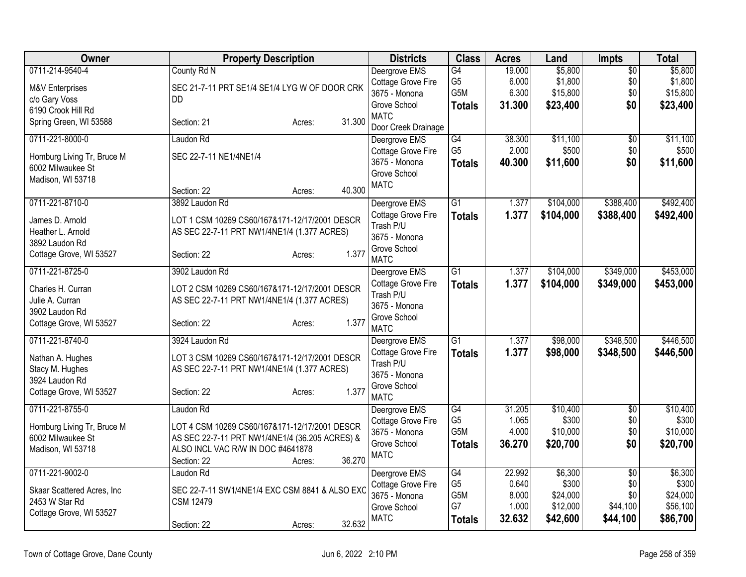| Owner | Property Description | Districts | Class | Acres | Land | Impts | Total |
|---|---|---|---|---|---|---|---|
| 0711-214-9540-4<br>M&V Enterprises<br>c/o Gary Voss<br>6190 Crook Hill Rd<br>Spring Green, WI 53588 | County Rd N<br>SEC 21-7-11 PRT SE1/4 SE1/4 LYG W OF DOOR CRK DD<br>Section: 21 Acres: 31.300 | Deergrove EMS<br>Cottage Grove Fire<br>3675 - Monona Grove School<br>MATC<br>Door Creek Drainage | G4<br>G5<br>G5M<br>**Totals** | 19.000<br>6.000<br>6.300<br>**31.300** | $5,800<br>$1,800<br>$15,800<br>**$23,400** | $0<br>$0<br>$0<br>**$0** | $5,800<br>$1,800<br>$15,800<br>**$23,400** |
| 0711-221-8000-0<br>Homburg Living Tr, Bruce M<br>6002 Milwaukee St<br>Madison, WI 53718 | Laudon Rd<br>SEC 22-7-11 NE1/4NE1/4<br>Section: 22 Acres: 40.300 | Deergrove EMS<br>Cottage Grove Fire<br>3675 - Monona Grove School<br>MATC | G4<br>G5<br>**Totals** | 38.300<br>2.000<br>**40.300** | $11,100<br>$500<br>**$11,600** | $0<br>$0<br>**$0** | $11,100<br>$500<br>**$11,600** |
| 0711-221-8710-0<br>James D. Arnold<br>Heather L. Arnold<br>3892 Laudon Rd<br>Cottage Grove, WI 53527 | 3892 Laudon Rd<br>LOT 1 CSM 10269 CS60/167&171-12/17/2001 DESCR AS SEC 22-7-11 PRT NW1/4NE1/4 (1.377 ACRES)<br>Section: 22 Acres: 1.377 | Deergrove EMS<br>Cottage Grove Fire<br>Trash P/U<br>3675 - Monona Grove School<br>MATC | G1<br>**Totals** | 1.377<br>**1.377** | $104,000<br>**$104,000** | $388,400<br>**$388,400** | $492,400<br>**$492,400** |
| 0711-221-8725-0<br>Charles H. Curran<br>Julie A. Curran<br>3902 Laudon Rd<br>Cottage Grove, WI 53527 | 3902 Laudon Rd<br>LOT 2 CSM 10269 CS60/167&171-12/17/2001 DESCR AS SEC 22-7-11 PRT NW1/4NE1/4 (1.377 ACRES)<br>Section: 22 Acres: 1.377 | Deergrove EMS<br>Cottage Grove Fire<br>Trash P/U<br>3675 - Monona Grove School<br>MATC | G1<br>**Totals** | 1.377<br>**1.377** | $104,000<br>**$104,000** | $349,000<br>**$349,000** | $453,000<br>**$453,000** |
| 0711-221-8740-0<br>Nathan A. Hughes<br>Stacy M. Hughes<br>3924 Laudon Rd<br>Cottage Grove, WI 53527 | 3924 Laudon Rd<br>LOT 3 CSM 10269 CS60/167&171-12/17/2001 DESCR AS SEC 22-7-11 PRT NW1/4NE1/4 (1.377 ACRES)<br>Section: 22 Acres: 1.377 | Deergrove EMS<br>Cottage Grove Fire<br>Trash P/U<br>3675 - Monona Grove School<br>MATC | G1<br>**Totals** | 1.377<br>**1.377** | $98,000<br>**$98,000** | $348,500<br>**$348,500** | $446,500<br>**$446,500** |
| 0711-221-8755-0<br>Homburg Living Tr, Bruce M<br>6002 Milwaukee St<br>Madison, WI 53718 | Laudon Rd<br>LOT 4 CSM 10269 CS60/167&171-12/17/2001 DESCR AS SEC 22-7-11 PRT NW1/4NE1/4 (36.205 ACRES) & ALSO INCL VAC R/W IN DOC #4641878<br>Section: 22 Acres: 36.270 | Deergrove EMS<br>Cottage Grove Fire<br>3675 - Monona Grove School<br>MATC | G4<br>G5<br>G5M<br>**Totals** | 31.205<br>1.065<br>4.000<br>**36.270** | $10,400<br>$300<br>$10,000<br>**$20,700** | $0<br>$0<br>$0<br>**$0** | $10,400<br>$300<br>$10,000<br>**$20,700** |
| 0711-221-9002-0<br>Skaar Scattered Acres, Inc<br>2453 W Star Rd<br>Cottage Grove, WI 53527 | Laudon Rd<br>SEC 22-7-11 SW1/4NE1/4 EXC CSM 8841 & ALSO EXC CSM 12479<br>Section: 22 Acres: 32.632 | Deergrove EMS<br>Cottage Grove Fire<br>3675 - Monona Grove School<br>MATC | G4<br>G5<br>G5M<br>G7<br>**Totals** | 22.992<br>0.640<br>8.000<br>1.000<br>**32.632** | $6,300<br>$300<br>$24,000<br>$12,000<br>**$42,600** | $0<br>$0<br>$0<br>$44,100<br>**$44,100** | $6,300<br>$300<br>$24,000<br>$56,100<br>**$86,700** |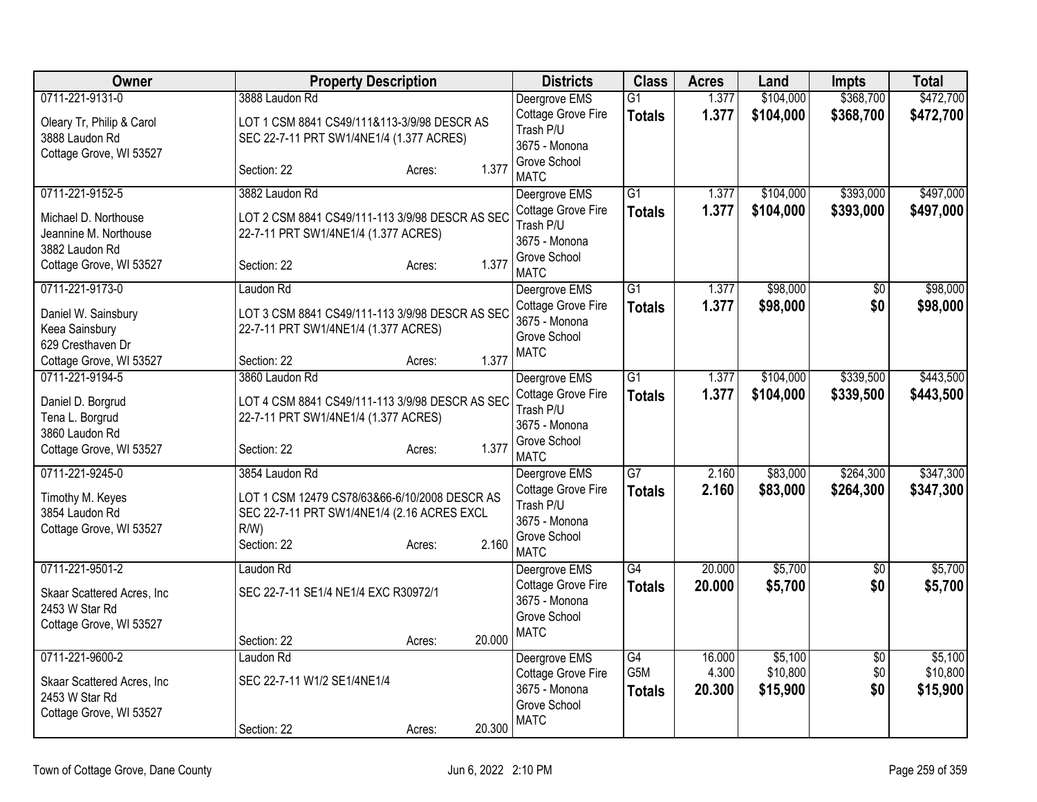| Owner | Property Description | Districts | Class | Acres | Land | Impts | Total |
|---|---|---|---|---|---|---|---|
| 0711-221-9131-0<br><br>Oleary Tr, Philip & Carol<br>3888 Laudon Rd<br>Cottage Grove, WI 53527 | 3888 Laudon Rd<br><br>LOT 1 CSM 8841 CS49/111&113-3/9/98 DESCR AS SEC 22-7-11 PRT SW1/4NE1/4 (1.377 ACRES)<br><br>Section: 22 Acres: 1.377 | Deergrove EMS<br>Cottage Grove Fire<br>Trash P/U<br>3675 - Monona Grove School<br>MATC | G1<br>**Totals** | 1.377<br>**1.377** | $104,000<br>**$104,000** | $368,700<br>**$368,700** | $472,700<br>**$472,700** |
| 0711-221-9152-5<br><br>Michael D. Northouse<br>Jeannine M. Northouse<br>3882 Laudon Rd<br>Cottage Grove, WI 53527 | 3882 Laudon Rd<br><br>LOT 2 CSM 8841 CS49/111-113 3/9/98 DESCR AS SEC 22-7-11 PRT SW1/4NE1/4 (1.377 ACRES)<br><br>Section: 22 Acres: 1.377 | Deergrove EMS<br>Cottage Grove Fire<br>Trash P/U<br>3675 - Monona Grove School<br>MATC | G1<br>**Totals** | 1.377<br>**1.377** | $104,000<br>**$104,000** | $393,000<br>**$393,000** | $497,000<br>**$497,000** |
| 0711-221-9173-0<br><br>Daniel W. Sainsbury<br>Keea Sainsbury<br>629 Cresthaven Dr<br>Cottage Grove, WI 53527 | Laudon Rd<br><br>LOT 3 CSM 8841 CS49/111-113 3/9/98 DESCR AS SEC 22-7-11 PRT SW1/4NE1/4 (1.377 ACRES)<br><br>Section: 22 Acres: 1.377 | Deergrove EMS<br>Cottage Grove Fire<br>3675 - Monona Grove School<br>MATC | G1<br>**Totals** | 1.377<br>**1.377** | $98,000<br>**$98,000** | $0<br>**$0** | $98,000<br>**$98,000** |
| 0711-221-9194-5<br><br>Daniel D. Borgrud<br>Tena L. Borgrud<br>3860 Laudon Rd<br>Cottage Grove, WI 53527 | 3860 Laudon Rd<br><br>LOT 4 CSM 8841 CS49/111-113 3/9/98 DESCR AS SEC 22-7-11 PRT SW1/4NE1/4 (1.377 ACRES)<br><br>Section: 22 Acres: 1.377 | Deergrove EMS<br>Cottage Grove Fire<br>Trash P/U<br>3675 - Monona Grove School<br>MATC | G1<br>**Totals** | 1.377<br>**1.377** | $104,000<br>**$104,000** | $339,500<br>**$339,500** | $443,500<br>**$443,500** |
| 0711-221-9245-0<br><br>Timothy M. Keyes<br>3854 Laudon Rd<br>Cottage Grove, WI 53527 | 3854 Laudon Rd<br><br>LOT 1 CSM 12479 CS78/63&66-6/10/2008 DESCR AS SEC 22-7-11 PRT SW1/4NE1/4 (2.16 ACRES EXCL R/W)<br>Section: 22 Acres: 2.160 | Deergrove EMS<br>Cottage Grove Fire<br>Trash P/U<br>3675 - Monona Grove School<br>MATC | G7<br>**Totals** | 2.160<br>**2.160** | $83,000<br>**$83,000** | $264,300<br>**$264,300** | $347,300<br>**$347,300** |
| 0711-221-9501-2<br><br>Skaar Scattered Acres, Inc<br>2453 W Star Rd<br>Cottage Grove, WI 53527 | Laudon Rd<br><br>SEC 22-7-11 SE1/4 NE1/4 EXC R30972/1<br><br>Section: 22 Acres: 20.000 | Deergrove EMS<br>Cottage Grove Fire<br>3675 - Monona Grove School<br>MATC | G4<br>**Totals** | 20.000<br>**20.000** | $5,700<br>**$5,700** | $0<br>**$0** | $5,700<br>**$5,700** |
| 0711-221-9600-2<br><br>Skaar Scattered Acres, Inc<br>2453 W Star Rd<br>Cottage Grove, WI 53527 | Laudon Rd<br><br>SEC 22-7-11 W1/2 SE1/4NE1/4<br><br>Section: 22 Acres: 20.300 | Deergrove EMS<br>Cottage Grove Fire<br>3675 - Monona Grove School<br>MATC | G4<br>G5M<br>**Totals** | 16.000<br>4.300<br>**20.300** | $5,100<br>$10,800<br>**$15,900** | $0<br>$0<br>**$0** | $5,100<br>$10,800<br>**$15,900** |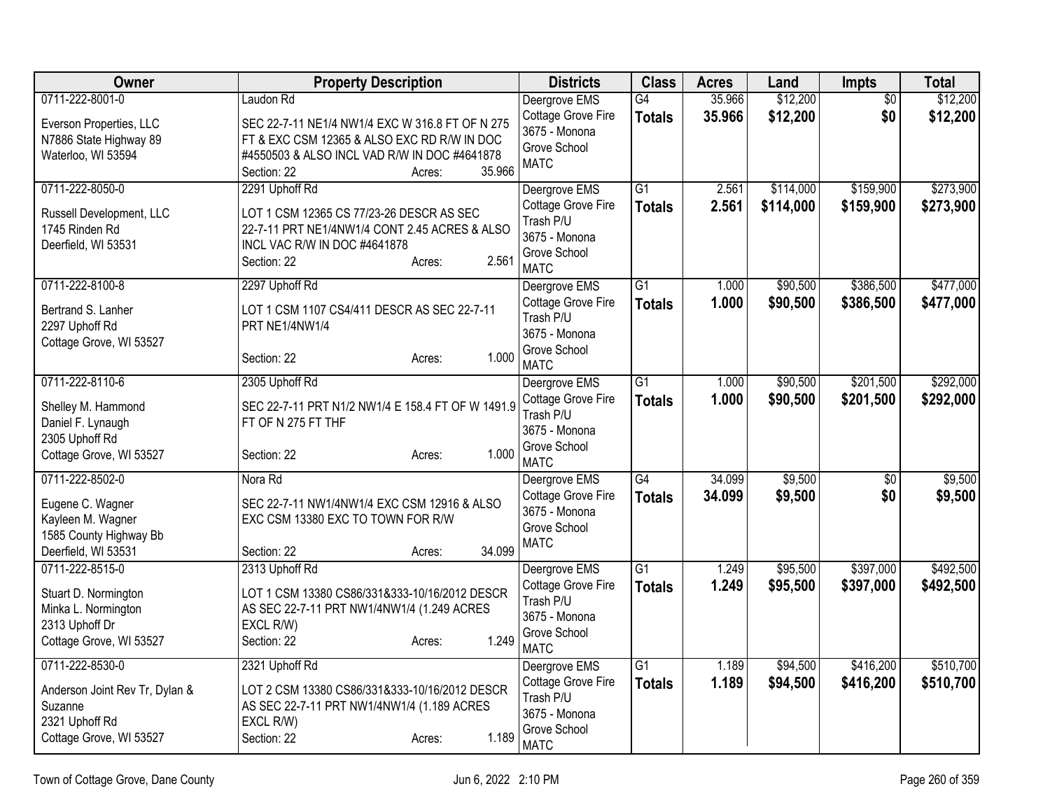| Owner | Property Description | Districts | Class | Acres | Land | Impts | Total |
|---|---|---|---|---|---|---|---|
| 0711-222-8001-0<br>Everson Properties, LLC<br>N7886 State Highway 89<br>Waterloo, WI 53594 | Laudon Rd<br>SEC 22-7-11 NE1/4 NW1/4 EXC W 316.8 FT OF N 275 FT & EXC CSM 12365 & ALSO EXC RD R/W IN DOC #4550503 & ALSO INCL VAD R/W IN DOC #4641878<br>Section: 22 Acres: 35.966 | Deergrove EMS<br>Cottage Grove Fire<br>3675 - Monona Grove School<br>MATC | G4<br>**Totals** | 35.966<br>**35.966** | $12,200<br>**$12,200** | $0<br>**$0** | $12,200<br>**$12,200** |
| 0711-222-8050-0<br>Russell Development, LLC<br>1745 Rinden Rd<br>Deerfield, WI 53531 | 2291 Uphoff Rd<br>LOT 1 CSM 12365 CS 77/23-26 DESCR AS SEC 22-7-11 PRT NE1/4NW1/4 CONT 2.45 ACRES & ALSO INCL VAC R/W IN DOC #4641878<br>Section: 22 Acres: 2.561 | Deergrove EMS<br>Cottage Grove Fire<br>Trash P/U<br>3675 - Monona Grove School<br>MATC | G1<br>**Totals** | 2.561<br>**2.561** | $114,000<br>**$114,000** | $159,900<br>**$159,900** | $273,900<br>**$273,900** |
| 0711-222-8100-8<br>Bertrand S. Lanher<br>2297 Uphoff Rd<br>Cottage Grove, WI 53527 | 2297 Uphoff Rd<br>LOT 1 CSM 1107 CS4/411 DESCR AS SEC 22-7-11 PRT NE1/4NW1/4<br>Section: 22 Acres: 1.000 | Deergrove EMS<br>Cottage Grove Fire<br>Trash P/U<br>3675 - Monona Grove School<br>MATC | G1<br>**Totals** | 1.000<br>**1.000** | $90,500<br>**$90,500** | $386,500<br>**$386,500** | $477,000<br>**$477,000** |
| 0711-222-8110-6<br>Shelley M. Hammond<br>Daniel F. Lynaugh<br>2305 Uphoff Rd<br>Cottage Grove, WI 53527 | 2305 Uphoff Rd<br>SEC 22-7-11 PRT N1/2 NW1/4 E 158.4 FT OF W 1491.9 FT OF N 275 FT THF<br>Section: 22 Acres: 1.000 | Deergrove EMS<br>Cottage Grove Fire<br>Trash P/U<br>3675 - Monona Grove School<br>MATC | G1<br>**Totals** | 1.000<br>**1.000** | $90,500<br>**$90,500** | $201,500<br>**$201,500** | $292,000<br>**$292,000** |
| 0711-222-8502-0<br>Eugene C. Wagner<br>Kayleen M. Wagner<br>1585 County Highway Bb<br>Deerfield, WI 53531 | Nora Rd<br>SEC 22-7-11 NW1/4NW1/4 EXC CSM 12916 & ALSO EXC CSM 13380 EXC TO TOWN FOR R/W<br>Section: 22 Acres: 34.099 | Deergrove EMS<br>Cottage Grove Fire<br>3675 - Monona Grove School<br>MATC | G4<br>**Totals** | 34.099<br>**34.099** | $9,500<br>**$9,500** | $0<br>**$0** | $9,500<br>**$9,500** |
| 0711-222-8515-0<br>Stuart D. Normington<br>Minka L. Normington<br>2313 Uphoff Dr<br>Cottage Grove, WI 53527 | 2313 Uphoff Rd<br>LOT 1 CSM 13380 CS86/331&333-10/16/2012 DESCR AS SEC 22-7-11 PRT NW1/4NW1/4 (1.249 ACRES EXCL R/W)<br>Section: 22 Acres: 1.249 | Deergrove EMS<br>Cottage Grove Fire<br>Trash P/U<br>3675 - Monona Grove School<br>MATC | G1<br>**Totals** | 1.249<br>**1.249** | $95,500<br>**$95,500** | $397,000<br>**$397,000** | $492,500<br>**$492,500** |
| 0711-222-8530-0<br>Anderson Joint Rev Tr, Dylan & Suzanne<br>2321 Uphoff Rd<br>Cottage Grove, WI 53527 | 2321 Uphoff Rd<br>LOT 2 CSM 13380 CS86/331&333-10/16/2012 DESCR AS SEC 22-7-11 PRT NW1/4NW1/4 (1.189 ACRES EXCL R/W)<br>Section: 22 Acres: 1.189 | Deergrove EMS<br>Cottage Grove Fire<br>Trash P/U<br>3675 - Monona Grove School<br>MATC | G1<br>**Totals** | 1.189<br>**1.189** | $94,500<br>**$94,500** | $416,200<br>**$416,200** | $510,700<br>**$510,700** |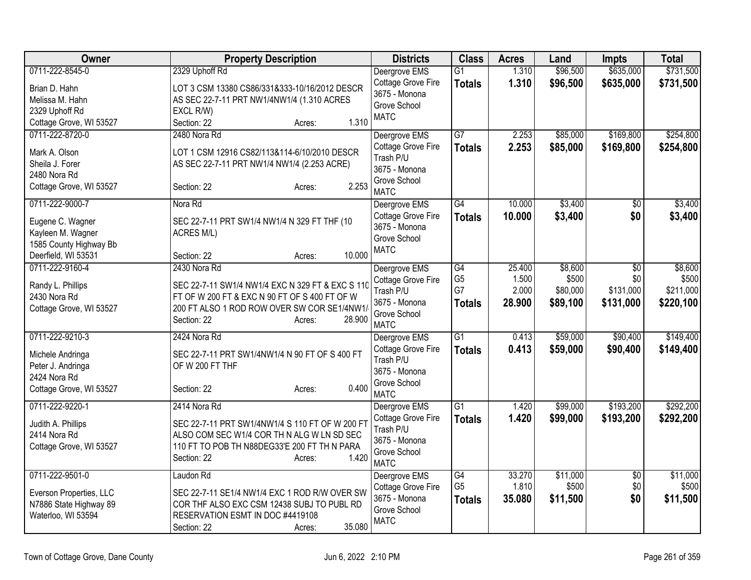| Owner | Property Description | Districts | Class | Acres | Land | Impts | Total |
|---|---|---|---|---|---|---|---|
| 0711-222-8545-0<br>Brian D. Hahn<br>Melissa M. Hahn<br>2329 Uphoff Rd<br>Cottage Grove, WI 53527 | 2329 Uphoff Rd<br>LOT 3 CSM 13380 CS86/331&333-10/16/2012 DESCR AS SEC 22-7-11 PRT NW1/4NW1/4 (1.310 ACRES EXCL R/W)<br>Section: 22 Acres: 1.310 | Deergrove EMS<br>Cottage Grove Fire<br>3675 - Monona Grove School<br>MATC | G1<br>**Totals** | 1.310<br>**1.310** | $96,500<br>**$96,500** | $635,000<br>**$635,000** | $731,500<br>**$731,500** |
| 0711-222-8720-0<br>Mark A. Olson<br>Sheila J. Forer<br>2480 Nora Rd<br>Cottage Grove, WI 53527 | 2480 Nora Rd<br>LOT 1 CSM 12916 CS82/113&114-6/10/2010 DESCR AS SEC 22-7-11 PRT NW1/4 NW1/4 (2.253 ACRE)<br>Section: 22 Acres: 2.253 | Deergrove EMS<br>Cottage Grove Fire<br>Trash P/U<br>3675 - Monona Grove School<br>MATC | G7<br>**Totals** | 2.253<br>**2.253** | $85,000<br>**$85,000** | $169,800<br>**$169,800** | $254,800<br>**$254,800** |
| 0711-222-9000-7<br>Eugene C. Wagner<br>Kayleen M. Wagner<br>1585 County Highway Bb<br>Deerfield, WI 53531 | Nora Rd<br>SEC 22-7-11 PRT SW1/4 NW1/4 N 329 FT THF (10 ACRES M/L)<br>Section: 22 Acres: 10.000 | Deergrove EMS<br>Cottage Grove Fire<br>3675 - Monona Grove School<br>MATC | G4<br>**Totals** | 10.000<br>**10.000** | $3,400<br>**$3,400** | $0<br>**$0** | $3,400<br>**$3,400** |
| 0711-222-9160-4<br>Randy L. Phillips<br>2430 Nora Rd<br>Cottage Grove, WI 53527 | 2430 Nora Rd<br>SEC 22-7-11 SW1/4 NW1/4 EXC N 329 FT & EXC S 110 FT OF W 200 FT & EXC N 90 FT OF S 400 FT OF W 200 FT ALSO 1 ROD ROW OVER SW COR SE1/4NW1/4<br>Section: 22 Acres: 28.900 | Deergrove EMS<br>Cottage Grove Fire<br>Trash P/U<br>3675 - Monona Grove School<br>MATC | G4<br>G5<br>G7<br>**Totals** | 25.400<br>1.500<br>2.000<br>**28.900** | $8,600<br>$500<br>$80,000<br>**$89,100** | $0<br>$0<br>$131,000<br>**$131,000** | $8,600<br>$500<br>$211,000<br>**$220,100** |
| 0711-222-9210-3<br>Michele Andringa<br>Peter J. Andringa<br>2424 Nora Rd<br>Cottage Grove, WI 53527 | 2424 Nora Rd<br>SEC 22-7-11 PRT SW1/4NW1/4 N 90 FT OF S 400 FT OF W 200 FT THF<br>Section: 22 Acres: 0.400 | Deergrove EMS<br>Cottage Grove Fire<br>Trash P/U<br>3675 - Monona Grove School<br>MATC | G1<br>**Totals** | 0.413<br>**0.413** | $59,000<br>**$59,000** | $90,400<br>**$90,400** | $149,400<br>**$149,400** |
| 0711-222-9220-1<br>Judith A. Phillips<br>2414 Nora Rd<br>Cottage Grove, WI 53527 | 2414 Nora Rd<br>SEC 22-7-11 PRT SW1/4NW1/4 S 110 FT OF W 200 FT ALSO COM SEC W1/4 COR TH N ALG W LN SD SEC 110 FT TO POB TH N88DEG33'E 200 FT TH N PARA<br>Section: 22 Acres: 1.420 | Deergrove EMS<br>Cottage Grove Fire<br>Trash P/U<br>3675 - Monona Grove School<br>MATC | G1<br>**Totals** | 1.420<br>**1.420** | $99,000<br>**$99,000** | $193,200<br>**$193,200** | $292,200<br>**$292,200** |
| 0711-222-9501-0<br>Everson Properties, LLC<br>N7886 State Highway 89<br>Waterloo, WI 53594 | Laudon Rd<br>SEC 22-7-11 SE1/4 NW1/4 EXC 1 ROD R/W OVER SW COR THF ALSO EXC CSM 12438 SUBJ TO PUBL RD RESERVATION ESMT IN DOC #4419108<br>Section: 22 Acres: 35.080 | Deergrove EMS<br>Cottage Grove Fire<br>3675 - Monona Grove School<br>MATC | G4<br>G5<br>**Totals** | 33.270<br>1.810<br>**35.080** | $11,000<br>$500<br>**$11,500** | $0<br>$0<br>**$0** | $11,000<br>$500<br>**$11,500** |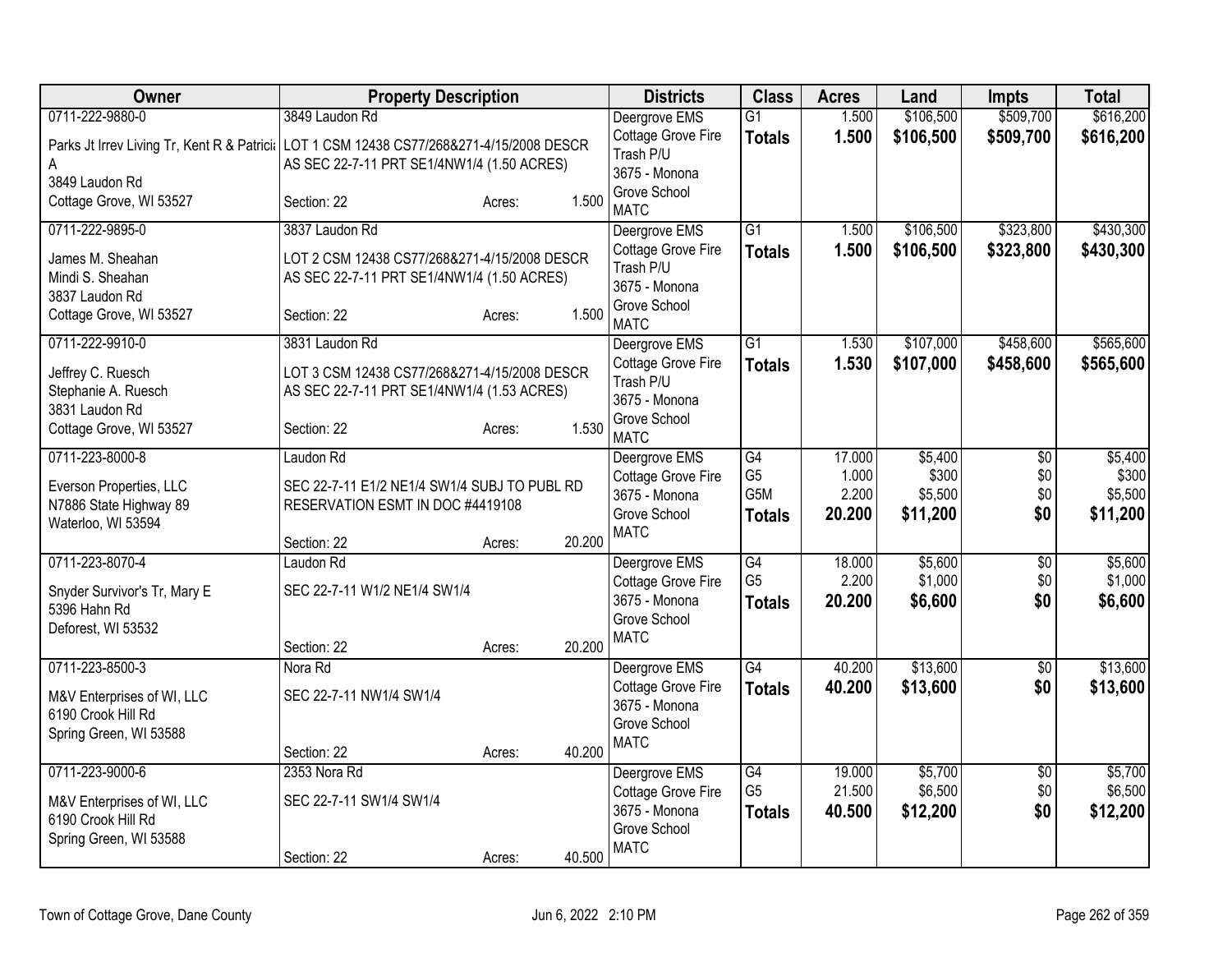| Owner | Property Description | Districts | Class | Acres | Land | Impts | Total |
|---|---|---|---|---|---|---|---|
| 0711-222-9880-0<br>Parks Jt Irrev Living Tr, Kent R & Patricia A<br>3849 Laudon Rd<br>Cottage Grove, WI 53527 | 3849 Laudon Rd<br>LOT 1 CSM 12438 CS77/268&271-4/15/2008 DESCR AS SEC 22-7-11 PRT SE1/4NW1/4 (1.50 ACRES)<br>Section: 22 Acres: 1.500 | Deergrove EMS<br>Cottage Grove Fire<br>Trash P/U<br>3675 - Monona Grove School<br>MATC | G1<br>**Totals** | 1.500<br>**1.500** | \$106,500<br>**\$106,500** | \$509,700<br>**\$509,700** | \$616,200<br>**\$616,200** |
| 0711-222-9895-0<br>James M. Sheahan<br>Mindi S. Sheahan<br>3837 Laudon Rd<br>Cottage Grove, WI 53527 | 3837 Laudon Rd<br>LOT 2 CSM 12438 CS77/268&271-4/15/2008 DESCR AS SEC 22-7-11 PRT SE1/4NW1/4 (1.50 ACRES)<br>Section: 22 Acres: 1.500 | Deergrove EMS<br>Cottage Grove Fire<br>Trash P/U<br>3675 - Monona Grove School<br>MATC | G1<br>**Totals** | 1.500<br>**1.500** | \$106,500<br>**\$106,500** | \$323,800<br>**\$323,800** | \$430,300<br>**\$430,300** |
| 0711-222-9910-0<br>Jeffrey C. Ruesch<br>Stephanie A. Ruesch<br>3831 Laudon Rd<br>Cottage Grove, WI 53527 | 3831 Laudon Rd<br>LOT 3 CSM 12438 CS77/268&271-4/15/2008 DESCR AS SEC 22-7-11 PRT SE1/4NW1/4 (1.53 ACRES)<br>Section: 22 Acres: 1.530 | Deergrove EMS<br>Cottage Grove Fire<br>Trash P/U<br>3675 - Monona Grove School<br>MATC | G1<br>**Totals** | 1.530<br>**1.530** | \$107,000<br>**\$107,000** | \$458,600<br>**\$458,600** | \$565,600<br>**\$565,600** |
| 0711-223-8000-8<br>Everson Properties, LLC<br>N7886 State Highway 89<br>Waterloo, WI 53594 | Laudon Rd<br>SEC 22-7-11 E1/2 NE1/4 SW1/4 SUBJ TO PUBL RD RESERVATION ESMT IN DOC #4419108<br>Section: 22 Acres: 20.200 | Deergrove EMS<br>Cottage Grove Fire<br>3675 - Monona Grove School<br>MATC | G4<br>G5<br>G5M<br>**Totals** | 17.000<br>1.000<br>2.200<br>**20.200** | \$5,400<br>\$300<br>\$5,500<br>**\$11,200** | \$0<br>\$0<br>\$0<br>**\$0** | \$5,400<br>\$300<br>\$5,500<br>**\$11,200** |
| 0711-223-8070-4<br>Snyder Survivor's Tr, Mary E<br>5396 Hahn Rd<br>Deforest, WI 53532 | Laudon Rd<br>SEC 22-7-11 W1/2 NE1/4 SW1/4<br>Section: 22 Acres: 20.200 | Deergrove EMS<br>Cottage Grove Fire<br>3675 - Monona Grove School<br>MATC | G4<br>G5<br>**Totals** | 18.000<br>2.200<br>**20.200** | \$5,600<br>\$1,000<br>**\$6,600** | \$0<br>\$0<br>**\$0** | \$5,600<br>\$1,000<br>**\$6,600** |
| 0711-223-8500-3<br>M&V Enterprises of WI, LLC<br>6190 Crook Hill Rd<br>Spring Green, WI 53588 | Nora Rd<br>SEC 22-7-11 NW1/4 SW1/4<br>Section: 22 Acres: 40.200 | Deergrove EMS<br>Cottage Grove Fire<br>3675 - Monona Grove School<br>MATC | G4<br>**Totals** | 40.200<br>**40.200** | \$13,600<br>**\$13,600** | \$0<br>**\$0** | \$13,600<br>**\$13,600** |
| 0711-223-9000-6<br>M&V Enterprises of WI, LLC<br>6190 Crook Hill Rd<br>Spring Green, WI 53588 | 2353 Nora Rd<br>SEC 22-7-11 SW1/4 SW1/4<br>Section: 22 Acres: 40.500 | Deergrove EMS<br>Cottage Grove Fire<br>3675 - Monona Grove School<br>MATC | G4<br>G5<br>**Totals** | 19.000<br>21.500<br>**40.500** | \$5,700<br>\$6,500<br>**\$12,200** | \$0<br>\$0<br>**\$0** | \$5,700<br>\$6,500<br>**\$12,200** |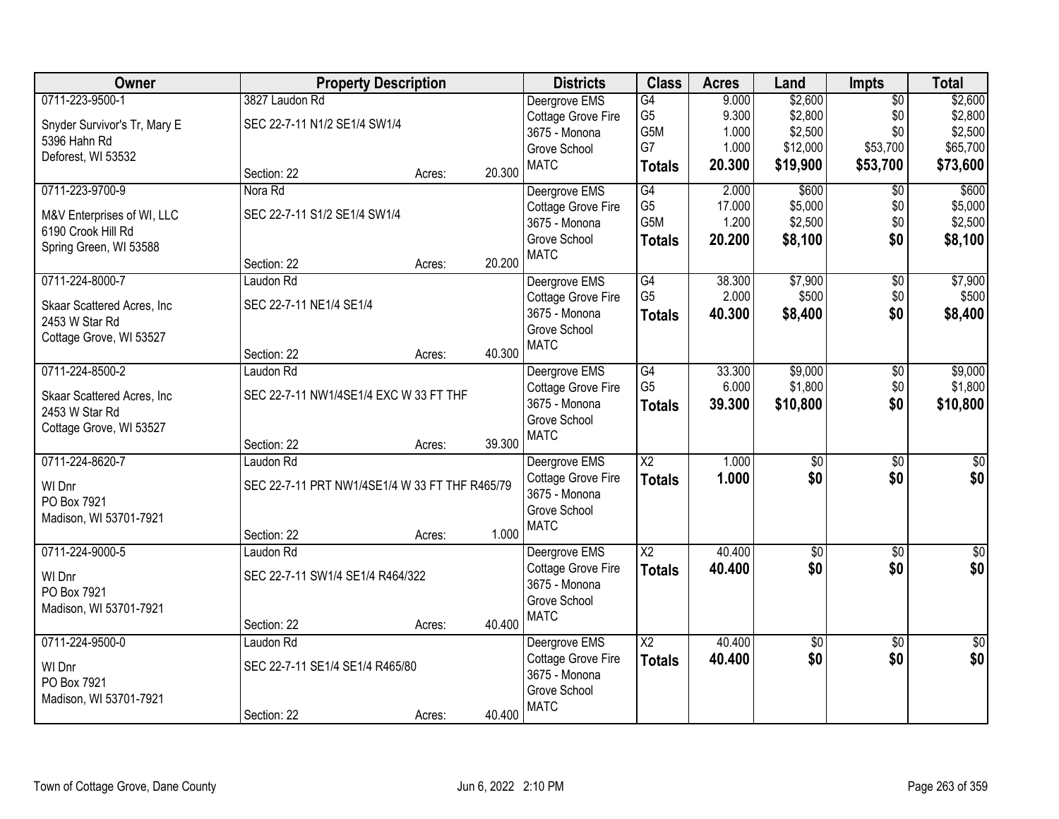| Owner | Property Description | | | Districts | Class | Acres | Land | Impts | Total |
|---|---|---|---|---|---|---|---|---|---|
| 0711-223-9500-1 | 3827 Laudon Rd | | | Deergrove EMS | G4 | 9.000 | $2,600 | $0 | $2,600 |
| Snyder Survivor's Tr, Mary E | SEC 22-7-11 N1/2 SE1/4 SW1/4 | | | Cottage Grove Fire | G5 | 9.300 | $2,800 | $0 | $2,800 |
| 5396 Hahn Rd | | | | 3675 - Monona | G5M | 1.000 | $2,500 | $0 | $2,500 |
| Deforest, WI 53532 | | | | Grove School | G7 | 1.000 | $12,000 | $53,700 | $65,700 |
| | Section: 22 | Acres: | 20.300 | MATC | **Totals** | **20.300** | **$19,900** | **$53,700** | **$73,600** |
| 0711-223-9700-9 | Nora Rd | | | Deergrove EMS | G4 | 2.000 | $600 | $0 | $600 |
| M&V Enterprises of WI, LLC | SEC 22-7-11 S1/2 SE1/4 SW1/4 | | | Cottage Grove Fire | G5 | 17.000 | $5,000 | $0 | $5,000 |
| 6190 Crook Hill Rd | | | | 3675 - Monona | G5M | 1.200 | $2,500 | $0 | $2,500 |
| Spring Green, WI 53588 | | | | Grove School | **Totals** | **20.200** | **$8,100** | **$0** | **$8,100** |
| | Section: 22 | Acres: | 20.200 | MATC | | | | | |
| 0711-224-8000-7 | Laudon Rd | | | Deergrove EMS | G4 | 38.300 | $7,900 | $0 | $7,900 |
| Skaar Scattered Acres, Inc | SEC 22-7-11 NE1/4 SE1/4 | | | Cottage Grove Fire | G5 | 2.000 | $500 | $0 | $500 |
| 2453 W Star Rd | | | | 3675 - Monona | **Totals** | **40.300** | **$8,400** | **$0** | **$8,400** |
| Cottage Grove, WI 53527 | | | | Grove School | | | | | |
| | Section: 22 | Acres: | 40.300 | MATC | | | | | |
| 0711-224-8500-2 | Laudon Rd | | | Deergrove EMS | G4 | 33.300 | $9,000 | $0 | $9,000 |
| Skaar Scattered Acres, Inc | SEC 22-7-11 NW1/4SE1/4 EXC W 33 FT THF | | | Cottage Grove Fire | G5 | 6.000 | $1,800 | $0 | $1,800 |
| 2453 W Star Rd | | | | 3675 - Monona | **Totals** | **39.300** | **$10,800** | **$0** | **$10,800** |
| Cottage Grove, WI 53527 | | | | Grove School | | | | | |
| | Section: 22 | Acres: | 39.300 | MATC | | | | | |
| 0711-224-8620-7 | Laudon Rd | | | Deergrove EMS | X2 | 1.000 | $0 | $0 | $0 |
| WI Dnr | SEC 22-7-11 PRT NW1/4SE1/4 W 33 FT THF R465/79 | | | Cottage Grove Fire | **Totals** | **1.000** | **$0** | **$0** | **$0** |
| PO Box 7921 | | | | 3675 - Monona | | | | | |
| Madison, WI 53701-7921 | | | | Grove School | | | | | |
| | Section: 22 | Acres: | 1.000 | MATC | | | | | |
| 0711-224-9000-5 | Laudon Rd | | | Deergrove EMS | X2 | 40.400 | $0 | $0 | $0 |
| WI Dnr | SEC 22-7-11 SW1/4 SE1/4 R464/322 | | | Cottage Grove Fire | **Totals** | **40.400** | **$0** | **$0** | **$0** |
| PO Box 7921 | | | | 3675 - Monona | | | | | |
| Madison, WI 53701-7921 | | | | Grove School | | | | | |
| | Section: 22 | Acres: | 40.400 | MATC | | | | | |
| 0711-224-9500-0 | Laudon Rd | | | Deergrove EMS | X2 | 40.400 | $0 | $0 | $0 |
| WI Dnr | SEC 22-7-11 SE1/4 SE1/4 R465/80 | | | Cottage Grove Fire | **Totals** | **40.400** | **$0** | **$0** | **$0** |
| PO Box 7921 | | | | 3675 - Monona | | | | | |
| Madison, WI 53701-7921 | | | | Grove School | | | | | |
| | Section: 22 | Acres: | 40.400 | MATC | | | | | |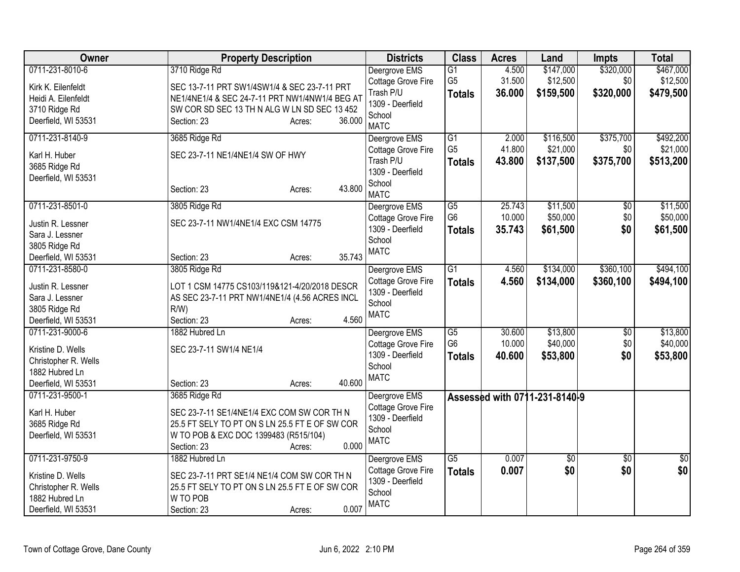| Owner | Property Description | Districts | Class | Acres | Land | Impts | Total |
|---|---|---|---|---|---|---|---|
| 0711-231-8010-6<br>Kirk K. Eilenfeldt<br>Heidi A. Eilenfeldt<br>3710 Ridge Rd<br>Deerfield, WI 53531 | 3710 Ridge Rd<br>SEC 13-7-11 PRT SW1/4SW1/4 & SEC 23-7-11 PRT NE1/4NE1/4 & SEC 24-7-11 PRT NW1/4NW1/4 BEG AT SW COR SD SEC 13 TH N ALG W LN SD SEC 13 452<br>Section: 23 Acres: 36.000 | Deergrove EMS<br>Cottage Grove Fire<br>Trash P/U<br>1309 - Deerfield School<br>MATC | G1<br>G5<br>**Totals** | 4.500<br>31.500<br>**36.000** | $147,000<br>$12,500<br>**$159,500** | $320,000<br>$0<br>**$320,000** | $467,000<br>$12,500<br>**$479,500** |
| 0711-231-8140-9<br>Karl H. Huber<br>3685 Ridge Rd<br>Deerfield, WI 53531 | 3685 Ridge Rd<br>SEC 23-7-11 NE1/4NE1/4 SW OF HWY<br>Section: 23 Acres: 43.800 | Deergrove EMS<br>Cottage Grove Fire<br>Trash P/U<br>1309 - Deerfield School<br>MATC | G1<br>G5<br>**Totals** | 2.000<br>41.800<br>**43.800** | $116,500<br>$21,000<br>**$137,500** | $375,700<br>$0<br>**$375,700** | $492,200<br>$21,000<br>**$513,200** |
| 0711-231-8501-0<br>Justin R. Lessner<br>Sara J. Lessner<br>3805 Ridge Rd<br>Deerfield, WI 53531 | 3805 Ridge Rd<br>SEC 23-7-11 NW1/4NE1/4 EXC CSM 14775<br>Section: 23 Acres: 35.743 | Deergrove EMS<br>Cottage Grove Fire<br>1309 - Deerfield School<br>MATC | G5<br>G6<br>**Totals** | 25.743<br>10.000<br>**35.743** | $11,500<br>$50,000<br>**$61,500** | $0<br>$0<br>**$0** | $11,500<br>$50,000<br>**$61,500** |
| 0711-231-8580-0<br>Justin R. Lessner<br>Sara J. Lessner<br>3805 Ridge Rd<br>Deerfield, WI 53531 | 3805 Ridge Rd<br>LOT 1 CSM 14775 CS103/119&121-4/20/2018 DESCR AS SEC 23-7-11 PRT NW1/4NE1/4 (4.56 ACRES INCL R/W)<br>Section: 23 Acres: 4.560 | Deergrove EMS<br>Cottage Grove Fire<br>1309 - Deerfield School<br>MATC | G1<br>**Totals** | 4.560<br>**4.560** | $134,000<br>**$134,000** | $360,100<br>**$360,100** | $494,100<br>**$494,100** |
| 0711-231-9000-6<br>Kristine D. Wells<br>Christopher R. Wells<br>1882 Hubred Ln<br>Deerfield, WI 53531 | 1882 Hubred Ln<br>SEC 23-7-11 SW1/4 NE1/4<br>Section: 23 Acres: 40.600 | Deergrove EMS<br>Cottage Grove Fire<br>1309 - Deerfield School<br>MATC | G5<br>G6<br>**Totals** | 30.600<br>10.000<br>**40.600** | $13,800<br>$40,000<br>**$53,800** | $0<br>$0<br>**$0** | $13,800<br>$40,000<br>**$53,800** |
| 0711-231-9500-1<br>Karl H. Huber<br>3685 Ridge Rd<br>Deerfield, WI 53531 | 3685 Ridge Rd<br>SEC 23-7-11 SE1/4NE1/4 EXC COM SW COR TH N 25.5 FT SELY TO PT ON S LN 25.5 FT E OF SW COR W TO POB & EXC DOC 1399483 (R515/104)<br>Section: 23 Acres: 0.000 | Deergrove EMS<br>Cottage Grove Fire<br>1309 - Deerfield School<br>MATC | **Assessed with 0711-231-8140-9** | | | | |
| 0711-231-9750-9<br>Kristine D. Wells<br>Christopher R. Wells<br>1882 Hubred Ln<br>Deerfield, WI 53531 | 1882 Hubred Ln<br>SEC 23-7-11 PRT SE1/4 NE1/4 COM SW COR TH N 25.5 FT SELY TO PT ON S LN 25.5 FT E OF SW COR W TO POB<br>Section: 23 Acres: 0.007 | Deergrove EMS<br>Cottage Grove Fire<br>1309 - Deerfield School<br>MATC | G5<br>**Totals** | 0.007<br>**0.007** | $0<br>**$0** | $0<br>**$0** | $0<br>**$0** |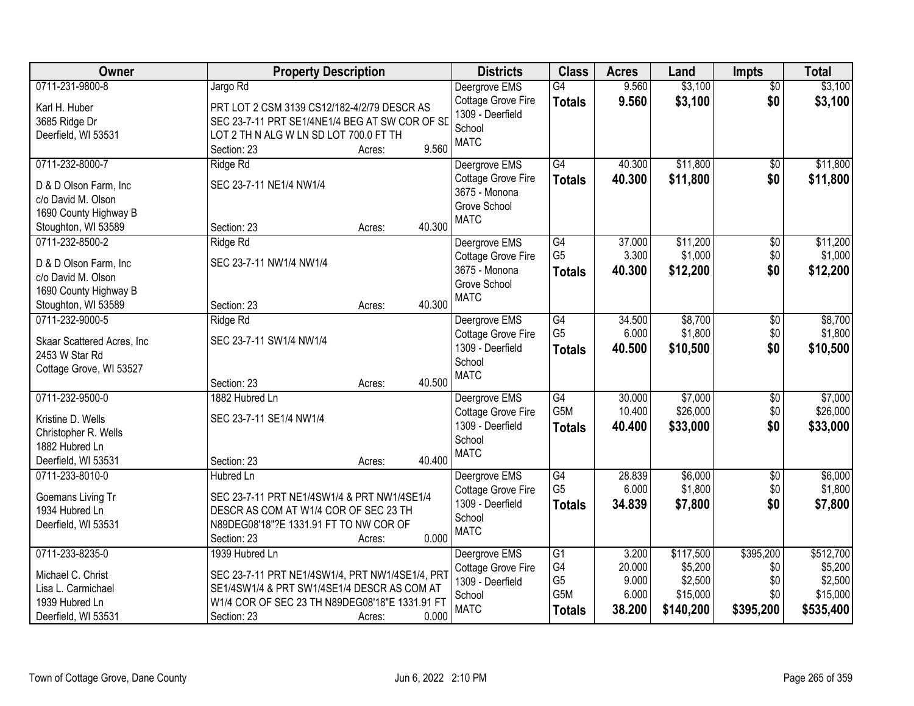| Owner | Property Description | Districts | Class | Acres | Land | Impts | Total |
|---|---|---|---|---|---|---|---|
| 0711-231-9800-8<br>Karl H. Huber<br>3685 Ridge Dr<br>Deerfield, WI 53531 | Jargo Rd<br>PRT LOT 2 CSM 3139 CS12/182-4/2/79 DESCR AS SEC 23-7-11 PRT SE1/4NE1/4 BEG AT SW COR OF SD LOT 2 TH N ALG W LN SD LOT 700.0 FT TH<br>Section: 23 Acres: 9.560 | Deergrove EMS<br>Cottage Grove Fire<br>1309 - Deerfield School<br>MATC | G4<br>**Totals** | 9.560<br>**9.560** | $3,100<br>**$3,100** | $0<br>**$0** | $3,100<br>**$3,100** |
| 0711-232-8000-7<br>D & D Olson Farm, Inc<br>c/o David M. Olson<br>1690 County Highway B<br>Stoughton, WI 53589 | Ridge Rd<br>SEC 23-7-11 NE1/4 NW1/4<br>Section: 23 Acres: 40.300 | Deergrove EMS<br>Cottage Grove Fire<br>3675 - Monona Grove School<br>MATC | G4<br>**Totals** | 40.300<br>**40.300** | $11,800<br>**$11,800** | $0<br>**$0** | $11,800<br>**$11,800** |
| 0711-232-8500-2<br>D & D Olson Farm, Inc<br>c/o David M. Olson<br>1690 County Highway B<br>Stoughton, WI 53589 | Ridge Rd<br>SEC 23-7-11 NW1/4 NW1/4<br>Section: 23 Acres: 40.300 | Deergrove EMS<br>Cottage Grove Fire<br>3675 - Monona Grove School<br>MATC | G4<br>G5<br>**Totals** | 37.000<br>3.300<br>**40.300** | $11,200<br>$1,000<br>**$12,200** | $0<br>$0<br>**$0** | $11,200<br>$1,000<br>**$12,200** |
| 0711-232-9000-5<br>Skaar Scattered Acres, Inc<br>2453 W Star Rd<br>Cottage Grove, WI 53527 | Ridge Rd<br>SEC 23-7-11 SW1/4 NW1/4<br>Section: 23 Acres: 40.500 | Deergrove EMS<br>Cottage Grove Fire<br>1309 - Deerfield School<br>MATC | G4<br>G5<br>**Totals** | 34.500<br>6.000<br>**40.500** | $8,700<br>$1,800<br>**$10,500** | $0<br>$0<br>**$0** | $8,700<br>$1,800<br>**$10,500** |
| 0711-232-9500-0<br>Kristine D. Wells<br>Christopher R. Wells<br>1882 Hubred Ln<br>Deerfield, WI 53531 | 1882 Hubred Ln<br>SEC 23-7-11 SE1/4 NW1/4<br>Section: 23 Acres: 40.400 | Deergrove EMS<br>Cottage Grove Fire<br>1309 - Deerfield School<br>MATC | G4<br>G5M<br>**Totals** | 30.000<br>10.400<br>**40.400** | $7,000<br>$26,000<br>**$33,000** | $0<br>$0<br>**$0** | $7,000<br>$26,000<br>**$33,000** |
| 0711-233-8010-0<br>Goemans Living Tr<br>1934 Hubred Ln<br>Deerfield, WI 53531 | Hubred Ln<br>SEC 23-7-11 PRT NE1/4SW1/4 & PRT NW1/4SE1/4 DESCR AS COM AT W1/4 COR OF SEC 23 TH N89DEG08'18"?E 1331.91 FT TO NW COR OF<br>Section: 23 Acres: 0.000 | Deergrove EMS<br>Cottage Grove Fire<br>1309 - Deerfield School<br>MATC | G4<br>G5<br>**Totals** | 28.839<br>6.000<br>**34.839** | $6,000<br>$1,800<br>**$7,800** | $0<br>$0<br>**$0** | $6,000<br>$1,800<br>**$7,800** |
| 0711-233-8235-0<br>Michael C. Christ<br>Lisa L. Carmichael<br>1939 Hubred Ln<br>Deerfield, WI 53531 | 1939 Hubred Ln<br>SEC 23-7-11 PRT NE1/4SW1/4, PRT NW1/4SE1/4, PRT SE1/4SW1/4 & PRT SW1/4SE1/4 DESCR AS COM AT W1/4 COR OF SEC 23 TH N89DEG08'18"E 1331.91 FT<br>Section: 23 Acres: 0.000 | Deergrove EMS<br>Cottage Grove Fire<br>1309 - Deerfield School<br>MATC | G1<br>G4<br>G5<br>G5M<br>**Totals** | 3.200<br>20.000<br>9.000<br>6.000<br>**38.200** | $117,500<br>$5,200<br>$2,500<br>$15,000<br>**$140,200** | $395,200<br>$0<br>$0<br>$0<br>**$395,200** | $512,700<br>$5,200<br>$2,500<br>$15,000<br>**$535,400** |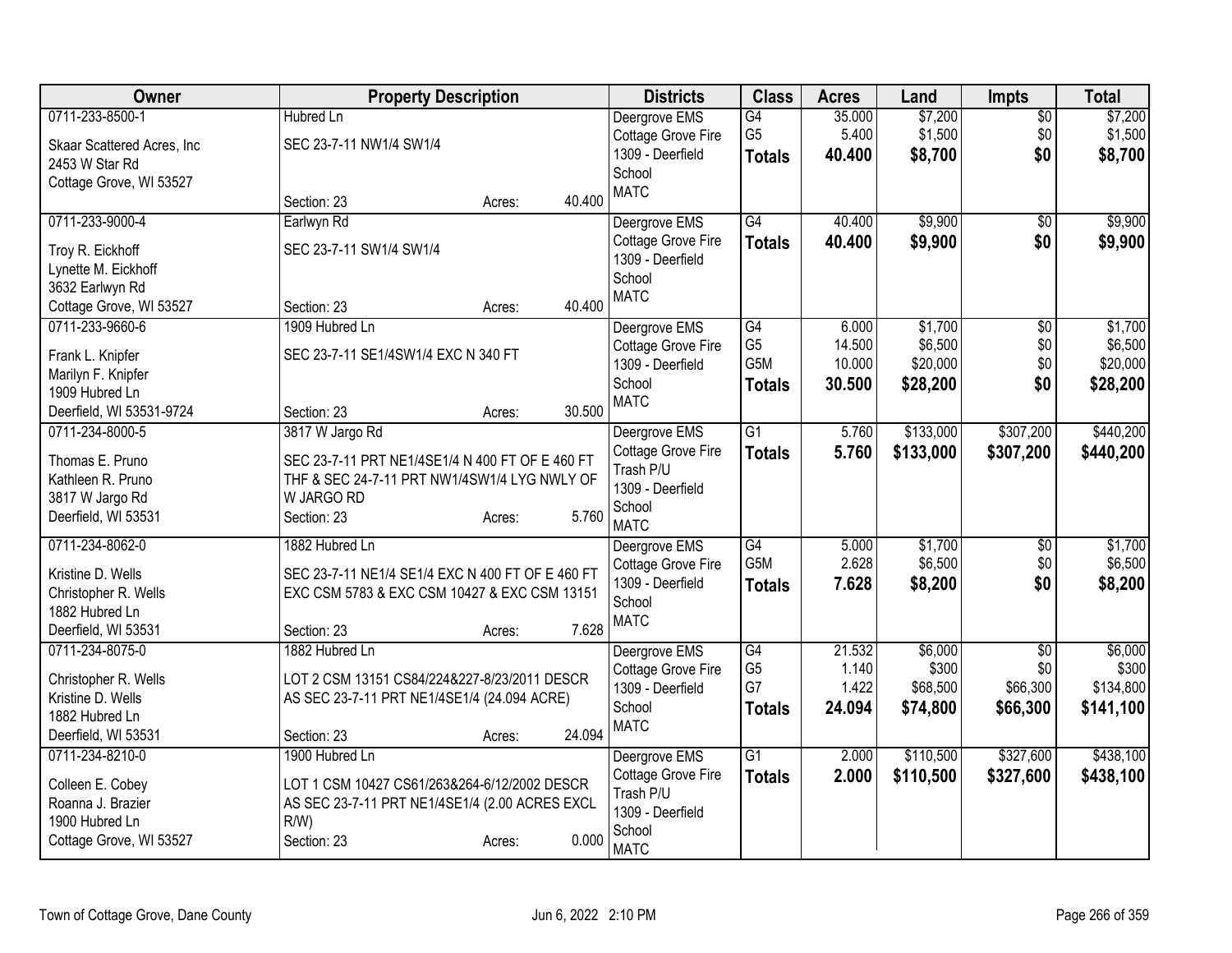| Owner | Property Description | Districts | Class | Acres | Land | Impts | Total |
|---|---|---|---|---|---|---|---|
| 0711-233-8500-1<br>Skaar Scattered Acres, Inc<br>2453 W Star Rd<br>Cottage Grove, WI 53527 | Hubred Ln<br>SEC 23-7-11 NW1/4 SW1/4<br>Section: 23 Acres: 40.400 | Deergrove EMS<br>Cottage Grove Fire<br>1309 - Deerfield School<br>MATC | G4<br>G5<br>**Totals** | 35.000<br>5.400<br>**40.400** | $7,200<br>$1,500<br>**$8,700** | $0<br>$0<br>**$0** | $7,200<br>$1,500<br>**$8,700** |
| 0711-233-9000-4<br>Troy R. Eickhoff<br>Lynette M. Eickhoff<br>3632 Earlwyn Rd<br>Cottage Grove, WI 53527 | Earlwyn Rd<br>SEC 23-7-11 SW1/4 SW1/4<br>Section: 23 Acres: 40.400 | Deergrove EMS<br>Cottage Grove Fire<br>1309 - Deerfield School<br>MATC | G4<br>**Totals** | 40.400<br>**40.400** | $9,900<br>**$9,900** | $0<br>**$0** | $9,900<br>**$9,900** |
| 0711-233-9660-6<br>Frank L. Knipfer<br>Marilyn F. Knipfer<br>1909 Hubred Ln<br>Deerfield, WI 53531-9724 | 1909 Hubred Ln<br>SEC 23-7-11 SE1/4SW1/4 EXC N 340 FT<br>Section: 23 Acres: 30.500 | Deergrove EMS<br>Cottage Grove Fire<br>1309 - Deerfield School<br>MATC | G4<br>G5<br>G5M<br>**Totals** | 6.000<br>14.500<br>10.000<br>**30.500** | $1,700<br>$6,500<br>$20,000<br>**$28,200** | $0<br>$0<br>$0<br>**$0** | $1,700<br>$6,500<br>$20,000<br>**$28,200** |
| 0711-234-8000-5<br>Thomas E. Pruno<br>Kathleen R. Pruno<br>3817 W Jargo Rd<br>Deerfield, WI 53531 | 3817 W Jargo Rd<br>SEC 23-7-11 PRT NE1/4SE1/4 N 400 FT OF E 460 FT THF & SEC 24-7-11 PRT NW1/4SW1/4 LYG NWLY OF W JARGO RD<br>Section: 23 Acres: 5.760 | Deergrove EMS<br>Cottage Grove Fire<br>Trash P/U<br>1309 - Deerfield School<br>MATC | G1<br>**Totals** | 5.760<br>**5.760** | $133,000<br>**$133,000** | $307,200<br>**$307,200** | $440,200<br>**$440,200** |
| 0711-234-8062-0<br>Kristine D. Wells<br>Christopher R. Wells<br>1882 Hubred Ln<br>Deerfield, WI 53531 | 1882 Hubred Ln<br>SEC 23-7-11 NE1/4 SE1/4 EXC N 400 FT OF E 460 FT EXC CSM 5783 & EXC CSM 10427 & EXC CSM 13151<br>Section: 23 Acres: 7.628 | Deergrove EMS<br>Cottage Grove Fire<br>1309 - Deerfield School<br>MATC | G4<br>G5M<br>**Totals** | 5.000<br>2.628<br>**7.628** | $1,700<br>$6,500<br>**$8,200** | $0<br>$0<br>**$0** | $1,700<br>$6,500<br>**$8,200** |
| 0711-234-8075-0<br>Christopher R. Wells<br>Kristine D. Wells<br>1882 Hubred Ln<br>Deerfield, WI 53531 | 1882 Hubred Ln<br>LOT 2 CSM 13151 CS84/224&227-8/23/2011 DESCR AS SEC 23-7-11 PRT NE1/4SE1/4 (24.094 ACRE)<br>Section: 23 Acres: 24.094 | Deergrove EMS<br>Cottage Grove Fire<br>1309 - Deerfield School<br>MATC | G4<br>G5<br>G7<br>**Totals** | 21.532<br>1.140<br>1.422<br>**24.094** | $6,000<br>$300<br>$68,500<br>**$74,800** | $0<br>$0<br>$66,300<br>**$66,300** | $6,000<br>$300<br>$134,800<br>**$141,100** |
| 0711-234-8210-0<br>Colleen E. Cobey<br>Roanna J. Brazier<br>1900 Hubred Ln<br>Cottage Grove, WI 53527 | 1900 Hubred Ln<br>LOT 1 CSM 10427 CS61/263&264-6/12/2002 DESCR AS SEC 23-7-11 PRT NE1/4SE1/4 (2.00 ACRES EXCL R/W)<br>Section: 23 Acres: 0.000 | Deergrove EMS<br>Cottage Grove Fire<br>Trash P/U<br>1309 - Deerfield School<br>MATC | G1<br>**Totals** | 2.000<br>**2.000** | $110,500<br>**$110,500** | $327,600<br>**$327,600** | $438,100<br>**$438,100** |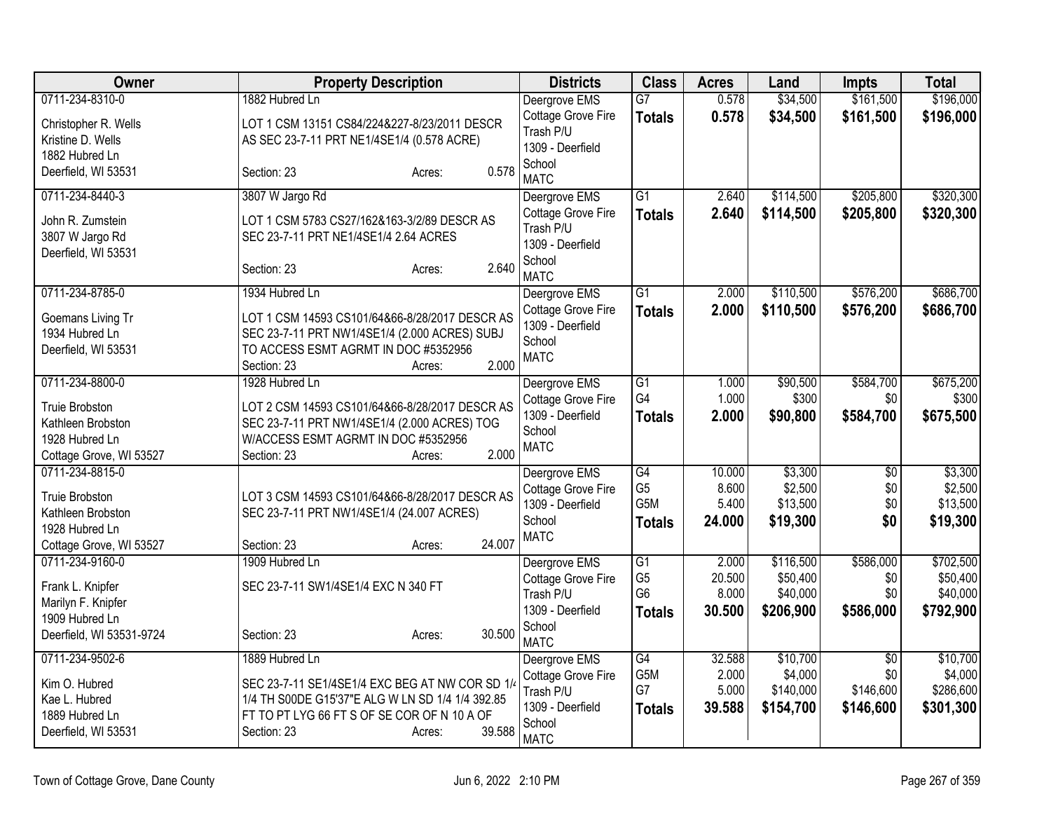| Owner | Property Description | Districts | Class | Acres | Land | Impts | Total |
|---|---|---|---|---|---|---|---|
| 0711-234-8310-0<br>Christopher R. Wells<br>Kristine D. Wells<br>1882 Hubred Ln<br>Deerfield, WI 53531 | 1882 Hubred Ln<br>LOT 1 CSM 13151 CS84/224&227-8/23/2011 DESCR AS SEC 23-7-11 PRT NE1/4SE1/4 (0.578 ACRE)<br>Section: 23 Acres: 0.578 | Deergrove EMS<br>Cottage Grove Fire<br>Trash P/U<br>1309 - Deerfield School<br>MATC | G7<br>**Totals** | 0.578<br>**0.578** | $34,500<br>**$34,500** | $161,500<br>**$161,500** | $196,000<br>**$196,000** |
| 0711-234-8440-3<br>John R. Zumstein<br>3807 W Jargo Rd<br>Deerfield, WI 53531 | 3807 W Jargo Rd<br>LOT 1 CSM 5783 CS27/162&163-3/2/89 DESCR AS SEC 23-7-11 PRT NE1/4SE1/4 2.64 ACRES<br>Section: 23 Acres: 2.640 | Deergrove EMS<br>Cottage Grove Fire<br>Trash P/U<br>1309 - Deerfield School<br>MATC | G1<br>**Totals** | 2.640<br>**2.640** | $114,500<br>**$114,500** | $205,800<br>**$205,800** | $320,300<br>**$320,300** |
| 0711-234-8785-0<br>Goemans Living Tr<br>1934 Hubred Ln<br>Deerfield, WI 53531 | 1934 Hubred Ln<br>LOT 1 CSM 14593 CS101/64&66-8/28/2017 DESCR AS SEC 23-7-11 PRT NW1/4SE1/4 (2.000 ACRES) SUBJ TO ACCESS ESMT AGRMT IN DOC #5352956<br>Section: 23 Acres: 2.000 | Deergrove EMS<br>Cottage Grove Fire<br>1309 - Deerfield School<br>MATC | G1<br>**Totals** | 2.000<br>**2.000** | $110,500<br>**$110,500** | $576,200<br>**$576,200** | $686,700<br>**$686,700** |
| 0711-234-8800-0<br>Truie Brobston<br>Kathleen Brobston<br>1928 Hubred Ln<br>Cottage Grove, WI 53527 | 1928 Hubred Ln<br>LOT 2 CSM 14593 CS101/64&66-8/28/2017 DESCR AS SEC 23-7-11 PRT NW1/4SE1/4 (2.000 ACRES) TOG W/ACCESS ESMT AGRMT IN DOC #5352956<br>Section: 23 Acres: 2.000 | Deergrove EMS<br>Cottage Grove Fire<br>1309 - Deerfield School<br>MATC | G1<br>G4<br>**Totals** | 1.000<br>1.000<br>**2.000** | $90,500<br>$300<br>**$90,800** | $584,700<br>$0<br>**$584,700** | $675,200<br>$300<br>**$675,500** |
| 0711-234-8815-0<br>Truie Brobston<br>Kathleen Brobston<br>1928 Hubred Ln<br>Cottage Grove, WI 53527 | LOT 3 CSM 14593 CS101/64&66-8/28/2017 DESCR AS SEC 23-7-11 PRT NW1/4SE1/4 (24.007 ACRES)<br>Section: 23 Acres: 24.007 | Deergrove EMS<br>Cottage Grove Fire<br>1309 - Deerfield School<br>MATC | G4<br>G5<br>G5M<br>**Totals** | 10.000<br>8.600<br>5.400<br>**24.000** | $3,300<br>$2,500<br>$13,500<br>**$19,300** | $0<br>$0<br>$0<br>**$0** | $3,300<br>$2,500<br>$13,500<br>**$19,300** |
| 0711-234-9160-0<br>Frank L. Knipfer<br>Marilyn F. Knipfer<br>1909 Hubred Ln<br>Deerfield, WI 53531-9724 | 1909 Hubred Ln<br>SEC 23-7-11 SW1/4SE1/4 EXC N 340 FT<br>Section: 23 Acres: 30.500 | Deergrove EMS<br>Cottage Grove Fire<br>Trash P/U<br>1309 - Deerfield School<br>MATC | G1<br>G5<br>G6<br>**Totals** | 2.000<br>20.500<br>8.000<br>**30.500** | $116,500<br>$50,400<br>$40,000<br>**$206,900** | $586,000<br>$0<br>$0<br>**$586,000** | $702,500<br>$50,400<br>$40,000<br>**$792,900** |
| 0711-234-9502-6<br>Kim O. Hubred<br>Kae L. Hubred<br>1889 Hubred Ln<br>Deerfield, WI 53531 | 1889 Hubred Ln<br>SEC 23-7-11 SE1/4SE1/4 EXC BEG AT NW COR SD 1/4 1/4 TH S00DE G15'37"E ALG W LN SD 1/4 1/4 392.85 FT TO PT LYG 66 FT S OF SE COR OF N 10 A OF<br>Section: 23 Acres: 39.588 | Deergrove EMS<br>Cottage Grove Fire<br>Trash P/U<br>1309 - Deerfield School<br>MATC | G4<br>G5M<br>G7<br>**Totals** | 32.588<br>2.000<br>5.000<br>**39.588** | $10,700<br>$4,000<br>$140,000<br>**$154,700** | $0<br>$0<br>$146,600<br>**$146,600** | $10,700<br>$4,000<br>$286,600<br>**$301,300** |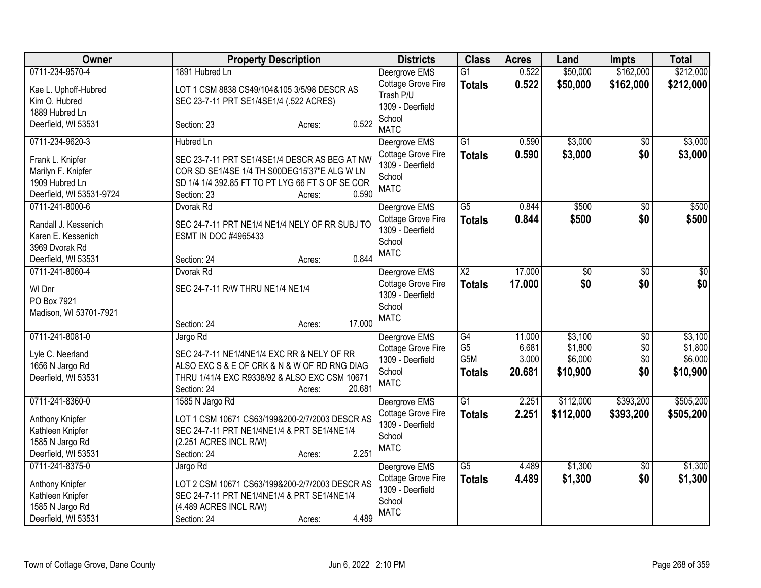| Owner | Property Description | Districts | Class | Acres | Land | Impts | Total |
|---|---|---|---|---|---|---|---|
| 0711-234-9570-4<br><br>Kae L. Uphoff-Hubred<br>Kim O. Hubred<br>1889 Hubred Ln<br>Deerfield, WI 53531 | 1891 Hubred Ln<br><br>LOT 1 CSM 8838 CS49/104&105 3/5/98 DESCR AS SEC 23-7-11 PRT SE1/4SE1/4 (.522 ACRES)<br><br>Section: 23 Acres: 0.522 | Deergrove EMS<br>Cottage Grove Fire<br>Trash P/U<br>1309 - Deerfield School<br>MATC | G1<br>**Totals** | 0.522<br>**0.522** | $50,000<br>**$50,000** | $162,000<br>**$162,000** | $212,000<br>**$212,000** |
| 0711-234-9620-3<br><br>Frank L. Knipfer<br>Marilyn F. Knipfer<br>1909 Hubred Ln<br>Deerfield, WI 53531-9724 | Hubred Ln<br><br>SEC 23-7-11 PRT SE1/4SE1/4 DESCR AS BEG AT NW COR SD SE1/4SE 1/4 TH S00DEG15'37"E ALG W LN SD 1/4 1/4 392.85 FT TO PT LYG 66 FT S OF SE COR<br>Section: 23 Acres: 0.590 | Deergrove EMS<br>Cottage Grove Fire<br>1309 - Deerfield School<br>MATC | G1<br>**Totals** | 0.590<br>**0.590** | $3,000<br>**$3,000** | $0<br>**$0** | $3,000<br>**$3,000** |
| 0711-241-8000-6<br><br>Randall J. Kessenich<br>Karen E. Kessenich<br>3969 Dvorak Rd<br>Deerfield, WI 53531 | Dvorak Rd<br><br>SEC 24-7-11 PRT NE1/4 NE1/4 NELY OF RR SUBJ TO ESMT IN DOC #4965433<br><br>Section: 24 Acres: 0.844 | Deergrove EMS<br>Cottage Grove Fire<br>1309 - Deerfield School<br>MATC | G5<br>**Totals** | 0.844<br>**0.844** | $500<br>**$500** | $0<br>**$0** | $500<br>**$500** |
| 0711-241-8060-4<br><br>WI Dnr<br>PO Box 7921<br>Madison, WI 53701-7921 | Dvorak Rd<br><br>SEC 24-7-11 R/W THRU NE1/4 NE1/4<br><br>Section: 24 Acres: 17.000 | Deergrove EMS<br>Cottage Grove Fire<br>1309 - Deerfield School<br>MATC | X2<br>**Totals** | 17.000<br>**17.000** | $0<br>**$0** | $0<br>**$0** | $0<br>**$0** |
| 0711-241-8081-0<br><br>Lyle C. Neerland<br>1656 N Jargo Rd<br>Deerfield, WI 53531 | Jargo Rd<br><br>SEC 24-7-11 NE1/4NE1/4 EXC RR & NELY OF RR ALSO EXC S & E OF CRK & N & W OF RD RNG DIAG THRU 1/41/4 EXC R9338/92 & ALSO EXC CSM 10671<br>Section: 24 Acres: 20.681 | Deergrove EMS<br>Cottage Grove Fire<br>1309 - Deerfield School<br>MATC | G4<br>G5<br>G5M<br>**Totals** | 11.000<br>6.681<br>3.000<br>**20.681** | $3,100<br>$1,800<br>$6,000<br>**$10,900** | $0<br>$0<br>$0<br>**$0** | $3,100<br>$1,800<br>$6,000<br>**$10,900** |
| 0711-241-8360-0<br><br>Anthony Knipfer<br>Kathleen Knipfer<br>1585 N Jargo Rd<br>Deerfield, WI 53531 | 1585 N Jargo Rd<br><br>LOT 1 CSM 10671 CS63/199&200-2/7/2003 DESCR AS SEC 24-7-11 PRT NE1/4NE1/4 & PRT SE1/4NE1/4 (2.251 ACRES INCL R/W)<br>Section: 24 Acres: 2.251 | Deergrove EMS<br>Cottage Grove Fire<br>1309 - Deerfield School<br>MATC | G1<br>**Totals** | 2.251<br>**2.251** | $112,000<br>**$112,000** | $393,200<br>**$393,200** | $505,200<br>**$505,200** |
| 0711-241-8375-0<br><br>Anthony Knipfer<br>Kathleen Knipfer<br>1585 N Jargo Rd<br>Deerfield, WI 53531 | Jargo Rd<br><br>LOT 2 CSM 10671 CS63/199&200-2/7/2003 DESCR AS SEC 24-7-11 PRT NE1/4NE1/4 & PRT SE1/4NE1/4 (4.489 ACRES INCL R/W)<br>Section: 24 Acres: 4.489 | Deergrove EMS<br>Cottage Grove Fire<br>1309 - Deerfield School<br>MATC | G5<br>**Totals** | 4.489<br>**4.489** | $1,300<br>**$1,300** | $0<br>**$0** | $1,300<br>**$1,300** |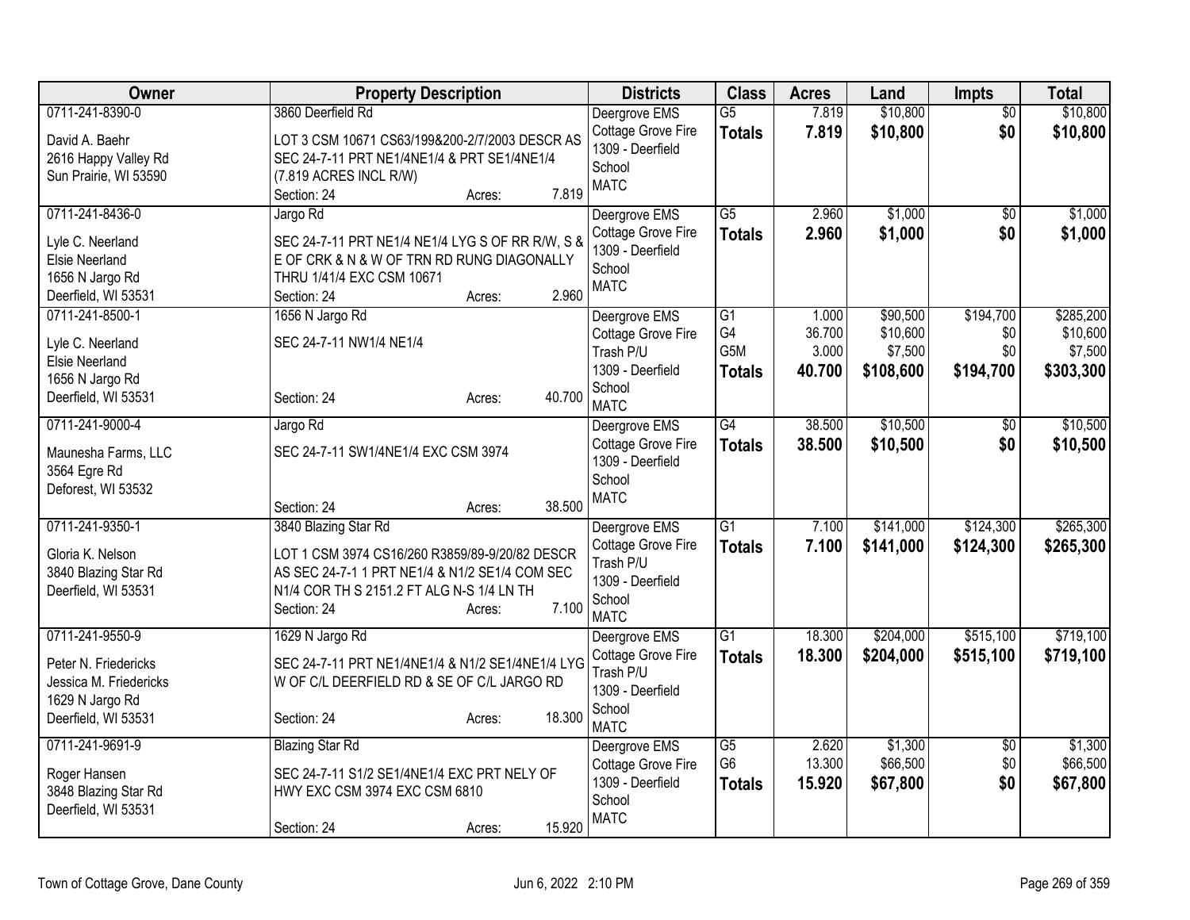| Owner | Property Description | Districts | Class | Acres | Land | Impts | Total |
|---|---|---|---|---|---|---|---|
| 0711-241-8390-0<br>David A. Baehr<br>2616 Happy Valley Rd<br>Sun Prairie, WI 53590 | 3860 Deerfield Rd<br>LOT 3 CSM 10671 CS63/199&200-2/7/2003 DESCR AS SEC 24-7-11 PRT NE1/4NE1/4 & PRT SE1/4NE1/4 (7.819 ACRES INCL R/W)<br>Section: 24 Acres: 7.819 | Deergrove EMS<br>Cottage Grove Fire<br>1309 - Deerfield School<br>MATC | G5<br>**Totals** | 7.819<br>**7.819** | $10,800<br>**$10,800** | $0<br>**$0** | $10,800<br>**$10,800** |
| 0711-241-8436-0<br>Lyle C. Neerland<br>Elsie Neerland<br>1656 N Jargo Rd<br>Deerfield, WI 53531 | Jargo Rd<br>SEC 24-7-11 PRT NE1/4 NE1/4 LYG S OF RR R/W, S & E OF CRK & N & W OF TRN RD RUNG DIAGONALLY THRU 1/41/4 EXC CSM 10671<br>Section: 24 Acres: 2.960 | Deergrove EMS<br>Cottage Grove Fire<br>1309 - Deerfield School<br>MATC | G5<br>**Totals** | 2.960<br>**2.960** | $1,000<br>**$1,000** | $0<br>**$0** | $1,000<br>**$1,000** |
| 0711-241-8500-1<br>Lyle C. Neerland<br>Elsie Neerland<br>1656 N Jargo Rd<br>Deerfield, WI 53531 | 1656 N Jargo Rd<br>SEC 24-7-11 NW1/4 NE1/4<br>Section: 24 Acres: 40.700 | Deergrove EMS<br>Cottage Grove Fire<br>Trash P/U<br>1309 - Deerfield School<br>MATC | G1<br>G4<br>G5M<br>**Totals** | 1.000<br>36.700<br>3.000<br>**40.700** | $90,500<br>$10,600<br>$7,500<br>**$108,600** | $194,700<br>$0<br>$0<br>**$194,700** | $285,200<br>$10,600<br>$7,500<br>**$303,300** |
| 0711-241-9000-4<br>Maunesha Farms, LLC<br>3564 Egre Rd<br>Deforest, WI 53532 | Jargo Rd<br>SEC 24-7-11 SW1/4NE1/4 EXC CSM 3974<br>Section: 24 Acres: 38.500 | Deergrove EMS<br>Cottage Grove Fire<br>1309 - Deerfield School<br>MATC | G4<br>**Totals** | 38.500<br>**38.500** | $10,500<br>**$10,500** | $0<br>**$0** | $10,500<br>**$10,500** |
| 0711-241-9350-1<br>Gloria K. Nelson<br>3840 Blazing Star Rd<br>Deerfield, WI 53531 | 3840 Blazing Star Rd<br>LOT 1 CSM 3974 CS16/260 R3859/89-9/20/82 DESCR AS SEC 24-7-1 1 PRT NE1/4 & N1/2 SE1/4 COM SEC N1/4 COR TH S 2151.2 FT ALG N-S 1/4 LN TH<br>Section: 24 Acres: 7.100 | Deergrove EMS<br>Cottage Grove Fire<br>Trash P/U<br>1309 - Deerfield School<br>MATC | G1<br>**Totals** | 7.100<br>**7.100** | $141,000<br>**$141,000** | $124,300<br>**$124,300** | $265,300<br>**$265,300** |
| 0711-241-9550-9<br>Peter N. Friedericks<br>Jessica M. Friedericks<br>1629 N Jargo Rd<br>Deerfield, WI 53531 | 1629 N Jargo Rd<br>SEC 24-7-11 PRT NE1/4NE1/4 & N1/2 SE1/4NE1/4 LYG W OF C/L DEERFIELD RD & SE OF C/L JARGO RD<br>Section: 24 Acres: 18.300 | Deergrove EMS<br>Cottage Grove Fire<br>Trash P/U<br>1309 - Deerfield School<br>MATC | G1<br>**Totals** | 18.300<br>**18.300** | $204,000<br>**$204,000** | $515,100<br>**$515,100** | $719,100<br>**$719,100** |
| 0711-241-9691-9<br>Roger Hansen<br>3848 Blazing Star Rd<br>Deerfield, WI 53531 | Blazing Star Rd<br>SEC 24-7-11 S1/2 SE1/4NE1/4 EXC PRT NELY OF HWY EXC CSM 3974 EXC CSM 6810<br>Section: 24 Acres: 15.920 | Deergrove EMS<br>Cottage Grove Fire<br>1309 - Deerfield School<br>MATC | G5<br>G6<br>**Totals** | 2.620<br>13.300<br>**15.920** | $1,300<br>$66,500<br>**$67,800** | $0<br>$0<br>**$0** | $1,300<br>$66,500<br>**$67,800** |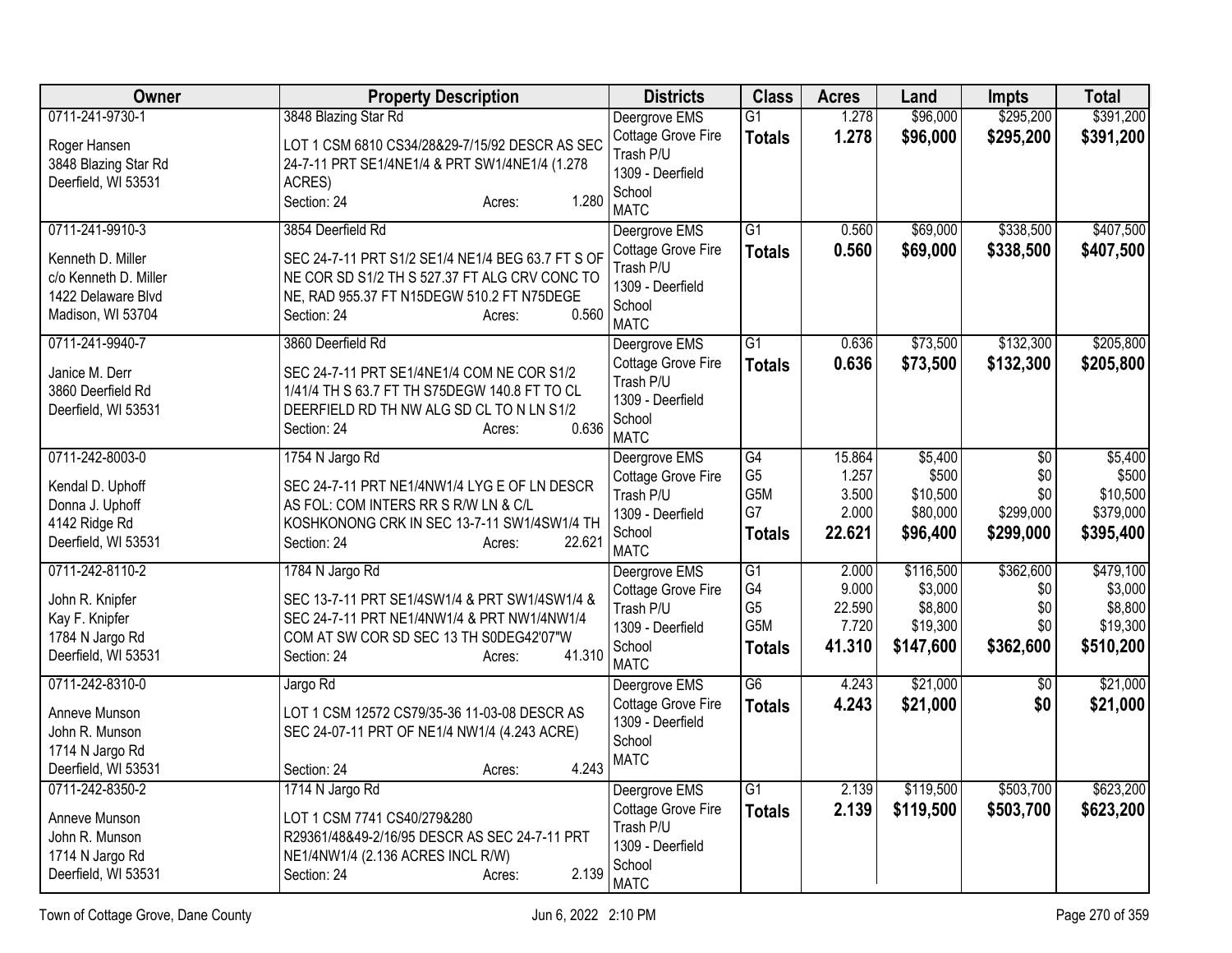| Owner | Property Description | Districts | Class | Acres | Land | Impts | Total |
|---|---|---|---|---|---|---|---|
| 0711-241-9730-1<br><br>Roger Hansen<br>3848 Blazing Star Rd<br>Deerfield, WI 53531 | 3848 Blazing Star Rd<br><br>LOT 1 CSM 6810 CS34/28&29-7/15/92 DESCR AS SEC 24-7-11 PRT SE1/4NE1/4 & PRT SW1/4NE1/4 (1.278 ACRES)<br>Section: 24 Acres: 1.280 | Deergrove EMS<br>Cottage Grove Fire<br>Trash P/U<br>1309 - Deerfield School<br>MATC | G1<br>**Totals** | 1.278<br>**1.278** | \$96,000<br>**\$96,000** | \$295,200<br>**\$295,200** | \$391,200<br>**\$391,200** |
| 0711-241-9910-3<br><br>Kenneth D. Miller<br>c/o Kenneth D. Miller<br>1422 Delaware Blvd<br>Madison, WI 53704 | 3854 Deerfield Rd<br><br>SEC 24-7-11 PRT S1/2 SE1/4 NE1/4 BEG 63.7 FT S OF NE COR SD S1/2 TH S 527.37 FT ALG CRV CONC TO NE, RAD 955.37 FT N15DEGW 510.2 FT N75DEGE<br>Section: 24 Acres: 0.560 | Deergrove EMS<br>Cottage Grove Fire<br>Trash P/U<br>1309 - Deerfield School<br>MATC | G1<br>**Totals** | 0.560<br>**0.560** | \$69,000<br>**\$69,000** | \$338,500<br>**\$338,500** | \$407,500<br>**\$407,500** |
| 0711-241-9940-7<br><br>Janice M. Derr<br>3860 Deerfield Rd<br>Deerfield, WI 53531 | 3860 Deerfield Rd<br><br>SEC 24-7-11 PRT SE1/4NE1/4 COM NE COR S1/2 1/41/4 TH S 63.7 FT TH S75DEGW 140.8 FT TO CL DEERFIELD RD TH NW ALG SD CL TO N LN S1/2<br>Section: 24 Acres: 0.636 | Deergrove EMS<br>Cottage Grove Fire<br>Trash P/U<br>1309 - Deerfield School<br>MATC | G1<br>**Totals** | 0.636<br>**0.636** | \$73,500<br>**\$73,500** | \$132,300<br>**\$132,300** | \$205,800<br>**\$205,800** |
| 0711-242-8003-0<br><br>Kendal D. Uphoff<br>Donna J. Uphoff<br>4142 Ridge Rd<br>Deerfield, WI 53531 | 1754 N Jargo Rd<br><br>SEC 24-7-11 PRT NE1/4NW1/4 LYG E OF LN DESCR AS FOL: COM INTERS RR S R/W LN & C/L KOSHKONONG CRK IN SEC 13-7-11 SW1/4SW1/4 TH<br>Section: 24 Acres: 22.621 | Deergrove EMS<br>Cottage Grove Fire<br>Trash P/U<br>1309 - Deerfield School<br>MATC | G4<br>G5<br>G5M<br>G7<br>**Totals** | 15.864<br>1.257<br>3.500<br>2.000<br>**22.621** | \$5,400<br>\$500<br>\$10,500<br>\$80,000<br>**\$96,400** | \$0<br>\$0<br>\$0<br>\$299,000<br>**\$299,000** | \$5,400<br>\$500<br>\$10,500<br>\$379,000<br>**\$395,400** |
| 0711-242-8110-2<br><br>John R. Knipfer<br>Kay F. Knipfer<br>1784 N Jargo Rd<br>Deerfield, WI 53531 | 1784 N Jargo Rd<br><br>SEC 13-7-11 PRT SE1/4SW1/4 & PRT SW1/4SW1/4 & SEC 24-7-11 PRT NE1/4NW1/4 & PRT NW1/4NW1/4 COM AT SW COR SD SEC 13 TH S0DEG42'07"W<br>Section: 24 Acres: 41.310 | Deergrove EMS<br>Cottage Grove Fire<br>Trash P/U<br>1309 - Deerfield School<br>MATC | G1<br>G4<br>G5<br>G5M<br>**Totals** | 2.000<br>9.000<br>22.590<br>7.720<br>**41.310** | \$116,500<br>\$3,000<br>\$8,800<br>\$19,300<br>**\$147,600** | \$362,600<br>\$0<br>\$0<br>\$0<br>**\$362,600** | \$479,100<br>\$3,000<br>\$8,800<br>\$19,300<br>**\$510,200** |
| 0711-242-8310-0<br><br>Anneve Munson<br>John R. Munson<br>1714 N Jargo Rd<br>Deerfield, WI 53531 | Jargo Rd<br><br>LOT 1 CSM 12572 CS79/35-36 11-03-08 DESCR AS SEC 24-07-11 PRT OF NE1/4 NW1/4 (4.243 ACRE)<br>Section: 24 Acres: 4.243 | Deergrove EMS<br>Cottage Grove Fire<br>1309 - Deerfield School<br>MATC | G6<br>**Totals** | 4.243<br>**4.243** | \$21,000<br>**\$21,000** | \$0<br>**\$0** | \$21,000<br>**\$21,000** |
| 0711-242-8350-2<br><br>Anneve Munson<br>John R. Munson<br>1714 N Jargo Rd<br>Deerfield, WI 53531 | 1714 N Jargo Rd<br><br>LOT 1 CSM 7741 CS40/279&280 R29361/48&49-2/16/95 DESCR AS SEC 24-7-11 PRT NE1/4NW1/4 (2.136 ACRES INCL R/W)<br>Section: 24 Acres: 2.139 | Deergrove EMS<br>Cottage Grove Fire<br>Trash P/U<br>1309 - Deerfield School<br>MATC | G1<br>**Totals** | 2.139<br>**2.139** | \$119,500<br>**\$119,500** | \$503,700<br>**\$503,700** | \$623,200<br>**\$623,200** |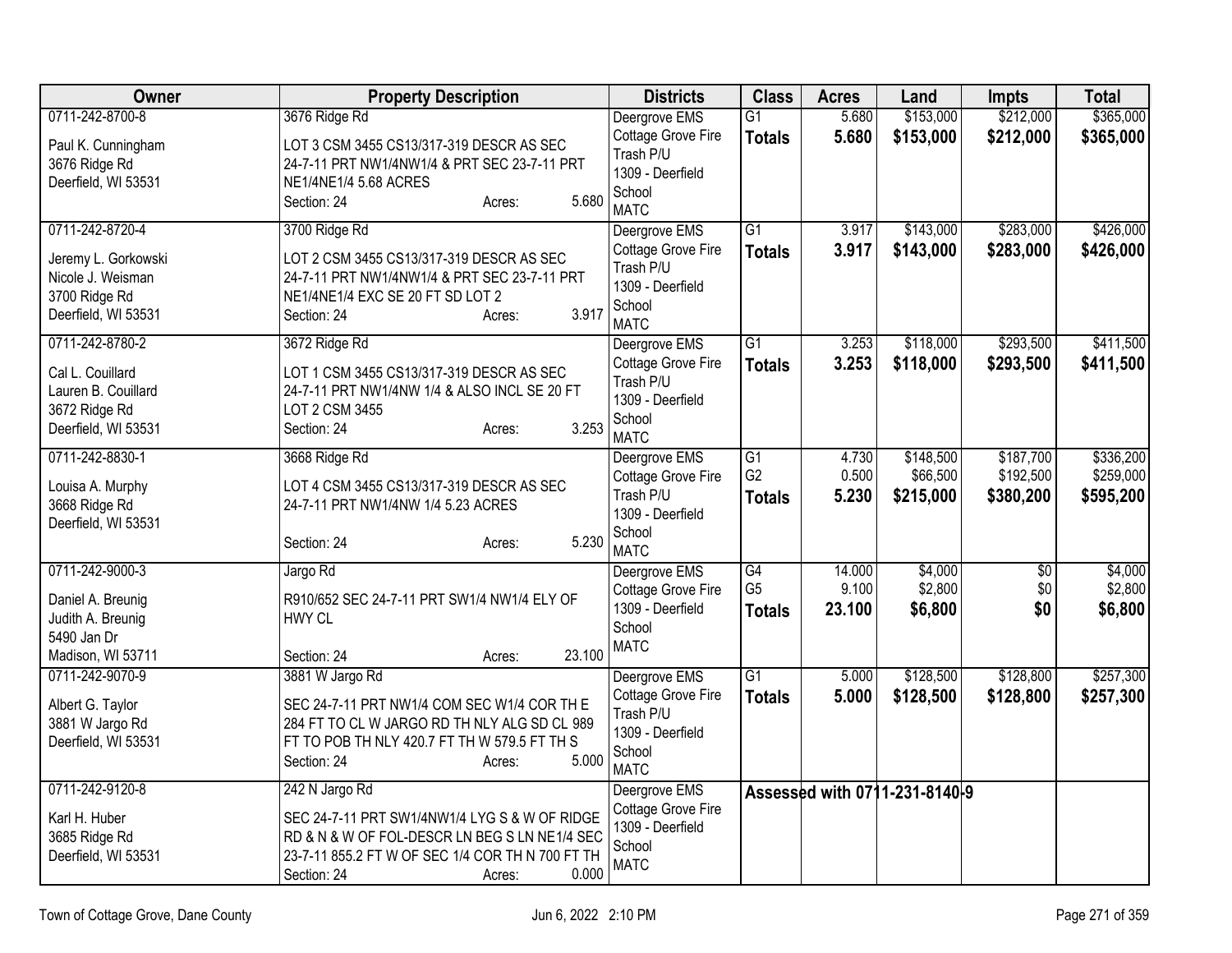| Owner | Property Description | Districts | Class | Acres | Land | Impts | Total |
|---|---|---|---|---|---|---|---|
| 0711-242-8700-8<br>Paul K. Cunningham<br>3676 Ridge Rd<br>Deerfield, WI 53531 | 3676 Ridge Rd<br>LOT 3 CSM 3455 CS13/317-319 DESCR AS SEC 24-7-11 PRT NW1/4NW1/4 & PRT SEC 23-7-11 PRT NE1/4NE1/4 5.68 ACRES<br>Section: 24 Acres: 5.680 | Deergrove EMS<br>Cottage Grove Fire<br>Trash P/U<br>1309 - Deerfield School<br>MATC | G1<br>**Totals** | 5.680<br>**5.680** | $153,000<br>**$153,000** | $212,000<br>**$212,000** | $365,000<br>**$365,000** |
| 0711-242-8720-4<br>Jeremy L. Gorkowski<br>Nicole J. Weisman<br>3700 Ridge Rd<br>Deerfield, WI 53531 | 3700 Ridge Rd<br>LOT 2 CSM 3455 CS13/317-319 DESCR AS SEC 24-7-11 PRT NW1/4NW1/4 & PRT SEC 23-7-11 PRT NE1/4NE1/4 EXC SE 20 FT SD LOT 2<br>Section: 24 Acres: 3.917 | Deergrove EMS<br>Cottage Grove Fire<br>Trash P/U<br>1309 - Deerfield School<br>MATC | G1<br>**Totals** | 3.917<br>**3.917** | $143,000<br>**$143,000** | $283,000<br>**$283,000** | $426,000<br>**$426,000** |
| 0711-242-8780-2<br>Cal L. Couillard<br>Lauren B. Couillard<br>3672 Ridge Rd<br>Deerfield, WI 53531 | 3672 Ridge Rd<br>LOT 1 CSM 3455 CS13/317-319 DESCR AS SEC 24-7-11 PRT NW1/4NW 1/4 & ALSO INCL SE 20 FT LOT 2 CSM 3455<br>Section: 24 Acres: 3.253 | Deergrove EMS<br>Cottage Grove Fire<br>Trash P/U<br>1309 - Deerfield School<br>MATC | G1<br>**Totals** | 3.253<br>**3.253** | $118,000<br>**$118,000** | $293,500<br>**$293,500** | $411,500<br>**$411,500** |
| 0711-242-8830-1<br>Louisa A. Murphy<br>3668 Ridge Rd<br>Deerfield, WI 53531 | 3668 Ridge Rd<br>LOT 4 CSM 3455 CS13/317-319 DESCR AS SEC 24-7-11 PRT NW1/4NW 1/4 5.23 ACRES<br>Section: 24 Acres: 5.230 | Deergrove EMS<br>Cottage Grove Fire<br>Trash P/U<br>1309 - Deerfield School<br>MATC | G1<br>G2<br>**Totals** | 4.730<br>0.500<br>**5.230** | $148,500<br>$66,500<br>**$215,000** | $187,700<br>$192,500<br>**$380,200** | $336,200<br>$259,000<br>**$595,200** |
| 0711-242-9000-3<br>Daniel A. Breunig<br>Judith A. Breunig<br>5490 Jan Dr<br>Madison, WI 53711 | Jargo Rd<br>R910/652 SEC 24-7-11 PRT SW1/4 NW1/4 ELY OF HWY CL<br>Section: 24 Acres: 23.100 | Deergrove EMS<br>Cottage Grove Fire<br>1309 - Deerfield School<br>MATC | G4<br>G5<br>**Totals** | 14.000<br>9.100<br>**23.100** | $4,000<br>$2,800<br>**$6,800** | $0<br>$0<br>**$0** | $4,000<br>$2,800<br>**$6,800** |
| 0711-242-9070-9<br>Albert G. Taylor<br>3881 W Jargo Rd<br>Deerfield, WI 53531 | 3881 W Jargo Rd<br>SEC 24-7-11 PRT NW1/4 COM SEC W1/4 COR TH E 284 FT TO CL W JARGO RD TH NLY ALG SD CL 989 FT TO POB TH NLY 420.7 FT TH W 579.5 FT TH S<br>Section: 24 Acres: 5.000 | Deergrove EMS<br>Cottage Grove Fire<br>Trash P/U<br>1309 - Deerfield School<br>MATC | G1<br>**Totals** | 5.000<br>**5.000** | $128,500<br>**$128,500** | $128,800<br>**$128,800** | $257,300<br>**$257,300** |
| 0711-242-9120-8<br>Karl H. Huber<br>3685 Ridge Rd<br>Deerfield, WI 53531 | 242 N Jargo Rd<br>SEC 24-7-11 PRT SW1/4NW1/4 LYG S & W OF RIDGE RD & N & W OF FOL-DESCR LN BEG S LN NE1/4 SEC 23-7-11 855.2 FT W OF SEC 1/4 COR TH N 700 FT TH<br>Section: 24 Acres: 0.000 | Deergrove EMS<br>Cottage Grove Fire<br>1309 - Deerfield School<br>MATC | **Assessed with 0711-231-8140-9** | | | | |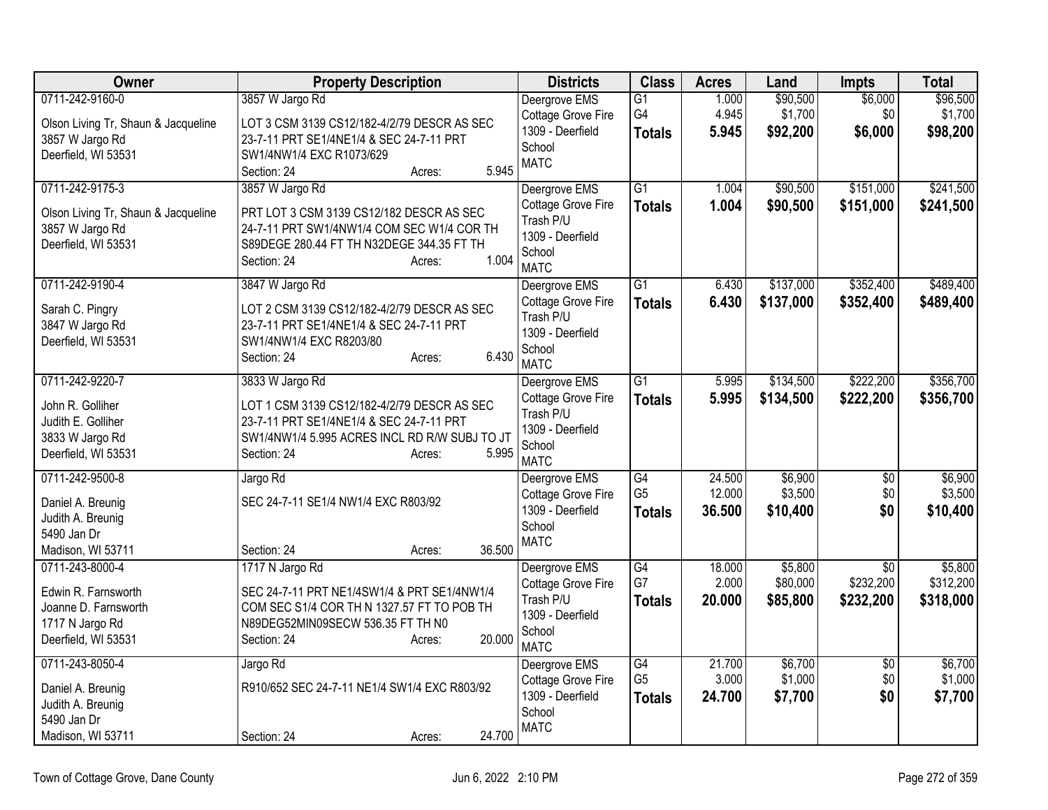| Owner | Property Description | Districts | Class | Acres | Land | Impts | Total |
|---|---|---|---|---|---|---|---|
| 0711-242-9160-0<br>Olson Living Tr, Shaun & Jacqueline<br>3857 W Jargo Rd<br>Deerfield, WI 53531 | 3857 W Jargo Rd<br>LOT 3 CSM 3139 CS12/182-4/2/79 DESCR AS SEC 23-7-11 PRT SE1/4NE1/4 & SEC 24-7-11 PRT SW1/4NW1/4 EXC R1073/629<br>Section: 24 Acres: 5.945 | Deergrove EMS<br>Cottage Grove Fire<br>1309 - Deerfield School<br>MATC | G1<br>G4<br>**Totals** | 1.000<br>4.945<br>**5.945** | $90,500<br>$1,700<br>**$92,200** | $6,000<br>$0<br>**$6,000** | $96,500<br>$1,700<br>**$98,200** |
| 0711-242-9175-3<br>Olson Living Tr, Shaun & Jacqueline<br>3857 W Jargo Rd<br>Deerfield, WI 53531 | 3857 W Jargo Rd<br>PRT LOT 3 CSM 3139 CS12/182 DESCR AS SEC 24-7-11 PRT SW1/4NW1/4 COM SEC W1/4 COR TH S89DEGE 280.44 FT TH N32DEGE 344.35 FT TH<br>Section: 24 Acres: 1.004 | Deergrove EMS<br>Cottage Grove Fire<br>Trash P/U<br>1309 - Deerfield School<br>MATC | G1<br>**Totals** | 1.004<br>**1.004** | $90,500<br>**$90,500** | $151,000<br>**$151,000** | $241,500<br>**$241,500** |
| 0711-242-9190-4<br>Sarah C. Pingry<br>3847 W Jargo Rd<br>Deerfield, WI 53531 | 3847 W Jargo Rd<br>LOT 2 CSM 3139 CS12/182-4/2/79 DESCR AS SEC 23-7-11 PRT SE1/4NE1/4 & SEC 24-7-11 PRT SW1/4NW1/4 EXC R8203/80<br>Section: 24 Acres: 6.430 | Deergrove EMS<br>Cottage Grove Fire<br>Trash P/U<br>1309 - Deerfield School<br>MATC | G1<br>**Totals** | 6.430<br>**6.430** | $137,000<br>**$137,000** | $352,400<br>**$352,400** | $489,400<br>**$489,400** |
| 0711-242-9220-7<br>John R. Golliher<br>Judith E. Golliher<br>3833 W Jargo Rd<br>Deerfield, WI 53531 | 3833 W Jargo Rd<br>LOT 1 CSM 3139 CS12/182-4/2/79 DESCR AS SEC 23-7-11 PRT SE1/4NE1/4 & SEC 24-7-11 PRT SW1/4NW1/4 5.995 ACRES INCL RD R/W SUBJ TO JT<br>Section: 24 Acres: 5.995 | Deergrove EMS<br>Cottage Grove Fire<br>Trash P/U<br>1309 - Deerfield School<br>MATC | G1<br>**Totals** | 5.995<br>**5.995** | $134,500<br>**$134,500** | $222,200<br>**$222,200** | $356,700<br>**$356,700** |
| 0711-242-9500-8<br>Daniel A. Breunig<br>Judith A. Breunig<br>5490 Jan Dr<br>Madison, WI 53711 | Jargo Rd<br>SEC 24-7-11 SE1/4 NW1/4 EXC R803/92<br>Section: 24 Acres: 36.500 | Deergrove EMS<br>Cottage Grove Fire<br>1309 - Deerfield School<br>MATC | G4<br>G5<br>**Totals** | 24.500<br>12.000<br>**36.500** | $6,900<br>$3,500<br>**$10,400** | $0<br>$0<br>**$0** | $6,900<br>$3,500<br>**$10,400** |
| 0711-243-8000-4<br>Edwin R. Farnsworth<br>Joanne D. Farnsworth<br>1717 N Jargo Rd<br>Deerfield, WI 53531 | 1717 N Jargo Rd<br>SEC 24-7-11 PRT NE1/4SW1/4 & PRT SE1/4NW1/4 COM SEC S1/4 COR TH N 1327.57 FT TO POB TH N89DEG52MIN09SECW 536.35 FT TH N0<br>Section: 24 Acres: 20.000 | Deergrove EMS<br>Cottage Grove Fire<br>Trash P/U<br>1309 - Deerfield School<br>MATC | G4<br>G7<br>**Totals** | 18.000<br>2.000<br>**20.000** | $5,800<br>$80,000<br>**$85,800** | $0<br>$232,200<br>**$232,200** | $5,800<br>$312,200<br>**$318,000** |
| 0711-243-8050-4<br>Daniel A. Breunig<br>Judith A. Breunig<br>5490 Jan Dr<br>Madison, WI 53711 | Jargo Rd<br>R910/652 SEC 24-7-11 NE1/4 SW1/4 EXC R803/92<br>Section: 24 Acres: 24.700 | Deergrove EMS<br>Cottage Grove Fire<br>1309 - Deerfield School<br>MATC | G4<br>G5<br>**Totals** | 21.700<br>3.000<br>**24.700** | $6,700<br>$1,000<br>**$7,700** | $0<br>$0<br>**$0** | $6,700<br>$1,000<br>**$7,700** |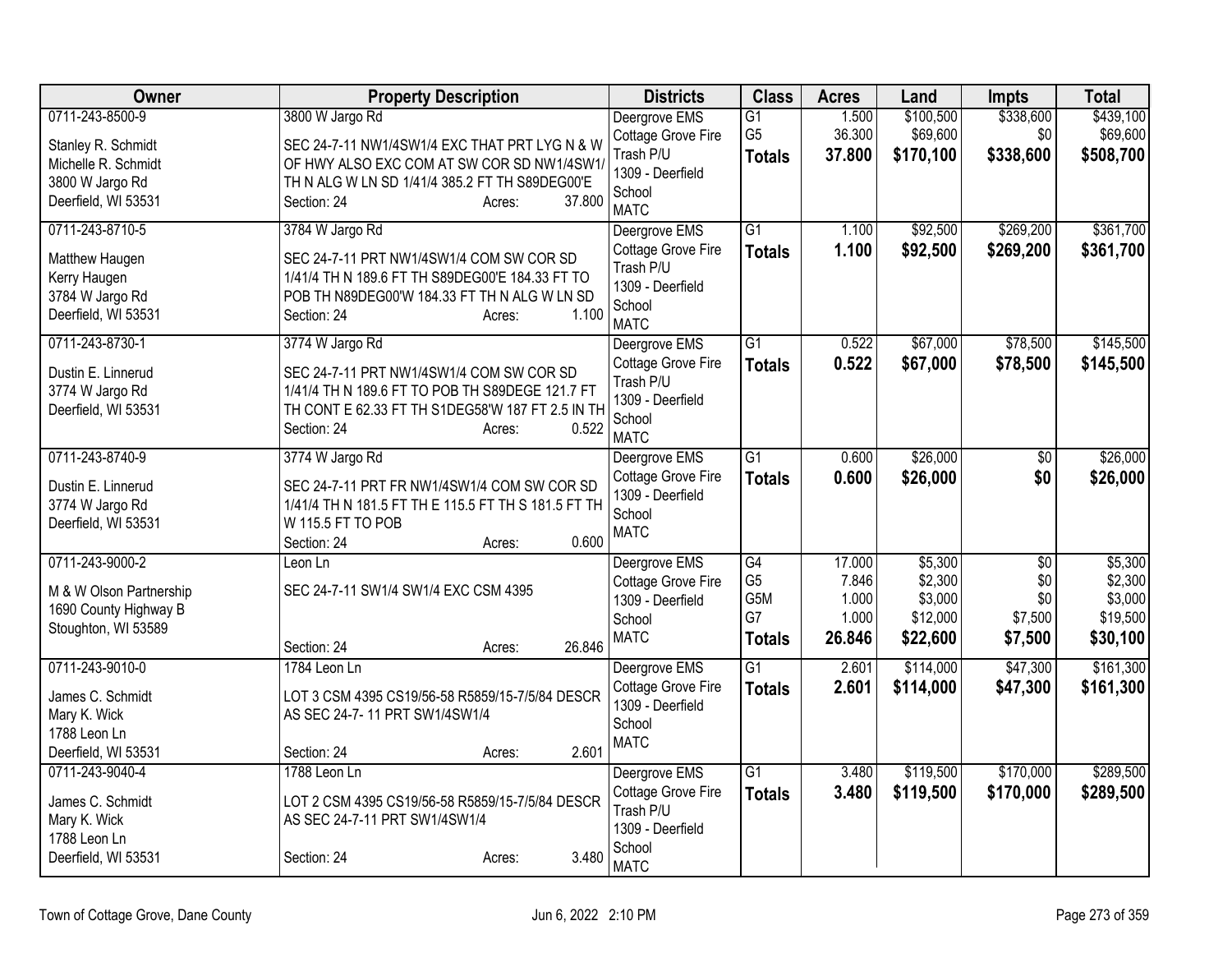| Owner | Property Description | Districts | Class | Acres | Land | Impts | Total |
|---|---|---|---|---|---|---|---|
| 0711-243-8500-9<br><br>Stanley R. Schmidt<br>Michelle R. Schmidt<br>3800 W Jargo Rd<br>Deerfield, WI 53531 | 3800 W Jargo Rd<br><br>SEC 24-7-11 NW1/4SW1/4 EXC THAT PRT LYG N & W OF HWY ALSO EXC COM AT SW COR SD NW1/4SW1/ TH N ALG W LN SD 1/41/4 385.2 FT TH S89DEG00'E<br>Section: 24 Acres: 37.800 | Deergrove EMS<br>Cottage Grove Fire<br>Trash P/U<br>1309 - Deerfield School<br>MATC | G1<br>G5<br>**Totals** | 1.500<br>36.300<br>**37.800** | $100,500<br>$69,600<br>**$170,100** | $338,600<br>$0<br>**$338,600** | $439,100<br>$69,600<br>**$508,700** |
| 0711-243-8710-5<br><br>Matthew Haugen<br>Kerry Haugen<br>3784 W Jargo Rd<br>Deerfield, WI 53531 | 3784 W Jargo Rd<br><br>SEC 24-7-11 PRT NW1/4SW1/4 COM SW COR SD 1/41/4 TH N 189.6 FT TH S89DEG00'E 184.33 FT TO POB TH N89DEG00'W 184.33 FT TH N ALG W LN SD<br>Section: 24 Acres: 1.100 | Deergrove EMS<br>Cottage Grove Fire<br>Trash P/U<br>1309 - Deerfield School<br>MATC | G1<br>**Totals** | 1.100<br>**1.100** | $92,500<br>**$92,500** | $269,200<br>**$269,200** | $361,700<br>**$361,700** |
| 0711-243-8730-1<br><br>Dustin E. Linnerud<br>3774 W Jargo Rd<br>Deerfield, WI 53531 | 3774 W Jargo Rd<br><br>SEC 24-7-11 PRT NW1/4SW1/4 COM SW COR SD 1/41/4 TH N 189.6 FT TO POB TH S89DEGE 121.7 FT TH CONT E 62.33 FT TH S1DEG58'W 187 FT 2.5 IN TH<br>Section: 24 Acres: 0.522 | Deergrove EMS<br>Cottage Grove Fire<br>Trash P/U<br>1309 - Deerfield School<br>MATC | G1<br>**Totals** | 0.522<br>**0.522** | $67,000<br>**$67,000** | $78,500<br>**$78,500** | $145,500<br>**$145,500** |
| 0711-243-8740-9<br><br>Dustin E. Linnerud<br>3774 W Jargo Rd<br>Deerfield, WI 53531 | 3774 W Jargo Rd<br><br>SEC 24-7-11 PRT FR NW1/4SW1/4 COM SW COR SD 1/41/4 TH N 181.5 FT TH E 115.5 FT TH S 181.5 FT TH W 115.5 FT TO POB<br>Section: 24 Acres: 0.600 | Deergrove EMS<br>Cottage Grove Fire<br>1309 - Deerfield School<br>MATC | G1<br>**Totals** | 0.600<br>**0.600** | $26,000<br>**$26,000** | $0<br>**$0** | $26,000<br>**$26,000** |
| 0711-243-9000-2<br><br>M & W Olson Partnership<br>1690 County Highway B<br>Stoughton, WI 53589 | Leon Ln<br><br>SEC 24-7-11 SW1/4 SW1/4 EXC CSM 4395<br><br>Section: 24 Acres: 26.846 | Deergrove EMS<br>Cottage Grove Fire<br>1309 - Deerfield School<br>MATC | G4<br>G5<br>G5M<br>G7<br>**Totals** | 17.000<br>7.846<br>1.000<br>1.000<br>**26.846** | $5,300<br>$2,300<br>$3,000<br>$12,000<br>**$22,600** | $0<br>$0<br>$0<br>$7,500<br>**$7,500** | $5,300<br>$2,300<br>$3,000<br>$19,500<br>**$30,100** |
| 0711-243-9010-0<br><br>James C. Schmidt<br>Mary K. Wick<br>1788 Leon Ln<br>Deerfield, WI 53531 | 1784 Leon Ln<br><br>LOT 3 CSM 4395 CS19/56-58 R5859/15-7/5/84 DESCR AS SEC 24-7- 11 PRT SW1/4SW1/4<br><br>Section: 24 Acres: 2.601 | Deergrove EMS<br>Cottage Grove Fire<br>1309 - Deerfield School<br>MATC | G1<br>**Totals** | 2.601<br>**2.601** | $114,000<br>**$114,000** | $47,300<br>**$47,300** | $161,300<br>**$161,300** |
| 0711-243-9040-4<br><br>James C. Schmidt<br>Mary K. Wick<br>1788 Leon Ln<br>Deerfield, WI 53531 | 1788 Leon Ln<br><br>LOT 2 CSM 4395 CS19/56-58 R5859/15-7/5/84 DESCR AS SEC 24-7-11 PRT SW1/4SW1/4<br><br>Section: 24 Acres: 3.480 | Deergrove EMS<br>Cottage Grove Fire<br>Trash P/U<br>1309 - Deerfield School<br>MATC | G1<br>**Totals** | 3.480<br>**3.480** | $119,500<br>**$119,500** | $170,000<br>**$170,000** | $289,500<br>**$289,500** |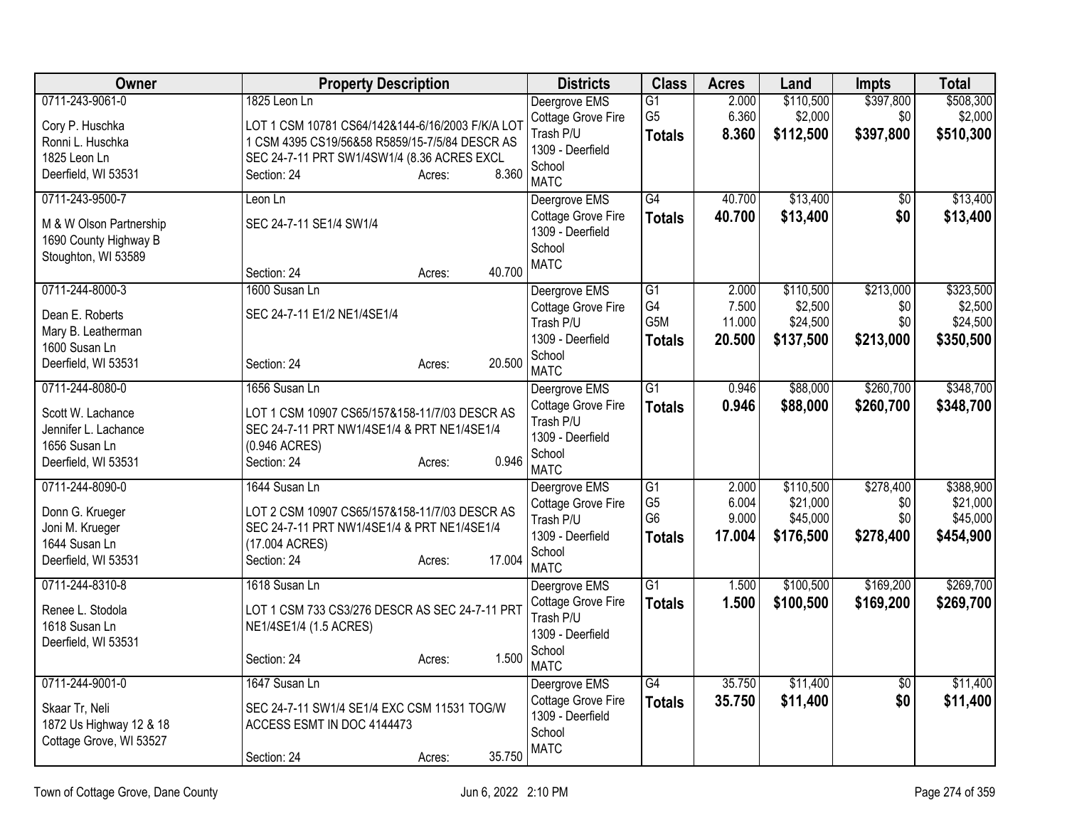| Owner | Property Description | Districts | Class | Acres | Land | Impts | Total |
|---|---|---|---|---|---|---|---|
| 0711-243-9061-0<br><br>Cory P. Huschka<br>Ronni L. Huschka<br>1825 Leon Ln<br>Deerfield, WI 53531 | 1825 Leon Ln<br><br>LOT 1 CSM 10781 CS64/142&144-6/16/2003 F/K/A LOT 1 CSM 4395 CS19/56&58 R5859/15-7/5/84 DESCR AS SEC 24-7-11 PRT SW1/4SW1/4 (8.36 ACRES EXCL<br>Section: 24 Acres: 8.360 | Deergrove EMS<br>Cottage Grove Fire<br>Trash P/U<br>1309 - Deerfield School<br>MATC | G1<br>G5<br>**Totals** | 2.000<br>6.360<br>**8.360** | \$110,500<br>\$2,000<br>**\$112,500** | \$397,800<br>\$0<br>**\$397,800** | \$508,300<br>\$2,000<br>**\$510,300** |
| 0711-243-9500-7<br><br>M & W Olson Partnership<br>1690 County Highway B<br>Stoughton, WI 53589 | Leon Ln<br><br>SEC 24-7-11 SE1/4 SW1/4<br><br>Section: 24 Acres: 40.700 | Deergrove EMS<br>Cottage Grove Fire<br>1309 - Deerfield School<br>MATC | G4<br>**Totals** | 40.700<br>**40.700** | \$13,400<br>**\$13,400** | \$0<br>**\$0** | \$13,400<br>**\$13,400** |
| 0711-244-8000-3<br><br>Dean E. Roberts<br>Mary B. Leatherman<br>1600 Susan Ln<br>Deerfield, WI 53531 | 1600 Susan Ln<br><br>SEC 24-7-11 E1/2 NE1/4SE1/4<br><br>Section: 24 Acres: 20.500 | Deergrove EMS<br>Cottage Grove Fire<br>Trash P/U<br>1309 - Deerfield School<br>MATC | G1<br>G4<br>G5M<br>**Totals** | 2.000<br>7.500<br>11.000<br>**20.500** | \$110,500<br>\$2,500<br>\$24,500<br>**\$137,500** | \$213,000<br>\$0<br>\$0<br>**\$213,000** | \$323,500<br>\$2,500<br>\$24,500<br>**\$350,500** |
| 0711-244-8080-0<br><br>Scott W. Lachance<br>Jennifer L. Lachance<br>1656 Susan Ln<br>Deerfield, WI 53531 | 1656 Susan Ln<br><br>LOT 1 CSM 10907 CS65/157&158-11/7/03 DESCR AS SEC 24-7-11 PRT NW1/4SE1/4 & PRT NE1/4SE1/4 (0.946 ACRES)<br>Section: 24 Acres: 0.946 | Deergrove EMS<br>Cottage Grove Fire<br>Trash P/U<br>1309 - Deerfield School<br>MATC | G1<br>**Totals** | 0.946<br>**0.946** | \$88,000<br>**\$88,000** | \$260,700<br>**\$260,700** | \$348,700<br>**\$348,700** |
| 0711-244-8090-0<br><br>Donn G. Krueger<br>Joni M. Krueger<br>1644 Susan Ln<br>Deerfield, WI 53531 | 1644 Susan Ln<br><br>LOT 2 CSM 10907 CS65/157&158-11/7/03 DESCR AS SEC 24-7-11 PRT NW1/4SE1/4 & PRT NE1/4SE1/4 (17.004 ACRES)<br>Section: 24 Acres: 17.004 | Deergrove EMS<br>Cottage Grove Fire<br>Trash P/U<br>1309 - Deerfield School<br>MATC | G1<br>G5<br>G6<br>**Totals** | 2.000<br>6.004<br>9.000<br>**17.004** | \$110,500<br>\$21,000<br>\$45,000<br>**\$176,500** | \$278,400<br>\$0<br>\$0<br>**\$278,400** | \$388,900<br>\$21,000<br>\$45,000<br>**\$454,900** |
| 0711-244-8310-8<br><br>Renee L. Stodola<br>1618 Susan Ln<br>Deerfield, WI 53531 | 1618 Susan Ln<br><br>LOT 1 CSM 733 CS3/276 DESCR AS SEC 24-7-11 PRT NE1/4SE1/4 (1.5 ACRES)<br><br>Section: 24 Acres: 1.500 | Deergrove EMS<br>Cottage Grove Fire<br>Trash P/U<br>1309 - Deerfield School<br>MATC | G1<br>**Totals** | 1.500<br>**1.500** | \$100,500<br>**\$100,500** | \$169,200<br>**\$169,200** | \$269,700<br>**\$269,700** |
| 0711-244-9001-0<br><br>Skaar Tr, Neli<br>1872 Us Highway 12 & 18<br>Cottage Grove, WI 53527 | 1647 Susan Ln<br><br>SEC 24-7-11 SW1/4 SE1/4 EXC CSM 11531 TOG/W ACCESS ESMT IN DOC 4144473<br><br>Section: 24 Acres: 35.750 | Deergrove EMS<br>Cottage Grove Fire<br>1309 - Deerfield School<br>MATC | G4<br>**Totals** | 35.750<br>**35.750** | \$11,400<br>**\$11,400** | \$0<br>**\$0** | \$11,400<br>**\$11,400** |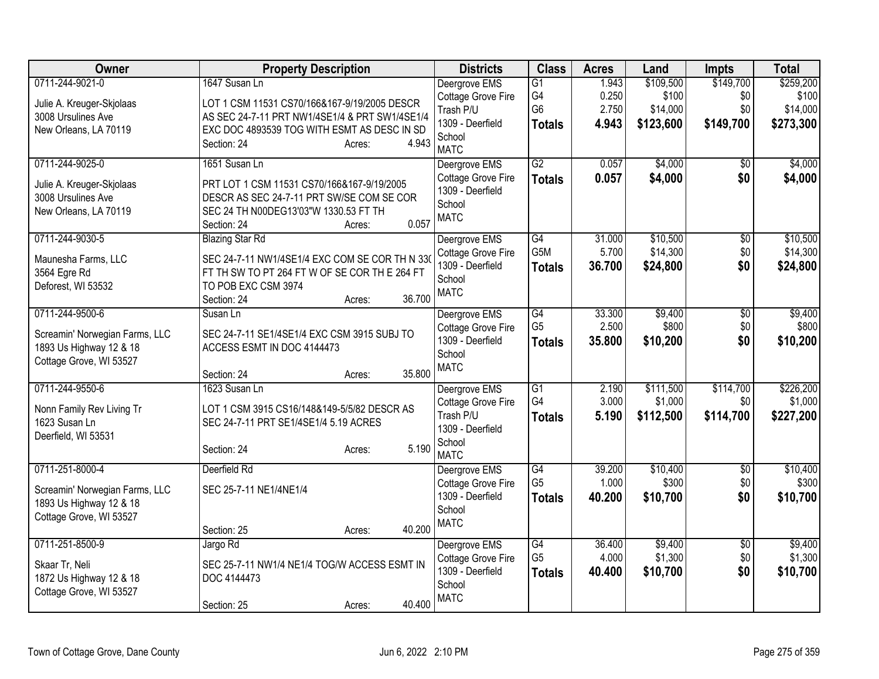| Owner | Property Description | Districts | Class | Acres | Land | Impts | Total |
|---|---|---|---|---|---|---|---|
| 0711-244-9021-0<br><br>Julie A. Kreuger-Skjolaas<br>3008 Ursulines Ave<br>New Orleans, LA 70119 | 1647 Susan Ln<br><br>LOT 1 CSM 11531 CS70/166&167-9/19/2005 DESCR AS SEC 24-7-11 PRT NW1/4SE1/4 & PRT SW1/4SE1/4 EXC DOC 4893539 TOG WITH ESMT AS DESC IN SD<br>Section: 24 Acres: 4.943 | Deergrove EMS<br>Cottage Grove Fire<br>Trash P/U<br>1309 - Deerfield School<br>MATC | G1<br>G4<br>G6<br>**Totals** | 1.943<br>0.250<br>2.750<br>**4.943** | $109,500<br>$100<br>$14,000<br>**$123,600** | $149,700<br>$0<br>$0<br>**$149,700** | $259,200<br>$100<br>$14,000<br>**$273,300** |
| 0711-244-9025-0<br><br>Julie A. Kreuger-Skjolaas<br>3008 Ursulines Ave<br>New Orleans, LA 70119 | 1651 Susan Ln<br><br>PRT LOT 1 CSM 11531 CS70/166&167-9/19/2005 DESCR AS SEC 24-7-11 PRT SW/SE COM SE COR SEC 24 TH N00DEG13'03"W 1330.53 FT TH<br>Section: 24 Acres: 0.057 | Deergrove EMS<br>Cottage Grove Fire<br>1309 - Deerfield School<br>MATC | G2<br>**Totals** | 0.057<br>**0.057** | $4,000<br>**$4,000** | $0<br>**$0** | $4,000<br>**$4,000** |
| 0711-244-9030-5<br><br>Maunesha Farms, LLC<br>3564 Egre Rd<br>Deforest, WI 53532 | Blazing Star Rd<br><br>SEC 24-7-11 NW1/4SE1/4 EXC COM SE COR TH N 330 FT TH SW TO PT 264 FT W OF SE COR TH E 264 FT TO POB EXC CSM 3974<br>Section: 24 Acres: 36.700 | Deergrove EMS<br>Cottage Grove Fire<br>1309 - Deerfield School<br>MATC | G4<br>G5M<br>**Totals** | 31.000<br>5.700<br>**36.700** | $10,500<br>$14,300<br>**$24,800** | $0<br>$0<br>**$0** | $10,500<br>$14,300<br>**$24,800** |
| 0711-244-9500-6<br><br>Screamin' Norwegian Farms, LLC<br>1893 Us Highway 12 & 18<br>Cottage Grove, WI 53527 | Susan Ln<br><br>SEC 24-7-11 SE1/4SE1/4 EXC CSM 3915 SUBJ TO ACCESS ESMT IN DOC 4144473<br><br>Section: 24 Acres: 35.800 | Deergrove EMS<br>Cottage Grove Fire<br>1309 - Deerfield School<br>MATC | G4<br>G5<br>**Totals** | 33.300<br>2.500<br>**35.800** | $9,400<br>$800<br>**$10,200** | $0<br>$0<br>**$0** | $9,400<br>$800<br>**$10,200** |
| 0711-244-9550-6<br><br>Nonn Family Rev Living Tr<br>1623 Susan Ln<br>Deerfield, WI 53531 | 1623 Susan Ln<br><br>LOT 1 CSM 3915 CS16/148&149-5/5/82 DESCR AS SEC 24-7-11 PRT SE1/4SE1/4 5.19 ACRES<br><br>Section: 24 Acres: 5.190 | Deergrove EMS<br>Cottage Grove Fire<br>Trash P/U<br>1309 - Deerfield School<br>MATC | G1<br>G4<br>**Totals** | 2.190<br>3.000<br>**5.190** | $111,500<br>$1,000<br>**$112,500** | $114,700<br>$0<br>**$114,700** | $226,200<br>$1,000<br>**$227,200** |
| 0711-251-8000-4<br><br>Screamin' Norwegian Farms, LLC<br>1893 Us Highway 12 & 18<br>Cottage Grove, WI 53527 | Deerfield Rd<br><br>SEC 25-7-11 NE1/4NE1/4<br><br>Section: 25 Acres: 40.200 | Deergrove EMS<br>Cottage Grove Fire<br>1309 - Deerfield School<br>MATC | G4<br>G5<br>**Totals** | 39.200<br>1.000<br>**40.200** | $10,400<br>$300<br>**$10,700** | $0<br>$0<br>**$0** | $10,400<br>$300<br>**$10,700** |
| 0711-251-8500-9<br><br>Skaar Tr, Neli<br>1872 Us Highway 12 & 18<br>Cottage Grove, WI 53527 | Jargo Rd<br><br>SEC 25-7-11 NW1/4 NE1/4 TOG/W ACCESS ESMT IN DOC 4144473<br><br>Section: 25 Acres: 40.400 | Deergrove EMS<br>Cottage Grove Fire<br>1309 - Deerfield School<br>MATC | G4<br>G5<br>**Totals** | 36.400<br>4.000<br>**40.400** | $9,400<br>$1,300<br>**$10,700** | $0<br>$0<br>**$0** | $9,400<br>$1,300<br>**$10,700** |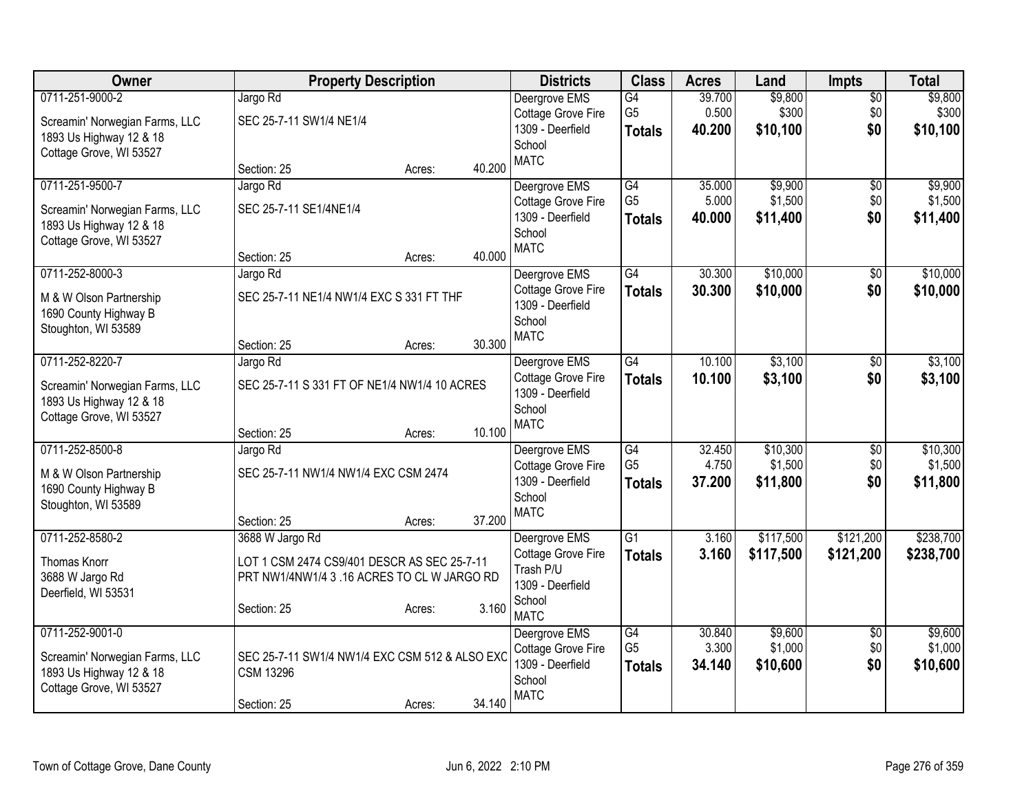| Owner | Property Description | Districts | Class | Acres | Land | Impts | Total |
|---|---|---|---|---|---|---|---|
| 0711-251-9000-2<br>Screamin' Norwegian Farms, LLC<br>1893 Us Highway 12 & 18<br>Cottage Grove, WI 53527 | Jargo Rd<br>SEC 25-7-11 SW1/4 NE1/4<br>Section: 25 Acres: 40.200 | Deergrove EMS<br>Cottage Grove Fire<br>1309 - Deerfield School<br>MATC | G4<br>G5<br>**Totals** | 39.700<br>0.500<br>**40.200** | $9,800<br>$300<br>**$10,100** | $0<br>$0<br>**$0** | $9,800<br>$300<br>**$10,100** |
| 0711-251-9500-7<br>Screamin' Norwegian Farms, LLC<br>1893 Us Highway 12 & 18<br>Cottage Grove, WI 53527 | Jargo Rd<br>SEC 25-7-11 SE1/4NE1/4<br>Section: 25 Acres: 40.000 | Deergrove EMS<br>Cottage Grove Fire<br>1309 - Deerfield School<br>MATC | G4<br>G5<br>**Totals** | 35.000<br>5.000<br>**40.000** | $9,900<br>$1,500<br>**$11,400** | $0<br>$0<br>**$0** | $9,900<br>$1,500<br>**$11,400** |
| 0711-252-8000-3<br>M & W Olson Partnership<br>1690 County Highway B<br>Stoughton, WI 53589 | Jargo Rd<br>SEC 25-7-11 NE1/4 NW1/4 EXC S 331 FT THF<br>Section: 25 Acres: 30.300 | Deergrove EMS<br>Cottage Grove Fire<br>1309 - Deerfield School<br>MATC | G4<br>**Totals** | 30.300<br>**30.300** | $10,000<br>**$10,000** | $0<br>**$0** | $10,000<br>**$10,000** |
| 0711-252-8220-7<br>Screamin' Norwegian Farms, LLC<br>1893 Us Highway 12 & 18<br>Cottage Grove, WI 53527 | Jargo Rd<br>SEC 25-7-11 S 331 FT OF NE1/4 NW1/4 10 ACRES<br>Section: 25 Acres: 10.100 | Deergrove EMS<br>Cottage Grove Fire<br>1309 - Deerfield School<br>MATC | G4<br>**Totals** | 10.100<br>**10.100** | $3,100<br>**$3,100** | $0<br>**$0** | $3,100<br>**$3,100** |
| 0711-252-8500-8<br>M & W Olson Partnership<br>1690 County Highway B<br>Stoughton, WI 53589 | Jargo Rd<br>SEC 25-7-11 NW1/4 NW1/4 EXC CSM 2474<br>Section: 25 Acres: 37.200 | Deergrove EMS<br>Cottage Grove Fire<br>1309 - Deerfield School<br>MATC | G4<br>G5<br>**Totals** | 32.450<br>4.750<br>**37.200** | $10,300<br>$1,500<br>**$11,800** | $0<br>$0<br>**$0** | $10,300<br>$1,500<br>**$11,800** |
| 0711-252-8580-2<br>Thomas Knorr<br>3688 W Jargo Rd<br>Deerfield, WI 53531 | 3688 W Jargo Rd<br>LOT 1 CSM 2474 CS9/401 DESCR AS SEC 25-7-11 PRT NW1/4NW1/4 3 .16 ACRES TO CL W JARGO RD<br>Section: 25 Acres: 3.160 | Deergrove EMS<br>Cottage Grove Fire<br>Trash P/U<br>1309 - Deerfield School<br>MATC | G1<br>**Totals** | 3.160<br>**3.160** | $117,500<br>**$117,500** | $121,200<br>**$121,200** | $238,700<br>**$238,700** |
| 0711-252-9001-0<br>Screamin' Norwegian Farms, LLC<br>1893 Us Highway 12 & 18<br>Cottage Grove, WI 53527 | SEC 25-7-11 SW1/4 NW1/4 EXC CSM 512 & ALSO EXC CSM 13296<br>Section: 25 Acres: 34.140 | Deergrove EMS<br>Cottage Grove Fire<br>1309 - Deerfield School<br>MATC | G4<br>G5<br>**Totals** | 30.840<br>3.300<br>**34.140** | $9,600<br>$1,000<br>**$10,600** | $0<br>$0<br>**$0** | $9,600<br>$1,000<br>**$10,600** |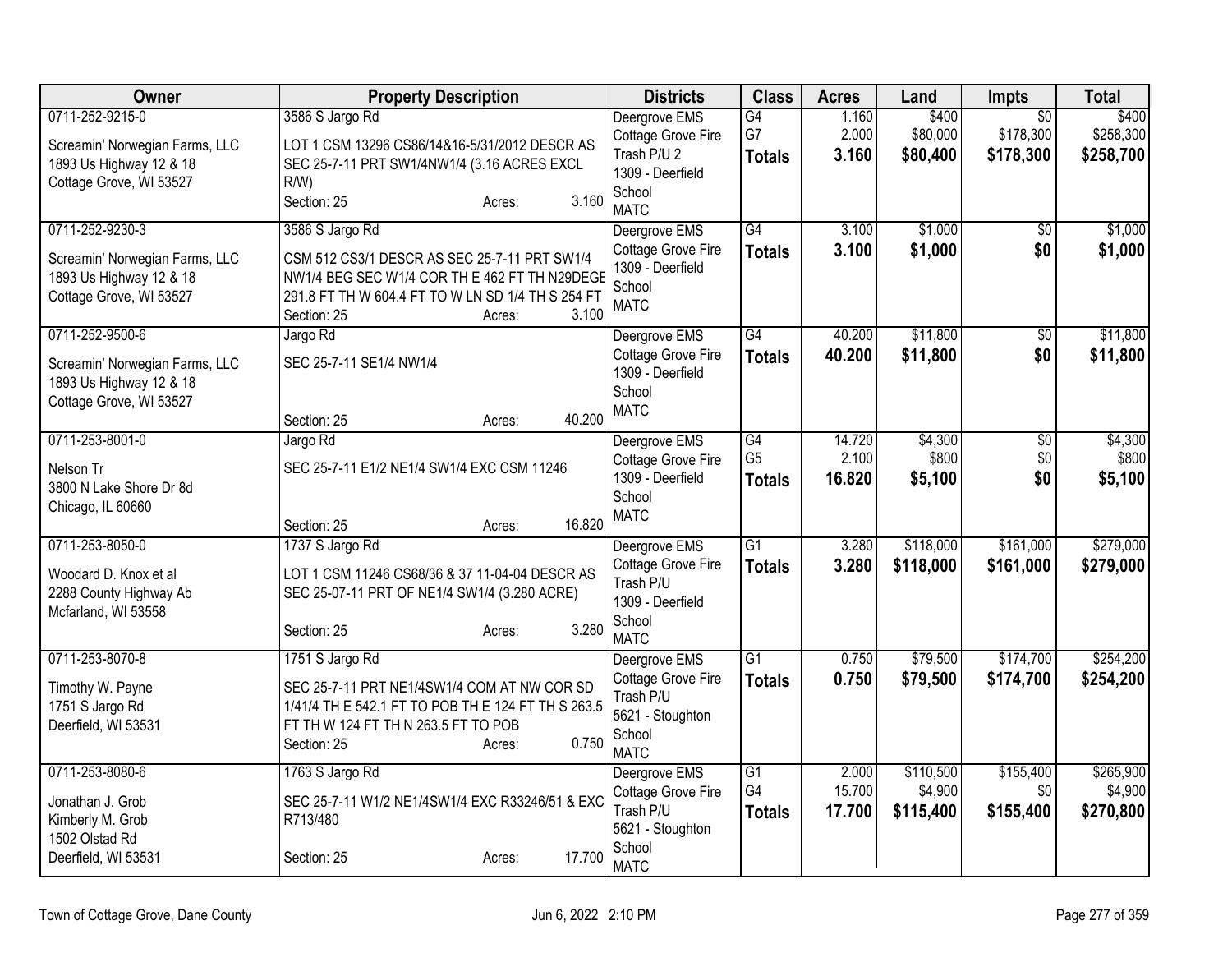| Owner | Property Description | Districts | Class | Acres | Land | Impts | Total |
|---|---|---|---|---|---|---|---|
| 0711-252-9215-0<br><br>Screamin' Norwegian Farms, LLC<br>1893 Us Highway 12 & 18<br>Cottage Grove, WI 53527 | 3586 S Jargo Rd<br><br>LOT 1 CSM 13296 CS86/14&16-5/31/2012 DESCR AS SEC 25-7-11 PRT SW1/4NW1/4 (3.16 ACRES EXCL R/W)<br>Section: 25 Acres: 3.160 | Deergrove EMS<br>Cottage Grove Fire<br>Trash P/U 2<br>1309 - Deerfield School<br>MATC | G4<br>G7<br>**Totals** | 1.160<br>2.000<br>**3.160** | $400<br>$80,000<br>**$80,400** | $0<br>$178,300<br>**$178,300** | $400<br>$258,300<br>**$258,700** |
| 0711-252-9230-3<br><br>Screamin' Norwegian Farms, LLC<br>1893 Us Highway 12 & 18<br>Cottage Grove, WI 53527 | 3586 S Jargo Rd<br><br>CSM 512 CS3/1 DESCR AS SEC 25-7-11 PRT SW1/4 NW1/4 BEG SEC W1/4 COR TH E 462 FT TH N29DEGE 291.8 FT TH W 604.4 FT TO W LN SD 1/4 TH S 254 FT<br>Section: 25 Acres: 3.100 | Deergrove EMS<br>Cottage Grove Fire<br>1309 - Deerfield School<br>MATC | G4<br>**Totals** | 3.100<br>**3.100** | $1,000<br>**$1,000** | $0<br>**$0** | $1,000<br>**$1,000** |
| 0711-252-9500-6<br><br>Screamin' Norwegian Farms, LLC<br>1893 Us Highway 12 & 18<br>Cottage Grove, WI 53527 | Jargo Rd<br><br>SEC 25-7-11 SE1/4 NW1/4<br><br>Section: 25 Acres: 40.200 | Deergrove EMS<br>Cottage Grove Fire<br>1309 - Deerfield School<br>MATC | G4<br>**Totals** | 40.200<br>**40.200** | $11,800<br>**$11,800** | $0<br>**$0** | $11,800<br>**$11,800** |
| 0711-253-8001-0<br><br>Nelson Tr<br>3800 N Lake Shore Dr 8d<br>Chicago, IL 60660 | Jargo Rd<br><br>SEC 25-7-11 E1/2 NE1/4 SW1/4 EXC CSM 11246<br><br>Section: 25 Acres: 16.820 | Deergrove EMS<br>Cottage Grove Fire<br>1309 - Deerfield School<br>MATC | G4<br>G5<br>**Totals** | 14.720<br>2.100<br>**16.820** | $4,300<br>$800<br>**$5,100** | $0<br>$0<br>**$0** | $4,300<br>$800<br>**$5,100** |
| 0711-253-8050-0<br><br>Woodard D. Knox et al<br>2288 County Highway Ab<br>Mcfarland, WI 53558 | 1737 S Jargo Rd<br><br>LOT 1 CSM 11246 CS68/36 & 37 11-04-04 DESCR AS SEC 25-07-11 PRT OF NE1/4 SW1/4 (3.280 ACRE)<br><br>Section: 25 Acres: 3.280 | Deergrove EMS<br>Cottage Grove Fire<br>Trash P/U<br>1309 - Deerfield School<br>MATC | G1<br>**Totals** | 3.280<br>**3.280** | $118,000<br>**$118,000** | $161,000<br>**$161,000** | $279,000<br>**$279,000** |
| 0711-253-8070-8<br><br>Timothy W. Payne<br>1751 S Jargo Rd<br>Deerfield, WI 53531 | 1751 S Jargo Rd<br><br>SEC 25-7-11 PRT NE1/4SW1/4 COM AT NW COR SD 1/41/4 TH E 542.1 FT TO POB TH E 124 FT TH S 263.5 FT TH W 124 FT TH N 263.5 FT TO POB<br>Section: 25 Acres: 0.750 | Deergrove EMS<br>Cottage Grove Fire<br>Trash P/U<br>5621 - Stoughton School<br>MATC | G1<br>**Totals** | 0.750<br>**0.750** | $79,500<br>**$79,500** | $174,700<br>**$174,700** | $254,200<br>**$254,200** |
| 0711-253-8080-6<br><br>Jonathan J. Grob<br>Kimberly M. Grob<br>1502 Olstad Rd<br>Deerfield, WI 53531 | 1763 S Jargo Rd<br><br>SEC 25-7-11 W1/2 NE1/4SW1/4 EXC R33246/51 & EXC R713/480<br><br>Section: 25 Acres: 17.700 | Deergrove EMS<br>Cottage Grove Fire<br>Trash P/U<br>5621 - Stoughton School<br>MATC | G1<br>G4<br>**Totals** | 2.000<br>15.700<br>**17.700** | $110,500<br>$4,900<br>**$115,400** | $155,400<br>$0<br>**$155,400** | $265,900<br>$4,900<br>**$270,800** |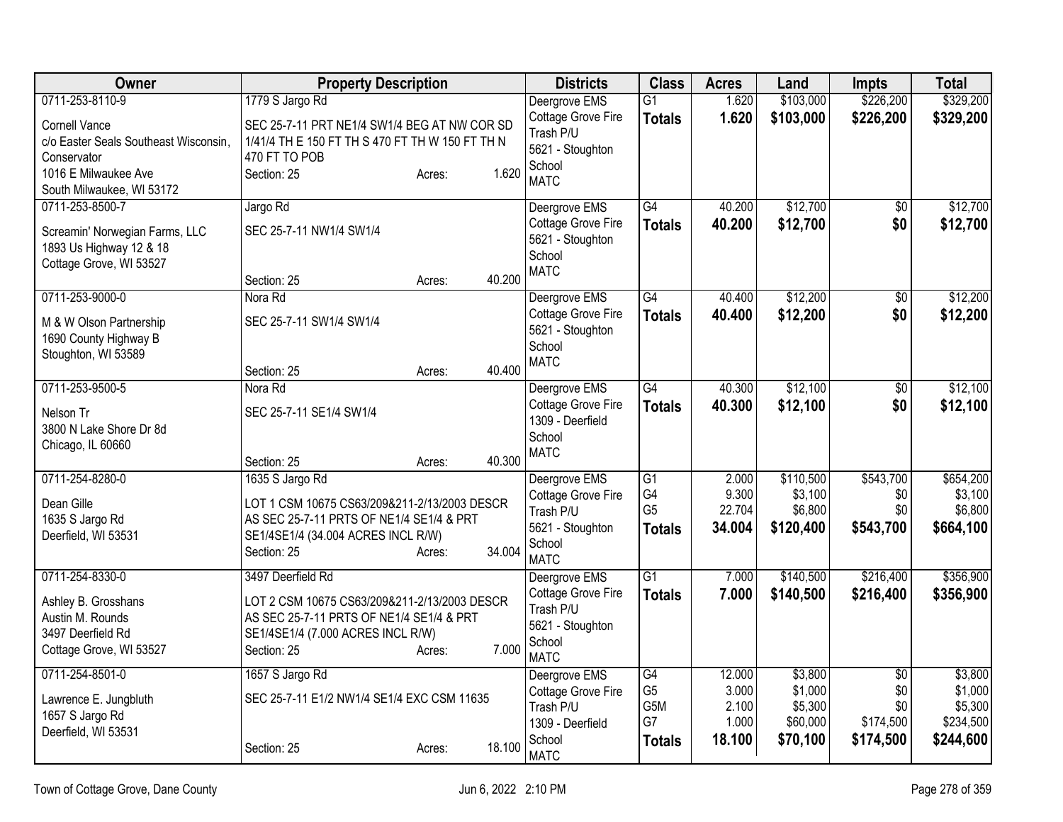| Owner | Property Description | Districts | Class | Acres | Land | Impts | Total |
|---|---|---|---|---|---|---|---|
| 0711-253-8110-9<br><br>Cornell Vance<br>c/o Easter Seals Southeast Wisconsin, Conservator<br>1016 E Milwaukee Ave<br>South Milwaukee, WI 53172 | 1779 S Jargo Rd<br><br>SEC 25-7-11 PRT NE1/4 SW1/4 BEG AT NW COR SD 1/41/4 TH E 150 FT TH S 470 FT TH W 150 FT TH N 470 FT TO POB<br>Section: 25 Acres: 1.620 | Deergrove EMS<br>Cottage Grove Fire<br>Trash P/U<br>5621 - Stoughton School<br>MATC | G1<br>**Totals** | 1.620<br>**1.620** | $103,000<br>**$103,000** | $226,200<br>**$226,200** | $329,200<br>**$329,200** |
| 0711-253-8500-7<br><br>Screamin' Norwegian Farms, LLC<br>1893 Us Highway 12 & 18<br>Cottage Grove, WI 53527 | Jargo Rd<br><br>SEC 25-7-11 NW1/4 SW1/4<br><br>Section: 25 Acres: 40.200 | Deergrove EMS<br>Cottage Grove Fire<br>5621 - Stoughton School<br>MATC | G4<br>**Totals** | 40.200<br>**40.200** | $12,700<br>**$12,700** | $0<br>**$0** | $12,700<br>**$12,700** |
| 0711-253-9000-0<br><br>M & W Olson Partnership<br>1690 County Highway B<br>Stoughton, WI 53589 | Nora Rd<br><br>SEC 25-7-11 SW1/4 SW1/4<br><br>Section: 25 Acres: 40.400 | Deergrove EMS<br>Cottage Grove Fire<br>5621 - Stoughton School<br>MATC | G4<br>**Totals** | 40.400<br>**40.400** | $12,200<br>**$12,200** | $0<br>**$0** | $12,200<br>**$12,200** |
| 0711-253-9500-5<br><br>Nelson Tr<br>3800 N Lake Shore Dr 8d<br>Chicago, IL 60660 | Nora Rd<br><br>SEC 25-7-11 SE1/4 SW1/4<br><br>Section: 25 Acres: 40.300 | Deergrove EMS<br>Cottage Grove Fire<br>1309 - Deerfield School<br>MATC | G4<br>**Totals** | 40.300<br>**40.300** | $12,100<br>**$12,100** | $0<br>**$0** | $12,100<br>**$12,100** |
| 0711-254-8280-0<br><br>Dean Gille<br>1635 S Jargo Rd<br>Deerfield, WI 53531 | 1635 S Jargo Rd<br><br>LOT 1 CSM 10675 CS63/209&211-2/13/2003 DESCR AS SEC 25-7-11 PRTS OF NE1/4 SE1/4 & PRT SE1/4SE1/4 (34.004 ACRES INCL R/W)<br>Section: 25 Acres: 34.004 | Deergrove EMS<br>Cottage Grove Fire<br>Trash P/U<br>5621 - Stoughton School<br>MATC | G1<br>G4<br>G5<br>**Totals** | 2.000<br>9.300<br>22.704<br>**34.004** | $110,500<br>$3,100<br>$6,800<br>**$120,400** | $543,700<br>$0<br>$0<br>**$543,700** | $654,200<br>$3,100<br>$6,800<br>**$664,100** |
| 0711-254-8330-0<br><br>Ashley B. Grosshans<br>Austin M. Rounds<br>3497 Deerfield Rd<br>Cottage Grove, WI 53527 | 3497 Deerfield Rd<br><br>LOT 2 CSM 10675 CS63/209&211-2/13/2003 DESCR AS SEC 25-7-11 PRTS OF NE1/4 SE1/4 & PRT SE1/4SE1/4 (7.000 ACRES INCL R/W)<br>Section: 25 Acres: 7.000 | Deergrove EMS<br>Cottage Grove Fire<br>Trash P/U<br>5621 - Stoughton School<br>MATC | G1<br>**Totals** | 7.000<br>**7.000** | $140,500<br>**$140,500** | $216,400<br>**$216,400** | $356,900<br>**$356,900** |
| 0711-254-8501-0<br><br>Lawrence E. Jungbluth<br>1657 S Jargo Rd<br>Deerfield, WI 53531 | 1657 S Jargo Rd<br><br>SEC 25-7-11 E1/2 NW1/4 SE1/4 EXC CSM 11635<br><br>Section: 25 Acres: 18.100 | Deergrove EMS<br>Cottage Grove Fire<br>Trash P/U<br>1309 - Deerfield School<br>MATC | G4<br>G5<br>G5M<br>G7<br>**Totals** | 12.000<br>3.000<br>2.100<br>1.000<br>**18.100** | $3,800<br>$1,000<br>$5,300<br>$60,000<br>**$70,100** | $0<br>$0<br>$0<br>$174,500<br>**$174,500** | $3,800<br>$1,000<br>$5,300<br>$234,500<br>**$244,600** |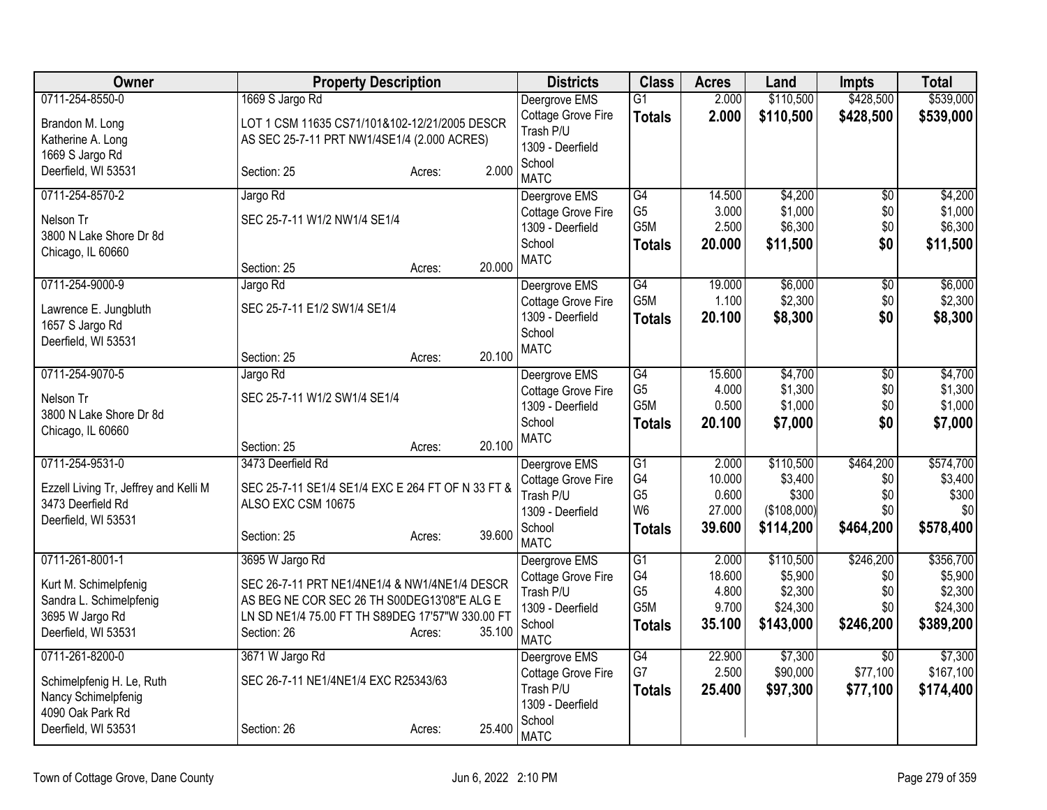| Owner | Property Description | Districts | Class | Acres | Land | Impts | Total |
|---|---|---|---|---|---|---|---|
| 0711-254-8550-0<br>Brandon M. Long<br>Katherine A. Long<br>1669 S Jargo Rd<br>Deerfield, WI 53531 | 1669 S Jargo Rd<br>LOT 1 CSM 11635 CS71/101&102-12/21/2005 DESCR AS SEC 25-7-11 PRT NW1/4SE1/4 (2.000 ACRES)<br>Section: 25 Acres: 2.000 | Deergrove EMS<br>Cottage Grove Fire<br>Trash P/U<br>1309 - Deerfield School<br>MATC | G1<br>**Totals** | 2.000<br>**2.000** | $110,500<br>**$110,500** | $428,500<br>**$428,500** | $539,000<br>**$539,000** |
| 0711-254-8570-2<br>Nelson Tr<br>3800 N Lake Shore Dr 8d<br>Chicago, IL 60660 | Jargo Rd<br>SEC 25-7-11 W1/2 NW1/4 SE1/4<br>Section: 25 Acres: 20.000 | Deergrove EMS<br>Cottage Grove Fire<br>1309 - Deerfield School<br>MATC | G4<br>G5<br>G5M<br>**Totals** | 14.500<br>3.000<br>2.500<br>**20.000** | $4,200<br>$1,000<br>$6,300<br>**$11,500** | $0<br>$0<br>$0<br>**$0** | $4,200<br>$1,000<br>$6,300<br>**$11,500** |
| 0711-254-9000-9<br>Lawrence E. Jungbluth<br>1657 S Jargo Rd<br>Deerfield, WI 53531 | Jargo Rd<br>SEC 25-7-11 E1/2 SW1/4 SE1/4<br>Section: 25 Acres: 20.100 | Deergrove EMS<br>Cottage Grove Fire<br>1309 - Deerfield School<br>MATC | G4<br>G5M<br>**Totals** | 19.000<br>1.100<br>**20.100** | $6,000<br>$2,300<br>**$8,300** | $0<br>$0<br>**$0** | $6,000<br>$2,300<br>**$8,300** |
| 0711-254-9070-5<br>Nelson Tr<br>3800 N Lake Shore Dr 8d<br>Chicago, IL 60660 | Jargo Rd<br>SEC 25-7-11 W1/2 SW1/4 SE1/4<br>Section: 25 Acres: 20.100 | Deergrove EMS<br>Cottage Grove Fire<br>1309 - Deerfield School<br>MATC | G4<br>G5<br>G5M<br>**Totals** | 15.600<br>4.000<br>0.500<br>**20.100** | $4,700<br>$1,300<br>$1,000<br>**$7,000** | $0<br>$0<br>$0<br>**$0** | $4,700<br>$1,300<br>$1,000<br>**$7,000** |
| 0711-254-9531-0<br>Ezzell Living Tr, Jeffrey and Kelli M<br>3473 Deerfield Rd<br>Deerfield, WI 53531 | 3473 Deerfield Rd<br>SEC 25-7-11 SE1/4 SE1/4 EXC E 264 FT OF N 33 FT & ALSO EXC CSM 10675<br>Section: 25 Acres: 39.600 | Deergrove EMS<br>Cottage Grove Fire<br>Trash P/U<br>1309 - Deerfield School<br>MATC | G1<br>G4<br>G5<br>W6<br>**Totals** | 2.000<br>10.000<br>0.600<br>27.000<br>**39.600** | $110,500<br>$3,400<br>$300<br>($108,000)<br>**$114,200** | $464,200<br>$0<br>$0<br>$0<br>**$464,200** | $574,700<br>$3,400<br>$300<br>$0<br>**$578,400** |
| 0711-261-8001-1<br>Kurt M. Schimelpfenig<br>Sandra L. Schimelpfenig<br>3695 W Jargo Rd<br>Deerfield, WI 53531 | 3695 W Jargo Rd<br>SEC 26-7-11 PRT NE1/4NE1/4 & NW1/4NE1/4 DESCR AS BEG NE COR SEC 26 TH S00DEG13'08"E ALG E LN SD NE1/4 75.00 FT TH S89DEG 17'57"W 330.00 FT<br>Section: 26 Acres: 35.100 | Deergrove EMS<br>Cottage Grove Fire<br>Trash P/U<br>1309 - Deerfield School<br>MATC | G1<br>G4<br>G5<br>G5M<br>**Totals** | 2.000<br>18.600<br>4.800<br>9.700<br>**35.100** | $110,500<br>$5,900<br>$2,300<br>$24,300<br>**$143,000** | $246,200<br>$0<br>$0<br>$0<br>**$246,200** | $356,700<br>$5,900<br>$2,300<br>$24,300<br>**$389,200** |
| 0711-261-8200-0<br>Schimelpfenig H. Le, Ruth<br>Nancy Schimelpfenig<br>4090 Oak Park Rd<br>Deerfield, WI 53531 | 3671 W Jargo Rd<br>SEC 26-7-11 NE1/4NE1/4 EXC R25343/63<br>Section: 26 Acres: 25.400 | Deergrove EMS<br>Cottage Grove Fire<br>Trash P/U<br>1309 - Deerfield School<br>MATC | G4<br>G7<br>**Totals** | 22.900<br>2.500<br>**25.400** | $7,300<br>$90,000<br>**$97,300** | $0<br>$77,100<br>**$77,100** | $7,300<br>$167,100<br>**$174,400** |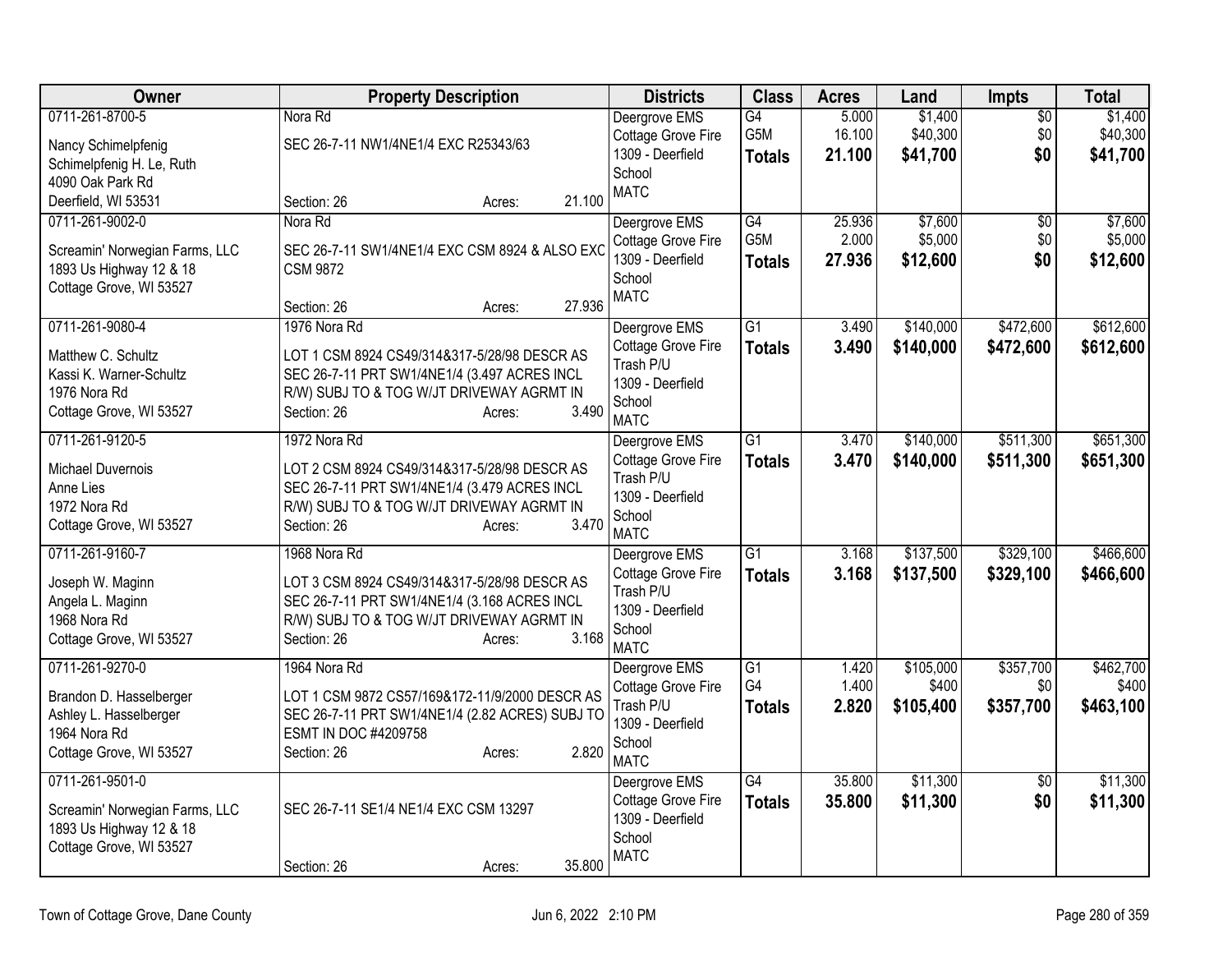| Owner | Property Description | Districts | Class | Acres | Land | Impts | Total |
|---|---|---|---|---|---|---|---|
| 0711-261-8700-5<br>Nancy Schimelpfenig<br>Schimelpfenig H. Le, Ruth<br>4090 Oak Park Rd<br>Deerfield, WI 53531 | Nora Rd<br>SEC 26-7-11 NW1/4NE1/4 EXC R25343/63<br>Section: 26 Acres: 21.100 | Deergrove EMS<br>Cottage Grove Fire<br>1309 - Deerfield School<br>MATC | G4<br>G5M<br>**Totals** | 5.000<br>16.100<br>**21.100** | $1,400<br>$40,300<br>**$41,700** | $0<br>$0<br>**$0** | $1,400<br>$40,300<br>**$41,700** |
| 0711-261-9002-0<br>Screamin' Norwegian Farms, LLC<br>1893 Us Highway 12 & 18<br>Cottage Grove, WI 53527 | Nora Rd<br>SEC 26-7-11 SW1/4NE1/4 EXC CSM 8924 & ALSO EXC CSM 9872<br>Section: 26 Acres: 27.936 | Deergrove EMS<br>Cottage Grove Fire<br>1309 - Deerfield School<br>MATC | G4<br>G5M<br>**Totals** | 25.936<br>2.000<br>**27.936** | $7,600<br>$5,000<br>**$12,600** | $0<br>$0<br>**$0** | $7,600<br>$5,000<br>**$12,600** |
| 0711-261-9080-4<br>Matthew C. Schultz<br>Kassi K. Warner-Schultz<br>1976 Nora Rd<br>Cottage Grove, WI 53527 | 1976 Nora Rd<br>LOT 1 CSM 8924 CS49/314&317-5/28/98 DESCR AS SEC 26-7-11 PRT SW1/4NE1/4 (3.497 ACRES INCL R/W) SUBJ TO & TOG W/JT DRIVEWAY AGRMT IN<br>Section: 26 Acres: 3.490 | Deergrove EMS<br>Cottage Grove Fire<br>Trash P/U<br>1309 - Deerfield School<br>MATC | G1<br>**Totals** | 3.490<br>**3.490** | $140,000<br>**$140,000** | $472,600<br>**$472,600** | $612,600<br>**$612,600** |
| 0711-261-9120-5<br>Michael Duvernois<br>Anne Lies<br>1972 Nora Rd<br>Cottage Grove, WI 53527 | 1972 Nora Rd<br>LOT 2 CSM 8924 CS49/314&317-5/28/98 DESCR AS SEC 26-7-11 PRT SW1/4NE1/4 (3.479 ACRES INCL R/W) SUBJ TO & TOG W/JT DRIVEWAY AGRMT IN<br>Section: 26 Acres: 3.470 | Deergrove EMS<br>Cottage Grove Fire<br>Trash P/U<br>1309 - Deerfield School<br>MATC | G1<br>**Totals** | 3.470<br>**3.470** | $140,000<br>**$140,000** | $511,300<br>**$511,300** | $651,300<br>**$651,300** |
| 0711-261-9160-7<br>Joseph W. Maginn<br>Angela L. Maginn<br>1968 Nora Rd<br>Cottage Grove, WI 53527 | 1968 Nora Rd<br>LOT 3 CSM 8924 CS49/314&317-5/28/98 DESCR AS SEC 26-7-11 PRT SW1/4NE1/4 (3.168 ACRES INCL R/W) SUBJ TO & TOG W/JT DRIVEWAY AGRMT IN<br>Section: 26 Acres: 3.168 | Deergrove EMS<br>Cottage Grove Fire<br>Trash P/U<br>1309 - Deerfield School<br>MATC | G1<br>**Totals** | 3.168<br>**3.168** | $137,500<br>**$137,500** | $329,100<br>**$329,100** | $466,600<br>**$466,600** |
| 0711-261-9270-0<br>Brandon D. Hasselberger<br>Ashley L. Hasselberger<br>1964 Nora Rd<br>Cottage Grove, WI 53527 | 1964 Nora Rd<br>LOT 1 CSM 9872 CS57/169&172-11/9/2000 DESCR AS SEC 26-7-11 PRT SW1/4NE1/4 (2.82 ACRES) SUBJ TO ESMT IN DOC #4209758<br>Section: 26 Acres: 2.820 | Deergrove EMS<br>Cottage Grove Fire<br>Trash P/U<br>1309 - Deerfield School<br>MATC | G1<br>G4<br>**Totals** | 1.420<br>1.400<br>**2.820** | $105,000<br>$400<br>**$105,400** | $357,700<br>$0<br>**$357,700** | $462,700<br>$400<br>**$463,100** |
| 0711-261-9501-0<br>Screamin' Norwegian Farms, LLC<br>1893 Us Highway 12 & 18<br>Cottage Grove, WI 53527 | SEC 26-7-11 SE1/4 NE1/4 EXC CSM 13297<br>Section: 26 Acres: 35.800 | Deergrove EMS<br>Cottage Grove Fire<br>1309 - Deerfield School<br>MATC | G4<br>**Totals** | 35.800<br>**35.800** | $11,300<br>**$11,300** | $0<br>**$0** | $11,300<br>**$11,300** |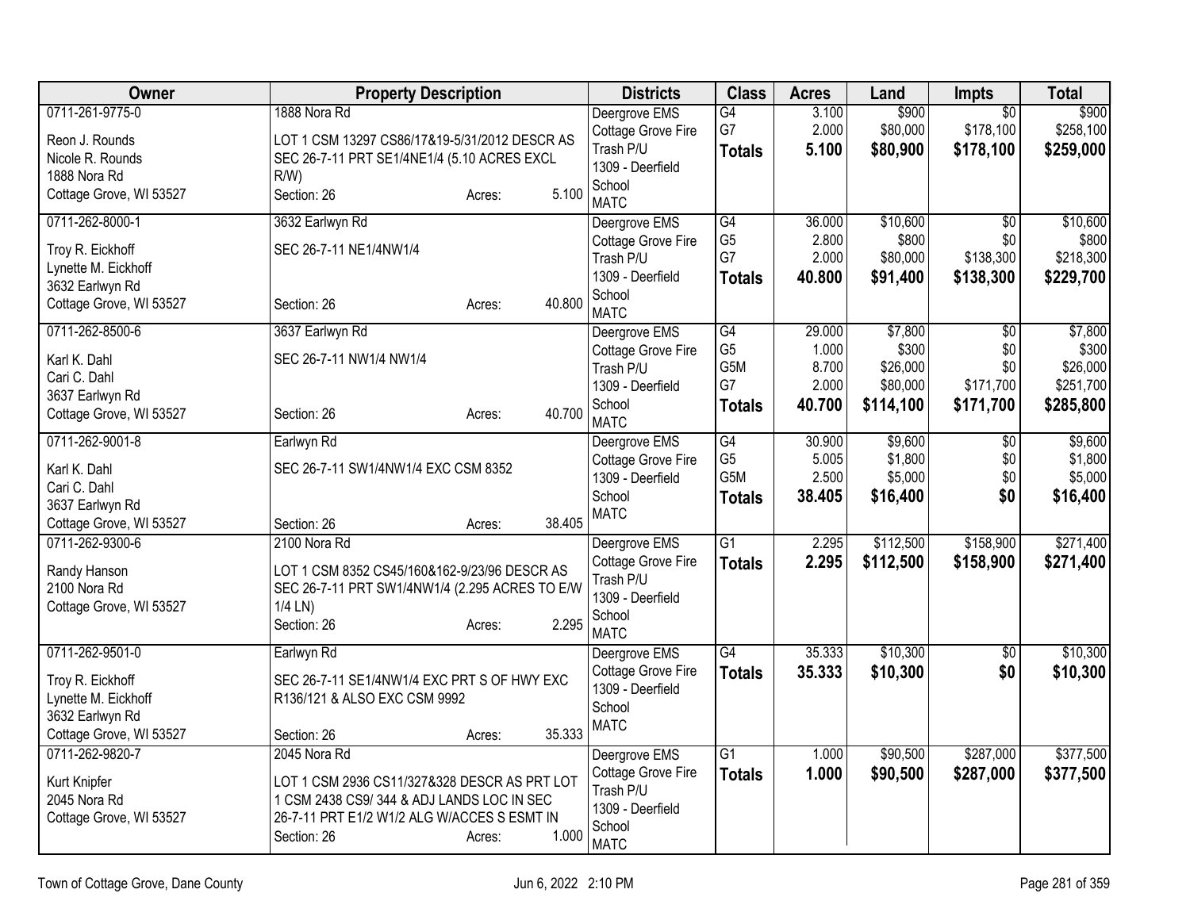| Owner | Property Description | Districts | Class | Acres | Land | Impts | Total |
|---|---|---|---|---|---|---|---|
| 0711-261-9775-0<br><br>Reon J. Rounds<br>Nicole R. Rounds<br>1888 Nora Rd<br>Cottage Grove, WI 53527 | 1888 Nora Rd<br><br>LOT 1 CSM 13297 CS86/17&19-5/31/2012 DESCR AS SEC 26-7-11 PRT SE1/4NE1/4 (5.10 ACRES EXCL R/W)<br>Section: 26 Acres: 5.100 | Deergrove EMS<br>Cottage Grove Fire<br>Trash P/U<br>1309 - Deerfield School<br>MATC | G4<br>G7<br>**Totals** | 3.100<br>2.000<br>**5.100** | \$900<br>\$80,000<br>**\$80,900** | \$0<br>\$178,100<br>**\$178,100** | \$900<br>\$258,100<br>**\$259,000** |
| 0711-262-8000-1<br><br>Troy R. Eickhoff<br>Lynette M. Eickhoff<br>3632 Earlwyn Rd<br>Cottage Grove, WI 53527 | 3632 Earlwyn Rd<br><br>SEC 26-7-11 NE1/4NW1/4<br><br>Section: 26 Acres: 40.800 | Deergrove EMS<br>Cottage Grove Fire<br>Trash P/U<br>1309 - Deerfield School<br>MATC | G4<br>G5<br>G7<br>**Totals** | 36.000<br>2.800<br>2.000<br>**40.800** | \$10,600<br>\$800<br>\$80,000<br>**\$91,400** | \$0<br>\$0<br>\$138,300<br>**\$138,300** | \$10,600<br>\$800<br>\$218,300<br>**\$229,700** |
| 0711-262-8500-6<br><br>Karl K. Dahl<br>Cari C. Dahl<br>3637 Earlwyn Rd<br>Cottage Grove, WI 53527 | 3637 Earlwyn Rd<br><br>SEC 26-7-11 NW1/4 NW1/4<br><br>Section: 26 Acres: 40.700 | Deergrove EMS<br>Cottage Grove Fire<br>Trash P/U<br>1309 - Deerfield School<br>MATC | G4<br>G5<br>G5M<br>G7<br>**Totals** | 29.000<br>1.000<br>8.700<br>2.000<br>**40.700** | \$7,800<br>\$300<br>\$26,000<br>\$80,000<br>**\$114,100** | \$0<br>\$0<br>\$0<br>\$171,700<br>**\$171,700** | \$7,800<br>\$300<br>\$26,000<br>\$251,700<br>**\$285,800** |
| 0711-262-9001-8<br><br>Karl K. Dahl<br>Cari C. Dahl<br>3637 Earlwyn Rd<br>Cottage Grove, WI 53527 | Earlwyn Rd<br><br>SEC 26-7-11 SW1/4NW1/4 EXC CSM 8352<br><br>Section: 26 Acres: 38.405 | Deergrove EMS<br>Cottage Grove Fire<br>1309 - Deerfield School<br>MATC | G4<br>G5<br>G5M<br>**Totals** | 30.900<br>5.005<br>2.500<br>**38.405** | \$9,600<br>\$1,800<br>\$5,000<br>**\$16,400** | \$0<br>\$0<br>\$0<br>**\$0** | \$9,600<br>\$1,800<br>\$5,000<br>**\$16,400** |
| 0711-262-9300-6<br><br>Randy Hanson<br>2100 Nora Rd<br>Cottage Grove, WI 53527 | 2100 Nora Rd<br><br>LOT 1 CSM 8352 CS45/160&162-9/23/96 DESCR AS SEC 26-7-11 PRT SW1/4NW1/4 (2.295 ACRES TO E/W 1/4 LN)<br>Section: 26 Acres: 2.295 | Deergrove EMS<br>Cottage Grove Fire<br>Trash P/U<br>1309 - Deerfield School<br>MATC | G1<br>**Totals** | 2.295<br>**2.295** | \$112,500<br>**\$112,500** | \$158,900<br>**\$158,900** | \$271,400<br>**\$271,400** |
| 0711-262-9501-0<br><br>Troy R. Eickhoff<br>Lynette M. Eickhoff<br>3632 Earlwyn Rd<br>Cottage Grove, WI 53527 | Earlwyn Rd<br><br>SEC 26-7-11 SE1/4NW1/4 EXC PRT S OF HWY EXC R136/121 & ALSO EXC CSM 9992<br><br>Section: 26 Acres: 35.333 | Deergrove EMS<br>Cottage Grove Fire<br>1309 - Deerfield School<br>MATC | G4<br>**Totals** | 35.333<br>**35.333** | \$10,300<br>**\$10,300** | \$0<br>**\$0** | \$10,300<br>**\$10,300** |
| 0711-262-9820-7<br><br>Kurt Knipfer<br>2045 Nora Rd<br>Cottage Grove, WI 53527 | 2045 Nora Rd<br><br>LOT 1 CSM 2936 CS11/327&328 DESCR AS PRT LOT 1 CSM 2438 CS9/ 344 & ADJ LANDS LOC IN SEC 26-7-11 PRT E1/2 W1/2 ALG W/ACCES S ESMT IN<br>Section: 26 Acres: 1.000 | Deergrove EMS<br>Cottage Grove Fire<br>Trash P/U<br>1309 - Deerfield School<br>MATC | G1<br>**Totals** | 1.000<br>**1.000** | \$90,500<br>**\$90,500** | \$287,000<br>**\$287,000** | \$377,500<br>**\$377,500** |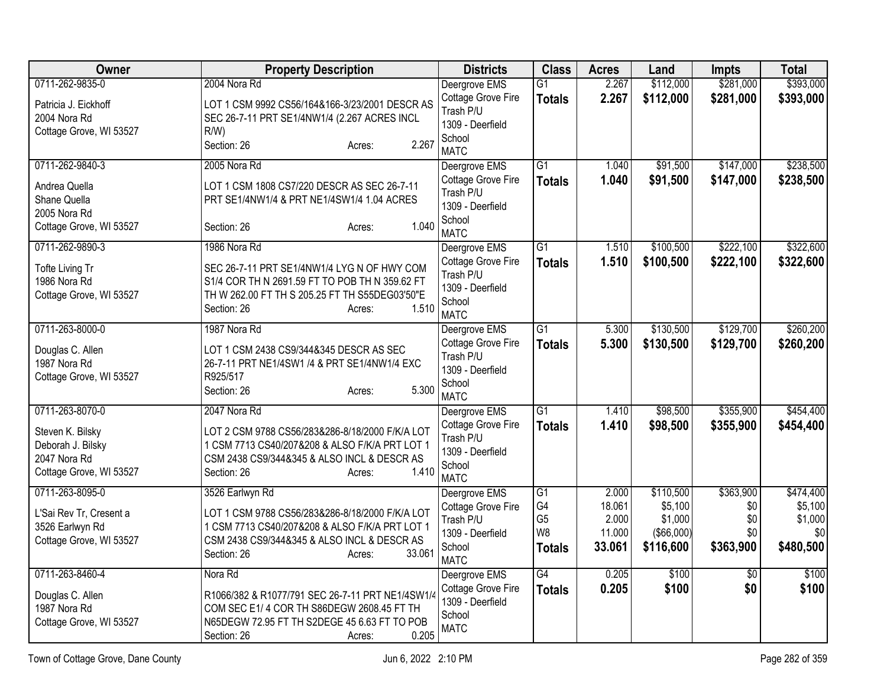| Owner | Property Description | Districts | Class | Acres | Land | Impts | Total |
|---|---|---|---|---|---|---|---|
| 0711-262-9835-0<br><br>Patricia J. Eickhoff<br>2004 Nora Rd<br>Cottage Grove, WI 53527 | 2004 Nora Rd<br><br>LOT 1 CSM 9992 CS56/164&166-3/23/2001 DESCR AS SEC 26-7-11 PRT SE1/4NW1/4 (2.267 ACRES INCL R/W)<br>Section: 26 Acres: 2.267 | Deergrove EMS<br>Cottage Grove Fire<br>Trash P/U<br>1309 - Deerfield School<br>MATC | G1<br>**Totals** | 2.267<br>**2.267** | \$112,000<br>**\$112,000** | \$281,000<br>**\$281,000** | \$393,000<br>**\$393,000** |
| 0711-262-9840-3<br><br>Andrea Quella<br>Shane Quella<br>2005 Nora Rd<br>Cottage Grove, WI 53527 | 2005 Nora Rd<br><br>LOT 1 CSM 1808 CS7/220 DESCR AS SEC 26-7-11 PRT SE1/4NW1/4 & PRT NE1/4SW1/4 1.04 ACRES<br>Section: 26 Acres: 1.040 | Deergrove EMS<br>Cottage Grove Fire<br>Trash P/U<br>1309 - Deerfield School<br>MATC | G1<br>**Totals** | 1.040<br>**1.040** | \$91,500<br>**\$91,500** | \$147,000<br>**\$147,000** | \$238,500<br>**\$238,500** |
| 0711-262-9890-3<br><br>Tofte Living Tr<br>1986 Nora Rd<br>Cottage Grove, WI 53527 | 1986 Nora Rd<br><br>SEC 26-7-11 PRT SE1/4NW1/4 LYG N OF HWY COM S1/4 COR TH N 2691.59 FT TO POB TH N 359.62 FT TH W 262.00 FT TH S 205.25 FT TH S55DEG03'50"E<br>Section: 26 Acres: 1.510 | Deergrove EMS<br>Cottage Grove Fire<br>Trash P/U<br>1309 - Deerfield School<br>MATC | G1<br>**Totals** | 1.510<br>**1.510** | \$100,500<br>**\$100,500** | \$222,100<br>**\$222,100** | \$322,600<br>**\$322,600** |
| 0711-263-8000-0<br><br>Douglas C. Allen<br>1987 Nora Rd<br>Cottage Grove, WI 53527 | 1987 Nora Rd<br><br>LOT 1 CSM 2438 CS9/344&345 DESCR AS SEC 26-7-11 PRT NE1/4SW1 /4 & PRT SE1/4NW1/4 EXC R925/517<br>Section: 26 Acres: 5.300 | Deergrove EMS<br>Cottage Grove Fire<br>Trash P/U<br>1309 - Deerfield School<br>MATC | G1<br>**Totals** | 5.300<br>**5.300** | \$130,500<br>**\$130,500** | \$129,700<br>**\$129,700** | \$260,200<br>**\$260,200** |
| 0711-263-8070-0<br><br>Steven K. Bilsky<br>Deborah J. Bilsky<br>2047 Nora Rd<br>Cottage Grove, WI 53527 | 2047 Nora Rd<br><br>LOT 2 CSM 9788 CS56/283&286-8/18/2000 F/K/A LOT 1 CSM 7713 CS40/207&208 & ALSO F/K/A PRT LOT 1 CSM 2438 CS9/344&345 & ALSO INCL & DESCR AS<br>Section: 26 Acres: 1.410 | Deergrove EMS<br>Cottage Grove Fire<br>Trash P/U<br>1309 - Deerfield School<br>MATC | G1<br>**Totals** | 1.410<br>**1.410** | \$98,500<br>**\$98,500** | \$355,900<br>**\$355,900** | \$454,400<br>**\$454,400** |
| 0711-263-8095-0<br><br>L'Sai Rev Tr, Cresent a<br>3526 Earlwyn Rd<br>Cottage Grove, WI 53527 | 3526 Earlwyn Rd<br><br>LOT 1 CSM 9788 CS56/283&286-8/18/2000 F/K/A LOT 1 CSM 7713 CS40/207&208 & ALSO F/K/A PRT LOT 1 CSM 2438 CS9/344&345 & ALSO INCL & DESCR AS<br>Section: 26 Acres: 33.061 | Deergrove EMS<br>Cottage Grove Fire<br>Trash P/U<br>1309 - Deerfield School<br>MATC | G1<br>G4<br>G5<br>W8<br>**Totals** | 2.000<br>18.061<br>2.000<br>11.000<br>**33.061** | \$110,500<br>\$5,100<br>\$1,000<br>(\$66,000)<br>**\$116,600** | \$363,900<br>\$0<br>\$0<br>\$0<br>**\$363,900** | \$474,400<br>\$5,100<br>\$1,000<br>\$0<br>**\$480,500** |
| 0711-263-8460-4<br><br>Douglas C. Allen<br>1987 Nora Rd<br>Cottage Grove, WI 53527 | Nora Rd<br><br>R1066/382 & R1077/791 SEC 26-7-11 PRT NE1/4SW1/4 COM SEC E1/ 4 COR TH S86DEGW 2608.45 FT TH N65DEGW 72.95 FT TH S2DEGE 45 6.63 FT TO POB<br>Section: 26 Acres: 0.205 | Deergrove EMS<br>Cottage Grove Fire<br>1309 - Deerfield School<br>MATC | G4<br>**Totals** | 0.205<br>**0.205** | \$100<br>**\$100** | \$0<br>**\$0** | \$100<br>**\$100** |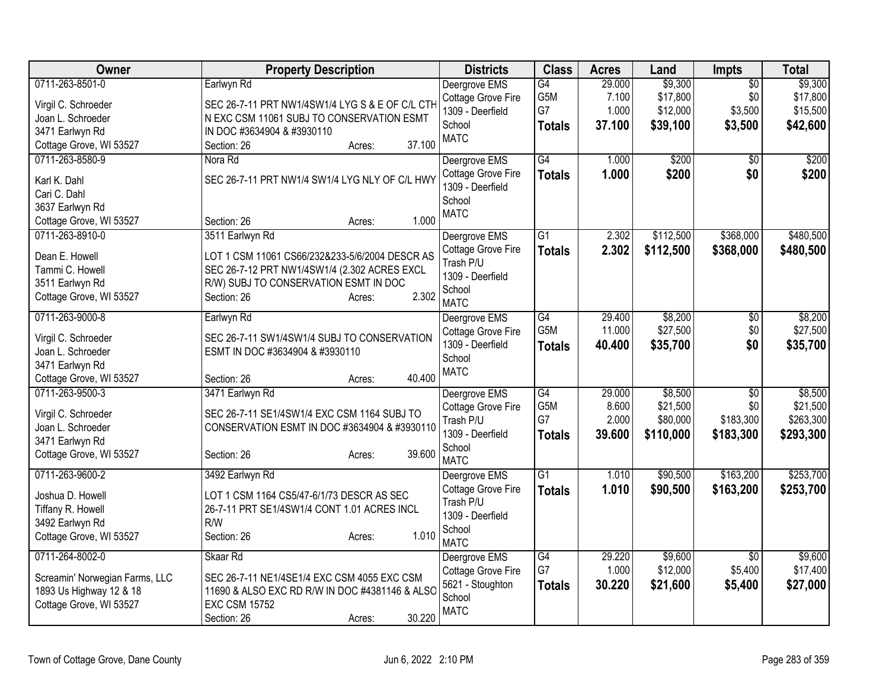| Owner | Property Description | Districts | Class | Acres | Land | Impts | Total |
|---|---|---|---|---|---|---|---|
| 0711-263-8501-0<br><br>Virgil C. Schroeder<br>Joan L. Schroeder<br>3471 Earlwyn Rd<br>Cottage Grove, WI 53527 | Earlwyn Rd<br><br>SEC 26-7-11 PRT NW1/4SW1/4 LYG S & E OF C/L CTH N EXC CSM 11061 SUBJ TO CONSERVATION ESMT IN DOC #3634904 & #3930110<br>Section: 26 Acres: 37.100 | Deergrove EMS<br>Cottage Grove Fire<br>1309 - Deerfield School<br>MATC | G4<br>G5M<br>G7<br>**Totals** | 29.000<br>7.100<br>1.000<br>**37.100** | $9,300<br>$17,800<br>$12,000<br>**$39,100** | $0<br>$0<br>$3,500<br>**$3,500** | $9,300<br>$17,800<br>$15,500<br>**$42,600** |
| 0711-263-8580-9<br><br>Karl K. Dahl<br>Cari C. Dahl<br>3637 Earlwyn Rd<br>Cottage Grove, WI 53527 | Nora Rd<br><br>SEC 26-7-11 PRT NW1/4 SW1/4 LYG NLY OF C/L HWY<br>Section: 26 Acres: 1.000 | Deergrove EMS<br>Cottage Grove Fire<br>1309 - Deerfield School<br>MATC | G4<br>**Totals** | 1.000<br>**1.000** | $200<br>**$200** | $0<br>**$0** | $200<br>**$200** |
| 0711-263-8910-0<br><br>Dean E. Howell<br>Tammi C. Howell<br>3511 Earlwyn Rd<br>Cottage Grove, WI 53527 | 3511 Earlwyn Rd<br><br>LOT 1 CSM 11061 CS66/232&233-5/6/2004 DESCR AS SEC 26-7-12 PRT NW1/4SW1/4 (2.302 ACRES EXCL R/W) SUBJ TO CONSERVATION ESMT IN DOC<br>Section: 26 Acres: 2.302 | Deergrove EMS<br>Cottage Grove Fire<br>Trash P/U<br>1309 - Deerfield School<br>MATC | G1<br>**Totals** | 2.302<br>**2.302** | $112,500<br>**$112,500** | $368,000<br>**$368,000** | $480,500<br>**$480,500** |
| 0711-263-9000-8<br><br>Virgil C. Schroeder<br>Joan L. Schroeder<br>3471 Earlwyn Rd<br>Cottage Grove, WI 53527 | Earlwyn Rd<br><br>SEC 26-7-11 SW1/4SW1/4 SUBJ TO CONSERVATION ESMT IN DOC #3634904 & #3930110<br>Section: 26 Acres: 40.400 | Deergrove EMS<br>Cottage Grove Fire<br>1309 - Deerfield School<br>MATC | G4<br>G5M<br>**Totals** | 29.400<br>11.000<br>**40.400** | $8,200<br>$27,500<br>**$35,700** | $0<br>$0<br>**$0** | $8,200<br>$27,500<br>**$35,700** |
| 0711-263-9500-3<br><br>Virgil C. Schroeder<br>Joan L. Schroeder<br>3471 Earlwyn Rd<br>Cottage Grove, WI 53527 | 3471 Earlwyn Rd<br><br>SEC 26-7-11 SE1/4SW1/4 EXC CSM 1164 SUBJ TO CONSERVATION ESMT IN DOC #3634904 & #3930110<br>Section: 26 Acres: 39.600 | Deergrove EMS<br>Cottage Grove Fire<br>Trash P/U<br>1309 - Deerfield School<br>MATC | G4<br>G5M<br>G7<br>**Totals** | 29.000<br>8.600<br>2.000<br>**39.600** | $8,500<br>$21,500<br>$80,000<br>**$110,000** | $0<br>$0<br>$183,300<br>**$183,300** | $8,500<br>$21,500<br>$263,300<br>**$293,300** |
| 0711-263-9600-2<br><br>Joshua D. Howell<br>Tiffany R. Howell<br>3492 Earlwyn Rd<br>Cottage Grove, WI 53527 | 3492 Earlwyn Rd<br><br>LOT 1 CSM 1164 CS5/47-6/1/73 DESCR AS SEC 26-7-11 PRT SE1/4SW1/4 CONT 1.01 ACRES INCL R/W<br>Section: 26 Acres: 1.010 | Deergrove EMS<br>Cottage Grove Fire<br>Trash P/U<br>1309 - Deerfield School<br>MATC | G1<br>**Totals** | 1.010<br>**1.010** | $90,500<br>**$90,500** | $163,200<br>**$163,200** | $253,700<br>**$253,700** |
| 0711-264-8002-0<br><br>Screamin' Norwegian Farms, LLC<br>1893 Us Highway 12 & 18<br>Cottage Grove, WI 53527 | Skaar Rd<br><br>SEC 26-7-11 NE1/4SE1/4 EXC CSM 4055 EXC CSM 11690 & ALSO EXC RD R/W IN DOC #4381146 & ALSO EXC CSM 15752<br>Section: 26 Acres: 30.220 | Deergrove EMS<br>Cottage Grove Fire<br>5621 - Stoughton School<br>MATC | G4<br>G7<br>**Totals** | 29.220<br>1.000<br>**30.220** | $9,600<br>$12,000<br>**$21,600** | $0<br>$5,400<br>**$5,400** | $9,600<br>$17,400<br>**$27,000** |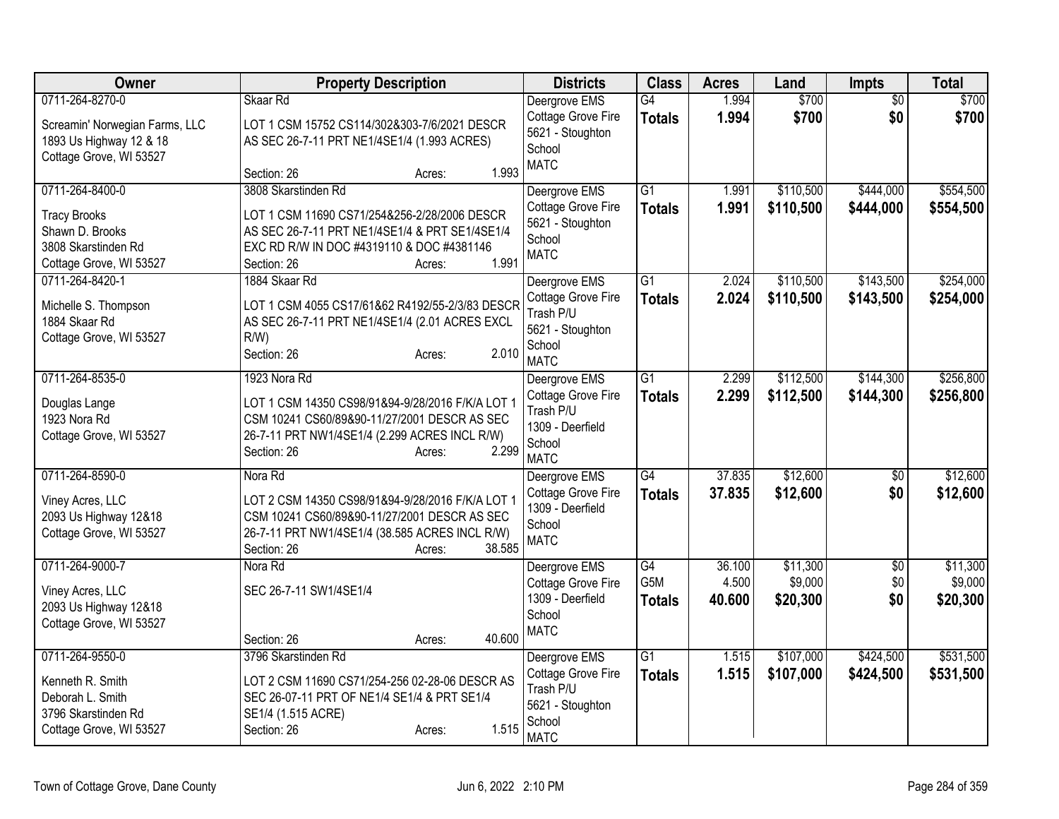| Owner | Property Description | Districts | Class | Acres | Land | Impts | Total |
|---|---|---|---|---|---|---|---|
| 0711-264-8270-0<br><br>Screamin' Norwegian Farms, LLC<br>1893 Us Highway 12 & 18<br>Cottage Grove, WI 53527 | Skaar Rd<br><br>LOT 1 CSM 15752 CS114/302&303-7/6/2021 DESCR AS SEC 26-7-11 PRT NE1/4SE1/4 (1.993 ACRES)<br><br>Section: 26 Acres: 1.993 | Deergrove EMS<br>Cottage Grove Fire<br>5621 - Stoughton School<br>MATC | G4<br>**Totals** | 1.994<br>**1.994** | $700<br>**$700** | $0<br>**$0** | $700<br>**$700** |
| 0711-264-8400-0<br><br>Tracy Brooks<br>Shawn D. Brooks<br>3808 Skarstinden Rd<br>Cottage Grove, WI 53527 | 3808 Skarstinden Rd<br><br>LOT 1 CSM 11690 CS71/254&256-2/28/2006 DESCR AS SEC 26-7-11 PRT NE1/4SE1/4 & PRT SE1/4SE1/4 EXC RD R/W IN DOC #4319110 & DOC #4381146<br>Section: 26 Acres: 1.991 | Deergrove EMS<br>Cottage Grove Fire<br>5621 - Stoughton School<br>MATC | G1<br>**Totals** | 1.991<br>**1.991** | $110,500<br>**$110,500** | $444,000<br>**$444,000** | $554,500<br>**$554,500** |
| 0711-264-8420-1<br><br>Michelle S. Thompson<br>1884 Skaar Rd<br>Cottage Grove, WI 53527 | 1884 Skaar Rd<br><br>LOT 1 CSM 4055 CS17/61&62 R4192/55-2/3/83 DESCR AS SEC 26-7-11 PRT NE1/4SE1/4 (2.01 ACRES EXCL R/W)<br>Section: 26 Acres: 2.010 | Deergrove EMS<br>Cottage Grove Fire<br>Trash P/U<br>5621 - Stoughton School<br>MATC | G1<br>**Totals** | 2.024<br>**2.024** | $110,500<br>**$110,500** | $143,500<br>**$143,500** | $254,000<br>**$254,000** |
| 0711-264-8535-0<br><br>Douglas Lange<br>1923 Nora Rd<br>Cottage Grove, WI 53527 | 1923 Nora Rd<br><br>LOT 1 CSM 14350 CS98/91&94-9/28/2016 F/K/A LOT 1 CSM 10241 CS60/89&90-11/27/2001 DESCR AS SEC 26-7-11 PRT NW1/4SE1/4 (2.299 ACRES INCL R/W)<br>Section: 26 Acres: 2.299 | Deergrove EMS<br>Cottage Grove Fire<br>Trash P/U<br>1309 - Deerfield School<br>MATC | G1<br>**Totals** | 2.299<br>**2.299** | $112,500<br>**$112,500** | $144,300<br>**$144,300** | $256,800<br>**$256,800** |
| 0711-264-8590-0<br><br>Viney Acres, LLC<br>2093 Us Highway 12&18<br>Cottage Grove, WI 53527 | Nora Rd<br><br>LOT 2 CSM 14350 CS98/91&94-9/28/2016 F/K/A LOT 1 CSM 10241 CS60/89&90-11/27/2001 DESCR AS SEC 26-7-11 PRT NW1/4SE1/4 (38.585 ACRES INCL R/W)<br>Section: 26 Acres: 38.585 | Deergrove EMS<br>Cottage Grove Fire<br>1309 - Deerfield School<br>MATC | G4<br>**Totals** | 37.835<br>**37.835** | $12,600<br>**$12,600** | $0<br>**$0** | $12,600<br>**$12,600** |
| 0711-264-9000-7<br><br>Viney Acres, LLC<br>2093 Us Highway 12&18<br>Cottage Grove, WI 53527 | Nora Rd<br><br>SEC 26-7-11 SW1/4SE1/4<br><br>Section: 26 Acres: 40.600 | Deergrove EMS<br>Cottage Grove Fire<br>1309 - Deerfield School<br>MATC | G4<br>G5M<br>**Totals** | 36.100<br>4.500<br>**40.600** | $11,300<br>$9,000<br>**$20,300** | $0<br>$0<br>**$0** | $11,300<br>$9,000<br>**$20,300** |
| 0711-264-9550-0<br><br>Kenneth R. Smith<br>Deborah L. Smith<br>3796 Skarstinden Rd<br>Cottage Grove, WI 53527 | 3796 Skarstinden Rd<br><br>LOT 2 CSM 11690 CS71/254-256 02-28-06 DESCR AS SEC 26-07-11 PRT OF NE1/4 SE1/4 & PRT SE1/4 SE1/4 (1.515 ACRE)<br>Section: 26 Acres: 1.515 | Deergrove EMS<br>Cottage Grove Fire<br>Trash P/U<br>5621 - Stoughton School<br>MATC | G1<br>**Totals** | 1.515<br>**1.515** | $107,000<br>**$107,000** | $424,500<br>**$424,500** | $531,500<br>**$531,500** |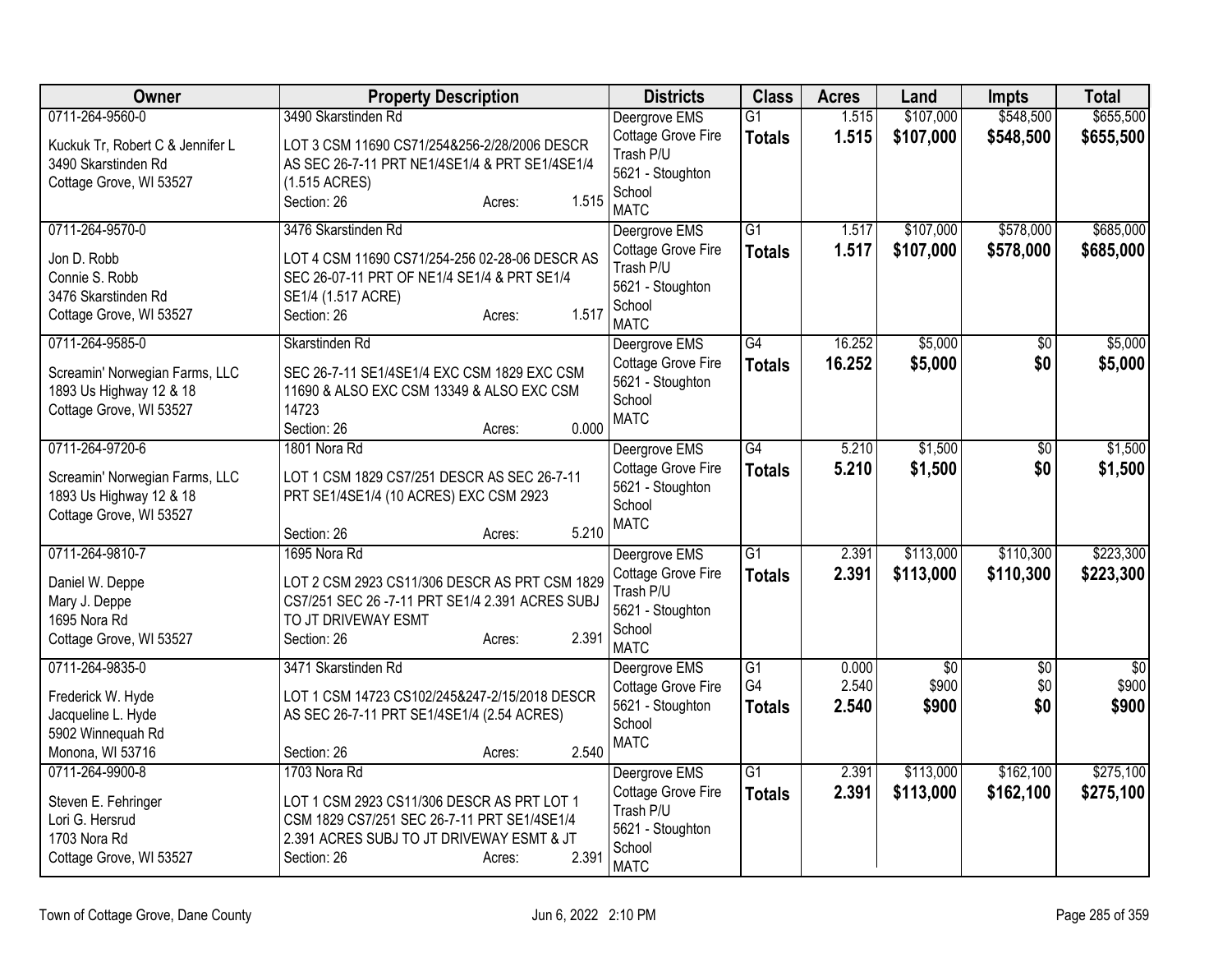| Owner | Property Description | Districts | Class | Acres | Land | Impts | Total |
|---|---|---|---|---|---|---|---|
| 0711-264-9560-0<br>Kuckuk Tr, Robert C & Jennifer L<br>3490 Skarstinden Rd<br>Cottage Grove, WI 53527 | 3490 Skarstinden Rd<br>LOT 3 CSM 11690 CS71/254&256-2/28/2006 DESCR AS SEC 26-7-11 PRT NE1/4SE1/4 & PRT SE1/4SE1/4 (1.515 ACRES)<br>Section: 26 Acres: 1.515 | Deergrove EMS<br>Cottage Grove Fire<br>Trash P/U<br>5621 - Stoughton School<br>MATC | G1<br>**Totals** | 1.515<br>**1.515** | \$107,000<br>**\$107,000** | \$548,500<br>**\$548,500** | \$655,500<br>**\$655,500** |
| 0711-264-9570-0<br>Jon D. Robb<br>Connie S. Robb<br>3476 Skarstinden Rd<br>Cottage Grove, WI 53527 | 3476 Skarstinden Rd<br>LOT 4 CSM 11690 CS71/254-256 02-28-06 DESCR AS SEC 26-07-11 PRT OF NE1/4 SE1/4 & PRT SE1/4 SE1/4 (1.517 ACRE)<br>Section: 26 Acres: 1.517 | Deergrove EMS<br>Cottage Grove Fire<br>Trash P/U<br>5621 - Stoughton School<br>MATC | G1<br>**Totals** | 1.517<br>**1.517** | \$107,000<br>**\$107,000** | \$578,000<br>**\$578,000** | \$685,000<br>**\$685,000** |
| 0711-264-9585-0<br>Screamin' Norwegian Farms, LLC<br>1893 Us Highway 12 & 18<br>Cottage Grove, WI 53527 | Skarstinden Rd<br>SEC 26-7-11 SE1/4SE1/4 EXC CSM 1829 EXC CSM 11690 & ALSO EXC CSM 13349 & ALSO EXC CSM 14723<br>Section: 26 Acres: 0.000 | Deergrove EMS<br>Cottage Grove Fire<br>5621 - Stoughton School<br>MATC | G4<br>**Totals** | 16.252<br>**16.252** | \$5,000<br>**\$5,000** | \$0<br>**\$0** | \$5,000<br>**\$5,000** |
| 0711-264-9720-6<br>Screamin' Norwegian Farms, LLC<br>1893 Us Highway 12 & 18<br>Cottage Grove, WI 53527 | 1801 Nora Rd<br>LOT 1 CSM 1829 CS7/251 DESCR AS SEC 26-7-11 PRT SE1/4SE1/4 (10 ACRES) EXC CSM 2923<br>Section: 26 Acres: 5.210 | Deergrove EMS<br>Cottage Grove Fire<br>5621 - Stoughton School<br>MATC | G4<br>**Totals** | 5.210<br>**5.210** | \$1,500<br>**\$1,500** | \$0<br>**\$0** | \$1,500<br>**\$1,500** |
| 0711-264-9810-7<br>Daniel W. Deppe<br>Mary J. Deppe<br>1695 Nora Rd<br>Cottage Grove, WI 53527 | 1695 Nora Rd<br>LOT 2 CSM 2923 CS11/306 DESCR AS PRT CSM 1829 CS7/251 SEC 26 -7-11 PRT SE1/4 2.391 ACRES SUBJ TO JT DRIVEWAY ESMT<br>Section: 26 Acres: 2.391 | Deergrove EMS<br>Cottage Grove Fire<br>Trash P/U<br>5621 - Stoughton School<br>MATC | G1<br>**Totals** | 2.391<br>**2.391** | \$113,000<br>**\$113,000** | \$110,300<br>**\$110,300** | \$223,300<br>**\$223,300** |
| 0711-264-9835-0<br>Frederick W. Hyde<br>Jacqueline L. Hyde<br>5902 Winnequah Rd<br>Monona, WI 53716 | 3471 Skarstinden Rd<br>LOT 1 CSM 14723 CS102/245&247-2/15/2018 DESCR AS SEC 26-7-11 PRT SE1/4SE1/4 (2.54 ACRES)<br>Section: 26 Acres: 2.540 | Deergrove EMS<br>Cottage Grove Fire<br>5621 - Stoughton School<br>MATC | G1<br>G4<br>**Totals** | 0.000<br>2.540<br>**2.540** | \$0<br>\$900<br>**\$900** | \$0<br>\$0<br>**\$0** | \$0<br>\$900<br>**\$900** |
| 0711-264-9900-8<br>Steven E. Fehringer<br>Lori G. Hersrud<br>1703 Nora Rd<br>Cottage Grove, WI 53527 | 1703 Nora Rd<br>LOT 1 CSM 2923 CS11/306 DESCR AS PRT LOT 1 CSM 1829 CS7/251 SEC 26-7-11 PRT SE1/4SE1/4 2.391 ACRES SUBJ TO JT DRIVEWAY ESMT & JT<br>Section: 26 Acres: 2.391 | Deergrove EMS<br>Cottage Grove Fire<br>Trash P/U<br>5621 - Stoughton School<br>MATC | G1<br>**Totals** | 2.391<br>**2.391** | \$113,000<br>**\$113,000** | \$162,100<br>**\$162,100** | \$275,100<br>**\$275,100** |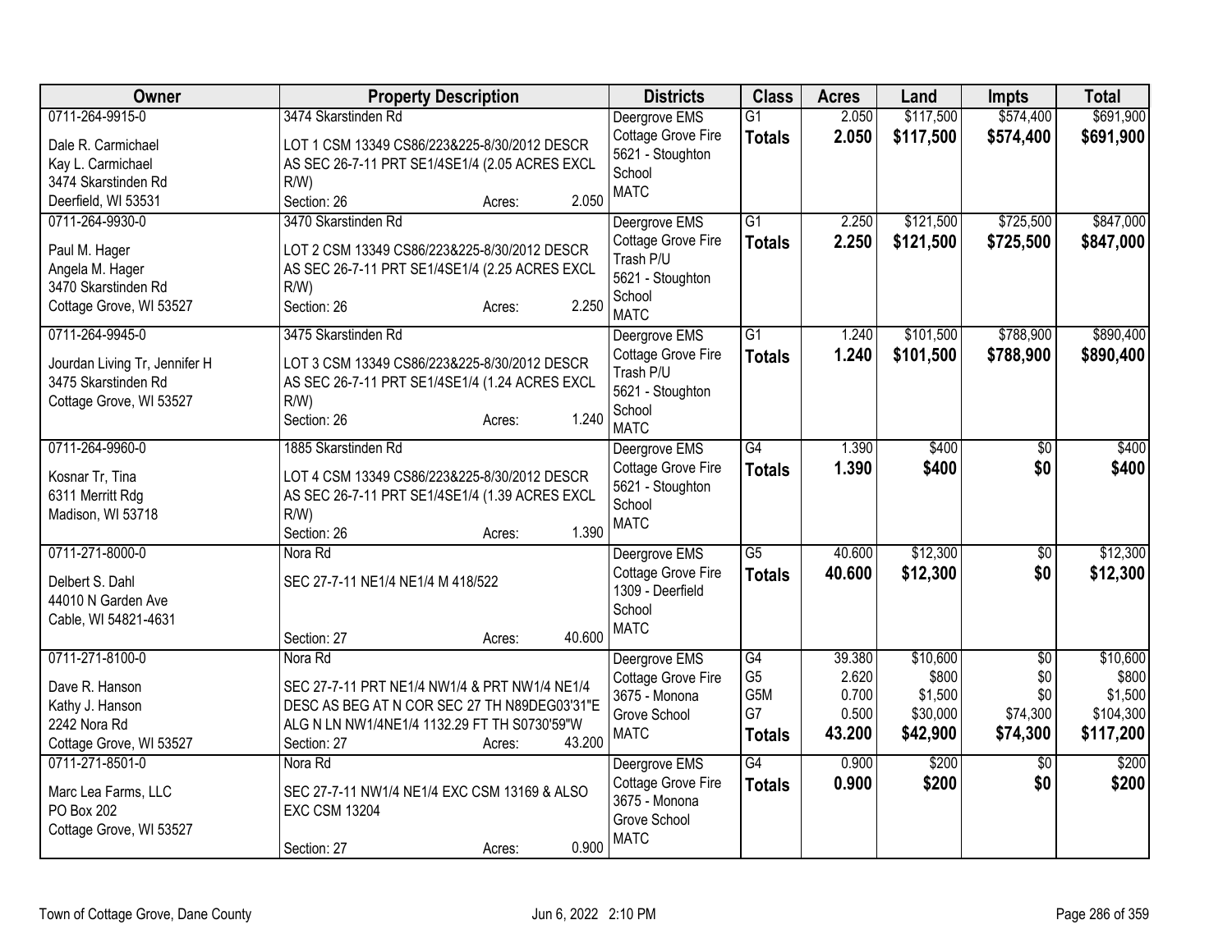| Owner | Property Description | Districts | Class | Acres | Land | Impts | Total |
|---|---|---|---|---|---|---|---|
| 0711-264-9915-0<br><br>Dale R. Carmichael<br>Kay L. Carmichael<br>3474 Skarstinden Rd<br>Deerfield, WI 53531 | 3474 Skarstinden Rd<br><br>LOT 1 CSM 13349 CS86/223&225-8/30/2012 DESCR AS SEC 26-7-11 PRT SE1/4SE1/4 (2.05 ACRES EXCL R/W)<br>Section: 26 Acres: 2.050 | Deergrove EMS<br>Cottage Grove Fire<br>5621 - Stoughton School<br>MATC | G1<br>**Totals** | 2.050<br>**2.050** | \$117,500<br>**\$117,500** | \$574,400<br>**\$574,400** | \$691,900<br>**\$691,900** |
| 0711-264-9930-0<br><br>Paul M. Hager<br>Angela M. Hager<br>3470 Skarstinden Rd<br>Cottage Grove, WI 53527 | 3470 Skarstinden Rd<br><br>LOT 2 CSM 13349 CS86/223&225-8/30/2012 DESCR AS SEC 26-7-11 PRT SE1/4SE1/4 (2.25 ACRES EXCL R/W)<br>Section: 26 Acres: 2.250 | Deergrove EMS<br>Cottage Grove Fire<br>Trash P/U<br>5621 - Stoughton School<br>MATC | G1<br>**Totals** | 2.250<br>**2.250** | \$121,500<br>**\$121,500** | \$725,500<br>**\$725,500** | \$847,000<br>**\$847,000** |
| 0711-264-9945-0<br><br>Jourdan Living Tr, Jennifer H<br>3475 Skarstinden Rd<br>Cottage Grove, WI 53527 | 3475 Skarstinden Rd<br><br>LOT 3 CSM 13349 CS86/223&225-8/30/2012 DESCR AS SEC 26-7-11 PRT SE1/4SE1/4 (1.24 ACRES EXCL R/W)<br>Section: 26 Acres: 1.240 | Deergrove EMS<br>Cottage Grove Fire<br>Trash P/U<br>5621 - Stoughton School<br>MATC | G1<br>**Totals** | 1.240<br>**1.240** | \$101,500<br>**\$101,500** | \$788,900<br>**\$788,900** | \$890,400<br>**\$890,400** |
| 0711-264-9960-0<br><br>Kosnar Tr, Tina<br>6311 Merritt Rdg<br>Madison, WI 53718 | 1885 Skarstinden Rd<br><br>LOT 4 CSM 13349 CS86/223&225-8/30/2012 DESCR AS SEC 26-7-11 PRT SE1/4SE1/4 (1.39 ACRES EXCL R/W)<br>Section: 26 Acres: 1.390 | Deergrove EMS<br>Cottage Grove Fire<br>5621 - Stoughton School<br>MATC | G4<br>**Totals** | 1.390<br>**1.390** | \$400<br>**\$400** | \$0<br>**\$0** | \$400<br>**\$400** |
| 0711-271-8000-0<br><br>Delbert S. Dahl<br>44010 N Garden Ave<br>Cable, WI 54821-4631 | Nora Rd<br><br>SEC 27-7-11 NE1/4 NE1/4 M 418/522<br>Section: 27 Acres: 40.600 | Deergrove EMS<br>Cottage Grove Fire<br>1309 - Deerfield School<br>MATC | G5<br>**Totals** | 40.600<br>**40.600** | \$12,300<br>**\$12,300** | \$0<br>**\$0** | \$12,300<br>**\$12,300** |
| 0711-271-8100-0<br><br>Dave R. Hanson<br>Kathy J. Hanson<br>2242 Nora Rd<br>Cottage Grove, WI 53527 | Nora Rd<br><br>SEC 27-7-11 PRT NE1/4 NW1/4 & PRT NW1/4 NE1/4 DESC AS BEG AT N COR SEC 27 TH N89DEG03'31"E ALG N LN NW1/4NE1/4 1132.29 FT TH S0730'59"W<br>Section: 27 Acres: 43.200 | Deergrove EMS<br>Cottage Grove Fire<br>3675 - Monona Grove School<br>MATC | G4<br>G5<br>G5M<br>G7<br>**Totals** | 39.380<br>2.620<br>0.700<br>0.500<br>**43.200** | \$10,600<br>\$800<br>\$1,500<br>\$30,000<br>**\$42,900** | \$0<br>\$0<br>\$0<br>\$74,300<br>**\$74,300** | \$10,600<br>\$800<br>\$1,500<br>\$104,300<br>**\$117,200** |
| 0711-271-8501-0<br><br>Marc Lea Farms, LLC<br>PO Box 202<br>Cottage Grove, WI 53527 | Nora Rd<br><br>SEC 27-7-11 NW1/4 NE1/4 EXC CSM 13169 & ALSO EXC CSM 13204<br>Section: 27 Acres: 0.900 | Deergrove EMS<br>Cottage Grove Fire<br>3675 - Monona Grove School<br>MATC | G4<br>**Totals** | 0.900<br>**0.900** | \$200<br>**\$200** | \$0<br>**\$0** | \$200<br>**\$200** |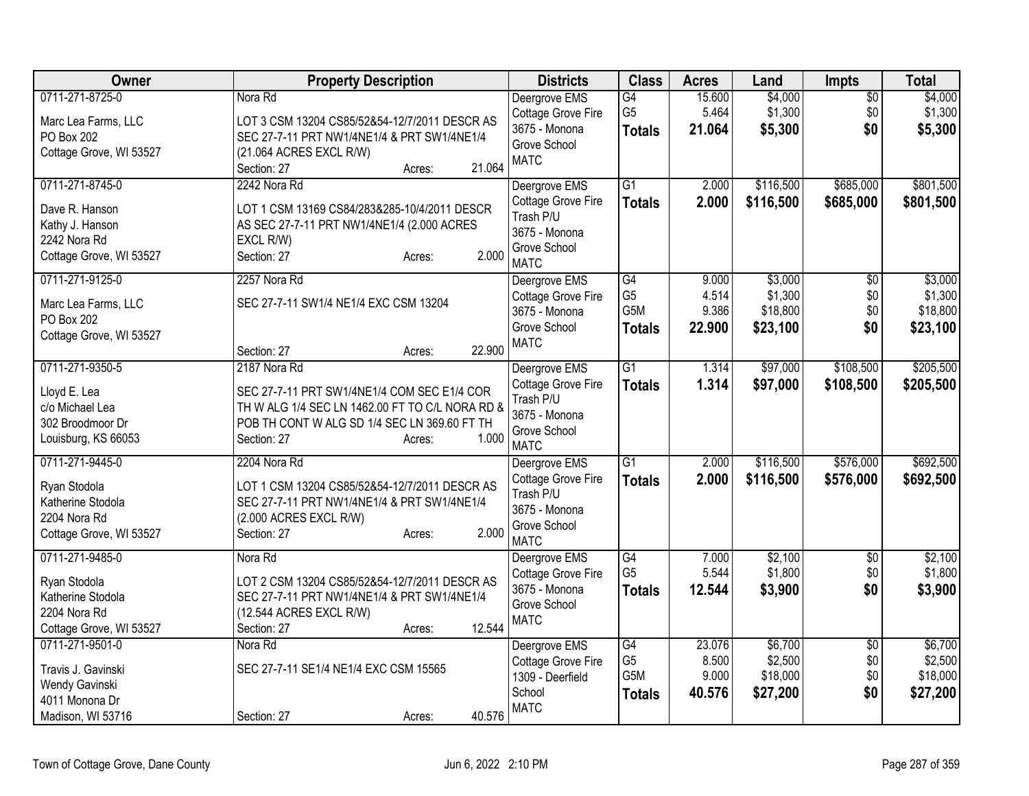| Owner | Property Description | Districts | Class | Acres | Land | Impts | Total |
|---|---|---|---|---|---|---|---|
| 0711-271-8725-0<br>Marc Lea Farms, LLC<br>PO Box 202<br>Cottage Grove, WI 53527 | Nora Rd<br>LOT 3 CSM 13204 CS85/52&54-12/7/2011 DESCR AS SEC 27-7-11 PRT NW1/4NE1/4 & PRT SW1/4NE1/4 (21.064 ACRES EXCL R/W)<br>Section: 27 Acres: 21.064 | Deergrove EMS<br>Cottage Grove Fire<br>3675 - Monona Grove School<br>MATC | G4<br>G5<br>**Totals** | 15.600<br>5.464<br>**21.064** | $4,000<br>$1,300<br>**$5,300** | $0<br>$0<br>**$0** | $4,000<br>$1,300<br>**$5,300** |
| 0711-271-8745-0<br>Dave R. Hanson<br>Kathy J. Hanson<br>2242 Nora Rd<br>Cottage Grove, WI 53527 | 2242 Nora Rd<br>LOT 1 CSM 13169 CS84/283&285-10/4/2011 DESCR AS SEC 27-7-11 PRT NW1/4NE1/4 (2.000 ACRES EXCL R/W)<br>Section: 27 Acres: 2.000 | Deergrove EMS<br>Cottage Grove Fire<br>Trash P/U<br>3675 - Monona Grove School<br>MATC | G1<br>**Totals** | 2.000<br>**2.000** | $116,500<br>**$116,500** | $685,000<br>**$685,000** | $801,500<br>**$801,500** |
| 0711-271-9125-0<br>Marc Lea Farms, LLC<br>PO Box 202<br>Cottage Grove, WI 53527 | 2257 Nora Rd<br>SEC 27-7-11 SW1/4 NE1/4 EXC CSM 13204<br>Section: 27 Acres: 22.900 | Deergrove EMS<br>Cottage Grove Fire<br>3675 - Monona Grove School<br>MATC | G4<br>G5<br>G5M<br>**Totals** | 9.000<br>4.514<br>9.386<br>**22.900** | $3,000<br>$1,300<br>$18,800<br>**$23,100** | $0<br>$0<br>$0<br>**$0** | $3,000<br>$1,300<br>$18,800<br>**$23,100** |
| 0711-271-9350-5<br>Lloyd E. Lea<br>c/o Michael Lea<br>302 Broodmoor Dr<br>Louisburg, KS 66053 | 2187 Nora Rd<br>SEC 27-7-11 PRT SW1/4NE1/4 COM SEC E1/4 COR TH W ALG 1/4 SEC LN 1462.00 FT TO C/L NORA RD & POB TH CONT W ALG SD 1/4 SEC LN 369.60 FT TH<br>Section: 27 Acres: 1.000 | Deergrove EMS<br>Cottage Grove Fire<br>Trash P/U<br>3675 - Monona Grove School<br>MATC | G1<br>**Totals** | 1.314<br>**1.314** | $97,000<br>**$97,000** | $108,500<br>**$108,500** | $205,500<br>**$205,500** |
| 0711-271-9445-0<br>Ryan Stodola<br>Katherine Stodola<br>2204 Nora Rd<br>Cottage Grove, WI 53527 | 2204 Nora Rd<br>LOT 1 CSM 13204 CS85/52&54-12/7/2011 DESCR AS SEC 27-7-11 PRT NW1/4NE1/4 & PRT SW1/4NE1/4 (2.000 ACRES EXCL R/W)<br>Section: 27 Acres: 2.000 | Deergrove EMS<br>Cottage Grove Fire<br>Trash P/U<br>3675 - Monona Grove School<br>MATC | G1<br>**Totals** | 2.000<br>**2.000** | $116,500<br>**$116,500** | $576,000<br>**$576,000** | $692,500<br>**$692,500** |
| 0711-271-9485-0<br>Ryan Stodola<br>Katherine Stodola<br>2204 Nora Rd<br>Cottage Grove, WI 53527 | Nora Rd<br>LOT 2 CSM 13204 CS85/52&54-12/7/2011 DESCR AS SEC 27-7-11 PRT NW1/4NE1/4 & PRT SW1/4NE1/4 (12.544 ACRES EXCL R/W)<br>Section: 27 Acres: 12.544 | Deergrove EMS<br>Cottage Grove Fire<br>3675 - Monona Grove School<br>MATC | G4<br>G5<br>**Totals** | 7.000<br>5.544<br>**12.544** | $2,100<br>$1,800<br>**$3,900** | $0<br>$0<br>**$0** | $2,100<br>$1,800<br>**$3,900** |
| 0711-271-9501-0<br>Travis J. Gavinski<br>Wendy Gavinski<br>4011 Monona Dr<br>Madison, WI 53716 | Nora Rd<br>SEC 27-7-11 SE1/4 NE1/4 EXC CSM 15565<br>Section: 27 Acres: 40.576 | Deergrove EMS<br>Cottage Grove Fire<br>1309 - Deerfield School<br>MATC | G4<br>G5<br>G5M<br>**Totals** | 23.076<br>8.500<br>9.000<br>**40.576** | $6,700<br>$2,500<br>$18,000<br>**$27,200** | $0<br>$0<br>$0<br>**$0** | $6,700<br>$2,500<br>$18,000<br>**$27,200** |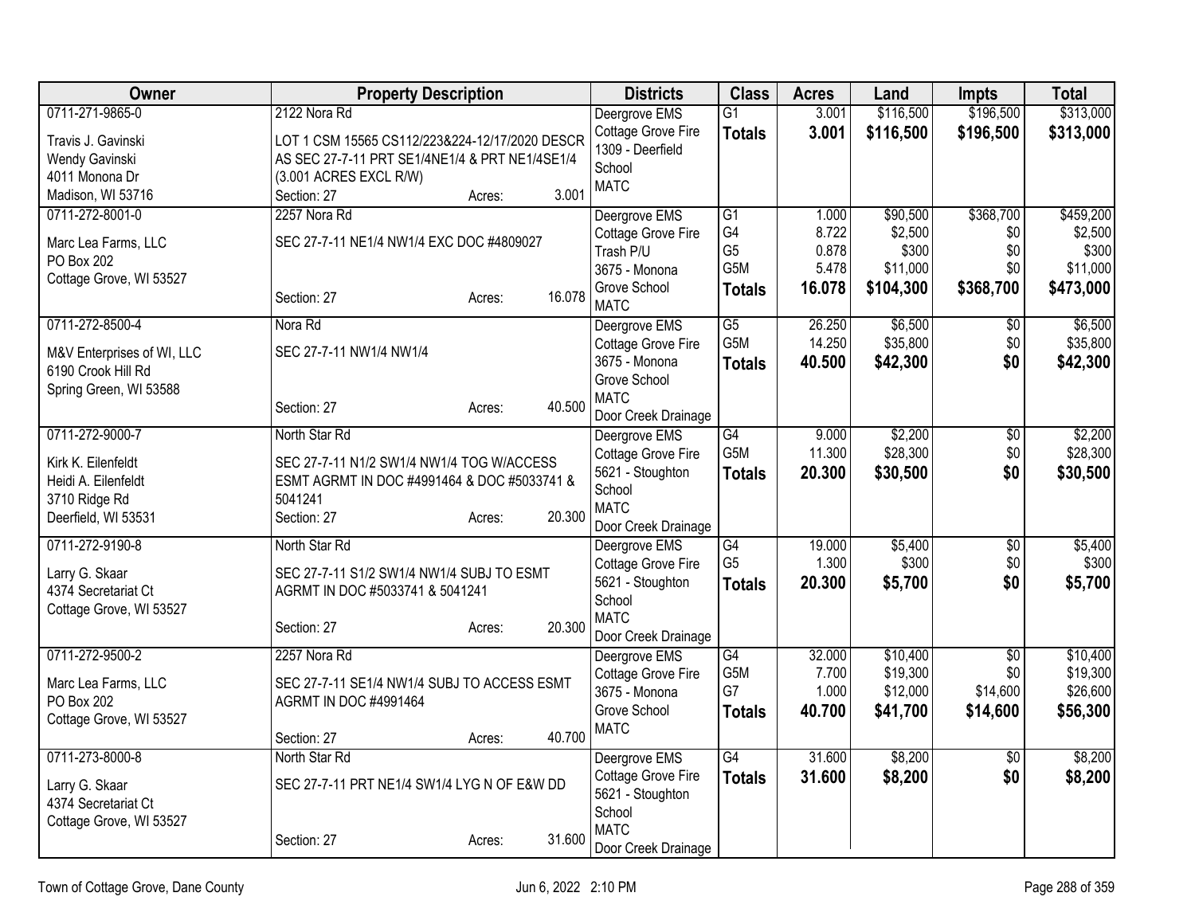| Owner | Property Description | Districts | Class | Acres | Land | Impts | Total |
|---|---|---|---|---|---|---|---|
| 0711-271-9865-0<br>Travis J. Gavinski<br>Wendy Gavinski<br>4011 Monona Dr<br>Madison, WI 53716 | 2122 Nora Rd<br>LOT 1 CSM 15565 CS112/223&224-12/17/2020 DESCR AS SEC 27-7-11 PRT SE1/4NE1/4 & PRT NE1/4SE1/4 (3.001 ACRES EXCL R/W)<br>Section: 27 Acres: 3.001 | Deergrove EMS<br>Cottage Grove Fire<br>1309 - Deerfield School<br>MATC | G1<br>**Totals** | 3.001<br>**3.001** | $116,500<br>**$116,500** | $196,500<br>**$196,500** | $313,000<br>**$313,000** |
| 0711-272-8001-0<br>Marc Lea Farms, LLC<br>PO Box 202<br>Cottage Grove, WI 53527 | 2257 Nora Rd<br>SEC 27-7-11 NE1/4 NW1/4 EXC DOC #4809027<br>Section: 27 Acres: 16.078 | Deergrove EMS<br>Cottage Grove Fire<br>Trash P/U<br>3675 - Monona Grove School<br>MATC | G1<br>G4<br>G5<br>G5M<br>**Totals** | 1.000<br>8.722<br>0.878<br>5.478<br>**16.078** | $90,500<br>$2,500<br>$300<br>$11,000<br>**$104,300** | $368,700<br>$0<br>$0<br>$0<br>**$368,700** | $459,200<br>$2,500<br>$300<br>$11,000<br>**$473,000** |
| 0711-272-8500-4<br>M&V Enterprises of WI, LLC<br>6190 Crook Hill Rd<br>Spring Green, WI 53588 | Nora Rd<br>SEC 27-7-11 NW1/4 NW1/4<br>Section: 27 Acres: 40.500 | Deergrove EMS<br>Cottage Grove Fire<br>3675 - Monona Grove School<br>MATC<br>Door Creek Drainage | G5<br>G5M<br>**Totals** | 26.250<br>14.250<br>**40.500** | $6,500<br>$35,800<br>**$42,300** | $0<br>$0<br>**$0** | $6,500<br>$35,800<br>**$42,300** |
| 0711-272-9000-7<br>Kirk K. Eilenfeldt<br>Heidi A. Eilenfeldt<br>3710 Ridge Rd<br>Deerfield, WI 53531 | North Star Rd<br>SEC 27-7-11 N1/2 SW1/4 NW1/4 TOG W/ACCESS ESMT AGRMT IN DOC #4991464 & DOC #5033741 & 5041241<br>Section: 27 Acres: 20.300 | Deergrove EMS<br>Cottage Grove Fire<br>5621 - Stoughton School<br>MATC<br>Door Creek Drainage | G4<br>G5M<br>**Totals** | 9.000<br>11.300<br>**20.300** | $2,200<br>$28,300<br>**$30,500** | $0<br>$0<br>**$0** | $2,200<br>$28,300<br>**$30,500** |
| 0711-272-9190-8<br>Larry G. Skaar<br>4374 Secretariat Ct<br>Cottage Grove, WI 53527 | North Star Rd<br>SEC 27-7-11 S1/2 SW1/4 NW1/4 SUBJ TO ESMT AGRMT IN DOC #5033741 & 5041241<br>Section: 27 Acres: 20.300 | Deergrove EMS<br>Cottage Grove Fire<br>5621 - Stoughton School<br>MATC<br>Door Creek Drainage | G4<br>G5<br>**Totals** | 19.000<br>1.300<br>**20.300** | $5,400<br>$300<br>**$5,700** | $0<br>$0<br>**$0** | $5,400<br>$300<br>**$5,700** |
| 0711-272-9500-2<br>Marc Lea Farms, LLC<br>PO Box 202<br>Cottage Grove, WI 53527 | 2257 Nora Rd<br>SEC 27-7-11 SE1/4 NW1/4 SUBJ TO ACCESS ESMT AGRMT IN DOC #4991464<br>Section: 27 Acres: 40.700 | Deergrove EMS<br>Cottage Grove Fire<br>3675 - Monona Grove School<br>MATC | G4<br>G5M<br>G7<br>**Totals** | 32.000<br>7.700<br>1.000<br>**40.700** | $10,400<br>$19,300<br>$12,000<br>**$41,700** | $0<br>$0<br>$14,600<br>**$14,600** | $10,400<br>$19,300<br>$26,600<br>**$56,300** |
| 0711-273-8000-8<br>Larry G. Skaar<br>4374 Secretariat Ct<br>Cottage Grove, WI 53527 | North Star Rd<br>SEC 27-7-11 PRT NE1/4 SW1/4 LYG N OF E&W DD<br>Section: 27 Acres: 31.600 | Deergrove EMS<br>Cottage Grove Fire<br>5621 - Stoughton School<br>MATC<br>Door Creek Drainage | G4<br>**Totals** | 31.600<br>**31.600** | $8,200<br>**$8,200** | $0<br>**$0** | $8,200<br>**$8,200** |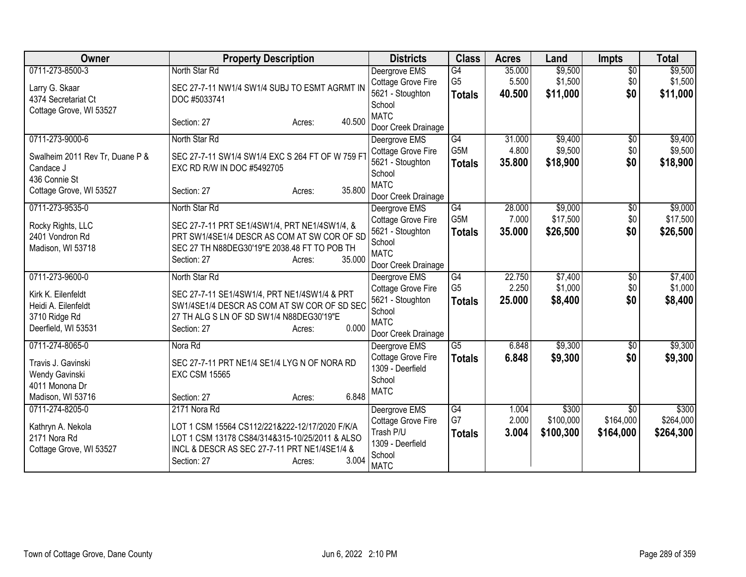| Owner | Property Description | Districts | Class | Acres | Land | Impts | Total |
|---|---|---|---|---|---|---|---|
| 0711-273-8500-3<br><br>Larry G. Skaar<br>4374 Secretariat Ct<br>Cottage Grove, WI 53527 | North Star Rd<br><br>SEC 27-7-11 NW1/4 SW1/4 SUBJ TO ESMT AGRMT IN DOC #5033741<br><br>Section: 27 Acres: 40.500 | Deergrove EMS<br>Cottage Grove Fire<br>5621 - Stoughton School<br>MATC<br>Door Creek Drainage | G4<br>G5<br>**Totals** | 35.000<br>5.500<br>**40.500** | $9,500<br>$1,500<br>**$11,000** | $0<br>$0<br>**$0** | $9,500<br>$1,500<br>**$11,000** |
| 0711-273-9000-6<br><br>Swalheim 2011 Rev Tr, Duane P & Candace J<br>436 Connie St<br>Cottage Grove, WI 53527 | North Star Rd<br><br>SEC 27-7-11 SW1/4 SW1/4 EXC S 264 FT OF W 759 FT EXC RD R/W IN DOC #5492705<br><br>Section: 27 Acres: 35.800 | Deergrove EMS<br>Cottage Grove Fire<br>5621 - Stoughton School<br>MATC<br>Door Creek Drainage | G4<br>G5M<br>**Totals** | 31.000<br>4.800<br>**35.800** | $9,400<br>$9,500<br>**$18,900** | $0<br>$0<br>**$0** | $9,400<br>$9,500<br>**$18,900** |
| 0711-273-9535-0<br><br>Rocky Rights, LLC<br>2401 Vondron Rd<br>Madison, WI 53718 | North Star Rd<br><br>SEC 27-7-11 PRT SE1/4SW1/4, PRT NE1/4SW1/4, & PRT SW1/4SE1/4 DESCR AS COM AT SW COR OF SD SEC 27 TH N88DEG30'19"E 2038.48 FT TO POB TH<br>Section: 27 Acres: 35.000 | Deergrove EMS<br>Cottage Grove Fire<br>5621 - Stoughton School<br>MATC<br>Door Creek Drainage | G4<br>G5M<br>**Totals** | 28.000<br>7.000<br>**35.000** | $9,000<br>$17,500<br>**$26,500** | $0<br>$0<br>**$0** | $9,000<br>$17,500<br>**$26,500** |
| 0711-273-9600-0<br><br>Kirk K. Eilenfeldt<br>Heidi A. Eilenfeldt<br>3710 Ridge Rd<br>Deerfield, WI 53531 | North Star Rd<br><br>SEC 27-7-11 SE1/4SW1/4, PRT NE1/4SW1/4 & PRT SW1/4SE1/4 DESCR AS COM AT SW COR OF SD SEC 27 TH ALG S LN OF SD SW1/4 N88DEG30'19"E<br>Section: 27 Acres: 0.000 | Deergrove EMS<br>Cottage Grove Fire<br>5621 - Stoughton School<br>MATC<br>Door Creek Drainage | G4<br>G5<br>**Totals** | 22.750<br>2.250<br>**25.000** | $7,400<br>$1,000<br>**$8,400** | $0<br>$0<br>**$0** | $7,400<br>$1,000<br>**$8,400** |
| 0711-274-8065-0<br><br>Travis J. Gavinski<br>Wendy Gavinski<br>4011 Monona Dr<br>Madison, WI 53716 | Nora Rd<br><br>SEC 27-7-11 PRT NE1/4 SE1/4 LYG N OF NORA RD EXC CSM 15565<br><br>Section: 27 Acres: 6.848 | Deergrove EMS<br>Cottage Grove Fire<br>1309 - Deerfield School<br>MATC | G5<br>**Totals** | 6.848<br>**6.848** | $9,300<br>**$9,300** | $0<br>**$0** | $9,300<br>**$9,300** |
| 0711-274-8205-0<br><br>Kathryn A. Nekola<br>2171 Nora Rd<br>Cottage Grove, WI 53527 | 2171 Nora Rd<br><br>LOT 1 CSM 15564 CS112/221&222-12/17/2020 F/K/A LOT 1 CSM 13178 CS84/314&315-10/25/2011 & ALSO INCL & DESCR AS SEC 27-7-11 PRT NE1/4SE1/4 &<br>Section: 27 Acres: 3.004 | Deergrove EMS<br>Cottage Grove Fire<br>Trash P/U<br>1309 - Deerfield School<br>MATC | G4<br>G7<br>**Totals** | 1.004<br>2.000<br>**3.004** | $300<br>$100,000<br>**$100,300** | $0<br>$164,000<br>**$164,000** | $300<br>$264,000<br>**$264,300** |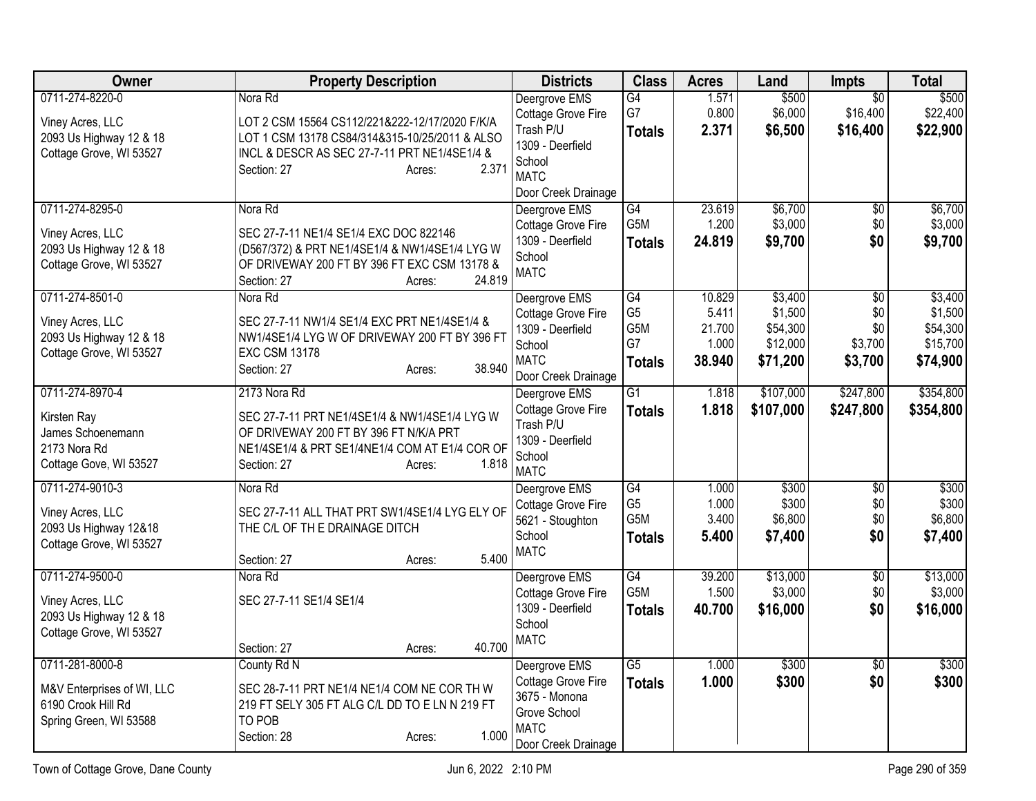| Owner | Property Description | Districts | Class | Acres | Land | Impts | Total |
|---|---|---|---|---|---|---|---|
| 0711-274-8220-0<br>Viney Acres, LLC<br>2093 Us Highway 12 & 18<br>Cottage Grove, WI 53527 | Nora Rd<br>LOT 2 CSM 15564 CS112/221&222-12/17/2020 F/K/A LOT 1 CSM 13178 CS84/314&315-10/25/2011 & ALSO INCL & DESCR AS SEC 27-7-11 PRT NE1/4SE1/4 &<br>Section: 27 Acres: 2.371 | Deergrove EMS<br>Cottage Grove Fire<br>Trash P/U<br>1309 - Deerfield School<br>MATC<br>Door Creek Drainage | G4<br>G7<br>**Totals** | 1.571<br>0.800<br>**2.371** | \$500<br>\$6,000<br>**\$6,500** | \$0<br>\$16,400<br>**\$16,400** | \$500<br>\$22,400<br>**\$22,900** |
| 0711-274-8295-0<br>Viney Acres, LLC<br>2093 Us Highway 12 & 18<br>Cottage Grove, WI 53527 | Nora Rd<br>SEC 27-7-11 NE1/4 SE1/4 EXC DOC 822146 (D567/372) & PRT NE1/4SE1/4 & NW1/4SE1/4 LYG W OF DRIVEWAY 200 FT BY 396 FT EXC CSM 13178 &<br>Section: 27 Acres: 24.819 | Deergrove EMS<br>Cottage Grove Fire<br>1309 - Deerfield School<br>MATC | G4<br>G5M<br>**Totals** | 23.619<br>1.200<br>**24.819** | \$6,700<br>\$3,000<br>**\$9,700** | \$0<br>\$0<br>**\$0** | \$6,700<br>\$3,000<br>**\$9,700** |
| 0711-274-8501-0<br>Viney Acres, LLC<br>2093 Us Highway 12 & 18<br>Cottage Grove, WI 53527 | Nora Rd<br>SEC 27-7-11 NW1/4 SE1/4 EXC PRT NE1/4SE1/4 & NW1/4SE1/4 LYG W OF DRIVEWAY 200 FT BY 396 FT EXC CSM 13178<br>Section: 27 Acres: 38.940 | Deergrove EMS<br>Cottage Grove Fire<br>1309 - Deerfield School<br>MATC<br>Door Creek Drainage | G4<br>G5<br>G5M<br>G7<br>**Totals** | 10.829<br>5.411<br>21.700<br>1.000<br>**38.940** | \$3,400<br>\$1,500<br>\$54,300<br>\$12,000<br>**\$71,200** | \$0<br>\$0<br>\$0<br>\$3,700<br>**\$3,700** | \$3,400<br>\$1,500<br>\$54,300<br>\$15,700<br>**\$74,900** |
| 0711-274-8970-4<br>Kirsten Ray<br>James Schoenemann<br>2173 Nora Rd<br>Cottage Gove, WI 53527 | 2173 Nora Rd<br>SEC 27-7-11 PRT NE1/4SE1/4 & NW1/4SE1/4 LYG W OF DRIVEWAY 200 FT BY 396 FT N/K/A PRT NE1/4SE1/4 & PRT SE1/4NE1/4 COM AT E1/4 COR OF<br>Section: 27 Acres: 1.818 | Deergrove EMS<br>Cottage Grove Fire<br>Trash P/U<br>1309 - Deerfield School<br>MATC | G1<br>**Totals** | 1.818<br>**1.818** | \$107,000<br>**\$107,000** | \$247,800<br>**\$247,800** | \$354,800<br>**\$354,800** |
| 0711-274-9010-3<br>Viney Acres, LLC<br>2093 Us Highway 12&18<br>Cottage Grove, WI 53527 | Nora Rd<br>SEC 27-7-11 ALL THAT PRT SW1/4SE1/4 LYG ELY OF THE C/L OF TH E DRAINAGE DITCH<br>Section: 27 Acres: 5.400 | Deergrove EMS<br>Cottage Grove Fire<br>5621 - Stoughton School<br>MATC | G4<br>G5<br>G5M<br>**Totals** | 1.000<br>1.000<br>3.400<br>**5.400** | \$300<br>\$300<br>\$6,800<br>**\$7,400** | \$0<br>\$0<br>\$0<br>**\$0** | \$300<br>\$300<br>\$6,800<br>**\$7,400** |
| 0711-274-9500-0<br>Viney Acres, LLC<br>2093 Us Highway 12 & 18<br>Cottage Grove, WI 53527 | Nora Rd<br>SEC 27-7-11 SE1/4 SE1/4<br>Section: 27 Acres: 40.700 | Deergrove EMS<br>Cottage Grove Fire<br>1309 - Deerfield School<br>MATC | G4<br>G5M<br>**Totals** | 39.200<br>1.500<br>**40.700** | \$13,000<br>\$3,000<br>**\$16,000** | \$0<br>\$0<br>**\$0** | \$13,000<br>\$3,000<br>**\$16,000** |
| 0711-281-8000-8<br>M&V Enterprises of WI, LLC<br>6190 Crook Hill Rd<br>Spring Green, WI 53588 | County Rd N<br>SEC 28-7-11 PRT NE1/4 NE1/4 COM NE COR TH W 219 FT SELY 305 FT ALG C/L DD TO E LN N 219 FT TO POB<br>Section: 28 Acres: 1.000 | Deergrove EMS<br>Cottage Grove Fire<br>3675 - Monona Grove School<br>MATC<br>Door Creek Drainage | G5<br>**Totals** | 1.000<br>**1.000** | \$300<br>**\$300** | \$0<br>**\$0** | \$300<br>**\$300** |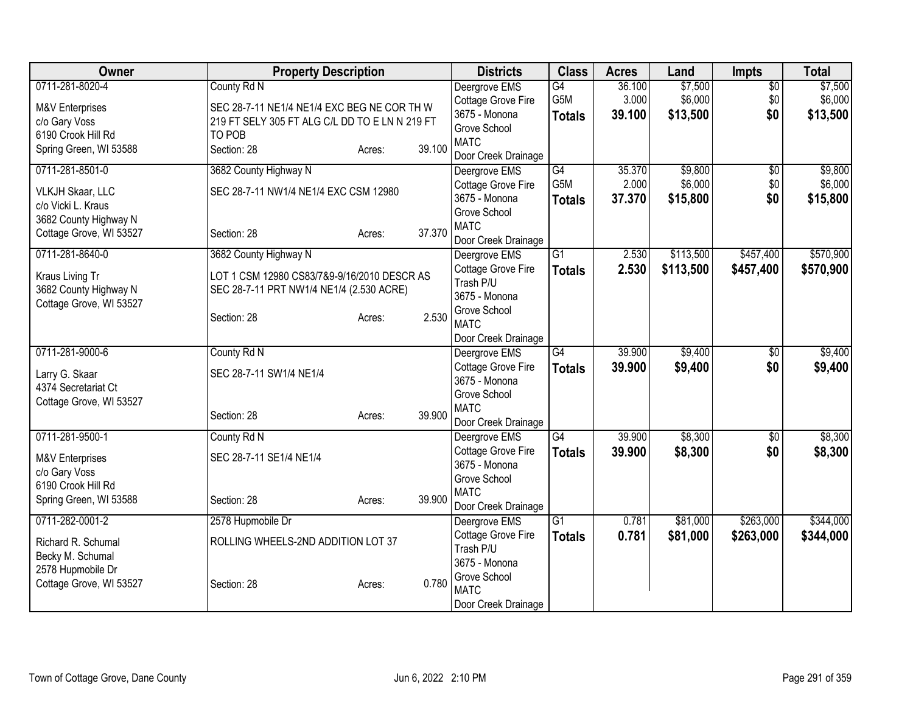| Owner | Property Description | | | Districts | Class | Acres | Land | Impts | Total |
|---|---|---|---|---|---|---|---|---|---|
| 0711-281-8020-4<br>M&V Enterprises<br>c/o Gary Voss<br>6190 Crook Hill Rd<br>Spring Green, WI 53588 | County Rd N<br>SEC 28-7-11 NE1/4 NE1/4 EXC BEG NE COR TH W 219 FT SELY 305 FT ALG C/L DD TO E LN N 219 FT TO POB<br>Section: 28 | Acres: | 39.100 | Deergrove EMS<br>Cottage Grove Fire<br>3675 - Monona Grove School<br>MATC<br>Door Creek Drainage | G4<br>G5M<br>**Totals** | 36.100<br>3.000<br>**39.100** | $7,500<br>$6,000<br>**$13,500** | $0<br>$0<br>**$0** | $7,500<br>$6,000<br>**$13,500** |
| 0711-281-8501-0<br>VLKJH Skaar, LLC<br>c/o Vicki L. Kraus<br>3682 County Highway N<br>Cottage Grove, WI 53527 | 3682 County Highway N<br>SEC 28-7-11 NW1/4 NE1/4 EXC CSM 12980<br>Section: 28 | Acres: | 37.370 | Deergrove EMS<br>Cottage Grove Fire<br>3675 - Monona Grove School<br>MATC<br>Door Creek Drainage | G4<br>G5M<br>**Totals** | 35.370<br>2.000<br>**37.370** | $9,800<br>$6,000<br>**$15,800** | $0<br>$0<br>**$0** | $9,800<br>$6,000<br>**$15,800** |
| 0711-281-8640-0<br>Kraus Living Tr<br>3682 County Highway N<br>Cottage Grove, WI 53527 | 3682 County Highway N<br>LOT 1 CSM 12980 CS83/7&9-9/16/2010 DESCR AS SEC 28-7-11 PRT NW1/4 NE1/4 (2.530 ACRE)<br>Section: 28 | Acres: | 2.530 | Deergrove EMS<br>Cottage Grove Fire<br>Trash P/U<br>3675 - Monona Grove School<br>MATC<br>Door Creek Drainage | G1<br>**Totals** | 2.530<br>**2.530** | $113,500<br>**$113,500** | $457,400<br>**$457,400** | $570,900<br>**$570,900** |
| 0711-281-9000-6<br>Larry G. Skaar<br>4374 Secretariat Ct<br>Cottage Grove, WI 53527 | County Rd N<br>SEC 28-7-11 SW1/4 NE1/4<br>Section: 28 | Acres: | 39.900 | Deergrove EMS<br>Cottage Grove Fire<br>3675 - Monona Grove School<br>MATC<br>Door Creek Drainage | G4<br>**Totals** | 39.900<br>**39.900** | $9,400<br>**$9,400** | $0<br>**$0** | $9,400<br>**$9,400** |
| 0711-281-9500-1<br>M&V Enterprises<br>c/o Gary Voss<br>6190 Crook Hill Rd<br>Spring Green, WI 53588 | County Rd N<br>SEC 28-7-11 SE1/4 NE1/4<br>Section: 28 | Acres: | 39.900 | Deergrove EMS<br>Cottage Grove Fire<br>3675 - Monona Grove School<br>MATC<br>Door Creek Drainage | G4<br>**Totals** | 39.900<br>**39.900** | $8,300<br>**$8,300** | $0<br>**$0** | $8,300<br>**$8,300** |
| 0711-282-0001-2<br>Richard R. Schumal<br>Becky M. Schumal<br>2578 Hupmobile Dr<br>Cottage Grove, WI 53527 | 2578 Hupmobile Dr<br>ROLLING WHEELS-2ND ADDITION LOT 37<br>Section: 28 | Acres: | 0.780 | Deergrove EMS<br>Cottage Grove Fire<br>Trash P/U<br>3675 - Monona Grove School<br>MATC<br>Door Creek Drainage | G1<br>**Totals** | 0.781<br>**0.781** | $81,000<br>**$81,000** | $263,000<br>**$263,000** | $344,000<br>**$344,000** |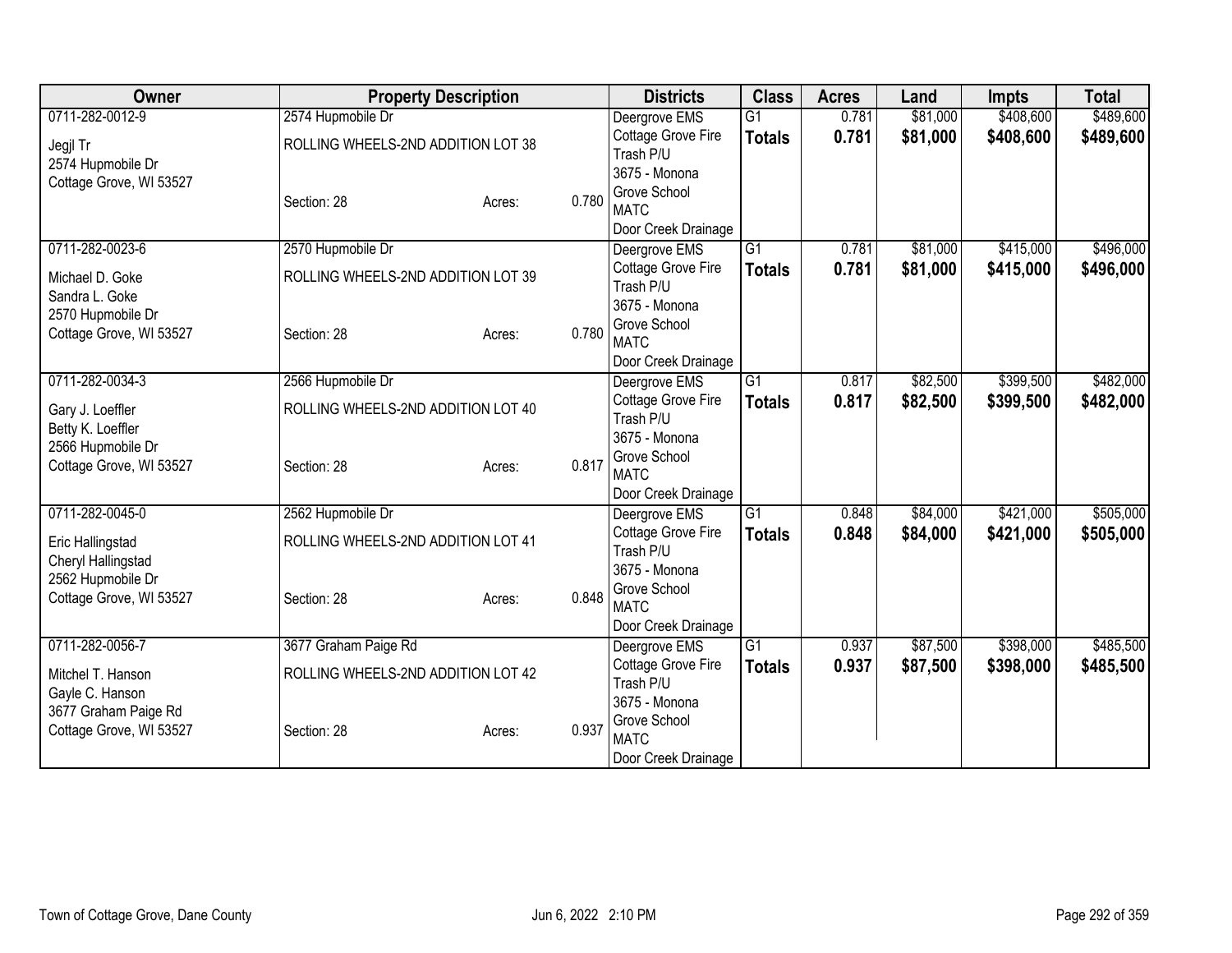| Owner | Property Description | | | Districts | Class | Acres | Land | Impts | Total |
|---|---|---|---|---|---|---|---|---|---|
| 0711-282-0012-9<br>Jegjl Tr<br>2574 Hupmobile Dr<br>Cottage Grove, WI 53527 | 2574 Hupmobile Dr<br>ROLLING WHEELS-2ND ADDITION LOT 38<br>Section: 28 | Acres: | 0.780 | Deergrove EMS<br>Cottage Grove Fire<br>Trash P/U<br>3675 - Monona Grove School<br>MATC<br>Door Creek Drainage | G1<br>**Totals** | 0.781<br>**0.781** | $81,000<br>**$81,000** | $408,600<br>**$408,600** | $489,600<br>**$489,600** |
| 0711-282-0023-6<br>Michael D. Goke<br>Sandra L. Goke<br>2570 Hupmobile Dr<br>Cottage Grove, WI 53527 | 2570 Hupmobile Dr<br>ROLLING WHEELS-2ND ADDITION LOT 39<br>Section: 28 | Acres: | 0.780 | Deergrove EMS<br>Cottage Grove Fire<br>Trash P/U<br>3675 - Monona Grove School<br>MATC<br>Door Creek Drainage | G1<br>**Totals** | 0.781<br>**0.781** | $81,000<br>**$81,000** | $415,000<br>**$415,000** | $496,000<br>**$496,000** |
| 0711-282-0034-3<br>Gary J. Loeffler<br>Betty K. Loeffler<br>2566 Hupmobile Dr<br>Cottage Grove, WI 53527 | 2566 Hupmobile Dr<br>ROLLING WHEELS-2ND ADDITION LOT 40<br>Section: 28 | Acres: | 0.817 | Deergrove EMS<br>Cottage Grove Fire<br>Trash P/U<br>3675 - Monona Grove School<br>MATC<br>Door Creek Drainage | G1<br>**Totals** | 0.817<br>**0.817** | $82,500<br>**$82,500** | $399,500<br>**$399,500** | $482,000<br>**$482,000** |
| 0711-282-0045-0<br>Eric Hallingstad<br>Cheryl Hallingstad<br>2562 Hupmobile Dr<br>Cottage Grove, WI 53527 | 2562 Hupmobile Dr<br>ROLLING WHEELS-2ND ADDITION LOT 41<br>Section: 28 | Acres: | 0.848 | Deergrove EMS<br>Cottage Grove Fire<br>Trash P/U<br>3675 - Monona Grove School<br>MATC<br>Door Creek Drainage | G1<br>**Totals** | 0.848<br>**0.848** | $84,000<br>**$84,000** | $421,000<br>**$421,000** | $505,000<br>**$505,000** |
| 0711-282-0056-7<br>Mitchel T. Hanson<br>Gayle C. Hanson<br>3677 Graham Paige Rd<br>Cottage Grove, WI 53527 | 3677 Graham Paige Rd<br>ROLLING WHEELS-2ND ADDITION LOT 42<br>Section: 28 | Acres: | 0.937 | Deergrove EMS<br>Cottage Grove Fire<br>Trash P/U<br>3675 - Monona Grove School<br>MATC<br>Door Creek Drainage | G1<br>**Totals** | 0.937<br>**0.937** | $87,500<br>**$87,500** | $398,000<br>**$398,000** | $485,500<br>**$485,500** |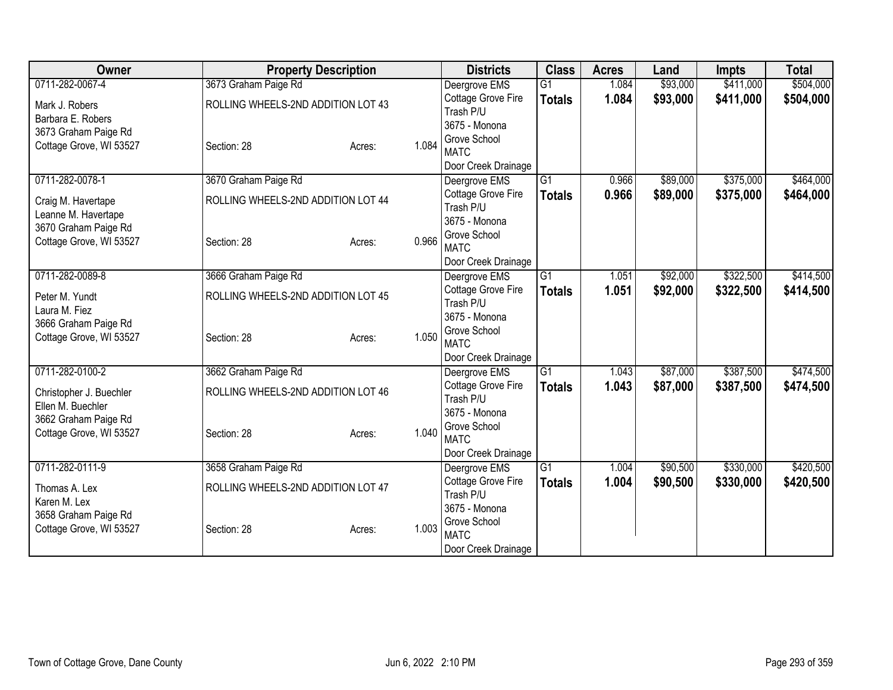| Owner | Property Description | | | Districts | Class | Acres | Land | Impts | Total |
|---|---|---|---|---|---|---|---|---|---|
| 0711-282-0067-4 | 3673 Graham Paige Rd | | | Deergrove EMS | G1 | 1.084 | $93,000 | $411,000 | $504,000 |
| Mark J. Robers<br>Barbara E. Robers<br>3673 Graham Paige Rd<br>Cottage Grove, WI 53527 | ROLLING WHEELS-2ND ADDITION LOT 43<br><br>Section: 28 | Acres: | 1.084 | Cottage Grove Fire<br>Trash P/U<br>3675 - Monona Grove School<br>MATC<br>Door Creek Drainage | **Totals** | **1.084** | **$93,000** | **$411,000** | **$504,000** |
| 0711-282-0078-1 | 3670 Graham Paige Rd | | | Deergrove EMS | G1 | 0.966 | $89,000 | $375,000 | $464,000 |
| Craig M. Havertape<br>Leanne M. Havertape<br>3670 Graham Paige Rd<br>Cottage Grove, WI 53527 | ROLLING WHEELS-2ND ADDITION LOT 44<br><br>Section: 28 | Acres: | 0.966 | Cottage Grove Fire<br>Trash P/U<br>3675 - Monona Grove School<br>MATC<br>Door Creek Drainage | **Totals** | **0.966** | **$89,000** | **$375,000** | **$464,000** |
| 0711-282-0089-8 | 3666 Graham Paige Rd | | | Deergrove EMS | G1 | 1.051 | $92,000 | $322,500 | $414,500 |
| Peter M. Yundt<br>Laura M. Fiez<br>3666 Graham Paige Rd<br>Cottage Grove, WI 53527 | ROLLING WHEELS-2ND ADDITION LOT 45<br><br>Section: 28 | Acres: | 1.050 | Cottage Grove Fire<br>Trash P/U<br>3675 - Monona Grove School<br>MATC<br>Door Creek Drainage | **Totals** | **1.051** | **$92,000** | **$322,500** | **$414,500** |
| 0711-282-0100-2 | 3662 Graham Paige Rd | | | Deergrove EMS | G1 | 1.043 | $87,000 | $387,500 | $474,500 |
| Christopher J. Buechler<br>Ellen M. Buechler<br>3662 Graham Paige Rd<br>Cottage Grove, WI 53527 | ROLLING WHEELS-2ND ADDITION LOT 46<br><br>Section: 28 | Acres: | 1.040 | Cottage Grove Fire<br>Trash P/U<br>3675 - Monona Grove School<br>MATC<br>Door Creek Drainage | **Totals** | **1.043** | **$87,000** | **$387,500** | **$474,500** |
| 0711-282-0111-9 | 3658 Graham Paige Rd | | | Deergrove EMS | G1 | 1.004 | $90,500 | $330,000 | $420,500 |
| Thomas A. Lex<br>Karen M. Lex<br>3658 Graham Paige Rd<br>Cottage Grove, WI 53527 | ROLLING WHEELS-2ND ADDITION LOT 47<br><br>Section: 28 | Acres: | 1.003 | Cottage Grove Fire<br>Trash P/U<br>3675 - Monona Grove School<br>MATC<br>Door Creek Drainage | **Totals** | **1.004** | **$90,500** | **$330,000** | **$420,500** |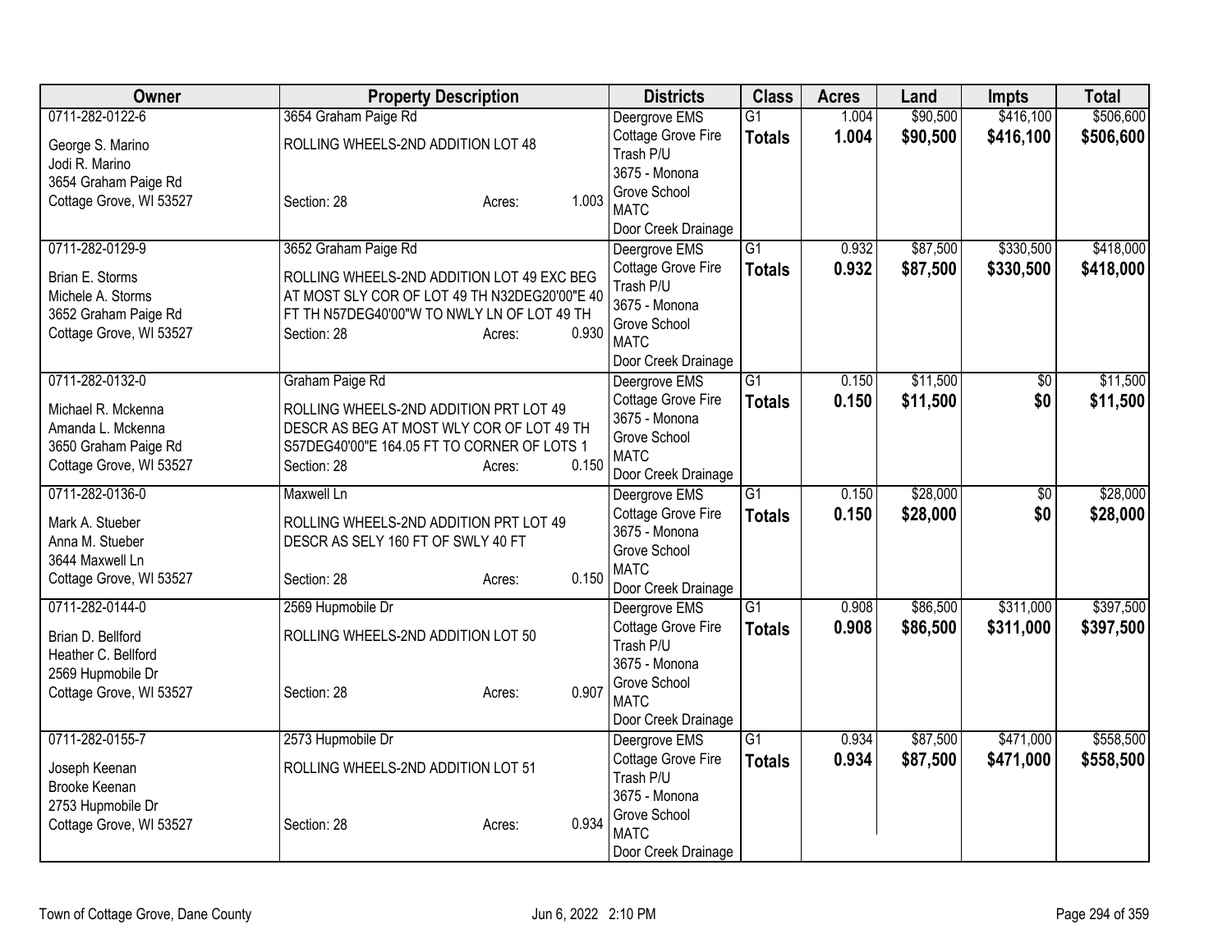| Owner | Property Description | Districts | Class | Acres | Land | Impts | Total |
|---|---|---|---|---|---|---|---|
| 0711-282-0122-6<br>George S. Marino<br>Jodi R. Marino<br>3654 Graham Paige Rd<br>Cottage Grove, WI 53527 | 3654 Graham Paige Rd<br>ROLLING WHEELS-2ND ADDITION LOT 48<br>Section: 28 Acres: 1.003 | Deergrove EMS<br>Cottage Grove Fire<br>Trash P/U<br>3675 - Monona Grove School<br>MATC<br>Door Creek Drainage | G1<br>**Totals** | 1.004<br>**1.004** | $90,500<br>**$90,500** | $416,100<br>**$416,100** | $506,600<br>**$506,600** |
| 0711-282-0129-9<br>Brian E. Storms<br>Michele A. Storms<br>3652 Graham Paige Rd<br>Cottage Grove, WI 53527 | 3652 Graham Paige Rd<br>ROLLING WHEELS-2ND ADDITION LOT 49 EXC BEG AT MOST SLY COR OF LOT 49 TH N32DEG20'00"E 40 FT TH N57DEG40'00"W TO NWLY LN OF LOT 49 TH<br>Section: 28 Acres: 0.930 | Deergrove EMS<br>Cottage Grove Fire<br>Trash P/U<br>3675 - Monona Grove School<br>MATC<br>Door Creek Drainage | G1<br>**Totals** | 0.932<br>**0.932** | $87,500<br>**$87,500** | $330,500<br>**$330,500** | $418,000<br>**$418,000** |
| 0711-282-0132-0<br>Michael R. Mckenna<br>Amanda L. Mckenna<br>3650 Graham Paige Rd<br>Cottage Grove, WI 53527 | Graham Paige Rd<br>ROLLING WHEELS-2ND ADDITION PRT LOT 49 DESCR AS BEG AT MOST WLY COR OF LOT 49 TH S57DEG40'00"E 164.05 FT TO CORNER OF LOTS 1<br>Section: 28 Acres: 0.150 | Deergrove EMS<br>Cottage Grove Fire<br>3675 - Monona Grove School<br>MATC<br>Door Creek Drainage | G1<br>**Totals** | 0.150<br>**0.150** | $11,500<br>**$11,500** | $0<br>**$0** | $11,500<br>**$11,500** |
| 0711-282-0136-0<br>Mark A. Stueber<br>Anna M. Stueber<br>3644 Maxwell Ln<br>Cottage Grove, WI 53527 | Maxwell Ln<br>ROLLING WHEELS-2ND ADDITION PRT LOT 49 DESCR AS SELY 160 FT OF SWLY 40 FT<br>Section: 28 Acres: 0.150 | Deergrove EMS<br>Cottage Grove Fire<br>3675 - Monona Grove School<br>MATC<br>Door Creek Drainage | G1<br>**Totals** | 0.150<br>**0.150** | $28,000<br>**$28,000** | $0<br>**$0** | $28,000<br>**$28,000** |
| 0711-282-0144-0<br>Brian D. Bellford<br>Heather C. Bellford<br>2569 Hupmobile Dr<br>Cottage Grove, WI 53527 | 2569 Hupmobile Dr<br>ROLLING WHEELS-2ND ADDITION LOT 50<br>Section: 28 Acres: 0.907 | Deergrove EMS<br>Cottage Grove Fire<br>Trash P/U<br>3675 - Monona Grove School<br>MATC<br>Door Creek Drainage | G1<br>**Totals** | 0.908<br>**0.908** | $86,500<br>**$86,500** | $311,000<br>**$311,000** | $397,500<br>**$397,500** |
| 0711-282-0155-7<br>Joseph Keenan<br>Brooke Keenan<br>2753 Hupmobile Dr<br>Cottage Grove, WI 53527 | 2573 Hupmobile Dr<br>ROLLING WHEELS-2ND ADDITION LOT 51<br>Section: 28 Acres: 0.934 | Deergrove EMS<br>Cottage Grove Fire<br>Trash P/U<br>3675 - Monona Grove School<br>MATC<br>Door Creek Drainage | G1<br>**Totals** | 0.934<br>**0.934** | $87,500<br>**$87,500** | $471,000<br>**$471,000** | $558,500<br>**$558,500** |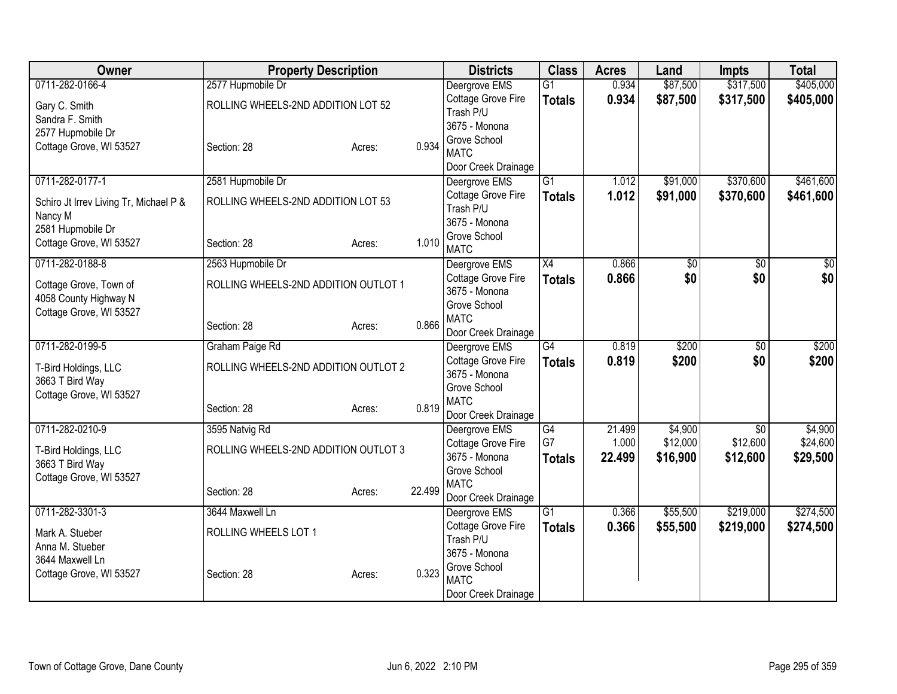| Owner | Property Description | | | Districts | Class | Acres | Land | Impts | Total |
|---|---|---|---|---|---|---|---|---|---|
| 0711-282-0166-4 | 2577 Hupmobile Dr | | | Deergrove EMS | G1 | 0.934 | $87,500 | $317,500 | $405,000 |
| Gary C. Smith<br>Sandra F. Smith<br>2577 Hupmobile Dr<br>Cottage Grove, WI 53527 | ROLLING WHEELS-2ND ADDITION LOT 52<br><br>Section: 28 | Acres: | 0.934 | Cottage Grove Fire<br>Trash P/U<br>3675 - Monona Grove School<br>MATC<br>Door Creek Drainage | **Totals** | **0.934** | **$87,500** | **$317,500** | **$405,000** |
| 0711-282-0177-1 | 2581 Hupmobile Dr | | | Deergrove EMS | G1 | 1.012 | $91,000 | $370,600 | $461,600 |
| Schiro Jt Irrev Living Tr, Michael P & Nancy M<br>2581 Hupmobile Dr<br>Cottage Grove, WI 53527 | ROLLING WHEELS-2ND ADDITION LOT 53<br><br>Section: 28 | Acres: | 1.010 | Cottage Grove Fire<br>Trash P/U<br>3675 - Monona Grove School<br>MATC | **Totals** | **1.012** | **$91,000** | **$370,600** | **$461,600** |
| 0711-282-0188-8 | 2563 Hupmobile Dr | | | Deergrove EMS | X4 | 0.866 | $0 | $0 | $0 |
| Cottage Grove, Town of<br>4058 County Highway N<br>Cottage Grove, WI 53527 | ROLLING WHEELS-2ND ADDITION OUTLOT 1<br><br>Section: 28 | Acres: | 0.866 | Cottage Grove Fire<br>3675 - Monona Grove School<br>MATC<br>Door Creek Drainage | **Totals** | **0.866** | **$0** | **$0** | **$0** |
| 0711-282-0199-5 | Graham Paige Rd | | | Deergrove EMS | G4 | 0.819 | $200 | $0 | $200 |
| T-Bird Holdings, LLC<br>3663 T Bird Way<br>Cottage Grove, WI 53527 | ROLLING WHEELS-2ND ADDITION OUTLOT 2<br><br>Section: 28 | Acres: | 0.819 | Cottage Grove Fire<br>3675 - Monona Grove School<br>MATC<br>Door Creek Drainage | **Totals** | **0.819** | **$200** | **$0** | **$200** |
| 0711-282-0210-9 | 3595 Natvig Rd | | | Deergrove EMS | G4 | 21.499 | $4,900 | $0 | $4,900 |
| T-Bird Holdings, LLC<br>3663 T Bird Way<br>Cottage Grove, WI 53527 | ROLLING WHEELS-2ND ADDITION OUTLOT 3<br><br>Section: 28 | Acres: | 22.499 | Cottage Grove Fire<br>3675 - Monona Grove School<br>MATC<br>Door Creek Drainage | G7 | 1.000 | $12,000 | $12,600 | $24,600 |
| | | | | | **Totals** | **22.499** | **$16,900** | **$12,600** | **$29,500** |
| 0711-282-3301-3 | 3644 Maxwell Ln | | | Deergrove EMS | G1 | 0.366 | $55,500 | $219,000 | $274,500 |
| Mark A. Stueber<br>Anna M. Stueber<br>3644 Maxwell Ln<br>Cottage Grove, WI 53527 | ROLLING WHEELS LOT 1<br><br>Section: 28 | Acres: | 0.323 | Cottage Grove Fire<br>Trash P/U<br>3675 - Monona Grove School<br>MATC<br>Door Creek Drainage | **Totals** | **0.366** | **$55,500** | **$219,000** | **$274,500** |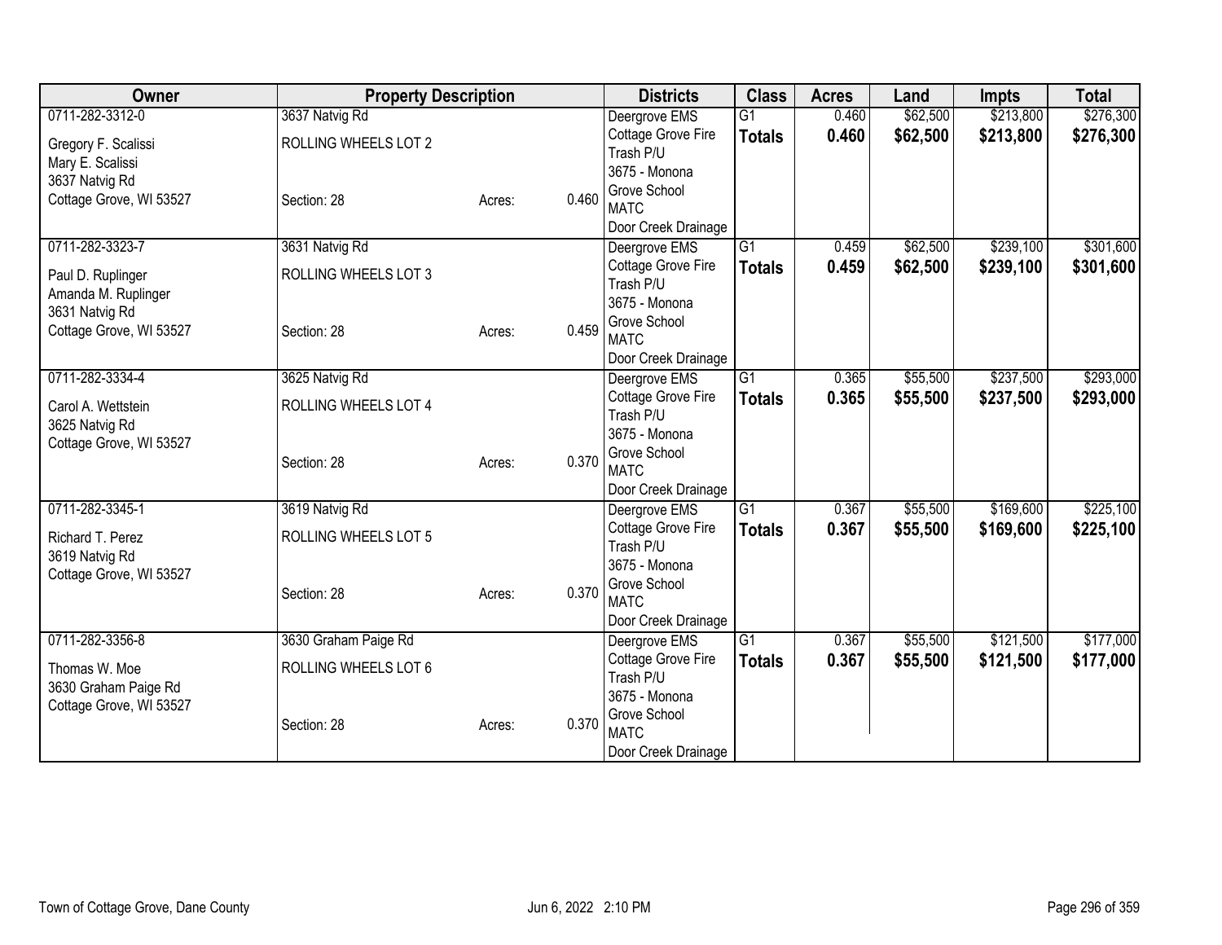| Owner | Property Description | | | Districts | Class | Acres | Land | Impts | Total |
|---|---|---|---|---|---|---|---|---|---|
| 0711-282-3312-0 | 3637 Natvig Rd | | | Deergrove EMS | G1 | 0.460 | $62,500 | $213,800 | $276,300 |
| Gregory F. Scalissi<br>Mary E. Scalissi<br>3637 Natvig Rd<br>Cottage Grove, WI 53527 | ROLLING WHEELS LOT 2<br><br>Section: 28 | Acres: | 0.460 | Cottage Grove Fire<br>Trash P/U<br>3675 - Monona Grove School<br>MATC<br>Door Creek Drainage | **Totals** | **0.460** | **$62,500** | **$213,800** | **$276,300** |
| 0711-282-3323-7 | 3631 Natvig Rd | | | Deergrove EMS | G1 | 0.459 | $62,500 | $239,100 | $301,600 |
| Paul D. Ruplinger<br>Amanda M. Ruplinger<br>3631 Natvig Rd<br>Cottage Grove, WI 53527 | ROLLING WHEELS LOT 3<br><br>Section: 28 | Acres: | 0.459 | Cottage Grove Fire<br>Trash P/U<br>3675 - Monona Grove School<br>MATC<br>Door Creek Drainage | **Totals** | **0.459** | **$62,500** | **$239,100** | **$301,600** |
| 0711-282-3334-4 | 3625 Natvig Rd | | | Deergrove EMS | G1 | 0.365 | $55,500 | $237,500 | $293,000 |
| Carol A. Wettstein<br>3625 Natvig Rd<br>Cottage Grove, WI 53527 | ROLLING WHEELS LOT 4<br><br>Section: 28 | Acres: | 0.370 | Cottage Grove Fire<br>Trash P/U<br>3675 - Monona Grove School<br>MATC<br>Door Creek Drainage | **Totals** | **0.365** | **$55,500** | **$237,500** | **$293,000** |
| 0711-282-3345-1 | 3619 Natvig Rd | | | Deergrove EMS | G1 | 0.367 | $55,500 | $169,600 | $225,100 |
| Richard T. Perez<br>3619 Natvig Rd<br>Cottage Grove, WI 53527 | ROLLING WHEELS LOT 5<br><br>Section: 28 | Acres: | 0.370 | Cottage Grove Fire<br>Trash P/U<br>3675 - Monona Grove School<br>MATC<br>Door Creek Drainage | **Totals** | **0.367** | **$55,500** | **$169,600** | **$225,100** |
| 0711-282-3356-8 | 3630 Graham Paige Rd | | | Deergrove EMS | G1 | 0.367 | $55,500 | $121,500 | $177,000 |
| Thomas W. Moe<br>3630 Graham Paige Rd<br>Cottage Grove, WI 53527 | ROLLING WHEELS LOT 6<br><br>Section: 28 | Acres: | 0.370 | Cottage Grove Fire<br>Trash P/U<br>3675 - Monona Grove School<br>MATC<br>Door Creek Drainage | **Totals** | **0.367** | **$55,500** | **$121,500** | **$177,000** |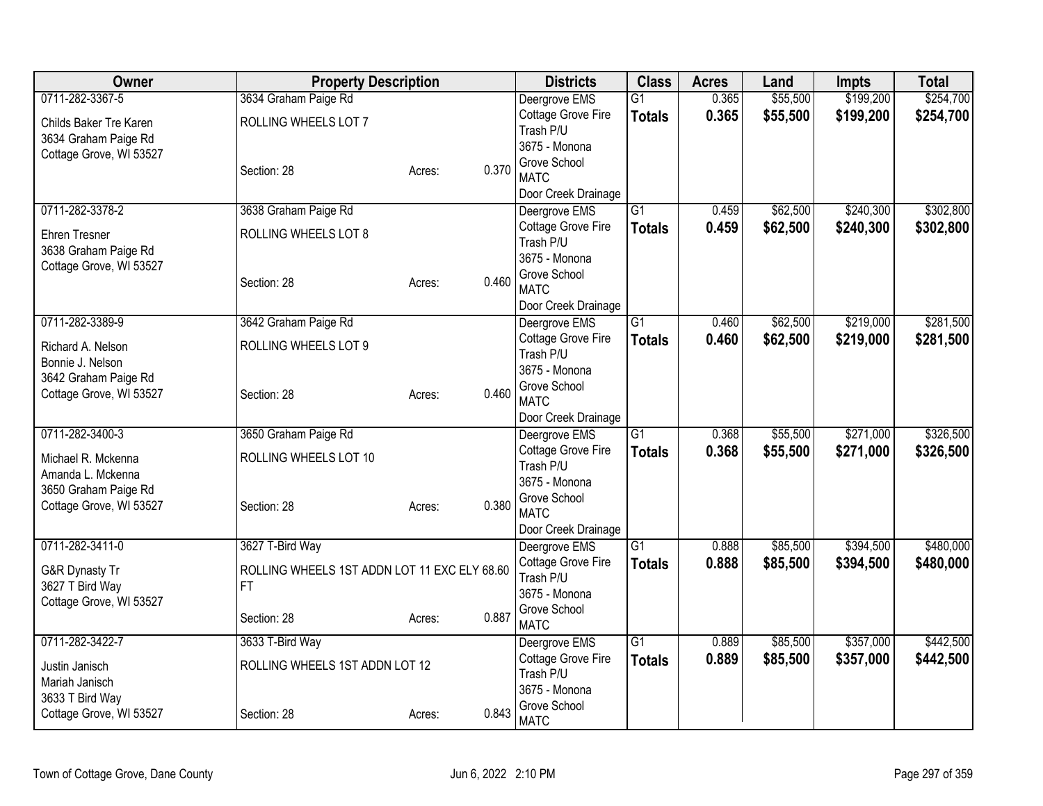| Owner | Property Description | | | Districts | Class | Acres | Land | Impts | Total |
|---|---|---|---|---|---|---|---|---|---|
| 0711-282-3367-5<br>Childs Baker Tre Karen<br>3634 Graham Paige Rd<br>Cottage Grove, WI 53527 | 3634 Graham Paige Rd<br>ROLLING WHEELS LOT 7<br>Section: 28 | Acres: | 0.370 | Deergrove EMS<br>Cottage Grove Fire<br>Trash P/U<br>3675 - Monona Grove School<br>MATC<br>Door Creek Drainage | G1<br>**Totals** | 0.365<br>**0.365** | $55,500<br>**$55,500** | $199,200<br>**$199,200** | $254,700<br>**$254,700** |
| 0711-282-3378-2<br>Ehren Tresner<br>3638 Graham Paige Rd<br>Cottage Grove, WI 53527 | 3638 Graham Paige Rd<br>ROLLING WHEELS LOT 8<br>Section: 28 | Acres: | 0.460 | Deergrove EMS<br>Cottage Grove Fire<br>Trash P/U<br>3675 - Monona Grove School<br>MATC<br>Door Creek Drainage | G1<br>**Totals** | 0.459<br>**0.459** | $62,500<br>**$62,500** | $240,300<br>**$240,300** | $302,800<br>**$302,800** |
| 0711-282-3389-9<br>Richard A. Nelson<br>Bonnie J. Nelson<br>3642 Graham Paige Rd<br>Cottage Grove, WI 53527 | 3642 Graham Paige Rd<br>ROLLING WHEELS LOT 9<br>Section: 28 | Acres: | 0.460 | Deergrove EMS<br>Cottage Grove Fire<br>Trash P/U<br>3675 - Monona Grove School<br>MATC<br>Door Creek Drainage | G1<br>**Totals** | 0.460<br>**0.460** | $62,500<br>**$62,500** | $219,000<br>**$219,000** | $281,500<br>**$281,500** |
| 0711-282-3400-3<br>Michael R. Mckenna<br>Amanda L. Mckenna<br>3650 Graham Paige Rd<br>Cottage Grove, WI 53527 | 3650 Graham Paige Rd<br>ROLLING WHEELS LOT 10<br>Section: 28 | Acres: | 0.380 | Deergrove EMS<br>Cottage Grove Fire<br>Trash P/U<br>3675 - Monona Grove School<br>MATC<br>Door Creek Drainage | G1<br>**Totals** | 0.368<br>**0.368** | $55,500<br>**$55,500** | $271,000<br>**$271,000** | $326,500<br>**$326,500** |
| 0711-282-3411-0<br>G&R Dynasty Tr<br>3627 T Bird Way<br>Cottage Grove, WI 53527 | 3627 T-Bird Way<br>ROLLING WHEELS 1ST ADDN LOT 11 EXC ELY 68.60 FT<br>Section: 28 | Acres: | 0.887 | Deergrove EMS<br>Cottage Grove Fire<br>Trash P/U<br>3675 - Monona Grove School<br>MATC | G1<br>**Totals** | 0.888<br>**0.888** | $85,500<br>**$85,500** | $394,500<br>**$394,500** | $480,000<br>**$480,000** |
| 0711-282-3422-7<br>Justin Janisch<br>Mariah Janisch<br>3633 T Bird Way<br>Cottage Grove, WI 53527 | 3633 T-Bird Way<br>ROLLING WHEELS 1ST ADDN LOT 12<br>Section: 28 | Acres: | 0.843 | Deergrove EMS<br>Cottage Grove Fire<br>Trash P/U<br>3675 - Monona Grove School<br>MATC | G1<br>**Totals** | 0.889<br>**0.889** | $85,500<br>**$85,500** | $357,000<br>**$357,000** | $442,500<br>**$442,500** |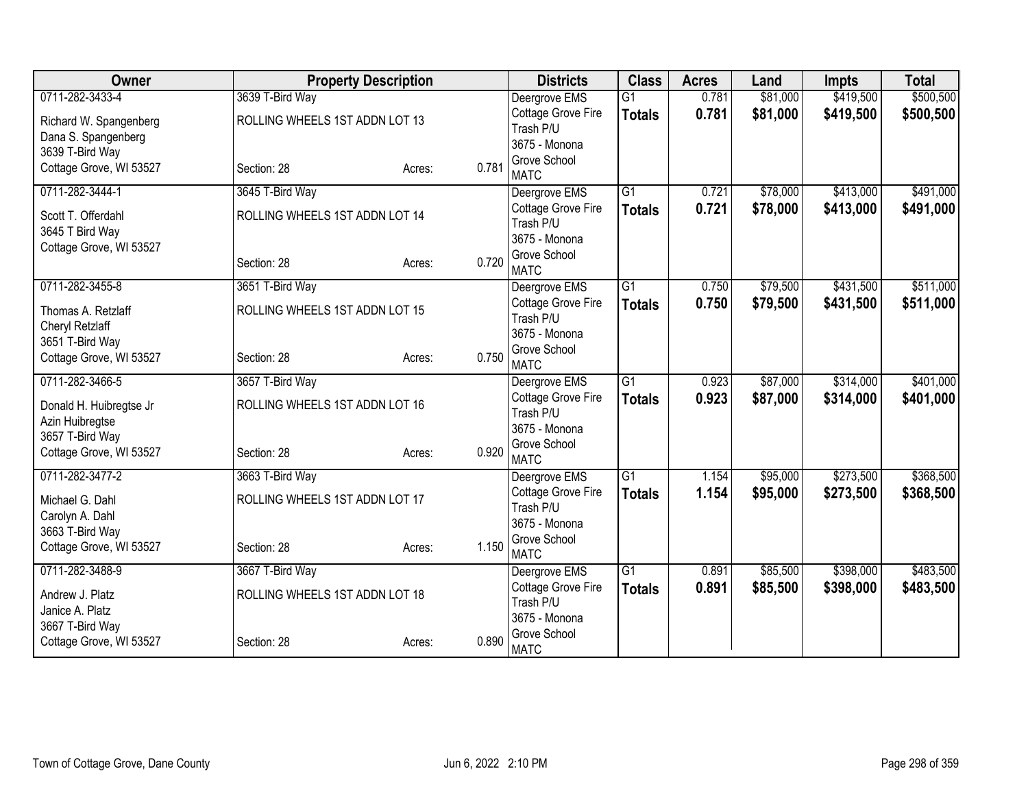| Owner | Property Description | | | Districts | Class | Acres | Land | Impts | Total |
|---|---|---|---|---|---|---|---|---|---|
| 0711-282-3433-4<br>Richard W. Spangenberg<br>Dana S. Spangenberg<br>3639 T-Bird Way<br>Cottage Grove, WI 53527 | 3639 T-Bird Way<br>ROLLING WHEELS 1ST ADDN LOT 13<br>Section: 28 | Acres: | 0.781 | Deergrove EMS<br>Cottage Grove Fire<br>Trash P/U<br>3675 - Monona Grove School<br>MATC | G1<br>**Totals** | 0.781<br>**0.781** | $81,000<br>**$81,000** | $419,500<br>**$419,500** | $500,500<br>**$500,500** |
| 0711-282-3444-1<br>Scott T. Offerdahl<br>3645 T Bird Way<br>Cottage Grove, WI 53527 | 3645 T-Bird Way<br>ROLLING WHEELS 1ST ADDN LOT 14<br>Section: 28 | Acres: | 0.720 | Deergrove EMS<br>Cottage Grove Fire<br>Trash P/U<br>3675 - Monona Grove School<br>MATC | G1<br>**Totals** | 0.721<br>**0.721** | $78,000<br>**$78,000** | $413,000<br>**$413,000** | $491,000<br>**$491,000** |
| 0711-282-3455-8<br>Thomas A. Retzlaff<br>Cheryl Retzlaff<br>3651 T-Bird Way<br>Cottage Grove, WI 53527 | 3651 T-Bird Way<br>ROLLING WHEELS 1ST ADDN LOT 15<br>Section: 28 | Acres: | 0.750 | Deergrove EMS<br>Cottage Grove Fire<br>Trash P/U<br>3675 - Monona Grove School<br>MATC | G1<br>**Totals** | 0.750<br>**0.750** | $79,500<br>**$79,500** | $431,500<br>**$431,500** | $511,000<br>**$511,000** |
| 0711-282-3466-5<br>Donald H. Huibregtse Jr<br>Azin Huibregtse<br>3657 T-Bird Way<br>Cottage Grove, WI 53527 | 3657 T-Bird Way<br>ROLLING WHEELS 1ST ADDN LOT 16<br>Section: 28 | Acres: | 0.920 | Deergrove EMS<br>Cottage Grove Fire<br>Trash P/U<br>3675 - Monona Grove School<br>MATC | G1<br>**Totals** | 0.923<br>**0.923** | $87,000<br>**$87,000** | $314,000<br>**$314,000** | $401,000<br>**$401,000** |
| 0711-282-3477-2<br>Michael G. Dahl<br>Carolyn A. Dahl<br>3663 T-Bird Way<br>Cottage Grove, WI 53527 | 3663 T-Bird Way<br>ROLLING WHEELS 1ST ADDN LOT 17<br>Section: 28 | Acres: | 1.150 | Deergrove EMS<br>Cottage Grove Fire<br>Trash P/U<br>3675 - Monona Grove School<br>MATC | G1<br>**Totals** | 1.154<br>**1.154** | $95,000<br>**$95,000** | $273,500<br>**$273,500** | $368,500<br>**$368,500** |
| 0711-282-3488-9<br>Andrew J. Platz<br>Janice A. Platz<br>3667 T-Bird Way<br>Cottage Grove, WI 53527 | 3667 T-Bird Way<br>ROLLING WHEELS 1ST ADDN LOT 18<br>Section: 28 | Acres: | 0.890 | Deergrove EMS<br>Cottage Grove Fire<br>Trash P/U<br>3675 - Monona Grove School<br>MATC | G1<br>**Totals** | 0.891<br>**0.891** | $85,500<br>**$85,500** | $398,000<br>**$398,000** | $483,500<br>**$483,500** |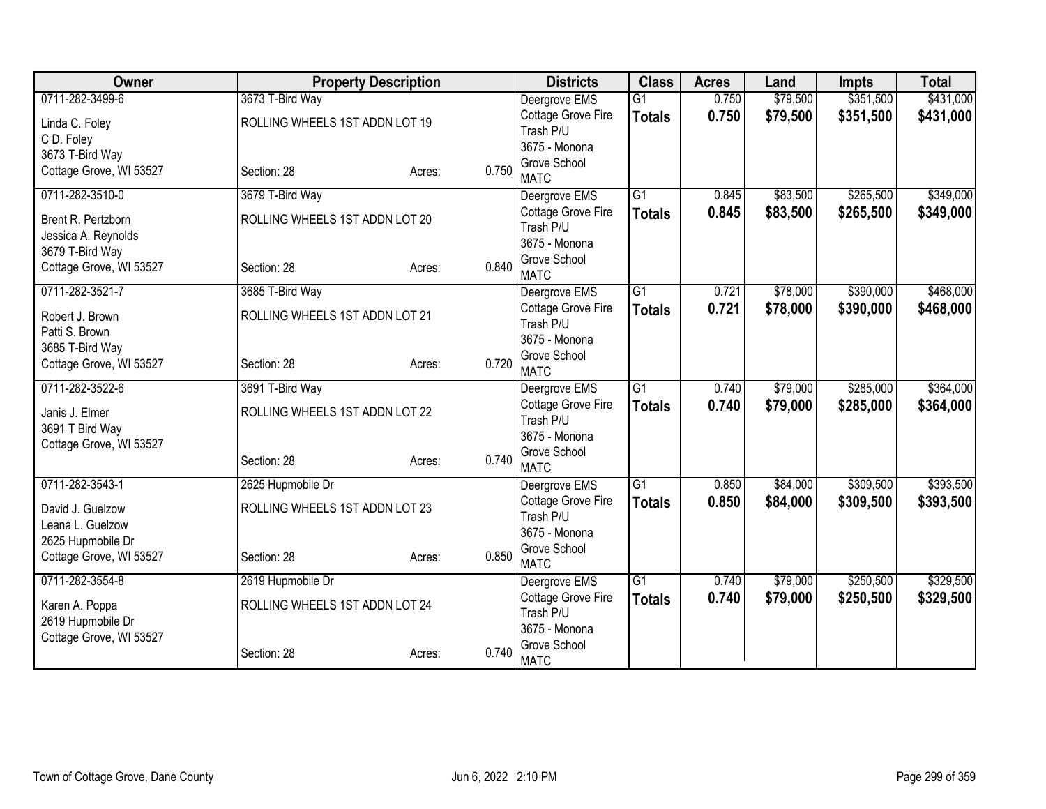| Owner | Property Description | | | Districts | Class | Acres | Land | Impts | Total |
|---|---|---|---|---|---|---|---|---|---|
| 0711-282-3499-6<br>Linda C. Foley<br>C D. Foley<br>3673 T-Bird Way<br>Cottage Grove, WI 53527 | 3673 T-Bird Way<br>ROLLING WHEELS 1ST ADDN LOT 19<br>Section: 28 | Acres: | 0.750 | Deergrove EMS<br>Cottage Grove Fire<br>Trash P/U<br>3675 - Monona Grove School<br>MATC | G1<br>**Totals** | 0.750<br>**0.750** | $79,500<br>**$79,500** | $351,500<br>**$351,500** | $431,000<br>**$431,000** |
| 0711-282-3510-0<br>Brent R. Pertzborn<br>Jessica A. Reynolds<br>3679 T-Bird Way<br>Cottage Grove, WI 53527 | 3679 T-Bird Way<br>ROLLING WHEELS 1ST ADDN LOT 20<br>Section: 28 | Acres: | 0.840 | Deergrove EMS<br>Cottage Grove Fire<br>Trash P/U<br>3675 - Monona Grove School<br>MATC | G1<br>**Totals** | 0.845<br>**0.845** | $83,500<br>**$83,500** | $265,500<br>**$265,500** | $349,000<br>**$349,000** |
| 0711-282-3521-7<br>Robert J. Brown<br>Patti S. Brown<br>3685 T-Bird Way<br>Cottage Grove, WI 53527 | 3685 T-Bird Way<br>ROLLING WHEELS 1ST ADDN LOT 21<br>Section: 28 | Acres: | 0.720 | Deergrove EMS<br>Cottage Grove Fire<br>Trash P/U<br>3675 - Monona Grove School<br>MATC | G1<br>**Totals** | 0.721<br>**0.721** | $78,000<br>**$78,000** | $390,000<br>**$390,000** | $468,000<br>**$468,000** |
| 0711-282-3522-6<br>Janis J. Elmer<br>3691 T Bird Way<br>Cottage Grove, WI 53527 | 3691 T-Bird Way<br>ROLLING WHEELS 1ST ADDN LOT 22<br>Section: 28 | Acres: | 0.740 | Deergrove EMS<br>Cottage Grove Fire<br>Trash P/U<br>3675 - Monona Grove School<br>MATC | G1<br>**Totals** | 0.740<br>**0.740** | $79,000<br>**$79,000** | $285,000<br>**$285,000** | $364,000<br>**$364,000** |
| 0711-282-3543-1<br>David J. Guelzow<br>Leana L. Guelzow<br>2625 Hupmobile Dr<br>Cottage Grove, WI 53527 | 2625 Hupmobile Dr<br>ROLLING WHEELS 1ST ADDN LOT 23<br>Section: 28 | Acres: | 0.850 | Deergrove EMS<br>Cottage Grove Fire<br>Trash P/U<br>3675 - Monona Grove School<br>MATC | G1<br>**Totals** | 0.850<br>**0.850** | $84,000<br>**$84,000** | $309,500<br>**$309,500** | $393,500<br>**$393,500** |
| 0711-282-3554-8<br>Karen A. Poppa<br>2619 Hupmobile Dr<br>Cottage Grove, WI 53527 | 2619 Hupmobile Dr<br>ROLLING WHEELS 1ST ADDN LOT 24<br>Section: 28 | Acres: | 0.740 | Deergrove EMS<br>Cottage Grove Fire<br>Trash P/U<br>3675 - Monona Grove School<br>MATC | G1<br>**Totals** | 0.740<br>**0.740** | $79,000<br>**$79,000** | $250,500<br>**$250,500** | $329,500<br>**$329,500** |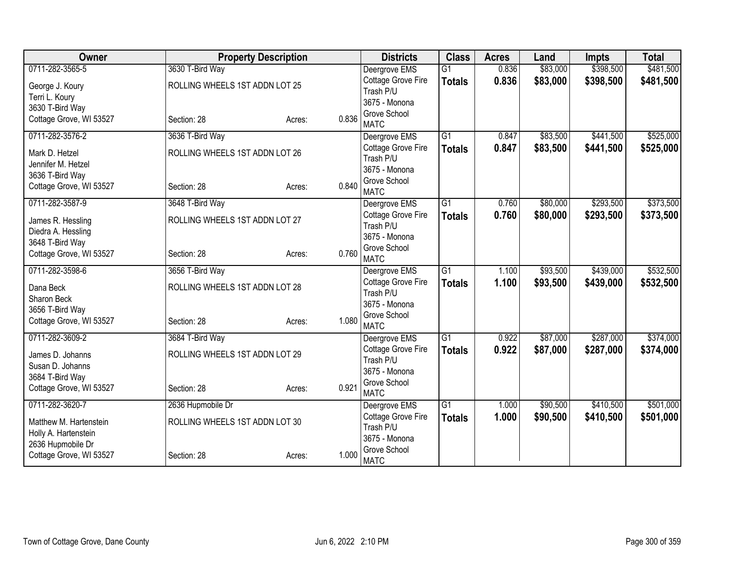| Owner | Property Description | | | Districts | Class | Acres | Land | Impts | Total |
|---|---|---|---|---|---|---|---|---|---|
| 0711-282-3565-5 | 3630 T-Bird Way | | | Deergrove EMS | G1 | 0.836 | $83,000 | $398,500 | $481,500 |
| George J. Koury | ROLLING WHEELS 1ST ADDN LOT 25 | | | Cottage Grove Fire | **Totals** | **0.836** | **$83,000** | **$398,500** | **$481,500** |
| Terri L. Koury | | | | Trash P/U | | | | | |
| 3630 T-Bird Way | | | | 3675 - Monona | | | | | |
| Cottage Grove, WI 53527 | Section: 28 | Acres: | 0.836 | Grove School | | | | | |
| | | | | MATC | | | | | |
| 0711-282-3576-2 | 3636 T-Bird Way | | | Deergrove EMS | G1 | 0.847 | $83,500 | $441,500 | $525,000 |
| Mark D. Hetzel | ROLLING WHEELS 1ST ADDN LOT 26 | | | Cottage Grove Fire | **Totals** | **0.847** | **$83,500** | **$441,500** | **$525,000** |
| Jennifer M. Hetzel | | | | Trash P/U | | | | | |
| 3636 T-Bird Way | | | | 3675 - Monona | | | | | |
| Cottage Grove, WI 53527 | Section: 28 | Acres: | 0.840 | Grove School | | | | | |
| | | | | MATC | | | | | |
| 0711-282-3587-9 | 3648 T-Bird Way | | | Deergrove EMS | G1 | 0.760 | $80,000 | $293,500 | $373,500 |
| James R. Hessling | ROLLING WHEELS 1ST ADDN LOT 27 | | | Cottage Grove Fire | **Totals** | **0.760** | **$80,000** | **$293,500** | **$373,500** |
| Diedra A. Hessling | | | | Trash P/U | | | | | |
| 3648 T-Bird Way | | | | 3675 - Monona | | | | | |
| Cottage Grove, WI 53527 | Section: 28 | Acres: | 0.760 | Grove School | | | | | |
| | | | | MATC | | | | | |
| 0711-282-3598-6 | 3656 T-Bird Way | | | Deergrove EMS | G1 | 1.100 | $93,500 | $439,000 | $532,500 |
| Dana Beck | ROLLING WHEELS 1ST ADDN LOT 28 | | | Cottage Grove Fire | **Totals** | **1.100** | **$93,500** | **$439,000** | **$532,500** |
| Sharon Beck | | | | Trash P/U | | | | | |
| 3656 T-Bird Way | | | | 3675 - Monona | | | | | |
| Cottage Grove, WI 53527 | Section: 28 | Acres: | 1.080 | Grove School | | | | | |
| | | | | MATC | | | | | |
| 0711-282-3609-2 | 3684 T-Bird Way | | | Deergrove EMS | G1 | 0.922 | $87,000 | $287,000 | $374,000 |
| James D. Johanns | ROLLING WHEELS 1ST ADDN LOT 29 | | | Cottage Grove Fire | **Totals** | **0.922** | **$87,000** | **$287,000** | **$374,000** |
| Susan D. Johanns | | | | Trash P/U | | | | | |
| 3684 T-Bird Way | | | | 3675 - Monona | | | | | |
| Cottage Grove, WI 53527 | Section: 28 | Acres: | 0.921 | Grove School | | | | | |
| | | | | MATC | | | | | |
| 0711-282-3620-7 | 2636 Hupmobile Dr | | | Deergrove EMS | G1 | 1.000 | $90,500 | $410,500 | $501,000 |
| Matthew M. Hartenstein | ROLLING WHEELS 1ST ADDN LOT 30 | | | Cottage Grove Fire | **Totals** | **1.000** | **$90,500** | **$410,500** | **$501,000** |
| Holly A. Hartenstein | | | | Trash P/U | | | | | |
| 2636 Hupmobile Dr | | | | 3675 - Monona | | | | | |
| Cottage Grove, WI 53527 | Section: 28 | Acres: | 1.000 | Grove School | | | | | |
| | | | | MATC | | | | | |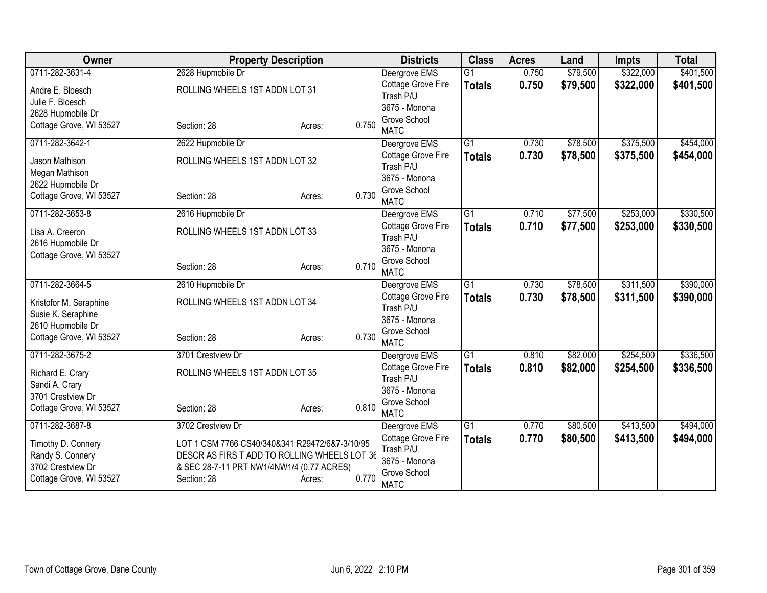| Owner | Property Description | | | Districts | Class | Acres | Land | Impts | Total |
|---|---|---|---|---|---|---|---|---|---|
| 0711-282-3631-4 | 2628 Hupmobile Dr | | | Deergrove EMS | G1 | 0.750 | $79,500 | $322,000 | $401,500 |
| Andre E. Bloesch<br>Julie F. Bloesch<br>2628 Hupmobile Dr<br>Cottage Grove, WI 53527 | ROLLING WHEELS 1ST ADDN LOT 31<br><br>Section: 28 | Acres: | 0.750 | Cottage Grove Fire<br>Trash P/U<br>3675 - Monona Grove School<br>MATC | **Totals** | **0.750** | **$79,500** | **$322,000** | **$401,500** |
| 0711-282-3642-1 | 2622 Hupmobile Dr | | | Deergrove EMS | G1 | 0.730 | $78,500 | $375,500 | $454,000 |
| Jason Mathison<br>Megan Mathison<br>2622 Hupmobile Dr<br>Cottage Grove, WI 53527 | ROLLING WHEELS 1ST ADDN LOT 32<br><br>Section: 28 | Acres: | 0.730 | Cottage Grove Fire<br>Trash P/U<br>3675 - Monona Grove School<br>MATC | **Totals** | **0.730** | **$78,500** | **$375,500** | **$454,000** |
| 0711-282-3653-8 | 2616 Hupmobile Dr | | | Deergrove EMS | G1 | 0.710 | $77,500 | $253,000 | $330,500 |
| Lisa A. Creeron<br>2616 Hupmobile Dr<br>Cottage Grove, WI 53527 | ROLLING WHEELS 1ST ADDN LOT 33<br><br>Section: 28 | Acres: | 0.710 | Cottage Grove Fire<br>Trash P/U<br>3675 - Monona Grove School<br>MATC | **Totals** | **0.710** | **$77,500** | **$253,000** | **$330,500** |
| 0711-282-3664-5 | 2610 Hupmobile Dr | | | Deergrove EMS | G1 | 0.730 | $78,500 | $311,500 | $390,000 |
| Kristofor M. Seraphine<br>Susie K. Seraphine<br>2610 Hupmobile Dr<br>Cottage Grove, WI 53527 | ROLLING WHEELS 1ST ADDN LOT 34<br><br>Section: 28 | Acres: | 0.730 | Cottage Grove Fire<br>Trash P/U<br>3675 - Monona Grove School<br>MATC | **Totals** | **0.730** | **$78,500** | **$311,500** | **$390,000** |
| 0711-282-3675-2 | 3701 Crestview Dr | | | Deergrove EMS | G1 | 0.810 | $82,000 | $254,500 | $336,500 |
| Richard E. Crary<br>Sandi A. Crary<br>3701 Crestview Dr<br>Cottage Grove, WI 53527 | ROLLING WHEELS 1ST ADDN LOT 35<br><br>Section: 28 | Acres: | 0.810 | Cottage Grove Fire<br>Trash P/U<br>3675 - Monona Grove School<br>MATC | **Totals** | **0.810** | **$82,000** | **$254,500** | **$336,500** |
| 0711-282-3687-8 | 3702 Crestview Dr | | | Deergrove EMS | G1 | 0.770 | $80,500 | $413,500 | $494,000 |
| Timothy D. Connery<br>Randy S. Connery<br>3702 Crestview Dr<br>Cottage Grove, WI 53527 | LOT 1 CSM 7766 CS40/340&341 R29472/6&7-3/10/95 DESCR AS FIRS T ADD TO ROLLING WHEELS LOT 36 & SEC 28-7-11 PRT NW1/4NW1/4 (0.77 ACRES)<br>Section: 28 | Acres: | 0.770 | Cottage Grove Fire<br>Trash P/U<br>3675 - Monona Grove School<br>MATC | **Totals** | **0.770** | **$80,500** | **$413,500** | **$494,000** |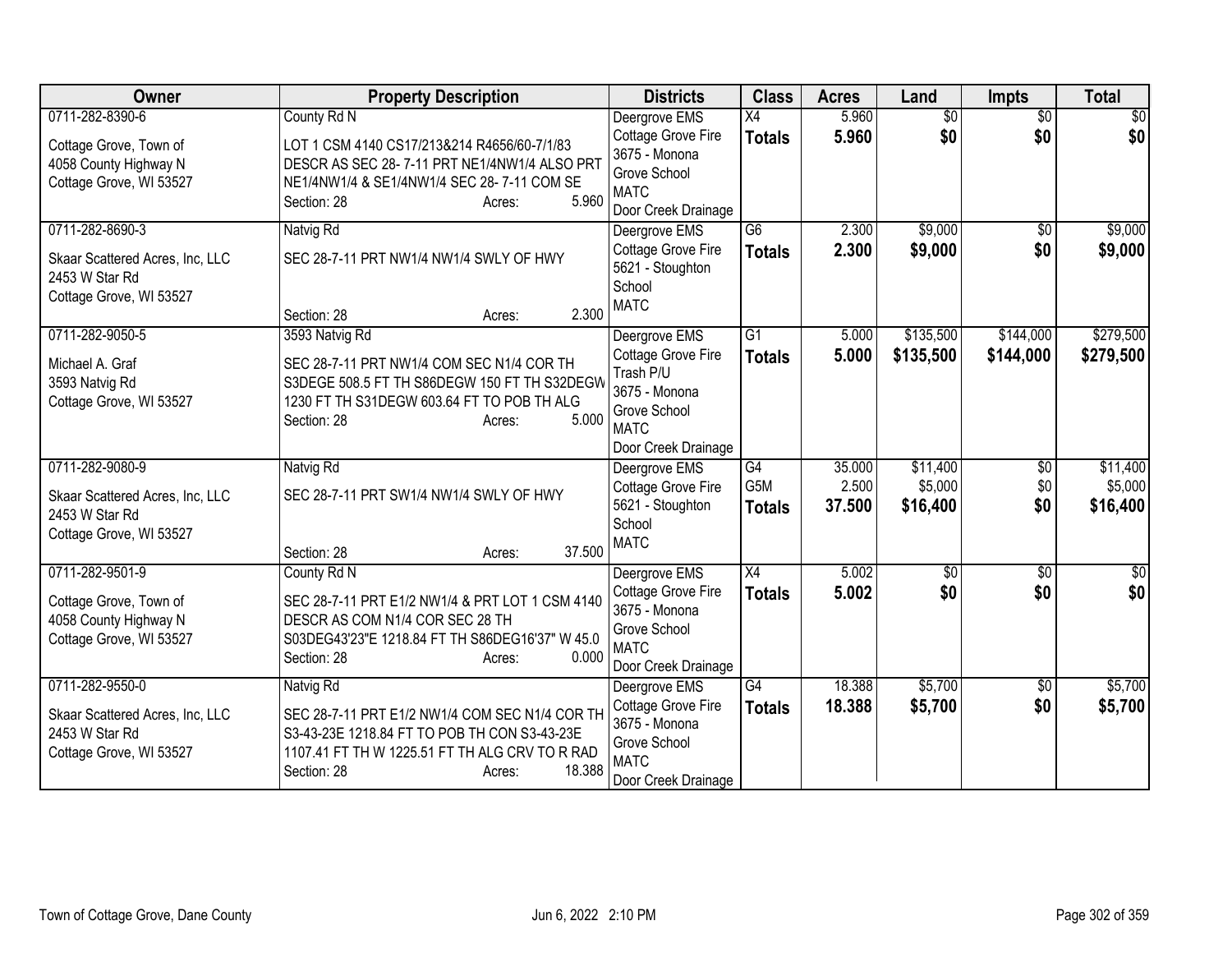| Owner | Property Description | Districts | Class | Acres | Land | Impts | Total |
|---|---|---|---|---|---|---|---|
| 0711-282-8390-6<br><br>Cottage Grove, Town of<br>4058 County Highway N<br>Cottage Grove, WI 53527 | County Rd N<br><br>LOT 1 CSM 4140 CS17/213&214 R4656/60-7/1/83 DESCR AS SEC 28- 7-11 PRT NE1/4NW1/4 ALSO PRT NE1/4NW1/4 & SE1/4NW1/4 SEC 28- 7-11 COM SE<br>Section: 28 Acres: 5.960 | Deergrove EMS<br>Cottage Grove Fire<br>3675 - Monona Grove School<br>MATC<br>Door Creek Drainage | X4<br>**Totals** | 5.960<br>**5.960** | $0<br>**$0** | $0<br>**$0** | $0<br>**$0** |
| 0711-282-8690-3<br><br>Skaar Scattered Acres, Inc, LLC<br>2453 W Star Rd<br>Cottage Grove, WI 53527 | Natvig Rd<br><br>SEC 28-7-11 PRT NW1/4 NW1/4 SWLY OF HWY<br><br>Section: 28 Acres: 2.300 | Deergrove EMS<br>Cottage Grove Fire<br>5621 - Stoughton School<br>MATC | G6<br>**Totals** | 2.300<br>**2.300** | $9,000<br>**$9,000** | $0<br>**$0** | $9,000<br>**$9,000** |
| 0711-282-9050-5<br><br>Michael A. Graf<br>3593 Natvig Rd<br>Cottage Grove, WI 53527 | 3593 Natvig Rd<br><br>SEC 28-7-11 PRT NW1/4 COM SEC N1/4 COR TH S3DEGE 508.5 FT TH S86DEGW 150 FT TH S32DEGW 1230 FT TH S31DEGW 603.64 FT TO POB TH ALG<br>Section: 28 Acres: 5.000 | Deergrove EMS<br>Cottage Grove Fire<br>Trash P/U<br>3675 - Monona Grove School<br>MATC<br>Door Creek Drainage | G1<br>**Totals** | 5.000<br>**5.000** | $135,500<br>**$135,500** | $144,000<br>**$144,000** | $279,500<br>**$279,500** |
| 0711-282-9080-9<br><br>Skaar Scattered Acres, Inc, LLC<br>2453 W Star Rd<br>Cottage Grove, WI 53527 | Natvig Rd<br><br>SEC 28-7-11 PRT SW1/4 NW1/4 SWLY OF HWY<br><br>Section: 28 Acres: 37.500 | Deergrove EMS<br>Cottage Grove Fire<br>5621 - Stoughton School<br>MATC | G4<br>G5M<br>**Totals** | 35.000<br>2.500<br>**37.500** | $11,400<br>$5,000<br>**$16,400** | $0<br>$0<br>**$0** | $11,400<br>$5,000<br>**$16,400** |
| 0711-282-9501-9<br><br>Cottage Grove, Town of<br>4058 County Highway N<br>Cottage Grove, WI 53527 | County Rd N<br><br>SEC 28-7-11 PRT E1/2 NW1/4 & PRT LOT 1 CSM 4140 DESCR AS COM N1/4 COR SEC 28 TH S03DEG43'23"E 1218.84 FT TH S86DEG16'37" W 45.0<br>Section: 28 Acres: 0.000 | Deergrove EMS<br>Cottage Grove Fire<br>3675 - Monona Grove School<br>MATC<br>Door Creek Drainage | X4<br>**Totals** | 5.002<br>**5.002** | $0<br>**$0** | $0<br>**$0** | $0<br>**$0** |
| 0711-282-9550-0<br><br>Skaar Scattered Acres, Inc, LLC<br>2453 W Star Rd<br>Cottage Grove, WI 53527 | Natvig Rd<br><br>SEC 28-7-11 PRT E1/2 NW1/4 COM SEC N1/4 COR TH S3-43-23E 1218.84 FT TO POB TH CON S3-43-23E 1107.41 FT TH W 1225.51 FT TH ALG CRV TO R RAD<br>Section: 28 Acres: 18.388 | Deergrove EMS<br>Cottage Grove Fire<br>3675 - Monona Grove School<br>MATC<br>Door Creek Drainage | G4<br>**Totals** | 18.388<br>**18.388** | $5,700<br>**$5,700** | $0<br>**$0** | $5,700<br>**$5,700** |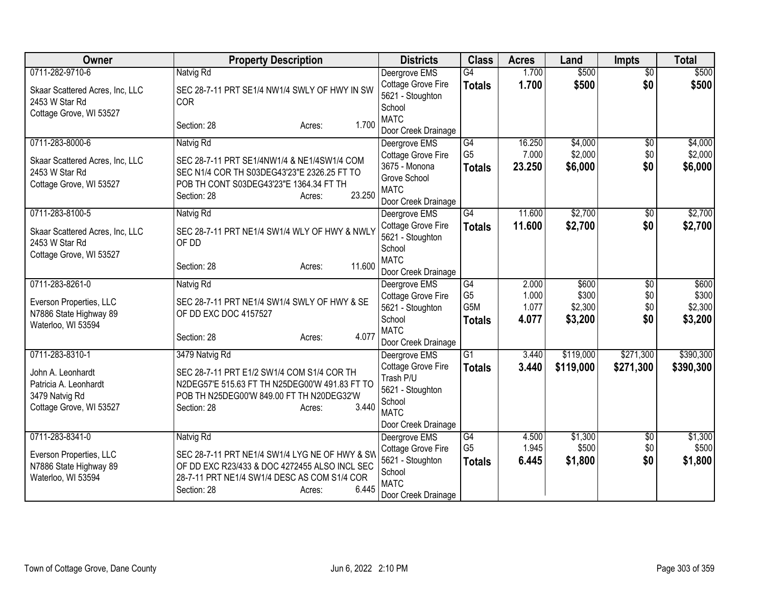| Owner | Property Description | Districts | Class | Acres | Land | Impts | Total |
|---|---|---|---|---|---|---|---|
| 0711-282-9710-6<br><br>Skaar Scattered Acres, Inc, LLC<br>2453 W Star Rd<br>Cottage Grove, WI 53527 | Natvig Rd<br><br>SEC 28-7-11 PRT SE1/4 NW1/4 SWLY OF HWY IN SW COR<br><br>Section: 28 Acres: 1.700 | Deergrove EMS<br>Cottage Grove Fire<br>5621 - Stoughton School<br>MATC<br>Door Creek Drainage | G4<br>**Totals** | 1.700<br>**1.700** | \$500<br>**\$500** | \$0<br>**\$0** | \$500<br>**\$500** |
| 0711-283-8000-6<br><br>Skaar Scattered Acres, Inc, LLC<br>2453 W Star Rd<br>Cottage Grove, WI 53527 | Natvig Rd<br><br>SEC 28-7-11 PRT SE1/4NW1/4 & NE1/4SW1/4 COM SEC N1/4 COR TH S03DEG43'23"E 2326.25 FT TO POB TH CONT S03DEG43'23"E 1364.34 FT TH<br>Section: 28 Acres: 23.250 | Deergrove EMS<br>Cottage Grove Fire<br>3675 - Monona Grove School<br>MATC<br>Door Creek Drainage | G4<br>G5<br>**Totals** | 16.250<br>7.000<br>**23.250** | \$4,000<br>\$2,000<br>**\$6,000** | \$0<br>\$0<br>**\$0** | \$4,000<br>\$2,000<br>**\$6,000** |
| 0711-283-8100-5<br><br>Skaar Scattered Acres, Inc, LLC<br>2453 W Star Rd<br>Cottage Grove, WI 53527 | Natvig Rd<br><br>SEC 28-7-11 PRT NE1/4 SW1/4 WLY OF HWY & NWLY OF DD<br><br>Section: 28 Acres: 11.600 | Deergrove EMS<br>Cottage Grove Fire<br>5621 - Stoughton School<br>MATC<br>Door Creek Drainage | G4<br>**Totals** | 11.600<br>**11.600** | \$2,700<br>**\$2,700** | \$0<br>**\$0** | \$2,700<br>**\$2,700** |
| 0711-283-8261-0<br><br>Everson Properties, LLC<br>N7886 State Highway 89<br>Waterloo, WI 53594 | Natvig Rd<br><br>SEC 28-7-11 PRT NE1/4 SW1/4 SWLY OF HWY & SE OF DD EXC DOC 4157527<br><br>Section: 28 Acres: 4.077 | Deergrove EMS<br>Cottage Grove Fire<br>5621 - Stoughton School<br>MATC<br>Door Creek Drainage | G4<br>G5<br>G5M<br>**Totals** | 2.000<br>1.000<br>1.077<br>**4.077** | \$600<br>\$300<br>\$2,300<br>**\$3,200** | \$0<br>\$0<br>\$0<br>**\$0** | \$600<br>\$300<br>\$2,300<br>**\$3,200** |
| 0711-283-8310-1<br><br>John A. Leonhardt<br>Patricia A. Leonhardt<br>3479 Natvig Rd<br>Cottage Grove, WI 53527 | 3479 Natvig Rd<br><br>SEC 28-7-11 PRT E1/2 SW1/4 COM S1/4 COR TH N2DEG57'E 515.63 FT TH N25DEG00'W 491.83 FT TO POB TH N25DEG00'W 849.00 FT TH N20DEG32'W<br>Section: 28 Acres: 3.440 | Deergrove EMS<br>Cottage Grove Fire<br>Trash P/U<br>5621 - Stoughton School<br>MATC<br>Door Creek Drainage | G1<br>**Totals** | 3.440<br>**3.440** | \$119,000<br>**\$119,000** | \$271,300<br>**\$271,300** | \$390,300<br>**\$390,300** |
| 0711-283-8341-0<br><br>Everson Properties, LLC<br>N7886 State Highway 89<br>Waterloo, WI 53594 | Natvig Rd<br><br>SEC 28-7-11 PRT NE1/4 SW1/4 LYG NE OF HWY & SW OF DD EXC R23/433 & DOC 4272455 ALSO INCL SEC 28-7-11 PRT NE1/4 SW1/4 DESC AS COM S1/4 COR<br>Section: 28 Acres: 6.445 | Deergrove EMS<br>Cottage Grove Fire<br>5621 - Stoughton School<br>MATC<br>Door Creek Drainage | G4<br>G5<br>**Totals** | 4.500<br>1.945<br>**6.445** | \$1,300<br>\$500<br>**\$1,800** | \$0<br>\$0<br>**\$0** | \$1,300<br>\$500<br>**\$1,800** |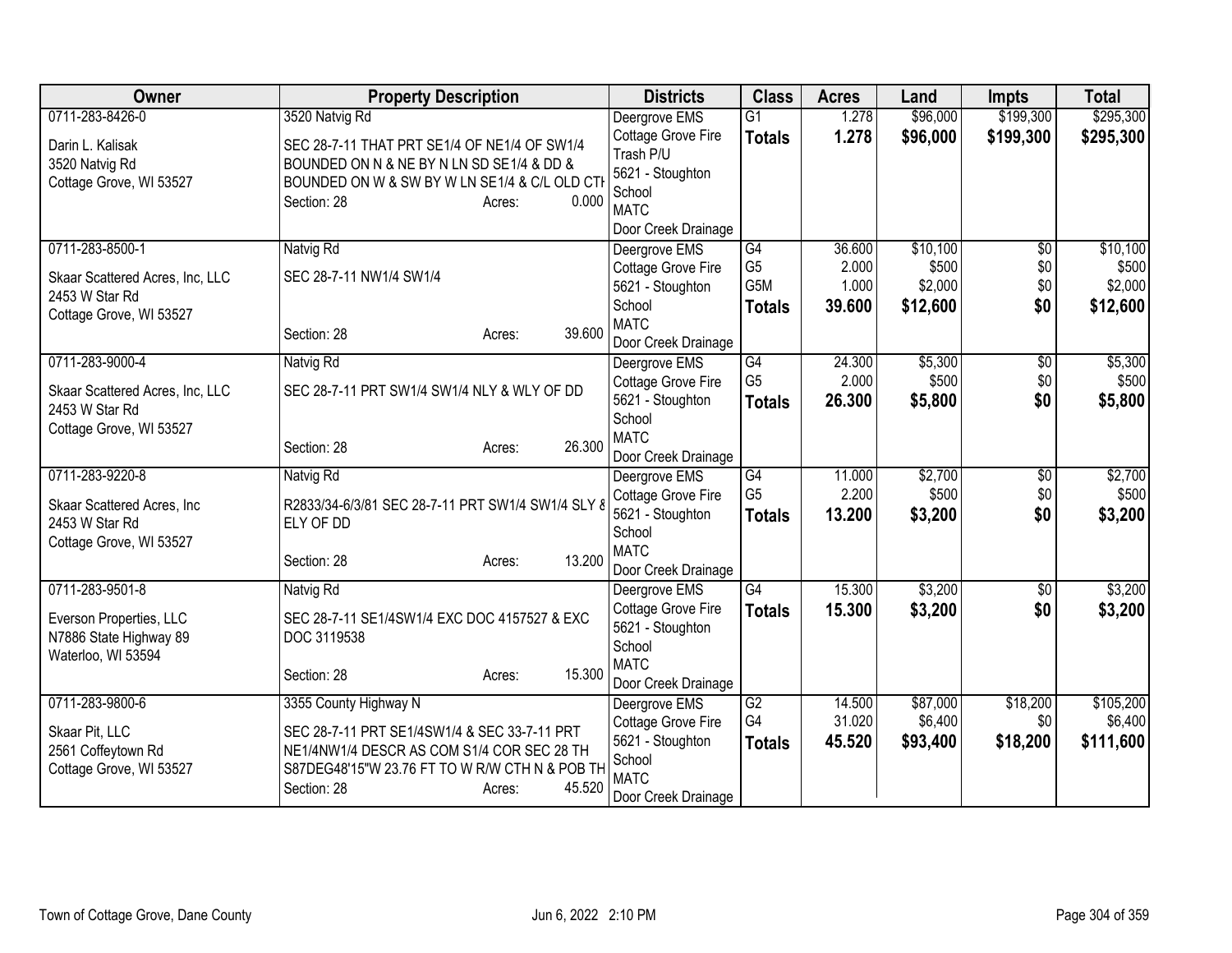| Owner | Property Description | Districts | Class | Acres | Land | Impts | Total |
|---|---|---|---|---|---|---|---|
| 0711-283-8426-0<br><br>Darin L. Kalisak<br>3520 Natvig Rd<br>Cottage Grove, WI 53527 | 3520 Natvig Rd<br><br>SEC 28-7-11 THAT PRT SE1/4 OF NE1/4 OF SW1/4 BOUNDED ON N & NE BY N LN SD SE1/4 & DD & BOUNDED ON W & SW BY W LN SE1/4 & C/L OLD CTH<br>Section: 28 Acres: 0.000 | Deergrove EMS<br>Cottage Grove Fire<br>Trash P/U<br>5621 - Stoughton School<br>MATC<br>Door Creek Drainage | G1<br>**Totals** | 1.278<br>**1.278** | $96,000<br>**$96,000** | $199,300<br>**$199,300** | $295,300<br>**$295,300** |
| 0711-283-8500-1<br><br>Skaar Scattered Acres, Inc, LLC<br>2453 W Star Rd<br>Cottage Grove, WI 53527 | Natvig Rd<br><br>SEC 28-7-11 NW1/4 SW1/4<br><br>Section: 28 Acres: 39.600 | Deergrove EMS<br>Cottage Grove Fire<br>5621 - Stoughton School<br>MATC<br>Door Creek Drainage | G4<br>G5<br>G5M<br>**Totals** | 36.600<br>2.000<br>1.000<br>**39.600** | $10,100<br>$500<br>$2,000<br>**$12,600** | $0<br>$0<br>$0<br>**$0** | $10,100<br>$500<br>$2,000<br>**$12,600** |
| 0711-283-9000-4<br><br>Skaar Scattered Acres, Inc, LLC<br>2453 W Star Rd<br>Cottage Grove, WI 53527 | Natvig Rd<br><br>SEC 28-7-11 PRT SW1/4 SW1/4 NLY & WLY OF DD<br><br>Section: 28 Acres: 26.300 | Deergrove EMS<br>Cottage Grove Fire<br>5621 - Stoughton School<br>MATC<br>Door Creek Drainage | G4<br>G5<br>**Totals** | 24.300<br>2.000<br>**26.300** | $5,300<br>$500<br>**$5,800** | $0<br>$0<br>**$0** | $5,300<br>$500<br>**$5,800** |
| 0711-283-9220-8<br><br>Skaar Scattered Acres, Inc<br>2453 W Star Rd<br>Cottage Grove, WI 53527 | Natvig Rd<br><br>R2833/34-6/3/81 SEC 28-7-11 PRT SW1/4 SW1/4 SLY & ELY OF DD<br><br>Section: 28 Acres: 13.200 | Deergrove EMS<br>Cottage Grove Fire<br>5621 - Stoughton School<br>MATC<br>Door Creek Drainage | G4<br>G5<br>**Totals** | 11.000<br>2.200<br>**13.200** | $2,700<br>$500<br>**$3,200** | $0<br>$0<br>**$0** | $2,700<br>$500<br>**$3,200** |
| 0711-283-9501-8<br><br>Everson Properties, LLC<br>N7886 State Highway 89<br>Waterloo, WI 53594 | Natvig Rd<br><br>SEC 28-7-11 SE1/4SW1/4 EXC DOC 4157527 & EXC DOC 3119538<br><br>Section: 28 Acres: 15.300 | Deergrove EMS<br>Cottage Grove Fire<br>5621 - Stoughton School<br>MATC<br>Door Creek Drainage | G4<br>**Totals** | 15.300<br>**15.300** | $3,200<br>**$3,200** | $0<br>**$0** | $3,200<br>**$3,200** |
| 0711-283-9800-6<br><br>Skaar Pit, LLC<br>2561 Coffeytown Rd<br>Cottage Grove, WI 53527 | 3355 County Highway N<br><br>SEC 28-7-11 PRT SE1/4SW1/4 & SEC 33-7-11 PRT NE1/4NW1/4 DESCR AS COM S1/4 COR SEC 28 TH S87DEG48'15"W 23.76 FT TO W R/W CTH N & POB TH<br>Section: 28 Acres: 45.520 | Deergrove EMS<br>Cottage Grove Fire<br>5621 - Stoughton School<br>MATC<br>Door Creek Drainage | G2<br>G4<br>**Totals** | 14.500<br>31.020<br>**45.520** | $87,000<br>$6,400<br>**$93,400** | $18,200<br>$0<br>**$18,200** | $105,200<br>$6,400<br>**$111,600** |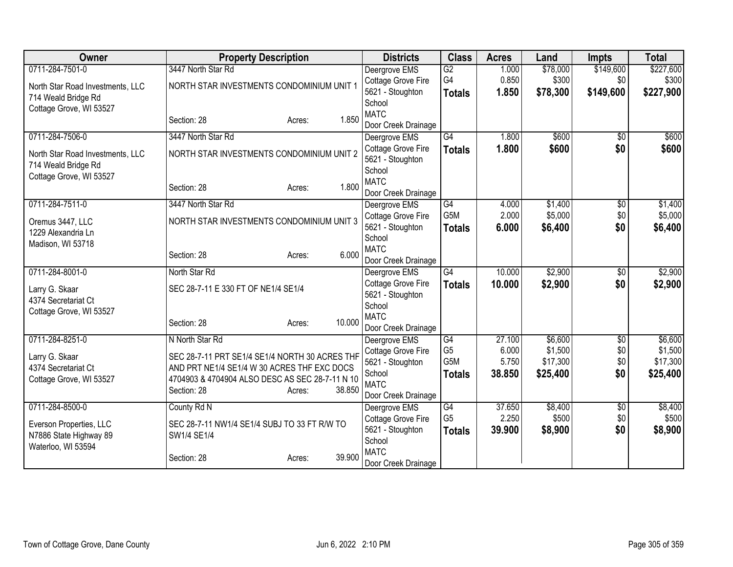| Owner | Property Description | Districts | Class | Acres | Land | Impts | Total |
|---|---|---|---|---|---|---|---|
| 0711-284-7501-0<br>North Star Road Investments, LLC<br>714 Weald Bridge Rd<br>Cottage Grove, WI 53527 | 3447 North Star Rd<br>NORTH STAR INVESTMENTS CONDOMINIUM UNIT 1<br>Section: 28 Acres: 1.850 | Deergrove EMS<br>Cottage Grove Fire<br>5621 - Stoughton School<br>MATC<br>Door Creek Drainage | G2<br>G4<br>**Totals** | 1.000<br>0.850<br>**1.850** | $78,000<br>$300<br>**$78,300** | $149,600<br>$0<br>**$149,600** | $227,600<br>$300<br>**$227,900** |
| 0711-284-7506-0<br>North Star Road Investments, LLC<br>714 Weald Bridge Rd<br>Cottage Grove, WI 53527 | 3447 North Star Rd<br>NORTH STAR INVESTMENTS CONDOMINIUM UNIT 2<br>Section: 28 Acres: 1.800 | Deergrove EMS<br>Cottage Grove Fire<br>5621 - Stoughton School<br>MATC<br>Door Creek Drainage | G4<br>**Totals** | 1.800<br>**1.800** | $600<br>**$600** | $0<br>**$0** | $600<br>**$600** |
| 0711-284-7511-0<br>Oremus 3447, LLC<br>1229 Alexandria Ln<br>Madison, WI 53718 | 3447 North Star Rd<br>NORTH STAR INVESTMENTS CONDOMINIUM UNIT 3<br>Section: 28 Acres: 6.000 | Deergrove EMS<br>Cottage Grove Fire<br>5621 - Stoughton School<br>MATC<br>Door Creek Drainage | G4<br>G5M<br>**Totals** | 4.000<br>2.000<br>**6.000** | $1,400<br>$5,000<br>**$6,400** | $0<br>$0<br>**$0** | $1,400<br>$5,000<br>**$6,400** |
| 0711-284-8001-0<br>Larry G. Skaar<br>4374 Secretariat Ct<br>Cottage Grove, WI 53527 | North Star Rd<br>SEC 28-7-11 E 330 FT OF NE1/4 SE1/4<br>Section: 28 Acres: 10.000 | Deergrove EMS<br>Cottage Grove Fire<br>5621 - Stoughton School<br>MATC<br>Door Creek Drainage | G4<br>**Totals** | 10.000<br>**10.000** | $2,900<br>**$2,900** | $0<br>**$0** | $2,900<br>**$2,900** |
| 0711-284-8251-0<br>Larry G. Skaar<br>4374 Secretariat Ct<br>Cottage Grove, WI 53527 | N North Star Rd<br>SEC 28-7-11 PRT SE1/4 SE1/4 NORTH 30 ACRES THF AND PRT NE1/4 SE1/4 W 30 ACRES THF EXC DOCS 4704903 & 4704904 ALSO DESC AS SEC 28-7-11 N 10<br>Section: 28 Acres: 38.850 | Deergrove EMS<br>Cottage Grove Fire<br>5621 - Stoughton School<br>MATC<br>Door Creek Drainage | G4<br>G5<br>G5M<br>**Totals** | 27.100<br>6.000<br>5.750<br>**38.850** | $6,600<br>$1,500<br>$17,300<br>**$25,400** | $0<br>$0<br>$0<br>**$0** | $6,600<br>$1,500<br>$17,300<br>**$25,400** |
| 0711-284-8500-0<br>Everson Properties, LLC<br>N7886 State Highway 89<br>Waterloo, WI 53594 | County Rd N<br>SEC 28-7-11 NW1/4 SE1/4 SUBJ TO 33 FT R/W TO SW1/4 SE1/4<br>Section: 28 Acres: 39.900 | Deergrove EMS<br>Cottage Grove Fire<br>5621 - Stoughton School<br>MATC<br>Door Creek Drainage | G4<br>G5<br>**Totals** | 37.650<br>2.250<br>**39.900** | $8,400<br>$500<br>**$8,900** | $0<br>$0<br>**$0** | $8,400<br>$500<br>**$8,900** |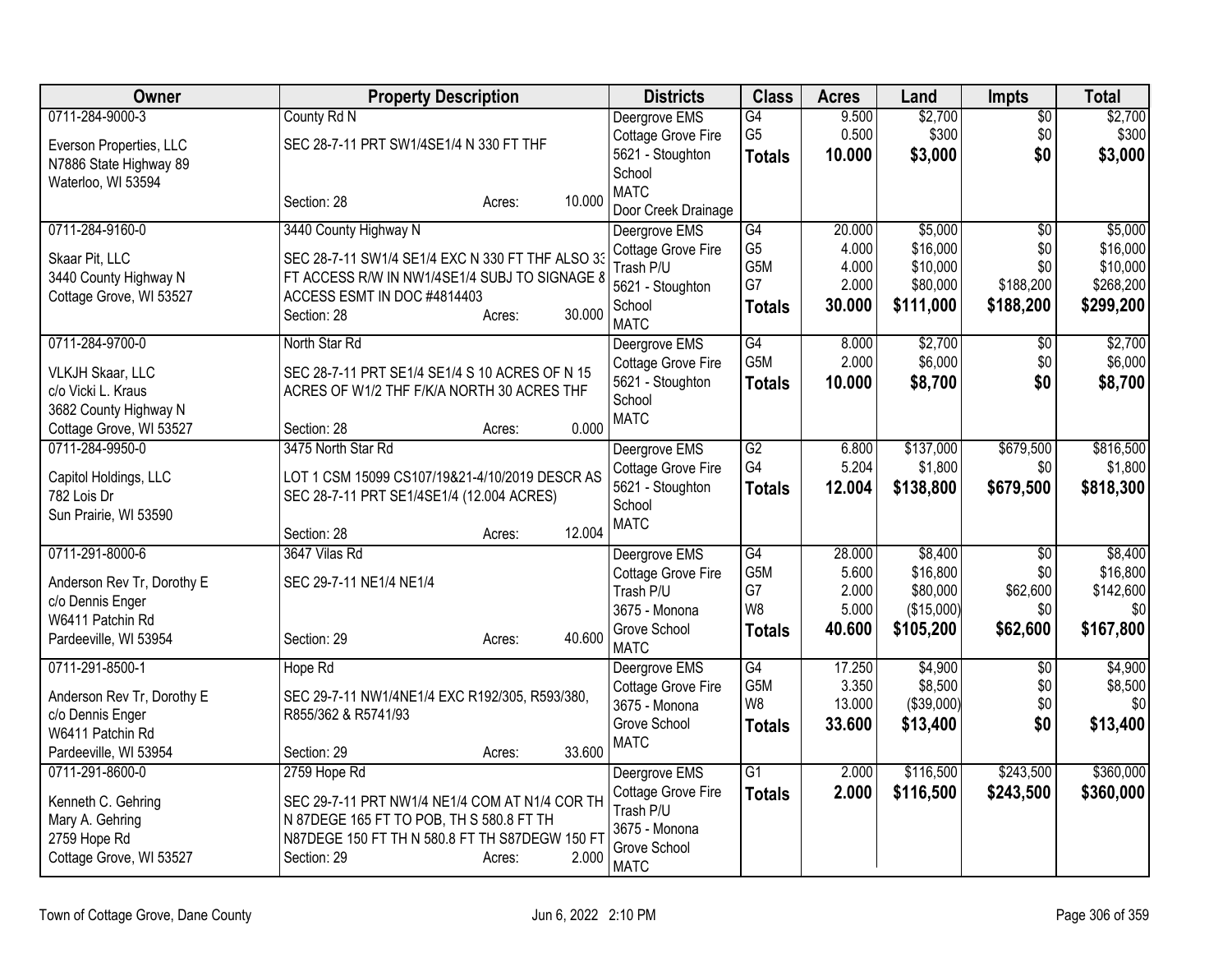| Owner | Property Description | Districts | Class | Acres | Land | Impts | Total |
|---|---|---|---|---|---|---|---|
| 0711-284-9000-3<br>Everson Properties, LLC<br>N7886 State Highway 89<br>Waterloo, WI 53594 | County Rd N<br>SEC 28-7-11 PRT SW1/4SE1/4 N 330 FT THF<br>Section: 28 Acres: 10.000 | Deergrove EMS<br>Cottage Grove Fire<br>5621 - Stoughton School<br>MATC<br>Door Creek Drainage | G4<br>G5<br>**Totals** | 9.500<br>0.500<br>**10.000** | $2,700<br>$300<br>**$3,000** | $0<br>$0<br>**$0** | $2,700<br>$300<br>**$3,000** |
| 0711-284-9160-0<br>Skaar Pit, LLC<br>3440 County Highway N<br>Cottage Grove, WI 53527 | 3440 County Highway N<br>SEC 28-7-11 SW1/4 SE1/4 EXC N 330 FT THF ALSO 33 FT ACCESS R/W IN NW1/4SE1/4 SUBJ TO SIGNAGE & ACCESS ESMT IN DOC #4814403<br>Section: 28 Acres: 30.000 | Deergrove EMS<br>Cottage Grove Fire<br>Trash P/U<br>5621 - Stoughton School<br>MATC | G4<br>G5<br>G5M<br>G7<br>**Totals** | 20.000<br>4.000<br>4.000<br>2.000<br>**30.000** | $5,000<br>$16,000<br>$10,000<br>$80,000<br>**$111,000** | $0<br>$0<br>$0<br>$188,200<br>**$188,200** | $5,000<br>$16,000<br>$10,000<br>$268,200<br>**$299,200** |
| 0711-284-9700-0<br>VLKJH Skaar, LLC<br>c/o Vicki L. Kraus<br>3682 County Highway N<br>Cottage Grove, WI 53527 | North Star Rd<br>SEC 28-7-11 PRT SE1/4 SE1/4 S 10 ACRES OF N 15 ACRES OF W1/2 THF F/K/A NORTH 30 ACRES THF<br>Section: 28 Acres: 0.000 | Deergrove EMS<br>Cottage Grove Fire<br>5621 - Stoughton School<br>MATC | G4<br>G5M<br>**Totals** | 8.000<br>2.000<br>**10.000** | $2,700<br>$6,000<br>**$8,700** | $0<br>$0<br>**$0** | $2,700<br>$6,000<br>**$8,700** |
| 0711-284-9950-0<br>Capitol Holdings, LLC<br>782 Lois Dr<br>Sun Prairie, WI 53590 | 3475 North Star Rd<br>LOT 1 CSM 15099 CS107/19&21-4/10/2019 DESCR AS SEC 28-7-11 PRT SE1/4SE1/4 (12.004 ACRES)<br>Section: 28 Acres: 12.004 | Deergrove EMS<br>Cottage Grove Fire<br>5621 - Stoughton School<br>MATC | G2<br>G4<br>**Totals** | 6.800<br>5.204<br>**12.004** | $137,000<br>$1,800<br>**$138,800** | $679,500<br>$0<br>**$679,500** | $816,500<br>$1,800<br>**$818,300** |
| 0711-291-8000-6<br>Anderson Rev Tr, Dorothy E<br>c/o Dennis Enger<br>W6411 Patchin Rd<br>Pardeeville, WI 53954 | 3647 Vilas Rd<br>SEC 29-7-11 NE1/4 NE1/4<br>Section: 29 Acres: 40.600 | Deergrove EMS<br>Cottage Grove Fire<br>Trash P/U<br>3675 - Monona Grove School<br>MATC | G4<br>G5M<br>G7<br>W8<br>**Totals** | 28.000<br>5.600<br>2.000<br>5.000<br>**40.600** | $8,400<br>$16,800<br>$80,000<br>($15,000)<br>**$105,200** | $0<br>$0<br>$62,600<br>$0<br>**$62,600** | $8,400<br>$16,800<br>$142,600<br>$0<br>**$167,800** |
| 0711-291-8500-1<br>Anderson Rev Tr, Dorothy E<br>c/o Dennis Enger<br>W6411 Patchin Rd<br>Pardeeville, WI 53954 | Hope Rd<br>SEC 29-7-11 NW1/4NE1/4 EXC R192/305, R593/380, R855/362 & R5741/93<br>Section: 29 Acres: 33.600 | Deergrove EMS<br>Cottage Grove Fire<br>3675 - Monona Grove School<br>MATC | G4<br>G5M<br>W8<br>**Totals** | 17.250<br>3.350<br>13.000<br>**33.600** | $4,900<br>$8,500<br>($39,000)<br>**$13,400** | $0<br>$0<br>$0<br>**$0** | $4,900<br>$8,500<br>$0<br>**$13,400** |
| 0711-291-8600-0<br>Kenneth C. Gehring<br>Mary A. Gehring<br>2759 Hope Rd<br>Cottage Grove, WI 53527 | 2759 Hope Rd<br>SEC 29-7-11 PRT NW1/4 NE1/4 COM AT N1/4 COR TH N 87DEGE 165 FT TO POB, TH S 580.8 FT TH N87DEGE 150 FT TH N 580.8 FT TH S87DEGW 150 FT<br>Section: 29 Acres: 2.000 | Deergrove EMS<br>Cottage Grove Fire<br>Trash P/U<br>3675 - Monona Grove School<br>MATC | G1<br>**Totals** | 2.000<br>**2.000** | $116,500<br>**$116,500** | $243,500<br>**$243,500** | $360,000<br>**$360,000** |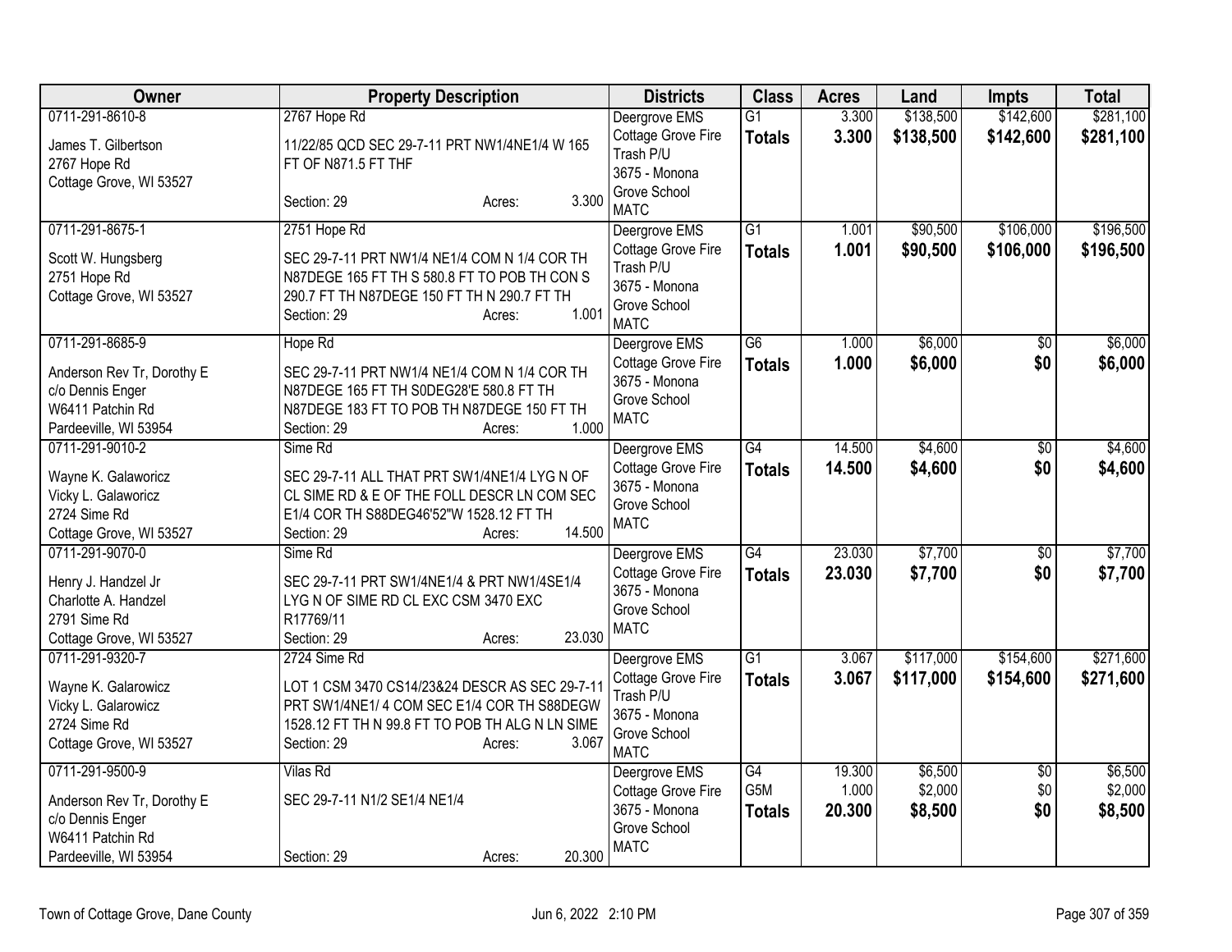| Owner | Property Description | Districts | Class | Acres | Land | Impts | Total |
|---|---|---|---|---|---|---|---|
| 0711-291-8610-8<br>James T. Gilbertson<br>2767 Hope Rd<br>Cottage Grove, WI 53527 | 2767 Hope Rd<br>11/22/85 QCD SEC 29-7-11 PRT NW1/4NE1/4 W 165 FT OF N871.5 FT THF<br>Section: 29 Acres: 3.300 | Deergrove EMS<br>Cottage Grove Fire<br>Trash P/U<br>3675 - Monona Grove School<br>MATC | G1<br>**Totals** | 3.300<br>**3.300** | \$138,500<br>**\$138,500** | \$142,600<br>**\$142,600** | \$281,100<br>**\$281,100** |
| 0711-291-8675-1<br>Scott W. Hungsberg<br>2751 Hope Rd<br>Cottage Grove, WI 53527 | 2751 Hope Rd<br>SEC 29-7-11 PRT NW1/4 NE1/4 COM N 1/4 COR TH N87DEGE 165 FT TH S 580.8 FT TO POB TH CON S 290.7 FT TH N87DEGE 150 FT TH N 290.7 FT TH<br>Section: 29 Acres: 1.001 | Deergrove EMS<br>Cottage Grove Fire<br>Trash P/U<br>3675 - Monona Grove School<br>MATC | G1<br>**Totals** | 1.001<br>**1.001** | \$90,500<br>**\$90,500** | \$106,000<br>**\$106,000** | \$196,500<br>**\$196,500** |
| 0711-291-8685-9<br>Anderson Rev Tr, Dorothy E<br>c/o Dennis Enger<br>W6411 Patchin Rd<br>Pardeeville, WI 53954 | Hope Rd<br>SEC 29-7-11 PRT NW1/4 NE1/4 COM N 1/4 COR TH N87DEGE 165 FT TH S0DEG28'E 580.8 FT TH N87DEGE 183 FT TO POB TH N87DEGE 150 FT TH<br>Section: 29 Acres: 1.000 | Deergrove EMS<br>Cottage Grove Fire<br>3675 - Monona Grove School<br>MATC | G6<br>**Totals** | 1.000<br>**1.000** | \$6,000<br>**\$6,000** | \$0<br>**\$0** | \$6,000<br>**\$6,000** |
| 0711-291-9010-2<br>Wayne K. Galaworicz<br>Vicky L. Galaworicz<br>2724 Sime Rd<br>Cottage Grove, WI 53527 | Sime Rd<br>SEC 29-7-11 ALL THAT PRT SW1/4NE1/4 LYG N OF CL SIME RD & E OF THE FOLL DESCR LN COM SEC E1/4 COR TH S88DEG46'52"W 1528.12 FT TH<br>Section: 29 Acres: 14.500 | Deergrove EMS<br>Cottage Grove Fire<br>3675 - Monona Grove School<br>MATC | G4<br>**Totals** | 14.500<br>**14.500** | \$4,600<br>**\$4,600** | \$0<br>**\$0** | \$4,600<br>**\$4,600** |
| 0711-291-9070-0<br>Henry J. Handzel Jr<br>Charlotte A. Handzel<br>2791 Sime Rd<br>Cottage Grove, WI 53527 | Sime Rd<br>SEC 29-7-11 PRT SW1/4NE1/4 & PRT NW1/4SE1/4 LYG N OF SIME RD CL EXC CSM 3470 EXC R17769/11<br>Section: 29 Acres: 23.030 | Deergrove EMS<br>Cottage Grove Fire<br>3675 - Monona Grove School<br>MATC | G4<br>**Totals** | 23.030<br>**23.030** | \$7,700<br>**\$7,700** | \$0<br>**\$0** | \$7,700<br>**\$7,700** |
| 0711-291-9320-7<br>Wayne K. Galarowicz<br>Vicky L. Galarowicz<br>2724 Sime Rd<br>Cottage Grove, WI 53527 | 2724 Sime Rd<br>LOT 1 CSM 3470 CS14/23&24 DESCR AS SEC 29-7-11 PRT SW1/4NE1/ 4 COM SEC E1/4 COR TH S88DEGW 1528.12 FT TH N 99.8 FT TO POB TH ALG N LN SIME<br>Section: 29 Acres: 3.067 | Deergrove EMS<br>Cottage Grove Fire<br>Trash P/U<br>3675 - Monona Grove School<br>MATC | G1<br>**Totals** | 3.067<br>**3.067** | \$117,000<br>**\$117,000** | \$154,600<br>**\$154,600** | \$271,600<br>**\$271,600** |
| 0711-291-9500-9<br>Anderson Rev Tr, Dorothy E<br>c/o Dennis Enger<br>W6411 Patchin Rd<br>Pardeeville, WI 53954 | Vilas Rd<br>SEC 29-7-11 N1/2 SE1/4 NE1/4<br>Section: 29 Acres: 20.300 | Deergrove EMS<br>Cottage Grove Fire<br>3675 - Monona Grove School<br>MATC | G4<br>G5M<br>**Totals** | 19.300<br>1.000<br>**20.300** | \$6,500<br>\$2,000<br>**\$8,500** | \$0<br>\$0<br>**\$0** | \$6,500<br>\$2,000<br>**\$8,500** |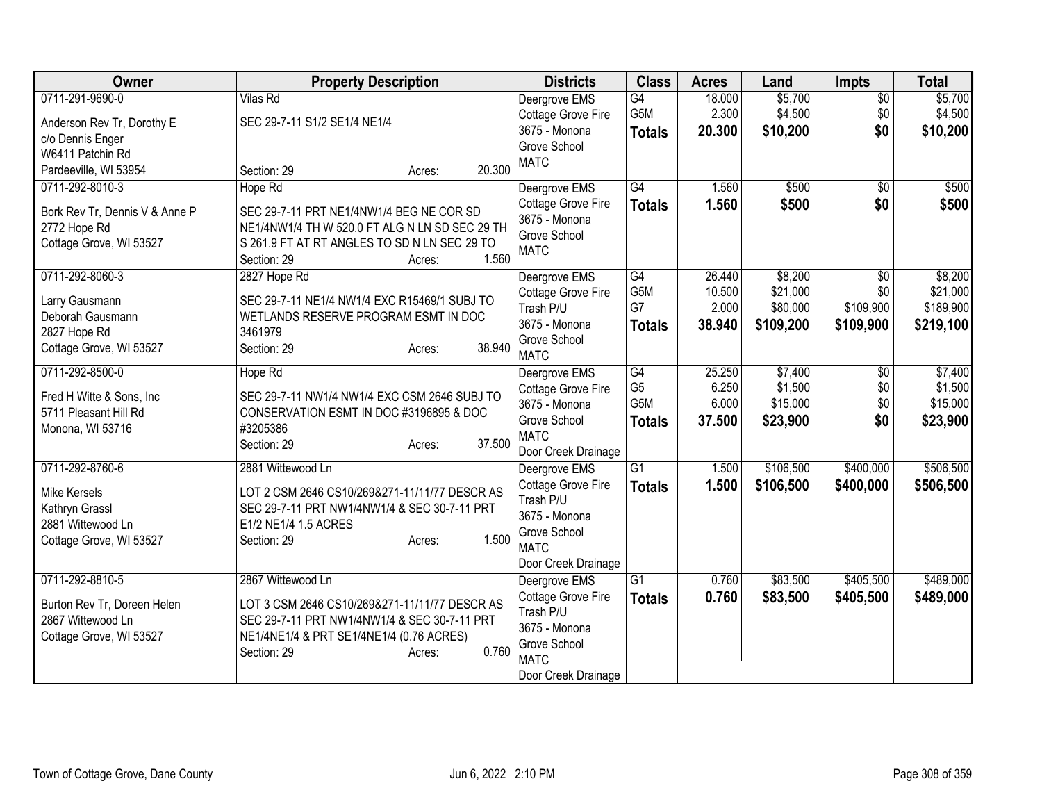| Owner | Property Description | Districts | Class | Acres | Land | Impts | Total |
|---|---|---|---|---|---|---|---|
| 0711-291-9690-0<br>Anderson Rev Tr, Dorothy E<br>c/o Dennis Enger<br>W6411 Patchin Rd<br>Pardeeville, WI 53954 | Vilas Rd<br>SEC 29-7-11 S1/2 SE1/4 NE1/4<br>Section: 29 Acres: 20.300 | Deergrove EMS<br>Cottage Grove Fire<br>3675 - Monona Grove School<br>MATC | G4<br>G5M<br>**Totals** | 18.000<br>2.300<br>**20.300** | $5,700<br>$4,500<br>**$10,200** | $0<br>$0<br>**$0** | $5,700<br>$4,500<br>**$10,200** |
| 0711-292-8010-3<br>Bork Rev Tr, Dennis V & Anne P<br>2772 Hope Rd<br>Cottage Grove, WI 53527 | Hope Rd<br>SEC 29-7-11 PRT NE1/4NW1/4 BEG NE COR SD NE1/4NW1/4 TH W 520.0 FT ALG N LN SD SEC 29 TH S 261.9 FT AT RT ANGLES TO SD N LN SEC 29 TO<br>Section: 29 Acres: 1.560 | Deergrove EMS<br>Cottage Grove Fire<br>3675 - Monona Grove School<br>MATC | G4<br>**Totals** | 1.560<br>**1.560** | $500<br>**$500** | $0<br>**$0** | $500<br>**$500** |
| 0711-292-8060-3<br>Larry Gausmann<br>Deborah Gausmann<br>2827 Hope Rd<br>Cottage Grove, WI 53527 | 2827 Hope Rd<br>SEC 29-7-11 NE1/4 NW1/4 EXC R15469/1 SUBJ TO WETLANDS RESERVE PROGRAM ESMT IN DOC 3461979<br>Section: 29 Acres: 38.940 | Deergrove EMS<br>Cottage Grove Fire<br>Trash P/U<br>3675 - Monona Grove School<br>MATC | G4<br>G5M<br>G7<br>**Totals** | 26.440<br>10.500<br>2.000<br>**38.940** | $8,200<br>$21,000<br>$80,000<br>**$109,200** | $0<br>$0<br>$109,900<br>**$109,900** | $8,200<br>$21,000<br>$189,900<br>**$219,100** |
| 0711-292-8500-0<br>Fred H Witte & Sons, Inc<br>5711 Pleasant Hill Rd<br>Monona, WI 53716 | Hope Rd<br>SEC 29-7-11 NW1/4 NW1/4 EXC CSM 2646 SUBJ TO CONSERVATION ESMT IN DOC #3196895 & DOC #3205386<br>Section: 29 Acres: 37.500 | Deergrove EMS<br>Cottage Grove Fire<br>3675 - Monona Grove School<br>MATC<br>Door Creek Drainage | G4<br>G5<br>G5M<br>**Totals** | 25.250<br>6.250<br>6.000<br>**37.500** | $7,400<br>$1,500<br>$15,000<br>**$23,900** | $0<br>$0<br>$0<br>**$0** | $7,400<br>$1,500<br>$15,000<br>**$23,900** |
| 0711-292-8760-6<br>Mike Kersels<br>Kathryn Grassl<br>2881 Wittewood Ln<br>Cottage Grove, WI 53527 | 2881 Wittewood Ln<br>LOT 2 CSM 2646 CS10/269&271-11/11/77 DESCR AS SEC 29-7-11 PRT NW1/4NW1/4 & SEC 30-7-11 PRT E1/2 NE1/4 1.5 ACRES<br>Section: 29 Acres: 1.500 | Deergrove EMS<br>Cottage Grove Fire<br>Trash P/U<br>3675 - Monona Grove School<br>MATC<br>Door Creek Drainage | G1<br>**Totals** | 1.500<br>**1.500** | $106,500<br>**$106,500** | $400,000<br>**$400,000** | $506,500<br>**$506,500** |
| 0711-292-8810-5<br>Burton Rev Tr, Doreen Helen<br>2867 Wittewood Ln<br>Cottage Grove, WI 53527 | 2867 Wittewood Ln<br>LOT 3 CSM 2646 CS10/269&271-11/11/77 DESCR AS SEC 29-7-11 PRT NW1/4NW1/4 & SEC 30-7-11 PRT NE1/4NE1/4 & PRT SE1/4NE1/4 (0.76 ACRES)<br>Section: 29 Acres: 0.760 | Deergrove EMS<br>Cottage Grove Fire<br>Trash P/U<br>3675 - Monona Grove School<br>MATC<br>Door Creek Drainage | G1<br>**Totals** | 0.760<br>**0.760** | $83,500<br>**$83,500** | $405,500<br>**$405,500** | $489,000<br>**$489,000** |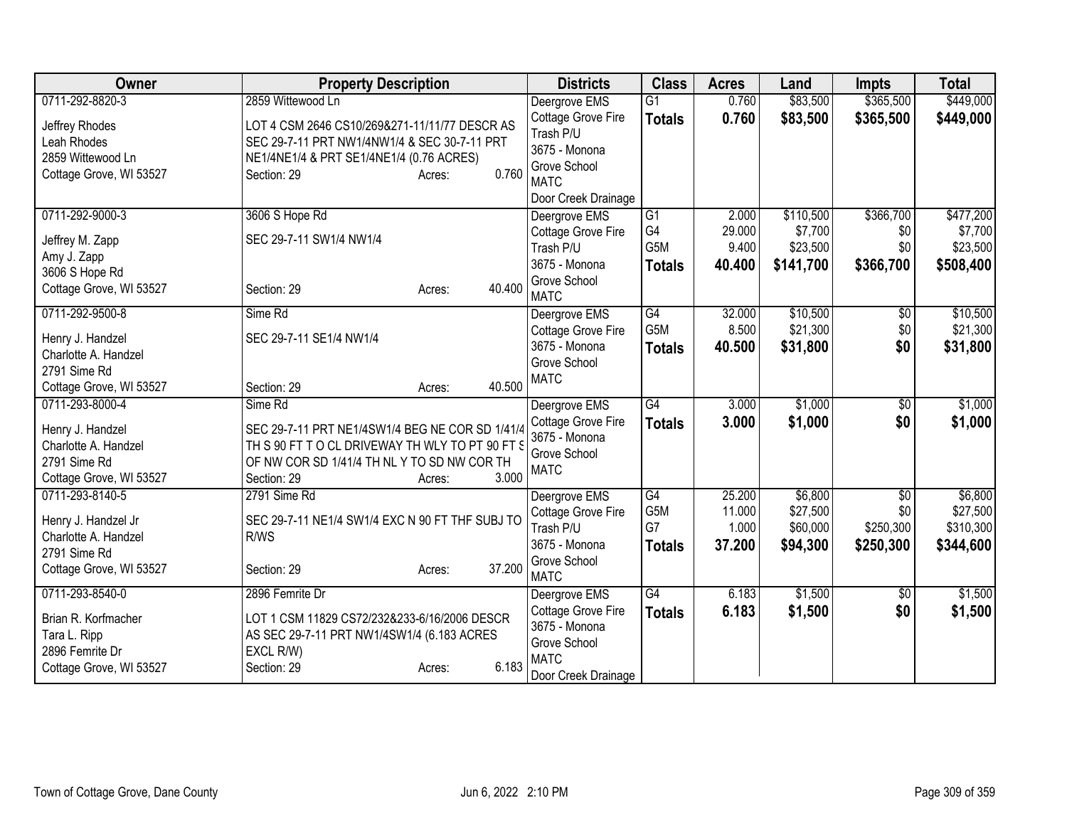| Owner | Property Description | Districts | Class | Acres | Land | Impts | Total |
|---|---|---|---|---|---|---|---|
| 0711-292-8820-3<br>Jeffrey Rhodes<br>Leah Rhodes<br>2859 Wittewood Ln<br>Cottage Grove, WI 53527 | 2859 Wittewood Ln<br>LOT 4 CSM 2646 CS10/269&271-11/11/77 DESCR AS SEC 29-7-11 PRT NW1/4NW1/4 & SEC 30-7-11 PRT NE1/4NE1/4 & PRT SE1/4NE1/4 (0.76 ACRES)<br>Section: 29 Acres: 0.760 | Deergrove EMS<br>Cottage Grove Fire<br>Trash P/U<br>3675 - Monona Grove School<br>MATC<br>Door Creek Drainage | G1<br>**Totals** | 0.760<br>**0.760** | \$83,500<br>**\$83,500** | \$365,500<br>**\$365,500** | \$449,000<br>**\$449,000** |
| 0711-292-9000-3<br>Jeffrey M. Zapp<br>Amy J. Zapp<br>3606 S Hope Rd<br>Cottage Grove, WI 53527 | 3606 S Hope Rd<br>SEC 29-7-11 SW1/4 NW1/4<br>Section: 29 Acres: 40.400 | Deergrove EMS<br>Cottage Grove Fire<br>Trash P/U<br>3675 - Monona Grove School<br>MATC | G1<br>G4<br>G5M<br>**Totals** | 2.000<br>29.000<br>9.400<br>**40.400** | \$110,500<br>\$7,700<br>\$23,500<br>**\$141,700** | \$366,700<br>\$0<br>\$0<br>**\$366,700** | \$477,200<br>\$7,700<br>\$23,500<br>**\$508,400** |
| 0711-292-9500-8<br>Henry J. Handzel<br>Charlotte A. Handzel<br>2791 Sime Rd<br>Cottage Grove, WI 53527 | Sime Rd<br>SEC 29-7-11 SE1/4 NW1/4<br>Section: 29 Acres: 40.500 | Deergrove EMS<br>Cottage Grove Fire<br>3675 - Monona Grove School<br>MATC | G4<br>G5M<br>**Totals** | 32.000<br>8.500<br>**40.500** | \$10,500<br>\$21,300<br>**\$31,800** | \$0<br>\$0<br>**\$0** | \$10,500<br>\$21,300<br>**\$31,800** |
| 0711-293-8000-4<br>Henry J. Handzel<br>Charlotte A. Handzel<br>2791 Sime Rd<br>Cottage Grove, WI 53527 | Sime Rd<br>SEC 29-7-11 PRT NE1/4SW1/4 BEG NE COR SD 1/41/4 TH S 90 FT T O CL DRIVEWAY TH WLY TO PT 90 FT S OF NW COR SD 1/41/4 TH NL Y TO SD NW COR TH<br>Section: 29 Acres: 3.000 | Deergrove EMS<br>Cottage Grove Fire<br>3675 - Monona Grove School<br>MATC | G4<br>**Totals** | 3.000<br>**3.000** | \$1,000<br>**\$1,000** | \$0<br>**\$0** | \$1,000<br>**\$1,000** |
| 0711-293-8140-5<br>Henry J. Handzel Jr<br>Charlotte A. Handzel<br>2791 Sime Rd<br>Cottage Grove, WI 53527 | 2791 Sime Rd<br>SEC 29-7-11 NE1/4 SW1/4 EXC N 90 FT THF SUBJ TO R/WS<br>Section: 29 Acres: 37.200 | Deergrove EMS<br>Cottage Grove Fire<br>Trash P/U<br>3675 - Monona Grove School<br>MATC | G4<br>G5M<br>G7<br>**Totals** | 25.200<br>11.000<br>1.000<br>**37.200** | \$6,800<br>\$27,500<br>\$60,000<br>**\$94,300** | \$0<br>\$0<br>\$250,300<br>**\$250,300** | \$6,800<br>\$27,500<br>\$310,300<br>**\$344,600** |
| 0711-293-8540-0<br>Brian R. Korfmacher<br>Tara L. Ripp<br>2896 Femrite Dr<br>Cottage Grove, WI 53527 | 2896 Femrite Dr<br>LOT 1 CSM 11829 CS72/232&233-6/16/2006 DESCR AS SEC 29-7-11 PRT NW1/4SW1/4 (6.183 ACRES EXCL R/W)<br>Section: 29 Acres: 6.183 | Deergrove EMS<br>Cottage Grove Fire<br>3675 - Monona Grove School<br>MATC<br>Door Creek Drainage | G4<br>**Totals** | 6.183<br>**6.183** | \$1,500<br>**\$1,500** | \$0<br>**\$0** | \$1,500<br>**\$1,500** |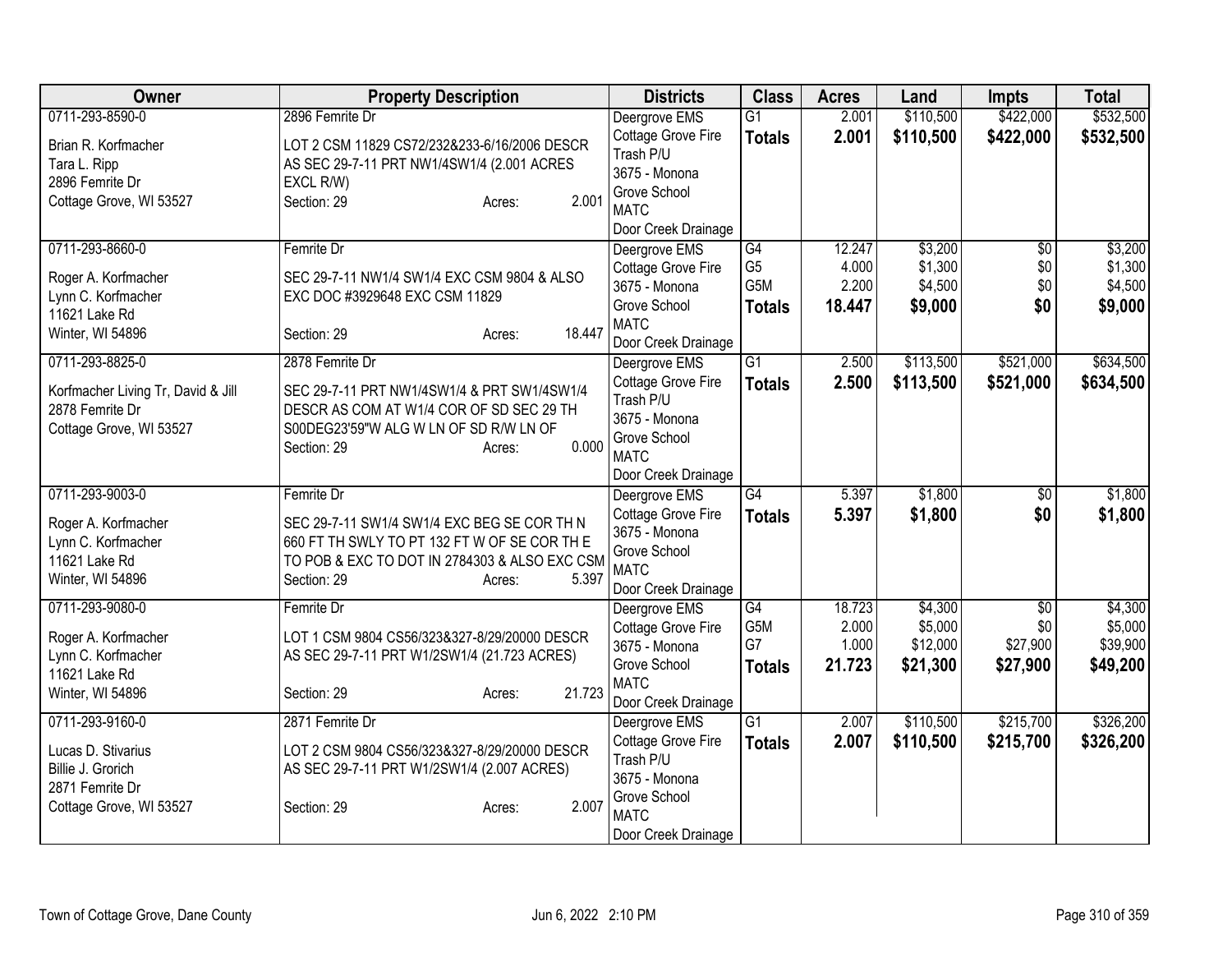| Owner | Property Description | Districts | Class | Acres | Land | Impts | Total |
|---|---|---|---|---|---|---|---|
| 0711-293-8590-0<br>Brian R. Korfmacher<br>Tara L. Ripp<br>2896 Femrite Dr<br>Cottage Grove, WI 53527 | 2896 Femrite Dr<br>LOT 2 CSM 11829 CS72/232&233-6/16/2006 DESCR AS SEC 29-7-11 PRT NW1/4SW1/4 (2.001 ACRES EXCL R/W)<br>Section: 29 Acres: 2.001 | Deergrove EMS<br>Cottage Grove Fire<br>Trash P/U<br>3675 - Monona Grove School<br>MATC<br>Door Creek Drainage | G1<br>**Totals** | 2.001<br>**2.001** | \$110,500<br>**\$110,500** | \$422,000<br>**\$422,000** | \$532,500<br>**\$532,500** |
| 0711-293-8660-0<br>Roger A. Korfmacher<br>Lynn C. Korfmacher<br>11621 Lake Rd<br>Winter, WI 54896 | Femrite Dr<br>SEC 29-7-11 NW1/4 SW1/4 EXC CSM 9804 & ALSO EXC DOC #3929648 EXC CSM 11829<br>Section: 29 Acres: 18.447 | Deergrove EMS<br>Cottage Grove Fire<br>3675 - Monona Grove School<br>MATC<br>Door Creek Drainage | G4<br>G5<br>G5M<br>**Totals** | 12.247<br>4.000<br>2.200<br>**18.447** | \$3,200<br>\$1,300<br>\$4,500<br>**\$9,000** | \$0<br>\$0<br>\$0<br>**\$0** | \$3,200<br>\$1,300<br>\$4,500<br>**\$9,000** |
| 0711-293-8825-0<br>Korfmacher Living Tr, David & Jill<br>2878 Femrite Dr<br>Cottage Grove, WI 53527 | 2878 Femrite Dr<br>SEC 29-7-11 PRT NW1/4SW1/4 & PRT SW1/4SW1/4 DESCR AS COM AT W1/4 COR OF SD SEC 29 TH S00DEG23'59"W ALG W LN OF SD R/W LN OF<br>Section: 29 Acres: 0.000 | Deergrove EMS<br>Cottage Grove Fire<br>Trash P/U<br>3675 - Monona Grove School<br>MATC<br>Door Creek Drainage | G1<br>**Totals** | 2.500<br>**2.500** | \$113,500<br>**\$113,500** | \$521,000<br>**\$521,000** | \$634,500<br>**\$634,500** |
| 0711-293-9003-0<br>Roger A. Korfmacher<br>Lynn C. Korfmacher<br>11621 Lake Rd<br>Winter, WI 54896 | Femrite Dr<br>SEC 29-7-11 SW1/4 SW1/4 EXC BEG SE COR TH N 660 FT TH SWLY TO PT 132 FT W OF SE COR TH E TO POB & EXC TO DOT IN 2784303 & ALSO EXC CSM<br>Section: 29 Acres: 5.397 | Deergrove EMS<br>Cottage Grove Fire<br>3675 - Monona Grove School<br>MATC<br>Door Creek Drainage | G4<br>**Totals** | 5.397<br>**5.397** | \$1,800<br>**\$1,800** | \$0<br>**\$0** | \$1,800<br>**\$1,800** |
| 0711-293-9080-0<br>Roger A. Korfmacher<br>Lynn C. Korfmacher<br>11621 Lake Rd<br>Winter, WI 54896 | Femrite Dr<br>LOT 1 CSM 9804 CS56/323&327-8/29/20000 DESCR AS SEC 29-7-11 PRT W1/2SW1/4 (21.723 ACRES)<br>Section: 29 Acres: 21.723 | Deergrove EMS<br>Cottage Grove Fire<br>3675 - Monona Grove School<br>MATC<br>Door Creek Drainage | G4<br>G5M<br>G7<br>**Totals** | 18.723<br>2.000<br>1.000<br>**21.723** | \$4,300<br>\$5,000<br>\$12,000<br>**\$21,300** | \$0<br>\$0<br>\$27,900<br>**\$27,900** | \$4,300<br>\$5,000<br>\$39,900<br>**\$49,200** |
| 0711-293-9160-0<br>Lucas D. Stivarius<br>Billie J. Grorich<br>2871 Femrite Dr<br>Cottage Grove, WI 53527 | 2871 Femrite Dr<br>LOT 2 CSM 9804 CS56/323&327-8/29/20000 DESCR AS SEC 29-7-11 PRT W1/2SW1/4 (2.007 ACRES)<br>Section: 29 Acres: 2.007 | Deergrove EMS<br>Cottage Grove Fire<br>Trash P/U<br>3675 - Monona Grove School<br>MATC<br>Door Creek Drainage | G1<br>**Totals** | 2.007<br>**2.007** | \$110,500<br>**\$110,500** | \$215,700<br>**\$215,700** | \$326,200<br>**\$326,200** |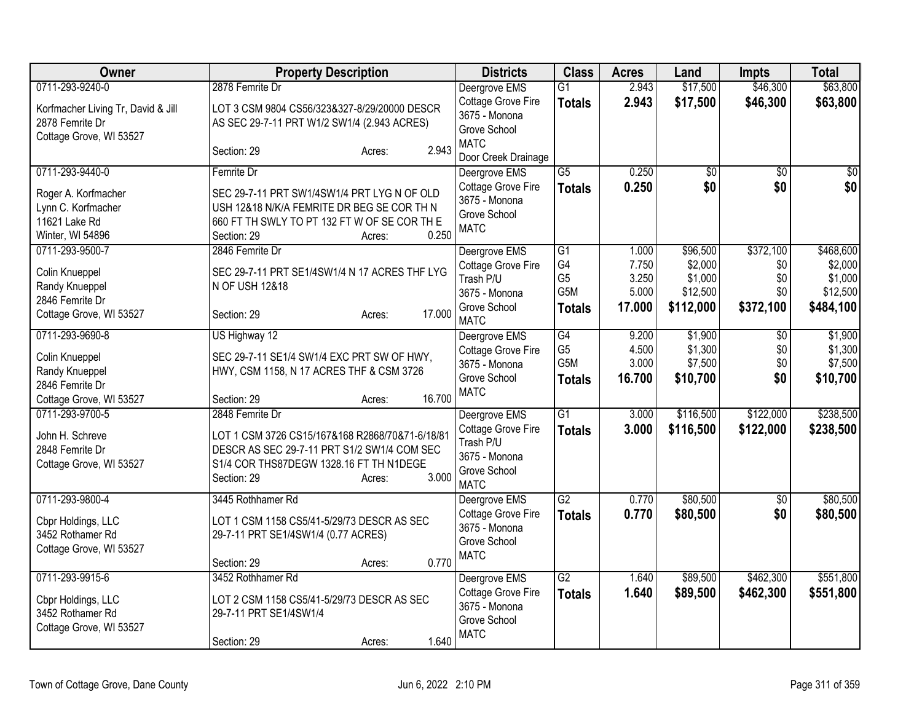| Owner | Property Description | Districts | Class | Acres | Land | Impts | Total |
|---|---|---|---|---|---|---|---|
| 0711-293-9240-0<br>Korfmacher Living Tr, David & Jill<br>2878 Femrite Dr<br>Cottage Grove, WI 53527 | 2878 Femrite Dr<br>LOT 3 CSM 9804 CS56/323&327-8/29/20000 DESCR AS SEC 29-7-11 PRT W1/2 SW1/4 (2.943 ACRES)<br>Section: 29 Acres: 2.943 | Deergrove EMS<br>Cottage Grove Fire<br>3675 - Monona Grove School<br>MATC<br>Door Creek Drainage | G1<br>**Totals** | 2.943<br>**2.943** | $17,500<br>**$17,500** | $46,300<br>**$46,300** | $63,800<br>**$63,800** |
| 0711-293-9440-0<br>Roger A. Korfmacher<br>Lynn C. Korfmacher<br>11621 Lake Rd<br>Winter, WI 54896 | Femrite Dr<br>SEC 29-7-11 PRT SW1/4SW1/4 PRT LYG N OF OLD USH 12&18 N/K/A FEMRITE DR BEG SE COR TH N 660 FT TH SWLY TO PT 132 FT W OF SE COR TH E<br>Section: 29 Acres: 0.250 | Deergrove EMS<br>Cottage Grove Fire<br>3675 - Monona Grove School<br>MATC | G5<br>**Totals** | 0.250<br>**0.250** | $0<br>**$0** | $0<br>**$0** | $0<br>**$0** |
| 0711-293-9500-7<br>Colin Knueppel<br>Randy Knueppel<br>2846 Femrite Dr<br>Cottage Grove, WI 53527 | 2846 Femrite Dr<br>SEC 29-7-11 PRT SE1/4SW1/4 N 17 ACRES THF LYG N OF USH 12&18<br>Section: 29 Acres: 17.000 | Deergrove EMS<br>Cottage Grove Fire<br>Trash P/U<br>3675 - Monona Grove School<br>MATC | G1<br>G4<br>G5<br>G5M<br>**Totals** | 1.000<br>7.750<br>3.250<br>5.000<br>**17.000** | $96,500<br>$2,000<br>$1,000<br>$12,500<br>**$112,000** | $372,100<br>$0<br>$0<br>$0<br>**$372,100** | $468,600<br>$2,000<br>$1,000<br>$12,500<br>**$484,100** |
| 0711-293-9690-8<br>Colin Knueppel<br>Randy Knueppel<br>2846 Femrite Dr<br>Cottage Grove, WI 53527 | US Highway 12<br>SEC 29-7-11 SE1/4 SW1/4 EXC PRT SW OF HWY, HWY, CSM 1158, N 17 ACRES THF & CSM 3726<br>Section: 29 Acres: 16.700 | Deergrove EMS<br>Cottage Grove Fire<br>3675 - Monona Grove School<br>MATC | G4<br>G5<br>G5M<br>**Totals** | 9.200<br>4.500<br>3.000<br>**16.700** | $1,900<br>$1,300<br>$7,500<br>**$10,700** | $0<br>$0<br>$0<br>**$0** | $1,900<br>$1,300<br>$7,500<br>**$10,700** |
| 0711-293-9700-5<br>John H. Schreve<br>2848 Femrite Dr<br>Cottage Grove, WI 53527 | 2848 Femrite Dr<br>LOT 1 CSM 3726 CS15/167&168 R2868/70&71-6/18/81 DESCR AS SEC 29-7-11 PRT S1/2 SW1/4 COM SEC S1/4 COR THS87DEGW 1328.16 FT TH N1DEGE<br>Section: 29 Acres: 3.000 | Deergrove EMS<br>Cottage Grove Fire<br>Trash P/U<br>3675 - Monona Grove School<br>MATC | G1<br>**Totals** | 3.000<br>**3.000** | $116,500<br>**$116,500** | $122,000<br>**$122,000** | $238,500<br>**$238,500** |
| 0711-293-9800-4<br>Cbpr Holdings, LLC<br>3452 Rothamer Rd<br>Cottage Grove, WI 53527 | 3445 Rothhamer Rd<br>LOT 1 CSM 1158 CS5/41-5/29/73 DESCR AS SEC 29-7-11 PRT SE1/4SW1/4 (0.77 ACRES)<br>Section: 29 Acres: 0.770 | Deergrove EMS<br>Cottage Grove Fire<br>3675 - Monona Grove School<br>MATC | G2<br>**Totals** | 0.770<br>**0.770** | $80,500<br>**$80,500** | $0<br>**$0** | $80,500<br>**$80,500** |
| 0711-293-9915-6<br>Cbpr Holdings, LLC<br>3452 Rothamer Rd<br>Cottage Grove, WI 53527 | 3452 Rothhamer Rd<br>LOT 2 CSM 1158 CS5/41-5/29/73 DESCR AS SEC 29-7-11 PRT SE1/4SW1/4<br>Section: 29 Acres: 1.640 | Deergrove EMS<br>Cottage Grove Fire<br>3675 - Monona Grove School<br>MATC | G2<br>**Totals** | 1.640<br>**1.640** | $89,500<br>**$89,500** | $462,300<br>**$462,300** | $551,800<br>**$551,800** |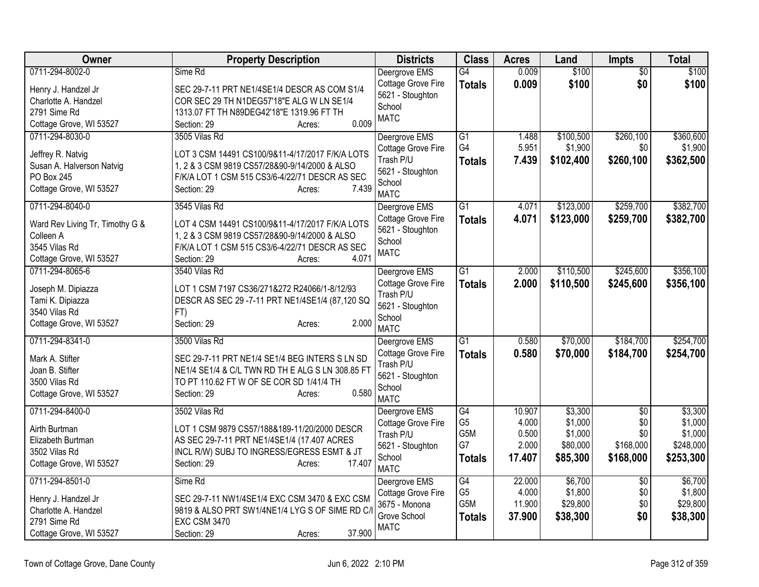| Owner | Property Description | Districts | Class | Acres | Land | Impts | Total |
|---|---|---|---|---|---|---|---|
| 0711-294-8002-0<br>Henry J. Handzel Jr<br>Charlotte A. Handzel<br>2791 Sime Rd<br>Cottage Grove, WI 53527 | Sime Rd<br>SEC 29-7-11 PRT NE1/4SE1/4 DESCR AS COM S1/4 COR SEC 29 TH N1DEG57'18"E ALG W LN SE1/4 1313.07 FT TH N89DEG42'18"E 1319.96 FT TH<br>Section: 29 Acres: 0.009 | Deergrove EMS<br>Cottage Grove Fire<br>5621 - Stoughton School<br>MATC | G4<br>**Totals** | 0.009<br>**0.009** | $100<br>**$100** | $0<br>**$0** | $100<br>**$100** |
| 0711-294-8030-0<br>Jeffrey R. Natvig<br>Susan A. Halverson Natvig<br>PO Box 245<br>Cottage Grove, WI 53527 | 3505 Vilas Rd<br>LOT 3 CSM 14491 CS100/9&11-4/17/2017 F/K/A LOTS 1, 2 & 3 CSM 9819 CS57/28&90-9/14/2000 & ALSO F/K/A LOT 1 CSM 515 CS3/6-4/22/71 DESCR AS SEC<br>Section: 29 Acres: 7.439 | Deergrove EMS<br>Cottage Grove Fire<br>Trash P/U<br>5621 - Stoughton School<br>MATC | G1<br>G4<br>**Totals** | 1.488<br>5.951<br>**7.439** | $100,500<br>$1,900<br>**$102,400** | $260,100<br>$0<br>**$260,100** | $360,600<br>$1,900<br>**$362,500** |
| 0711-294-8040-0<br>Ward Rev Living Tr, Timothy G & Colleen A<br>3545 Vilas Rd<br>Cottage Grove, WI 53527 | 3545 Vilas Rd<br>LOT 4 CSM 14491 CS100/9&11-4/17/2017 F/K/A LOTS 1, 2 & 3 CSM 9819 CS57/28&90-9/14/2000 & ALSO F/K/A LOT 1 CSM 515 CS3/6-4/22/71 DESCR AS SEC<br>Section: 29 Acres: 4.071 | Deergrove EMS<br>Cottage Grove Fire<br>5621 - Stoughton School<br>MATC | G1<br>**Totals** | 4.071<br>**4.071** | $123,000<br>**$123,000** | $259,700<br>**$259,700** | $382,700<br>**$382,700** |
| 0711-294-8065-6<br>Joseph M. Dipiazza<br>Tami K. Dipiazza<br>3540 Vilas Rd<br>Cottage Grove, WI 53527 | 3540 Vilas Rd<br>LOT 1 CSM 7197 CS36/271&272 R24066/1-8/12/93 DESCR AS SEC 29 -7-11 PRT NE1/4SE1/4 (87,120 SQ FT)<br>Section: 29 Acres: 2.000 | Deergrove EMS<br>Cottage Grove Fire<br>Trash P/U<br>5621 - Stoughton School<br>MATC | G1<br>**Totals** | 2.000<br>**2.000** | $110,500<br>**$110,500** | $245,600<br>**$245,600** | $356,100<br>**$356,100** |
| 0711-294-8341-0<br>Mark A. Stifter<br>Joan B. Stifter<br>3500 Vilas Rd<br>Cottage Grove, WI 53527 | 3500 Vilas Rd<br>SEC 29-7-11 PRT NE1/4 SE1/4 BEG INTERS S LN SD NE1/4 SE1/4 & C/L TWN RD TH E ALG S LN 308.85 FT TO PT 110.62 FT W OF SE COR SD 1/41/4 TH<br>Section: 29 Acres: 0.580 | Deergrove EMS<br>Cottage Grove Fire<br>Trash P/U<br>5621 - Stoughton School<br>MATC | G1<br>**Totals** | 0.580<br>**0.580** | $70,000<br>**$70,000** | $184,700<br>**$184,700** | $254,700<br>**$254,700** |
| 0711-294-8400-0<br>Airth Burtman<br>Elizabeth Burtman<br>3502 Vilas Rd<br>Cottage Grove, WI 53527 | 3502 Vilas Rd<br>LOT 1 CSM 9879 CS57/188&189-11/20/2000 DESCR AS SEC 29-7-11 PRT NE1/4SE1/4 (17.407 ACRES INCL R/W) SUBJ TO INGRESS/EGRESS ESMT & JT<br>Section: 29 Acres: 17.407 | Deergrove EMS<br>Cottage Grove Fire<br>Trash P/U<br>5621 - Stoughton School<br>MATC | G4<br>G5<br>G5M<br>G7<br>**Totals** | 10.907<br>4.000<br>0.500<br>2.000<br>**17.407** | $3,300<br>$1,000<br>$1,000<br>$80,000<br>**$85,300** | $0<br>$0<br>$0<br>$168,000<br>**$168,000** | $3,300<br>$1,000<br>$1,000<br>$248,000<br>**$253,300** |
| 0711-294-8501-0<br>Henry J. Handzel Jr<br>Charlotte A. Handzel<br>2791 Sime Rd<br>Cottage Grove, WI 53527 | Sime Rd<br>SEC 29-7-11 NW1/4SE1/4 EXC CSM 3470 & EXC CSM 9819 & ALSO PRT SW1/4NE1/4 LYG S OF SIME RD C/I EXC CSM 3470<br>Section: 29 Acres: 37.900 | Deergrove EMS<br>Cottage Grove Fire<br>3675 - Monona Grove School<br>MATC | G4<br>G5<br>G5M<br>**Totals** | 22.000<br>4.000<br>11.900<br>**37.900** | $6,700<br>$1,800<br>$29,800<br>**$38,300** | $0<br>$0<br>$0<br>**$0** | $6,700<br>$1,800<br>$29,800<br>**$38,300** |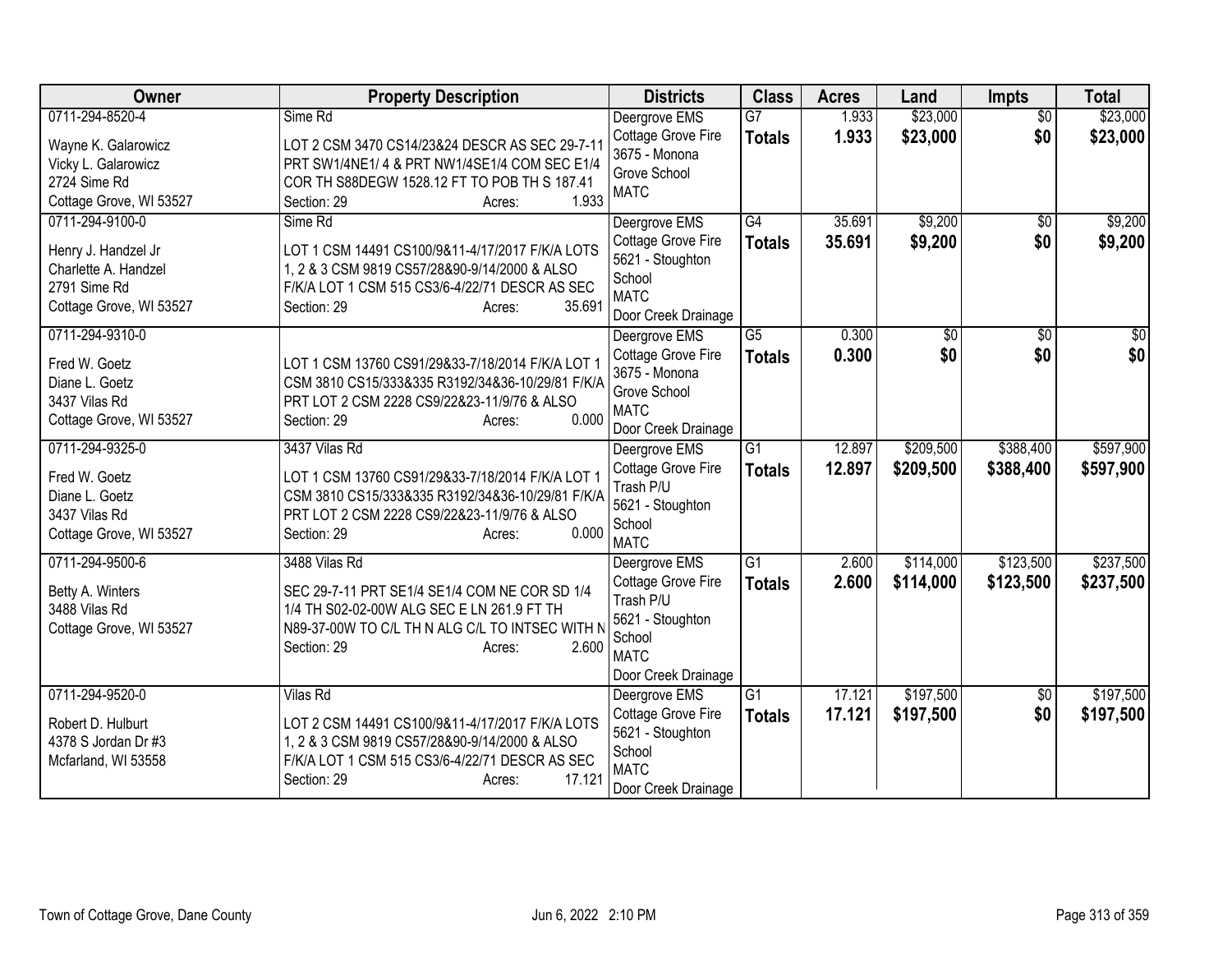| Owner | Property Description | Districts | Class | Acres | Land | Impts | Total |
|---|---|---|---|---|---|---|---|
| 0711-294-8520-4<br>Wayne K. Galarowicz<br>Vicky L. Galarowicz<br>2724 Sime Rd<br>Cottage Grove, WI 53527 | Sime Rd<br>LOT 2 CSM 3470 CS14/23&24 DESCR AS SEC 29-7-11 PRT SW1/4NE1/ 4 & PRT NW1/4SE1/4 COM SEC E1/4 COR TH S88DEGW 1528.12 FT TO POB TH S 187.41<br>Section: 29 Acres: 1.933 | Deergrove EMS<br>Cottage Grove Fire<br>3675 - Monona Grove School<br>MATC | G7<br>**Totals** | 1.933<br>**1.933** | \$23,000<br>**\$23,000** | \$0<br>**\$0** | \$23,000<br>**\$23,000** |
| 0711-294-9100-0<br>Henry J. Handzel Jr<br>Charlette A. Handzel<br>2791 Sime Rd<br>Cottage Grove, WI 53527 | Sime Rd<br>LOT 1 CSM 14491 CS100/9&11-4/17/2017 F/K/A LOTS 1, 2 & 3 CSM 9819 CS57/28&90-9/14/2000 & ALSO F/K/A LOT 1 CSM 515 CS3/6-4/22/71 DESCR AS SEC<br>Section: 29 Acres: 35.691 | Deergrove EMS<br>Cottage Grove Fire<br>5621 - Stoughton School<br>MATC<br>Door Creek Drainage | G4<br>**Totals** | 35.691<br>**35.691** | \$9,200<br>**\$9,200** | \$0<br>**\$0** | \$9,200<br>**\$9,200** |
| 0711-294-9310-0<br>Fred W. Goetz<br>Diane L. Goetz<br>3437 Vilas Rd<br>Cottage Grove, WI 53527 | LOT 1 CSM 13760 CS91/29&33-7/18/2014 F/K/A LOT 1 CSM 3810 CS15/333&335 R3192/34&36-10/29/81 F/K/A PRT LOT 2 CSM 2228 CS9/22&23-11/9/76 & ALSO<br>Section: 29 Acres: 0.000 | Deergrove EMS<br>Cottage Grove Fire<br>3675 - Monona Grove School<br>MATC<br>Door Creek Drainage | G5<br>**Totals** | 0.300<br>**0.300** | \$0<br>**\$0** | \$0<br>**\$0** | \$0<br>**\$0** |
| 0711-294-9325-0<br>Fred W. Goetz<br>Diane L. Goetz<br>3437 Vilas Rd<br>Cottage Grove, WI 53527 | 3437 Vilas Rd<br>LOT 1 CSM 13760 CS91/29&33-7/18/2014 F/K/A LOT 1 CSM 3810 CS15/333&335 R3192/34&36-10/29/81 F/K/A PRT LOT 2 CSM 2228 CS9/22&23-11/9/76 & ALSO<br>Section: 29 Acres: 0.000 | Deergrove EMS<br>Cottage Grove Fire<br>Trash P/U<br>5621 - Stoughton School<br>MATC | G1<br>**Totals** | 12.897<br>**12.897** | \$209,500<br>**\$209,500** | \$388,400<br>**\$388,400** | \$597,900<br>**\$597,900** |
| 0711-294-9500-6<br>Betty A. Winters<br>3488 Vilas Rd<br>Cottage Grove, WI 53527 | 3488 Vilas Rd<br>SEC 29-7-11 PRT SE1/4 SE1/4 COM NE COR SD 1/4 1/4 TH S02-02-00W ALG SEC E LN 261.9 FT TH N89-37-00W TO C/L TH N ALG C/L TO INTSEC WITH N<br>Section: 29 Acres: 2.600 | Deergrove EMS<br>Cottage Grove Fire<br>Trash P/U<br>5621 - Stoughton School<br>MATC<br>Door Creek Drainage | G1<br>**Totals** | 2.600<br>**2.600** | \$114,000<br>**\$114,000** | \$123,500<br>**\$123,500** | \$237,500<br>**\$237,500** |
| 0711-294-9520-0<br>Robert D. Hulburt<br>4378 S Jordan Dr #3<br>Mcfarland, WI 53558 | Vilas Rd<br>LOT 2 CSM 14491 CS100/9&11-4/17/2017 F/K/A LOTS 1, 2 & 3 CSM 9819 CS57/28&90-9/14/2000 & ALSO F/K/A LOT 1 CSM 515 CS3/6-4/22/71 DESCR AS SEC<br>Section: 29 Acres: 17.121 | Deergrove EMS<br>Cottage Grove Fire<br>5621 - Stoughton School<br>MATC<br>Door Creek Drainage | G1<br>**Totals** | 17.121<br>**17.121** | \$197,500<br>**\$197,500** | \$0<br>**\$0** | \$197,500<br>**\$197,500** |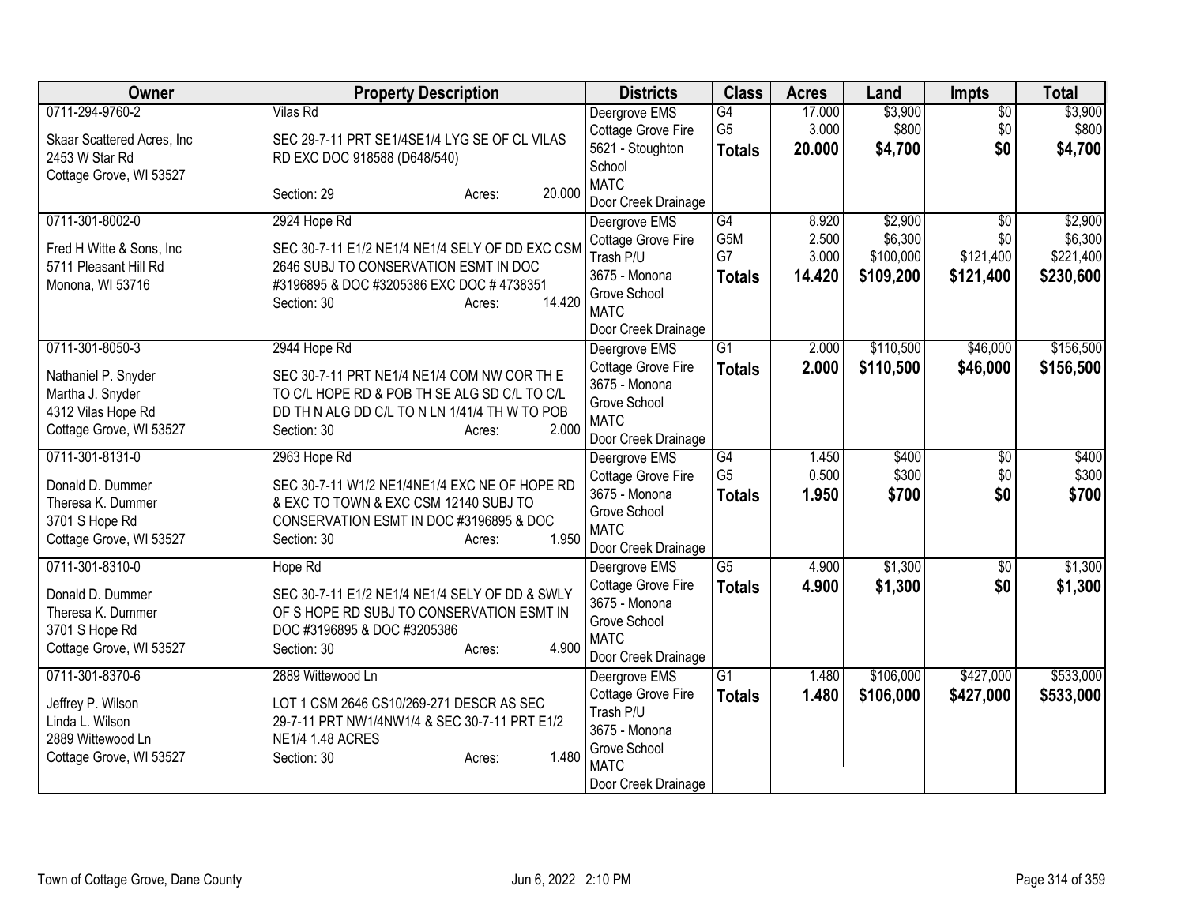| Owner | Property Description | Districts | Class | Acres | Land | Impts | Total |
|---|---|---|---|---|---|---|---|
| 0711-294-9760-2<br><br>Skaar Scattered Acres, Inc<br>2453 W Star Rd<br>Cottage Grove, WI 53527 | Vilas Rd<br><br>SEC 29-7-11 PRT SE1/4SE1/4 LYG SE OF CL VILAS RD EXC DOC 918588 (D648/540)<br><br>Section: 29 Acres: 20.000 | Deergrove EMS<br>Cottage Grove Fire<br>5621 - Stoughton School<br>MATC<br>Door Creek Drainage | G4<br>G5<br>**Totals** | 17.000<br>3.000<br>**20.000** | $3,900<br>$800<br>**$4,700** | $0<br>$0<br>**$0** | $3,900<br>$800<br>**$4,700** |
| 0711-301-8002-0<br><br>Fred H Witte & Sons, Inc<br>5711 Pleasant Hill Rd<br>Monona, WI 53716 | 2924 Hope Rd<br><br>SEC 30-7-11 E1/2 NE1/4 NE1/4 SELY OF DD EXC CSM 2646 SUBJ TO CONSERVATION ESMT IN DOC #3196895 & DOC #3205386 EXC DOC # 4738351<br>Section: 30 Acres: 14.420 | Deergrove EMS<br>Cottage Grove Fire<br>Trash P/U<br>3675 - Monona Grove School<br>MATC<br>Door Creek Drainage | G4<br>G5M<br>G7<br>**Totals** | 8.920<br>2.500<br>3.000<br>**14.420** | $2,900<br>$6,300<br>$100,000<br>**$109,200** | $0<br>$0<br>$121,400<br>**$121,400** | $2,900<br>$6,300<br>$221,400<br>**$230,600** |
| 0711-301-8050-3<br><br>Nathaniel P. Snyder<br>Martha J. Snyder<br>4312 Vilas Hope Rd<br>Cottage Grove, WI 53527 | 2944 Hope Rd<br><br>SEC 30-7-11 PRT NE1/4 NE1/4 COM NW COR TH E TO C/L HOPE RD & POB TH SE ALG SD C/L TO C/L DD TH N ALG DD C/L TO N LN 1/41/4 TH W TO POB<br>Section: 30 Acres: 2.000 | Deergrove EMS<br>Cottage Grove Fire<br>3675 - Monona Grove School<br>MATC<br>Door Creek Drainage | G1<br>**Totals** | 2.000<br>**2.000** | $110,500<br>**$110,500** | $46,000<br>**$46,000** | $156,500<br>**$156,500** |
| 0711-301-8131-0<br><br>Donald D. Dummer<br>Theresa K. Dummer<br>3701 S Hope Rd<br>Cottage Grove, WI 53527 | 2963 Hope Rd<br><br>SEC 30-7-11 W1/2 NE1/4NE1/4 EXC NE OF HOPE RD & EXC TO TOWN & EXC CSM 12140 SUBJ TO CONSERVATION ESMT IN DOC #3196895 & DOC<br>Section: 30 Acres: 1.950 | Deergrove EMS<br>Cottage Grove Fire<br>3675 - Monona Grove School<br>MATC<br>Door Creek Drainage | G4<br>G5<br>**Totals** | 1.450<br>0.500<br>**1.950** | $400<br>$300<br>**$700** | $0<br>$0<br>**$0** | $400<br>$300<br>**$700** |
| 0711-301-8310-0<br><br>Donald D. Dummer<br>Theresa K. Dummer<br>3701 S Hope Rd<br>Cottage Grove, WI 53527 | Hope Rd<br><br>SEC 30-7-11 E1/2 NE1/4 NE1/4 SELY OF DD & SWLY OF S HOPE RD SUBJ TO CONSERVATION ESMT IN DOC #3196895 & DOC #3205386<br>Section: 30 Acres: 4.900 | Deergrove EMS<br>Cottage Grove Fire<br>3675 - Monona Grove School<br>MATC<br>Door Creek Drainage | G5<br>**Totals** | 4.900<br>**4.900** | $1,300<br>**$1,300** | $0<br>**$0** | $1,300<br>**$1,300** |
| 0711-301-8370-6<br><br>Jeffrey P. Wilson<br>Linda L. Wilson<br>2889 Wittewood Ln<br>Cottage Grove, WI 53527 | 2889 Wittewood Ln<br><br>LOT 1 CSM 2646 CS10/269-271 DESCR AS SEC 29-7-11 PRT NW1/4NW1/4 & SEC 30-7-11 PRT E1/2 NE1/4 1.48 ACRES<br>Section: 30 Acres: 1.480 | Deergrove EMS<br>Cottage Grove Fire<br>Trash P/U<br>3675 - Monona Grove School<br>MATC<br>Door Creek Drainage | G1<br>**Totals** | 1.480<br>**1.480** | $106,000<br>**$106,000** | $427,000<br>**$427,000** | $533,000<br>**$533,000** |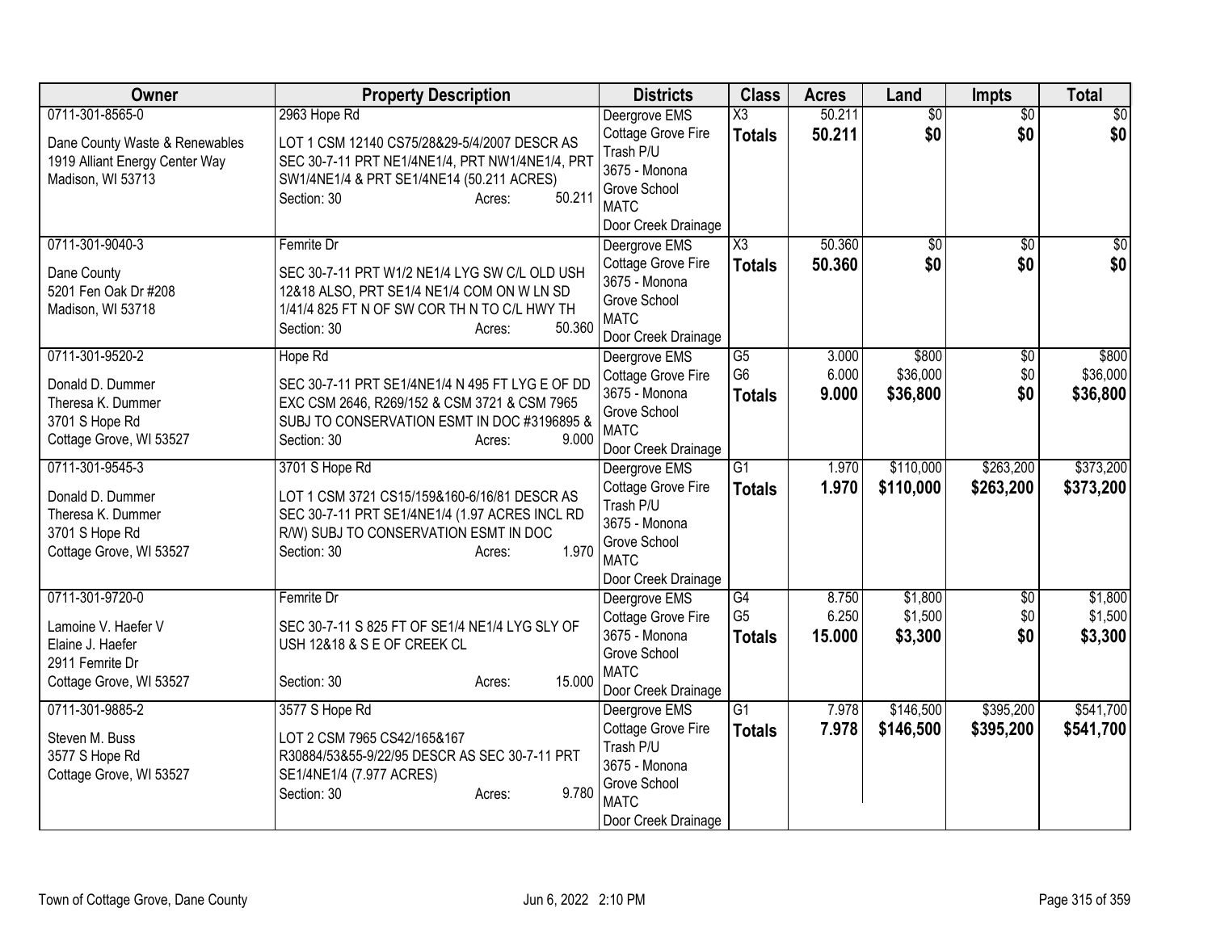| Owner | Property Description | Districts | Class | Acres | Land | Impts | Total |
|---|---|---|---|---|---|---|---|
| 0711-301-8565-0<br><br>Dane County Waste & Renewables<br>1919 Alliant Energy Center Way<br>Madison, WI 53713 | 2963 Hope Rd<br><br>LOT 1 CSM 12140 CS75/28&29-5/4/2007 DESCR AS SEC 30-7-11 PRT NE1/4NE1/4, PRT NW1/4NE1/4, PRT SW1/4NE1/4 & PRT SE1/4NE14 (50.211 ACRES)<br>Section: 30 Acres: 50.211 | Deergrove EMS<br>Cottage Grove Fire<br>Trash P/U<br>3675 - Monona Grove School<br>MATC<br>Door Creek Drainage | X3<br>**Totals** | 50.211<br>**50.211** | $0<br>**$0** | $0<br>**$0** | $0<br>**$0** |
| 0711-301-9040-3<br><br>Dane County<br>5201 Fen Oak Dr #208<br>Madison, WI 53718 | Femrite Dr<br><br>SEC 30-7-11 PRT W1/2 NE1/4 LYG SW C/L OLD USH 12&18 ALSO, PRT SE1/4 NE1/4 COM ON W LN SD 1/41/4 825 FT N OF SW COR TH N TO C/L HWY TH<br>Section: 30 Acres: 50.360 | Deergrove EMS<br>Cottage Grove Fire<br>3675 - Monona Grove School<br>MATC<br>Door Creek Drainage | X3<br>**Totals** | 50.360<br>**50.360** | $0<br>**$0** | $0<br>**$0** | $0<br>**$0** |
| 0711-301-9520-2<br><br>Donald D. Dummer<br>Theresa K. Dummer<br>3701 S Hope Rd<br>Cottage Grove, WI 53527 | Hope Rd<br><br>SEC 30-7-11 PRT SE1/4NE1/4 N 495 FT LYG E OF DD EXC CSM 2646, R269/152 & CSM 3721 & CSM 7965 SUBJ TO CONSERVATION ESMT IN DOC #3196895 &<br>Section: 30 Acres: 9.000 | Deergrove EMS<br>Cottage Grove Fire<br>3675 - Monona Grove School<br>MATC<br>Door Creek Drainage | G5<br>G6<br>**Totals** | 3.000<br>6.000<br>**9.000** | $800<br>$36,000<br>**$36,800** | $0<br>$0<br>**$0** | $800<br>$36,000<br>**$36,800** |
| 0711-301-9545-3<br><br>Donald D. Dummer<br>Theresa K. Dummer<br>3701 S Hope Rd<br>Cottage Grove, WI 53527 | 3701 S Hope Rd<br><br>LOT 1 CSM 3721 CS15/159&160-6/16/81 DESCR AS SEC 30-7-11 PRT SE1/4NE1/4 (1.97 ACRES INCL RD R/W) SUBJ TO CONSERVATION ESMT IN DOC<br>Section: 30 Acres: 1.970 | Deergrove EMS<br>Cottage Grove Fire<br>Trash P/U<br>3675 - Monona Grove School<br>MATC<br>Door Creek Drainage | G1<br>**Totals** | 1.970<br>**1.970** | $110,000<br>**$110,000** | $263,200<br>**$263,200** | $373,200<br>**$373,200** |
| 0711-301-9720-0<br><br>Lamoine V. Haefer V<br>Elaine J. Haefer<br>2911 Femrite Dr<br>Cottage Grove, WI 53527 | Femrite Dr<br><br>SEC 30-7-11 S 825 FT OF SE1/4 NE1/4 LYG SLY OF USH 12&18 & S E OF CREEK CL<br><br>Section: 30 Acres: 15.000 | Deergrove EMS<br>Cottage Grove Fire<br>3675 - Monona Grove School<br>MATC<br>Door Creek Drainage | G4<br>G5<br>**Totals** | 8.750<br>6.250<br>**15.000** | $1,800<br>$1,500<br>**$3,300** | $0<br>$0<br>**$0** | $1,800<br>$1,500<br>**$3,300** |
| 0711-301-9885-2<br><br>Steven M. Buss<br>3577 S Hope Rd<br>Cottage Grove, WI 53527 | 3577 S Hope Rd<br><br>LOT 2 CSM 7965 CS42/165&167 R30884/53&55-9/22/95 DESCR AS SEC 30-7-11 PRT SE1/4NE1/4 (7.977 ACRES)<br>Section: 30 Acres: 9.780 | Deergrove EMS<br>Cottage Grove Fire<br>Trash P/U<br>3675 - Monona Grove School<br>MATC<br>Door Creek Drainage | G1<br>**Totals** | 7.978<br>**7.978** | $146,500<br>**$146,500** | $395,200<br>**$395,200** | $541,700<br>**$541,700** |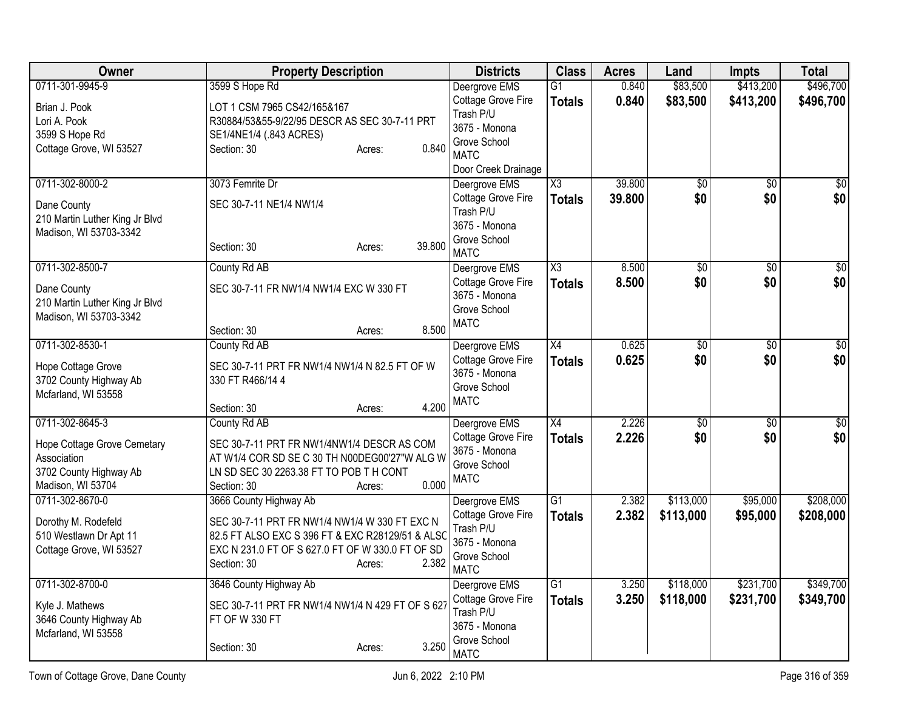| Owner | Property Description | Districts | Class | Acres | Land | Impts | Total |
|---|---|---|---|---|---|---|---|
| 0711-301-9945-9<br>Brian J. Pook<br>Lori A. Pook<br>3599 S Hope Rd<br>Cottage Grove, WI 53527 | 3599 S Hope Rd<br>LOT 1 CSM 7965 CS42/165&167 R30884/53&55-9/22/95 DESCR AS SEC 30-7-11 PRT SE1/4NE1/4 (.843 ACRES)<br>Section: 30 Acres: 0.840 | Deergrove EMS<br>Cottage Grove Fire<br>Trash P/U<br>3675 - Monona Grove School<br>MATC<br>Door Creek Drainage | G1<br>**Totals** | 0.840<br>**0.840** | \$83,500<br>**\$83,500** | \$413,200<br>**\$413,200** | \$496,700<br>**\$496,700** |
| 0711-302-8000-2<br>Dane County<br>210 Martin Luther King Jr Blvd<br>Madison, WI 53703-3342 | 3073 Femrite Dr<br>SEC 30-7-11 NE1/4 NW1/4<br>Section: 30 Acres: 39.800 | Deergrove EMS<br>Cottage Grove Fire<br>Trash P/U<br>3675 - Monona Grove School<br>MATC | X3<br>**Totals** | 39.800<br>**39.800** | \$0<br>**\$0** | \$0<br>**\$0** | \$0<br>**\$0** |
| 0711-302-8500-7<br>Dane County<br>210 Martin Luther King Jr Blvd<br>Madison, WI 53703-3342 | County Rd AB<br>SEC 30-7-11 FR NW1/4 NW1/4 EXC W 330 FT<br>Section: 30 Acres: 8.500 | Deergrove EMS<br>Cottage Grove Fire<br>3675 - Monona Grove School<br>MATC | X3<br>**Totals** | 8.500<br>**8.500** | \$0<br>**\$0** | \$0<br>**\$0** | \$0<br>**\$0** |
| 0711-302-8530-1<br>Hope Cottage Grove<br>3702 County Highway Ab<br>Mcfarland, WI 53558 | County Rd AB<br>SEC 30-7-11 PRT FR NW1/4 NW1/4 N 82.5 FT OF W 330 FT R466/14 4<br>Section: 30 Acres: 4.200 | Deergrove EMS<br>Cottage Grove Fire<br>3675 - Monona Grove School<br>MATC | X4<br>**Totals** | 0.625<br>**0.625** | \$0<br>**\$0** | \$0<br>**\$0** | \$0<br>**\$0** |
| 0711-302-8645-3<br>Hope Cottage Grove Cemetary Association<br>3702 County Highway Ab<br>Madison, WI 53704 | County Rd AB<br>SEC 30-7-11 PRT FR NW1/4NW1/4 DESCR AS COM AT W1/4 COR SD SE C 30 TH N00DEG00'27"W ALG W LN SD SEC 30 2263.38 FT TO POB T H CONT<br>Section: 30 Acres: 0.000 | Deergrove EMS<br>Cottage Grove Fire<br>3675 - Monona Grove School<br>MATC | X4<br>**Totals** | 2.226<br>**2.226** | \$0<br>**\$0** | \$0<br>**\$0** | \$0<br>**\$0** |
| 0711-302-8670-0<br>Dorothy M. Rodefeld<br>510 Westlawn Dr Apt 11<br>Cottage Grove, WI 53527 | 3666 County Highway Ab<br>SEC 30-7-11 PRT FR NW1/4 NW1/4 W 330 FT EXC N 82.5 FT ALSO EXC S 396 FT & EXC R28129/51 & ALSO EXC N 231.0 FT OF S 627.0 FT OF W 330.0 FT OF SD<br>Section: 30 Acres: 2.382 | Deergrove EMS<br>Cottage Grove Fire<br>Trash P/U<br>3675 - Monona Grove School<br>MATC | G1<br>**Totals** | 2.382<br>**2.382** | \$113,000<br>**\$113,000** | \$95,000<br>**\$95,000** | \$208,000<br>**\$208,000** |
| 0711-302-8700-0<br>Kyle J. Mathews<br>3646 County Highway Ab<br>Mcfarland, WI 53558 | 3646 County Highway Ab<br>SEC 30-7-11 PRT FR NW1/4 NW1/4 N 429 FT OF S 627 FT OF W 330 FT<br>Section: 30 Acres: 3.250 | Deergrove EMS<br>Cottage Grove Fire<br>Trash P/U<br>3675 - Monona Grove School<br>MATC | G1<br>**Totals** | 3.250<br>**3.250** | \$118,000<br>**\$118,000** | \$231,700<br>**\$231,700** | \$349,700<br>**\$349,700** |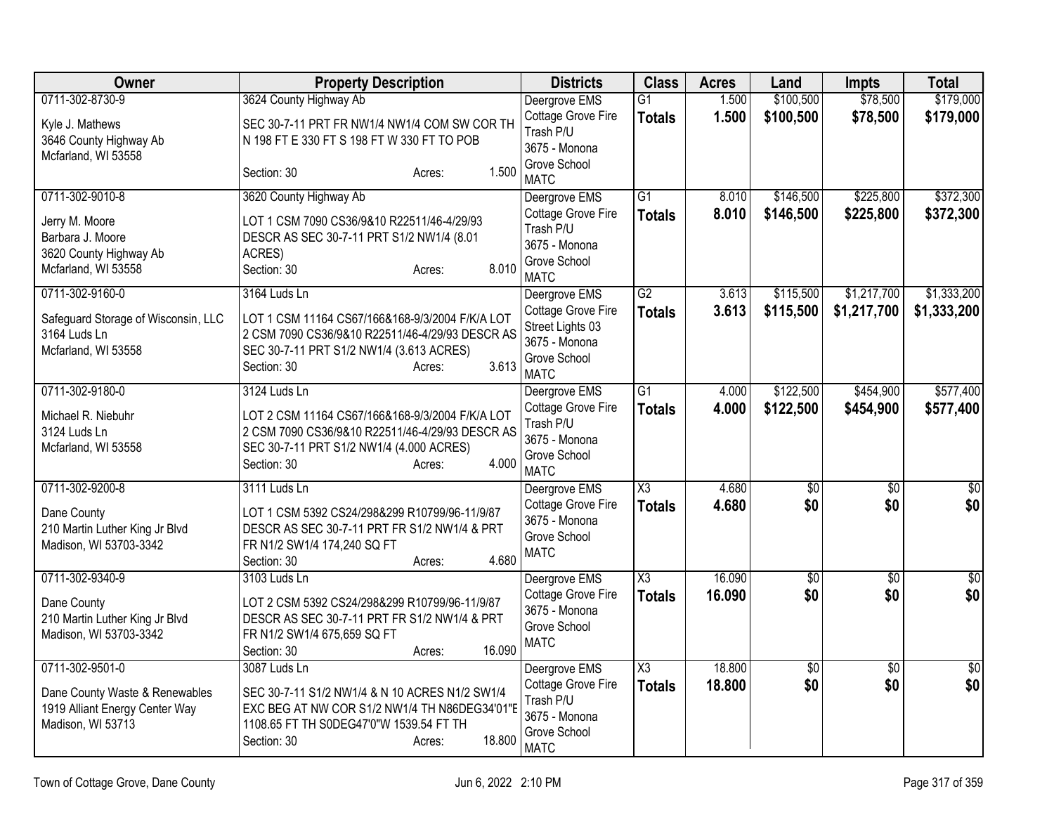| Owner | Property Description | Districts | Class | Acres | Land | Impts | Total |
|---|---|---|---|---|---|---|---|
| 0711-302-8730-9<br>Kyle J. Mathews<br>3646 County Highway Ab<br>Mcfarland, WI 53558 | 3624 County Highway Ab<br>SEC 30-7-11 PRT FR NW1/4 NW1/4 COM SW COR TH N 198 FT E 330 FT S 198 FT W 330 FT TO POB<br>Section: 30 Acres: 1.500 | Deergrove EMS<br>Cottage Grove Fire<br>Trash P/U<br>3675 - Monona Grove School<br>MATC | G1<br>**Totals** | 1.500<br>**1.500** | $100,500<br>**$100,500** | $78,500<br>**$78,500** | $179,000<br>**$179,000** |
| 0711-302-9010-8<br>Jerry M. Moore<br>Barbara J. Moore<br>3620 County Highway Ab<br>Mcfarland, WI 53558 | 3620 County Highway Ab<br>LOT 1 CSM 7090 CS36/9&10 R22511/46-4/29/93 DESCR AS SEC 30-7-11 PRT S1/2 NW1/4 (8.01 ACRES)<br>Section: 30 Acres: 8.010 | Deergrove EMS<br>Cottage Grove Fire<br>Trash P/U<br>3675 - Monona Grove School<br>MATC | G1<br>**Totals** | 8.010<br>**8.010** | $146,500<br>**$146,500** | $225,800<br>**$225,800** | $372,300<br>**$372,300** |
| 0711-302-9160-0<br>Safeguard Storage of Wisconsin, LLC<br>3164 Luds Ln<br>Mcfarland, WI 53558 | 3164 Luds Ln<br>LOT 1 CSM 11164 CS67/166&168-9/3/2004 F/K/A LOT 2 CSM 7090 CS36/9&10 R22511/46-4/29/93 DESCR AS SEC 30-7-11 PRT S1/2 NW1/4 (3.613 ACRES)<br>Section: 30 Acres: 3.613 | Deergrove EMS<br>Cottage Grove Fire<br>Street Lights 03<br>3675 - Monona Grove School<br>MATC | G2<br>**Totals** | 3.613<br>**3.613** | $115,500<br>**$115,500** | $1,217,700<br>**$1,217,700** | $1,333,200<br>**$1,333,200** |
| 0711-302-9180-0<br>Michael R. Niebuhr<br>3124 Luds Ln<br>Mcfarland, WI 53558 | 3124 Luds Ln<br>LOT 2 CSM 11164 CS67/166&168-9/3/2004 F/K/A LOT 2 CSM 7090 CS36/9&10 R22511/46-4/29/93 DESCR AS SEC 30-7-11 PRT S1/2 NW1/4 (4.000 ACRES)<br>Section: 30 Acres: 4.000 | Deergrove EMS<br>Cottage Grove Fire<br>Trash P/U<br>3675 - Monona Grove School<br>MATC | G1<br>**Totals** | 4.000<br>**4.000** | $122,500<br>**$122,500** | $454,900<br>**$454,900** | $577,400<br>**$577,400** |
| 0711-302-9200-8<br>Dane County<br>210 Martin Luther King Jr Blvd<br>Madison, WI 53703-3342 | 3111 Luds Ln<br>LOT 1 CSM 5392 CS24/298&299 R10799/96-11/9/87 DESCR AS SEC 30-7-11 PRT FR S1/2 NW1/4 & PRT FR N1/2 SW1/4 174,240 SQ FT<br>Section: 30 Acres: 4.680 | Deergrove EMS<br>Cottage Grove Fire<br>3675 - Monona Grove School<br>MATC | X3<br>**Totals** | 4.680<br>**4.680** | $0<br>**$0** | $0<br>**$0** | $0<br>**$0** |
| 0711-302-9340-9<br>Dane County<br>210 Martin Luther King Jr Blvd<br>Madison, WI 53703-3342 | 3103 Luds Ln<br>LOT 2 CSM 5392 CS24/298&299 R10799/96-11/9/87 DESCR AS SEC 30-7-11 PRT FR S1/2 NW1/4 & PRT FR N1/2 SW1/4 675,659 SQ FT<br>Section: 30 Acres: 16.090 | Deergrove EMS<br>Cottage Grove Fire<br>3675 - Monona Grove School<br>MATC | X3<br>**Totals** | 16.090<br>**16.090** | $0<br>**$0** | $0<br>**$0** | $0<br>**$0** |
| 0711-302-9501-0<br>Dane County Waste & Renewables<br>1919 Alliant Energy Center Way<br>Madison, WI 53713 | 3087 Luds Ln<br>SEC 30-7-11 S1/2 NW1/4 & N 10 ACRES N1/2 SW1/4 EXC BEG AT NW COR S1/2 NW1/4 TH N86DEG34'01"E 1108.65 FT TH S0DEG47'0"W 1539.54 FT TH<br>Section: 30 Acres: 18.800 | Deergrove EMS<br>Cottage Grove Fire<br>Trash P/U<br>3675 - Monona Grove School<br>MATC | X3<br>**Totals** | 18.800<br>**18.800** | $0<br>**$0** | $0<br>**$0** | $0<br>**$0** |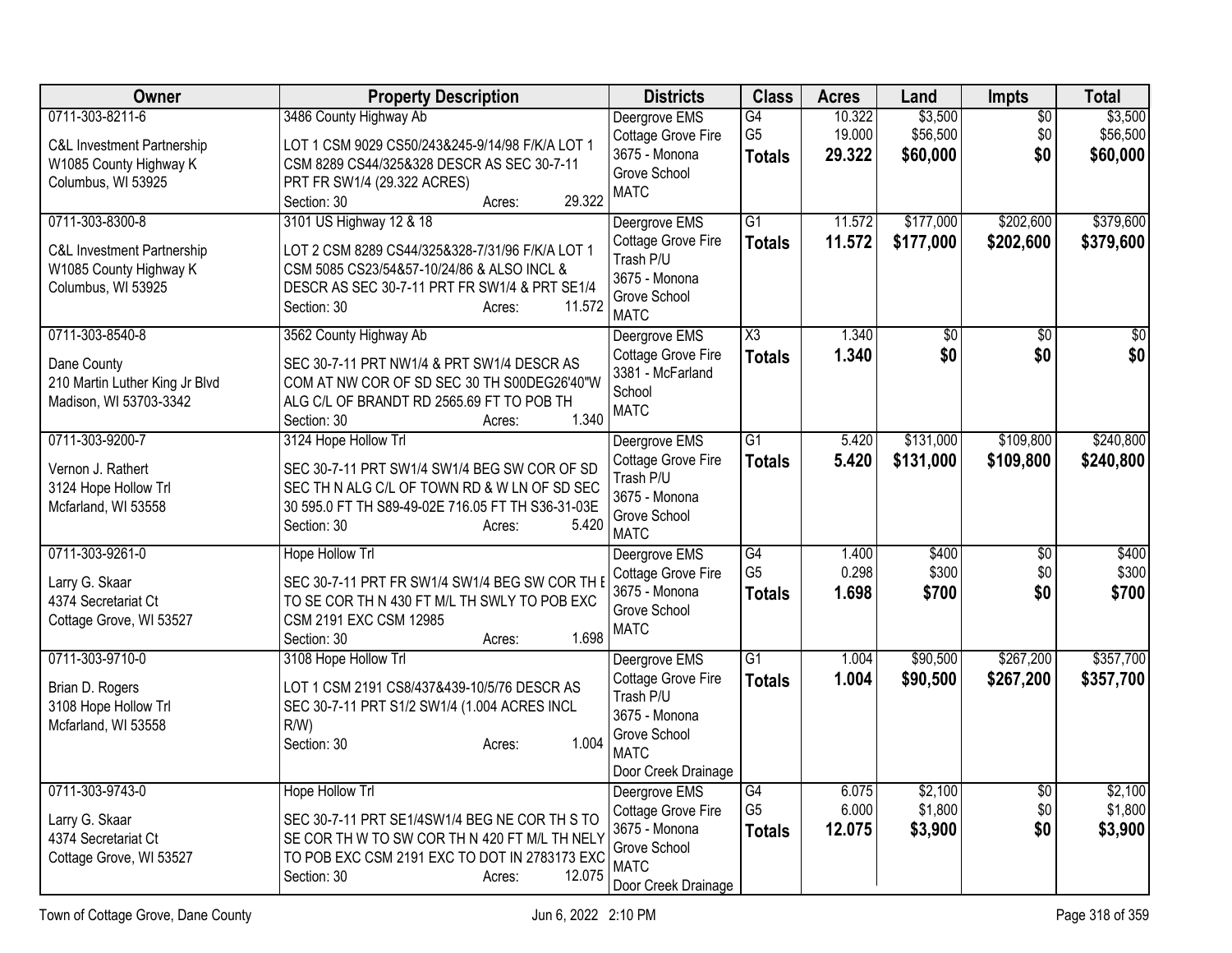| Owner | Property Description | Districts | Class | Acres | Land | Impts | Total |
|---|---|---|---|---|---|---|---|
| 0711-303-8211-6<br><br>C&L Investment Partnership<br>W1085 County Highway K<br>Columbus, WI 53925 | 3486 County Highway Ab<br><br>LOT 1 CSM 9029 CS50/243&245-9/14/98 F/K/A LOT 1 CSM 8289 CS44/325&328 DESCR AS SEC 30-7-11 PRT FR SW1/4 (29.322 ACRES)<br>Section: 30 Acres: 29.322 | Deergrove EMS<br>Cottage Grove Fire<br>3675 - Monona Grove School<br>MATC | G4<br>G5<br>**Totals** | 10.322<br>19.000<br>**29.322** | $3,500<br>$56,500<br>**$60,000** | $0<br>$0<br>**$0** | $3,500<br>$56,500<br>**$60,000** |
| 0711-303-8300-8<br><br>C&L Investment Partnership<br>W1085 County Highway K<br>Columbus, WI 53925 | 3101 US Highway 12 & 18<br><br>LOT 2 CSM 8289 CS44/325&328-7/31/96 F/K/A LOT 1 CSM 5085 CS23/54&57-10/24/86 & ALSO INCL & DESCR AS SEC 30-7-11 PRT FR SW1/4 & PRT SE1/4<br>Section: 30 Acres: 11.572 | Deergrove EMS<br>Cottage Grove Fire<br>Trash P/U<br>3675 - Monona Grove School<br>MATC | G1<br>**Totals** | 11.572<br>**11.572** | $177,000<br>**$177,000** | $202,600<br>**$202,600** | $379,600<br>**$379,600** |
| 0711-303-8540-8<br><br>Dane County<br>210 Martin Luther King Jr Blvd<br>Madison, WI 53703-3342 | 3562 County Highway Ab<br><br>SEC 30-7-11 PRT NW1/4 & PRT SW1/4 DESCR AS COM AT NW COR OF SD SEC 30 TH S00DEG26'40"W ALG C/L OF BRANDT RD 2565.69 FT TO POB TH<br>Section: 30 Acres: 1.340 | Deergrove EMS<br>Cottage Grove Fire<br>3381 - McFarland School<br>MATC | X3<br>**Totals** | 1.340<br>**1.340** | $0<br>**$0** | $0<br>**$0** | $0<br>**$0** |
| 0711-303-9200-7<br><br>Vernon J. Rathert<br>3124 Hope Hollow Trl<br>Mcfarland, WI 53558 | 3124 Hope Hollow Trl<br><br>SEC 30-7-11 PRT SW1/4 SW1/4 BEG SW COR OF SD SEC TH N ALG C/L OF TOWN RD & W LN OF SD SEC 30 595.0 FT TH S89-49-02E 716.05 FT TH S36-31-03E<br>Section: 30 Acres: 5.420 | Deergrove EMS<br>Cottage Grove Fire<br>Trash P/U<br>3675 - Monona Grove School<br>MATC | G1<br>**Totals** | 5.420<br>**5.420** | $131,000<br>**$131,000** | $109,800<br>**$109,800** | $240,800<br>**$240,800** |
| 0711-303-9261-0<br><br>Larry G. Skaar<br>4374 Secretariat Ct<br>Cottage Grove, WI 53527 | Hope Hollow Trl<br><br>SEC 30-7-11 PRT FR SW1/4 SW1/4 BEG SW COR TH E TO SE COR TH N 430 FT M/L TH SWLY TO POB EXC CSM 2191 EXC CSM 12985<br>Section: 30 Acres: 1.698 | Deergrove EMS<br>Cottage Grove Fire<br>3675 - Monona Grove School<br>MATC | G4<br>G5<br>**Totals** | 1.400<br>0.298<br>**1.698** | $400<br>$300<br>**$700** | $0<br>$0<br>**$0** | $400<br>$300<br>**$700** |
| 0711-303-9710-0<br><br>Brian D. Rogers<br>3108 Hope Hollow Trl<br>Mcfarland, WI 53558 | 3108 Hope Hollow Trl<br><br>LOT 1 CSM 2191 CS8/437&439-10/5/76 DESCR AS SEC 30-7-11 PRT S1/2 SW1/4 (1.004 ACRES INCL R/W)<br>Section: 30 Acres: 1.004 | Deergrove EMS<br>Cottage Grove Fire<br>Trash P/U<br>3675 - Monona Grove School<br>MATC<br>Door Creek Drainage | G1<br>**Totals** | 1.004<br>**1.004** | $90,500<br>**$90,500** | $267,200<br>**$267,200** | $357,700<br>**$357,700** |
| 0711-303-9743-0<br><br>Larry G. Skaar<br>4374 Secretariat Ct<br>Cottage Grove, WI 53527 | Hope Hollow Trl<br><br>SEC 30-7-11 PRT SE1/4SW1/4 BEG NE COR TH S TO SE COR TH W TO SW COR TH N 420 FT M/L TH NELY TO POB EXC CSM 2191 EXC TO DOT IN 2783173 EXC<br>Section: 30 Acres: 12.075 | Deergrove EMS<br>Cottage Grove Fire<br>3675 - Monona Grove School<br>MATC<br>Door Creek Drainage | G4<br>G5<br>**Totals** | 6.075<br>6.000<br>**12.075** | $2,100<br>$1,800<br>**$3,900** | $0<br>$0<br>**$0** | $2,100<br>$1,800<br>**$3,900** |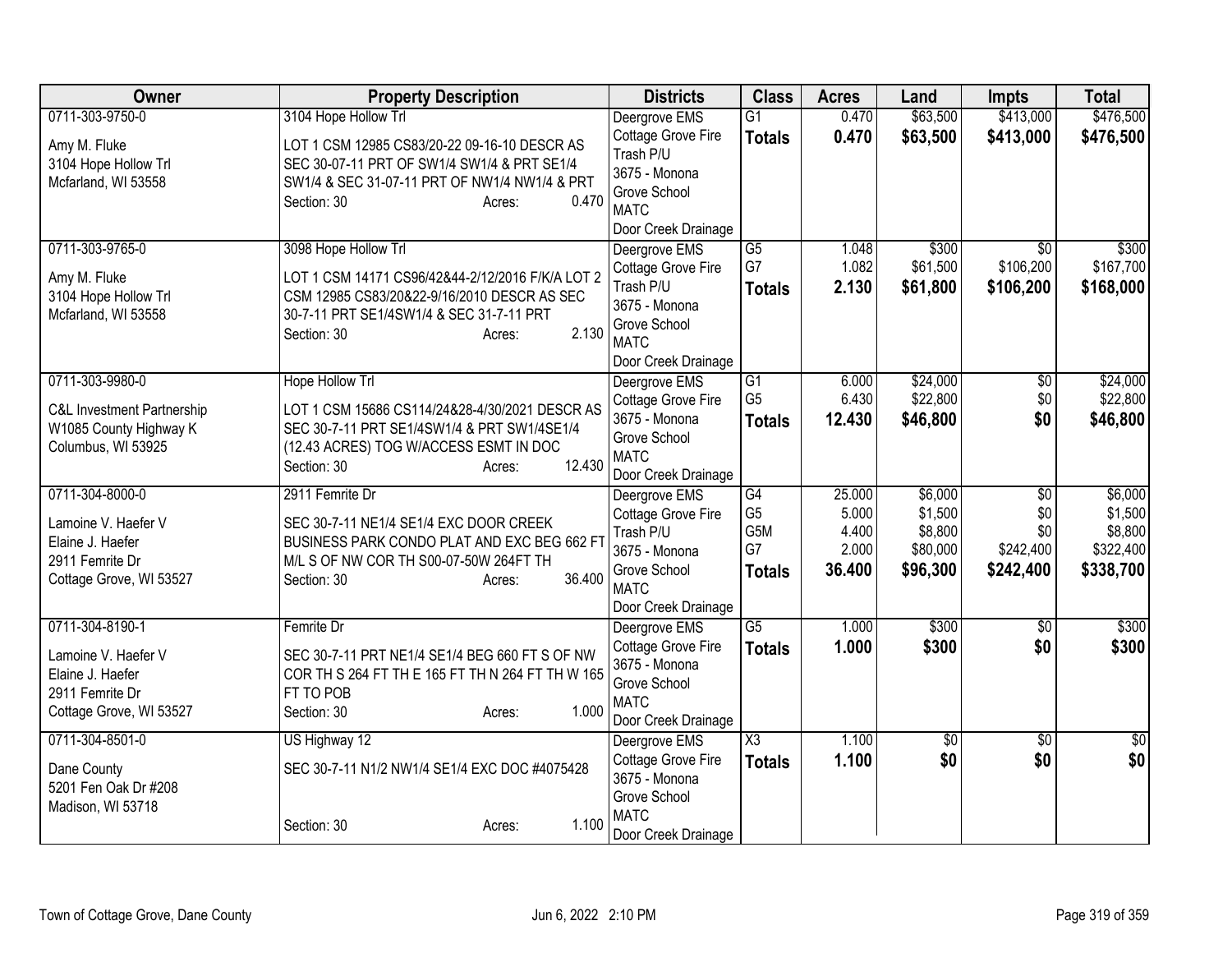| Owner | Property Description | Districts | Class | Acres | Land | Impts | Total |
|---|---|---|---|---|---|---|---|
| 0711-303-9750-0<br><br>Amy M. Fluke<br>3104 Hope Hollow Trl<br>Mcfarland, WI 53558 | 3104 Hope Hollow Trl<br><br>LOT 1 CSM 12985 CS83/20-22 09-16-10 DESCR AS SEC 30-07-11 PRT OF SW1/4 SW1/4 & PRT SE1/4 SW1/4 & SEC 31-07-11 PRT OF NW1/4 NW1/4 & PRT<br>Section: 30 Acres: 0.470 | Deergrove EMS<br>Cottage Grove Fire<br>Trash P/U<br>3675 - Monona Grove School<br>MATC<br>Door Creek Drainage | G1<br>**Totals** | 0.470<br>**0.470** | \$63,500<br>**\$63,500** | \$413,000<br>**\$413,000** | \$476,500<br>**\$476,500** |
| 0711-303-9765-0<br><br>Amy M. Fluke<br>3104 Hope Hollow Trl<br>Mcfarland, WI 53558 | 3098 Hope Hollow Trl<br><br>LOT 1 CSM 14171 CS96/42&44-2/12/2016 F/K/A LOT 2 CSM 12985 CS83/20&22-9/16/2010 DESCR AS SEC 30-7-11 PRT SE1/4SW1/4 & SEC 31-7-11 PRT<br>Section: 30 Acres: 2.130 | Deergrove EMS<br>Cottage Grove Fire<br>Trash P/U<br>3675 - Monona Grove School<br>MATC<br>Door Creek Drainage | G5<br>G7<br>**Totals** | 1.048<br>1.082<br>**2.130** | \$300<br>\$61,500<br>**\$61,800** | \$0<br>\$106,200<br>**\$106,200** | \$300<br>\$167,700<br>**\$168,000** |
| 0711-303-9980-0<br><br>C&L Investment Partnership<br>W1085 County Highway K<br>Columbus, WI 53925 | Hope Hollow Trl<br><br>LOT 1 CSM 15686 CS114/24&28-4/30/2021 DESCR AS SEC 30-7-11 PRT SE1/4SW1/4 & PRT SW1/4SE1/4 (12.43 ACRES) TOG W/ACCESS ESMT IN DOC<br>Section: 30 Acres: 12.430 | Deergrove EMS<br>Cottage Grove Fire<br>3675 - Monona Grove School<br>MATC<br>Door Creek Drainage | G1<br>G5<br>**Totals** | 6.000<br>6.430<br>**12.430** | \$24,000<br>\$22,800<br>**\$46,800** | \$0<br>\$0<br>**\$0** | \$24,000<br>\$22,800<br>**\$46,800** |
| 0711-304-8000-0<br><br>Lamoine V. Haefer V<br>Elaine J. Haefer<br>2911 Femrite Dr<br>Cottage Grove, WI 53527 | 2911 Femrite Dr<br><br>SEC 30-7-11 NE1/4 SE1/4 EXC DOOR CREEK BUSINESS PARK CONDO PLAT AND EXC BEG 662 FT M/L S OF NW COR TH S00-07-50W 264FT TH<br>Section: 30 Acres: 36.400 | Deergrove EMS<br>Cottage Grove Fire<br>Trash P/U<br>3675 - Monona Grove School<br>MATC<br>Door Creek Drainage | G4<br>G5<br>G5M<br>G7<br>**Totals** | 25.000<br>5.000<br>4.400<br>2.000<br>**36.400** | \$6,000<br>\$1,500<br>\$8,800<br>\$80,000<br>**\$96,300** | \$0<br>\$0<br>\$0<br>\$242,400<br>**\$242,400** | \$6,000<br>\$1,500<br>\$8,800<br>\$322,400<br>**\$338,700** |
| 0711-304-8190-1<br><br>Lamoine V. Haefer V<br>Elaine J. Haefer<br>2911 Femrite Dr<br>Cottage Grove, WI 53527 | Femrite Dr<br><br>SEC 30-7-11 PRT NE1/4 SE1/4 BEG 660 FT S OF NW COR TH S 264 FT TH E 165 FT TH N 264 FT TH W 165 FT TO POB<br>Section: 30 Acres: 1.000 | Deergrove EMS<br>Cottage Grove Fire<br>3675 - Monona Grove School<br>MATC<br>Door Creek Drainage | G5<br>**Totals** | 1.000<br>**1.000** | \$300<br>**\$300** | \$0<br>**\$0** | \$300<br>**\$300** |
| 0711-304-8501-0<br><br>Dane County<br>5201 Fen Oak Dr #208<br>Madison, WI 53718 | US Highway 12<br><br>SEC 30-7-11 N1/2 NW1/4 SE1/4 EXC DOC #4075428<br><br>Section: 30 Acres: 1.100 | Deergrove EMS<br>Cottage Grove Fire<br>3675 - Monona Grove School<br>MATC<br>Door Creek Drainage | X3<br>**Totals** | 1.100<br>**1.100** | \$0<br>**\$0** | \$0<br>**\$0** | \$0<br>**\$0** |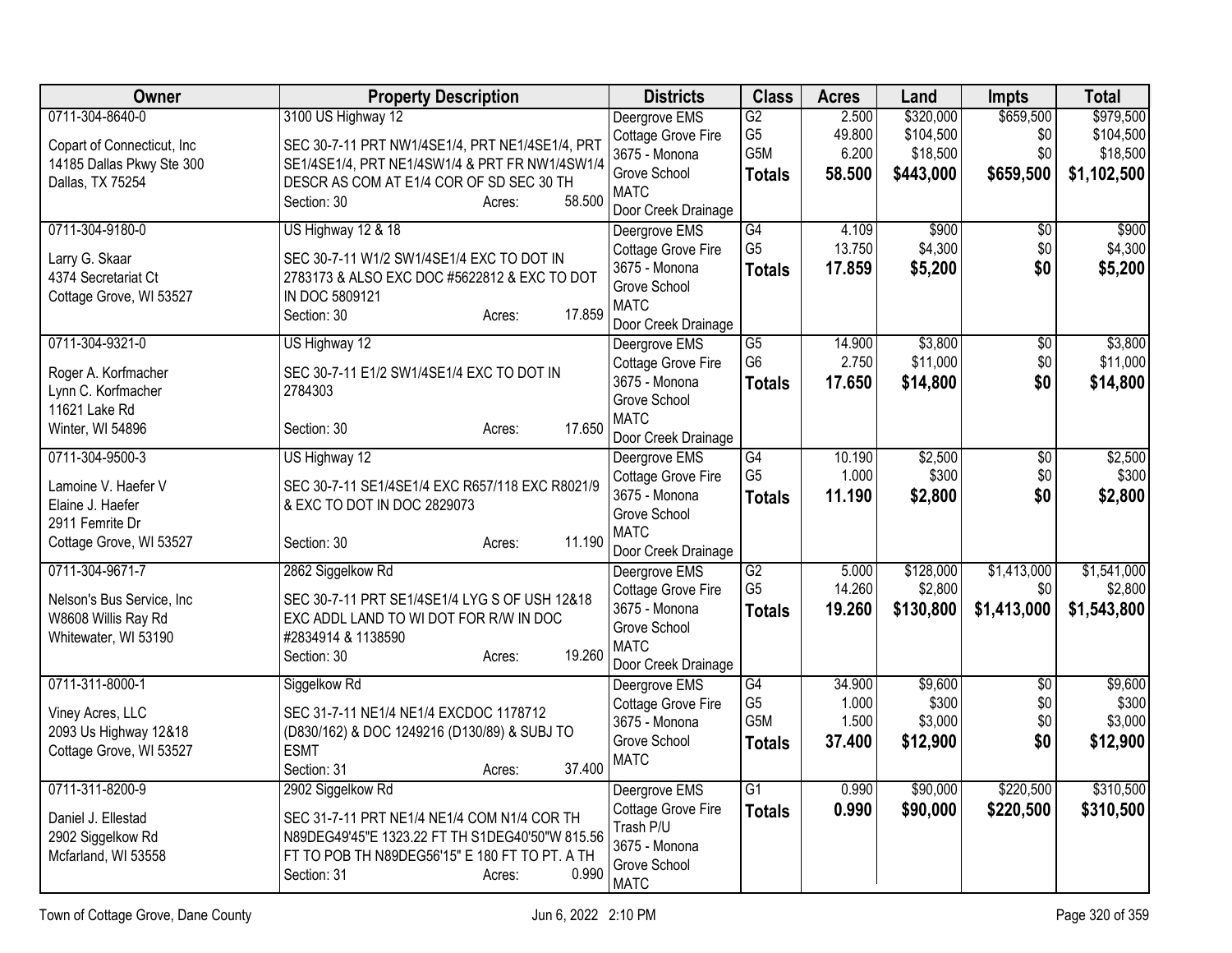| Owner | Property Description | Districts | Class | Acres | Land | Impts | Total |
|---|---|---|---|---|---|---|---|
| 0711-304-8640-0<br>Copart of Connecticut, Inc<br>14185 Dallas Pkwy Ste 300<br>Dallas, TX 75254 | 3100 US Highway 12<br>SEC 30-7-11 PRT NW1/4SE1/4, PRT NE1/4SE1/4, PRT SE1/4SE1/4, PRT NE1/4SW1/4 & PRT FR NW1/4SW1/4 DESCR AS COM AT E1/4 COR OF SD SEC 30 TH<br>Section: 30 Acres: 58.500 | Deergrove EMS<br>Cottage Grove Fire<br>3675 - Monona Grove School<br>MATC<br>Door Creek Drainage | G2<br>G5<br>G5M<br>**Totals** | 2.500<br>49.800<br>6.200<br>**58.500** | $320,000<br>$104,500<br>$18,500<br>**$443,000** | $659,500<br>$0<br>$0<br>**$659,500** | $979,500<br>$104,500<br>$18,500<br>**$1,102,500** |
| 0711-304-9180-0<br>Larry G. Skaar<br>4374 Secretariat Ct<br>Cottage Grove, WI 53527 | US Highway 12 & 18<br>SEC 30-7-11 W1/2 SW1/4SE1/4 EXC TO DOT IN 2783173 & ALSO EXC DOC #5622812 & EXC TO DOT IN DOC 5809121<br>Section: 30 Acres: 17.859 | Deergrove EMS<br>Cottage Grove Fire<br>3675 - Monona Grove School<br>MATC<br>Door Creek Drainage | G4<br>G5<br>**Totals** | 4.109<br>13.750<br>**17.859** | $900<br>$4,300<br>**$5,200** | $0<br>$0<br>**$0** | $900<br>$4,300<br>**$5,200** |
| 0711-304-9321-0<br>Roger A. Korfmacher<br>Lynn C. Korfmacher<br>11621 Lake Rd<br>Winter, WI 54896 | US Highway 12<br>SEC 30-7-11 E1/2 SW1/4SE1/4 EXC TO DOT IN 2784303<br>Section: 30 Acres: 17.650 | Deergrove EMS<br>Cottage Grove Fire<br>3675 - Monona Grove School<br>MATC<br>Door Creek Drainage | G5<br>G6<br>**Totals** | 14.900<br>2.750<br>**17.650** | $3,800<br>$11,000<br>**$14,800** | $0<br>$0<br>**$0** | $3,800<br>$11,000<br>**$14,800** |
| 0711-304-9500-3<br>Lamoine V. Haefer V<br>Elaine J. Haefer<br>2911 Femrite Dr<br>Cottage Grove, WI 53527 | US Highway 12<br>SEC 30-7-11 SE1/4SE1/4 EXC R657/118 EXC R8021/9 & EXC TO DOT IN DOC 2829073<br>Section: 30 Acres: 11.190 | Deergrove EMS<br>Cottage Grove Fire<br>3675 - Monona Grove School<br>MATC<br>Door Creek Drainage | G4<br>G5<br>**Totals** | 10.190<br>1.000<br>**11.190** | $2,500<br>$300<br>**$2,800** | $0<br>$0<br>**$0** | $2,500<br>$300<br>**$2,800** |
| 0711-304-9671-7<br>Nelson's Bus Service, Inc<br>W8608 Willis Ray Rd<br>Whitewater, WI 53190 | 2862 Siggelkow Rd<br>SEC 30-7-11 PRT SE1/4SE1/4 LYG S OF USH 12&18 EXC ADDL LAND TO WI DOT FOR R/W IN DOC #2834914 & 1138590<br>Section: 30 Acres: 19.260 | Deergrove EMS<br>Cottage Grove Fire<br>3675 - Monona Grove School<br>MATC<br>Door Creek Drainage | G2<br>G5<br>**Totals** | 5.000<br>14.260<br>**19.260** | $128,000<br>$2,800<br>**$130,800** | $1,413,000<br>$0<br>**$1,413,000** | $1,541,000<br>$2,800<br>**$1,543,800** |
| 0711-311-8000-1<br>Viney Acres, LLC<br>2093 Us Highway 12&18<br>Cottage Grove, WI 53527 | Siggelkow Rd<br>SEC 31-7-11 NE1/4 NE1/4 EXCDOC 1178712 (D830/162) & DOC 1249216 (D130/89) & SUBJ TO ESMT<br>Section: 31 Acres: 37.400 | Deergrove EMS<br>Cottage Grove Fire<br>3675 - Monona Grove School<br>MATC | G4<br>G5<br>G5M<br>**Totals** | 34.900<br>1.000<br>1.500<br>**37.400** | $9,600<br>$300<br>$3,000<br>**$12,900** | $0<br>$0<br>$0<br>**$0** | $9,600<br>$300<br>$3,000<br>**$12,900** |
| 0711-311-8200-9<br>Daniel J. Ellestad<br>2902 Siggelkow Rd<br>Mcfarland, WI 53558 | 2902 Siggelkow Rd<br>SEC 31-7-11 PRT NE1/4 NE1/4 COM N1/4 COR TH N89DEG49'45"E 1323.22 FT TH S1DEG40'50"W 815.56 FT TO POB TH N89DEG56'15" E 180 FT TO PT. A TH<br>Section: 31 Acres: 0.990 | Deergrove EMS<br>Cottage Grove Fire<br>Trash P/U<br>3675 - Monona Grove School<br>MATC | G1<br>**Totals** | 0.990<br>**0.990** | $90,000<br>**$90,000** | $220,500<br>**$220,500** | $310,500<br>**$310,500** |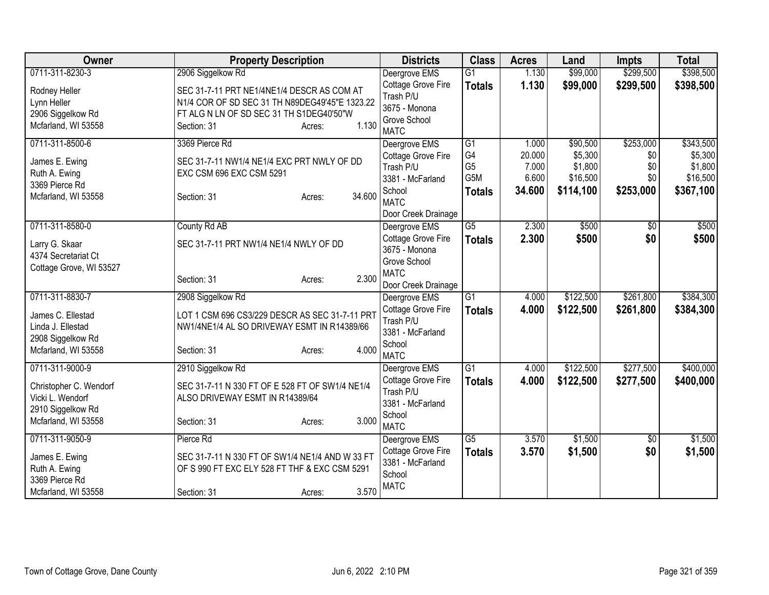| Owner | Property Description | Districts | Class | Acres | Land | Impts | Total |
|---|---|---|---|---|---|---|---|
| 0711-311-8230-3<br>Rodney Heller<br>Lynn Heller<br>2906 Siggelkow Rd<br>Mcfarland, WI 53558 | 2906 Siggelkow Rd<br>SEC 31-7-11 PRT NE1/4NE1/4 DESCR AS COM AT N1/4 COR OF SD SEC 31 TH N89DEG49'45"E 1323.22 FT ALG N LN OF SD SEC 31 TH S1DEG40'50"W<br>Section: 31 Acres: 1.130 | Deergrove EMS<br>Cottage Grove Fire<br>Trash P/U<br>3675 - Monona Grove School<br>MATC | G1<br>**Totals** | 1.130<br>**1.130** | $99,000<br>**$99,000** | $299,500<br>**$299,500** | $398,500<br>**$398,500** |
| 0711-311-8500-6<br>James E. Ewing<br>Ruth A. Ewing<br>3369 Pierce Rd<br>Mcfarland, WI 53558 | 3369 Pierce Rd<br>SEC 31-7-11 NW1/4 NE1/4 EXC PRT NWLY OF DD EXC CSM 696 EXC CSM 5291<br>Section: 31 Acres: 34.600 | Deergrove EMS<br>Cottage Grove Fire<br>Trash P/U<br>3381 - McFarland School<br>MATC<br>Door Creek Drainage | G1<br>G4<br>G5<br>G5M<br>**Totals** | 1.000<br>20.000<br>7.000<br>6.600<br>**34.600** | $90,500<br>$5,300<br>$1,800<br>$16,500<br>**$114,100** | $253,000<br>$0<br>$0<br>$0<br>**$253,000** | $343,500<br>$5,300<br>$1,800<br>$16,500<br>**$367,100** |
| 0711-311-8580-0<br>Larry G. Skaar<br>4374 Secretariat Ct<br>Cottage Grove, WI 53527 | County Rd AB<br>SEC 31-7-11 PRT NW1/4 NE1/4 NWLY OF DD<br>Section: 31 Acres: 2.300 | Deergrove EMS<br>Cottage Grove Fire<br>3675 - Monona Grove School<br>MATC<br>Door Creek Drainage | G5<br>**Totals** | 2.300<br>**2.300** | $500<br>**$500** | $0<br>**$0** | $500<br>**$500** |
| 0711-311-8830-7<br>James C. Ellestad<br>Linda J. Ellestad<br>2908 Siggelkow Rd<br>Mcfarland, WI 53558 | 2908 Siggelkow Rd<br>LOT 1 CSM 696 CS3/229 DESCR AS SEC 31-7-11 PRT NW1/4NE1/4 AL SO DRIVEWAY ESMT IN R14389/66<br>Section: 31 Acres: 4.000 | Deergrove EMS<br>Cottage Grove Fire<br>Trash P/U<br>3381 - McFarland School<br>MATC | G1<br>**Totals** | 4.000<br>**4.000** | $122,500<br>**$122,500** | $261,800<br>**$261,800** | $384,300<br>**$384,300** |
| 0711-311-9000-9<br>Christopher C. Wendorf<br>Vicki L. Wendorf<br>2910 Siggelkow Rd<br>Mcfarland, WI 53558 | 2910 Siggelkow Rd<br>SEC 31-7-11 N 330 FT OF E 528 FT OF SW1/4 NE1/4 ALSO DRIVEWAY ESMT IN R14389/64<br>Section: 31 Acres: 3.000 | Deergrove EMS<br>Cottage Grove Fire<br>Trash P/U<br>3381 - McFarland School<br>MATC | G1<br>**Totals** | 4.000<br>**4.000** | $122,500<br>**$122,500** | $277,500<br>**$277,500** | $400,000<br>**$400,000** |
| 0711-311-9050-9<br>James E. Ewing<br>Ruth A. Ewing<br>3369 Pierce Rd<br>Mcfarland, WI 53558 | Pierce Rd<br>SEC 31-7-11 N 330 FT OF SW1/4 NE1/4 AND W 33 FT OF S 990 FT EXC ELY 528 FT THF & EXC CSM 5291<br>Section: 31 Acres: 3.570 | Deergrove EMS<br>Cottage Grove Fire<br>3381 - McFarland School<br>MATC | G5<br>**Totals** | 3.570<br>**3.570** | $1,500<br>**$1,500** | $0<br>**$0** | $1,500<br>**$1,500** |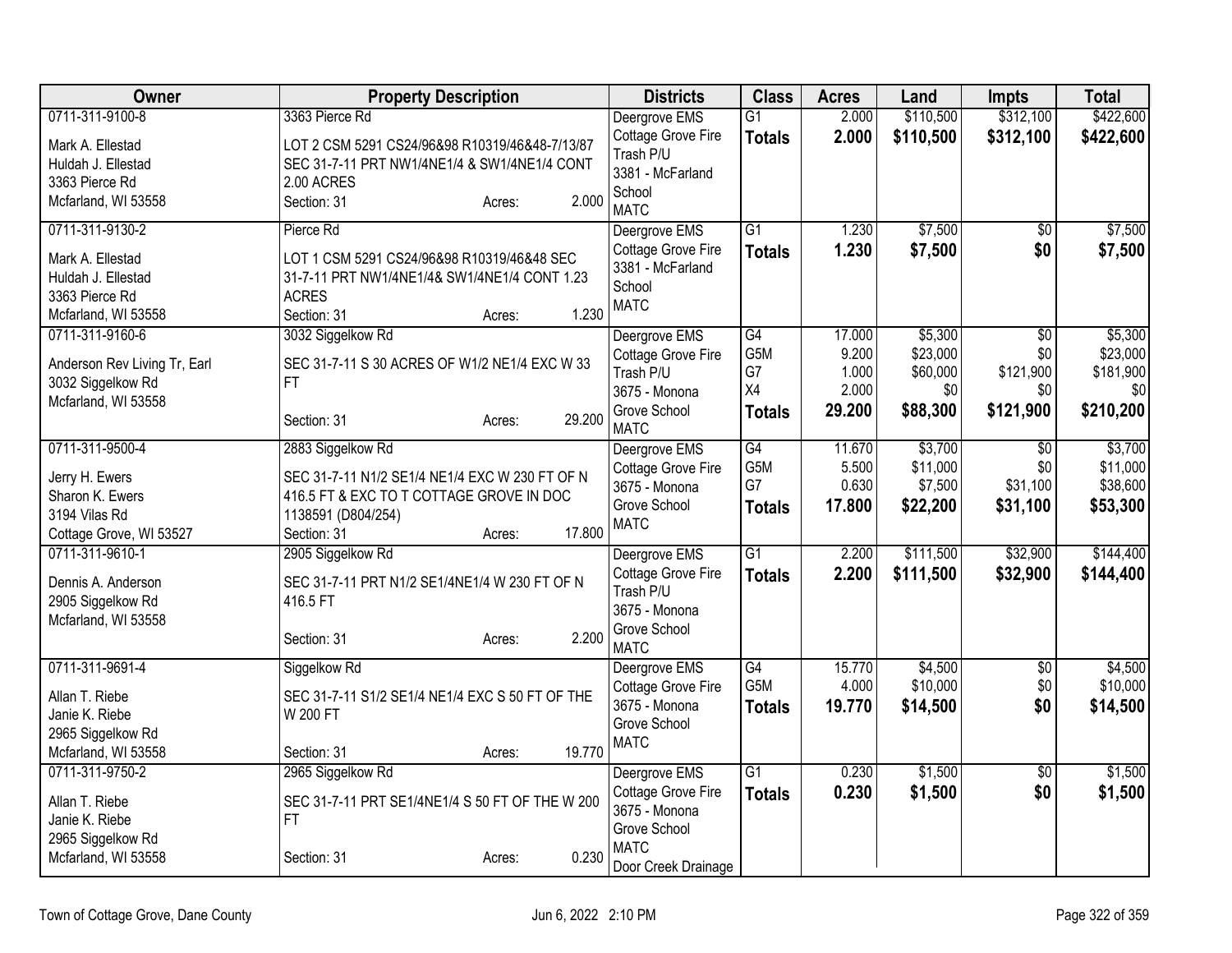| Owner | Property Description | Districts | Class | Acres | Land | Impts | Total |
|---|---|---|---|---|---|---|---|
| 0711-311-9100-8<br>Mark A. Ellestad<br>Huldah J. Ellestad<br>3363 Pierce Rd<br>Mcfarland, WI 53558 | 3363 Pierce Rd<br>LOT 2 CSM 5291 CS24/96&98 R10319/46&48-7/13/87 SEC 31-7-11 PRT NW1/4NE1/4 & SW1/4NE1/4 CONT 2.00 ACRES<br>Section: 31 Acres: 2.000 | Deergrove EMS<br>Cottage Grove Fire<br>Trash P/U<br>3381 - McFarland School<br>MATC | G1<br>**Totals** | 2.000<br>**2.000** | $110,500<br>**$110,500** | $312,100<br>**$312,100** | $422,600<br>**$422,600** |
| 0711-311-9130-2<br>Mark A. Ellestad<br>Huldah J. Ellestad<br>3363 Pierce Rd<br>Mcfarland, WI 53558 | Pierce Rd<br>LOT 1 CSM 5291 CS24/96&98 R10319/46&48 SEC 31-7-11 PRT NW1/4NE1/4& SW1/4NE1/4 CONT 1.23 ACRES<br>Section: 31 Acres: 1.230 | Deergrove EMS<br>Cottage Grove Fire<br>3381 - McFarland School<br>MATC | G1<br>**Totals** | 1.230<br>**1.230** | $7,500<br>**$7,500** | $0<br>**$0** | $7,500<br>**$7,500** |
| 0711-311-9160-6<br>Anderson Rev Living Tr, Earl<br>3032 Siggelkow Rd<br>Mcfarland, WI 53558 | 3032 Siggelkow Rd<br>SEC 31-7-11 S 30 ACRES OF W1/2 NE1/4 EXC W 33 FT<br>Section: 31 Acres: 29.200 | Deergrove EMS<br>Cottage Grove Fire<br>Trash P/U<br>3675 - Monona Grove School<br>MATC | G4<br>G5M<br>G7<br>X4<br>**Totals** | 17.000<br>9.200<br>1.000<br>2.000<br>**29.200** | $5,300<br>$23,000<br>$60,000<br>$0<br>**$88,300** | $0<br>$0<br>$121,900<br>$0<br>**$121,900** | $5,300<br>$23,000<br>$181,900<br>$0<br>**$210,200** |
| 0711-311-9500-4<br>Jerry H. Ewers<br>Sharon K. Ewers<br>3194 Vilas Rd<br>Cottage Grove, WI 53527 | 2883 Siggelkow Rd<br>SEC 31-7-11 N1/2 SE1/4 NE1/4 EXC W 230 FT OF N 416.5 FT & EXC TO T COTTAGE GROVE IN DOC 1138591 (D804/254)<br>Section: 31 Acres: 17.800 | Deergrove EMS<br>Cottage Grove Fire<br>3675 - Monona Grove School<br>MATC | G4<br>G5M<br>G7<br>**Totals** | 11.670<br>5.500<br>0.630<br>**17.800** | $3,700<br>$11,000<br>$7,500<br>**$22,200** | $0<br>$0<br>$31,100<br>**$31,100** | $3,700<br>$11,000<br>$38,600<br>**$53,300** |
| 0711-311-9610-1<br>Dennis A. Anderson<br>2905 Siggelkow Rd<br>Mcfarland, WI 53558 | 2905 Siggelkow Rd<br>SEC 31-7-11 PRT N1/2 SE1/4NE1/4 W 230 FT OF N 416.5 FT<br>Section: 31 Acres: 2.200 | Deergrove EMS<br>Cottage Grove Fire<br>Trash P/U<br>3675 - Monona Grove School<br>MATC | G1<br>**Totals** | 2.200<br>**2.200** | $111,500<br>**$111,500** | $32,900<br>**$32,900** | $144,400<br>**$144,400** |
| 0711-311-9691-4<br>Allan T. Riebe<br>Janie K. Riebe<br>2965 Siggelkow Rd<br>Mcfarland, WI 53558 | Siggelkow Rd<br>SEC 31-7-11 S1/2 SE1/4 NE1/4 EXC S 50 FT OF THE W 200 FT<br>Section: 31 Acres: 19.770 | Deergrove EMS<br>Cottage Grove Fire<br>3675 - Monona Grove School<br>MATC | G4<br>G5M<br>**Totals** | 15.770<br>4.000<br>**19.770** | $4,500<br>$10,000<br>**$14,500** | $0<br>$0<br>**$0** | $4,500<br>$10,000<br>**$14,500** |
| 0711-311-9750-2<br>Allan T. Riebe<br>Janie K. Riebe<br>2965 Siggelkow Rd<br>Mcfarland, WI 53558 | 2965 Siggelkow Rd<br>SEC 31-7-11 PRT SE1/4NE1/4 S 50 FT OF THE W 200 FT<br>Section: 31 Acres: 0.230 | Deergrove EMS<br>Cottage Grove Fire<br>3675 - Monona Grove School<br>MATC<br>Door Creek Drainage | G1<br>**Totals** | 0.230<br>**0.230** | $1,500<br>**$1,500** | $0<br>**$0** | $1,500<br>**$1,500** |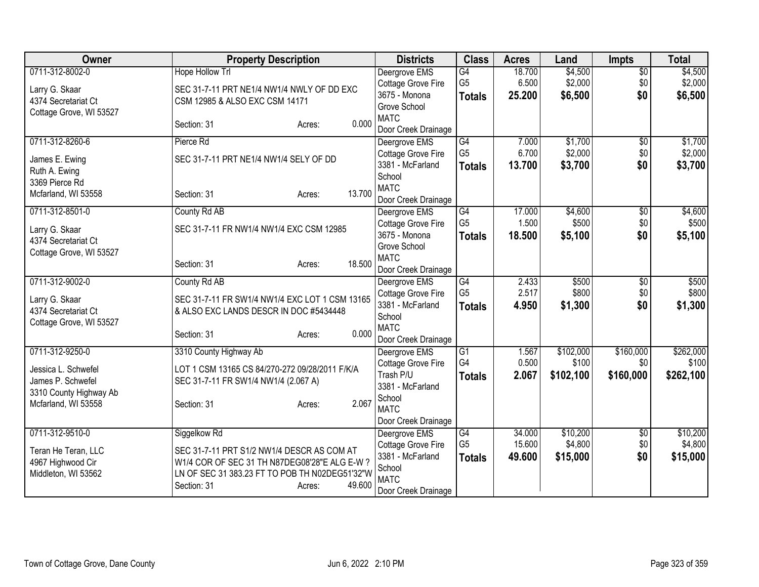| Owner | Property Description | Districts | Class | Acres | Land | Impts | Total |
|---|---|---|---|---|---|---|---|
| 0711-312-8002-0<br>Larry G. Skaar<br>4374 Secretariat Ct<br>Cottage Grove, WI 53527 | Hope Hollow Trl<br>SEC 31-7-11 PRT NE1/4 NW1/4 NWLY OF DD EXC CSM 12985 & ALSO EXC CSM 14171<br>Section: 31 Acres: 0.000 | Deergrove EMS<br>Cottage Grove Fire<br>3675 - Monona Grove School<br>MATC<br>Door Creek Drainage | G4<br>G5<br>**Totals** | 18.700<br>6.500<br>**25.200** | $4,500<br>$2,000<br>**$6,500** | $0<br>$0<br>**$0** | $4,500<br>$2,000<br>**$6,500** |
| 0711-312-8260-6<br>James E. Ewing<br>Ruth A. Ewing<br>3369 Pierce Rd<br>Mcfarland, WI 53558 | Pierce Rd<br>SEC 31-7-11 PRT NE1/4 NW1/4 SELY OF DD<br>Section: 31 Acres: 13.700 | Deergrove EMS<br>Cottage Grove Fire<br>3381 - McFarland School<br>MATC<br>Door Creek Drainage | G4<br>G5<br>**Totals** | 7.000<br>6.700<br>**13.700** | $1,700<br>$2,000<br>**$3,700** | $0<br>$0<br>**$0** | $1,700<br>$2,000<br>**$3,700** |
| 0711-312-8501-0<br>Larry G. Skaar<br>4374 Secretariat Ct<br>Cottage Grove, WI 53527 | County Rd AB<br>SEC 31-7-11 FR NW1/4 NW1/4 EXC CSM 12985<br>Section: 31 Acres: 18.500 | Deergrove EMS<br>Cottage Grove Fire<br>3675 - Monona Grove School<br>MATC<br>Door Creek Drainage | G4<br>G5<br>**Totals** | 17.000<br>1.500<br>**18.500** | $4,600<br>$500<br>**$5,100** | $0<br>$0<br>**$0** | $4,600<br>$500<br>**$5,100** |
| 0711-312-9002-0<br>Larry G. Skaar<br>4374 Secretariat Ct<br>Cottage Grove, WI 53527 | County Rd AB<br>SEC 31-7-11 FR SW1/4 NW1/4 EXC LOT 1 CSM 13165 & ALSO EXC LANDS DESCR IN DOC #5434448<br>Section: 31 Acres: 0.000 | Deergrove EMS<br>Cottage Grove Fire<br>3381 - McFarland School<br>MATC<br>Door Creek Drainage | G4<br>G5<br>**Totals** | 2.433<br>2.517<br>**4.950** | $500<br>$800<br>**$1,300** | $0<br>$0<br>**$0** | $500<br>$800<br>**$1,300** |
| 0711-312-9250-0<br>Jessica L. Schwefel<br>James P. Schwefel<br>3310 County Highway Ab<br>Mcfarland, WI 53558 | 3310 County Highway Ab<br>LOT 1 CSM 13165 CS 84/270-272 09/28/2011 F/K/A SEC 31-7-11 FR SW1/4 NW1/4 (2.067 A)<br>Section: 31 Acres: 2.067 | Deergrove EMS<br>Cottage Grove Fire<br>Trash P/U<br>3381 - McFarland School<br>MATC<br>Door Creek Drainage | G1<br>G4<br>**Totals** | 1.567<br>0.500<br>**2.067** | $102,000<br>$100<br>**$102,100** | $160,000<br>$0<br>**$160,000** | $262,000<br>$100<br>**$262,100** |
| 0711-312-9510-0<br>Teran He Teran, LLC<br>4967 Highwood Cir<br>Middleton, WI 53562 | Siggelkow Rd<br>SEC 31-7-11 PRT S1/2 NW1/4 DESCR AS COM AT W1/4 COR OF SEC 31 TH N87DEG08'28"E ALG E-W ? LN OF SEC 31 383.23 FT TO POB TH N02DEG51'32"W<br>Section: 31 Acres: 49.600 | Deergrove EMS<br>Cottage Grove Fire<br>3381 - McFarland School<br>MATC<br>Door Creek Drainage | G4<br>G5<br>**Totals** | 34.000<br>15.600<br>**49.600** | $10,200<br>$4,800<br>**$15,000** | $0<br>$0<br>**$0** | $10,200<br>$4,800<br>**$15,000** |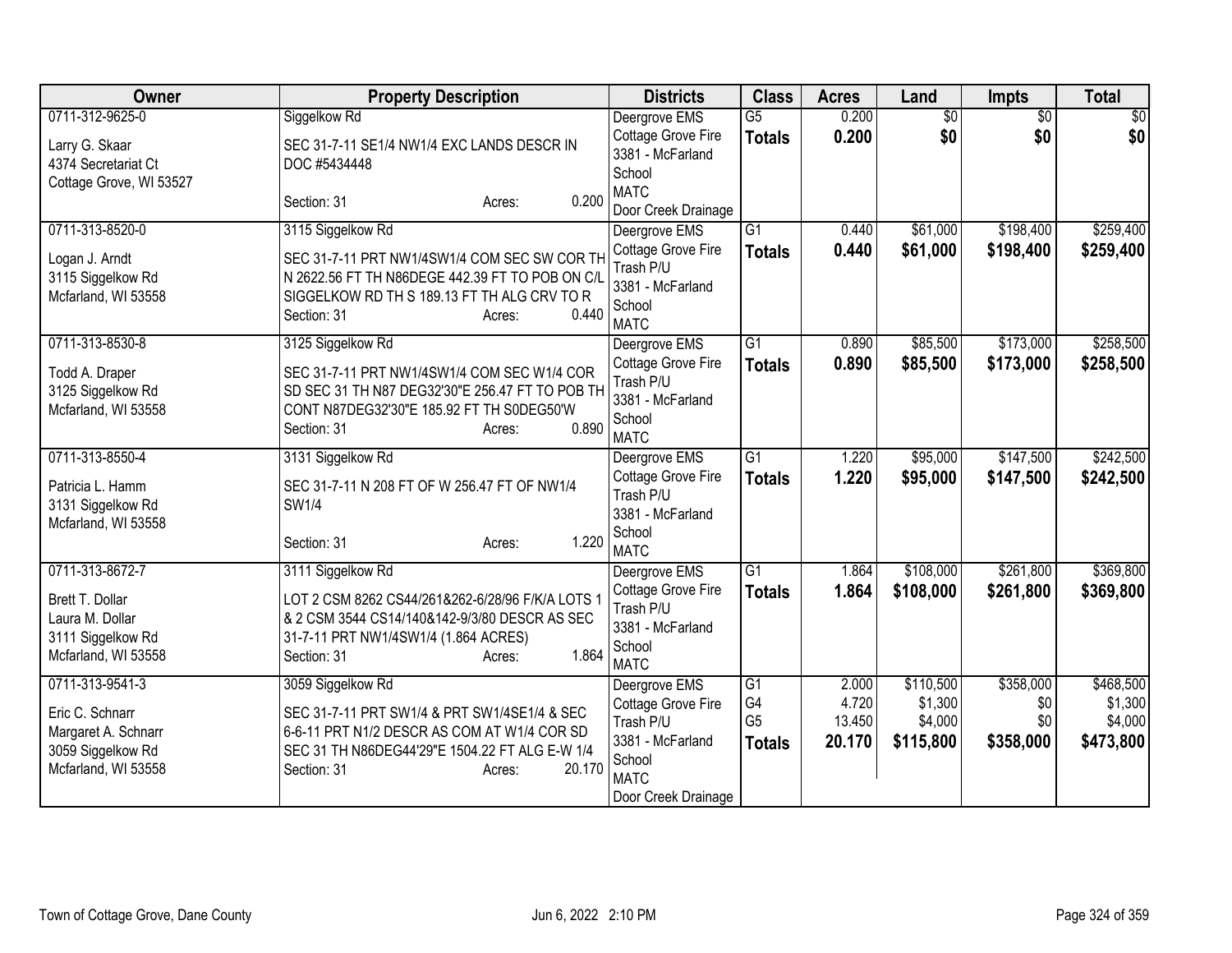| Owner | Property Description | Districts | Class | Acres | Land | Impts | Total |
|---|---|---|---|---|---|---|---|
| 0711-312-9625-0<br>Larry G. Skaar<br>4374 Secretariat Ct<br>Cottage Grove, WI 53527 | Siggelkow Rd<br>SEC 31-7-11 SE1/4 NW1/4 EXC LANDS DESCR IN DOC #5434448<br>Section: 31 Acres: 0.200 | Deergrove EMS<br>Cottage Grove Fire<br>3381 - McFarland School<br>MATC<br>Door Creek Drainage | G5<br>**Totals** | 0.200<br>**0.200** | $0<br>**$0** | $0<br>**$0** | $0<br>**$0** |
| 0711-313-8520-0<br>Logan J. Arndt<br>3115 Siggelkow Rd<br>Mcfarland, WI 53558 | 3115 Siggelkow Rd<br>SEC 31-7-11 PRT NW1/4SW1/4 COM SEC SW COR TH N 2622.56 FT TH N86DEGE 442.39 FT TO POB ON C/L SIGGELKOW RD TH S 189.13 FT TH ALG CRV TO R<br>Section: 31 Acres: 0.440 | Deergrove EMS<br>Cottage Grove Fire<br>Trash P/U<br>3381 - McFarland School<br>MATC | G1<br>**Totals** | 0.440<br>**0.440** | $61,000<br>**$61,000** | $198,400<br>**$198,400** | $259,400<br>**$259,400** |
| 0711-313-8530-8<br>Todd A. Draper<br>3125 Siggelkow Rd<br>Mcfarland, WI 53558 | 3125 Siggelkow Rd<br>SEC 31-7-11 PRT NW1/4SW1/4 COM SEC W1/4 COR SD SEC 31 TH N87 DEG32'30"E 256.47 FT TO POB TH CONT N87DEG32'30"E 185.92 FT TH S0DEG50'W<br>Section: 31 Acres: 0.890 | Deergrove EMS<br>Cottage Grove Fire<br>Trash P/U<br>3381 - McFarland School<br>MATC | G1<br>**Totals** | 0.890<br>**0.890** | $85,500<br>**$85,500** | $173,000<br>**$173,000** | $258,500<br>**$258,500** |
| 0711-313-8550-4<br>Patricia L. Hamm<br>3131 Siggelkow Rd<br>Mcfarland, WI 53558 | 3131 Siggelkow Rd<br>SEC 31-7-11 N 208 FT OF W 256.47 FT OF NW1/4 SW1/4<br>Section: 31 Acres: 1.220 | Deergrove EMS<br>Cottage Grove Fire<br>Trash P/U<br>3381 - McFarland School<br>MATC | G1<br>**Totals** | 1.220<br>**1.220** | $95,000<br>**$95,000** | $147,500<br>**$147,500** | $242,500<br>**$242,500** |
| 0711-313-8672-7<br>Brett T. Dollar<br>Laura M. Dollar<br>3111 Siggelkow Rd<br>Mcfarland, WI 53558 | 3111 Siggelkow Rd<br>LOT 2 CSM 8262 CS44/261&262-6/28/96 F/K/A LOTS 1 & 2 CSM 3544 CS14/140&142-9/3/80 DESCR AS SEC 31-7-11 PRT NW1/4SW1/4 (1.864 ACRES)<br>Section: 31 Acres: 1.864 | Deergrove EMS<br>Cottage Grove Fire<br>Trash P/U<br>3381 - McFarland School<br>MATC | G1<br>**Totals** | 1.864<br>**1.864** | $108,000<br>**$108,000** | $261,800<br>**$261,800** | $369,800<br>**$369,800** |
| 0711-313-9541-3<br>Eric C. Schnarr<br>Margaret A. Schnarr<br>3059 Siggelkow Rd<br>Mcfarland, WI 53558 | 3059 Siggelkow Rd<br>SEC 31-7-11 PRT SW1/4 & PRT SW1/4SE1/4 & SEC 6-6-11 PRT N1/2 DESCR AS COM AT W1/4 COR SD SEC 31 TH N86DEG44'29"E 1504.22 FT ALG E-W 1/4<br>Section: 31 Acres: 20.170 | Deergrove EMS<br>Cottage Grove Fire<br>Trash P/U<br>3381 - McFarland School<br>MATC<br>Door Creek Drainage | G1<br>G4<br>G5<br>**Totals** | 2.000<br>4.720<br>13.450<br>**20.170** | $110,500<br>$1,300<br>$4,000<br>**$115,800** | $358,000<br>$0<br>$0<br>**$358,000** | $468,500<br>$1,300<br>$4,000<br>**$473,800** |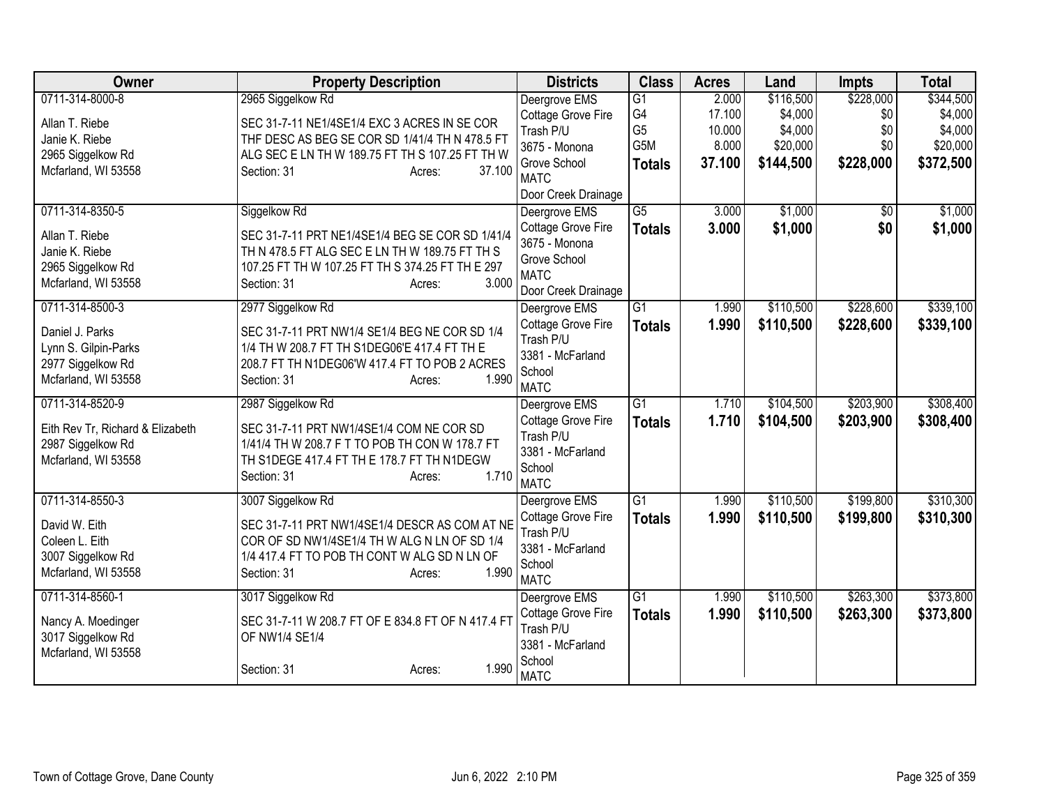| Owner | Property Description | Districts | Class | Acres | Land | Impts | Total |
|---|---|---|---|---|---|---|---|
| 0711-314-8000-8<br>Allan T. Riebe<br>Janie K. Riebe<br>2965 Siggelkow Rd<br>Mcfarland, WI 53558 | 2965 Siggelkow Rd<br>SEC 31-7-11 NE1/4SE1/4 EXC 3 ACRES IN SE COR THF DESC AS BEG SE COR SD 1/41/4 TH N 478.5 FT ALG SEC E LN TH W 189.75 FT TH S 107.25 FT TH W<br>Section: 31 Acres: 37.100 | Deergrove EMS<br>Cottage Grove Fire<br>Trash P/U<br>3675 - Monona Grove School<br>MATC<br>Door Creek Drainage | G1<br>G4<br>G5<br>G5M<br>**Totals** | 2.000<br>17.100<br>10.000<br>8.000<br>**37.100** | $116,500<br>$4,000<br>$4,000<br>$20,000<br>**$144,500** | $228,000<br>$0<br>$0<br>$0<br>**$228,000** | $344,500<br>$4,000<br>$4,000<br>$20,000<br>**$372,500** |
| 0711-314-8350-5<br>Allan T. Riebe<br>Janie K. Riebe<br>2965 Siggelkow Rd<br>Mcfarland, WI 53558 | Siggelkow Rd<br>SEC 31-7-11 PRT NE1/4SE1/4 BEG SE COR SD 1/41/4 TH N 478.5 FT ALG SEC E LN TH W 189.75 FT TH S 107.25 FT TH W 107.25 FT TH S 374.25 FT TH E 297<br>Section: 31 Acres: 3.000 | Deergrove EMS<br>Cottage Grove Fire<br>3675 - Monona Grove School<br>MATC<br>Door Creek Drainage | G5<br>**Totals** | 3.000<br>**3.000** | $1,000<br>**$1,000** | $0<br>**$0** | $1,000<br>**$1,000** |
| 0711-314-8500-3<br>Daniel J. Parks<br>Lynn S. Gilpin-Parks<br>2977 Siggelkow Rd<br>Mcfarland, WI 53558 | 2977 Siggelkow Rd<br>SEC 31-7-11 PRT NW1/4 SE1/4 BEG NE COR SD 1/4 1/4 TH W 208.7 FT TH S1DEG06'E 417.4 FT TH E 208.7 FT TH N1DEG06'W 417.4 FT TO POB 2 ACRES<br>Section: 31 Acres: 1.990 | Deergrove EMS<br>Cottage Grove Fire<br>Trash P/U<br>3381 - McFarland School<br>MATC | G1<br>**Totals** | 1.990<br>**1.990** | $110,500<br>**$110,500** | $228,600<br>**$228,600** | $339,100<br>**$339,100** |
| 0711-314-8520-9<br>Eith Rev Tr, Richard & Elizabeth<br>2987 Siggelkow Rd<br>Mcfarland, WI 53558 | 2987 Siggelkow Rd<br>SEC 31-7-11 PRT NW1/4SE1/4 COM NE COR SD 1/41/4 TH W 208.7 F T TO POB TH CON W 178.7 FT TH S1DEGE 417.4 FT TH E 178.7 FT TH N1DEGW<br>Section: 31 Acres: 1.710 | Deergrove EMS<br>Cottage Grove Fire<br>Trash P/U<br>3381 - McFarland School<br>MATC | G1<br>**Totals** | 1.710<br>**1.710** | $104,500<br>**$104,500** | $203,900<br>**$203,900** | $308,400<br>**$308,400** |
| 0711-314-8550-3<br>David W. Eith<br>Coleen L. Eith<br>3007 Siggelkow Rd<br>Mcfarland, WI 53558 | 3007 Siggelkow Rd<br>SEC 31-7-11 PRT NW1/4SE1/4 DESCR AS COM AT NE COR OF SD NW1/4SE1/4 TH W ALG N LN OF SD 1/4 1/4 417.4 FT TO POB TH CONT W ALG SD N LN OF<br>Section: 31 Acres: 1.990 | Deergrove EMS<br>Cottage Grove Fire<br>Trash P/U<br>3381 - McFarland School<br>MATC | G1<br>**Totals** | 1.990<br>**1.990** | $110,500<br>**$110,500** | $199,800<br>**$199,800** | $310,300<br>**$310,300** |
| 0711-314-8560-1<br>Nancy A. Moedinger<br>3017 Siggelkow Rd<br>Mcfarland, WI 53558 | 3017 Siggelkow Rd<br>SEC 31-7-11 W 208.7 FT OF E 834.8 FT OF N 417.4 FT OF NW1/4 SE1/4<br>Section: 31 Acres: 1.990 | Deergrove EMS<br>Cottage Grove Fire<br>Trash P/U<br>3381 - McFarland School<br>MATC | G1<br>**Totals** | 1.990<br>**1.990** | $110,500<br>**$110,500** | $263,300<br>**$263,300** | $373,800<br>**$373,800** |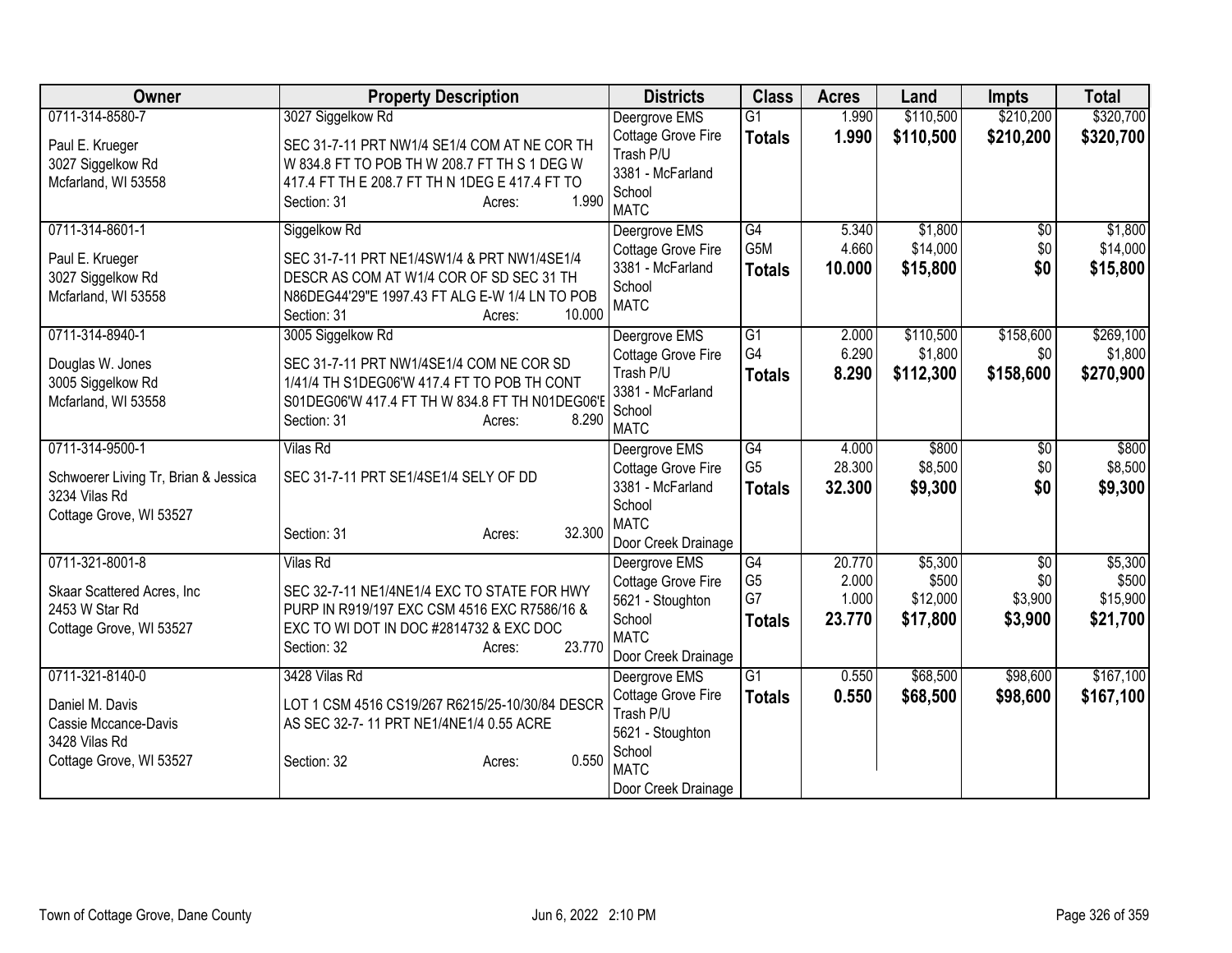| Owner | Property Description | Districts | Class | Acres | Land | Impts | Total |
|---|---|---|---|---|---|---|---|
| 0711-314-8580-7<br>Paul E. Krueger<br>3027 Siggelkow Rd<br>Mcfarland, WI 53558 | 3027 Siggelkow Rd<br>SEC 31-7-11 PRT NW1/4 SE1/4 COM AT NE COR TH W 834.8 FT TO POB TH W 208.7 FT TH S 1 DEG W 417.4 FT TH E 208.7 FT TH N 1DEG E 417.4 FT TO<br>Section: 31 Acres: 1.990 | Deergrove EMS<br>Cottage Grove Fire<br>Trash P/U<br>3381 - McFarland School<br>MATC | G1<br>**Totals** | 1.990<br>**1.990** | $110,500<br>**$110,500** | $210,200<br>**$210,200** | $320,700<br>**$320,700** |
| 0711-314-8601-1<br>Paul E. Krueger<br>3027 Siggelkow Rd<br>Mcfarland, WI 53558 | Siggelkow Rd<br>SEC 31-7-11 PRT NE1/4SW1/4 & PRT NW1/4SE1/4 DESCR AS COM AT W1/4 COR OF SD SEC 31 TH N86DEG44'29"E 1997.43 FT ALG E-W 1/4 LN TO POB<br>Section: 31 Acres: 10.000 | Deergrove EMS<br>Cottage Grove Fire<br>3381 - McFarland School<br>MATC | G4<br>G5M<br>**Totals** | 5.340<br>4.660<br>**10.000** | $1,800<br>$14,000<br>**$15,800** | $0<br>$0<br>**$0** | $1,800<br>$14,000<br>**$15,800** |
| 0711-314-8940-1<br>Douglas W. Jones<br>3005 Siggelkow Rd<br>Mcfarland, WI 53558 | 3005 Siggelkow Rd<br>SEC 31-7-11 PRT NW1/4SE1/4 COM NE COR SD 1/41/4 TH S1DEG06'W 417.4 FT TO POB TH CONT S01DEG06'W 417.4 FT TH W 834.8 FT TH N01DEG06'E<br>Section: 31 Acres: 8.290 | Deergrove EMS<br>Cottage Grove Fire<br>Trash P/U<br>3381 - McFarland School<br>MATC | G1<br>G4<br>**Totals** | 2.000<br>6.290<br>**8.290** | $110,500<br>$1,800<br>**$112,300** | $158,600<br>$0<br>**$158,600** | $269,100<br>$1,800<br>**$270,900** |
| 0711-314-9500-1<br>Schwoerer Living Tr, Brian & Jessica<br>3234 Vilas Rd<br>Cottage Grove, WI 53527 | Vilas Rd<br>SEC 31-7-11 PRT SE1/4SE1/4 SELY OF DD<br>Section: 31 Acres: 32.300 | Deergrove EMS<br>Cottage Grove Fire<br>3381 - McFarland School<br>MATC<br>Door Creek Drainage | G4<br>G5<br>**Totals** | 4.000<br>28.300<br>**32.300** | $800<br>$8,500<br>**$9,300** | $0<br>$0<br>**$0** | $800<br>$8,500<br>**$9,300** |
| 0711-321-8001-8<br>Skaar Scattered Acres, Inc<br>2453 W Star Rd<br>Cottage Grove, WI 53527 | Vilas Rd<br>SEC 32-7-11 NE1/4NE1/4 EXC TO STATE FOR HWY PURP IN R919/197 EXC CSM 4516 EXC R7586/16 & EXC TO WI DOT IN DOC #2814732 & EXC DOC<br>Section: 32 Acres: 23.770 | Deergrove EMS<br>Cottage Grove Fire<br>5621 - Stoughton School<br>MATC<br>Door Creek Drainage | G4<br>G5<br>G7<br>**Totals** | 20.770<br>2.000<br>1.000<br>**23.770** | $5,300<br>$500<br>$12,000<br>**$17,800** | $0<br>$0<br>$3,900<br>**$3,900** | $5,300<br>$500<br>$15,900<br>**$21,700** |
| 0711-321-8140-0<br>Daniel M. Davis<br>Cassie Mccance-Davis<br>3428 Vilas Rd<br>Cottage Grove, WI 53527 | 3428 Vilas Rd<br>LOT 1 CSM 4516 CS19/267 R6215/25-10/30/84 DESCR AS SEC 32-7- 11 PRT NE1/4NE1/4 0.55 ACRE<br>Section: 32 Acres: 0.550 | Deergrove EMS<br>Cottage Grove Fire<br>Trash P/U<br>5621 - Stoughton School<br>MATC<br>Door Creek Drainage | G1<br>**Totals** | 0.550<br>**0.550** | $68,500<br>**$68,500** | $98,600<br>**$98,600** | $167,100<br>**$167,100** |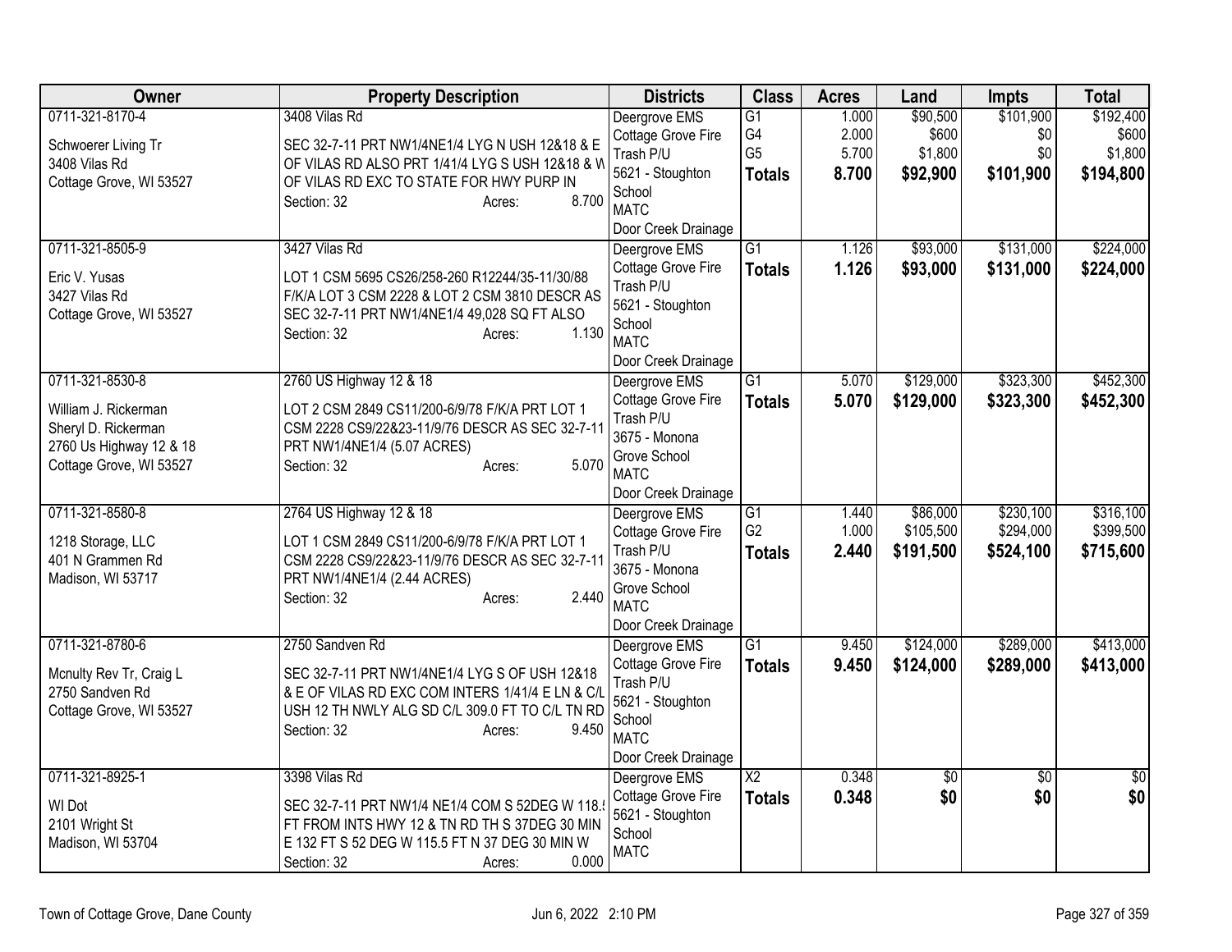| Owner | Property Description | Districts | Class | Acres | Land | Impts | Total |
|---|---|---|---|---|---|---|---|
| 0711-321-8170-4<br><br>Schwoerer Living Tr<br>3408 Vilas Rd<br>Cottage Grove, WI 53527 | 3408 Vilas Rd<br><br>SEC 32-7-11 PRT NW1/4NE1/4 LYG N USH 12&18 & E OF VILAS RD ALSO PRT 1/41/4 LYG S USH 12&18 & W OF VILAS RD EXC TO STATE FOR HWY PURP IN<br>Section: 32 Acres: 8.700 | Deergrove EMS<br>Cottage Grove Fire<br>Trash P/U<br>5621 - Stoughton School<br>MATC<br>Door Creek Drainage | G1<br>G4<br>G5<br>**Totals** | 1.000<br>2.000<br>5.700<br>**8.700** | $90,500<br>$600<br>$1,800<br>**$92,900** | $101,900<br>$0<br>$0<br>**$101,900** | $192,400<br>$600<br>$1,800<br>**$194,800** |
| 0711-321-8505-9<br><br>Eric V. Yusas<br>3427 Vilas Rd<br>Cottage Grove, WI 53527 | 3427 Vilas Rd<br><br>LOT 1 CSM 5695 CS26/258-260 R12244/35-11/30/88 F/K/A LOT 3 CSM 2228 & LOT 2 CSM 3810 DESCR AS SEC 32-7-11 PRT NW1/4NE1/4 49,028 SQ FT ALSO<br>Section: 32 Acres: 1.130 | Deergrove EMS<br>Cottage Grove Fire<br>Trash P/U<br>5621 - Stoughton School<br>MATC<br>Door Creek Drainage | G1<br>**Totals** | 1.126<br>**1.126** | $93,000<br>**$93,000** | $131,000<br>**$131,000** | $224,000<br>**$224,000** |
| 0711-321-8530-8<br><br>William J. Rickerman<br>Sheryl D. Rickerman<br>2760 Us Highway 12 & 18<br>Cottage Grove, WI 53527 | 2760 US Highway 12 & 18<br><br>LOT 2 CSM 2849 CS11/200-6/9/78 F/K/A PRT LOT 1 CSM 2228 CS9/22&23-11/9/76 DESCR AS SEC 32-7-11 PRT NW1/4NE1/4 (5.07 ACRES)<br>Section: 32 Acres: 5.070 | Deergrove EMS<br>Cottage Grove Fire<br>Trash P/U<br>3675 - Monona Grove School<br>MATC<br>Door Creek Drainage | G1<br>**Totals** | 5.070<br>**5.070** | $129,000<br>**$129,000** | $323,300<br>**$323,300** | $452,300<br>**$452,300** |
| 0711-321-8580-8<br><br>1218 Storage, LLC<br>401 N Grammen Rd<br>Madison, WI 53717 | 2764 US Highway 12 & 18<br><br>LOT 1 CSM 2849 CS11/200-6/9/78 F/K/A PRT LOT 1 CSM 2228 CS9/22&23-11/9/76 DESCR AS SEC 32-7-11 PRT NW1/4NE1/4 (2.44 ACRES)<br>Section: 32 Acres: 2.440 | Deergrove EMS<br>Cottage Grove Fire<br>Trash P/U<br>3675 - Monona Grove School<br>MATC<br>Door Creek Drainage | G1<br>G2<br>**Totals** | 1.440<br>1.000<br>**2.440** | $86,000<br>$105,500<br>**$191,500** | $230,100<br>$294,000<br>**$524,100** | $316,100<br>$399,500<br>**$715,600** |
| 0711-321-8780-6<br><br>Mcnulty Rev Tr, Craig L<br>2750 Sandven Rd<br>Cottage Grove, WI 53527 | 2750 Sandven Rd<br><br>SEC 32-7-11 PRT NW1/4NE1/4 LYG S OF USH 12&18 & E OF VILAS RD EXC COM INTERS 1/41/4 E LN & C/L USH 12 TH NWLY ALG SD C/L 309.0 FT TO C/L TN RD<br>Section: 32 Acres: 9.450 | Deergrove EMS<br>Cottage Grove Fire<br>Trash P/U<br>5621 - Stoughton School<br>MATC<br>Door Creek Drainage | G1<br>**Totals** | 9.450<br>**9.450** | $124,000<br>**$124,000** | $289,000<br>**$289,000** | $413,000<br>**$413,000** |
| 0711-321-8925-1<br><br>WI Dot<br>2101 Wright St<br>Madison, WI 53704 | 3398 Vilas Rd<br><br>SEC 32-7-11 PRT NW1/4 NE1/4 COM S 52DEG W 118.5 FT FROM INTS HWY 12 & TN RD TH S 37DEG 30 MIN E 132 FT S 52 DEG W 115.5 FT N 37 DEG 30 MIN W<br>Section: 32 Acres: 0.000 | Deergrove EMS<br>Cottage Grove Fire<br>5621 - Stoughton School<br>MATC | X2<br>**Totals** | 0.348<br>**0.348** | $0<br>**$0** | $0<br>**$0** | $0<br>**$0** |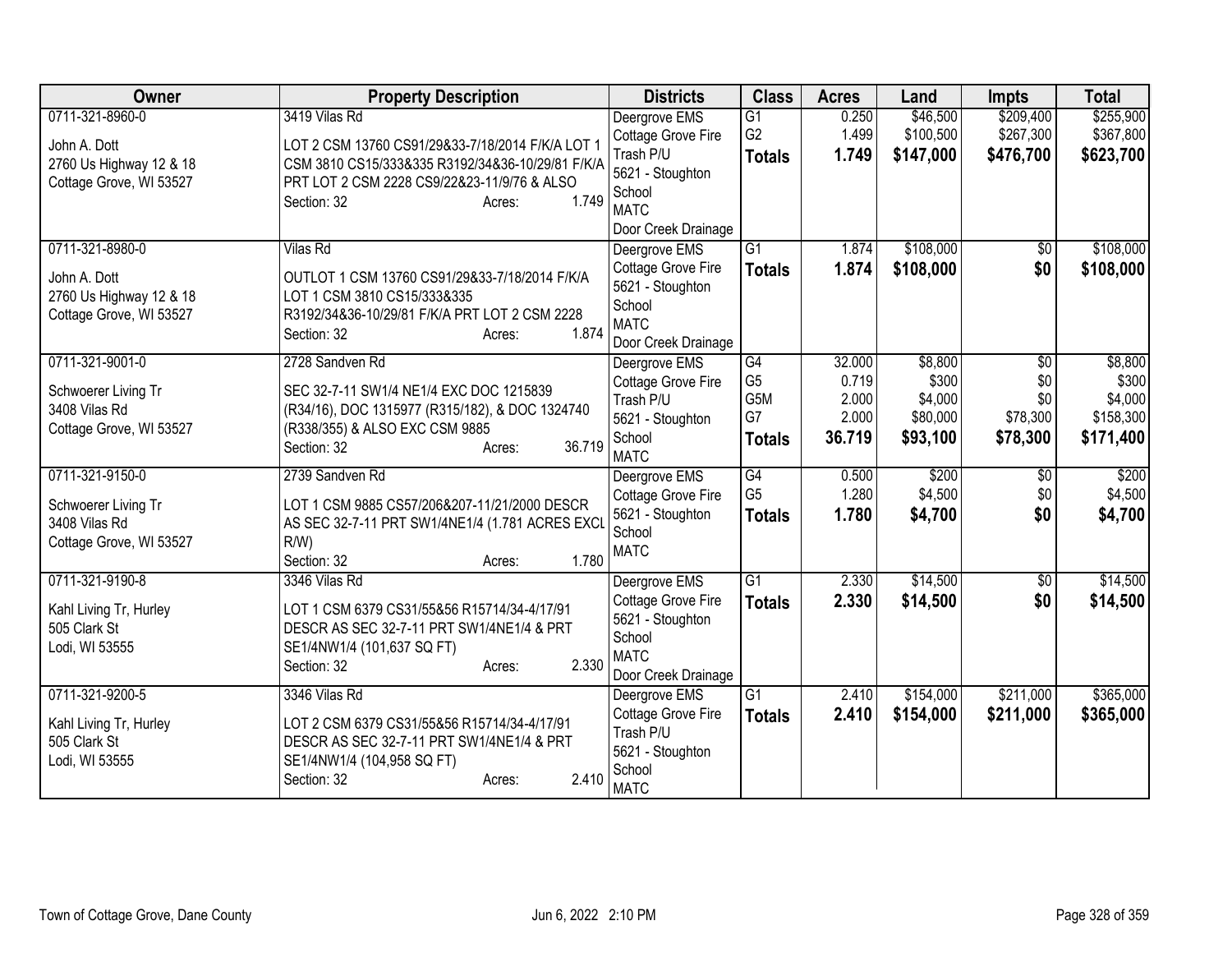| Owner | Property Description | Districts | Class | Acres | Land | Impts | Total |
|---|---|---|---|---|---|---|---|
| 0711-321-8960-0<br>John A. Dott<br>2760 Us Highway 12 & 18<br>Cottage Grove, WI 53527 | 3419 Vilas Rd<br>LOT 2 CSM 13760 CS91/29&33-7/18/2014 F/K/A LOT 1 CSM 3810 CS15/333&335 R3192/34&36-10/29/81 F/K/A PRT LOT 2 CSM 2228 CS9/22&23-11/9/76 & ALSO<br>Section: 32 Acres: 1.749 | Deergrove EMS<br>Cottage Grove Fire<br>Trash P/U<br>5621 - Stoughton School<br>MATC<br>Door Creek Drainage | G1<br>G2<br>**Totals** | 0.250<br>1.499<br>**1.749** | $46,500<br>$100,500<br>**$147,000** | $209,400<br>$267,300<br>**$476,700** | $255,900<br>$367,800<br>**$623,700** |
| 0711-321-8980-0<br>John A. Dott<br>2760 Us Highway 12 & 18<br>Cottage Grove, WI 53527 | Vilas Rd<br>OUTLOT 1 CSM 13760 CS91/29&33-7/18/2014 F/K/A LOT 1 CSM 3810 CS15/333&335 R3192/34&36-10/29/81 F/K/A PRT LOT 2 CSM 2228<br>Section: 32 Acres: 1.874 | Deergrove EMS<br>Cottage Grove Fire<br>5621 - Stoughton School<br>MATC<br>Door Creek Drainage | G1<br>**Totals** | 1.874<br>**1.874** | $108,000<br>**$108,000** | $0<br>**$0** | $108,000<br>**$108,000** |
| 0711-321-9001-0<br>Schwoerer Living Tr<br>3408 Vilas Rd<br>Cottage Grove, WI 53527 | 2728 Sandven Rd<br>SEC 32-7-11 SW1/4 NE1/4 EXC DOC 1215839 (R34/16), DOC 1315977 (R315/182), & DOC 1324740 (R338/355) & ALSO EXC CSM 9885<br>Section: 32 Acres: 36.719 | Deergrove EMS<br>Cottage Grove Fire<br>Trash P/U<br>5621 - Stoughton School<br>MATC | G4<br>G5<br>G5M<br>G7<br>**Totals** | 32.000<br>0.719<br>2.000<br>2.000<br>**36.719** | $8,800<br>$300<br>$4,000<br>$80,000<br>**$93,100** | $0<br>$0<br>$0<br>$78,300<br>**$78,300** | $8,800<br>$300<br>$4,000<br>$158,300<br>**$171,400** |
| 0711-321-9150-0<br>Schwoerer Living Tr<br>3408 Vilas Rd<br>Cottage Grove, WI 53527 | 2739 Sandven Rd<br>LOT 1 CSM 9885 CS57/206&207-11/21/2000 DESCR AS SEC 32-7-11 PRT SW1/4NE1/4 (1.781 ACRES EXCL R/W)<br>Section: 32 Acres: 1.780 | Deergrove EMS<br>Cottage Grove Fire<br>5621 - Stoughton School<br>MATC | G4<br>G5<br>**Totals** | 0.500<br>1.280<br>**1.780** | $200<br>$4,500<br>**$4,700** | $0<br>$0<br>**$0** | $200<br>$4,500<br>**$4,700** |
| 0711-321-9190-8<br>Kahl Living Tr, Hurley<br>505 Clark St<br>Lodi, WI 53555 | 3346 Vilas Rd<br>LOT 1 CSM 6379 CS31/55&56 R15714/34-4/17/91 DESCR AS SEC 32-7-11 PRT SW1/4NE1/4 & PRT SE1/4NW1/4 (101,637 SQ FT)<br>Section: 32 Acres: 2.330 | Deergrove EMS<br>Cottage Grove Fire<br>5621 - Stoughton School<br>MATC<br>Door Creek Drainage | G1<br>**Totals** | 2.330<br>**2.330** | $14,500<br>**$14,500** | $0<br>**$0** | $14,500<br>**$14,500** |
| 0711-321-9200-5<br>Kahl Living Tr, Hurley<br>505 Clark St<br>Lodi, WI 53555 | 3346 Vilas Rd<br>LOT 2 CSM 6379 CS31/55&56 R15714/34-4/17/91 DESCR AS SEC 32-7-11 PRT SW1/4NE1/4 & PRT SE1/4NW1/4 (104,958 SQ FT)<br>Section: 32 Acres: 2.410 | Deergrove EMS<br>Cottage Grove Fire<br>Trash P/U<br>5621 - Stoughton School<br>MATC | G1<br>**Totals** | 2.410<br>**2.410** | $154,000<br>**$154,000** | $211,000<br>**$211,000** | $365,000<br>**$365,000** |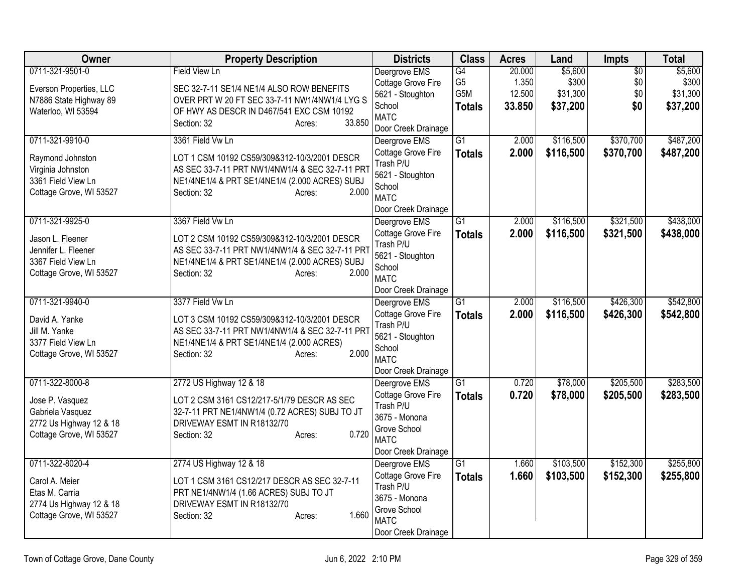| Owner | Property Description | Districts | Class | Acres | Land | Impts | Total |
|---|---|---|---|---|---|---|---|
| 0711-321-9501-0<br><br>Everson Properties, LLC<br>N7886 State Highway 89<br>Waterloo, WI 53594 | Field View Ln<br><br>SEC 32-7-11 SE1/4 NE1/4 ALSO ROW BENEFITS OVER PRT W 20 FT SEC 33-7-11 NW1/4NW1/4 LYG S OF HWY AS DESCR IN D467/541 EXC CSM 10192<br>Section: 32 Acres: 33.850 | Deergrove EMS<br>Cottage Grove Fire<br>5621 - Stoughton School<br>MATC<br>Door Creek Drainage | G4<br>G5<br>G5M<br>**Totals** | 20.000<br>1.350<br>12.500<br>**33.850** | $5,600<br>$300<br>$31,300<br>**$37,200** | $0<br>$0<br>$0<br>**$0** | $5,600<br>$300<br>$31,300<br>**$37,200** |
| 0711-321-9910-0<br><br>Raymond Johnston<br>Virginia Johnston<br>3361 Field View Ln<br>Cottage Grove, WI 53527 | 3361 Field Vw Ln<br><br>LOT 1 CSM 10192 CS59/309&312-10/3/2001 DESCR AS SEC 33-7-11 PRT NW1/4NW1/4 & SEC 32-7-11 PRT NE1/4NE1/4 & PRT SE1/4NE1/4 (2.000 ACRES) SUBJ<br>Section: 32 Acres: 2.000 | Deergrove EMS<br>Cottage Grove Fire<br>Trash P/U<br>5621 - Stoughton School<br>MATC<br>Door Creek Drainage | G1<br>**Totals** | 2.000<br>**2.000** | $116,500<br>**$116,500** | $370,700<br>**$370,700** | $487,200<br>**$487,200** |
| 0711-321-9925-0<br><br>Jason L. Fleener<br>Jennifer L. Fleener<br>3367 Field View Ln<br>Cottage Grove, WI 53527 | 3367 Field Vw Ln<br><br>LOT 2 CSM 10192 CS59/309&312-10/3/2001 DESCR AS SEC 33-7-11 PRT NW1/4NW1/4 & SEC 32-7-11 PRT NE1/4NE1/4 & PRT SE1/4NE1/4 (2.000 ACRES) SUBJ<br>Section: 32 Acres: 2.000 | Deergrove EMS<br>Cottage Grove Fire<br>Trash P/U<br>5621 - Stoughton School<br>MATC<br>Door Creek Drainage | G1<br>**Totals** | 2.000<br>**2.000** | $116,500<br>**$116,500** | $321,500<br>**$321,500** | $438,000<br>**$438,000** |
| 0711-321-9940-0<br><br>David A. Yanke<br>Jill M. Yanke<br>3377 Field View Ln<br>Cottage Grove, WI 53527 | 3377 Field Vw Ln<br><br>LOT 3 CSM 10192 CS59/309&312-10/3/2001 DESCR AS SEC 33-7-11 PRT NW1/4NW1/4 & SEC 32-7-11 PRT NE1/4NE1/4 & PRT SE1/4NE1/4 (2.000 ACRES)<br>Section: 32 Acres: 2.000 | Deergrove EMS<br>Cottage Grove Fire<br>Trash P/U<br>5621 - Stoughton School<br>MATC<br>Door Creek Drainage | G1<br>**Totals** | 2.000<br>**2.000** | $116,500<br>**$116,500** | $426,300<br>**$426,300** | $542,800<br>**$542,800** |
| 0711-322-8000-8<br><br>Jose P. Vasquez<br>Gabriela Vasquez<br>2772 Us Highway 12 & 18<br>Cottage Grove, WI 53527 | 2772 US Highway 12 & 18<br><br>LOT 2 CSM 3161 CS12/217-5/1/79 DESCR AS SEC 32-7-11 PRT NE1/4NW1/4 (0.72 ACRES) SUBJ TO JT DRIVEWAY ESMT IN R18132/70<br>Section: 32 Acres: 0.720 | Deergrove EMS<br>Cottage Grove Fire<br>Trash P/U<br>3675 - Monona Grove School<br>MATC<br>Door Creek Drainage | G1<br>**Totals** | 0.720<br>**0.720** | $78,000<br>**$78,000** | $205,500<br>**$205,500** | $283,500<br>**$283,500** |
| 0711-322-8020-4<br><br>Carol A. Meier<br>Etas M. Carria<br>2774 Us Highway 12 & 18<br>Cottage Grove, WI 53527 | 2774 US Highway 12 & 18<br><br>LOT 1 CSM 3161 CS12/217 DESCR AS SEC 32-7-11 PRT NE1/4NW1/4 (1.66 ACRES) SUBJ TO JT DRIVEWAY ESMT IN R18132/70<br>Section: 32 Acres: 1.660 | Deergrove EMS<br>Cottage Grove Fire<br>Trash P/U<br>3675 - Monona Grove School<br>MATC<br>Door Creek Drainage | G1<br>**Totals** | 1.660<br>**1.660** | $103,500<br>**$103,500** | $152,300<br>**$152,300** | $255,800<br>**$255,800** |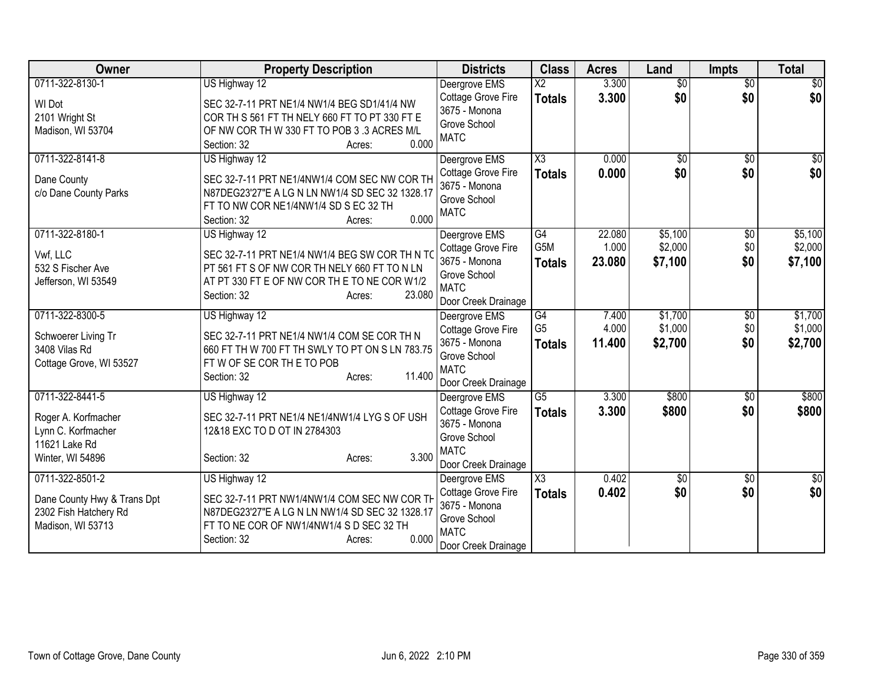| Owner | Property Description | Districts | Class | Acres | Land | Impts | Total |
|---|---|---|---|---|---|---|---|
| 0711-322-8130-1<br>WI Dot<br>2101 Wright St<br>Madison, WI 53704 | US Highway 12<br>SEC 32-7-11 PRT NE1/4 NW1/4 BEG SD1/41/4 NW COR TH S 561 FT TH NELY 660 FT TO PT 330 FT E OF NW COR TH W 330 FT TO POB 3 .3 ACRES M/L<br>Section: 32 Acres: 0.000 | Deergrove EMS<br>Cottage Grove Fire<br>3675 - Monona Grove School<br>MATC | X2<br>**Totals** | 3.300<br>**3.300** | $0<br>**$0** | $0<br>**$0** | $0<br>**$0** |
| 0711-322-8141-8<br>Dane County<br>c/o Dane County Parks | US Highway 12<br>SEC 32-7-11 PRT NE1/4NW1/4 COM SEC NW COR TH N87DEG23'27"E A LG N LN NW1/4 SD SEC 32 1328.17 FT TO NW COR NE1/4NW1/4 SD S EC 32 TH<br>Section: 32 Acres: 0.000 | Deergrove EMS<br>Cottage Grove Fire<br>3675 - Monona Grove School<br>MATC | X3<br>**Totals** | 0.000<br>**0.000** | $0<br>**$0** | $0<br>**$0** | $0<br>**$0** |
| 0711-322-8180-1<br>Vwf, LLC<br>532 S Fischer Ave<br>Jefferson, WI 53549 | US Highway 12<br>SEC 32-7-11 PRT NE1/4 NW1/4 BEG SW COR TH N TO PT 561 FT S OF NW COR TH NELY 660 FT TO N LN AT PT 330 FT E OF NW COR TH E TO NE COR W1/2<br>Section: 32 Acres: 23.080 | Deergrove EMS<br>Cottage Grove Fire<br>3675 - Monona Grove School<br>MATC<br>Door Creek Drainage | G4<br>G5M<br>**Totals** | 22.080<br>1.000<br>**23.080** | $5,100<br>$2,000<br>**$7,100** | $0<br>$0<br>**$0** | $5,100<br>$2,000<br>**$7,100** |
| 0711-322-8300-5<br>Schwoerer Living Tr<br>3408 Vilas Rd<br>Cottage Grove, WI 53527 | US Highway 12<br>SEC 32-7-11 PRT NE1/4 NW1/4 COM SE COR TH N 660 FT TH W 700 FT TH SWLY TO PT ON S LN 783.75 FT W OF SE COR TH E TO POB<br>Section: 32 Acres: 11.400 | Deergrove EMS<br>Cottage Grove Fire<br>3675 - Monona Grove School<br>MATC<br>Door Creek Drainage | G4<br>G5<br>**Totals** | 7.400<br>4.000<br>**11.400** | $1,700<br>$1,000<br>**$2,700** | $0<br>$0<br>**$0** | $1,700<br>$1,000<br>**$2,700** |
| 0711-322-8441-5<br>Roger A. Korfmacher<br>Lynn C. Korfmacher<br>11621 Lake Rd<br>Winter, WI 54896 | US Highway 12<br>SEC 32-7-11 PRT NE1/4 NE1/4NW1/4 LYG S OF USH 12&18 EXC TO D OT IN 2784303<br>Section: 32 Acres: 3.300 | Deergrove EMS<br>Cottage Grove Fire<br>3675 - Monona Grove School<br>MATC<br>Door Creek Drainage | G5<br>**Totals** | 3.300<br>**3.300** | $800<br>**$800** | $0<br>**$0** | $800<br>**$800** |
| 0711-322-8501-2<br>Dane County Hwy & Trans Dpt<br>2302 Fish Hatchery Rd<br>Madison, WI 53713 | US Highway 12<br>SEC 32-7-11 PRT NW1/4NW1/4 COM SEC NW COR TH N87DEG23'27"E A LG N LN NW1/4 SD SEC 32 1328.17 FT TO NE COR OF NW1/4NW1/4 S D SEC 32 TH<br>Section: 32 Acres: 0.000 | Deergrove EMS<br>Cottage Grove Fire<br>3675 - Monona Grove School<br>MATC<br>Door Creek Drainage | X3<br>**Totals** | 0.402<br>**0.402** | $0<br>**$0** | $0<br>**$0** | $0<br>**$0** |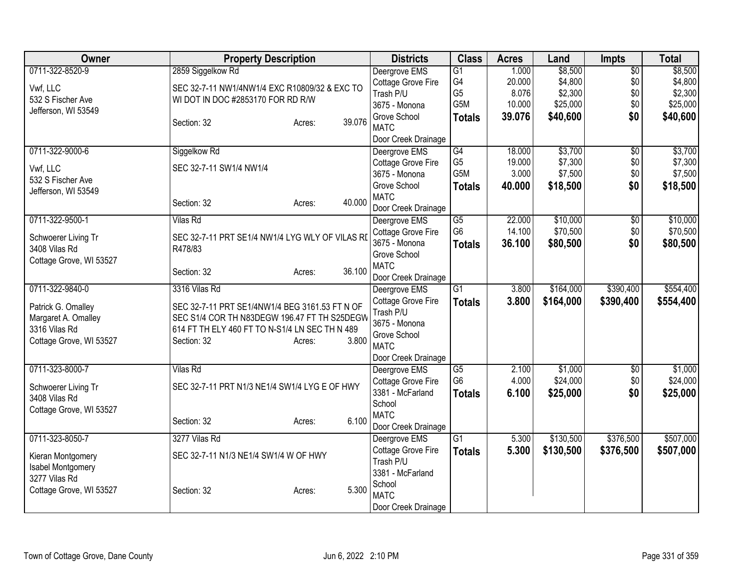| Owner | Property Description | Districts | Class | Acres | Land | Impts | Total |
|---|---|---|---|---|---|---|---|
| 0711-322-8520-9<br>Vwf, LLC<br>532 S Fischer Ave<br>Jefferson, WI 53549 | 2859 Siggelkow Rd<br>SEC 32-7-11 NW1/4NW1/4 EXC R10809/32 & EXC TO WI DOT IN DOC #2853170 FOR RD R/W<br>Section: 32 Acres: 39.076 | Deergrove EMS<br>Cottage Grove Fire<br>Trash P/U<br>3675 - Monona Grove School<br>MATC<br>Door Creek Drainage | G1<br>G4<br>G5<br>G5M<br>**Totals** | 1.000<br>20.000<br>8.076<br>10.000<br>**39.076** | $8,500<br>$4,800<br>$2,300<br>$25,000<br>**$40,600** | $0<br>$0<br>$0<br>$0<br>**$0** | $8,500<br>$4,800<br>$2,300<br>$25,000<br>**$40,600** |
| 0711-322-9000-6<br>Vwf, LLC<br>532 S Fischer Ave<br>Jefferson, WI 53549 | Siggelkow Rd<br>SEC 32-7-11 SW1/4 NW1/4<br>Section: 32 Acres: 40.000 | Deergrove EMS<br>Cottage Grove Fire<br>3675 - Monona Grove School<br>MATC<br>Door Creek Drainage | G4<br>G5<br>G5M<br>**Totals** | 18.000<br>19.000<br>3.000<br>**40.000** | $3,700<br>$7,300<br>$7,500<br>**$18,500** | $0<br>$0<br>$0<br>**$0** | $3,700<br>$7,300<br>$7,500<br>**$18,500** |
| 0711-322-9500-1<br>Schwoerer Living Tr<br>3408 Vilas Rd<br>Cottage Grove, WI 53527 | Vilas Rd<br>SEC 32-7-11 PRT SE1/4 NW1/4 LYG WLY OF VILAS RD R478/83<br>Section: 32 Acres: 36.100 | Deergrove EMS<br>Cottage Grove Fire<br>3675 - Monona Grove School<br>MATC<br>Door Creek Drainage | G5<br>G6<br>**Totals** | 22.000<br>14.100<br>**36.100** | $10,000<br>$70,500<br>**$80,500** | $0<br>$0<br>**$0** | $10,000<br>$70,500<br>**$80,500** |
| 0711-322-9840-0<br>Patrick G. Omalley<br>Margaret A. Omalley<br>3316 Vilas Rd<br>Cottage Grove, WI 53527 | 3316 Vilas Rd<br>SEC 32-7-11 PRT SE1/4NW1/4 BEG 3161.53 FT N OF SEC S1/4 COR TH N83DEGW 196.47 FT TH S25DEGW 614 FT TH ELY 460 FT TO N-S1/4 LN SEC TH N 489<br>Section: 32 Acres: 3.800 | Deergrove EMS<br>Cottage Grove Fire<br>Trash P/U<br>3675 - Monona Grove School<br>MATC<br>Door Creek Drainage | G1<br>**Totals** | 3.800<br>**3.800** | $164,000<br>**$164,000** | $390,400<br>**$390,400** | $554,400<br>**$554,400** |
| 0711-323-8000-7<br>Schwoerer Living Tr<br>3408 Vilas Rd<br>Cottage Grove, WI 53527 | Vilas Rd<br>SEC 32-7-11 PRT N1/3 NE1/4 SW1/4 LYG E OF HWY<br>Section: 32 Acres: 6.100 | Deergrove EMS<br>Cottage Grove Fire<br>3381 - McFarland School<br>MATC<br>Door Creek Drainage | G5<br>G6<br>**Totals** | 2.100<br>4.000<br>**6.100** | $1,000<br>$24,000<br>**$25,000** | $0<br>$0<br>**$0** | $1,000<br>$24,000<br>**$25,000** |
| 0711-323-8050-7<br>Kieran Montgomery<br>Isabel Montgomery<br>3277 Vilas Rd<br>Cottage Grove, WI 53527 | 3277 Vilas Rd<br>SEC 32-7-11 N1/3 NE1/4 SW1/4 W OF HWY<br>Section: 32 Acres: 5.300 | Deergrove EMS<br>Cottage Grove Fire<br>Trash P/U<br>3381 - McFarland School<br>MATC<br>Door Creek Drainage | G1<br>**Totals** | 5.300<br>**5.300** | $130,500<br>**$130,500** | $376,500<br>**$376,500** | $507,000<br>**$507,000** |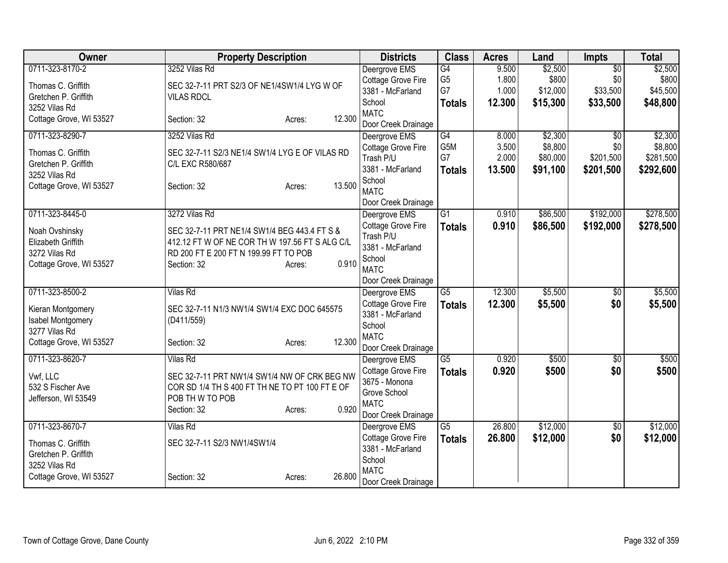| Owner | Property Description | Districts | Class | Acres | Land | Impts | Total |
|---|---|---|---|---|---|---|---|
| 0711-323-8170-2<br>Thomas C. Griffith<br>Gretchen P. Griffith<br>3252 Vilas Rd<br>Cottage Grove, WI 53527 | 3252 Vilas Rd<br>SEC 32-7-11 PRT S2/3 OF NE1/4SW1/4 LYG W OF VILAS RDCL<br>Section: 32 Acres: 12.300 | Deergrove EMS<br>Cottage Grove Fire<br>3381 - McFarland School<br>MATC<br>Door Creek Drainage | G4<br>G5<br>G7<br>**Totals** | 9.500<br>1.800<br>1.000<br>**12.300** | $2,500<br>$800<br>$12,000<br>**$15,300** | $0<br>$0<br>$33,500<br>**$33,500** | $2,500<br>$800<br>$45,500<br>**$48,800** |
| 0711-323-8290-7<br>Thomas C. Griffith<br>Gretchen P. Griffith<br>3252 Vilas Rd<br>Cottage Grove, WI 53527 | 3252 Vilas Rd<br>SEC 32-7-11 S2/3 NE1/4 SW1/4 LYG E OF VILAS RD C/L EXC R580/687<br>Section: 32 Acres: 13.500 | Deergrove EMS<br>Cottage Grove Fire<br>Trash P/U<br>3381 - McFarland School<br>MATC<br>Door Creek Drainage | G4<br>G5M<br>G7<br>**Totals** | 8.000<br>3.500<br>2.000<br>**13.500** | $2,300<br>$8,800<br>$80,000<br>**$91,100** | $0<br>$0<br>$201,500<br>**$201,500** | $2,300<br>$8,800<br>$281,500<br>**$292,600** |
| 0711-323-8445-0<br>Noah Ovshinsky<br>Elizabeth Griffith<br>3272 Vilas Rd<br>Cottage Grove, WI 53527 | 3272 Vilas Rd<br>SEC 32-7-11 PRT NE1/4 SW1/4 BEG 443.4 FT S & 412.12 FT W OF NE COR TH W 197.56 FT S ALG C/L RD 200 FT E 200 FT N 199.99 FT TO POB<br>Section: 32 Acres: 0.910 | Deergrove EMS<br>Cottage Grove Fire<br>Trash P/U<br>3381 - McFarland School<br>MATC<br>Door Creek Drainage | G1<br>**Totals** | 0.910<br>**0.910** | $86,500<br>**$86,500** | $192,000<br>**$192,000** | $278,500<br>**$278,500** |
| 0711-323-8500-2<br>Kieran Montgomery<br>Isabel Montgomery<br>3277 Vilas Rd<br>Cottage Grove, WI 53527 | Vilas Rd<br>SEC 32-7-11 N1/3 NW1/4 SW1/4 EXC DOC 645575 (D411/559)<br>Section: 32 Acres: 12.300 | Deergrove EMS<br>Cottage Grove Fire<br>3381 - McFarland School<br>MATC<br>Door Creek Drainage | G5<br>**Totals** | 12.300<br>**12.300** | $5,500<br>**$5,500** | $0<br>**$0** | $5,500<br>**$5,500** |
| 0711-323-8620-7<br>Vwf, LLC<br>532 S Fischer Ave<br>Jefferson, WI 53549 | Vilas Rd<br>SEC 32-7-11 PRT NW1/4 SW1/4 NW OF CRK BEG NW COR SD 1/4 TH S 400 FT TH NE TO PT 100 FT E OF POB TH W TO POB<br>Section: 32 Acres: 0.920 | Deergrove EMS<br>Cottage Grove Fire<br>3675 - Monona Grove School<br>MATC<br>Door Creek Drainage | G5<br>**Totals** | 0.920<br>**0.920** | $500<br>**$500** | $0<br>**$0** | $500<br>**$500** |
| 0711-323-8670-7<br>Thomas C. Griffith<br>Gretchen P. Griffith<br>3252 Vilas Rd<br>Cottage Grove, WI 53527 | Vilas Rd<br>SEC 32-7-11 S2/3 NW1/4SW1/4<br>Section: 32 Acres: 26.800 | Deergrove EMS<br>Cottage Grove Fire<br>3381 - McFarland School<br>MATC<br>Door Creek Drainage | G5<br>**Totals** | 26.800<br>**26.800** | $12,000<br>**$12,000** | $0<br>**$0** | $12,000<br>**$12,000** |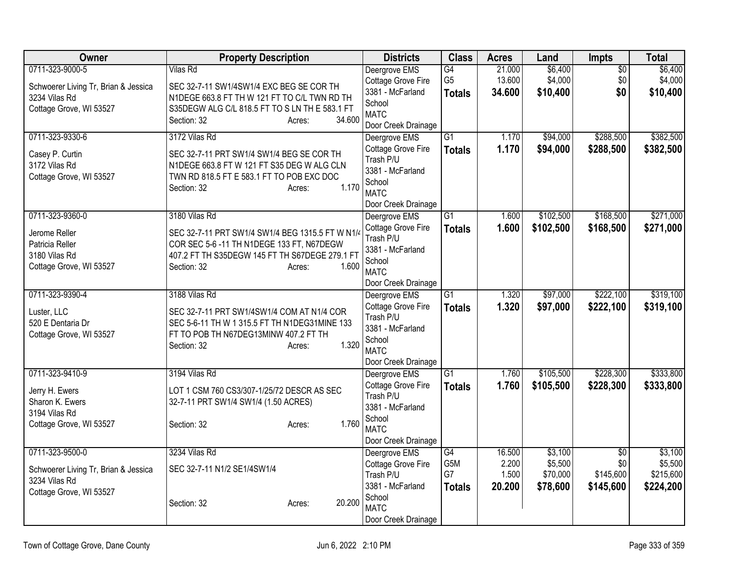| Owner | Property Description | Districts | Class | Acres | Land | Impts | Total |
|---|---|---|---|---|---|---|---|
| 0711-323-9000-5<br>Schwoerer Living Tr, Brian & Jessica<br>3234 Vilas Rd<br>Cottage Grove, WI 53527 | Vilas Rd<br>SEC 32-7-11 SW1/4SW1/4 EXC BEG SE COR TH N1DEGE 663.8 FT TH W 121 FT TO C/L TWN RD TH S35DEGW ALG C/L 818.5 FT TO S LN TH E 583.1 FT<br>Section: 32 Acres: 34.600 | Deergrove EMS<br>Cottage Grove Fire<br>3381 - McFarland School<br>MATC<br>Door Creek Drainage | G4<br>G5<br>**Totals** | 21.000<br>13.600<br>**34.600** | $6,400<br>$4,000<br>**$10,400** | $0<br>$0<br>**$0** | $6,400<br>$4,000<br>**$10,400** |
| 0711-323-9330-6<br>Casey P. Curtin<br>3172 Vilas Rd<br>Cottage Grove, WI 53527 | 3172 Vilas Rd<br>SEC 32-7-11 PRT SW1/4 SW1/4 BEG SE COR TH N1DEGE 663.8 FT W 121 FT S35 DEG W ALG CLN TWN RD 818.5 FT E 583.1 FT TO POB EXC DOC<br>Section: 32 Acres: 1.170 | Deergrove EMS<br>Cottage Grove Fire<br>Trash P/U<br>3381 - McFarland School<br>MATC<br>Door Creek Drainage | G1<br>**Totals** | 1.170<br>**1.170** | $94,000<br>**$94,000** | $288,500<br>**$288,500** | $382,500<br>**$382,500** |
| 0711-323-9360-0<br>Jerome Reller<br>Patricia Reller<br>3180 Vilas Rd<br>Cottage Grove, WI 53527 | 3180 Vilas Rd<br>SEC 32-7-11 PRT SW1/4 SW1/4 BEG 1315.5 FT W N1/4 COR SEC 5-6 -11 TH N1DEGE 133 FT, N67DEGW 407.2 FT TH S35DEGW 145 FT TH S67DEGE 279.1 FT<br>Section: 32 Acres: 1.600 | Deergrove EMS<br>Cottage Grove Fire<br>Trash P/U<br>3381 - McFarland School<br>MATC<br>Door Creek Drainage | G1<br>**Totals** | 1.600<br>**1.600** | $102,500<br>**$102,500** | $168,500<br>**$168,500** | $271,000<br>**$271,000** |
| 0711-323-9390-4<br>Luster, LLC<br>520 E Dentaria Dr<br>Cottage Grove, WI 53527 | 3188 Vilas Rd<br>SEC 32-7-11 PRT SW1/4SW1/4 COM AT N1/4 COR SEC 5-6-11 TH W 1 315.5 FT TH N1DEG31MINE 133 FT TO POB TH N67DEG13MINW 407.2 FT TH<br>Section: 32 Acres: 1.320 | Deergrove EMS<br>Cottage Grove Fire<br>Trash P/U<br>3381 - McFarland School<br>MATC<br>Door Creek Drainage | G1<br>**Totals** | 1.320<br>**1.320** | $97,000<br>**$97,000** | $222,100<br>**$222,100** | $319,100<br>**$319,100** |
| 0711-323-9410-9<br>Jerry H. Ewers<br>Sharon K. Ewers<br>3194 Vilas Rd<br>Cottage Grove, WI 53527 | 3194 Vilas Rd<br>LOT 1 CSM 760 CS3/307-1/25/72 DESCR AS SEC 32-7-11 PRT SW1/4 SW1/4 (1.50 ACRES)<br>Section: 32 Acres: 1.760 | Deergrove EMS<br>Cottage Grove Fire<br>Trash P/U<br>3381 - McFarland School<br>MATC<br>Door Creek Drainage | G1<br>**Totals** | 1.760<br>**1.760** | $105,500<br>**$105,500** | $228,300<br>**$228,300** | $333,800<br>**$333,800** |
| 0711-323-9500-0<br>Schwoerer Living Tr, Brian & Jessica<br>3234 Vilas Rd<br>Cottage Grove, WI 53527 | 3234 Vilas Rd<br>SEC 32-7-11 N1/2 SE1/4SW1/4<br>Section: 32 Acres: 20.200 | Deergrove EMS<br>Cottage Grove Fire<br>Trash P/U<br>3381 - McFarland School<br>MATC<br>Door Creek Drainage | G4<br>G5M<br>G7<br>**Totals** | 16.500<br>2.200<br>1.500<br>**20.200** | $3,100<br>$5,500<br>$70,000<br>**$78,600** | $0<br>$0<br>$145,600<br>**$145,600** | $3,100<br>$5,500<br>$215,600<br>**$224,200** |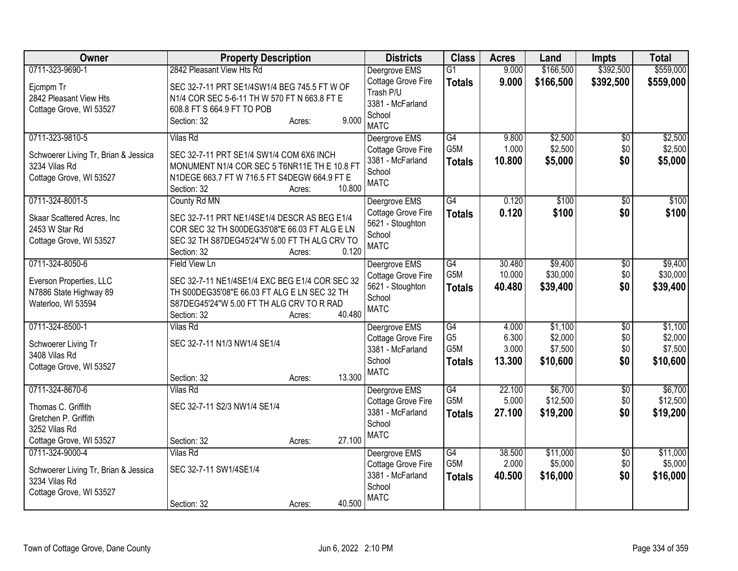| Owner | Property Description | Districts | Class | Acres | Land | Impts | Total |
|---|---|---|---|---|---|---|---|
| 0711-323-9690-1<br>Ejcmpm Tr<br>2842 Pleasant View Hts<br>Cottage Grove, WI 53527 | 2842 Pleasant View Hts Rd<br>SEC 32-7-11 PRT SE1/4SW1/4 BEG 745.5 FT W OF N1/4 COR SEC 5-6-11 TH W 570 FT N 663.8 FT E 608.8 FT S 664.9 FT TO POB<br>Section: 32 Acres: 9.000 | Deergrove EMS<br>Cottage Grove Fire<br>Trash P/U<br>3381 - McFarland School<br>MATC | G1<br>**Totals** | 9.000<br>**9.000** | $166,500<br>**$166,500** | $392,500<br>**$392,500** | $559,000<br>**$559,000** |
| 0711-323-9810-5<br>Schwoerer Living Tr, Brian & Jessica<br>3234 Vilas Rd<br>Cottage Grove, WI 53527 | Vilas Rd<br>SEC 32-7-11 PRT SE1/4 SW1/4 COM 6X6 INCH MONUMENT N1/4 COR SEC 5 T6NR11E TH E 10.8 FT N1DEGE 663.7 FT W 716.5 FT S4DEGW 664.9 FT E<br>Section: 32 Acres: 10.800 | Deergrove EMS<br>Cottage Grove Fire<br>3381 - McFarland School<br>MATC | G4<br>G5M<br>**Totals** | 9.800<br>1.000<br>**10.800** | $2,500<br>$2,500<br>**$5,000** | $0<br>$0<br>**$0** | $2,500<br>$2,500<br>**$5,000** |
| 0711-324-8001-5<br>Skaar Scattered Acres, Inc<br>2453 W Star Rd<br>Cottage Grove, WI 53527 | County Rd MN<br>SEC 32-7-11 PRT NE1/4SE1/4 DESCR AS BEG E1/4 COR SEC 32 TH S00DEG35'08"E 66.03 FT ALG E LN SEC 32 TH S87DEG45'24"W 5.00 FT TH ALG CRV TO<br>Section: 32 Acres: 0.120 | Deergrove EMS<br>Cottage Grove Fire<br>5621 - Stoughton School<br>MATC | G4<br>**Totals** | 0.120<br>**0.120** | $100<br>**$100** | $0<br>**$0** | $100<br>**$100** |
| 0711-324-8050-6<br>Everson Properties, LLC<br>N7886 State Highway 89<br>Waterloo, WI 53594 | Field View Ln<br>SEC 32-7-11 NE1/4SE1/4 EXC BEG E1/4 COR SEC 32 TH S00DEG35'08"E 66.03 FT ALG E LN SEC 32 TH S87DEG45'24"W 5.00 FT TH ALG CRV TO R RAD<br>Section: 32 Acres: 40.480 | Deergrove EMS<br>Cottage Grove Fire<br>5621 - Stoughton School<br>MATC | G4<br>G5M<br>**Totals** | 30.480<br>10.000<br>**40.480** | $9,400<br>$30,000<br>**$39,400** | $0<br>$0<br>**$0** | $9,400<br>$30,000<br>**$39,400** |
| 0711-324-8500-1<br>Schwoerer Living Tr<br>3408 Vilas Rd<br>Cottage Grove, WI 53527 | Vilas Rd<br>SEC 32-7-11 N1/3 NW1/4 SE1/4<br>Section: 32 Acres: 13.300 | Deergrove EMS<br>Cottage Grove Fire<br>3381 - McFarland School<br>MATC | G4<br>G5<br>G5M<br>**Totals** | 4.000<br>6.300<br>3.000<br>**13.300** | $1,100<br>$2,000<br>$7,500<br>**$10,600** | $0<br>$0<br>$0<br>**$0** | $1,100<br>$2,000<br>$7,500<br>**$10,600** |
| 0711-324-8670-6<br>Thomas C. Griffith<br>Gretchen P. Griffith<br>3252 Vilas Rd<br>Cottage Grove, WI 53527 | Vilas Rd<br>SEC 32-7-11 S2/3 NW1/4 SE1/4<br>Section: 32 Acres: 27.100 | Deergrove EMS<br>Cottage Grove Fire<br>3381 - McFarland School<br>MATC | G4<br>G5M<br>**Totals** | 22.100<br>5.000<br>**27.100** | $6,700<br>$12,500<br>**$19,200** | $0<br>$0<br>**$0** | $6,700<br>$12,500<br>**$19,200** |
| 0711-324-9000-4<br>Schwoerer Living Tr, Brian & Jessica<br>3234 Vilas Rd<br>Cottage Grove, WI 53527 | Vilas Rd<br>SEC 32-7-11 SW1/4SE1/4<br>Section: 32 Acres: 40.500 | Deergrove EMS<br>Cottage Grove Fire<br>3381 - McFarland School<br>MATC | G4<br>G5M<br>**Totals** | 38.500<br>2.000<br>**40.500** | $11,000<br>$5,000<br>**$16,000** | $0<br>$0<br>**$0** | $11,000<br>$5,000<br>**$16,000** |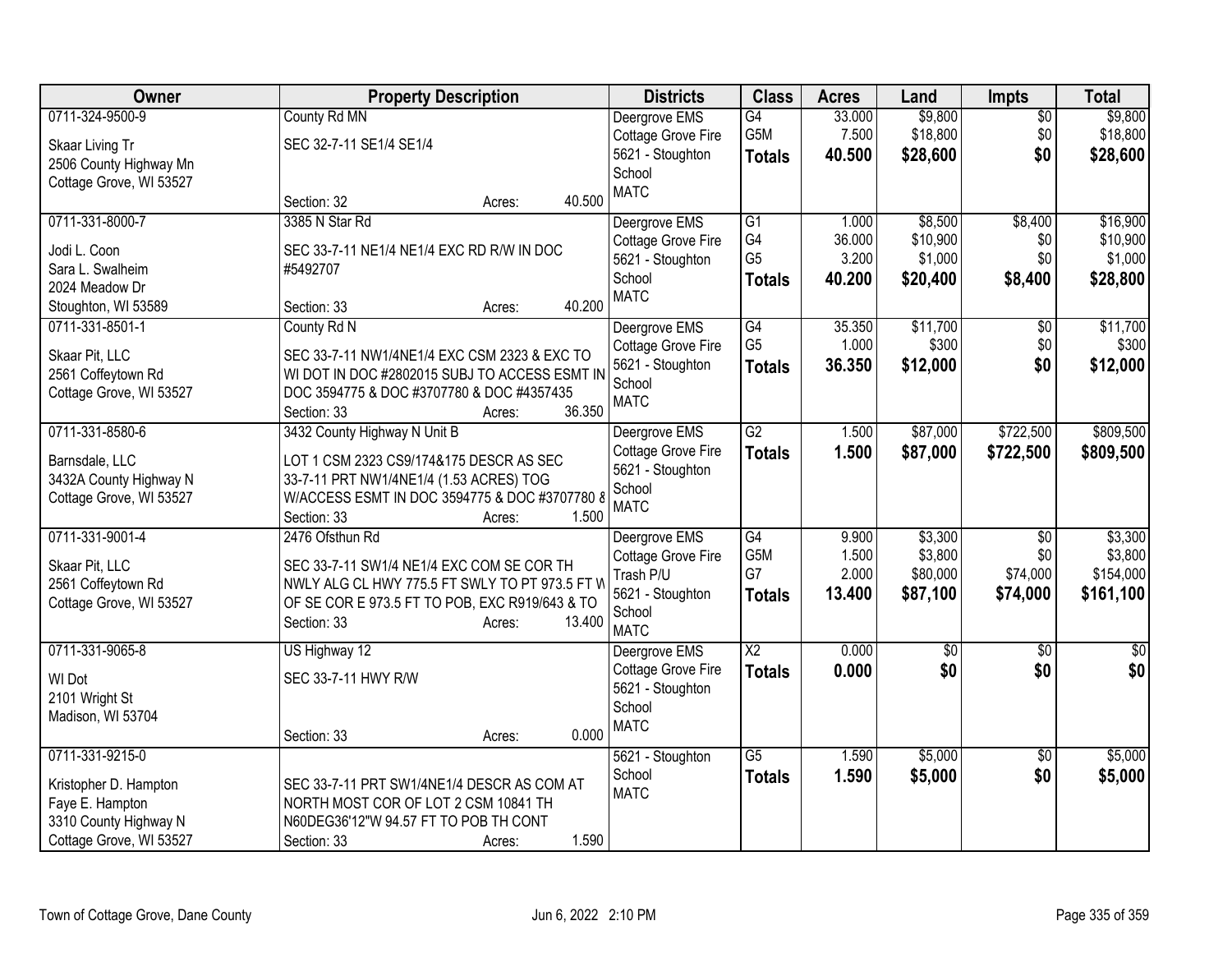| Owner | Property Description | Districts | Class | Acres | Land | Impts | Total |
|---|---|---|---|---|---|---|---|
| 0711-324-9500-9<br><br>Skaar Living Tr<br>2506 County Highway Mn<br>Cottage Grove, WI 53527 | County Rd MN<br><br>SEC 32-7-11 SE1/4 SE1/4<br><br>Section: 32 Acres: 40.500 | Deergrove EMS<br>Cottage Grove Fire<br>5621 - Stoughton School<br>MATC | G4<br>G5M<br>**Totals** | 33.000<br>7.500<br>**40.500** | $9,800<br>$18,800<br>**$28,600** | $0<br>$0<br>**$0** | $9,800<br>$18,800<br>**$28,600** |
| 0711-331-8000-7<br><br>Jodi L. Coon<br>Sara L. Swalheim<br>2024 Meadow Dr<br>Stoughton, WI 53589 | 3385 N Star Rd<br><br>SEC 33-7-11 NE1/4 NE1/4 EXC RD R/W IN DOC #5492707<br><br>Section: 33 Acres: 40.200 | Deergrove EMS<br>Cottage Grove Fire<br>5621 - Stoughton School<br>MATC | G1<br>G4<br>G5<br>**Totals** | 1.000<br>36.000<br>3.200<br>**40.200** | $8,500<br>$10,900<br>$1,000<br>**$20,400** | $8,400<br>$0<br>$0<br>**$8,400** | $16,900<br>$10,900<br>$1,000<br>**$28,800** |
| 0711-331-8501-1<br><br>Skaar Pit, LLC<br>2561 Coffeytown Rd<br>Cottage Grove, WI 53527 | County Rd N<br><br>SEC 33-7-11 NW1/4NE1/4 EXC CSM 2323 & EXC TO WI DOT IN DOC #2802015 SUBJ TO ACCESS ESMT IN DOC 3594775 & DOC #3707780 & DOC #4357435<br>Section: 33 Acres: 36.350 | Deergrove EMS<br>Cottage Grove Fire<br>5621 - Stoughton School<br>MATC | G4<br>G5<br>**Totals** | 35.350<br>1.000<br>**36.350** | $11,700<br>$300<br>**$12,000** | $0<br>$0<br>**$0** | $11,700<br>$300<br>**$12,000** |
| 0711-331-8580-6<br><br>Barnsdale, LLC<br>3432A County Highway N<br>Cottage Grove, WI 53527 | 3432 County Highway N Unit B<br><br>LOT 1 CSM 2323 CS9/174&175 DESCR AS SEC 33-7-11 PRT NW1/4NE1/4 (1.53 ACRES) TOG W/ACCESS ESMT IN DOC 3594775 & DOC #3707780 &<br>Section: 33 Acres: 1.500 | Deergrove EMS<br>Cottage Grove Fire<br>5621 - Stoughton School<br>MATC | G2<br>**Totals** | 1.500<br>**1.500** | $87,000<br>**$87,000** | $722,500<br>**$722,500** | $809,500<br>**$809,500** |
| 0711-331-9001-4<br><br>Skaar Pit, LLC<br>2561 Coffeytown Rd<br>Cottage Grove, WI 53527 | 2476 Ofsthun Rd<br><br>SEC 33-7-11 SW1/4 NE1/4 EXC COM SE COR TH NWLY ALG CL HWY 775.5 FT SWLY TO PT 973.5 FT W OF SE COR E 973.5 FT TO POB, EXC R919/643 & TO<br>Section: 33 Acres: 13.400 | Deergrove EMS<br>Cottage Grove Fire<br>Trash P/U<br>5621 - Stoughton School<br>MATC | G4<br>G5M<br>G7<br>**Totals** | 9.900<br>1.500<br>2.000<br>**13.400** | $3,300<br>$3,800<br>$80,000<br>**$87,100** | $0<br>$0<br>$74,000<br>**$74,000** | $3,300<br>$3,800<br>$154,000<br>**$161,100** |
| 0711-331-9065-8<br><br>WI Dot<br>2101 Wright St<br>Madison, WI 53704 | US Highway 12<br><br>SEC 33-7-11 HWY R/W<br><br>Section: 33 Acres: 0.000 | Deergrove EMS<br>Cottage Grove Fire<br>5621 - Stoughton School<br>MATC | X2<br>**Totals** | 0.000<br>**0.000** | $0<br>**$0** | $0<br>**$0** | $0<br>**$0** |
| 0711-331-9215-0<br><br>Kristopher D. Hampton<br>Faye E. Hampton<br>3310 County Highway N<br>Cottage Grove, WI 53527 | <br><br>SEC 33-7-11 PRT SW1/4NE1/4 DESCR AS COM AT NORTH MOST COR OF LOT 2 CSM 10841 TH N60DEG36'12"W 94.57 FT TO POB TH CONT<br>Section: 33 Acres: 1.590 | 5621 - Stoughton School<br>MATC | G5<br>**Totals** | 1.590<br>**1.590** | $5,000<br>**$5,000** | $0<br>**$0** | $5,000<br>**$5,000** |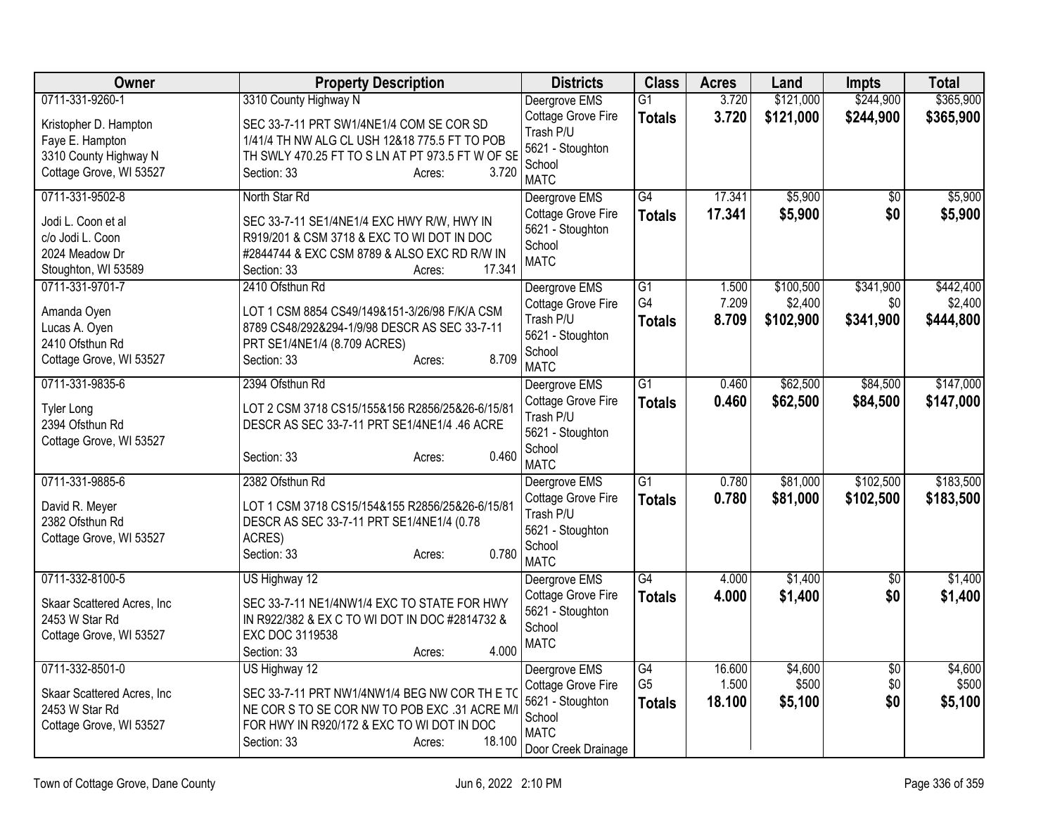| Owner | Property Description | Districts | Class | Acres | Land | Impts | Total |
|---|---|---|---|---|---|---|---|
| 0711-331-9260-1<br>Kristopher D. Hampton<br>Faye E. Hampton<br>3310 County Highway N<br>Cottage Grove, WI 53527 | 3310 County Highway N<br>SEC 33-7-11 PRT SW1/4NE1/4 COM SE COR SD 1/41/4 TH NW ALG CL USH 12&18 775.5 FT TO POB TH SWLY 470.25 FT TO S LN AT PT 973.5 FT W OF SE<br>Section: 33 Acres: 3.720 | Deergrove EMS<br>Cottage Grove Fire<br>Trash P/U<br>5621 - Stoughton School<br>MATC | G1<br>**Totals** | 3.720<br>**3.720** | $121,000<br>**$121,000** | $244,900<br>**$244,900** | $365,900<br>**$365,900** |
| 0711-331-9502-8<br>Jodi L. Coon et al<br>c/o Jodi L. Coon<br>2024 Meadow Dr<br>Stoughton, WI 53589 | North Star Rd<br>SEC 33-7-11 SE1/4NE1/4 EXC HWY R/W, HWY IN R919/201 & CSM 3718 & EXC TO WI DOT IN DOC #2844744 & EXC CSM 8789 & ALSO EXC RD R/W IN<br>Section: 33 Acres: 17.341 | Deergrove EMS<br>Cottage Grove Fire<br>5621 - Stoughton School<br>MATC | G4<br>**Totals** | 17.341<br>**17.341** | $5,900<br>**$5,900** | $0<br>**$0** | $5,900<br>**$5,900** |
| 0711-331-9701-7<br>Amanda Oyen<br>Lucas A. Oyen<br>2410 Ofsthun Rd<br>Cottage Grove, WI 53527 | 2410 Ofsthun Rd<br>LOT 1 CSM 8854 CS49/149&151-3/26/98 F/K/A CSM 8789 CS48/292&294-1/9/98 DESCR AS SEC 33-7-11 PRT SE1/4NE1/4 (8.709 ACRES)<br>Section: 33 Acres: 8.709 | Deergrove EMS<br>Cottage Grove Fire<br>Trash P/U<br>5621 - Stoughton School<br>MATC | G1<br>G4<br>**Totals** | 1.500<br>7.209<br>**8.709** | $100,500<br>$2,400<br>**$102,900** | $341,900<br>$0<br>**$341,900** | $442,400<br>$2,400<br>**$444,800** |
| 0711-331-9835-6<br>Tyler Long<br>2394 Ofsthun Rd<br>Cottage Grove, WI 53527 | 2394 Ofsthun Rd<br>LOT 2 CSM 3718 CS15/155&156 R2856/25&26-6/15/81 DESCR AS SEC 33-7-11 PRT SE1/4NE1/4 .46 ACRE<br>Section: 33 Acres: 0.460 | Deergrove EMS<br>Cottage Grove Fire<br>Trash P/U<br>5621 - Stoughton School<br>MATC | G1<br>**Totals** | 0.460<br>**0.460** | $62,500<br>**$62,500** | $84,500<br>**$84,500** | $147,000<br>**$147,000** |
| 0711-331-9885-6<br>David R. Meyer<br>2382 Ofsthun Rd<br>Cottage Grove, WI 53527 | 2382 Ofsthun Rd<br>LOT 1 CSM 3718 CS15/154&155 R2856/25&26-6/15/81 DESCR AS SEC 33-7-11 PRT SE1/4NE1/4 (0.78 ACRES)<br>Section: 33 Acres: 0.780 | Deergrove EMS<br>Cottage Grove Fire<br>Trash P/U<br>5621 - Stoughton School<br>MATC | G1<br>**Totals** | 0.780<br>**0.780** | $81,000<br>**$81,000** | $102,500<br>**$102,500** | $183,500<br>**$183,500** |
| 0711-332-8100-5<br>Skaar Scattered Acres, Inc<br>2453 W Star Rd<br>Cottage Grove, WI 53527 | US Highway 12<br>SEC 33-7-11 NE1/4NW1/4 EXC TO STATE FOR HWY IN R922/382 & EX C TO WI DOT IN DOC #2814732 & EXC DOC 3119538<br>Section: 33 Acres: 4.000 | Deergrove EMS<br>Cottage Grove Fire<br>5621 - Stoughton School<br>MATC | G4<br>**Totals** | 4.000<br>**4.000** | $1,400<br>**$1,400** | $0<br>**$0** | $1,400<br>**$1,400** |
| 0711-332-8501-0<br>Skaar Scattered Acres, Inc<br>2453 W Star Rd<br>Cottage Grove, WI 53527 | US Highway 12<br>SEC 33-7-11 PRT NW1/4NW1/4 BEG NW COR TH E TO NE COR S TO SE COR NW TO POB EXC .31 ACRE M/L FOR HWY IN R920/172 & EXC TO WI DOT IN DOC<br>Section: 33 Acres: 18.100 | Deergrove EMS<br>Cottage Grove Fire<br>5621 - Stoughton School<br>MATC<br>Door Creek Drainage | G4<br>G5<br>**Totals** | 16.600<br>1.500<br>**18.100** | $4,600<br>$500<br>**$5,100** | $0<br>$0<br>**$0** | $4,600<br>$500<br>**$5,100** |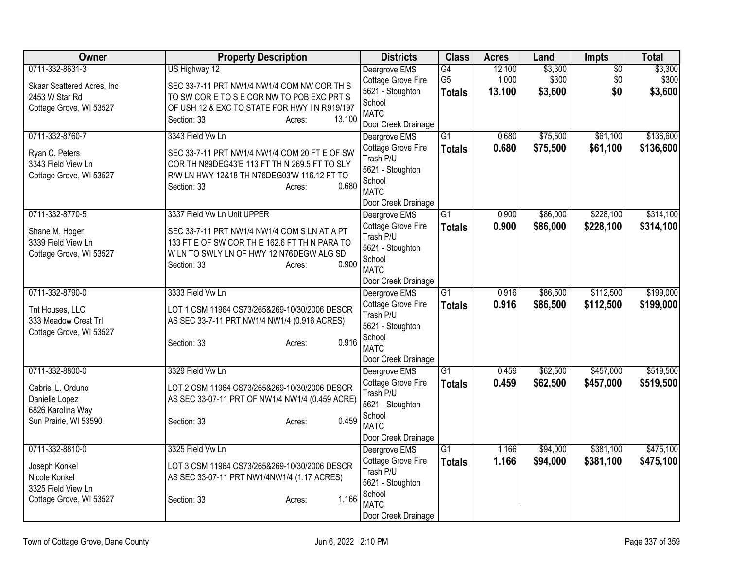| Owner | Property Description | Districts | Class | Acres | Land | Impts | Total |
|---|---|---|---|---|---|---|---|
| 0711-332-8631-3<br><br>Skaar Scattered Acres, Inc<br>2453 W Star Rd<br>Cottage Grove, WI 53527 | US Highway 12<br><br>SEC 33-7-11 PRT NW1/4 NW1/4 COM NW COR TH S TO SW COR E TO S E COR NW TO POB EXC PRT S OF USH 12 & EXC TO STATE FOR HWY I N R919/197<br>Section: 33 Acres: 13.100 | Deergrove EMS<br>Cottage Grove Fire<br>5621 - Stoughton School<br>MATC<br>Door Creek Drainage | G4<br>G5<br>**Totals** | 12.100<br>1.000<br>**13.100** | $3,300<br>$300<br>**$3,600** | $0<br>$0<br>**$0** | $3,300<br>$300<br>**$3,600** |
| 0711-332-8760-7<br><br>Ryan C. Peters<br>3343 Field View Ln<br>Cottage Grove, WI 53527 | 3343 Field Vw Ln<br><br>SEC 33-7-11 PRT NW1/4 NW1/4 COM 20 FT E OF SW COR TH N89DEG43'E 113 FT TH N 269.5 FT TO SLY R/W LN HWY 12&18 TH N76DEG03'W 116.12 FT TO<br>Section: 33 Acres: 0.680 | Deergrove EMS<br>Cottage Grove Fire<br>Trash P/U<br>5621 - Stoughton School<br>MATC<br>Door Creek Drainage | G1<br>**Totals** | 0.680<br>**0.680** | $75,500<br>**$75,500** | $61,100<br>**$61,100** | $136,600<br>**$136,600** |
| 0711-332-8770-5<br><br>Shane M. Hoger<br>3339 Field View Ln<br>Cottage Grove, WI 53527 | 3337 Field Vw Ln Unit UPPER<br><br>SEC 33-7-11 PRT NW1/4 NW1/4 COM S LN AT A PT 133 FT E OF SW COR TH E 162.6 FT TH N PARA TO W LN TO SWLY LN OF HWY 12 N76DEGW ALG SD<br>Section: 33 Acres: 0.900 | Deergrove EMS<br>Cottage Grove Fire<br>Trash P/U<br>5621 - Stoughton School<br>MATC<br>Door Creek Drainage | G1<br>**Totals** | 0.900<br>**0.900** | $86,000<br>**$86,000** | $228,100<br>**$228,100** | $314,100<br>**$314,100** |
| 0711-332-8790-0<br><br>Tnt Houses, LLC<br>333 Meadow Crest Trl<br>Cottage Grove, WI 53527 | 3333 Field Vw Ln<br><br>LOT 1 CSM 11964 CS73/265&269-10/30/2006 DESCR AS SEC 33-7-11 PRT NW1/4 NW1/4 (0.916 ACRES)<br><br>Section: 33 Acres: 0.916 | Deergrove EMS<br>Cottage Grove Fire<br>Trash P/U<br>5621 - Stoughton School<br>MATC<br>Door Creek Drainage | G1<br>**Totals** | 0.916<br>**0.916** | $86,500<br>**$86,500** | $112,500<br>**$112,500** | $199,000<br>**$199,000** |
| 0711-332-8800-0<br><br>Gabriel L. Orduno<br>Danielle Lopez<br>6826 Karolina Way<br>Sun Prairie, WI 53590 | 3329 Field Vw Ln<br><br>LOT 2 CSM 11964 CS73/265&269-10/30/2006 DESCR AS SEC 33-07-11 PRT OF NW1/4 NW1/4 (0.459 ACRE)<br><br>Section: 33 Acres: 0.459 | Deergrove EMS<br>Cottage Grove Fire<br>Trash P/U<br>5621 - Stoughton School<br>MATC<br>Door Creek Drainage | G1<br>**Totals** | 0.459<br>**0.459** | $62,500<br>**$62,500** | $457,000<br>**$457,000** | $519,500<br>**$519,500** |
| 0711-332-8810-0<br><br>Joseph Konkel<br>Nicole Konkel<br>3325 Field View Ln<br>Cottage Grove, WI 53527 | 3325 Field Vw Ln<br><br>LOT 3 CSM 11964 CS73/265&269-10/30/2006 DESCR AS SEC 33-07-11 PRT NW1/4NW1/4 (1.17 ACRES)<br><br>Section: 33 Acres: 1.166 | Deergrove EMS<br>Cottage Grove Fire<br>Trash P/U<br>5621 - Stoughton School<br>MATC<br>Door Creek Drainage | G1<br>**Totals** | 1.166<br>**1.166** | $94,000<br>**$94,000** | $381,100<br>**$381,100** | $475,100<br>**$475,100** |

Town of Cottage Grove, Dane County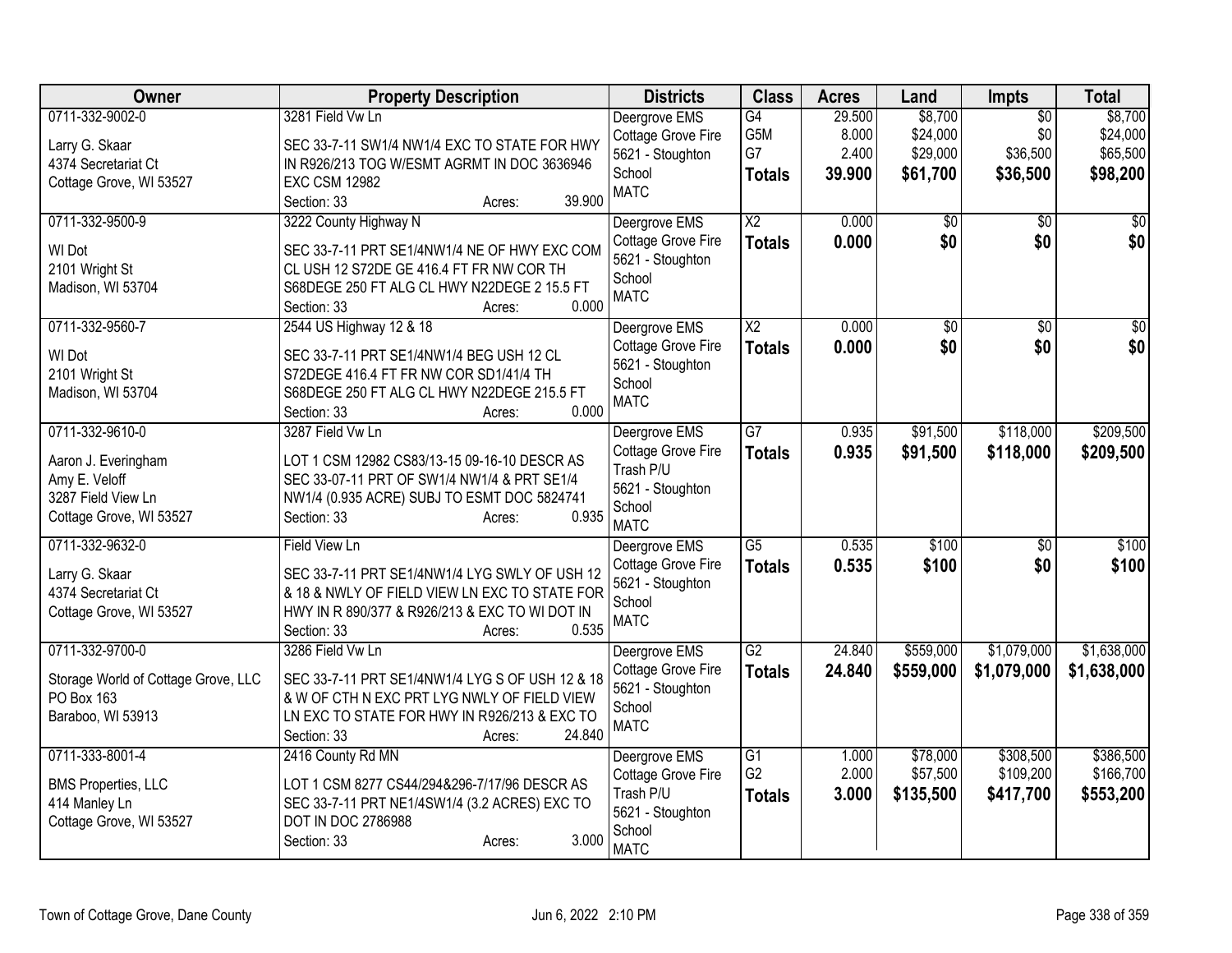| Owner | Property Description | Districts | Class | Acres | Land | Impts | Total |
|---|---|---|---|---|---|---|---|
| 0711-332-9002-0<br>Larry G. Skaar<br>4374 Secretariat Ct<br>Cottage Grove, WI 53527 | 3281 Field Vw Ln<br>SEC 33-7-11 SW1/4 NW1/4 EXC TO STATE FOR HWY IN R926/213 TOG W/ESMT AGRMT IN DOC 3636946 EXC CSM 12982<br>Section: 33 Acres: 39.900 | Deergrove EMS<br>Cottage Grove Fire<br>5621 - Stoughton School<br>MATC | G4<br>G5M<br>G7<br>**Totals** | 29.500<br>8.000<br>2.400<br>**39.900** | $8,700<br>$24,000<br>$29,000<br>**$61,700** | $0<br>$0<br>$36,500<br>**$36,500** | $8,700<br>$24,000<br>$65,500<br>**$98,200** |
| 0711-332-9500-9<br>WI Dot<br>2101 Wright St<br>Madison, WI 53704 | 3222 County Highway N<br>SEC 33-7-11 PRT SE1/4NW1/4 NE OF HWY EXC COM CL USH 12 S72DE GE 416.4 FT FR NW COR TH S68DEGE 250 FT ALG CL HWY N22DEGE 2 15.5 FT<br>Section: 33 Acres: 0.000 | Deergrove EMS<br>Cottage Grove Fire<br>5621 - Stoughton School<br>MATC | X2<br>**Totals** | 0.000<br>**0.000** | $0<br>**$0** | $0<br>**$0** | $0<br>**$0** |
| 0711-332-9560-7<br>WI Dot<br>2101 Wright St<br>Madison, WI 53704 | 2544 US Highway 12 & 18<br>SEC 33-7-11 PRT SE1/4NW1/4 BEG USH 12 CL S72DEGE 416.4 FT FR NW COR SD1/41/4 TH S68DEGE 250 FT ALG CL HWY N22DEGE 215.5 FT<br>Section: 33 Acres: 0.000 | Deergrove EMS<br>Cottage Grove Fire<br>5621 - Stoughton School<br>MATC | X2<br>**Totals** | 0.000<br>**0.000** | $0<br>**$0** | $0<br>**$0** | $0<br>**$0** |
| 0711-332-9610-0<br>Aaron J. Everingham<br>Amy E. Veloff<br>3287 Field View Ln<br>Cottage Grove, WI 53527 | 3287 Field Vw Ln<br>LOT 1 CSM 12982 CS83/13-15 09-16-10 DESCR AS SEC 33-07-11 PRT OF SW1/4 NW1/4 & PRT SE1/4 NW1/4 (0.935 ACRE) SUBJ TO ESMT DOC 5824741<br>Section: 33 Acres: 0.935 | Deergrove EMS<br>Cottage Grove Fire<br>Trash P/U<br>5621 - Stoughton School<br>MATC | G7<br>**Totals** | 0.935<br>**0.935** | $91,500<br>**$91,500** | $118,000<br>**$118,000** | $209,500<br>**$209,500** |
| 0711-332-9632-0<br>Larry G. Skaar<br>4374 Secretariat Ct<br>Cottage Grove, WI 53527 | Field View Ln<br>SEC 33-7-11 PRT SE1/4NW1/4 LYG SWLY OF USH 12 & 18 & NWLY OF FIELD VIEW LN EXC TO STATE FOR HWY IN R 890/377 & R926/213 & EXC TO WI DOT IN<br>Section: 33 Acres: 0.535 | Deergrove EMS<br>Cottage Grove Fire<br>5621 - Stoughton School<br>MATC | G5<br>**Totals** | 0.535<br>**0.535** | $100<br>**$100** | $0<br>**$0** | $100<br>**$100** |
| 0711-332-9700-0<br>Storage World of Cottage Grove, LLC<br>PO Box 163<br>Baraboo, WI 53913 | 3286 Field Vw Ln<br>SEC 33-7-11 PRT SE1/4NW1/4 LYG S OF USH 12 & 18 & W OF CTH N EXC PRT LYG NWLY OF FIELD VIEW LN EXC TO STATE FOR HWY IN R926/213 & EXC TO<br>Section: 33 Acres: 24.840 | Deergrove EMS<br>Cottage Grove Fire<br>5621 - Stoughton School<br>MATC | G2<br>**Totals** | 24.840<br>**24.840** | $559,000<br>**$559,000** | $1,079,000<br>**$1,079,000** | $1,638,000<br>**$1,638,000** |
| 0711-333-8001-4<br>BMS Properties, LLC<br>414 Manley Ln<br>Cottage Grove, WI 53527 | 2416 County Rd MN<br>LOT 1 CSM 8277 CS44/294&296-7/17/96 DESCR AS SEC 33-7-11 PRT NE1/4SW1/4 (3.2 ACRES) EXC TO DOT IN DOC 2786988<br>Section: 33 Acres: 3.000 | Deergrove EMS<br>Cottage Grove Fire<br>Trash P/U<br>5621 - Stoughton School<br>MATC | G1<br>G2<br>**Totals** | 1.000<br>2.000<br>**3.000** | $78,000<br>$57,500<br>**$135,500** | $308,500<br>$109,200<br>**$417,700** | $386,500<br>$166,700<br>**$553,200** |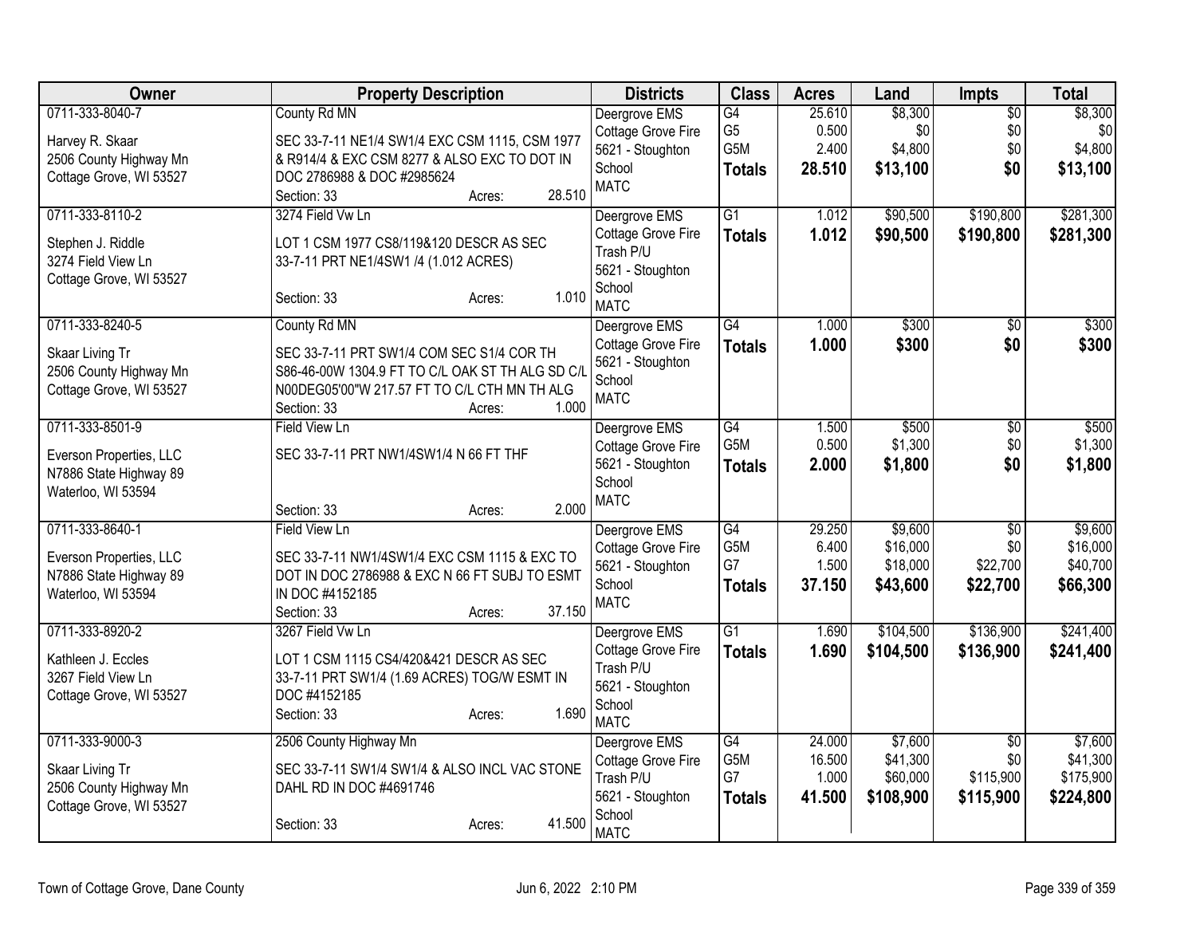| Owner | Property Description | Districts | Class | Acres | Land | Impts | Total |
|---|---|---|---|---|---|---|---|
| 0711-333-8040-7<br>Harvey R. Skaar<br>2506 County Highway Mn<br>Cottage Grove, WI 53527 | County Rd MN<br>SEC 33-7-11 NE1/4 SW1/4 EXC CSM 1115, CSM 1977 & R914/4 & EXC CSM 8277 & ALSO EXC TO DOT IN DOC 2786988 & DOC #2985624<br>Section: 33 Acres: 28.510 | Deergrove EMS<br>Cottage Grove Fire<br>5621 - Stoughton School<br>MATC | G4<br>G5<br>G5M<br>**Totals** | 25.610<br>0.500<br>2.400<br>**28.510** | $8,300<br>$0<br>$4,800<br>**$13,100** | $0<br>$0<br>$0<br>**$0** | $8,300<br>$0<br>$4,800<br>**$13,100** |
| 0711-333-8110-2<br>Stephen J. Riddle<br>3274 Field View Ln<br>Cottage Grove, WI 53527 | 3274 Field Vw Ln<br>LOT 1 CSM 1977 CS8/119&120 DESCR AS SEC 33-7-11 PRT NE1/4SW1 /4 (1.012 ACRES)<br>Section: 33 Acres: 1.010 | Deergrove EMS<br>Cottage Grove Fire<br>Trash P/U<br>5621 - Stoughton School<br>MATC | G1<br>**Totals** | 1.012<br>**1.012** | $90,500<br>**$90,500** | $190,800<br>**$190,800** | $281,300<br>**$281,300** |
| 0711-333-8240-5<br>Skaar Living Tr<br>2506 County Highway Mn<br>Cottage Grove, WI 53527 | County Rd MN<br>SEC 33-7-11 PRT SW1/4 COM SEC S1/4 COR TH S86-46-00W 1304.9 FT TO C/L OAK ST TH ALG SD C/L N00DEG05'00"W 217.57 FT TO C/L CTH MN TH ALG<br>Section: 33 Acres: 1.000 | Deergrove EMS<br>Cottage Grove Fire<br>5621 - Stoughton School<br>MATC | G4<br>**Totals** | 1.000<br>**1.000** | $300<br>**$300** | $0<br>**$0** | $300<br>**$300** |
| 0711-333-8501-9<br>Everson Properties, LLC<br>N7886 State Highway 89<br>Waterloo, WI 53594 | Field View Ln<br>SEC 33-7-11 PRT NW1/4SW1/4 N 66 FT THF<br>Section: 33 Acres: 2.000 | Deergrove EMS<br>Cottage Grove Fire<br>5621 - Stoughton School<br>MATC | G4<br>G5M<br>**Totals** | 1.500<br>0.500<br>**2.000** | $500<br>$1,300<br>**$1,800** | $0<br>$0<br>**$0** | $500<br>$1,300<br>**$1,800** |
| 0711-333-8640-1<br>Everson Properties, LLC<br>N7886 State Highway 89<br>Waterloo, WI 53594 | Field View Ln<br>SEC 33-7-11 NW1/4SW1/4 EXC CSM 1115 & EXC TO DOT IN DOC 2786988 & EXC N 66 FT SUBJ TO ESMT IN DOC #4152185<br>Section: 33 Acres: 37.150 | Deergrove EMS<br>Cottage Grove Fire<br>5621 - Stoughton School<br>MATC | G4<br>G5M<br>G7<br>**Totals** | 29.250<br>6.400<br>1.500<br>**37.150** | $9,600<br>$16,000<br>$18,000<br>**$43,600** | $0<br>$0<br>$22,700<br>**$22,700** | $9,600<br>$16,000<br>$40,700<br>**$66,300** |
| 0711-333-8920-2<br>Kathleen J. Eccles<br>3267 Field View Ln<br>Cottage Grove, WI 53527 | 3267 Field Vw Ln<br>LOT 1 CSM 1115 CS4/420&421 DESCR AS SEC 33-7-11 PRT SW1/4 (1.69 ACRES) TOG/W ESMT IN DOC #4152185<br>Section: 33 Acres: 1.690 | Deergrove EMS<br>Cottage Grove Fire<br>Trash P/U<br>5621 - Stoughton School<br>MATC | G1<br>**Totals** | 1.690<br>**1.690** | $104,500<br>**$104,500** | $136,900<br>**$136,900** | $241,400<br>**$241,400** |
| 0711-333-9000-3<br>Skaar Living Tr<br>2506 County Highway Mn<br>Cottage Grove, WI 53527 | 2506 County Highway Mn<br>SEC 33-7-11 SW1/4 SW1/4 & ALSO INCL VAC STONE DAHL RD IN DOC #4691746<br>Section: 33 Acres: 41.500 | Deergrove EMS<br>Cottage Grove Fire<br>Trash P/U<br>5621 - Stoughton School<br>MATC | G4<br>G5M<br>G7<br>**Totals** | 24.000<br>16.500<br>1.000<br>**41.500** | $7,600<br>$41,300<br>$60,000<br>**$108,900** | $0<br>$0<br>$115,900<br>**$115,900** | $7,600<br>$41,300<br>$175,900<br>**$224,800** |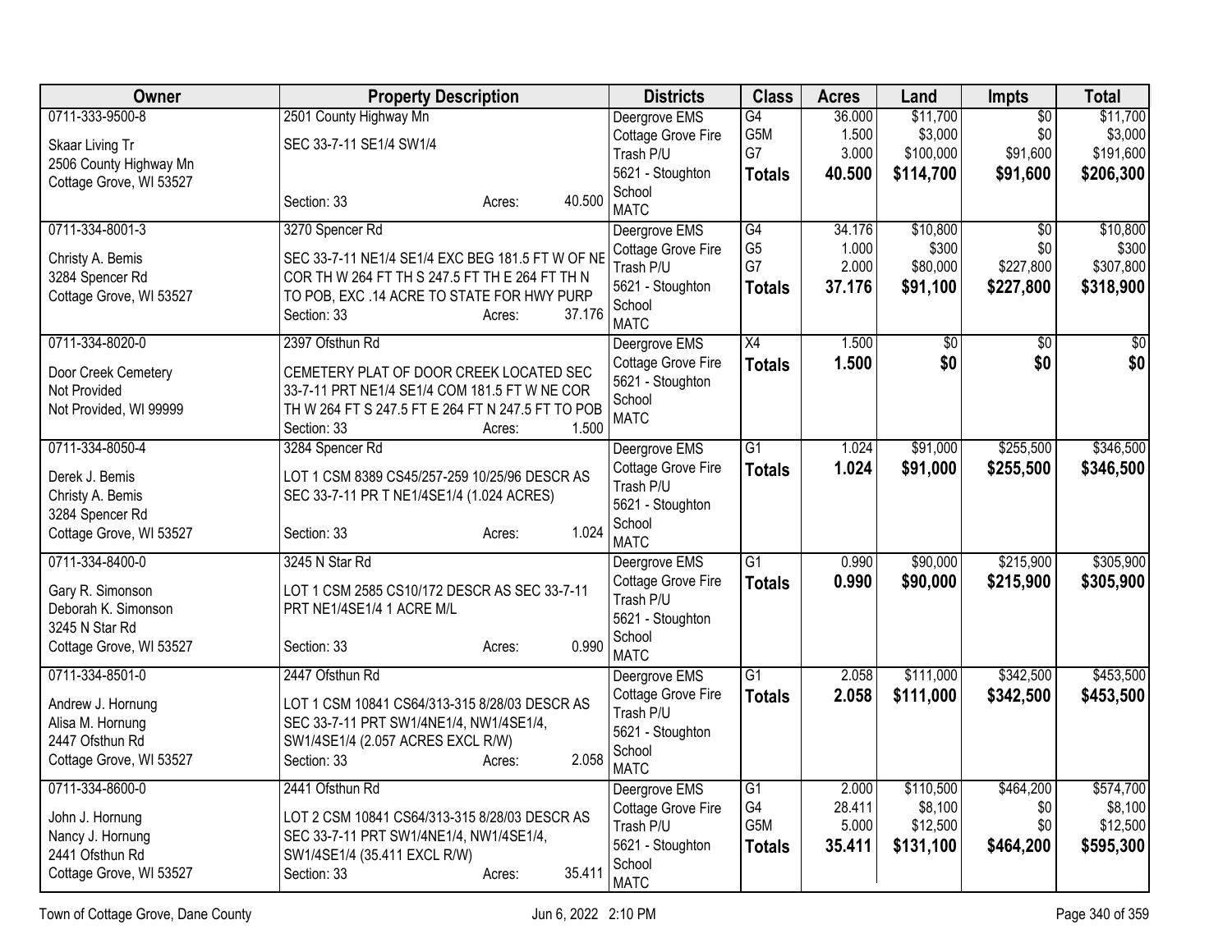| Owner | Property Description | Districts | Class | Acres | Land | Impts | Total |
|---|---|---|---|---|---|---|---|
| 0711-333-9500-8<br><br>Skaar Living Tr<br>2506 County Highway Mn<br>Cottage Grove, WI 53527 | 2501 County Highway Mn<br><br>SEC 33-7-11 SE1/4 SW1/4<br><br>Section: 33 Acres: 40.500 | Deergrove EMS<br>Cottage Grove Fire<br>Trash P/U<br>5621 - Stoughton School<br>MATC | G4<br>G5M<br>G7<br>**Totals** | 36.000<br>1.500<br>3.000<br>**40.500** | $11,700<br>$3,000<br>$100,000<br>**$114,700** | $0<br>$0<br>$91,600<br>**$91,600** | $11,700<br>$3,000<br>$191,600<br>**$206,300** |
| 0711-334-8001-3<br><br>Christy A. Bemis<br>3284 Spencer Rd<br>Cottage Grove, WI 53527 | 3270 Spencer Rd<br><br>SEC 33-7-11 NE1/4 SE1/4 EXC BEG 181.5 FT W OF NE COR TH W 264 FT TH S 247.5 FT TH E 264 FT TH N TO POB, EXC .14 ACRE TO STATE FOR HWY PURP<br>Section: 33 Acres: 37.176 | Deergrove EMS<br>Cottage Grove Fire<br>Trash P/U<br>5621 - Stoughton School<br>MATC | G4<br>G5<br>G7<br>**Totals** | 34.176<br>1.000<br>2.000<br>**37.176** | $10,800<br>$300<br>$80,000<br>**$91,100** | $0<br>$0<br>$227,800<br>**$227,800** | $10,800<br>$300<br>$307,800<br>**$318,900** |
| 0711-334-8020-0<br><br>Door Creek Cemetery<br>Not Provided<br>Not Provided, WI 99999 | 2397 Ofsthun Rd<br><br>CEMETERY PLAT OF DOOR CREEK LOCATED SEC 33-7-11 PRT NE1/4 SE1/4 COM 181.5 FT W NE COR TH W 264 FT S 247.5 FT E 264 FT N 247.5 FT TO POB<br>Section: 33 Acres: 1.500 | Deergrove EMS<br>Cottage Grove Fire<br>5621 - Stoughton School<br>MATC | X4<br>**Totals** | 1.500<br>**1.500** | $0<br>**$0** | $0<br>**$0** | $0<br>**$0** |
| 0711-334-8050-4<br><br>Derek J. Bemis<br>Christy A. Bemis<br>3284 Spencer Rd<br>Cottage Grove, WI 53527 | 3284 Spencer Rd<br><br>LOT 1 CSM 8389 CS45/257-259 10/25/96 DESCR AS SEC 33-7-11 PR T NE1/4SE1/4 (1.024 ACRES)<br><br>Section: 33 Acres: 1.024 | Deergrove EMS<br>Cottage Grove Fire<br>Trash P/U<br>5621 - Stoughton School<br>MATC | G1<br>**Totals** | 1.024<br>**1.024** | $91,000<br>**$91,000** | $255,500<br>**$255,500** | $346,500<br>**$346,500** |
| 0711-334-8400-0<br><br>Gary R. Simonson<br>Deborah K. Simonson<br>3245 N Star Rd<br>Cottage Grove, WI 53527 | 3245 N Star Rd<br><br>LOT 1 CSM 2585 CS10/172 DESCR AS SEC 33-7-11 PRT NE1/4SE1/4 1 ACRE M/L<br><br>Section: 33 Acres: 0.990 | Deergrove EMS<br>Cottage Grove Fire<br>Trash P/U<br>5621 - Stoughton School<br>MATC | G1<br>**Totals** | 0.990<br>**0.990** | $90,000<br>**$90,000** | $215,900<br>**$215,900** | $305,900<br>**$305,900** |
| 0711-334-8501-0<br><br>Andrew J. Hornung<br>Alisa M. Hornung<br>2447 Ofsthun Rd<br>Cottage Grove, WI 53527 | 2447 Ofsthun Rd<br><br>LOT 1 CSM 10841 CS64/313-315 8/28/03 DESCR AS SEC 33-7-11 PRT SW1/4NE1/4, NW1/4SE1/4, SW1/4SE1/4 (2.057 ACRES EXCL R/W)<br>Section: 33 Acres: 2.058 | Deergrove EMS<br>Cottage Grove Fire<br>Trash P/U<br>5621 - Stoughton School<br>MATC | G1<br>**Totals** | 2.058<br>**2.058** | $111,000<br>**$111,000** | $342,500<br>**$342,500** | $453,500<br>**$453,500** |
| 0711-334-8600-0<br><br>John J. Hornung<br>Nancy J. Hornung<br>2441 Ofsthun Rd<br>Cottage Grove, WI 53527 | 2441 Ofsthun Rd<br><br>LOT 2 CSM 10841 CS64/313-315 8/28/03 DESCR AS SEC 33-7-11 PRT SW1/4NE1/4, NW1/4SE1/4, SW1/4SE1/4 (35.411 EXCL R/W)<br>Section: 33 Acres: 35.411 | Deergrove EMS<br>Cottage Grove Fire<br>Trash P/U<br>5621 - Stoughton School<br>MATC | G1<br>G4<br>G5M<br>**Totals** | 2.000<br>28.411<br>5.000<br>**35.411** | $110,500<br>$8,100<br>$12,500<br>**$131,100** | $464,200<br>$0<br>$0<br>**$464,200** | $574,700<br>$8,100<br>$12,500<br>**$595,300** |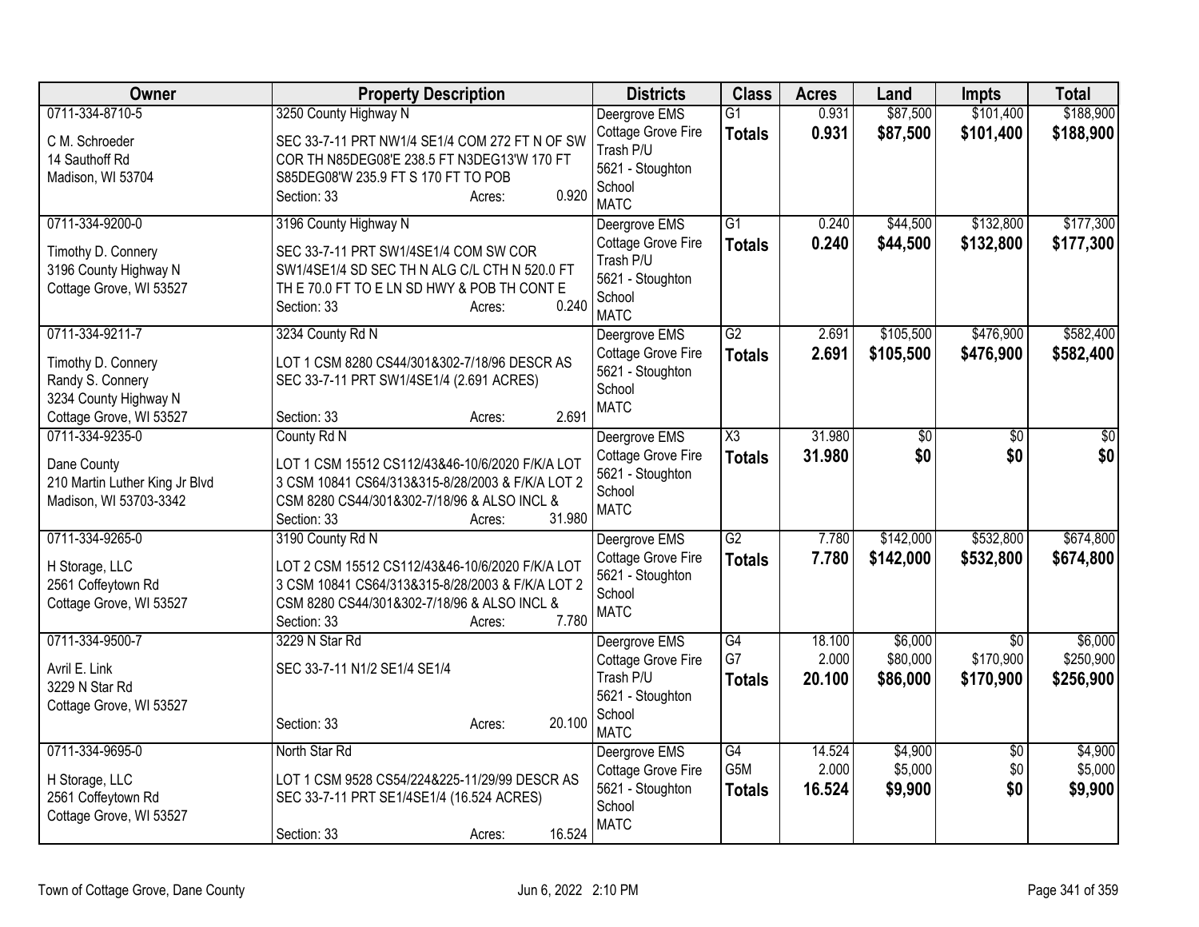| Owner | Property Description | Districts | Class | Acres | Land | Impts | Total |
|---|---|---|---|---|---|---|---|
| 0711-334-8710-5<br>C M. Schroeder<br>14 Sauthoff Rd<br>Madison, WI 53704 | 3250 County Highway N<br>SEC 33-7-11 PRT NW1/4 SE1/4 COM 272 FT N OF SW COR TH N85DEG08'E 238.5 FT N3DEG13'W 170 FT S85DEG08'W 235.9 FT S 170 FT TO POB<br>Section: 33 Acres: 0.920 | Deergrove EMS<br>Cottage Grove Fire<br>Trash P/U<br>5621 - Stoughton School<br>MATC | G1<br>**Totals** | 0.931<br>**0.931** | \$87,500<br>**\$87,500** | \$101,400<br>**\$101,400** | \$188,900<br>**\$188,900** |
| 0711-334-9200-0<br>Timothy D. Connery<br>3196 County Highway N<br>Cottage Grove, WI 53527 | 3196 County Highway N<br>SEC 33-7-11 PRT SW1/4SE1/4 COM SW COR SW1/4SE1/4 SD SEC TH N ALG C/L CTH N 520.0 FT TH E 70.0 FT TO E LN SD HWY & POB TH CONT E<br>Section: 33 Acres: 0.240 | Deergrove EMS<br>Cottage Grove Fire<br>Trash P/U<br>5621 - Stoughton School<br>MATC | G1<br>**Totals** | 0.240<br>**0.240** | \$44,500<br>**\$44,500** | \$132,800<br>**\$132,800** | \$177,300<br>**\$177,300** |
| 0711-334-9211-7<br>Timothy D. Connery<br>Randy S. Connery<br>3234 County Highway N<br>Cottage Grove, WI 53527 | 3234 County Rd N<br>LOT 1 CSM 8280 CS44/301&302-7/18/96 DESCR AS SEC 33-7-11 PRT SW1/4SE1/4 (2.691 ACRES)<br>Section: 33 Acres: 2.691 | Deergrove EMS<br>Cottage Grove Fire<br>5621 - Stoughton School<br>MATC | G2<br>**Totals** | 2.691<br>**2.691** | \$105,500<br>**\$105,500** | \$476,900<br>**\$476,900** | \$582,400<br>**\$582,400** |
| 0711-334-9235-0<br>Dane County<br>210 Martin Luther King Jr Blvd<br>Madison, WI 53703-3342 | County Rd N<br>LOT 1 CSM 15512 CS112/43&46-10/6/2020 F/K/A LOT 3 CSM 10841 CS64/313&315-8/28/2003 & F/K/A LOT 2 CSM 8280 CS44/301&302-7/18/96 & ALSO INCL &<br>Section: 33 Acres: 31.980 | Deergrove EMS<br>Cottage Grove Fire<br>5621 - Stoughton School<br>MATC | X3<br>**Totals** | 31.980<br>**31.980** | \$0<br>**\$0** | \$0<br>**\$0** | \$0<br>**\$0** |
| 0711-334-9265-0<br>H Storage, LLC<br>2561 Coffeytown Rd<br>Cottage Grove, WI 53527 | 3190 County Rd N<br>LOT 2 CSM 15512 CS112/43&46-10/6/2020 F/K/A LOT 3 CSM 10841 CS64/313&315-8/28/2003 & F/K/A LOT 2 CSM 8280 CS44/301&302-7/18/96 & ALSO INCL &<br>Section: 33 Acres: 7.780 | Deergrove EMS<br>Cottage Grove Fire<br>5621 - Stoughton School<br>MATC | G2<br>**Totals** | 7.780<br>**7.780** | \$142,000<br>**\$142,000** | \$532,800<br>**\$532,800** | \$674,800<br>**\$674,800** |
| 0711-334-9500-7<br>Avril E. Link<br>3229 N Star Rd<br>Cottage Grove, WI 53527 | 3229 N Star Rd<br>SEC 33-7-11 N1/2 SE1/4 SE1/4<br>Section: 33 Acres: 20.100 | Deergrove EMS<br>Cottage Grove Fire<br>Trash P/U<br>5621 - Stoughton School<br>MATC | G4<br>G7<br>**Totals** | 18.100<br>2.000<br>**20.100** | \$6,000<br>\$80,000<br>**\$86,000** | \$0<br>\$170,900<br>**\$170,900** | \$6,000<br>\$250,900<br>**\$256,900** |
| 0711-334-9695-0<br>H Storage, LLC<br>2561 Coffeytown Rd<br>Cottage Grove, WI 53527 | North Star Rd<br>LOT 1 CSM 9528 CS54/224&225-11/29/99 DESCR AS SEC 33-7-11 PRT SE1/4SE1/4 (16.524 ACRES)<br>Section: 33 Acres: 16.524 | Deergrove EMS<br>Cottage Grove Fire<br>5621 - Stoughton School<br>MATC | G4<br>G5M<br>**Totals** | 14.524<br>2.000<br>**16.524** | \$4,900<br>\$5,000<br>**\$9,900** | \$0<br>\$0<br>**\$0** | \$4,900<br>\$5,000<br>**\$9,900** |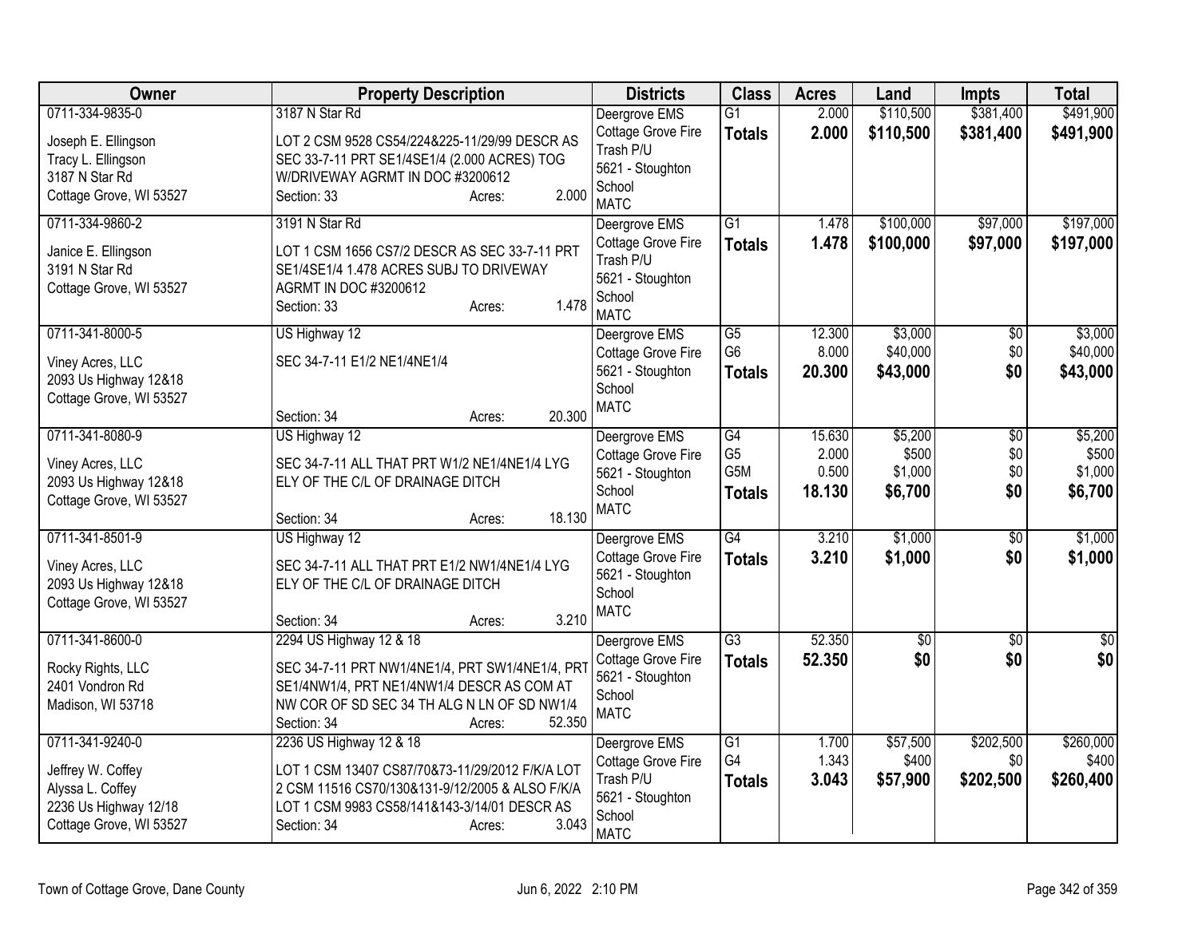| Owner | Property Description | Districts | Class | Acres | Land | Impts | Total |
|---|---|---|---|---|---|---|---|
| 0711-334-9835-0<br><br>Joseph E. Ellingson<br>Tracy L. Ellingson<br>3187 N Star Rd<br>Cottage Grove, WI 53527 | 3187 N Star Rd<br><br>LOT 2 CSM 9528 CS54/224&225-11/29/99 DESCR AS SEC 33-7-11 PRT SE1/4SE1/4 (2.000 ACRES) TOG W/DRIVEWAY AGRMT IN DOC #3200612<br>Section: 33 Acres: 2.000 | Deergrove EMS<br>Cottage Grove Fire<br>Trash P/U<br>5621 - Stoughton School<br>MATC | G1<br>**Totals** | 2.000<br>**2.000** | $110,500<br>**$110,500** | $381,400<br>**$381,400** | $491,900<br>**$491,900** |
| 0711-334-9860-2<br><br>Janice E. Ellingson<br>3191 N Star Rd<br>Cottage Grove, WI 53527 | 3191 N Star Rd<br><br>LOT 1 CSM 1656 CS7/2 DESCR AS SEC 33-7-11 PRT SE1/4SE1/4 1.478 ACRES SUBJ TO DRIVEWAY AGRMT IN DOC #3200612<br>Section: 33 Acres: 1.478 | Deergrove EMS<br>Cottage Grove Fire<br>Trash P/U<br>5621 - Stoughton School<br>MATC | G1<br>**Totals** | 1.478<br>**1.478** | $100,000<br>**$100,000** | $97,000<br>**$97,000** | $197,000<br>**$197,000** |
| 0711-341-8000-5<br><br>Viney Acres, LLC<br>2093 Us Highway 12&18<br>Cottage Grove, WI 53527 | US Highway 12<br><br>SEC 34-7-11 E1/2 NE1/4NE1/4<br><br>Section: 34 Acres: 20.300 | Deergrove EMS<br>Cottage Grove Fire<br>5621 - Stoughton School<br>MATC | G5<br>G6<br>**Totals** | 12.300<br>8.000<br>**20.300** | $3,000<br>$40,000<br>**$43,000** | $0<br>$0<br>**$0** | $3,000<br>$40,000<br>**$43,000** |
| 0711-341-8080-9<br><br>Viney Acres, LLC<br>2093 Us Highway 12&18<br>Cottage Grove, WI 53527 | US Highway 12<br><br>SEC 34-7-11 ALL THAT PRT W1/2 NE1/4NE1/4 LYG ELY OF THE C/L OF DRAINAGE DITCH<br><br>Section: 34 Acres: 18.130 | Deergrove EMS<br>Cottage Grove Fire<br>5621 - Stoughton School<br>MATC | G4<br>G5<br>G5M<br>**Totals** | 15.630<br>2.000<br>0.500<br>**18.130** | $5,200<br>$500<br>$1,000<br>**$6,700** | $0<br>$0<br>$0<br>**$0** | $5,200<br>$500<br>$1,000<br>**$6,700** |
| 0711-341-8501-9<br><br>Viney Acres, LLC<br>2093 Us Highway 12&18<br>Cottage Grove, WI 53527 | US Highway 12<br><br>SEC 34-7-11 ALL THAT PRT E1/2 NW1/4NE1/4 LYG ELY OF THE C/L OF DRAINAGE DITCH<br><br>Section: 34 Acres: 3.210 | Deergrove EMS<br>Cottage Grove Fire<br>5621 - Stoughton School<br>MATC | G4<br>**Totals** | 3.210<br>**3.210** | $1,000<br>**$1,000** | $0<br>**$0** | $1,000<br>**$1,000** |
| 0711-341-8600-0<br><br>Rocky Rights, LLC<br>2401 Vondron Rd<br>Madison, WI 53718 | 2294 US Highway 12 & 18<br><br>SEC 34-7-11 PRT NW1/4NE1/4, PRT SW1/4NE1/4, PRT SE1/4NW1/4, PRT NE1/4NW1/4 DESCR AS COM AT NW COR OF SD SEC 34 TH ALG N LN OF SD NW1/4<br>Section: 34 Acres: 52.350 | Deergrove EMS<br>Cottage Grove Fire<br>5621 - Stoughton School<br>MATC | G3<br>**Totals** | 52.350<br>**52.350** | $0<br>**$0** | $0<br>**$0** | $0<br>**$0** |
| 0711-341-9240-0<br><br>Jeffrey W. Coffey<br>Alyssa L. Coffey<br>2236 Us Highway 12/18<br>Cottage Grove, WI 53527 | 2236 US Highway 12 & 18<br><br>LOT 1 CSM 13407 CS87/70&73-11/29/2012 F/K/A LOT 2 CSM 11516 CS70/130&131-9/12/2005 & ALSO F/K/A LOT 1 CSM 9983 CS58/141&143-3/14/01 DESCR AS<br>Section: 34 Acres: 3.043 | Deergrove EMS<br>Cottage Grove Fire<br>Trash P/U<br>5621 - Stoughton School<br>MATC | G1<br>G4<br>**Totals** | 1.700<br>1.343<br>**3.043** | $57,500<br>$400<br>**$57,900** | $202,500<br>$0<br>**$202,500** | $260,000<br>$400<br>**$260,400** |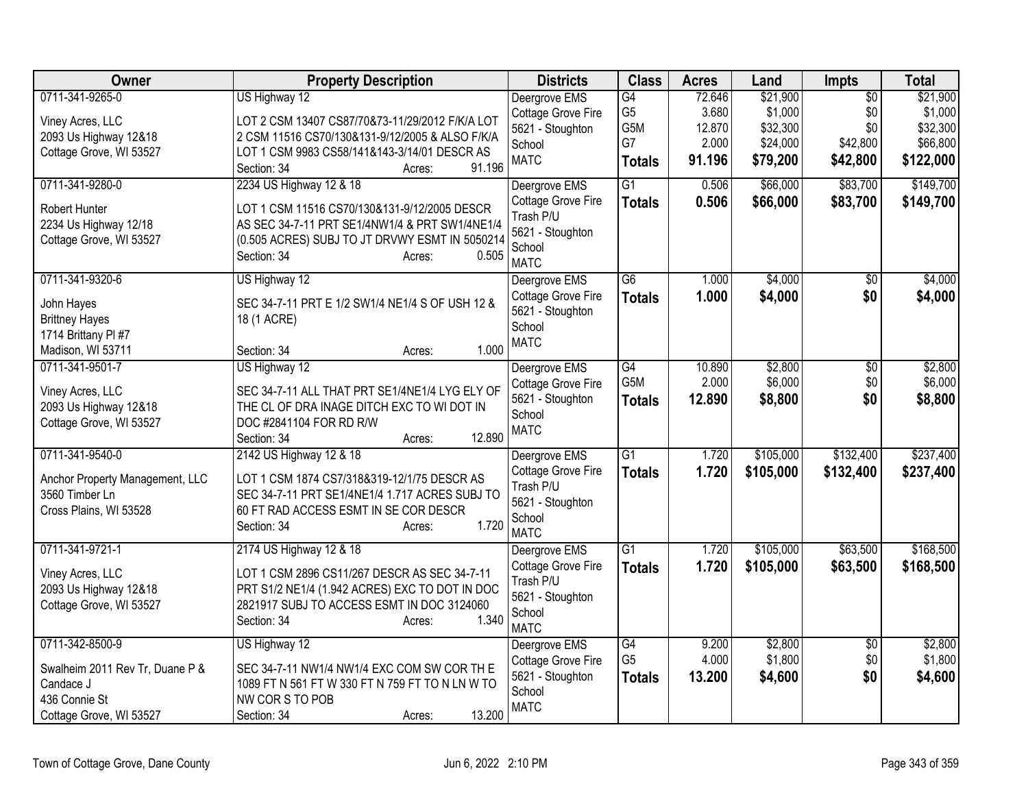| Owner | Property Description | Districts | Class | Acres | Land | Impts | Total |
|---|---|---|---|---|---|---|---|
| 0711-341-9265-0<br><br>Viney Acres, LLC<br>2093 Us Highway 12&18<br>Cottage Grove, WI 53527 | US Highway 12<br><br>LOT 2 CSM 13407 CS87/70&73-11/29/2012 F/K/A LOT 2 CSM 11516 CS70/130&131-9/12/2005 & ALSO F/K/A LOT 1 CSM 9983 CS58/141&143-3/14/01 DESCR AS<br>Section: 34 Acres: 91.196 | Deergrove EMS<br>Cottage Grove Fire<br>5621 - Stoughton School<br>MATC | G4<br>G5<br>G5M<br>G7<br>**Totals** | 72.646<br>3.680<br>12.870<br>2.000<br>**91.196** | $21,900<br>$1,000<br>$32,300<br>$24,000<br>**$79,200** | $0<br>$0<br>$0<br>$42,800<br>**$42,800** | $21,900<br>$1,000<br>$32,300<br>$66,800<br>**$122,000** |
| 0711-341-9280-0<br><br>Robert Hunter<br>2234 Us Highway 12/18<br>Cottage Grove, WI 53527 | 2234 US Highway 12 & 18<br><br>LOT 1 CSM 11516 CS70/130&131-9/12/2005 DESCR AS SEC 34-7-11 PRT SE1/4NW1/4 & PRT SW1/4NE1/4 (0.505 ACRES) SUBJ TO JT DRVWY ESMT IN 5050214<br>Section: 34 Acres: 0.505 | Deergrove EMS<br>Cottage Grove Fire<br>Trash P/U<br>5621 - Stoughton School<br>MATC | G1<br>**Totals** | 0.506<br>**0.506** | $66,000<br>**$66,000** | $83,700<br>**$83,700** | $149,700<br>**$149,700** |
| 0711-341-9320-6<br><br>John Hayes<br>Brittney Hayes<br>1714 Brittany Pl #7<br>Madison, WI 53711 | US Highway 12<br><br>SEC 34-7-11 PRT E 1/2 SW1/4 NE1/4 S OF USH 12 & 18 (1 ACRE)<br><br>Section: 34 Acres: 1.000 | Deergrove EMS<br>Cottage Grove Fire<br>5621 - Stoughton School<br>MATC | G6<br>**Totals** | 1.000<br>**1.000** | $4,000<br>**$4,000** | $0<br>**$0** | $4,000<br>**$4,000** |
| 0711-341-9501-7<br><br>Viney Acres, LLC<br>2093 Us Highway 12&18<br>Cottage Grove, WI 53527 | US Highway 12<br><br>SEC 34-7-11 ALL THAT PRT SE1/4NE1/4 LYG ELY OF THE CL OF DRA INAGE DITCH EXC TO WI DOT IN DOC #2841104 FOR RD R/W<br>Section: 34 Acres: 12.890 | Deergrove EMS<br>Cottage Grove Fire<br>5621 - Stoughton School<br>MATC | G4<br>G5M<br>**Totals** | 10.890<br>2.000<br>**12.890** | $2,800<br>$6,000<br>**$8,800** | $0<br>$0<br>**$0** | $2,800<br>$6,000<br>**$8,800** |
| 0711-341-9540-0<br><br>Anchor Property Management, LLC<br>3560 Timber Ln<br>Cross Plains, WI 53528 | 2142 US Highway 12 & 18<br><br>LOT 1 CSM 1874 CS7/318&319-12/1/75 DESCR AS SEC 34-7-11 PRT SE1/4NE1/4 1.717 ACRES SUBJ TO 60 FT RAD ACCESS ESMT IN SE COR DESCR<br>Section: 34 Acres: 1.720 | Deergrove EMS<br>Cottage Grove Fire<br>Trash P/U<br>5621 - Stoughton School<br>MATC | G1<br>**Totals** | 1.720<br>**1.720** | $105,000<br>**$105,000** | $132,400<br>**$132,400** | $237,400<br>**$237,400** |
| 0711-341-9721-1<br><br>Viney Acres, LLC<br>2093 Us Highway 12&18<br>Cottage Grove, WI 53527 | 2174 US Highway 12 & 18<br><br>LOT 1 CSM 2896 CS11/267 DESCR AS SEC 34-7-11 PRT S1/2 NE1/4 (1.942 ACRES) EXC TO DOT IN DOC 2821917 SUBJ TO ACCESS ESMT IN DOC 3124060<br>Section: 34 Acres: 1.340 | Deergrove EMS<br>Cottage Grove Fire<br>Trash P/U<br>5621 - Stoughton School<br>MATC | G1<br>**Totals** | 1.720<br>**1.720** | $105,000<br>**$105,000** | $63,500<br>**$63,500** | $168,500<br>**$168,500** |
| 0711-342-8500-9<br><br>Swalheim 2011 Rev Tr, Duane P & Candace J<br>436 Connie St<br>Cottage Grove, WI 53527 | US Highway 12<br><br>SEC 34-7-11 NW1/4 NW1/4 EXC COM SW COR TH E 1089 FT N 561 FT W 330 FT N 759 FT TO N LN W TO NW COR S TO POB<br>Section: 34 Acres: 13.200 | Deergrove EMS<br>Cottage Grove Fire<br>5621 - Stoughton School<br>MATC | G4<br>G5<br>**Totals** | 9.200<br>4.000<br>**13.200** | $2,800<br>$1,800<br>**$4,600** | $0<br>$0<br>**$0** | $2,800<br>$1,800<br>**$4,600** |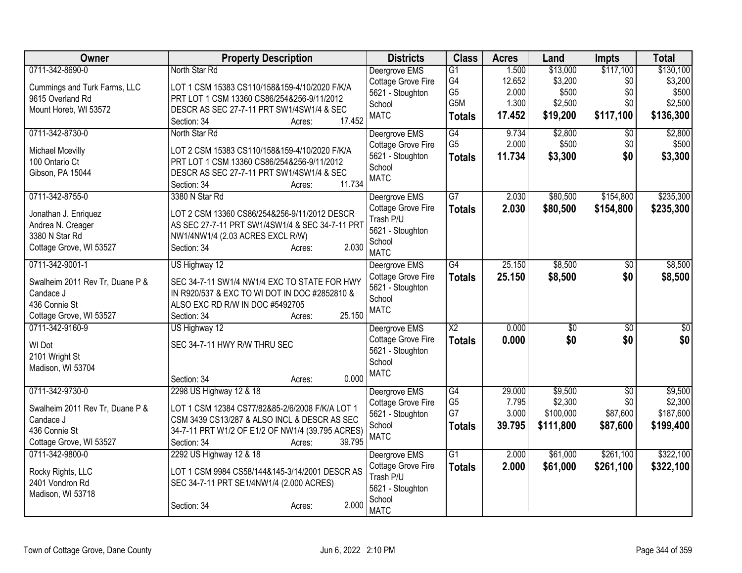| Owner | Property Description | Districts | Class | Acres | Land | Impts | Total |
|---|---|---|---|---|---|---|---|
| 0711-342-8690-0<br>Cummings and Turk Farms, LLC<br>9615 Overland Rd<br>Mount Horeb, WI 53572 | North Star Rd<br>LOT 1 CSM 15383 CS110/158&159-4/10/2020 F/K/A PRT LOT 1 CSM 13360 CS86/254&256-9/11/2012 DESCR AS SEC 27-7-11 PRT SW1/4SW1/4 & SEC<br>Section: 34 Acres: 17.452 | Deergrove EMS<br>Cottage Grove Fire<br>5621 - Stoughton School<br>MATC | G1<br>G4<br>G5<br>G5M<br>**Totals** | 1.500<br>12.652<br>2.000<br>1.300<br>**17.452** | $13,000<br>$3,200<br>$500<br>$2,500<br>**$19,200** | $117,100<br>$0<br>$0<br>$0<br>**$117,100** | $130,100<br>$3,200<br>$500<br>$2,500<br>**$136,300** |
| 0711-342-8730-0<br>Michael Mcevilly<br>100 Ontario Ct<br>Gibson, PA 15044 | North Star Rd<br>LOT 2 CSM 15383 CS110/158&159-4/10/2020 F/K/A PRT LOT 1 CSM 13360 CS86/254&256-9/11/2012 DESCR AS SEC 27-7-11 PRT SW1/4SW1/4 & SEC<br>Section: 34 Acres: 11.734 | Deergrove EMS<br>Cottage Grove Fire<br>5621 - Stoughton School<br>MATC | G4<br>G5<br>**Totals** | 9.734<br>2.000<br>**11.734** | $2,800<br>$500<br>**$3,300** | $0<br>$0<br>**$0** | $2,800<br>$500<br>**$3,300** |
| 0711-342-8755-0<br>Jonathan J. Enriquez<br>Andrea N. Creager<br>3380 N Star Rd<br>Cottage Grove, WI 53527 | 3380 N Star Rd<br>LOT 2 CSM 13360 CS86/254&256-9/11/2012 DESCR AS SEC 27-7-11 PRT SW1/4SW1/4 & SEC 34-7-11 PRT NW1/4NW1/4 (2.03 ACRES EXCL R/W)<br>Section: 34 Acres: 2.030 | Deergrove EMS<br>Cottage Grove Fire<br>Trash P/U<br>5621 - Stoughton School<br>MATC | G7<br>**Totals** | 2.030<br>**2.030** | $80,500<br>**$80,500** | $154,800<br>**$154,800** | $235,300<br>**$235,300** |
| 0711-342-9001-1<br>Swalheim 2011 Rev Tr, Duane P & Candace J<br>436 Connie St<br>Cottage Grove, WI 53527 | US Highway 12<br>SEC 34-7-11 SW1/4 NW1/4 EXC TO STATE FOR HWY IN R920/537 & EXC TO WI DOT IN DOC #2852810 & ALSO EXC RD R/W IN DOC #5492705<br>Section: 34 Acres: 25.150 | Deergrove EMS<br>Cottage Grove Fire<br>5621 - Stoughton School<br>MATC | G4<br>**Totals** | 25.150<br>**25.150** | $8,500<br>**$8,500** | $0<br>**$0** | $8,500<br>**$8,500** |
| 0711-342-9160-9<br>WI Dot<br>2101 Wright St<br>Madison, WI 53704 | US Highway 12<br>SEC 34-7-11 HWY R/W THRU SEC<br>Section: 34 Acres: 0.000 | Deergrove EMS<br>Cottage Grove Fire<br>5621 - Stoughton School<br>MATC | X2<br>**Totals** | 0.000<br>**0.000** | $0<br>**$0** | $0<br>**$0** | $0<br>**$0** |
| 0711-342-9730-0<br>Swalheim 2011 Rev Tr, Duane P & Candace J<br>436 Connie St<br>Cottage Grove, WI 53527 | 2298 US Highway 12 & 18<br>LOT 1 CSM 12384 CS77/82&85-2/6/2008 F/K/A LOT 1 CSM 3439 CS13/287 & ALSO INCL & DESCR AS SEC 34-7-11 PRT W1/2 OF E1/2 OF NW1/4 (39.795 ACRES)<br>Section: 34 Acres: 39.795 | Deergrove EMS<br>Cottage Grove Fire<br>5621 - Stoughton School<br>MATC | G4<br>G5<br>G7<br>**Totals** | 29.000<br>7.795<br>3.000<br>**39.795** | $9,500<br>$2,300<br>$100,000<br>**$111,800** | $0<br>$0<br>$87,600<br>**$87,600** | $9,500<br>$2,300<br>$187,600<br>**$199,400** |
| 0711-342-9800-0<br>Rocky Rights, LLC<br>2401 Vondron Rd<br>Madison, WI 53718 | 2292 US Highway 12 & 18<br>LOT 1 CSM 9984 CS58/144&145-3/14/2001 DESCR AS SEC 34-7-11 PRT SE1/4NW1/4 (2.000 ACRES)<br>Section: 34 Acres: 2.000 | Deergrove EMS<br>Cottage Grove Fire<br>Trash P/U<br>5621 - Stoughton School<br>MATC | G1<br>**Totals** | 2.000<br>**2.000** | $61,000<br>**$61,000** | $261,100<br>**$261,100** | $322,100<br>**$322,100** |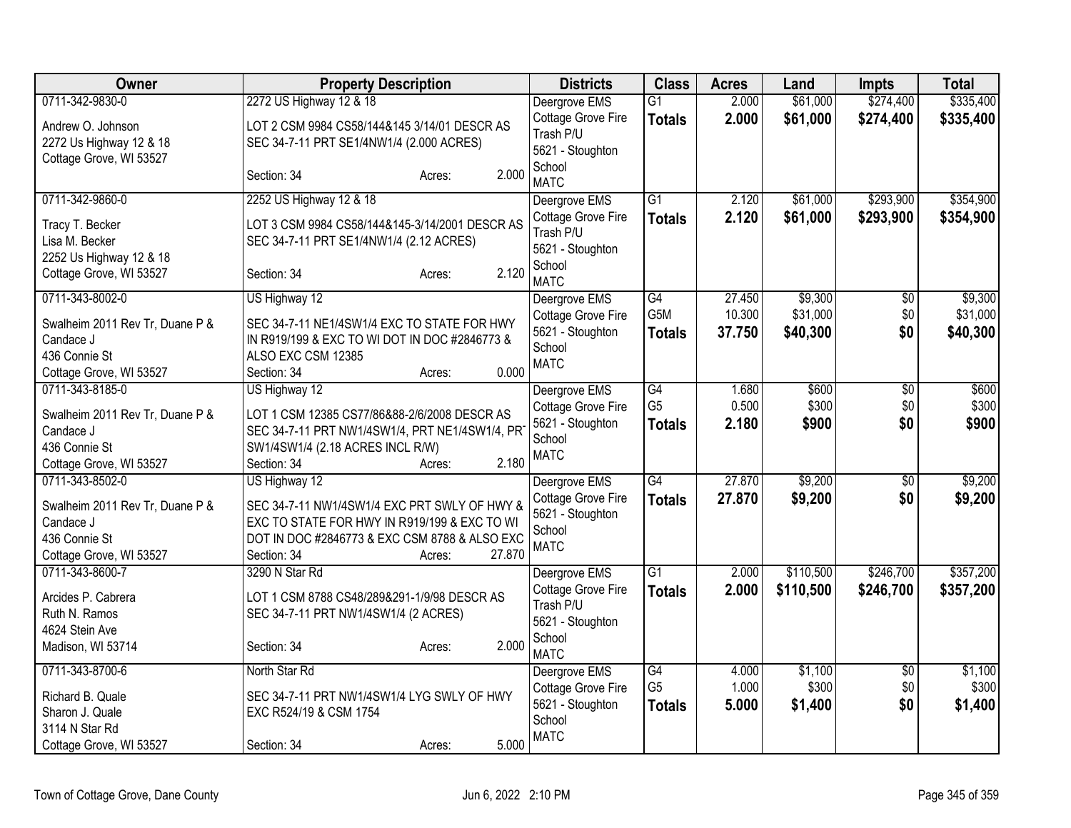| Owner | Property Description | Districts | Class | Acres | Land | Impts | Total |
|---|---|---|---|---|---|---|---|
| 0711-342-9830-0<br>Andrew O. Johnson<br>2272 Us Highway 12 & 18<br>Cottage Grove, WI 53527 | 2272 US Highway 12 & 18<br>LOT 2 CSM 9984 CS58/144&145 3/14/01 DESCR AS SEC 34-7-11 PRT SE1/4NW1/4 (2.000 ACRES)<br>Section: 34 Acres: 2.000 | Deergrove EMS<br>Cottage Grove Fire<br>Trash P/U<br>5621 - Stoughton School<br>MATC | G1<br>**Totals** | 2.000<br>**2.000** | $61,000<br>**$61,000** | $274,400<br>**$274,400** | $335,400<br>**$335,400** |
| 0711-342-9860-0<br>Tracy T. Becker<br>Lisa M. Becker<br>2252 Us Highway 12 & 18<br>Cottage Grove, WI 53527 | 2252 US Highway 12 & 18<br>LOT 3 CSM 9984 CS58/144&145-3/14/2001 DESCR AS SEC 34-7-11 PRT SE1/4NW1/4 (2.12 ACRES)<br>Section: 34 Acres: 2.120 | Deergrove EMS<br>Cottage Grove Fire<br>Trash P/U<br>5621 - Stoughton School<br>MATC | G1<br>**Totals** | 2.120<br>**2.120** | $61,000<br>**$61,000** | $293,900<br>**$293,900** | $354,900<br>**$354,900** |
| 0711-343-8002-0<br>Swalheim 2011 Rev Tr, Duane P & Candace J<br>436 Connie St<br>Cottage Grove, WI 53527 | US Highway 12<br>SEC 34-7-11 NE1/4SW1/4 EXC TO STATE FOR HWY IN R919/199 & EXC TO WI DOT IN DOC #2846773 & ALSO EXC CSM 12385<br>Section: 34 Acres: 0.000 | Deergrove EMS<br>Cottage Grove Fire<br>5621 - Stoughton School<br>MATC | G4<br>G5M<br>**Totals** | 27.450<br>10.300<br>**37.750** | $9,300<br>$31,000<br>**$40,300** | $0<br>$0<br>**$0** | $9,300<br>$31,000<br>**$40,300** |
| 0711-343-8185-0<br>Swalheim 2011 Rev Tr, Duane P & Candace J<br>436 Connie St<br>Cottage Grove, WI 53527 | US Highway 12<br>LOT 1 CSM 12385 CS77/86&88-2/6/2008 DESCR AS SEC 34-7-11 PRT NW1/4SW1/4, PRT NE1/4SW1/4, PRT SW1/4SW1/4 (2.18 ACRES INCL R/W)<br>Section: 34 Acres: 2.180 | Deergrove EMS<br>Cottage Grove Fire<br>5621 - Stoughton School<br>MATC | G4<br>G5<br>**Totals** | 1.680<br>0.500<br>**2.180** | $600<br>$300<br>**$900** | $0<br>$0<br>**$0** | $600<br>$300<br>**$900** |
| 0711-343-8502-0<br>Swalheim 2011 Rev Tr, Duane P & Candace J<br>436 Connie St<br>Cottage Grove, WI 53527 | US Highway 12<br>SEC 34-7-11 NW1/4SW1/4 EXC PRT SWLY OF HWY & EXC TO STATE FOR HWY IN R919/199 & EXC TO WI DOT IN DOC #2846773 & EXC CSM 8788 & ALSO EXC<br>Section: 34 Acres: 27.870 | Deergrove EMS<br>Cottage Grove Fire<br>5621 - Stoughton School<br>MATC | G4<br>**Totals** | 27.870<br>**27.870** | $9,200<br>**$9,200** | $0<br>**$0** | $9,200<br>**$9,200** |
| 0711-343-8600-7<br>Arcides P. Cabrera<br>Ruth N. Ramos<br>4624 Stein Ave<br>Madison, WI 53714 | 3290 N Star Rd<br>LOT 1 CSM 8788 CS48/289&291-1/9/98 DESCR AS SEC 34-7-11 PRT NW1/4SW1/4 (2 ACRES)<br>Section: 34 Acres: 2.000 | Deergrove EMS<br>Cottage Grove Fire<br>Trash P/U<br>5621 - Stoughton School<br>MATC | G1<br>**Totals** | 2.000<br>**2.000** | $110,500<br>**$110,500** | $246,700<br>**$246,700** | $357,200<br>**$357,200** |
| 0711-343-8700-6<br>Richard B. Quale<br>Sharon J. Quale<br>3114 N Star Rd<br>Cottage Grove, WI 53527 | North Star Rd<br>SEC 34-7-11 PRT NW1/4SW1/4 LYG SWLY OF HWY EXC R524/19 & CSM 1754<br>Section: 34 Acres: 5.000 | Deergrove EMS<br>Cottage Grove Fire<br>5621 - Stoughton School<br>MATC | G4<br>G5<br>**Totals** | 4.000<br>1.000<br>**5.000** | $1,100<br>$300<br>**$1,400** | $0<br>$0<br>**$0** | $1,100<br>$300<br>**$1,400** |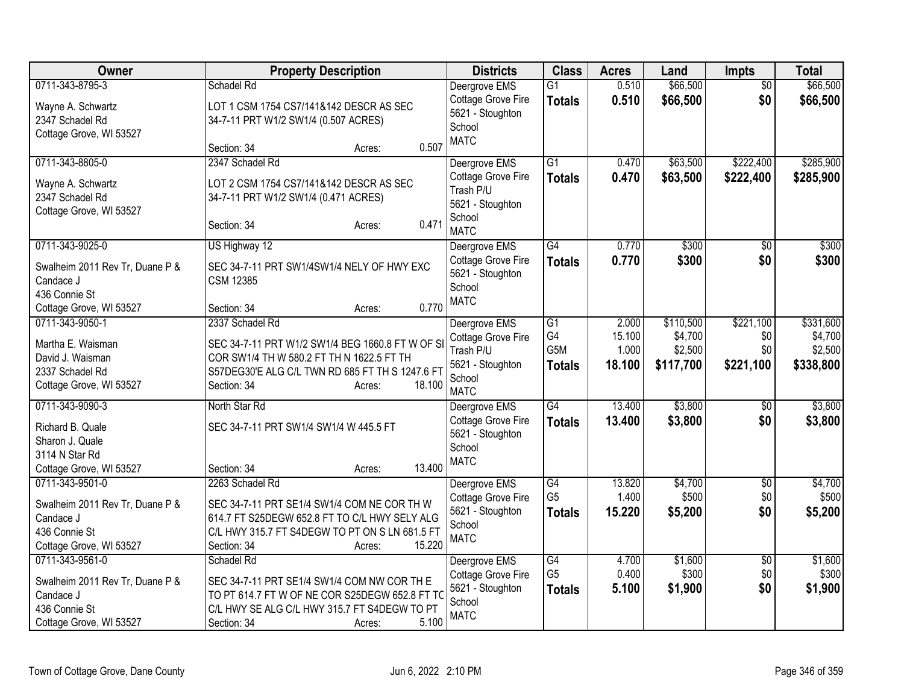| Owner | Property Description | Districts | Class | Acres | Land | Impts | Total |
|---|---|---|---|---|---|---|---|
| 0711-343-8795-3<br>Wayne A. Schwartz<br>2347 Schadel Rd<br>Cottage Grove, WI 53527 | Schadel Rd<br>LOT 1 CSM 1754 CS7/141&142 DESCR AS SEC 34-7-11 PRT W1/2 SW1/4 (0.507 ACRES)<br>Section: 34 Acres: 0.507 | Deergrove EMS<br>Cottage Grove Fire<br>5621 - Stoughton School<br>MATC | G1<br>**Totals** | 0.510<br>**0.510** | $66,500<br>**$66,500** | $0<br>**$0** | $66,500<br>**$66,500** |
| 0711-343-8805-0<br>Wayne A. Schwartz<br>2347 Schadel Rd<br>Cottage Grove, WI 53527 | 2347 Schadel Rd<br>LOT 2 CSM 1754 CS7/141&142 DESCR AS SEC 34-7-11 PRT W1/2 SW1/4 (0.471 ACRES)<br>Section: 34 Acres: 0.471 | Deergrove EMS<br>Cottage Grove Fire<br>Trash P/U<br>5621 - Stoughton School<br>MATC | G1<br>**Totals** | 0.470<br>**0.470** | $63,500<br>**$63,500** | $222,400<br>**$222,400** | $285,900<br>**$285,900** |
| 0711-343-9025-0<br>Swalheim 2011 Rev Tr, Duane P & Candace J<br>436 Connie St<br>Cottage Grove, WI 53527 | US Highway 12<br>SEC 34-7-11 PRT SW1/4SW1/4 NELY OF HWY EXC CSM 12385<br>Section: 34 Acres: 0.770 | Deergrove EMS<br>Cottage Grove Fire<br>5621 - Stoughton School<br>MATC | G4<br>**Totals** | 0.770<br>**0.770** | $300<br>**$300** | $0<br>**$0** | $300<br>**$300** |
| 0711-343-9050-1<br>Martha E. Waisman<br>David J. Waisman<br>2337 Schadel Rd<br>Cottage Grove, WI 53527 | 2337 Schadel Rd<br>SEC 34-7-11 PRT W1/2 SW1/4 BEG 1660.8 FT W OF SE COR SW1/4 TH W 580.2 FT TH N 1622.5 FT TH S57DEG30'E ALG C/L TWN RD 685 FT TH S 1247.6 FT<br>Section: 34 Acres: 18.100 | Deergrove EMS<br>Cottage Grove Fire<br>Trash P/U<br>5621 - Stoughton School<br>MATC | G1<br>G4<br>G5M<br>**Totals** | 2.000<br>15.100<br>1.000<br>**18.100** | $110,500<br>$4,700<br>$2,500<br>**$117,700** | $221,100<br>$0<br>$0<br>**$221,100** | $331,600<br>$4,700<br>$2,500<br>**$338,800** |
| 0711-343-9090-3<br>Richard B. Quale<br>Sharon J. Quale<br>3114 N Star Rd<br>Cottage Grove, WI 53527 | North Star Rd<br>SEC 34-7-11 PRT SW1/4 SW1/4 W 445.5 FT<br>Section: 34 Acres: 13.400 | Deergrove EMS<br>Cottage Grove Fire<br>5621 - Stoughton School<br>MATC | G4<br>**Totals** | 13.400<br>**13.400** | $3,800<br>**$3,800** | $0<br>**$0** | $3,800<br>**$3,800** |
| 0711-343-9501-0<br>Swalheim 2011 Rev Tr, Duane P & Candace J<br>436 Connie St<br>Cottage Grove, WI 53527 | 2263 Schadel Rd<br>SEC 34-7-11 PRT SE1/4 SW1/4 COM NE COR TH W 614.7 FT S25DEGW 652.8 FT TO C/L HWY SELY ALG C/L HWY 315.7 FT S4DEGW TO PT ON S LN 681.5 FT<br>Section: 34 Acres: 15.220 | Deergrove EMS<br>Cottage Grove Fire<br>5621 - Stoughton School<br>MATC | G4<br>G5<br>**Totals** | 13.820<br>1.400<br>**15.220** | $4,700<br>$500<br>**$5,200** | $0<br>$0<br>**$0** | $4,700<br>$500<br>**$5,200** |
| 0711-343-9561-0<br>Swalheim 2011 Rev Tr, Duane P & Candace J<br>436 Connie St<br>Cottage Grove, WI 53527 | Schadel Rd<br>SEC 34-7-11 PRT SE1/4 SW1/4 COM NW COR TH E TO PT 614.7 FT W OF NE COR S25DEGW 652.8 FT TO C/L HWY SE ALG C/L HWY 315.7 FT S4DEGW TO PT<br>Section: 34 Acres: 5.100 | Deergrove EMS<br>Cottage Grove Fire<br>5621 - Stoughton School<br>MATC | G4<br>G5<br>**Totals** | 4.700<br>0.400<br>**5.100** | $1,600<br>$300<br>**$1,900** | $0<br>$0<br>**$0** | $1,600<br>$300<br>**$1,900** |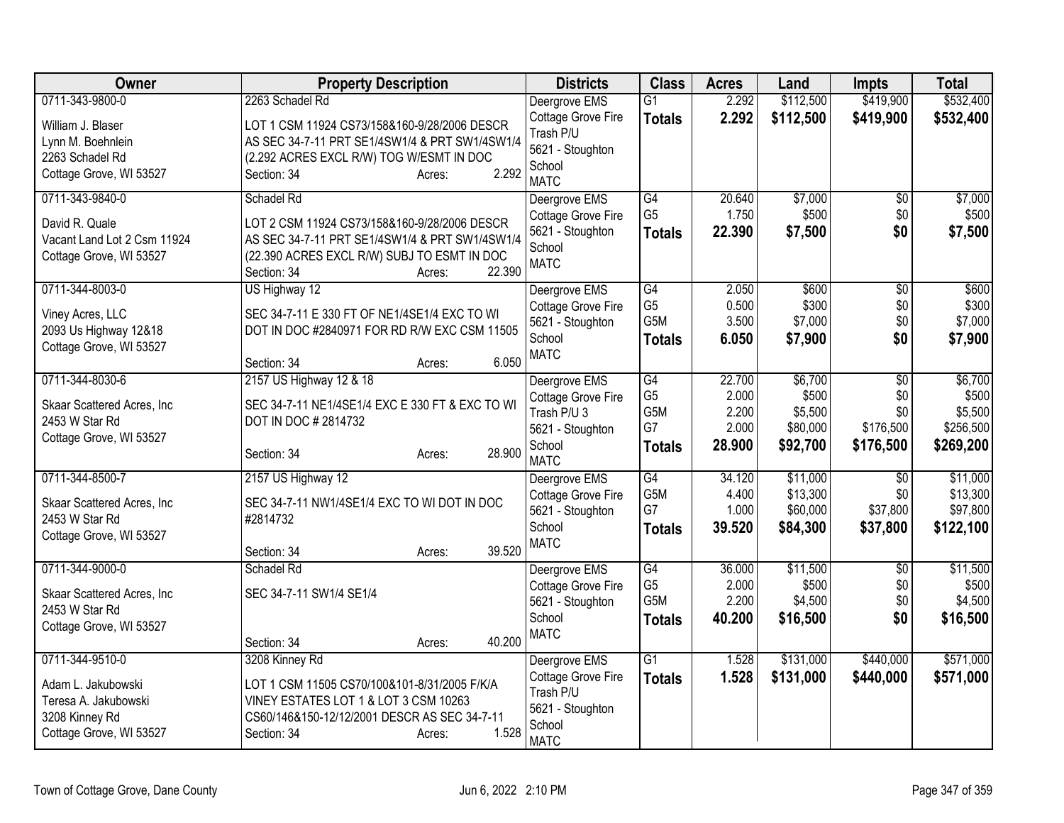| Owner | Property Description | Districts | Class | Acres | Land | Impts | Total |
|---|---|---|---|---|---|---|---|
| 0711-343-9800-0<br><br>William J. Blaser<br>Lynn M. Boehnlein<br>2263 Schadel Rd<br>Cottage Grove, WI 53527 | 2263 Schadel Rd<br><br>LOT 1 CSM 11924 CS73/158&160-9/28/2006 DESCR AS SEC 34-7-11 PRT SE1/4SW1/4 & PRT SW1/4SW1/4 (2.292 ACRES EXCL R/W) TOG W/ESMT IN DOC<br>Section: 34 Acres: 2.292 | Deergrove EMS<br>Cottage Grove Fire<br>Trash P/U<br>5621 - Stoughton School<br>MATC | G1<br>**Totals** | 2.292<br>**2.292** | \$112,500<br>**\$112,500** | \$419,900<br>**\$419,900** | \$532,400<br>**\$532,400** |
| 0711-343-9840-0<br><br>David R. Quale<br>Vacant Land Lot 2 Csm 11924<br>Cottage Grove, WI 53527 | Schadel Rd<br><br>LOT 2 CSM 11924 CS73/158&160-9/28/2006 DESCR AS SEC 34-7-11 PRT SE1/4SW1/4 & PRT SW1/4SW1/4 (22.390 ACRES EXCL R/W) SUBJ TO ESMT IN DOC<br>Section: 34 Acres: 22.390 | Deergrove EMS<br>Cottage Grove Fire<br>5621 - Stoughton School<br>MATC | G4<br>G5<br>**Totals** | 20.640<br>1.750<br>**22.390** | \$7,000<br>\$500<br>**\$7,500** | \$0<br>\$0<br>**\$0** | \$7,000<br>\$500<br>**\$7,500** |
| 0711-344-8003-0<br><br>Viney Acres, LLC<br>2093 Us Highway 12&18<br>Cottage Grove, WI 53527 | US Highway 12<br><br>SEC 34-7-11 E 330 FT OF NE1/4SE1/4 EXC TO WI DOT IN DOC #2840971 FOR RD R/W EXC CSM 11505<br>Section: 34 Acres: 6.050 | Deergrove EMS<br>Cottage Grove Fire<br>5621 - Stoughton School<br>MATC | G4<br>G5<br>G5M<br>**Totals** | 2.050<br>0.500<br>3.500<br>**6.050** | \$600<br>\$300<br>\$7,000<br>**\$7,900** | \$0<br>\$0<br>\$0<br>**\$0** | \$600<br>\$300<br>\$7,000<br>**\$7,900** |
| 0711-344-8030-6<br><br>Skaar Scattered Acres, Inc<br>2453 W Star Rd<br>Cottage Grove, WI 53527 | 2157 US Highway 12 & 18<br><br>SEC 34-7-11 NE1/4SE1/4 EXC E 330 FT & EXC TO WI DOT IN DOC # 2814732<br>Section: 34 Acres: 28.900 | Deergrove EMS<br>Cottage Grove Fire<br>Trash P/U 3<br>5621 - Stoughton School<br>MATC | G4<br>G5<br>G5M<br>G7<br>**Totals** | 22.700<br>2.000<br>2.200<br>2.000<br>**28.900** | \$6,700<br>\$500<br>\$5,500<br>\$80,000<br>**\$92,700** | \$0<br>\$0<br>\$0<br>\$176,500<br>**\$176,500** | \$6,700<br>\$500<br>\$5,500<br>\$256,500<br>**\$269,200** |
| 0711-344-8500-7<br><br>Skaar Scattered Acres, Inc<br>2453 W Star Rd<br>Cottage Grove, WI 53527 | 2157 US Highway 12<br><br>SEC 34-7-11 NW1/4SE1/4 EXC TO WI DOT IN DOC #2814732<br>Section: 34 Acres: 39.520 | Deergrove EMS<br>Cottage Grove Fire<br>5621 - Stoughton School<br>MATC | G4<br>G5M<br>G7<br>**Totals** | 34.120<br>4.400<br>1.000<br>**39.520** | \$11,000<br>\$13,300<br>\$60,000<br>**\$84,300** | \$0<br>\$0<br>\$37,800<br>**\$37,800** | \$11,000<br>\$13,300<br>\$97,800<br>**\$122,100** |
| 0711-344-9000-0<br><br>Skaar Scattered Acres, Inc<br>2453 W Star Rd<br>Cottage Grove, WI 53527 | Schadel Rd<br><br>SEC 34-7-11 SW1/4 SE1/4<br>Section: 34 Acres: 40.200 | Deergrove EMS<br>Cottage Grove Fire<br>5621 - Stoughton School<br>MATC | G4<br>G5<br>G5M<br>**Totals** | 36.000<br>2.000<br>2.200<br>**40.200** | \$11,500<br>\$500<br>\$4,500<br>**\$16,500** | \$0<br>\$0<br>\$0<br>**\$0** | \$11,500<br>\$500<br>\$4,500<br>**\$16,500** |
| 0711-344-9510-0<br><br>Adam L. Jakubowski<br>Teresa A. Jakubowski<br>3208 Kinney Rd<br>Cottage Grove, WI 53527 | 3208 Kinney Rd<br><br>LOT 1 CSM 11505 CS70/100&101-8/31/2005 F/K/A VINEY ESTATES LOT 1 & LOT 3 CSM 10263 CS60/146&150-12/12/2001 DESCR AS SEC 34-7-11<br>Section: 34 Acres: 1.528 | Deergrove EMS<br>Cottage Grove Fire<br>Trash P/U<br>5621 - Stoughton School<br>MATC | G1<br>**Totals** | 1.528<br>**1.528** | \$131,000<br>**\$131,000** | \$440,000<br>**\$440,000** | \$571,000<br>**\$571,000** |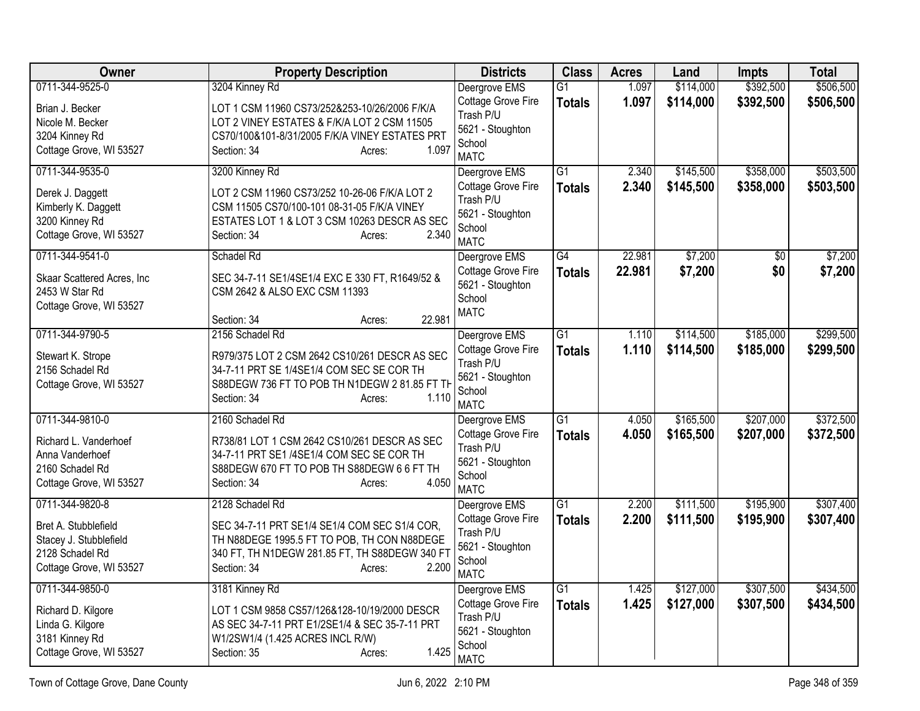| Owner | Property Description | Districts | Class | Acres | Land | Impts | Total |
|---|---|---|---|---|---|---|---|
| 0711-344-9525-0<br>Brian J. Becker<br>Nicole M. Becker<br>3204 Kinney Rd<br>Cottage Grove, WI 53527 | 3204 Kinney Rd<br>LOT 1 CSM 11960 CS73/252&253-10/26/2006 F/K/A LOT 2 VINEY ESTATES & F/K/A LOT 2 CSM 11505 CS70/100&101-8/31/2005 F/K/A VINEY ESTATES PRT<br>Section: 34 Acres: 1.097 | Deergrove EMS<br>Cottage Grove Fire<br>Trash P/U<br>5621 - Stoughton School<br>MATC | G1<br>**Totals** | 1.097<br>**1.097** | \$114,000<br>**\$114,000** | \$392,500<br>**\$392,500** | \$506,500<br>**\$506,500** |
| 0711-344-9535-0<br>Derek J. Daggett<br>Kimberly K. Daggett<br>3200 Kinney Rd<br>Cottage Grove, WI 53527 | 3200 Kinney Rd<br>LOT 2 CSM 11960 CS73/252 10-26-06 F/K/A LOT 2 CSM 11505 CS70/100-101 08-31-05 F/K/A VINEY ESTATES LOT 1 & LOT 3 CSM 10263 DESCR AS SEC<br>Section: 34 Acres: 2.340 | Deergrove EMS<br>Cottage Grove Fire<br>Trash P/U<br>5621 - Stoughton School<br>MATC | G1<br>**Totals** | 2.340<br>**2.340** | \$145,500<br>**\$145,500** | \$358,000<br>**\$358,000** | \$503,500<br>**\$503,500** |
| 0711-344-9541-0<br>Skaar Scattered Acres, Inc<br>2453 W Star Rd<br>Cottage Grove, WI 53527 | Schadel Rd<br>SEC 34-7-11 SE1/4SE1/4 EXC E 330 FT, R1649/52 & CSM 2642 & ALSO EXC CSM 11393<br>Section: 34 Acres: 22.981 | Deergrove EMS<br>Cottage Grove Fire<br>5621 - Stoughton School<br>MATC | G4<br>**Totals** | 22.981<br>**22.981** | \$7,200<br>**\$7,200** | \$0<br>**\$0** | \$7,200<br>**\$7,200** |
| 0711-344-9790-5<br>Stewart K. Strope<br>2156 Schadel Rd<br>Cottage Grove, WI 53527 | 2156 Schadel Rd<br>R979/375 LOT 2 CSM 2642 CS10/261 DESCR AS SEC 34-7-11 PRT SE 1/4SE1/4 COM SEC SE COR TH S88DEGW 736 FT TO POB TH N1DEGW 2 81.85 FT TH<br>Section: 34 Acres: 1.110 | Deergrove EMS<br>Cottage Grove Fire<br>Trash P/U<br>5621 - Stoughton School<br>MATC | G1<br>**Totals** | 1.110<br>**1.110** | \$114,500<br>**\$114,500** | \$185,000<br>**\$185,000** | \$299,500<br>**\$299,500** |
| 0711-344-9810-0<br>Richard L. Vanderhoef<br>Anna Vanderhoef<br>2160 Schadel Rd<br>Cottage Grove, WI 53527 | 2160 Schadel Rd<br>R738/81 LOT 1 CSM 2642 CS10/261 DESCR AS SEC 34-7-11 PRT SE1 /4SE1/4 COM SEC SE COR TH S88DEGW 670 FT TO POB TH S88DEGW 6 6 FT TH<br>Section: 34 Acres: 4.050 | Deergrove EMS<br>Cottage Grove Fire<br>Trash P/U<br>5621 - Stoughton School<br>MATC | G1<br>**Totals** | 4.050<br>**4.050** | \$165,500<br>**\$165,500** | \$207,000<br>**\$207,000** | \$372,500<br>**\$372,500** |
| 0711-344-9820-8<br>Bret A. Stubblefield<br>Stacey J. Stubblefield<br>2128 Schadel Rd<br>Cottage Grove, WI 53527 | 2128 Schadel Rd<br>SEC 34-7-11 PRT SE1/4 SE1/4 COM SEC S1/4 COR, TH N88DEGE 1995.5 FT TO POB, TH CON N88DEGE 340 FT, TH N1DEGW 281.85 FT, TH S88DEGW 340 FT<br>Section: 34 Acres: 2.200 | Deergrove EMS<br>Cottage Grove Fire<br>Trash P/U<br>5621 - Stoughton School<br>MATC | G1<br>**Totals** | 2.200<br>**2.200** | \$111,500<br>**\$111,500** | \$195,900<br>**\$195,900** | \$307,400<br>**\$307,400** |
| 0711-344-9850-0<br>Richard D. Kilgore<br>Linda G. Kilgore<br>3181 Kinney Rd<br>Cottage Grove, WI 53527 | 3181 Kinney Rd<br>LOT 1 CSM 9858 CS57/126&128-10/19/2000 DESCR AS SEC 34-7-11 PRT E1/2SE1/4 & SEC 35-7-11 PRT W1/2SW1/4 (1.425 ACRES INCL R/W)<br>Section: 35 Acres: 1.425 | Deergrove EMS<br>Cottage Grove Fire<br>Trash P/U<br>5621 - Stoughton School<br>MATC | G1<br>**Totals** | 1.425<br>**1.425** | \$127,000<br>**\$127,000** | \$307,500<br>**\$307,500** | \$434,500<br>**\$434,500** |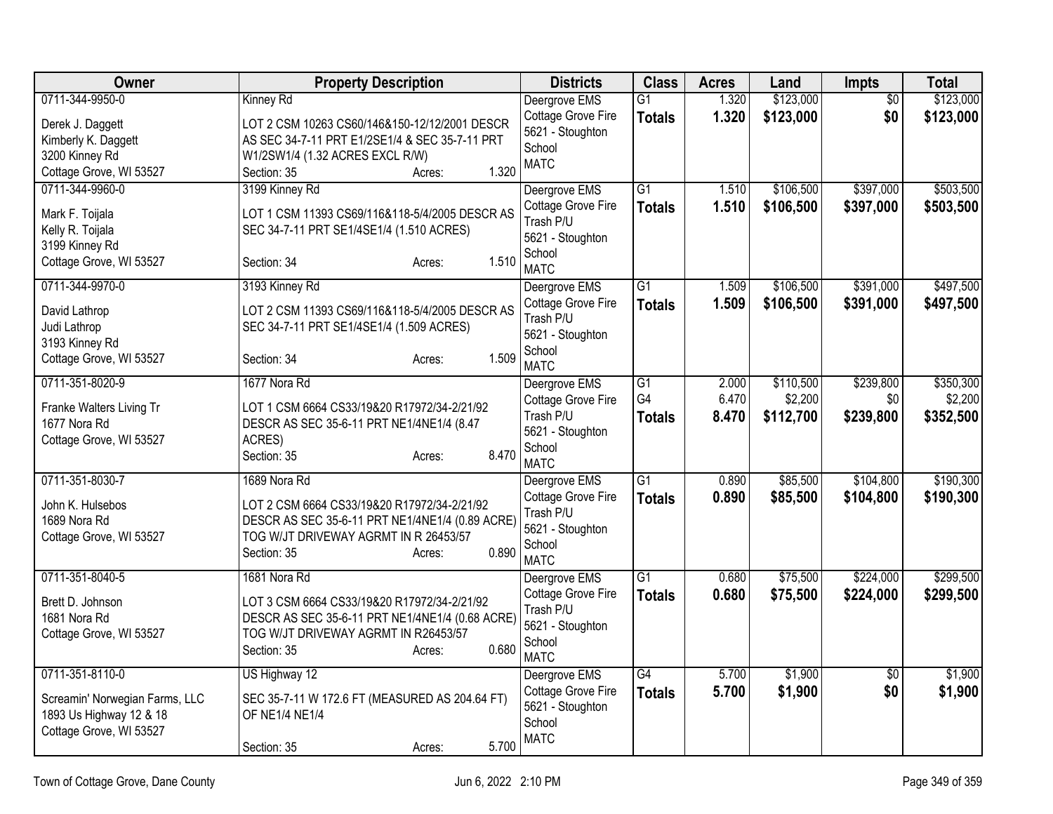| Owner | Property Description | Districts | Class | Acres | Land | Impts | Total |
|---|---|---|---|---|---|---|---|
| 0711-344-9950-0<br>Derek J. Daggett<br>Kimberly K. Daggett<br>3200 Kinney Rd<br>Cottage Grove, WI 53527 | Kinney Rd<br>LOT 2 CSM 10263 CS60/146&150-12/12/2001 DESCR AS SEC 34-7-11 PRT E1/2SE1/4 & SEC 35-7-11 PRT W1/2SW1/4 (1.32 ACRES EXCL R/W)<br>Section: 35 Acres: 1.320 | Deergrove EMS<br>Cottage Grove Fire<br>5621 - Stoughton School<br>MATC | G1<br>**Totals** | 1.320<br>**1.320** | \$123,000<br>**\$123,000** | \$0<br>**\$0** | \$123,000<br>**\$123,000** |
| 0711-344-9960-0<br>Mark F. Toijala<br>Kelly R. Toijala<br>3199 Kinney Rd<br>Cottage Grove, WI 53527 | 3199 Kinney Rd<br>LOT 1 CSM 11393 CS69/116&118-5/4/2005 DESCR AS SEC 34-7-11 PRT SE1/4SE1/4 (1.510 ACRES)<br>Section: 34 Acres: 1.510 | Deergrove EMS<br>Cottage Grove Fire<br>Trash P/U<br>5621 - Stoughton School<br>MATC | G1<br>**Totals** | 1.510<br>**1.510** | \$106,500<br>**\$106,500** | \$397,000<br>**\$397,000** | \$503,500<br>**\$503,500** |
| 0711-344-9970-0<br>David Lathrop<br>Judi Lathrop<br>3193 Kinney Rd<br>Cottage Grove, WI 53527 | 3193 Kinney Rd<br>LOT 2 CSM 11393 CS69/116&118-5/4/2005 DESCR AS SEC 34-7-11 PRT SE1/4SE1/4 (1.509 ACRES)<br>Section: 34 Acres: 1.509 | Deergrove EMS<br>Cottage Grove Fire<br>Trash P/U<br>5621 - Stoughton School<br>MATC | G1<br>**Totals** | 1.509<br>**1.509** | \$106,500<br>**\$106,500** | \$391,000<br>**\$391,000** | \$497,500<br>**\$497,500** |
| 0711-351-8020-9<br>Franke Walters Living Tr<br>1677 Nora Rd<br>Cottage Grove, WI 53527 | 1677 Nora Rd<br>LOT 1 CSM 6664 CS33/19&20 R17972/34-2/21/92 DESCR AS SEC 35-6-11 PRT NE1/4NE1/4 (8.47 ACRES)<br>Section: 35 Acres: 8.470 | Deergrove EMS<br>Cottage Grove Fire<br>Trash P/U<br>5621 - Stoughton School<br>MATC | G1<br>G4<br>**Totals** | 2.000<br>6.470<br>**8.470** | \$110,500<br>\$2,200<br>**\$112,700** | \$239,800<br>\$0<br>**\$239,800** | \$350,300<br>\$2,200<br>**\$352,500** |
| 0711-351-8030-7<br>John K. Hulsebos<br>1689 Nora Rd<br>Cottage Grove, WI 53527 | 1689 Nora Rd<br>LOT 2 CSM 6664 CS33/19&20 R17972/34-2/21/92 DESCR AS SEC 35-6-11 PRT NE1/4NE1/4 (0.89 ACRE) TOG W/JT DRIVEWAY AGRMT IN R 26453/57<br>Section: 35 Acres: 0.890 | Deergrove EMS<br>Cottage Grove Fire<br>Trash P/U<br>5621 - Stoughton School<br>MATC | G1<br>**Totals** | 0.890<br>**0.890** | \$85,500<br>**\$85,500** | \$104,800<br>**\$104,800** | \$190,300<br>**\$190,300** |
| 0711-351-8040-5<br>Brett D. Johnson<br>1681 Nora Rd<br>Cottage Grove, WI 53527 | 1681 Nora Rd<br>LOT 3 CSM 6664 CS33/19&20 R17972/34-2/21/92 DESCR AS SEC 35-6-11 PRT NE1/4NE1/4 (0.68 ACRE) TOG W/JT DRIVEWAY AGRMT IN R26453/57<br>Section: 35 Acres: 0.680 | Deergrove EMS<br>Cottage Grove Fire<br>Trash P/U<br>5621 - Stoughton School<br>MATC | G1<br>**Totals** | 0.680<br>**0.680** | \$75,500<br>**\$75,500** | \$224,000<br>**\$224,000** | \$299,500<br>**\$299,500** |
| 0711-351-8110-0<br>Screamin' Norwegian Farms, LLC<br>1893 Us Highway 12 & 18<br>Cottage Grove, WI 53527 | US Highway 12<br>SEC 35-7-11 W 172.6 FT (MEASURED AS 204.64 FT) OF NE1/4 NE1/4<br>Section: 35 Acres: 5.700 | Deergrove EMS<br>Cottage Grove Fire<br>5621 - Stoughton School<br>MATC | G4<br>**Totals** | 5.700<br>**5.700** | \$1,900<br>**\$1,900** | \$0<br>**\$0** | \$1,900<br>**\$1,900** |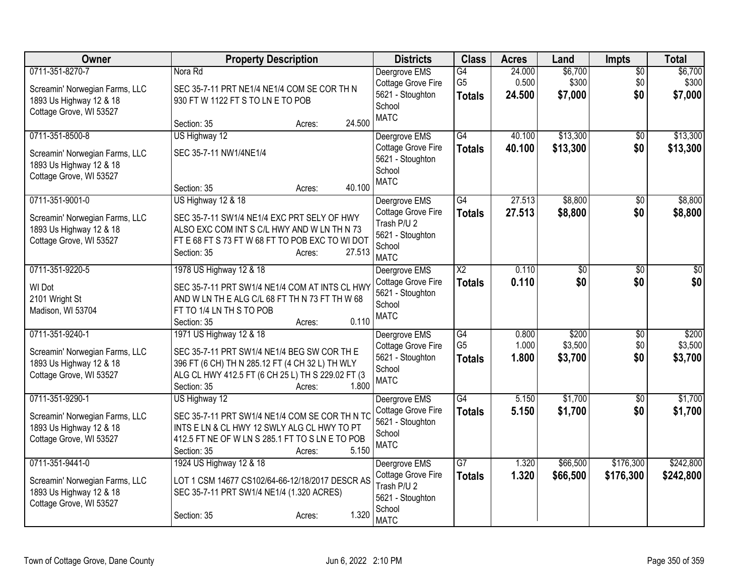| Owner | Property Description | Districts | Class | Acres | Land | Impts | Total |
|---|---|---|---|---|---|---|---|
| 0711-351-8270-7<br><br>Screamin' Norwegian Farms, LLC<br>1893 Us Highway 12 & 18<br>Cottage Grove, WI 53527 | Nora Rd<br><br>SEC 35-7-11 PRT NE1/4 NE1/4 COM SE COR TH N 930 FT W 1122 FT S TO LN E TO POB<br><br>Section: 35 Acres: 24.500 | Deergrove EMS<br>Cottage Grove Fire<br>5621 - Stoughton School<br>MATC | G4<br>G5<br>**Totals** | 24.000<br>0.500<br>**24.500** | $6,700<br>$300<br>**$7,000** | $0<br>$0<br>**$0** | $6,700<br>$300<br>**$7,000** |
| 0711-351-8500-8<br><br>Screamin' Norwegian Farms, LLC<br>1893 Us Highway 12 & 18<br>Cottage Grove, WI 53527 | US Highway 12<br><br>SEC 35-7-11 NW1/4NE1/4<br><br>Section: 35 Acres: 40.100 | Deergrove EMS<br>Cottage Grove Fire<br>5621 - Stoughton School<br>MATC | G4<br>**Totals** | 40.100<br>**40.100** | $13,300<br>**$13,300** | $0<br>**$0** | $13,300<br>**$13,300** |
| 0711-351-9001-0<br><br>Screamin' Norwegian Farms, LLC<br>1893 Us Highway 12 & 18<br>Cottage Grove, WI 53527 | US Highway 12 & 18<br><br>SEC 35-7-11 SW1/4 NE1/4 EXC PRT SELY OF HWY ALSO EXC COM INT S C/L HWY AND W LN TH N 73 FT E 68 FT S 73 FT W 68 FT TO POB EXC TO WI DOT<br>Section: 35 Acres: 27.513 | Deergrove EMS<br>Cottage Grove Fire<br>Trash P/U 2<br>5621 - Stoughton School<br>MATC | G4<br>**Totals** | 27.513<br>**27.513** | $8,800<br>**$8,800** | $0<br>**$0** | $8,800<br>**$8,800** |
| 0711-351-9220-5<br><br>WI Dot<br>2101 Wright St<br>Madison, WI 53704 | 1978 US Highway 12 & 18<br><br>SEC 35-7-11 PRT SW1/4 NE1/4 COM AT INTS CL HWY AND W LN TH E ALG C/L 68 FT TH N 73 FT TH W 68 FT TO 1/4 LN TH S TO POB<br>Section: 35 Acres: 0.110 | Deergrove EMS<br>Cottage Grove Fire<br>5621 - Stoughton School<br>MATC | X2<br>**Totals** | 0.110<br>**0.110** | $0<br>**$0** | $0<br>**$0** | $0<br>**$0** |
| 0711-351-9240-1<br><br>Screamin' Norwegian Farms, LLC<br>1893 Us Highway 12 & 18<br>Cottage Grove, WI 53527 | 1971 US Highway 12 & 18<br><br>SEC 35-7-11 PRT SW1/4 NE1/4 BEG SW COR TH E 396 FT (6 CH) TH N 285.12 FT (4 CH 32 L) TH WLY ALG CL HWY 412.5 FT (6 CH 25 L) TH S 229.02 FT (3<br>Section: 35 Acres: 1.800 | Deergrove EMS<br>Cottage Grove Fire<br>5621 - Stoughton School<br>MATC | G4<br>G5<br>**Totals** | 0.800<br>1.000<br>**1.800** | $200<br>$3,500<br>**$3,700** | $0<br>$0<br>**$0** | $200<br>$3,500<br>**$3,700** |
| 0711-351-9290-1<br><br>Screamin' Norwegian Farms, LLC<br>1893 Us Highway 12 & 18<br>Cottage Grove, WI 53527 | US Highway 12<br><br>SEC 35-7-11 PRT SW1/4 NE1/4 COM SE COR TH N TO INTS E LN & CL HWY 12 SWLY ALG CL HWY TO PT 412.5 FT NE OF W LN S 285.1 FT TO S LN E TO POB<br>Section: 35 Acres: 5.150 | Deergrove EMS<br>Cottage Grove Fire<br>5621 - Stoughton School<br>MATC | G4<br>**Totals** | 5.150<br>**5.150** | $1,700<br>**$1,700** | $0<br>**$0** | $1,700<br>**$1,700** |
| 0711-351-9441-0<br><br>Screamin' Norwegian Farms, LLC<br>1893 Us Highway 12 & 18<br>Cottage Grove, WI 53527 | 1924 US Highway 12 & 18<br><br>LOT 1 CSM 14677 CS102/64-66-12/18/2017 DESCR AS SEC 35-7-11 PRT SW1/4 NE1/4 (1.320 ACRES)<br><br>Section: 35 Acres: 1.320 | Deergrove EMS<br>Cottage Grove Fire<br>Trash P/U 2<br>5621 - Stoughton School<br>MATC | G7<br>**Totals** | 1.320<br>**1.320** | $66,500<br>**$66,500** | $176,300<br>**$176,300** | $242,800<br>**$242,800** |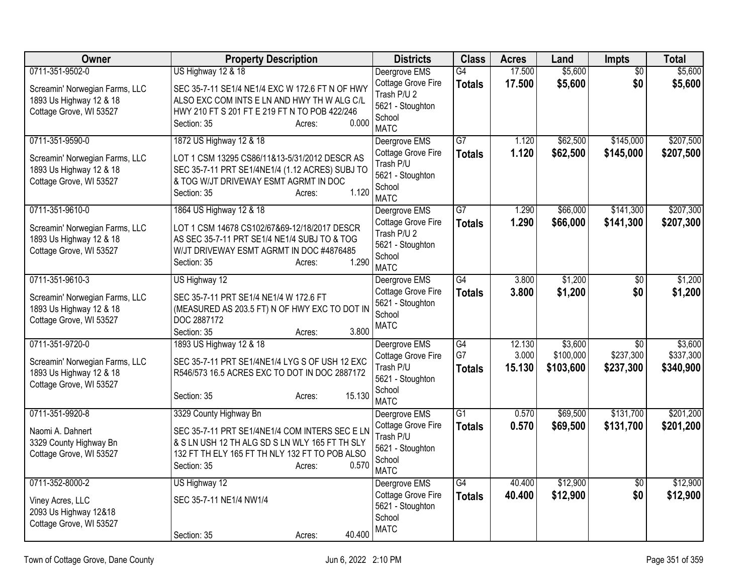| Owner | Property Description | Districts | Class | Acres | Land | Impts | Total |
|---|---|---|---|---|---|---|---|
| 0711-351-9502-0<br><br>Screamin' Norwegian Farms, LLC<br>1893 Us Highway 12 & 18<br>Cottage Grove, WI 53527 | US Highway 12 & 18<br><br>SEC 35-7-11 SE1/4 NE1/4 EXC W 172.6 FT N OF HWY ALSO EXC COM INTS E LN AND HWY TH W ALG C/L HWY 210 FT S 201 FT E 219 FT N TO POB 422/246<br>Section: 35 Acres: 0.000 | Deergrove EMS<br>Cottage Grove Fire<br>Trash P/U 2<br>5621 - Stoughton School<br>MATC | G4<br>**Totals** | 17.500<br>**17.500** | $5,600<br>**$5,600** | $0<br>**$0** | $5,600<br>**$5,600** |
| 0711-351-9590-0<br><br>Screamin' Norwegian Farms, LLC<br>1893 Us Highway 12 & 18<br>Cottage Grove, WI 53527 | 1872 US Highway 12 & 18<br><br>LOT 1 CSM 13295 CS86/11&13-5/31/2012 DESCR AS SEC 35-7-11 PRT SE1/4NE1/4 (1.12 ACRES) SUBJ TO & TOG W/JT DRIVEWAY ESMT AGRMT IN DOC<br>Section: 35 Acres: 1.120 | Deergrove EMS<br>Cottage Grove Fire<br>Trash P/U<br>5621 - Stoughton School<br>MATC | G7<br>**Totals** | 1.120<br>**1.120** | $62,500<br>**$62,500** | $145,000<br>**$145,000** | $207,500<br>**$207,500** |
| 0711-351-9610-0<br><br>Screamin' Norwegian Farms, LLC<br>1893 Us Highway 12 & 18<br>Cottage Grove, WI 53527 | 1864 US Highway 12 & 18<br><br>LOT 1 CSM 14678 CS102/67&69-12/18/2017 DESCR AS SEC 35-7-11 PRT SE1/4 NE1/4 SUBJ TO & TOG W/JT DRIVEWAY ESMT AGRMT IN DOC #4876485<br>Section: 35 Acres: 1.290 | Deergrove EMS<br>Cottage Grove Fire<br>Trash P/U 2<br>5621 - Stoughton School<br>MATC | G7<br>**Totals** | 1.290<br>**1.290** | $66,000<br>**$66,000** | $141,300<br>**$141,300** | $207,300<br>**$207,300** |
| 0711-351-9610-3<br><br>Screamin' Norwegian Farms, LLC<br>1893 Us Highway 12 & 18<br>Cottage Grove, WI 53527 | US Highway 12<br><br>SEC 35-7-11 PRT SE1/4 NE1/4 W 172.6 FT (MEASURED AS 203.5 FT) N OF HWY EXC TO DOT IN DOC 2887172<br>Section: 35 Acres: 3.800 | Deergrove EMS<br>Cottage Grove Fire<br>5621 - Stoughton School<br>MATC | G4<br>**Totals** | 3.800<br>**3.800** | $1,200<br>**$1,200** | $0<br>**$0** | $1,200<br>**$1,200** |
| 0711-351-9720-0<br><br>Screamin' Norwegian Farms, LLC<br>1893 Us Highway 12 & 18<br>Cottage Grove, WI 53527 | 1893 US Highway 12 & 18<br><br>SEC 35-7-11 PRT SE1/4NE1/4 LYG S OF USH 12 EXC R546/573 16.5 ACRES EXC TO DOT IN DOC 2887172<br><br>Section: 35 Acres: 15.130 | Deergrove EMS<br>Cottage Grove Fire<br>Trash P/U<br>5621 - Stoughton School<br>MATC | G4<br>G7<br>**Totals** | 12.130<br>3.000<br>**15.130** | $3,600<br>$100,000<br>**$103,600** | $0<br>$237,300<br>**$237,300** | $3,600<br>$337,300<br>**$340,900** |
| 0711-351-9920-8<br><br>Naomi A. Dahnert<br>3329 County Highway Bn<br>Cottage Grove, WI 53527 | 3329 County Highway Bn<br><br>SEC 35-7-11 PRT SE1/4NE1/4 COM INTERS SEC E LN & S LN USH 12 TH ALG SD S LN WLY 165 FT TH SLY 132 FT TH ELY 165 FT TH NLY 132 FT TO POB ALSO<br>Section: 35 Acres: 0.570 | Deergrove EMS<br>Cottage Grove Fire<br>Trash P/U<br>5621 - Stoughton School<br>MATC | G1<br>**Totals** | 0.570<br>**0.570** | $69,500<br>**$69,500** | $131,700<br>**$131,700** | $201,200<br>**$201,200** |
| 0711-352-8000-2<br><br>Viney Acres, LLC<br>2093 Us Highway 12&18<br>Cottage Grove, WI 53527 | US Highway 12<br><br>SEC 35-7-11 NE1/4 NW1/4<br><br>Section: 35 Acres: 40.400 | Deergrove EMS<br>Cottage Grove Fire<br>5621 - Stoughton School<br>MATC | G4<br>**Totals** | 40.400<br>**40.400** | $12,900<br>**$12,900** | $0<br>**$0** | $12,900<br>**$12,900** |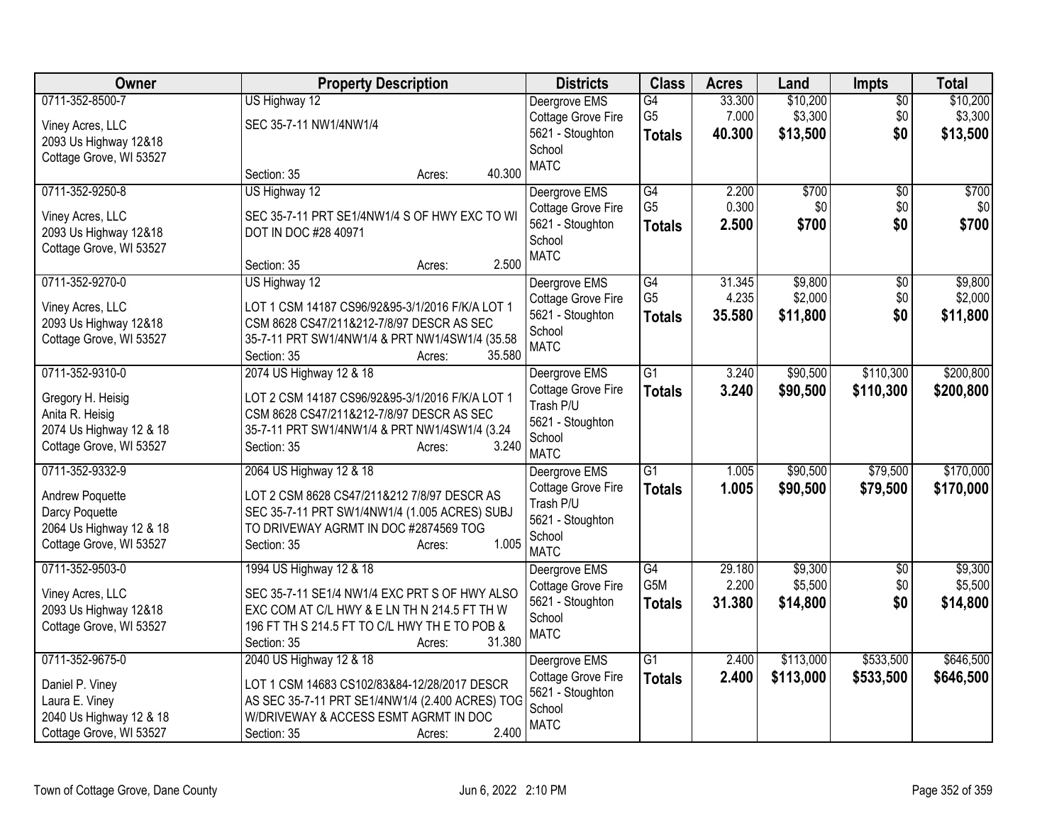| Owner | Property Description | Districts | Class | Acres | Land | Impts | Total |
|---|---|---|---|---|---|---|---|
| 0711-352-8500-7<br>Viney Acres, LLC<br>2093 Us Highway 12&18<br>Cottage Grove, WI 53527 | US Highway 12<br>SEC 35-7-11 NW1/4NW1/4<br>Section: 35 Acres: 40.300 | Deergrove EMS<br>Cottage Grove Fire<br>5621 - Stoughton School<br>MATC | G4<br>G5<br>**Totals** | 33.300<br>7.000<br>**40.300** | $10,200<br>$3,300<br>**$13,500** | $0<br>$0<br>**$0** | $10,200<br>$3,300<br>**$13,500** |
| 0711-352-9250-8<br>Viney Acres, LLC<br>2093 Us Highway 12&18<br>Cottage Grove, WI 53527 | US Highway 12<br>SEC 35-7-11 PRT SE1/4NW1/4 S OF HWY EXC TO WI DOT IN DOC #28 40971<br>Section: 35 Acres: 2.500 | Deergrove EMS<br>Cottage Grove Fire<br>5621 - Stoughton School<br>MATC | G4<br>G5<br>**Totals** | 2.200<br>0.300<br>**2.500** | $700<br>$0<br>**$700** | $0<br>$0<br>**$0** | $700<br>$0<br>**$700** |
| 0711-352-9270-0<br>Viney Acres, LLC<br>2093 Us Highway 12&18<br>Cottage Grove, WI 53527 | US Highway 12<br>LOT 1 CSM 14187 CS96/92&95-3/1/2016 F/K/A LOT 1 CSM 8628 CS47/211&212-7/8/97 DESCR AS SEC 35-7-11 PRT SW1/4NW1/4 & PRT NW1/4SW1/4 (35.58<br>Section: 35 Acres: 35.580 | Deergrove EMS<br>Cottage Grove Fire<br>5621 - Stoughton School<br>MATC | G4<br>G5<br>**Totals** | 31.345<br>4.235<br>**35.580** | $9,800<br>$2,000<br>**$11,800** | $0<br>$0<br>**$0** | $9,800<br>$2,000<br>**$11,800** |
| 0711-352-9310-0<br>Gregory H. Heisig<br>Anita R. Heisig<br>2074 Us Highway 12 & 18<br>Cottage Grove, WI 53527 | 2074 US Highway 12 & 18<br>LOT 2 CSM 14187 CS96/92&95-3/1/2016 F/K/A LOT 1 CSM 8628 CS47/211&212-7/8/97 DESCR AS SEC 35-7-11 PRT SW1/4NW1/4 & PRT NW1/4SW1/4 (3.24<br>Section: 35 Acres: 3.240 | Deergrove EMS<br>Cottage Grove Fire<br>Trash P/U<br>5621 - Stoughton School<br>MATC | G1<br>**Totals** | 3.240<br>**3.240** | $90,500<br>**$90,500** | $110,300<br>**$110,300** | $200,800<br>**$200,800** |
| 0711-352-9332-9<br>Andrew Poquette<br>Darcy Poquette<br>2064 Us Highway 12 & 18<br>Cottage Grove, WI 53527 | 2064 US Highway 12 & 18<br>LOT 2 CSM 8628 CS47/211&212 7/8/97 DESCR AS SEC 35-7-11 PRT SW1/4NW1/4 (1.005 ACRES) SUBJ TO DRIVEWAY AGRMT IN DOC #2874569 TOG<br>Section: 35 Acres: 1.005 | Deergrove EMS<br>Cottage Grove Fire<br>Trash P/U<br>5621 - Stoughton School<br>MATC | G1<br>**Totals** | 1.005<br>**1.005** | $90,500<br>**$90,500** | $79,500<br>**$79,500** | $170,000<br>**$170,000** |
| 0711-352-9503-0<br>Viney Acres, LLC<br>2093 Us Highway 12&18<br>Cottage Grove, WI 53527 | 1994 US Highway 12 & 18<br>SEC 35-7-11 SE1/4 NW1/4 EXC PRT S OF HWY ALSO EXC COM AT C/L HWY & E LN TH N 214.5 FT TH W 196 FT TH S 214.5 FT TO C/L HWY TH E TO POB &<br>Section: 35 Acres: 31.380 | Deergrove EMS<br>Cottage Grove Fire<br>5621 - Stoughton School<br>MATC | G4<br>G5M<br>**Totals** | 29.180<br>2.200<br>**31.380** | $9,300<br>$5,500<br>**$14,800** | $0<br>$0<br>**$0** | $9,300<br>$5,500<br>**$14,800** |
| 0711-352-9675-0<br>Daniel P. Viney<br>Laura E. Viney<br>2040 Us Highway 12 & 18<br>Cottage Grove, WI 53527 | 2040 US Highway 12 & 18<br>LOT 1 CSM 14683 CS102/83&84-12/28/2017 DESCR AS SEC 35-7-11 PRT SE1/4NW1/4 (2.400 ACRES) TOG W/DRIVEWAY & ACCESS ESMT AGRMT IN DOC<br>Section: 35 Acres: 2.400 | Deergrove EMS<br>Cottage Grove Fire<br>5621 - Stoughton School<br>MATC | G1<br>**Totals** | 2.400<br>**2.400** | $113,000<br>**$113,000** | $533,500<br>**$533,500** | $646,500<br>**$646,500** |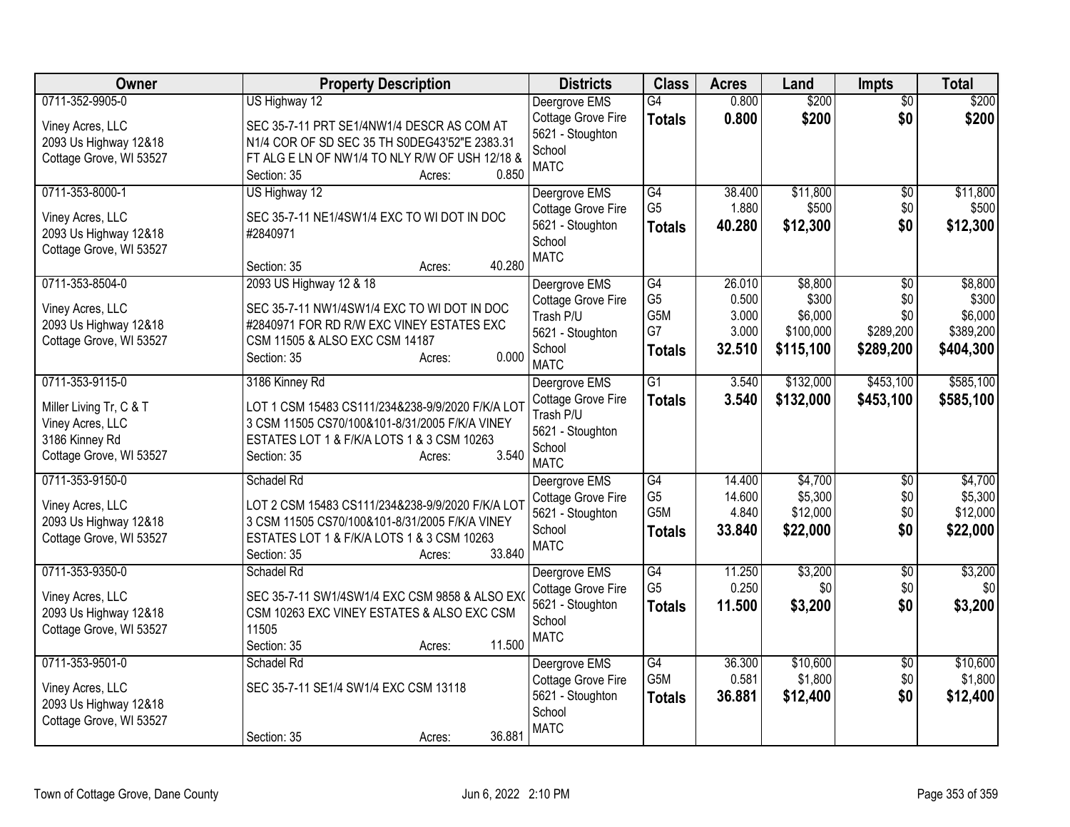| Owner | Property Description | Districts | Class | Acres | Land | Impts | Total |
|---|---|---|---|---|---|---|---|
| 0711-352-9905-0<br>Viney Acres, LLC<br>2093 Us Highway 12&18<br>Cottage Grove, WI 53527 | US Highway 12<br>SEC 35-7-11 PRT SE1/4NW1/4 DESCR AS COM AT N1/4 COR OF SD SEC 35 TH S0DEG43'52"E 2383.31 FT ALG E LN OF NW1/4 TO NLY R/W OF USH 12/18 &<br>Section: 35 Acres: 0.850 | Deergrove EMS<br>Cottage Grove Fire<br>5621 - Stoughton School<br>MATC | G4<br>**Totals** | 0.800<br>**0.800** | $200<br>**$200** | $0<br>**$0** | $200<br>**$200** |
| 0711-353-8000-1<br>Viney Acres, LLC<br>2093 Us Highway 12&18<br>Cottage Grove, WI 53527 | US Highway 12<br>SEC 35-7-11 NE1/4SW1/4 EXC TO WI DOT IN DOC #2840971<br>Section: 35 Acres: 40.280 | Deergrove EMS<br>Cottage Grove Fire<br>5621 - Stoughton School<br>MATC | G4<br>G5<br>**Totals** | 38.400<br>1.880<br>**40.280** | $11,800<br>$500<br>**$12,300** | $0<br>$0<br>**$0** | $11,800<br>$500<br>**$12,300** |
| 0711-353-8504-0<br>Viney Acres, LLC<br>2093 Us Highway 12&18<br>Cottage Grove, WI 53527 | 2093 US Highway 12 & 18<br>SEC 35-7-11 NW1/4SW1/4 EXC TO WI DOT IN DOC #2840971 FOR RD R/W EXC VINEY ESTATES EXC CSM 11505 & ALSO EXC CSM 14187<br>Section: 35 Acres: 0.000 | Deergrove EMS<br>Cottage Grove Fire<br>Trash P/U<br>5621 - Stoughton School<br>MATC | G4<br>G5<br>G5M<br>G7<br>**Totals** | 26.010<br>0.500<br>3.000<br>3.000<br>**32.510** | $8,800<br>$300<br>$6,000<br>$100,000<br>**$115,100** | $0<br>$0<br>$0<br>$289,200<br>**$289,200** | $8,800<br>$300<br>$6,000<br>$389,200<br>**$404,300** |
| 0711-353-9115-0<br>Miller Living Tr, C & T<br>Viney Acres, LLC<br>3186 Kinney Rd<br>Cottage Grove, WI 53527 | 3186 Kinney Rd<br>LOT 1 CSM 15483 CS111/234&238-9/9/2020 F/K/A LOT 3 CSM 11505 CS70/100&101-8/31/2005 F/K/A VINEY ESTATES LOT 1 & F/K/A LOTS 1 & 3 CSM 10263<br>Section: 35 Acres: 3.540 | Deergrove EMS<br>Cottage Grove Fire<br>Trash P/U<br>5621 - Stoughton School<br>MATC | G1<br>**Totals** | 3.540<br>**3.540** | $132,000<br>**$132,000** | $453,100<br>**$453,100** | $585,100<br>**$585,100** |
| 0711-353-9150-0<br>Viney Acres, LLC<br>2093 Us Highway 12&18<br>Cottage Grove, WI 53527 | Schadel Rd<br>LOT 2 CSM 15483 CS111/234&238-9/9/2020 F/K/A LOT 3 CSM 11505 CS70/100&101-8/31/2005 F/K/A VINEY ESTATES LOT 1 & F/K/A LOTS 1 & 3 CSM 10263<br>Section: 35 Acres: 33.840 | Deergrove EMS<br>Cottage Grove Fire<br>5621 - Stoughton School<br>MATC | G4<br>G5<br>G5M<br>**Totals** | 14.400<br>14.600<br>4.840<br>**33.840** | $4,700<br>$5,300<br>$12,000<br>**$22,000** | $0<br>$0<br>$0<br>**$0** | $4,700<br>$5,300<br>$12,000<br>**$22,000** |
| 0711-353-9350-0<br>Viney Acres, LLC<br>2093 Us Highway 12&18<br>Cottage Grove, WI 53527 | Schadel Rd<br>SEC 35-7-11 SW1/4SW1/4 EXC CSM 9858 & ALSO EXC CSM 10263 EXC VINEY ESTATES & ALSO EXC CSM 11505<br>Section: 35 Acres: 11.500 | Deergrove EMS<br>Cottage Grove Fire<br>5621 - Stoughton School<br>MATC | G4<br>G5<br>**Totals** | 11.250<br>0.250<br>**11.500** | $3,200<br>$0<br>**$3,200** | $0<br>$0<br>**$0** | $3,200<br>$0<br>**$3,200** |
| 0711-353-9501-0<br>Viney Acres, LLC<br>2093 Us Highway 12&18<br>Cottage Grove, WI 53527 | Schadel Rd<br>SEC 35-7-11 SE1/4 SW1/4 EXC CSM 13118<br>Section: 35 Acres: 36.881 | Deergrove EMS<br>Cottage Grove Fire<br>5621 - Stoughton School<br>MATC | G4<br>G5M<br>**Totals** | 36.300<br>0.581<br>**36.881** | $10,600<br>$1,800<br>**$12,400** | $0<br>$0<br>**$0** | $10,600<br>$1,800<br>**$12,400** |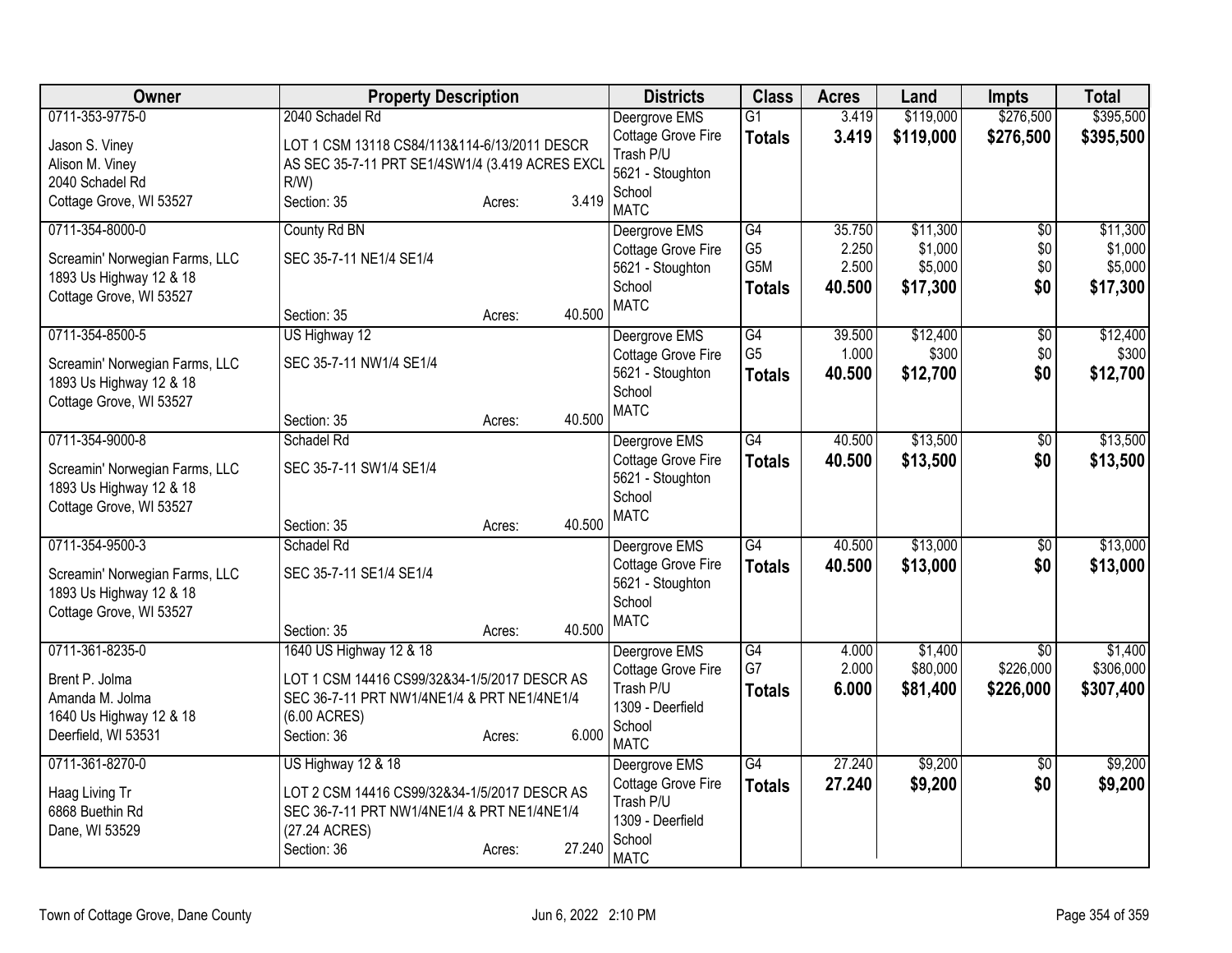| Owner | Property Description | Districts | Class | Acres | Land | Impts | Total |
|---|---|---|---|---|---|---|---|
| 0711-353-9775-0<br><br>Jason S. Viney<br>Alison M. Viney<br>2040 Schadel Rd<br>Cottage Grove, WI 53527 | 2040 Schadel Rd<br><br>LOT 1 CSM 13118 CS84/113&114-6/13/2011 DESCR AS SEC 35-7-11 PRT SE1/4SW1/4 (3.419 ACRES EXCL R/W)<br>Section: 35 Acres: 3.419 | Deergrove EMS<br>Cottage Grove Fire<br>Trash P/U<br>5621 - Stoughton School<br>MATC | G1<br>**Totals** | 3.419<br>**3.419** | $119,000<br>**$119,000** | $276,500<br>**$276,500** | $395,500<br>**$395,500** |
| 0711-354-8000-0<br><br>Screamin' Norwegian Farms, LLC<br>1893 Us Highway 12 & 18<br>Cottage Grove, WI 53527 | County Rd BN<br><br>SEC 35-7-11 NE1/4 SE1/4<br><br>Section: 35 Acres: 40.500 | Deergrove EMS<br>Cottage Grove Fire<br>5621 - Stoughton School<br>MATC | G4<br>G5<br>G5M<br>**Totals** | 35.750<br>2.250<br>2.500<br>**40.500** | $11,300<br>$1,000<br>$5,000<br>**$17,300** | $0<br>$0<br>$0<br>**$0** | $11,300<br>$1,000<br>$5,000<br>**$17,300** |
| 0711-354-8500-5<br><br>Screamin' Norwegian Farms, LLC<br>1893 Us Highway 12 & 18<br>Cottage Grove, WI 53527 | US Highway 12<br><br>SEC 35-7-11 NW1/4 SE1/4<br><br>Section: 35 Acres: 40.500 | Deergrove EMS<br>Cottage Grove Fire<br>5621 - Stoughton School<br>MATC | G4<br>G5<br>**Totals** | 39.500<br>1.000<br>**40.500** | $12,400<br>$300<br>**$12,700** | $0<br>$0<br>**$0** | $12,400<br>$300<br>**$12,700** |
| 0711-354-9000-8<br><br>Screamin' Norwegian Farms, LLC<br>1893 Us Highway 12 & 18<br>Cottage Grove, WI 53527 | Schadel Rd<br><br>SEC 35-7-11 SW1/4 SE1/4<br><br>Section: 35 Acres: 40.500 | Deergrove EMS<br>Cottage Grove Fire<br>5621 - Stoughton School<br>MATC | G4<br>**Totals** | 40.500<br>**40.500** | $13,500<br>**$13,500** | $0<br>**$0** | $13,500<br>**$13,500** |
| 0711-354-9500-3<br><br>Screamin' Norwegian Farms, LLC<br>1893 Us Highway 12 & 18<br>Cottage Grove, WI 53527 | Schadel Rd<br><br>SEC 35-7-11 SE1/4 SE1/4<br><br>Section: 35 Acres: 40.500 | Deergrove EMS<br>Cottage Grove Fire<br>5621 - Stoughton School<br>MATC | G4<br>**Totals** | 40.500<br>**40.500** | $13,000<br>**$13,000** | $0<br>**$0** | $13,000<br>**$13,000** |
| 0711-361-8235-0<br><br>Brent P. Jolma<br>Amanda M. Jolma<br>1640 Us Highway 12 & 18<br>Deerfield, WI 53531 | 1640 US Highway 12 & 18<br><br>LOT 1 CSM 14416 CS99/32&34-1/5/2017 DESCR AS SEC 36-7-11 PRT NW1/4NE1/4 & PRT NE1/4NE1/4 (6.00 ACRES)<br>Section: 36 Acres: 6.000 | Deergrove EMS<br>Cottage Grove Fire<br>Trash P/U<br>1309 - Deerfield School<br>MATC | G4<br>G7<br>**Totals** | 4.000<br>2.000<br>**6.000** | $1,400<br>$80,000<br>**$81,400** | $0<br>$226,000<br>**$226,000** | $1,400<br>$306,000<br>**$307,400** |
| 0711-361-8270-0<br><br>Haag Living Tr<br>6868 Buethin Rd<br>Dane, WI 53529 | US Highway 12 & 18<br><br>LOT 2 CSM 14416 CS99/32&34-1/5/2017 DESCR AS SEC 36-7-11 PRT NW1/4NE1/4 & PRT NE1/4NE1/4 (27.24 ACRES)<br>Section: 36 Acres: 27.240 | Deergrove EMS<br>Cottage Grove Fire<br>Trash P/U<br>1309 - Deerfield School<br>MATC | G4<br>**Totals** | 27.240<br>**27.240** | $9,200<br>**$9,200** | $0<br>**$0** | $9,200<br>**$9,200** |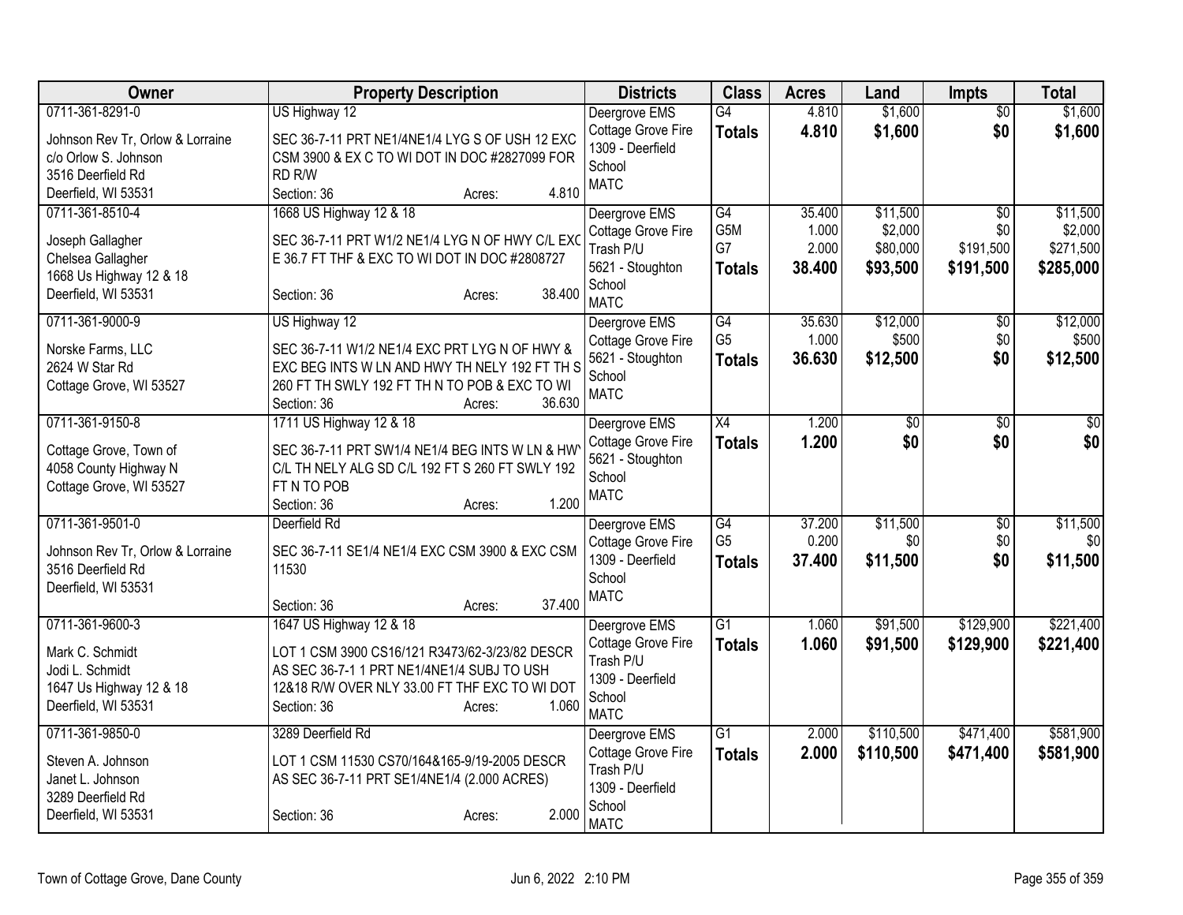| Owner | Property Description | Districts | Class | Acres | Land | Impts | Total |
|---|---|---|---|---|---|---|---|
| 0711-361-8291-0<br>Johnson Rev Tr, Orlow & Lorraine<br>c/o Orlow S. Johnson<br>3516 Deerfield Rd<br>Deerfield, WI 53531 | US Highway 12<br>SEC 36-7-11 PRT NE1/4NE1/4 LYG S OF USH 12 EXC CSM 3900 & EX C TO WI DOT IN DOC #2827099 FOR RD R/W<br>Section: 36 Acres: 4.810 | Deergrove EMS<br>Cottage Grove Fire<br>1309 - Deerfield School<br>MATC | G4<br>**Totals** | 4.810<br>**4.810** | $1,600<br>**$1,600** | $0<br>**$0** | $1,600<br>**$1,600** |
| 0711-361-8510-4<br>Joseph Gallagher<br>Chelsea Gallagher<br>1668 Us Highway 12 & 18<br>Deerfield, WI 53531 | 1668 US Highway 12 & 18<br>SEC 36-7-11 PRT W1/2 NE1/4 LYG N OF HWY C/L EXC E 36.7 FT THF & EXC TO WI DOT IN DOC #2808727<br>Section: 36 Acres: 38.400 | Deergrove EMS<br>Cottage Grove Fire<br>Trash P/U<br>5621 - Stoughton School<br>MATC | G4<br>G5M<br>G7<br>**Totals** | 35.400<br>1.000<br>2.000<br>**38.400** | $11,500<br>$2,000<br>$80,000<br>**$93,500** | $0<br>$0<br>$191,500<br>**$191,500** | $11,500<br>$2,000<br>$271,500<br>**$285,000** |
| 0711-361-9000-9<br>Norske Farms, LLC<br>2624 W Star Rd<br>Cottage Grove, WI 53527 | US Highway 12<br>SEC 36-7-11 W1/2 NE1/4 EXC PRT LYG N OF HWY & EXC BEG INTS W LN AND HWY TH NELY 192 FT TH S 260 FT TH SWLY 192 FT TH N TO POB & EXC TO WI<br>Section: 36 Acres: 36.630 | Deergrove EMS<br>Cottage Grove Fire<br>5621 - Stoughton School<br>MATC | G4<br>G5<br>**Totals** | 35.630<br>1.000<br>**36.630** | $12,000<br>$500<br>**$12,500** | $0<br>$0<br>**$0** | $12,000<br>$500<br>**$12,500** |
| 0711-361-9150-8<br>Cottage Grove, Town of<br>4058 County Highway N<br>Cottage Grove, WI 53527 | 1711 US Highway 12 & 18<br>SEC 36-7-11 PRT SW1/4 NE1/4 BEG INTS W LN & HWY C/L TH NELY ALG SD C/L 192 FT S 260 FT SWLY 192 FT N TO POB<br>Section: 36 Acres: 1.200 | Deergrove EMS<br>Cottage Grove Fire<br>5621 - Stoughton School<br>MATC | X4<br>**Totals** | 1.200<br>**1.200** | $0<br>**$0** | $0<br>**$0** | $0<br>**$0** |
| 0711-361-9501-0<br>Johnson Rev Tr, Orlow & Lorraine<br>3516 Deerfield Rd<br>Deerfield, WI 53531 | Deerfield Rd<br>SEC 36-7-11 SE1/4 NE1/4 EXC CSM 3900 & EXC CSM 11530<br>Section: 36 Acres: 37.400 | Deergrove EMS<br>Cottage Grove Fire<br>1309 - Deerfield School<br>MATC | G4<br>G5<br>**Totals** | 37.200<br>0.200<br>**37.400** | $11,500<br>$0<br>**$11,500** | $0<br>$0<br>**$0** | $11,500<br>$0<br>**$11,500** |
| 0711-361-9600-3<br>Mark C. Schmidt<br>Jodi L. Schmidt<br>1647 Us Highway 12 & 18<br>Deerfield, WI 53531 | 1647 US Highway 12 & 18<br>LOT 1 CSM 3900 CS16/121 R3473/62-3/23/82 DESCR AS SEC 36-7-1 1 PRT NE1/4NE1/4 SUBJ TO USH 12&18 R/W OVER NLY 33.00 FT THF EXC TO WI DOT<br>Section: 36 Acres: 1.060 | Deergrove EMS<br>Cottage Grove Fire<br>Trash P/U<br>1309 - Deerfield School<br>MATC | G1<br>**Totals** | 1.060<br>**1.060** | $91,500<br>**$91,500** | $129,900<br>**$129,900** | $221,400<br>**$221,400** |
| 0711-361-9850-0<br>Steven A. Johnson<br>Janet L. Johnson<br>3289 Deerfield Rd<br>Deerfield, WI 53531 | 3289 Deerfield Rd<br>LOT 1 CSM 11530 CS70/164&165-9/19-2005 DESCR AS SEC 36-7-11 PRT SE1/4NE1/4 (2.000 ACRES)<br>Section: 36 Acres: 2.000 | Deergrove EMS<br>Cottage Grove Fire<br>Trash P/U<br>1309 - Deerfield School<br>MATC | G1<br>**Totals** | 2.000<br>**2.000** | $110,500<br>**$110,500** | $471,400<br>**$471,400** | $581,900<br>**$581,900** |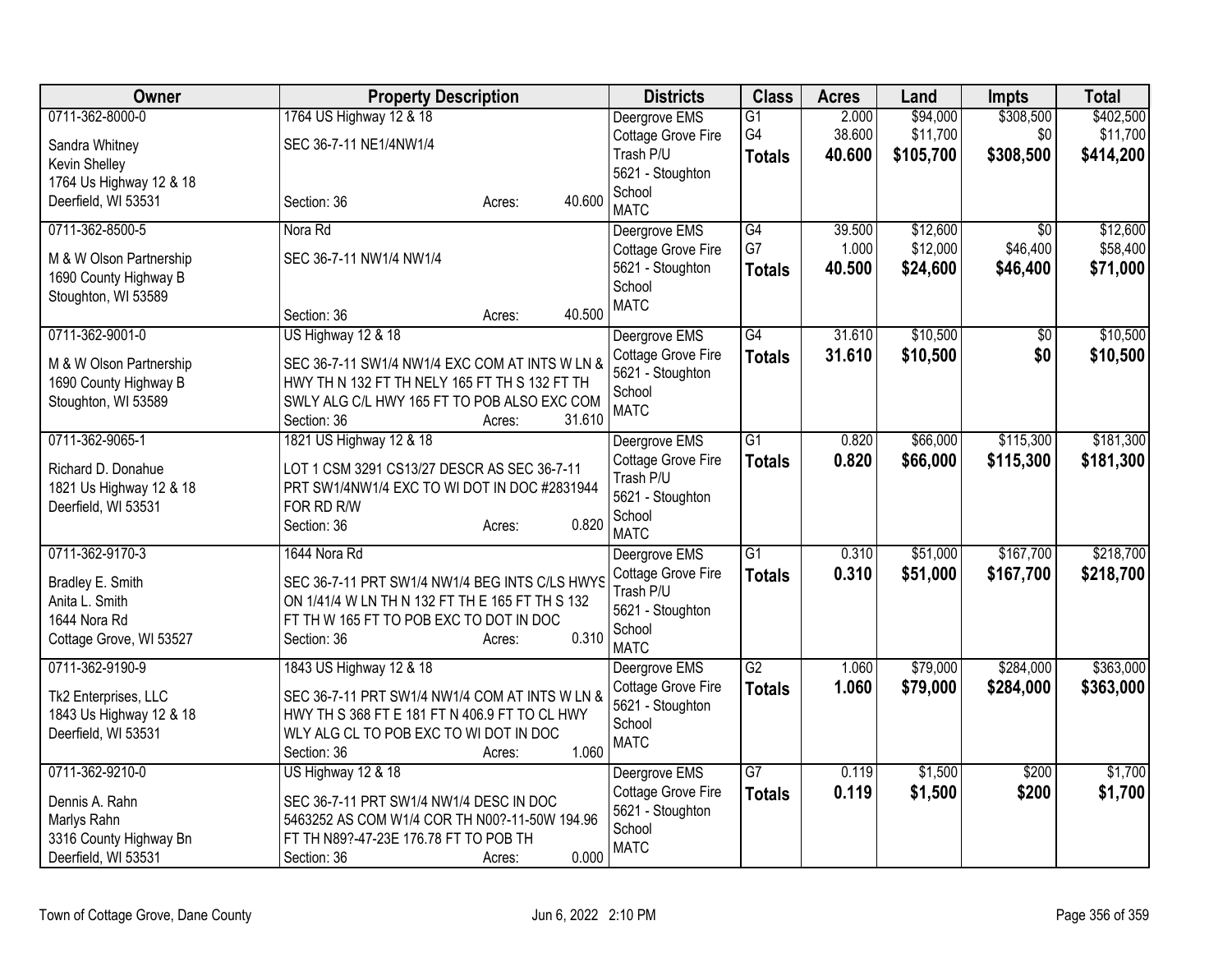| Owner | Property Description | Districts | Class | Acres | Land | Impts | Total |
|---|---|---|---|---|---|---|---|
| 0711-362-8000-0<br>Sandra Whitney<br>Kevin Shelley<br>1764 Us Highway 12 & 18<br>Deerfield, WI 53531 | 1764 US Highway 12 & 18<br>SEC 36-7-11 NE1/4NW1/4<br>Section: 36 Acres: 40.600 | Deergrove EMS<br>Cottage Grove Fire<br>Trash P/U<br>5621 - Stoughton School<br>MATC | G1<br>G4<br>**Totals** | 2.000<br>38.600<br>**40.600** | $94,000<br>$11,700<br>**$105,700** | $308,500<br>$0<br>**$308,500** | $402,500<br>$11,700<br>**$414,200** |
| 0711-362-8500-5<br>M & W Olson Partnership<br>1690 County Highway B<br>Stoughton, WI 53589 | Nora Rd<br>SEC 36-7-11 NW1/4 NW1/4<br>Section: 36 Acres: 40.500 | Deergrove EMS<br>Cottage Grove Fire<br>5621 - Stoughton School<br>MATC | G4<br>G7<br>**Totals** | 39.500<br>1.000<br>**40.500** | $12,600<br>$12,000<br>**$24,600** | $0<br>$46,400<br>**$46,400** | $12,600<br>$58,400<br>**$71,000** |
| 0711-362-9001-0<br>M & W Olson Partnership<br>1690 County Highway B<br>Stoughton, WI 53589 | US Highway 12 & 18<br>SEC 36-7-11 SW1/4 NW1/4 EXC COM AT INTS W LN & HWY TH N 132 FT TH NELY 165 FT TH S 132 FT TH SWLY ALG C/L HWY 165 FT TO POB ALSO EXC COM<br>Section: 36 Acres: 31.610 | Deergrove EMS<br>Cottage Grove Fire<br>5621 - Stoughton School<br>MATC | G4<br>**Totals** | 31.610<br>**31.610** | $10,500<br>**$10,500** | $0<br>**$0** | $10,500<br>**$10,500** |
| 0711-362-9065-1<br>Richard D. Donahue<br>1821 Us Highway 12 & 18<br>Deerfield, WI 53531 | 1821 US Highway 12 & 18<br>LOT 1 CSM 3291 CS13/27 DESCR AS SEC 36-7-11 PRT SW1/4NW1/4 EXC TO WI DOT IN DOC #2831944 FOR RD R/W<br>Section: 36 Acres: 0.820 | Deergrove EMS<br>Cottage Grove Fire<br>Trash P/U<br>5621 - Stoughton School<br>MATC | G1<br>**Totals** | 0.820<br>**0.820** | $66,000<br>**$66,000** | $115,300<br>**$115,300** | $181,300<br>**$181,300** |
| 0711-362-9170-3<br>Bradley E. Smith<br>Anita L. Smith<br>1644 Nora Rd<br>Cottage Grove, WI 53527 | 1644 Nora Rd<br>SEC 36-7-11 PRT SW1/4 NW1/4 BEG INTS C/LS HWYS ON 1/41/4 W LN TH N 132 FT TH E 165 FT TH S 132 FT TH W 165 FT TO POB EXC TO DOT IN DOC<br>Section: 36 Acres: 0.310 | Deergrove EMS<br>Cottage Grove Fire<br>Trash P/U<br>5621 - Stoughton School<br>MATC | G1<br>**Totals** | 0.310<br>**0.310** | $51,000<br>**$51,000** | $167,700<br>**$167,700** | $218,700<br>**$218,700** |
| 0711-362-9190-9<br>Tk2 Enterprises, LLC<br>1843 Us Highway 12 & 18<br>Deerfield, WI 53531 | 1843 US Highway 12 & 18<br>SEC 36-7-11 PRT SW1/4 NW1/4 COM AT INTS W LN & HWY TH S 368 FT E 181 FT N 406.9 FT TO CL HWY WLY ALG CL TO POB EXC TO WI DOT IN DOC<br>Section: 36 Acres: 1.060 | Deergrove EMS<br>Cottage Grove Fire<br>5621 - Stoughton School<br>MATC | G2<br>**Totals** | 1.060<br>**1.060** | $79,000<br>**$79,000** | $284,000<br>**$284,000** | $363,000<br>**$363,000** |
| 0711-362-9210-0<br>Dennis A. Rahn<br>Marlys Rahn<br>3316 County Highway Bn<br>Deerfield, WI 53531 | US Highway 12 & 18<br>SEC 36-7-11 PRT SW1/4 NW1/4 DESC IN DOC 5463252 AS COM W1/4 COR TH N00?-11-50W 194.96 FT TH N89?-47-23E 176.78 FT TO POB TH<br>Section: 36 Acres: 0.000 | Deergrove EMS<br>Cottage Grove Fire<br>5621 - Stoughton School<br>MATC | G7<br>**Totals** | 0.119<br>**0.119** | $1,500<br>**$1,500** | $200<br>**$200** | $1,700<br>**$1,700** |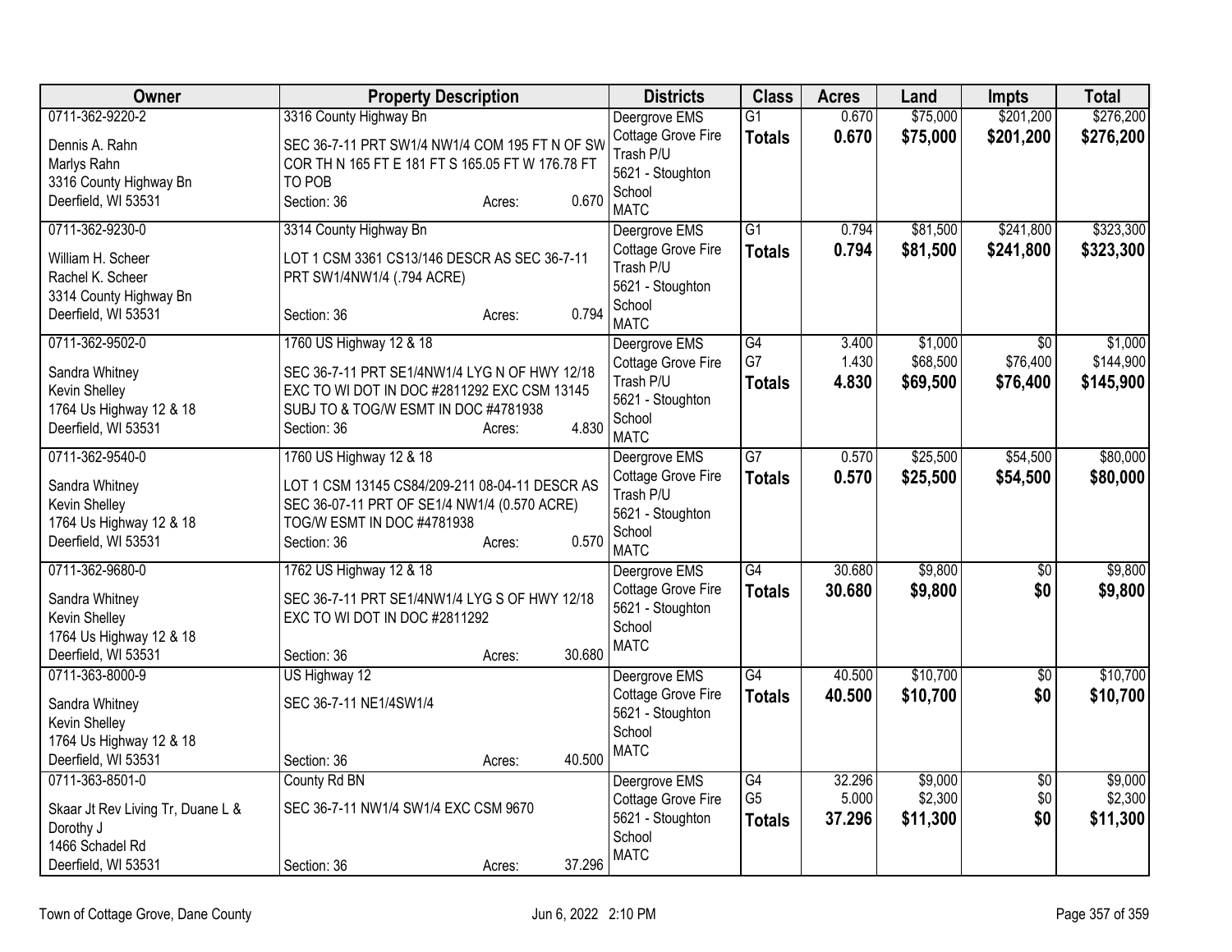| Owner | Property Description | Districts | Class | Acres | Land | Impts | Total |
|---|---|---|---|---|---|---|---|
| 0711-362-9220-2<br>Dennis A. Rahn<br>Marlys Rahn<br>3316 County Highway Bn<br>Deerfield, WI 53531 | 3316 County Highway Bn<br>SEC 36-7-11 PRT SW1/4 NW1/4 COM 195 FT N OF SW COR TH N 165 FT E 181 FT S 165.05 FT W 176.78 FT TO POB<br>Section: 36 Acres: 0.670 | Deergrove EMS<br>Cottage Grove Fire<br>Trash P/U<br>5621 - Stoughton School<br>MATC | G1<br>**Totals** | 0.670<br>**0.670** | $75,000<br>**$75,000** | $201,200<br>**$201,200** | $276,200<br>**$276,200** |
| 0711-362-9230-0<br>William H. Scheer<br>Rachel K. Scheer<br>3314 County Highway Bn<br>Deerfield, WI 53531 | 3314 County Highway Bn<br>LOT 1 CSM 3361 CS13/146 DESCR AS SEC 36-7-11 PRT SW1/4NW1/4 (.794 ACRE)<br>Section: 36 Acres: 0.794 | Deergrove EMS<br>Cottage Grove Fire<br>Trash P/U<br>5621 - Stoughton School<br>MATC | G1<br>**Totals** | 0.794<br>**0.794** | $81,500<br>**$81,500** | $241,800<br>**$241,800** | $323,300<br>**$323,300** |
| 0711-362-9502-0<br>Sandra Whitney<br>Kevin Shelley<br>1764 Us Highway 12 & 18<br>Deerfield, WI 53531 | 1760 US Highway 12 & 18<br>SEC 36-7-11 PRT SE1/4NW1/4 LYG N OF HWY 12/18 EXC TO WI DOT IN DOC #2811292 EXC CSM 13145 SUBJ TO & TOG/W ESMT IN DOC #4781938<br>Section: 36 Acres: 4.830 | Deergrove EMS<br>Cottage Grove Fire<br>Trash P/U<br>5621 - Stoughton School<br>MATC | G4<br>G7<br>**Totals** | 3.400<br>1.430<br>**4.830** | $1,000<br>$68,500<br>**$69,500** | $0<br>$76,400<br>**$76,400** | $1,000<br>$144,900<br>**$145,900** |
| 0711-362-9540-0<br>Sandra Whitney<br>Kevin Shelley<br>1764 Us Highway 12 & 18<br>Deerfield, WI 53531 | 1760 US Highway 12 & 18<br>LOT 1 CSM 13145 CS84/209-211 08-04-11 DESCR AS SEC 36-07-11 PRT OF SE1/4 NW1/4 (0.570 ACRE) TOG/W ESMT IN DOC #4781938<br>Section: 36 Acres: 0.570 | Deergrove EMS<br>Cottage Grove Fire<br>Trash P/U<br>5621 - Stoughton School<br>MATC | G7<br>**Totals** | 0.570<br>**0.570** | $25,500<br>**$25,500** | $54,500<br>**$54,500** | $80,000<br>**$80,000** |
| 0711-362-9680-0<br>Sandra Whitney<br>Kevin Shelley<br>1764 Us Highway 12 & 18<br>Deerfield, WI 53531 | 1762 US Highway 12 & 18<br>SEC 36-7-11 PRT SE1/4NW1/4 LYG S OF HWY 12/18 EXC TO WI DOT IN DOC #2811292<br>Section: 36 Acres: 30.680 | Deergrove EMS<br>Cottage Grove Fire<br>5621 - Stoughton School<br>MATC | G4<br>**Totals** | 30.680<br>**30.680** | $9,800<br>**$9,800** | $0<br>**$0** | $9,800<br>**$9,800** |
| 0711-363-8000-9<br>Sandra Whitney<br>Kevin Shelley<br>1764 Us Highway 12 & 18<br>Deerfield, WI 53531 | US Highway 12<br>SEC 36-7-11 NE1/4SW1/4<br>Section: 36 Acres: 40.500 | Deergrove EMS<br>Cottage Grove Fire<br>5621 - Stoughton School<br>MATC | G4<br>**Totals** | 40.500<br>**40.500** | $10,700<br>**$10,700** | $0<br>**$0** | $10,700<br>**$10,700** |
| 0711-363-8501-0<br>Skaar Jt Rev Living Tr, Duane L & Dorothy J<br>1466 Schadel Rd<br>Deerfield, WI 53531 | County Rd BN<br>SEC 36-7-11 NW1/4 SW1/4 EXC CSM 9670<br>Section: 36 Acres: 37.296 | Deergrove EMS<br>Cottage Grove Fire<br>5621 - Stoughton School<br>MATC | G4<br>G5<br>**Totals** | 32.296<br>5.000<br>**37.296** | $9,000<br>$2,300<br>**$11,300** | $0<br>$0<br>**$0** | $9,000<br>$2,300<br>**$11,300** |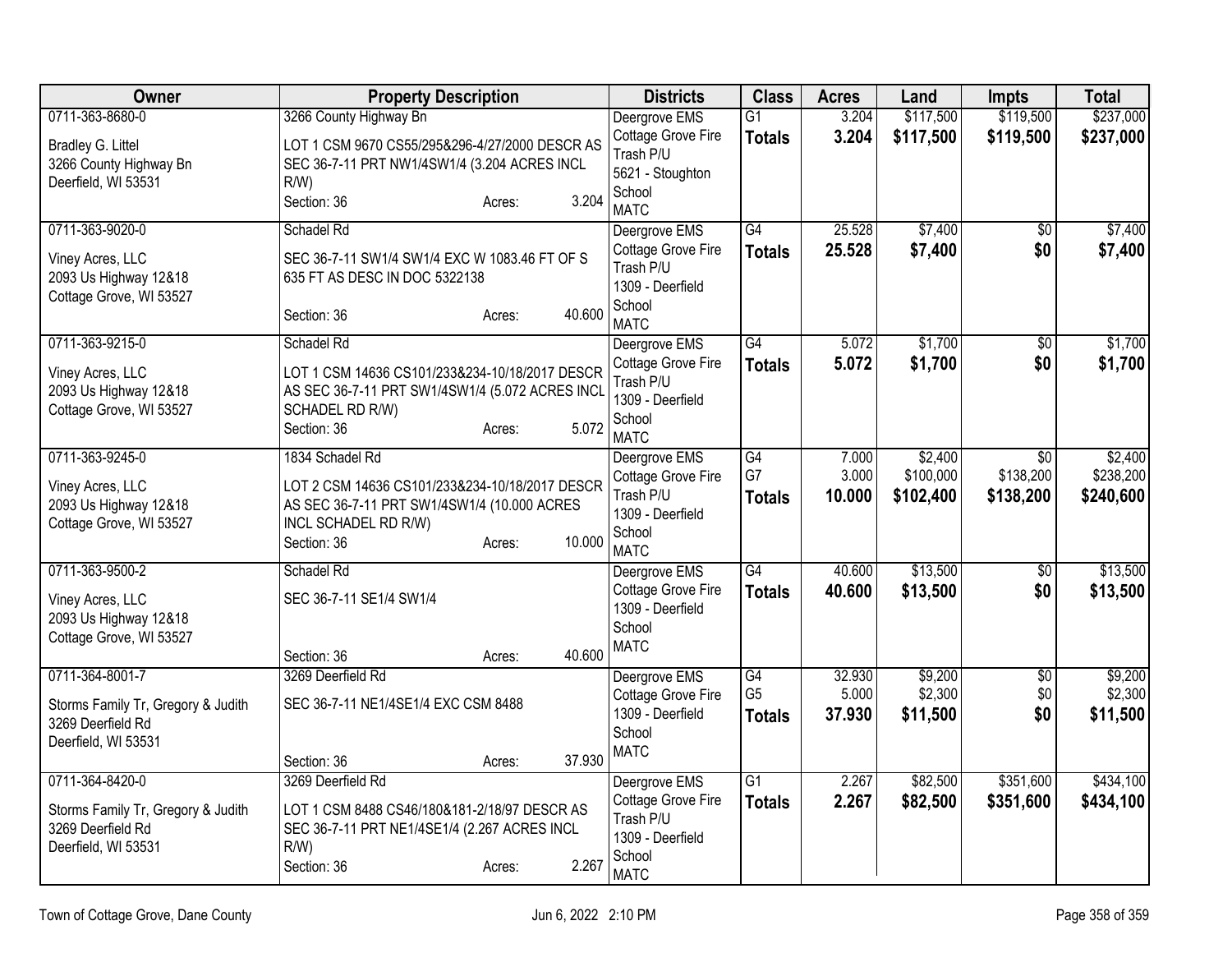| Owner | Property Description | Districts | Class | Acres | Land | Impts | Total |
|---|---|---|---|---|---|---|---|
| 0711-363-8680-0<br>Bradley G. Littel<br>3266 County Highway Bn<br>Deerfield, WI 53531 | 3266 County Highway Bn<br>LOT 1 CSM 9670 CS55/295&296-4/27/2000 DESCR AS SEC 36-7-11 PRT NW1/4SW1/4 (3.204 ACRES INCL R/W)<br>Section: 36 Acres: 3.204 | Deergrove EMS<br>Cottage Grove Fire<br>Trash P/U<br>5621 - Stoughton School<br>MATC | G1<br>**Totals** | 3.204<br>**3.204** | $117,500<br>**$117,500** | $119,500<br>**$119,500** | $237,000<br>**$237,000** |
| 0711-363-9020-0<br>Viney Acres, LLC<br>2093 Us Highway 12&18<br>Cottage Grove, WI 53527 | Schadel Rd<br>SEC 36-7-11 SW1/4 SW1/4 EXC W 1083.46 FT OF S 635 FT AS DESC IN DOC 5322138<br>Section: 36 Acres: 40.600 | Deergrove EMS<br>Cottage Grove Fire<br>Trash P/U<br>1309 - Deerfield School<br>MATC | G4<br>**Totals** | 25.528<br>**25.528** | $7,400<br>**$7,400** | $0<br>**$0** | $7,400<br>**$7,400** |
| 0711-363-9215-0<br>Viney Acres, LLC<br>2093 Us Highway 12&18<br>Cottage Grove, WI 53527 | Schadel Rd<br>LOT 1 CSM 14636 CS101/233&234-10/18/2017 DESCR AS SEC 36-7-11 PRT SW1/4SW1/4 (5.072 ACRES INCL SCHADEL RD R/W)<br>Section: 36 Acres: 5.072 | Deergrove EMS<br>Cottage Grove Fire<br>Trash P/U<br>1309 - Deerfield School<br>MATC | G4<br>**Totals** | 5.072<br>**5.072** | $1,700<br>**$1,700** | $0<br>**$0** | $1,700<br>**$1,700** |
| 0711-363-9245-0<br>Viney Acres, LLC<br>2093 Us Highway 12&18<br>Cottage Grove, WI 53527 | 1834 Schadel Rd<br>LOT 2 CSM 14636 CS101/233&234-10/18/2017 DESCR AS SEC 36-7-11 PRT SW1/4SW1/4 (10.000 ACRES INCL SCHADEL RD R/W)<br>Section: 36 Acres: 10.000 | Deergrove EMS<br>Cottage Grove Fire<br>Trash P/U<br>1309 - Deerfield School<br>MATC | G4<br>G7<br>**Totals** | 7.000<br>3.000<br>**10.000** | $2,400<br>$100,000<br>**$102,400** | $0<br>$138,200<br>**$138,200** | $2,400<br>$238,200<br>**$240,600** |
| 0711-363-9500-2<br>Viney Acres, LLC<br>2093 Us Highway 12&18<br>Cottage Grove, WI 53527 | Schadel Rd<br>SEC 36-7-11 SE1/4 SW1/4<br>Section: 36 Acres: 40.600 | Deergrove EMS<br>Cottage Grove Fire<br>1309 - Deerfield School<br>MATC | G4<br>**Totals** | 40.600<br>**40.600** | $13,500<br>**$13,500** | $0<br>**$0** | $13,500<br>**$13,500** |
| 0711-364-8001-7<br>Storms Family Tr, Gregory & Judith<br>3269 Deerfield Rd<br>Deerfield, WI 53531 | 3269 Deerfield Rd<br>SEC 36-7-11 NE1/4SE1/4 EXC CSM 8488<br>Section: 36 Acres: 37.930 | Deergrove EMS<br>Cottage Grove Fire<br>1309 - Deerfield School<br>MATC | G4<br>G5<br>**Totals** | 32.930<br>5.000<br>**37.930** | $9,200<br>$2,300<br>**$11,500** | $0<br>$0<br>**$0** | $9,200<br>$2,300<br>**$11,500** |
| 0711-364-8420-0<br>Storms Family Tr, Gregory & Judith<br>3269 Deerfield Rd<br>Deerfield, WI 53531 | 3269 Deerfield Rd<br>LOT 1 CSM 8488 CS46/180&181-2/18/97 DESCR AS SEC 36-7-11 PRT NE1/4SE1/4 (2.267 ACRES INCL R/W)<br>Section: 36 Acres: 2.267 | Deergrove EMS<br>Cottage Grove Fire<br>Trash P/U<br>1309 - Deerfield School<br>MATC | G1<br>**Totals** | 2.267<br>**2.267** | $82,500<br>**$82,500** | $351,600<br>**$351,600** | $434,100<br>**$434,100** |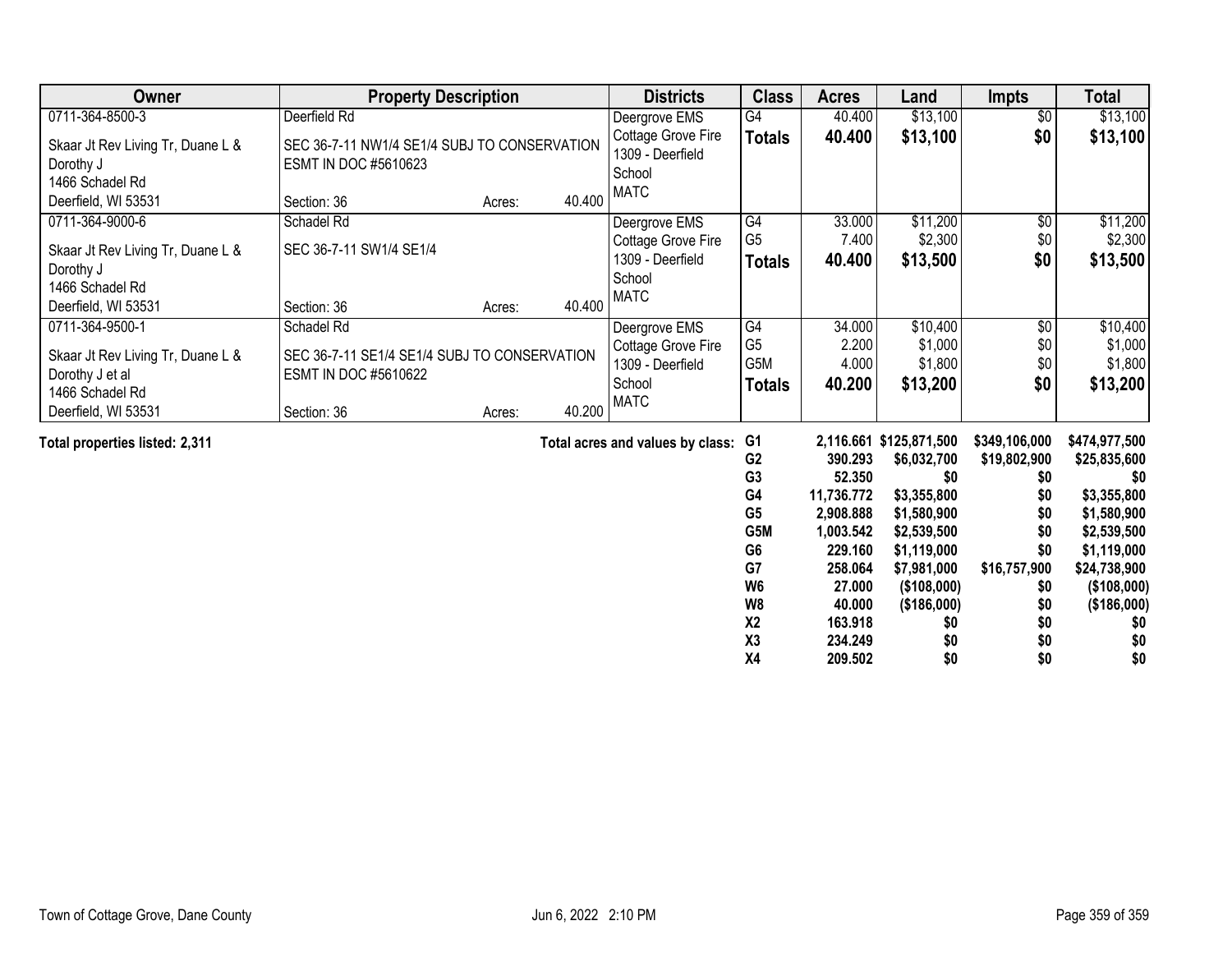| Owner | Property Description | | | Districts | Class | Acres | Land | Impts | Total |
|---|---|---|---|---|---|---|---|---|---|
| 0711-364-8500-3 | Deerfield Rd | | | Deergrove EMS | G4 | 40.400 | $13,100 | $0 | $13,100 |
| Skaar Jt Rev Living Tr, Duane L & Dorothy J 1466 Schadel Rd Deerfield, WI 53531 | SEC 36-7-11 NW1/4 SE1/4 SUBJ TO CONSERVATION ESMT IN DOC #5610623 | | | Cottage Grove Fire 1309 - Deerfield School MATC | **Totals** | **40.400** | **$13,100** | **$0** | **$13,100** |
| | Section: 36 | Acres: | 40.400 | | | | | | |
| 0711-364-9000-6 | Schadel Rd | | | Deergrove EMS | G4 | 33.000 | $11,200 | $0 | $11,200 |
| Skaar Jt Rev Living Tr, Duane L & Dorothy J 1466 Schadel Rd Deerfield, WI 53531 | SEC 36-7-11 SW1/4 SE1/4 | | | Cottage Grove Fire 1309 - Deerfield School MATC | G5 | 7.400 | $2,300 | $0 | $2,300 |
| | | | | | **Totals** | **40.400** | **$13,500** | **$0** | **$13,500** |
| | Section: 36 | Acres: | 40.400 | | | | | | |
| 0711-364-9500-1 | Schadel Rd | | | Deergrove EMS | G4 | 34.000 | $10,400 | $0 | $10,400 |
| Skaar Jt Rev Living Tr, Duane L & Dorothy J et al 1466 Schadel Rd Deerfield, WI 53531 | SEC 36-7-11 SE1/4 SE1/4 SUBJ TO CONSERVATION ESMT IN DOC #5610622 | | | Cottage Grove Fire 1309 - Deerfield School MATC | G5 | 2.200 | $1,000 | $0 | $1,000 |
| | | | | | G5M | 4.000 | $1,800 | $0 | $1,800 |
| | | | | | **Totals** | **40.200** | **$13,200** | **$0** | **$13,200** |
| | Section: 36 | Acres: | 40.200 | | | | | | |

**Total properties listed: 2,311**

**Total acres and values by class:**

| Class | Acres | Land | Impts | Total |
|---|---|---|---|---|
| G1 | 2,116.661 | $125,871,500 | $349,106,000 | $474,977,500 |
| G2 | 390.293 | $6,032,700 | $19,802,900 | $25,835,600 |
| G3 | 52.350 | $0 | $0 | $0 |
| G4 | 11,736.772 | $3,355,800 | $0 | $3,355,800 |
| G5 | 2,908.888 | $1,580,900 | $0 | $1,580,900 |
| G5M | 1,003.542 | $2,539,500 | $0 | $2,539,500 |
| G6 | 229.160 | $1,119,000 | $0 | $1,119,000 |
| G7 | 258.064 | $7,981,000 | $16,757,900 | $24,738,900 |
| W6 | 27.000 | ($108,000) | $0 | ($108,000) |
| W8 | 40.000 | ($186,000) | $0 | ($186,000) |
| X2 | 163.918 | $0 | $0 | $0 |
| X3 | 234.249 | $0 | $0 | $0 |
| X4 | 209.502 | $0 | $0 | $0 |